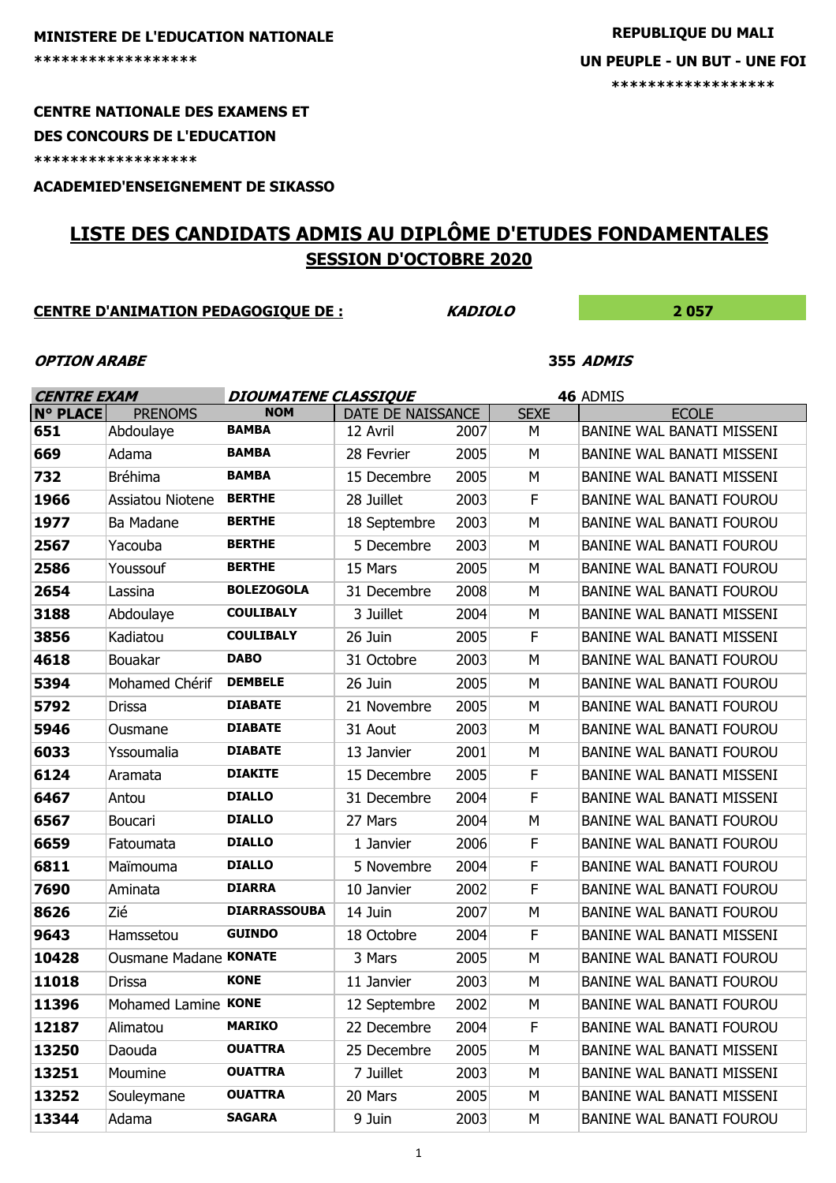**MINISTERE DE L'EDUCATION NATIONALE**

******************

**REPUBLIQUE DU MALI**

**UN PEUPLE - UN BUT - UNE FOI**

******************

**CENTRE NATIONALE DES EXAMENS ET DES CONCOURS DE L'EDUCATION**

******************

**ACADEMIED'ENSEIGNEMENT DE SIKASSO**

# LISTE DES CANDIDATS ADMIS AU DIPLÔME D'ETUDES FONDAMENTALES

## SESSION D'OCTOBRE 2020

**CENTRE D'ANIMATION PEDAGOGIQUE DE :** ***KADIOLO*** **2 057**

***OPTION ARABE*** **355** ***ADMIS***

***CENTRE EXAM*** ***DIOUMATENE CLASSIQUE*** **46** ADMIS

| N° PLACE | PRENOMS | NOM | DATE DE NAISSANCE | | SEXE | ECOLE |
|---|---|---|---|---|---|---|
| 651 | Abdoulaye | BAMBA | 12 Avril | 2007 | M | BANINE WAL BANATI MISSENI |
| 669 | Adama | BAMBA | 28 Fevrier | 2005 | M | BANINE WAL BANATI MISSENI |
| 732 | Bréhima | BAMBA | 15 Decembre | 2005 | M | BANINE WAL BANATI MISSENI |
| 1966 | Assiatou Niotene | BERTHE | 28 Juillet | 2003 | F | BANINE WAL BANATI FOUROU |
| 1977 | Ba Madane | BERTHE | 18 Septembre | 2003 | M | BANINE WAL BANATI FOUROU |
| 2567 | Yacouba | BERTHE | 5 Decembre | 2003 | M | BANINE WAL BANATI FOUROU |
| 2586 | Youssouf | BERTHE | 15 Mars | 2005 | M | BANINE WAL BANATI FOUROU |
| 2654 | Lassina | BOLEZOGOLA | 31 Decembre | 2008 | M | BANINE WAL BANATI FOUROU |
| 3188 | Abdoulaye | COULIBALY | 3 Juillet | 2004 | M | BANINE WAL BANATI MISSENI |
| 3856 | Kadiatou | COULIBALY | 26 Juin | 2005 | F | BANINE WAL BANATI MISSENI |
| 4618 | Bouakar | DABO | 31 Octobre | 2003 | M | BANINE WAL BANATI FOUROU |
| 5394 | Mohamed Chérif | DEMBELE | 26 Juin | 2005 | M | BANINE WAL BANATI FOUROU |
| 5792 | Drissa | DIABATE | 21 Novembre | 2005 | M | BANINE WAL BANATI FOUROU |
| 5946 | Ousmane | DIABATE | 31 Aout | 2003 | M | BANINE WAL BANATI FOUROU |
| 6033 | Yssoumalia | DIABATE | 13 Janvier | 2001 | M | BANINE WAL BANATI FOUROU |
| 6124 | Aramata | DIAKITE | 15 Decembre | 2005 | F | BANINE WAL BANATI MISSENI |
| 6467 | Antou | DIALLO | 31 Decembre | 2004 | F | BANINE WAL BANATI MISSENI |
| 6567 | Boucari | DIALLO | 27 Mars | 2004 | M | BANINE WAL BANATI FOUROU |
| 6659 | Fatoumata | DIALLO | 1 Janvier | 2006 | F | BANINE WAL BANATI FOUROU |
| 6811 | Maïmouma | DIALLO | 5 Novembre | 2004 | F | BANINE WAL BANATI FOUROU |
| 7690 | Aminata | DIARRA | 10 Janvier | 2002 | F | BANINE WAL BANATI FOUROU |
| 8626 | Zié | DIARRASSOUBA | 14 Juin | 2007 | M | BANINE WAL BANATI FOUROU |
| 9643 | Hamssetou | GUINDO | 18 Octobre | 2004 | F | BANINE WAL BANATI MISSENI |
| 10428 | Ousmane Madane | KONATE | 3 Mars | 2005 | M | BANINE WAL BANATI FOUROU |
| 11018 | Drissa | KONE | 11 Janvier | 2003 | M | BANINE WAL BANATI FOUROU |
| 11396 | Mohamed Lamine | KONE | 12 Septembre | 2002 | M | BANINE WAL BANATI FOUROU |
| 12187 | Alimatou | MARIKO | 22 Decembre | 2004 | F | BANINE WAL BANATI FOUROU |
| 13250 | Daouda | OUATTRA | 25 Decembre | 2005 | M | BANINE WAL BANATI MISSENI |
| 13251 | Moumine | OUATTRA | 7 Juillet | 2003 | M | BANINE WAL BANATI MISSENI |
| 13252 | Souleymane | OUATTRA | 20 Mars | 2005 | M | BANINE WAL BANATI MISSENI |
| 13344 | Adama | SAGARA | 9 Juin | 2003 | M | BANINE WAL BANATI FOUROU |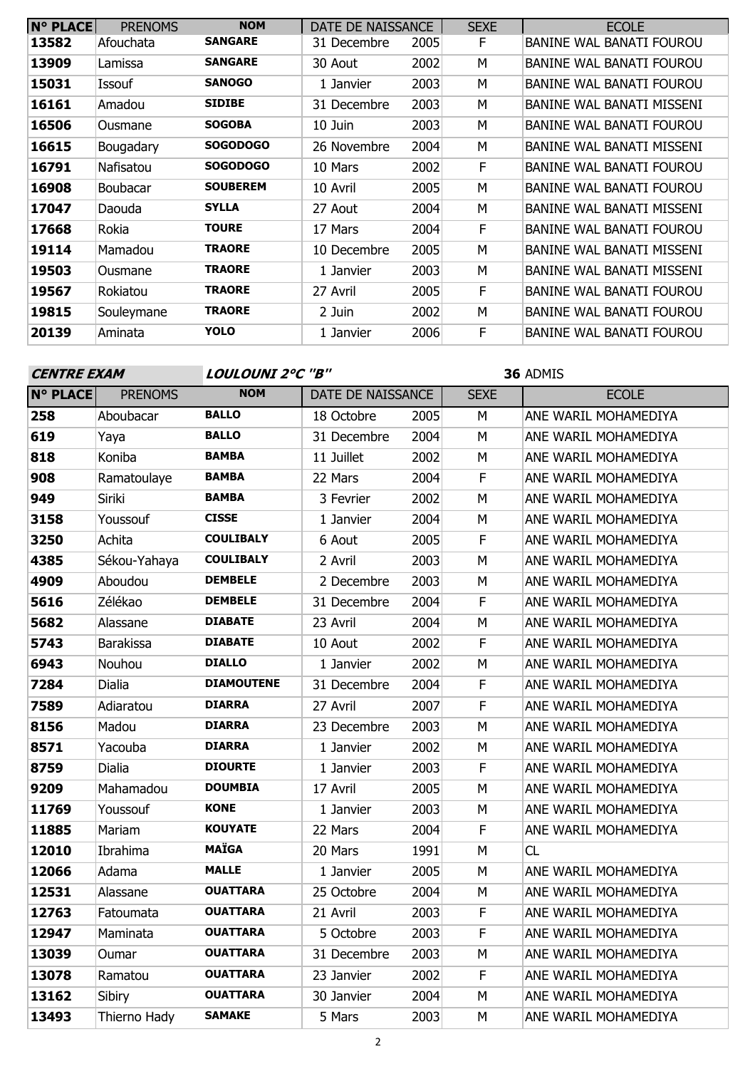| N° PLACE | PRENOMS | NOM | DATE DE NAISSANCE | | SEXE | ECOLE |
|---|---|---|---|---|---|---|
| 13582 | Afouchata | SANGARE | 31 Decembre | 2005 | F | BANINE WAL BANATI FOUROU |
| 13909 | Lamissa | SANGARE | 30 Aout | 2002 | M | BANINE WAL BANATI FOUROU |
| 15031 | Issouf | SANOGO | 1 Janvier | 2003 | M | BANINE WAL BANATI FOUROU |
| 16161 | Amadou | SIDIBE | 31 Decembre | 2003 | M | BANINE WAL BANATI MISSENI |
| 16506 | Ousmane | SOGOBA | 10 Juin | 2003 | M | BANINE WAL BANATI FOUROU |
| 16615 | Bougadary | SOGODOGO | 26 Novembre | 2004 | M | BANINE WAL BANATI MISSENI |
| 16791 | Nafisatou | SOGODOGO | 10 Mars | 2002 | F | BANINE WAL BANATI FOUROU |
| 16908 | Boubacar | SOUBEREM | 10 Avril | 2005 | M | BANINE WAL BANATI FOUROU |
| 17047 | Daouda | SYLLA | 27 Aout | 2004 | M | BANINE WAL BANATI MISSENI |
| 17668 | Rokia | TOURE | 17 Mars | 2004 | F | BANINE WAL BANATI FOUROU |
| 19114 | Mamadou | TRAORE | 10 Decembre | 2005 | M | BANINE WAL BANATI MISSENI |
| 19503 | Ousmane | TRAORE | 1 Janvier | 2003 | M | BANINE WAL BANATI MISSENI |
| 19567 | Rokiatou | TRAORE | 27 Avril | 2005 | F | BANINE WAL BANATI FOUROU |
| 19815 | Souleymane | TRAORE | 2 Juin | 2002 | M | BANINE WAL BANATI FOUROU |
| 20139 | Aminata | YOLO | 1 Janvier | 2006 | F | BANINE WAL BANATI FOUROU |

***CENTRE EXAM*** ***LOULOUNI 2°C "B"*** **36** ADMIS

| N° PLACE | PRENOMS | NOM | DATE DE NAISSANCE | | SEXE | ECOLE |
|---|---|---|---|---|---|---|
| 258 | Aboubacar | BALLO | 18 Octobre | 2005 | M | ANE WARIL MOHAMEDIYA |
| 619 | Yaya | BALLO | 31 Decembre | 2004 | M | ANE WARIL MOHAMEDIYA |
| 818 | Koniba | BAMBA | 11 Juillet | 2002 | M | ANE WARIL MOHAMEDIYA |
| 908 | Ramatoulaye | BAMBA | 22 Mars | 2004 | F | ANE WARIL MOHAMEDIYA |
| 949 | Siriki | BAMBA | 3 Fevrier | 2002 | M | ANE WARIL MOHAMEDIYA |
| 3158 | Youssouf | CISSE | 1 Janvier | 2004 | M | ANE WARIL MOHAMEDIYA |
| 3250 | Achita | COULIBALY | 6 Aout | 2005 | F | ANE WARIL MOHAMEDIYA |
| 4385 | Sékou-Yahaya | COULIBALY | 2 Avril | 2003 | M | ANE WARIL MOHAMEDIYA |
| 4909 | Aboudou | DEMBELE | 2 Decembre | 2003 | M | ANE WARIL MOHAMEDIYA |
| 5616 | Zélékao | DEMBELE | 31 Decembre | 2004 | F | ANE WARIL MOHAMEDIYA |
| 5682 | Alassane | DIABATE | 23 Avril | 2004 | M | ANE WARIL MOHAMEDIYA |
| 5743 | Barakissa | DIABATE | 10 Aout | 2002 | F | ANE WARIL MOHAMEDIYA |
| 6943 | Nouhou | DIALLO | 1 Janvier | 2002 | M | ANE WARIL MOHAMEDIYA |
| 7284 | Dialia | DIAMOUTENE | 31 Decembre | 2004 | F | ANE WARIL MOHAMEDIYA |
| 7589 | Adiaratou | DIARRA | 27 Avril | 2007 | F | ANE WARIL MOHAMEDIYA |
| 8156 | Madou | DIARRA | 23 Decembre | 2003 | M | ANE WARIL MOHAMEDIYA |
| 8571 | Yacouba | DIARRA | 1 Janvier | 2002 | M | ANE WARIL MOHAMEDIYA |
| 8759 | Dialia | DIOURTE | 1 Janvier | 2003 | F | ANE WARIL MOHAMEDIYA |
| 9209 | Mahamadou | DOUMBIA | 17 Avril | 2005 | M | ANE WARIL MOHAMEDIYA |
| 11769 | Youssouf | KONE | 1 Janvier | 2003 | M | ANE WARIL MOHAMEDIYA |
| 11885 | Mariam | KOUYATE | 22 Mars | 2004 | F | ANE WARIL MOHAMEDIYA |
| 12010 | Ibrahima | MAÏGA | 20 Mars | 1991 | M | CL |
| 12066 | Adama | MALLE | 1 Janvier | 2005 | M | ANE WARIL MOHAMEDIYA |
| 12531 | Alassane | OUATTARA | 25 Octobre | 2004 | M | ANE WARIL MOHAMEDIYA |
| 12763 | Fatoumata | OUATTARA | 21 Avril | 2003 | F | ANE WARIL MOHAMEDIYA |
| 12947 | Maminata | OUATTARA | 5 Octobre | 2003 | F | ANE WARIL MOHAMEDIYA |
| 13039 | Oumar | OUATTARA | 31 Decembre | 2003 | M | ANE WARIL MOHAMEDIYA |
| 13078 | Ramatou | OUATTARA | 23 Janvier | 2002 | F | ANE WARIL MOHAMEDIYA |
| 13162 | Sibiry | OUATTARA | 30 Janvier | 2004 | M | ANE WARIL MOHAMEDIYA |
| 13493 | Thierno Hady | SAMAKE | 5 Mars | 2003 | M | ANE WARIL MOHAMEDIYA |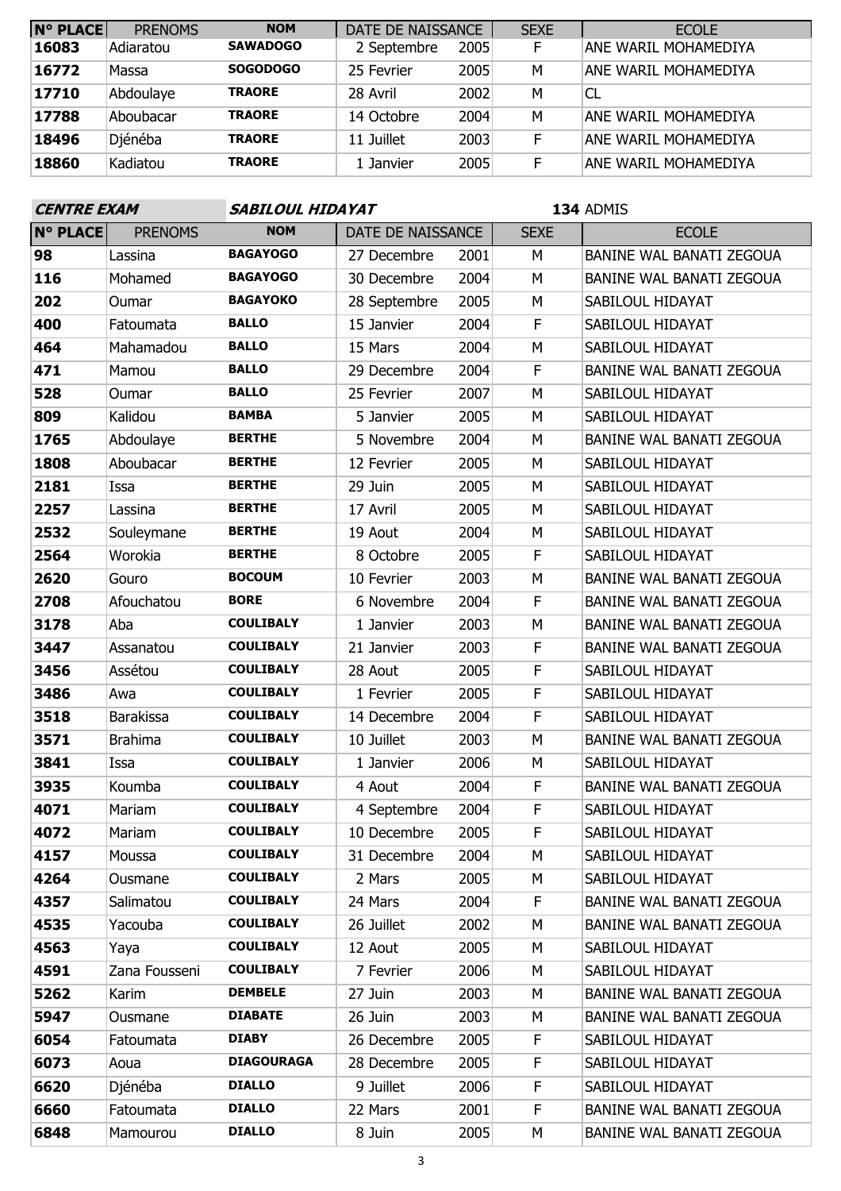| N° PLACE | PRENOMS | NOM | DATE DE NAISSANCE | | SEXE | ECOLE |
|---|---|---|---|---|---|---|
| 16083 | Adiaratou | **SAWADOGO** | 2 Septembre | 2005 | F | ANE WARIL MOHAMEDIYA |
| 16772 | Massa | **SOGODOGO** | 25 Fevrier | 2005 | M | ANE WARIL MOHAMEDIYA |
| 17710 | Abdoulaye | **TRAORE** | 28 Avril | 2002 | M | CL |
| 17788 | Aboubacar | **TRAORE** | 14 Octobre | 2004 | M | ANE WARIL MOHAMEDIYA |
| 18496 | Djénéba | **TRAORE** | 11 Juillet | 2003 | F | ANE WARIL MOHAMEDIYA |
| 18860 | Kadiatou | **TRAORE** | 1 Janvier | 2005 | F | ANE WARIL MOHAMEDIYA |

***CENTRE EXAM*** ***SABILOUL HIDAYAT*** **134** ADMIS

| N° PLACE | PRENOMS | NOM | DATE DE NAISSANCE | | SEXE | ECOLE |
|---|---|---|---|---|---|---|
| 98 | Lassina | **BAGAYOGO** | 27 Decembre | 2001 | M | BANINE WAL BANATI ZEGOUA |
| 116 | Mohamed | **BAGAYOGO** | 30 Decembre | 2004 | M | BANINE WAL BANATI ZEGOUA |
| 202 | Oumar | **BAGAYOKO** | 28 Septembre | 2005 | M | SABILOUL HIDAYAT |
| 400 | Fatoumata | **BALLO** | 15 Janvier | 2004 | F | SABILOUL HIDAYAT |
| 464 | Mahamadou | **BALLO** | 15 Mars | 2004 | M | SABILOUL HIDAYAT |
| 471 | Mamou | **BALLO** | 29 Decembre | 2004 | F | BANINE WAL BANATI ZEGOUA |
| 528 | Oumar | **BALLO** | 25 Fevrier | 2007 | M | SABILOUL HIDAYAT |
| 809 | Kalidou | **BAMBA** | 5 Janvier | 2005 | M | SABILOUL HIDAYAT |
| 1765 | Abdoulaye | **BERTHE** | 5 Novembre | 2004 | M | BANINE WAL BANATI ZEGOUA |
| 1808 | Aboubacar | **BERTHE** | 12 Fevrier | 2005 | M | SABILOUL HIDAYAT |
| 2181 | Issa | **BERTHE** | 29 Juin | 2005 | M | SABILOUL HIDAYAT |
| 2257 | Lassina | **BERTHE** | 17 Avril | 2005 | M | SABILOUL HIDAYAT |
| 2532 | Souleymane | **BERTHE** | 19 Aout | 2004 | M | SABILOUL HIDAYAT |
| 2564 | Worokia | **BERTHE** | 8 Octobre | 2005 | F | SABILOUL HIDAYAT |
| 2620 | Gouro | **BOCOUM** | 10 Fevrier | 2003 | M | BANINE WAL BANATI ZEGOUA |
| 2708 | Afouchatou | **BORE** | 6 Novembre | 2004 | F | BANINE WAL BANATI ZEGOUA |
| 3178 | Aba | **COULIBALY** | 1 Janvier | 2003 | M | BANINE WAL BANATI ZEGOUA |
| 3447 | Assanatou | **COULIBALY** | 21 Janvier | 2003 | F | BANINE WAL BANATI ZEGOUA |
| 3456 | Assétou | **COULIBALY** | 28 Aout | 2005 | F | SABILOUL HIDAYAT |
| 3486 | Awa | **COULIBALY** | 1 Fevrier | 2005 | F | SABILOUL HIDAYAT |
| 3518 | Barakissa | **COULIBALY** | 14 Decembre | 2004 | F | SABILOUL HIDAYAT |
| 3571 | Brahima | **COULIBALY** | 10 Juillet | 2003 | M | BANINE WAL BANATI ZEGOUA |
| 3841 | Issa | **COULIBALY** | 1 Janvier | 2006 | M | SABILOUL HIDAYAT |
| 3935 | Koumba | **COULIBALY** | 4 Aout | 2004 | F | BANINE WAL BANATI ZEGOUA |
| 4071 | Mariam | **COULIBALY** | 4 Septembre | 2004 | F | SABILOUL HIDAYAT |
| 4072 | Mariam | **COULIBALY** | 10 Decembre | 2005 | F | SABILOUL HIDAYAT |
| 4157 | Moussa | **COULIBALY** | 31 Decembre | 2004 | M | SABILOUL HIDAYAT |
| 4264 | Ousmane | **COULIBALY** | 2 Mars | 2005 | M | SABILOUL HIDAYAT |
| 4357 | Salimatou | **COULIBALY** | 24 Mars | 2004 | F | BANINE WAL BANATI ZEGOUA |
| 4535 | Yacouba | **COULIBALY** | 26 Juillet | 2002 | M | BANINE WAL BANATI ZEGOUA |
| 4563 | Yaya | **COULIBALY** | 12 Aout | 2005 | M | SABILOUL HIDAYAT |
| 4591 | Zana Fousseni | **COULIBALY** | 7 Fevrier | 2006 | M | SABILOUL HIDAYAT |
| 5262 | Karim | **DEMBELE** | 27 Juin | 2003 | M | BANINE WAL BANATI ZEGOUA |
| 5947 | Ousmane | **DIABATE** | 26 Juin | 2003 | M | BANINE WAL BANATI ZEGOUA |
| 6054 | Fatoumata | **DIABY** | 26 Decembre | 2005 | F | SABILOUL HIDAYAT |
| 6073 | Aoua | **DIAGOURAGA** | 28 Decembre | 2005 | F | SABILOUL HIDAYAT |
| 6620 | Djénéba | **DIALLO** | 9 Juillet | 2006 | F | SABILOUL HIDAYAT |
| 6660 | Fatoumata | **DIALLO** | 22 Mars | 2001 | F | BANINE WAL BANATI ZEGOUA |
| 6848 | Mamourou | **DIALLO** | 8 Juin | 2005 | M | BANINE WAL BANATI ZEGOUA |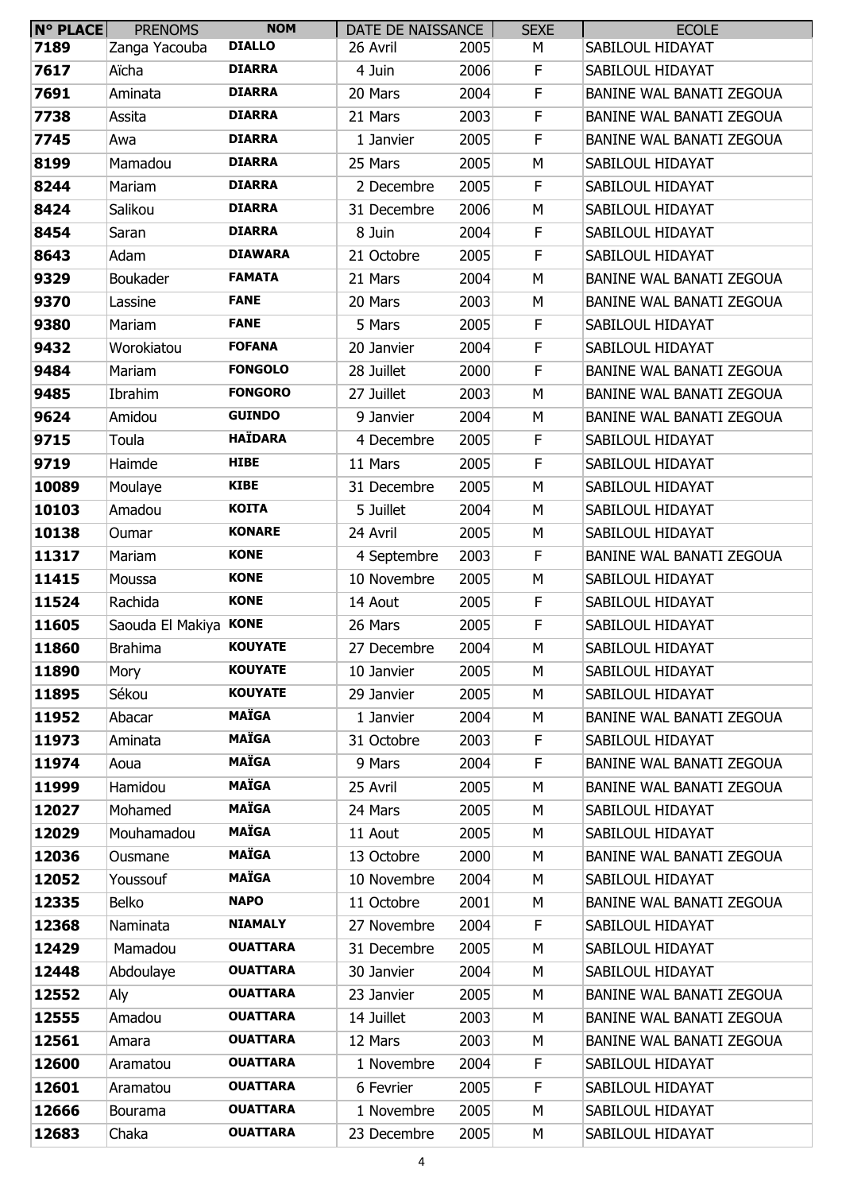| N° PLACE | PRENOMS | NOM | DATE DE NAISSANCE | | SEXE | ECOLE |
|---|---|---|---|---|---|---|
| 7189 | Zanga Yacouba | DIALLO | 26 Avril | 2005 | M | SABILOUL HIDAYAT |
| 7617 | Aïcha | DIARRA | 4 Juin | 2006 | F | SABILOUL HIDAYAT |
| 7691 | Aminata | DIARRA | 20 Mars | 2004 | F | BANINE WAL BANATI ZEGOUA |
| 7738 | Assita | DIARRA | 21 Mars | 2003 | F | BANINE WAL BANATI ZEGOUA |
| 7745 | Awa | DIARRA | 1 Janvier | 2005 | F | BANINE WAL BANATI ZEGOUA |
| 8199 | Mamadou | DIARRA | 25 Mars | 2005 | M | SABILOUL HIDAYAT |
| 8244 | Mariam | DIARRA | 2 Decembre | 2005 | F | SABILOUL HIDAYAT |
| 8424 | Salikou | DIARRA | 31 Decembre | 2006 | M | SABILOUL HIDAYAT |
| 8454 | Saran | DIARRA | 8 Juin | 2004 | F | SABILOUL HIDAYAT |
| 8643 | Adam | DIAWARA | 21 Octobre | 2005 | F | SABILOUL HIDAYAT |
| 9329 | Boukader | FAMATA | 21 Mars | 2004 | M | BANINE WAL BANATI ZEGOUA |
| 9370 | Lassine | FANE | 20 Mars | 2003 | M | BANINE WAL BANATI ZEGOUA |
| 9380 | Mariam | FANE | 5 Mars | 2005 | F | SABILOUL HIDAYAT |
| 9432 | Worokiatou | FOFANA | 20 Janvier | 2004 | F | SABILOUL HIDAYAT |
| 9484 | Mariam | FONGOLO | 28 Juillet | 2000 | F | BANINE WAL BANATI ZEGOUA |
| 9485 | Ibrahim | FONGORO | 27 Juillet | 2003 | M | BANINE WAL BANATI ZEGOUA |
| 9624 | Amidou | GUINDO | 9 Janvier | 2004 | M | BANINE WAL BANATI ZEGOUA |
| 9715 | Toula | HAÏDARA | 4 Decembre | 2005 | F | SABILOUL HIDAYAT |
| 9719 | Haimde | HIBE | 11 Mars | 2005 | F | SABILOUL HIDAYAT |
| 10089 | Moulaye | KIBE | 31 Decembre | 2005 | M | SABILOUL HIDAYAT |
| 10103 | Amadou | KOITA | 5 Juillet | 2004 | M | SABILOUL HIDAYAT |
| 10138 | Oumar | KONARE | 24 Avril | 2005 | M | SABILOUL HIDAYAT |
| 11317 | Mariam | KONE | 4 Septembre | 2003 | F | BANINE WAL BANATI ZEGOUA |
| 11415 | Moussa | KONE | 10 Novembre | 2005 | M | SABILOUL HIDAYAT |
| 11524 | Rachida | KONE | 14 Aout | 2005 | F | SABILOUL HIDAYAT |
| 11605 | Saouda El Makiya | KONE | 26 Mars | 2005 | F | SABILOUL HIDAYAT |
| 11860 | Brahima | KOUYATE | 27 Decembre | 2004 | M | SABILOUL HIDAYAT |
| 11890 | Mory | KOUYATE | 10 Janvier | 2005 | M | SABILOUL HIDAYAT |
| 11895 | Sékou | KOUYATE | 29 Janvier | 2005 | M | SABILOUL HIDAYAT |
| 11952 | Abacar | MAÏGA | 1 Janvier | 2004 | M | BANINE WAL BANATI ZEGOUA |
| 11973 | Aminata | MAÏGA | 31 Octobre | 2003 | F | SABILOUL HIDAYAT |
| 11974 | Aoua | MAÏGA | 9 Mars | 2004 | F | BANINE WAL BANATI ZEGOUA |
| 11999 | Hamidou | MAÏGA | 25 Avril | 2005 | M | BANINE WAL BANATI ZEGOUA |
| 12027 | Mohamed | MAÏGA | 24 Mars | 2005 | M | SABILOUL HIDAYAT |
| 12029 | Mouhamadou | MAÏGA | 11 Aout | 2005 | M | SABILOUL HIDAYAT |
| 12036 | Ousmane | MAÏGA | 13 Octobre | 2000 | M | BANINE WAL BANATI ZEGOUA |
| 12052 | Youssouf | MAÏGA | 10 Novembre | 2004 | M | SABILOUL HIDAYAT |
| 12335 | Belko | NAPO | 11 Octobre | 2001 | M | BANINE WAL BANATI ZEGOUA |
| 12368 | Naminata | NIAMALY | 27 Novembre | 2004 | F | SABILOUL HIDAYAT |
| 12429 | Mamadou | OUATTARA | 31 Decembre | 2005 | M | SABILOUL HIDAYAT |
| 12448 | Abdoulaye | OUATTARA | 30 Janvier | 2004 | M | SABILOUL HIDAYAT |
| 12552 | Aly | OUATTARA | 23 Janvier | 2005 | M | BANINE WAL BANATI ZEGOUA |
| 12555 | Amadou | OUATTARA | 14 Juillet | 2003 | M | BANINE WAL BANATI ZEGOUA |
| 12561 | Amara | OUATTARA | 12 Mars | 2003 | M | BANINE WAL BANATI ZEGOUA |
| 12600 | Aramatou | OUATTARA | 1 Novembre | 2004 | F | SABILOUL HIDAYAT |
| 12601 | Aramatou | OUATTARA | 6 Fevrier | 2005 | F | SABILOUL HIDAYAT |
| 12666 | Bourama | OUATTARA | 1 Novembre | 2005 | M | SABILOUL HIDAYAT |
| 12683 | Chaka | OUATTARA | 23 Decembre | 2005 | M | SABILOUL HIDAYAT |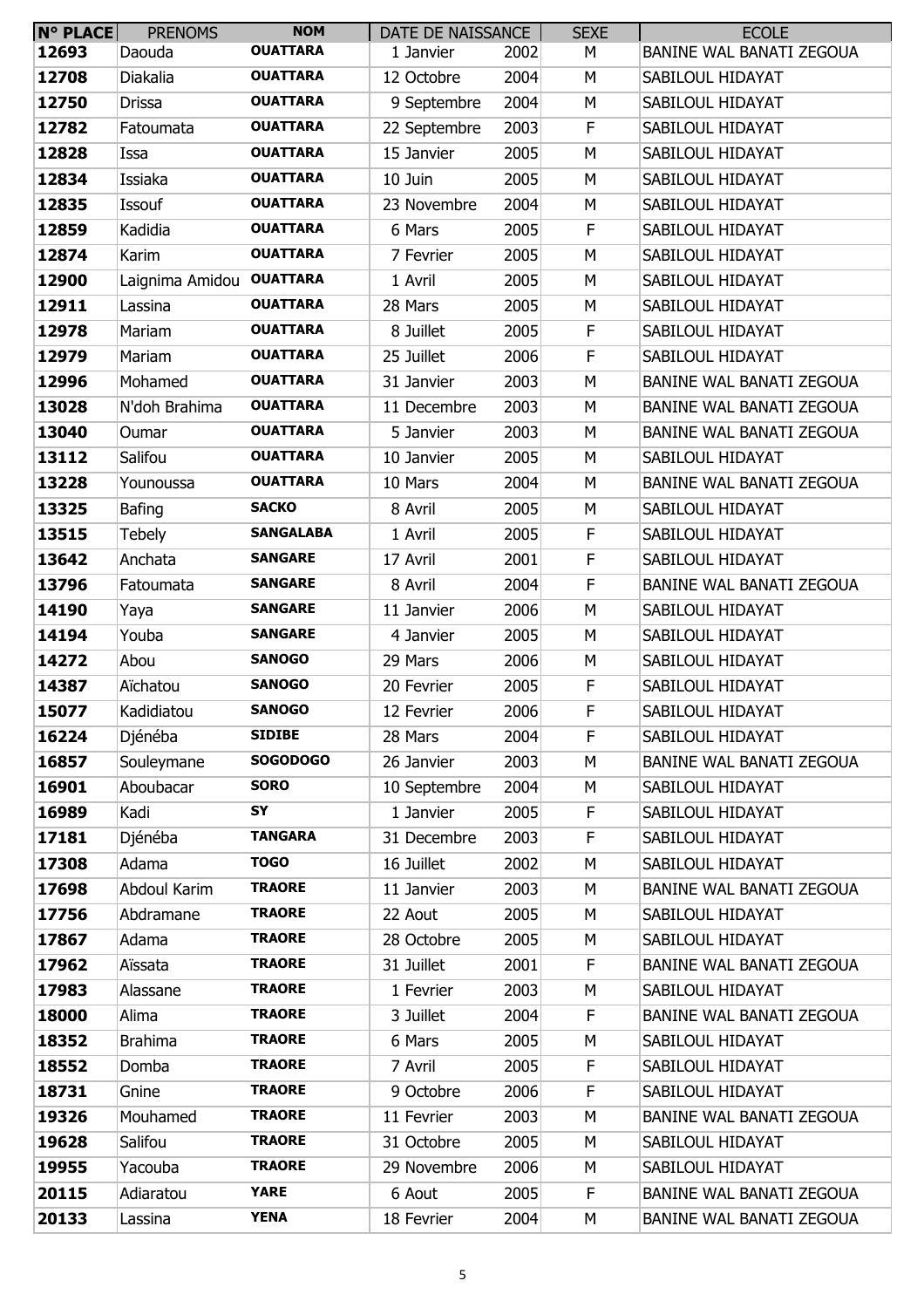| N° PLACE | PRENOMS | NOM | DATE DE NAISSANCE | | SEXE | ECOLE |
|---|---|---|---|---|---|---|
| 12693 | Daouda | **OUATTARA** | 1 Janvier | 2002 | M | BANINE WAL BANATI ZEGOUA |
| 12708 | Diakalia | **OUATTARA** | 12 Octobre | 2004 | M | SABILOUL HIDAYAT |
| 12750 | Drissa | **OUATTARA** | 9 Septembre | 2004 | M | SABILOUL HIDAYAT |
| 12782 | Fatoumata | **OUATTARA** | 22 Septembre | 2003 | F | SABILOUL HIDAYAT |
| 12828 | Issa | **OUATTARA** | 15 Janvier | 2005 | M | SABILOUL HIDAYAT |
| 12834 | Issiaka | **OUATTARA** | 10 Juin | 2005 | M | SABILOUL HIDAYAT |
| 12835 | Issouf | **OUATTARA** | 23 Novembre | 2004 | M | SABILOUL HIDAYAT |
| 12859 | Kadidia | **OUATTARA** | 6 Mars | 2005 | F | SABILOUL HIDAYAT |
| 12874 | Karim | **OUATTARA** | 7 Fevrier | 2005 | M | SABILOUL HIDAYAT |
| 12900 | Laignima Amidou | **OUATTARA** | 1 Avril | 2005 | M | SABILOUL HIDAYAT |
| 12911 | Lassina | **OUATTARA** | 28 Mars | 2005 | M | SABILOUL HIDAYAT |
| 12978 | Mariam | **OUATTARA** | 8 Juillet | 2005 | F | SABILOUL HIDAYAT |
| 12979 | Mariam | **OUATTARA** | 25 Juillet | 2006 | F | SABILOUL HIDAYAT |
| 12996 | Mohamed | **OUATTARA** | 31 Janvier | 2003 | M | BANINE WAL BANATI ZEGOUA |
| 13028 | N'doh Brahima | **OUATTARA** | 11 Decembre | 2003 | M | BANINE WAL BANATI ZEGOUA |
| 13040 | Oumar | **OUATTARA** | 5 Janvier | 2003 | M | BANINE WAL BANATI ZEGOUA |
| 13112 | Salifou | **OUATTARA** | 10 Janvier | 2005 | M | SABILOUL HIDAYAT |
| 13228 | Younoussa | **OUATTARA** | 10 Mars | 2004 | M | BANINE WAL BANATI ZEGOUA |
| 13325 | Bafing | **SACKO** | 8 Avril | 2005 | M | SABILOUL HIDAYAT |
| 13515 | Tebely | **SANGALABA** | 1 Avril | 2005 | F | SABILOUL HIDAYAT |
| 13642 | Anchata | **SANGARE** | 17 Avril | 2001 | F | SABILOUL HIDAYAT |
| 13796 | Fatoumata | **SANGARE** | 8 Avril | 2004 | F | BANINE WAL BANATI ZEGOUA |
| 14190 | Yaya | **SANGARE** | 11 Janvier | 2006 | M | SABILOUL HIDAYAT |
| 14194 | Youba | **SANGARE** | 4 Janvier | 2005 | M | SABILOUL HIDAYAT |
| 14272 | Abou | **SANOGO** | 29 Mars | 2006 | M | SABILOUL HIDAYAT |
| 14387 | Aïchatou | **SANOGO** | 20 Fevrier | 2005 | F | SABILOUL HIDAYAT |
| 15077 | Kadidiatou | **SANOGO** | 12 Fevrier | 2006 | F | SABILOUL HIDAYAT |
| 16224 | Djénéba | **SIDIBE** | 28 Mars | 2004 | F | SABILOUL HIDAYAT |
| 16857 | Souleymane | **SOGODOGO** | 26 Janvier | 2003 | M | BANINE WAL BANATI ZEGOUA |
| 16901 | Aboubacar | **SORO** | 10 Septembre | 2004 | M | SABILOUL HIDAYAT |
| 16989 | Kadi | **SY** | 1 Janvier | 2005 | F | SABILOUL HIDAYAT |
| 17181 | Djénéba | **TANGARA** | 31 Decembre | 2003 | F | SABILOUL HIDAYAT |
| 17308 | Adama | **TOGO** | 16 Juillet | 2002 | M | SABILOUL HIDAYAT |
| 17698 | Abdoul Karim | **TRAORE** | 11 Janvier | 2003 | M | BANINE WAL BANATI ZEGOUA |
| 17756 | Abdramane | **TRAORE** | 22 Aout | 2005 | M | SABILOUL HIDAYAT |
| 17867 | Adama | **TRAORE** | 28 Octobre | 2005 | M | SABILOUL HIDAYAT |
| 17962 | Aïssata | **TRAORE** | 31 Juillet | 2001 | F | BANINE WAL BANATI ZEGOUA |
| 17983 | Alassane | **TRAORE** | 1 Fevrier | 2003 | M | SABILOUL HIDAYAT |
| 18000 | Alima | **TRAORE** | 3 Juillet | 2004 | F | BANINE WAL BANATI ZEGOUA |
| 18352 | Brahima | **TRAORE** | 6 Mars | 2005 | M | SABILOUL HIDAYAT |
| 18552 | Domba | **TRAORE** | 7 Avril | 2005 | F | SABILOUL HIDAYAT |
| 18731 | Gnine | **TRAORE** | 9 Octobre | 2006 | F | SABILOUL HIDAYAT |
| 19326 | Mouhamed | **TRAORE** | 11 Fevrier | 2003 | M | BANINE WAL BANATI ZEGOUA |
| 19628 | Salifou | **TRAORE** | 31 Octobre | 2005 | M | SABILOUL HIDAYAT |
| 19955 | Yacouba | **TRAORE** | 29 Novembre | 2006 | M | SABILOUL HIDAYAT |
| 20115 | Adiaratou | **YARE** | 6 Aout | 2005 | F | BANINE WAL BANATI ZEGOUA |
| 20133 | Lassina | **YENA** | 18 Fevrier | 2004 | M | BANINE WAL BANATI ZEGOUA |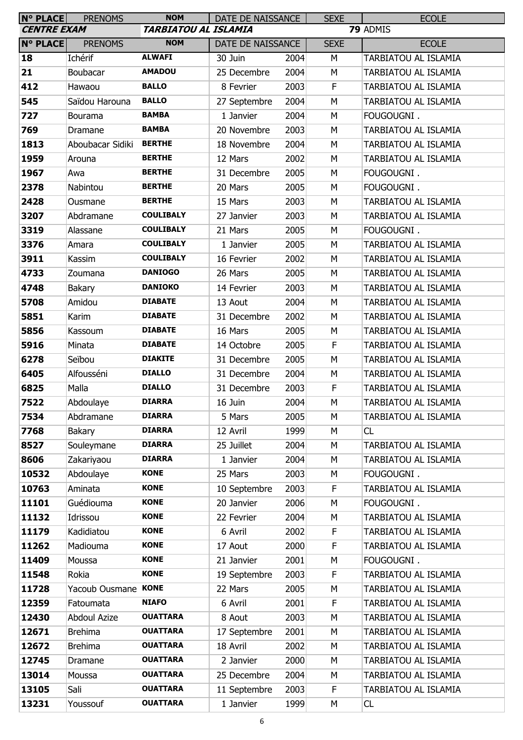| N° PLACE | PRENOMS | NOM | DATE DE NAISSANCE | | SEXE | ECOLE |
|---|---|---|---|---|---|---|
| ***CENTRE EXAM*** | | ***TARBIATOU AL ISLAMIA*** | | | | **79** ADMIS |
| **N° PLACE** | PRENOMS | NOM | DATE DE NAISSANCE | | SEXE | ECOLE |
| **18** | Ichérif | **ALWAFI** | 30 Juin | 2004 | M | TARBIATOU AL ISLAMIA |
| **21** | Boubacar | **AMADOU** | 25 Decembre | 2004 | M | TARBIATOU AL ISLAMIA |
| **412** | Hawaou | **BALLO** | 8 Fevrier | 2003 | F | TARBIATOU AL ISLAMIA |
| **545** | Saïdou Harouna | **BALLO** | 27 Septembre | 2004 | M | TARBIATOU AL ISLAMIA |
| **727** | Bourama | **BAMBA** | 1 Janvier | 2004 | M | FOUGOUGNI . |
| **769** | Dramane | **BAMBA** | 20 Novembre | 2003 | M | TARBIATOU AL ISLAMIA |
| **1813** | Aboubacar Sidiki | **BERTHE** | 18 Novembre | 2004 | M | TARBIATOU AL ISLAMIA |
| **1959** | Arouna | **BERTHE** | 12 Mars | 2002 | M | TARBIATOU AL ISLAMIA |
| **1967** | Awa | **BERTHE** | 31 Decembre | 2005 | M | FOUGOUGNI . |
| **2378** | Nabintou | **BERTHE** | 20 Mars | 2005 | M | FOUGOUGNI . |
| **2428** | Ousmane | **BERTHE** | 15 Mars | 2003 | M | TARBIATOU AL ISLAMIA |
| **3207** | Abdramane | **COULIBALY** | 27 Janvier | 2003 | M | TARBIATOU AL ISLAMIA |
| **3319** | Alassane | **COULIBALY** | 21 Mars | 2005 | M | FOUGOUGNI . |
| **3376** | Amara | **COULIBALY** | 1 Janvier | 2005 | M | TARBIATOU AL ISLAMIA |
| **3911** | Kassim | **COULIBALY** | 16 Fevrier | 2002 | M | TARBIATOU AL ISLAMIA |
| **4733** | Zoumana | **DANIOGO** | 26 Mars | 2005 | M | TARBIATOU AL ISLAMIA |
| **4748** | Bakary | **DANIOKO** | 14 Fevrier | 2003 | M | TARBIATOU AL ISLAMIA |
| **5708** | Amidou | **DIABATE** | 13 Aout | 2004 | M | TARBIATOU AL ISLAMIA |
| **5851** | Karim | **DIABATE** | 31 Decembre | 2002 | M | TARBIATOU AL ISLAMIA |
| **5856** | Kassoum | **DIABATE** | 16 Mars | 2005 | M | TARBIATOU AL ISLAMIA |
| **5916** | Minata | **DIABATE** | 14 Octobre | 2005 | F | TARBIATOU AL ISLAMIA |
| **6278** | Seïbou | **DIAKITE** | 31 Decembre | 2005 | M | TARBIATOU AL ISLAMIA |
| **6405** | Alfousséni | **DIALLO** | 31 Decembre | 2004 | M | TARBIATOU AL ISLAMIA |
| **6825** | Malla | **DIALLO** | 31 Decembre | 2003 | F | TARBIATOU AL ISLAMIA |
| **7522** | Abdoulaye | **DIARRA** | 16 Juin | 2004 | M | TARBIATOU AL ISLAMIA |
| **7534** | Abdramane | **DIARRA** | 5 Mars | 2005 | M | TARBIATOU AL ISLAMIA |
| **7768** | Bakary | **DIARRA** | 12 Avril | 1999 | M | CL |
| **8527** | Souleymane | **DIARRA** | 25 Juillet | 2004 | M | TARBIATOU AL ISLAMIA |
| **8606** | Zakariyaou | **DIARRA** | 1 Janvier | 2004 | M | TARBIATOU AL ISLAMIA |
| **10532** | Abdoulaye | **KONE** | 25 Mars | 2003 | M | FOUGOUGNI . |
| **10763** | Aminata | **KONE** | 10 Septembre | 2003 | F | TARBIATOU AL ISLAMIA |
| **11101** | Guédiouma | **KONE** | 20 Janvier | 2006 | M | FOUGOUGNI . |
| **11132** | Idrissou | **KONE** | 22 Fevrier | 2004 | M | TARBIATOU AL ISLAMIA |
| **11179** | Kadidiatou | **KONE** | 6 Avril | 2002 | F | TARBIATOU AL ISLAMIA |
| **11262** | Madiouma | **KONE** | 17 Aout | 2000 | F | TARBIATOU AL ISLAMIA |
| **11409** | Moussa | **KONE** | 21 Janvier | 2001 | M | FOUGOUGNI . |
| **11548** | Rokia | **KONE** | 19 Septembre | 2003 | F | TARBIATOU AL ISLAMIA |
| **11728** | Yacoub Ousmane | **KONE** | 22 Mars | 2005 | M | TARBIATOU AL ISLAMIA |
| **12359** | Fatoumata | **NIAFO** | 6 Avril | 2001 | F | TARBIATOU AL ISLAMIA |
| **12430** | Abdoul Azize | **OUATTARA** | 8 Aout | 2003 | M | TARBIATOU AL ISLAMIA |
| **12671** | Brehima | **OUATTARA** | 17 Septembre | 2001 | M | TARBIATOU AL ISLAMIA |
| **12672** | Brehima | **OUATTARA** | 18 Avril | 2002 | M | TARBIATOU AL ISLAMIA |
| **12745** | Dramane | **OUATTARA** | 2 Janvier | 2000 | M | TARBIATOU AL ISLAMIA |
| **13014** | Moussa | **OUATTARA** | 25 Decembre | 2004 | M | TARBIATOU AL ISLAMIA |
| **13105** | Sali | **OUATTARA** | 11 Septembre | 2003 | F | TARBIATOU AL ISLAMIA |
| **13231** | Youssouf | **OUATTARA** | 1 Janvier | 1999 | M | CL |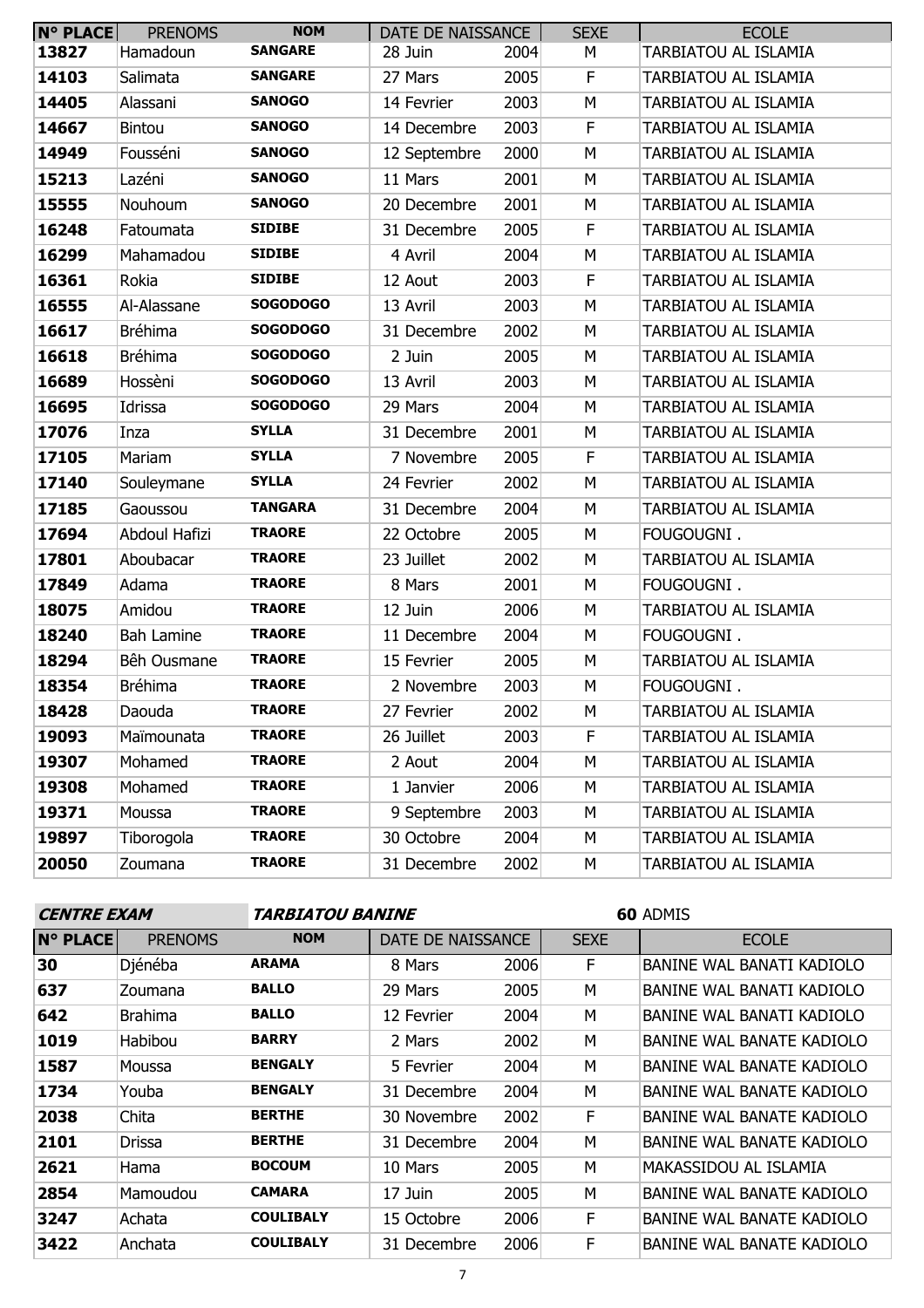| N° PLACE | PRENOMS | NOM | DATE DE NAISSANCE | | SEXE | ECOLE |
|---|---|---|---|---|---|---|
| 13827 | Hamadoun | **SANGARE** | 28 Juin | 2004 | M | TARBIATOU AL ISLAMIA |
| 14103 | Salimata | **SANGARE** | 27 Mars | 2005 | F | TARBIATOU AL ISLAMIA |
| 14405 | Alassani | **SANOGO** | 14 Fevrier | 2003 | M | TARBIATOU AL ISLAMIA |
| 14667 | Bintou | **SANOGO** | 14 Decembre | 2003 | F | TARBIATOU AL ISLAMIA |
| 14949 | Fousséni | **SANOGO** | 12 Septembre | 2000 | M | TARBIATOU AL ISLAMIA |
| 15213 | Lazéni | **SANOGO** | 11 Mars | 2001 | M | TARBIATOU AL ISLAMIA |
| 15555 | Nouhoum | **SANOGO** | 20 Decembre | 2001 | M | TARBIATOU AL ISLAMIA |
| 16248 | Fatoumata | **SIDIBE** | 31 Decembre | 2005 | F | TARBIATOU AL ISLAMIA |
| 16299 | Mahamadou | **SIDIBE** | 4 Avril | 2004 | M | TARBIATOU AL ISLAMIA |
| 16361 | Rokia | **SIDIBE** | 12 Aout | 2003 | F | TARBIATOU AL ISLAMIA |
| 16555 | Al-Alassane | **SOGODOGO** | 13 Avril | 2003 | M | TARBIATOU AL ISLAMIA |
| 16617 | Bréhima | **SOGODOGO** | 31 Decembre | 2002 | M | TARBIATOU AL ISLAMIA |
| 16618 | Bréhima | **SOGODOGO** | 2 Juin | 2005 | M | TARBIATOU AL ISLAMIA |
| 16689 | Hossèni | **SOGODOGO** | 13 Avril | 2003 | M | TARBIATOU AL ISLAMIA |
| 16695 | Idrissa | **SOGODOGO** | 29 Mars | 2004 | M | TARBIATOU AL ISLAMIA |
| 17076 | Inza | **SYLLA** | 31 Decembre | 2001 | M | TARBIATOU AL ISLAMIA |
| 17105 | Mariam | **SYLLA** | 7 Novembre | 2005 | F | TARBIATOU AL ISLAMIA |
| 17140 | Souleymane | **SYLLA** | 24 Fevrier | 2002 | M | TARBIATOU AL ISLAMIA |
| 17185 | Gaoussou | **TANGARA** | 31 Decembre | 2004 | M | TARBIATOU AL ISLAMIA |
| 17694 | Abdoul Hafizi | **TRAORE** | 22 Octobre | 2005 | M | FOUGOUGNI . |
| 17801 | Aboubacar | **TRAORE** | 23 Juillet | 2002 | M | TARBIATOU AL ISLAMIA |
| 17849 | Adama | **TRAORE** | 8 Mars | 2001 | M | FOUGOUGNI . |
| 18075 | Amidou | **TRAORE** | 12 Juin | 2006 | M | TARBIATOU AL ISLAMIA |
| 18240 | Bah Lamine | **TRAORE** | 11 Decembre | 2004 | M | FOUGOUGNI . |
| 18294 | Bêh Ousmane | **TRAORE** | 15 Fevrier | 2005 | M | TARBIATOU AL ISLAMIA |
| 18354 | Bréhima | **TRAORE** | 2 Novembre | 2003 | M | FOUGOUGNI . |
| 18428 | Daouda | **TRAORE** | 27 Fevrier | 2002 | M | TARBIATOU AL ISLAMIA |
| 19093 | Maïmounata | **TRAORE** | 26 Juillet | 2003 | F | TARBIATOU AL ISLAMIA |
| 19307 | Mohamed | **TRAORE** | 2 Aout | 2004 | M | TARBIATOU AL ISLAMIA |
| 19308 | Mohamed | **TRAORE** | 1 Janvier | 2006 | M | TARBIATOU AL ISLAMIA |
| 19371 | Moussa | **TRAORE** | 9 Septembre | 2003 | M | TARBIATOU AL ISLAMIA |
| 19897 | Tiborogola | **TRAORE** | 30 Octobre | 2004 | M | TARBIATOU AL ISLAMIA |
| 20050 | Zoumana | **TRAORE** | 31 Decembre | 2002 | M | TARBIATOU AL ISLAMIA |

***CENTRE EXAM*** ***TARBIATOU BANINE*** **60** ADMIS

| N° PLACE | PRENOMS | NOM | DATE DE NAISSANCE | | SEXE | ECOLE |
|---|---|---|---|---|---|---|
| 30 | Djénéba | **ARAMA** | 8 Mars | 2006 | F | BANINE WAL BANATI KADIOLO |
| 637 | Zoumana | **BALLO** | 29 Mars | 2005 | M | BANINE WAL BANATI KADIOLO |
| 642 | Brahima | **BALLO** | 12 Fevrier | 2004 | M | BANINE WAL BANATI KADIOLO |
| 1019 | Habibou | **BARRY** | 2 Mars | 2002 | M | BANINE WAL BANATE KADIOLO |
| 1587 | Moussa | **BENGALY** | 5 Fevrier | 2004 | M | BANINE WAL BANATE KADIOLO |
| 1734 | Youba | **BENGALY** | 31 Decembre | 2004 | M | BANINE WAL BANATE KADIOLO |
| 2038 | Chita | **BERTHE** | 30 Novembre | 2002 | F | BANINE WAL BANATE KADIOLO |
| 2101 | Drissa | **BERTHE** | 31 Decembre | 2004 | M | BANINE WAL BANATE KADIOLO |
| 2621 | Hama | **BOCOUM** | 10 Mars | 2005 | M | MAKASSIDOU AL ISLAMIA |
| 2854 | Mamoudou | **CAMARA** | 17 Juin | 2005 | M | BANINE WAL BANATE KADIOLO |
| 3247 | Achata | **COULIBALY** | 15 Octobre | 2006 | F | BANINE WAL BANATE KADIOLO |
| 3422 | Anchata | **COULIBALY** | 31 Decembre | 2006 | F | BANINE WAL BANATE KADIOLO |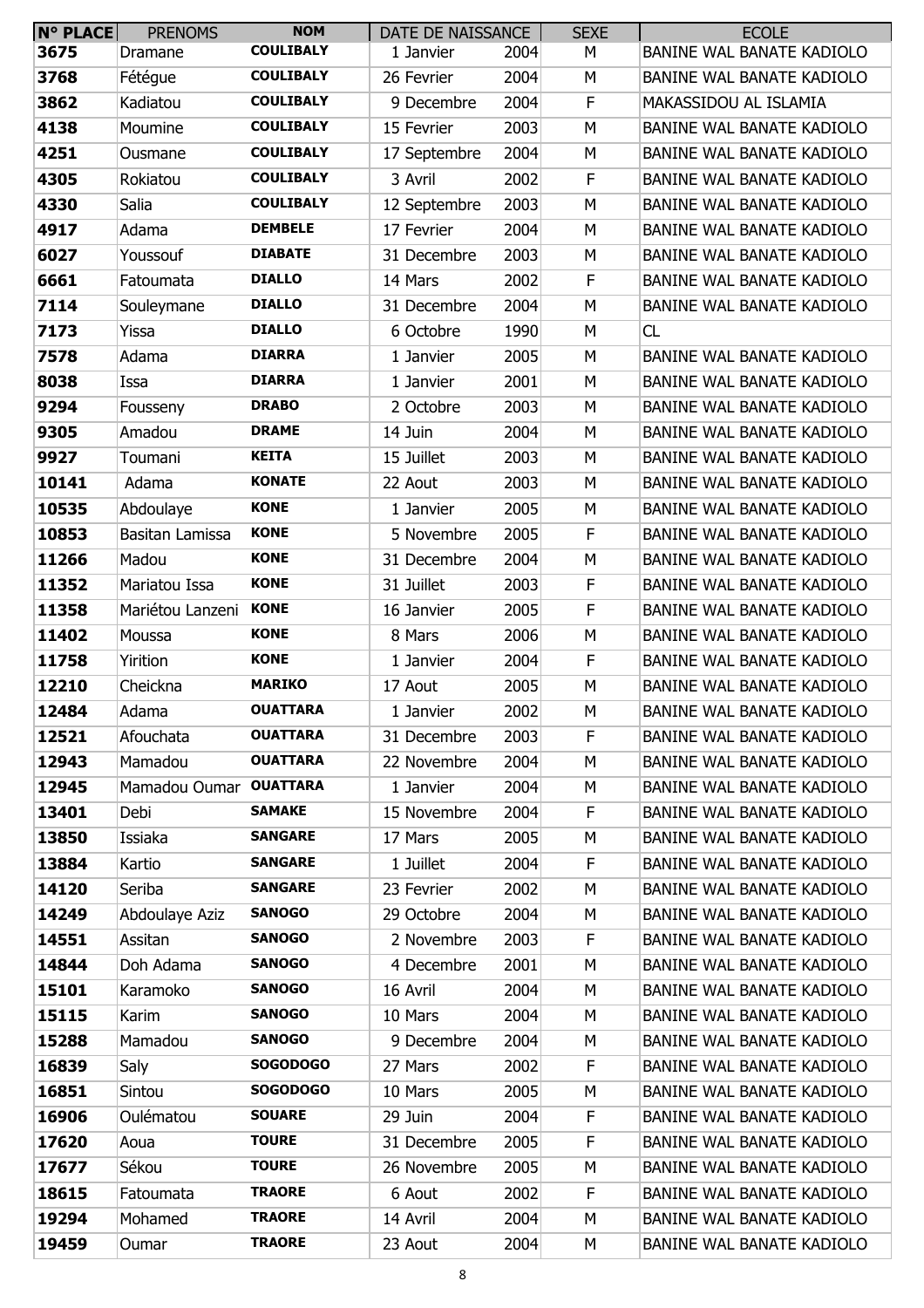| N° PLACE | PRENOMS | NOM | DATE DE NAISSANCE | | SEXE | ECOLE |
|---|---|---|---|---|---|---|
| 3675 | Dramane | COULIBALY | 1 Janvier | 2004 | M | BANINE WAL BANATE KADIOLO |
| 3768 | Fétégue | COULIBALY | 26 Fevrier | 2004 | M | BANINE WAL BANATE KADIOLO |
| 3862 | Kadiatou | COULIBALY | 9 Decembre | 2004 | F | MAKASSIDOU AL ISLAMIA |
| 4138 | Moumine | COULIBALY | 15 Fevrier | 2003 | M | BANINE WAL BANATE KADIOLO |
| 4251 | Ousmane | COULIBALY | 17 Septembre | 2004 | M | BANINE WAL BANATE KADIOLO |
| 4305 | Rokiatou | COULIBALY | 3 Avril | 2002 | F | BANINE WAL BANATE KADIOLO |
| 4330 | Salia | COULIBALY | 12 Septembre | 2003 | M | BANINE WAL BANATE KADIOLO |
| 4917 | Adama | DEMBELE | 17 Fevrier | 2004 | M | BANINE WAL BANATE KADIOLO |
| 6027 | Youssouf | DIABATE | 31 Decembre | 2003 | M | BANINE WAL BANATE KADIOLO |
| 6661 | Fatoumata | DIALLO | 14 Mars | 2002 | F | BANINE WAL BANATE KADIOLO |
| 7114 | Souleymane | DIALLO | 31 Decembre | 2004 | M | BANINE WAL BANATE KADIOLO |
| 7173 | Yissa | DIALLO | 6 Octobre | 1990 | M | CL |
| 7578 | Adama | DIARRA | 1 Janvier | 2005 | M | BANINE WAL BANATE KADIOLO |
| 8038 | Issa | DIARRA | 1 Janvier | 2001 | M | BANINE WAL BANATE KADIOLO |
| 9294 | Fousseny | DRABO | 2 Octobre | 2003 | M | BANINE WAL BANATE KADIOLO |
| 9305 | Amadou | DRAME | 14 Juin | 2004 | M | BANINE WAL BANATE KADIOLO |
| 9927 | Toumani | KEITA | 15 Juillet | 2003 | M | BANINE WAL BANATE KADIOLO |
| 10141 | Adama | KONATE | 22 Aout | 2003 | M | BANINE WAL BANATE KADIOLO |
| 10535 | Abdoulaye | KONE | 1 Janvier | 2005 | M | BANINE WAL BANATE KADIOLO |
| 10853 | Basitan Lamissa | KONE | 5 Novembre | 2005 | F | BANINE WAL BANATE KADIOLO |
| 11266 | Madou | KONE | 31 Decembre | 2004 | M | BANINE WAL BANATE KADIOLO |
| 11352 | Mariatou Issa | KONE | 31 Juillet | 2003 | F | BANINE WAL BANATE KADIOLO |
| 11358 | Mariétou Lanzeni | KONE | 16 Janvier | 2005 | F | BANINE WAL BANATE KADIOLO |
| 11402 | Moussa | KONE | 8 Mars | 2006 | M | BANINE WAL BANATE KADIOLO |
| 11758 | Yirition | KONE | 1 Janvier | 2004 | F | BANINE WAL BANATE KADIOLO |
| 12210 | Cheickna | MARIKO | 17 Aout | 2005 | M | BANINE WAL BANATE KADIOLO |
| 12484 | Adama | OUATTARA | 1 Janvier | 2002 | M | BANINE WAL BANATE KADIOLO |
| 12521 | Afouchata | OUATTARA | 31 Decembre | 2003 | F | BANINE WAL BANATE KADIOLO |
| 12943 | Mamadou | OUATTARA | 22 Novembre | 2004 | M | BANINE WAL BANATE KADIOLO |
| 12945 | Mamadou Oumar | OUATTARA | 1 Janvier | 2004 | M | BANINE WAL BANATE KADIOLO |
| 13401 | Debi | SAMAKE | 15 Novembre | 2004 | F | BANINE WAL BANATE KADIOLO |
| 13850 | Issiaka | SANGARE | 17 Mars | 2005 | M | BANINE WAL BANATE KADIOLO |
| 13884 | Kartio | SANGARE | 1 Juillet | 2004 | F | BANINE WAL BANATE KADIOLO |
| 14120 | Seriba | SANGARE | 23 Fevrier | 2002 | M | BANINE WAL BANATE KADIOLO |
| 14249 | Abdoulaye Aziz | SANOGO | 29 Octobre | 2004 | M | BANINE WAL BANATE KADIOLO |
| 14551 | Assitan | SANOGO | 2 Novembre | 2003 | F | BANINE WAL BANATE KADIOLO |
| 14844 | Doh Adama | SANOGO | 4 Decembre | 2001 | M | BANINE WAL BANATE KADIOLO |
| 15101 | Karamoko | SANOGO | 16 Avril | 2004 | M | BANINE WAL BANATE KADIOLO |
| 15115 | Karim | SANOGO | 10 Mars | 2004 | M | BANINE WAL BANATE KADIOLO |
| 15288 | Mamadou | SANOGO | 9 Decembre | 2004 | M | BANINE WAL BANATE KADIOLO |
| 16839 | Saly | SOGODOGO | 27 Mars | 2002 | F | BANINE WAL BANATE KADIOLO |
| 16851 | Sintou | SOGODOGO | 10 Mars | 2005 | M | BANINE WAL BANATE KADIOLO |
| 16906 | Oulématou | SOUARE | 29 Juin | 2004 | F | BANINE WAL BANATE KADIOLO |
| 17620 | Aoua | TOURE | 31 Decembre | 2005 | F | BANINE WAL BANATE KADIOLO |
| 17677 | Sékou | TOURE | 26 Novembre | 2005 | M | BANINE WAL BANATE KADIOLO |
| 18615 | Fatoumata | TRAORE | 6 Aout | 2002 | F | BANINE WAL BANATE KADIOLO |
| 19294 | Mohamed | TRAORE | 14 Avril | 2004 | M | BANINE WAL BANATE KADIOLO |
| 19459 | Oumar | TRAORE | 23 Aout | 2004 | M | BANINE WAL BANATE KADIOLO |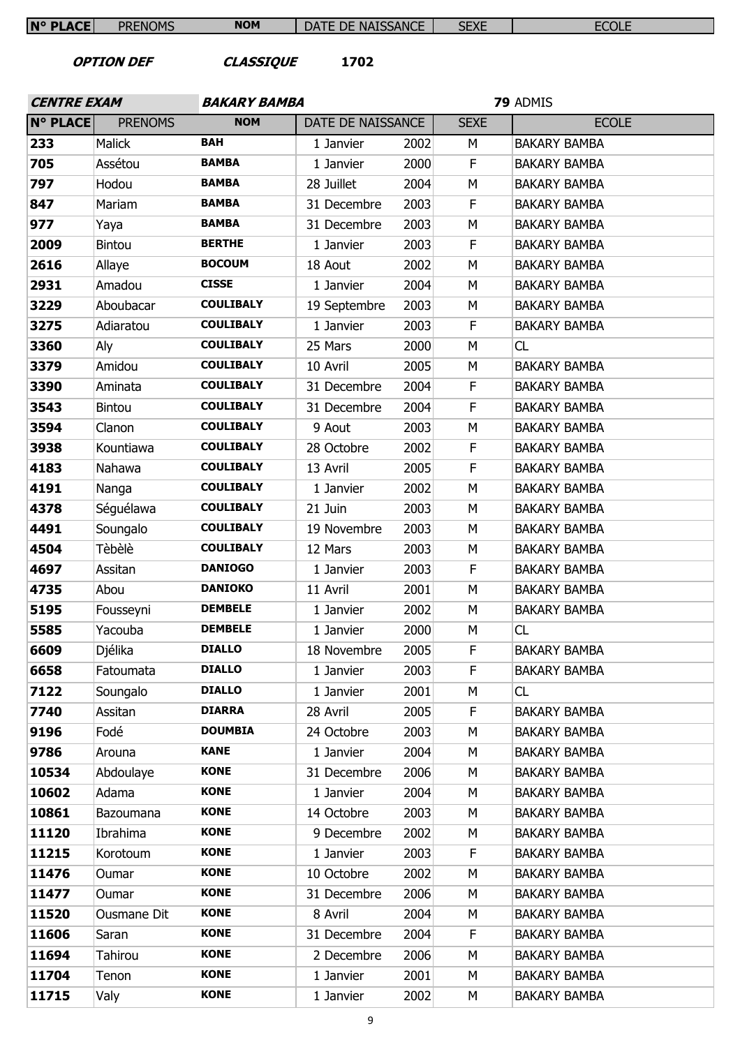**OPTION DEF** **CLASSIQUE** **1702**

**CENTRE EXAM** **BAKARY BAMBA** **79** ADMIS

| N° PLACE | PRENOMS | NOM | DATE DE NAISSANCE | | SEXE | ECOLE |
|---|---|---|---|---|---|---|
| 233 | Malick | BAH | 1 Janvier | 2002 | M | BAKARY BAMBA |
| 705 | Assétou | BAMBA | 1 Janvier | 2000 | F | BAKARY BAMBA |
| 797 | Hodou | BAMBA | 28 Juillet | 2004 | M | BAKARY BAMBA |
| 847 | Mariam | BAMBA | 31 Decembre | 2003 | F | BAKARY BAMBA |
| 977 | Yaya | BAMBA | 31 Decembre | 2003 | M | BAKARY BAMBA |
| 2009 | Bintou | BERTHE | 1 Janvier | 2003 | F | BAKARY BAMBA |
| 2616 | Allaye | BOCOUM | 18 Aout | 2002 | M | BAKARY BAMBA |
| 2931 | Amadou | CISSE | 1 Janvier | 2004 | M | BAKARY BAMBA |
| 3229 | Aboubacar | COULIBALY | 19 Septembre | 2003 | M | BAKARY BAMBA |
| 3275 | Adiaratou | COULIBALY | 1 Janvier | 2003 | F | BAKARY BAMBA |
| 3360 | Aly | COULIBALY | 25 Mars | 2000 | M | CL |
| 3379 | Amidou | COULIBALY | 10 Avril | 2005 | M | BAKARY BAMBA |
| 3390 | Aminata | COULIBALY | 31 Decembre | 2004 | F | BAKARY BAMBA |
| 3543 | Bintou | COULIBALY | 31 Decembre | 2004 | F | BAKARY BAMBA |
| 3594 | Clanon | COULIBALY | 9 Aout | 2003 | M | BAKARY BAMBA |
| 3938 | Kountiawa | COULIBALY | 28 Octobre | 2002 | F | BAKARY BAMBA |
| 4183 | Nahawa | COULIBALY | 13 Avril | 2005 | F | BAKARY BAMBA |
| 4191 | Nanga | COULIBALY | 1 Janvier | 2002 | M | BAKARY BAMBA |
| 4378 | Séguélawa | COULIBALY | 21 Juin | 2003 | M | BAKARY BAMBA |
| 4491 | Soungalo | COULIBALY | 19 Novembre | 2003 | M | BAKARY BAMBA |
| 4504 | Tèbèlè | COULIBALY | 12 Mars | 2003 | M | BAKARY BAMBA |
| 4697 | Assitan | DANIOGO | 1 Janvier | 2003 | F | BAKARY BAMBA |
| 4735 | Abou | DANIOKO | 11 Avril | 2001 | M | BAKARY BAMBA |
| 5195 | Fousseyni | DEMBELE | 1 Janvier | 2002 | M | BAKARY BAMBA |
| 5585 | Yacouba | DEMBELE | 1 Janvier | 2000 | M | CL |
| 6609 | Djélika | DIALLO | 18 Novembre | 2005 | F | BAKARY BAMBA |
| 6658 | Fatoumata | DIALLO | 1 Janvier | 2003 | F | BAKARY BAMBA |
| 7122 | Soungalo | DIALLO | 1 Janvier | 2001 | M | CL |
| 7740 | Assitan | DIARRA | 28 Avril | 2005 | F | BAKARY BAMBA |
| 9196 | Fodé | DOUMBIA | 24 Octobre | 2003 | M | BAKARY BAMBA |
| 9786 | Arouna | KANE | 1 Janvier | 2004 | M | BAKARY BAMBA |
| 10534 | Abdoulaye | KONE | 31 Decembre | 2006 | M | BAKARY BAMBA |
| 10602 | Adama | KONE | 1 Janvier | 2004 | M | BAKARY BAMBA |
| 10861 | Bazoumana | KONE | 14 Octobre | 2003 | M | BAKARY BAMBA |
| 11120 | Ibrahima | KONE | 9 Decembre | 2002 | M | BAKARY BAMBA |
| 11215 | Korotoum | KONE | 1 Janvier | 2003 | F | BAKARY BAMBA |
| 11476 | Oumar | KONE | 10 Octobre | 2002 | M | BAKARY BAMBA |
| 11477 | Oumar | KONE | 31 Decembre | 2006 | M | BAKARY BAMBA |
| 11520 | Ousmane Dit | KONE | 8 Avril | 2004 | M | BAKARY BAMBA |
| 11606 | Saran | KONE | 31 Decembre | 2004 | F | BAKARY BAMBA |
| 11694 | Tahirou | KONE | 2 Decembre | 2006 | M | BAKARY BAMBA |
| 11704 | Tenon | KONE | 1 Janvier | 2001 | M | BAKARY BAMBA |
| 11715 | Valy | KONE | 1 Janvier | 2002 | M | BAKARY BAMBA |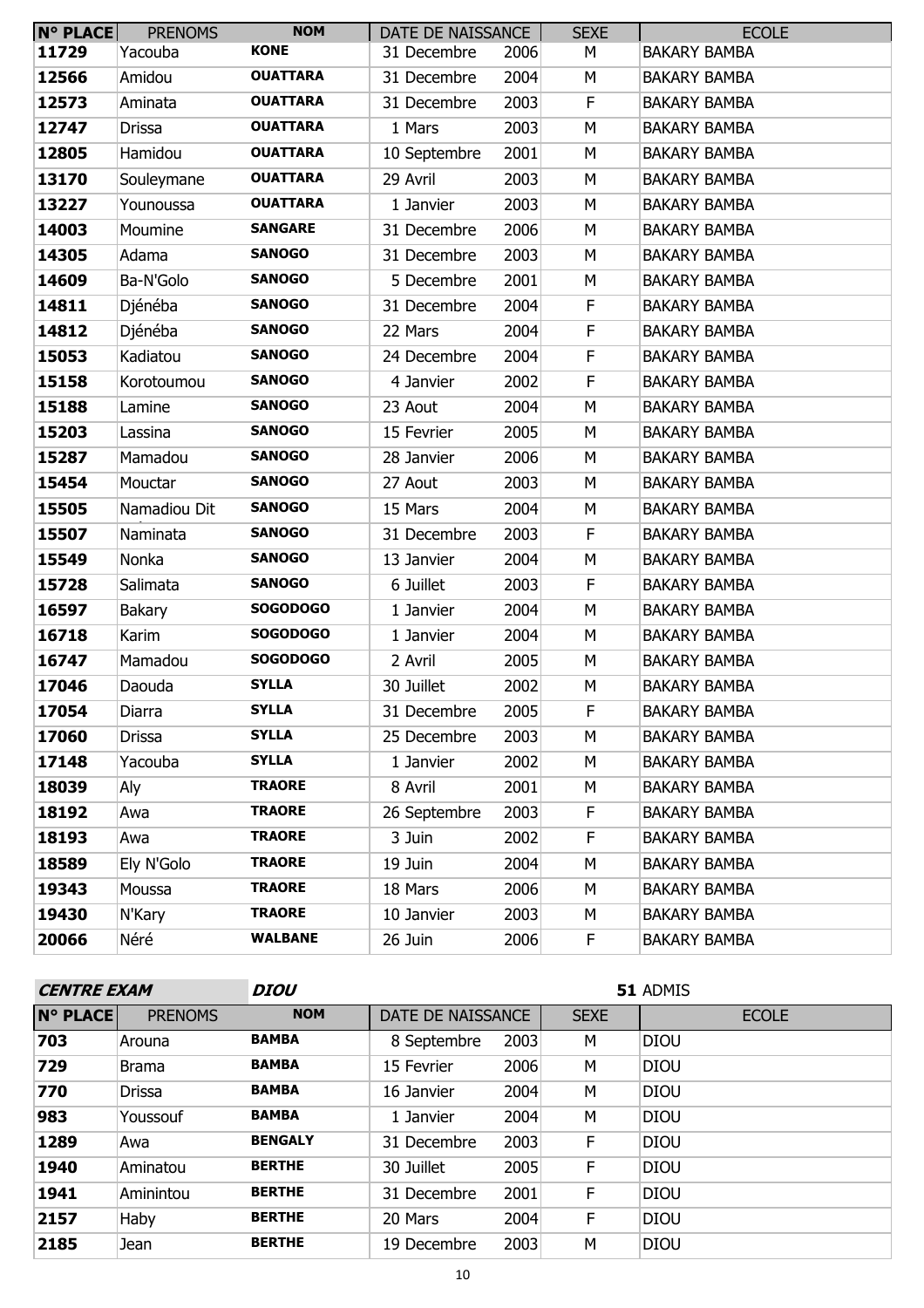| N° PLACE | PRENOMS | NOM | DATE DE NAISSANCE | SEXE | ECOLE |
| --- | --- | --- | --- | --- | --- |
| 11729 | Yacouba | KONE | 31 Decembre 2006 | M | BAKARY BAMBA |
| 12566 | Amidou | OUATTARA | 31 Decembre 2004 | M | BAKARY BAMBA |
| 12573 | Aminata | OUATTARA | 31 Decembre 2003 | F | BAKARY BAMBA |
| 12747 | Drissa | OUATTARA | 1 Mars 2003 | M | BAKARY BAMBA |
| 12805 | Hamidou | OUATTARA | 10 Septembre 2001 | M | BAKARY BAMBA |
| 13170 | Souleymane | OUATTARA | 29 Avril 2003 | M | BAKARY BAMBA |
| 13227 | Younoussa | OUATTARA | 1 Janvier 2003 | M | BAKARY BAMBA |
| 14003 | Moumine | SANGARE | 31 Decembre 2006 | M | BAKARY BAMBA |
| 14305 | Adama | SANOGO | 31 Decembre 2003 | M | BAKARY BAMBA |
| 14609 | Ba-N'Golo | SANOGO | 5 Decembre 2001 | M | BAKARY BAMBA |
| 14811 | Djénéba | SANOGO | 31 Decembre 2004 | F | BAKARY BAMBA |
| 14812 | Djénéba | SANOGO | 22 Mars 2004 | F | BAKARY BAMBA |
| 15053 | Kadiatou | SANOGO | 24 Decembre 2004 | F | BAKARY BAMBA |
| 15158 | Korotoumou | SANOGO | 4 Janvier 2002 | F | BAKARY BAMBA |
| 15188 | Lamine | SANOGO | 23 Aout 2004 | M | BAKARY BAMBA |
| 15203 | Lassina | SANOGO | 15 Fevrier 2005 | M | BAKARY BAMBA |
| 15287 | Mamadou | SANOGO | 28 Janvier 2006 | M | BAKARY BAMBA |
| 15454 | Mouctar | SANOGO | 27 Aout 2003 | M | BAKARY BAMBA |
| 15505 | Namadiou Dit | SANOGO | 15 Mars 2004 | M | BAKARY BAMBA |
| 15507 | Naminata | SANOGO | 31 Decembre 2003 | F | BAKARY BAMBA |
| 15549 | Nonka | SANOGO | 13 Janvier 2004 | M | BAKARY BAMBA |
| 15728 | Salimata | SANOGO | 6 Juillet 2003 | F | BAKARY BAMBA |
| 16597 | Bakary | SOGODOGO | 1 Janvier 2004 | M | BAKARY BAMBA |
| 16718 | Karim | SOGODOGO | 1 Janvier 2004 | M | BAKARY BAMBA |
| 16747 | Mamadou | SOGODOGO | 2 Avril 2005 | M | BAKARY BAMBA |
| 17046 | Daouda | SYLLA | 30 Juillet 2002 | M | BAKARY BAMBA |
| 17054 | Diarra | SYLLA | 31 Decembre 2005 | F | BAKARY BAMBA |
| 17060 | Drissa | SYLLA | 25 Decembre 2003 | M | BAKARY BAMBA |
| 17148 | Yacouba | SYLLA | 1 Janvier 2002 | M | BAKARY BAMBA |
| 18039 | Aly | TRAORE | 8 Avril 2001 | M | BAKARY BAMBA |
| 18192 | Awa | TRAORE | 26 Septembre 2003 | F | BAKARY BAMBA |
| 18193 | Awa | TRAORE | 3 Juin 2002 | F | BAKARY BAMBA |
| 18589 | Ely N'Golo | TRAORE | 19 Juin 2004 | M | BAKARY BAMBA |
| 19343 | Moussa | TRAORE | 18 Mars 2006 | M | BAKARY BAMBA |
| 19430 | N'Kary | TRAORE | 10 Janvier 2003 | M | BAKARY BAMBA |
| 20066 | Néré | WALBANE | 26 Juin 2006 | F | BAKARY BAMBA |

***CENTRE EXAM*** ***DIOU*** **51** ADMIS

| N° PLACE | PRENOMS | NOM | DATE DE NAISSANCE | SEXE | ECOLE |
| --- | --- | --- | --- | --- | --- |
| 703 | Arouna | BAMBA | 8 Septembre 2003 | M | DIOU |
| 729 | Brama | BAMBA | 15 Fevrier 2006 | M | DIOU |
| 770 | Drissa | BAMBA | 16 Janvier 2004 | M | DIOU |
| 983 | Youssouf | BAMBA | 1 Janvier 2004 | M | DIOU |
| 1289 | Awa | BENGALY | 31 Decembre 2003 | F | DIOU |
| 1940 | Aminatou | BERTHE | 30 Juillet 2005 | F | DIOU |
| 1941 | Aminintou | BERTHE | 31 Decembre 2001 | F | DIOU |
| 2157 | Haby | BERTHE | 20 Mars 2004 | F | DIOU |
| 2185 | Jean | BERTHE | 19 Decembre 2003 | M | DIOU |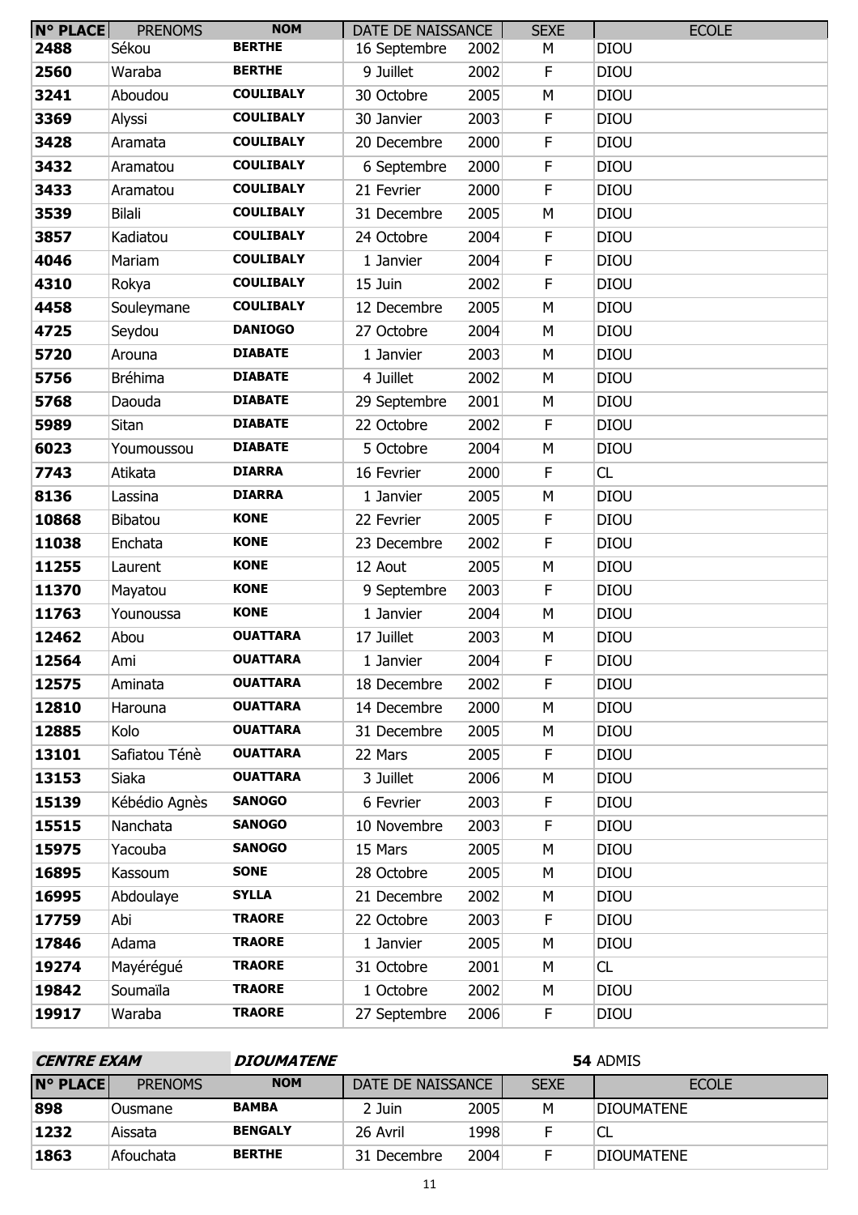| N° PLACE | PRENOMS | NOM | DATE DE NAISSANCE | | SEXE | ECOLE |
|---|---|---|---|---|---|---|
| 2488 | Sékou | BERTHE | 16 Septembre | 2002 | M | DIOU |
| 2560 | Waraba | BERTHE | 9 Juillet | 2002 | F | DIOU |
| 3241 | Aboudou | COULIBALY | 30 Octobre | 2005 | M | DIOU |
| 3369 | Alyssi | COULIBALY | 30 Janvier | 2003 | F | DIOU |
| 3428 | Aramata | COULIBALY | 20 Decembre | 2000 | F | DIOU |
| 3432 | Aramatou | COULIBALY | 6 Septembre | 2000 | F | DIOU |
| 3433 | Aramatou | COULIBALY | 21 Fevrier | 2000 | F | DIOU |
| 3539 | Bilali | COULIBALY | 31 Decembre | 2005 | M | DIOU |
| 3857 | Kadiatou | COULIBALY | 24 Octobre | 2004 | F | DIOU |
| 4046 | Mariam | COULIBALY | 1 Janvier | 2004 | F | DIOU |
| 4310 | Rokya | COULIBALY | 15 Juin | 2002 | F | DIOU |
| 4458 | Souleymane | COULIBALY | 12 Decembre | 2005 | M | DIOU |
| 4725 | Seydou | DANIOGO | 27 Octobre | 2004 | M | DIOU |
| 5720 | Arouna | DIABATE | 1 Janvier | 2003 | M | DIOU |
| 5756 | Bréhima | DIABATE | 4 Juillet | 2002 | M | DIOU |
| 5768 | Daouda | DIABATE | 29 Septembre | 2001 | M | DIOU |
| 5989 | Sitan | DIABATE | 22 Octobre | 2002 | F | DIOU |
| 6023 | Youmoussou | DIABATE | 5 Octobre | 2004 | M | DIOU |
| 7743 | Atikata | DIARRA | 16 Fevrier | 2000 | F | CL |
| 8136 | Lassina | DIARRA | 1 Janvier | 2005 | M | DIOU |
| 10868 | Bibatou | KONE | 22 Fevrier | 2005 | F | DIOU |
| 11038 | Enchata | KONE | 23 Decembre | 2002 | F | DIOU |
| 11255 | Laurent | KONE | 12 Aout | 2005 | M | DIOU |
| 11370 | Mayatou | KONE | 9 Septembre | 2003 | F | DIOU |
| 11763 | Younoussa | KONE | 1 Janvier | 2004 | M | DIOU |
| 12462 | Abou | OUATTARA | 17 Juillet | 2003 | M | DIOU |
| 12564 | Ami | OUATTARA | 1 Janvier | 2004 | F | DIOU |
| 12575 | Aminata | OUATTARA | 18 Decembre | 2002 | F | DIOU |
| 12810 | Harouna | OUATTARA | 14 Decembre | 2000 | M | DIOU |
| 12885 | Kolo | OUATTARA | 31 Decembre | 2005 | M | DIOU |
| 13101 | Safiatou Ténè | OUATTARA | 22 Mars | 2005 | F | DIOU |
| 13153 | Siaka | OUATTARA | 3 Juillet | 2006 | M | DIOU |
| 15139 | Kébédio Agnès | SANOGO | 6 Fevrier | 2003 | F | DIOU |
| 15515 | Nanchata | SANOGO | 10 Novembre | 2003 | F | DIOU |
| 15975 | Yacouba | SANOGO | 15 Mars | 2005 | M | DIOU |
| 16895 | Kassoum | SONE | 28 Octobre | 2005 | M | DIOU |
| 16995 | Abdoulaye | SYLLA | 21 Decembre | 2002 | M | DIOU |
| 17759 | Abi | TRAORE | 22 Octobre | 2003 | F | DIOU |
| 17846 | Adama | TRAORE | 1 Janvier | 2005 | M | DIOU |
| 19274 | Mayérégué | TRAORE | 31 Octobre | 2001 | M | CL |
| 19842 | Soumaïla | TRAORE | 1 Octobre | 2002 | M | DIOU |
| 19917 | Waraba | TRAORE | 27 Septembre | 2006 | F | DIOU |

***CENTRE EXAM*** ***DIOUMATENE*** **54** ADMIS

| N° PLACE | PRENOMS | NOM | DATE DE NAISSANCE | | SEXE | ECOLE |
|---|---|---|---|---|---|---|
| 898 | Ousmane | BAMBA | 2 Juin | 2005 | M | DIOUMATENE |
| 1232 | Aissata | BENGALY | 26 Avril | 1998 | F | CL |
| 1863 | Afouchata | BERTHE | 31 Decembre | 2004 | F | DIOUMATENE |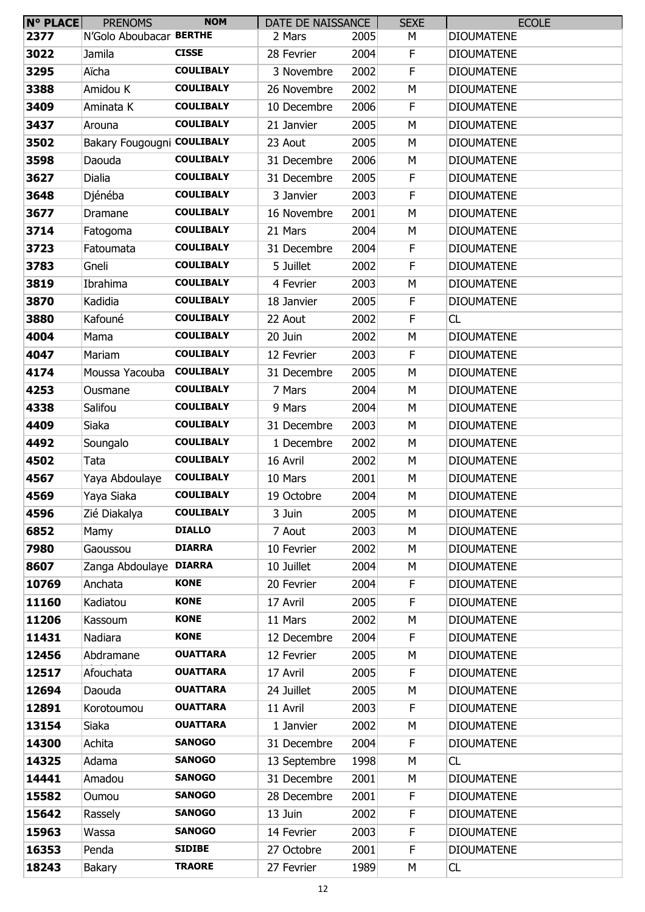| N° PLACE | PRENOMS | NOM | DATE DE NAISSANCE | | SEXE | ECOLE |
|---|---|---|---|---|---|---|
| 2377 | N'Golo Aboubacar | BERTHE | 2 Mars | 2005 | M | DIOUMATENE |
| 3022 | Jamila | CISSE | 28 Fevrier | 2004 | F | DIOUMATENE |
| 3295 | Aïcha | COULIBALY | 3 Novembre | 2002 | F | DIOUMATENE |
| 3388 | Amidou K | COULIBALY | 26 Novembre | 2002 | M | DIOUMATENE |
| 3409 | Aminata K | COULIBALY | 10 Decembre | 2006 | F | DIOUMATENE |
| 3437 | Arouna | COULIBALY | 21 Janvier | 2005 | M | DIOUMATENE |
| 3502 | Bakary Fougougni | COULIBALY | 23 Aout | 2005 | M | DIOUMATENE |
| 3598 | Daouda | COULIBALY | 31 Decembre | 2006 | M | DIOUMATENE |
| 3627 | Dialia | COULIBALY | 31 Decembre | 2005 | F | DIOUMATENE |
| 3648 | Djénéba | COULIBALY | 3 Janvier | 2003 | F | DIOUMATENE |
| 3677 | Dramane | COULIBALY | 16 Novembre | 2001 | M | DIOUMATENE |
| 3714 | Fatogoma | COULIBALY | 21 Mars | 2004 | M | DIOUMATENE |
| 3723 | Fatoumata | COULIBALY | 31 Decembre | 2004 | F | DIOUMATENE |
| 3783 | Gneli | COULIBALY | 5 Juillet | 2002 | F | DIOUMATENE |
| 3819 | Ibrahima | COULIBALY | 4 Fevrier | 2003 | M | DIOUMATENE |
| 3870 | Kadidia | COULIBALY | 18 Janvier | 2005 | F | DIOUMATENE |
| 3880 | Kafouné | COULIBALY | 22 Aout | 2002 | F | CL |
| 4004 | Mama | COULIBALY | 20 Juin | 2002 | M | DIOUMATENE |
| 4047 | Mariam | COULIBALY | 12 Fevrier | 2003 | F | DIOUMATENE |
| 4174 | Moussa Yacouba | COULIBALY | 31 Decembre | 2005 | M | DIOUMATENE |
| 4253 | Ousmane | COULIBALY | 7 Mars | 2004 | M | DIOUMATENE |
| 4338 | Salifou | COULIBALY | 9 Mars | 2004 | M | DIOUMATENE |
| 4409 | Siaka | COULIBALY | 31 Decembre | 2003 | M | DIOUMATENE |
| 4492 | Soungalo | COULIBALY | 1 Decembre | 2002 | M | DIOUMATENE |
| 4502 | Tata | COULIBALY | 16 Avril | 2002 | M | DIOUMATENE |
| 4567 | Yaya Abdoulaye | COULIBALY | 10 Mars | 2001 | M | DIOUMATENE |
| 4569 | Yaya Siaka | COULIBALY | 19 Octobre | 2004 | M | DIOUMATENE |
| 4596 | Zié Diakalya | COULIBALY | 3 Juin | 2005 | M | DIOUMATENE |
| 6852 | Mamy | DIALLO | 7 Aout | 2003 | M | DIOUMATENE |
| 7980 | Gaoussou | DIARRA | 10 Fevrier | 2002 | M | DIOUMATENE |
| 8607 | Zanga Abdoulaye | DIARRA | 10 Juillet | 2004 | M | DIOUMATENE |
| 10769 | Anchata | KONE | 20 Fevrier | 2004 | F | DIOUMATENE |
| 11160 | Kadiatou | KONE | 17 Avril | 2005 | F | DIOUMATENE |
| 11206 | Kassoum | KONE | 11 Mars | 2002 | M | DIOUMATENE |
| 11431 | Nadiara | KONE | 12 Decembre | 2004 | F | DIOUMATENE |
| 12456 | Abdramane | OUATTARA | 12 Fevrier | 2005 | M | DIOUMATENE |
| 12517 | Afouchata | OUATTARA | 17 Avril | 2005 | F | DIOUMATENE |
| 12694 | Daouda | OUATTARA | 24 Juillet | 2005 | M | DIOUMATENE |
| 12891 | Korotoumou | OUATTARA | 11 Avril | 2003 | F | DIOUMATENE |
| 13154 | Siaka | OUATTARA | 1 Janvier | 2002 | M | DIOUMATENE |
| 14300 | Achita | SANOGO | 31 Decembre | 2004 | F | DIOUMATENE |
| 14325 | Adama | SANOGO | 13 Septembre | 1998 | M | CL |
| 14441 | Amadou | SANOGO | 31 Decembre | 2001 | M | DIOUMATENE |
| 15582 | Oumou | SANOGO | 28 Decembre | 2001 | F | DIOUMATENE |
| 15642 | Rassely | SANOGO | 13 Juin | 2002 | F | DIOUMATENE |
| 15963 | Wassa | SANOGO | 14 Fevrier | 2003 | F | DIOUMATENE |
| 16353 | Penda | SIDIBE | 27 Octobre | 2001 | F | DIOUMATENE |
| 18243 | Bakary | TRAORE | 27 Fevrier | 1989 | M | CL |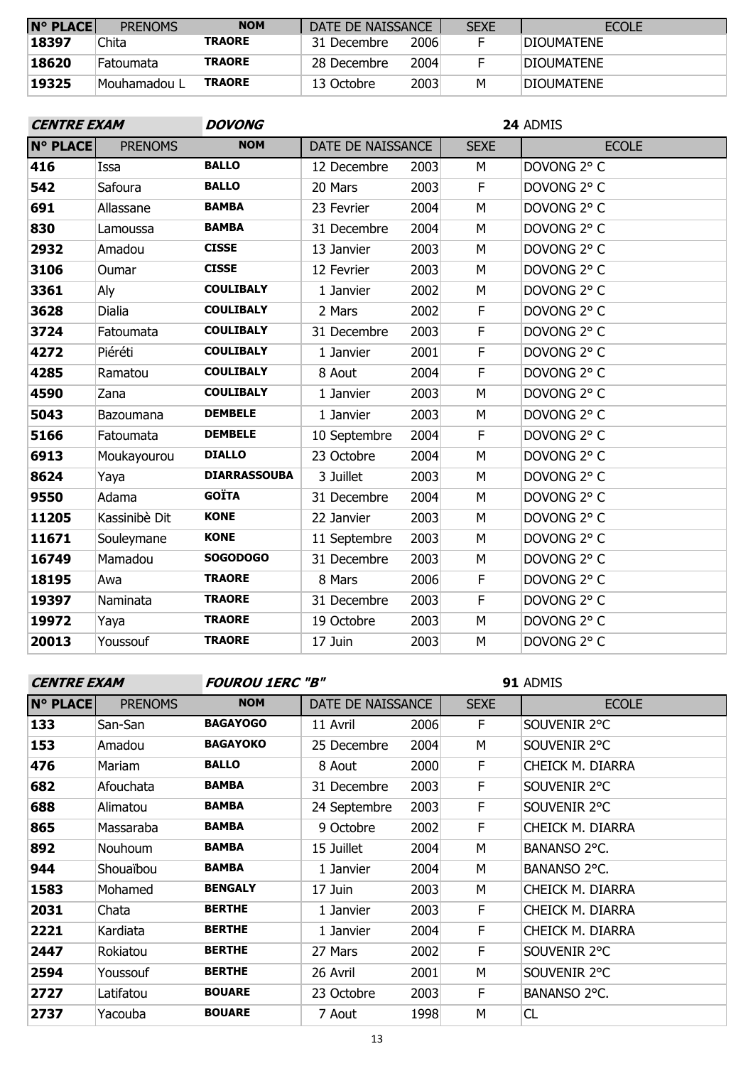| N° PLACE | PRENOMS | NOM | DATE DE NAISSANCE | | SEXE | ECOLE |
|---|---|---|---|---|---|---|
| 18397 | Chita | TRAORE | 31 Decembre | 2006 | F | DIOUMATENE |
| 18620 | Fatoumata | TRAORE | 28 Decembre | 2004 | F | DIOUMATENE |
| 19325 | Mouhamadou L | TRAORE | 13 Octobre | 2003 | M | DIOUMATENE |

**CENTRE EXAM** ***DOVONG*** **24** ADMIS

| N° PLACE | PRENOMS | NOM | DATE DE NAISSANCE | | SEXE | ECOLE |
|---|---|---|---|---|---|---|
| 416 | Issa | BALLO | 12 Decembre | 2003 | M | DOVONG 2° C |
| 542 | Safoura | BALLO | 20 Mars | 2003 | F | DOVONG 2° C |
| 691 | Allassane | BAMBA | 23 Fevrier | 2004 | M | DOVONG 2° C |
| 830 | Lamoussa | BAMBA | 31 Decembre | 2004 | M | DOVONG 2° C |
| 2932 | Amadou | CISSE | 13 Janvier | 2003 | M | DOVONG 2° C |
| 3106 | Oumar | CISSE | 12 Fevrier | 2003 | M | DOVONG 2° C |
| 3361 | Aly | COULIBALY | 1 Janvier | 2002 | M | DOVONG 2° C |
| 3628 | Dialia | COULIBALY | 2 Mars | 2002 | F | DOVONG 2° C |
| 3724 | Fatoumata | COULIBALY | 31 Decembre | 2003 | F | DOVONG 2° C |
| 4272 | Piéréti | COULIBALY | 1 Janvier | 2001 | F | DOVONG 2° C |
| 4285 | Ramatou | COULIBALY | 8 Aout | 2004 | F | DOVONG 2° C |
| 4590 | Zana | COULIBALY | 1 Janvier | 2003 | M | DOVONG 2° C |
| 5043 | Bazoumana | DEMBELE | 1 Janvier | 2003 | M | DOVONG 2° C |
| 5166 | Fatoumata | DEMBELE | 10 Septembre | 2004 | F | DOVONG 2° C |
| 6913 | Moukayourou | DIALLO | 23 Octobre | 2004 | M | DOVONG 2° C |
| 8624 | Yaya | DIARRASSOUBA | 3 Juillet | 2003 | M | DOVONG 2° C |
| 9550 | Adama | GOÏTA | 31 Decembre | 2004 | M | DOVONG 2° C |
| 11205 | Kassinibè Dit | KONE | 22 Janvier | 2003 | M | DOVONG 2° C |
| 11671 | Souleymane | KONE | 11 Septembre | 2003 | M | DOVONG 2° C |
| 16749 | Mamadou | SOGODOGO | 31 Decembre | 2003 | M | DOVONG 2° C |
| 18195 | Awa | TRAORE | 8 Mars | 2006 | F | DOVONG 2° C |
| 19397 | Naminata | TRAORE | 31 Decembre | 2003 | F | DOVONG 2° C |
| 19972 | Yaya | TRAORE | 19 Octobre | 2003 | M | DOVONG 2° C |
| 20013 | Youssouf | TRAORE | 17 Juin | 2003 | M | DOVONG 2° C |

**CENTRE EXAM** ***FOUROU 1ERC "B"*** **91** ADMIS

| N° PLACE | PRENOMS | NOM | DATE DE NAISSANCE | | SEXE | ECOLE |
|---|---|---|---|---|---|---|
| 133 | San-San | BAGAYOGO | 11 Avril | 2006 | F | SOUVENIR 2°C |
| 153 | Amadou | BAGAYOKO | 25 Decembre | 2004 | M | SOUVENIR 2°C |
| 476 | Mariam | BALLO | 8 Aout | 2000 | F | CHEICK M. DIARRA |
| 682 | Afouchata | BAMBA | 31 Decembre | 2003 | F | SOUVENIR 2°C |
| 688 | Alimatou | BAMBA | 24 Septembre | 2003 | F | SOUVENIR 2°C |
| 865 | Massaraba | BAMBA | 9 Octobre | 2002 | F | CHEICK M. DIARRA |
| 892 | Nouhoum | BAMBA | 15 Juillet | 2004 | M | BANANSO 2°C. |
| 944 | Shouaïbou | BAMBA | 1 Janvier | 2004 | M | BANANSO 2°C. |
| 1583 | Mohamed | BENGALY | 17 Juin | 2003 | M | CHEICK M. DIARRA |
| 2031 | Chata | BERTHE | 1 Janvier | 2003 | F | CHEICK M. DIARRA |
| 2221 | Kardiata | BERTHE | 1 Janvier | 2004 | F | CHEICK M. DIARRA |
| 2447 | Rokiatou | BERTHE | 27 Mars | 2002 | F | SOUVENIR 2°C |
| 2594 | Youssouf | BERTHE | 26 Avril | 2001 | M | SOUVENIR 2°C |
| 2727 | Latifatou | BOUARE | 23 Octobre | 2003 | F | BANANSO 2°C. |
| 2737 | Yacouba | BOUARE | 7 Aout | 1998 | M | CL |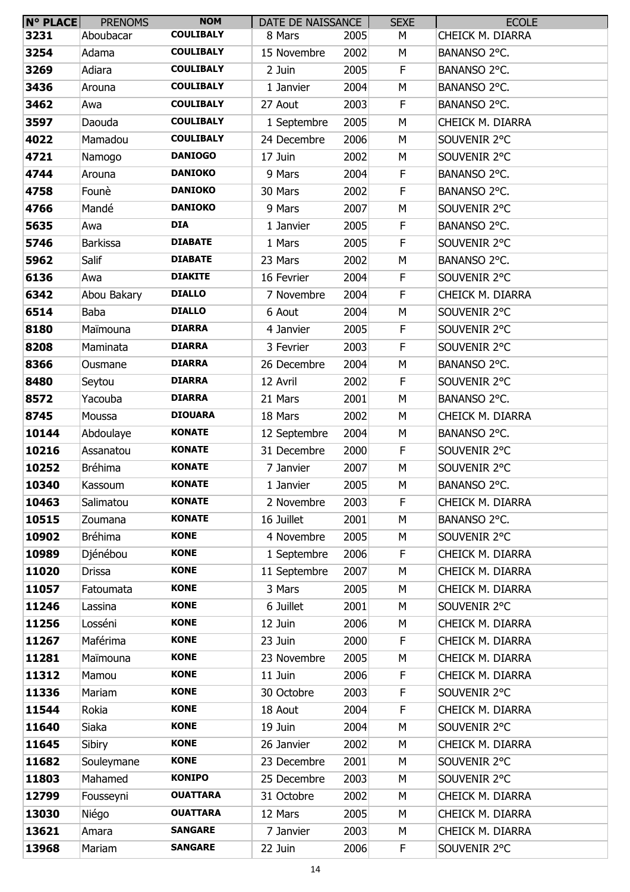| N° PLACE | PRENOMS | NOM | DATE DE NAISSANCE | SEXE | ECOLE |
|---|---|---|---|---|---|
| 3231 | Aboubacar | COULIBALY | 8 Mars 2005 | M | CHEICK M. DIARRA |
| 3254 | Adama | COULIBALY | 15 Novembre 2002 | M | BANANSO 2°C. |
| 3269 | Adiara | COULIBALY | 2 Juin 2005 | F | BANANSO 2°C. |
| 3436 | Arouna | COULIBALY | 1 Janvier 2004 | M | BANANSO 2°C. |
| 3462 | Awa | COULIBALY | 27 Aout 2003 | F | BANANSO 2°C. |
| 3597 | Daouda | COULIBALY | 1 Septembre 2005 | M | CHEICK M. DIARRA |
| 4022 | Mamadou | COULIBALY | 24 Decembre 2006 | M | SOUVENIR 2°C |
| 4721 | Namogo | DANIOGO | 17 Juin 2002 | M | SOUVENIR 2°C |
| 4744 | Arouna | DANIOKO | 9 Mars 2004 | F | BANANSO 2°C. |
| 4758 | Founè | DANIOKO | 30 Mars 2002 | F | BANANSO 2°C. |
| 4766 | Mandé | DANIOKO | 9 Mars 2007 | M | SOUVENIR 2°C |
| 5635 | Awa | DIA | 1 Janvier 2005 | F | BANANSO 2°C. |
| 5746 | Barkissa | DIABATE | 1 Mars 2005 | F | SOUVENIR 2°C |
| 5962 | Salif | DIABATE | 23 Mars 2002 | M | BANANSO 2°C. |
| 6136 | Awa | DIAKITE | 16 Fevrier 2004 | F | SOUVENIR 2°C |
| 6342 | Abou Bakary | DIALLO | 7 Novembre 2004 | F | CHEICK M. DIARRA |
| 6514 | Baba | DIALLO | 6 Aout 2004 | M | SOUVENIR 2°C |
| 8180 | Maïmouna | DIARRA | 4 Janvier 2005 | F | SOUVENIR 2°C |
| 8208 | Maminata | DIARRA | 3 Fevrier 2003 | F | SOUVENIR 2°C |
| 8366 | Ousmane | DIARRA | 26 Decembre 2004 | M | BANANSO 2°C. |
| 8480 | Seytou | DIARRA | 12 Avril 2002 | F | SOUVENIR 2°C |
| 8572 | Yacouba | DIARRA | 21 Mars 2001 | M | BANANSO 2°C. |
| 8745 | Moussa | DIOUARA | 18 Mars 2002 | M | CHEICK M. DIARRA |
| 10144 | Abdoulaye | KONATE | 12 Septembre 2004 | M | BANANSO 2°C. |
| 10216 | Assanatou | KONATE | 31 Decembre 2000 | F | SOUVENIR 2°C |
| 10252 | Bréhima | KONATE | 7 Janvier 2007 | M | SOUVENIR 2°C |
| 10340 | Kassoum | KONATE | 1 Janvier 2005 | M | BANANSO 2°C. |
| 10463 | Salimatou | KONATE | 2 Novembre 2003 | F | CHEICK M. DIARRA |
| 10515 | Zoumana | KONATE | 16 Juillet 2001 | M | BANANSO 2°C. |
| 10902 | Bréhima | KONE | 4 Novembre 2005 | M | SOUVENIR 2°C |
| 10989 | Djénébou | KONE | 1 Septembre 2006 | F | CHEICK M. DIARRA |
| 11020 | Drissa | KONE | 11 Septembre 2007 | M | CHEICK M. DIARRA |
| 11057 | Fatoumata | KONE | 3 Mars 2005 | M | CHEICK M. DIARRA |
| 11246 | Lassina | KONE | 6 Juillet 2001 | M | SOUVENIR 2°C |
| 11256 | Losséni | KONE | 12 Juin 2006 | M | CHEICK M. DIARRA |
| 11267 | Mafférima | KONE | 23 Juin 2000 | F | CHEICK M. DIARRA |
| 11281 | Maïmouna | KONE | 23 Novembre 2005 | M | CHEICK M. DIARRA |
| 11312 | Mamou | KONE | 11 Juin 2006 | F | CHEICK M. DIARRA |
| 11336 | Mariam | KONE | 30 Octobre 2003 | F | SOUVENIR 2°C |
| 11544 | Rokia | KONE | 18 Aout 2004 | F | CHEICK M. DIARRA |
| 11640 | Siaka | KONE | 19 Juin 2004 | M | SOUVENIR 2°C |
| 11645 | Sibiry | KONE | 26 Janvier 2002 | M | CHEICK M. DIARRA |
| 11682 | Souleymane | KONE | 23 Decembre 2001 | M | SOUVENIR 2°C |
| 11803 | Mahamed | KONIPO | 25 Decembre 2003 | M | SOUVENIR 2°C |
| 12799 | Fousseyni | OUATTARA | 31 Octobre 2002 | M | CHEICK M. DIARRA |
| 13030 | Niégo | OUATTARA | 12 Mars 2005 | M | CHEICK M. DIARRA |
| 13621 | Amara | SANGARE | 7 Janvier 2003 | M | CHEICK M. DIARRA |
| 13968 | Mariam | SANGARE | 22 Juin 2006 | F | SOUVENIR 2°C |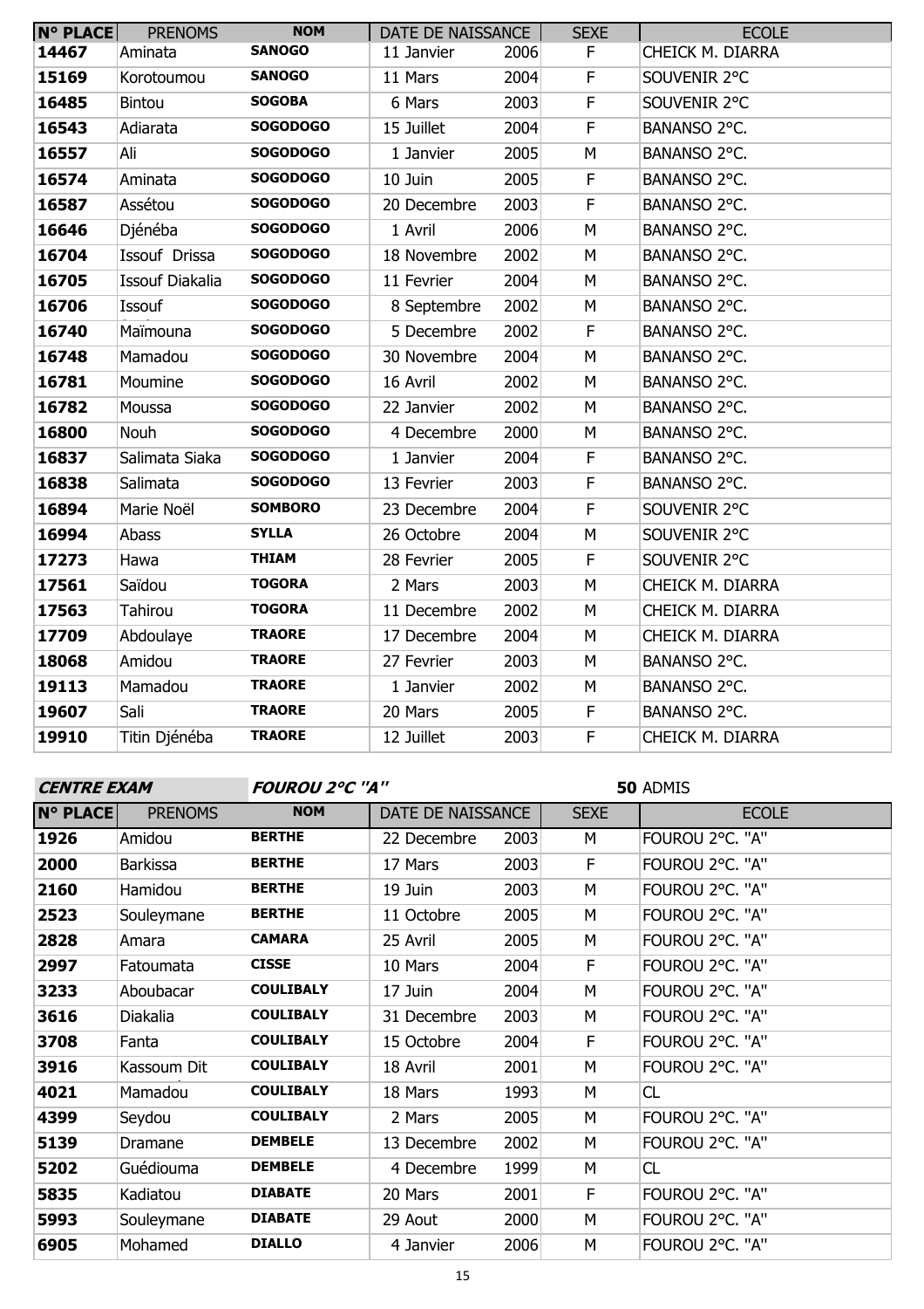| N° PLACE | PRENOMS | NOM | DATE DE NAISSANCE | | SEXE | ECOLE |
|---|---|---|---|---|---|---|
| 14467 | Aminata | SANOGO | 11 Janvier | 2006 | F | CHEICK M. DIARRA |
| 15169 | Korotoumou | SANOGO | 11 Mars | 2004 | F | SOUVENIR 2°C |
| 16485 | Bintou | SOGOBA | 6 Mars | 2003 | F | SOUVENIR 2°C |
| 16543 | Adiarata | SOGODOGO | 15 Juillet | 2004 | F | BANANSO 2°C. |
| 16557 | Ali | SOGODOGO | 1 Janvier | 2005 | M | BANANSO 2°C. |
| 16574 | Aminata | SOGODOGO | 10 Juin | 2005 | F | BANANSO 2°C. |
| 16587 | Assétou | SOGODOGO | 20 Decembre | 2003 | F | BANANSO 2°C. |
| 16646 | Djénéba | SOGODOGO | 1 Avril | 2006 | M | BANANSO 2°C. |
| 16704 | Issouf Drissa | SOGODOGO | 18 Novembre | 2002 | M | BANANSO 2°C. |
| 16705 | Issouf Diakalia | SOGODOGO | 11 Fevrier | 2004 | M | BANANSO 2°C. |
| 16706 | Issouf | SOGODOGO | 8 Septembre | 2002 | M | BANANSO 2°C. |
| 16740 | Maïmouna | SOGODOGO | 5 Decembre | 2002 | F | BANANSO 2°C. |
| 16748 | Mamadou | SOGODOGO | 30 Novembre | 2004 | M | BANANSO 2°C. |
| 16781 | Moumine | SOGODOGO | 16 Avril | 2002 | M | BANANSO 2°C. |
| 16782 | Moussa | SOGODOGO | 22 Janvier | 2002 | M | BANANSO 2°C. |
| 16800 | Nouh | SOGODOGO | 4 Decembre | 2000 | M | BANANSO 2°C. |
| 16837 | Salimata Siaka | SOGODOGO | 1 Janvier | 2004 | F | BANANSO 2°C. |
| 16838 | Salimata | SOGODOGO | 13 Fevrier | 2003 | F | BANANSO 2°C. |
| 16894 | Marie Noël | SOMBORO | 23 Decembre | 2004 | F | SOUVENIR 2°C |
| 16994 | Abass | SYLLA | 26 Octobre | 2004 | M | SOUVENIR 2°C |
| 17273 | Hawa | THIAM | 28 Fevrier | 2005 | F | SOUVENIR 2°C |
| 17561 | Saïdou | TOGORA | 2 Mars | 2003 | M | CHEICK M. DIARRA |
| 17563 | Tahirou | TOGORA | 11 Decembre | 2002 | M | CHEICK M. DIARRA |
| 17709 | Abdoulaye | TRAORE | 17 Decembre | 2004 | M | CHEICK M. DIARRA |
| 18068 | Amidou | TRAORE | 27 Fevrier | 2003 | M | BANANSO 2°C. |
| 19113 | Mamadou | TRAORE | 1 Janvier | 2002 | M | BANANSO 2°C. |
| 19607 | Sali | TRAORE | 20 Mars | 2005 | F | BANANSO 2°C. |
| 19910 | Titin Djénéba | TRAORE | 12 Juillet | 2003 | F | CHEICK M. DIARRA |

**CENTRE EXAM** ***FOUROU 2°C "A"*** **50** ADMIS

| N° PLACE | PRENOMS | NOM | DATE DE NAISSANCE | | SEXE | ECOLE |
|---|---|---|---|---|---|---|
| 1926 | Amidou | BERTHE | 22 Decembre | 2003 | M | FOUROU 2°C. "A" |
| 2000 | Barkissa | BERTHE | 17 Mars | 2003 | F | FOUROU 2°C. "A" |
| 2160 | Hamidou | BERTHE | 19 Juin | 2003 | M | FOUROU 2°C. "A" |
| 2523 | Souleymane | BERTHE | 11 Octobre | 2005 | M | FOUROU 2°C. "A" |
| 2828 | Amara | CAMARA | 25 Avril | 2005 | M | FOUROU 2°C. "A" |
| 2997 | Fatoumata | CISSE | 10 Mars | 2004 | F | FOUROU 2°C. "A" |
| 3233 | Aboubacar | COULIBALY | 17 Juin | 2004 | M | FOUROU 2°C. "A" |
| 3616 | Diakalia | COULIBALY | 31 Decembre | 2003 | M | FOUROU 2°C. "A" |
| 3708 | Fanta | COULIBALY | 15 Octobre | 2004 | F | FOUROU 2°C. "A" |
| 3916 | Kassoum Dit | COULIBALY | 18 Avril | 2001 | M | FOUROU 2°C. "A" |
| 4021 | Mamadou | COULIBALY | 18 Mars | 1993 | M | CL |
| 4399 | Seydou | COULIBALY | 2 Mars | 2005 | M | FOUROU 2°C. "A" |
| 5139 | Dramane | DEMBELE | 13 Decembre | 2002 | M | FOUROU 2°C. "A" |
| 5202 | Guédiouma | DEMBELE | 4 Decembre | 1999 | M | CL |
| 5835 | Kadiatou | DIABATE | 20 Mars | 2001 | F | FOUROU 2°C. "A" |
| 5993 | Souleymane | DIABATE | 29 Aout | 2000 | M | FOUROU 2°C. "A" |
| 6905 | Mohamed | DIALLO | 4 Janvier | 2006 | M | FOUROU 2°C. "A" |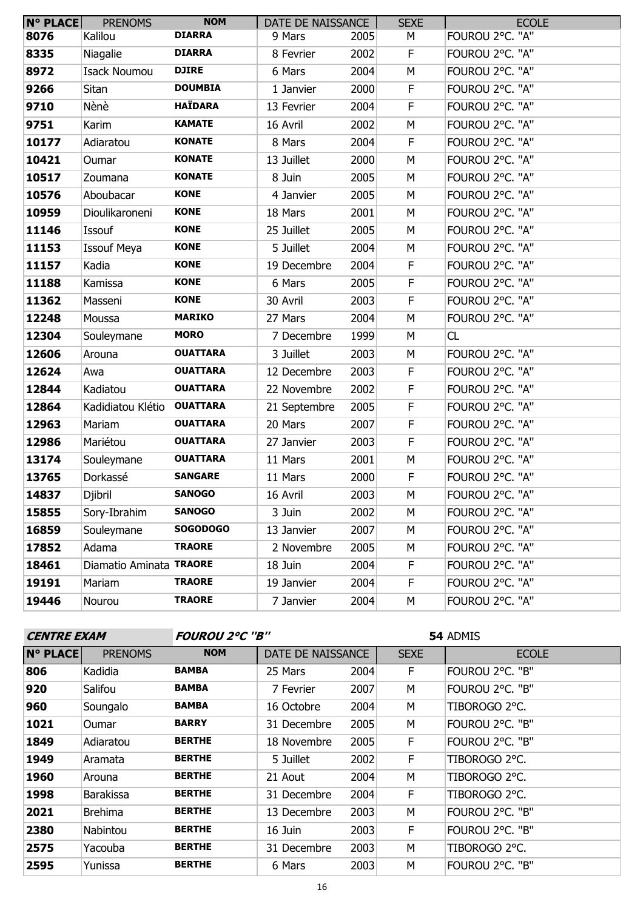| N° PLACE | PRENOMS | NOM | DATE DE NAISSANCE | | SEXE | ECOLE |
|---|---|---|---|---|---|---|
| 8076 | Kalilou | DIARRA | 9 Mars | 2005 | M | FOUROU 2°C. "A" |
| 8335 | Niagalie | DIARRA | 8 Fevrier | 2002 | F | FOUROU 2°C. "A" |
| 8972 | Isack Noumou | DJIRE | 6 Mars | 2004 | M | FOUROU 2°C. "A" |
| 9266 | Sitan | DOUMBIA | 1 Janvier | 2000 | F | FOUROU 2°C. "A" |
| 9710 | Nènè | HAÏDARA | 13 Fevrier | 2004 | F | FOUROU 2°C. "A" |
| 9751 | Karim | KAMATE | 16 Avril | 2002 | M | FOUROU 2°C. "A" |
| 10177 | Adiaratou | KONATE | 8 Mars | 2004 | F | FOUROU 2°C. "A" |
| 10421 | Oumar | KONATE | 13 Juillet | 2000 | M | FOUROU 2°C. "A" |
| 10517 | Zoumana | KONATE | 8 Juin | 2005 | M | FOUROU 2°C. "A" |
| 10576 | Aboubacar | KONE | 4 Janvier | 2005 | M | FOUROU 2°C. "A" |
| 10959 | Dioulikaroneni | KONE | 18 Mars | 2001 | M | FOUROU 2°C. "A" |
| 11146 | Issouf | KONE | 25 Juillet | 2005 | M | FOUROU 2°C. "A" |
| 11153 | Issouf Meya | KONE | 5 Juillet | 2004 | M | FOUROU 2°C. "A" |
| 11157 | Kadia | KONE | 19 Decembre | 2004 | F | FOUROU 2°C. "A" |
| 11188 | Kamissa | KONE | 6 Mars | 2005 | F | FOUROU 2°C. "A" |
| 11362 | Masseni | KONE | 30 Avril | 2003 | F | FOUROU 2°C. "A" |
| 12248 | Moussa | MARIKO | 27 Mars | 2004 | M | FOUROU 2°C. "A" |
| 12304 | Souleymane | MORO | 7 Decembre | 1999 | M | CL |
| 12606 | Arouna | OUATTARA | 3 Juillet | 2003 | M | FOUROU 2°C. "A" |
| 12624 | Awa | OUATTARA | 12 Decembre | 2003 | F | FOUROU 2°C. "A" |
| 12844 | Kadiatou | OUATTARA | 22 Novembre | 2002 | F | FOUROU 2°C. "A" |
| 12864 | Kadidiatou Klétio | OUATTARA | 21 Septembre | 2005 | F | FOUROU 2°C. "A" |
| 12963 | Mariam | OUATTARA | 20 Mars | 2007 | F | FOUROU 2°C. "A" |
| 12986 | Mariétou | OUATTARA | 27 Janvier | 2003 | F | FOUROU 2°C. "A" |
| 13174 | Souleymane | OUATTARA | 11 Mars | 2001 | M | FOUROU 2°C. "A" |
| 13765 | Dorkassé | SANGARE | 11 Mars | 2000 | F | FOUROU 2°C. "A" |
| 14837 | Djibril | SANOGO | 16 Avril | 2003 | M | FOUROU 2°C. "A" |
| 15855 | Sory-Ibrahim | SANOGO | 3 Juin | 2002 | M | FOUROU 2°C. "A" |
| 16859 | Souleymane | SOGODOGO | 13 Janvier | 2007 | M | FOUROU 2°C. "A" |
| 17852 | Adama | TRAORE | 2 Novembre | 2005 | M | FOUROU 2°C. "A" |
| 18461 | Diamatio Aminata | TRAORE | 18 Juin | 2004 | F | FOUROU 2°C. "A" |
| 19191 | Mariam | TRAORE | 19 Janvier | 2004 | F | FOUROU 2°C. "A" |
| 19446 | Nourou | TRAORE | 7 Janvier | 2004 | M | FOUROU 2°C. "A" |

***CENTRE EXAM*** ***FOUROU 2°C "B"*** **54** ADMIS

| N° PLACE | PRENOMS | NOM | DATE DE NAISSANCE | | SEXE | ECOLE |
|---|---|---|---|---|---|---|
| 806 | Kadidia | BAMBA | 25 Mars | 2004 | F | FOUROU 2°C. "B" |
| 920 | Salifou | BAMBA | 7 Fevrier | 2007 | M | FOUROU 2°C. "B" |
| 960 | Soungalo | BAMBA | 16 Octobre | 2004 | M | TIBOROGO 2°C. |
| 1021 | Oumar | BARRY | 31 Decembre | 2005 | M | FOUROU 2°C. "B" |
| 1849 | Adiaratou | BERTHE | 18 Novembre | 2005 | F | FOUROU 2°C. "B" |
| 1949 | Aramata | BERTHE | 5 Juillet | 2002 | F | TIBOROGO 2°C. |
| 1960 | Arouna | BERTHE | 21 Aout | 2004 | M | TIBOROGO 2°C. |
| 1998 | Barakissa | BERTHE | 31 Decembre | 2004 | F | TIBOROGO 2°C. |
| 2021 | Brehima | BERTHE | 13 Decembre | 2003 | M | FOUROU 2°C. "B" |
| 2380 | Nabintou | BERTHE | 16 Juin | 2003 | F | FOUROU 2°C. "B" |
| 2575 | Yacouba | BERTHE | 31 Decembre | 2003 | M | TIBOROGO 2°C. |
| 2595 | Yunissa | BERTHE | 6 Mars | 2003 | M | FOUROU 2°C. "B" |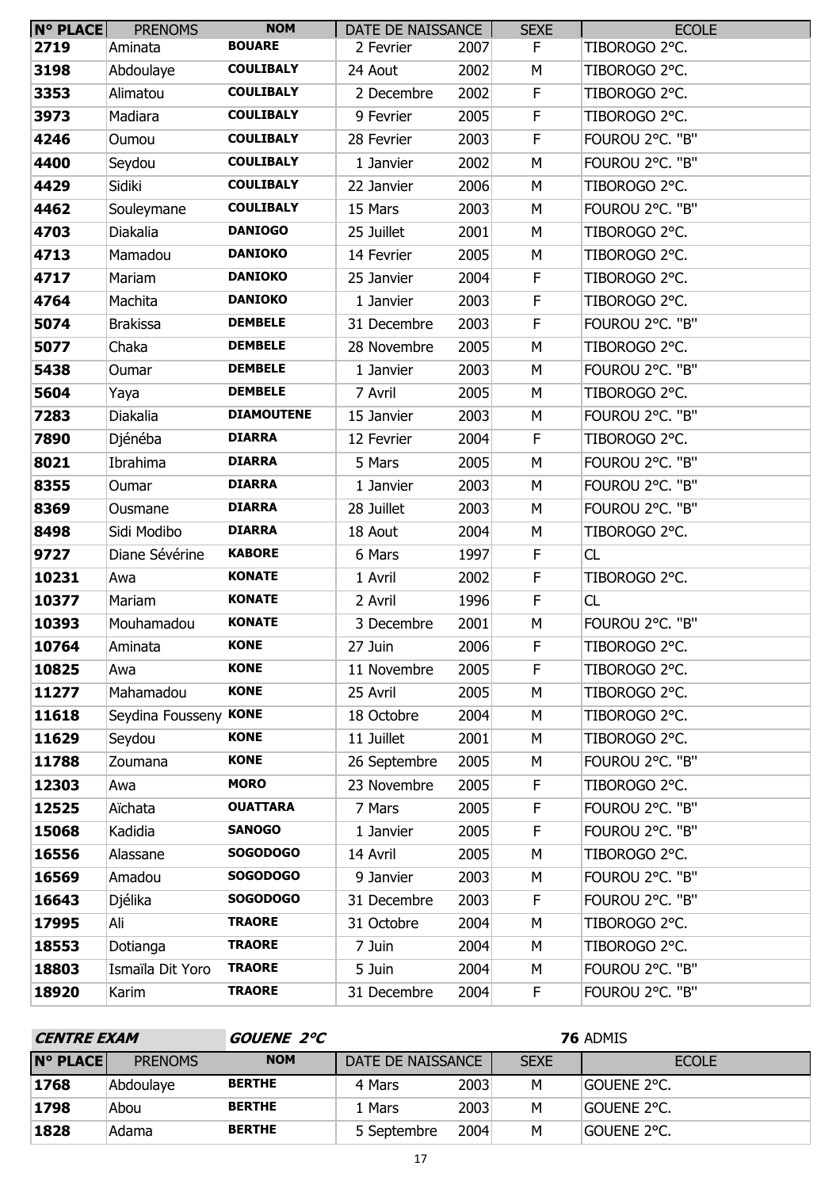| N° PLACE | PRENOMS | NOM | DATE DE NAISSANCE | | SEXE | ECOLE |
|---|---|---|---|---|---|---|
| **2719** | Aminata | **BOUARE** | 2 Fevrier | 2007 | F | TIBOROGO 2°C. |
| **3198** | Abdoulaye | **COULIBALY** | 24 Aout | 2002 | M | TIBOROGO 2°C. |
| **3353** | Alimatou | **COULIBALY** | 2 Decembre | 2002 | F | TIBOROGO 2°C. |
| **3973** | Madiara | **COULIBALY** | 9 Fevrier | 2005 | F | TIBOROGO 2°C. |
| **4246** | Oumou | **COULIBALY** | 28 Fevrier | 2003 | F | FOUROU 2°C. "B" |
| **4400** | Seydou | **COULIBALY** | 1 Janvier | 2002 | M | FOUROU 2°C. "B" |
| **4429** | Sidiki | **COULIBALY** | 22 Janvier | 2006 | M | TIBOROGO 2°C. |
| **4462** | Souleymane | **COULIBALY** | 15 Mars | 2003 | M | FOUROU 2°C. "B" |
| **4703** | Diakalia | **DANIOGO** | 25 Juillet | 2001 | M | TIBOROGO 2°C. |
| **4713** | Mamadou | **DANIOKO** | 14 Fevrier | 2005 | M | TIBOROGO 2°C. |
| **4717** | Mariam | **DANIOKO** | 25 Janvier | 2004 | F | TIBOROGO 2°C. |
| **4764** | Machita | **DANIOKO** | 1 Janvier | 2003 | F | TIBOROGO 2°C. |
| **5074** | Brakissa | **DEMBELE** | 31 Decembre | 2003 | F | FOUROU 2°C. "B" |
| **5077** | Chaka | **DEMBELE** | 28 Novembre | 2005 | M | TIBOROGO 2°C. |
| **5438** | Oumar | **DEMBELE** | 1 Janvier | 2003 | M | FOUROU 2°C. "B" |
| **5604** | Yaya | **DEMBELE** | 7 Avril | 2005 | M | TIBOROGO 2°C. |
| **7283** | Diakalia | **DIAMOUTENE** | 15 Janvier | 2003 | M | FOUROU 2°C. "B" |
| **7890** | Djénéba | **DIARRA** | 12 Fevrier | 2004 | F | TIBOROGO 2°C. |
| **8021** | Ibrahima | **DIARRA** | 5 Mars | 2005 | M | FOUROU 2°C. "B" |
| **8355** | Oumar | **DIARRA** | 1 Janvier | 2003 | M | FOUROU 2°C. "B" |
| **8369** | Ousmane | **DIARRA** | 28 Juillet | 2003 | M | FOUROU 2°C. "B" |
| **8498** | Sidi Modibo | **DIARRA** | 18 Aout | 2004 | M | TIBOROGO 2°C. |
| **9727** | Diane Sévérine | **KABORE** | 6 Mars | 1997 | F | CL |
| **10231** | Awa | **KONATE** | 1 Avril | 2002 | F | TIBOROGO 2°C. |
| **10377** | Mariam | **KONATE** | 2 Avril | 1996 | F | CL |
| **10393** | Mouhamadou | **KONATE** | 3 Decembre | 2001 | M | FOUROU 2°C. "B" |
| **10764** | Aminata | **KONE** | 27 Juin | 2006 | F | TIBOROGO 2°C. |
| **10825** | Awa | **KONE** | 11 Novembre | 2005 | F | TIBOROGO 2°C. |
| **11277** | Mahamadou | **KONE** | 25 Avril | 2005 | M | TIBOROGO 2°C. |
| **11618** | Seydina Fousseny | **KONE** | 18 Octobre | 2004 | M | TIBOROGO 2°C. |
| **11629** | Seydou | **KONE** | 11 Juillet | 2001 | M | TIBOROGO 2°C. |
| **11788** | Zoumana | **KONE** | 26 Septembre | 2005 | M | FOUROU 2°C. "B" |
| **12303** | Awa | **MORO** | 23 Novembre | 2005 | F | TIBOROGO 2°C. |
| **12525** | Aïchata | **OUATTARA** | 7 Mars | 2005 | F | FOUROU 2°C. "B" |
| **15068** | Kadidia | **SANOGO** | 1 Janvier | 2005 | F | FOUROU 2°C. "B" |
| **16556** | Alassane | **SOGODOGO** | 14 Avril | 2005 | M | TIBOROGO 2°C. |
| **16569** | Amadou | **SOGODOGO** | 9 Janvier | 2003 | M | FOUROU 2°C. "B" |
| **16643** | Djélika | **SOGODOGO** | 31 Decembre | 2003 | F | FOUROU 2°C. "B" |
| **17995** | Ali | **TRAORE** | 31 Octobre | 2004 | M | TIBOROGO 2°C. |
| **18553** | Dotianga | **TRAORE** | 7 Juin | 2004 | M | TIBOROGO 2°C. |
| **18803** | Ismaïla Dit Yoro | **TRAORE** | 5 Juin | 2004 | M | FOUROU 2°C. "B" |
| **18920** | Karim | **TRAORE** | 31 Decembre | 2004 | F | FOUROU 2°C. "B" |

***CENTRE EXAM*** ***GOUENE 2°C*** **76** ADMIS

| N° PLACE | PRENOMS | NOM | DATE DE NAISSANCE | | SEXE | ECOLE |
|---|---|---|---|---|---|---|
| **1768** | Abdoulaye | **BERTHE** | 4 Mars | 2003 | M | GOUENE 2°C. |
| **1798** | Abou | **BERTHE** | 1 Mars | 2003 | M | GOUENE 2°C. |
| **1828** | Adama | **BERTHE** | 5 Septembre | 2004 | M | GOUENE 2°C. |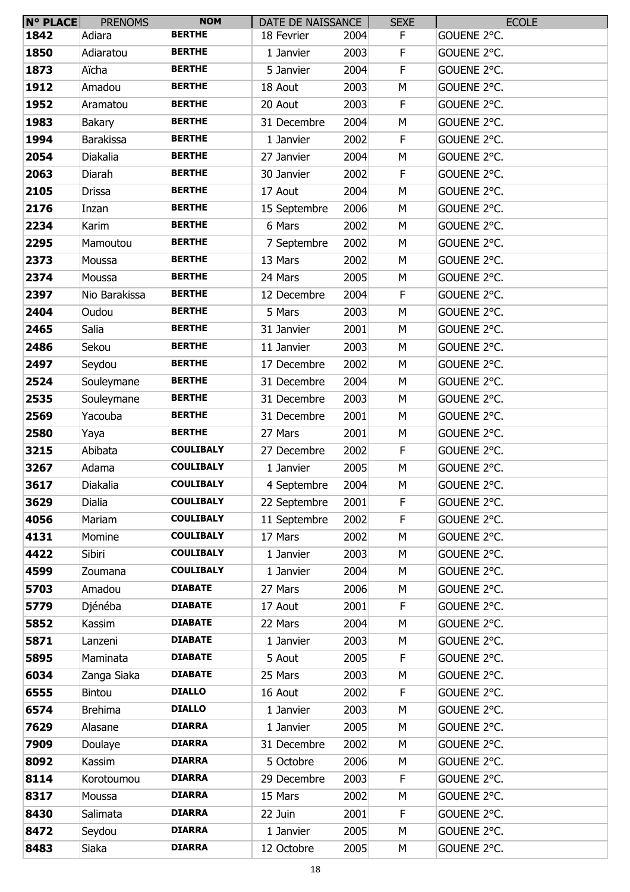| N° PLACE | PRENOMS | NOM | DATE DE NAISSANCE | | SEXE | ECOLE |
|---|---|---|---|---|---|---|
| 1842 | Adiara | BERTHE | 18 Fevrier | 2004 | F | GOUENE 2°C. |
| 1850 | Adiaratou | BERTHE | 1 Janvier | 2003 | F | GOUENE 2°C. |
| 1873 | Aïcha | BERTHE | 5 Janvier | 2004 | F | GOUENE 2°C. |
| 1912 | Amadou | BERTHE | 18 Aout | 2003 | M | GOUENE 2°C. |
| 1952 | Aramatou | BERTHE | 20 Aout | 2003 | F | GOUENE 2°C. |
| 1983 | Bakary | BERTHE | 31 Decembre | 2004 | M | GOUENE 2°C. |
| 1994 | Barakissa | BERTHE | 1 Janvier | 2002 | F | GOUENE 2°C. |
| 2054 | Diakalia | BERTHE | 27 Janvier | 2004 | M | GOUENE 2°C. |
| 2063 | Diarah | BERTHE | 30 Janvier | 2002 | F | GOUENE 2°C. |
| 2105 | Drissa | BERTHE | 17 Aout | 2004 | M | GOUENE 2°C. |
| 2176 | Inzan | BERTHE | 15 Septembre | 2006 | M | GOUENE 2°C. |
| 2234 | Karim | BERTHE | 6 Mars | 2002 | M | GOUENE 2°C. |
| 2295 | Mamoutou | BERTHE | 7 Septembre | 2002 | M | GOUENE 2°C. |
| 2373 | Moussa | BERTHE | 13 Mars | 2002 | M | GOUENE 2°C. |
| 2374 | Moussa | BERTHE | 24 Mars | 2005 | M | GOUENE 2°C. |
| 2397 | Nio Barakissa | BERTHE | 12 Decembre | 2004 | F | GOUENE 2°C. |
| 2404 | Oudou | BERTHE | 5 Mars | 2003 | M | GOUENE 2°C. |
| 2465 | Salia | BERTHE | 31 Janvier | 2001 | M | GOUENE 2°C. |
| 2486 | Sekou | BERTHE | 11 Janvier | 2003 | M | GOUENE 2°C. |
| 2497 | Seydou | BERTHE | 17 Decembre | 2002 | M | GOUENE 2°C. |
| 2524 | Souleymane | BERTHE | 31 Decembre | 2004 | M | GOUENE 2°C. |
| 2535 | Souleymane | BERTHE | 31 Decembre | 2003 | M | GOUENE 2°C. |
| 2569 | Yacouba | BERTHE | 31 Decembre | 2001 | M | GOUENE 2°C. |
| 2580 | Yaya | BERTHE | 27 Mars | 2001 | M | GOUENE 2°C. |
| 3215 | Abibata | COULIBALY | 27 Decembre | 2002 | F | GOUENE 2°C. |
| 3267 | Adama | COULIBALY | 1 Janvier | 2005 | M | GOUENE 2°C. |
| 3617 | Diakalia | COULIBALY | 4 Septembre | 2004 | M | GOUENE 2°C. |
| 3629 | Dialia | COULIBALY | 22 Septembre | 2001 | F | GOUENE 2°C. |
| 4056 | Mariam | COULIBALY | 11 Septembre | 2002 | F | GOUENE 2°C. |
| 4131 | Momine | COULIBALY | 17 Mars | 2002 | M | GOUENE 2°C. |
| 4422 | Sibiri | COULIBALY | 1 Janvier | 2003 | M | GOUENE 2°C. |
| 4599 | Zoumana | COULIBALY | 1 Janvier | 2004 | M | GOUENE 2°C. |
| 5703 | Amadou | DIABATE | 27 Mars | 2006 | M | GOUENE 2°C. |
| 5779 | Djénéba | DIABATE | 17 Aout | 2001 | F | GOUENE 2°C. |
| 5852 | Kassim | DIABATE | 22 Mars | 2004 | M | GOUENE 2°C. |
| 5871 | Lanzeni | DIABATE | 1 Janvier | 2003 | M | GOUENE 2°C. |
| 5895 | Maminata | DIABATE | 5 Aout | 2005 | F | GOUENE 2°C. |
| 6034 | Zanga Siaka | DIABATE | 25 Mars | 2003 | M | GOUENE 2°C. |
| 6555 | Bintou | DIALLO | 16 Aout | 2002 | F | GOUENE 2°C. |
| 6574 | Brehima | DIALLO | 1 Janvier | 2003 | M | GOUENE 2°C. |
| 7629 | Alasane | DIARRA | 1 Janvier | 2005 | M | GOUENE 2°C. |
| 7909 | Doulaye | DIARRA | 31 Decembre | 2002 | M | GOUENE 2°C. |
| 8092 | Kassim | DIARRA | 5 Octobre | 2006 | M | GOUENE 2°C. |
| 8114 | Korotoumou | DIARRA | 29 Decembre | 2003 | F | GOUENE 2°C. |
| 8317 | Moussa | DIARRA | 15 Mars | 2002 | M | GOUENE 2°C. |
| 8430 | Salimata | DIARRA | 22 Juin | 2001 | F | GOUENE 2°C. |
| 8472 | Seydou | DIARRA | 1 Janvier | 2005 | M | GOUENE 2°C. |
| 8483 | Siaka | DIARRA | 12 Octobre | 2005 | M | GOUENE 2°C. |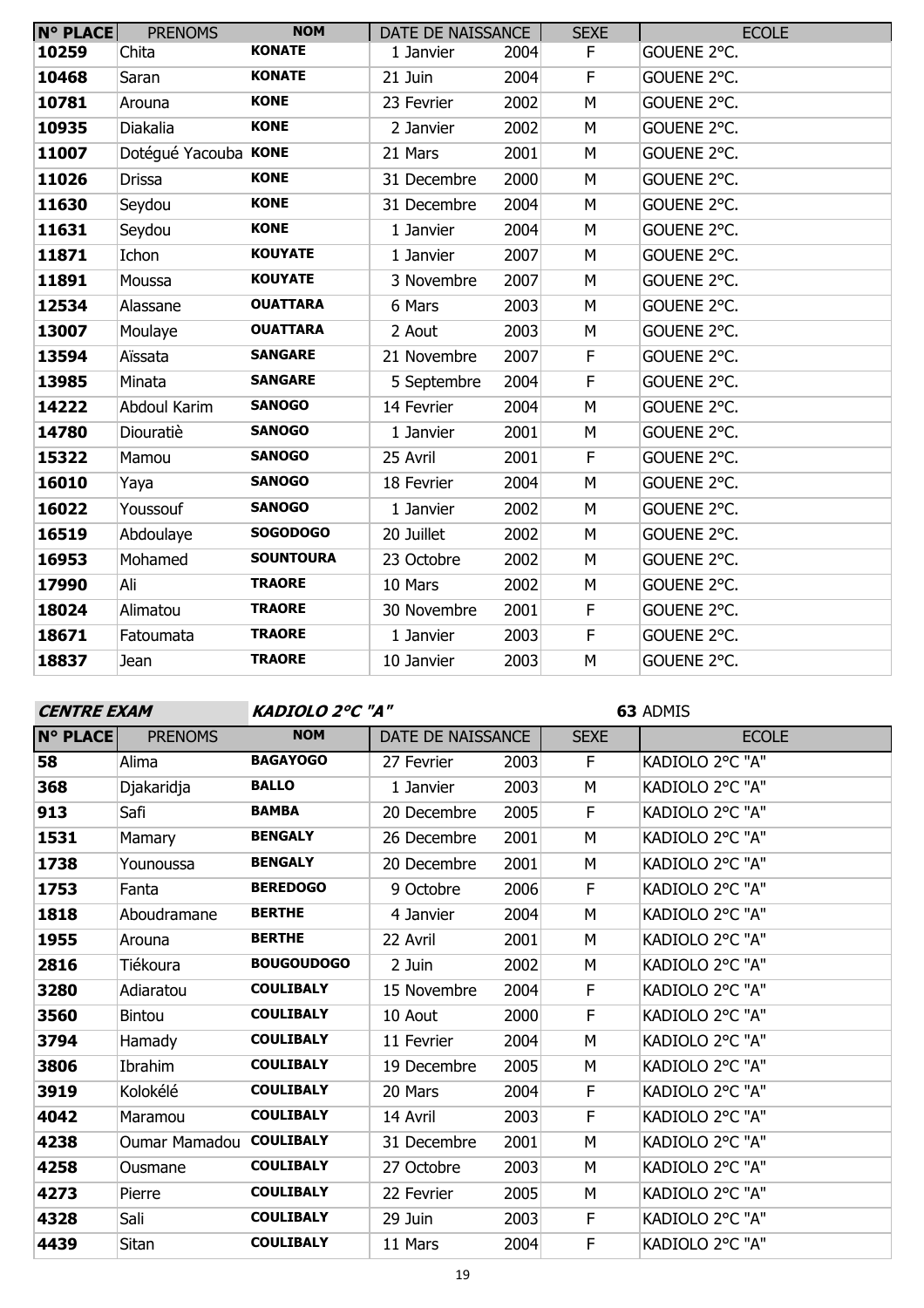| N° PLACE | PRENOMS | NOM | DATE DE NAISSANCE | | SEXE | ECOLE |
|---|---|---|---|---|---|---|
| 10259 | Chita | KONATE | 1 Janvier | 2004 | F | GOUENE 2°C. |
| 10468 | Saran | KONATE | 21 Juin | 2004 | F | GOUENE 2°C. |
| 10781 | Arouna | KONE | 23 Fevrier | 2002 | M | GOUENE 2°C. |
| 10935 | Diakalia | KONE | 2 Janvier | 2002 | M | GOUENE 2°C. |
| 11007 | Dotégué Yacouba | KONE | 21 Mars | 2001 | M | GOUENE 2°C. |
| 11026 | Drissa | KONE | 31 Decembre | 2000 | M | GOUENE 2°C. |
| 11630 | Seydou | KONE | 31 Decembre | 2004 | M | GOUENE 2°C. |
| 11631 | Seydou | KONE | 1 Janvier | 2004 | M | GOUENE 2°C. |
| 11871 | Ichon | KOUYATE | 1 Janvier | 2007 | M | GOUENE 2°C. |
| 11891 | Moussa | KOUYATE | 3 Novembre | 2007 | M | GOUENE 2°C. |
| 12534 | Alassane | OUATTARA | 6 Mars | 2003 | M | GOUENE 2°C. |
| 13007 | Moulaye | OUATTARA | 2 Aout | 2003 | M | GOUENE 2°C. |
| 13594 | Aïssata | SANGARE | 21 Novembre | 2007 | F | GOUENE 2°C. |
| 13985 | Minata | SANGARE | 5 Septembre | 2004 | F | GOUENE 2°C. |
| 14222 | Abdoul Karim | SANOGO | 14 Fevrier | 2004 | M | GOUENE 2°C. |
| 14780 | Diouratiè | SANOGO | 1 Janvier | 2001 | M | GOUENE 2°C. |
| 15322 | Mamou | SANOGO | 25 Avril | 2001 | F | GOUENE 2°C. |
| 16010 | Yaya | SANOGO | 18 Fevrier | 2004 | M | GOUENE 2°C. |
| 16022 | Youssouf | SANOGO | 1 Janvier | 2002 | M | GOUENE 2°C. |
| 16519 | Abdoulaye | SOGODOGO | 20 Juillet | 2002 | M | GOUENE 2°C. |
| 16953 | Mohamed | SOUNTOURA | 23 Octobre | 2002 | M | GOUENE 2°C. |
| 17990 | Ali | TRAORE | 10 Mars | 2002 | M | GOUENE 2°C. |
| 18024 | Alimatou | TRAORE | 30 Novembre | 2001 | F | GOUENE 2°C. |
| 18671 | Fatoumata | TRAORE | 1 Janvier | 2003 | F | GOUENE 2°C. |
| 18837 | Jean | TRAORE | 10 Janvier | 2003 | M | GOUENE 2°C. |

***CENTRE EXAM*** ***KADIOLO 2°C "A"*** **63** ADMIS

| N° PLACE | PRENOMS | NOM | DATE DE NAISSANCE | | SEXE | ECOLE |
|---|---|---|---|---|---|---|
| 58 | Alima | BAGAYOGO | 27 Fevrier | 2003 | F | KADIOLO 2°C "A" |
| 368 | Djakaridja | BALLO | 1 Janvier | 2003 | M | KADIOLO 2°C "A" |
| 913 | Safi | BAMBA | 20 Decembre | 2005 | F | KADIOLO 2°C "A" |
| 1531 | Mamary | BENGALY | 26 Decembre | 2001 | M | KADIOLO 2°C "A" |
| 1738 | Younoussa | BENGALY | 20 Decembre | 2001 | M | KADIOLO 2°C "A" |
| 1753 | Fanta | BEREDOGO | 9 Octobre | 2006 | F | KADIOLO 2°C "A" |
| 1818 | Aboudramane | BERTHE | 4 Janvier | 2004 | M | KADIOLO 2°C "A" |
| 1955 | Arouna | BERTHE | 22 Avril | 2001 | M | KADIOLO 2°C "A" |
| 2816 | Tiékoura | BOUGOUDOGO | 2 Juin | 2002 | M | KADIOLO 2°C "A" |
| 3280 | Adiaratou | COULIBALY | 15 Novembre | 2004 | F | KADIOLO 2°C "A" |
| 3560 | Bintou | COULIBALY | 10 Aout | 2000 | F | KADIOLO 2°C "A" |
| 3794 | Hamady | COULIBALY | 11 Fevrier | 2004 | M | KADIOLO 2°C "A" |
| 3806 | Ibrahim | COULIBALY | 19 Decembre | 2005 | M | KADIOLO 2°C "A" |
| 3919 | Kolokélé | COULIBALY | 20 Mars | 2004 | F | KADIOLO 2°C "A" |
| 4042 | Maramou | COULIBALY | 14 Avril | 2003 | F | KADIOLO 2°C "A" |
| 4238 | Oumar Mamadou | COULIBALY | 31 Decembre | 2001 | M | KADIOLO 2°C "A" |
| 4258 | Ousmane | COULIBALY | 27 Octobre | 2003 | M | KADIOLO 2°C "A" |
| 4273 | Pierre | COULIBALY | 22 Fevrier | 2005 | M | KADIOLO 2°C "A" |
| 4328 | Sali | COULIBALY | 29 Juin | 2003 | F | KADIOLO 2°C "A" |
| 4439 | Sitan | COULIBALY | 11 Mars | 2004 | F | KADIOLO 2°C "A" |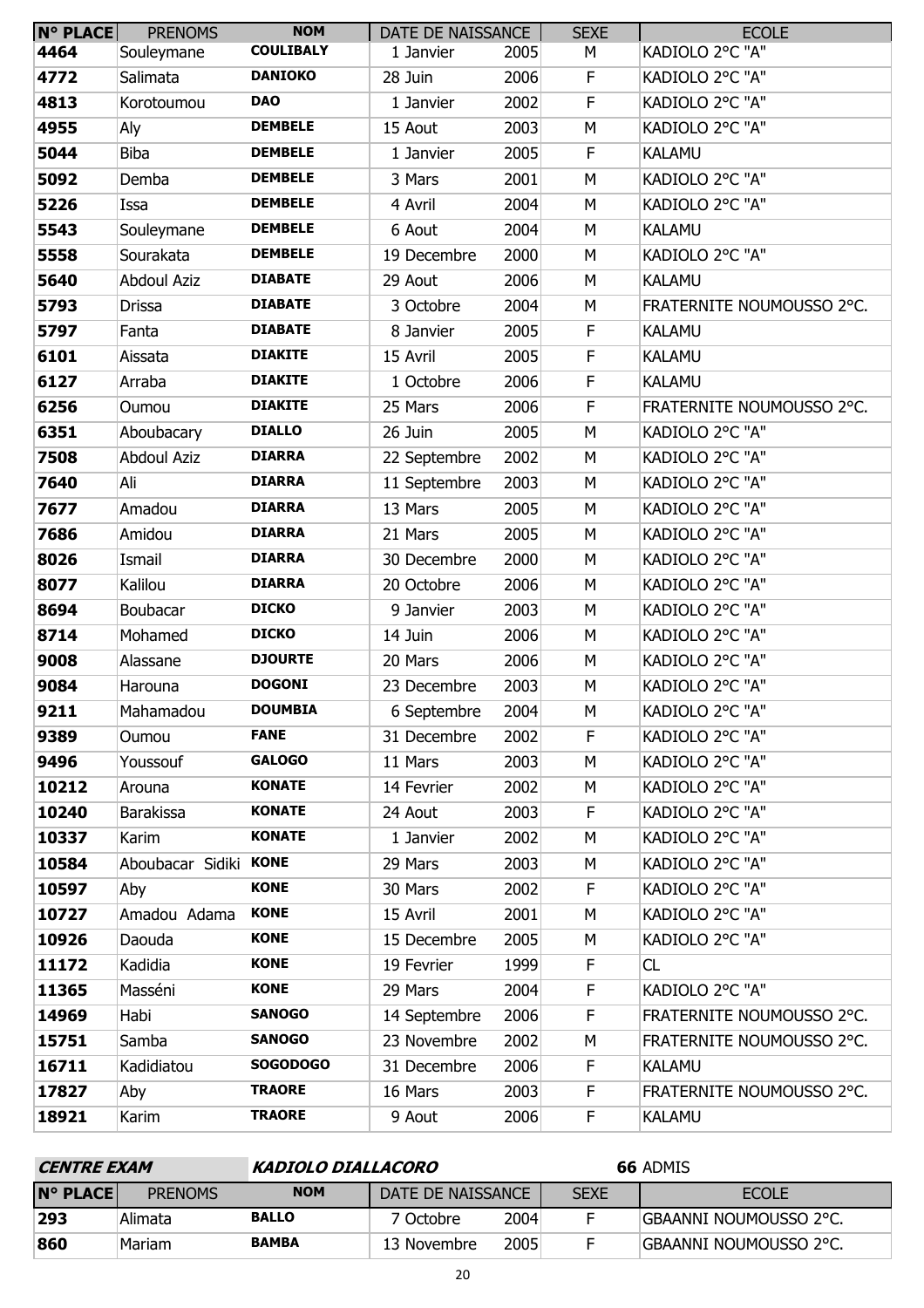| N° PLACE | PRENOMS | NOM | DATE DE NAISSANCE | | SEXE | ECOLE |
|---|---|---|---|---|---|---|
| 4464 | Souleymane | COULIBALY | 1 Janvier | 2005 | M | KADIOLO 2°C "A" |
| 4772 | Salimata | DANIOKO | 28 Juin | 2006 | F | KADIOLO 2°C "A" |
| 4813 | Korotoumou | DAO | 1 Janvier | 2002 | F | KADIOLO 2°C "A" |
| 4955 | Aly | DEMBELE | 15 Aout | 2003 | M | KADIOLO 2°C "A" |
| 5044 | Biba | DEMBELE | 1 Janvier | 2005 | F | KALAMU |
| 5092 | Demba | DEMBELE | 3 Mars | 2001 | M | KADIOLO 2°C "A" |
| 5226 | Issa | DEMBELE | 4 Avril | 2004 | M | KADIOLO 2°C "A" |
| 5543 | Souleymane | DEMBELE | 6 Aout | 2004 | M | KALAMU |
| 5558 | Sourakata | DEMBELE | 19 Decembre | 2000 | M | KADIOLO 2°C "A" |
| 5640 | Abdoul Aziz | DIABATE | 29 Aout | 2006 | M | KALAMU |
| 5793 | Drissa | DIABATE | 3 Octobre | 2004 | M | FRATERNITE NOUMOUSSO 2°C. |
| 5797 | Fanta | DIABATE | 8 Janvier | 2005 | F | KALAMU |
| 6101 | Aissata | DIAKITE | 15 Avril | 2005 | F | KALAMU |
| 6127 | Arraba | DIAKITE | 1 Octobre | 2006 | F | KALAMU |
| 6256 | Oumou | DIAKITE | 25 Mars | 2006 | F | FRATERNITE NOUMOUSSO 2°C. |
| 6351 | Aboubacary | DIALLO | 26 Juin | 2005 | M | KADIOLO 2°C "A" |
| 7508 | Abdoul Aziz | DIARRA | 22 Septembre | 2002 | M | KADIOLO 2°C "A" |
| 7640 | Ali | DIARRA | 11 Septembre | 2003 | M | KADIOLO 2°C "A" |
| 7677 | Amadou | DIARRA | 13 Mars | 2005 | M | KADIOLO 2°C "A" |
| 7686 | Amidou | DIARRA | 21 Mars | 2005 | M | KADIOLO 2°C "A" |
| 8026 | Ismail | DIARRA | 30 Decembre | 2000 | M | KADIOLO 2°C "A" |
| 8077 | Kalilou | DIARRA | 20 Octobre | 2006 | M | KADIOLO 2°C "A" |
| 8694 | Boubacar | DICKO | 9 Janvier | 2003 | M | KADIOLO 2°C "A" |
| 8714 | Mohamed | DICKO | 14 Juin | 2006 | M | KADIOLO 2°C "A" |
| 9008 | Alassane | DJOURTE | 20 Mars | 2006 | M | KADIOLO 2°C "A" |
| 9084 | Harouna | DOGONI | 23 Decembre | 2003 | M | KADIOLO 2°C "A" |
| 9211 | Mahamadou | DOUMBIA | 6 Septembre | 2004 | M | KADIOLO 2°C "A" |
| 9389 | Oumou | FANE | 31 Decembre | 2002 | F | KADIOLO 2°C "A" |
| 9496 | Youssouf | GALOGO | 11 Mars | 2003 | M | KADIOLO 2°C "A" |
| 10212 | Arouna | KONATE | 14 Fevrier | 2002 | M | KADIOLO 2°C "A" |
| 10240 | Barakissa | KONATE | 24 Aout | 2003 | F | KADIOLO 2°C "A" |
| 10337 | Karim | KONATE | 1 Janvier | 2002 | M | KADIOLO 2°C "A" |
| 10584 | Aboubacar Sidiki | KONE | 29 Mars | 2003 | M | KADIOLO 2°C "A" |
| 10597 | Aby | KONE | 30 Mars | 2002 | F | KADIOLO 2°C "A" |
| 10727 | Amadou Adama | KONE | 15 Avril | 2001 | M | KADIOLO 2°C "A" |
| 10926 | Daouda | KONE | 15 Decembre | 2005 | M | KADIOLO 2°C "A" |
| 11172 | Kadidia | KONE | 19 Fevrier | 1999 | F | CL |
| 11365 | Masséni | KONE | 29 Mars | 2004 | F | KADIOLO 2°C "A" |
| 14969 | Habi | SANOGO | 14 Septembre | 2006 | F | FRATERNITE NOUMOUSSO 2°C. |
| 15751 | Samba | SANOGO | 23 Novembre | 2002 | M | FRATERNITE NOUMOUSSO 2°C. |
| 16711 | Kadidiatou | SOGODOGO | 31 Decembre | 2006 | F | KALAMU |
| 17827 | Aby | TRAORE | 16 Mars | 2003 | F | FRATERNITE NOUMOUSSO 2°C. |
| 18921 | Karim | TRAORE | 9 Aout | 2006 | F | KALAMU |

***CENTRE EXAM*** ***KADIOLO DIALLACORO*** **66** ADMIS

| N° PLACE | PRENOMS | NOM | DATE DE NAISSANCE | | SEXE | ECOLE |
|---|---|---|---|---|---|---|
| 293 | Alimata | BALLO | 7 Octobre | 2004 | F | GBAANNI NOUMOUSSO 2°C. |
| 860 | Mariam | BAMBA | 13 Novembre | 2005 | F | GBAANNI NOUMOUSSO 2°C. |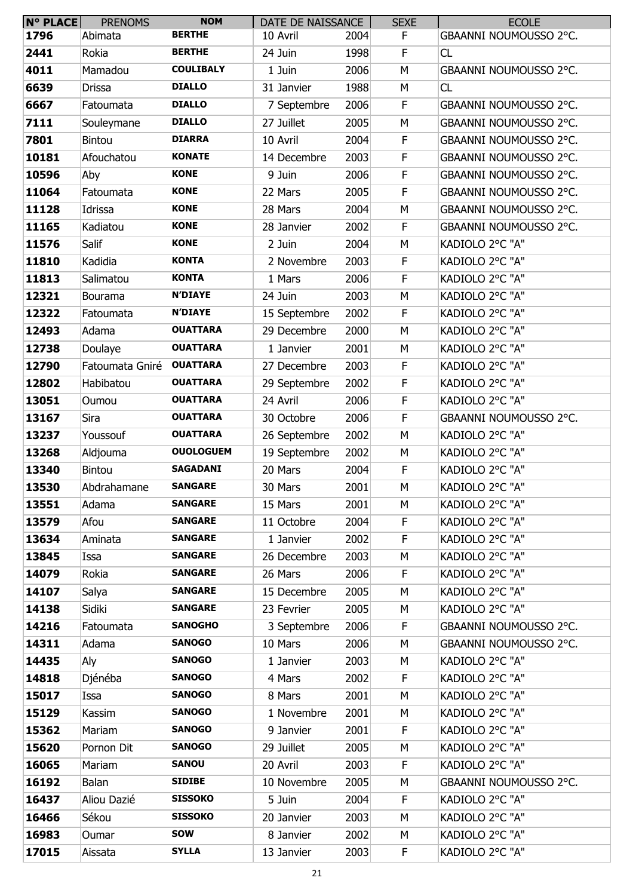| N° PLACE | PRENOMS | NOM | DATE DE NAISSANCE | | SEXE | ECOLE |
|---|---|---|---|---|---|---|
| 1796 | Abimata | BERTHE | 10 Avril | 2004 | F | GBAANNI NOUMOUSSO 2°C. |
| 2441 | Rokia | BERTHE | 24 Juin | 1998 | F | CL |
| 4011 | Mamadou | COULIBALY | 1 Juin | 2006 | M | GBAANNI NOUMOUSSO 2°C. |
| 6639 | Drissa | DIALLO | 31 Janvier | 1988 | M | CL |
| 6667 | Fatoumata | DIALLO | 7 Septembre | 2006 | F | GBAANNI NOUMOUSSO 2°C. |
| 7111 | Souleymane | DIALLO | 27 Juillet | 2005 | M | GBAANNI NOUMOUSSO 2°C. |
| 7801 | Bintou | DIARRA | 10 Avril | 2004 | F | GBAANNI NOUMOUSSO 2°C. |
| 10181 | Afouchatou | KONATE | 14 Decembre | 2003 | F | GBAANNI NOUMOUSSO 2°C. |
| 10596 | Aby | KONE | 9 Juin | 2006 | F | GBAANNI NOUMOUSSO 2°C. |
| 11064 | Fatoumata | KONE | 22 Mars | 2005 | F | GBAANNI NOUMOUSSO 2°C. |
| 11128 | Idrissa | KONE | 28 Mars | 2004 | M | GBAANNI NOUMOUSSO 2°C. |
| 11165 | Kadiatou | KONE | 28 Janvier | 2002 | F | GBAANNI NOUMOUSSO 2°C. |
| 11576 | Salif | KONE | 2 Juin | 2004 | M | KADIOLO 2°C "A" |
| 11810 | Kadidia | KONTA | 2 Novembre | 2003 | F | KADIOLO 2°C "A" |
| 11813 | Salimatou | KONTA | 1 Mars | 2006 | F | KADIOLO 2°C "A" |
| 12321 | Bourama | N'DIAYE | 24 Juin | 2003 | M | KADIOLO 2°C "A" |
| 12322 | Fatoumata | N'DIAYE | 15 Septembre | 2002 | F | KADIOLO 2°C "A" |
| 12493 | Adama | OUATTARA | 29 Decembre | 2000 | M | KADIOLO 2°C "A" |
| 12738 | Doulaye | OUATTARA | 1 Janvier | 2001 | M | KADIOLO 2°C "A" |
| 12790 | Fatoumata Gniré | OUATTARA | 27 Decembre | 2003 | F | KADIOLO 2°C "A" |
| 12802 | Habibatou | OUATTARA | 29 Septembre | 2002 | F | KADIOLO 2°C "A" |
| 13051 | Oumou | OUATTARA | 24 Avril | 2006 | F | KADIOLO 2°C "A" |
| 13167 | Sira | OUATTARA | 30 Octobre | 2006 | F | GBAANNI NOUMOUSSO 2°C. |
| 13237 | Youssouf | OUATTARA | 26 Septembre | 2002 | M | KADIOLO 2°C "A" |
| 13268 | Aldjouma | OUOLOGUEM | 19 Septembre | 2002 | M | KADIOLO 2°C "A" |
| 13340 | Bintou | SAGADANI | 20 Mars | 2004 | F | KADIOLO 2°C "A" |
| 13530 | Abdrahamane | SANGARE | 30 Mars | 2001 | M | KADIOLO 2°C "A" |
| 13551 | Adama | SANGARE | 15 Mars | 2001 | M | KADIOLO 2°C "A" |
| 13579 | Afou | SANGARE | 11 Octobre | 2004 | F | KADIOLO 2°C "A" |
| 13634 | Aminata | SANGARE | 1 Janvier | 2002 | F | KADIOLO 2°C "A" |
| 13845 | Issa | SANGARE | 26 Decembre | 2003 | M | KADIOLO 2°C "A" |
| 14079 | Rokia | SANGARE | 26 Mars | 2006 | F | KADIOLO 2°C "A" |
| 14107 | Salya | SANGARE | 15 Decembre | 2005 | M | KADIOLO 2°C "A" |
| 14138 | Sidiki | SANGARE | 23 Fevrier | 2005 | M | KADIOLO 2°C "A" |
| 14216 | Fatoumata | SANOGHO | 3 Septembre | 2006 | F | GBAANNI NOUMOUSSO 2°C. |
| 14311 | Adama | SANOGO | 10 Mars | 2006 | M | GBAANNI NOUMOUSSO 2°C. |
| 14435 | Aly | SANOGO | 1 Janvier | 2003 | M | KADIOLO 2°C "A" |
| 14818 | Djénéba | SANOGO | 4 Mars | 2002 | F | KADIOLO 2°C "A" |
| 15017 | Issa | SANOGO | 8 Mars | 2001 | M | KADIOLO 2°C "A" |
| 15129 | Kassim | SANOGO | 1 Novembre | 2001 | M | KADIOLO 2°C "A" |
| 15362 | Mariam | SANOGO | 9 Janvier | 2001 | F | KADIOLO 2°C "A" |
| 15620 | Pornon Dit | SANOGO | 29 Juillet | 2005 | M | KADIOLO 2°C "A" |
| 16065 | Mariam | SANOU | 20 Avril | 2003 | F | KADIOLO 2°C "A" |
| 16192 | Balan | SIDIBE | 10 Novembre | 2005 | M | GBAANNI NOUMOUSSO 2°C. |
| 16437 | Aliou Dazié | SISSOKO | 5 Juin | 2004 | F | KADIOLO 2°C "A" |
| 16466 | Sékou | SISSOKO | 20 Janvier | 2003 | M | KADIOLO 2°C "A" |
| 16983 | Oumar | SOW | 8 Janvier | 2002 | M | KADIOLO 2°C "A" |
| 17015 | Aissata | SYLLA | 13 Janvier | 2003 | F | KADIOLO 2°C "A" |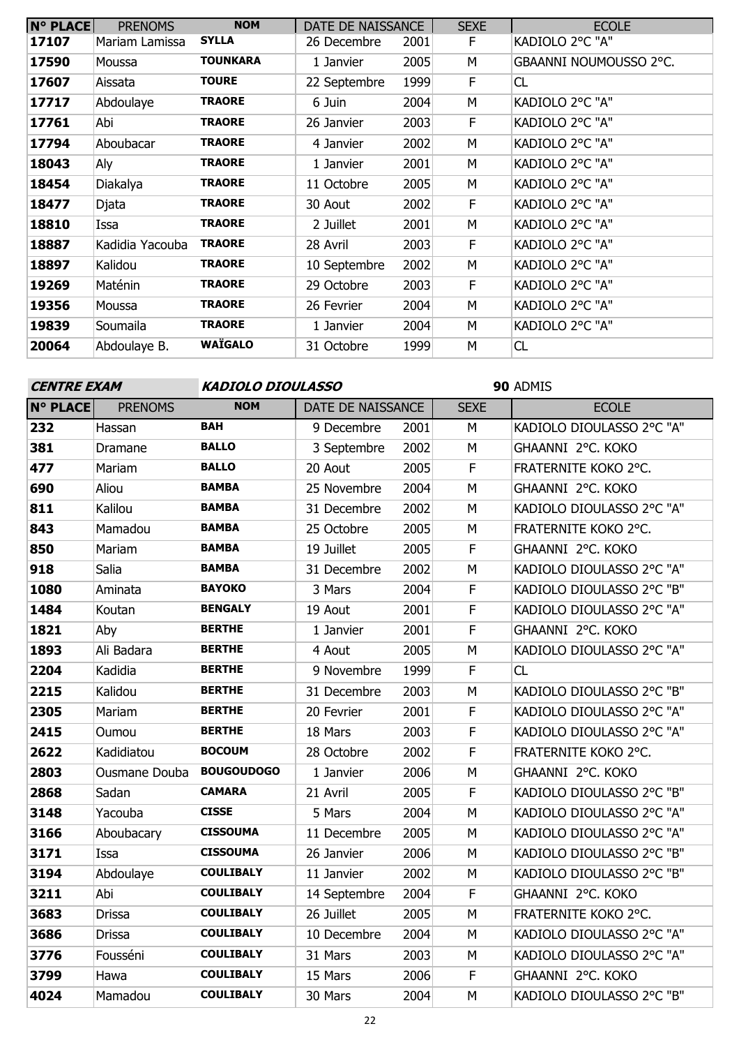| N° PLACE | PRENOMS | NOM | DATE DE NAISSANCE | | SEXE | ECOLE |
|---|---|---|---|---|---|---|
| 17107 | Mariam Lamissa | SYLLA | 26 Decembre | 2001 | F | KADIOLO 2°C "A" |
| 17590 | Moussa | TOUNKARA | 1 Janvier | 2005 | M | GBAANNI NOUMOUSSO 2°C. |
| 17607 | Aissata | TOURE | 22 Septembre | 1999 | F | CL |
| 17717 | Abdoulaye | TRAORE | 6 Juin | 2004 | M | KADIOLO 2°C "A" |
| 17761 | Abi | TRAORE | 26 Janvier | 2003 | F | KADIOLO 2°C "A" |
| 17794 | Aboubacar | TRAORE | 4 Janvier | 2002 | M | KADIOLO 2°C "A" |
| 18043 | Aly | TRAORE | 1 Janvier | 2001 | M | KADIOLO 2°C "A" |
| 18454 | Diakalya | TRAORE | 11 Octobre | 2005 | M | KADIOLO 2°C "A" |
| 18477 | Djata | TRAORE | 30 Aout | 2002 | F | KADIOLO 2°C "A" |
| 18810 | Issa | TRAORE | 2 Juillet | 2001 | M | KADIOLO 2°C "A" |
| 18887 | Kadidia Yacouba | TRAORE | 28 Avril | 2003 | F | KADIOLO 2°C "A" |
| 18897 | Kalidou | TRAORE | 10 Septembre | 2002 | M | KADIOLO 2°C "A" |
| 19269 | Maténin | TRAORE | 29 Octobre | 2003 | F | KADIOLO 2°C "A" |
| 19356 | Moussa | TRAORE | 26 Fevrier | 2004 | M | KADIOLO 2°C "A" |
| 19839 | Soumaila | TRAORE | 1 Janvier | 2004 | M | KADIOLO 2°C "A" |
| 20064 | Abdoulaye B. | WAÏGALO | 31 Octobre | 1999 | M | CL |

***CENTRE EXAM*** ***KADIOLO DIOULASSO*** **90** ADMIS

| N° PLACE | PRENOMS | NOM | DATE DE NAISSANCE | | SEXE | ECOLE |
|---|---|---|---|---|---|---|
| 232 | Hassan | BAH | 9 Decembre | 2001 | M | KADIOLO DIOULASSO 2°C "A" |
| 381 | Dramane | BALLO | 3 Septembre | 2002 | M | GHAANNI 2°C. KOKO |
| 477 | Mariam | BALLO | 20 Aout | 2005 | F | FRATERNITE KOKO 2°C. |
| 690 | Aliou | BAMBA | 25 Novembre | 2004 | M | GHAANNI 2°C. KOKO |
| 811 | Kalilou | BAMBA | 31 Decembre | 2002 | M | KADIOLO DIOULASSO 2°C "A" |
| 843 | Mamadou | BAMBA | 25 Octobre | 2005 | M | FRATERNITE KOKO 2°C. |
| 850 | Mariam | BAMBA | 19 Juillet | 2005 | F | GHAANNI 2°C. KOKO |
| 918 | Salia | BAMBA | 31 Decembre | 2002 | M | KADIOLO DIOULASSO 2°C "A" |
| 1080 | Aminata | BAYOKO | 3 Mars | 2004 | F | KADIOLO DIOULASSO 2°C "B" |
| 1484 | Koutan | BENGALY | 19 Aout | 2001 | F | KADIOLO DIOULASSO 2°C "A" |
| 1821 | Aby | BERTHE | 1 Janvier | 2001 | F | GHAANNI 2°C. KOKO |
| 1893 | Ali Badara | BERTHE | 4 Aout | 2005 | M | KADIOLO DIOULASSO 2°C "A" |
| 2204 | Kadidia | BERTHE | 9 Novembre | 1999 | F | CL |
| 2215 | Kalidou | BERTHE | 31 Decembre | 2003 | M | KADIOLO DIOULASSO 2°C "B" |
| 2305 | Mariam | BERTHE | 20 Fevrier | 2001 | F | KADIOLO DIOULASSO 2°C "A" |
| 2415 | Oumou | BERTHE | 18 Mars | 2003 | F | KADIOLO DIOULASSO 2°C "A" |
| 2622 | Kadidiatou | BOCOUM | 28 Octobre | 2002 | F | FRATERNITE KOKO 2°C. |
| 2803 | Ousmane Douba | BOUGOUDOGO | 1 Janvier | 2006 | M | GHAANNI 2°C. KOKO |
| 2868 | Sadan | CAMARA | 21 Avril | 2005 | F | KADIOLO DIOULASSO 2°C "B" |
| 3148 | Yacouba | CISSE | 5 Mars | 2004 | M | KADIOLO DIOULASSO 2°C "A" |
| 3166 | Aboubacary | CISSOUMA | 11 Decembre | 2005 | M | KADIOLO DIOULASSO 2°C "A" |
| 3171 | Issa | CISSOUMA | 26 Janvier | 2006 | M | KADIOLO DIOULASSO 2°C "B" |
| 3194 | Abdoulaye | COULIBALY | 11 Janvier | 2002 | M | KADIOLO DIOULASSO 2°C "B" |
| 3211 | Abi | COULIBALY | 14 Septembre | 2004 | F | GHAANNI 2°C. KOKO |
| 3683 | Drissa | COULIBALY | 26 Juillet | 2005 | M | FRATERNITE KOKO 2°C. |
| 3686 | Drissa | COULIBALY | 10 Decembre | 2004 | M | KADIOLO DIOULASSO 2°C "A" |
| 3776 | Fousséni | COULIBALY | 31 Mars | 2003 | M | KADIOLO DIOULASSO 2°C "A" |
| 3799 | Hawa | COULIBALY | 15 Mars | 2006 | F | GHAANNI 2°C. KOKO |
| 4024 | Mamadou | COULIBALY | 30 Mars | 2004 | M | KADIOLO DIOULASSO 2°C "B" |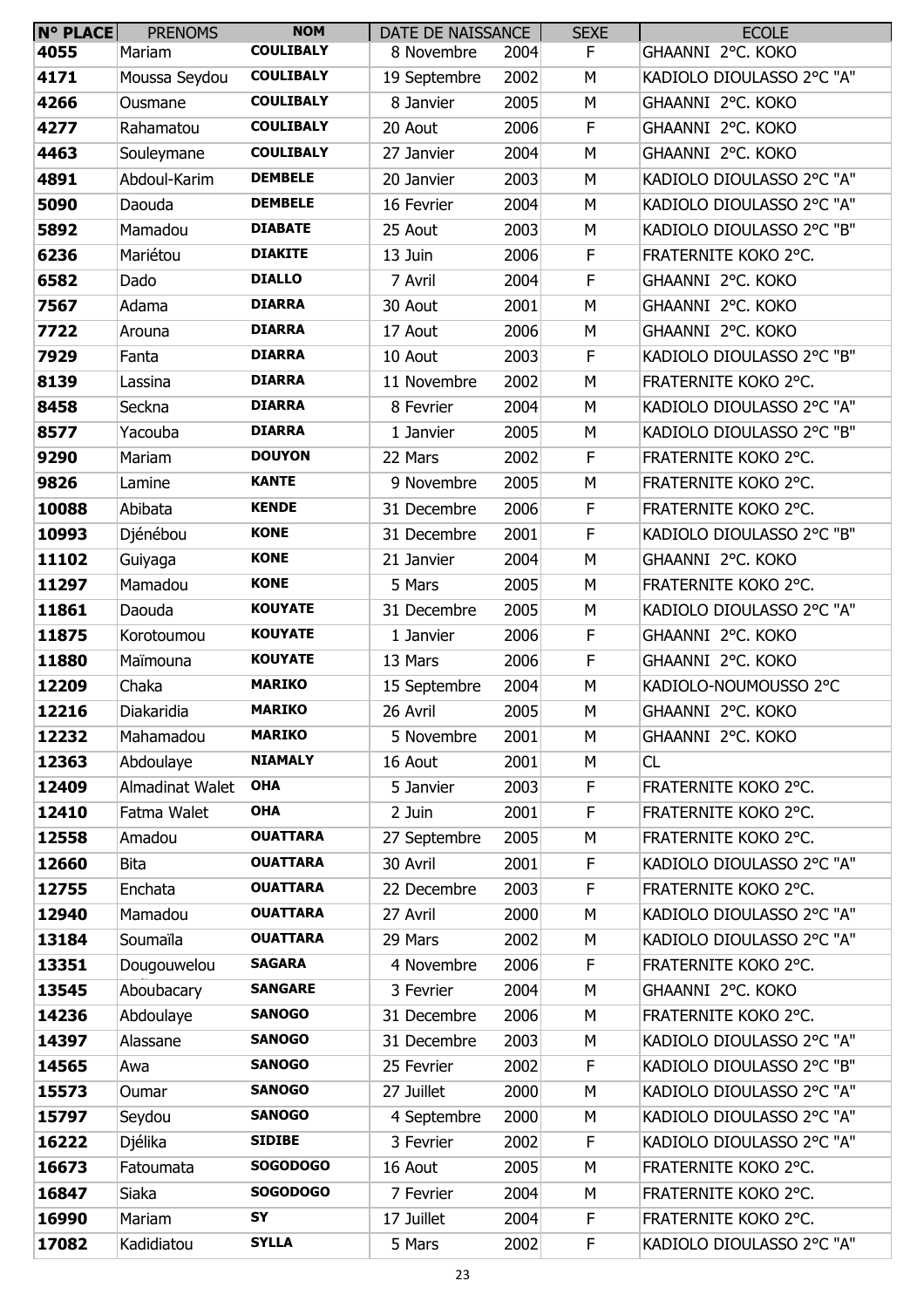| N° PLACE | PRENOMS | NOM | DATE DE NAISSANCE | | SEXE | ECOLE |
|---|---|---|---|---|---|---|
| 4055 | Mariam | COULIBALY | 8 Novembre | 2004 | F | GHAANNI 2°C. KOKO |
| 4171 | Moussa Seydou | COULIBALY | 19 Septembre | 2002 | M | KADIOLO DIOULASSO 2°C "A" |
| 4266 | Ousmane | COULIBALY | 8 Janvier | 2005 | M | GHAANNI 2°C. KOKO |
| 4277 | Rahamatou | COULIBALY | 20 Aout | 2006 | F | GHAANNI 2°C. KOKO |
| 4463 | Souleymane | COULIBALY | 27 Janvier | 2004 | M | GHAANNI 2°C. KOKO |
| 4891 | Abdoul-Karim | DEMBELE | 20 Janvier | 2003 | M | KADIOLO DIOULASSO 2°C "A" |
| 5090 | Daouda | DEMBELE | 16 Fevrier | 2004 | M | KADIOLO DIOULASSO 2°C "A" |
| 5892 | Mamadou | DIABATE | 25 Aout | 2003 | M | KADIOLO DIOULASSO 2°C "B" |
| 6236 | Mariétou | DIAKITE | 13 Juin | 2006 | F | FRATERNITE KOKO 2°C. |
| 6582 | Dado | DIALLO | 7 Avril | 2004 | F | GHAANNI 2°C. KOKO |
| 7567 | Adama | DIARRA | 30 Aout | 2001 | M | GHAANNI 2°C. KOKO |
| 7722 | Arouna | DIARRA | 17 Aout | 2006 | M | GHAANNI 2°C. KOKO |
| 7929 | Fanta | DIARRA | 10 Aout | 2003 | F | KADIOLO DIOULASSO 2°C "B" |
| 8139 | Lassina | DIARRA | 11 Novembre | 2002 | M | FRATERNITE KOKO 2°C. |
| 8458 | Seckna | DIARRA | 8 Fevrier | 2004 | M | KADIOLO DIOULASSO 2°C "A" |
| 8577 | Yacouba | DIARRA | 1 Janvier | 2005 | M | KADIOLO DIOULASSO 2°C "B" |
| 9290 | Mariam | DOUYON | 22 Mars | 2002 | F | FRATERNITE KOKO 2°C. |
| 9826 | Lamine | KANTE | 9 Novembre | 2005 | M | FRATERNITE KOKO 2°C. |
| 10088 | Abibata | KENDE | 31 Decembre | 2006 | F | FRATERNITE KOKO 2°C. |
| 10993 | Djénébou | KONE | 31 Decembre | 2001 | F | KADIOLO DIOULASSO 2°C "B" |
| 11102 | Guiyaga | KONE | 21 Janvier | 2004 | M | GHAANNI 2°C. KOKO |
| 11297 | Mamadou | KONE | 5 Mars | 2005 | M | FRATERNITE KOKO 2°C. |
| 11861 | Daouda | KOUYATE | 31 Decembre | 2005 | M | KADIOLO DIOULASSO 2°C "A" |
| 11875 | Korotoumou | KOUYATE | 1 Janvier | 2006 | F | GHAANNI 2°C. KOKO |
| 11880 | Maïmouna | KOUYATE | 13 Mars | 2006 | F | GHAANNI 2°C. KOKO |
| 12209 | Chaka | MARIKO | 15 Septembre | 2004 | M | KADIOLO-NOUMOUSSO 2°C |
| 12216 | Diakaridia | MARIKO | 26 Avril | 2005 | M | GHAANNI 2°C. KOKO |
| 12232 | Mahamadou | MARIKO | 5 Novembre | 2001 | M | GHAANNI 2°C. KOKO |
| 12363 | Abdoulaye | NIAMALY | 16 Aout | 2001 | M | CL |
| 12409 | Almadinat Walet | OHA | 5 Janvier | 2003 | F | FRATERNITE KOKO 2°C. |
| 12410 | Fatma Walet | OHA | 2 Juin | 2001 | F | FRATERNITE KOKO 2°C. |
| 12558 | Amadou | OUATTARA | 27 Septembre | 2005 | M | FRATERNITE KOKO 2°C. |
| 12660 | Bita | OUATTARA | 30 Avril | 2001 | F | KADIOLO DIOULASSO 2°C "A" |
| 12755 | Enchata | OUATTARA | 22 Decembre | 2003 | F | FRATERNITE KOKO 2°C. |
| 12940 | Mamadou | OUATTARA | 27 Avril | 2000 | M | KADIOLO DIOULASSO 2°C "A" |
| 13184 | Soumaïla | OUATTARA | 29 Mars | 2002 | M | KADIOLO DIOULASSO 2°C "A" |
| 13351 | Dougouwelou | SAGARA | 4 Novembre | 2006 | F | FRATERNITE KOKO 2°C. |
| 13545 | Aboubacary | SANGARE | 3 Fevrier | 2004 | M | GHAANNI 2°C. KOKO |
| 14236 | Abdoulaye | SANOGO | 31 Decembre | 2006 | M | FRATERNITE KOKO 2°C. |
| 14397 | Alassane | SANOGO | 31 Decembre | 2003 | M | KADIOLO DIOULASSO 2°C "A" |
| 14565 | Awa | SANOGO | 25 Fevrier | 2002 | F | KADIOLO DIOULASSO 2°C "B" |
| 15573 | Oumar | SANOGO | 27 Juillet | 2000 | M | KADIOLO DIOULASSO 2°C "A" |
| 15797 | Seydou | SANOGO | 4 Septembre | 2000 | M | KADIOLO DIOULASSO 2°C "A" |
| 16222 | Djélika | SIDIBE | 3 Fevrier | 2002 | F | KADIOLO DIOULASSO 2°C "A" |
| 16673 | Fatoumata | SOGODOGO | 16 Aout | 2005 | M | FRATERNITE KOKO 2°C. |
| 16847 | Siaka | SOGODOGO | 7 Fevrier | 2004 | M | FRATERNITE KOKO 2°C. |
| 16990 | Mariam | SY | 17 Juillet | 2004 | F | FRATERNITE KOKO 2°C. |
| 17082 | Kadidiatou | SYLLA | 5 Mars | 2002 | F | KADIOLO DIOULASSO 2°C "A" |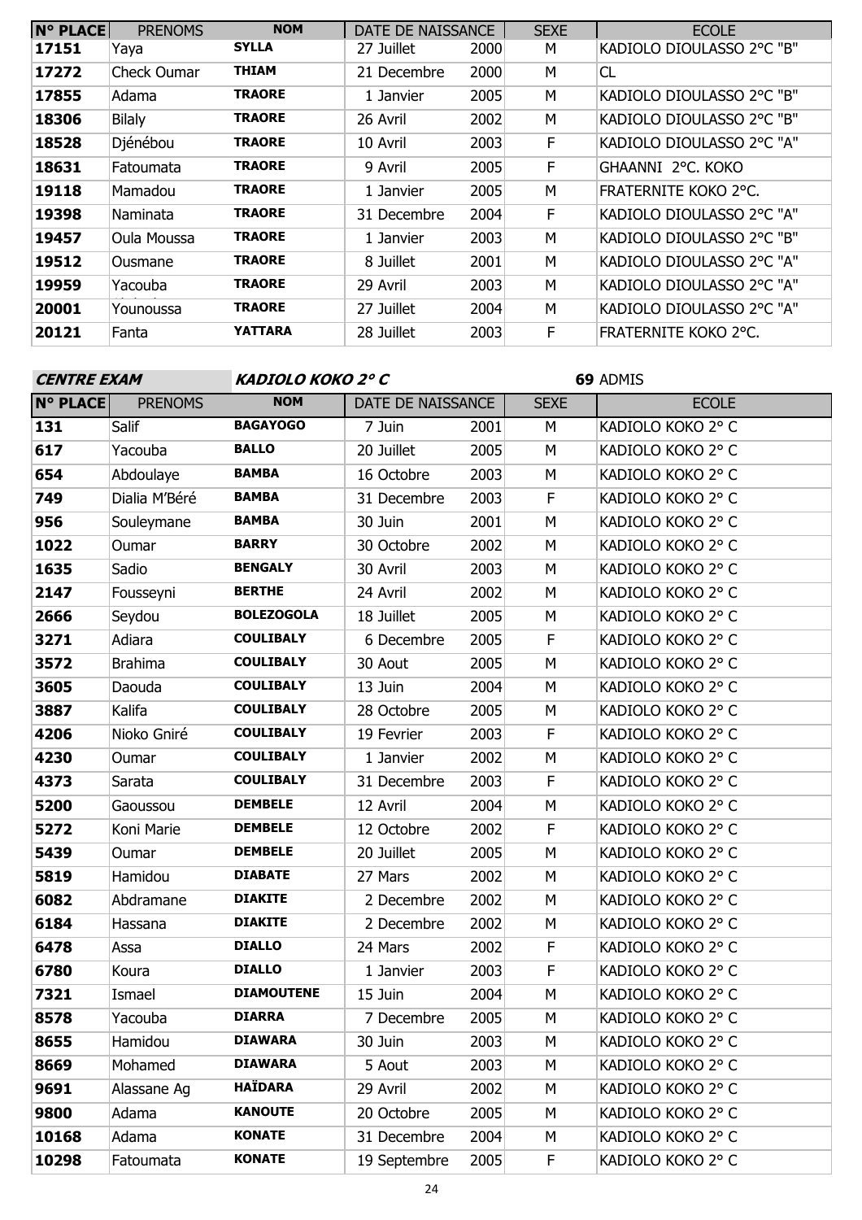| N° PLACE | PRENOMS | NOM | DATE DE NAISSANCE | | SEXE | ECOLE |
|---|---|---|---|---|---|---|
| 17151 | Yaya | SYLLA | 27 Juillet | 2000 | M | KADIOLO DIOULASSO 2°C "B" |
| 17272 | Check Oumar | THIAM | 21 Decembre | 2000 | M | CL |
| 17855 | Adama | TRAORE | 1 Janvier | 2005 | M | KADIOLO DIOULASSO 2°C "B" |
| 18306 | Bilaly | TRAORE | 26 Avril | 2002 | M | KADIOLO DIOULASSO 2°C "B" |
| 18528 | Djénébou | TRAORE | 10 Avril | 2003 | F | KADIOLO DIOULASSO 2°C "A" |
| 18631 | Fatoumata | TRAORE | 9 Avril | 2005 | F | GHAANNI 2°C. KOKO |
| 19118 | Mamadou | TRAORE | 1 Janvier | 2005 | M | FRATERNITE KOKO 2°C. |
| 19398 | Naminata | TRAORE | 31 Decembre | 2004 | F | KADIOLO DIOULASSO 2°C "A" |
| 19457 | Oula Moussa | TRAORE | 1 Janvier | 2003 | M | KADIOLO DIOULASSO 2°C "B" |
| 19512 | Ousmane | TRAORE | 8 Juillet | 2001 | M | KADIOLO DIOULASSO 2°C "A" |
| 19959 | Yacouba | TRAORE | 29 Avril | 2003 | M | KADIOLO DIOULASSO 2°C "A" |
| 20001 | Younoussa | TRAORE | 27 Juillet | 2004 | M | KADIOLO DIOULASSO 2°C "A" |
| 20121 | Fanta | YATTARA | 28 Juillet | 2003 | F | FRATERNITE KOKO 2°C. |

**CENTRE EXAM** ***KADIOLO KOKO 2° C*** **69** ADMIS

| N° PLACE | PRENOMS | NOM | DATE DE NAISSANCE | | SEXE | ECOLE |
|---|---|---|---|---|---|---|
| 131 | Salif | BAGAYOGO | 7 Juin | 2001 | M | KADIOLO KOKO 2° C |
| 617 | Yacouba | BALLO | 20 Juillet | 2005 | M | KADIOLO KOKO 2° C |
| 654 | Abdoulaye | BAMBA | 16 Octobre | 2003 | M | KADIOLO KOKO 2° C |
| 749 | Dialia M'Béré | BAMBA | 31 Decembre | 2003 | F | KADIOLO KOKO 2° C |
| 956 | Souleymane | BAMBA | 30 Juin | 2001 | M | KADIOLO KOKO 2° C |
| 1022 | Oumar | BARRY | 30 Octobre | 2002 | M | KADIOLO KOKO 2° C |
| 1635 | Sadio | BENGALY | 30 Avril | 2003 | M | KADIOLO KOKO 2° C |
| 2147 | Fousseyni | BERTHE | 24 Avril | 2002 | M | KADIOLO KOKO 2° C |
| 2666 | Seydou | BOLEZOGOLA | 18 Juillet | 2005 | M | KADIOLO KOKO 2° C |
| 3271 | Adiara | COULIBALY | 6 Decembre | 2005 | F | KADIOLO KOKO 2° C |
| 3572 | Brahima | COULIBALY | 30 Aout | 2005 | M | KADIOLO KOKO 2° C |
| 3605 | Daouda | COULIBALY | 13 Juin | 2004 | M | KADIOLO KOKO 2° C |
| 3887 | Kalifa | COULIBALY | 28 Octobre | 2005 | M | KADIOLO KOKO 2° C |
| 4206 | Nioko Gniré | COULIBALY | 19 Fevrier | 2003 | F | KADIOLO KOKO 2° C |
| 4230 | Oumar | COULIBALY | 1 Janvier | 2002 | M | KADIOLO KOKO 2° C |
| 4373 | Sarata | COULIBALY | 31 Decembre | 2003 | F | KADIOLO KOKO 2° C |
| 5200 | Gaoussou | DEMBELE | 12 Avril | 2004 | M | KADIOLO KOKO 2° C |
| 5272 | Koni Marie | DEMBELE | 12 Octobre | 2002 | F | KADIOLO KOKO 2° C |
| 5439 | Oumar | DEMBELE | 20 Juillet | 2005 | M | KADIOLO KOKO 2° C |
| 5819 | Hamidou | DIABATE | 27 Mars | 2002 | M | KADIOLO KOKO 2° C |
| 6082 | Abdramane | DIAKITE | 2 Decembre | 2002 | M | KADIOLO KOKO 2° C |
| 6184 | Hassana | DIAKITE | 2 Decembre | 2002 | M | KADIOLO KOKO 2° C |
| 6478 | Assa | DIALLO | 24 Mars | 2002 | F | KADIOLO KOKO 2° C |
| 6780 | Koura | DIALLO | 1 Janvier | 2003 | F | KADIOLO KOKO 2° C |
| 7321 | Ismael | DIAMOUTENE | 15 Juin | 2004 | M | KADIOLO KOKO 2° C |
| 8578 | Yacouba | DIARRA | 7 Decembre | 2005 | M | KADIOLO KOKO 2° C |
| 8655 | Hamidou | DIAWARA | 30 Juin | 2003 | M | KADIOLO KOKO 2° C |
| 8669 | Mohamed | DIAWARA | 5 Aout | 2003 | M | KADIOLO KOKO 2° C |
| 9691 | Alassane Ag | HAÏDARA | 29 Avril | 2002 | M | KADIOLO KOKO 2° C |
| 9800 | Adama | KANOUTE | 20 Octobre | 2005 | M | KADIOLO KOKO 2° C |
| 10168 | Adama | KONATE | 31 Decembre | 2004 | M | KADIOLO KOKO 2° C |
| 10298 | Fatoumata | KONATE | 19 Septembre | 2005 | F | KADIOLO KOKO 2° C |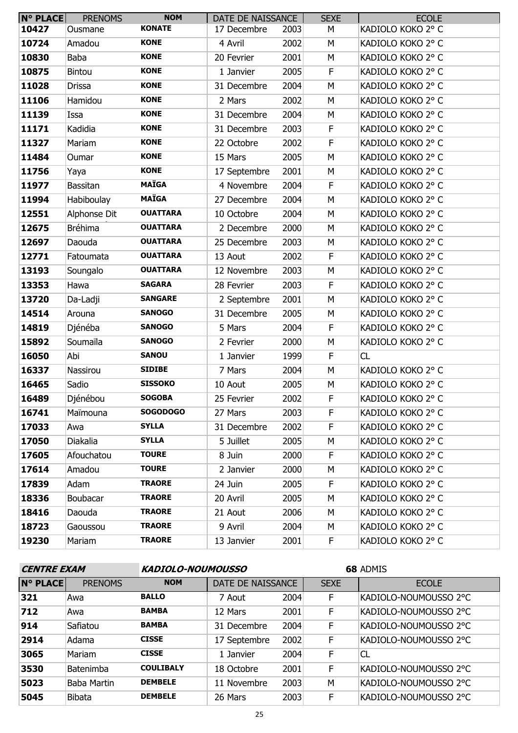| N° PLACE | PRENOMS | NOM | DATE DE NAISSANCE | | SEXE | ECOLE |
|---|---|---|---|---|---|---|
| 10427 | Ousmane | KONATE | 17 Decembre | 2003 | M | KADIOLO KOKO 2° C |
| 10724 | Amadou | KONE | 4 Avril | 2002 | M | KADIOLO KOKO 2° C |
| 10830 | Baba | KONE | 20 Fevrier | 2001 | M | KADIOLO KOKO 2° C |
| 10875 | Bintou | KONE | 1 Janvier | 2005 | F | KADIOLO KOKO 2° C |
| 11028 | Drissa | KONE | 31 Decembre | 2004 | M | KADIOLO KOKO 2° C |
| 11106 | Hamidou | KONE | 2 Mars | 2002 | M | KADIOLO KOKO 2° C |
| 11139 | Issa | KONE | 31 Decembre | 2004 | M | KADIOLO KOKO 2° C |
| 11171 | Kadidia | KONE | 31 Decembre | 2003 | F | KADIOLO KOKO 2° C |
| 11327 | Mariam | KONE | 22 Octobre | 2002 | F | KADIOLO KOKO 2° C |
| 11484 | Oumar | KONE | 15 Mars | 2005 | M | KADIOLO KOKO 2° C |
| 11756 | Yaya | KONE | 17 Septembre | 2001 | M | KADIOLO KOKO 2° C |
| 11977 | Bassitan | MAÏGA | 4 Novembre | 2004 | F | KADIOLO KOKO 2° C |
| 11994 | Habiboulay | MAÏGA | 27 Decembre | 2004 | M | KADIOLO KOKO 2° C |
| 12551 | Alphonse Dit | OUATTARA | 10 Octobre | 2004 | M | KADIOLO KOKO 2° C |
| 12675 | Bréhima | OUATTARA | 2 Decembre | 2000 | M | KADIOLO KOKO 2° C |
| 12697 | Daouda | OUATTARA | 25 Decembre | 2003 | M | KADIOLO KOKO 2° C |
| 12771 | Fatoumata | OUATTARA | 13 Aout | 2002 | F | KADIOLO KOKO 2° C |
| 13193 | Soungalo | OUATTARA | 12 Novembre | 2003 | M | KADIOLO KOKO 2° C |
| 13353 | Hawa | SAGARA | 28 Fevrier | 2003 | F | KADIOLO KOKO 2° C |
| 13720 | Da-Ladji | SANGARE | 2 Septembre | 2001 | M | KADIOLO KOKO 2° C |
| 14514 | Arouna | SANOGO | 31 Decembre | 2005 | M | KADIOLO KOKO 2° C |
| 14819 | Djénéba | SANOGO | 5 Mars | 2004 | F | KADIOLO KOKO 2° C |
| 15892 | Soumaïla | SANOGO | 2 Fevrier | 2000 | M | KADIOLO KOKO 2° C |
| 16050 | Abi | SANOU | 1 Janvier | 1999 | F | CL |
| 16337 | Nassirou | SIDIBE | 7 Mars | 2004 | M | KADIOLO KOKO 2° C |
| 16465 | Sadio | SISSOKO | 10 Aout | 2005 | M | KADIOLO KOKO 2° C |
| 16489 | Djénébou | SOGOBA | 25 Fevrier | 2002 | F | KADIOLO KOKO 2° C |
| 16741 | Maïmouna | SOGODOGO | 27 Mars | 2003 | F | KADIOLO KOKO 2° C |
| 17033 | Awa | SYLLA | 31 Decembre | 2002 | F | KADIOLO KOKO 2° C |
| 17050 | Diakalia | SYLLA | 5 Juillet | 2005 | M | KADIOLO KOKO 2° C |
| 17605 | Afouchatou | TOURE | 8 Juin | 2000 | F | KADIOLO KOKO 2° C |
| 17614 | Amadou | TOURE | 2 Janvier | 2000 | M | KADIOLO KOKO 2° C |
| 17839 | Adam | TRAORE | 24 Juin | 2005 | F | KADIOLO KOKO 2° C |
| 18336 | Boubacar | TRAORE | 20 Avril | 2005 | M | KADIOLO KOKO 2° C |
| 18416 | Daouda | TRAORE | 21 Aout | 2006 | M | KADIOLO KOKO 2° C |
| 18723 | Gaoussou | TRAORE | 9 Avril | 2004 | M | KADIOLO KOKO 2° C |
| 19230 | Mariam | TRAORE | 13 Janvier | 2001 | F | KADIOLO KOKO 2° C |

***CENTRE EXAM*** ***KADIOLO-NOUMOUSSO*** **68** ADMIS

| N° PLACE | PRENOMS | NOM | DATE DE NAISSANCE | | SEXE | ECOLE |
|---|---|---|---|---|---|---|
| 321 | Awa | BALLO | 7 Aout | 2004 | F | KADIOLO-NOUMOUSSO 2°C |
| 712 | Awa | BAMBA | 12 Mars | 2001 | F | KADIOLO-NOUMOUSSO 2°C |
| 914 | Safiatou | BAMBA | 31 Decembre | 2004 | F | KADIOLO-NOUMOUSSO 2°C |
| 2914 | Adama | CISSE | 17 Septembre | 2002 | F | KADIOLO-NOUMOUSSO 2°C |
| 3065 | Mariam | CISSE | 1 Janvier | 2004 | F | CL |
| 3530 | Batenimba | COULIBALY | 18 Octobre | 2001 | F | KADIOLO-NOUMOUSSO 2°C |
| 5023 | Baba Martin | DEMBELE | 11 Novembre | 2003 | M | KADIOLO-NOUMOUSSO 2°C |
| 5045 | Bibata | DEMBELE | 26 Mars | 2003 | F | KADIOLO-NOUMOUSSO 2°C |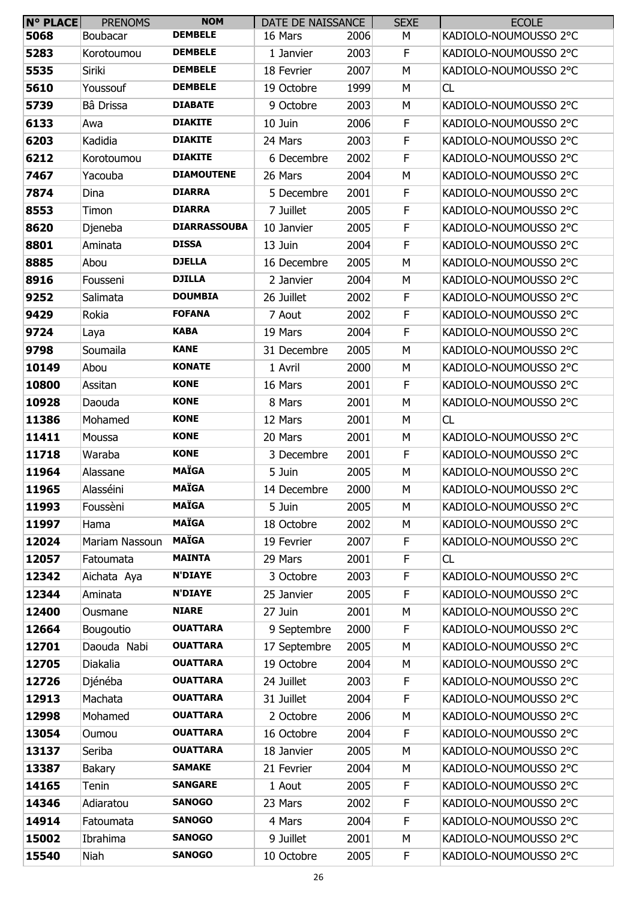| N° PLACE | PRENOMS | NOM | DATE DE NAISSANCE | | SEXE | ECOLE |
|---|---|---|---|---|---|---|
| 5068 | Boubacar | DEMBELE | 16 Mars | 2006 | M | KADIOLO-NOUMOUSSO 2°C |
| 5283 | Korotoumou | DEMBELE | 1 Janvier | 2003 | F | KADIOLO-NOUMOUSSO 2°C |
| 5535 | Siriki | DEMBELE | 18 Fevrier | 2007 | M | KADIOLO-NOUMOUSSO 2°C |
| 5610 | Youssouf | DEMBELE | 19 Octobre | 1999 | M | CL |
| 5739 | Bâ Drissa | DIABATE | 9 Octobre | 2003 | M | KADIOLO-NOUMOUSSO 2°C |
| 6133 | Awa | DIAKITE | 10 Juin | 2006 | F | KADIOLO-NOUMOUSSO 2°C |
| 6203 | Kadidia | DIAKITE | 24 Mars | 2003 | F | KADIOLO-NOUMOUSSO 2°C |
| 6212 | Korotoumou | DIAKITE | 6 Decembre | 2002 | F | KADIOLO-NOUMOUSSO 2°C |
| 7467 | Yacouba | DIAMOUTENE | 26 Mars | 2004 | M | KADIOLO-NOUMOUSSO 2°C |
| 7874 | Dina | DIARRA | 5 Decembre | 2001 | F | KADIOLO-NOUMOUSSO 2°C |
| 8553 | Timon | DIARRA | 7 Juillet | 2005 | F | KADIOLO-NOUMOUSSO 2°C |
| 8620 | Djeneba | DIARRASSOUBA | 10 Janvier | 2005 | F | KADIOLO-NOUMOUSSO 2°C |
| 8801 | Aminata | DISSA | 13 Juin | 2004 | F | KADIOLO-NOUMOUSSO 2°C |
| 8885 | Abou | DJELLA | 16 Decembre | 2005 | M | KADIOLO-NOUMOUSSO 2°C |
| 8916 | Fousseni | DJILLA | 2 Janvier | 2004 | M | KADIOLO-NOUMOUSSO 2°C |
| 9252 | Salimata | DOUMBIA | 26 Juillet | 2002 | F | KADIOLO-NOUMOUSSO 2°C |
| 9429 | Rokia | FOFANA | 7 Aout | 2002 | F | KADIOLO-NOUMOUSSO 2°C |
| 9724 | Laya | KABA | 19 Mars | 2004 | F | KADIOLO-NOUMOUSSO 2°C |
| 9798 | Soumaila | KANE | 31 Decembre | 2005 | M | KADIOLO-NOUMOUSSO 2°C |
| 10149 | Abou | KONATE | 1 Avril | 2000 | M | KADIOLO-NOUMOUSSO 2°C |
| 10800 | Assitan | KONE | 16 Mars | 2001 | F | KADIOLO-NOUMOUSSO 2°C |
| 10928 | Daouda | KONE | 8 Mars | 2001 | M | KADIOLO-NOUMOUSSO 2°C |
| 11386 | Mohamed | KONE | 12 Mars | 2001 | M | CL |
| 11411 | Moussa | KONE | 20 Mars | 2001 | M | KADIOLO-NOUMOUSSO 2°C |
| 11718 | Waraba | KONE | 3 Decembre | 2001 | F | KADIOLO-NOUMOUSSO 2°C |
| 11964 | Alassane | MAÏGA | 5 Juin | 2005 | M | KADIOLO-NOUMOUSSO 2°C |
| 11965 | Alasséini | MAÏGA | 14 Decembre | 2000 | M | KADIOLO-NOUMOUSSO 2°C |
| 11993 | Foussèni | MAÏGA | 5 Juin | 2005 | M | KADIOLO-NOUMOUSSO 2°C |
| 11997 | Hama | MAÏGA | 18 Octobre | 2002 | M | KADIOLO-NOUMOUSSO 2°C |
| 12024 | Mariam Nassoun | MAÏGA | 19 Fevrier | 2007 | F | KADIOLO-NOUMOUSSO 2°C |
| 12057 | Fatoumata | MAINTA | 29 Mars | 2001 | F | CL |
| 12342 | Aichata Aya | N'DIAYE | 3 Octobre | 2003 | F | KADIOLO-NOUMOUSSO 2°C |
| 12344 | Aminata | N'DIAYE | 25 Janvier | 2005 | F | KADIOLO-NOUMOUSSO 2°C |
| 12400 | Ousmane | NIARE | 27 Juin | 2001 | M | KADIOLO-NOUMOUSSO 2°C |
| 12664 | Bougoutio | OUATTARA | 9 Septembre | 2000 | F | KADIOLO-NOUMOUSSO 2°C |
| 12701 | Daouda Nabi | OUATTARA | 17 Septembre | 2005 | M | KADIOLO-NOUMOUSSO 2°C |
| 12705 | Diakalia | OUATTARA | 19 Octobre | 2004 | M | KADIOLO-NOUMOUSSO 2°C |
| 12726 | Djénéba | OUATTARA | 24 Juillet | 2003 | F | KADIOLO-NOUMOUSSO 2°C |
| 12913 | Machata | OUATTARA | 31 Juillet | 2004 | F | KADIOLO-NOUMOUSSO 2°C |
| 12998 | Mohamed | OUATTARA | 2 Octobre | 2006 | M | KADIOLO-NOUMOUSSO 2°C |
| 13054 | Oumou | OUATTARA | 16 Octobre | 2004 | F | KADIOLO-NOUMOUSSO 2°C |
| 13137 | Seriba | OUATTARA | 18 Janvier | 2005 | M | KADIOLO-NOUMOUSSO 2°C |
| 13387 | Bakary | SAMAKE | 21 Fevrier | 2004 | M | KADIOLO-NOUMOUSSO 2°C |
| 14165 | Tenin | SANGARE | 1 Aout | 2005 | F | KADIOLO-NOUMOUSSO 2°C |
| 14346 | Adiaratou | SANOGO | 23 Mars | 2002 | F | KADIOLO-NOUMOUSSO 2°C |
| 14914 | Fatoumata | SANOGO | 4 Mars | 2004 | F | KADIOLO-NOUMOUSSO 2°C |
| 15002 | Ibrahima | SANOGO | 9 Juillet | 2001 | M | KADIOLO-NOUMOUSSO 2°C |
| 15540 | Niah | SANOGO | 10 Octobre | 2005 | F | KADIOLO-NOUMOUSSO 2°C |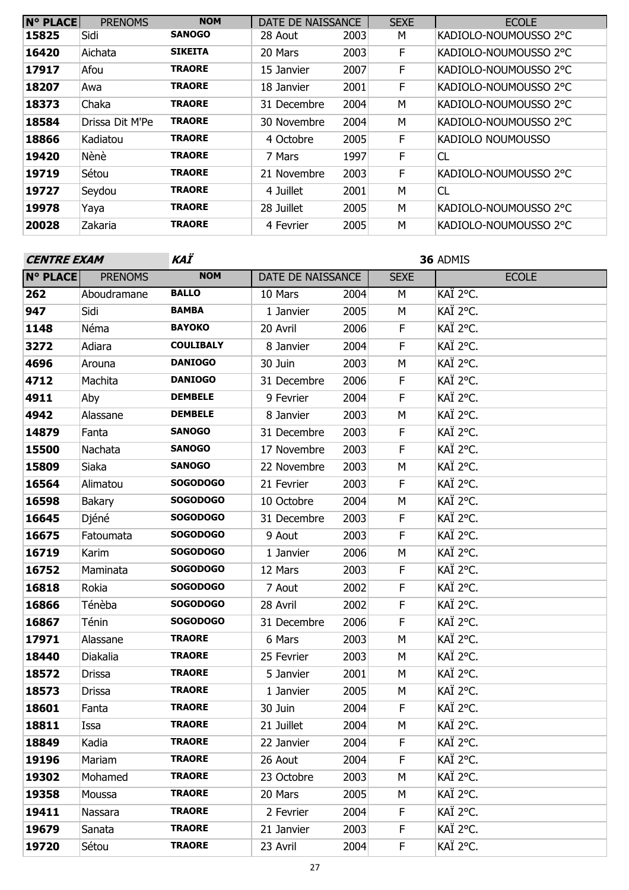| N° PLACE | PRENOMS | NOM | DATE DE NAISSANCE | | SEXE | ECOLE |
|---|---|---|---|---|---|---|
| 15825 | Sidi | **SANOGO** | 28 Aout | 2003 | M | KADIOLO-NOUMOUSSO 2°C |
| 16420 | Aichata | **SIKEITA** | 20 Mars | 2003 | F | KADIOLO-NOUMOUSSO 2°C |
| 17917 | Afou | **TRAORE** | 15 Janvier | 2007 | F | KADIOLO-NOUMOUSSO 2°C |
| 18207 | Awa | **TRAORE** | 18 Janvier | 2001 | F | KADIOLO-NOUMOUSSO 2°C |
| 18373 | Chaka | **TRAORE** | 31 Decembre | 2004 | M | KADIOLO-NOUMOUSSO 2°C |
| 18584 | Drissa Dit M'Pe | **TRAORE** | 30 Novembre | 2004 | M | KADIOLO-NOUMOUSSO 2°C |
| 18866 | Kadiatou | **TRAORE** | 4 Octobre | 2005 | F | KADIOLO NOUMOUSSO |
| 19420 | Nènè | **TRAORE** | 7 Mars | 1997 | F | CL |
| 19719 | Sétou | **TRAORE** | 21 Novembre | 2003 | F | KADIOLO-NOUMOUSSO 2°C |
| 19727 | Seydou | **TRAORE** | 4 Juillet | 2001 | M | CL |
| 19978 | Yaya | **TRAORE** | 28 Juillet | 2005 | M | KADIOLO-NOUMOUSSO 2°C |
| 20028 | Zakaria | **TRAORE** | 4 Fevrier | 2005 | M | KADIOLO-NOUMOUSSO 2°C |

***CENTRE EXAM*** ***KAÏ*** **36** ADMIS

| N° PLACE | PRENOMS | NOM | DATE DE NAISSANCE | | SEXE | ECOLE |
|---|---|---|---|---|---|---|
| 262 | Aboudramane | **BALLO** | 10 Mars | 2004 | M | KAÏ 2°C. |
| 947 | Sidi | **BAMBA** | 1 Janvier | 2005 | M | KAÏ 2°C. |
| 1148 | Néma | **BAYOKO** | 20 Avril | 2006 | F | KAÏ 2°C. |
| 3272 | Adiara | **COULIBALY** | 8 Janvier | 2004 | F | KAÏ 2°C. |
| 4696 | Arouna | **DANIOGO** | 30 Juin | 2003 | M | KAÏ 2°C. |
| 4712 | Machita | **DANIOGO** | 31 Decembre | 2006 | F | KAÏ 2°C. |
| 4911 | Aby | **DEMBELE** | 9 Fevrier | 2004 | F | KAÏ 2°C. |
| 4942 | Alassane | **DEMBELE** | 8 Janvier | 2003 | M | KAÏ 2°C. |
| 14879 | Fanta | **SANOGO** | 31 Decembre | 2003 | F | KAÏ 2°C. |
| 15500 | Nachata | **SANOGO** | 17 Novembre | 2003 | F | KAÏ 2°C. |
| 15809 | Siaka | **SANOGO** | 22 Novembre | 2003 | M | KAÏ 2°C. |
| 16564 | Alimatou | **SOGODOGO** | 21 Fevrier | 2003 | F | KAÏ 2°C. |
| 16598 | Bakary | **SOGODOGO** | 10 Octobre | 2004 | M | KAÏ 2°C. |
| 16645 | Djéné | **SOGODOGO** | 31 Decembre | 2003 | F | KAÏ 2°C. |
| 16675 | Fatoumata | **SOGODOGO** | 9 Aout | 2003 | F | KAÏ 2°C. |
| 16719 | Karim | **SOGODOGO** | 1 Janvier | 2006 | M | KAÏ 2°C. |
| 16752 | Maminata | **SOGODOGO** | 12 Mars | 2003 | F | KAÏ 2°C. |
| 16818 | Rokia | **SOGODOGO** | 7 Aout | 2002 | F | KAÏ 2°C. |
| 16866 | Ténèba | **SOGODOGO** | 28 Avril | 2002 | F | KAÏ 2°C. |
| 16867 | Ténin | **SOGODOGO** | 31 Decembre | 2006 | F | KAÏ 2°C. |
| 17971 | Alassane | **TRAORE** | 6 Mars | 2003 | M | KAÏ 2°C. |
| 18440 | Diakalia | **TRAORE** | 25 Fevrier | 2003 | M | KAÏ 2°C. |
| 18572 | Drissa | **TRAORE** | 5 Janvier | 2001 | M | KAÏ 2°C. |
| 18573 | Drissa | **TRAORE** | 1 Janvier | 2005 | M | KAÏ 2°C. |
| 18601 | Fanta | **TRAORE** | 30 Juin | 2004 | F | KAÏ 2°C. |
| 18811 | Issa | **TRAORE** | 21 Juillet | 2004 | M | KAÏ 2°C. |
| 18849 | Kadia | **TRAORE** | 22 Janvier | 2004 | F | KAÏ 2°C. |
| 19196 | Mariam | **TRAORE** | 26 Aout | 2004 | F | KAÏ 2°C. |
| 19302 | Mohamed | **TRAORE** | 23 Octobre | 2003 | M | KAÏ 2°C. |
| 19358 | Moussa | **TRAORE** | 20 Mars | 2005 | M | KAÏ 2°C. |
| 19411 | Nassara | **TRAORE** | 2 Fevrier | 2004 | F | KAÏ 2°C. |
| 19679 | Sanata | **TRAORE** | 21 Janvier | 2003 | F | KAÏ 2°C. |
| 19720 | Sétou | **TRAORE** | 23 Avril | 2004 | F | KAÏ 2°C. |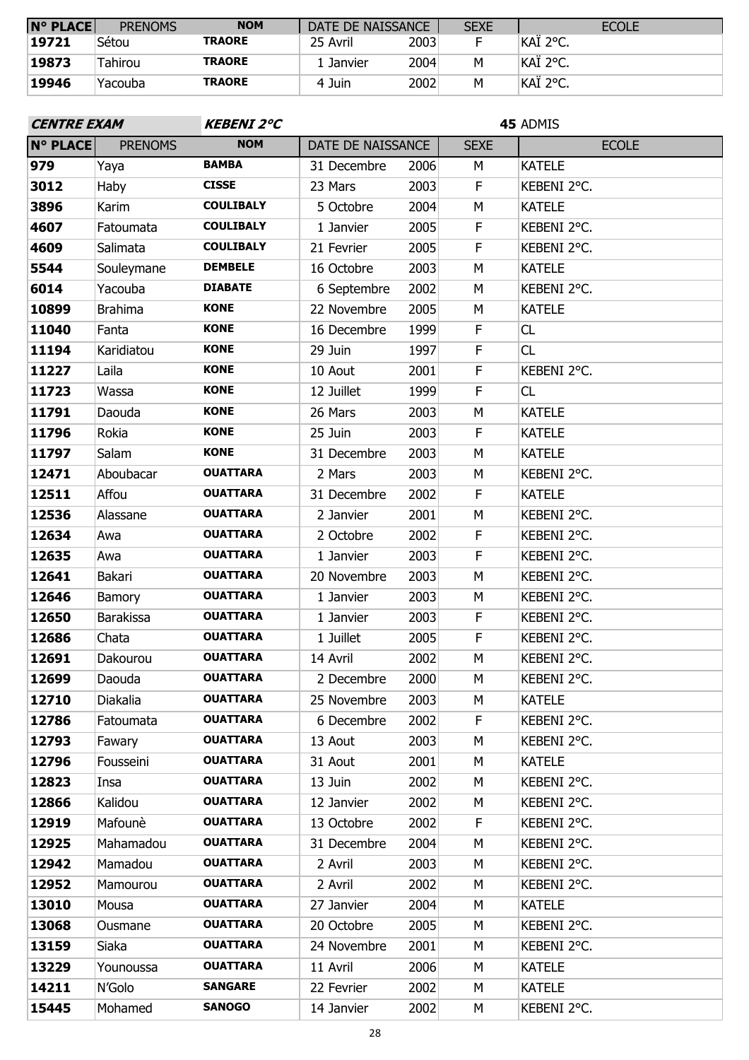| N° PLACE | PRENOMS | NOM | DATE DE NAISSANCE | | SEXE | ECOLE |
|---|---|---|---|---|---|---|
| 19721 | Sétou | TRAORE | 25 Avril | 2003 | F | KAÏ 2°C. |
| 19873 | Tahirou | TRAORE | 1 Janvier | 2004 | M | KAÏ 2°C. |
| 19946 | Yacouba | TRAORE | 4 Juin | 2002 | M | KAÏ 2°C. |

***CENTRE EXAM*** ***KEBENI 2°C*** **45** ADMIS

| N° PLACE | PRENOMS | NOM | DATE DE NAISSANCE | | SEXE | ECOLE |
|---|---|---|---|---|---|---|
| 979 | Yaya | BAMBA | 31 Decembre | 2006 | M | KATELE |
| 3012 | Haby | CISSE | 23 Mars | 2003 | F | KEBENI 2°C. |
| 3896 | Karim | COULIBALY | 5 Octobre | 2004 | M | KATELE |
| 4607 | Fatoumata | COULIBALY | 1 Janvier | 2005 | F | KEBENI 2°C. |
| 4609 | Salimata | COULIBALY | 21 Fevrier | 2005 | F | KEBENI 2°C. |
| 5544 | Souleymane | DEMBELE | 16 Octobre | 2003 | M | KATELE |
| 6014 | Yacouba | DIABATE | 6 Septembre | 2002 | M | KEBENI 2°C. |
| 10899 | Brahima | KONE | 22 Novembre | 2005 | M | KATELE |
| 11040 | Fanta | KONE | 16 Decembre | 1999 | F | CL |
| 11194 | Karidiatou | KONE | 29 Juin | 1997 | F | CL |
| 11227 | Laila | KONE | 10 Aout | 2001 | F | KEBENI 2°C. |
| 11723 | Wassa | KONE | 12 Juillet | 1999 | F | CL |
| 11791 | Daouda | KONE | 26 Mars | 2003 | M | KATELE |
| 11796 | Rokia | KONE | 25 Juin | 2003 | F | KATELE |
| 11797 | Salam | KONE | 31 Decembre | 2003 | M | KATELE |
| 12471 | Aboubacar | OUATTARA | 2 Mars | 2003 | M | KEBENI 2°C. |
| 12511 | Affou | OUATTARA | 31 Decembre | 2002 | F | KATELE |
| 12536 | Alassane | OUATTARA | 2 Janvier | 2001 | M | KEBENI 2°C. |
| 12634 | Awa | OUATTARA | 2 Octobre | 2002 | F | KEBENI 2°C. |
| 12635 | Awa | OUATTARA | 1 Janvier | 2003 | F | KEBENI 2°C. |
| 12641 | Bakari | OUATTARA | 20 Novembre | 2003 | M | KEBENI 2°C. |
| 12646 | Bamory | OUATTARA | 1 Janvier | 2003 | M | KEBENI 2°C. |
| 12650 | Barakissa | OUATTARA | 1 Janvier | 2003 | F | KEBENI 2°C. |
| 12686 | Chata | OUATTARA | 1 Juillet | 2005 | F | KEBENI 2°C. |
| 12691 | Dakourou | OUATTARA | 14 Avril | 2002 | M | KEBENI 2°C. |
| 12699 | Daouda | OUATTARA | 2 Decembre | 2000 | M | KEBENI 2°C. |
| 12710 | Diakalia | OUATTARA | 25 Novembre | 2003 | M | KATELE |
| 12786 | Fatoumata | OUATTARA | 6 Decembre | 2002 | F | KEBENI 2°C. |
| 12793 | Fawary | OUATTARA | 13 Aout | 2003 | M | KEBENI 2°C. |
| 12796 | Fousseini | OUATTARA | 31 Aout | 2001 | M | KATELE |
| 12823 | Insa | OUATTARA | 13 Juin | 2002 | M | KEBENI 2°C. |
| 12866 | Kalidou | OUATTARA | 12 Janvier | 2002 | M | KEBENI 2°C. |
| 12919 | Mafounè | OUATTARA | 13 Octobre | 2002 | F | KEBENI 2°C. |
| 12925 | Mahamadou | OUATTARA | 31 Decembre | 2004 | M | KEBENI 2°C. |
| 12942 | Mamadou | OUATTARA | 2 Avril | 2003 | M | KEBENI 2°C. |
| 12952 | Mamourou | OUATTARA | 2 Avril | 2002 | M | KEBENI 2°C. |
| 13010 | Mousa | OUATTARA | 27 Janvier | 2004 | M | KATELE |
| 13068 | Ousmane | OUATTARA | 20 Octobre | 2005 | M | KEBENI 2°C. |
| 13159 | Siaka | OUATTARA | 24 Novembre | 2001 | M | KEBENI 2°C. |
| 13229 | Younoussa | OUATTARA | 11 Avril | 2006 | M | KATELE |
| 14211 | N'Golo | SANGARE | 22 Fevrier | 2002 | M | KATELE |
| 15445 | Mohamed | SANOGO | 14 Janvier | 2002 | M | KEBENI 2°C. |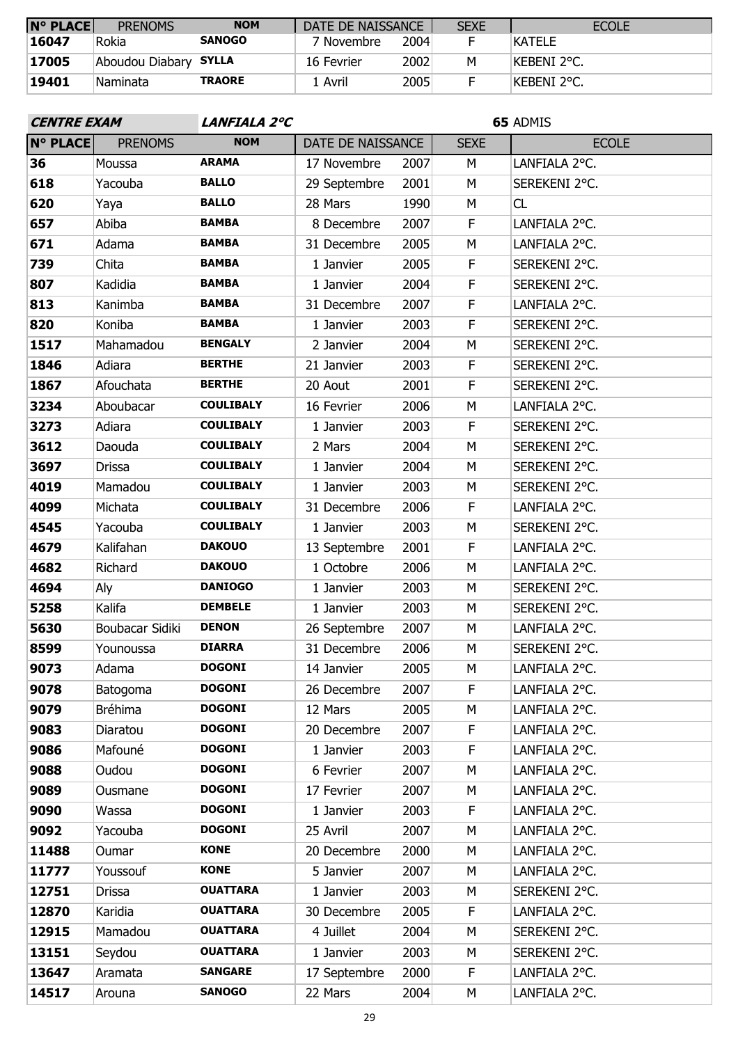| N° PLACE | PRENOMS | NOM | DATE DE NAISSANCE | | SEXE | ECOLE |
|---|---|---|---|---|---|---|
| 16047 | Rokia | SANOGO | 7 Novembre | 2004 | F | KATELE |
| 17005 | Aboudou Diabary | SYLLA | 16 Fevrier | 2002 | M | KEBENI 2°C. |
| 19401 | Naminata | TRAORE | 1 Avril | 2005 | F | KEBENI 2°C. |

**CENTRE EXAM** ***LANFIALA 2°C*** **65** ADMIS

| N° PLACE | PRENOMS | NOM | DATE DE NAISSANCE | | SEXE | ECOLE |
|---|---|---|---|---|---|---|
| 36 | Moussa | ARAMA | 17 Novembre | 2007 | M | LANFIALA 2°C. |
| 618 | Yacouba | BALLO | 29 Septembre | 2001 | M | SEREKENI 2°C. |
| 620 | Yaya | BALLO | 28 Mars | 1990 | M | CL |
| 657 | Abiba | BAMBA | 8 Decembre | 2007 | F | LANFIALA 2°C. |
| 671 | Adama | BAMBA | 31 Decembre | 2005 | M | LANFIALA 2°C. |
| 739 | Chita | BAMBA | 1 Janvier | 2005 | F | SEREKENI 2°C. |
| 807 | Kadidia | BAMBA | 1 Janvier | 2004 | F | SEREKENI 2°C. |
| 813 | Kanimba | BAMBA | 31 Decembre | 2007 | F | LANFIALA 2°C. |
| 820 | Koniba | BAMBA | 1 Janvier | 2003 | F | SEREKENI 2°C. |
| 1517 | Mahamadou | BENGALY | 2 Janvier | 2004 | M | SEREKENI 2°C. |
| 1846 | Adiara | BERTHE | 21 Janvier | 2003 | F | SEREKENI 2°C. |
| 1867 | Afouchata | BERTHE | 20 Aout | 2001 | F | SEREKENI 2°C. |
| 3234 | Aboubacar | COULIBALY | 16 Fevrier | 2006 | M | LANFIALA 2°C. |
| 3273 | Adiara | COULIBALY | 1 Janvier | 2003 | F | SEREKENI 2°C. |
| 3612 | Daouda | COULIBALY | 2 Mars | 2004 | M | SEREKENI 2°C. |
| 3697 | Drissa | COULIBALY | 1 Janvier | 2004 | M | SEREKENI 2°C. |
| 4019 | Mamadou | COULIBALY | 1 Janvier | 2003 | M | SEREKENI 2°C. |
| 4099 | Michata | COULIBALY | 31 Decembre | 2006 | F | LANFIALA 2°C. |
| 4545 | Yacouba | COULIBALY | 1 Janvier | 2003 | M | SEREKENI 2°C. |
| 4679 | Kalifahan | DAKOUO | 13 Septembre | 2001 | F | LANFIALA 2°C. |
| 4682 | Richard | DAKOUO | 1 Octobre | 2006 | M | LANFIALA 2°C. |
| 4694 | Aly | DANIOGO | 1 Janvier | 2003 | M | SEREKENI 2°C. |
| 5258 | Kalifa | DEMBELE | 1 Janvier | 2003 | M | SEREKENI 2°C. |
| 5630 | Boubacar Sidiki | DENON | 26 Septembre | 2007 | M | LANFIALA 2°C. |
| 8599 | Younoussa | DIARRA | 31 Decembre | 2006 | M | SEREKENI 2°C. |
| 9073 | Adama | DOGONI | 14 Janvier | 2005 | M | LANFIALA 2°C. |
| 9078 | Batogoma | DOGONI | 26 Decembre | 2007 | F | LANFIALA 2°C. |
| 9079 | Bréhima | DOGONI | 12 Mars | 2005 | M | LANFIALA 2°C. |
| 9083 | Diaratou | DOGONI | 20 Decembre | 2007 | F | LANFIALA 2°C. |
| 9086 | Mafouné | DOGONI | 1 Janvier | 2003 | F | LANFIALA 2°C. |
| 9088 | Oudou | DOGONI | 6 Fevrier | 2007 | M | LANFIALA 2°C. |
| 9089 | Ousmane | DOGONI | 17 Fevrier | 2007 | M | LANFIALA 2°C. |
| 9090 | Wassa | DOGONI | 1 Janvier | 2003 | F | LANFIALA 2°C. |
| 9092 | Yacouba | DOGONI | 25 Avril | 2007 | M | LANFIALA 2°C. |
| 11488 | Oumar | KONE | 20 Decembre | 2000 | M | LANFIALA 2°C. |
| 11777 | Youssouf | KONE | 5 Janvier | 2007 | M | LANFIALA 2°C. |
| 12751 | Drissa | OUATTARA | 1 Janvier | 2003 | M | SEREKENI 2°C. |
| 12870 | Karidia | OUATTARA | 30 Decembre | 2005 | F | LANFIALA 2°C. |
| 12915 | Mamadou | OUATTARA | 4 Juillet | 2004 | M | SEREKENI 2°C. |
| 13151 | Seydou | OUATTARA | 1 Janvier | 2003 | M | SEREKENI 2°C. |
| 13647 | Aramata | SANGARE | 17 Septembre | 2000 | F | LANFIALA 2°C. |
| 14517 | Arouna | SANOGO | 22 Mars | 2004 | M | LANFIALA 2°C. |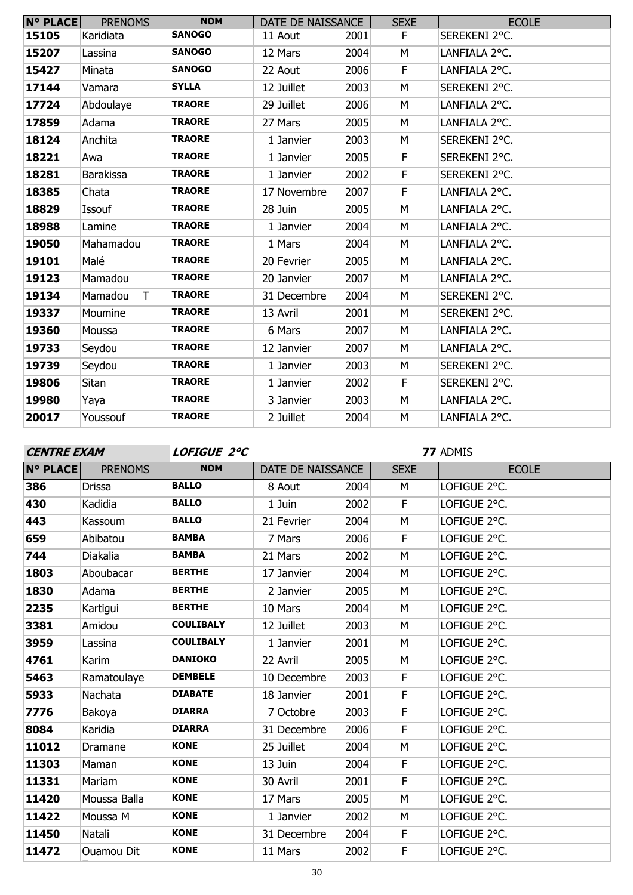| N° PLACE | PRENOMS | NOM | DATE DE NAISSANCE | | SEXE | ECOLE |
|---|---|---|---|---|---|---|
| 15105 | Karidiata | SANOGO | 11 Aout | 2001 | F | SEREKENI 2°C. |
| 15207 | Lassina | SANOGO | 12 Mars | 2004 | M | LANFIALA 2°C. |
| 15427 | Minata | SANOGO | 22 Aout | 2006 | F | LANFIALA 2°C. |
| 17144 | Vamara | SYLLA | 12 Juillet | 2003 | M | SEREKENI 2°C. |
| 17724 | Abdoulaye | TRAORE | 29 Juillet | 2006 | M | LANFIALA 2°C. |
| 17859 | Adama | TRAORE | 27 Mars | 2005 | M | LANFIALA 2°C. |
| 18124 | Anchita | TRAORE | 1 Janvier | 2003 | M | SEREKENI 2°C. |
| 18221 | Awa | TRAORE | 1 Janvier | 2005 | F | SEREKENI 2°C. |
| 18281 | Barakissa | TRAORE | 1 Janvier | 2002 | F | SEREKENI 2°C. |
| 18385 | Chata | TRAORE | 17 Novembre | 2007 | F | LANFIALA 2°C. |
| 18829 | Issouf | TRAORE | 28 Juin | 2005 | M | LANFIALA 2°C. |
| 18988 | Lamine | TRAORE | 1 Janvier | 2004 | M | LANFIALA 2°C. |
| 19050 | Mahamadou | TRAORE | 1 Mars | 2004 | M | LANFIALA 2°C. |
| 19101 | Malé | TRAORE | 20 Fevrier | 2005 | M | LANFIALA 2°C. |
| 19123 | Mamadou | TRAORE | 20 Janvier | 2007 | M | LANFIALA 2°C. |
| 19134 | Mamadou T | TRAORE | 31 Decembre | 2004 | M | SEREKENI 2°C. |
| 19337 | Moumine | TRAORE | 13 Avril | 2001 | M | SEREKENI 2°C. |
| 19360 | Moussa | TRAORE | 6 Mars | 2007 | M | LANFIALA 2°C. |
| 19733 | Seydou | TRAORE | 12 Janvier | 2007 | M | LANFIALA 2°C. |
| 19739 | Seydou | TRAORE | 1 Janvier | 2003 | M | SEREKENI 2°C. |
| 19806 | Sitan | TRAORE | 1 Janvier | 2002 | F | SEREKENI 2°C. |
| 19980 | Yaya | TRAORE | 3 Janvier | 2003 | M | LANFIALA 2°C. |
| 20017 | Youssouf | TRAORE | 2 Juillet | 2004 | M | LANFIALA 2°C. |

***CENTRE EXAM*** ***LOFIGUE 2°C*** **77** ADMIS

| N° PLACE | PRENOMS | NOM | DATE DE NAISSANCE | | SEXE | ECOLE |
|---|---|---|---|---|---|---|
| 386 | Drissa | BALLO | 8 Aout | 2004 | M | LOFIGUE 2°C. |
| 430 | Kadidia | BALLO | 1 Juin | 2002 | F | LOFIGUE 2°C. |
| 443 | Kassoum | BALLO | 21 Fevrier | 2004 | M | LOFIGUE 2°C. |
| 659 | Abibatou | BAMBA | 7 Mars | 2006 | F | LOFIGUE 2°C. |
| 744 | Diakalia | BAMBA | 21 Mars | 2002 | M | LOFIGUE 2°C. |
| 1803 | Aboubacar | BERTHE | 17 Janvier | 2004 | M | LOFIGUE 2°C. |
| 1830 | Adama | BERTHE | 2 Janvier | 2005 | M | LOFIGUE 2°C. |
| 2235 | Kartigui | BERTHE | 10 Mars | 2004 | M | LOFIGUE 2°C. |
| 3381 | Amidou | COULIBALY | 12 Juillet | 2003 | M | LOFIGUE 2°C. |
| 3959 | Lassina | COULIBALY | 1 Janvier | 2001 | M | LOFIGUE 2°C. |
| 4761 | Karim | DANIOKO | 22 Avril | 2005 | M | LOFIGUE 2°C. |
| 5463 | Ramatoulaye | DEMBELE | 10 Decembre | 2003 | F | LOFIGUE 2°C. |
| 5933 | Nachata | DIABATE | 18 Janvier | 2001 | F | LOFIGUE 2°C. |
| 7776 | Bakoya | DIARRA | 7 Octobre | 2003 | F | LOFIGUE 2°C. |
| 8084 | Karidia | DIARRA | 31 Decembre | 2006 | F | LOFIGUE 2°C. |
| 11012 | Dramane | KONE | 25 Juillet | 2004 | M | LOFIGUE 2°C. |
| 11303 | Maman | KONE | 13 Juin | 2004 | F | LOFIGUE 2°C. |
| 11331 | Mariam | KONE | 30 Avril | 2001 | F | LOFIGUE 2°C. |
| 11420 | Moussa Balla | KONE | 17 Mars | 2005 | M | LOFIGUE 2°C. |
| 11422 | Moussa M | KONE | 1 Janvier | 2002 | M | LOFIGUE 2°C. |
| 11450 | Natali | KONE | 31 Decembre | 2004 | F | LOFIGUE 2°C. |
| 11472 | Ouamou Dit | KONE | 11 Mars | 2002 | F | LOFIGUE 2°C. |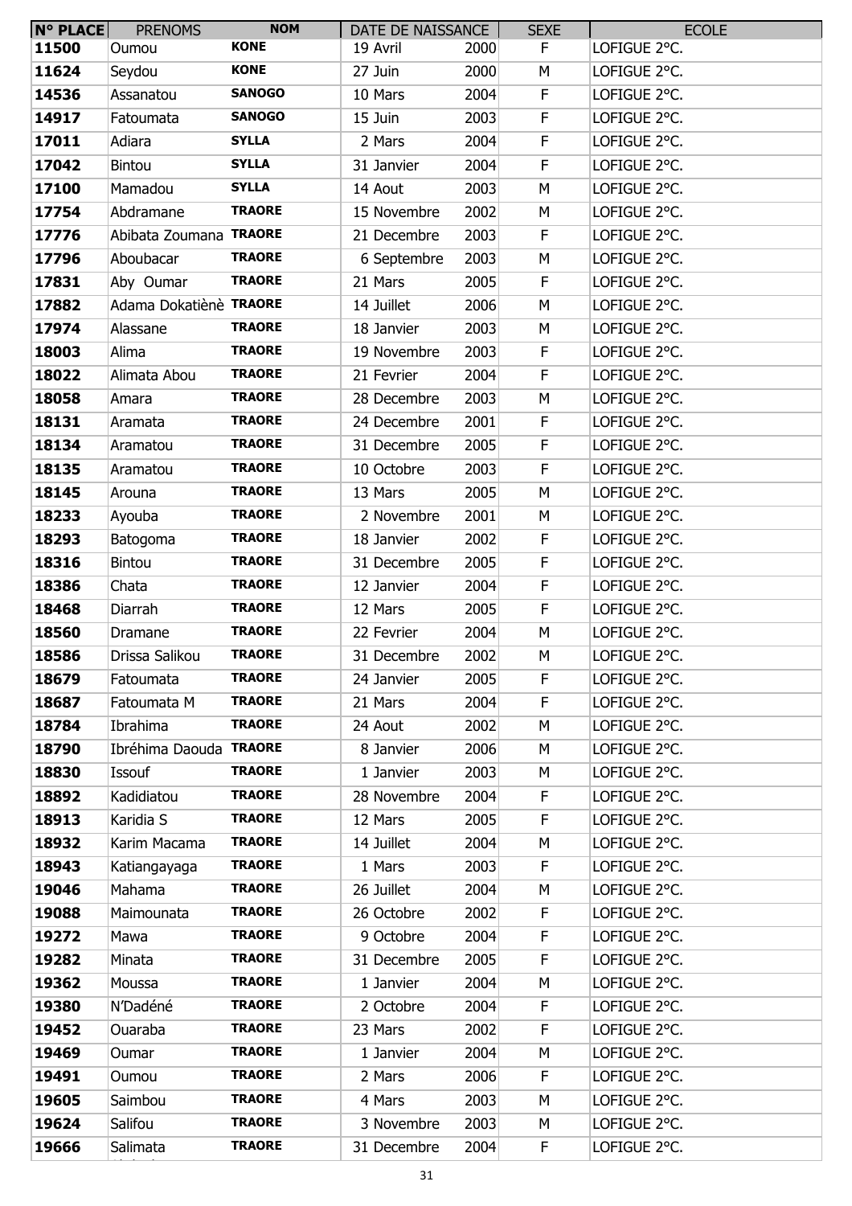| N° PLACE | PRENOMS | NOM | DATE DE NAISSANCE | | SEXE | ECOLE |
|---|---|---|---|---|---|---|
| 11500 | Oumou | KONE | 19 Avril | 2000 | F | LOFIGUE 2°C. |
| 11624 | Seydou | KONE | 27 Juin | 2000 | M | LOFIGUE 2°C. |
| 14536 | Assanatou | SANOGO | 10 Mars | 2004 | F | LOFIGUE 2°C. |
| 14917 | Fatoumata | SANOGO | 15 Juin | 2003 | F | LOFIGUE 2°C. |
| 17011 | Adiara | SYLLA | 2 Mars | 2004 | F | LOFIGUE 2°C. |
| 17042 | Bintou | SYLLA | 31 Janvier | 2004 | F | LOFIGUE 2°C. |
| 17100 | Mamadou | SYLLA | 14 Aout | 2003 | M | LOFIGUE 2°C. |
| 17754 | Abdramane | TRAORE | 15 Novembre | 2002 | M | LOFIGUE 2°C. |
| 17776 | Abibata Zoumana | TRAORE | 21 Decembre | 2003 | F | LOFIGUE 2°C. |
| 17796 | Aboubacar | TRAORE | 6 Septembre | 2003 | M | LOFIGUE 2°C. |
| 17831 | Aby Oumar | TRAORE | 21 Mars | 2005 | F | LOFIGUE 2°C. |
| 17882 | Adama Dokatiènè | TRAORE | 14 Juillet | 2006 | M | LOFIGUE 2°C. |
| 17974 | Alassane | TRAORE | 18 Janvier | 2003 | M | LOFIGUE 2°C. |
| 18003 | Alima | TRAORE | 19 Novembre | 2003 | F | LOFIGUE 2°C. |
| 18022 | Alimata Abou | TRAORE | 21 Fevrier | 2004 | F | LOFIGUE 2°C. |
| 18058 | Amara | TRAORE | 28 Decembre | 2003 | M | LOFIGUE 2°C. |
| 18131 | Aramata | TRAORE | 24 Decembre | 2001 | F | LOFIGUE 2°C. |
| 18134 | Aramatou | TRAORE | 31 Decembre | 2005 | F | LOFIGUE 2°C. |
| 18135 | Aramatou | TRAORE | 10 Octobre | 2003 | F | LOFIGUE 2°C. |
| 18145 | Arouna | TRAORE | 13 Mars | 2005 | M | LOFIGUE 2°C. |
| 18233 | Ayouba | TRAORE | 2 Novembre | 2001 | M | LOFIGUE 2°C. |
| 18293 | Batogoma | TRAORE | 18 Janvier | 2002 | F | LOFIGUE 2°C. |
| 18316 | Bintou | TRAORE | 31 Decembre | 2005 | F | LOFIGUE 2°C. |
| 18386 | Chata | TRAORE | 12 Janvier | 2004 | F | LOFIGUE 2°C. |
| 18468 | Diarrah | TRAORE | 12 Mars | 2005 | F | LOFIGUE 2°C. |
| 18560 | Dramane | TRAORE | 22 Fevrier | 2004 | M | LOFIGUE 2°C. |
| 18586 | Drissa Salikou | TRAORE | 31 Decembre | 2002 | M | LOFIGUE 2°C. |
| 18679 | Fatoumata | TRAORE | 24 Janvier | 2005 | F | LOFIGUE 2°C. |
| 18687 | Fatoumata M | TRAORE | 21 Mars | 2004 | F | LOFIGUE 2°C. |
| 18784 | Ibrahima | TRAORE | 24 Aout | 2002 | M | LOFIGUE 2°C. |
| 18790 | Ibréhima Daouda | TRAORE | 8 Janvier | 2006 | M | LOFIGUE 2°C. |
| 18830 | Issouf | TRAORE | 1 Janvier | 2003 | M | LOFIGUE 2°C. |
| 18892 | Kadidiatou | TRAORE | 28 Novembre | 2004 | F | LOFIGUE 2°C. |
| 18913 | Karidia S | TRAORE | 12 Mars | 2005 | F | LOFIGUE 2°C. |
| 18932 | Karim Macama | TRAORE | 14 Juillet | 2004 | M | LOFIGUE 2°C. |
| 18943 | Katiangayaga | TRAORE | 1 Mars | 2003 | F | LOFIGUE 2°C. |
| 19046 | Mahama | TRAORE | 26 Juillet | 2004 | M | LOFIGUE 2°C. |
| 19088 | Maimounata | TRAORE | 26 Octobre | 2002 | F | LOFIGUE 2°C. |
| 19272 | Mawa | TRAORE | 9 Octobre | 2004 | F | LOFIGUE 2°C. |
| 19282 | Minata | TRAORE | 31 Decembre | 2005 | F | LOFIGUE 2°C. |
| 19362 | Moussa | TRAORE | 1 Janvier | 2004 | M | LOFIGUE 2°C. |
| 19380 | N'Dadéné | TRAORE | 2 Octobre | 2004 | F | LOFIGUE 2°C. |
| 19452 | Ouaraba | TRAORE | 23 Mars | 2002 | F | LOFIGUE 2°C. |
| 19469 | Oumar | TRAORE | 1 Janvier | 2004 | M | LOFIGUE 2°C. |
| 19491 | Oumou | TRAORE | 2 Mars | 2006 | F | LOFIGUE 2°C. |
| 19605 | Saimbou | TRAORE | 4 Mars | 2003 | M | LOFIGUE 2°C. |
| 19624 | Salifou | TRAORE | 3 Novembre | 2003 | M | LOFIGUE 2°C. |
| 19666 | Salimata | TRAORE | 31 Decembre | 2004 | F | LOFIGUE 2°C. |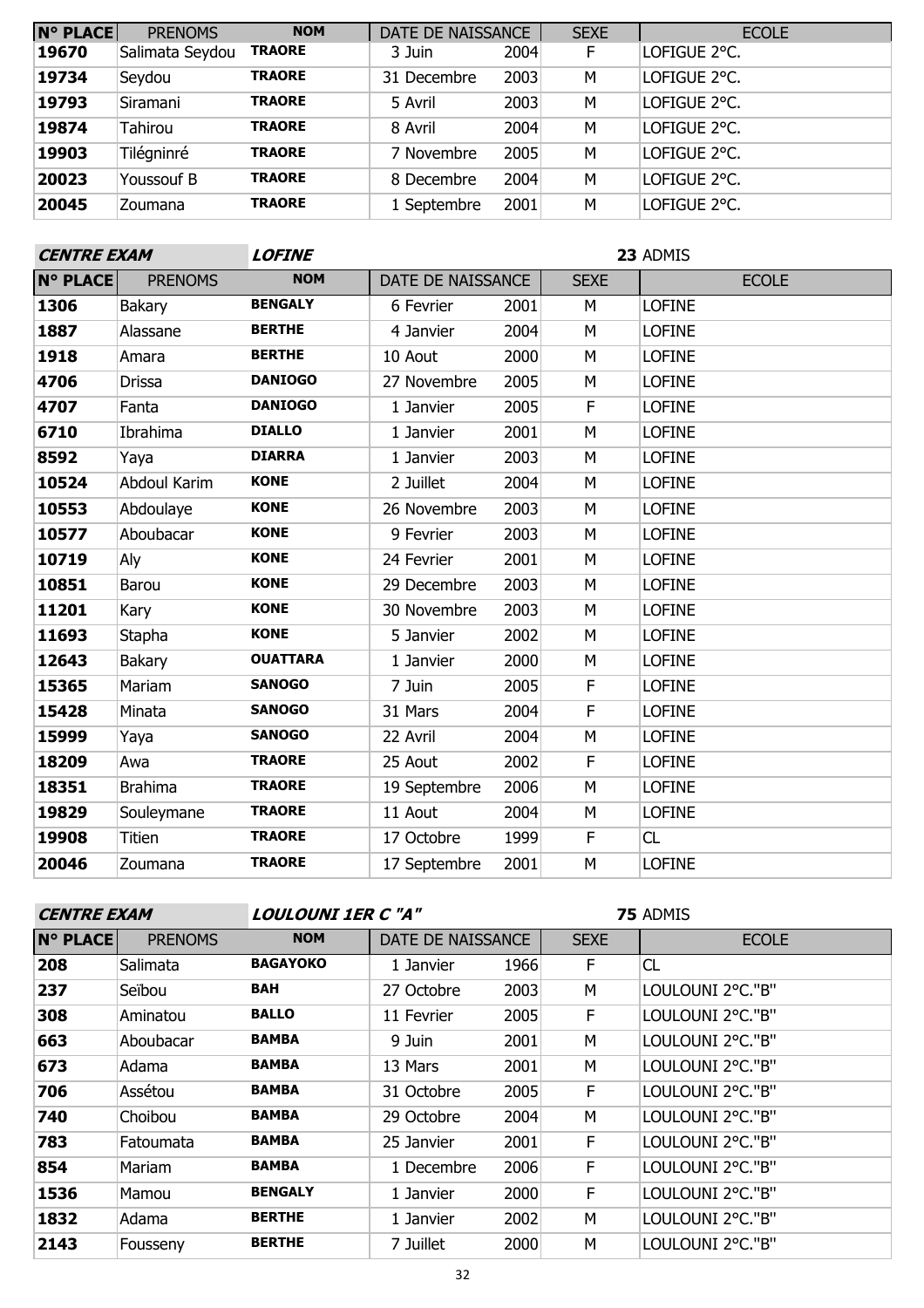| N° PLACE | PRENOMS | NOM | DATE DE NAISSANCE | | SEXE | ECOLE |
|---|---|---|---|---|---|---|
| 19670 | Salimata Seydou | TRAORE | 3 Juin | 2004 | F | LOFIGUE 2°C. |
| 19734 | Seydou | TRAORE | 31 Decembre | 2003 | M | LOFIGUE 2°C. |
| 19793 | Siramani | TRAORE | 5 Avril | 2003 | M | LOFIGUE 2°C. |
| 19874 | Tahirou | TRAORE | 8 Avril | 2004 | M | LOFIGUE 2°C. |
| 19903 | Tilégninré | TRAORE | 7 Novembre | 2005 | M | LOFIGUE 2°C. |
| 20023 | Youssouf B | TRAORE | 8 Decembre | 2004 | M | LOFIGUE 2°C. |
| 20045 | Zoumana | TRAORE | 1 Septembre | 2001 | M | LOFIGUE 2°C. |

**CENTRE EXAM** **LOFINE** **23** ADMIS

| N° PLACE | PRENOMS | NOM | DATE DE NAISSANCE | | SEXE | ECOLE |
|---|---|---|---|---|---|---|
| 1306 | Bakary | BENGALY | 6 Fevrier | 2001 | M | LOFINE |
| 1887 | Alassane | BERTHE | 4 Janvier | 2004 | M | LOFINE |
| 1918 | Amara | BERTHE | 10 Aout | 2000 | M | LOFINE |
| 4706 | Drissa | DANIOGO | 27 Novembre | 2005 | M | LOFINE |
| 4707 | Fanta | DANIOGO | 1 Janvier | 2005 | F | LOFINE |
| 6710 | Ibrahima | DIALLO | 1 Janvier | 2001 | M | LOFINE |
| 8592 | Yaya | DIARRA | 1 Janvier | 2003 | M | LOFINE |
| 10524 | Abdoul Karim | KONE | 2 Juillet | 2004 | M | LOFINE |
| 10553 | Abdoulaye | KONE | 26 Novembre | 2003 | M | LOFINE |
| 10577 | Aboubacar | KONE | 9 Fevrier | 2003 | M | LOFINE |
| 10719 | Aly | KONE | 24 Fevrier | 2001 | M | LOFINE |
| 10851 | Barou | KONE | 29 Decembre | 2003 | M | LOFINE |
| 11201 | Kary | KONE | 30 Novembre | 2003 | M | LOFINE |
| 11693 | Stapha | KONE | 5 Janvier | 2002 | M | LOFINE |
| 12643 | Bakary | OUATTARA | 1 Janvier | 2000 | M | LOFINE |
| 15365 | Mariam | SANOGO | 7 Juin | 2005 | F | LOFINE |
| 15428 | Minata | SANOGO | 31 Mars | 2004 | F | LOFINE |
| 15999 | Yaya | SANOGO | 22 Avril | 2004 | M | LOFINE |
| 18209 | Awa | TRAORE | 25 Aout | 2002 | F | LOFINE |
| 18351 | Brahima | TRAORE | 19 Septembre | 2006 | M | LOFINE |
| 19829 | Souleymane | TRAORE | 11 Aout | 2004 | M | LOFINE |
| 19908 | Titien | TRAORE | 17 Octobre | 1999 | F | CL |
| 20046 | Zoumana | TRAORE | 17 Septembre | 2001 | M | LOFINE |

**CENTRE EXAM** **LOULOUNI 1ER C "A"** **75** ADMIS

| N° PLACE | PRENOMS | NOM | DATE DE NAISSANCE | | SEXE | ECOLE |
|---|---|---|---|---|---|---|
| 208 | Salimata | BAGAYOKO | 1 Janvier | 1966 | F | CL |
| 237 | Seïbou | BAH | 27 Octobre | 2003 | M | LOULOUNI 2°C."B" |
| 308 | Aminatou | BALLO | 11 Fevrier | 2005 | F | LOULOUNI 2°C."B" |
| 663 | Aboubacar | BAMBA | 9 Juin | 2001 | M | LOULOUNI 2°C."B" |
| 673 | Adama | BAMBA | 13 Mars | 2001 | M | LOULOUNI 2°C."B" |
| 706 | Assétou | BAMBA | 31 Octobre | 2005 | F | LOULOUNI 2°C."B" |
| 740 | Choibou | BAMBA | 29 Octobre | 2004 | M | LOULOUNI 2°C."B" |
| 783 | Fatoumata | BAMBA | 25 Janvier | 2001 | F | LOULOUNI 2°C."B" |
| 854 | Mariam | BAMBA | 1 Decembre | 2006 | F | LOULOUNI 2°C."B" |
| 1536 | Mamou | BENGALY | 1 Janvier | 2000 | F | LOULOUNI 2°C."B" |
| 1832 | Adama | BERTHE | 1 Janvier | 2002 | M | LOULOUNI 2°C."B" |
| 2143 | Fousseny | BERTHE | 7 Juillet | 2000 | M | LOULOUNI 2°C."B" |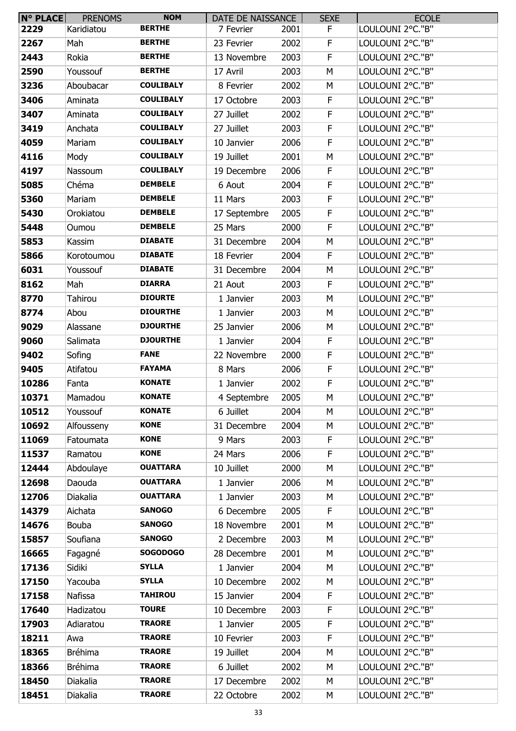| N° PLACE | PRENOMS | NOM | DATE DE NAISSANCE | | SEXE | ECOLE |
|---|---|---|---|---|---|---|
| **2229** | Karidiatou | **BERTHE** | 7 Fevrier | 2001 | F | LOULOUNI 2°C."B" |
| **2267** | Mah | **BERTHE** | 23 Fevrier | 2002 | F | LOULOUNI 2°C."B" |
| **2443** | Rokia | **BERTHE** | 13 Novembre | 2003 | F | LOULOUNI 2°C."B" |
| **2590** | Youssouf | **BERTHE** | 17 Avril | 2003 | M | LOULOUNI 2°C."B" |
| **3236** | Aboubacar | **COULIBALY** | 8 Fevrier | 2002 | M | LOULOUNI 2°C."B" |
| **3406** | Aminata | **COULIBALY** | 17 Octobre | 2003 | F | LOULOUNI 2°C."B" |
| **3407** | Aminata | **COULIBALY** | 27 Juillet | 2002 | F | LOULOUNI 2°C."B" |
| **3419** | Anchata | **COULIBALY** | 27 Juillet | 2003 | F | LOULOUNI 2°C."B" |
| **4059** | Mariam | **COULIBALY** | 10 Janvier | 2006 | F | LOULOUNI 2°C."B" |
| **4116** | Mody | **COULIBALY** | 19 Juillet | 2001 | M | LOULOUNI 2°C."B" |
| **4197** | Nassoum | **COULIBALY** | 19 Decembre | 2006 | F | LOULOUNI 2°C."B" |
| **5085** | Chéma | **DEMBELE** | 6 Aout | 2004 | F | LOULOUNI 2°C."B" |
| **5360** | Mariam | **DEMBELE** | 11 Mars | 2003 | F | LOULOUNI 2°C."B" |
| **5430** | Orokiatou | **DEMBELE** | 17 Septembre | 2005 | F | LOULOUNI 2°C."B" |
| **5448** | Oumou | **DEMBELE** | 25 Mars | 2000 | F | LOULOUNI 2°C."B" |
| **5853** | Kassim | **DIABATE** | 31 Decembre | 2004 | M | LOULOUNI 2°C."B" |
| **5866** | Korotoumou | **DIABATE** | 18 Fevrier | 2004 | F | LOULOUNI 2°C."B" |
| **6031** | Youssouf | **DIABATE** | 31 Decembre | 2004 | M | LOULOUNI 2°C."B" |
| **8162** | Mah | **DIARRA** | 21 Aout | 2003 | F | LOULOUNI 2°C."B" |
| **8770** | Tahirou | **DIOURTE** | 1 Janvier | 2003 | M | LOULOUNI 2°C."B" |
| **8774** | Abou | **DIOURTHE** | 1 Janvier | 2003 | M | LOULOUNI 2°C."B" |
| **9029** | Alassane | **DJOURTHE** | 25 Janvier | 2006 | M | LOULOUNI 2°C."B" |
| **9060** | Salimata | **DJOURTHE** | 1 Janvier | 2004 | F | LOULOUNI 2°C."B" |
| **9402** | Sofing | **FANE** | 22 Novembre | 2000 | F | LOULOUNI 2°C."B" |
| **9405** | Atifatou | **FAYAMA** | 8 Mars | 2006 | F | LOULOUNI 2°C."B" |
| **10286** | Fanta | **KONATE** | 1 Janvier | 2002 | F | LOULOUNI 2°C."B" |
| **10371** | Mamadou | **KONATE** | 4 Septembre | 2005 | M | LOULOUNI 2°C."B" |
| **10512** | Youssouf | **KONATE** | 6 Juillet | 2004 | M | LOULOUNI 2°C."B" |
| **10692** | Alfousseny | **KONE** | 31 Decembre | 2004 | M | LOULOUNI 2°C."B" |
| **11069** | Fatoumata | **KONE** | 9 Mars | 2003 | F | LOULOUNI 2°C."B" |
| **11537** | Ramatou | **KONE** | 24 Mars | 2006 | F | LOULOUNI 2°C."B" |
| **12444** | Abdoulaye | **OUATTARA** | 10 Juillet | 2000 | M | LOULOUNI 2°C."B" |
| **12698** | Daouda | **OUATTARA** | 1 Janvier | 2006 | M | LOULOUNI 2°C."B" |
| **12706** | Diakalia | **OUATTARA** | 1 Janvier | 2003 | M | LOULOUNI 2°C."B" |
| **14379** | Aichata | **SANOGO** | 6 Decembre | 2005 | F | LOULOUNI 2°C."B" |
| **14676** | Bouba | **SANOGO** | 18 Novembre | 2001 | M | LOULOUNI 2°C."B" |
| **15857** | Soufiana | **SANOGO** | 2 Decembre | 2003 | M | LOULOUNI 2°C."B" |
| **16665** | Fagagné | **SOGODOGO** | 28 Decembre | 2001 | M | LOULOUNI 2°C."B" |
| **17136** | Sidiki | **SYLLA** | 1 Janvier | 2004 | M | LOULOUNI 2°C."B" |
| **17150** | Yacouba | **SYLLA** | 10 Decembre | 2002 | M | LOULOUNI 2°C."B" |
| **17158** | Nafissa | **TAHIROU** | 15 Janvier | 2004 | F | LOULOUNI 2°C."B" |
| **17640** | Hadizatou | **TOURE** | 10 Decembre | 2003 | F | LOULOUNI 2°C."B" |
| **17903** | Adiaratou | **TRAORE** | 1 Janvier | 2005 | F | LOULOUNI 2°C."B" |
| **18211** | Awa | **TRAORE** | 10 Fevrier | 2003 | F | LOULOUNI 2°C."B" |
| **18365** | Bréhima | **TRAORE** | 19 Juillet | 2004 | M | LOULOUNI 2°C."B" |
| **18366** | Bréhima | **TRAORE** | 6 Juillet | 2002 | M | LOULOUNI 2°C."B" |
| **18450** | Diakalia | **TRAORE** | 17 Decembre | 2002 | M | LOULOUNI 2°C."B" |
| **18451** | Diakalia | **TRAORE** | 22 Octobre | 2002 | M | LOULOUNI 2°C."B" |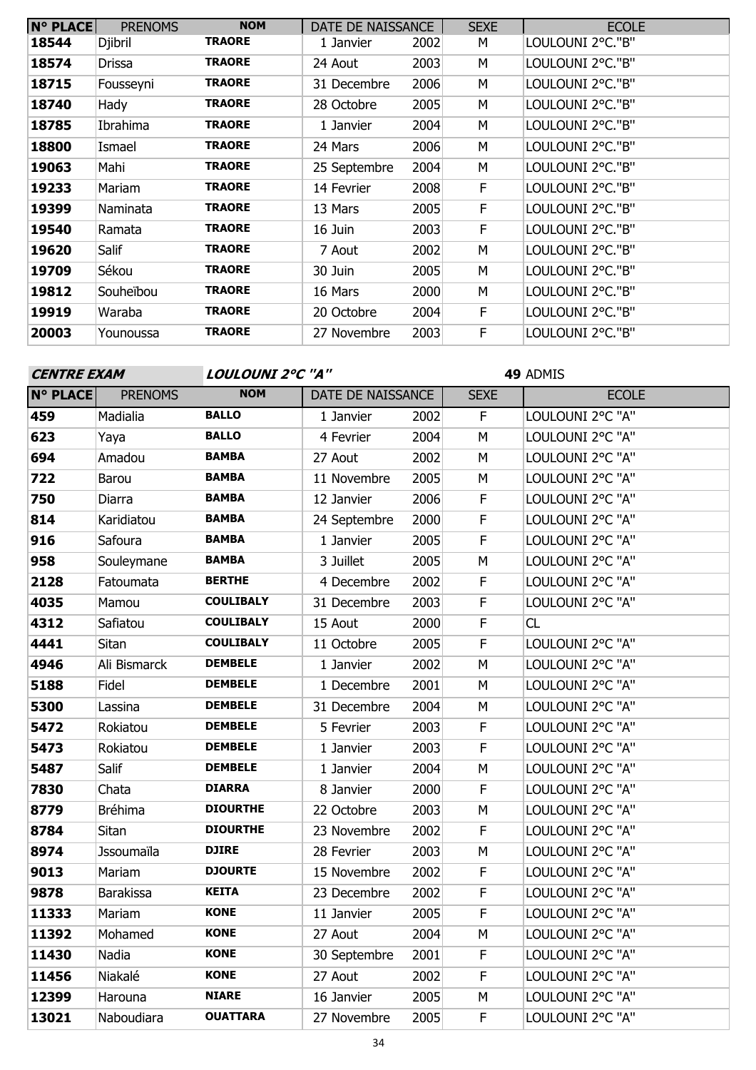| N° PLACE | PRENOMS | NOM | DATE DE NAISSANCE | | SEXE | ECOLE |
|---|---|---|---|---|---|---|
| 18544 | Djibril | TRAORE | 1 Janvier | 2002 | M | LOULOUNI 2°C."B" |
| 18574 | Drissa | TRAORE | 24 Aout | 2003 | M | LOULOUNI 2°C."B" |
| 18715 | Fousseyni | TRAORE | 31 Decembre | 2006 | M | LOULOUNI 2°C."B" |
| 18740 | Hady | TRAORE | 28 Octobre | 2005 | M | LOULOUNI 2°C."B" |
| 18785 | Ibrahima | TRAORE | 1 Janvier | 2004 | M | LOULOUNI 2°C."B" |
| 18800 | Ismael | TRAORE | 24 Mars | 2006 | M | LOULOUNI 2°C."B" |
| 19063 | Mahi | TRAORE | 25 Septembre | 2004 | M | LOULOUNI 2°C."B" |
| 19233 | Mariam | TRAORE | 14 Fevrier | 2008 | F | LOULOUNI 2°C."B" |
| 19399 | Naminata | TRAORE | 13 Mars | 2005 | F | LOULOUNI 2°C."B" |
| 19540 | Ramata | TRAORE | 16 Juin | 2003 | F | LOULOUNI 2°C."B" |
| 19620 | Salif | TRAORE | 7 Aout | 2002 | M | LOULOUNI 2°C."B" |
| 19709 | Sékou | TRAORE | 30 Juin | 2005 | M | LOULOUNI 2°C."B" |
| 19812 | Souheïbou | TRAORE | 16 Mars | 2000 | M | LOULOUNI 2°C."B" |
| 19919 | Waraba | TRAORE | 20 Octobre | 2004 | F | LOULOUNI 2°C."B" |
| 20003 | Younoussa | TRAORE | 27 Novembre | 2003 | F | LOULOUNI 2°C."B" |

***CENTRE EXAM*** ***LOULOUNI 2°C "A"*** **49** ADMIS

| N° PLACE | PRENOMS | NOM | DATE DE NAISSANCE | | SEXE | ECOLE |
|---|---|---|---|---|---|---|
| 459 | Madialia | BALLO | 1 Janvier | 2002 | F | LOULOUNI 2°C "A" |
| 623 | Yaya | BALLO | 4 Fevrier | 2004 | M | LOULOUNI 2°C "A" |
| 694 | Amadou | BAMBA | 27 Aout | 2002 | M | LOULOUNI 2°C "A" |
| 722 | Barou | BAMBA | 11 Novembre | 2005 | M | LOULOUNI 2°C "A" |
| 750 | Diarra | BAMBA | 12 Janvier | 2006 | F | LOULOUNI 2°C "A" |
| 814 | Karidiatou | BAMBA | 24 Septembre | 2000 | F | LOULOUNI 2°C "A" |
| 916 | Safoura | BAMBA | 1 Janvier | 2005 | F | LOULOUNI 2°C "A" |
| 958 | Souleymane | BAMBA | 3 Juillet | 2005 | M | LOULOUNI 2°C "A" |
| 2128 | Fatoumata | BERTHE | 4 Decembre | 2002 | F | LOULOUNI 2°C "A" |
| 4035 | Mamou | COULIBALY | 31 Decembre | 2003 | F | LOULOUNI 2°C "A" |
| 4312 | Safiatou | COULIBALY | 15 Aout | 2000 | F | CL |
| 4441 | Sitan | COULIBALY | 11 Octobre | 2005 | F | LOULOUNI 2°C "A" |
| 4946 | Ali Bismarck | DEMBELE | 1 Janvier | 2002 | M | LOULOUNI 2°C "A" |
| 5188 | Fidel | DEMBELE | 1 Decembre | 2001 | M | LOULOUNI 2°C "A" |
| 5300 | Lassina | DEMBELE | 31 Decembre | 2004 | M | LOULOUNI 2°C "A" |
| 5472 | Rokiatou | DEMBELE | 5 Fevrier | 2003 | F | LOULOUNI 2°C "A" |
| 5473 | Rokiatou | DEMBELE | 1 Janvier | 2003 | F | LOULOUNI 2°C "A" |
| 5487 | Salif | DEMBELE | 1 Janvier | 2004 | M | LOULOUNI 2°C "A" |
| 7830 | Chata | DIARRA | 8 Janvier | 2000 | F | LOULOUNI 2°C "A" |
| 8779 | Bréhima | DIOURTHE | 22 Octobre | 2003 | M | LOULOUNI 2°C "A" |
| 8784 | Sitan | DIOURTHE | 23 Novembre | 2002 | F | LOULOUNI 2°C "A" |
| 8974 | Jssoumaïla | DJIRE | 28 Fevrier | 2003 | M | LOULOUNI 2°C "A" |
| 9013 | Mariam | DJOURTE | 15 Novembre | 2002 | F | LOULOUNI 2°C "A" |
| 9878 | Barakissa | KEITA | 23 Decembre | 2002 | F | LOULOUNI 2°C "A" |
| 11333 | Mariam | KONE | 11 Janvier | 2005 | F | LOULOUNI 2°C "A" |
| 11392 | Mohamed | KONE | 27 Aout | 2004 | M | LOULOUNI 2°C "A" |
| 11430 | Nadia | KONE | 30 Septembre | 2001 | F | LOULOUNI 2°C "A" |
| 11456 | Niakalé | KONE | 27 Aout | 2002 | F | LOULOUNI 2°C "A" |
| 12399 | Harouna | NIARE | 16 Janvier | 2005 | M | LOULOUNI 2°C "A" |
| 13021 | Naboudiara | OUATTARA | 27 Novembre | 2005 | F | LOULOUNI 2°C "A" |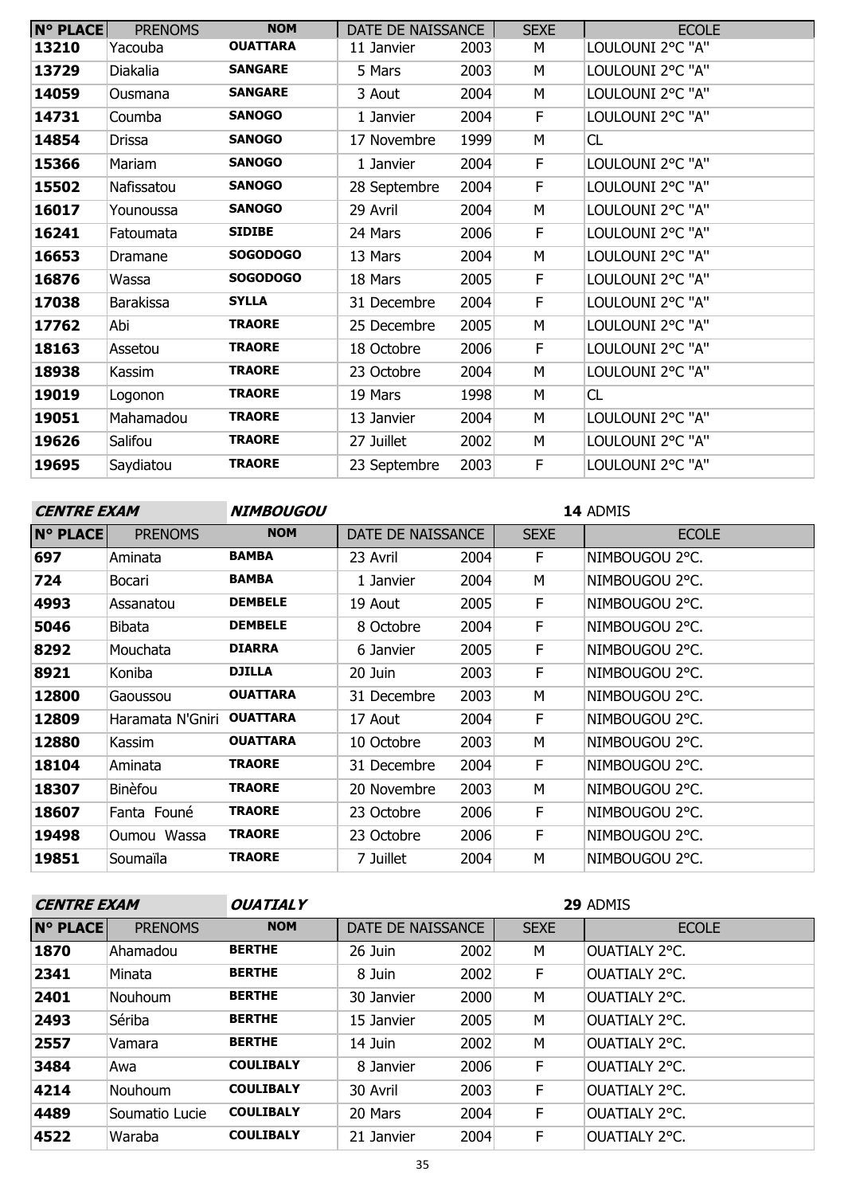| N° PLACE | PRENOMS | NOM | DATE DE NAISSANCE | | SEXE | ECOLE |
|---|---|---|---|---|---|---|
| 13210 | Yacouba | OUATTARA | 11 Janvier | 2003 | M | LOULOUNI 2°C "A" |
| 13729 | Diakalia | SANGARE | 5 Mars | 2003 | M | LOULOUNI 2°C "A" |
| 14059 | Ousmana | SANGARE | 3 Aout | 2004 | M | LOULOUNI 2°C "A" |
| 14731 | Coumba | SANOGO | 1 Janvier | 2004 | F | LOULOUNI 2°C "A" |
| 14854 | Drissa | SANOGO | 17 Novembre | 1999 | M | CL |
| 15366 | Mariam | SANOGO | 1 Janvier | 2004 | F | LOULOUNI 2°C "A" |
| 15502 | Nafissatou | SANOGO | 28 Septembre | 2004 | F | LOULOUNI 2°C "A" |
| 16017 | Younoussa | SANOGO | 29 Avril | 2004 | M | LOULOUNI 2°C "A" |
| 16241 | Fatoumata | SIDIBE | 24 Mars | 2006 | F | LOULOUNI 2°C "A" |
| 16653 | Dramane | SOGODOGO | 13 Mars | 2004 | M | LOULOUNI 2°C "A" |
| 16876 | Wassa | SOGODOGO | 18 Mars | 2005 | F | LOULOUNI 2°C "A" |
| 17038 | Barakissa | SYLLA | 31 Decembre | 2004 | F | LOULOUNI 2°C "A" |
| 17762 | Abi | TRAORE | 25 Decembre | 2005 | M | LOULOUNI 2°C "A" |
| 18163 | Assetou | TRAORE | 18 Octobre | 2006 | F | LOULOUNI 2°C "A" |
| 18938 | Kassim | TRAORE | 23 Octobre | 2004 | M | LOULOUNI 2°C "A" |
| 19019 | Logonon | TRAORE | 19 Mars | 1998 | M | CL |
| 19051 | Mahamadou | TRAORE | 13 Janvier | 2004 | M | LOULOUNI 2°C "A" |
| 19626 | Salifou | TRAORE | 27 Juillet | 2002 | M | LOULOUNI 2°C "A" |
| 19695 | Saydiatou | TRAORE | 23 Septembre | 2003 | F | LOULOUNI 2°C "A" |

**CENTRE EXAM** ***NIMBOUGOU*** **14** ADMIS

| N° PLACE | PRENOMS | NOM | DATE DE NAISSANCE | | SEXE | ECOLE |
|---|---|---|---|---|---|---|
| 697 | Aminata | BAMBA | 23 Avril | 2004 | F | NIMBOUGOU 2°C. |
| 724 | Bocari | BAMBA | 1 Janvier | 2004 | M | NIMBOUGOU 2°C. |
| 4993 | Assanatou | DEMBELE | 19 Aout | 2005 | F | NIMBOUGOU 2°C. |
| 5046 | Bibata | DEMBELE | 8 Octobre | 2004 | F | NIMBOUGOU 2°C. |
| 8292 | Mouchata | DIARRA | 6 Janvier | 2005 | F | NIMBOUGOU 2°C. |
| 8921 | Koniba | DJILLA | 20 Juin | 2003 | F | NIMBOUGOU 2°C. |
| 12800 | Gaoussou | OUATTARA | 31 Decembre | 2003 | M | NIMBOUGOU 2°C. |
| 12809 | Haramata N'Gniri | OUATTARA | 17 Aout | 2004 | F | NIMBOUGOU 2°C. |
| 12880 | Kassim | OUATTARA | 10 Octobre | 2003 | M | NIMBOUGOU 2°C. |
| 18104 | Aminata | TRAORE | 31 Decembre | 2004 | F | NIMBOUGOU 2°C. |
| 18307 | Binèfou | TRAORE | 20 Novembre | 2003 | M | NIMBOUGOU 2°C. |
| 18607 | Fanta Founé | TRAORE | 23 Octobre | 2006 | F | NIMBOUGOU 2°C. |
| 19498 | Oumou Wassa | TRAORE | 23 Octobre | 2006 | F | NIMBOUGOU 2°C. |
| 19851 | Soumaïla | TRAORE | 7 Juillet | 2004 | M | NIMBOUGOU 2°C. |

**CENTRE EXAM** ***OUATIALY*** **29** ADMIS

| N° PLACE | PRENOMS | NOM | DATE DE NAISSANCE | | SEXE | ECOLE |
|---|---|---|---|---|---|---|
| 1870 | Ahamadou | BERTHE | 26 Juin | 2002 | M | OUATIALY 2°C. |
| 2341 | Minata | BERTHE | 8 Juin | 2002 | F | OUATIALY 2°C. |
| 2401 | Nouhoum | BERTHE | 30 Janvier | 2000 | M | OUATIALY 2°C. |
| 2493 | Sériba | BERTHE | 15 Janvier | 2005 | M | OUATIALY 2°C. |
| 2557 | Vamara | BERTHE | 14 Juin | 2002 | M | OUATIALY 2°C. |
| 3484 | Awa | COULIBALY | 8 Janvier | 2006 | F | OUATIALY 2°C. |
| 4214 | Nouhoum | COULIBALY | 30 Avril | 2003 | F | OUATIALY 2°C. |
| 4489 | Soumatio Lucie | COULIBALY | 20 Mars | 2004 | F | OUATIALY 2°C. |
| 4522 | Waraba | COULIBALY | 21 Janvier | 2004 | F | OUATIALY 2°C. |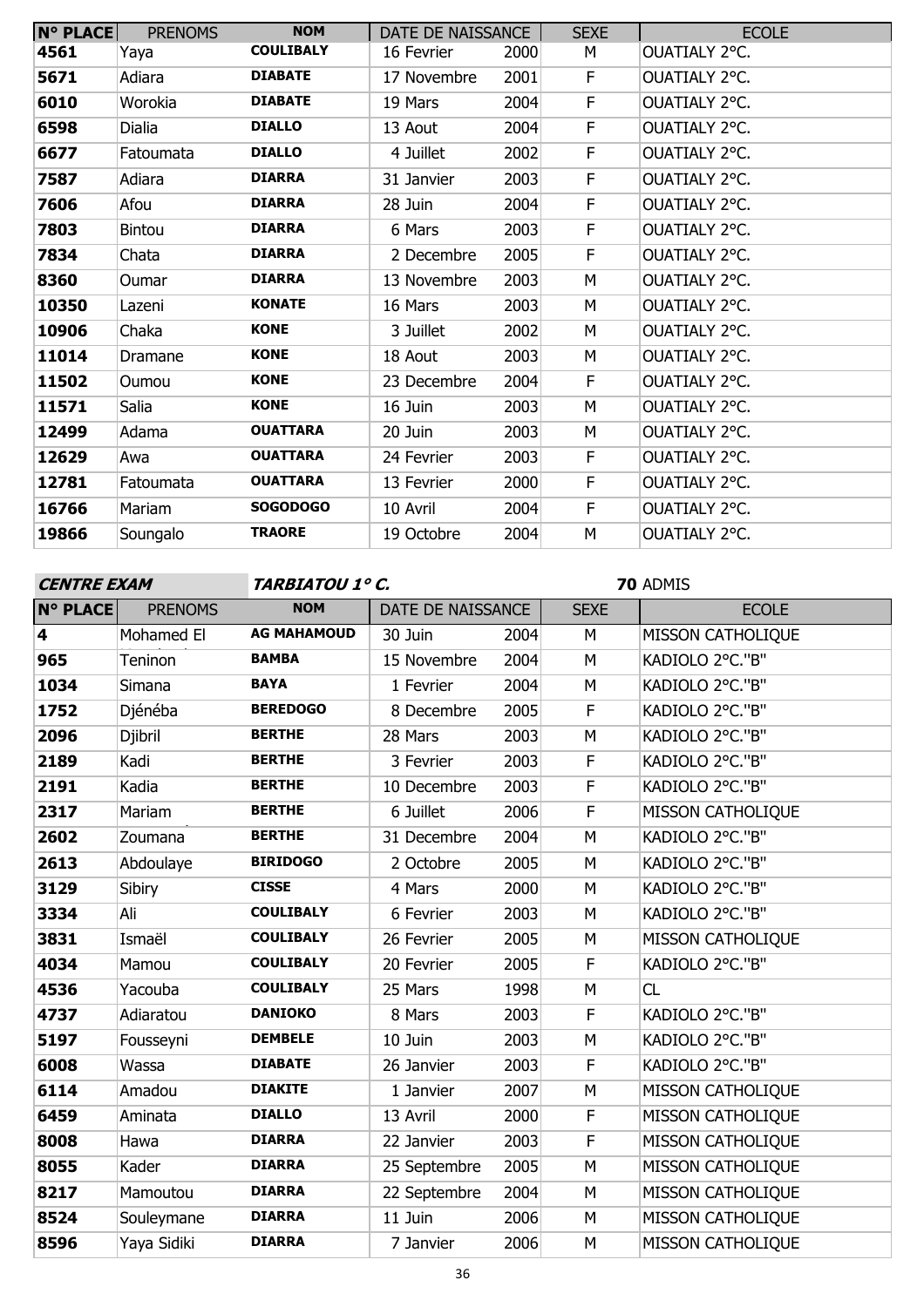| N° PLACE | PRENOMS | NOM | DATE DE NAISSANCE | | SEXE | ECOLE |
|---|---|---|---|---|---|---|
| 4561 | Yaya | COULIBALY | 16 Fevrier | 2000 | M | OUATIALY 2°C. |
| 5671 | Adiara | DIABATE | 17 Novembre | 2001 | F | OUATIALY 2°C. |
| 6010 | Worokia | DIABATE | 19 Mars | 2004 | F | OUATIALY 2°C. |
| 6598 | Dialia | DIALLO | 13 Aout | 2004 | F | OUATIALY 2°C. |
| 6677 | Fatoumata | DIALLO | 4 Juillet | 2002 | F | OUATIALY 2°C. |
| 7587 | Adiara | DIARRA | 31 Janvier | 2003 | F | OUATIALY 2°C. |
| 7606 | Afou | DIARRA | 28 Juin | 2004 | F | OUATIALY 2°C. |
| 7803 | Bintou | DIARRA | 6 Mars | 2003 | F | OUATIALY 2°C. |
| 7834 | Chata | DIARRA | 2 Decembre | 2005 | F | OUATIALY 2°C. |
| 8360 | Oumar | DIARRA | 13 Novembre | 2003 | M | OUATIALY 2°C. |
| 10350 | Lazeni | KONATE | 16 Mars | 2003 | M | OUATIALY 2°C. |
| 10906 | Chaka | KONE | 3 Juillet | 2002 | M | OUATIALY 2°C. |
| 11014 | Dramane | KONE | 18 Aout | 2003 | M | OUATIALY 2°C. |
| 11502 | Oumou | KONE | 23 Decembre | 2004 | F | OUATIALY 2°C. |
| 11571 | Salia | KONE | 16 Juin | 2003 | M | OUATIALY 2°C. |
| 12499 | Adama | OUATTARA | 20 Juin | 2003 | M | OUATIALY 2°C. |
| 12629 | Awa | OUATTARA | 24 Fevrier | 2003 | F | OUATIALY 2°C. |
| 12781 | Fatoumata | OUATTARA | 13 Fevrier | 2000 | F | OUATIALY 2°C. |
| 16766 | Mariam | SOGODOGO | 10 Avril | 2004 | F | OUATIALY 2°C. |
| 19866 | Soungalo | TRAORE | 19 Octobre | 2004 | M | OUATIALY 2°C. |

***CENTRE EXAM*** ***TARBIATOU 1° C.*** **70** ADMIS

| N° PLACE | PRENOMS | NOM | DATE DE NAISSANCE | | SEXE | ECOLE |
|---|---|---|---|---|---|---|
| 4 | Mohamed El | AG MAHAMOUD | 30 Juin | 2004 | M | MISSON CATHOLIQUE |
| 965 | Teninon | BAMBA | 15 Novembre | 2004 | M | KADIOLO 2°C."B" |
| 1034 | Simana | BAYA | 1 Fevrier | 2004 | M | KADIOLO 2°C."B" |
| 1752 | Djénéba | BEREDOGO | 8 Decembre | 2005 | F | KADIOLO 2°C."B" |
| 2096 | Djibril | BERTHE | 28 Mars | 2003 | M | KADIOLO 2°C."B" |
| 2189 | Kadi | BERTHE | 3 Fevrier | 2003 | F | KADIOLO 2°C."B" |
| 2191 | Kadia | BERTHE | 10 Decembre | 2003 | F | KADIOLO 2°C."B" |
| 2317 | Mariam | BERTHE | 6 Juillet | 2006 | F | MISSON CATHOLIQUE |
| 2602 | Zoumana | BERTHE | 31 Decembre | 2004 | M | KADIOLO 2°C."B" |
| 2613 | Abdoulaye | BIRIDOGO | 2 Octobre | 2005 | M | KADIOLO 2°C."B" |
| 3129 | Sibiry | CISSE | 4 Mars | 2000 | M | KADIOLO 2°C."B" |
| 3334 | Ali | COULIBALY | 6 Fevrier | 2003 | M | KADIOLO 2°C."B" |
| 3831 | Ismaël | COULIBALY | 26 Fevrier | 2005 | M | MISSON CATHOLIQUE |
| 4034 | Mamou | COULIBALY | 20 Fevrier | 2005 | F | KADIOLO 2°C."B" |
| 4536 | Yacouba | COULIBALY | 25 Mars | 1998 | M | CL |
| 4737 | Adiaratou | DANIOKO | 8 Mars | 2003 | F | KADIOLO 2°C."B" |
| 5197 | Fousseyni | DEMBELE | 10 Juin | 2003 | M | KADIOLO 2°C."B" |
| 6008 | Wassa | DIABATE | 26 Janvier | 2003 | F | KADIOLO 2°C."B" |
| 6114 | Amadou | DIAKITE | 1 Janvier | 2007 | M | MISSON CATHOLIQUE |
| 6459 | Aminata | DIALLO | 13 Avril | 2000 | F | MISSON CATHOLIQUE |
| 8008 | Hawa | DIARRA | 22 Janvier | 2003 | F | MISSON CATHOLIQUE |
| 8055 | Kader | DIARRA | 25 Septembre | 2005 | M | MISSON CATHOLIQUE |
| 8217 | Mamoutou | DIARRA | 22 Septembre | 2004 | M | MISSON CATHOLIQUE |
| 8524 | Souleymane | DIARRA | 11 Juin | 2006 | M | MISSON CATHOLIQUE |
| 8596 | Yaya Sidiki | DIARRA | 7 Janvier | 2006 | M | MISSON CATHOLIQUE |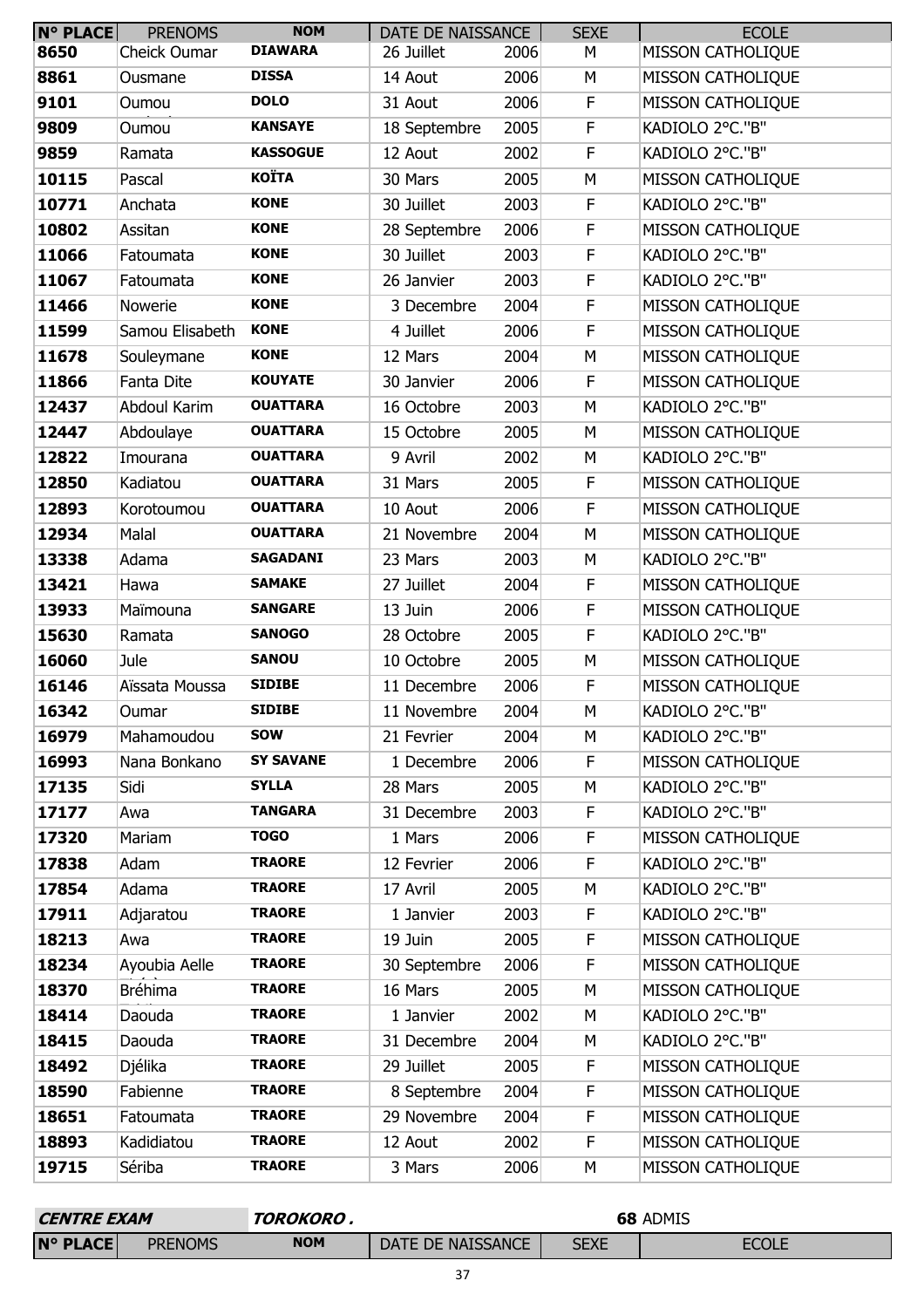| N° PLACE | PRENOMS | NOM | DATE DE NAISSANCE | | SEXE | ECOLE |
|---|---|---|---|---|---|---|
| 8650 | Cheick Oumar | DIAWARA | 26 Juillet | 2006 | M | MISSON CATHOLIQUE |
| 8861 | Ousmane | DISSA | 14 Aout | 2006 | M | MISSON CATHOLIQUE |
| 9101 | Oumou | DOLO | 31 Aout | 2006 | F | MISSON CATHOLIQUE |
| 9809 | Oumou | KANSAYE | 18 Septembre | 2005 | F | KADIOLO 2°C."B" |
| 9859 | Ramata | KASSOGUE | 12 Aout | 2002 | F | KADIOLO 2°C."B" |
| 10115 | Pascal | KOÏTA | 30 Mars | 2005 | M | MISSON CATHOLIQUE |
| 10771 | Anchata | KONE | 30 Juillet | 2003 | F | KADIOLO 2°C."B" |
| 10802 | Assitan | KONE | 28 Septembre | 2006 | F | MISSON CATHOLIQUE |
| 11066 | Fatoumata | KONE | 30 Juillet | 2003 | F | KADIOLO 2°C."B" |
| 11067 | Fatoumata | KONE | 26 Janvier | 2003 | F | KADIOLO 2°C."B" |
| 11466 | Nowerie | KONE | 3 Decembre | 2004 | F | MISSON CATHOLIQUE |
| 11599 | Samou Elisabeth | KONE | 4 Juillet | 2006 | F | MISSON CATHOLIQUE |
| 11678 | Souleymane | KONE | 12 Mars | 2004 | M | MISSON CATHOLIQUE |
| 11866 | Fanta Dite | KOUYATE | 30 Janvier | 2006 | F | MISSON CATHOLIQUE |
| 12437 | Abdoul Karim | OUATTARA | 16 Octobre | 2003 | M | KADIOLO 2°C."B" |
| 12447 | Abdoulaye | OUATTARA | 15 Octobre | 2005 | M | MISSON CATHOLIQUE |
| 12822 | Imourana | OUATTARA | 9 Avril | 2002 | M | KADIOLO 2°C."B" |
| 12850 | Kadiatou | OUATTARA | 31 Mars | 2005 | F | MISSON CATHOLIQUE |
| 12893 | Korotoumou | OUATTARA | 10 Aout | 2006 | F | MISSON CATHOLIQUE |
| 12934 | Malal | OUATTARA | 21 Novembre | 2004 | M | MISSON CATHOLIQUE |
| 13338 | Adama | SAGADANI | 23 Mars | 2003 | M | KADIOLO 2°C."B" |
| 13421 | Hawa | SAMAKE | 27 Juillet | 2004 | F | MISSON CATHOLIQUE |
| 13933 | Maïmouna | SANGARE | 13 Juin | 2006 | F | MISSON CATHOLIQUE |
| 15630 | Ramata | SANOGO | 28 Octobre | 2005 | F | KADIOLO 2°C."B" |
| 16060 | Jule | SANOU | 10 Octobre | 2005 | M | MISSON CATHOLIQUE |
| 16146 | Aïssata Moussa | SIDIBE | 11 Decembre | 2006 | F | MISSON CATHOLIQUE |
| 16342 | Oumar | SIDIBE | 11 Novembre | 2004 | M | KADIOLO 2°C."B" |
| 16979 | Mahamoudou | SOW | 21 Fevrier | 2004 | M | KADIOLO 2°C."B" |
| 16993 | Nana Bonkano | SY SAVANE | 1 Decembre | 2006 | F | MISSON CATHOLIQUE |
| 17135 | Sidi | SYLLA | 28 Mars | 2005 | M | KADIOLO 2°C."B" |
| 17177 | Awa | TANGARA | 31 Decembre | 2003 | F | KADIOLO 2°C."B" |
| 17320 | Mariam | TOGO | 1 Mars | 2006 | F | MISSON CATHOLIQUE |
| 17838 | Adam | TRAORE | 12 Fevrier | 2006 | F | KADIOLO 2°C."B" |
| 17854 | Adama | TRAORE | 17 Avril | 2005 | M | KADIOLO 2°C."B" |
| 17911 | Adjaratou | TRAORE | 1 Janvier | 2003 | F | KADIOLO 2°C."B" |
| 18213 | Awa | TRAORE | 19 Juin | 2005 | F | MISSON CATHOLIQUE |
| 18234 | Ayoubia Aelle | TRAORE | 30 Septembre | 2006 | F | MISSON CATHOLIQUE |
| 18370 | Bréhima | TRAORE | 16 Mars | 2005 | M | MISSON CATHOLIQUE |
| 18414 | Daouda | TRAORE | 1 Janvier | 2002 | M | KADIOLO 2°C."B" |
| 18415 | Daouda | TRAORE | 31 Decembre | 2004 | M | KADIOLO 2°C."B" |
| 18492 | Djélika | TRAORE | 29 Juillet | 2005 | F | MISSON CATHOLIQUE |
| 18590 | Fabienne | TRAORE | 8 Septembre | 2004 | F | MISSON CATHOLIQUE |
| 18651 | Fatoumata | TRAORE | 29 Novembre | 2004 | F | MISSON CATHOLIQUE |
| 18893 | Kadidiatou | TRAORE | 12 Aout | 2002 | F | MISSON CATHOLIQUE |
| 19715 | Sériba | TRAORE | 3 Mars | 2006 | M | MISSON CATHOLIQUE |

***CENTRE EXAM*** ***TOROKORO .*** **68** ADMIS

| N° PLACE | PRENOMS | NOM | DATE DE NAISSANCE | SEXE | ECOLE |
|---|---|---|---|---|---|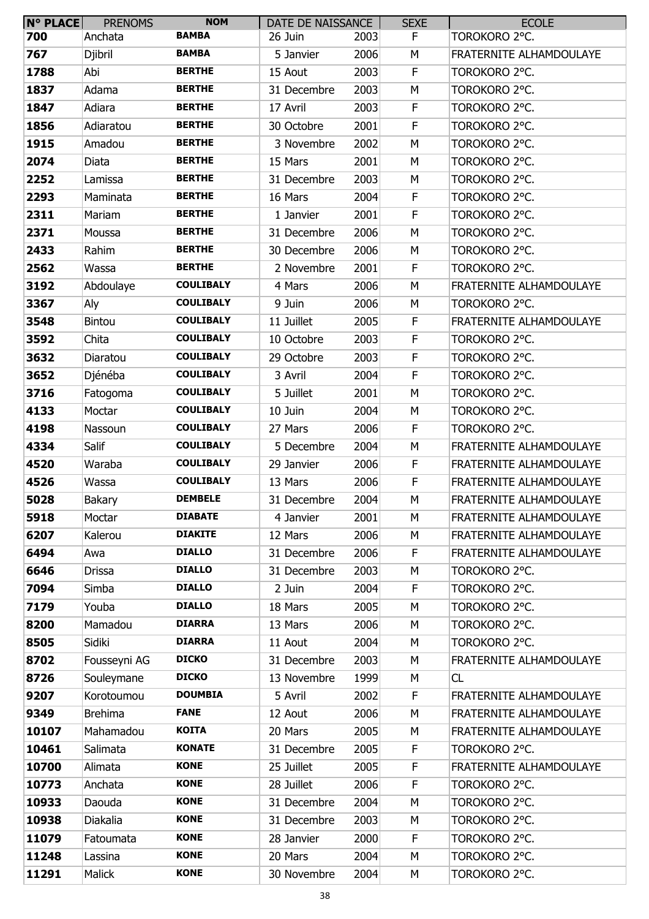| N° PLACE | PRENOMS | NOM | DATE DE NAISSANCE | | SEXE | ECOLE |
|---|---|---|---|---|---|---|
| **700** | Anchata | **BAMBA** | 26 Juin | 2003 | F | TOROKORO 2°C. |
| **767** | Djibril | **BAMBA** | 5 Janvier | 2006 | M | FRATERNITE ALHAMDOULAYE |
| **1788** | Abi | **BERTHE** | 15 Aout | 2003 | F | TOROKORO 2°C. |
| **1837** | Adama | **BERTHE** | 31 Decembre | 2003 | M | TOROKORO 2°C. |
| **1847** | Adiara | **BERTHE** | 17 Avril | 2003 | F | TOROKORO 2°C. |
| **1856** | Adiaratou | **BERTHE** | 30 Octobre | 2001 | F | TOROKORO 2°C. |
| **1915** | Amadou | **BERTHE** | 3 Novembre | 2002 | M | TOROKORO 2°C. |
| **2074** | Diata | **BERTHE** | 15 Mars | 2001 | M | TOROKORO 2°C. |
| **2252** | Lamissa | **BERTHE** | 31 Decembre | 2003 | M | TOROKORO 2°C. |
| **2293** | Maminata | **BERTHE** | 16 Mars | 2004 | F | TOROKORO 2°C. |
| **2311** | Mariam | **BERTHE** | 1 Janvier | 2001 | F | TOROKORO 2°C. |
| **2371** | Moussa | **BERTHE** | 31 Decembre | 2006 | M | TOROKORO 2°C. |
| **2433** | Rahim | **BERTHE** | 30 Decembre | 2006 | M | TOROKORO 2°C. |
| **2562** | Wassa | **BERTHE** | 2 Novembre | 2001 | F | TOROKORO 2°C. |
| **3192** | Abdoulaye | **COULIBALY** | 4 Mars | 2006 | M | FRATERNITE ALHAMDOULAYE |
| **3367** | Aly | **COULIBALY** | 9 Juin | 2006 | M | TOROKORO 2°C. |
| **3548** | Bintou | **COULIBALY** | 11 Juillet | 2005 | F | FRATERNITE ALHAMDOULAYE |
| **3592** | Chita | **COULIBALY** | 10 Octobre | 2003 | F | TOROKORO 2°C. |
| **3632** | Diaratou | **COULIBALY** | 29 Octobre | 2003 | F | TOROKORO 2°C. |
| **3652** | Djénéba | **COULIBALY** | 3 Avril | 2004 | F | TOROKORO 2°C. |
| **3716** | Fatogoma | **COULIBALY** | 5 Juillet | 2001 | M | TOROKORO 2°C. |
| **4133** | Moctar | **COULIBALY** | 10 Juin | 2004 | M | TOROKORO 2°C. |
| **4198** | Nassoun | **COULIBALY** | 27 Mars | 2006 | F | TOROKORO 2°C. |
| **4334** | Salif | **COULIBALY** | 5 Decembre | 2004 | M | FRATERNITE ALHAMDOULAYE |
| **4520** | Waraba | **COULIBALY** | 29 Janvier | 2006 | F | FRATERNITE ALHAMDOULAYE |
| **4526** | Wassa | **COULIBALY** | 13 Mars | 2006 | F | FRATERNITE ALHAMDOULAYE |
| **5028** | Bakary | **DEMBELE** | 31 Decembre | 2004 | M | FRATERNITE ALHAMDOULAYE |
| **5918** | Moctar | **DIABATE** | 4 Janvier | 2001 | M | FRATERNITE ALHAMDOULAYE |
| **6207** | Kalerou | **DIAKITE** | 12 Mars | 2006 | M | FRATERNITE ALHAMDOULAYE |
| **6494** | Awa | **DIALLO** | 31 Decembre | 2006 | F | FRATERNITE ALHAMDOULAYE |
| **6646** | Drissa | **DIALLO** | 31 Decembre | 2003 | M | TOROKORO 2°C. |
| **7094** | Simba | **DIALLO** | 2 Juin | 2004 | F | TOROKORO 2°C. |
| **7179** | Youba | **DIALLO** | 18 Mars | 2005 | M | TOROKORO 2°C. |
| **8200** | Mamadou | **DIARRA** | 13 Mars | 2006 | M | TOROKORO 2°C. |
| **8505** | Sidiki | **DIARRA** | 11 Aout | 2004 | M | TOROKORO 2°C. |
| **8702** | Fousseyni AG | **DICKO** | 31 Decembre | 2003 | M | FRATERNITE ALHAMDOULAYE |
| **8726** | Souleymane | **DICKO** | 13 Novembre | 1999 | M | CL |
| **9207** | Korotoumou | **DOUMBIA** | 5 Avril | 2002 | F | FRATERNITE ALHAMDOULAYE |
| **9349** | Brehima | **FANE** | 12 Aout | 2006 | M | FRATERNITE ALHAMDOULAYE |
| **10107** | Mahamadou | **KOITA** | 20 Mars | 2005 | M | FRATERNITE ALHAMDOULAYE |
| **10461** | Salimata | **KONATE** | 31 Decembre | 2005 | F | TOROKORO 2°C. |
| **10700** | Alimata | **KONE** | 25 Juillet | 2005 | F | FRATERNITE ALHAMDOULAYE |
| **10773** | Anchata | **KONE** | 28 Juillet | 2006 | F | TOROKORO 2°C. |
| **10933** | Daouda | **KONE** | 31 Decembre | 2004 | M | TOROKORO 2°C. |
| **10938** | Diakalia | **KONE** | 31 Decembre | 2003 | M | TOROKORO 2°C. |
| **11079** | Fatoumata | **KONE** | 28 Janvier | 2000 | F | TOROKORO 2°C. |
| **11248** | Lassina | **KONE** | 20 Mars | 2004 | M | TOROKORO 2°C. |
| **11291** | Malick | **KONE** | 30 Novembre | 2004 | M | TOROKORO 2°C. |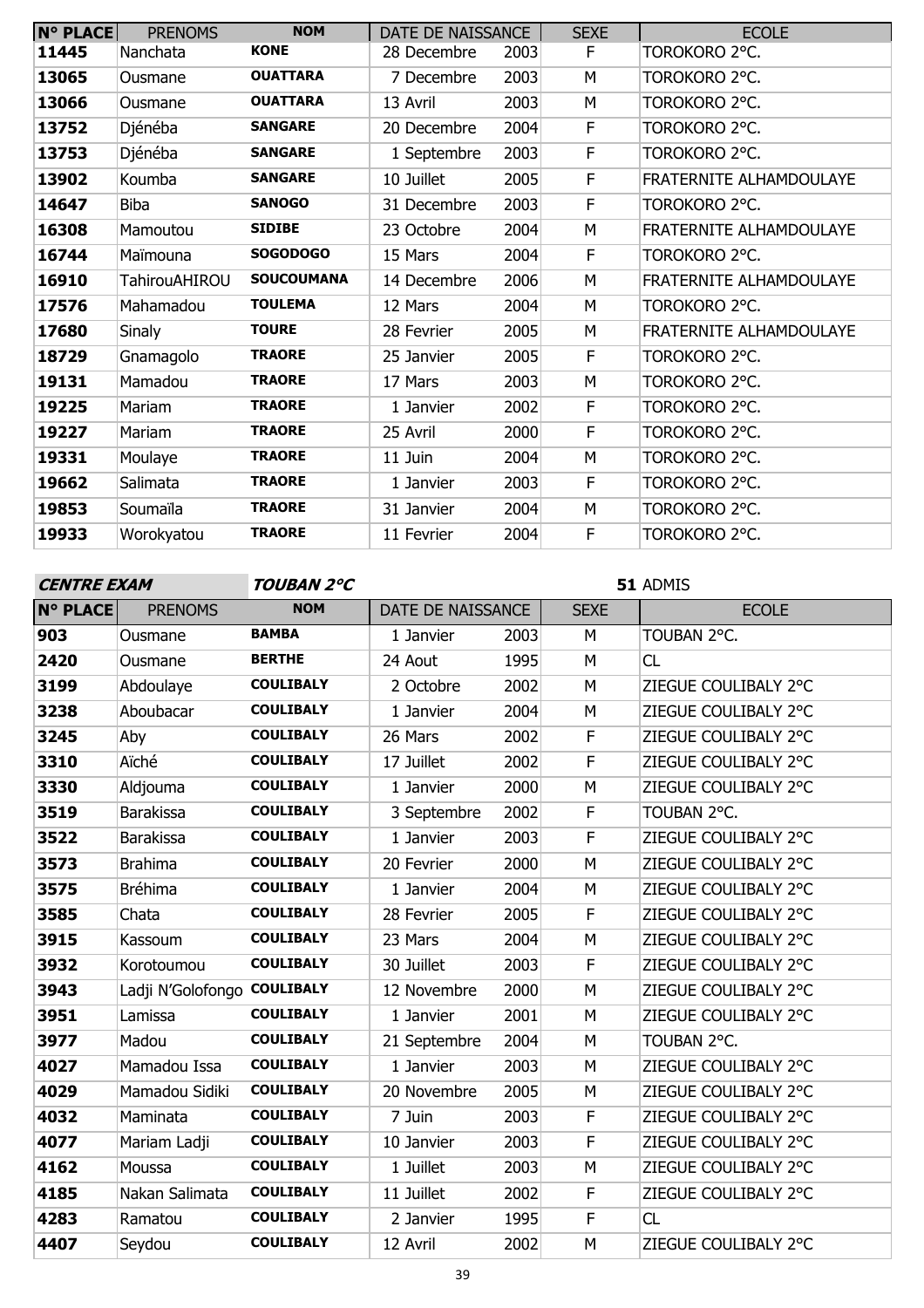| N° PLACE | PRENOMS | NOM | DATE DE NAISSANCE | | SEXE | ECOLE |
|---|---|---|---|---|---|---|
| 11445 | Nanchata | KONE | 28 Decembre | 2003 | F | TOROKORO 2°C. |
| 13065 | Ousmane | OUATTARA | 7 Decembre | 2003 | M | TOROKORO 2°C. |
| 13066 | Ousmane | OUATTARA | 13 Avril | 2003 | M | TOROKORO 2°C. |
| 13752 | Djénéba | SANGARE | 20 Decembre | 2004 | F | TOROKORO 2°C. |
| 13753 | Djénéba | SANGARE | 1 Septembre | 2003 | F | TOROKORO 2°C. |
| 13902 | Koumba | SANGARE | 10 Juillet | 2005 | F | FRATERNITE ALHAMDOULAYE |
| 14647 | Biba | SANOGO | 31 Decembre | 2003 | F | TOROKORO 2°C. |
| 16308 | Mamoutou | SIDIBE | 23 Octobre | 2004 | M | FRATERNITE ALHAMDOULAYE |
| 16744 | Maïmouna | SOGODOGO | 15 Mars | 2004 | F | TOROKORO 2°C. |
| 16910 | TahirouAHIROU | SOUCOUMANA | 14 Decembre | 2006 | M | FRATERNITE ALHAMDOULAYE |
| 17576 | Mahamadou | TOULEMA | 12 Mars | 2004 | M | TOROKORO 2°C. |
| 17680 | Sinaly | TOURE | 28 Fevrier | 2005 | M | FRATERNITE ALHAMDOULAYE |
| 18729 | Gnamagolo | TRAORE | 25 Janvier | 2005 | F | TOROKORO 2°C. |
| 19131 | Mamadou | TRAORE | 17 Mars | 2003 | M | TOROKORO 2°C. |
| 19225 | Mariam | TRAORE | 1 Janvier | 2002 | F | TOROKORO 2°C. |
| 19227 | Mariam | TRAORE | 25 Avril | 2000 | F | TOROKORO 2°C. |
| 19331 | Moulaye | TRAORE | 11 Juin | 2004 | M | TOROKORO 2°C. |
| 19662 | Salimata | TRAORE | 1 Janvier | 2003 | F | TOROKORO 2°C. |
| 19853 | Soumaïla | TRAORE | 31 Janvier | 2004 | M | TOROKORO 2°C. |
| 19933 | Worokyatou | TRAORE | 11 Fevrier | 2004 | F | TOROKORO 2°C. |

***CENTRE EXAM*** ***TOUBAN 2°C*** **51** ADMIS

| N° PLACE | PRENOMS | NOM | DATE DE NAISSANCE | | SEXE | ECOLE |
|---|---|---|---|---|---|---|
| 903 | Ousmane | BAMBA | 1 Janvier | 2003 | M | TOUBAN 2°C. |
| 2420 | Ousmane | BERTHE | 24 Aout | 1995 | M | CL |
| 3199 | Abdoulaye | COULIBALY | 2 Octobre | 2002 | M | ZIEGUE COULIBALY 2°C |
| 3238 | Aboubacar | COULIBALY | 1 Janvier | 2004 | M | ZIEGUE COULIBALY 2°C |
| 3245 | Aby | COULIBALY | 26 Mars | 2002 | F | ZIEGUE COULIBALY 2°C |
| 3310 | Aïché | COULIBALY | 17 Juillet | 2002 | F | ZIEGUE COULIBALY 2°C |
| 3330 | Aldjouma | COULIBALY | 1 Janvier | 2000 | M | ZIEGUE COULIBALY 2°C |
| 3519 | Barakissa | COULIBALY | 3 Septembre | 2002 | F | TOUBAN 2°C. |
| 3522 | Barakissa | COULIBALY | 1 Janvier | 2003 | F | ZIEGUE COULIBALY 2°C |
| 3573 | Brahima | COULIBALY | 20 Fevrier | 2000 | M | ZIEGUE COULIBALY 2°C |
| 3575 | Bréhima | COULIBALY | 1 Janvier | 2004 | M | ZIEGUE COULIBALY 2°C |
| 3585 | Chata | COULIBALY | 28 Fevrier | 2005 | F | ZIEGUE COULIBALY 2°C |
| 3915 | Kassoum | COULIBALY | 23 Mars | 2004 | M | ZIEGUE COULIBALY 2°C |
| 3932 | Korotoumou | COULIBALY | 30 Juillet | 2003 | F | ZIEGUE COULIBALY 2°C |
| 3943 | Ladji N'Golofongo | COULIBALY | 12 Novembre | 2000 | M | ZIEGUE COULIBALY 2°C |
| 3951 | Lamissa | COULIBALY | 1 Janvier | 2001 | M | ZIEGUE COULIBALY 2°C |
| 3977 | Madou | COULIBALY | 21 Septembre | 2004 | M | TOUBAN 2°C. |
| 4027 | Mamadou Issa | COULIBALY | 1 Janvier | 2003 | M | ZIEGUE COULIBALY 2°C |
| 4029 | Mamadou Sidiki | COULIBALY | 20 Novembre | 2005 | M | ZIEGUE COULIBALY 2°C |
| 4032 | Maminata | COULIBALY | 7 Juin | 2003 | F | ZIEGUE COULIBALY 2°C |
| 4077 | Mariam Ladji | COULIBALY | 10 Janvier | 2003 | F | ZIEGUE COULIBALY 2°C |
| 4162 | Moussa | COULIBALY | 1 Juillet | 2003 | M | ZIEGUE COULIBALY 2°C |
| 4185 | Nakan Salimata | COULIBALY | 11 Juillet | 2002 | F | ZIEGUE COULIBALY 2°C |
| 4283 | Ramatou | COULIBALY | 2 Janvier | 1995 | F | CL |
| 4407 | Seydou | COULIBALY | 12 Avril | 2002 | M | ZIEGUE COULIBALY 2°C |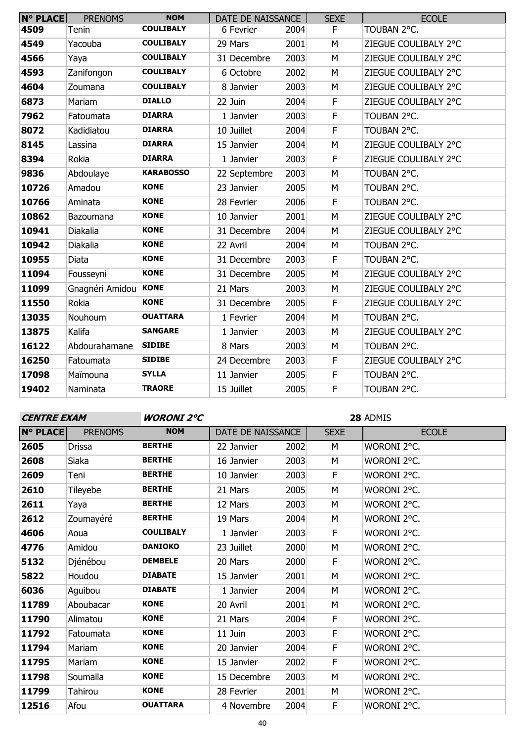| N° PLACE | PRENOMS | NOM | DATE DE NAISSANCE | | SEXE | ECOLE |
|---|---|---|---|---|---|---|
| 4509 | Tenin | COULIBALY | 6 Fevrier | 2004 | F | TOUBAN 2°C. |
| 4549 | Yacouba | COULIBALY | 29 Mars | 2001 | M | ZIEGUE COULIBALY 2°C |
| 4566 | Yaya | COULIBALY | 31 Decembre | 2003 | M | ZIEGUE COULIBALY 2°C |
| 4593 | Zanifongon | COULIBALY | 6 Octobre | 2002 | M | ZIEGUE COULIBALY 2°C |
| 4604 | Zoumana | COULIBALY | 8 Janvier | 2003 | M | ZIEGUE COULIBALY 2°C |
| 6873 | Mariam | DIALLO | 22 Juin | 2004 | F | ZIEGUE COULIBALY 2°C |
| 7962 | Fatoumata | DIARRA | 1 Janvier | 2003 | F | TOUBAN 2°C. |
| 8072 | Kadidiatou | DIARRA | 10 Juillet | 2004 | F | TOUBAN 2°C. |
| 8145 | Lassina | DIARRA | 15 Janvier | 2004 | M | ZIEGUE COULIBALY 2°C |
| 8394 | Rokia | DIARRA | 1 Janvier | 2003 | F | ZIEGUE COULIBALY 2°C |
| 9836 | Abdoulaye | KARABOSSO | 22 Septembre | 2003 | M | TOUBAN 2°C. |
| 10726 | Amadou | KONE | 23 Janvier | 2005 | M | TOUBAN 2°C. |
| 10766 | Aminata | KONE | 28 Fevrier | 2006 | F | TOUBAN 2°C. |
| 10862 | Bazoumana | KONE | 10 Janvier | 2001 | M | ZIEGUE COULIBALY 2°C |
| 10941 | Diakalia | KONE | 31 Decembre | 2004 | M | ZIEGUE COULIBALY 2°C |
| 10942 | Diakalia | KONE | 22 Avril | 2004 | M | TOUBAN 2°C. |
| 10955 | Diata | KONE | 31 Decembre | 2003 | F | TOUBAN 2°C. |
| 11094 | Fousseyni | KONE | 31 Decembre | 2005 | M | ZIEGUE COULIBALY 2°C |
| 11099 | Gnagnéri Amidou | KONE | 21 Mars | 2003 | M | ZIEGUE COULIBALY 2°C |
| 11550 | Rokia | KONE | 31 Decembre | 2005 | F | ZIEGUE COULIBALY 2°C |
| 13035 | Nouhoum | OUATTARA | 1 Fevrier | 2004 | M | TOUBAN 2°C. |
| 13875 | Kalifa | SANGARE | 1 Janvier | 2003 | M | ZIEGUE COULIBALY 2°C |
| 16122 | Abdourahamane | SIDIBE | 8 Mars | 2003 | M | TOUBAN 2°C. |
| 16250 | Fatoumata | SIDIBE | 24 Decembre | 2003 | F | ZIEGUE COULIBALY 2°C |
| 17098 | Maïmouna | SYLLA | 11 Janvier | 2005 | F | TOUBAN 2°C. |
| 19402 | Naminata | TRAORE | 15 Juillet | 2005 | F | TOUBAN 2°C. |

***CENTRE EXAM*** ***WORONI 2°C*** **28** ADMIS

| N° PLACE | PRENOMS | NOM | DATE DE NAISSANCE | | SEXE | ECOLE |
|---|---|---|---|---|---|---|
| 2605 | Drissa | BERTHE | 22 Janvier | 2002 | M | WORONI 2°C. |
| 2608 | Siaka | BERTHE | 16 Janvier | 2003 | M | WORONI 2°C. |
| 2609 | Teni | BERTHE | 10 Janvier | 2003 | F | WORONI 2°C. |
| 2610 | Tileyebe | BERTHE | 21 Mars | 2005 | M | WORONI 2°C. |
| 2611 | Yaya | BERTHE | 12 Mars | 2003 | M | WORONI 2°C. |
| 2612 | Zoumayéré | BERTHE | 19 Mars | 2004 | M | WORONI 2°C. |
| 4606 | Aoua | COULIBALY | 1 Janvier | 2003 | F | WORONI 2°C. |
| 4776 | Amidou | DANIOKO | 23 Juillet | 2000 | M | WORONI 2°C. |
| 5132 | Djénébou | DEMBELE | 20 Mars | 2000 | F | WORONI 2°C. |
| 5822 | Houdou | DIABATE | 15 Janvier | 2001 | M | WORONI 2°C. |
| 6036 | Aguibou | DIABATE | 1 Janvier | 2004 | M | WORONI 2°C. |
| 11789 | Aboubacar | KONE | 20 Avril | 2001 | M | WORONI 2°C. |
| 11790 | Alimatou | KONE | 21 Mars | 2004 | F | WORONI 2°C. |
| 11792 | Fatoumata | KONE | 11 Juin | 2003 | F | WORONI 2°C. |
| 11794 | Mariam | KONE | 20 Janvier | 2004 | F | WORONI 2°C. |
| 11795 | Mariam | KONE | 15 Janvier | 2002 | F | WORONI 2°C. |
| 11798 | Soumaïla | KONE | 15 Decembre | 2003 | M | WORONI 2°C. |
| 11799 | Tahirou | KONE | 28 Fevrier | 2001 | M | WORONI 2°C. |
| 12516 | Afou | OUATTARA | 4 Novembre | 2004 | F | WORONI 2°C. |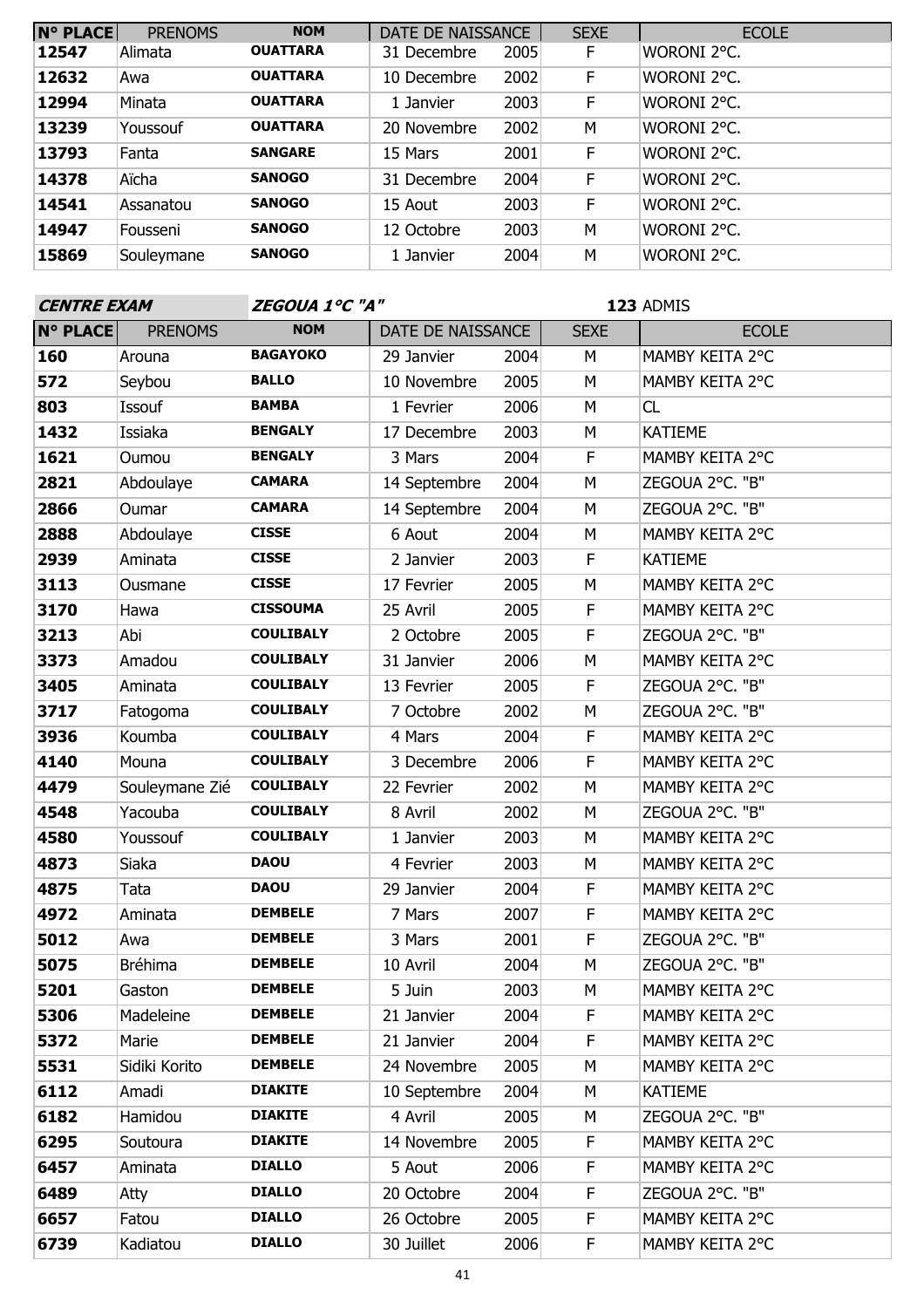| N° PLACE | PRENOMS | NOM | DATE DE NAISSANCE | | SEXE | ECOLE |
|---|---|---|---|---|---|---|
| 12547 | Alimata | OUATTARA | 31 Decembre | 2005 | F | WORONI 2°C. |
| 12632 | Awa | OUATTARA | 10 Decembre | 2002 | F | WORONI 2°C. |
| 12994 | Minata | OUATTARA | 1 Janvier | 2003 | F | WORONI 2°C. |
| 13239 | Youssouf | OUATTARA | 20 Novembre | 2002 | M | WORONI 2°C. |
| 13793 | Fanta | SANGARE | 15 Mars | 2001 | F | WORONI 2°C. |
| 14378 | Aïcha | SANOGO | 31 Decembre | 2004 | F | WORONI 2°C. |
| 14541 | Assanatou | SANOGO | 15 Aout | 2003 | F | WORONI 2°C. |
| 14947 | Fousseni | SANOGO | 12 Octobre | 2003 | M | WORONI 2°C. |
| 15869 | Souleymane | SANOGO | 1 Janvier | 2004 | M | WORONI 2°C. |

**CENTRE EXAM** ***ZEGOUA 1°C "A"*** **123** ADMIS

| N° PLACE | PRENOMS | NOM | DATE DE NAISSANCE | | SEXE | ECOLE |
|---|---|---|---|---|---|---|
| 160 | Arouna | BAGAYOKO | 29 Janvier | 2004 | M | MAMBY KEITA 2°C |
| 572 | Seybou | BALLO | 10 Novembre | 2005 | M | MAMBY KEITA 2°C |
| 803 | Issouf | BAMBA | 1 Fevrier | 2006 | M | CL |
| 1432 | Issiaka | BENGALY | 17 Decembre | 2003 | M | KATIEME |
| 1621 | Oumou | BENGALY | 3 Mars | 2004 | F | MAMBY KEITA 2°C |
| 2821 | Abdoulaye | CAMARA | 14 Septembre | 2004 | M | ZEGOUA 2°C. "B" |
| 2866 | Oumar | CAMARA | 14 Septembre | 2004 | M | ZEGOUA 2°C. "B" |
| 2888 | Abdoulaye | CISSE | 6 Aout | 2004 | M | MAMBY KEITA 2°C |
| 2939 | Aminata | CISSE | 2 Janvier | 2003 | F | KATIEME |
| 3113 | Ousmane | CISSE | 17 Fevrier | 2005 | M | MAMBY KEITA 2°C |
| 3170 | Hawa | CISSOUMA | 25 Avril | 2005 | F | MAMBY KEITA 2°C |
| 3213 | Abi | COULIBALY | 2 Octobre | 2005 | F | ZEGOUA 2°C. "B" |
| 3373 | Amadou | COULIBALY | 31 Janvier | 2006 | M | MAMBY KEITA 2°C |
| 3405 | Aminata | COULIBALY | 13 Fevrier | 2005 | F | ZEGOUA 2°C. "B" |
| 3717 | Fatogoma | COULIBALY | 7 Octobre | 2002 | M | ZEGOUA 2°C. "B" |
| 3936 | Koumba | COULIBALY | 4 Mars | 2004 | F | MAMBY KEITA 2°C |
| 4140 | Mouna | COULIBALY | 3 Decembre | 2006 | F | MAMBY KEITA 2°C |
| 4479 | Souleymane Zié | COULIBALY | 22 Fevrier | 2002 | M | MAMBY KEITA 2°C |
| 4548 | Yacouba | COULIBALY | 8 Avril | 2002 | M | ZEGOUA 2°C. "B" |
| 4580 | Youssouf | COULIBALY | 1 Janvier | 2003 | M | MAMBY KEITA 2°C |
| 4873 | Siaka | DAOU | 4 Fevrier | 2003 | M | MAMBY KEITA 2°C |
| 4875 | Tata | DAOU | 29 Janvier | 2004 | F | MAMBY KEITA 2°C |
| 4972 | Aminata | DEMBELE | 7 Mars | 2007 | F | MAMBY KEITA 2°C |
| 5012 | Awa | DEMBELE | 3 Mars | 2001 | F | ZEGOUA 2°C. "B" |
| 5075 | Bréhima | DEMBELE | 10 Avril | 2004 | M | ZEGOUA 2°C. "B" |
| 5201 | Gaston | DEMBELE | 5 Juin | 2003 | M | MAMBY KEITA 2°C |
| 5306 | Madeleine | DEMBELE | 21 Janvier | 2004 | F | MAMBY KEITA 2°C |
| 5372 | Marie | DEMBELE | 21 Janvier | 2004 | F | MAMBY KEITA 2°C |
| 5531 | Sidiki Korito | DEMBELE | 24 Novembre | 2005 | M | MAMBY KEITA 2°C |
| 6112 | Amadi | DIAKITE | 10 Septembre | 2004 | M | KATIEME |
| 6182 | Hamidou | DIAKITE | 4 Avril | 2005 | M | ZEGOUA 2°C. "B" |
| 6295 | Soutoura | DIAKITE | 14 Novembre | 2005 | F | MAMBY KEITA 2°C |
| 6457 | Aminata | DIALLO | 5 Aout | 2006 | F | MAMBY KEITA 2°C |
| 6489 | Atty | DIALLO | 20 Octobre | 2004 | F | ZEGOUA 2°C. "B" |
| 6657 | Fatou | DIALLO | 26 Octobre | 2005 | F | MAMBY KEITA 2°C |
| 6739 | Kadiatou | DIALLO | 30 Juillet | 2006 | F | MAMBY KEITA 2°C |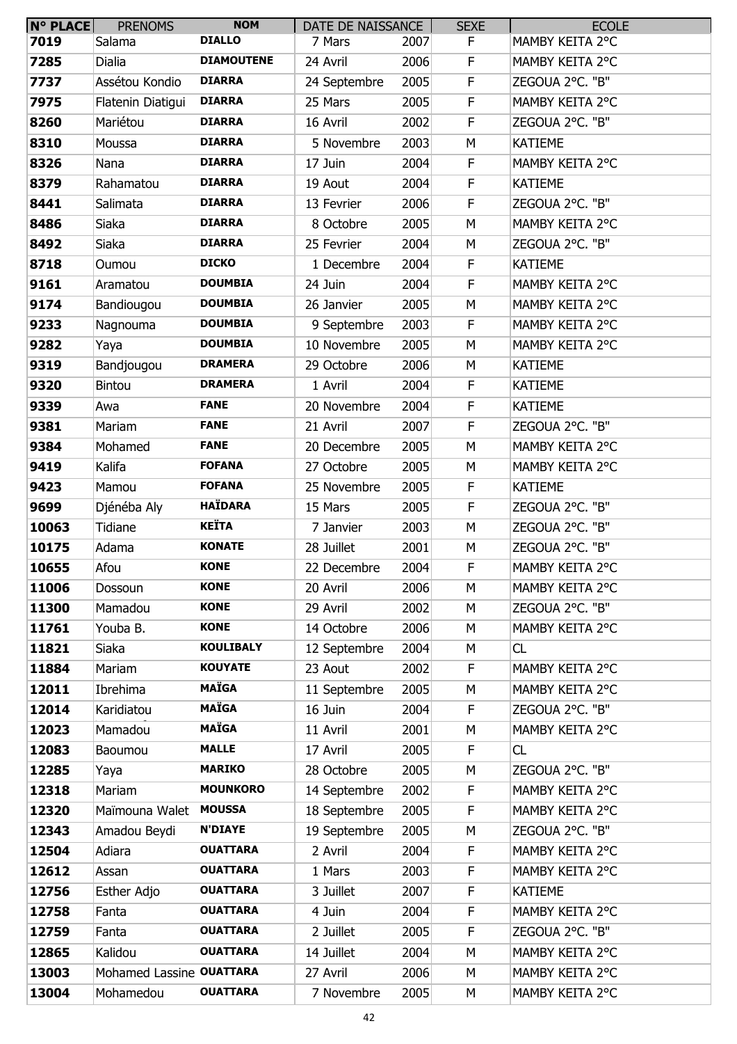| N° PLACE | PRENOMS | NOM | DATE DE NAISSANCE | | SEXE | ECOLE |
|---|---|---|---|---|---|---|
| 7019 | Salama | DIALLO | 7 Mars | 2007 | F | MAMBY KEITA 2°C |
| 7285 | Dialia | DIAMOUTENE | 24 Avril | 2006 | F | MAMBY KEITA 2°C |
| 7737 | Assétou Kondio | DIARRA | 24 Septembre | 2005 | F | ZEGOUA 2°C. "B" |
| 7975 | Flatenin Diatigui | DIARRA | 25 Mars | 2005 | F | MAMBY KEITA 2°C |
| 8260 | Mariétou | DIARRA | 16 Avril | 2002 | F | ZEGOUA 2°C. "B" |
| 8310 | Moussa | DIARRA | 5 Novembre | 2003 | M | KATIEME |
| 8326 | Nana | DIARRA | 17 Juin | 2004 | F | MAMBY KEITA 2°C |
| 8379 | Rahamatou | DIARRA | 19 Aout | 2004 | F | KATIEME |
| 8441 | Salimata | DIARRA | 13 Fevrier | 2006 | F | ZEGOUA 2°C. "B" |
| 8486 | Siaka | DIARRA | 8 Octobre | 2005 | M | MAMBY KEITA 2°C |
| 8492 | Siaka | DIARRA | 25 Fevrier | 2004 | M | ZEGOUA 2°C. "B" |
| 8718 | Oumou | DICKO | 1 Decembre | 2004 | F | KATIEME |
| 9161 | Aramatou | DOUMBIA | 24 Juin | 2004 | F | MAMBY KEITA 2°C |
| 9174 | Bandiougou | DOUMBIA | 26 Janvier | 2005 | M | MAMBY KEITA 2°C |
| 9233 | Nagnouma | DOUMBIA | 9 Septembre | 2003 | F | MAMBY KEITA 2°C |
| 9282 | Yaya | DOUMBIA | 10 Novembre | 2005 | M | MAMBY KEITA 2°C |
| 9319 | Bandjougou | DRAMERA | 29 Octobre | 2006 | M | KATIEME |
| 9320 | Bintou | DRAMERA | 1 Avril | 2004 | F | KATIEME |
| 9339 | Awa | FANE | 20 Novembre | 2004 | F | KATIEME |
| 9381 | Mariam | FANE | 21 Avril | 2007 | F | ZEGOUA 2°C. "B" |
| 9384 | Mohamed | FANE | 20 Decembre | 2005 | M | MAMBY KEITA 2°C |
| 9419 | Kalifa | FOFANA | 27 Octobre | 2005 | M | MAMBY KEITA 2°C |
| 9423 | Mamou | FOFANA | 25 Novembre | 2005 | F | KATIEME |
| 9699 | Djénéba Aly | HAÏDARA | 15 Mars | 2005 | F | ZEGOUA 2°C. "B" |
| 10063 | Tidiane | KEÏTA | 7 Janvier | 2003 | M | ZEGOUA 2°C. "B" |
| 10175 | Adama | KONATE | 28 Juillet | 2001 | M | ZEGOUA 2°C. "B" |
| 10655 | Afou | KONE | 22 Decembre | 2004 | F | MAMBY KEITA 2°C |
| 11006 | Dossoun | KONE | 20 Avril | 2006 | M | MAMBY KEITA 2°C |
| 11300 | Mamadou | KONE | 29 Avril | 2002 | M | ZEGOUA 2°C. "B" |
| 11761 | Youba B. | KONE | 14 Octobre | 2006 | M | MAMBY KEITA 2°C |
| 11821 | Siaka | KOULIBALY | 12 Septembre | 2004 | M | CL |
| 11884 | Mariam | KOUYATE | 23 Aout | 2002 | F | MAMBY KEITA 2°C |
| 12011 | Ibrehima | MAÏGA | 11 Septembre | 2005 | M | MAMBY KEITA 2°C |
| 12014 | Karidiatou | MAÏGA | 16 Juin | 2004 | F | ZEGOUA 2°C. "B" |
| 12023 | Mamadou | MAÏGA | 11 Avril | 2001 | M | MAMBY KEITA 2°C |
| 12083 | Baoumou | MALLE | 17 Avril | 2005 | F | CL |
| 12285 | Yaya | MARIKO | 28 Octobre | 2005 | M | ZEGOUA 2°C. "B" |
| 12318 | Mariam | MOUNKORO | 14 Septembre | 2002 | F | MAMBY KEITA 2°C |
| 12320 | Maïmouna Walet | MOUSSA | 18 Septembre | 2005 | F | MAMBY KEITA 2°C |
| 12343 | Amadou Beydi | N'DIAYE | 19 Septembre | 2005 | M | ZEGOUA 2°C. "B" |
| 12504 | Adiara | OUATTARA | 2 Avril | 2004 | F | MAMBY KEITA 2°C |
| 12612 | Assan | OUATTARA | 1 Mars | 2003 | F | MAMBY KEITA 2°C |
| 12756 | Esther Adjo | OUATTARA | 3 Juillet | 2007 | F | KATIEME |
| 12758 | Fanta | OUATTARA | 4 Juin | 2004 | F | MAMBY KEITA 2°C |
| 12759 | Fanta | OUATTARA | 2 Juillet | 2005 | F | ZEGOUA 2°C. "B" |
| 12865 | Kalidou | OUATTARA | 14 Juillet | 2004 | M | MAMBY KEITA 2°C |
| 13003 | Mohamed Lassine | OUATTARA | 27 Avril | 2006 | M | MAMBY KEITA 2°C |
| 13004 | Mohamedou | OUATTARA | 7 Novembre | 2005 | M | MAMBY KEITA 2°C |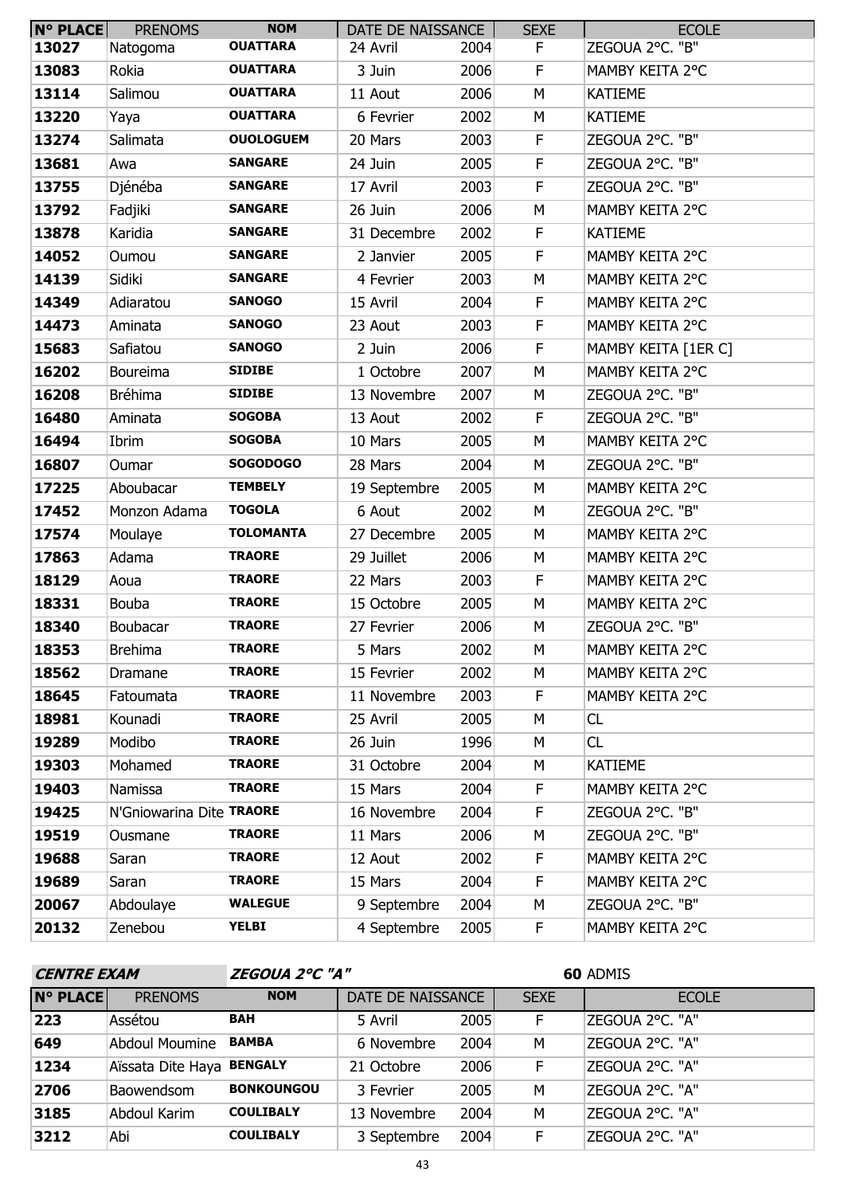| N° PLACE | PRENOMS | NOM | DATE DE NAISSANCE | | SEXE | ECOLE |
|---|---|---|---|---|---|---|
| 13027 | Natogoma | OUATTARA | 24 Avril | 2004 | F | ZEGOUA 2°C. "B" |
| 13083 | Rokia | OUATTARA | 3 Juin | 2006 | F | MAMBY KEITA 2°C |
| 13114 | Salimou | OUATTARA | 11 Aout | 2006 | M | KATIEME |
| 13220 | Yaya | OUATTARA | 6 Fevrier | 2002 | M | KATIEME |
| 13274 | Salimata | OUOLOGUEM | 20 Mars | 2003 | F | ZEGOUA 2°C. "B" |
| 13681 | Awa | SANGARE | 24 Juin | 2005 | F | ZEGOUA 2°C. "B" |
| 13755 | Djénéba | SANGARE | 17 Avril | 2003 | F | ZEGOUA 2°C. "B" |
| 13792 | Fadjiki | SANGARE | 26 Juin | 2006 | M | MAMBY KEITA 2°C |
| 13878 | Karidia | SANGARE | 31 Decembre | 2002 | F | KATIEME |
| 14052 | Oumou | SANGARE | 2 Janvier | 2005 | F | MAMBY KEITA 2°C |
| 14139 | Sidiki | SANGARE | 4 Fevrier | 2003 | M | MAMBY KEITA 2°C |
| 14349 | Adiaratou | SANOGO | 15 Avril | 2004 | F | MAMBY KEITA 2°C |
| 14473 | Aminata | SANOGO | 23 Aout | 2003 | F | MAMBY KEITA 2°C |
| 15683 | Safiatou | SANOGO | 2 Juin | 2006 | F | MAMBY KEITA [1ER C] |
| 16202 | Boureima | SIDIBE | 1 Octobre | 2007 | M | MAMBY KEITA 2°C |
| 16208 | Bréhima | SIDIBE | 13 Novembre | 2007 | M | ZEGOUA 2°C. "B" |
| 16480 | Aminata | SOGOBA | 13 Aout | 2002 | F | ZEGOUA 2°C. "B" |
| 16494 | Ibrim | SOGOBA | 10 Mars | 2005 | M | MAMBY KEITA 2°C |
| 16807 | Oumar | SOGODOGO | 28 Mars | 2004 | M | ZEGOUA 2°C. "B" |
| 17225 | Aboubacar | TEMBELY | 19 Septembre | 2005 | M | MAMBY KEITA 2°C |
| 17452 | Monzon Adama | TOGOLA | 6 Aout | 2002 | M | ZEGOUA 2°C. "B" |
| 17574 | Moulaye | TOLOMANTA | 27 Decembre | 2005 | M | MAMBY KEITA 2°C |
| 17863 | Adama | TRAORE | 29 Juillet | 2006 | M | MAMBY KEITA 2°C |
| 18129 | Aoua | TRAORE | 22 Mars | 2003 | F | MAMBY KEITA 2°C |
| 18331 | Bouba | TRAORE | 15 Octobre | 2005 | M | MAMBY KEITA 2°C |
| 18340 | Boubacar | TRAORE | 27 Fevrier | 2006 | M | ZEGOUA 2°C. "B" |
| 18353 | Brehima | TRAORE | 5 Mars | 2002 | M | MAMBY KEITA 2°C |
| 18562 | Dramane | TRAORE | 15 Fevrier | 2002 | M | MAMBY KEITA 2°C |
| 18645 | Fatoumata | TRAORE | 11 Novembre | 2003 | F | MAMBY KEITA 2°C |
| 18981 | Kounadi | TRAORE | 25 Avril | 2005 | M | CL |
| 19289 | Modibo | TRAORE | 26 Juin | 1996 | M | CL |
| 19303 | Mohamed | TRAORE | 31 Octobre | 2004 | M | KATIEME |
| 19403 | Namissa | TRAORE | 15 Mars | 2004 | F | MAMBY KEITA 2°C |
| 19425 | N'Gniowarina Dite | TRAORE | 16 Novembre | 2004 | F | ZEGOUA 2°C. "B" |
| 19519 | Ousmane | TRAORE | 11 Mars | 2006 | M | ZEGOUA 2°C. "B" |
| 19688 | Saran | TRAORE | 12 Aout | 2002 | F | MAMBY KEITA 2°C |
| 19689 | Saran | TRAORE | 15 Mars | 2004 | F | MAMBY KEITA 2°C |
| 20067 | Abdoulaye | WALEGUE | 9 Septembre | 2004 | M | ZEGOUA 2°C. "B" |
| 20132 | Zenebou | YELBI | 4 Septembre | 2005 | F | MAMBY KEITA 2°C |

***CENTRE EXAM*** ***ZEGOUA 2°C "A"*** **60** ADMIS

| N° PLACE | PRENOMS | NOM | DATE DE NAISSANCE | | SEXE | ECOLE |
|---|---|---|---|---|---|---|
| 223 | Assétou | BAH | 5 Avril | 2005 | F | ZEGOUA 2°C. "A" |
| 649 | Abdoul Moumine | BAMBA | 6 Novembre | 2004 | M | ZEGOUA 2°C. "A" |
| 1234 | Aïssata Dite Haya | BENGALY | 21 Octobre | 2006 | F | ZEGOUA 2°C. "A" |
| 2706 | Baowendsom | BONKOUNGOU | 3 Fevrier | 2005 | M | ZEGOUA 2°C. "A" |
| 3185 | Abdoul Karim | COULIBALY | 13 Novembre | 2004 | M | ZEGOUA 2°C. "A" |
| 3212 | Abi | COULIBALY | 3 Septembre | 2004 | F | ZEGOUA 2°C. "A" |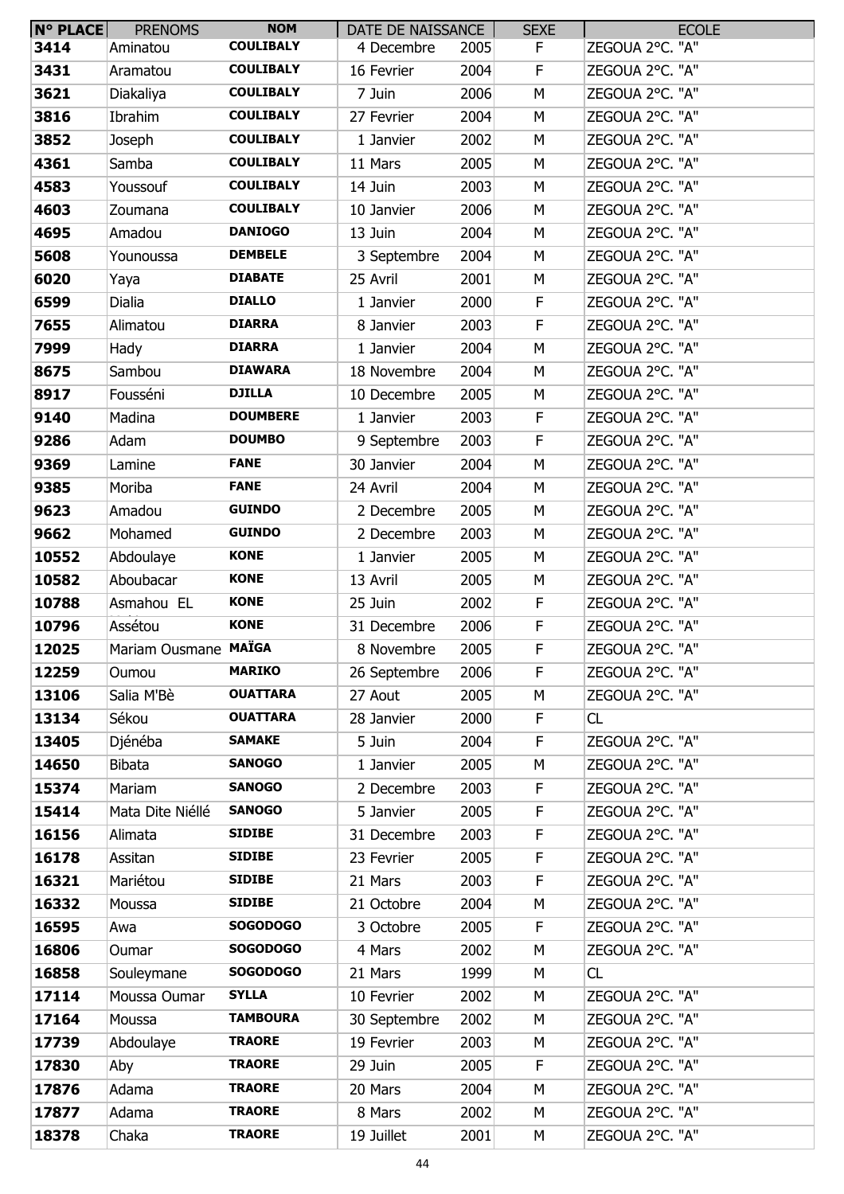| N° PLACE | PRENOMS | NOM | DATE DE NAISSANCE | | SEXE | ECOLE |
|---|---|---|---|---|---|---|
| 3414 | Aminatou | COULIBALY | 4 Decembre | 2005 | F | ZEGOUA 2°C. "A" |
| 3431 | Aramatou | COULIBALY | 16 Fevrier | 2004 | F | ZEGOUA 2°C. "A" |
| 3621 | Diakaliya | COULIBALY | 7 Juin | 2006 | M | ZEGOUA 2°C. "A" |
| 3816 | Ibrahim | COULIBALY | 27 Fevrier | 2004 | M | ZEGOUA 2°C. "A" |
| 3852 | Joseph | COULIBALY | 1 Janvier | 2002 | M | ZEGOUA 2°C. "A" |
| 4361 | Samba | COULIBALY | 11 Mars | 2005 | M | ZEGOUA 2°C. "A" |
| 4583 | Youssouf | COULIBALY | 14 Juin | 2003 | M | ZEGOUA 2°C. "A" |
| 4603 | Zoumana | COULIBALY | 10 Janvier | 2006 | M | ZEGOUA 2°C. "A" |
| 4695 | Amadou | DANIOGO | 13 Juin | 2004 | M | ZEGOUA 2°C. "A" |
| 5608 | Younoussa | DEMBELE | 3 Septembre | 2004 | M | ZEGOUA 2°C. "A" |
| 6020 | Yaya | DIABATE | 25 Avril | 2001 | M | ZEGOUA 2°C. "A" |
| 6599 | Dialia | DIALLO | 1 Janvier | 2000 | F | ZEGOUA 2°C. "A" |
| 7655 | Alimatou | DIARRA | 8 Janvier | 2003 | F | ZEGOUA 2°C. "A" |
| 7999 | Hady | DIARRA | 1 Janvier | 2004 | M | ZEGOUA 2°C. "A" |
| 8675 | Sambou | DIAWARA | 18 Novembre | 2004 | M | ZEGOUA 2°C. "A" |
| 8917 | Fousséni | DJILLA | 10 Decembre | 2005 | M | ZEGOUA 2°C. "A" |
| 9140 | Madina | DOUMBERE | 1 Janvier | 2003 | F | ZEGOUA 2°C. "A" |
| 9286 | Adam | DOUMBO | 9 Septembre | 2003 | F | ZEGOUA 2°C. "A" |
| 9369 | Lamine | FANE | 30 Janvier | 2004 | M | ZEGOUA 2°C. "A" |
| 9385 | Moriba | FANE | 24 Avril | 2004 | M | ZEGOUA 2°C. "A" |
| 9623 | Amadou | GUINDO | 2 Decembre | 2005 | M | ZEGOUA 2°C. "A" |
| 9662 | Mohamed | GUINDO | 2 Decembre | 2003 | M | ZEGOUA 2°C. "A" |
| 10552 | Abdoulaye | KONE | 1 Janvier | 2005 | M | ZEGOUA 2°C. "A" |
| 10582 | Aboubacar | KONE | 13 Avril | 2005 | M | ZEGOUA 2°C. "A" |
| 10788 | Asmahou EL | KONE | 25 Juin | 2002 | F | ZEGOUA 2°C. "A" |
| 10796 | Assétou | KONE | 31 Decembre | 2006 | F | ZEGOUA 2°C. "A" |
| 12025 | Mariam Ousmane | MAÏGA | 8 Novembre | 2005 | F | ZEGOUA 2°C. "A" |
| 12259 | Oumou | MARIKO | 26 Septembre | 2006 | F | ZEGOUA 2°C. "A" |
| 13106 | Salia M'Bè | OUATTARA | 27 Aout | 2005 | M | ZEGOUA 2°C. "A" |
| 13134 | Sékou | OUATTARA | 28 Janvier | 2000 | F | CL |
| 13405 | Djénéba | SAMAKE | 5 Juin | 2004 | F | ZEGOUA 2°C. "A" |
| 14650 | Bibata | SANOGO | 1 Janvier | 2005 | M | ZEGOUA 2°C. "A" |
| 15374 | Mariam | SANOGO | 2 Decembre | 2003 | F | ZEGOUA 2°C. "A" |
| 15414 | Mata Dite Niéllé | SANOGO | 5 Janvier | 2005 | F | ZEGOUA 2°C. "A" |
| 16156 | Alimata | SIDIBE | 31 Decembre | 2003 | F | ZEGOUA 2°C. "A" |
| 16178 | Assitan | SIDIBE | 23 Fevrier | 2005 | F | ZEGOUA 2°C. "A" |
| 16321 | Mariétou | SIDIBE | 21 Mars | 2003 | F | ZEGOUA 2°C. "A" |
| 16332 | Moussa | SIDIBE | 21 Octobre | 2004 | M | ZEGOUA 2°C. "A" |
| 16595 | Awa | SOGODOGO | 3 Octobre | 2005 | F | ZEGOUA 2°C. "A" |
| 16806 | Oumar | SOGODOGO | 4 Mars | 2002 | M | ZEGOUA 2°C. "A" |
| 16858 | Souleymane | SOGODOGO | 21 Mars | 1999 | M | CL |
| 17114 | Moussa Oumar | SYLLA | 10 Fevrier | 2002 | M | ZEGOUA 2°C. "A" |
| 17164 | Moussa | TAMBOURA | 30 Septembre | 2002 | M | ZEGOUA 2°C. "A" |
| 17739 | Abdoulaye | TRAORE | 19 Fevrier | 2003 | M | ZEGOUA 2°C. "A" |
| 17830 | Aby | TRAORE | 29 Juin | 2005 | F | ZEGOUA 2°C. "A" |
| 17876 | Adama | TRAORE | 20 Mars | 2004 | M | ZEGOUA 2°C. "A" |
| 17877 | Adama | TRAORE | 8 Mars | 2002 | M | ZEGOUA 2°C. "A" |
| 18378 | Chaka | TRAORE | 19 Juillet | 2001 | M | ZEGOUA 2°C. "A" |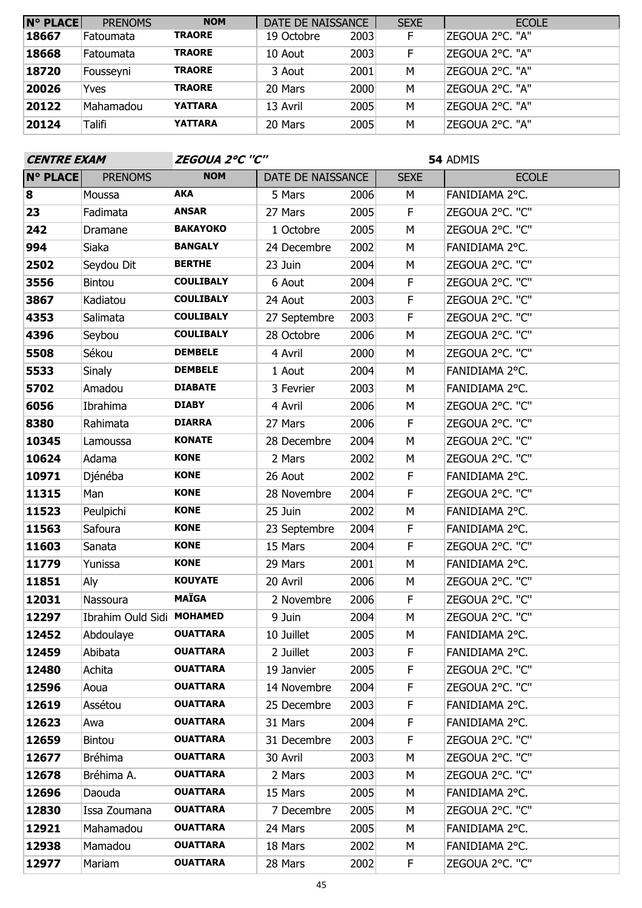| N° PLACE | PRENOMS | NOM | DATE DE NAISSANCE | | SEXE | ECOLE |
|---|---|---|---|---|---|---|
| 18667 | Fatoumata | TRAORE | 19 Octobre | 2003 | F | ZEGOUA 2°C. "A" |
| 18668 | Fatoumata | TRAORE | 10 Aout | 2003 | F | ZEGOUA 2°C. "A" |
| 18720 | Fousseyni | TRAORE | 3 Aout | 2001 | M | ZEGOUA 2°C. "A" |
| 20026 | Yves | TRAORE | 20 Mars | 2000 | M | ZEGOUA 2°C. "A" |
| 20122 | Mahamadou | YATTARA | 13 Avril | 2005 | M | ZEGOUA 2°C. "A" |
| 20124 | Talifi | YATTARA | 20 Mars | 2005 | M | ZEGOUA 2°C. "A" |

***CENTRE EXAM*** ***ZEGOUA 2°C "C"*** **54** ADMIS

| N° PLACE | PRENOMS | NOM | DATE DE NAISSANCE | | SEXE | ECOLE |
|---|---|---|---|---|---|---|
| 8 | Moussa | AKA | 5 Mars | 2006 | M | FANIDIAMA 2°C. |
| 23 | Fadimata | ANSAR | 27 Mars | 2005 | F | ZEGOUA 2°C. "C" |
| 242 | Dramane | BAKAYOKO | 1 Octobre | 2005 | M | ZEGOUA 2°C. "C" |
| 994 | Siaka | BANGALY | 24 Decembre | 2002 | M | FANIDIAMA 2°C. |
| 2502 | Seydou Dit | BERTHE | 23 Juin | 2004 | M | ZEGOUA 2°C. "C" |
| 3556 | Bintou | COULIBALY | 6 Aout | 2004 | F | ZEGOUA 2°C. "C" |
| 3867 | Kadiatou | COULIBALY | 24 Aout | 2003 | F | ZEGOUA 2°C. "C" |
| 4353 | Salimata | COULIBALY | 27 Septembre | 2003 | F | ZEGOUA 2°C. "C" |
| 4396 | Seybou | COULIBALY | 28 Octobre | 2006 | M | ZEGOUA 2°C. "C" |
| 5508 | Sékou | DEMBELE | 4 Avril | 2000 | M | ZEGOUA 2°C. "C" |
| 5533 | Sinaly | DEMBELE | 1 Aout | 2004 | M | FANIDIAMA 2°C. |
| 5702 | Amadou | DIABATE | 3 Fevrier | 2003 | M | FANIDIAMA 2°C. |
| 6056 | Ibrahima | DIABY | 4 Avril | 2006 | M | ZEGOUA 2°C. "C" |
| 8380 | Rahimata | DIARRA | 27 Mars | 2006 | F | ZEGOUA 2°C. "C" |
| 10345 | Lamoussa | KONATE | 28 Decembre | 2004 | M | ZEGOUA 2°C. "C" |
| 10624 | Adama | KONE | 2 Mars | 2002 | M | ZEGOUA 2°C. "C" |
| 10971 | Djénéba | KONE | 26 Aout | 2002 | F | FANIDIAMA 2°C. |
| 11315 | Man | KONE | 28 Novembre | 2004 | F | ZEGOUA 2°C. "C" |
| 11523 | Peulpichi | KONE | 25 Juin | 2002 | M | FANIDIAMA 2°C. |
| 11563 | Safoura | KONE | 23 Septembre | 2004 | F | FANIDIAMA 2°C. |
| 11603 | Sanata | KONE | 15 Mars | 2004 | F | ZEGOUA 2°C. "C" |
| 11779 | Yunissa | KONE | 29 Mars | 2001 | M | FANIDIAMA 2°C. |
| 11851 | Aly | KOUYATE | 20 Avril | 2006 | M | ZEGOUA 2°C. "C" |
| 12031 | Nassoura | MAÏGA | 2 Novembre | 2006 | F | ZEGOUA 2°C. "C" |
| 12297 | Ibrahim Ould Sidi | MOHAMED | 9 Juin | 2004 | M | ZEGOUA 2°C. "C" |
| 12452 | Abdoulaye | OUATTARA | 10 Juillet | 2005 | M | FANIDIAMA 2°C. |
| 12459 | Abibata | OUATTARA | 2 Juillet | 2003 | F | FANIDIAMA 2°C. |
| 12480 | Achita | OUATTARA | 19 Janvier | 2005 | F | ZEGOUA 2°C. "C" |
| 12596 | Aoua | OUATTARA | 14 Novembre | 2004 | F | ZEGOUA 2°C. "C" |
| 12619 | Assétou | OUATTARA | 25 Decembre | 2003 | F | FANIDIAMA 2°C. |
| 12623 | Awa | OUATTARA | 31 Mars | 2004 | F | FANIDIAMA 2°C. |
| 12659 | Bintou | OUATTARA | 31 Decembre | 2003 | F | ZEGOUA 2°C. "C" |
| 12677 | Bréhima | OUATTARA | 30 Avril | 2003 | M | ZEGOUA 2°C. "C" |
| 12678 | Bréhima A. | OUATTARA | 2 Mars | 2003 | M | ZEGOUA 2°C. "C" |
| 12696 | Daouda | OUATTARA | 15 Mars | 2005 | M | FANIDIAMA 2°C. |
| 12830 | Issa Zoumana | OUATTARA | 7 Decembre | 2005 | M | ZEGOUA 2°C. "C" |
| 12921 | Mahamadou | OUATTARA | 24 Mars | 2005 | M | FANIDIAMA 2°C. |
| 12938 | Mamadou | OUATTARA | 18 Mars | 2002 | M | FANIDIAMA 2°C. |
| 12977 | Mariam | OUATTARA | 28 Mars | 2002 | F | ZEGOUA 2°C. "C" |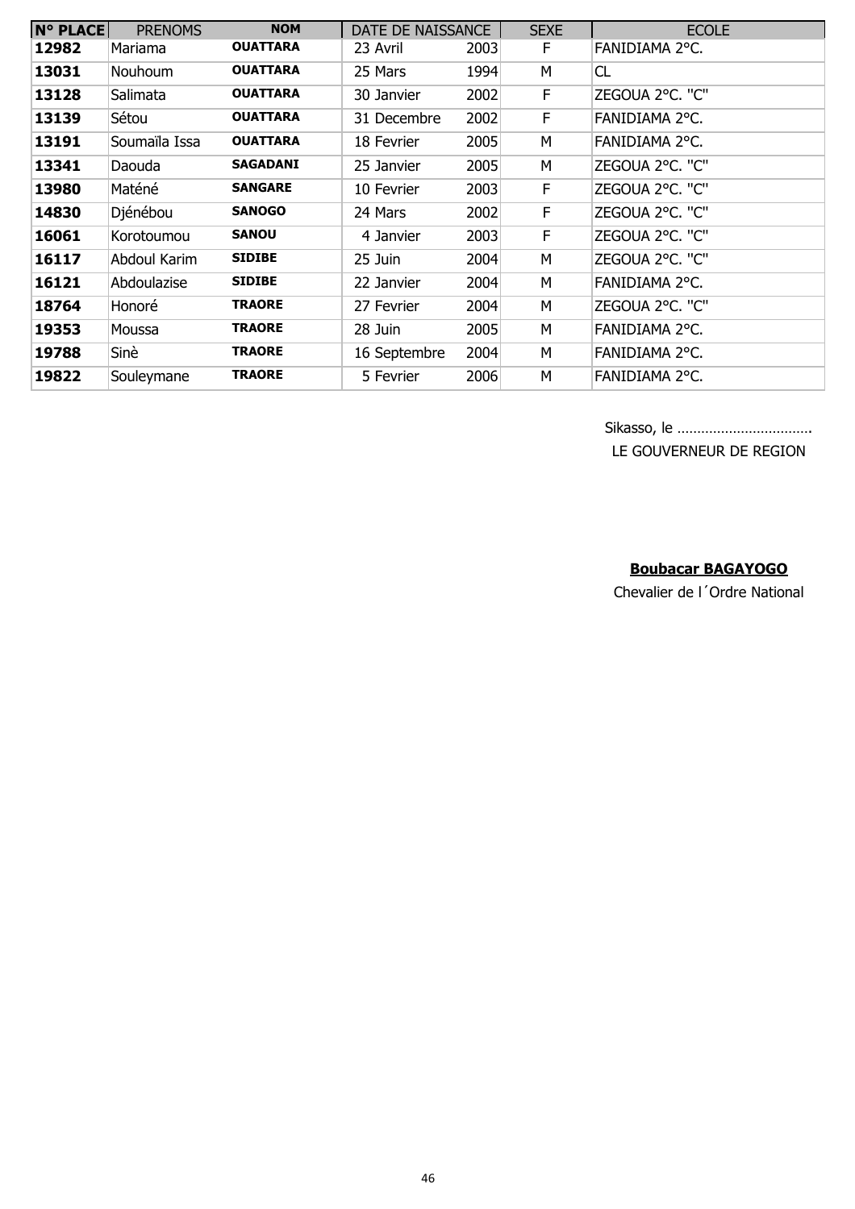| N° PLACE | PRENOMS | NOM | DATE DE NAISSANCE | | SEXE | ECOLE |
|---|---|---|---|---|---|---|
| **12982** | Mariama | **OUATTARA** | 23 Avril | 2003 | F | FANIDIAMA 2°C. |
| **13031** | Nouhoum | **OUATTARA** | 25 Mars | 1994 | M | CL |
| **13128** | Salimata | **OUATTARA** | 30 Janvier | 2002 | F | ZEGOUA 2°C. "C" |
| **13139** | Sétou | **OUATTARA** | 31 Decembre | 2002 | F | FANIDIAMA 2°C. |
| **13191** | Soumaïla Issa | **OUATTARA** | 18 Fevrier | 2005 | M | FANIDIAMA 2°C. |
| **13341** | Daouda | **SAGADANI** | 25 Janvier | 2005 | M | ZEGOUA 2°C. "C" |
| **13980** | Maténé | **SANGARE** | 10 Fevrier | 2003 | F | ZEGOUA 2°C. "C" |
| **14830** | Djénébou | **SANOGO** | 24 Mars | 2002 | F | ZEGOUA 2°C. "C" |
| **16061** | Korotoumou | **SANOU** | 4 Janvier | 2003 | F | ZEGOUA 2°C. "C" |
| **16117** | Abdoul Karim | **SIDIBE** | 25 Juin | 2004 | M | ZEGOUA 2°C. "C" |
| **16121** | Abdoulazise | **SIDIBE** | 22 Janvier | 2004 | M | FANIDIAMA 2°C. |
| **18764** | Honoré | **TRAORE** | 27 Fevrier | 2004 | M | ZEGOUA 2°C. "C" |
| **19353** | Moussa | **TRAORE** | 28 Juin | 2005 | M | FANIDIAMA 2°C. |
| **19788** | Sinè | **TRAORE** | 16 Septembre | 2004 | M | FANIDIAMA 2°C. |
| **19822** | Souleymane | **TRAORE** | 5 Fevrier | 2006 | M | FANIDIAMA 2°C. |

Sikasso, le …………………………….

LE GOUVERNEUR DE REGION

**Boubacar BAGAYOGO**

Chevalier de l´Ordre National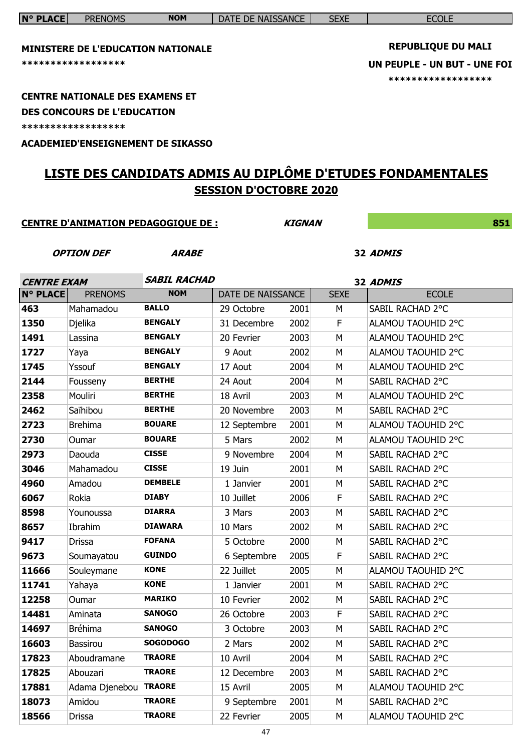**MINISTERE DE L'EDUCATION NATIONALE**

\******************

**CENTRE NATIONALE DES EXAMENS ET DES CONCOURS DE L'EDUCATION**

\******************

**ACADEMIED'ENSEIGNEMENT DE SIKASSO**

**REPUBLIQUE DU MALI**

**UN PEUPLE - UN BUT - UNE FOI**

\******************

# LISTE DES CANDIDATS ADMIS AU DIPLÔME D'ETUDES FONDAMENTALES

## SESSION D'OCTOBRE 2020

**CENTRE D'ANIMATION PEDAGOGIQUE DE :** ***KIGNAN*** **851**

***OPTION DEF*** ***ARABE*** **32** ***ADMIS***

***CENTRE EXAM*** ***SABIL RACHAD*** **32** ***ADMIS***

| N° PLACE | PRENOMS | NOM | DATE DE NAISSANCE | | SEXE | ECOLE |
|---|---|---|---|---|---|---|
| 463 | Mahamadou | BALLO | 29 Octobre | 2001 | M | SABIL RACHAD 2°C |
| 1350 | Djelika | BENGALY | 31 Decembre | 2002 | F | ALAMOU TAOUHID 2°C |
| 1491 | Lassina | BENGALY | 20 Fevrier | 2003 | M | ALAMOU TAOUHID 2°C |
| 1727 | Yaya | BENGALY | 9 Aout | 2002 | M | ALAMOU TAOUHID 2°C |
| 1745 | Yssouf | BENGALY | 17 Aout | 2004 | M | ALAMOU TAOUHID 2°C |
| 2144 | Fousseny | BERTHE | 24 Aout | 2004 | M | SABIL RACHAD 2°C |
| 2358 | Mouliri | BERTHE | 18 Avril | 2003 | M | ALAMOU TAOUHID 2°C |
| 2462 | Saïhibou | BERTHE | 20 Novembre | 2003 | M | SABIL RACHAD 2°C |
| 2723 | Brehima | BOUARE | 12 Septembre | 2001 | M | ALAMOU TAOUHID 2°C |
| 2730 | Oumar | BOUARE | 5 Mars | 2002 | M | ALAMOU TAOUHID 2°C |
| 2973 | Daouda | CISSE | 9 Novembre | 2004 | M | SABIL RACHAD 2°C |
| 3046 | Mahamadou | CISSE | 19 Juin | 2001 | M | SABIL RACHAD 2°C |
| 4960 | Amadou | DEMBELE | 1 Janvier | 2001 | M | SABIL RACHAD 2°C |
| 6067 | Rokia | DIABY | 10 Juillet | 2006 | F | SABIL RACHAD 2°C |
| 8598 | Younoussa | DIARRA | 3 Mars | 2003 | M | SABIL RACHAD 2°C |
| 8657 | Ibrahim | DIAWARA | 10 Mars | 2002 | M | SABIL RACHAD 2°C |
| 9417 | Drissa | FOFANA | 5 Octobre | 2000 | M | SABIL RACHAD 2°C |
| 9673 | Soumayatou | GUINDO | 6 Septembre | 2005 | F | SABIL RACHAD 2°C |
| 11666 | Souleymane | KONE | 22 Juillet | 2005 | M | ALAMOU TAOUHID 2°C |
| 11741 | Yahaya | KONE | 1 Janvier | 2001 | M | SABIL RACHAD 2°C |
| 12258 | Oumar | MARIKO | 10 Fevrier | 2002 | M | SABIL RACHAD 2°C |
| 14481 | Aminata | SANOGO | 26 Octobre | 2003 | F | SABIL RACHAD 2°C |
| 14697 | Bréhima | SANOGO | 3 Octobre | 2003 | M | SABIL RACHAD 2°C |
| 16603 | Bassirou | SOGODOGO | 2 Mars | 2002 | M | SABIL RACHAD 2°C |
| 17823 | Aboudramane | TRAORE | 10 Avril | 2004 | M | SABIL RACHAD 2°C |
| 17825 | Abouzari | TRAORE | 12 Decembre | 2003 | M | SABIL RACHAD 2°C |
| 17881 | Adama Djenebou | TRAORE | 15 Avril | 2005 | M | ALAMOU TAOUHID 2°C |
| 18073 | Amidou | TRAORE | 9 Septembre | 2001 | M | SABIL RACHAD 2°C |
| 18566 | Drissa | TRAORE | 22 Fevrier | 2005 | M | ALAMOU TAOUHID 2°C |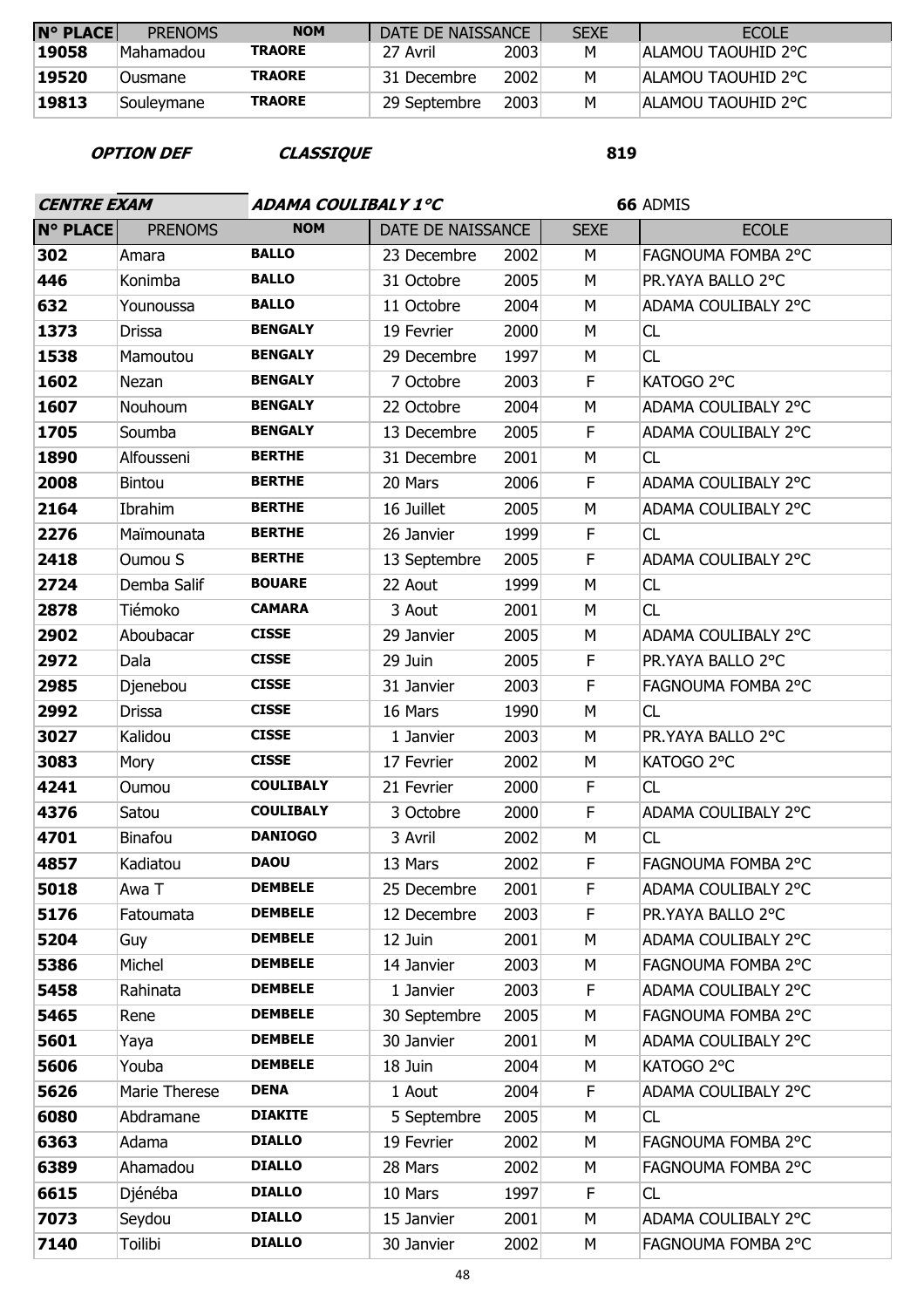| N° PLACE | PRENOMS | NOM | DATE DE NAISSANCE | | SEXE | ECOLE |
|---|---|---|---|---|---|---|
| 19058 | Mahamadou | **TRAORE** | 27 Avril | 2003 | M | ALAMOU TAOUHID 2°C |
| 19520 | Ousmane | **TRAORE** | 31 Decembre | 2002 | M | ALAMOU TAOUHID 2°C |
| 19813 | Souleymane | **TRAORE** | 29 Septembre | 2003 | M | ALAMOU TAOUHID 2°C |

***OPTION DEF*** ***CLASSIQUE*** **819**

***CENTRE EXAM*** ***ADAMA COULIBALY 1°C*** **66** ADMIS

| N° PLACE | PRENOMS | NOM | DATE DE NAISSANCE | | SEXE | ECOLE |
|---|---|---|---|---|---|---|
| 302 | Amara | **BALLO** | 23 Decembre | 2002 | M | FAGNOUMA FOMBA 2°C |
| 446 | Konimba | **BALLO** | 31 Octobre | 2005 | M | PR.YAYA BALLO 2°C |
| 632 | Younoussa | **BALLO** | 11 Octobre | 2004 | M | ADAMA COULIBALY 2°C |
| 1373 | Drissa | **BENGALY** | 19 Fevrier | 2000 | M | CL |
| 1538 | Mamoutou | **BENGALY** | 29 Decembre | 1997 | M | CL |
| 1602 | Nezan | **BENGALY** | 7 Octobre | 2003 | F | KATOGO 2°C |
| 1607 | Nouhoum | **BENGALY** | 22 Octobre | 2004 | M | ADAMA COULIBALY 2°C |
| 1705 | Soumba | **BENGALY** | 13 Decembre | 2005 | F | ADAMA COULIBALY 2°C |
| 1890 | Alfousseni | **BERTHE** | 31 Decembre | 2001 | M | CL |
| 2008 | Bintou | **BERTHE** | 20 Mars | 2006 | F | ADAMA COULIBALY 2°C |
| 2164 | Ibrahim | **BERTHE** | 16 Juillet | 2005 | M | ADAMA COULIBALY 2°C |
| 2276 | Maïmounata | **BERTHE** | 26 Janvier | 1999 | F | CL |
| 2418 | Oumou S | **BERTHE** | 13 Septembre | 2005 | F | ADAMA COULIBALY 2°C |
| 2724 | Demba Salif | **BOUARE** | 22 Aout | 1999 | M | CL |
| 2878 | Tiémoko | **CAMARA** | 3 Aout | 2001 | M | CL |
| 2902 | Aboubacar | **CISSE** | 29 Janvier | 2005 | M | ADAMA COULIBALY 2°C |
| 2972 | Dala | **CISSE** | 29 Juin | 2005 | F | PR.YAYA BALLO 2°C |
| 2985 | Djenebou | **CISSE** | 31 Janvier | 2003 | F | FAGNOUMA FOMBA 2°C |
| 2992 | Drissa | **CISSE** | 16 Mars | 1990 | M | CL |
| 3027 | Kalidou | **CISSE** | 1 Janvier | 2003 | M | PR.YAYA BALLO 2°C |
| 3083 | Mory | **CISSE** | 17 Fevrier | 2002 | M | KATOGO 2°C |
| 4241 | Oumou | **COULIBALY** | 21 Fevrier | 2000 | F | CL |
| 4376 | Satou | **COULIBALY** | 3 Octobre | 2000 | F | ADAMA COULIBALY 2°C |
| 4701 | Binafou | **DANIOGO** | 3 Avril | 2002 | M | CL |
| 4857 | Kadiatou | **DAOU** | 13 Mars | 2002 | F | FAGNOUMA FOMBA 2°C |
| 5018 | Awa T | **DEMBELE** | 25 Decembre | 2001 | F | ADAMA COULIBALY 2°C |
| 5176 | Fatoumata | **DEMBELE** | 12 Decembre | 2003 | F | PR.YAYA BALLO 2°C |
| 5204 | Guy | **DEMBELE** | 12 Juin | 2001 | M | ADAMA COULIBALY 2°C |
| 5386 | Michel | **DEMBELE** | 14 Janvier | 2003 | M | FAGNOUMA FOMBA 2°C |
| 5458 | Rahinata | **DEMBELE** | 1 Janvier | 2003 | F | ADAMA COULIBALY 2°C |
| 5465 | Rene | **DEMBELE** | 30 Septembre | 2005 | M | FAGNOUMA FOMBA 2°C |
| 5601 | Yaya | **DEMBELE** | 30 Janvier | 2001 | M | ADAMA COULIBALY 2°C |
| 5606 | Youba | **DEMBELE** | 18 Juin | 2004 | M | KATOGO 2°C |
| 5626 | Marie Therese | **DENA** | 1 Aout | 2004 | F | ADAMA COULIBALY 2°C |
| 6080 | Abdramane | **DIAKITE** | 5 Septembre | 2005 | M | CL |
| 6363 | Adama | **DIALLO** | 19 Fevrier | 2002 | M | FAGNOUMA FOMBA 2°C |
| 6389 | Ahamadou | **DIALLO** | 28 Mars | 2002 | M | FAGNOUMA FOMBA 2°C |
| 6615 | Djénéba | **DIALLO** | 10 Mars | 1997 | F | CL |
| 7073 | Seydou | **DIALLO** | 15 Janvier | 2001 | M | ADAMA COULIBALY 2°C |
| 7140 | Toilibi | **DIALLO** | 30 Janvier | 2002 | M | FAGNOUMA FOMBA 2°C |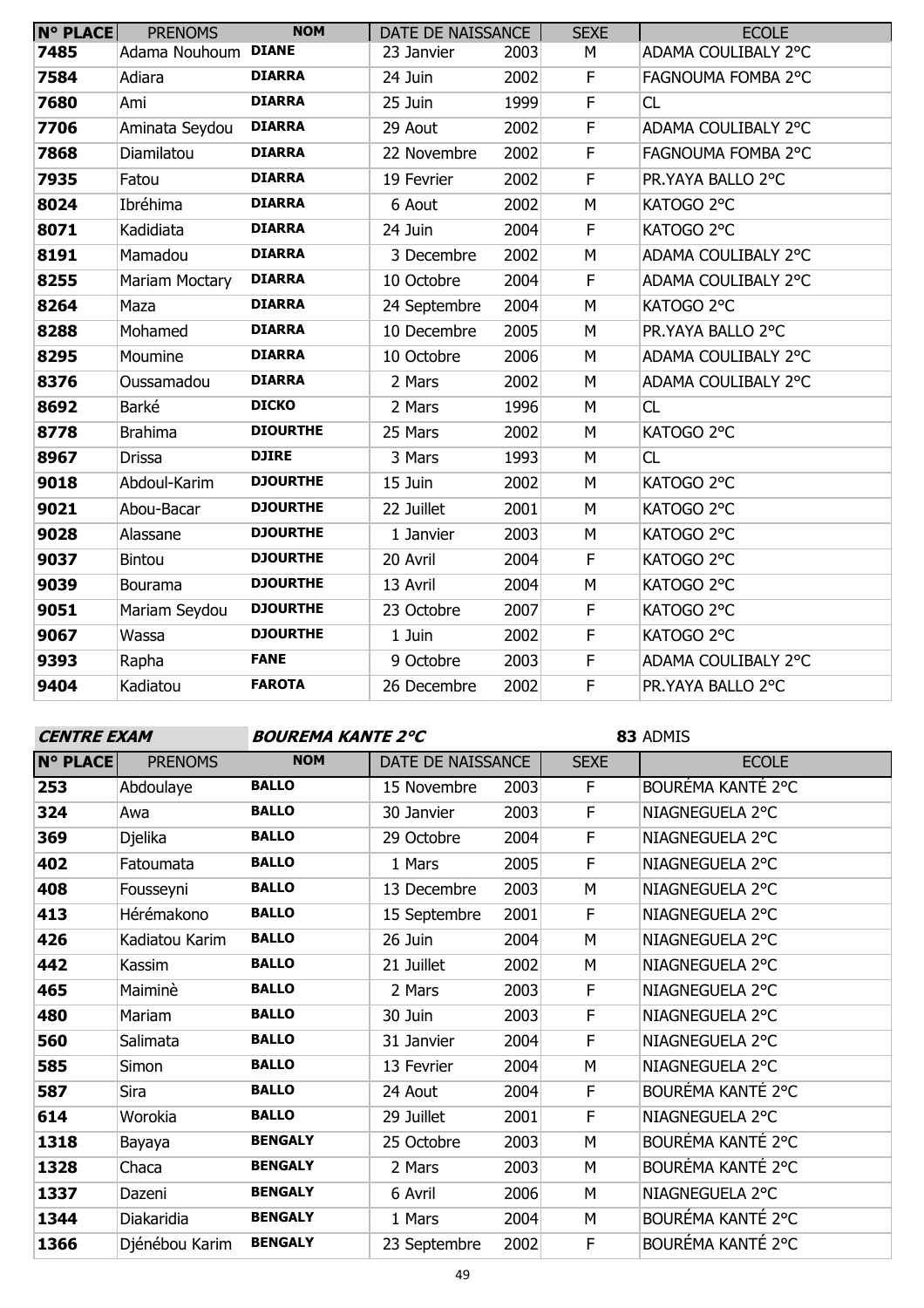| N° PLACE | PRENOMS | NOM | DATE DE NAISSANCE | | SEXE | ECOLE |
|---|---|---|---|---|---|---|
| 7485 | Adama Nouhoum | DIANE | 23 Janvier | 2003 | M | ADAMA COULIBALY 2°C |
| 7584 | Adiara | DIARRA | 24 Juin | 2002 | F | FAGNOUMA FOMBA 2°C |
| 7680 | Ami | DIARRA | 25 Juin | 1999 | F | CL |
| 7706 | Aminata Seydou | DIARRA | 29 Aout | 2002 | F | ADAMA COULIBALY 2°C |
| 7868 | Diamilatou | DIARRA | 22 Novembre | 2002 | F | FAGNOUMA FOMBA 2°C |
| 7935 | Fatou | DIARRA | 19 Fevrier | 2002 | F | PR.YAYA BALLO 2°C |
| 8024 | Ibréhima | DIARRA | 6 Aout | 2002 | M | KATOGO 2°C |
| 8071 | Kadidiata | DIARRA | 24 Juin | 2004 | F | KATOGO 2°C |
| 8191 | Mamadou | DIARRA | 3 Decembre | 2002 | M | ADAMA COULIBALY 2°C |
| 8255 | Mariam Moctary | DIARRA | 10 Octobre | 2004 | F | ADAMA COULIBALY 2°C |
| 8264 | Maza | DIARRA | 24 Septembre | 2004 | M | KATOGO 2°C |
| 8288 | Mohamed | DIARRA | 10 Decembre | 2005 | M | PR.YAYA BALLO 2°C |
| 8295 | Moumine | DIARRA | 10 Octobre | 2006 | M | ADAMA COULIBALY 2°C |
| 8376 | Oussamadou | DIARRA | 2 Mars | 2002 | M | ADAMA COULIBALY 2°C |
| 8692 | Barké | DICKO | 2 Mars | 1996 | M | CL |
| 8778 | Brahima | DIOURTHE | 25 Mars | 2002 | M | KATOGO 2°C |
| 8967 | Drissa | DJIRE | 3 Mars | 1993 | M | CL |
| 9018 | Abdoul-Karim | DJOURTHE | 15 Juin | 2002 | M | KATOGO 2°C |
| 9021 | Abou-Bacar | DJOURTHE | 22 Juillet | 2001 | M | KATOGO 2°C |
| 9028 | Alassane | DJOURTHE | 1 Janvier | 2003 | M | KATOGO 2°C |
| 9037 | Bintou | DJOURTHE | 20 Avril | 2004 | F | KATOGO 2°C |
| 9039 | Bourama | DJOURTHE | 13 Avril | 2004 | M | KATOGO 2°C |
| 9051 | Mariam Seydou | DJOURTHE | 23 Octobre | 2007 | F | KATOGO 2°C |
| 9067 | Wassa | DJOURTHE | 1 Juin | 2002 | F | KATOGO 2°C |
| 9393 | Rapha | FANE | 9 Octobre | 2003 | F | ADAMA COULIBALY 2°C |
| 9404 | Kadiatou | FAROTA | 26 Decembre | 2002 | F | PR.YAYA BALLO 2°C |

***CENTRE EXAM*** ***BOUREMA KANTE 2°C*** **83** ADMIS

| N° PLACE | PRENOMS | NOM | DATE DE NAISSANCE | | SEXE | ECOLE |
|---|---|---|---|---|---|---|
| 253 | Abdoulaye | BALLO | 15 Novembre | 2003 | F | BOURÉMA KANTÉ 2°C |
| 324 | Awa | BALLO | 30 Janvier | 2003 | F | NIAGNEGUELA 2°C |
| 369 | Djelika | BALLO | 29 Octobre | 2004 | F | NIAGNEGUELA 2°C |
| 402 | Fatoumata | BALLO | 1 Mars | 2005 | F | NIAGNEGUELA 2°C |
| 408 | Fousseyni | BALLO | 13 Decembre | 2003 | M | NIAGNEGUELA 2°C |
| 413 | Hérémakono | BALLO | 15 Septembre | 2001 | F | NIAGNEGUELA 2°C |
| 426 | Kadiatou Karim | BALLO | 26 Juin | 2004 | M | NIAGNEGUELA 2°C |
| 442 | Kassim | BALLO | 21 Juillet | 2002 | M | NIAGNEGUELA 2°C |
| 465 | Maiminè | BALLO | 2 Mars | 2003 | F | NIAGNEGUELA 2°C |
| 480 | Mariam | BALLO | 30 Juin | 2003 | F | NIAGNEGUELA 2°C |
| 560 | Salimata | BALLO | 31 Janvier | 2004 | F | NIAGNEGUELA 2°C |
| 585 | Simon | BALLO | 13 Fevrier | 2004 | M | NIAGNEGUELA 2°C |
| 587 | Sira | BALLO | 24 Aout | 2004 | F | BOURÉMA KANTÉ 2°C |
| 614 | Worokia | BALLO | 29 Juillet | 2001 | F | NIAGNEGUELA 2°C |
| 1318 | Bayaya | BENGALY | 25 Octobre | 2003 | M | BOURÉMA KANTÉ 2°C |
| 1328 | Chaca | BENGALY | 2 Mars | 2003 | M | BOURÉMA KANTÉ 2°C |
| 1337 | Dazeni | BENGALY | 6 Avril | 2006 | M | NIAGNEGUELA 2°C |
| 1344 | Diakaridia | BENGALY | 1 Mars | 2004 | M | BOURÉMA KANTÉ 2°C |
| 1366 | Djénébou Karim | BENGALY | 23 Septembre | 2002 | F | BOURÉMA KANTÉ 2°C |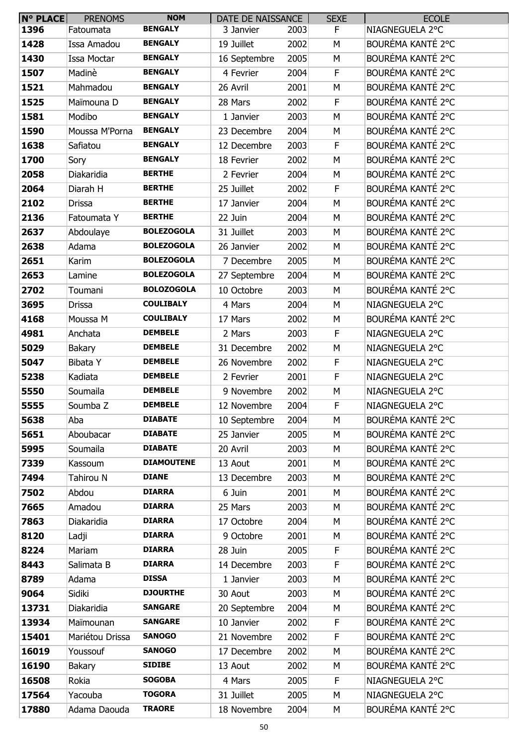| N° PLACE | PRENOMS | NOM | DATE DE NAISSANCE | | SEXE | ECOLE |
|---|---|---|---|---|---|---|
| 1396 | Fatoumata | BENGALY | 3 Janvier | 2003 | F | NIAGNEGUELA 2°C |
| 1428 | Issa Amadou | BENGALY | 19 Juillet | 2002 | M | BOURÉMA KANTÉ 2°C |
| 1430 | Issa Moctar | BENGALY | 16 Septembre | 2005 | M | BOURÉMA KANTÉ 2°C |
| 1507 | Madinè | BENGALY | 4 Fevrier | 2004 | F | BOURÉMA KANTÉ 2°C |
| 1521 | Mahmadou | BENGALY | 26 Avril | 2001 | M | BOURÉMA KANTÉ 2°C |
| 1525 | Maïmouna D | BENGALY | 28 Mars | 2002 | F | BOURÉMA KANTÉ 2°C |
| 1581 | Modibo | BENGALY | 1 Janvier | 2003 | M | BOURÉMA KANTÉ 2°C |
| 1590 | Moussa M'Porna | BENGALY | 23 Decembre | 2004 | M | BOURÉMA KANTÉ 2°C |
| 1638 | Safiatou | BENGALY | 12 Decembre | 2003 | F | BOURÉMA KANTÉ 2°C |
| 1700 | Sory | BENGALY | 18 Fevrier | 2002 | M | BOURÉMA KANTÉ 2°C |
| 2058 | Diakaridia | BERTHE | 2 Fevrier | 2004 | M | BOURÉMA KANTÉ 2°C |
| 2064 | Diarah H | BERTHE | 25 Juillet | 2002 | F | BOURÉMA KANTÉ 2°C |
| 2102 | Drissa | BERTHE | 17 Janvier | 2004 | M | BOURÉMA KANTÉ 2°C |
| 2136 | Fatoumata Y | BERTHE | 22 Juin | 2004 | M | BOURÉMA KANTÉ 2°C |
| 2637 | Abdoulaye | BOLEZOGOLA | 31 Juillet | 2003 | M | BOURÉMA KANTÉ 2°C |
| 2638 | Adama | BOLEZOGOLA | 26 Janvier | 2002 | M | BOURÉMA KANTÉ 2°C |
| 2651 | Karim | BOLEZOGOLA | 7 Decembre | 2005 | M | BOURÉMA KANTÉ 2°C |
| 2653 | Lamine | BOLEZOGOLA | 27 Septembre | 2004 | M | BOURÉMA KANTÉ 2°C |
| 2702 | Toumani | BOLOZOGOLA | 10 Octobre | 2003 | M | BOURÉMA KANTÉ 2°C |
| 3695 | Drissa | COULIBALY | 4 Mars | 2004 | M | NIAGNEGUELA 2°C |
| 4168 | Moussa M | COULIBALY | 17 Mars | 2002 | M | BOURÉMA KANTÉ 2°C |
| 4981 | Anchata | DEMBELE | 2 Mars | 2003 | F | NIAGNEGUELA 2°C |
| 5029 | Bakary | DEMBELE | 31 Decembre | 2002 | M | NIAGNEGUELA 2°C |
| 5047 | Bibata Y | DEMBELE | 26 Novembre | 2002 | F | NIAGNEGUELA 2°C |
| 5238 | Kadiata | DEMBELE | 2 Fevrier | 2001 | F | NIAGNEGUELA 2°C |
| 5550 | Soumaila | DEMBELE | 9 Novembre | 2002 | M | NIAGNEGUELA 2°C |
| 5555 | Soumba Z | DEMBELE | 12 Novembre | 2004 | F | NIAGNEGUELA 2°C |
| 5638 | Aba | DIABATE | 10 Septembre | 2004 | M | BOURÉMA KANTÉ 2°C |
| 5651 | Aboubacar | DIABATE | 25 Janvier | 2005 | M | BOURÉMA KANTÉ 2°C |
| 5995 | Soumaila | DIABATE | 20 Avril | 2003 | M | BOURÉMA KANTÉ 2°C |
| 7339 | Kassoum | DIAMOUTENE | 13 Aout | 2001 | M | BOURÉMA KANTÉ 2°C |
| 7494 | Tahirou N | DIANE | 13 Decembre | 2003 | M | BOURÉMA KANTÉ 2°C |
| 7502 | Abdou | DIARRA | 6 Juin | 2001 | M | BOURÉMA KANTÉ 2°C |
| 7665 | Amadou | DIARRA | 25 Mars | 2003 | M | BOURÉMA KANTÉ 2°C |
| 7863 | Diakaridia | DIARRA | 17 Octobre | 2004 | M | BOURÉMA KANTÉ 2°C |
| 8120 | Ladji | DIARRA | 9 Octobre | 2001 | M | BOURÉMA KANTÉ 2°C |
| 8224 | Mariam | DIARRA | 28 Juin | 2005 | F | BOURÉMA KANTÉ 2°C |
| 8443 | Salimata B | DIARRA | 14 Decembre | 2003 | F | BOURÉMA KANTÉ 2°C |
| 8789 | Adama | DISSA | 1 Janvier | 2003 | M | BOURÉMA KANTÉ 2°C |
| 9064 | Sidiki | DJOURTHE | 30 Aout | 2003 | M | BOURÉMA KANTÉ 2°C |
| 13731 | Diakaridia | SANGARE | 20 Septembre | 2004 | M | BOURÉMA KANTÉ 2°C |
| 13934 | Maïmounan | SANGARE | 10 Janvier | 2002 | F | BOURÉMA KANTÉ 2°C |
| 15401 | Mariétou Drissa | SANOGO | 21 Novembre | 2002 | F | BOURÉMA KANTÉ 2°C |
| 16019 | Youssouf | SANOGO | 17 Decembre | 2002 | M | BOURÉMA KANTÉ 2°C |
| 16190 | Bakary | SIDIBE | 13 Aout | 2002 | M | BOURÉMA KANTÉ 2°C |
| 16508 | Rokia | SOGOBA | 4 Mars | 2005 | F | NIAGNEGUELA 2°C |
| 17564 | Yacouba | TOGORA | 31 Juillet | 2005 | M | NIAGNEGUELA 2°C |
| 17880 | Adama Daouda | TRAORE | 18 Novembre | 2004 | M | BOURÉMA KANTÉ 2°C |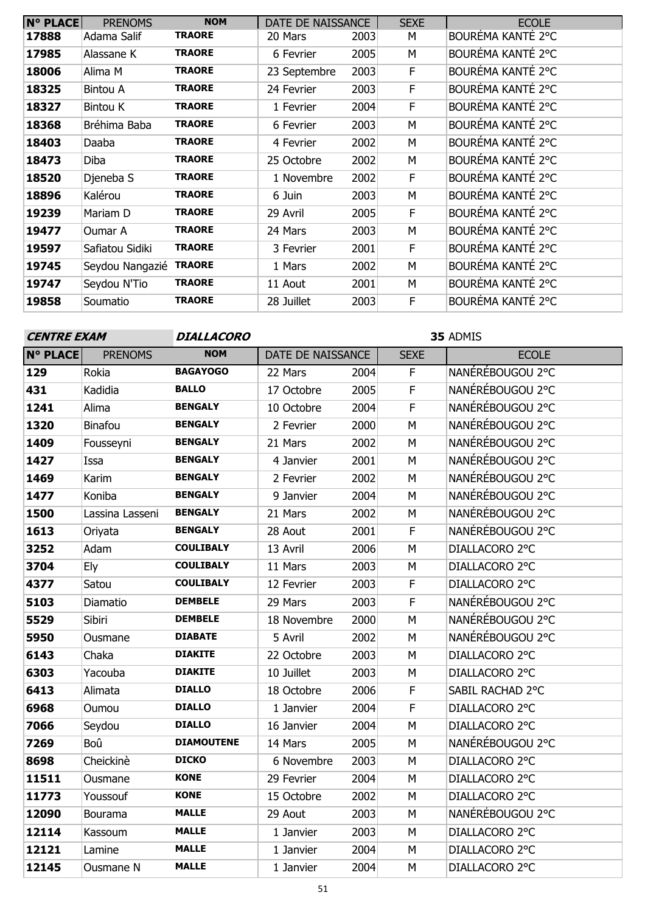| N° PLACE | PRENOMS | NOM | DATE DE NAISSANCE | | SEXE | ECOLE |
|---|---|---|---|---|---|---|
| 17888 | Adama Salif | TRAORE | 20 Mars | 2003 | M | BOURÉMA KANTÉ 2°C |
| 17985 | Alassane K | TRAORE | 6 Fevrier | 2005 | M | BOURÉMA KANTÉ 2°C |
| 18006 | Alima M | TRAORE | 23 Septembre | 2003 | F | BOURÉMA KANTÉ 2°C |
| 18325 | Bintou A | TRAORE | 24 Fevrier | 2003 | F | BOURÉMA KANTÉ 2°C |
| 18327 | Bintou K | TRAORE | 1 Fevrier | 2004 | F | BOURÉMA KANTÉ 2°C |
| 18368 | Bréhima Baba | TRAORE | 6 Fevrier | 2003 | M | BOURÉMA KANTÉ 2°C |
| 18403 | Daaba | TRAORE | 4 Fevrier | 2002 | M | BOURÉMA KANTÉ 2°C |
| 18473 | Diba | TRAORE | 25 Octobre | 2002 | M | BOURÉMA KANTÉ 2°C |
| 18520 | Djeneba S | TRAORE | 1 Novembre | 2002 | F | BOURÉMA KANTÉ 2°C |
| 18896 | Kalérou | TRAORE | 6 Juin | 2003 | M | BOURÉMA KANTÉ 2°C |
| 19239 | Mariam D | TRAORE | 29 Avril | 2005 | F | BOURÉMA KANTÉ 2°C |
| 19477 | Oumar A | TRAORE | 24 Mars | 2003 | M | BOURÉMA KANTÉ 2°C |
| 19597 | Safiatou Sidiki | TRAORE | 3 Fevrier | 2001 | F | BOURÉMA KANTÉ 2°C |
| 19745 | Seydou Nangazié | TRAORE | 1 Mars | 2002 | M | BOURÉMA KANTÉ 2°C |
| 19747 | Seydou N'Tio | TRAORE | 11 Aout | 2001 | M | BOURÉMA KANTÉ 2°C |
| 19858 | Soumatio | TRAORE | 28 Juillet | 2003 | F | BOURÉMA KANTÉ 2°C |

***CENTRE EXAM*** ***DIALLACORO*** **35** ADMIS

| N° PLACE | PRENOMS | NOM | DATE DE NAISSANCE | | SEXE | ECOLE |
|---|---|---|---|---|---|---|
| 129 | Rokia | BAGAYOGO | 22 Mars | 2004 | F | NANÉRÉBOUGOU 2°C |
| 431 | Kadidia | BALLO | 17 Octobre | 2005 | F | NANÉRÉBOUGOU 2°C |
| 1241 | Alima | BENGALY | 10 Octobre | 2004 | F | NANÉRÉBOUGOU 2°C |
| 1320 | Binafou | BENGALY | 2 Fevrier | 2000 | M | NANÉRÉBOUGOU 2°C |
| 1409 | Fousseyni | BENGALY | 21 Mars | 2002 | M | NANÉRÉBOUGOU 2°C |
| 1427 | Issa | BENGALY | 4 Janvier | 2001 | M | NANÉRÉBOUGOU 2°C |
| 1469 | Karim | BENGALY | 2 Fevrier | 2002 | M | NANÉRÉBOUGOU 2°C |
| 1477 | Koniba | BENGALY | 9 Janvier | 2004 | M | NANÉRÉBOUGOU 2°C |
| 1500 | Lassina Lasseni | BENGALY | 21 Mars | 2002 | M | NANÉRÉBOUGOU 2°C |
| 1613 | Oriyata | BENGALY | 28 Aout | 2001 | F | NANÉRÉBOUGOU 2°C |
| 3252 | Adam | COULIBALY | 13 Avril | 2006 | M | DIALLACORO 2°C |
| 3704 | Ely | COULIBALY | 11 Mars | 2003 | M | DIALLACORO 2°C |
| 4377 | Satou | COULIBALY | 12 Fevrier | 2003 | F | DIALLACORO 2°C |
| 5103 | Diamatio | DEMBELE | 29 Mars | 2003 | F | NANÉRÉBOUGOU 2°C |
| 5529 | Sibiri | DEMBELE | 18 Novembre | 2000 | M | NANÉRÉBOUGOU 2°C |
| 5950 | Ousmane | DIABATE | 5 Avril | 2002 | M | NANÉRÉBOUGOU 2°C |
| 6143 | Chaka | DIAKITE | 22 Octobre | 2003 | M | DIALLACORO 2°C |
| 6303 | Yacouba | DIAKITE | 10 Juillet | 2003 | M | DIALLACORO 2°C |
| 6413 | Alimata | DIALLO | 18 Octobre | 2006 | F | SABIL RACHAD 2°C |
| 6968 | Oumou | DIALLO | 1 Janvier | 2004 | F | DIALLACORO 2°C |
| 7066 | Seydou | DIALLO | 16 Janvier | 2004 | M | DIALLACORO 2°C |
| 7269 | Boû | DIAMOUTENE | 14 Mars | 2005 | M | NANÉRÉBOUGOU 2°C |
| 8698 | Cheickinè | DICKO | 6 Novembre | 2003 | M | DIALLACORO 2°C |
| 11511 | Ousmane | KONE | 29 Fevrier | 2004 | M | DIALLACORO 2°C |
| 11773 | Youssouf | KONE | 15 Octobre | 2002 | M | DIALLACORO 2°C |
| 12090 | Bourama | MALLE | 29 Aout | 2003 | M | NANÉRÉBOUGOU 2°C |
| 12114 | Kassoum | MALLE | 1 Janvier | 2003 | M | DIALLACORO 2°C |
| 12121 | Lamine | MALLE | 1 Janvier | 2004 | M | DIALLACORO 2°C |
| 12145 | Ousmane N | MALLE | 1 Janvier | 2004 | M | DIALLACORO 2°C |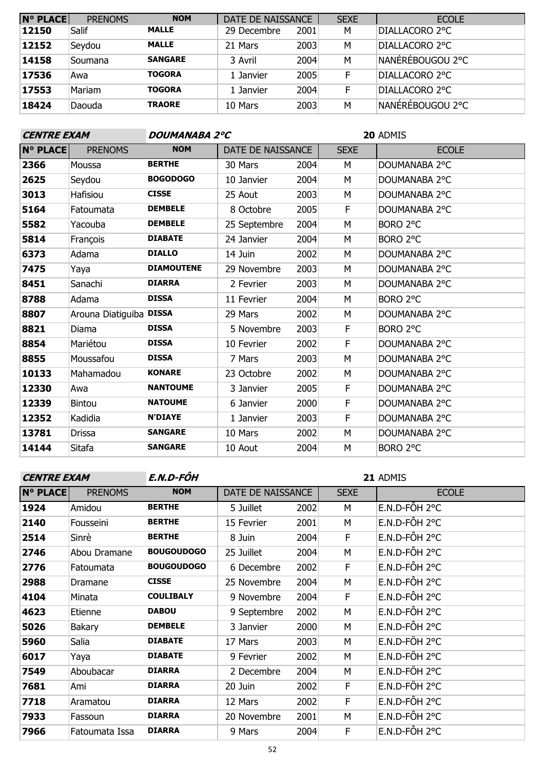| N° PLACE | PRENOMS | NOM | DATE DE NAISSANCE | | SEXE | ECOLE |
|---|---|---|---|---|---|---|
| 12150 | Salif | MALLE | 29 Decembre | 2001 | M | DIALLACORO 2°C |
| 12152 | Seydou | MALLE | 21 Mars | 2003 | M | DIALLACORO 2°C |
| 14158 | Soumana | SANGARE | 3 Avril | 2004 | M | NANÉRÉBOUGOU 2°C |
| 17536 | Awa | TOGORA | 1 Janvier | 2005 | F | DIALLACORO 2°C |
| 17553 | Mariam | TOGORA | 1 Janvier | 2004 | F | DIALLACORO 2°C |
| 18424 | Daouda | TRAORE | 10 Mars | 2003 | M | NANÉRÉBOUGOU 2°C |

***CENTRE EXAM*** ***DOUMANABA 2°C*** **20** ADMIS

| N° PLACE | PRENOMS | NOM | DATE DE NAISSANCE | | SEXE | ECOLE |
|---|---|---|---|---|---|---|
| 2366 | Moussa | BERTHE | 30 Mars | 2004 | M | DOUMANABA 2°C |
| 2625 | Seydou | BOGODOGO | 10 Janvier | 2004 | M | DOUMANABA 2°C |
| 3013 | Hafisiou | CISSE | 25 Aout | 2003 | M | DOUMANABA 2°C |
| 5164 | Fatoumata | DEMBELE | 8 Octobre | 2005 | F | DOUMANABA 2°C |
| 5582 | Yacouba | DEMBELE | 25 Septembre | 2004 | M | BORO 2°C |
| 5814 | François | DIABATE | 24 Janvier | 2004 | M | BORO 2°C |
| 6373 | Adama | DIALLO | 14 Juin | 2002 | M | DOUMANABA 2°C |
| 7475 | Yaya | DIAMOUTENE | 29 Novembre | 2003 | M | DOUMANABA 2°C |
| 8451 | Sanachi | DIARRA | 2 Fevrier | 2003 | M | DOUMANABA 2°C |
| 8788 | Adama | DISSA | 11 Fevrier | 2004 | M | BORO 2°C |
| 8807 | Arouna Diatiguiba | DISSA | 29 Mars | 2002 | M | DOUMANABA 2°C |
| 8821 | Diama | DISSA | 5 Novembre | 2003 | F | BORO 2°C |
| 8854 | Mariétou | DISSA | 10 Fevrier | 2002 | F | DOUMANABA 2°C |
| 8855 | Moussafou | DISSA | 7 Mars | 2003 | M | DOUMANABA 2°C |
| 10133 | Mahamadou | KONARE | 23 Octobre | 2002 | M | DOUMANABA 2°C |
| 12330 | Awa | NANTOUME | 3 Janvier | 2005 | F | DOUMANABA 2°C |
| 12339 | Bintou | NATOUME | 6 Janvier | 2000 | F | DOUMANABA 2°C |
| 12352 | Kadidia | N'DIAYE | 1 Janvier | 2003 | F | DOUMANABA 2°C |
| 13781 | Drissa | SANGARE | 10 Mars | 2002 | M | DOUMANABA 2°C |
| 14144 | Sitafa | SANGARE | 10 Aout | 2004 | M | BORO 2°C |

***CENTRE EXAM*** ***E.N.D-FÔH*** **21** ADMIS

| N° PLACE | PRENOMS | NOM | DATE DE NAISSANCE | | SEXE | ECOLE |
|---|---|---|---|---|---|---|
| 1924 | Amidou | BERTHE | 5 Juillet | 2002 | M | E.N.D-FÔH 2°C |
| 2140 | Fousseini | BERTHE | 15 Fevrier | 2001 | M | E.N.D-FÔH 2°C |
| 2514 | Sinrè | BERTHE | 8 Juin | 2004 | F | E.N.D-FÔH 2°C |
| 2746 | Abou Dramane | BOUGOUDOGO | 25 Juillet | 2004 | M | E.N.D-FÔH 2°C |
| 2776 | Fatoumata | BOUGOUDOGO | 6 Decembre | 2002 | F | E.N.D-FÔH 2°C |
| 2988 | Dramane | CISSE | 25 Novembre | 2004 | M | E.N.D-FÔH 2°C |
| 4104 | Minata | COULIBALY | 9 Novembre | 2004 | F | E.N.D-FÔH 2°C |
| 4623 | Etienne | DABOU | 9 Septembre | 2002 | M | E.N.D-FÔH 2°C |
| 5026 | Bakary | DEMBELE | 3 Janvier | 2000 | M | E.N.D-FÔH 2°C |
| 5960 | Salia | DIABATE | 17 Mars | 2003 | M | E.N.D-FÔH 2°C |
| 6017 | Yaya | DIABATE | 9 Fevrier | 2002 | M | E.N.D-FÔH 2°C |
| 7549 | Aboubacar | DIARRA | 2 Decembre | 2004 | M | E.N.D-FÔH 2°C |
| 7681 | Ami | DIARRA | 20 Juin | 2002 | F | E.N.D-FÔH 2°C |
| 7718 | Aramatou | DIARRA | 12 Mars | 2002 | F | E.N.D-FÔH 2°C |
| 7933 | Fassoun | DIARRA | 20 Novembre | 2001 | M | E.N.D-FÔH 2°C |
| 7966 | Fatoumata Issa | DIARRA | 9 Mars | 2004 | F | E.N.D-FÔH 2°C |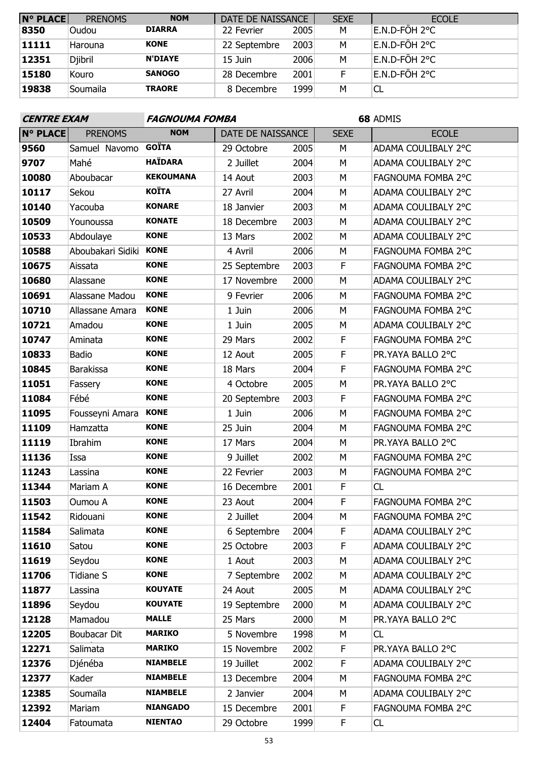| N° PLACE | PRENOMS | NOM | DATE DE NAISSANCE | SEXE | ECOLE |
|---|---|---|---|---|---|
| 8350 | Oudou | DIARRA | 22 Fevrier 2005 | M | E.N.D-FÔH 2°C |
| 11111 | Harouna | KONE | 22 Septembre 2003 | M | E.N.D-FÔH 2°C |
| 12351 | Djibril | N'DIAYE | 15 Juin 2006 | M | E.N.D-FÔH 2°C |
| 15180 | Kouro | SANOGO | 28 Decembre 2001 | F | E.N.D-FÔH 2°C |
| 19838 | Soumaila | TRAORE | 8 Decembre 1999 | M | CL |

**CENTRE EXAM** ***FAGNOUMA FOMBA*** **68** ADMIS

| N° PLACE | PRENOMS | NOM | DATE DE NAISSANCE | SEXE | ECOLE |
|---|---|---|---|---|---|
| 9560 | Samuel Navomo | GOÏTA | 29 Octobre 2005 | M | ADAMA COULIBALY 2°C |
| 9707 | Mahé | HAÏDARA | 2 Juillet 2004 | M | ADAMA COULIBALY 2°C |
| 10080 | Aboubacar | KEKOUMANA | 14 Aout 2003 | M | FAGNOUMA FOMBA 2°C |
| 10117 | Sekou | KOÏTA | 27 Avril 2004 | M | ADAMA COULIBALY 2°C |
| 10140 | Yacouba | KONARE | 18 Janvier 2003 | M | ADAMA COULIBALY 2°C |
| 10509 | Younoussa | KONATE | 18 Decembre 2003 | M | ADAMA COULIBALY 2°C |
| 10533 | Abdoulaye | KONE | 13 Mars 2002 | M | ADAMA COULIBALY 2°C |
| 10588 | Aboubakari Sidiki | KONE | 4 Avril 2006 | M | FAGNOUMA FOMBA 2°C |
| 10675 | Aissata | KONE | 25 Septembre 2003 | F | FAGNOUMA FOMBA 2°C |
| 10680 | Alassane | KONE | 17 Novembre 2000 | M | ADAMA COULIBALY 2°C |
| 10691 | Alassane Madou | KONE | 9 Fevrier 2006 | M | FAGNOUMA FOMBA 2°C |
| 10710 | Allassane Amara | KONE | 1 Juin 2006 | M | FAGNOUMA FOMBA 2°C |
| 10721 | Amadou | KONE | 1 Juin 2005 | M | ADAMA COULIBALY 2°C |
| 10747 | Aminata | KONE | 29 Mars 2002 | F | FAGNOUMA FOMBA 2°C |
| 10833 | Badio | KONE | 12 Aout 2005 | F | PR.YAYA BALLO 2°C |
| 10845 | Barakissa | KONE | 18 Mars 2004 | F | FAGNOUMA FOMBA 2°C |
| 11051 | Fassery | KONE | 4 Octobre 2005 | M | PR.YAYA BALLO 2°C |
| 11084 | Fébé | KONE | 20 Septembre 2003 | F | FAGNOUMA FOMBA 2°C |
| 11095 | Fousseyni Amara | KONE | 1 Juin 2006 | M | FAGNOUMA FOMBA 2°C |
| 11109 | Hamzatta | KONE | 25 Juin 2004 | M | FAGNOUMA FOMBA 2°C |
| 11119 | Ibrahim | KONE | 17 Mars 2004 | M | PR.YAYA BALLO 2°C |
| 11136 | Issa | KONE | 9 Juillet 2002 | M | FAGNOUMA FOMBA 2°C |
| 11243 | Lassina | KONE | 22 Fevrier 2003 | M | FAGNOUMA FOMBA 2°C |
| 11344 | Mariam A | KONE | 16 Decembre 2001 | F | CL |
| 11503 | Oumou A | KONE | 23 Aout 2004 | F | FAGNOUMA FOMBA 2°C |
| 11542 | Ridouani | KONE | 2 Juillet 2004 | M | FAGNOUMA FOMBA 2°C |
| 11584 | Salimata | KONE | 6 Septembre 2004 | F | ADAMA COULIBALY 2°C |
| 11610 | Satou | KONE | 25 Octobre 2003 | F | ADAMA COULIBALY 2°C |
| 11619 | Seydou | KONE | 1 Aout 2003 | M | ADAMA COULIBALY 2°C |
| 11706 | Tidiane S | KONE | 7 Septembre 2002 | M | ADAMA COULIBALY 2°C |
| 11877 | Lassina | KOUYATE | 24 Aout 2005 | M | ADAMA COULIBALY 2°C |
| 11896 | Seydou | KOUYATE | 19 Septembre 2000 | M | ADAMA COULIBALY 2°C |
| 12128 | Mamadou | MALLE | 25 Mars 2000 | M | PR.YAYA BALLO 2°C |
| 12205 | Boubacar Dit | MARIKO | 5 Novembre 1998 | M | CL |
| 12271 | Salimata | MARIKO | 15 Novembre 2002 | F | PR.YAYA BALLO 2°C |
| 12376 | Djénéba | NIAMBELE | 19 Juillet 2002 | F | ADAMA COULIBALY 2°C |
| 12377 | Kader | NIAMBELE | 13 Decembre 2004 | M | FAGNOUMA FOMBA 2°C |
| 12385 | Soumaïla | NIAMBELE | 2 Janvier 2004 | M | ADAMA COULIBALY 2°C |
| 12392 | Mariam | NIANGADO | 15 Decembre 2001 | F | FAGNOUMA FOMBA 2°C |
| 12404 | Fatoumata | NIENTAO | 29 Octobre 1999 | F | CL |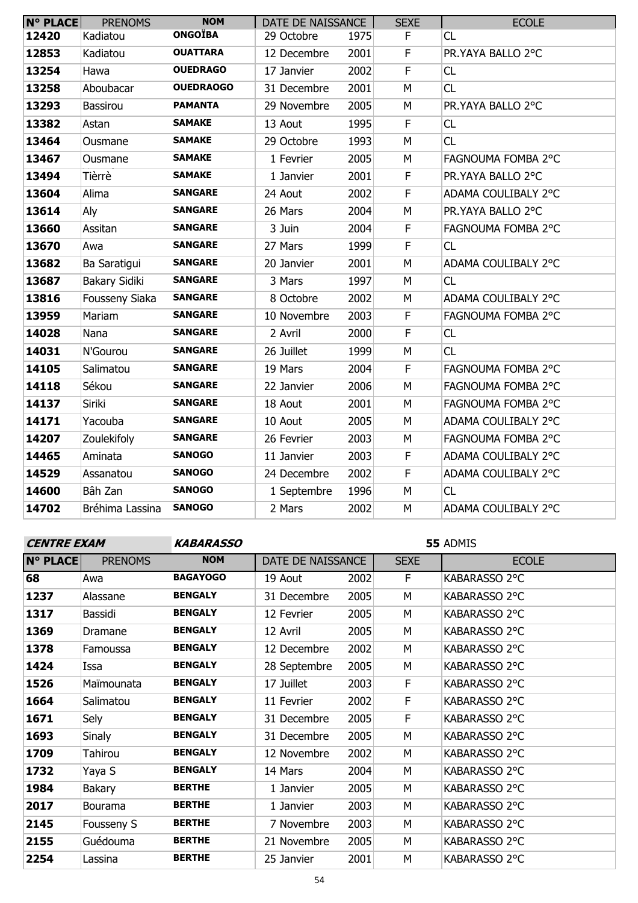| N° PLACE | PRENOMS | NOM | DATE DE NAISSANCE | | SEXE | ECOLE |
|---|---|---|---|---|---|---|
| 12420 | Kadiatou | ONGOÏBA | 29 Octobre | 1975 | F | CL |
| 12853 | Kadiatou | OUATTARA | 12 Decembre | 2001 | F | PR.YAYA BALLO 2°C |
| 13254 | Hawa | OUEDRAGO | 17 Janvier | 2002 | F | CL |
| 13258 | Aboubacar | OUEDRAOGO | 31 Decembre | 2001 | M | CL |
| 13293 | Bassirou | PAMANTA | 29 Novembre | 2005 | M | PR.YAYA BALLO 2°C |
| 13382 | Astan | SAMAKE | 13 Aout | 1995 | F | CL |
| 13464 | Ousmane | SAMAKE | 29 Octobre | 1993 | M | CL |
| 13467 | Ousmane | SAMAKE | 1 Fevrier | 2005 | M | FAGNOUMA FOMBA 2°C |
| 13494 | Tièrrè | SAMAKE | 1 Janvier | 2001 | F | PR.YAYA BALLO 2°C |
| 13604 | Alima | SANGARE | 24 Aout | 2002 | F | ADAMA COULIBALY 2°C |
| 13614 | Aly | SANGARE | 26 Mars | 2004 | M | PR.YAYA BALLO 2°C |
| 13660 | Assitan | SANGARE | 3 Juin | 2004 | F | FAGNOUMA FOMBA 2°C |
| 13670 | Awa | SANGARE | 27 Mars | 1999 | F | CL |
| 13682 | Ba Saratigui | SANGARE | 20 Janvier | 2001 | M | ADAMA COULIBALY 2°C |
| 13687 | Bakary Sidiki | SANGARE | 3 Mars | 1997 | M | CL |
| 13816 | Fousseny Siaka | SANGARE | 8 Octobre | 2002 | M | ADAMA COULIBALY 2°C |
| 13959 | Mariam | SANGARE | 10 Novembre | 2003 | F | FAGNOUMA FOMBA 2°C |
| 14028 | Nana | SANGARE | 2 Avril | 2000 | F | CL |
| 14031 | N'Gourou | SANGARE | 26 Juillet | 1999 | M | CL |
| 14105 | Salimatou | SANGARE | 19 Mars | 2004 | F | FAGNOUMA FOMBA 2°C |
| 14118 | Sékou | SANGARE | 22 Janvier | 2006 | M | FAGNOUMA FOMBA 2°C |
| 14137 | Siriki | SANGARE | 18 Aout | 2001 | M | FAGNOUMA FOMBA 2°C |
| 14171 | Yacouba | SANGARE | 10 Aout | 2005 | M | ADAMA COULIBALY 2°C |
| 14207 | Zoulekifoly | SANGARE | 26 Fevrier | 2003 | M | FAGNOUMA FOMBA 2°C |
| 14465 | Aminata | SANOGO | 11 Janvier | 2003 | F | ADAMA COULIBALY 2°C |
| 14529 | Assanatou | SANOGO | 24 Decembre | 2002 | F | ADAMA COULIBALY 2°C |
| 14600 | Bâh Zan | SANOGO | 1 Septembre | 1996 | M | CL |
| 14702 | Bréhima Lassina | SANOGO | 2 Mars | 2002 | M | ADAMA COULIBALY 2°C |

***CENTRE EXAM*** ***KABARASSO*** **55** ADMIS

| N° PLACE | PRENOMS | NOM | DATE DE NAISSANCE | | SEXE | ECOLE |
|---|---|---|---|---|---|---|
| 68 | Awa | BAGAYOGO | 19 Aout | 2002 | F | KABARASSO 2°C |
| 1237 | Alassane | BENGALY | 31 Decembre | 2005 | M | KABARASSO 2°C |
| 1317 | Bassidi | BENGALY | 12 Fevrier | 2005 | M | KABARASSO 2°C |
| 1369 | Dramane | BENGALY | 12 Avril | 2005 | M | KABARASSO 2°C |
| 1378 | Famoussa | BENGALY | 12 Decembre | 2002 | M | KABARASSO 2°C |
| 1424 | Issa | BENGALY | 28 Septembre | 2005 | M | KABARASSO 2°C |
| 1526 | Maïmounata | BENGALY | 17 Juillet | 2003 | F | KABARASSO 2°C |
| 1664 | Salimatou | BENGALY | 11 Fevrier | 2002 | F | KABARASSO 2°C |
| 1671 | Sely | BENGALY | 31 Decembre | 2005 | F | KABARASSO 2°C |
| 1693 | Sinaly | BENGALY | 31 Decembre | 2005 | M | KABARASSO 2°C |
| 1709 | Tahirou | BENGALY | 12 Novembre | 2002 | M | KABARASSO 2°C |
| 1732 | Yaya S | BENGALY | 14 Mars | 2004 | M | KABARASSO 2°C |
| 1984 | Bakary | BERTHE | 1 Janvier | 2005 | M | KABARASSO 2°C |
| 2017 | Bourama | BERTHE | 1 Janvier | 2003 | M | KABARASSO 2°C |
| 2145 | Fousseny S | BERTHE | 7 Novembre | 2003 | M | KABARASSO 2°C |
| 2155 | Guédouma | BERTHE | 21 Novembre | 2005 | M | KABARASSO 2°C |
| 2254 | Lassina | BERTHE | 25 Janvier | 2001 | M | KABARASSO 2°C |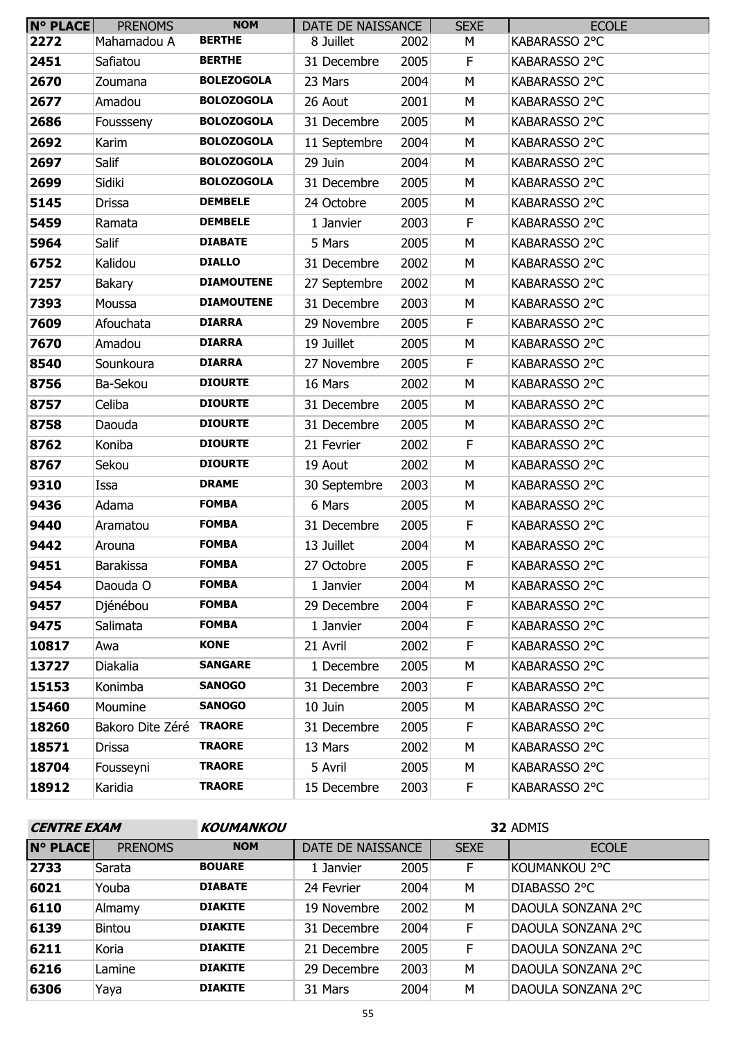| N° PLACE | PRENOMS | NOM | DATE DE NAISSANCE | | SEXE | ECOLE |
|---|---|---|---|---|---|---|
| 2272 | Mahamadou A | BERTHE | 8 Juillet | 2002 | M | KABARASSO 2°C |
| 2451 | Safiatou | BERTHE | 31 Decembre | 2005 | F | KABARASSO 2°C |
| 2670 | Zoumana | BOLEZOGOLA | 23 Mars | 2004 | M | KABARASSO 2°C |
| 2677 | Amadou | BOLOZOGOLA | 26 Aout | 2001 | M | KABARASSO 2°C |
| 2686 | Foussseny | BOLOZOGOLA | 31 Decembre | 2005 | M | KABARASSO 2°C |
| 2692 | Karim | BOLOZOGOLA | 11 Septembre | 2004 | M | KABARASSO 2°C |
| 2697 | Salif | BOLOZOGOLA | 29 Juin | 2004 | M | KABARASSO 2°C |
| 2699 | Sidiki | BOLOZOGOLA | 31 Decembre | 2005 | M | KABARASSO 2°C |
| 5145 | Drissa | DEMBELE | 24 Octobre | 2005 | M | KABARASSO 2°C |
| 5459 | Ramata | DEMBELE | 1 Janvier | 2003 | F | KABARASSO 2°C |
| 5964 | Salif | DIABATE | 5 Mars | 2005 | M | KABARASSO 2°C |
| 6752 | Kalidou | DIALLO | 31 Decembre | 2002 | M | KABARASSO 2°C |
| 7257 | Bakary | DIAMOUTENE | 27 Septembre | 2002 | M | KABARASSO 2°C |
| 7393 | Moussa | DIAMOUTENE | 31 Decembre | 2003 | M | KABARASSO 2°C |
| 7609 | Afouchata | DIARRA | 29 Novembre | 2005 | F | KABARASSO 2°C |
| 7670 | Amadou | DIARRA | 19 Juillet | 2005 | M | KABARASSO 2°C |
| 8540 | Sounkoura | DIARRA | 27 Novembre | 2005 | F | KABARASSO 2°C |
| 8756 | Ba-Sekou | DIOURTE | 16 Mars | 2002 | M | KABARASSO 2°C |
| 8757 | Celiba | DIOURTE | 31 Decembre | 2005 | M | KABARASSO 2°C |
| 8758 | Daouda | DIOURTE | 31 Decembre | 2005 | M | KABARASSO 2°C |
| 8762 | Koniba | DIOURTE | 21 Fevrier | 2002 | F | KABARASSO 2°C |
| 8767 | Sekou | DIOURTE | 19 Aout | 2002 | M | KABARASSO 2°C |
| 9310 | Issa | DRAME | 30 Septembre | 2003 | M | KABARASSO 2°C |
| 9436 | Adama | FOMBA | 6 Mars | 2005 | M | KABARASSO 2°C |
| 9440 | Aramatou | FOMBA | 31 Decembre | 2005 | F | KABARASSO 2°C |
| 9442 | Arouna | FOMBA | 13 Juillet | 2004 | M | KABARASSO 2°C |
| 9451 | Barakissa | FOMBA | 27 Octobre | 2005 | F | KABARASSO 2°C |
| 9454 | Daouda O | FOMBA | 1 Janvier | 2004 | M | KABARASSO 2°C |
| 9457 | Djénébou | FOMBA | 29 Decembre | 2004 | F | KABARASSO 2°C |
| 9475 | Salimata | FOMBA | 1 Janvier | 2004 | F | KABARASSO 2°C |
| 10817 | Awa | KONE | 21 Avril | 2002 | F | KABARASSO 2°C |
| 13727 | Diakalia | SANGARE | 1 Decembre | 2005 | M | KABARASSO 2°C |
| 15153 | Konimba | SANOGO | 31 Decembre | 2003 | F | KABARASSO 2°C |
| 15460 | Moumine | SANOGO | 10 Juin | 2005 | M | KABARASSO 2°C |
| 18260 | Bakoro Dite Zéré | TRAORE | 31 Decembre | 2005 | F | KABARASSO 2°C |
| 18571 | Drissa | TRAORE | 13 Mars | 2002 | M | KABARASSO 2°C |
| 18704 | Fousseyni | TRAORE | 5 Avril | 2005 | M | KABARASSO 2°C |
| 18912 | Karidia | TRAORE | 15 Decembre | 2003 | F | KABARASSO 2°C |

***CENTRE EXAM*** ***KOUMANKOU*** **32** ADMIS

| N° PLACE | PRENOMS | NOM | DATE DE NAISSANCE | | SEXE | ECOLE |
|---|---|---|---|---|---|---|
| 2733 | Sarata | BOUARE | 1 Janvier | 2005 | F | KOUMANKOU 2°C |
| 6021 | Youba | DIABATE | 24 Fevrier | 2004 | M | DIABASSO 2°C |
| 6110 | Almamy | DIAKITE | 19 Novembre | 2002 | M | DAOULA SONZANA 2°C |
| 6139 | Bintou | DIAKITE | 31 Decembre | 2004 | F | DAOULA SONZANA 2°C |
| 6211 | Koria | DIAKITE | 21 Decembre | 2005 | F | DAOULA SONZANA 2°C |
| 6216 | Lamine | DIAKITE | 29 Decembre | 2003 | M | DAOULA SONZANA 2°C |
| 6306 | Yaya | DIAKITE | 31 Mars | 2004 | M | DAOULA SONZANA 2°C |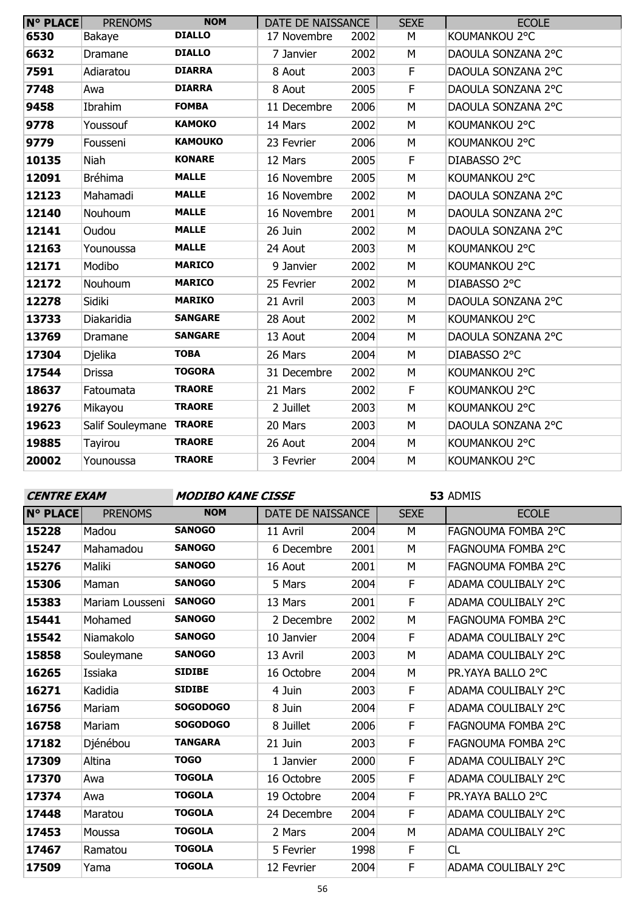| N° PLACE | PRENOMS | NOM | DATE DE NAISSANCE | | SEXE | ECOLE |
|---|---|---|---|---|---|---|
| 6530 | Bakaye | DIALLO | 17 Novembre | 2002 | M | KOUMANKOU 2°C |
| 6632 | Dramane | DIALLO | 7 Janvier | 2002 | M | DAOULA SONZANA 2°C |
| 7591 | Adiaratou | DIARRA | 8 Aout | 2003 | F | DAOULA SONZANA 2°C |
| 7748 | Awa | DIARRA | 8 Aout | 2005 | F | DAOULA SONZANA 2°C |
| 9458 | Ibrahim | FOMBA | 11 Decembre | 2006 | M | DAOULA SONZANA 2°C |
| 9778 | Youssouf | KAMOKO | 14 Mars | 2002 | M | KOUMANKOU 2°C |
| 9779 | Fousseni | KAMOUKO | 23 Fevrier | 2006 | M | KOUMANKOU 2°C |
| 10135 | Niah | KONARE | 12 Mars | 2005 | F | DIABASSO 2°C |
| 12091 | Bréhima | MALLE | 16 Novembre | 2005 | M | KOUMANKOU 2°C |
| 12123 | Mahamadi | MALLE | 16 Novembre | 2002 | M | DAOULA SONZANA 2°C |
| 12140 | Nouhoum | MALLE | 16 Novembre | 2001 | M | DAOULA SONZANA 2°C |
| 12141 | Oudou | MALLE | 26 Juin | 2002 | M | DAOULA SONZANA 2°C |
| 12163 | Younoussa | MALLE | 24 Aout | 2003 | M | KOUMANKOU 2°C |
| 12171 | Modibo | MARICO | 9 Janvier | 2002 | M | KOUMANKOU 2°C |
| 12172 | Nouhoum | MARICO | 25 Fevrier | 2002 | M | DIABASSO 2°C |
| 12278 | Sidiki | MARIKO | 21 Avril | 2003 | M | DAOULA SONZANA 2°C |
| 13733 | Diakaridia | SANGARE | 28 Aout | 2002 | M | KOUMANKOU 2°C |
| 13769 | Dramane | SANGARE | 13 Aout | 2004 | M | DAOULA SONZANA 2°C |
| 17304 | Djelika | TOBA | 26 Mars | 2004 | M | DIABASSO 2°C |
| 17544 | Drissa | TOGORA | 31 Decembre | 2002 | M | KOUMANKOU 2°C |
| 18637 | Fatoumata | TRAORE | 21 Mars | 2002 | F | KOUMANKOU 2°C |
| 19276 | Mikayou | TRAORE | 2 Juillet | 2003 | M | KOUMANKOU 2°C |
| 19623 | Salif Souleymane | TRAORE | 20 Mars | 2003 | M | DAOULA SONZANA 2°C |
| 19885 | Tayirou | TRAORE | 26 Aout | 2004 | M | KOUMANKOU 2°C |
| 20002 | Younoussa | TRAORE | 3 Fevrier | 2004 | M | KOUMANKOU 2°C |

***CENTRE EXAM*** ***MODIBO KANE CISSE*** **53** ADMIS

| N° PLACE | PRENOMS | NOM | DATE DE NAISSANCE | | SEXE | ECOLE |
|---|---|---|---|---|---|---|
| 15228 | Madou | SANOGO | 11 Avril | 2004 | M | FAGNOUMA FOMBA 2°C |
| 15247 | Mahamadou | SANOGO | 6 Decembre | 2001 | M | FAGNOUMA FOMBA 2°C |
| 15276 | Maliki | SANOGO | 16 Aout | 2001 | M | FAGNOUMA FOMBA 2°C |
| 15306 | Maman | SANOGO | 5 Mars | 2004 | F | ADAMA COULIBALY 2°C |
| 15383 | Mariam Lousseni | SANOGO | 13 Mars | 2001 | F | ADAMA COULIBALY 2°C |
| 15441 | Mohamed | SANOGO | 2 Decembre | 2002 | M | FAGNOUMA FOMBA 2°C |
| 15542 | Niamakolo | SANOGO | 10 Janvier | 2004 | F | ADAMA COULIBALY 2°C |
| 15858 | Souleymane | SANOGO | 13 Avril | 2003 | M | ADAMA COULIBALY 2°C |
| 16265 | Issiaka | SIDIBE | 16 Octobre | 2004 | M | PR.YAYA BALLO 2°C |
| 16271 | Kadidia | SIDIBE | 4 Juin | 2003 | F | ADAMA COULIBALY 2°C |
| 16756 | Mariam | SOGODOGO | 8 Juin | 2004 | F | ADAMA COULIBALY 2°C |
| 16758 | Mariam | SOGODOGO | 8 Juillet | 2006 | F | FAGNOUMA FOMBA 2°C |
| 17182 | Djénébou | TANGARA | 21 Juin | 2003 | F | FAGNOUMA FOMBA 2°C |
| 17309 | Altina | TOGO | 1 Janvier | 2000 | F | ADAMA COULIBALY 2°C |
| 17370 | Awa | TOGOLA | 16 Octobre | 2005 | F | ADAMA COULIBALY 2°C |
| 17374 | Awa | TOGOLA | 19 Octobre | 2004 | F | PR.YAYA BALLO 2°C |
| 17448 | Maratou | TOGOLA | 24 Decembre | 2004 | F | ADAMA COULIBALY 2°C |
| 17453 | Moussa | TOGOLA | 2 Mars | 2004 | M | ADAMA COULIBALY 2°C |
| 17467 | Ramatou | TOGOLA | 5 Fevrier | 1998 | F | CL |
| 17509 | Yama | TOGOLA | 12 Fevrier | 2004 | F | ADAMA COULIBALY 2°C |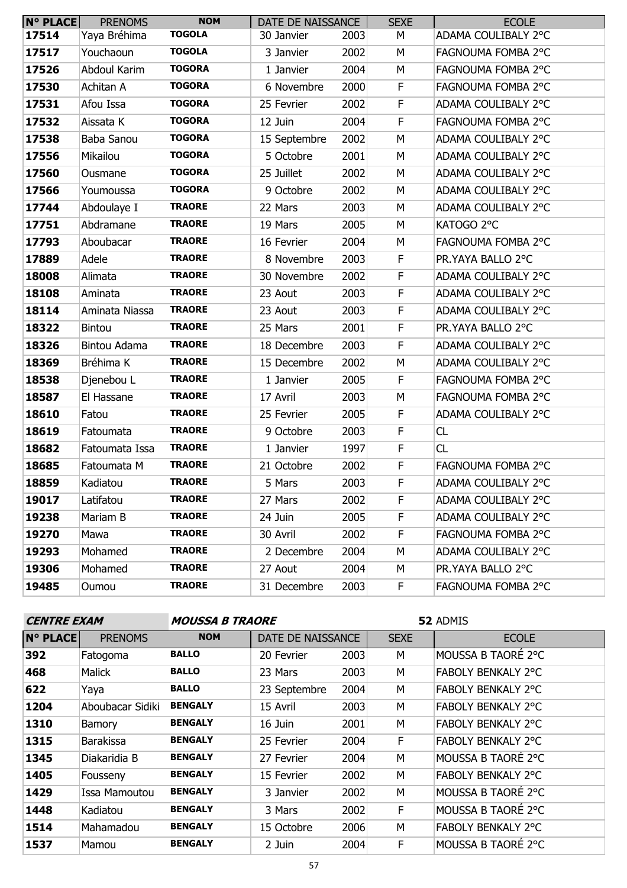| N° PLACE | PRENOMS | NOM | DATE DE NAISSANCE | | SEXE | ECOLE |
|---|---|---|---|---|---|---|
| 17514 | Yaya Bréhima | TOGOLA | 30 Janvier | 2003 | M | ADAMA COULIBALY 2°C |
| 17517 | Youchaoun | TOGOLA | 3 Janvier | 2002 | M | FAGNOUMA FOMBA 2°C |
| 17526 | Abdoul Karim | TOGORA | 1 Janvier | 2004 | M | FAGNOUMA FOMBA 2°C |
| 17530 | Achitan A | TOGORA | 6 Novembre | 2000 | F | FAGNOUMA FOMBA 2°C |
| 17531 | Afou Issa | TOGORA | 25 Fevrier | 2002 | F | ADAMA COULIBALY 2°C |
| 17532 | Aissata K | TOGORA | 12 Juin | 2004 | F | FAGNOUMA FOMBA 2°C |
| 17538 | Baba Sanou | TOGORA | 15 Septembre | 2002 | M | ADAMA COULIBALY 2°C |
| 17556 | Mikailou | TOGORA | 5 Octobre | 2001 | M | ADAMA COULIBALY 2°C |
| 17560 | Ousmane | TOGORA | 25 Juillet | 2002 | M | ADAMA COULIBALY 2°C |
| 17566 | Youmoussa | TOGORA | 9 Octobre | 2002 | M | ADAMA COULIBALY 2°C |
| 17744 | Abdoulaye I | TRAORE | 22 Mars | 2003 | M | ADAMA COULIBALY 2°C |
| 17751 | Abdramane | TRAORE | 19 Mars | 2005 | M | KATOGO 2°C |
| 17793 | Aboubacar | TRAORE | 16 Fevrier | 2004 | M | FAGNOUMA FOMBA 2°C |
| 17889 | Adele | TRAORE | 8 Novembre | 2003 | F | PR.YAYA BALLO 2°C |
| 18008 | Alimata | TRAORE | 30 Novembre | 2002 | F | ADAMA COULIBALY 2°C |
| 18108 | Aminata | TRAORE | 23 Aout | 2003 | F | ADAMA COULIBALY 2°C |
| 18114 | Aminata Niassa | TRAORE | 23 Aout | 2003 | F | ADAMA COULIBALY 2°C |
| 18322 | Bintou | TRAORE | 25 Mars | 2001 | F | PR.YAYA BALLO 2°C |
| 18326 | Bintou Adama | TRAORE | 18 Decembre | 2003 | F | ADAMA COULIBALY 2°C |
| 18369 | Bréhima K | TRAORE | 15 Decembre | 2002 | M | ADAMA COULIBALY 2°C |
| 18538 | Djenebou L | TRAORE | 1 Janvier | 2005 | F | FAGNOUMA FOMBA 2°C |
| 18587 | El Hassane | TRAORE | 17 Avril | 2003 | M | FAGNOUMA FOMBA 2°C |
| 18610 | Fatou | TRAORE | 25 Fevrier | 2005 | F | ADAMA COULIBALY 2°C |
| 18619 | Fatoumata | TRAORE | 9 Octobre | 2003 | F | CL |
| 18682 | Fatoumata Issa | TRAORE | 1 Janvier | 1997 | F | CL |
| 18685 | Fatoumata M | TRAORE | 21 Octobre | 2002 | F | FAGNOUMA FOMBA 2°C |
| 18859 | Kadiatou | TRAORE | 5 Mars | 2003 | F | ADAMA COULIBALY 2°C |
| 19017 | Latifatou | TRAORE | 27 Mars | 2002 | F | ADAMA COULIBALY 2°C |
| 19238 | Mariam B | TRAORE | 24 Juin | 2005 | F | ADAMA COULIBALY 2°C |
| 19270 | Mawa | TRAORE | 30 Avril | 2002 | F | FAGNOUMA FOMBA 2°C |
| 19293 | Mohamed | TRAORE | 2 Decembre | 2004 | M | ADAMA COULIBALY 2°C |
| 19306 | Mohamed | TRAORE | 27 Aout | 2004 | M | PR.YAYA BALLO 2°C |
| 19485 | Oumou | TRAORE | 31 Decembre | 2003 | F | FAGNOUMA FOMBA 2°C |

***CENTRE EXAM*** ***MOUSSA B TRAORE*** **52** ADMIS

| N° PLACE | PRENOMS | NOM | DATE DE NAISSANCE | | SEXE | ECOLE |
|---|---|---|---|---|---|---|
| 392 | Fatogoma | BALLO | 20 Fevrier | 2003 | M | MOUSSA B TAORÉ 2°C |
| 468 | Malick | BALLO | 23 Mars | 2003 | M | FABOLY BENKALY 2°C |
| 622 | Yaya | BALLO | 23 Septembre | 2004 | M | FABOLY BENKALY 2°C |
| 1204 | Aboubacar Sidiki | BENGALY | 15 Avril | 2003 | M | FABOLY BENKALY 2°C |
| 1310 | Bamory | BENGALY | 16 Juin | 2001 | M | FABOLY BENKALY 2°C |
| 1315 | Barakissa | BENGALY | 25 Fevrier | 2004 | F | FABOLY BENKALY 2°C |
| 1345 | Diakaridia B | BENGALY | 27 Fevrier | 2004 | M | MOUSSA B TAORÉ 2°C |
| 1405 | Fousseny | BENGALY | 15 Fevrier | 2002 | M | FABOLY BENKALY 2°C |
| 1429 | Issa Mamoutou | BENGALY | 3 Janvier | 2002 | M | MOUSSA B TAORÉ 2°C |
| 1448 | Kadiatou | BENGALY | 3 Mars | 2002 | F | MOUSSA B TAORÉ 2°C |
| 1514 | Mahamadou | BENGALY | 15 Octobre | 2006 | M | FABOLY BENKALY 2°C |
| 1537 | Mamou | BENGALY | 2 Juin | 2004 | F | MOUSSA B TAORÉ 2°C |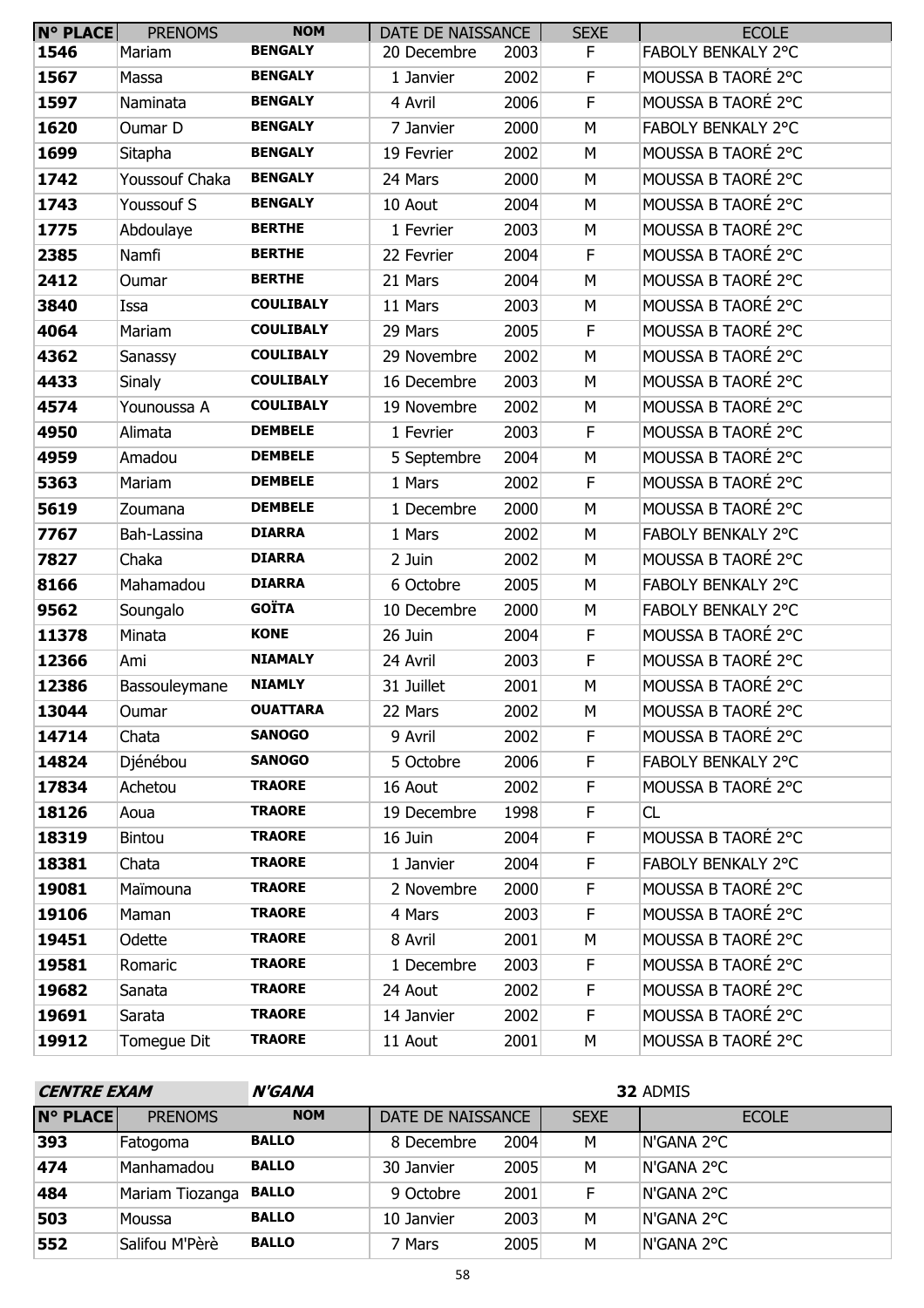| N° PLACE | PRENOMS | NOM | DATE DE NAISSANCE | | SEXE | ECOLE |
|---|---|---|---|---|---|---|
| 1546 | Mariam | BENGALY | 20 Decembre | 2003 | F | FABOLY BENKALY 2°C |
| 1567 | Massa | BENGALY | 1 Janvier | 2002 | F | MOUSSA B TAORÉ 2°C |
| 1597 | Naminata | BENGALY | 4 Avril | 2006 | F | MOUSSA B TAORÉ 2°C |
| 1620 | Oumar D | BENGALY | 7 Janvier | 2000 | M | FABOLY BENKALY 2°C |
| 1699 | Sitapha | BENGALY | 19 Fevrier | 2002 | M | MOUSSA B TAORÉ 2°C |
| 1742 | Youssouf Chaka | BENGALY | 24 Mars | 2000 | M | MOUSSA B TAORÉ 2°C |
| 1743 | Youssouf S | BENGALY | 10 Aout | 2004 | M | MOUSSA B TAORÉ 2°C |
| 1775 | Abdoulaye | BERTHE | 1 Fevrier | 2003 | M | MOUSSA B TAORÉ 2°C |
| 2385 | Namfi | BERTHE | 22 Fevrier | 2004 | F | MOUSSA B TAORÉ 2°C |
| 2412 | Oumar | BERTHE | 21 Mars | 2004 | M | MOUSSA B TAORÉ 2°C |
| 3840 | Issa | COULIBALY | 11 Mars | 2003 | M | MOUSSA B TAORÉ 2°C |
| 4064 | Mariam | COULIBALY | 29 Mars | 2005 | F | MOUSSA B TAORÉ 2°C |
| 4362 | Sanassy | COULIBALY | 29 Novembre | 2002 | M | MOUSSA B TAORÉ 2°C |
| 4433 | Sinaly | COULIBALY | 16 Decembre | 2003 | M | MOUSSA B TAORÉ 2°C |
| 4574 | Younoussa A | COULIBALY | 19 Novembre | 2002 | M | MOUSSA B TAORÉ 2°C |
| 4950 | Alimata | DEMBELE | 1 Fevrier | 2003 | F | MOUSSA B TAORÉ 2°C |
| 4959 | Amadou | DEMBELE | 5 Septembre | 2004 | M | MOUSSA B TAORÉ 2°C |
| 5363 | Mariam | DEMBELE | 1 Mars | 2002 | F | MOUSSA B TAORÉ 2°C |
| 5619 | Zoumana | DEMBELE | 1 Decembre | 2000 | M | MOUSSA B TAORÉ 2°C |
| 7767 | Bah-Lassina | DIARRA | 1 Mars | 2002 | M | FABOLY BENKALY 2°C |
| 7827 | Chaka | DIARRA | 2 Juin | 2002 | M | MOUSSA B TAORÉ 2°C |
| 8166 | Mahamadou | DIARRA | 6 Octobre | 2005 | M | FABOLY BENKALY 2°C |
| 9562 | Soungalo | GOÏTA | 10 Decembre | 2000 | M | FABOLY BENKALY 2°C |
| 11378 | Minata | KONE | 26 Juin | 2004 | F | MOUSSA B TAORÉ 2°C |
| 12366 | Ami | NIAMALY | 24 Avril | 2003 | F | MOUSSA B TAORÉ 2°C |
| 12386 | Bassouleymane | NIAMLY | 31 Juillet | 2001 | M | MOUSSA B TAORÉ 2°C |
| 13044 | Oumar | OUATTARA | 22 Mars | 2002 | M | MOUSSA B TAORÉ 2°C |
| 14714 | Chata | SANOGO | 9 Avril | 2002 | F | MOUSSA B TAORÉ 2°C |
| 14824 | Djénébou | SANOGO | 5 Octobre | 2006 | F | FABOLY BENKALY 2°C |
| 17834 | Achetou | TRAORE | 16 Aout | 2002 | F | MOUSSA B TAORÉ 2°C |
| 18126 | Aoua | TRAORE | 19 Decembre | 1998 | F | CL |
| 18319 | Bintou | TRAORE | 16 Juin | 2004 | F | MOUSSA B TAORÉ 2°C |
| 18381 | Chata | TRAORE | 1 Janvier | 2004 | F | FABOLY BENKALY 2°C |
| 19081 | Maïmouna | TRAORE | 2 Novembre | 2000 | F | MOUSSA B TAORÉ 2°C |
| 19106 | Maman | TRAORE | 4 Mars | 2003 | F | MOUSSA B TAORÉ 2°C |
| 19451 | Odette | TRAORE | 8 Avril | 2001 | M | MOUSSA B TAORÉ 2°C |
| 19581 | Romaric | TRAORE | 1 Decembre | 2003 | F | MOUSSA B TAORÉ 2°C |
| 19682 | Sanata | TRAORE | 24 Aout | 2002 | F | MOUSSA B TAORÉ 2°C |
| 19691 | Sarata | TRAORE | 14 Janvier | 2002 | F | MOUSSA B TAORÉ 2°C |
| 19912 | Tomegue Dit | TRAORE | 11 Aout | 2001 | M | MOUSSA B TAORÉ 2°C |

***CENTRE EXAM*** ***N'GANA*** **32** ADMIS

| N° PLACE | PRENOMS | NOM | DATE DE NAISSANCE | | SEXE | ECOLE |
|---|---|---|---|---|---|---|
| 393 | Fatogoma | BALLO | 8 Decembre | 2004 | M | N'GANA 2°C |
| 474 | Manhamadou | BALLO | 30 Janvier | 2005 | M | N'GANA 2°C |
| 484 | Mariam Tiozanga | BALLO | 9 Octobre | 2001 | F | N'GANA 2°C |
| 503 | Moussa | BALLO | 10 Janvier | 2003 | M | N'GANA 2°C |
| 552 | Salifou M'Pèrè | BALLO | 7 Mars | 2005 | M | N'GANA 2°C |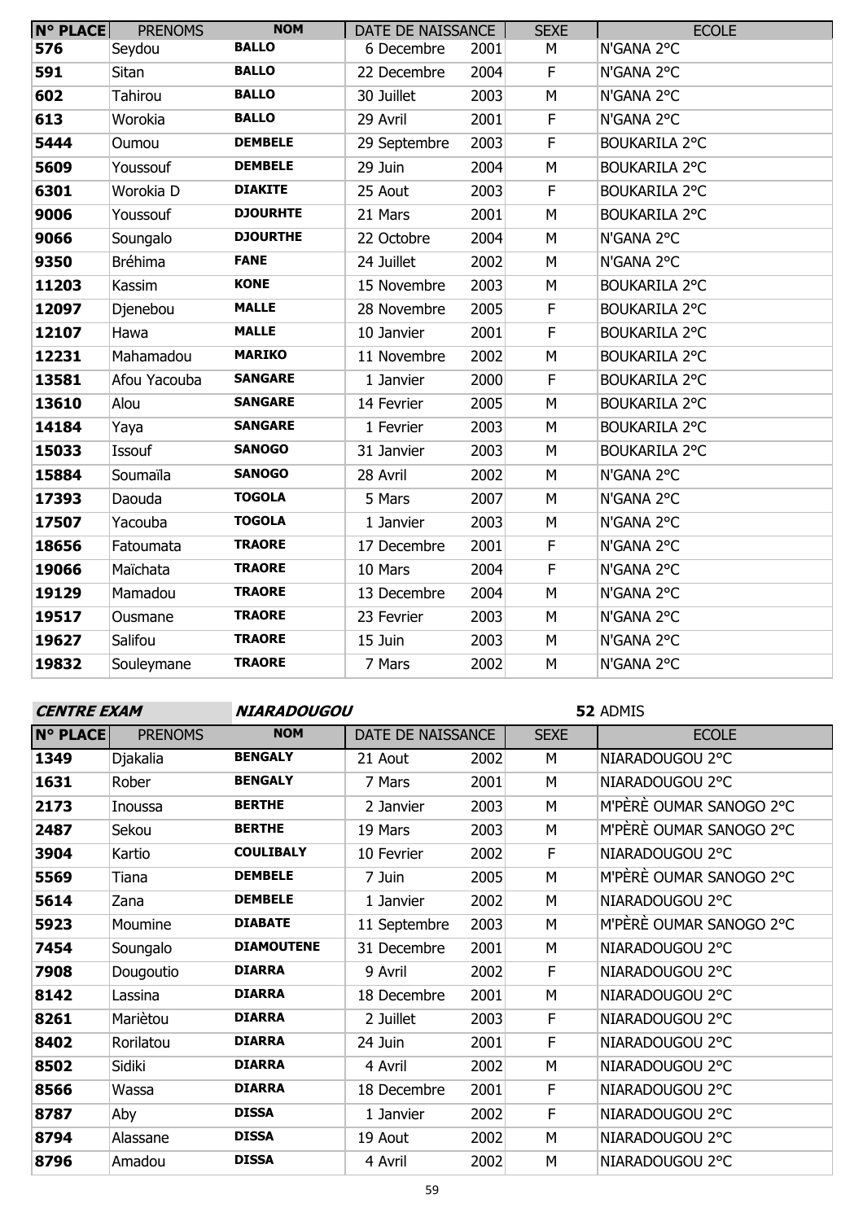| N° PLACE | PRENOMS | NOM | DATE DE NAISSANCE | | SEXE | ECOLE |
|---|---|---|---|---|---|---|
| 576 | Seydou | BALLO | 6 Decembre | 2001 | M | N'GANA 2°C |
| 591 | Sitan | BALLO | 22 Decembre | 2004 | F | N'GANA 2°C |
| 602 | Tahirou | BALLO | 30 Juillet | 2003 | M | N'GANA 2°C |
| 613 | Worokia | BALLO | 29 Avril | 2001 | F | N'GANA 2°C |
| 5444 | Oumou | DEMBELE | 29 Septembre | 2003 | F | BOUKARILA 2°C |
| 5609 | Youssouf | DEMBELE | 29 Juin | 2004 | M | BOUKARILA 2°C |
| 6301 | Worokia D | DIAKITE | 25 Aout | 2003 | F | BOUKARILA 2°C |
| 9006 | Youssouf | DJOURHTE | 21 Mars | 2001 | M | BOUKARILA 2°C |
| 9066 | Soungalo | DJOURTHE | 22 Octobre | 2004 | M | N'GANA 2°C |
| 9350 | Bréhima | FANE | 24 Juillet | 2002 | M | N'GANA 2°C |
| 11203 | Kassim | KONE | 15 Novembre | 2003 | M | BOUKARILA 2°C |
| 12097 | Djenebou | MALLE | 28 Novembre | 2005 | F | BOUKARILA 2°C |
| 12107 | Hawa | MALLE | 10 Janvier | 2001 | F | BOUKARILA 2°C |
| 12231 | Mahamadou | MARIKO | 11 Novembre | 2002 | M | BOUKARILA 2°C |
| 13581 | Afou Yacouba | SANGARE | 1 Janvier | 2000 | F | BOUKARILA 2°C |
| 13610 | Alou | SANGARE | 14 Fevrier | 2005 | M | BOUKARILA 2°C |
| 14184 | Yaya | SANGARE | 1 Fevrier | 2003 | M | BOUKARILA 2°C |
| 15033 | Issouf | SANOGO | 31 Janvier | 2003 | M | BOUKARILA 2°C |
| 15884 | Soumaïla | SANOGO | 28 Avril | 2002 | M | N'GANA 2°C |
| 17393 | Daouda | TOGOLA | 5 Mars | 2007 | M | N'GANA 2°C |
| 17507 | Yacouba | TOGOLA | 1 Janvier | 2003 | M | N'GANA 2°C |
| 18656 | Fatoumata | TRAORE | 17 Decembre | 2001 | F | N'GANA 2°C |
| 19066 | Maïchata | TRAORE | 10 Mars | 2004 | F | N'GANA 2°C |
| 19129 | Mamadou | TRAORE | 13 Decembre | 2004 | M | N'GANA 2°C |
| 19517 | Ousmane | TRAORE | 23 Fevrier | 2003 | M | N'GANA 2°C |
| 19627 | Salifou | TRAORE | 15 Juin | 2003 | M | N'GANA 2°C |
| 19832 | Souleymane | TRAORE | 7 Mars | 2002 | M | N'GANA 2°C |

***CENTRE EXAM*** ***NIARADOUGOU*** **52** ADMIS

| N° PLACE | PRENOMS | NOM | DATE DE NAISSANCE | | SEXE | ECOLE |
|---|---|---|---|---|---|---|
| 1349 | Djakalia | BENGALY | 21 Aout | 2002 | M | NIARADOUGOU 2°C |
| 1631 | Rober | BENGALY | 7 Mars | 2001 | M | NIARADOUGOU 2°C |
| 2173 | Inoussa | BERTHE | 2 Janvier | 2003 | M | M'PÈRÈ OUMAR SANOGO 2°C |
| 2487 | Sekou | BERTHE | 19 Mars | 2003 | M | M'PÈRÈ OUMAR SANOGO 2°C |
| 3904 | Kartio | COULIBALY | 10 Fevrier | 2002 | F | NIARADOUGOU 2°C |
| 5569 | Tiana | DEMBELE | 7 Juin | 2005 | M | M'PÈRÈ OUMAR SANOGO 2°C |
| 5614 | Zana | DEMBELE | 1 Janvier | 2002 | M | NIARADOUGOU 2°C |
| 5923 | Moumine | DIABATE | 11 Septembre | 2003 | M | M'PÈRÈ OUMAR SANOGO 2°C |
| 7454 | Soungalo | DIAMOUTENE | 31 Decembre | 2001 | M | NIARADOUGOU 2°C |
| 7908 | Dougoutio | DIARRA | 9 Avril | 2002 | F | NIARADOUGOU 2°C |
| 8142 | Lassina | DIARRA | 18 Decembre | 2001 | M | NIARADOUGOU 2°C |
| 8261 | Mariètou | DIARRA | 2 Juillet | 2003 | F | NIARADOUGOU 2°C |
| 8402 | Rorilatou | DIARRA | 24 Juin | 2001 | F | NIARADOUGOU 2°C |
| 8502 | Sidiki | DIARRA | 4 Avril | 2002 | M | NIARADOUGOU 2°C |
| 8566 | Wassa | DIARRA | 18 Decembre | 2001 | F | NIARADOUGOU 2°C |
| 8787 | Aby | DISSA | 1 Janvier | 2002 | F | NIARADOUGOU 2°C |
| 8794 | Alassane | DISSA | 19 Aout | 2002 | M | NIARADOUGOU 2°C |
| 8796 | Amadou | DISSA | 4 Avril | 2002 | M | NIARADOUGOU 2°C |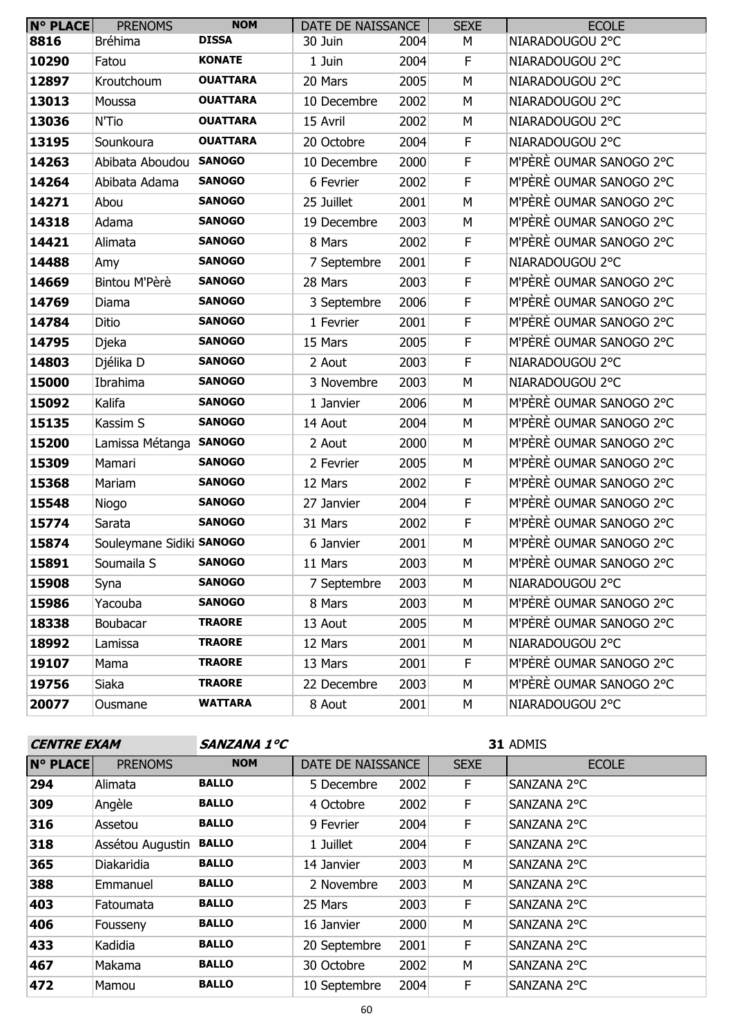| N° PLACE | PRENOMS | NOM | DATE DE NAISSANCE | | SEXE | ECOLE |
|---|---|---|---|---|---|---|
| 8816 | Bréhima | DISSA | 30 Juin | 2004 | M | NIARADOUGOU 2°C |
| 10290 | Fatou | KONATE | 1 Juin | 2004 | F | NIARADOUGOU 2°C |
| 12897 | Kroutchoum | OUATTARA | 20 Mars | 2005 | M | NIARADOUGOU 2°C |
| 13013 | Moussa | OUATTARA | 10 Decembre | 2002 | M | NIARADOUGOU 2°C |
| 13036 | N'Tio | OUATTARA | 15 Avril | 2002 | M | NIARADOUGOU 2°C |
| 13195 | Sounkoura | OUATTARA | 20 Octobre | 2004 | F | NIARADOUGOU 2°C |
| 14263 | Abibata Aboudou | SANOGO | 10 Decembre | 2000 | F | M'PÈRÈ OUMAR SANOGO 2°C |
| 14264 | Abibata Adama | SANOGO | 6 Fevrier | 2002 | F | M'PÈRÈ OUMAR SANOGO 2°C |
| 14271 | Abou | SANOGO | 25 Juillet | 2001 | M | M'PÈRÈ OUMAR SANOGO 2°C |
| 14318 | Adama | SANOGO | 19 Decembre | 2003 | M | M'PÈRÈ OUMAR SANOGO 2°C |
| 14421 | Alimata | SANOGO | 8 Mars | 2002 | F | M'PÈRÈ OUMAR SANOGO 2°C |
| 14488 | Amy | SANOGO | 7 Septembre | 2001 | F | NIARADOUGOU 2°C |
| 14669 | Bintou M'Pèrè | SANOGO | 28 Mars | 2003 | F | M'PÈRÈ OUMAR SANOGO 2°C |
| 14769 | Diama | SANOGO | 3 Septembre | 2006 | F | M'PÈRÈ OUMAR SANOGO 2°C |
| 14784 | Ditio | SANOGO | 1 Fevrier | 2001 | F | M'PÈRÈ OUMAR SANOGO 2°C |
| 14795 | Djeka | SANOGO | 15 Mars | 2005 | F | M'PÈRÈ OUMAR SANOGO 2°C |
| 14803 | Djélika D | SANOGO | 2 Aout | 2003 | F | NIARADOUGOU 2°C |
| 15000 | Ibrahima | SANOGO | 3 Novembre | 2003 | M | NIARADOUGOU 2°C |
| 15092 | Kalifa | SANOGO | 1 Janvier | 2006 | M | M'PÈRÈ OUMAR SANOGO 2°C |
| 15135 | Kassim S | SANOGO | 14 Aout | 2004 | M | M'PÈRÈ OUMAR SANOGO 2°C |
| 15200 | Lamissa Métanga | SANOGO | 2 Aout | 2000 | M | M'PÈRÈ OUMAR SANOGO 2°C |
| 15309 | Mamari | SANOGO | 2 Fevrier | 2005 | M | M'PÈRÈ OUMAR SANOGO 2°C |
| 15368 | Mariam | SANOGO | 12 Mars | 2002 | F | M'PÈRÈ OUMAR SANOGO 2°C |
| 15548 | Niogo | SANOGO | 27 Janvier | 2004 | F | M'PÈRÈ OUMAR SANOGO 2°C |
| 15774 | Sarata | SANOGO | 31 Mars | 2002 | F | M'PÈRÈ OUMAR SANOGO 2°C |
| 15874 | Souleymane Sidiki | SANOGO | 6 Janvier | 2001 | M | M'PÈRÈ OUMAR SANOGO 2°C |
| 15891 | Soumaila S | SANOGO | 11 Mars | 2003 | M | M'PÈRÈ OUMAR SANOGO 2°C |
| 15908 | Syna | SANOGO | 7 Septembre | 2003 | M | NIARADOUGOU 2°C |
| 15986 | Yacouba | SANOGO | 8 Mars | 2003 | M | M'PÈRÈ OUMAR SANOGO 2°C |
| 18338 | Boubacar | TRAORE | 13 Aout | 2005 | M | M'PÈRÈ OUMAR SANOGO 2°C |
| 18992 | Lamissa | TRAORE | 12 Mars | 2001 | M | NIARADOUGOU 2°C |
| 19107 | Mama | TRAORE | 13 Mars | 2001 | F | M'PÈRÈ OUMAR SANOGO 2°C |
| 19756 | Siaka | TRAORE | 22 Decembre | 2003 | M | M'PÈRÈ OUMAR SANOGO 2°C |
| 20077 | Ousmane | WATTARA | 8 Aout | 2001 | M | NIARADOUGOU 2°C |

***CENTRE EXAM*** ***SANZANA 1°C*** **31** ADMIS

| N° PLACE | PRENOMS | NOM | DATE DE NAISSANCE | | SEXE | ECOLE |
|---|---|---|---|---|---|---|
| 294 | Alimata | BALLO | 5 Decembre | 2002 | F | SANZANA 2°C |
| 309 | Angèle | BALLO | 4 Octobre | 2002 | F | SANZANA 2°C |
| 316 | Assetou | BALLO | 9 Fevrier | 2004 | F | SANZANA 2°C |
| 318 | Assétou Augustin | BALLO | 1 Juillet | 2004 | F | SANZANA 2°C |
| 365 | Diakaridia | BALLO | 14 Janvier | 2003 | M | SANZANA 2°C |
| 388 | Emmanuel | BALLO | 2 Novembre | 2003 | M | SANZANA 2°C |
| 403 | Fatoumata | BALLO | 25 Mars | 2003 | F | SANZANA 2°C |
| 406 | Fousseny | BALLO | 16 Janvier | 2000 | M | SANZANA 2°C |
| 433 | Kadidia | BALLO | 20 Septembre | 2001 | F | SANZANA 2°C |
| 467 | Makama | BALLO | 30 Octobre | 2002 | M | SANZANA 2°C |
| 472 | Mamou | BALLO | 10 Septembre | 2004 | F | SANZANA 2°C |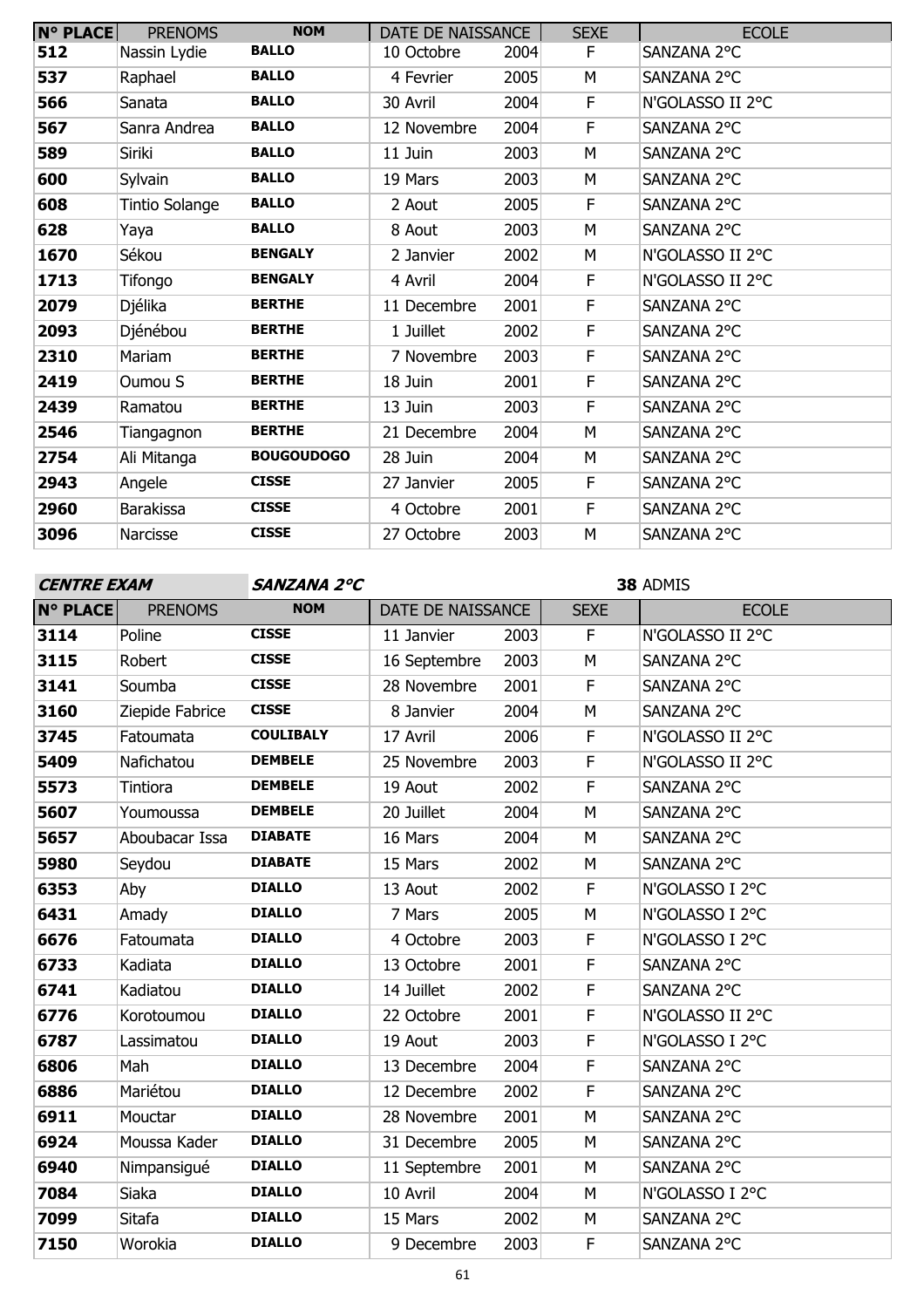| N° PLACE | PRENOMS | NOM | DATE DE NAISSANCE | | SEXE | ECOLE |
|---|---|---|---|---|---|---|
| 512 | Nassin Lydie | BALLO | 10 Octobre | 2004 | F | SANZANA 2°C |
| 537 | Raphael | BALLO | 4 Fevrier | 2005 | M | SANZANA 2°C |
| 566 | Sanata | BALLO | 30 Avril | 2004 | F | N'GOLASSO II 2°C |
| 567 | Sanra Andrea | BALLO | 12 Novembre | 2004 | F | SANZANA 2°C |
| 589 | Siriki | BALLO | 11 Juin | 2003 | M | SANZANA 2°C |
| 600 | Sylvain | BALLO | 19 Mars | 2003 | M | SANZANA 2°C |
| 608 | Tintio Solange | BALLO | 2 Aout | 2005 | F | SANZANA 2°C |
| 628 | Yaya | BALLO | 8 Aout | 2003 | M | SANZANA 2°C |
| 1670 | Sékou | BENGALY | 2 Janvier | 2002 | M | N'GOLASSO II 2°C |
| 1713 | Tifongo | BENGALY | 4 Avril | 2004 | F | N'GOLASSO II 2°C |
| 2079 | Djélika | BERTHE | 11 Decembre | 2001 | F | SANZANA 2°C |
| 2093 | Djénébou | BERTHE | 1 Juillet | 2002 | F | SANZANA 2°C |
| 2310 | Mariam | BERTHE | 7 Novembre | 2003 | F | SANZANA 2°C |
| 2419 | Oumou S | BERTHE | 18 Juin | 2001 | F | SANZANA 2°C |
| 2439 | Ramatou | BERTHE | 13 Juin | 2003 | F | SANZANA 2°C |
| 2546 | Tiangagnon | BERTHE | 21 Decembre | 2004 | M | SANZANA 2°C |
| 2754 | Ali Mitanga | BOUGOUDOGO | 28 Juin | 2004 | M | SANZANA 2°C |
| 2943 | Angele | CISSE | 27 Janvier | 2005 | F | SANZANA 2°C |
| 2960 | Barakissa | CISSE | 4 Octobre | 2001 | F | SANZANA 2°C |
| 3096 | Narcisse | CISSE | 27 Octobre | 2003 | M | SANZANA 2°C |

***CENTRE EXAM*** ***SANZANA 2°C*** **38** ADMIS

| N° PLACE | PRENOMS | NOM | DATE DE NAISSANCE | | SEXE | ECOLE |
|---|---|---|---|---|---|---|
| 3114 | Poline | CISSE | 11 Janvier | 2003 | F | N'GOLASSO II 2°C |
| 3115 | Robert | CISSE | 16 Septembre | 2003 | M | SANZANA 2°C |
| 3141 | Soumba | CISSE | 28 Novembre | 2001 | F | SANZANA 2°C |
| 3160 | Ziepide Fabrice | CISSE | 8 Janvier | 2004 | M | SANZANA 2°C |
| 3745 | Fatoumata | COULIBALY | 17 Avril | 2006 | F | N'GOLASSO II 2°C |
| 5409 | Nafichatou | DEMBELE | 25 Novembre | 2003 | F | N'GOLASSO II 2°C |
| 5573 | Tintiora | DEMBELE | 19 Aout | 2002 | F | SANZANA 2°C |
| 5607 | Youmoussa | DEMBELE | 20 Juillet | 2004 | M | SANZANA 2°C |
| 5657 | Aboubacar Issa | DIABATE | 16 Mars | 2004 | M | SANZANA 2°C |
| 5980 | Seydou | DIABATE | 15 Mars | 2002 | M | SANZANA 2°C |
| 6353 | Aby | DIALLO | 13 Aout | 2002 | F | N'GOLASSO I 2°C |
| 6431 | Amady | DIALLO | 7 Mars | 2005 | M | N'GOLASSO I 2°C |
| 6676 | Fatoumata | DIALLO | 4 Octobre | 2003 | F | N'GOLASSO I 2°C |
| 6733 | Kadiata | DIALLO | 13 Octobre | 2001 | F | SANZANA 2°C |
| 6741 | Kadiatou | DIALLO | 14 Juillet | 2002 | F | SANZANA 2°C |
| 6776 | Korotoumou | DIALLO | 22 Octobre | 2001 | F | N'GOLASSO II 2°C |
| 6787 | Lassimatou | DIALLO | 19 Aout | 2003 | F | N'GOLASSO I 2°C |
| 6806 | Mah | DIALLO | 13 Decembre | 2004 | F | SANZANA 2°C |
| 6886 | Mariétou | DIALLO | 12 Decembre | 2002 | F | SANZANA 2°C |
| 6911 | Mouctar | DIALLO | 28 Novembre | 2001 | M | SANZANA 2°C |
| 6924 | Moussa Kader | DIALLO | 31 Decembre | 2005 | M | SANZANA 2°C |
| 6940 | Nimpansigué | DIALLO | 11 Septembre | 2001 | M | SANZANA 2°C |
| 7084 | Siaka | DIALLO | 10 Avril | 2004 | M | N'GOLASSO I 2°C |
| 7099 | Sitafa | DIALLO | 15 Mars | 2002 | M | SANZANA 2°C |
| 7150 | Worokia | DIALLO | 9 Decembre | 2003 | F | SANZANA 2°C |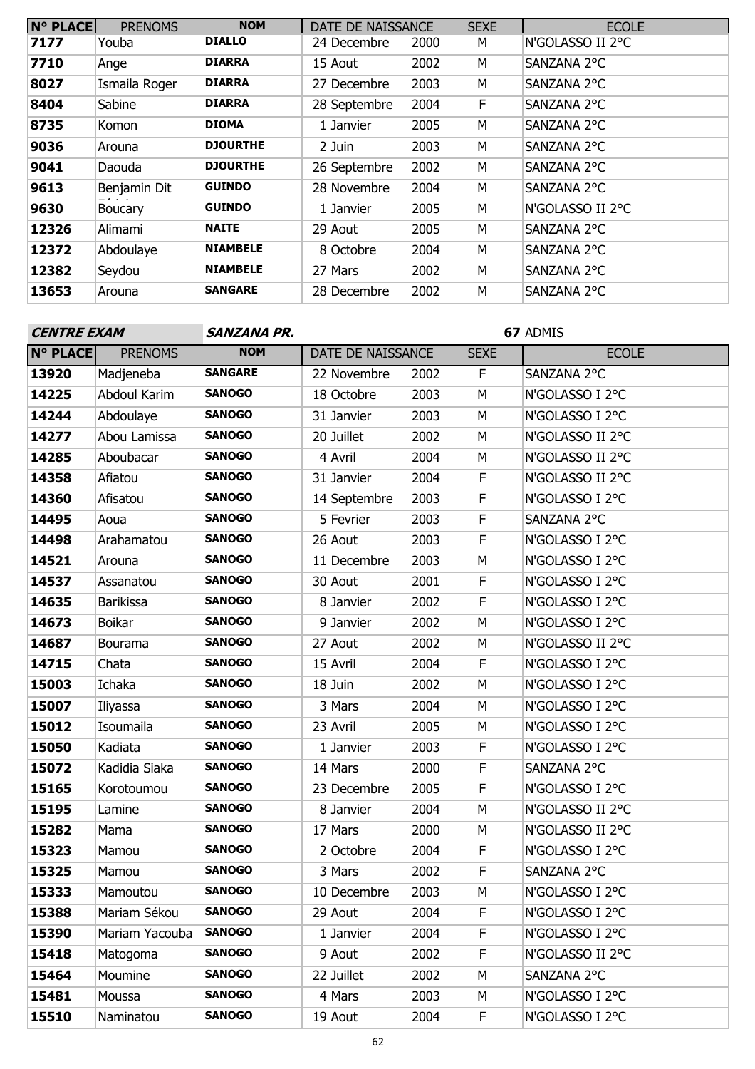| N° PLACE | PRENOMS | NOM | DATE DE NAISSANCE | | SEXE | ECOLE |
|---|---|---|---|---|---|---|
| **7177** | Youba | **DIALLO** | 24 Decembre | 2000 | M | N'GOLASSO II 2°C |
| **7710** | Ange | **DIARRA** | 15 Aout | 2002 | M | SANZANA 2°C |
| **8027** | Ismaila Roger | **DIARRA** | 27 Decembre | 2003 | M | SANZANA 2°C |
| **8404** | Sabine | **DIARRA** | 28 Septembre | 2004 | F | SANZANA 2°C |
| **8735** | Komon | **DIOMA** | 1 Janvier | 2005 | M | SANZANA 2°C |
| **9036** | Arouna | **DJOURTHE** | 2 Juin | 2003 | M | SANZANA 2°C |
| **9041** | Daouda | **DJOURTHE** | 26 Septembre | 2002 | M | SANZANA 2°C |
| **9613** | Benjamin Dit | **GUINDO** | 28 Novembre | 2004 | M | SANZANA 2°C |
| **9630** | Boucary | **GUINDO** | 1 Janvier | 2005 | M | N'GOLASSO II 2°C |
| **12326** | Alimami | **NAITE** | 29 Aout | 2005 | M | SANZANA 2°C |
| **12372** | Abdoulaye | **NIAMBELE** | 8 Octobre | 2004 | M | SANZANA 2°C |
| **12382** | Seydou | **NIAMBELE** | 27 Mars | 2002 | M | SANZANA 2°C |
| **13653** | Arouna | **SANGARE** | 28 Decembre | 2002 | M | SANZANA 2°C |

***CENTRE EXAM*** ***SANZANA PR.*** **67** ADMIS

| N° PLACE | PRENOMS | NOM | DATE DE NAISSANCE | | SEXE | ECOLE |
|---|---|---|---|---|---|---|
| **13920** | Madjeneba | **SANGARE** | 22 Novembre | 2002 | F | SANZANA 2°C |
| **14225** | Abdoul Karim | **SANOGO** | 18 Octobre | 2003 | M | N'GOLASSO I 2°C |
| **14244** | Abdoulaye | **SANOGO** | 31 Janvier | 2003 | M | N'GOLASSO I 2°C |
| **14277** | Abou Lamissa | **SANOGO** | 20 Juillet | 2002 | M | N'GOLASSO II 2°C |
| **14285** | Aboubacar | **SANOGO** | 4 Avril | 2004 | M | N'GOLASSO II 2°C |
| **14358** | Afiatou | **SANOGO** | 31 Janvier | 2004 | F | N'GOLASSO II 2°C |
| **14360** | Afisatou | **SANOGO** | 14 Septembre | 2003 | F | N'GOLASSO I 2°C |
| **14495** | Aoua | **SANOGO** | 5 Fevrier | 2003 | F | SANZANA 2°C |
| **14498** | Arahamatou | **SANOGO** | 26 Aout | 2003 | F | N'GOLASSO I 2°C |
| **14521** | Arouna | **SANOGO** | 11 Decembre | 2003 | M | N'GOLASSO I 2°C |
| **14537** | Assanatou | **SANOGO** | 30 Aout | 2001 | F | N'GOLASSO I 2°C |
| **14635** | Barikissa | **SANOGO** | 8 Janvier | 2002 | F | N'GOLASSO I 2°C |
| **14673** | Boikar | **SANOGO** | 9 Janvier | 2002 | M | N'GOLASSO I 2°C |
| **14687** | Bourama | **SANOGO** | 27 Aout | 2002 | M | N'GOLASSO II 2°C |
| **14715** | Chata | **SANOGO** | 15 Avril | 2004 | F | N'GOLASSO I 2°C |
| **15003** | Ichaka | **SANOGO** | 18 Juin | 2002 | M | N'GOLASSO I 2°C |
| **15007** | Iliyassa | **SANOGO** | 3 Mars | 2004 | M | N'GOLASSO I 2°C |
| **15012** | Isoumaila | **SANOGO** | 23 Avril | 2005 | M | N'GOLASSO I 2°C |
| **15050** | Kadiata | **SANOGO** | 1 Janvier | 2003 | F | N'GOLASSO I 2°C |
| **15072** | Kadidia Siaka | **SANOGO** | 14 Mars | 2000 | F | SANZANA 2°C |
| **15165** | Korotoumou | **SANOGO** | 23 Decembre | 2005 | F | N'GOLASSO I 2°C |
| **15195** | Lamine | **SANOGO** | 8 Janvier | 2004 | M | N'GOLASSO II 2°C |
| **15282** | Mama | **SANOGO** | 17 Mars | 2000 | M | N'GOLASSO II 2°C |
| **15323** | Mamou | **SANOGO** | 2 Octobre | 2004 | F | N'GOLASSO I 2°C |
| **15325** | Mamou | **SANOGO** | 3 Mars | 2002 | F | SANZANA 2°C |
| **15333** | Mamoutou | **SANOGO** | 10 Decembre | 2003 | M | N'GOLASSO I 2°C |
| **15388** | Mariam Sékou | **SANOGO** | 29 Aout | 2004 | F | N'GOLASSO I 2°C |
| **15390** | Mariam Yacouba | **SANOGO** | 1 Janvier | 2004 | F | N'GOLASSO I 2°C |
| **15418** | Matogoma | **SANOGO** | 9 Aout | 2002 | F | N'GOLASSO II 2°C |
| **15464** | Moumine | **SANOGO** | 22 Juillet | 2002 | M | SANZANA 2°C |
| **15481** | Moussa | **SANOGO** | 4 Mars | 2003 | M | N'GOLASSO I 2°C |
| **15510** | Naminatou | **SANOGO** | 19 Aout | 2004 | F | N'GOLASSO I 2°C |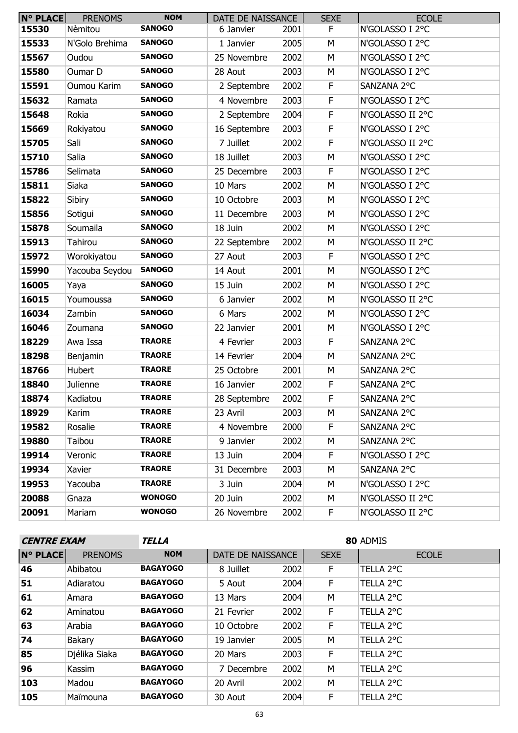| N° PLACE | PRENOMS | NOM | DATE DE NAISSANCE | | SEXE | ECOLE |
|---|---|---|---|---|---|---|
| **15530** | Nèmitou | **SANOGO** | 6 Janvier | 2001 | F | N'GOLASSO I 2°C |
| **15533** | N'Golo Brehima | **SANOGO** | 1 Janvier | 2005 | M | N'GOLASSO I 2°C |
| **15567** | Oudou | **SANOGO** | 25 Novembre | 2002 | M | N'GOLASSO I 2°C |
| **15580** | Oumar D | **SANOGO** | 28 Aout | 2003 | M | N'GOLASSO I 2°C |
| **15591** | Oumou Karim | **SANOGO** | 2 Septembre | 2002 | F | SANZANA 2°C |
| **15632** | Ramata | **SANOGO** | 4 Novembre | 2003 | F | N'GOLASSO I 2°C |
| **15648** | Rokia | **SANOGO** | 2 Septembre | 2004 | F | N'GOLASSO II 2°C |
| **15669** | Rokiyatou | **SANOGO** | 16 Septembre | 2003 | F | N'GOLASSO I 2°C |
| **15705** | Sali | **SANOGO** | 7 Juillet | 2002 | F | N'GOLASSO II 2°C |
| **15710** | Salia | **SANOGO** | 18 Juillet | 2003 | M | N'GOLASSO I 2°C |
| **15786** | Selimata | **SANOGO** | 25 Decembre | 2003 | F | N'GOLASSO I 2°C |
| **15811** | Siaka | **SANOGO** | 10 Mars | 2002 | M | N'GOLASSO I 2°C |
| **15822** | Sibiry | **SANOGO** | 10 Octobre | 2003 | M | N'GOLASSO I 2°C |
| **15856** | Sotigui | **SANOGO** | 11 Decembre | 2003 | M | N'GOLASSO I 2°C |
| **15878** | Soumaila | **SANOGO** | 18 Juin | 2002 | M | N'GOLASSO I 2°C |
| **15913** | Tahirou | **SANOGO** | 22 Septembre | 2002 | M | N'GOLASSO II 2°C |
| **15972** | Worokiyatou | **SANOGO** | 27 Aout | 2003 | F | N'GOLASSO I 2°C |
| **15990** | Yacouba Seydou | **SANOGO** | 14 Aout | 2001 | M | N'GOLASSO I 2°C |
| **16005** | Yaya | **SANOGO** | 15 Juin | 2002 | M | N'GOLASSO I 2°C |
| **16015** | Youmoussa | **SANOGO** | 6 Janvier | 2002 | M | N'GOLASSO II 2°C |
| **16034** | Zambin | **SANOGO** | 6 Mars | 2002 | M | N'GOLASSO I 2°C |
| **16046** | Zoumana | **SANOGO** | 22 Janvier | 2001 | M | N'GOLASSO I 2°C |
| **18229** | Awa Issa | **TRAORE** | 4 Fevrier | 2003 | F | SANZANA 2°C |
| **18298** | Benjamin | **TRAORE** | 14 Fevrier | 2004 | M | SANZANA 2°C |
| **18766** | Hubert | **TRAORE** | 25 Octobre | 2001 | M | SANZANA 2°C |
| **18840** | Julienne | **TRAORE** | 16 Janvier | 2002 | F | SANZANA 2°C |
| **18874** | Kadiatou | **TRAORE** | 28 Septembre | 2002 | F | SANZANA 2°C |
| **18929** | Karim | **TRAORE** | 23 Avril | 2003 | M | SANZANA 2°C |
| **19582** | Rosalie | **TRAORE** | 4 Novembre | 2000 | F | SANZANA 2°C |
| **19880** | Taibou | **TRAORE** | 9 Janvier | 2002 | M | SANZANA 2°C |
| **19914** | Veronic | **TRAORE** | 13 Juin | 2004 | F | N'GOLASSO I 2°C |
| **19934** | Xavier | **TRAORE** | 31 Decembre | 2003 | M | SANZANA 2°C |
| **19953** | Yacouba | **TRAORE** | 3 Juin | 2004 | M | N'GOLASSO I 2°C |
| **20088** | Gnaza | **WONOGO** | 20 Juin | 2002 | M | N'GOLASSO II 2°C |
| **20091** | Mariam | **WONOGO** | 26 Novembre | 2002 | F | N'GOLASSO II 2°C |

***CENTRE EXAM*** ***TELLA*** **80** ADMIS

| N° PLACE | PRENOMS | NOM | DATE DE NAISSANCE | | SEXE | ECOLE |
|---|---|---|---|---|---|---|
| **46** | Abibatou | **BAGAYOGO** | 8 Juillet | 2002 | F | TELLA 2°C |
| **51** | Adiaratou | **BAGAYOGO** | 5 Aout | 2004 | F | TELLA 2°C |
| **61** | Amara | **BAGAYOGO** | 13 Mars | 2004 | M | TELLA 2°C |
| **62** | Aminatou | **BAGAYOGO** | 21 Fevrier | 2002 | F | TELLA 2°C |
| **63** | Arabia | **BAGAYOGO** | 10 Octobre | 2002 | F | TELLA 2°C |
| **74** | Bakary | **BAGAYOGO** | 19 Janvier | 2005 | M | TELLA 2°C |
| **85** | Djélika Siaka | **BAGAYOGO** | 20 Mars | 2003 | F | TELLA 2°C |
| **96** | Kassim | **BAGAYOGO** | 7 Decembre | 2002 | M | TELLA 2°C |
| **103** | Madou | **BAGAYOGO** | 20 Avril | 2002 | M | TELLA 2°C |
| **105** | Maïmouna | **BAGAYOGO** | 30 Aout | 2004 | F | TELLA 2°C |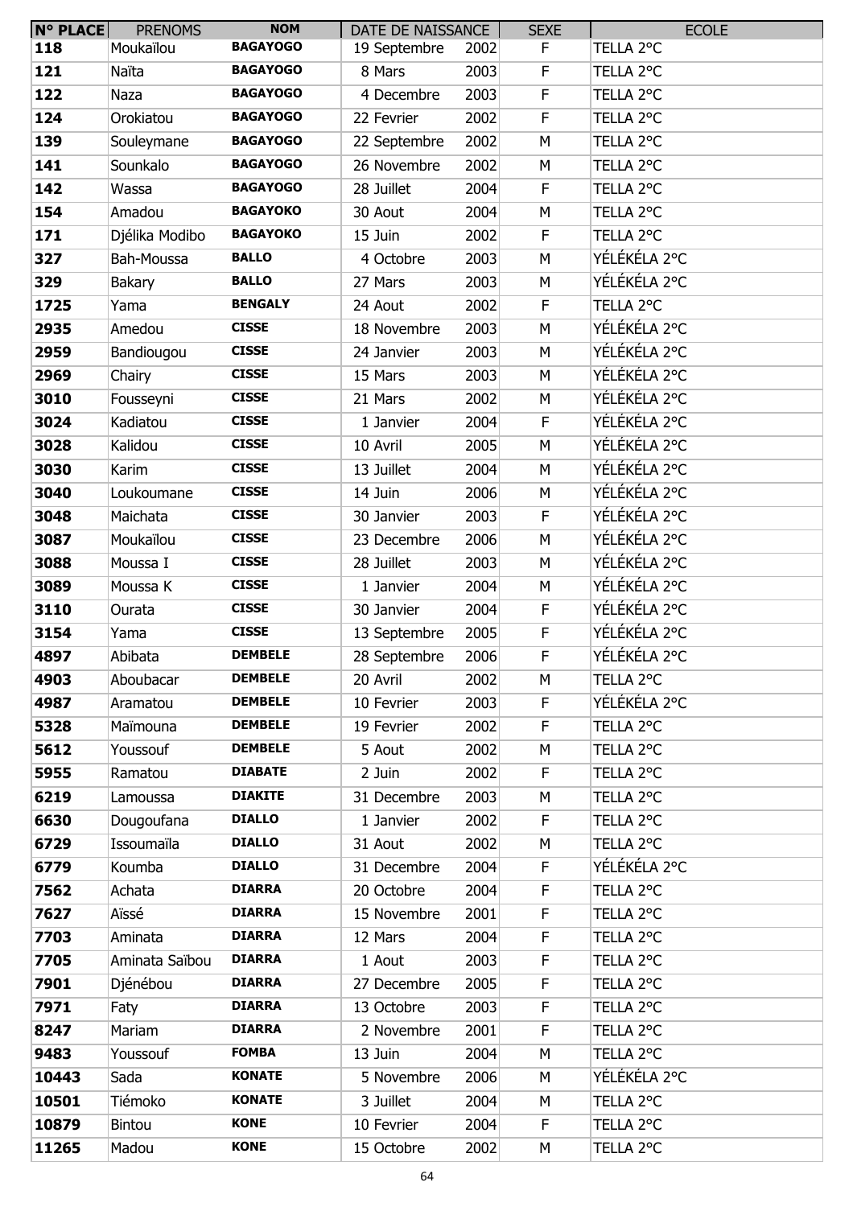| N° PLACE | PRENOMS | NOM | DATE DE NAISSANCE | | SEXE | ECOLE |
|---|---|---|---|---|---|---|
| 118 | Moukaïlou | BAGAYOGO | 19 Septembre | 2002 | F | TELLA 2°C |
| 121 | Naïta | BAGAYOGO | 8 Mars | 2003 | F | TELLA 2°C |
| 122 | Naza | BAGAYOGO | 4 Decembre | 2003 | F | TELLA 2°C |
| 124 | Orokiatou | BAGAYOGO | 22 Fevrier | 2002 | F | TELLA 2°C |
| 139 | Souleymane | BAGAYOGO | 22 Septembre | 2002 | M | TELLA 2°C |
| 141 | Sounkalo | BAGAYOGO | 26 Novembre | 2002 | M | TELLA 2°C |
| 142 | Wassa | BAGAYOGO | 28 Juillet | 2004 | F | TELLA 2°C |
| 154 | Amadou | BAGAYOKO | 30 Aout | 2004 | M | TELLA 2°C |
| 171 | Djélika Modibo | BAGAYOKO | 15 Juin | 2002 | F | TELLA 2°C |
| 327 | Bah-Moussa | BALLO | 4 Octobre | 2003 | M | YÉLÉKÉLA 2°C |
| 329 | Bakary | BALLO | 27 Mars | 2003 | M | YÉLÉKÉLA 2°C |
| 1725 | Yama | BENGALY | 24 Aout | 2002 | F | TELLA 2°C |
| 2935 | Amedou | CISSE | 18 Novembre | 2003 | M | YÉLÉKÉLA 2°C |
| 2959 | Bandiougou | CISSE | 24 Janvier | 2003 | M | YÉLÉKÉLA 2°C |
| 2969 | Chairy | CISSE | 15 Mars | 2003 | M | YÉLÉKÉLA 2°C |
| 3010 | Fousseyni | CISSE | 21 Mars | 2002 | M | YÉLÉKÉLA 2°C |
| 3024 | Kadiatou | CISSE | 1 Janvier | 2004 | F | YÉLÉKÉLA 2°C |
| 3028 | Kalidou | CISSE | 10 Avril | 2005 | M | YÉLÉKÉLA 2°C |
| 3030 | Karim | CISSE | 13 Juillet | 2004 | M | YÉLÉKÉLA 2°C |
| 3040 | Loukoumane | CISSE | 14 Juin | 2006 | M | YÉLÉKÉLA 2°C |
| 3048 | Maichata | CISSE | 30 Janvier | 2003 | F | YÉLÉKÉLA 2°C |
| 3087 | Moukaïlou | CISSE | 23 Decembre | 2006 | M | YÉLÉKÉLA 2°C |
| 3088 | Moussa I | CISSE | 28 Juillet | 2003 | M | YÉLÉKÉLA 2°C |
| 3089 | Moussa K | CISSE | 1 Janvier | 2004 | M | YÉLÉKÉLA 2°C |
| 3110 | Ourata | CISSE | 30 Janvier | 2004 | F | YÉLÉKÉLA 2°C |
| 3154 | Yama | CISSE | 13 Septembre | 2005 | F | YÉLÉKÉLA 2°C |
| 4897 | Abibata | DEMBELE | 28 Septembre | 2006 | F | YÉLÉKÉLA 2°C |
| 4903 | Aboubacar | DEMBELE | 20 Avril | 2002 | M | TELLA 2°C |
| 4987 | Aramatou | DEMBELE | 10 Fevrier | 2003 | F | YÉLÉKÉLA 2°C |
| 5328 | Maïmouna | DEMBELE | 19 Fevrier | 2002 | F | TELLA 2°C |
| 5612 | Youssouf | DEMBELE | 5 Aout | 2002 | M | TELLA 2°C |
| 5955 | Ramatou | DIABATE | 2 Juin | 2002 | F | TELLA 2°C |
| 6219 | Lamoussa | DIAKITE | 31 Decembre | 2003 | M | TELLA 2°C |
| 6630 | Dougoufana | DIALLO | 1 Janvier | 2002 | F | TELLA 2°C |
| 6729 | Issoumaïla | DIALLO | 31 Aout | 2002 | M | TELLA 2°C |
| 6779 | Koumba | DIALLO | 31 Decembre | 2004 | F | YÉLÉKÉLA 2°C |
| 7562 | Achata | DIARRA | 20 Octobre | 2004 | F | TELLA 2°C |
| 7627 | Aïssé | DIARRA | 15 Novembre | 2001 | F | TELLA 2°C |
| 7703 | Aminata | DIARRA | 12 Mars | 2004 | F | TELLA 2°C |
| 7705 | Aminata Saïbou | DIARRA | 1 Aout | 2003 | F | TELLA 2°C |
| 7901 | Djénébou | DIARRA | 27 Decembre | 2005 | F | TELLA 2°C |
| 7971 | Faty | DIARRA | 13 Octobre | 2003 | F | TELLA 2°C |
| 8247 | Mariam | DIARRA | 2 Novembre | 2001 | F | TELLA 2°C |
| 9483 | Youssouf | FOMBA | 13 Juin | 2004 | M | TELLA 2°C |
| 10443 | Sada | KONATE | 5 Novembre | 2006 | M | YÉLÉKÉLA 2°C |
| 10501 | Tiémoko | KONATE | 3 Juillet | 2004 | M | TELLA 2°C |
| 10879 | Bintou | KONE | 10 Fevrier | 2004 | F | TELLA 2°C |
| 11265 | Madou | KONE | 15 Octobre | 2002 | M | TELLA 2°C |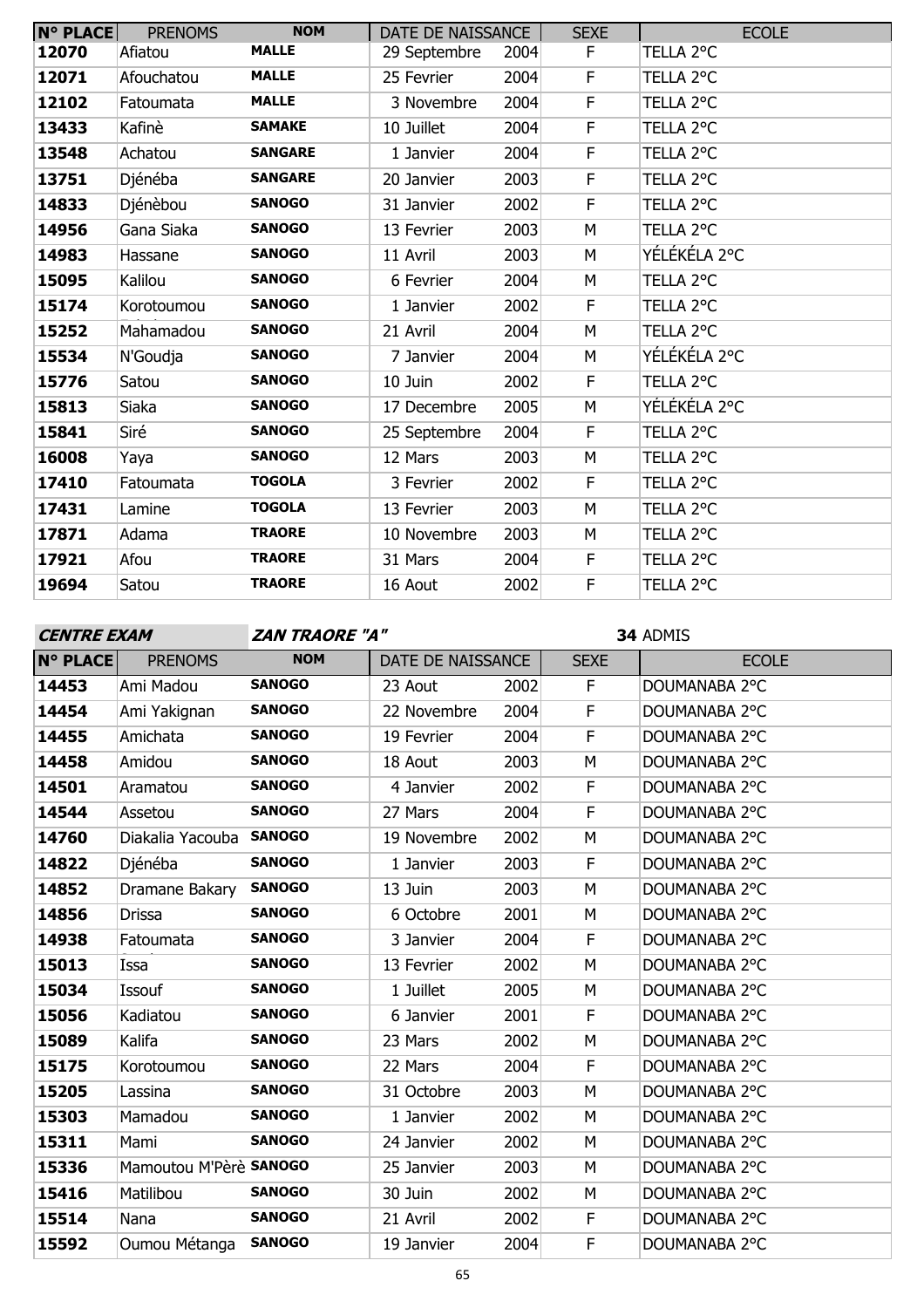| N° PLACE | PRENOMS | NOM | DATE DE NAISSANCE | | SEXE | ECOLE |
|---|---|---|---|---|---|---|
| 12070 | Afiatou | MALLE | 29 Septembre | 2004 | F | TELLA 2°C |
| 12071 | Afouchatou | MALLE | 25 Fevrier | 2004 | F | TELLA 2°C |
| 12102 | Fatoumata | MALLE | 3 Novembre | 2004 | F | TELLA 2°C |
| 13433 | Kafinè | SAMAKE | 10 Juillet | 2004 | F | TELLA 2°C |
| 13548 | Achatou | SANGARE | 1 Janvier | 2004 | F | TELLA 2°C |
| 13751 | Djénéba | SANGARE | 20 Janvier | 2003 | F | TELLA 2°C |
| 14833 | Djénèbou | SANOGO | 31 Janvier | 2002 | F | TELLA 2°C |
| 14956 | Gana Siaka | SANOGO | 13 Fevrier | 2003 | M | TELLA 2°C |
| 14983 | Hassane | SANOGO | 11 Avril | 2003 | M | YÉLÉKÉLA 2°C |
| 15095 | Kalilou | SANOGO | 6 Fevrier | 2004 | M | TELLA 2°C |
| 15174 | Korotoumou | SANOGO | 1 Janvier | 2002 | F | TELLA 2°C |
| 15252 | Mahamadou | SANOGO | 21 Avril | 2004 | M | TELLA 2°C |
| 15534 | N'Goudja | SANOGO | 7 Janvier | 2004 | M | YÉLÉKÉLA 2°C |
| 15776 | Satou | SANOGO | 10 Juin | 2002 | F | TELLA 2°C |
| 15813 | Siaka | SANOGO | 17 Decembre | 2005 | M | YÉLÉKÉLA 2°C |
| 15841 | Siré | SANOGO | 25 Septembre | 2004 | F | TELLA 2°C |
| 16008 | Yaya | SANOGO | 12 Mars | 2003 | M | TELLA 2°C |
| 17410 | Fatoumata | TOGOLA | 3 Fevrier | 2002 | F | TELLA 2°C |
| 17431 | Lamine | TOGOLA | 13 Fevrier | 2003 | M | TELLA 2°C |
| 17871 | Adama | TRAORE | 10 Novembre | 2003 | M | TELLA 2°C |
| 17921 | Afou | TRAORE | 31 Mars | 2004 | F | TELLA 2°C |
| 19694 | Satou | TRAORE | 16 Aout | 2002 | F | TELLA 2°C |

***CENTRE EXAM*** ***ZAN TRAORE "A"*** **34** ADMIS

| N° PLACE | PRENOMS | NOM | DATE DE NAISSANCE | | SEXE | ECOLE |
|---|---|---|---|---|---|---|
| 14453 | Ami Madou | SANOGO | 23 Aout | 2002 | F | DOUMANABA 2°C |
| 14454 | Ami Yakignan | SANOGO | 22 Novembre | 2004 | F | DOUMANABA 2°C |
| 14455 | Amichata | SANOGO | 19 Fevrier | 2004 | F | DOUMANABA 2°C |
| 14458 | Amidou | SANOGO | 18 Aout | 2003 | M | DOUMANABA 2°C |
| 14501 | Aramatou | SANOGO | 4 Janvier | 2002 | F | DOUMANABA 2°C |
| 14544 | Assetou | SANOGO | 27 Mars | 2004 | F | DOUMANABA 2°C |
| 14760 | Diakalia Yacouba | SANOGO | 19 Novembre | 2002 | M | DOUMANABA 2°C |
| 14822 | Djénéba | SANOGO | 1 Janvier | 2003 | F | DOUMANABA 2°C |
| 14852 | Dramane Bakary | SANOGO | 13 Juin | 2003 | M | DOUMANABA 2°C |
| 14856 | Drissa | SANOGO | 6 Octobre | 2001 | M | DOUMANABA 2°C |
| 14938 | Fatoumata | SANOGO | 3 Janvier | 2004 | F | DOUMANABA 2°C |
| 15013 | Issa | SANOGO | 13 Fevrier | 2002 | M | DOUMANABA 2°C |
| 15034 | Issouf | SANOGO | 1 Juillet | 2005 | M | DOUMANABA 2°C |
| 15056 | Kadiatou | SANOGO | 6 Janvier | 2001 | F | DOUMANABA 2°C |
| 15089 | Kalifa | SANOGO | 23 Mars | 2002 | M | DOUMANABA 2°C |
| 15175 | Korotoumou | SANOGO | 22 Mars | 2004 | F | DOUMANABA 2°C |
| 15205 | Lassina | SANOGO | 31 Octobre | 2003 | M | DOUMANABA 2°C |
| 15303 | Mamadou | SANOGO | 1 Janvier | 2002 | M | DOUMANABA 2°C |
| 15311 | Mami | SANOGO | 24 Janvier | 2002 | M | DOUMANABA 2°C |
| 15336 | Mamoutou M'Pèrè | SANOGO | 25 Janvier | 2003 | M | DOUMANABA 2°C |
| 15416 | Matilibou | SANOGO | 30 Juin | 2002 | M | DOUMANABA 2°C |
| 15514 | Nana | SANOGO | 21 Avril | 2002 | F | DOUMANABA 2°C |
| 15592 | Oumou Métanga | SANOGO | 19 Janvier | 2004 | F | DOUMANABA 2°C |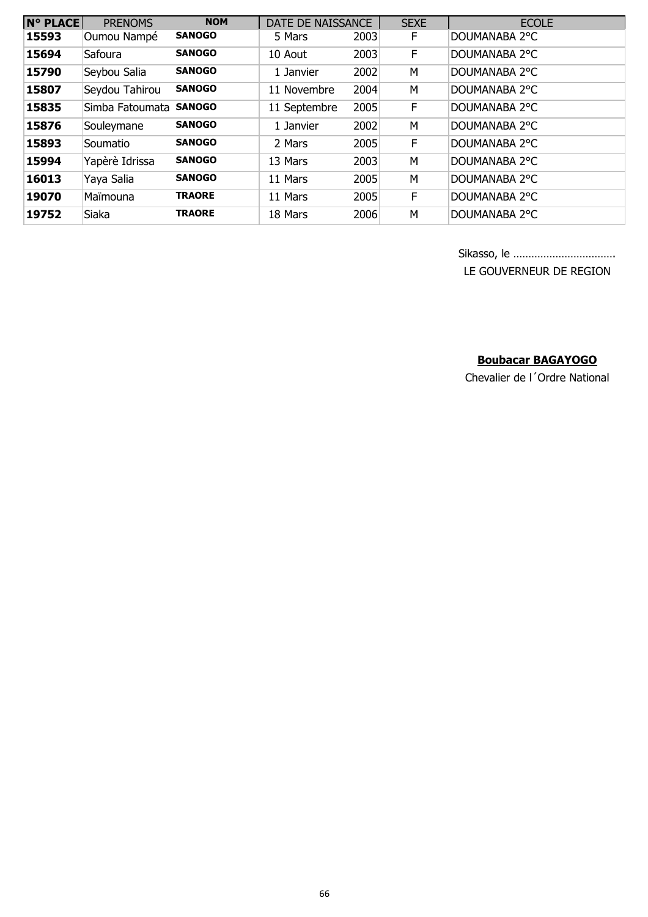| N° PLACE | PRENOMS | NOM | DATE DE NAISSANCE | | SEXE | ECOLE |
|---|---|---|---|---|---|---|
| **15593** | Oumou Nampé | **SANOGO** | 5 Mars | 2003 | F | DOUMANABA 2°C |
| **15694** | Safoura | **SANOGO** | 10 Aout | 2003 | F | DOUMANABA 2°C |
| **15790** | Seybou Salia | **SANOGO** | 1 Janvier | 2002 | M | DOUMANABA 2°C |
| **15807** | Seydou Tahirou | **SANOGO** | 11 Novembre | 2004 | M | DOUMANABA 2°C |
| **15835** | Simba Fatoumata | **SANOGO** | 11 Septembre | 2005 | F | DOUMANABA 2°C |
| **15876** | Souleymane | **SANOGO** | 1 Janvier | 2002 | M | DOUMANABA 2°C |
| **15893** | Soumatio | **SANOGO** | 2 Mars | 2005 | F | DOUMANABA 2°C |
| **15994** | Yapèrè Idrissa | **SANOGO** | 13 Mars | 2003 | M | DOUMANABA 2°C |
| **16013** | Yaya Salia | **SANOGO** | 11 Mars | 2005 | M | DOUMANABA 2°C |
| **19070** | Maïmouna | **TRAORE** | 11 Mars | 2005 | F | DOUMANABA 2°C |
| **19752** | Siaka | **TRAORE** | 18 Mars | 2006 | M | DOUMANABA 2°C |

Sikasso, le …………………………….

LE GOUVERNEUR DE REGION

**Boubacar BAGAYOGO**

Chevalier de l´Ordre National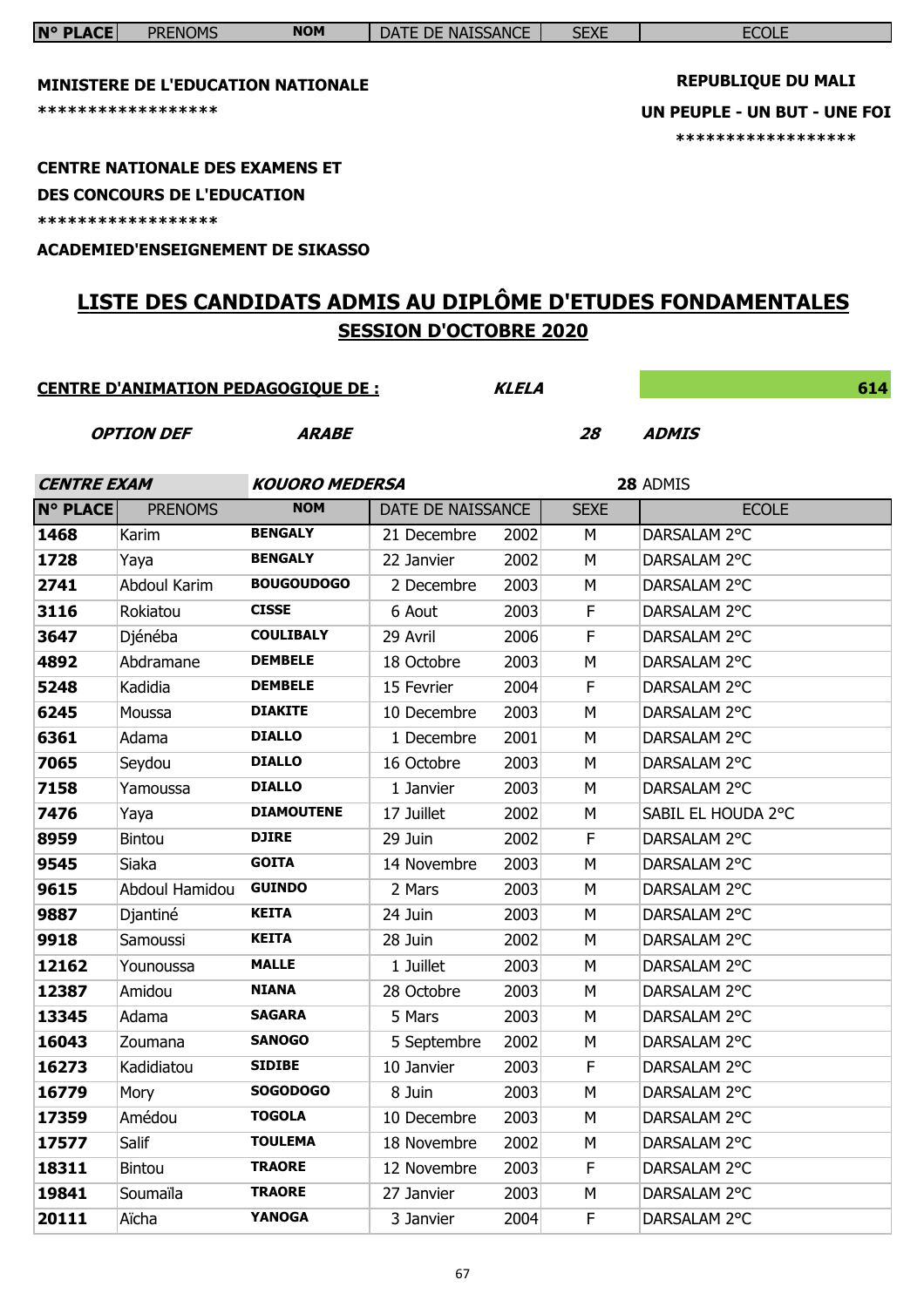**MINISTERE DE L'EDUCATION NATIONALE**

\******************

**CENTRE NATIONALE DES EXAMENS ET DES CONCOURS DE L'EDUCATION**

\******************

**ACADEMIED'ENSEIGNEMENT DE SIKASSO**

**REPUBLIQUE DU MALI**

**UN PEUPLE - UN BUT - UNE FOI**

\******************

# LISTE DES CANDIDATS ADMIS AU DIPLÔME D'ETUDES FONDAMENTALES

## SESSION D'OCTOBRE 2020

**CENTRE D'ANIMATION PEDAGOGIQUE DE :** ***KLELA*** **614**

***OPTION DEF*** ***ARABE*** ***28*** ***ADMIS***

***CENTRE EXAM*** ***KOUORO MEDERSA*** **28** ADMIS

| N° PLACE | PRENOMS | NOM | DATE DE NAISSANCE | | SEXE | ECOLE |
|---|---|---|---|---|---|---|
| 1468 | Karim | BENGALY | 21 Decembre | 2002 | M | DARSALAM 2°C |
| 1728 | Yaya | BENGALY | 22 Janvier | 2002 | M | DARSALAM 2°C |
| 2741 | Abdoul Karim | BOUGOUDOGO | 2 Decembre | 2003 | M | DARSALAM 2°C |
| 3116 | Rokiatou | CISSE | 6 Aout | 2003 | F | DARSALAM 2°C |
| 3647 | Djénéba | COULIBALY | 29 Avril | 2006 | F | DARSALAM 2°C |
| 4892 | Abdramane | DEMBELE | 18 Octobre | 2003 | M | DARSALAM 2°C |
| 5248 | Kadidia | DEMBELE | 15 Fevrier | 2004 | F | DARSALAM 2°C |
| 6245 | Moussa | DIAKITE | 10 Decembre | 2003 | M | DARSALAM 2°C |
| 6361 | Adama | DIALLO | 1 Decembre | 2001 | M | DARSALAM 2°C |
| 7065 | Seydou | DIALLO | 16 Octobre | 2003 | M | DARSALAM 2°C |
| 7158 | Yamoussa | DIALLO | 1 Janvier | 2003 | M | DARSALAM 2°C |
| 7476 | Yaya | DIAMOUTENE | 17 Juillet | 2002 | M | SABIL EL HOUDA 2°C |
| 8959 | Bintou | DJIRE | 29 Juin | 2002 | F | DARSALAM 2°C |
| 9545 | Siaka | GOITA | 14 Novembre | 2003 | M | DARSALAM 2°C |
| 9615 | Abdoul Hamidou | GUINDO | 2 Mars | 2003 | M | DARSALAM 2°C |
| 9887 | Djantiné | KEITA | 24 Juin | 2003 | M | DARSALAM 2°C |
| 9918 | Samoussi | KEITA | 28 Juin | 2002 | M | DARSALAM 2°C |
| 12162 | Younoussa | MALLE | 1 Juillet | 2003 | M | DARSALAM 2°C |
| 12387 | Amidou | NIANA | 28 Octobre | 2003 | M | DARSALAM 2°C |
| 13345 | Adama | SAGARA | 5 Mars | 2003 | M | DARSALAM 2°C |
| 16043 | Zoumana | SANOGO | 5 Septembre | 2002 | M | DARSALAM 2°C |
| 16273 | Kadidiatou | SIDIBE | 10 Janvier | 2003 | F | DARSALAM 2°C |
| 16779 | Mory | SOGODOGO | 8 Juin | 2003 | M | DARSALAM 2°C |
| 17359 | Amédou | TOGOLA | 10 Decembre | 2003 | M | DARSALAM 2°C |
| 17577 | Salif | TOULEMA | 18 Novembre | 2002 | M | DARSALAM 2°C |
| 18311 | Bintou | TRAORE | 12 Novembre | 2003 | F | DARSALAM 2°C |
| 19841 | Soumaïla | TRAORE | 27 Janvier | 2003 | M | DARSALAM 2°C |
| 20111 | Aïcha | YANOGA | 3 Janvier | 2004 | F | DARSALAM 2°C |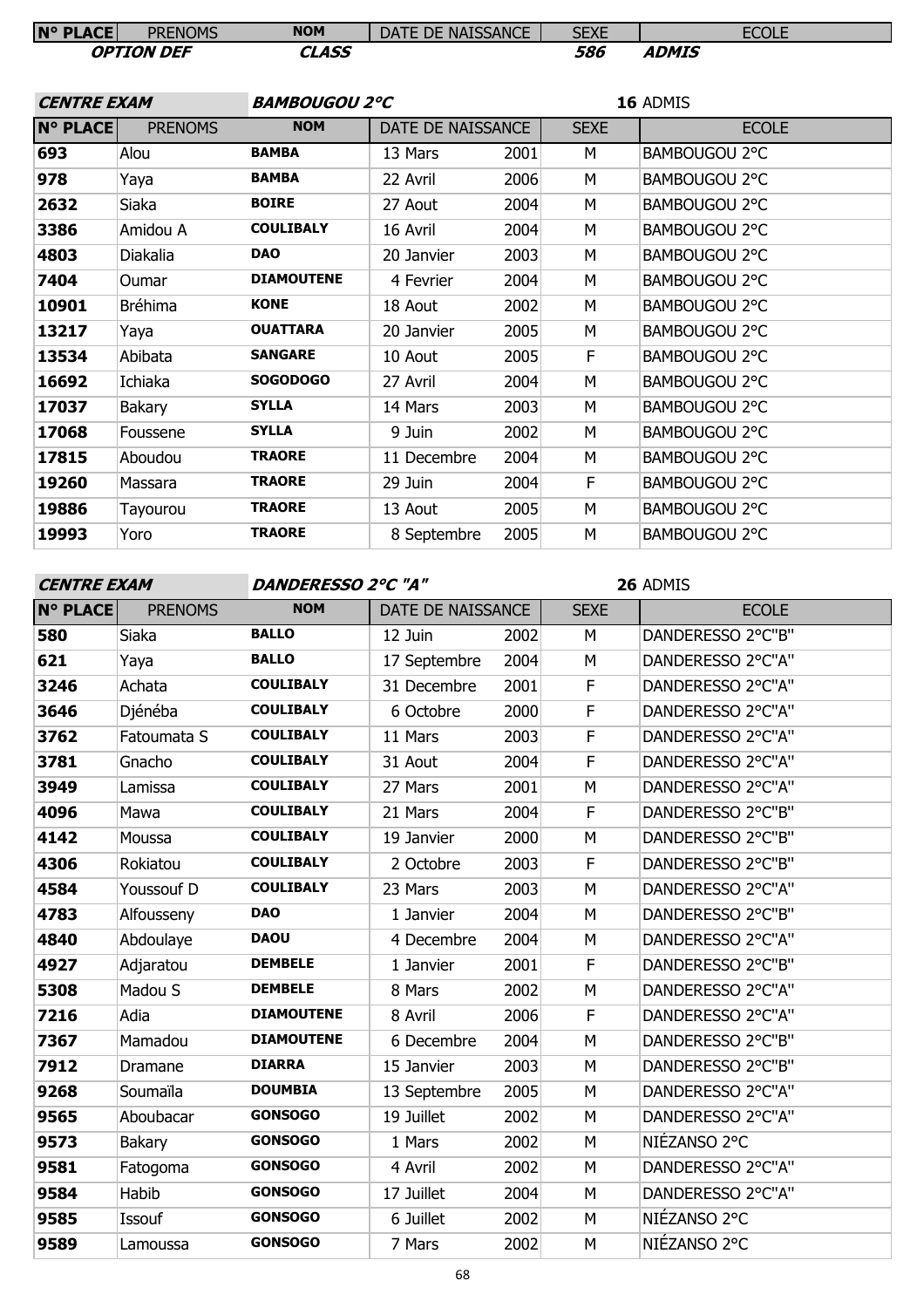| N° PLACE | PRENOMS | NOM | DATE DE NAISSANCE | | SEXE | ECOLE |
|---|---|---|---|---|---|---|
| | OPTION DEF | CLASS | | | 586 | ADMIS |

**CENTRE EXAM** **BAMBOUGOU 2°C** **16** ADMIS

| N° PLACE | PRENOMS | NOM | DATE DE NAISSANCE | | SEXE | ECOLE |
|---|---|---|---|---|---|---|
| 693 | Alou | BAMBA | 13 Mars | 2001 | M | BAMBOUGOU 2°C |
| 978 | Yaya | BAMBA | 22 Avril | 2006 | M | BAMBOUGOU 2°C |
| 2632 | Siaka | BOIRE | 27 Aout | 2004 | M | BAMBOUGOU 2°C |
| 3386 | Amidou A | COULIBALY | 16 Avril | 2004 | M | BAMBOUGOU 2°C |
| 4803 | Diakalia | DAO | 20 Janvier | 2003 | M | BAMBOUGOU 2°C |
| 7404 | Oumar | DIAMOUTENE | 4 Fevrier | 2004 | M | BAMBOUGOU 2°C |
| 10901 | Bréhima | KONE | 18 Aout | 2002 | M | BAMBOUGOU 2°C |
| 13217 | Yaya | OUATTARA | 20 Janvier | 2005 | M | BAMBOUGOU 2°C |
| 13534 | Abibata | SANGARE | 10 Aout | 2005 | F | BAMBOUGOU 2°C |
| 16692 | Ichiaka | SOGODOGO | 27 Avril | 2004 | M | BAMBOUGOU 2°C |
| 17037 | Bakary | SYLLA | 14 Mars | 2003 | M | BAMBOUGOU 2°C |
| 17068 | Foussene | SYLLA | 9 Juin | 2002 | M | BAMBOUGOU 2°C |
| 17815 | Aboudou | TRAORE | 11 Decembre | 2004 | M | BAMBOUGOU 2°C |
| 19260 | Massara | TRAORE | 29 Juin | 2004 | F | BAMBOUGOU 2°C |
| 19886 | Tayourou | TRAORE | 13 Aout | 2005 | M | BAMBOUGOU 2°C |
| 19993 | Yoro | TRAORE | 8 Septembre | 2005 | M | BAMBOUGOU 2°C |

**CENTRE EXAM** **DANDERESSO 2°C "A"** **26** ADMIS

| N° PLACE | PRENOMS | NOM | DATE DE NAISSANCE | | SEXE | ECOLE |
|---|---|---|---|---|---|---|
| 580 | Siaka | BALLO | 12 Juin | 2002 | M | DANDERESSO 2°C"B" |
| 621 | Yaya | BALLO | 17 Septembre | 2004 | M | DANDERESSO 2°C"A" |
| 3246 | Achata | COULIBALY | 31 Decembre | 2001 | F | DANDERESSO 2°C"A" |
| 3646 | Djénéba | COULIBALY | 6 Octobre | 2000 | F | DANDERESSO 2°C"A" |
| 3762 | Fatoumata S | COULIBALY | 11 Mars | 2003 | F | DANDERESSO 2°C"A" |
| 3781 | Gnacho | COULIBALY | 31 Aout | 2004 | F | DANDERESSO 2°C"A" |
| 3949 | Lamissa | COULIBALY | 27 Mars | 2001 | M | DANDERESSO 2°C"A" |
| 4096 | Mawa | COULIBALY | 21 Mars | 2004 | F | DANDERESSO 2°C"B" |
| 4142 | Moussa | COULIBALY | 19 Janvier | 2000 | M | DANDERESSO 2°C"B" |
| 4306 | Rokiatou | COULIBALY | 2 Octobre | 2003 | F | DANDERESSO 2°C"B" |
| 4584 | Youssouf D | COULIBALY | 23 Mars | 2003 | M | DANDERESSO 2°C"A" |
| 4783 | Alfousseny | DAO | 1 Janvier | 2004 | M | DANDERESSO 2°C"B" |
| 4840 | Abdoulaye | DAOU | 4 Decembre | 2004 | M | DANDERESSO 2°C"A" |
| 4927 | Adjaratou | DEMBELE | 1 Janvier | 2001 | F | DANDERESSO 2°C"B" |
| 5308 | Madou S | DEMBELE | 8 Mars | 2002 | M | DANDERESSO 2°C"A" |
| 7216 | Adia | DIAMOUTENE | 8 Avril | 2006 | F | DANDERESSO 2°C"A" |
| 7367 | Mamadou | DIAMOUTENE | 6 Decembre | 2004 | M | DANDERESSO 2°C"B" |
| 7912 | Dramane | DIARRA | 15 Janvier | 2003 | M | DANDERESSO 2°C"B" |
| 9268 | Soumaïla | DOUMBIA | 13 Septembre | 2005 | M | DANDERESSO 2°C"A" |
| 9565 | Aboubacar | GONSOGO | 19 Juillet | 2002 | M | DANDERESSO 2°C"A" |
| 9573 | Bakary | GONSOGO | 1 Mars | 2002 | M | NIÉZANSO 2°C |
| 9581 | Fatogoma | GONSOGO | 4 Avril | 2002 | M | DANDERESSO 2°C"A" |
| 9584 | Habib | GONSOGO | 17 Juillet | 2004 | M | DANDERESSO 2°C"A" |
| 9585 | Issouf | GONSOGO | 6 Juillet | 2002 | M | NIÉZANSO 2°C |
| 9589 | Lamoussa | GONSOGO | 7 Mars | 2002 | M | NIÉZANSO 2°C |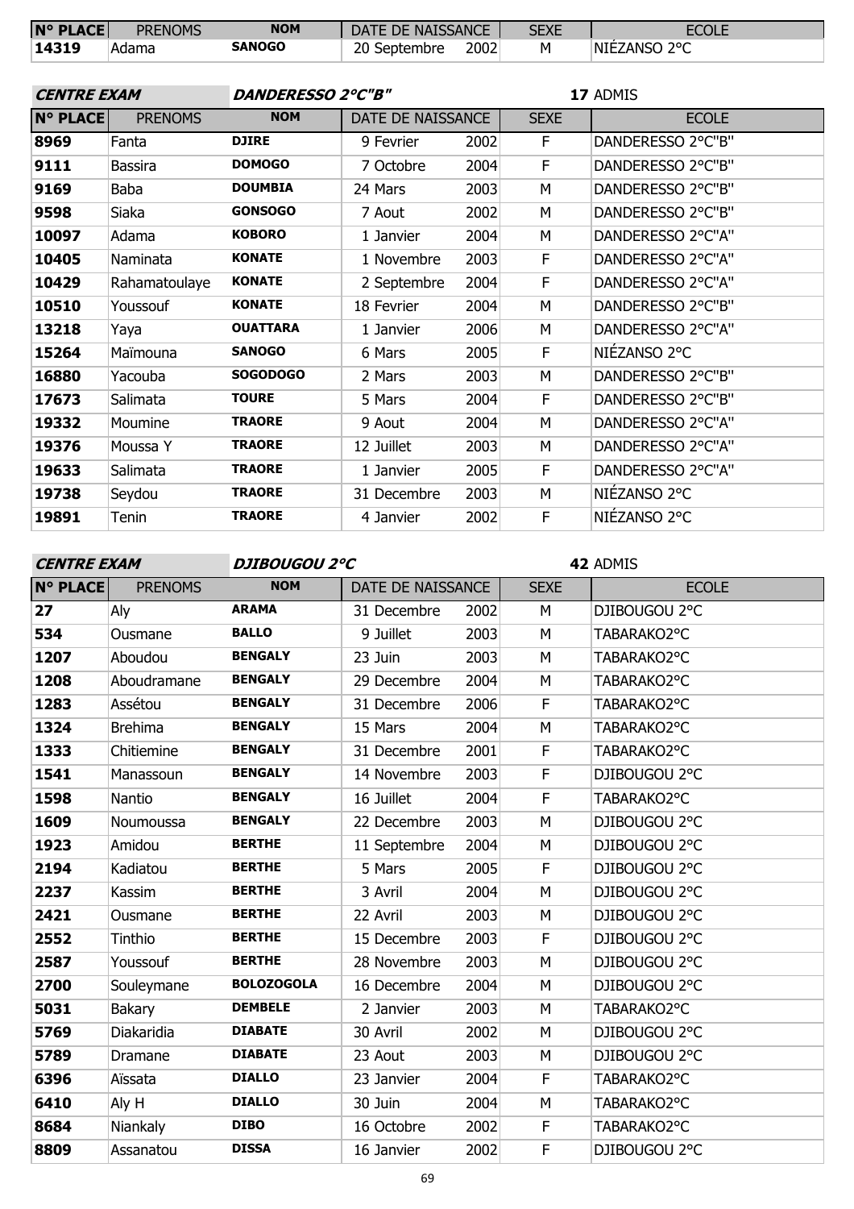| N° PLACE | PRENOMS | NOM | DATE DE NAISSANCE | SEXE | ECOLE |
|---|---|---|---|---|---|
| 14319 | Adama | SANOGO | 20 Septembre 2002 | M | NIÉZANSO 2°C |

**CENTRE EXAM** ***DANDERESSO 2°C"B"*** **17** ADMIS

| N° PLACE | PRENOMS | NOM | DATE DE NAISSANCE | SEXE | ECOLE |
|---|---|---|---|---|---|
| 8969 | Fanta | DJIRE | 9 Fevrier 2002 | F | DANDERESSO 2°C"B" |
| 9111 | Bassira | DOMOGO | 7 Octobre 2004 | F | DANDERESSO 2°C"B" |
| 9169 | Baba | DOUMBIA | 24 Mars 2003 | M | DANDERESSO 2°C"B" |
| 9598 | Siaka | GONSOGO | 7 Aout 2002 | M | DANDERESSO 2°C"B" |
| 10097 | Adama | KOBORO | 1 Janvier 2004 | M | DANDERESSO 2°C"A" |
| 10405 | Naminata | KONATE | 1 Novembre 2003 | F | DANDERESSO 2°C"A" |
| 10429 | Rahamatoulaye | KONATE | 2 Septembre 2004 | F | DANDERESSO 2°C"A" |
| 10510 | Youssouf | KONATE | 18 Fevrier 2004 | M | DANDERESSO 2°C"B" |
| 13218 | Yaya | OUATTARA | 1 Janvier 2006 | M | DANDERESSO 2°C"A" |
| 15264 | Maïmouna | SANOGO | 6 Mars 2005 | F | NIÉZANSO 2°C |
| 16880 | Yacouba | SOGODOGO | 2 Mars 2003 | M | DANDERESSO 2°C"B" |
| 17673 | Salimata | TOURE | 5 Mars 2004 | F | DANDERESSO 2°C"B" |
| 19332 | Moumine | TRAORE | 9 Aout 2004 | M | DANDERESSO 2°C"A" |
| 19376 | Moussa Y | TRAORE | 12 Juillet 2003 | M | DANDERESSO 2°C"A" |
| 19633 | Salimata | TRAORE | 1 Janvier 2005 | F | DANDERESSO 2°C"A" |
| 19738 | Seydou | TRAORE | 31 Decembre 2003 | M | NIÉZANSO 2°C |
| 19891 | Tenin | TRAORE | 4 Janvier 2002 | F | NIÉZANSO 2°C |

**CENTRE EXAM** ***DJIBOUGOU 2°C*** **42** ADMIS

| N° PLACE | PRENOMS | NOM | DATE DE NAISSANCE | SEXE | ECOLE |
|---|---|---|---|---|---|
| 27 | Aly | ARAMA | 31 Decembre 2002 | M | DJIBOUGOU 2°C |
| 534 | Ousmane | BALLO | 9 Juillet 2003 | M | TABARAKO2°C |
| 1207 | Aboudou | BENGALY | 23 Juin 2003 | M | TABARAKO2°C |
| 1208 | Aboudramane | BENGALY | 29 Decembre 2004 | M | TABARAKO2°C |
| 1283 | Assétou | BENGALY | 31 Decembre 2006 | F | TABARAKO2°C |
| 1324 | Brehima | BENGALY | 15 Mars 2004 | M | TABARAKO2°C |
| 1333 | Chitiemine | BENGALY | 31 Decembre 2001 | F | TABARAKO2°C |
| 1541 | Manassoun | BENGALY | 14 Novembre 2003 | F | DJIBOUGOU 2°C |
| 1598 | Nantio | BENGALY | 16 Juillet 2004 | F | TABARAKO2°C |
| 1609 | Noumoussa | BENGALY | 22 Decembre 2003 | M | DJIBOUGOU 2°C |
| 1923 | Amidou | BERTHE | 11 Septembre 2004 | M | DJIBOUGOU 2°C |
| 2194 | Kadiatou | BERTHE | 5 Mars 2005 | F | DJIBOUGOU 2°C |
| 2237 | Kassim | BERTHE | 3 Avril 2004 | M | DJIBOUGOU 2°C |
| 2421 | Ousmane | BERTHE | 22 Avril 2003 | M | DJIBOUGOU 2°C |
| 2552 | Tinthio | BERTHE | 15 Decembre 2003 | F | DJIBOUGOU 2°C |
| 2587 | Youssouf | BERTHE | 28 Novembre 2003 | M | DJIBOUGOU 2°C |
| 2700 | Souleymane | BOLOZOGOLA | 16 Decembre 2004 | M | DJIBOUGOU 2°C |
| 5031 | Bakary | DEMBELE | 2 Janvier 2003 | M | TABARAKO2°C |
| 5769 | Diakaridia | DIABATE | 30 Avril 2002 | M | DJIBOUGOU 2°C |
| 5789 | Dramane | DIABATE | 23 Aout 2003 | M | DJIBOUGOU 2°C |
| 6396 | Aïssata | DIALLO | 23 Janvier 2004 | F | TABARAKO2°C |
| 6410 | Aly H | DIALLO | 30 Juin 2004 | M | TABARAKO2°C |
| 8684 | Niankaly | DIBO | 16 Octobre 2002 | F | TABARAKO2°C |
| 8809 | Assanatou | DISSA | 16 Janvier 2002 | F | DJIBOUGOU 2°C |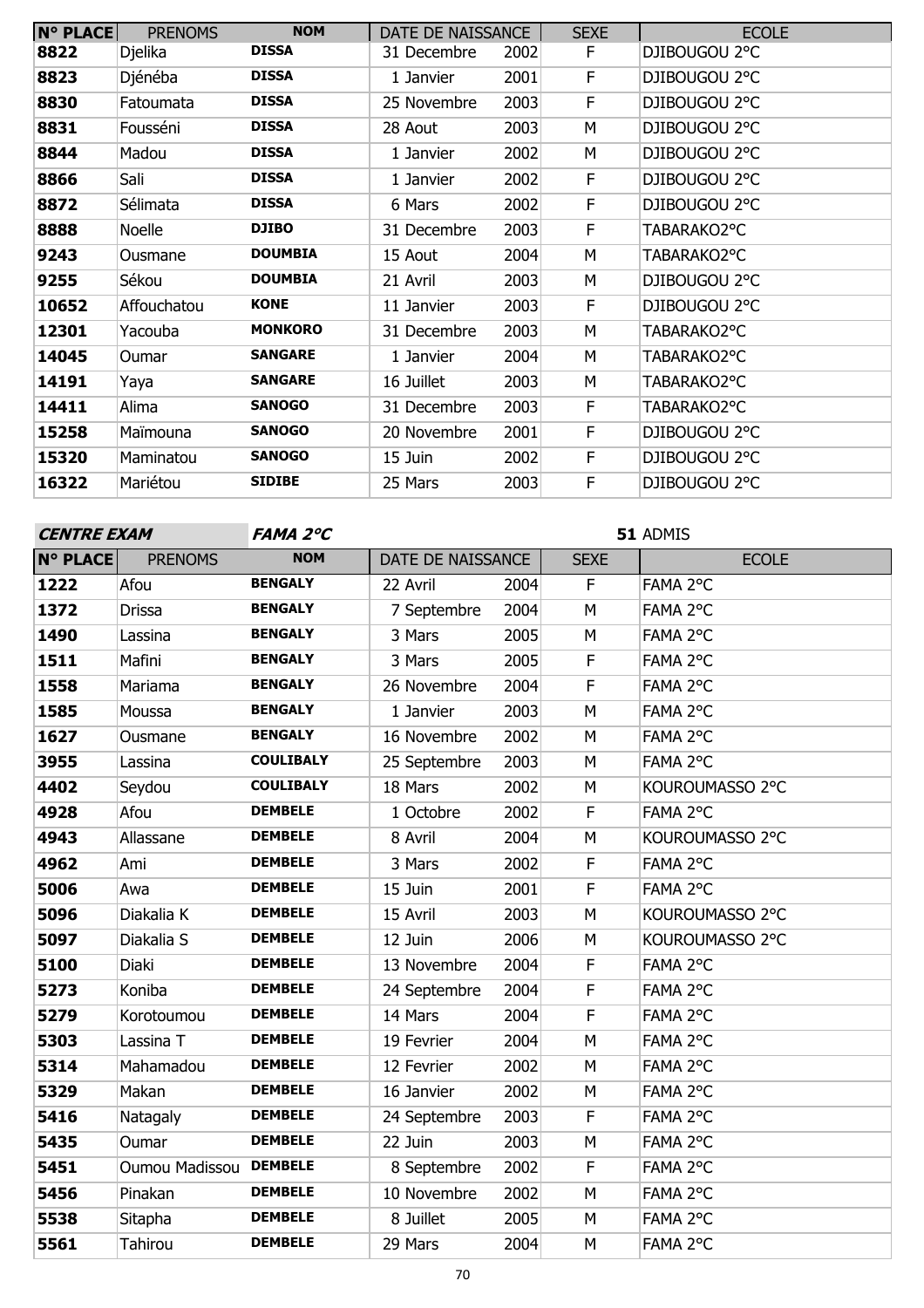| N° PLACE | PRENOMS | NOM | DATE DE NAISSANCE | | SEXE | ECOLE |
|---|---|---|---|---|---|---|
| 8822 | Djelika | DISSA | 31 Decembre | 2002 | F | DJIBOUGOU 2°C |
| 8823 | Djénéba | DISSA | 1 Janvier | 2001 | F | DJIBOUGOU 2°C |
| 8830 | Fatoumata | DISSA | 25 Novembre | 2003 | F | DJIBOUGOU 2°C |
| 8831 | Fousséni | DISSA | 28 Aout | 2003 | M | DJIBOUGOU 2°C |
| 8844 | Madou | DISSA | 1 Janvier | 2002 | M | DJIBOUGOU 2°C |
| 8866 | Sali | DISSA | 1 Janvier | 2002 | F | DJIBOUGOU 2°C |
| 8872 | Sélimata | DISSA | 6 Mars | 2002 | F | DJIBOUGOU 2°C |
| 8888 | Noelle | DJIBO | 31 Decembre | 2003 | F | TABARAKO2°C |
| 9243 | Ousmane | DOUMBIA | 15 Aout | 2004 | M | TABARAKO2°C |
| 9255 | Sékou | DOUMBIA | 21 Avril | 2003 | M | DJIBOUGOU 2°C |
| 10652 | Affouchatou | KONE | 11 Janvier | 2003 | F | DJIBOUGOU 2°C |
| 12301 | Yacouba | MONKORO | 31 Decembre | 2003 | M | TABARAKO2°C |
| 14045 | Oumar | SANGARE | 1 Janvier | 2004 | M | TABARAKO2°C |
| 14191 | Yaya | SANGARE | 16 Juillet | 2003 | M | TABARAKO2°C |
| 14411 | Alima | SANOGO | 31 Decembre | 2003 | F | TABARAKO2°C |
| 15258 | Maïmouna | SANOGO | 20 Novembre | 2001 | F | DJIBOUGOU 2°C |
| 15320 | Maminatou | SANOGO | 15 Juin | 2002 | F | DJIBOUGOU 2°C |
| 16322 | Mariétou | SIDIBE | 25 Mars | 2003 | F | DJIBOUGOU 2°C |

**CENTRE EXAM** ***FAMA 2°C*** **51** ADMIS

| N° PLACE | PRENOMS | NOM | DATE DE NAISSANCE | | SEXE | ECOLE |
|---|---|---|---|---|---|---|
| 1222 | Afou | BENGALY | 22 Avril | 2004 | F | FAMA 2°C |
| 1372 | Drissa | BENGALY | 7 Septembre | 2004 | M | FAMA 2°C |
| 1490 | Lassina | BENGALY | 3 Mars | 2005 | M | FAMA 2°C |
| 1511 | Mafini | BENGALY | 3 Mars | 2005 | F | FAMA 2°C |
| 1558 | Mariama | BENGALY | 26 Novembre | 2004 | F | FAMA 2°C |
| 1585 | Moussa | BENGALY | 1 Janvier | 2003 | M | FAMA 2°C |
| 1627 | Ousmane | BENGALY | 16 Novembre | 2002 | M | FAMA 2°C |
| 3955 | Lassina | COULIBALY | 25 Septembre | 2003 | M | FAMA 2°C |
| 4402 | Seydou | COULIBALY | 18 Mars | 2002 | M | KOUROUMASSO 2°C |
| 4928 | Afou | DEMBELE | 1 Octobre | 2002 | F | FAMA 2°C |
| 4943 | Allassane | DEMBELE | 8 Avril | 2004 | M | KOUROUMASSO 2°C |
| 4962 | Ami | DEMBELE | 3 Mars | 2002 | F | FAMA 2°C |
| 5006 | Awa | DEMBELE | 15 Juin | 2001 | F | FAMA 2°C |
| 5096 | Diakalia K | DEMBELE | 15 Avril | 2003 | M | KOUROUMASSO 2°C |
| 5097 | Diakalia S | DEMBELE | 12 Juin | 2006 | M | KOUROUMASSO 2°C |
| 5100 | Diaki | DEMBELE | 13 Novembre | 2004 | F | FAMA 2°C |
| 5273 | Koniba | DEMBELE | 24 Septembre | 2004 | F | FAMA 2°C |
| 5279 | Korotoumou | DEMBELE | 14 Mars | 2004 | F | FAMA 2°C |
| 5303 | Lassina T | DEMBELE | 19 Fevrier | 2004 | M | FAMA 2°C |
| 5314 | Mahamadou | DEMBELE | 12 Fevrier | 2002 | M | FAMA 2°C |
| 5329 | Makan | DEMBELE | 16 Janvier | 2002 | M | FAMA 2°C |
| 5416 | Natagaly | DEMBELE | 24 Septembre | 2003 | F | FAMA 2°C |
| 5435 | Oumar | DEMBELE | 22 Juin | 2003 | M | FAMA 2°C |
| 5451 | Oumou Madissou | DEMBELE | 8 Septembre | 2002 | F | FAMA 2°C |
| 5456 | Pinakan | DEMBELE | 10 Novembre | 2002 | M | FAMA 2°C |
| 5538 | Sitapha | DEMBELE | 8 Juillet | 2005 | M | FAMA 2°C |
| 5561 | Tahirou | DEMBELE | 29 Mars | 2004 | M | FAMA 2°C |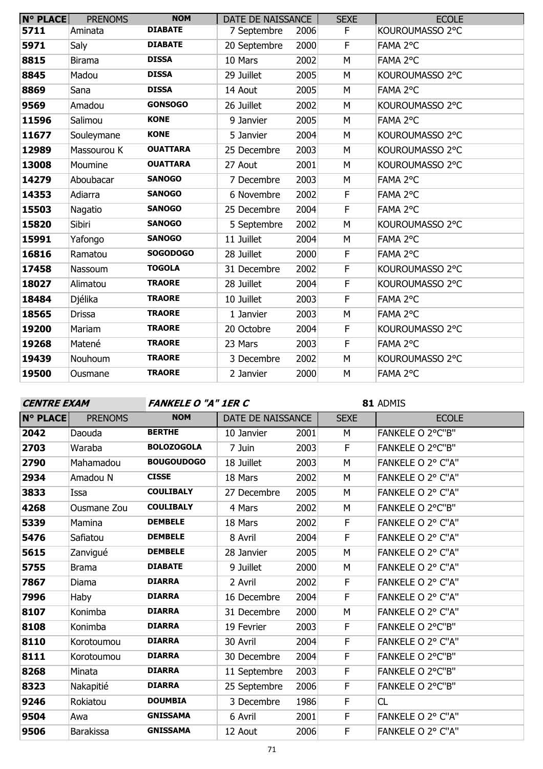| N° PLACE | PRENOMS | NOM | DATE DE NAISSANCE | | SEXE | ECOLE |
|---|---|---|---|---|---|---|
| 5711 | Aminata | DIABATE | 7 Septembre | 2006 | F | KOUROUMASSO 2°C |
| 5971 | Saly | DIABATE | 20 Septembre | 2000 | F | FAMA 2°C |
| 8815 | Birama | DISSA | 10 Mars | 2002 | M | FAMA 2°C |
| 8845 | Madou | DISSA | 29 Juillet | 2005 | M | KOUROUMASSO 2°C |
| 8869 | Sana | DISSA | 14 Aout | 2005 | M | FAMA 2°C |
| 9569 | Amadou | GONSOGO | 26 Juillet | 2002 | M | KOUROUMASSO 2°C |
| 11596 | Salimou | KONE | 9 Janvier | 2005 | M | FAMA 2°C |
| 11677 | Souleymane | KONE | 5 Janvier | 2004 | M | KOUROUMASSO 2°C |
| 12989 | Massourou K | OUATTARA | 25 Decembre | 2003 | M | KOUROUMASSO 2°C |
| 13008 | Moumine | OUATTARA | 27 Aout | 2001 | M | KOUROUMASSO 2°C |
| 14279 | Aboubacar | SANOGO | 7 Decembre | 2003 | M | FAMA 2°C |
| 14353 | Adiarra | SANOGO | 6 Novembre | 2002 | F | FAMA 2°C |
| 15503 | Nagatio | SANOGO | 25 Decembre | 2004 | F | FAMA 2°C |
| 15820 | Sibiri | SANOGO | 5 Septembre | 2002 | M | KOUROUMASSO 2°C |
| 15991 | Yafongo | SANOGO | 11 Juillet | 2004 | M | FAMA 2°C |
| 16816 | Ramatou | SOGODOGO | 28 Juillet | 2000 | F | FAMA 2°C |
| 17458 | Nassoum | TOGOLA | 31 Decembre | 2002 | F | KOUROUMASSO 2°C |
| 18027 | Alimatou | TRAORE | 28 Juillet | 2004 | F | KOUROUMASSO 2°C |
| 18484 | Djélika | TRAORE | 10 Juillet | 2003 | F | FAMA 2°C |
| 18565 | Drissa | TRAORE | 1 Janvier | 2003 | M | FAMA 2°C |
| 19200 | Mariam | TRAORE | 20 Octobre | 2004 | F | KOUROUMASSO 2°C |
| 19268 | Matené | TRAORE | 23 Mars | 2003 | F | FAMA 2°C |
| 19439 | Nouhoum | TRAORE | 3 Decembre | 2002 | M | KOUROUMASSO 2°C |
| 19500 | Ousmane | TRAORE | 2 Janvier | 2000 | M | FAMA 2°C |

***CENTRE EXAM*** ***FANKELE O "A" 1ER C*** **81** ADMIS

| N° PLACE | PRENOMS | NOM | DATE DE NAISSANCE | | SEXE | ECOLE |
|---|---|---|---|---|---|---|
| 2042 | Daouda | BERTHE | 10 Janvier | 2001 | M | FANKELE O 2°C"B" |
| 2703 | Waraba | BOLOZOGOLA | 7 Juin | 2003 | F | FANKELE O 2°C"B" |
| 2790 | Mahamadou | BOUGOUDOGO | 18 Juillet | 2003 | M | FANKELE O 2° C"A" |
| 2934 | Amadou N | CISSE | 18 Mars | 2002 | M | FANKELE O 2° C"A" |
| 3833 | Issa | COULIBALY | 27 Decembre | 2005 | M | FANKELE O 2° C"A" |
| 4268 | Ousmane Zou | COULIBALY | 4 Mars | 2002 | M | FANKELE O 2°C"B" |
| 5339 | Mamina | DEMBELE | 18 Mars | 2002 | F | FANKELE O 2° C"A" |
| 5476 | Safiatou | DEMBELE | 8 Avril | 2004 | F | FANKELE O 2° C"A" |
| 5615 | Zanvigué | DEMBELE | 28 Janvier | 2005 | M | FANKELE O 2° C"A" |
| 5755 | Brama | DIABATE | 9 Juillet | 2000 | M | FANKELE O 2° C"A" |
| 7867 | Diama | DIARRA | 2 Avril | 2002 | F | FANKELE O 2° C"A" |
| 7996 | Haby | DIARRA | 16 Decembre | 2004 | F | FANKELE O 2° C"A" |
| 8107 | Konimba | DIARRA | 31 Decembre | 2000 | M | FANKELE O 2° C"A" |
| 8108 | Konimba | DIARRA | 19 Fevrier | 2003 | F | FANKELE O 2°C"B" |
| 8110 | Korotoumou | DIARRA | 30 Avril | 2004 | F | FANKELE O 2° C"A" |
| 8111 | Korotoumou | DIARRA | 30 Decembre | 2004 | F | FANKELE O 2°C"B" |
| 8268 | Minata | DIARRA | 11 Septembre | 2003 | F | FANKELE O 2°C"B" |
| 8323 | Nakapitié | DIARRA | 25 Septembre | 2006 | F | FANKELE O 2°C"B" |
| 9246 | Rokiatou | DOUMBIA | 3 Decembre | 1986 | F | CL |
| 9504 | Awa | GNISSAMA | 6 Avril | 2001 | F | FANKELE O 2° C"A" |
| 9506 | Barakissa | GNISSAMA | 12 Aout | 2006 | F | FANKELE O 2° C"A" |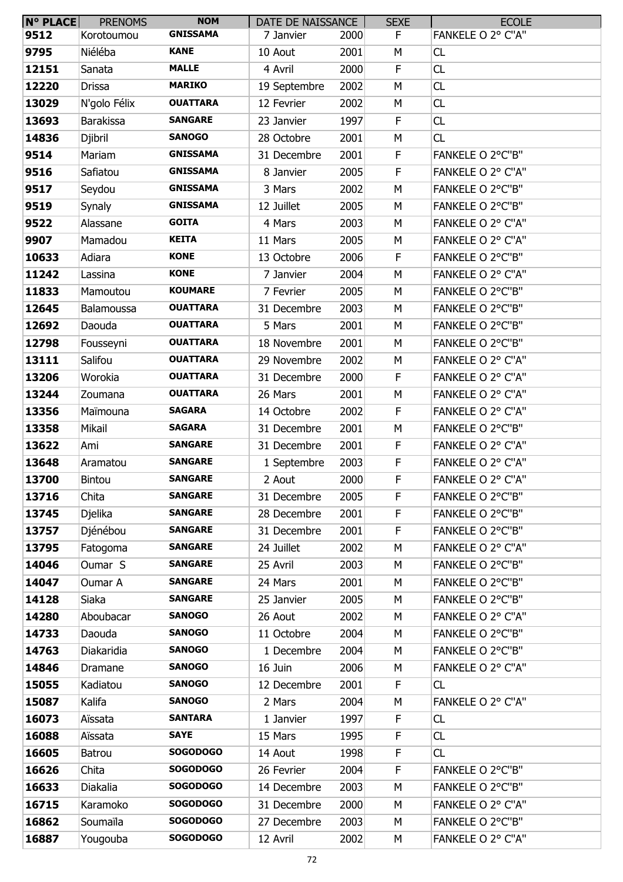| N° PLACE | PRENOMS | NOM | DATE DE NAISSANCE | | SEXE | ECOLE |
|---|---|---|---|---|---|---|
| 9512 | Korotoumou | GNISSAMA | 7 Janvier | 2000 | F | FANKELE O 2° C"A" |
| 9795 | Niéléba | KANE | 10 Aout | 2001 | M | CL |
| 12151 | Sanata | MALLE | 4 Avril | 2000 | F | CL |
| 12220 | Drissa | MARIKO | 19 Septembre | 2002 | M | CL |
| 13029 | N'golo Félix | OUATTARA | 12 Fevrier | 2002 | M | CL |
| 13693 | Barakissa | SANGARE | 23 Janvier | 1997 | F | CL |
| 14836 | Djibril | SANOGO | 28 Octobre | 2001 | M | CL |
| 9514 | Mariam | GNISSAMA | 31 Decembre | 2001 | F | FANKELE O 2°C"B" |
| 9516 | Safiatou | GNISSAMA | 8 Janvier | 2005 | F | FANKELE O 2° C"A" |
| 9517 | Seydou | GNISSAMA | 3 Mars | 2002 | M | FANKELE O 2°C"B" |
| 9519 | Synaly | GNISSAMA | 12 Juillet | 2005 | M | FANKELE O 2°C"B" |
| 9522 | Alassane | GOITA | 4 Mars | 2003 | M | FANKELE O 2° C"A" |
| 9907 | Mamadou | KEITA | 11 Mars | 2005 | M | FANKELE O 2° C"A" |
| 10633 | Adiara | KONE | 13 Octobre | 2006 | F | FANKELE O 2°C"B" |
| 11242 | Lassina | KONE | 7 Janvier | 2004 | M | FANKELE O 2° C"A" |
| 11833 | Mamoutou | KOUMARE | 7 Fevrier | 2005 | M | FANKELE O 2°C"B" |
| 12645 | Balamoussa | OUATTARA | 31 Decembre | 2003 | M | FANKELE O 2°C"B" |
| 12692 | Daouda | OUATTARA | 5 Mars | 2001 | M | FANKELE O 2°C"B" |
| 12798 | Fousseyni | OUATTARA | 18 Novembre | 2001 | M | FANKELE O 2°C"B" |
| 13111 | Salifou | OUATTARA | 29 Novembre | 2002 | M | FANKELE O 2° C"A" |
| 13206 | Worokia | OUATTARA | 31 Decembre | 2000 | F | FANKELE O 2° C"A" |
| 13244 | Zoumana | OUATTARA | 26 Mars | 2001 | M | FANKELE O 2° C"A" |
| 13356 | Maïmouna | SAGARA | 14 Octobre | 2002 | F | FANKELE O 2° C"A" |
| 13358 | Mikail | SAGARA | 31 Decembre | 2001 | M | FANKELE O 2°C"B" |
| 13622 | Ami | SANGARE | 31 Decembre | 2001 | F | FANKELE O 2° C"A" |
| 13648 | Aramatou | SANGARE | 1 Septembre | 2003 | F | FANKELE O 2° C"A" |
| 13700 | Bintou | SANGARE | 2 Aout | 2000 | F | FANKELE O 2° C"A" |
| 13716 | Chita | SANGARE | 31 Decembre | 2005 | F | FANKELE O 2°C"B" |
| 13745 | Djelika | SANGARE | 28 Decembre | 2001 | F | FANKELE O 2°C"B" |
| 13757 | Djénébou | SANGARE | 31 Decembre | 2001 | F | FANKELE O 2°C"B" |
| 13795 | Fatogoma | SANGARE | 24 Juillet | 2002 | M | FANKELE O 2° C"A" |
| 14046 | Oumar S | SANGARE | 25 Avril | 2003 | M | FANKELE O 2°C"B" |
| 14047 | Oumar A | SANGARE | 24 Mars | 2001 | M | FANKELE O 2°C"B" |
| 14128 | Siaka | SANGARE | 25 Janvier | 2005 | M | FANKELE O 2°C"B" |
| 14280 | Aboubacar | SANOGO | 26 Aout | 2002 | M | FANKELE O 2° C"A" |
| 14733 | Daouda | SANOGO | 11 Octobre | 2004 | M | FANKELE O 2°C"B" |
| 14763 | Diakaridia | SANOGO | 1 Decembre | 2004 | M | FANKELE O 2°C"B" |
| 14846 | Dramane | SANOGO | 16 Juin | 2006 | M | FANKELE O 2° C"A" |
| 15055 | Kadiatou | SANOGO | 12 Decembre | 2001 | F | CL |
| 15087 | Kalifa | SANOGO | 2 Mars | 2004 | M | FANKELE O 2° C"A" |
| 16073 | Aïssata | SANTARA | 1 Janvier | 1997 | F | CL |
| 16088 | Aïssata | SAYE | 15 Mars | 1995 | F | CL |
| 16605 | Batrou | SOGODOGO | 14 Aout | 1998 | F | CL |
| 16626 | Chita | SOGODOGO | 26 Fevrier | 2004 | F | FANKELE O 2°C"B" |
| 16633 | Diakalia | SOGODOGO | 14 Decembre | 2003 | M | FANKELE O 2°C"B" |
| 16715 | Karamoko | SOGODOGO | 31 Decembre | 2000 | M | FANKELE O 2° C"A" |
| 16862 | Soumaïla | SOGODOGO | 27 Decembre | 2003 | M | FANKELE O 2°C"B" |
| 16887 | Yougouba | SOGODOGO | 12 Avril | 2002 | M | FANKELE O 2° C"A" |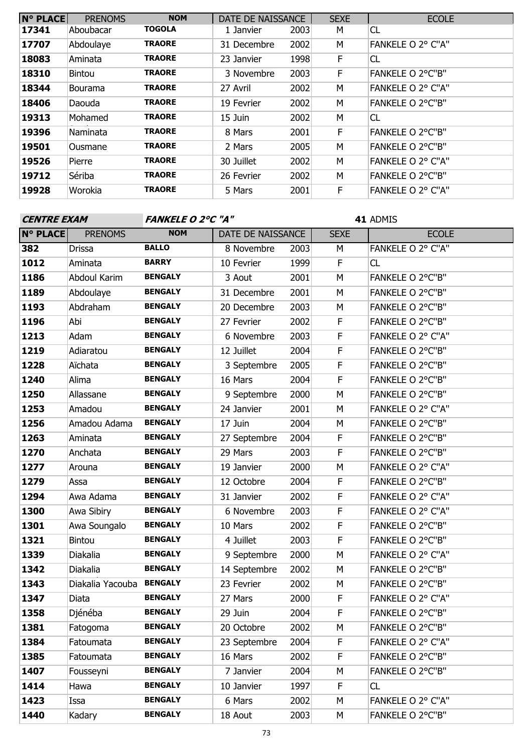| N° PLACE | PRENOMS | NOM | DATE DE NAISSANCE | | SEXE | ECOLE |
|---|---|---|---|---|---|---|
| 17341 | Aboubacar | TOGOLA | 1 Janvier | 2003 | M | CL |
| 17707 | Abdoulaye | TRAORE | 31 Decembre | 2002 | M | FANKELE O 2° C"A" |
| 18083 | Aminata | TRAORE | 23 Janvier | 1998 | F | CL |
| 18310 | Bintou | TRAORE | 3 Novembre | 2003 | F | FANKELE O 2°C"B" |
| 18344 | Bourama | TRAORE | 27 Avril | 2002 | M | FANKELE O 2° C"A" |
| 18406 | Daouda | TRAORE | 19 Fevrier | 2002 | M | FANKELE O 2°C"B" |
| 19313 | Mohamed | TRAORE | 15 Juin | 2002 | M | CL |
| 19396 | Naminata | TRAORE | 8 Mars | 2001 | F | FANKELE O 2°C"B" |
| 19501 | Ousmane | TRAORE | 2 Mars | 2005 | M | FANKELE O 2°C"B" |
| 19526 | Pierre | TRAORE | 30 Juillet | 2002 | M | FANKELE O 2° C"A" |
| 19712 | Sériba | TRAORE | 26 Fevrier | 2002 | M | FANKELE O 2°C"B" |
| 19928 | Worokia | TRAORE | 5 Mars | 2001 | F | FANKELE O 2° C"A" |

***CENTRE EXAM*** ***FANKELE O 2°C "A"*** **41** ADMIS

| N° PLACE | PRENOMS | NOM | DATE DE NAISSANCE | | SEXE | ECOLE |
|---|---|---|---|---|---|---|
| 382 | Drissa | BALLO | 8 Novembre | 2003 | M | FANKELE O 2° C"A" |
| 1012 | Aminata | BARRY | 10 Fevrier | 1999 | F | CL |
| 1186 | Abdoul Karim | BENGALY | 3 Aout | 2001 | M | FANKELE O 2°C"B" |
| 1189 | Abdoulaye | BENGALY | 31 Decembre | 2001 | M | FANKELE O 2°C"B" |
| 1193 | Abdraham | BENGALY | 20 Decembre | 2003 | M | FANKELE O 2°C"B" |
| 1196 | Abi | BENGALY | 27 Fevrier | 2002 | F | FANKELE O 2°C"B" |
| 1213 | Adam | BENGALY | 6 Novembre | 2003 | F | FANKELE O 2° C"A" |
| 1219 | Adiaratou | BENGALY | 12 Juillet | 2004 | F | FANKELE O 2°C"B" |
| 1228 | Aïchata | BENGALY | 3 Septembre | 2005 | F | FANKELE O 2°C"B" |
| 1240 | Alima | BENGALY | 16 Mars | 2004 | F | FANKELE O 2°C"B" |
| 1250 | Allassane | BENGALY | 9 Septembre | 2000 | M | FANKELE O 2°C"B" |
| 1253 | Amadou | BENGALY | 24 Janvier | 2001 | M | FANKELE O 2° C"A" |
| 1256 | Amadou Adama | BENGALY | 17 Juin | 2004 | M | FANKELE O 2°C"B" |
| 1263 | Aminata | BENGALY | 27 Septembre | 2004 | F | FANKELE O 2°C"B" |
| 1270 | Anchata | BENGALY | 29 Mars | 2003 | F | FANKELE O 2°C"B" |
| 1277 | Arouna | BENGALY | 19 Janvier | 2000 | M | FANKELE O 2° C"A" |
| 1279 | Assa | BENGALY | 12 Octobre | 2004 | F | FANKELE O 2°C"B" |
| 1294 | Awa Adama | BENGALY | 31 Janvier | 2002 | F | FANKELE O 2° C"A" |
| 1300 | Awa Sibiry | BENGALY | 6 Novembre | 2003 | F | FANKELE O 2° C"A" |
| 1301 | Awa Soungalo | BENGALY | 10 Mars | 2002 | F | FANKELE O 2°C"B" |
| 1321 | Bintou | BENGALY | 4 Juillet | 2003 | F | FANKELE O 2°C"B" |
| 1339 | Diakalia | BENGALY | 9 Septembre | 2000 | M | FANKELE O 2° C"A" |
| 1342 | Diakalia | BENGALY | 14 Septembre | 2002 | M | FANKELE O 2°C"B" |
| 1343 | Diakalia Yacouba | BENGALY | 23 Fevrier | 2002 | M | FANKELE O 2°C"B" |
| 1347 | Diata | BENGALY | 27 Mars | 2000 | F | FANKELE O 2° C"A" |
| 1358 | Djénéba | BENGALY | 29 Juin | 2004 | F | FANKELE O 2°C"B" |
| 1381 | Fatogoma | BENGALY | 20 Octobre | 2002 | M | FANKELE O 2°C"B" |
| 1384 | Fatoumata | BENGALY | 23 Septembre | 2004 | F | FANKELE O 2° C"A" |
| 1385 | Fatoumata | BENGALY | 16 Mars | 2002 | F | FANKELE O 2°C"B" |
| 1407 | Fousseyni | BENGALY | 7 Janvier | 2004 | M | FANKELE O 2°C"B" |
| 1414 | Hawa | BENGALY | 10 Janvier | 1997 | F | CL |
| 1423 | Issa | BENGALY | 6 Mars | 2002 | M | FANKELE O 2° C"A" |
| 1440 | Kadary | BENGALY | 18 Aout | 2003 | M | FANKELE O 2°C"B" |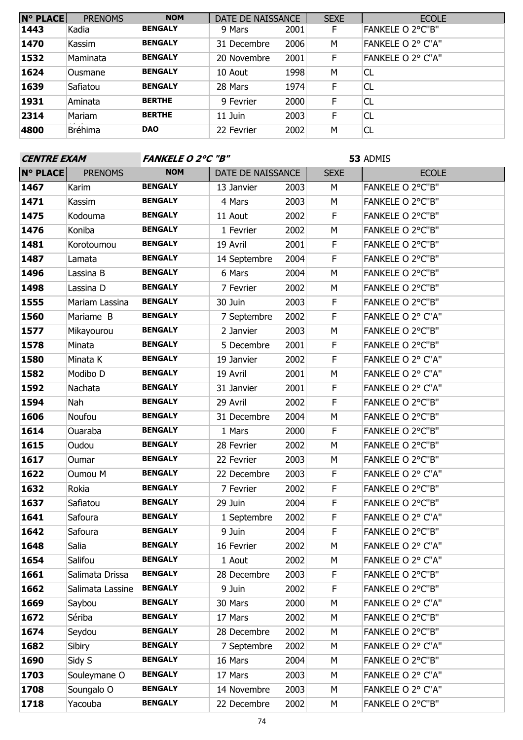| N° PLACE | PRENOMS | NOM | DATE DE NAISSANCE | | SEXE | ECOLE |
|---|---|---|---|---|---|---|
| 1443 | Kadia | BENGALY | 9 Mars | 2001 | F | FANKELE O 2°C"B" |
| 1470 | Kassim | BENGALY | 31 Decembre | 2006 | M | FANKELE O 2° C"A" |
| 1532 | Maminata | BENGALY | 20 Novembre | 2001 | F | FANKELE O 2° C"A" |
| 1624 | Ousmane | BENGALY | 10 Aout | 1998 | M | CL |
| 1639 | Safiatou | BENGALY | 28 Mars | 1974 | F | CL |
| 1931 | Aminata | BERTHE | 9 Fevrier | 2000 | F | CL |
| 2314 | Mariam | BERTHE | 11 Juin | 2003 | F | CL |
| 4800 | Bréhima | DAO | 22 Fevrier | 2002 | M | CL |

**CENTRE EXAM** ***FANKELE O 2°C "B"*** **53** ADMIS

| N° PLACE | PRENOMS | NOM | DATE DE NAISSANCE | | SEXE | ECOLE |
|---|---|---|---|---|---|---|
| 1467 | Karim | BENGALY | 13 Janvier | 2003 | M | FANKELE O 2°C"B" |
| 1471 | Kassim | BENGALY | 4 Mars | 2003 | M | FANKELE O 2°C"B" |
| 1475 | Kodouma | BENGALY | 11 Aout | 2002 | F | FANKELE O 2°C"B" |
| 1476 | Koniba | BENGALY | 1 Fevrier | 2002 | M | FANKELE O 2°C"B" |
| 1481 | Korotoumou | BENGALY | 19 Avril | 2001 | F | FANKELE O 2°C"B" |
| 1487 | Lamata | BENGALY | 14 Septembre | 2004 | F | FANKELE O 2°C"B" |
| 1496 | Lassina B | BENGALY | 6 Mars | 2004 | M | FANKELE O 2°C"B" |
| 1498 | Lassina D | BENGALY | 7 Fevrier | 2002 | M | FANKELE O 2°C"B" |
| 1555 | Mariam Lassina | BENGALY | 30 Juin | 2003 | F | FANKELE O 2°C"B" |
| 1560 | Mariame B | BENGALY | 7 Septembre | 2002 | F | FANKELE O 2° C"A" |
| 1577 | Mikayourou | BENGALY | 2 Janvier | 2003 | M | FANKELE O 2°C"B" |
| 1578 | Minata | BENGALY | 5 Decembre | 2001 | F | FANKELE O 2°C"B" |
| 1580 | Minata K | BENGALY | 19 Janvier | 2002 | F | FANKELE O 2° C"A" |
| 1582 | Modibo D | BENGALY | 19 Avril | 2001 | M | FANKELE O 2° C"A" |
| 1592 | Nachata | BENGALY | 31 Janvier | 2001 | F | FANKELE O 2° C"A" |
| 1594 | Nah | BENGALY | 29 Avril | 2002 | F | FANKELE O 2°C"B" |
| 1606 | Noufou | BENGALY | 31 Decembre | 2004 | M | FANKELE O 2°C"B" |
| 1614 | Ouaraba | BENGALY | 1 Mars | 2000 | F | FANKELE O 2°C"B" |
| 1615 | Oudou | BENGALY | 28 Fevrier | 2002 | M | FANKELE O 2°C"B" |
| 1617 | Oumar | BENGALY | 22 Fevrier | 2003 | M | FANKELE O 2°C"B" |
| 1622 | Oumou M | BENGALY | 22 Decembre | 2003 | F | FANKELE O 2° C"A" |
| 1632 | Rokia | BENGALY | 7 Fevrier | 2002 | F | FANKELE O 2°C"B" |
| 1637 | Safiatou | BENGALY | 29 Juin | 2004 | F | FANKELE O 2°C"B" |
| 1641 | Safoura | BENGALY | 1 Septembre | 2002 | F | FANKELE O 2° C"A" |
| 1642 | Safoura | BENGALY | 9 Juin | 2004 | F | FANKELE O 2°C"B" |
| 1648 | Salia | BENGALY | 16 Fevrier | 2002 | M | FANKELE O 2° C"A" |
| 1654 | Salifou | BENGALY | 1 Aout | 2002 | M | FANKELE O 2° C"A" |
| 1661 | Salimata Drissa | BENGALY | 28 Decembre | 2003 | F | FANKELE O 2°C"B" |
| 1662 | Salimata Lassine | BENGALY | 9 Juin | 2002 | F | FANKELE O 2°C"B" |
| 1669 | Saybou | BENGALY | 30 Mars | 2000 | M | FANKELE O 2° C"A" |
| 1672 | Sériba | BENGALY | 17 Mars | 2002 | M | FANKELE O 2°C"B" |
| 1674 | Seydou | BENGALY | 28 Decembre | 2002 | M | FANKELE O 2°C"B" |
| 1682 | Sibiry | BENGALY | 7 Septembre | 2002 | M | FANKELE O 2° C"A" |
| 1690 | Sidy S | BENGALY | 16 Mars | 2004 | M | FANKELE O 2°C"B" |
| 1703 | Souleymane O | BENGALY | 17 Mars | 2003 | M | FANKELE O 2° C"A" |
| 1708 | Soungalo O | BENGALY | 14 Novembre | 2003 | M | FANKELE O 2° C"A" |
| 1718 | Yacouba | BENGALY | 22 Decembre | 2002 | M | FANKELE O 2°C"B" |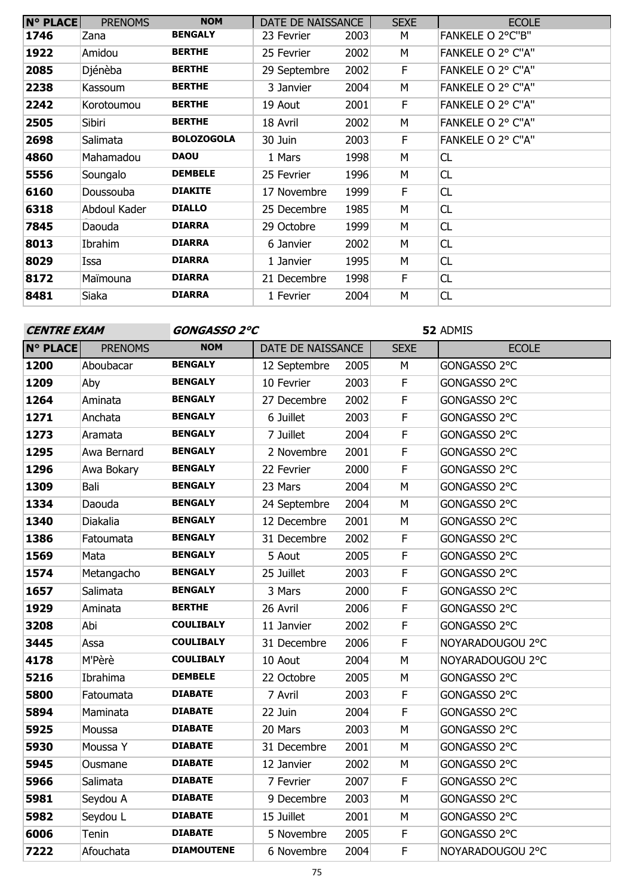| N° PLACE | PRENOMS | NOM | DATE DE NAISSANCE | | SEXE | ECOLE |
|---|---|---|---|---|---|---|
| 1746 | Zana | BENGALY | 23 Fevrier | 2003 | M | FANKELE O 2°C"B" |
| 1922 | Amidou | BERTHE | 25 Fevrier | 2002 | M | FANKELE O 2° C"A" |
| 2085 | Djénèba | BERTHE | 29 Septembre | 2002 | F | FANKELE O 2° C"A" |
| 2238 | Kassoum | BERTHE | 3 Janvier | 2004 | M | FANKELE O 2° C"A" |
| 2242 | Korotoumou | BERTHE | 19 Aout | 2001 | F | FANKELE O 2° C"A" |
| 2505 | Sibiri | BERTHE | 18 Avril | 2002 | M | FANKELE O 2° C"A" |
| 2698 | Salimata | BOLOZOGOLA | 30 Juin | 2003 | F | FANKELE O 2° C"A" |
| 4860 | Mahamadou | DAOU | 1 Mars | 1998 | M | CL |
| 5556 | Soungalo | DEMBELE | 25 Fevrier | 1996 | M | CL |
| 6160 | Doussouba | DIAKITE | 17 Novembre | 1999 | F | CL |
| 6318 | Abdoul Kader | DIALLO | 25 Decembre | 1985 | M | CL |
| 7845 | Daouda | DIARRA | 29 Octobre | 1999 | M | CL |
| 8013 | Ibrahim | DIARRA | 6 Janvier | 2002 | M | CL |
| 8029 | Issa | DIARRA | 1 Janvier | 1995 | M | CL |
| 8172 | Maïmouna | DIARRA | 21 Decembre | 1998 | F | CL |
| 8481 | Siaka | DIARRA | 1 Fevrier | 2004 | M | CL |

***CENTRE EXAM*** ***GONGASSO 2°C*** **52** ADMIS

| N° PLACE | PRENOMS | NOM | DATE DE NAISSANCE | | SEXE | ECOLE |
|---|---|---|---|---|---|---|
| 1200 | Aboubacar | BENGALY | 12 Septembre | 2005 | M | GONGASSO 2°C |
| 1209 | Aby | BENGALY | 10 Fevrier | 2003 | F | GONGASSO 2°C |
| 1264 | Aminata | BENGALY | 27 Decembre | 2002 | F | GONGASSO 2°C |
| 1271 | Anchata | BENGALY | 6 Juillet | 2003 | F | GONGASSO 2°C |
| 1273 | Aramata | BENGALY | 7 Juillet | 2004 | F | GONGASSO 2°C |
| 1295 | Awa Bernard | BENGALY | 2 Novembre | 2001 | F | GONGASSO 2°C |
| 1296 | Awa Bokary | BENGALY | 22 Fevrier | 2000 | F | GONGASSO 2°C |
| 1309 | Bali | BENGALY | 23 Mars | 2004 | M | GONGASSO 2°C |
| 1334 | Daouda | BENGALY | 24 Septembre | 2004 | M | GONGASSO 2°C |
| 1340 | Diakalia | BENGALY | 12 Decembre | 2001 | M | GONGASSO 2°C |
| 1386 | Fatoumata | BENGALY | 31 Decembre | 2002 | F | GONGASSO 2°C |
| 1569 | Mata | BENGALY | 5 Aout | 2005 | F | GONGASSO 2°C |
| 1574 | Metangacho | BENGALY | 25 Juillet | 2003 | F | GONGASSO 2°C |
| 1657 | Salimata | BENGALY | 3 Mars | 2000 | F | GONGASSO 2°C |
| 1929 | Aminata | BERTHE | 26 Avril | 2006 | F | GONGASSO 2°C |
| 3208 | Abi | COULIBALY | 11 Janvier | 2002 | F | GONGASSO 2°C |
| 3445 | Assa | COULIBALY | 31 Decembre | 2006 | F | NOYARADOUGOU 2°C |
| 4178 | M'Pèrè | COULIBALY | 10 Aout | 2004 | M | NOYARADOUGOU 2°C |
| 5216 | Ibrahima | DEMBELE | 22 Octobre | 2005 | M | GONGASSO 2°C |
| 5800 | Fatoumata | DIABATE | 7 Avril | 2003 | F | GONGASSO 2°C |
| 5894 | Maminata | DIABATE | 22 Juin | 2004 | F | GONGASSO 2°C |
| 5925 | Moussa | DIABATE | 20 Mars | 2003 | M | GONGASSO 2°C |
| 5930 | Moussa Y | DIABATE | 31 Decembre | 2001 | M | GONGASSO 2°C |
| 5945 | Ousmane | DIABATE | 12 Janvier | 2002 | M | GONGASSO 2°C |
| 5966 | Salimata | DIABATE | 7 Fevrier | 2007 | F | GONGASSO 2°C |
| 5981 | Seydou A | DIABATE | 9 Decembre | 2003 | M | GONGASSO 2°C |
| 5982 | Seydou L | DIABATE | 15 Juillet | 2001 | M | GONGASSO 2°C |
| 6006 | Tenin | DIABATE | 5 Novembre | 2005 | F | GONGASSO 2°C |
| 7222 | Afouchata | DIAMOUTENE | 6 Novembre | 2004 | F | NOYARADOUGOU 2°C |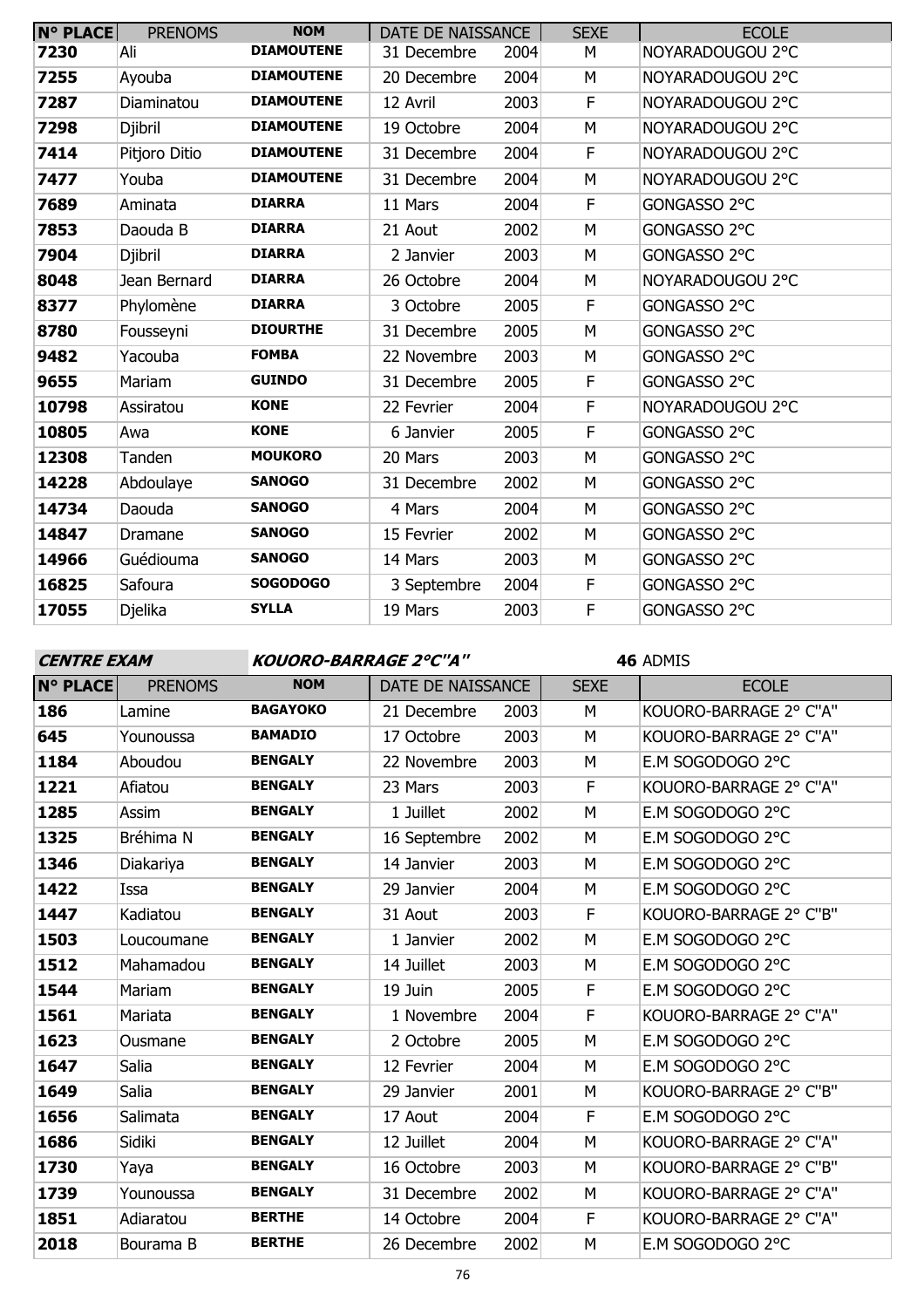| N° PLACE | PRENOMS | NOM | DATE DE NAISSANCE | | SEXE | ECOLE |
|---|---|---|---|---|---|---|
| 7230 | Ali | DIAMOUTENE | 31 Decembre | 2004 | M | NOYARADOUGOU 2°C |
| 7255 | Ayouba | DIAMOUTENE | 20 Decembre | 2004 | M | NOYARADOUGOU 2°C |
| 7287 | Diaminatou | DIAMOUTENE | 12 Avril | 2003 | F | NOYARADOUGOU 2°C |
| 7298 | Djibril | DIAMOUTENE | 19 Octobre | 2004 | M | NOYARADOUGOU 2°C |
| 7414 | Pitjoro Ditio | DIAMOUTENE | 31 Decembre | 2004 | F | NOYARADOUGOU 2°C |
| 7477 | Youba | DIAMOUTENE | 31 Decembre | 2004 | M | NOYARADOUGOU 2°C |
| 7689 | Aminata | DIARRA | 11 Mars | 2004 | F | GONGASSO 2°C |
| 7853 | Daouda B | DIARRA | 21 Aout | 2002 | M | GONGASSO 2°C |
| 7904 | Djibril | DIARRA | 2 Janvier | 2003 | M | GONGASSO 2°C |
| 8048 | Jean Bernard | DIARRA | 26 Octobre | 2004 | M | NOYARADOUGOU 2°C |
| 8377 | Phylomène | DIARRA | 3 Octobre | 2005 | F | GONGASSO 2°C |
| 8780 | Fousseyni | DIOURTHE | 31 Decembre | 2005 | M | GONGASSO 2°C |
| 9482 | Yacouba | FOMBA | 22 Novembre | 2003 | M | GONGASSO 2°C |
| 9655 | Mariam | GUINDO | 31 Decembre | 2005 | F | GONGASSO 2°C |
| 10798 | Assiratou | KONE | 22 Fevrier | 2004 | F | NOYARADOUGOU 2°C |
| 10805 | Awa | KONE | 6 Janvier | 2005 | F | GONGASSO 2°C |
| 12308 | Tanden | MOUKORO | 20 Mars | 2003 | M | GONGASSO 2°C |
| 14228 | Abdoulaye | SANOGO | 31 Decembre | 2002 | M | GONGASSO 2°C |
| 14734 | Daouda | SANOGO | 4 Mars | 2004 | M | GONGASSO 2°C |
| 14847 | Dramane | SANOGO | 15 Fevrier | 2002 | M | GONGASSO 2°C |
| 14966 | Guédiouma | SANOGO | 14 Mars | 2003 | M | GONGASSO 2°C |
| 16825 | Safoura | SOGODOGO | 3 Septembre | 2004 | F | GONGASSO 2°C |
| 17055 | Djelika | SYLLA | 19 Mars | 2003 | F | GONGASSO 2°C |

***CENTRE EXAM*** ***KOUORO-BARRAGE 2°C"A"*** **46** ADMIS

| N° PLACE | PRENOMS | NOM | DATE DE NAISSANCE | | SEXE | ECOLE |
|---|---|---|---|---|---|---|
| 186 | Lamine | BAGAYOKO | 21 Decembre | 2003 | M | KOUORO-BARRAGE 2° C"A" |
| 645 | Younoussa | BAMADIO | 17 Octobre | 2003 | M | KOUORO-BARRAGE 2° C"A" |
| 1184 | Aboudou | BENGALY | 22 Novembre | 2003 | M | E.M SOGODOGO 2°C |
| 1221 | Afiatou | BENGALY | 23 Mars | 2003 | F | KOUORO-BARRAGE 2° C"A" |
| 1285 | Assim | BENGALY | 1 Juillet | 2002 | M | E.M SOGODOGO 2°C |
| 1325 | Bréhima N | BENGALY | 16 Septembre | 2002 | M | E.M SOGODOGO 2°C |
| 1346 | Diakariya | BENGALY | 14 Janvier | 2003 | M | E.M SOGODOGO 2°C |
| 1422 | Issa | BENGALY | 29 Janvier | 2004 | M | E.M SOGODOGO 2°C |
| 1447 | Kadiatou | BENGALY | 31 Aout | 2003 | F | KOUORO-BARRAGE 2° C"B" |
| 1503 | Loucoumane | BENGALY | 1 Janvier | 2002 | M | E.M SOGODOGO 2°C |
| 1512 | Mahamadou | BENGALY | 14 Juillet | 2003 | M | E.M SOGODOGO 2°C |
| 1544 | Mariam | BENGALY | 19 Juin | 2005 | F | E.M SOGODOGO 2°C |
| 1561 | Mariata | BENGALY | 1 Novembre | 2004 | F | KOUORO-BARRAGE 2° C"A" |
| 1623 | Ousmane | BENGALY | 2 Octobre | 2005 | M | E.M SOGODOGO 2°C |
| 1647 | Salia | BENGALY | 12 Fevrier | 2004 | M | E.M SOGODOGO 2°C |
| 1649 | Salia | BENGALY | 29 Janvier | 2001 | M | KOUORO-BARRAGE 2° C"B" |
| 1656 | Salimata | BENGALY | 17 Aout | 2004 | F | E.M SOGODOGO 2°C |
| 1686 | Sidiki | BENGALY | 12 Juillet | 2004 | M | KOUORO-BARRAGE 2° C"A" |
| 1730 | Yaya | BENGALY | 16 Octobre | 2003 | M | KOUORO-BARRAGE 2° C"B" |
| 1739 | Younoussa | BENGALY | 31 Decembre | 2002 | M | KOUORO-BARRAGE 2° C"A" |
| 1851 | Adiaratou | BERTHE | 14 Octobre | 2004 | F | KOUORO-BARRAGE 2° C"A" |
| 2018 | Bourama B | BERTHE | 26 Decembre | 2002 | M | E.M SOGODOGO 2°C |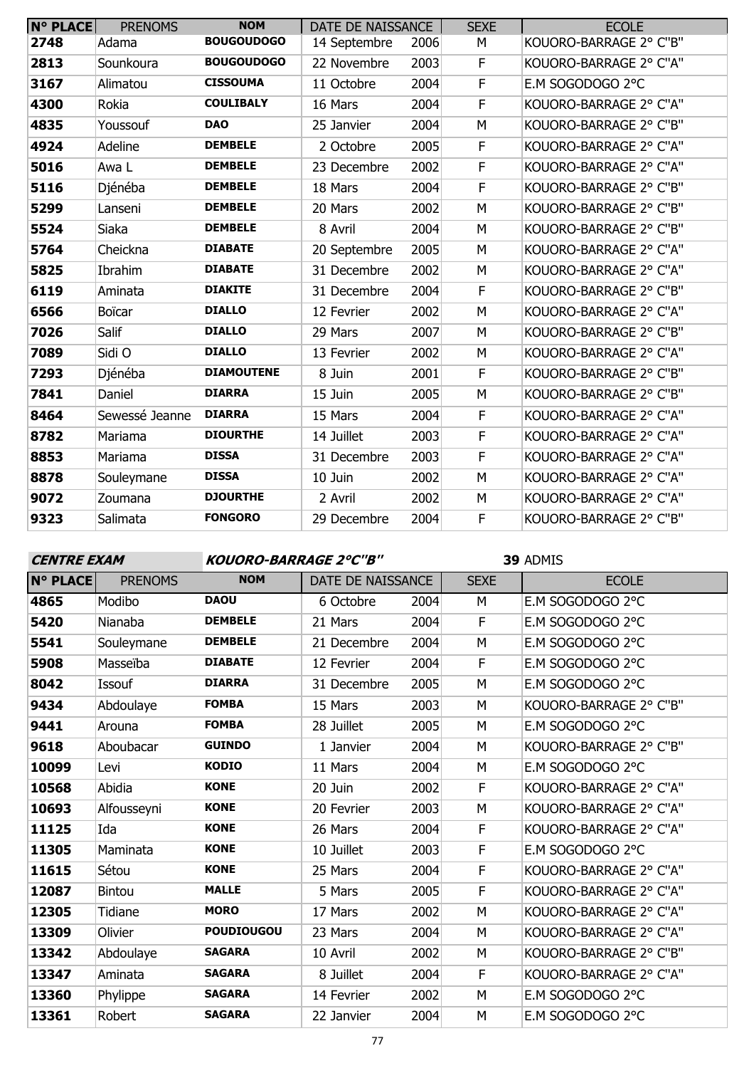| N° PLACE | PRENOMS | NOM | DATE DE NAISSANCE | | SEXE | ECOLE |
|---|---|---|---|---|---|---|
| 2748 | Adama | BOUGOUDOGO | 14 Septembre | 2006 | M | KOUORO-BARRAGE 2° C"B" |
| 2813 | Sounkoura | BOUGOUDOGO | 22 Novembre | 2003 | F | KOUORO-BARRAGE 2° C"A" |
| 3167 | Alimatou | CISSOUMA | 11 Octobre | 2004 | F | E.M SOGODOGO 2°C |
| 4300 | Rokia | COULIBALY | 16 Mars | 2004 | F | KOUORO-BARRAGE 2° C"A" |
| 4835 | Youssouf | DAO | 25 Janvier | 2004 | M | KOUORO-BARRAGE 2° C"B" |
| 4924 | Adeline | DEMBELE | 2 Octobre | 2005 | F | KOUORO-BARRAGE 2° C"A" |
| 5016 | Awa L | DEMBELE | 23 Decembre | 2002 | F | KOUORO-BARRAGE 2° C"A" |
| 5116 | Djénéba | DEMBELE | 18 Mars | 2004 | F | KOUORO-BARRAGE 2° C"B" |
| 5299 | Lanseni | DEMBELE | 20 Mars | 2002 | M | KOUORO-BARRAGE 2° C"B" |
| 5524 | Siaka | DEMBELE | 8 Avril | 2004 | M | KOUORO-BARRAGE 2° C"B" |
| 5764 | Cheickna | DIABATE | 20 Septembre | 2005 | M | KOUORO-BARRAGE 2° C"A" |
| 5825 | Ibrahim | DIABATE | 31 Decembre | 2002 | M | KOUORO-BARRAGE 2° C"A" |
| 6119 | Aminata | DIAKITE | 31 Decembre | 2004 | F | KOUORO-BARRAGE 2° C"B" |
| 6566 | Boïcar | DIALLO | 12 Fevrier | 2002 | M | KOUORO-BARRAGE 2° C"A" |
| 7026 | Salif | DIALLO | 29 Mars | 2007 | M | KOUORO-BARRAGE 2° C"B" |
| 7089 | Sidi O | DIALLO | 13 Fevrier | 2002 | M | KOUORO-BARRAGE 2° C"A" |
| 7293 | Djénéba | DIAMOUTENE | 8 Juin | 2001 | F | KOUORO-BARRAGE 2° C"B" |
| 7841 | Daniel | DIARRA | 15 Juin | 2005 | M | KOUORO-BARRAGE 2° C"B" |
| 8464 | Sewessé Jeanne | DIARRA | 15 Mars | 2004 | F | KOUORO-BARRAGE 2° C"A" |
| 8782 | Mariama | DIOURTHE | 14 Juillet | 2003 | F | KOUORO-BARRAGE 2° C"A" |
| 8853 | Mariama | DISSA | 31 Decembre | 2003 | F | KOUORO-BARRAGE 2° C"A" |
| 8878 | Souleymane | DISSA | 10 Juin | 2002 | M | KOUORO-BARRAGE 2° C"A" |
| 9072 | Zoumana | DJOURTHE | 2 Avril | 2002 | M | KOUORO-BARRAGE 2° C"A" |
| 9323 | Salimata | FONGORO | 29 Decembre | 2004 | F | KOUORO-BARRAGE 2° C"B" |

***CENTRE EXAM*** ***KOUORO-BARRAGE 2°C"B"*** **39** ADMIS

| N° PLACE | PRENOMS | NOM | DATE DE NAISSANCE | | SEXE | ECOLE |
|---|---|---|---|---|---|---|
| 4865 | Modibo | DAOU | 6 Octobre | 2004 | M | E.M SOGODOGO 2°C |
| 5420 | Nianaba | DEMBELE | 21 Mars | 2004 | F | E.M SOGODOGO 2°C |
| 5541 | Souleymane | DEMBELE | 21 Decembre | 2004 | M | E.M SOGODOGO 2°C |
| 5908 | Masseïba | DIABATE | 12 Fevrier | 2004 | F | E.M SOGODOGO 2°C |
| 8042 | Issouf | DIARRA | 31 Decembre | 2005 | M | E.M SOGODOGO 2°C |
| 9434 | Abdoulaye | FOMBA | 15 Mars | 2003 | M | KOUORO-BARRAGE 2° C"B" |
| 9441 | Arouna | FOMBA | 28 Juillet | 2005 | M | E.M SOGODOGO 2°C |
| 9618 | Aboubacar | GUINDO | 1 Janvier | 2004 | M | KOUORO-BARRAGE 2° C"B" |
| 10099 | Levi | KODIO | 11 Mars | 2004 | M | E.M SOGODOGO 2°C |
| 10568 | Abidia | KONE | 20 Juin | 2002 | F | KOUORO-BARRAGE 2° C"A" |
| 10693 | Alfousseyni | KONE | 20 Fevrier | 2003 | M | KOUORO-BARRAGE 2° C"A" |
| 11125 | Ida | KONE | 26 Mars | 2004 | F | KOUORO-BARRAGE 2° C"A" |
| 11305 | Maminata | KONE | 10 Juillet | 2003 | F | E.M SOGODOGO 2°C |
| 11615 | Sétou | KONE | 25 Mars | 2004 | F | KOUORO-BARRAGE 2° C"A" |
| 12087 | Bintou | MALLE | 5 Mars | 2005 | F | KOUORO-BARRAGE 2° C"A" |
| 12305 | Tidiane | MORO | 17 Mars | 2002 | M | KOUORO-BARRAGE 2° C"A" |
| 13309 | Olivier | POUDIOUGOU | 23 Mars | 2004 | M | KOUORO-BARRAGE 2° C"A" |
| 13342 | Abdoulaye | SAGARA | 10 Avril | 2002 | M | KOUORO-BARRAGE 2° C"B" |
| 13347 | Aminata | SAGARA | 8 Juillet | 2004 | F | KOUORO-BARRAGE 2° C"A" |
| 13360 | Phylippe | SAGARA | 14 Fevrier | 2002 | M | E.M SOGODOGO 2°C |
| 13361 | Robert | SAGARA | 22 Janvier | 2004 | M | E.M SOGODOGO 2°C |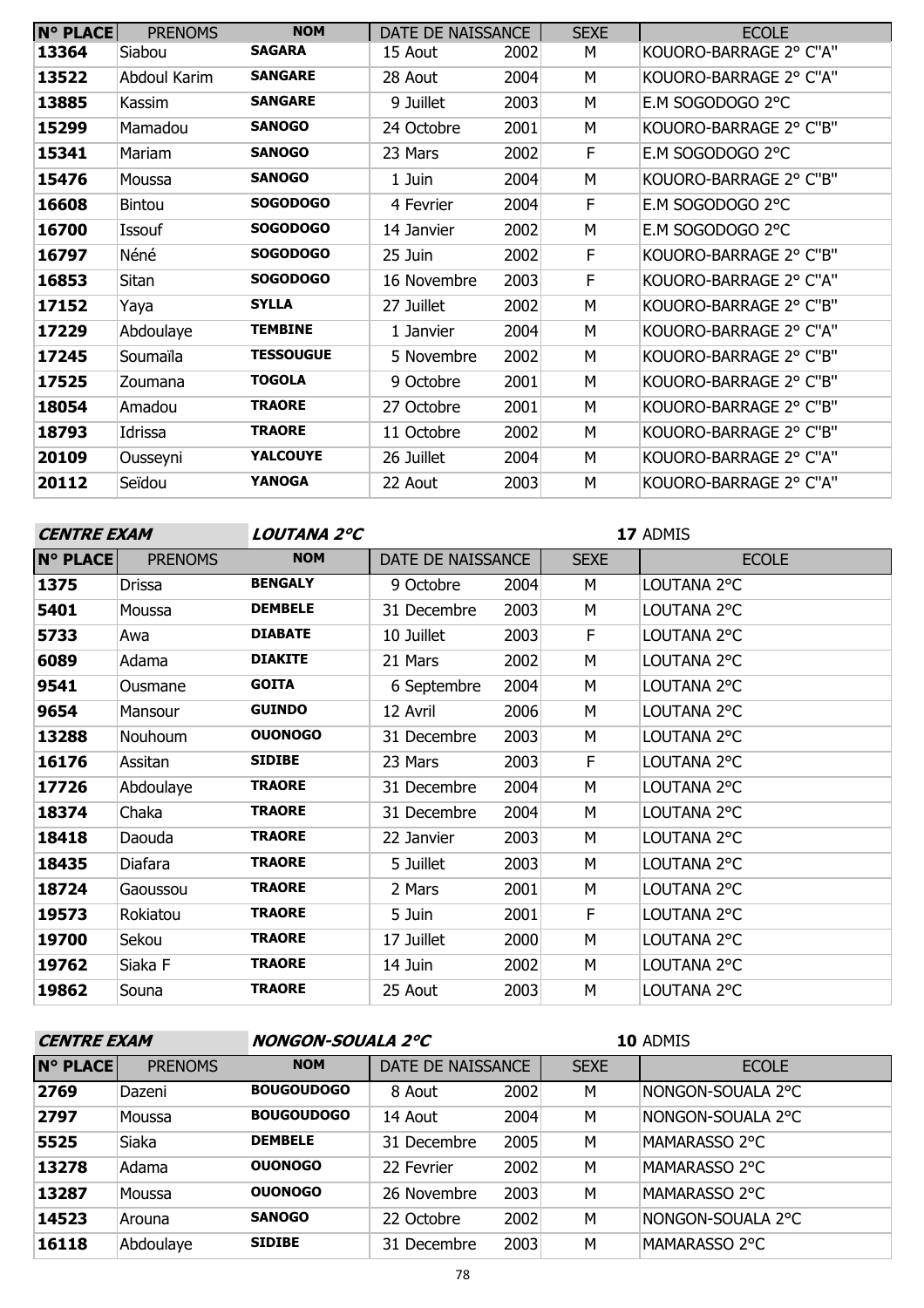| N° PLACE | PRENOMS | NOM | DATE DE NAISSANCE | | SEXE | ECOLE |
|---|---|---|---|---|---|---|
| 13364 | Siabou | **SAGARA** | 15 Aout | 2002 | M | KOUORO-BARRAGE 2° C"A" |
| 13522 | Abdoul Karim | **SANGARE** | 28 Aout | 2004 | M | KOUORO-BARRAGE 2° C"A" |
| 13885 | Kassim | **SANGARE** | 9 Juillet | 2003 | M | E.M SOGODOGO 2°C |
| 15299 | Mamadou | **SANOGO** | 24 Octobre | 2001 | M | KOUORO-BARRAGE 2° C"B" |
| 15341 | Mariam | **SANOGO** | 23 Mars | 2002 | F | E.M SOGODOGO 2°C |
| 15476 | Moussa | **SANOGO** | 1 Juin | 2004 | M | KOUORO-BARRAGE 2° C"B" |
| 16608 | Bintou | **SOGODOGO** | 4 Fevrier | 2004 | F | E.M SOGODOGO 2°C |
| 16700 | Issouf | **SOGODOGO** | 14 Janvier | 2002 | M | E.M SOGODOGO 2°C |
| 16797 | Néné | **SOGODOGO** | 25 Juin | 2002 | F | KOUORO-BARRAGE 2° C"B" |
| 16853 | Sitan | **SOGODOGO** | 16 Novembre | 2003 | F | KOUORO-BARRAGE 2° C"A" |
| 17152 | Yaya | **SYLLA** | 27 Juillet | 2002 | M | KOUORO-BARRAGE 2° C"B" |
| 17229 | Abdoulaye | **TEMBINE** | 1 Janvier | 2004 | M | KOUORO-BARRAGE 2° C"A" |
| 17245 | Soumaïla | **TESSOUGUE** | 5 Novembre | 2002 | M | KOUORO-BARRAGE 2° C"B" |
| 17525 | Zoumana | **TOGOLA** | 9 Octobre | 2001 | M | KOUORO-BARRAGE 2° C"B" |
| 18054 | Amadou | **TRAORE** | 27 Octobre | 2001 | M | KOUORO-BARRAGE 2° C"B" |
| 18793 | Idrissa | **TRAORE** | 11 Octobre | 2002 | M | KOUORO-BARRAGE 2° C"B" |
| 20109 | Ousseyni | **YALCOUYE** | 26 Juillet | 2004 | M | KOUORO-BARRAGE 2° C"A" |
| 20112 | Seïdou | **YANOGA** | 22 Aout | 2003 | M | KOUORO-BARRAGE 2° C"A" |

***CENTRE EXAM*** ***LOUTANA 2°C*** **17** ADMIS

| N° PLACE | PRENOMS | NOM | DATE DE NAISSANCE | | SEXE | ECOLE |
|---|---|---|---|---|---|---|
| 1375 | Drissa | **BENGALY** | 9 Octobre | 2004 | M | LOUTANA 2°C |
| 5401 | Moussa | **DEMBELE** | 31 Decembre | 2003 | M | LOUTANA 2°C |
| 5733 | Awa | **DIABATE** | 10 Juillet | 2003 | F | LOUTANA 2°C |
| 6089 | Adama | **DIAKITE** | 21 Mars | 2002 | M | LOUTANA 2°C |
| 9541 | Ousmane | **GOITA** | 6 Septembre | 2004 | M | LOUTANA 2°C |
| 9654 | Mansour | **GUINDO** | 12 Avril | 2006 | M | LOUTANA 2°C |
| 13288 | Nouhoum | **OUONOGO** | 31 Decembre | 2003 | M | LOUTANA 2°C |
| 16176 | Assitan | **SIDIBE** | 23 Mars | 2003 | F | LOUTANA 2°C |
| 17726 | Abdoulaye | **TRAORE** | 31 Decembre | 2004 | M | LOUTANA 2°C |
| 18374 | Chaka | **TRAORE** | 31 Decembre | 2004 | M | LOUTANA 2°C |
| 18418 | Daouda | **TRAORE** | 22 Janvier | 2003 | M | LOUTANA 2°C |
| 18435 | Diafara | **TRAORE** | 5 Juillet | 2003 | M | LOUTANA 2°C |
| 18724 | Gaoussou | **TRAORE** | 2 Mars | 2001 | M | LOUTANA 2°C |
| 19573 | Rokiatou | **TRAORE** | 5 Juin | 2001 | F | LOUTANA 2°C |
| 19700 | Sekou | **TRAORE** | 17 Juillet | 2000 | M | LOUTANA 2°C |
| 19762 | Siaka F | **TRAORE** | 14 Juin | 2002 | M | LOUTANA 2°C |
| 19862 | Souna | **TRAORE** | 25 Aout | 2003 | M | LOUTANA 2°C |

***CENTRE EXAM*** ***NONGON-SOUALA 2°C*** **10** ADMIS

| N° PLACE | PRENOMS | NOM | DATE DE NAISSANCE | | SEXE | ECOLE |
|---|---|---|---|---|---|---|
| 2769 | Dazeni | **BOUGOUDOGO** | 8 Aout | 2002 | M | NONGON-SOUALA 2°C |
| 2797 | Moussa | **BOUGOUDOGO** | 14 Aout | 2004 | M | NONGON-SOUALA 2°C |
| 5525 | Siaka | **DEMBELE** | 31 Decembre | 2005 | M | MAMARASSO 2°C |
| 13278 | Adama | **OUONOGO** | 22 Fevrier | 2002 | M | MAMARASSO 2°C |
| 13287 | Moussa | **OUONOGO** | 26 Novembre | 2003 | M | MAMARASSO 2°C |
| 14523 | Arouna | **SANOGO** | 22 Octobre | 2002 | M | NONGON-SOUALA 2°C |
| 16118 | Abdoulaye | **SIDIBE** | 31 Decembre | 2003 | M | MAMARASSO 2°C |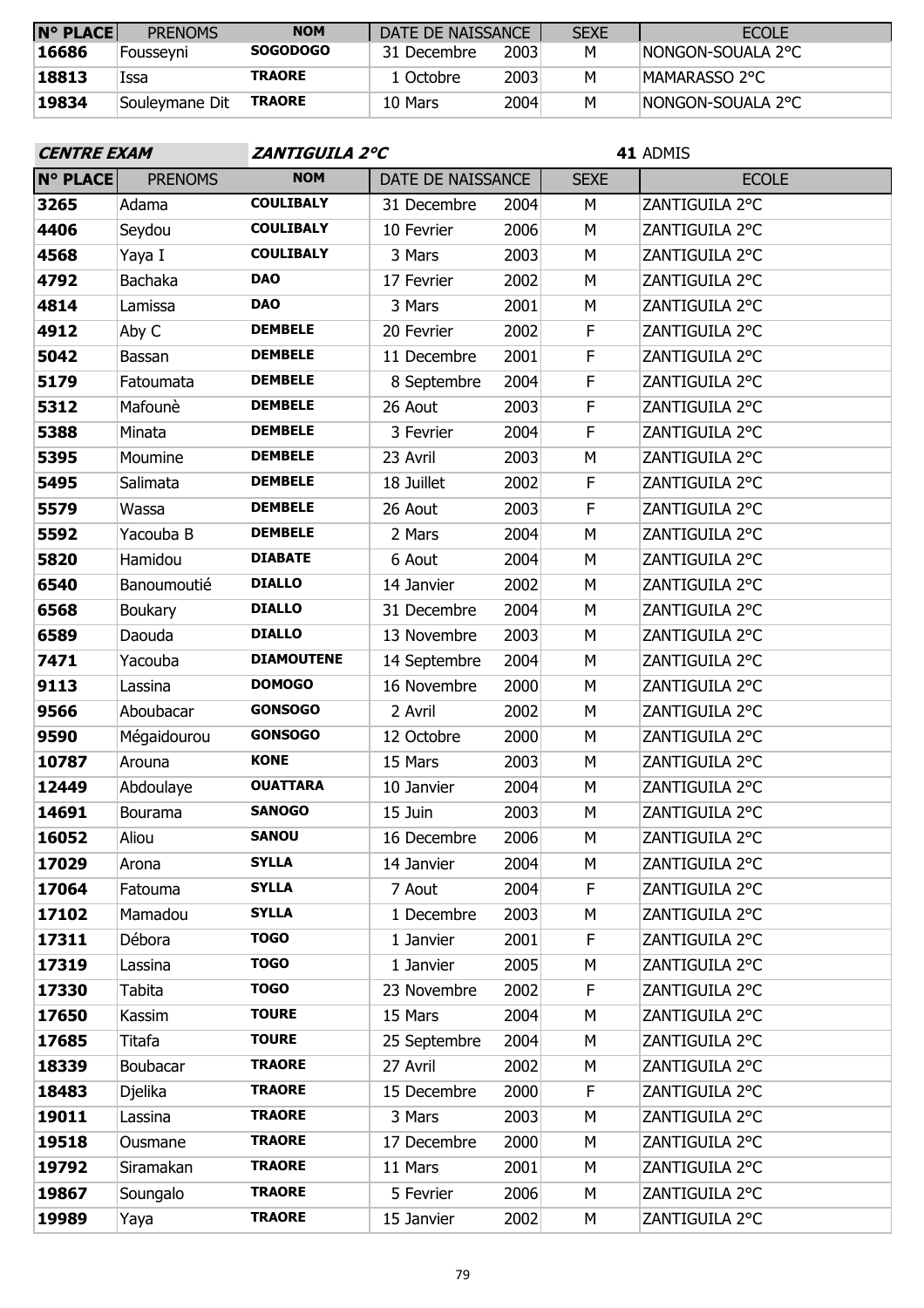| N° PLACE | PRENOMS | NOM | DATE DE NAISSANCE | | SEXE | ECOLE |
|---|---|---|---|---|---|---|
| 16686 | Fousseyni | SOGODOGO | 31 Decembre | 2003 | M | NONGON-SOUALA 2°C |
| 18813 | Issa | TRAORE | 1 Octobre | 2003 | M | MAMARASSO 2°C |
| 19834 | Souleymane Dit | TRAORE | 10 Mars | 2004 | M | NONGON-SOUALA 2°C |

**CENTRE EXAM** ***ZANTIGUILA 2°C*** **41** ADMIS

| N° PLACE | PRENOMS | NOM | DATE DE NAISSANCE | | SEXE | ECOLE |
|---|---|---|---|---|---|---|
| 3265 | Adama | COULIBALY | 31 Decembre | 2004 | M | ZANTIGUILA 2°C |
| 4406 | Seydou | COULIBALY | 10 Fevrier | 2006 | M | ZANTIGUILA 2°C |
| 4568 | Yaya I | COULIBALY | 3 Mars | 2003 | M | ZANTIGUILA 2°C |
| 4792 | Bachaka | DAO | 17 Fevrier | 2002 | M | ZANTIGUILA 2°C |
| 4814 | Lamissa | DAO | 3 Mars | 2001 | M | ZANTIGUILA 2°C |
| 4912 | Aby C | DEMBELE | 20 Fevrier | 2002 | F | ZANTIGUILA 2°C |
| 5042 | Bassan | DEMBELE | 11 Decembre | 2001 | F | ZANTIGUILA 2°C |
| 5179 | Fatoumata | DEMBELE | 8 Septembre | 2004 | F | ZANTIGUILA 2°C |
| 5312 | Mafounè | DEMBELE | 26 Aout | 2003 | F | ZANTIGUILA 2°C |
| 5388 | Minata | DEMBELE | 3 Fevrier | 2004 | F | ZANTIGUILA 2°C |
| 5395 | Moumine | DEMBELE | 23 Avril | 2003 | M | ZANTIGUILA 2°C |
| 5495 | Salimata | DEMBELE | 18 Juillet | 2002 | F | ZANTIGUILA 2°C |
| 5579 | Wassa | DEMBELE | 26 Aout | 2003 | F | ZANTIGUILA 2°C |
| 5592 | Yacouba B | DEMBELE | 2 Mars | 2004 | M | ZANTIGUILA 2°C |
| 5820 | Hamidou | DIABATE | 6 Aout | 2004 | M | ZANTIGUILA 2°C |
| 6540 | Banoumoutié | DIALLO | 14 Janvier | 2002 | M | ZANTIGUILA 2°C |
| 6568 | Boukary | DIALLO | 31 Decembre | 2004 | M | ZANTIGUILA 2°C |
| 6589 | Daouda | DIALLO | 13 Novembre | 2003 | M | ZANTIGUILA 2°C |
| 7471 | Yacouba | DIAMOUTENE | 14 Septembre | 2004 | M | ZANTIGUILA 2°C |
| 9113 | Lassina | DOMOGO | 16 Novembre | 2000 | M | ZANTIGUILA 2°C |
| 9566 | Aboubacar | GONSOGO | 2 Avril | 2002 | M | ZANTIGUILA 2°C |
| 9590 | Mégaidourou | GONSOGO | 12 Octobre | 2000 | M | ZANTIGUILA 2°C |
| 10787 | Arouna | KONE | 15 Mars | 2003 | M | ZANTIGUILA 2°C |
| 12449 | Abdoulaye | OUATTARA | 10 Janvier | 2004 | M | ZANTIGUILA 2°C |
| 14691 | Bourama | SANOGO | 15 Juin | 2003 | M | ZANTIGUILA 2°C |
| 16052 | Aliou | SANOU | 16 Decembre | 2006 | M | ZANTIGUILA 2°C |
| 17029 | Arona | SYLLA | 14 Janvier | 2004 | M | ZANTIGUILA 2°C |
| 17064 | Fatouma | SYLLA | 7 Aout | 2004 | F | ZANTIGUILA 2°C |
| 17102 | Mamadou | SYLLA | 1 Decembre | 2003 | M | ZANTIGUILA 2°C |
| 17311 | Débora | TOGO | 1 Janvier | 2001 | F | ZANTIGUILA 2°C |
| 17319 | Lassina | TOGO | 1 Janvier | 2005 | M | ZANTIGUILA 2°C |
| 17330 | Tabita | TOGO | 23 Novembre | 2002 | F | ZANTIGUILA 2°C |
| 17650 | Kassim | TOURE | 15 Mars | 2004 | M | ZANTIGUILA 2°C |
| 17685 | Titafa | TOURE | 25 Septembre | 2004 | M | ZANTIGUILA 2°C |
| 18339 | Boubacar | TRAORE | 27 Avril | 2002 | M | ZANTIGUILA 2°C |
| 18483 | Djelika | TRAORE | 15 Decembre | 2000 | F | ZANTIGUILA 2°C |
| 19011 | Lassina | TRAORE | 3 Mars | 2003 | M | ZANTIGUILA 2°C |
| 19518 | Ousmane | TRAORE | 17 Decembre | 2000 | M | ZANTIGUILA 2°C |
| 19792 | Siramakan | TRAORE | 11 Mars | 2001 | M | ZANTIGUILA 2°C |
| 19867 | Soungalo | TRAORE | 5 Fevrier | 2006 | M | ZANTIGUILA 2°C |
| 19989 | Yaya | TRAORE | 15 Janvier | 2002 | M | ZANTIGUILA 2°C |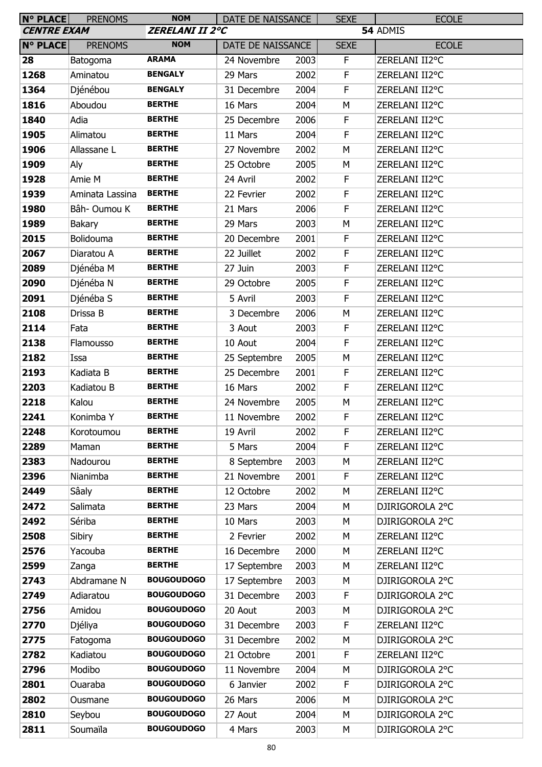| N° PLACE | PRENOMS | NOM | DATE DE NAISSANCE | SEXE | ECOLE |
|---|---|---|---|---|---|
| **CENTRE EXAM** | | **ZERELANI II 2°C** | | | **54** ADMIS |
| **N° PLACE** | PRENOMS | NOM | DATE DE NAISSANCE | SEXE | ECOLE |
| **28** | Batogoma | **ARAMA** | 24 Novembre 2003 | F | ZERELANI II2°C |
| **1268** | Aminatou | **BENGALY** | 29 Mars 2002 | F | ZERELANI II2°C |
| **1364** | Djénébou | **BENGALY** | 31 Decembre 2004 | F | ZERELANI II2°C |
| **1816** | Aboudou | **BERTHE** | 16 Mars 2004 | M | ZERELANI II2°C |
| **1840** | Adia | **BERTHE** | 25 Decembre 2006 | F | ZERELANI II2°C |
| **1905** | Alimatou | **BERTHE** | 11 Mars 2004 | F | ZERELANI II2°C |
| **1906** | Allassane L | **BERTHE** | 27 Novembre 2002 | M | ZERELANI II2°C |
| **1909** | Aly | **BERTHE** | 25 Octobre 2005 | M | ZERELANI II2°C |
| **1928** | Amie M | **BERTHE** | 24 Avril 2002 | F | ZERELANI II2°C |
| **1939** | Aminata Lassina | **BERTHE** | 22 Fevrier 2002 | F | ZERELANI II2°C |
| **1980** | Bâh- Oumou K | **BERTHE** | 21 Mars 2006 | F | ZERELANI II2°C |
| **1989** | Bakary | **BERTHE** | 29 Mars 2003 | M | ZERELANI II2°C |
| **2015** | Bolidouma | **BERTHE** | 20 Decembre 2001 | F | ZERELANI II2°C |
| **2067** | Diaratou A | **BERTHE** | 22 Juillet 2002 | F | ZERELANI II2°C |
| **2089** | Djénéba M | **BERTHE** | 27 Juin 2003 | F | ZERELANI II2°C |
| **2090** | Djénéba N | **BERTHE** | 29 Octobre 2005 | F | ZERELANI II2°C |
| **2091** | Djénéba S | **BERTHE** | 5 Avril 2003 | F | ZERELANI II2°C |
| **2108** | Drissa B | **BERTHE** | 3 Decembre 2006 | M | ZERELANI II2°C |
| **2114** | Fata | **BERTHE** | 3 Aout 2003 | F | ZERELANI II2°C |
| **2138** | Flamousso | **BERTHE** | 10 Aout 2004 | F | ZERELANI II2°C |
| **2182** | Issa | **BERTHE** | 25 Septembre 2005 | M | ZERELANI II2°C |
| **2193** | Kadiata B | **BERTHE** | 25 Decembre 2001 | F | ZERELANI II2°C |
| **2203** | Kadiatou B | **BERTHE** | 16 Mars 2002 | F | ZERELANI II2°C |
| **2218** | Kalou | **BERTHE** | 24 Novembre 2005 | M | ZERELANI II2°C |
| **2241** | Konimba Y | **BERTHE** | 11 Novembre 2002 | F | ZERELANI II2°C |
| **2248** | Korotoumou | **BERTHE** | 19 Avril 2002 | F | ZERELANI II2°C |
| **2289** | Maman | **BERTHE** | 5 Mars 2004 | F | ZERELANI II2°C |
| **2383** | Nadourou | **BERTHE** | 8 Septembre 2003 | M | ZERELANI II2°C |
| **2396** | Nianimba | **BERTHE** | 21 Novembre 2001 | F | ZERELANI II2°C |
| **2449** | Sâaly | **BERTHE** | 12 Octobre 2002 | M | ZERELANI II2°C |
| **2472** | Salimata | **BERTHE** | 23 Mars 2004 | M | DJIRIGOROLA 2°C |
| **2492** | Sériba | **BERTHE** | 10 Mars 2003 | M | DJIRIGOROLA 2°C |
| **2508** | Sibiry | **BERTHE** | 2 Fevrier 2002 | M | ZERELANI II2°C |
| **2576** | Yacouba | **BERTHE** | 16 Decembre 2000 | M | ZERELANI II2°C |
| **2599** | Zanga | **BERTHE** | 17 Septembre 2003 | M | ZERELANI II2°C |
| **2743** | Abdramane N | **BOUGOUDOGO** | 17 Septembre 2003 | M | DJIRIGOROLA 2°C |
| **2749** | Adiaratou | **BOUGOUDOGO** | 31 Decembre 2003 | F | DJIRIGOROLA 2°C |
| **2756** | Amidou | **BOUGOUDOGO** | 20 Aout 2003 | M | DJIRIGOROLA 2°C |
| **2770** | Djéliya | **BOUGOUDOGO** | 31 Decembre 2003 | F | ZERELANI II2°C |
| **2775** | Fatogoma | **BOUGOUDOGO** | 31 Decembre 2002 | M | DJIRIGOROLA 2°C |
| **2782** | Kadiatou | **BOUGOUDOGO** | 21 Octobre 2001 | F | ZERELANI II2°C |
| **2796** | Modibo | **BOUGOUDOGO** | 11 Novembre 2004 | M | DJIRIGOROLA 2°C |
| **2801** | Ouaraba | **BOUGOUDOGO** | 6 Janvier 2002 | F | DJIRIGOROLA 2°C |
| **2802** | Ousmane | **BOUGOUDOGO** | 26 Mars 2006 | M | DJIRIGOROLA 2°C |
| **2810** | Seybou | **BOUGOUDOGO** | 27 Aout 2004 | M | DJIRIGOROLA 2°C |
| **2811** | Soumaïla | **BOUGOUDOGO** | 4 Mars 2003 | M | DJIRIGOROLA 2°C |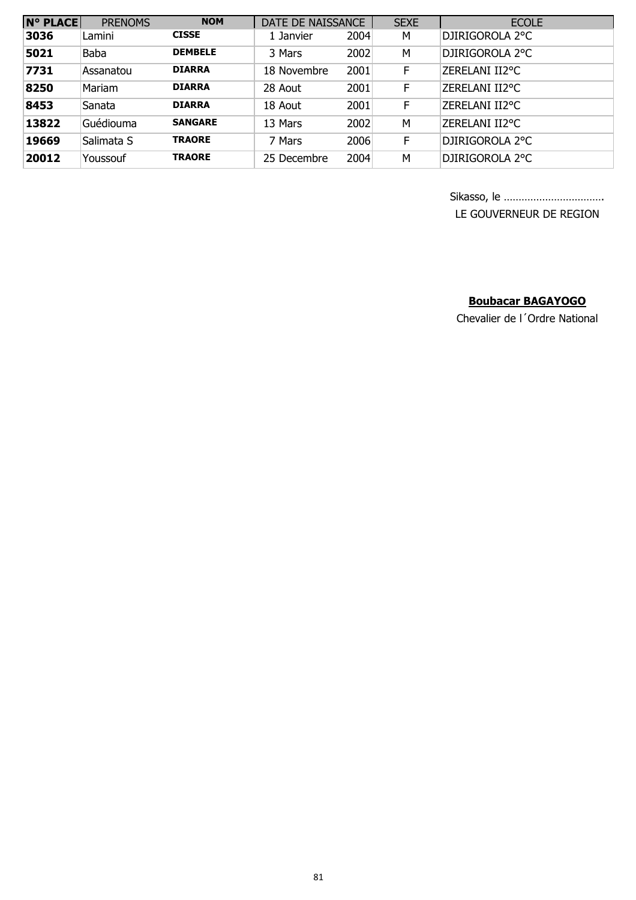| N° PLACE | PRENOMS | NOM | DATE DE NAISSANCE | | SEXE | ECOLE |
|---|---|---|---|---|---|---|
| **3036** | Lamini | **CISSE** | 1 Janvier | 2004 | M | DJIRIGOROLA 2°C |
| **5021** | Baba | **DEMBELE** | 3 Mars | 2002 | M | DJIRIGOROLA 2°C |
| **7731** | Assanatou | **DIARRA** | 18 Novembre | 2001 | F | ZERELANI II2°C |
| **8250** | Mariam | **DIARRA** | 28 Aout | 2001 | F | ZERELANI II2°C |
| **8453** | Sanata | **DIARRA** | 18 Aout | 2001 | F | ZERELANI II2°C |
| **13822** | Guédiouma | **SANGARE** | 13 Mars | 2002 | M | ZERELANI II2°C |
| **19669** | Salimata S | **TRAORE** | 7 Mars | 2006 | F | DJIRIGOROLA 2°C |
| **20012** | Youssouf | **TRAORE** | 25 Decembre | 2004 | M | DJIRIGOROLA 2°C |

Sikasso, le ……………………………

LE GOUVERNEUR DE REGION

**Boubacar BAGAYOGO**

Chevalier de l´Ordre National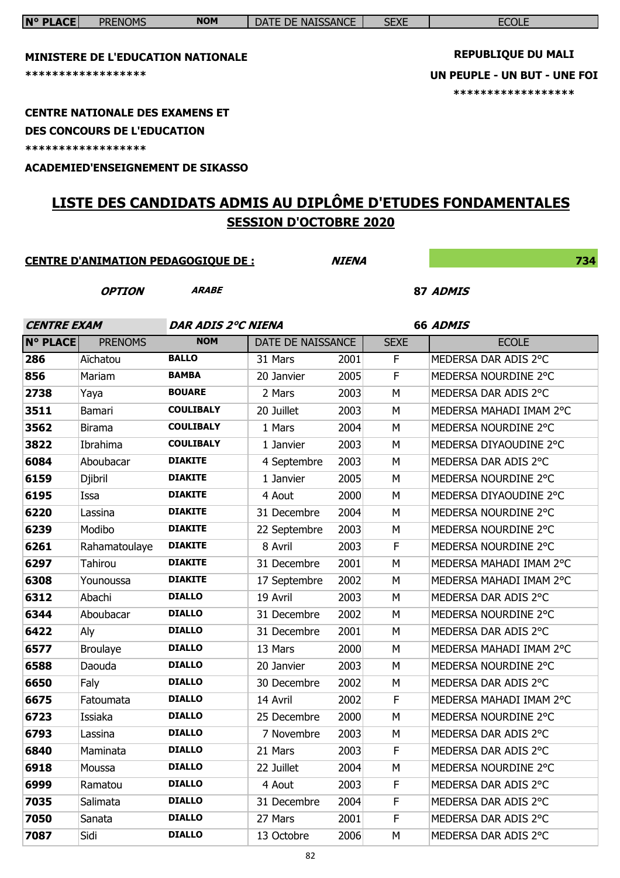**MINISTERE DE L'EDUCATION NATIONALE**

******************

**REPUBLIQUE DU MALI**

**UN PEUPLE - UN BUT - UNE FOI**

******************

**CENTRE NATIONALE DES EXAMENS ET DES CONCOURS DE L'EDUCATION**

******************

**ACADEMIED'ENSEIGNEMENT DE SIKASSO**

# LISTE DES CANDIDATS ADMIS AU DIPLÔME D'ETUDES FONDAMENTALES

## SESSION D'OCTOBRE 2020

**CENTRE D'ANIMATION PEDAGOGIQUE DE :** ***NIENA*** **734**

***OPTION*** ***ARABE*** **87** ***ADMIS***

***CENTRE EXAM*** ***DAR ADIS 2°C NIENA*** **66** ***ADMIS***

| N° PLACE | PRENOMS | NOM | DATE DE NAISSANCE | | SEXE | ECOLE |
|---|---|---|---|---|---|---|
| 286 | Aïchatou | BALLO | 31 Mars | 2001 | F | MEDERSA DAR ADIS 2°C |
| 856 | Mariam | BAMBA | 20 Janvier | 2005 | F | MEDERSA NOURDINE 2°C |
| 2738 | Yaya | BOUARE | 2 Mars | 2003 | M | MEDERSA DAR ADIS 2°C |
| 3511 | Bamari | COULIBALY | 20 Juillet | 2003 | M | MEDERSA MAHADI IMAM 2°C |
| 3562 | Birama | COULIBALY | 1 Mars | 2004 | M | MEDERSA NOURDINE 2°C |
| 3822 | Ibrahima | COULIBALY | 1 Janvier | 2003 | M | MEDERSA DIYAOUDINE 2°C |
| 6084 | Aboubacar | DIAKITE | 4 Septembre | 2003 | M | MEDERSA DAR ADIS 2°C |
| 6159 | Djibril | DIAKITE | 1 Janvier | 2005 | M | MEDERSA NOURDINE 2°C |
| 6195 | Issa | DIAKITE | 4 Aout | 2000 | M | MEDERSA DIYAOUDINE 2°C |
| 6220 | Lassina | DIAKITE | 31 Decembre | 2004 | M | MEDERSA NOURDINE 2°C |
| 6239 | Modibo | DIAKITE | 22 Septembre | 2003 | M | MEDERSA NOURDINE 2°C |
| 6261 | Rahamatoulaye | DIAKITE | 8 Avril | 2003 | F | MEDERSA NOURDINE 2°C |
| 6297 | Tahirou | DIAKITE | 31 Decembre | 2001 | M | MEDERSA MAHADI IMAM 2°C |
| 6308 | Younoussa | DIAKITE | 17 Septembre | 2002 | M | MEDERSA MAHADI IMAM 2°C |
| 6312 | Abachi | DIALLO | 19 Avril | 2003 | M | MEDERSA DAR ADIS 2°C |
| 6344 | Aboubacar | DIALLO | 31 Decembre | 2002 | M | MEDERSA NOURDINE 2°C |
| 6422 | Aly | DIALLO | 31 Decembre | 2001 | M | MEDERSA DAR ADIS 2°C |
| 6577 | Broulaye | DIALLO | 13 Mars | 2000 | M | MEDERSA MAHADI IMAM 2°C |
| 6588 | Daouda | DIALLO | 20 Janvier | 2003 | M | MEDERSA NOURDINE 2°C |
| 6650 | Faly | DIALLO | 30 Decembre | 2002 | M | MEDERSA DAR ADIS 2°C |
| 6675 | Fatoumata | DIALLO | 14 Avril | 2002 | F | MEDERSA MAHADI IMAM 2°C |
| 6723 | Issiaka | DIALLO | 25 Decembre | 2000 | M | MEDERSA NOURDINE 2°C |
| 6793 | Lassina | DIALLO | 7 Novembre | 2003 | M | MEDERSA DAR ADIS 2°C |
| 6840 | Maminata | DIALLO | 21 Mars | 2003 | F | MEDERSA DAR ADIS 2°C |
| 6918 | Moussa | DIALLO | 22 Juillet | 2004 | M | MEDERSA NOURDINE 2°C |
| 6999 | Ramatou | DIALLO | 4 Aout | 2003 | F | MEDERSA DAR ADIS 2°C |
| 7035 | Salimata | DIALLO | 31 Decembre | 2004 | F | MEDERSA DAR ADIS 2°C |
| 7050 | Sanata | DIALLO | 27 Mars | 2001 | F | MEDERSA DAR ADIS 2°C |
| 7087 | Sidi | DIALLO | 13 Octobre | 2006 | M | MEDERSA DAR ADIS 2°C |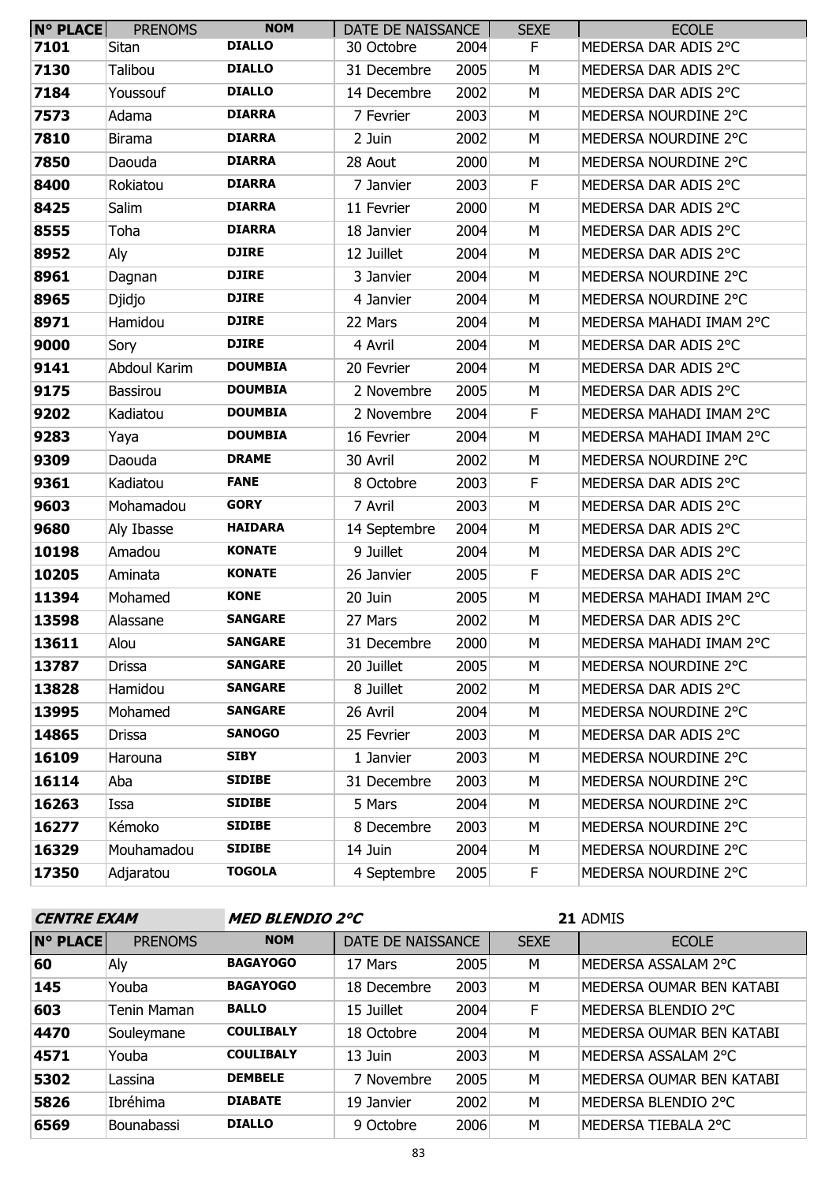| N° PLACE | PRENOMS | NOM | DATE DE NAISSANCE | | SEXE | ECOLE |
|---|---|---|---|---|---|---|
| 7101 | Sitan | DIALLO | 30 Octobre | 2004 | F | MEDERSA DAR ADIS 2°C |
| 7130 | Talibou | DIALLO | 31 Decembre | 2005 | M | MEDERSA DAR ADIS 2°C |
| 7184 | Youssouf | DIALLO | 14 Decembre | 2002 | M | MEDERSA DAR ADIS 2°C |
| 7573 | Adama | DIARRA | 7 Fevrier | 2003 | M | MEDERSA NOURDINE 2°C |
| 7810 | Birama | DIARRA | 2 Juin | 2002 | M | MEDERSA NOURDINE 2°C |
| 7850 | Daouda | DIARRA | 28 Aout | 2000 | M | MEDERSA NOURDINE 2°C |
| 8400 | Rokiatou | DIARRA | 7 Janvier | 2003 | F | MEDERSA DAR ADIS 2°C |
| 8425 | Salim | DIARRA | 11 Fevrier | 2000 | M | MEDERSA DAR ADIS 2°C |
| 8555 | Toha | DIARRA | 18 Janvier | 2004 | M | MEDERSA DAR ADIS 2°C |
| 8952 | Aly | DJIRE | 12 Juillet | 2004 | M | MEDERSA DAR ADIS 2°C |
| 8961 | Dagnan | DJIRE | 3 Janvier | 2004 | M | MEDERSA NOURDINE 2°C |
| 8965 | Djidjo | DJIRE | 4 Janvier | 2004 | M | MEDERSA NOURDINE 2°C |
| 8971 | Hamidou | DJIRE | 22 Mars | 2004 | M | MEDERSA MAHADI IMAM 2°C |
| 9000 | Sory | DJIRE | 4 Avril | 2004 | M | MEDERSA DAR ADIS 2°C |
| 9141 | Abdoul Karim | DOUMBIA | 20 Fevrier | 2004 | M | MEDERSA DAR ADIS 2°C |
| 9175 | Bassirou | DOUMBIA | 2 Novembre | 2005 | M | MEDERSA DAR ADIS 2°C |
| 9202 | Kadiatou | DOUMBIA | 2 Novembre | 2004 | F | MEDERSA MAHADI IMAM 2°C |
| 9283 | Yaya | DOUMBIA | 16 Fevrier | 2004 | M | MEDERSA MAHADI IMAM 2°C |
| 9309 | Daouda | DRAME | 30 Avril | 2002 | M | MEDERSA NOURDINE 2°C |
| 9361 | Kadiatou | FANE | 8 Octobre | 2003 | F | MEDERSA DAR ADIS 2°C |
| 9603 | Mohamadou | GORY | 7 Avril | 2003 | M | MEDERSA DAR ADIS 2°C |
| 9680 | Aly Ibasse | HAIDARA | 14 Septembre | 2004 | M | MEDERSA DAR ADIS 2°C |
| 10198 | Amadou | KONATE | 9 Juillet | 2004 | M | MEDERSA DAR ADIS 2°C |
| 10205 | Aminata | KONATE | 26 Janvier | 2005 | F | MEDERSA DAR ADIS 2°C |
| 11394 | Mohamed | KONE | 20 Juin | 2005 | M | MEDERSA MAHADI IMAM 2°C |
| 13598 | Alassane | SANGARE | 27 Mars | 2002 | M | MEDERSA DAR ADIS 2°C |
| 13611 | Alou | SANGARE | 31 Decembre | 2000 | M | MEDERSA MAHADI IMAM 2°C |
| 13787 | Drissa | SANGARE | 20 Juillet | 2005 | M | MEDERSA NOURDINE 2°C |
| 13828 | Hamidou | SANGARE | 8 Juillet | 2002 | M | MEDERSA DAR ADIS 2°C |
| 13995 | Mohamed | SANGARE | 26 Avril | 2004 | M | MEDERSA NOURDINE 2°C |
| 14865 | Drissa | SANOGO | 25 Fevrier | 2003 | M | MEDERSA DAR ADIS 2°C |
| 16109 | Harouna | SIBY | 1 Janvier | 2003 | M | MEDERSA NOURDINE 2°C |
| 16114 | Aba | SIDIBE | 31 Decembre | 2003 | M | MEDERSA NOURDINE 2°C |
| 16263 | Issa | SIDIBE | 5 Mars | 2004 | M | MEDERSA NOURDINE 2°C |
| 16277 | Kémoko | SIDIBE | 8 Decembre | 2003 | M | MEDERSA NOURDINE 2°C |
| 16329 | Mouhamadou | SIDIBE | 14 Juin | 2004 | M | MEDERSA NOURDINE 2°C |
| 17350 | Adjaratou | TOGOLA | 4 Septembre | 2005 | F | MEDERSA NOURDINE 2°C |

**CENTRE EXAM** **MED BLENDIO 2°C** **21** ADMIS

| N° PLACE | PRENOMS | NOM | DATE DE NAISSANCE | | SEXE | ECOLE |
|---|---|---|---|---|---|---|
| 60 | Aly | BAGAYOGO | 17 Mars | 2005 | M | MEDERSA ASSALAM 2°C |
| 145 | Youba | BAGAYOGO | 18 Decembre | 2003 | M | MEDERSA OUMAR BEN KATABI |
| 603 | Tenin Maman | BALLO | 15 Juillet | 2004 | F | MEDERSA BLENDIO 2°C |
| 4470 | Souleymane | COULIBALY | 18 Octobre | 2004 | M | MEDERSA OUMAR BEN KATABI |
| 4571 | Youba | COULIBALY | 13 Juin | 2003 | M | MEDERSA ASSALAM 2°C |
| 5302 | Lassina | DEMBELE | 7 Novembre | 2005 | M | MEDERSA OUMAR BEN KATABI |
| 5826 | Ibréhima | DIABATE | 19 Janvier | 2002 | M | MEDERSA BLENDIO 2°C |
| 6569 | Bounabassi | DIALLO | 9 Octobre | 2006 | M | MEDERSA TIEBALA 2°C |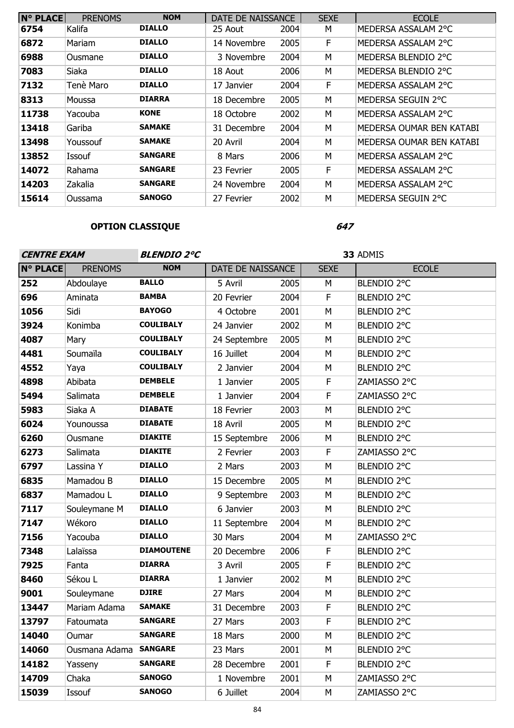| N° PLACE | PRENOMS | NOM | DATE DE NAISSANCE | | SEXE | ECOLE |
|---|---|---|---|---|---|---|
| 6754 | Kalifa | DIALLO | 25 Aout | 2004 | M | MEDERSA ASSALAM 2°C |
| 6872 | Mariam | DIALLO | 14 Novembre | 2005 | F | MEDERSA ASSALAM 2°C |
| 6988 | Ousmane | DIALLO | 3 Novembre | 2004 | M | MEDERSA BLENDIO 2°C |
| 7083 | Siaka | DIALLO | 18 Aout | 2006 | M | MEDERSA BLENDIO 2°C |
| 7132 | Tenè Maro | DIALLO | 17 Janvier | 2004 | F | MEDERSA ASSALAM 2°C |
| 8313 | Moussa | DIARRA | 18 Decembre | 2005 | M | MEDERSA SEGUIN 2°C |
| 11738 | Yacouba | KONE | 18 Octobre | 2002 | M | MEDERSA ASSALAM 2°C |
| 13418 | Gariba | SAMAKE | 31 Decembre | 2004 | M | MEDERSA OUMAR BEN KATABI |
| 13498 | Youssouf | SAMAKE | 20 Avril | 2004 | M | MEDERSA OUMAR BEN KATABI |
| 13852 | Issouf | SANGARE | 8 Mars | 2006 | M | MEDERSA ASSALAM 2°C |
| 14072 | Rahama | SANGARE | 23 Fevrier | 2005 | F | MEDERSA ASSALAM 2°C |
| 14203 | Zakalia | SANGARE | 24 Novembre | 2004 | M | MEDERSA ASSALAM 2°C |
| 15614 | Oussama | SANOGO | 27 Fevrier | 2002 | M | MEDERSA SEGUIN 2°C |

**OPTION CLASSIQUE** ***647***

***CENTRE EXAM*** ***BLENDIO 2°C*** **33** ADMIS

| N° PLACE | PRENOMS | NOM | DATE DE NAISSANCE | | SEXE | ECOLE |
|---|---|---|---|---|---|---|
| 252 | Abdoulaye | BALLO | 5 Avril | 2005 | M | BLENDIO 2°C |
| 696 | Aminata | BAMBA | 20 Fevrier | 2004 | F | BLENDIO 2°C |
| 1056 | Sidi | BAYOGO | 4 Octobre | 2001 | M | BLENDIO 2°C |
| 3924 | Konimba | COULIBALY | 24 Janvier | 2002 | M | BLENDIO 2°C |
| 4087 | Mary | COULIBALY | 24 Septembre | 2005 | M | BLENDIO 2°C |
| 4481 | Soumaïla | COULIBALY | 16 Juillet | 2004 | M | BLENDIO 2°C |
| 4552 | Yaya | COULIBALY | 2 Janvier | 2004 | M | BLENDIO 2°C |
| 4898 | Abibata | DEMBELE | 1 Janvier | 2005 | F | ZAMIASSO 2°C |
| 5494 | Salimata | DEMBELE | 1 Janvier | 2004 | F | ZAMIASSO 2°C |
| 5983 | Siaka A | DIABATE | 18 Fevrier | 2003 | M | BLENDIO 2°C |
| 6024 | Younoussa | DIABATE | 18 Avril | 2005 | M | BLENDIO 2°C |
| 6260 | Ousmane | DIAKITE | 15 Septembre | 2006 | M | BLENDIO 2°C |
| 6273 | Salimata | DIAKITE | 2 Fevrier | 2003 | F | ZAMIASSO 2°C |
| 6797 | Lassina Y | DIALLO | 2 Mars | 2003 | M | BLENDIO 2°C |
| 6835 | Mamadou B | DIALLO | 15 Decembre | 2005 | M | BLENDIO 2°C |
| 6837 | Mamadou L | DIALLO | 9 Septembre | 2003 | M | BLENDIO 2°C |
| 7117 | Souleymane M | DIALLO | 6 Janvier | 2003 | M | BLENDIO 2°C |
| 7147 | Wékoro | DIALLO | 11 Septembre | 2004 | M | BLENDIO 2°C |
| 7156 | Yacouba | DIALLO | 30 Mars | 2004 | M | ZAMIASSO 2°C |
| 7348 | Lalaïssa | DIAMOUTENE | 20 Decembre | 2006 | F | BLENDIO 2°C |
| 7925 | Fanta | DIARRA | 3 Avril | 2005 | F | BLENDIO 2°C |
| 8460 | Sékou L | DIARRA | 1 Janvier | 2002 | M | BLENDIO 2°C |
| 9001 | Souleymane | DJIRE | 27 Mars | 2004 | M | BLENDIO 2°C |
| 13447 | Mariam Adama | SAMAKE | 31 Decembre | 2003 | F | BLENDIO 2°C |
| 13797 | Fatoumata | SANGARE | 27 Mars | 2003 | F | BLENDIO 2°C |
| 14040 | Oumar | SANGARE | 18 Mars | 2000 | M | BLENDIO 2°C |
| 14060 | Ousmana Adama | SANGARE | 23 Mars | 2001 | M | BLENDIO 2°C |
| 14182 | Yasseny | SANGARE | 28 Decembre | 2001 | F | BLENDIO 2°C |
| 14709 | Chaka | SANOGO | 1 Novembre | 2001 | M | ZAMIASSO 2°C |
| 15039 | Issouf | SANOGO | 6 Juillet | 2004 | M | ZAMIASSO 2°C |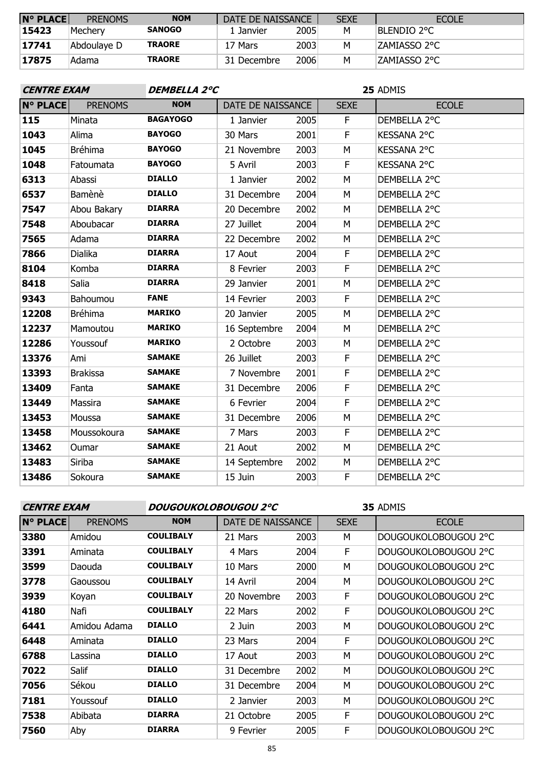| N° PLACE | PRENOMS | NOM | DATE DE NAISSANCE | | SEXE | ECOLE |
|---|---|---|---|---|---|---|
| 15423 | Mechery | SANOGO | 1 Janvier | 2005 | M | BLENDIO 2°C |
| 17741 | Abdoulaye D | TRAORE | 17 Mars | 2003 | M | ZAMIASSO 2°C |
| 17875 | Adama | TRAORE | 31 Decembre | 2006 | M | ZAMIASSO 2°C |

**CENTRE EXAM** **DEMBELLA 2°C** **25** ADMIS

| N° PLACE | PRENOMS | NOM | DATE DE NAISSANCE | | SEXE | ECOLE |
|---|---|---|---|---|---|---|
| 115 | Minata | BAGAYOGO | 1 Janvier | 2005 | F | DEMBELLA 2°C |
| 1043 | Alima | BAYOGO | 30 Mars | 2001 | F | KESSANA 2°C |
| 1045 | Bréhima | BAYOGO | 21 Novembre | 2003 | M | KESSANA 2°C |
| 1048 | Fatoumata | BAYOGO | 5 Avril | 2003 | F | KESSANA 2°C |
| 6313 | Abassi | DIALLO | 1 Janvier | 2002 | M | DEMBELLA 2°C |
| 6537 | Bamènè | DIALLO | 31 Decembre | 2004 | M | DEMBELLA 2°C |
| 7547 | Abou Bakary | DIARRA | 20 Decembre | 2002 | M | DEMBELLA 2°C |
| 7548 | Aboubacar | DIARRA | 27 Juillet | 2004 | M | DEMBELLA 2°C |
| 7565 | Adama | DIARRA | 22 Decembre | 2002 | M | DEMBELLA 2°C |
| 7866 | Dialika | DIARRA | 17 Aout | 2004 | F | DEMBELLA 2°C |
| 8104 | Komba | DIARRA | 8 Fevrier | 2003 | F | DEMBELLA 2°C |
| 8418 | Salia | DIARRA | 29 Janvier | 2001 | M | DEMBELLA 2°C |
| 9343 | Bahoumou | FANE | 14 Fevrier | 2003 | F | DEMBELLA 2°C |
| 12208 | Bréhima | MARIKO | 20 Janvier | 2005 | M | DEMBELLA 2°C |
| 12237 | Mamoutou | MARIKO | 16 Septembre | 2004 | M | DEMBELLA 2°C |
| 12286 | Youssouf | MARIKO | 2 Octobre | 2003 | M | DEMBELLA 2°C |
| 13376 | Ami | SAMAKE | 26 Juillet | 2003 | F | DEMBELLA 2°C |
| 13393 | Brakissa | SAMAKE | 7 Novembre | 2001 | F | DEMBELLA 2°C |
| 13409 | Fanta | SAMAKE | 31 Decembre | 2006 | F | DEMBELLA 2°C |
| 13449 | Massira | SAMAKE | 6 Fevrier | 2004 | F | DEMBELLA 2°C |
| 13453 | Moussa | SAMAKE | 31 Decembre | 2006 | M | DEMBELLA 2°C |
| 13458 | Moussokoura | SAMAKE | 7 Mars | 2003 | F | DEMBELLA 2°C |
| 13462 | Oumar | SAMAKE | 21 Aout | 2002 | M | DEMBELLA 2°C |
| 13483 | Siriba | SAMAKE | 14 Septembre | 2002 | M | DEMBELLA 2°C |
| 13486 | Sokoura | SAMAKE | 15 Juin | 2003 | F | DEMBELLA 2°C |

**CENTRE EXAM** **DOUGOUKOLOBOUGOU 2°C** **35** ADMIS

| N° PLACE | PRENOMS | NOM | DATE DE NAISSANCE | | SEXE | ECOLE |
|---|---|---|---|---|---|---|
| 3380 | Amidou | COULIBALY | 21 Mars | 2003 | M | DOUGOUKOLOBOUGOU 2°C |
| 3391 | Aminata | COULIBALY | 4 Mars | 2004 | F | DOUGOUKOLOBOUGOU 2°C |
| 3599 | Daouda | COULIBALY | 10 Mars | 2000 | M | DOUGOUKOLOBOUGOU 2°C |
| 3778 | Gaoussou | COULIBALY | 14 Avril | 2004 | M | DOUGOUKOLOBOUGOU 2°C |
| 3939 | Koyan | COULIBALY | 20 Novembre | 2003 | F | DOUGOUKOLOBOUGOU 2°C |
| 4180 | Nafi | COULIBALY | 22 Mars | 2002 | F | DOUGOUKOLOBOUGOU 2°C |
| 6441 | Amidou Adama | DIALLO | 2 Juin | 2003 | M | DOUGOUKOLOBOUGOU 2°C |
| 6448 | Aminata | DIALLO | 23 Mars | 2004 | F | DOUGOUKOLOBOUGOU 2°C |
| 6788 | Lassina | DIALLO | 17 Aout | 2003 | M | DOUGOUKOLOBOUGOU 2°C |
| 7022 | Salif | DIALLO | 31 Decembre | 2002 | M | DOUGOUKOLOBOUGOU 2°C |
| 7056 | Sékou | DIALLO | 31 Decembre | 2004 | M | DOUGOUKOLOBOUGOU 2°C |
| 7181 | Youssouf | DIALLO | 2 Janvier | 2003 | M | DOUGOUKOLOBOUGOU 2°C |
| 7538 | Abibata | DIARRA | 21 Octobre | 2005 | F | DOUGOUKOLOBOUGOU 2°C |
| 7560 | Aby | DIARRA | 9 Fevrier | 2005 | F | DOUGOUKOLOBOUGOU 2°C |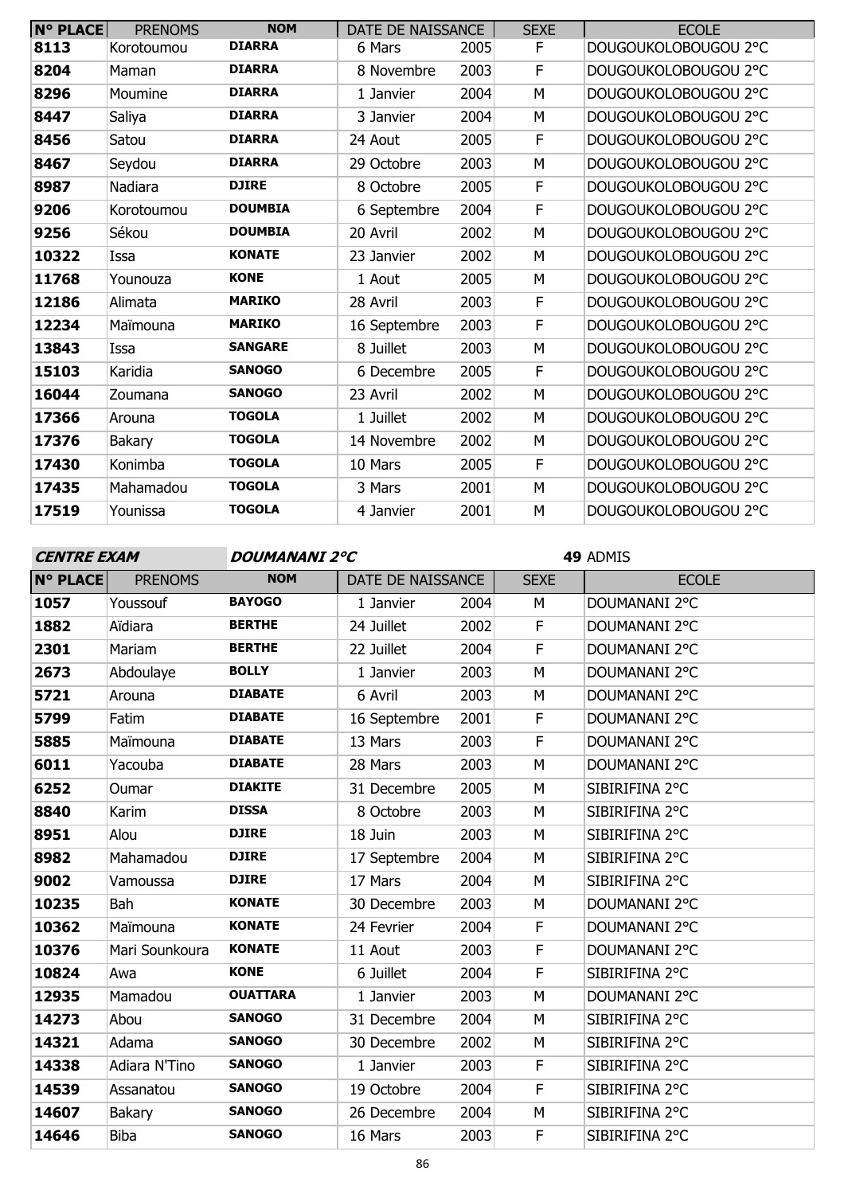| N° PLACE | PRENOMS | NOM | DATE DE NAISSANCE | | SEXE | ECOLE |
|---|---|---|---|---|---|---|
| 8113 | Korotoumou | **DIARRA** | 6 Mars | 2005 | F | DOUGOUKOLOBOUGOU 2°C |
| 8204 | Maman | **DIARRA** | 8 Novembre | 2003 | F | DOUGOUKOLOBOUGOU 2°C |
| 8296 | Moumine | **DIARRA** | 1 Janvier | 2004 | M | DOUGOUKOLOBOUGOU 2°C |
| 8447 | Saliya | **DIARRA** | 3 Janvier | 2004 | M | DOUGOUKOLOBOUGOU 2°C |
| 8456 | Satou | **DIARRA** | 24 Aout | 2005 | F | DOUGOUKOLOBOUGOU 2°C |
| 8467 | Seydou | **DIARRA** | 29 Octobre | 2003 | M | DOUGOUKOLOBOUGOU 2°C |
| 8987 | Nadiara | **DJIRE** | 8 Octobre | 2005 | F | DOUGOUKOLOBOUGOU 2°C |
| 9206 | Korotoumou | **DOUMBIA** | 6 Septembre | 2004 | F | DOUGOUKOLOBOUGOU 2°C |
| 9256 | Sékou | **DOUMBIA** | 20 Avril | 2002 | M | DOUGOUKOLOBOUGOU 2°C |
| 10322 | Issa | **KONATE** | 23 Janvier | 2002 | M | DOUGOUKOLOBOUGOU 2°C |
| 11768 | Younouza | **KONE** | 1 Aout | 2005 | M | DOUGOUKOLOBOUGOU 2°C |
| 12186 | Alimata | **MARIKO** | 28 Avril | 2003 | F | DOUGOUKOLOBOUGOU 2°C |
| 12234 | Maïmouna | **MARIKO** | 16 Septembre | 2003 | F | DOUGOUKOLOBOUGOU 2°C |
| 13843 | Issa | **SANGARE** | 8 Juillet | 2003 | M | DOUGOUKOLOBOUGOU 2°C |
| 15103 | Karidia | **SANOGO** | 6 Decembre | 2005 | F | DOUGOUKOLOBOUGOU 2°C |
| 16044 | Zoumana | **SANOGO** | 23 Avril | 2002 | M | DOUGOUKOLOBOUGOU 2°C |
| 17366 | Arouna | **TOGOLA** | 1 Juillet | 2002 | M | DOUGOUKOLOBOUGOU 2°C |
| 17376 | Bakary | **TOGOLA** | 14 Novembre | 2002 | M | DOUGOUKOLOBOUGOU 2°C |
| 17430 | Konimba | **TOGOLA** | 10 Mars | 2005 | F | DOUGOUKOLOBOUGOU 2°C |
| 17435 | Mahamadou | **TOGOLA** | 3 Mars | 2001 | M | DOUGOUKOLOBOUGOU 2°C |
| 17519 | Younissa | **TOGOLA** | 4 Janvier | 2001 | M | DOUGOUKOLOBOUGOU 2°C |

***CENTRE EXAM*** ***DOUMANANI 2°C*** **49** ADMIS

| N° PLACE | PRENOMS | NOM | DATE DE NAISSANCE | | SEXE | ECOLE |
|---|---|---|---|---|---|---|
| 1057 | Youssouf | **BAYOGO** | 1 Janvier | 2004 | M | DOUMANANI 2°C |
| 1882 | Aïdiara | **BERTHE** | 24 Juillet | 2002 | F | DOUMANANI 2°C |
| 2301 | Mariam | **BERTHE** | 22 Juillet | 2004 | F | DOUMANANI 2°C |
| 2673 | Abdoulaye | **BOLLY** | 1 Janvier | 2003 | M | DOUMANANI 2°C |
| 5721 | Arouna | **DIABATE** | 6 Avril | 2003 | M | DOUMANANI 2°C |
| 5799 | Fatim | **DIABATE** | 16 Septembre | 2001 | F | DOUMANANI 2°C |
| 5885 | Maïmouna | **DIABATE** | 13 Mars | 2003 | F | DOUMANANI 2°C |
| 6011 | Yacouba | **DIABATE** | 28 Mars | 2003 | M | DOUMANANI 2°C |
| 6252 | Oumar | **DIAKITE** | 31 Decembre | 2005 | M | SIBIRIFINA 2°C |
| 8840 | Karim | **DISSA** | 8 Octobre | 2003 | M | SIBIRIFINA 2°C |
| 8951 | Alou | **DJIRE** | 18 Juin | 2003 | M | SIBIRIFINA 2°C |
| 8982 | Mahamadou | **DJIRE** | 17 Septembre | 2004 | M | SIBIRIFINA 2°C |
| 9002 | Vamoussa | **DJIRE** | 17 Mars | 2004 | M | SIBIRIFINA 2°C |
| 10235 | Bah | **KONATE** | 30 Decembre | 2003 | M | DOUMANANI 2°C |
| 10362 | Maïmouna | **KONATE** | 24 Fevrier | 2004 | F | DOUMANANI 2°C |
| 10376 | Mari Sounkoura | **KONATE** | 11 Aout | 2003 | F | DOUMANANI 2°C |
| 10824 | Awa | **KONE** | 6 Juillet | 2004 | F | SIBIRIFINA 2°C |
| 12935 | Mamadou | **OUATTARA** | 1 Janvier | 2003 | M | DOUMANANI 2°C |
| 14273 | Abou | **SANOGO** | 31 Decembre | 2004 | M | SIBIRIFINA 2°C |
| 14321 | Adama | **SANOGO** | 30 Decembre | 2002 | M | SIBIRIFINA 2°C |
| 14338 | Adiara N'Tino | **SANOGO** | 1 Janvier | 2003 | F | SIBIRIFINA 2°C |
| 14539 | Assanatou | **SANOGO** | 19 Octobre | 2004 | F | SIBIRIFINA 2°C |
| 14607 | Bakary | **SANOGO** | 26 Decembre | 2004 | M | SIBIRIFINA 2°C |
| 14646 | Biba | **SANOGO** | 16 Mars | 2003 | F | SIBIRIFINA 2°C |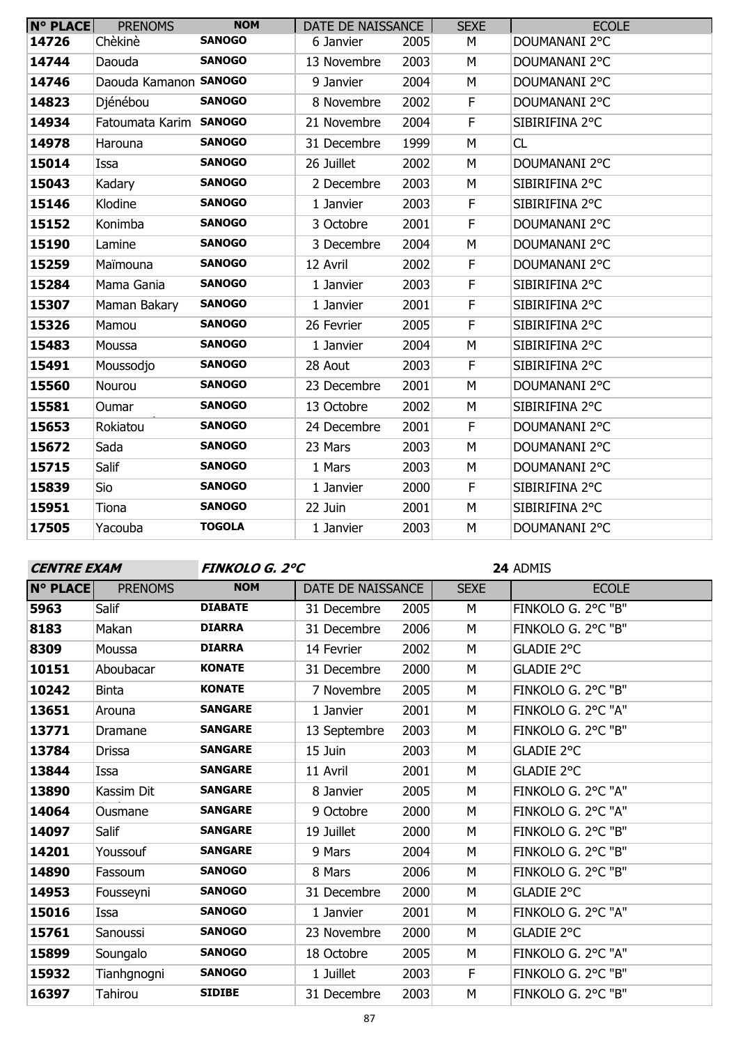| N° PLACE | PRENOMS | NOM | DATE DE NAISSANCE | | SEXE | ECOLE |
|---|---|---|---|---|---|---|
| 14726 | Chèkinè | SANOGO | 6 Janvier | 2005 | M | DOUMANANI 2°C |
| 14744 | Daouda | SANOGO | 13 Novembre | 2003 | M | DOUMANANI 2°C |
| 14746 | Daouda Kamanon | SANOGO | 9 Janvier | 2004 | M | DOUMANANI 2°C |
| 14823 | Djénébou | SANOGO | 8 Novembre | 2002 | F | DOUMANANI 2°C |
| 14934 | Fatoumata Karim | SANOGO | 21 Novembre | 2004 | F | SIBIRIFINA 2°C |
| 14978 | Harouna | SANOGO | 31 Decembre | 1999 | M | CL |
| 15014 | Issa | SANOGO | 26 Juillet | 2002 | M | DOUMANANI 2°C |
| 15043 | Kadary | SANOGO | 2 Decembre | 2003 | M | SIBIRIFINA 2°C |
| 15146 | Klodine | SANOGO | 1 Janvier | 2003 | F | SIBIRIFINA 2°C |
| 15152 | Konimba | SANOGO | 3 Octobre | 2001 | F | DOUMANANI 2°C |
| 15190 | Lamine | SANOGO | 3 Decembre | 2004 | M | DOUMANANI 2°C |
| 15259 | Maïmouna | SANOGO | 12 Avril | 2002 | F | DOUMANANI 2°C |
| 15284 | Mama Gania | SANOGO | 1 Janvier | 2003 | F | SIBIRIFINA 2°C |
| 15307 | Maman Bakary | SANOGO | 1 Janvier | 2001 | F | SIBIRIFINA 2°C |
| 15326 | Mamou | SANOGO | 26 Fevrier | 2005 | F | SIBIRIFINA 2°C |
| 15483 | Moussa | SANOGO | 1 Janvier | 2004 | M | SIBIRIFINA 2°C |
| 15491 | Moussodjo | SANOGO | 28 Aout | 2003 | F | SIBIRIFINA 2°C |
| 15560 | Nourou | SANOGO | 23 Decembre | 2001 | M | DOUMANANI 2°C |
| 15581 | Oumar | SANOGO | 13 Octobre | 2002 | M | SIBIRIFINA 2°C |
| 15653 | Rokiatou | SANOGO | 24 Decembre | 2001 | F | DOUMANANI 2°C |
| 15672 | Sada | SANOGO | 23 Mars | 2003 | M | DOUMANANI 2°C |
| 15715 | Salif | SANOGO | 1 Mars | 2003 | M | DOUMANANI 2°C |
| 15839 | Sio | SANOGO | 1 Janvier | 2000 | F | SIBIRIFINA 2°C |
| 15951 | Tiona | SANOGO | 22 Juin | 2001 | M | SIBIRIFINA 2°C |
| 17505 | Yacouba | TOGOLA | 1 Janvier | 2003 | M | DOUMANANI 2°C |

***CENTRE EXAM*** ***FINKOLO G. 2°C*** **24** ADMIS

| N° PLACE | PRENOMS | NOM | DATE DE NAISSANCE | | SEXE | ECOLE |
|---|---|---|---|---|---|---|
| 5963 | Salif | DIABATE | 31 Decembre | 2005 | M | FINKOLO G. 2°C "B" |
| 8183 | Makan | DIARRA | 31 Decembre | 2006 | M | FINKOLO G. 2°C "B" |
| 8309 | Moussa | DIARRA | 14 Fevrier | 2002 | M | GLADIE 2°C |
| 10151 | Aboubacar | KONATE | 31 Decembre | 2000 | M | GLADIE 2°C |
| 10242 | Binta | KONATE | 7 Novembre | 2005 | M | FINKOLO G. 2°C "B" |
| 13651 | Arouna | SANGARE | 1 Janvier | 2001 | M | FINKOLO G. 2°C "A" |
| 13771 | Dramane | SANGARE | 13 Septembre | 2003 | M | FINKOLO G. 2°C "B" |
| 13784 | Drissa | SANGARE | 15 Juin | 2003 | M | GLADIE 2°C |
| 13844 | Issa | SANGARE | 11 Avril | 2001 | M | GLADIE 2°C |
| 13890 | Kassim Dit | SANGARE | 8 Janvier | 2005 | M | FINKOLO G. 2°C "A" |
| 14064 | Ousmane | SANGARE | 9 Octobre | 2000 | M | FINKOLO G. 2°C "A" |
| 14097 | Salif | SANGARE | 19 Juillet | 2000 | M | FINKOLO G. 2°C "B" |
| 14201 | Youssouf | SANGARE | 9 Mars | 2004 | M | FINKOLO G. 2°C "B" |
| 14890 | Fassoum | SANOGO | 8 Mars | 2006 | M | FINKOLO G. 2°C "B" |
| 14953 | Fousseyni | SANOGO | 31 Decembre | 2000 | M | GLADIE 2°C |
| 15016 | Issa | SANOGO | 1 Janvier | 2001 | M | FINKOLO G. 2°C "A" |
| 15761 | Sanoussi | SANOGO | 23 Novembre | 2000 | M | GLADIE 2°C |
| 15899 | Soungalo | SANOGO | 18 Octobre | 2005 | M | FINKOLO G. 2°C "A" |
| 15932 | Tianhgnogni | SANOGO | 1 Juillet | 2003 | F | FINKOLO G. 2°C "B" |
| 16397 | Tahirou | SIDIBE | 31 Decembre | 2003 | M | FINKOLO G. 2°C "B" |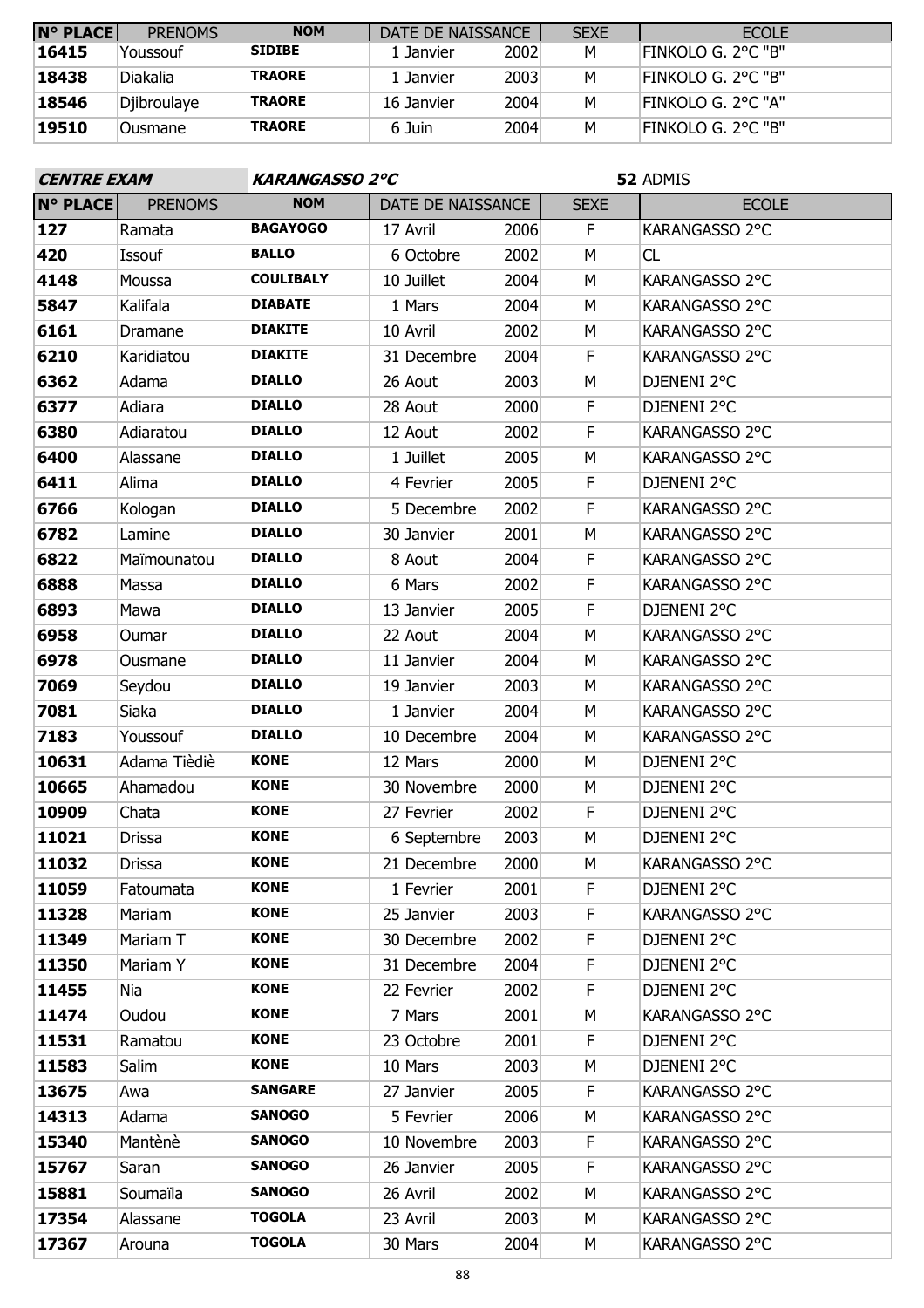| N° PLACE | PRENOMS | NOM | DATE DE NAISSANCE | | SEXE | ECOLE |
|---|---|---|---|---|---|---|
| 16415 | Youssouf | **SIDIBE** | 1 Janvier | 2002 | M | FINKOLO G. 2°C "B" |
| 18438 | Diakalia | **TRAORE** | 1 Janvier | 2003 | M | FINKOLO G. 2°C "B" |
| 18546 | Djibroulaye | **TRAORE** | 16 Janvier | 2004 | M | FINKOLO G. 2°C "A" |
| 19510 | Ousmane | **TRAORE** | 6 Juin | 2004 | M | FINKOLO G. 2°C "B" |

***CENTRE EXAM*** ***KARANGASSO 2°C*** **52** ADMIS

| N° PLACE | PRENOMS | NOM | DATE DE NAISSANCE | | SEXE | ECOLE |
|---|---|---|---|---|---|---|
| 127 | Ramata | **BAGAYOGO** | 17 Avril | 2006 | F | KARANGASSO 2°C |
| 420 | Issouf | **BALLO** | 6 Octobre | 2002 | M | CL |
| 4148 | Moussa | **COULIBALY** | 10 Juillet | 2004 | M | KARANGASSO 2°C |
| 5847 | Kalifala | **DIABATE** | 1 Mars | 2004 | M | KARANGASSO 2°C |
| 6161 | Dramane | **DIAKITE** | 10 Avril | 2002 | M | KARANGASSO 2°C |
| 6210 | Karidiatou | **DIAKITE** | 31 Decembre | 2004 | F | KARANGASSO 2°C |
| 6362 | Adama | **DIALLO** | 26 Aout | 2003 | M | DJENENI 2°C |
| 6377 | Adiara | **DIALLO** | 28 Aout | 2000 | F | DJENENI 2°C |
| 6380 | Adiaratou | **DIALLO** | 12 Aout | 2002 | F | KARANGASSO 2°C |
| 6400 | Alassane | **DIALLO** | 1 Juillet | 2005 | M | KARANGASSO 2°C |
| 6411 | Alima | **DIALLO** | 4 Fevrier | 2005 | F | DJENENI 2°C |
| 6766 | Kologan | **DIALLO** | 5 Decembre | 2002 | F | KARANGASSO 2°C |
| 6782 | Lamine | **DIALLO** | 30 Janvier | 2001 | M | KARANGASSO 2°C |
| 6822 | Maïmounatou | **DIALLO** | 8 Aout | 2004 | F | KARANGASSO 2°C |
| 6888 | Massa | **DIALLO** | 6 Mars | 2002 | F | KARANGASSO 2°C |
| 6893 | Mawa | **DIALLO** | 13 Janvier | 2005 | F | DJENENI 2°C |
| 6958 | Oumar | **DIALLO** | 22 Aout | 2004 | M | KARANGASSO 2°C |
| 6978 | Ousmane | **DIALLO** | 11 Janvier | 2004 | M | KARANGASSO 2°C |
| 7069 | Seydou | **DIALLO** | 19 Janvier | 2003 | M | KARANGASSO 2°C |
| 7081 | Siaka | **DIALLO** | 1 Janvier | 2004 | M | KARANGASSO 2°C |
| 7183 | Youssouf | **DIALLO** | 10 Decembre | 2004 | M | KARANGASSO 2°C |
| 10631 | Adama Tièdiè | **KONE** | 12 Mars | 2000 | M | DJENENI 2°C |
| 10665 | Ahamadou | **KONE** | 30 Novembre | 2000 | M | DJENENI 2°C |
| 10909 | Chata | **KONE** | 27 Fevrier | 2002 | F | DJENENI 2°C |
| 11021 | Drissa | **KONE** | 6 Septembre | 2003 | M | DJENENI 2°C |
| 11032 | Drissa | **KONE** | 21 Decembre | 2000 | M | KARANGASSO 2°C |
| 11059 | Fatoumata | **KONE** | 1 Fevrier | 2001 | F | DJENENI 2°C |
| 11328 | Mariam | **KONE** | 25 Janvier | 2003 | F | KARANGASSO 2°C |
| 11349 | Mariam T | **KONE** | 30 Decembre | 2002 | F | DJENENI 2°C |
| 11350 | Mariam Y | **KONE** | 31 Decembre | 2004 | F | DJENENI 2°C |
| 11455 | Nia | **KONE** | 22 Fevrier | 2002 | F | DJENENI 2°C |
| 11474 | Oudou | **KONE** | 7 Mars | 2001 | M | KARANGASSO 2°C |
| 11531 | Ramatou | **KONE** | 23 Octobre | 2001 | F | DJENENI 2°C |
| 11583 | Salim | **KONE** | 10 Mars | 2003 | M | DJENENI 2°C |
| 13675 | Awa | **SANGARE** | 27 Janvier | 2005 | F | KARANGASSO 2°C |
| 14313 | Adama | **SANOGO** | 5 Fevrier | 2006 | M | KARANGASSO 2°C |
| 15340 | Mantènè | **SANOGO** | 10 Novembre | 2003 | F | KARANGASSO 2°C |
| 15767 | Saran | **SANOGO** | 26 Janvier | 2005 | F | KARANGASSO 2°C |
| 15881 | Soumaïla | **SANOGO** | 26 Avril | 2002 | M | KARANGASSO 2°C |
| 17354 | Alassane | **TOGOLA** | 23 Avril | 2003 | M | KARANGASSO 2°C |
| 17367 | Arouna | **TOGOLA** | 30 Mars | 2004 | M | KARANGASSO 2°C |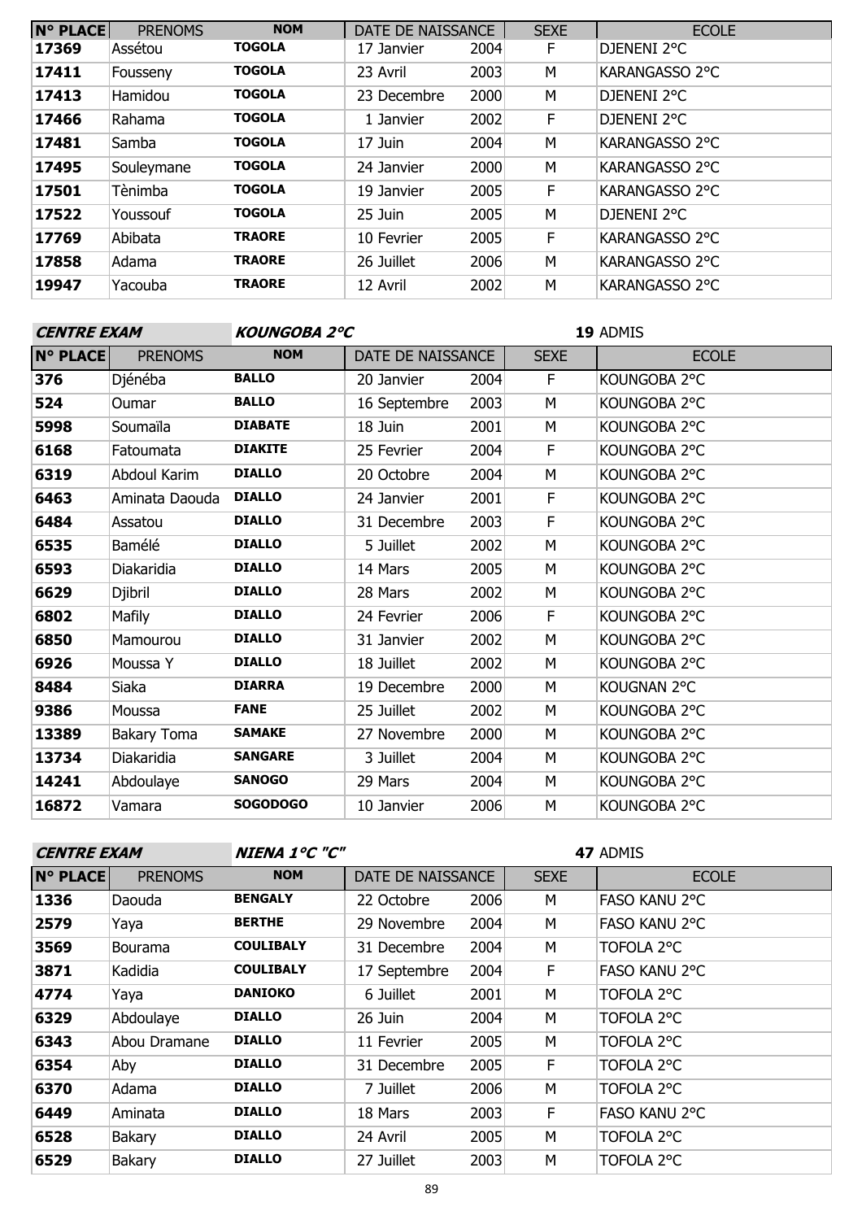| N° PLACE | PRENOMS | NOM | DATE DE NAISSANCE | | SEXE | ECOLE |
|---|---|---|---|---|---|---|
| 17369 | Assétou | TOGOLA | 17 Janvier | 2004 | F | DJENENI 2°C |
| 17411 | Fousseny | TOGOLA | 23 Avril | 2003 | M | KARANGASSO 2°C |
| 17413 | Hamidou | TOGOLA | 23 Decembre | 2000 | M | DJENENI 2°C |
| 17466 | Rahama | TOGOLA | 1 Janvier | 2002 | F | DJENENI 2°C |
| 17481 | Samba | TOGOLA | 17 Juin | 2004 | M | KARANGASSO 2°C |
| 17495 | Souleymane | TOGOLA | 24 Janvier | 2000 | M | KARANGASSO 2°C |
| 17501 | Tènimba | TOGOLA | 19 Janvier | 2005 | F | KARANGASSO 2°C |
| 17522 | Youssouf | TOGOLA | 25 Juin | 2005 | M | DJENENI 2°C |
| 17769 | Abibata | TRAORE | 10 Fevrier | 2005 | F | KARANGASSO 2°C |
| 17858 | Adama | TRAORE | 26 Juillet | 2006 | M | KARANGASSO 2°C |
| 19947 | Yacouba | TRAORE | 12 Avril | 2002 | M | KARANGASSO 2°C |

***CENTRE EXAM*** ***KOUNGOBA 2°C*** **19** ADMIS

| N° PLACE | PRENOMS | NOM | DATE DE NAISSANCE | | SEXE | ECOLE |
|---|---|---|---|---|---|---|
| 376 | Djénéba | BALLO | 20 Janvier | 2004 | F | KOUNGOBA 2°C |
| 524 | Oumar | BALLO | 16 Septembre | 2003 | M | KOUNGOBA 2°C |
| 5998 | Soumaïla | DIABATE | 18 Juin | 2001 | M | KOUNGOBA 2°C |
| 6168 | Fatoumata | DIAKITE | 25 Fevrier | 2004 | F | KOUNGOBA 2°C |
| 6319 | Abdoul Karim | DIALLO | 20 Octobre | 2004 | M | KOUNGOBA 2°C |
| 6463 | Aminata Daouda | DIALLO | 24 Janvier | 2001 | F | KOUNGOBA 2°C |
| 6484 | Assatou | DIALLO | 31 Decembre | 2003 | F | KOUNGOBA 2°C |
| 6535 | Bamélé | DIALLO | 5 Juillet | 2002 | M | KOUNGOBA 2°C |
| 6593 | Diakaridia | DIALLO | 14 Mars | 2005 | M | KOUNGOBA 2°C |
| 6629 | Djibril | DIALLO | 28 Mars | 2002 | M | KOUNGOBA 2°C |
| 6802 | Mafily | DIALLO | 24 Fevrier | 2006 | F | KOUNGOBA 2°C |
| 6850 | Mamourou | DIALLO | 31 Janvier | 2002 | M | KOUNGOBA 2°C |
| 6926 | Moussa Y | DIALLO | 18 Juillet | 2002 | M | KOUNGOBA 2°C |
| 8484 | Siaka | DIARRA | 19 Decembre | 2000 | M | KOUGNAN 2°C |
| 9386 | Moussa | FANE | 25 Juillet | 2002 | M | KOUNGOBA 2°C |
| 13389 | Bakary Toma | SAMAKE | 27 Novembre | 2000 | M | KOUNGOBA 2°C |
| 13734 | Diakaridia | SANGARE | 3 Juillet | 2004 | M | KOUNGOBA 2°C |
| 14241 | Abdoulaye | SANOGO | 29 Mars | 2004 | M | KOUNGOBA 2°C |
| 16872 | Vamara | SOGODOGO | 10 Janvier | 2006 | M | KOUNGOBA 2°C |

***CENTRE EXAM*** ***NIENA 1°C "C"*** **47** ADMIS

| N° PLACE | PRENOMS | NOM | DATE DE NAISSANCE | | SEXE | ECOLE |
|---|---|---|---|---|---|---|
| 1336 | Daouda | BENGALY | 22 Octobre | 2006 | M | FASO KANU 2°C |
| 2579 | Yaya | BERTHE | 29 Novembre | 2004 | M | FASO KANU 2°C |
| 3569 | Bourama | COULIBALY | 31 Decembre | 2004 | M | TOFOLA 2°C |
| 3871 | Kadidia | COULIBALY | 17 Septembre | 2004 | F | FASO KANU 2°C |
| 4774 | Yaya | DANIOKO | 6 Juillet | 2001 | M | TOFOLA 2°C |
| 6329 | Abdoulaye | DIALLO | 26 Juin | 2004 | M | TOFOLA 2°C |
| 6343 | Abou Dramane | DIALLO | 11 Fevrier | 2005 | M | TOFOLA 2°C |
| 6354 | Aby | DIALLO | 31 Decembre | 2005 | F | TOFOLA 2°C |
| 6370 | Adama | DIALLO | 7 Juillet | 2006 | M | TOFOLA 2°C |
| 6449 | Aminata | DIALLO | 18 Mars | 2003 | F | FASO KANU 2°C |
| 6528 | Bakary | DIALLO | 24 Avril | 2005 | M | TOFOLA 2°C |
| 6529 | Bakary | DIALLO | 27 Juillet | 2003 | M | TOFOLA 2°C |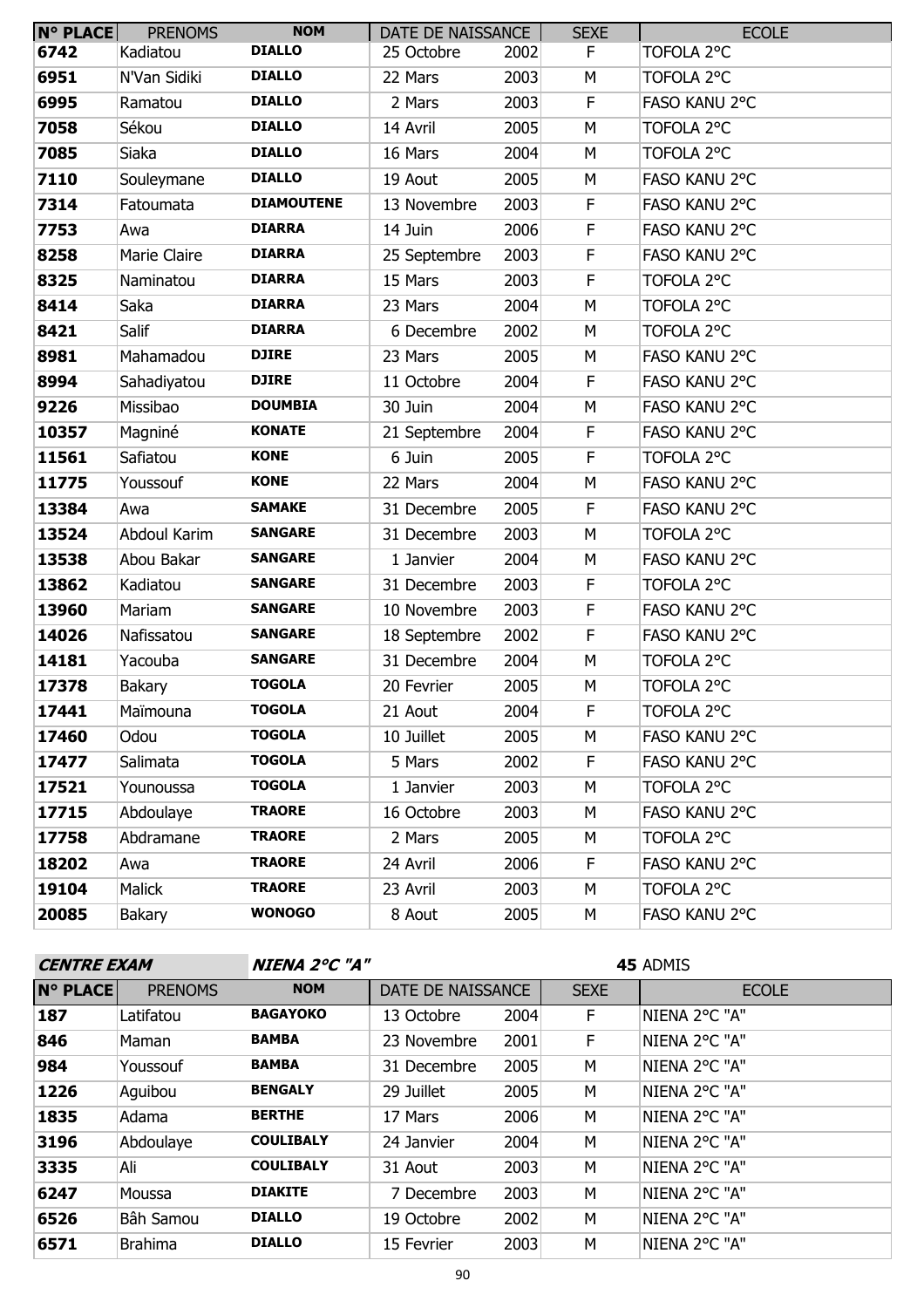| N° PLACE | PRENOMS | NOM | DATE DE NAISSANCE | | SEXE | ECOLE |
|---|---|---|---|---|---|---|
| 6742 | Kadiatou | DIALLO | 25 Octobre | 2002 | F | TOFOLA 2°C |
| 6951 | N'Van Sidiki | DIALLO | 22 Mars | 2003 | M | TOFOLA 2°C |
| 6995 | Ramatou | DIALLO | 2 Mars | 2003 | F | FASO KANU 2°C |
| 7058 | Sékou | DIALLO | 14 Avril | 2005 | M | TOFOLA 2°C |
| 7085 | Siaka | DIALLO | 16 Mars | 2004 | M | TOFOLA 2°C |
| 7110 | Souleymane | DIALLO | 19 Aout | 2005 | M | FASO KANU 2°C |
| 7314 | Fatoumata | DIAMOUTENE | 13 Novembre | 2003 | F | FASO KANU 2°C |
| 7753 | Awa | DIARRA | 14 Juin | 2006 | F | FASO KANU 2°C |
| 8258 | Marie Claire | DIARRA | 25 Septembre | 2003 | F | FASO KANU 2°C |
| 8325 | Naminatou | DIARRA | 15 Mars | 2003 | F | TOFOLA 2°C |
| 8414 | Saka | DIARRA | 23 Mars | 2004 | M | TOFOLA 2°C |
| 8421 | Salif | DIARRA | 6 Decembre | 2002 | M | TOFOLA 2°C |
| 8981 | Mahamadou | DJIRE | 23 Mars | 2005 | M | FASO KANU 2°C |
| 8994 | Sahadiyatou | DJIRE | 11 Octobre | 2004 | F | FASO KANU 2°C |
| 9226 | Missibao | DOUMBIA | 30 Juin | 2004 | M | FASO KANU 2°C |
| 10357 | Magniné | KONATE | 21 Septembre | 2004 | F | FASO KANU 2°C |
| 11561 | Safiatou | KONE | 6 Juin | 2005 | F | TOFOLA 2°C |
| 11775 | Youssouf | KONE | 22 Mars | 2004 | M | FASO KANU 2°C |
| 13384 | Awa | SAMAKE | 31 Decembre | 2005 | F | FASO KANU 2°C |
| 13524 | Abdoul Karim | SANGARE | 31 Decembre | 2003 | M | TOFOLA 2°C |
| 13538 | Abou Bakar | SANGARE | 1 Janvier | 2004 | M | FASO KANU 2°C |
| 13862 | Kadiatou | SANGARE | 31 Decembre | 2003 | F | TOFOLA 2°C |
| 13960 | Mariam | SANGARE | 10 Novembre | 2003 | F | FASO KANU 2°C |
| 14026 | Nafissatou | SANGARE | 18 Septembre | 2002 | F | FASO KANU 2°C |
| 14181 | Yacouba | SANGARE | 31 Decembre | 2004 | M | TOFOLA 2°C |
| 17378 | Bakary | TOGOLA | 20 Fevrier | 2005 | M | TOFOLA 2°C |
| 17441 | Maïmouna | TOGOLA | 21 Aout | 2004 | F | TOFOLA 2°C |
| 17460 | Odou | TOGOLA | 10 Juillet | 2005 | M | FASO KANU 2°C |
| 17477 | Salimata | TOGOLA | 5 Mars | 2002 | F | FASO KANU 2°C |
| 17521 | Younoussa | TOGOLA | 1 Janvier | 2003 | M | TOFOLA 2°C |
| 17715 | Abdoulaye | TRAORE | 16 Octobre | 2003 | M | FASO KANU 2°C |
| 17758 | Abdramane | TRAORE | 2 Mars | 2005 | M | TOFOLA 2°C |
| 18202 | Awa | TRAORE | 24 Avril | 2006 | F | FASO KANU 2°C |
| 19104 | Malick | TRAORE | 23 Avril | 2003 | M | TOFOLA 2°C |
| 20085 | Bakary | WONOGO | 8 Aout | 2005 | M | FASO KANU 2°C |

***CENTRE EXAM*** ***NIENA 2°C "A"*** **45** ADMIS

| N° PLACE | PRENOMS | NOM | DATE DE NAISSANCE | | SEXE | ECOLE |
|---|---|---|---|---|---|---|
| 187 | Latifatou | BAGAYOKO | 13 Octobre | 2004 | F | NIENA 2°C "A" |
| 846 | Maman | BAMBA | 23 Novembre | 2001 | F | NIENA 2°C "A" |
| 984 | Youssouf | BAMBA | 31 Decembre | 2005 | M | NIENA 2°C "A" |
| 1226 | Aguibou | BENGALY | 29 Juillet | 2005 | M | NIENA 2°C "A" |
| 1835 | Adama | BERTHE | 17 Mars | 2006 | M | NIENA 2°C "A" |
| 3196 | Abdoulaye | COULIBALY | 24 Janvier | 2004 | M | NIENA 2°C "A" |
| 3335 | Ali | COULIBALY | 31 Aout | 2003 | M | NIENA 2°C "A" |
| 6247 | Moussa | DIAKITE | 7 Decembre | 2003 | M | NIENA 2°C "A" |
| 6526 | Bâh Samou | DIALLO | 19 Octobre | 2002 | M | NIENA 2°C "A" |
| 6571 | Brahima | DIALLO | 15 Fevrier | 2003 | M | NIENA 2°C "A" |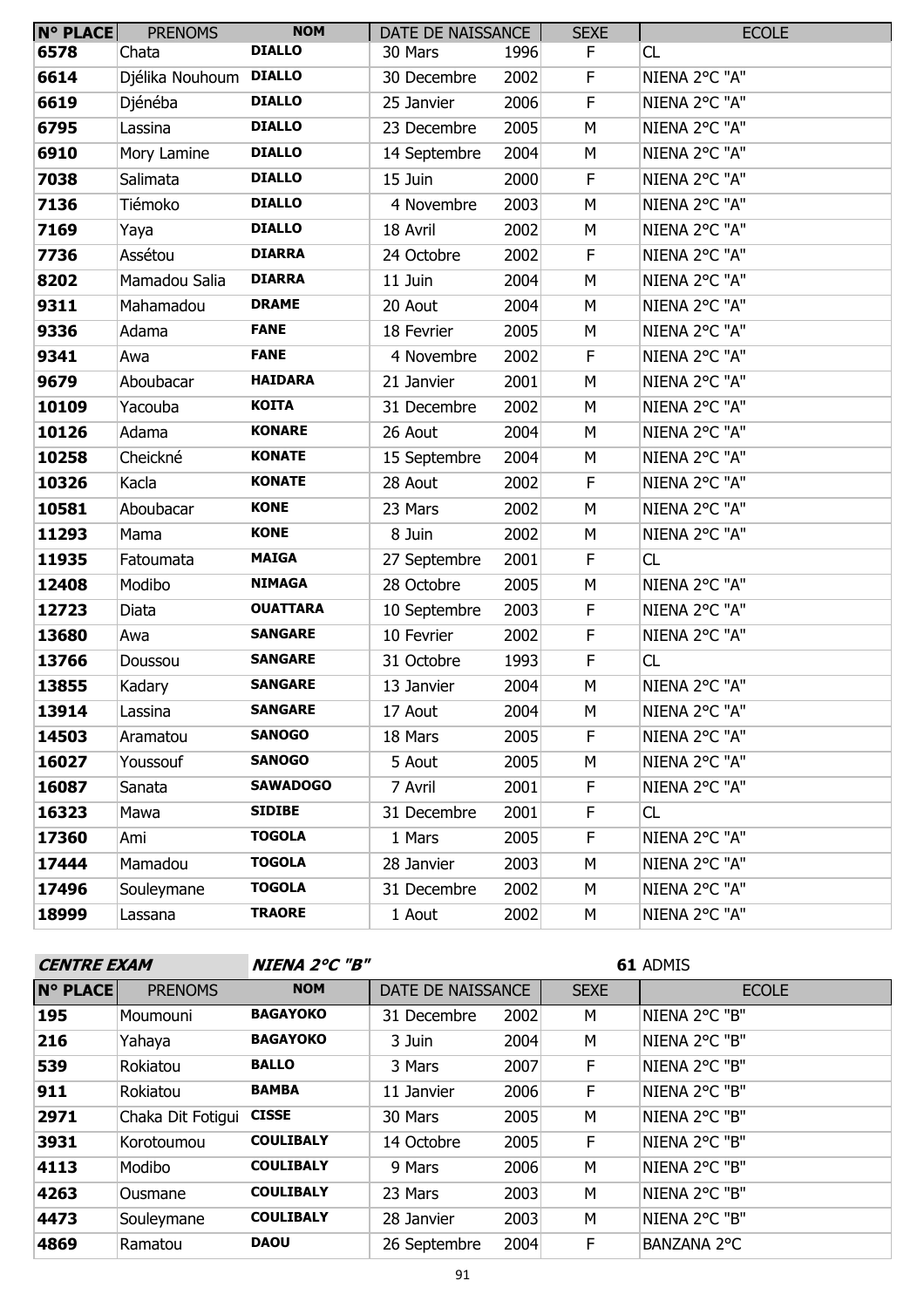| N° PLACE | PRENOMS | NOM | DATE DE NAISSANCE | | SEXE | ECOLE |
|---|---|---|---|---|---|---|
| 6578 | Chata | DIALLO | 30 Mars | 1996 | F | CL |
| 6614 | Djélika Nouhoum | DIALLO | 30 Decembre | 2002 | F | NIENA 2°C "A" |
| 6619 | Djénéba | DIALLO | 25 Janvier | 2006 | F | NIENA 2°C "A" |
| 6795 | Lassina | DIALLO | 23 Decembre | 2005 | M | NIENA 2°C "A" |
| 6910 | Mory Lamine | DIALLO | 14 Septembre | 2004 | M | NIENA 2°C "A" |
| 7038 | Salimata | DIALLO | 15 Juin | 2000 | F | NIENA 2°C "A" |
| 7136 | Tiémoko | DIALLO | 4 Novembre | 2003 | M | NIENA 2°C "A" |
| 7169 | Yaya | DIALLO | 18 Avril | 2002 | M | NIENA 2°C "A" |
| 7736 | Assétou | DIARRA | 24 Octobre | 2002 | F | NIENA 2°C "A" |
| 8202 | Mamadou Salia | DIARRA | 11 Juin | 2004 | M | NIENA 2°C "A" |
| 9311 | Mahamadou | DRAME | 20 Aout | 2004 | M | NIENA 2°C "A" |
| 9336 | Adama | FANE | 18 Fevrier | 2005 | M | NIENA 2°C "A" |
| 9341 | Awa | FANE | 4 Novembre | 2002 | F | NIENA 2°C "A" |
| 9679 | Aboubacar | HAIDARA | 21 Janvier | 2001 | M | NIENA 2°C "A" |
| 10109 | Yacouba | KOITA | 31 Decembre | 2002 | M | NIENA 2°C "A" |
| 10126 | Adama | KONARE | 26 Aout | 2004 | M | NIENA 2°C "A" |
| 10258 | Cheickné | KONATE | 15 Septembre | 2004 | M | NIENA 2°C "A" |
| 10326 | Kacla | KONATE | 28 Aout | 2002 | F | NIENA 2°C "A" |
| 10581 | Aboubacar | KONE | 23 Mars | 2002 | M | NIENA 2°C "A" |
| 11293 | Mama | KONE | 8 Juin | 2002 | M | NIENA 2°C "A" |
| 11935 | Fatoumata | MAIGA | 27 Septembre | 2001 | F | CL |
| 12408 | Modibo | NIMAGA | 28 Octobre | 2005 | M | NIENA 2°C "A" |
| 12723 | Diata | OUATTARA | 10 Septembre | 2003 | F | NIENA 2°C "A" |
| 13680 | Awa | SANGARE | 10 Fevrier | 2002 | F | NIENA 2°C "A" |
| 13766 | Doussou | SANGARE | 31 Octobre | 1993 | F | CL |
| 13855 | Kadary | SANGARE | 13 Janvier | 2004 | M | NIENA 2°C "A" |
| 13914 | Lassina | SANGARE | 17 Aout | 2004 | M | NIENA 2°C "A" |
| 14503 | Aramatou | SANOGO | 18 Mars | 2005 | F | NIENA 2°C "A" |
| 16027 | Youssouf | SANOGO | 5 Aout | 2005 | M | NIENA 2°C "A" |
| 16087 | Sanata | SAWADOGO | 7 Avril | 2001 | F | NIENA 2°C "A" |
| 16323 | Mawa | SIDIBE | 31 Decembre | 2001 | F | CL |
| 17360 | Ami | TOGOLA | 1 Mars | 2005 | F | NIENA 2°C "A" |
| 17444 | Mamadou | TOGOLA | 28 Janvier | 2003 | M | NIENA 2°C "A" |
| 17496 | Souleymane | TOGOLA | 31 Decembre | 2002 | M | NIENA 2°C "A" |
| 18999 | Lassana | TRAORE | 1 Aout | 2002 | M | NIENA 2°C "A" |

***CENTRE EXAM*** ***NIENA 2°C "B"*** **61** ADMIS

| N° PLACE | PRENOMS | NOM | DATE DE NAISSANCE | | SEXE | ECOLE |
|---|---|---|---|---|---|---|
| 195 | Moumouni | BAGAYOKO | 31 Decembre | 2002 | M | NIENA 2°C "B" |
| 216 | Yahaya | BAGAYOKO | 3 Juin | 2004 | M | NIENA 2°C "B" |
| 539 | Rokiatou | BALLO | 3 Mars | 2007 | F | NIENA 2°C "B" |
| 911 | Rokiatou | BAMBA | 11 Janvier | 2006 | F | NIENA 2°C "B" |
| 2971 | Chaka Dit Fotigui | CISSE | 30 Mars | 2005 | M | NIENA 2°C "B" |
| 3931 | Korotoumou | COULIBALY | 14 Octobre | 2005 | F | NIENA 2°C "B" |
| 4113 | Modibo | COULIBALY | 9 Mars | 2006 | M | NIENA 2°C "B" |
| 4263 | Ousmane | COULIBALY | 23 Mars | 2003 | M | NIENA 2°C "B" |
| 4473 | Souleymane | COULIBALY | 28 Janvier | 2003 | M | NIENA 2°C "B" |
| 4869 | Ramatou | DAOU | 26 Septembre | 2004 | F | BANZANA 2°C |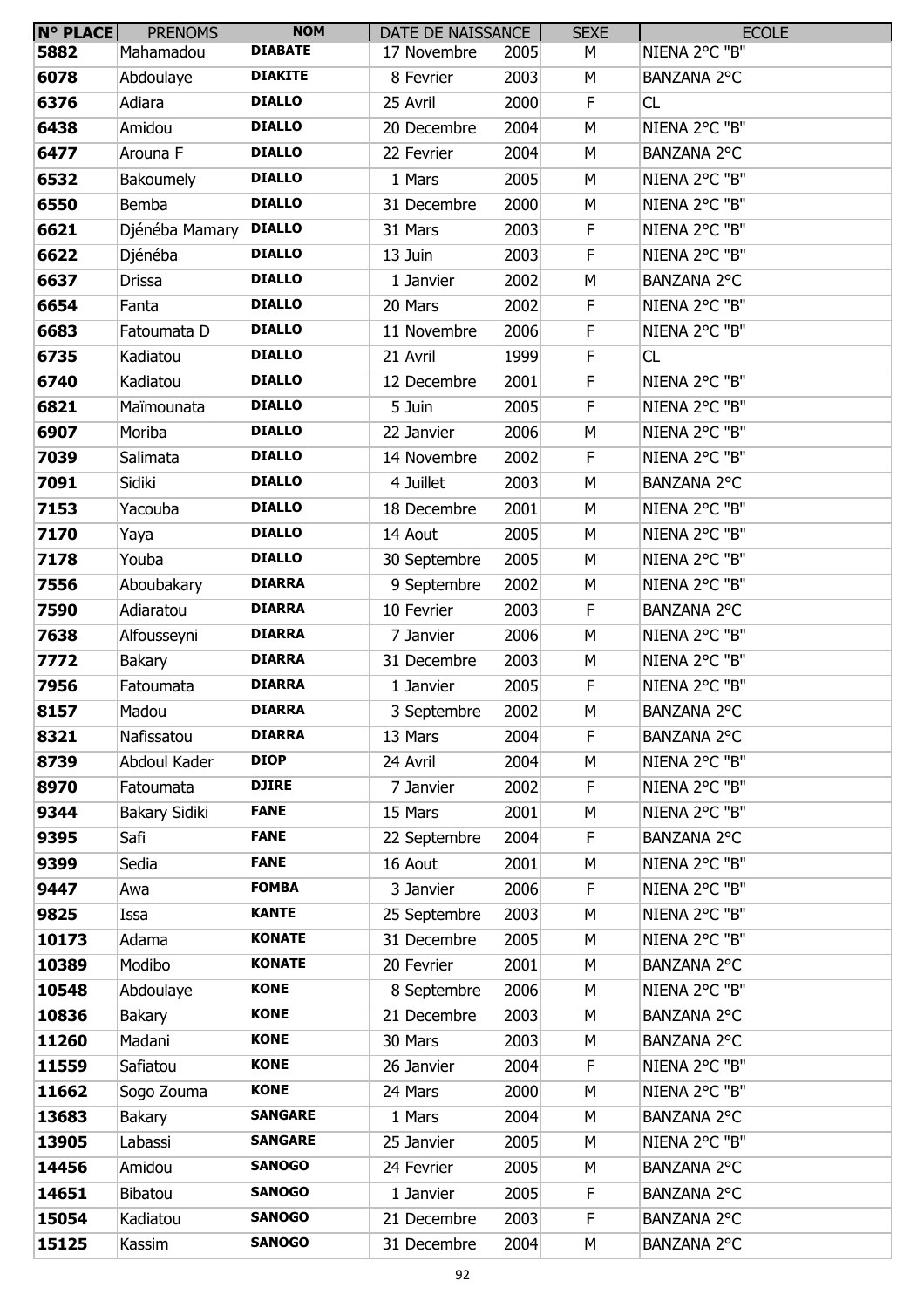| N° PLACE | PRENOMS | NOM | DATE DE NAISSANCE | | SEXE | ECOLE |
|---|---|---|---|---|---|---|
| 5882 | Mahamadou | DIABATE | 17 Novembre | 2005 | M | NIENA 2°C "B" |
| 6078 | Abdoulaye | DIAKITE | 8 Fevrier | 2003 | M | BANZANA 2°C |
| 6376 | Adiara | DIALLO | 25 Avril | 2000 | F | CL |
| 6438 | Amidou | DIALLO | 20 Decembre | 2004 | M | NIENA 2°C "B" |
| 6477 | Arouna F | DIALLO | 22 Fevrier | 2004 | M | BANZANA 2°C |
| 6532 | Bakoumely | DIALLO | 1 Mars | 2005 | M | NIENA 2°C "B" |
| 6550 | Bemba | DIALLO | 31 Decembre | 2000 | M | NIENA 2°C "B" |
| 6621 | Djénéba Mamary | DIALLO | 31 Mars | 2003 | F | NIENA 2°C "B" |
| 6622 | Djénéba | DIALLO | 13 Juin | 2003 | F | NIENA 2°C "B" |
| 6637 | Drissa | DIALLO | 1 Janvier | 2002 | M | BANZANA 2°C |
| 6654 | Fanta | DIALLO | 20 Mars | 2002 | F | NIENA 2°C "B" |
| 6683 | Fatoumata D | DIALLO | 11 Novembre | 2006 | F | NIENA 2°C "B" |
| 6735 | Kadiatou | DIALLO | 21 Avril | 1999 | F | CL |
| 6740 | Kadiatou | DIALLO | 12 Decembre | 2001 | F | NIENA 2°C "B" |
| 6821 | Maïmounata | DIALLO | 5 Juin | 2005 | F | NIENA 2°C "B" |
| 6907 | Moriba | DIALLO | 22 Janvier | 2006 | M | NIENA 2°C "B" |
| 7039 | Salimata | DIALLO | 14 Novembre | 2002 | F | NIENA 2°C "B" |
| 7091 | Sidiki | DIALLO | 4 Juillet | 2003 | M | BANZANA 2°C |
| 7153 | Yacouba | DIALLO | 18 Decembre | 2001 | M | NIENA 2°C "B" |
| 7170 | Yaya | DIALLO | 14 Aout | 2005 | M | NIENA 2°C "B" |
| 7178 | Youba | DIALLO | 30 Septembre | 2005 | M | NIENA 2°C "B" |
| 7556 | Aboubakary | DIARRA | 9 Septembre | 2002 | M | NIENA 2°C "B" |
| 7590 | Adiaratou | DIARRA | 10 Fevrier | 2003 | F | BANZANA 2°C |
| 7638 | Alfousseyni | DIARRA | 7 Janvier | 2006 | M | NIENA 2°C "B" |
| 7772 | Bakary | DIARRA | 31 Decembre | 2003 | M | NIENA 2°C "B" |
| 7956 | Fatoumata | DIARRA | 1 Janvier | 2005 | F | NIENA 2°C "B" |
| 8157 | Madou | DIARRA | 3 Septembre | 2002 | M | BANZANA 2°C |
| 8321 | Nafissatou | DIARRA | 13 Mars | 2004 | F | BANZANA 2°C |
| 8739 | Abdoul Kader | DIOP | 24 Avril | 2004 | M | NIENA 2°C "B" |
| 8970 | Fatoumata | DJIRE | 7 Janvier | 2002 | F | NIENA 2°C "B" |
| 9344 | Bakary Sidiki | FANE | 15 Mars | 2001 | M | NIENA 2°C "B" |
| 9395 | Safi | FANE | 22 Septembre | 2004 | F | BANZANA 2°C |
| 9399 | Sedia | FANE | 16 Aout | 2001 | M | NIENA 2°C "B" |
| 9447 | Awa | FOMBA | 3 Janvier | 2006 | F | NIENA 2°C "B" |
| 9825 | Issa | KANTE | 25 Septembre | 2003 | M | NIENA 2°C "B" |
| 10173 | Adama | KONATE | 31 Decembre | 2005 | M | NIENA 2°C "B" |
| 10389 | Modibo | KONATE | 20 Fevrier | 2001 | M | BANZANA 2°C |
| 10548 | Abdoulaye | KONE | 8 Septembre | 2006 | M | NIENA 2°C "B" |
| 10836 | Bakary | KONE | 21 Decembre | 2003 | M | BANZANA 2°C |
| 11260 | Madani | KONE | 30 Mars | 2003 | M | BANZANA 2°C |
| 11559 | Safiatou | KONE | 26 Janvier | 2004 | F | NIENA 2°C "B" |
| 11662 | Sogo Zouma | KONE | 24 Mars | 2000 | M | NIENA 2°C "B" |
| 13683 | Bakary | SANGARE | 1 Mars | 2004 | M | BANZANA 2°C |
| 13905 | Labassi | SANGARE | 25 Janvier | 2005 | M | NIENA 2°C "B" |
| 14456 | Amidou | SANOGO | 24 Fevrier | 2005 | M | BANZANA 2°C |
| 14651 | Bibatou | SANOGO | 1 Janvier | 2005 | F | BANZANA 2°C |
| 15054 | Kadiatou | SANOGO | 21 Decembre | 2003 | F | BANZANA 2°C |
| 15125 | Kassim | SANOGO | 31 Decembre | 2004 | M | BANZANA 2°C |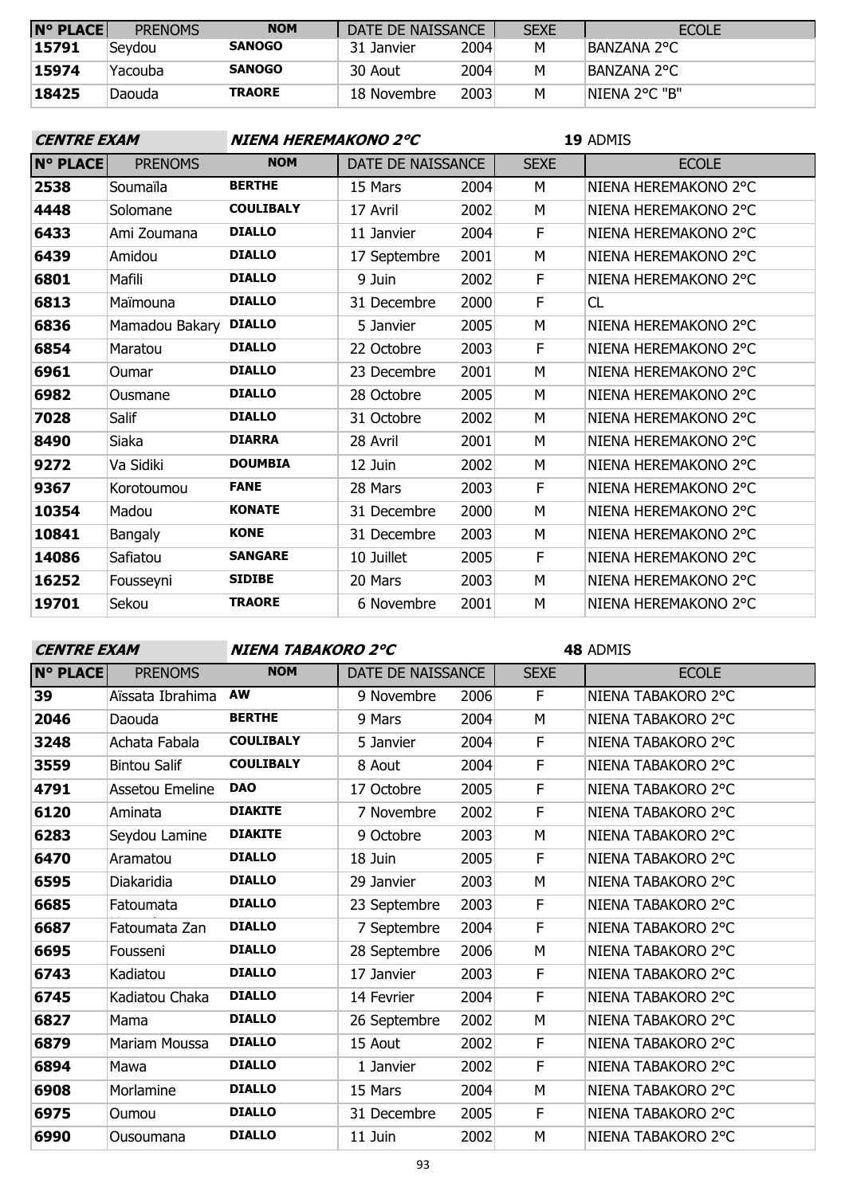| N° PLACE | PRENOMS | NOM | DATE DE NAISSANCE | | SEXE | ECOLE |
|---|---|---|---|---|---|---|
| 15791 | Seydou | **SANOGO** | 31 Janvier | 2004 | M | BANZANA 2°C |
| 15974 | Yacouba | **SANOGO** | 30 Aout | 2004 | M | BANZANA 2°C |
| 18425 | Daouda | **TRAORE** | 18 Novembre | 2003 | M | NIENA 2°C "B" |

**CENTRE EXAM** ***NIENA HEREMAKONO 2°C*** **19** ADMIS

| N° PLACE | PRENOMS | NOM | DATE DE NAISSANCE | | SEXE | ECOLE |
|---|---|---|---|---|---|---|
| 2538 | Soumaïla | **BERTHE** | 15 Mars | 2004 | M | NIENA HEREMAKONO 2°C |
| 4448 | Solomane | **COULIBALY** | 17 Avril | 2002 | M | NIENA HEREMAKONO 2°C |
| 6433 | Ami Zoumana | **DIALLO** | 11 Janvier | 2004 | F | NIENA HEREMAKONO 2°C |
| 6439 | Amidou | **DIALLO** | 17 Septembre | 2001 | M | NIENA HEREMAKONO 2°C |
| 6801 | Mafili | **DIALLO** | 9 Juin | 2002 | F | NIENA HEREMAKONO 2°C |
| 6813 | Maïmouna | **DIALLO** | 31 Decembre | 2000 | F | CL |
| 6836 | Mamadou Bakary | **DIALLO** | 5 Janvier | 2005 | M | NIENA HEREMAKONO 2°C |
| 6854 | Maratou | **DIALLO** | 22 Octobre | 2003 | F | NIENA HEREMAKONO 2°C |
| 6961 | Oumar | **DIALLO** | 23 Decembre | 2001 | M | NIENA HEREMAKONO 2°C |
| 6982 | Ousmane | **DIALLO** | 28 Octobre | 2005 | M | NIENA HEREMAKONO 2°C |
| 7028 | Salif | **DIALLO** | 31 Octobre | 2002 | M | NIENA HEREMAKONO 2°C |
| 8490 | Siaka | **DIARRA** | 28 Avril | 2001 | M | NIENA HEREMAKONO 2°C |
| 9272 | Va Sidiki | **DOUMBIA** | 12 Juin | 2002 | M | NIENA HEREMAKONO 2°C |
| 9367 | Korotoumou | **FANE** | 28 Mars | 2003 | F | NIENA HEREMAKONO 2°C |
| 10354 | Madou | **KONATE** | 31 Decembre | 2000 | M | NIENA HEREMAKONO 2°C |
| 10841 | Bangaly | **KONE** | 31 Decembre | 2003 | M | NIENA HEREMAKONO 2°C |
| 14086 | Safiatou | **SANGARE** | 10 Juillet | 2005 | F | NIENA HEREMAKONO 2°C |
| 16252 | Fousseyni | **SIDIBE** | 20 Mars | 2003 | M | NIENA HEREMAKONO 2°C |
| 19701 | Sekou | **TRAORE** | 6 Novembre | 2001 | M | NIENA HEREMAKONO 2°C |

**CENTRE EXAM** ***NIENA TABAKORO 2°C*** **48** ADMIS

| N° PLACE | PRENOMS | NOM | DATE DE NAISSANCE | | SEXE | ECOLE |
|---|---|---|---|---|---|---|
| 39 | Aïssata Ibrahima | **AW** | 9 Novembre | 2006 | F | NIENA TABAKORO 2°C |
| 2046 | Daouda | **BERTHE** | 9 Mars | 2004 | M | NIENA TABAKORO 2°C |
| 3248 | Achata Fabala | **COULIBALY** | 5 Janvier | 2004 | F | NIENA TABAKORO 2°C |
| 3559 | Bintou Salif | **COULIBALY** | 8 Aout | 2004 | F | NIENA TABAKORO 2°C |
| 4791 | Assetou Emeline | **DAO** | 17 Octobre | 2005 | F | NIENA TABAKORO 2°C |
| 6120 | Aminata | **DIAKITE** | 7 Novembre | 2002 | F | NIENA TABAKORO 2°C |
| 6283 | Seydou Lamine | **DIAKITE** | 9 Octobre | 2003 | M | NIENA TABAKORO 2°C |
| 6470 | Aramatou | **DIALLO** | 18 Juin | 2005 | F | NIENA TABAKORO 2°C |
| 6595 | Diakaridia | **DIALLO** | 29 Janvier | 2003 | M | NIENA TABAKORO 2°C |
| 6685 | Fatoumata | **DIALLO** | 23 Septembre | 2003 | F | NIENA TABAKORO 2°C |
| 6687 | Fatoumata Zan | **DIALLO** | 7 Septembre | 2004 | F | NIENA TABAKORO 2°C |
| 6695 | Fousseni | **DIALLO** | 28 Septembre | 2006 | M | NIENA TABAKORO 2°C |
| 6743 | Kadiatou | **DIALLO** | 17 Janvier | 2003 | F | NIENA TABAKORO 2°C |
| 6745 | Kadiatou Chaka | **DIALLO** | 14 Fevrier | 2004 | F | NIENA TABAKORO 2°C |
| 6827 | Mama | **DIALLO** | 26 Septembre | 2002 | M | NIENA TABAKORO 2°C |
| 6879 | Mariam Moussa | **DIALLO** | 15 Aout | 2002 | F | NIENA TABAKORO 2°C |
| 6894 | Mawa | **DIALLO** | 1 Janvier | 2002 | F | NIENA TABAKORO 2°C |
| 6908 | Morlamine | **DIALLO** | 15 Mars | 2004 | M | NIENA TABAKORO 2°C |
| 6975 | Oumou | **DIALLO** | 31 Decembre | 2005 | F | NIENA TABAKORO 2°C |
| 6990 | Ousoumana | **DIALLO** | 11 Juin | 2002 | M | NIENA TABAKORO 2°C |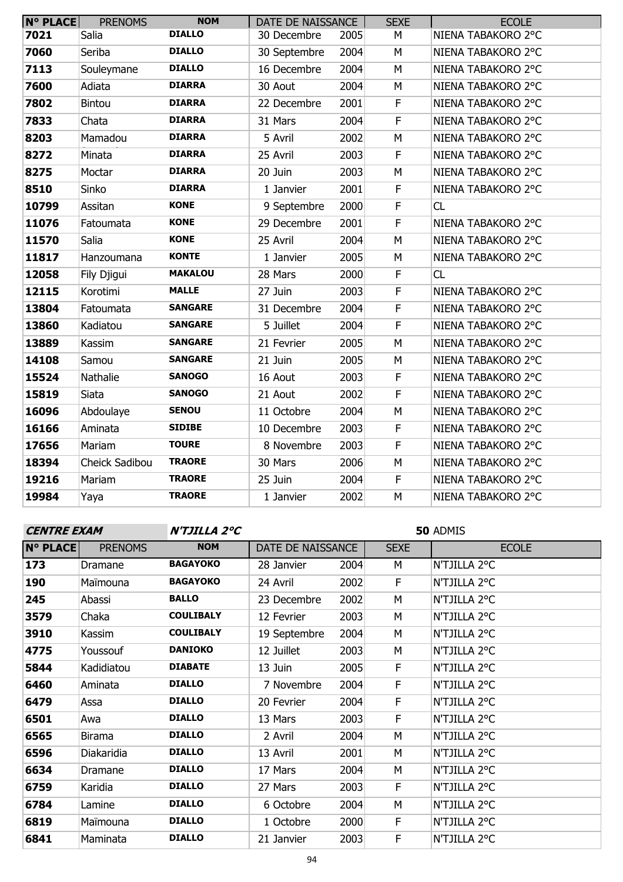| N° PLACE | PRENOMS | NOM | DATE DE NAISSANCE | | SEXE | ECOLE |
|---|---|---|---|---|---|---|
| 7021 | Salia | DIALLO | 30 Decembre | 2005 | M | NIENA TABAKORO 2°C |
| 7060 | Seriba | DIALLO | 30 Septembre | 2004 | M | NIENA TABAKORO 2°C |
| 7113 | Souleymane | DIALLO | 16 Decembre | 2004 | M | NIENA TABAKORO 2°C |
| 7600 | Adiata | DIARRA | 30 Aout | 2004 | M | NIENA TABAKORO 2°C |
| 7802 | Bintou | DIARRA | 22 Decembre | 2001 | F | NIENA TABAKORO 2°C |
| 7833 | Chata | DIARRA | 31 Mars | 2004 | F | NIENA TABAKORO 2°C |
| 8203 | Mamadou | DIARRA | 5 Avril | 2002 | M | NIENA TABAKORO 2°C |
| 8272 | Minata | DIARRA | 25 Avril | 2003 | F | NIENA TABAKORO 2°C |
| 8275 | Moctar | DIARRA | 20 Juin | 2003 | M | NIENA TABAKORO 2°C |
| 8510 | Sinko | DIARRA | 1 Janvier | 2001 | F | NIENA TABAKORO 2°C |
| 10799 | Assitan | KONE | 9 Septembre | 2000 | F | CL |
| 11076 | Fatoumata | KONE | 29 Decembre | 2001 | F | NIENA TABAKORO 2°C |
| 11570 | Salia | KONE | 25 Avril | 2004 | M | NIENA TABAKORO 2°C |
| 11817 | Hanzoumana | KONTE | 1 Janvier | 2005 | M | NIENA TABAKORO 2°C |
| 12058 | Fily Djigui | MAKALOU | 28 Mars | 2000 | F | CL |
| 12115 | Korotimi | MALLE | 27 Juin | 2003 | F | NIENA TABAKORO 2°C |
| 13804 | Fatoumata | SANGARE | 31 Decembre | 2004 | F | NIENA TABAKORO 2°C |
| 13860 | Kadiatou | SANGARE | 5 Juillet | 2004 | F | NIENA TABAKORO 2°C |
| 13889 | Kassim | SANGARE | 21 Fevrier | 2005 | M | NIENA TABAKORO 2°C |
| 14108 | Samou | SANGARE | 21 Juin | 2005 | M | NIENA TABAKORO 2°C |
| 15524 | Nathalie | SANOGO | 16 Aout | 2003 | F | NIENA TABAKORO 2°C |
| 15819 | Siata | SANOGO | 21 Aout | 2002 | F | NIENA TABAKORO 2°C |
| 16096 | Abdoulaye | SENOU | 11 Octobre | 2004 | M | NIENA TABAKORO 2°C |
| 16166 | Aminata | SIDIBE | 10 Decembre | 2003 | F | NIENA TABAKORO 2°C |
| 17656 | Mariam | TOURE | 8 Novembre | 2003 | F | NIENA TABAKORO 2°C |
| 18394 | Cheick Sadibou | TRAORE | 30 Mars | 2006 | M | NIENA TABAKORO 2°C |
| 19216 | Mariam | TRAORE | 25 Juin | 2004 | F | NIENA TABAKORO 2°C |
| 19984 | Yaya | TRAORE | 1 Janvier | 2002 | M | NIENA TABAKORO 2°C |

***CENTRE EXAM*** ***N'TJILLA 2°C*** **50** ADMIS

| N° PLACE | PRENOMS | NOM | DATE DE NAISSANCE | | SEXE | ECOLE |
|---|---|---|---|---|---|---|
| 173 | Dramane | BAGAYOKO | 28 Janvier | 2004 | M | N'TJILLA 2°C |
| 190 | Maïmouna | BAGAYOKO | 24 Avril | 2002 | F | N'TJILLA 2°C |
| 245 | Abassi | BALLO | 23 Decembre | 2002 | M | N'TJILLA 2°C |
| 3579 | Chaka | COULIBALY | 12 Fevrier | 2003 | M | N'TJILLA 2°C |
| 3910 | Kassim | COULIBALY | 19 Septembre | 2004 | M | N'TJILLA 2°C |
| 4775 | Youssouf | DANIOKO | 12 Juillet | 2003 | M | N'TJILLA 2°C |
| 5844 | Kadidiatou | DIABATE | 13 Juin | 2005 | F | N'TJILLA 2°C |
| 6460 | Aminata | DIALLO | 7 Novembre | 2004 | F | N'TJILLA 2°C |
| 6479 | Assa | DIALLO | 20 Fevrier | 2004 | F | N'TJILLA 2°C |
| 6501 | Awa | DIALLO | 13 Mars | 2003 | F | N'TJILLA 2°C |
| 6565 | Birama | DIALLO | 2 Avril | 2004 | M | N'TJILLA 2°C |
| 6596 | Diakaridia | DIALLO | 13 Avril | 2001 | M | N'TJILLA 2°C |
| 6634 | Dramane | DIALLO | 17 Mars | 2004 | M | N'TJILLA 2°C |
| 6759 | Karidia | DIALLO | 27 Mars | 2003 | F | N'TJILLA 2°C |
| 6784 | Lamine | DIALLO | 6 Octobre | 2004 | M | N'TJILLA 2°C |
| 6819 | Maïmouna | DIALLO | 1 Octobre | 2000 | F | N'TJILLA 2°C |
| 6841 | Maminata | DIALLO | 21 Janvier | 2003 | F | N'TJILLA 2°C |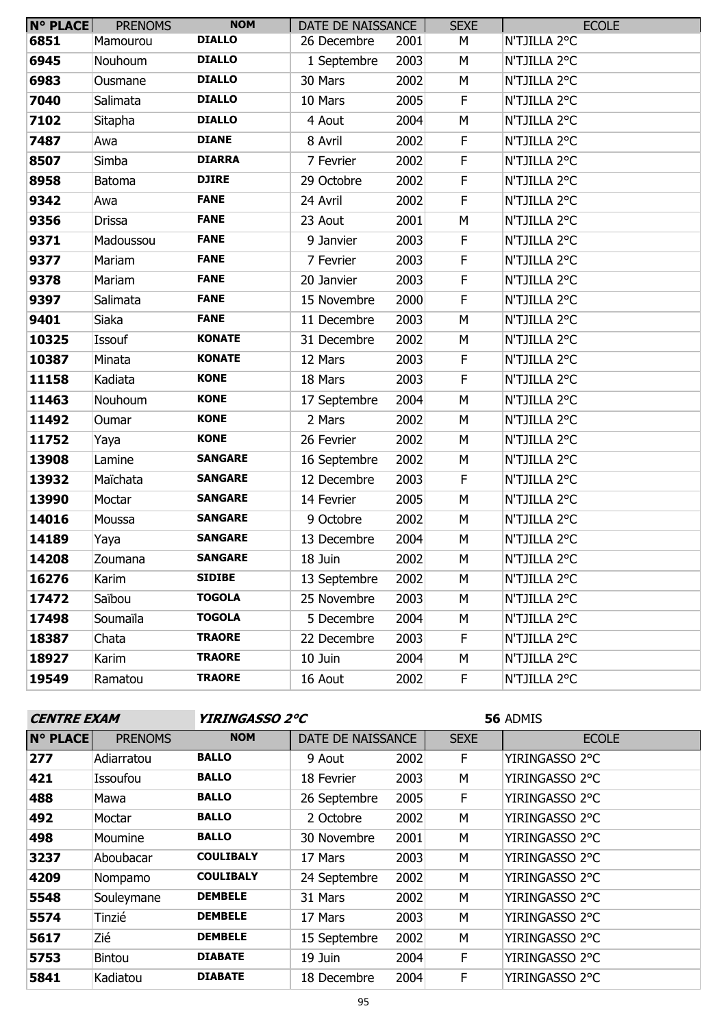| N° PLACE | PRENOMS | NOM | DATE DE NAISSANCE | | SEXE | ECOLE |
|---|---|---|---|---|---|---|
| 6851 | Mamourou | DIALLO | 26 Decembre | 2001 | M | N'TJILLA 2°C |
| 6945 | Nouhoum | DIALLO | 1 Septembre | 2003 | M | N'TJILLA 2°C |
| 6983 | Ousmane | DIALLO | 30 Mars | 2002 | M | N'TJILLA 2°C |
| 7040 | Salimata | DIALLO | 10 Mars | 2005 | F | N'TJILLA 2°C |
| 7102 | Sitapha | DIALLO | 4 Aout | 2004 | M | N'TJILLA 2°C |
| 7487 | Awa | DIANE | 8 Avril | 2002 | F | N'TJILLA 2°C |
| 8507 | Simba | DIARRA | 7 Fevrier | 2002 | F | N'TJILLA 2°C |
| 8958 | Batoma | DJIRE | 29 Octobre | 2002 | F | N'TJILLA 2°C |
| 9342 | Awa | FANE | 24 Avril | 2002 | F | N'TJILLA 2°C |
| 9356 | Drissa | FANE | 23 Aout | 2001 | M | N'TJILLA 2°C |
| 9371 | Madoussou | FANE | 9 Janvier | 2003 | F | N'TJILLA 2°C |
| 9377 | Mariam | FANE | 7 Fevrier | 2003 | F | N'TJILLA 2°C |
| 9378 | Mariam | FANE | 20 Janvier | 2003 | F | N'TJILLA 2°C |
| 9397 | Salimata | FANE | 15 Novembre | 2000 | F | N'TJILLA 2°C |
| 9401 | Siaka | FANE | 11 Decembre | 2003 | M | N'TJILLA 2°C |
| 10325 | Issouf | KONATE | 31 Decembre | 2002 | M | N'TJILLA 2°C |
| 10387 | Minata | KONATE | 12 Mars | 2003 | F | N'TJILLA 2°C |
| 11158 | Kadiata | KONE | 18 Mars | 2003 | F | N'TJILLA 2°C |
| 11463 | Nouhoum | KONE | 17 Septembre | 2004 | M | N'TJILLA 2°C |
| 11492 | Oumar | KONE | 2 Mars | 2002 | M | N'TJILLA 2°C |
| 11752 | Yaya | KONE | 26 Fevrier | 2002 | M | N'TJILLA 2°C |
| 13908 | Lamine | SANGARE | 16 Septembre | 2002 | M | N'TJILLA 2°C |
| 13932 | Maïchata | SANGARE | 12 Decembre | 2003 | F | N'TJILLA 2°C |
| 13990 | Moctar | SANGARE | 14 Fevrier | 2005 | M | N'TJILLA 2°C |
| 14016 | Moussa | SANGARE | 9 Octobre | 2002 | M | N'TJILLA 2°C |
| 14189 | Yaya | SANGARE | 13 Decembre | 2004 | M | N'TJILLA 2°C |
| 14208 | Zoumana | SANGARE | 18 Juin | 2002 | M | N'TJILLA 2°C |
| 16276 | Karim | SIDIBE | 13 Septembre | 2002 | M | N'TJILLA 2°C |
| 17472 | Saïbou | TOGOLA | 25 Novembre | 2003 | M | N'TJILLA 2°C |
| 17498 | Soumaïla | TOGOLA | 5 Decembre | 2004 | M | N'TJILLA 2°C |
| 18387 | Chata | TRAORE | 22 Decembre | 2003 | F | N'TJILLA 2°C |
| 18927 | Karim | TRAORE | 10 Juin | 2004 | M | N'TJILLA 2°C |
| 19549 | Ramatou | TRAORE | 16 Aout | 2002 | F | N'TJILLA 2°C |

***CENTRE EXAM*** ***YIRINGASSO 2°C*** **56** ADMIS

| N° PLACE | PRENOMS | NOM | DATE DE NAISSANCE | | SEXE | ECOLE |
|---|---|---|---|---|---|---|
| 277 | Adiarratou | BALLO | 9 Aout | 2002 | F | YIRINGASSO 2°C |
| 421 | Issoufou | BALLO | 18 Fevrier | 2003 | M | YIRINGASSO 2°C |
| 488 | Mawa | BALLO | 26 Septembre | 2005 | F | YIRINGASSO 2°C |
| 492 | Moctar | BALLO | 2 Octobre | 2002 | M | YIRINGASSO 2°C |
| 498 | Moumine | BALLO | 30 Novembre | 2001 | M | YIRINGASSO 2°C |
| 3237 | Aboubacar | COULIBALY | 17 Mars | 2003 | M | YIRINGASSO 2°C |
| 4209 | Nompamo | COULIBALY | 24 Septembre | 2002 | M | YIRINGASSO 2°C |
| 5548 | Souleymane | DEMBELE | 31 Mars | 2002 | M | YIRINGASSO 2°C |
| 5574 | Tinzié | DEMBELE | 17 Mars | 2003 | M | YIRINGASSO 2°C |
| 5617 | Zié | DEMBELE | 15 Septembre | 2002 | M | YIRINGASSO 2°C |
| 5753 | Bintou | DIABATE | 19 Juin | 2004 | F | YIRINGASSO 2°C |
| 5841 | Kadiatou | DIABATE | 18 Decembre | 2004 | F | YIRINGASSO 2°C |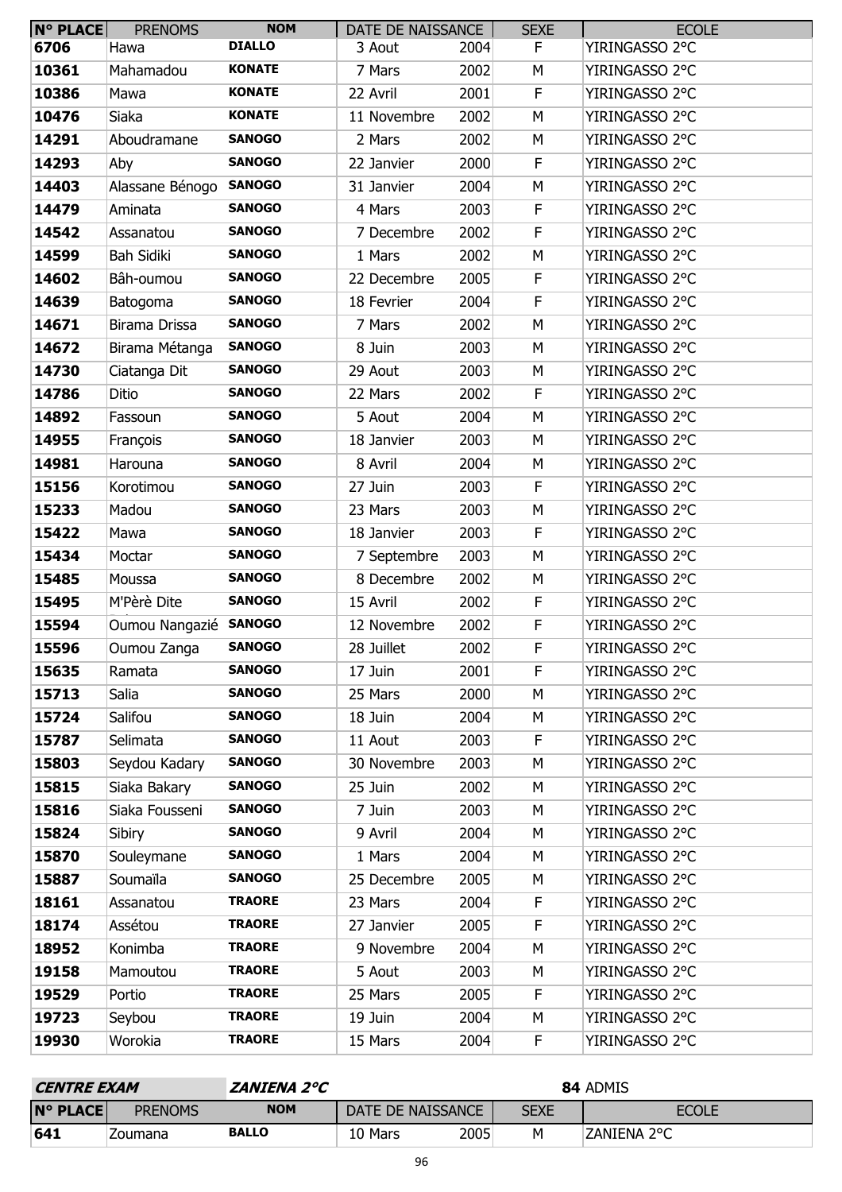| N° PLACE | PRENOMS | NOM | DATE DE NAISSANCE | | SEXE | ECOLE |
|---|---|---|---|---|---|---|
| 6706 | Hawa | **DIALLO** | 3 Aout | 2004 | F | YIRINGASSO 2°C |
| 10361 | Mahamadou | **KONATE** | 7 Mars | 2002 | M | YIRINGASSO 2°C |
| 10386 | Mawa | **KONATE** | 22 Avril | 2001 | F | YIRINGASSO 2°C |
| 10476 | Siaka | **KONATE** | 11 Novembre | 2002 | M | YIRINGASSO 2°C |
| 14291 | Aboudramane | **SANOGO** | 2 Mars | 2002 | M | YIRINGASSO 2°C |
| 14293 | Aby | **SANOGO** | 22 Janvier | 2000 | F | YIRINGASSO 2°C |
| 14403 | Alassane Bénogo | **SANOGO** | 31 Janvier | 2004 | M | YIRINGASSO 2°C |
| 14479 | Aminata | **SANOGO** | 4 Mars | 2003 | F | YIRINGASSO 2°C |
| 14542 | Assanatou | **SANOGO** | 7 Decembre | 2002 | F | YIRINGASSO 2°C |
| 14599 | Bah Sidiki | **SANOGO** | 1 Mars | 2002 | M | YIRINGASSO 2°C |
| 14602 | Bâh-oumou | **SANOGO** | 22 Decembre | 2005 | F | YIRINGASSO 2°C |
| 14639 | Batogoma | **SANOGO** | 18 Fevrier | 2004 | F | YIRINGASSO 2°C |
| 14671 | Birama Drissa | **SANOGO** | 7 Mars | 2002 | M | YIRINGASSO 2°C |
| 14672 | Birama Métanga | **SANOGO** | 8 Juin | 2003 | M | YIRINGASSO 2°C |
| 14730 | Ciatanga Dit | **SANOGO** | 29 Aout | 2003 | M | YIRINGASSO 2°C |
| 14786 | Ditio | **SANOGO** | 22 Mars | 2002 | F | YIRINGASSO 2°C |
| 14892 | Fassoun | **SANOGO** | 5 Aout | 2004 | M | YIRINGASSO 2°C |
| 14955 | François | **SANOGO** | 18 Janvier | 2003 | M | YIRINGASSO 2°C |
| 14981 | Harouna | **SANOGO** | 8 Avril | 2004 | M | YIRINGASSO 2°C |
| 15156 | Korotimou | **SANOGO** | 27 Juin | 2003 | F | YIRINGASSO 2°C |
| 15233 | Madou | **SANOGO** | 23 Mars | 2003 | M | YIRINGASSO 2°C |
| 15422 | Mawa | **SANOGO** | 18 Janvier | 2003 | F | YIRINGASSO 2°C |
| 15434 | Moctar | **SANOGO** | 7 Septembre | 2003 | M | YIRINGASSO 2°C |
| 15485 | Moussa | **SANOGO** | 8 Decembre | 2002 | M | YIRINGASSO 2°C |
| 15495 | M'Pèrè Dite | **SANOGO** | 15 Avril | 2002 | F | YIRINGASSO 2°C |
| 15594 | Oumou Nangazié | **SANOGO** | 12 Novembre | 2002 | F | YIRINGASSO 2°C |
| 15596 | Oumou Zanga | **SANOGO** | 28 Juillet | 2002 | F | YIRINGASSO 2°C |
| 15635 | Ramata | **SANOGO** | 17 Juin | 2001 | F | YIRINGASSO 2°C |
| 15713 | Salia | **SANOGO** | 25 Mars | 2000 | M | YIRINGASSO 2°C |
| 15724 | Salifou | **SANOGO** | 18 Juin | 2004 | M | YIRINGASSO 2°C |
| 15787 | Selimata | **SANOGO** | 11 Aout | 2003 | F | YIRINGASSO 2°C |
| 15803 | Seydou Kadary | **SANOGO** | 30 Novembre | 2003 | M | YIRINGASSO 2°C |
| 15815 | Siaka Bakary | **SANOGO** | 25 Juin | 2002 | M | YIRINGASSO 2°C |
| 15816 | Siaka Fousseni | **SANOGO** | 7 Juin | 2003 | M | YIRINGASSO 2°C |
| 15824 | Sibiry | **SANOGO** | 9 Avril | 2004 | M | YIRINGASSO 2°C |
| 15870 | Souleymane | **SANOGO** | 1 Mars | 2004 | M | YIRINGASSO 2°C |
| 15887 | Soumaïla | **SANOGO** | 25 Decembre | 2005 | M | YIRINGASSO 2°C |
| 18161 | Assanatou | **TRAORE** | 23 Mars | 2004 | F | YIRINGASSO 2°C |
| 18174 | Assétou | **TRAORE** | 27 Janvier | 2005 | F | YIRINGASSO 2°C |
| 18952 | Konimba | **TRAORE** | 9 Novembre | 2004 | M | YIRINGASSO 2°C |
| 19158 | Mamoutou | **TRAORE** | 5 Aout | 2003 | M | YIRINGASSO 2°C |
| 19529 | Portio | **TRAORE** | 25 Mars | 2005 | F | YIRINGASSO 2°C |
| 19723 | Seybou | **TRAORE** | 19 Juin | 2004 | M | YIRINGASSO 2°C |
| 19930 | Worokia | **TRAORE** | 15 Mars | 2004 | F | YIRINGASSO 2°C |

***CENTRE EXAM*** ***ZANIENA 2°C*** **84** ADMIS

| N° PLACE | PRENOMS | NOM | DATE DE NAISSANCE | | SEXE | ECOLE |
|---|---|---|---|---|---|---|
| 641 | Zoumana | **BALLO** | 10 Mars | 2005 | M | ZANIENA 2°C |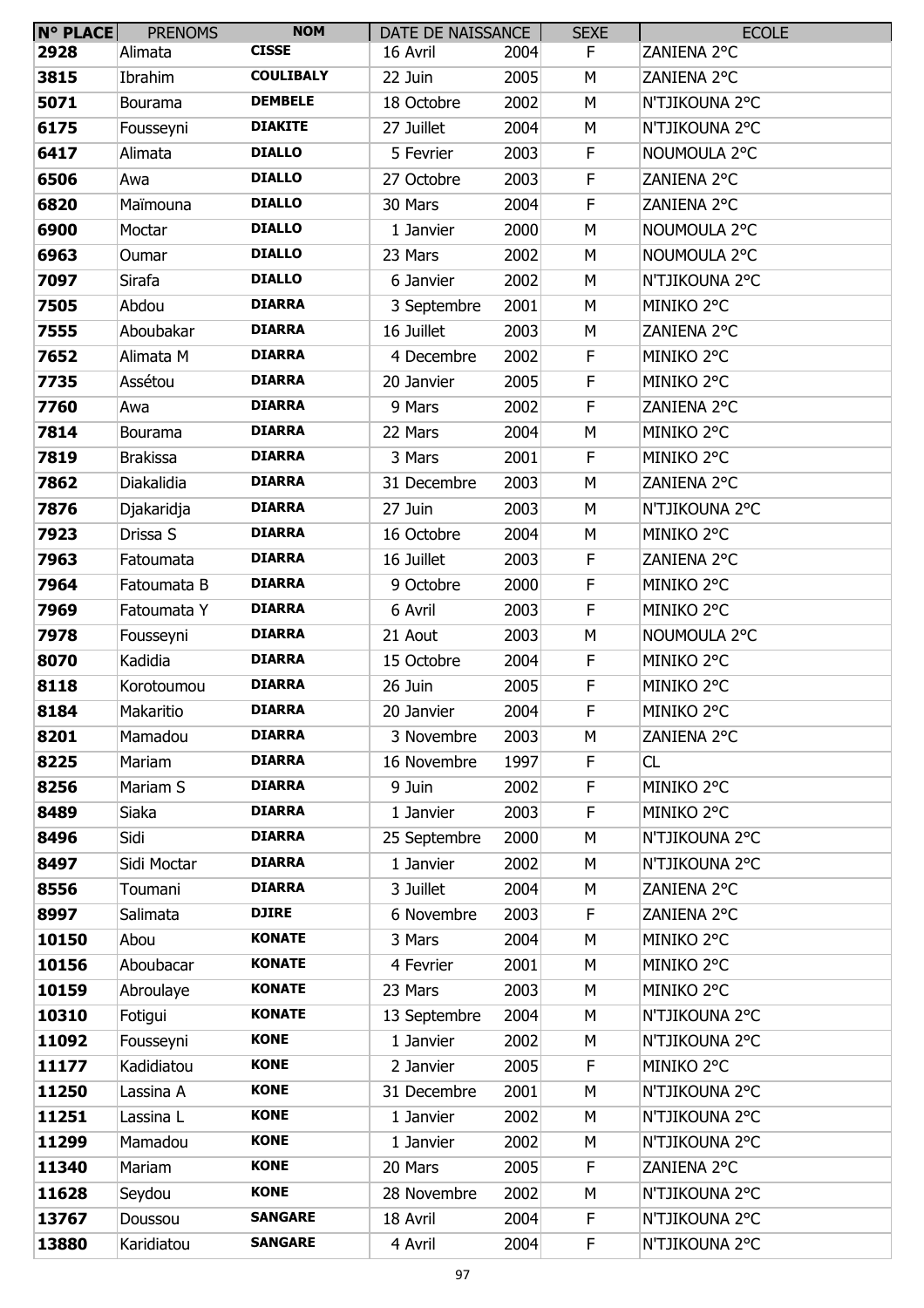| N° PLACE | PRENOMS | NOM | DATE DE NAISSANCE | | SEXE | ECOLE |
|---|---|---|---|---|---|---|
| 2928 | Alimata | CISSE | 16 Avril | 2004 | F | ZANIENA 2°C |
| 3815 | Ibrahim | COULIBALY | 22 Juin | 2005 | M | ZANIENA 2°C |
| 5071 | Bourama | DEMBELE | 18 Octobre | 2002 | M | N'TJIKOUNA 2°C |
| 6175 | Fousseyni | DIAKITE | 27 Juillet | 2004 | M | N'TJIKOUNA 2°C |
| 6417 | Alimata | DIALLO | 5 Fevrier | 2003 | F | NOUMOULA 2°C |
| 6506 | Awa | DIALLO | 27 Octobre | 2003 | F | ZANIENA 2°C |
| 6820 | Maïmouna | DIALLO | 30 Mars | 2004 | F | ZANIENA 2°C |
| 6900 | Moctar | DIALLO | 1 Janvier | 2000 | M | NOUMOULA 2°C |
| 6963 | Oumar | DIALLO | 23 Mars | 2002 | M | NOUMOULA 2°C |
| 7097 | Sirafa | DIALLO | 6 Janvier | 2002 | M | N'TJIKOUNA 2°C |
| 7505 | Abdou | DIARRA | 3 Septembre | 2001 | M | MINIKO 2°C |
| 7555 | Aboubakar | DIARRA | 16 Juillet | 2003 | M | ZANIENA 2°C |
| 7652 | Alimata M | DIARRA | 4 Decembre | 2002 | F | MINIKO 2°C |
| 7735 | Assétou | DIARRA | 20 Janvier | 2005 | F | MINIKO 2°C |
| 7760 | Awa | DIARRA | 9 Mars | 2002 | F | ZANIENA 2°C |
| 7814 | Bourama | DIARRA | 22 Mars | 2004 | M | MINIKO 2°C |
| 7819 | Brakissa | DIARRA | 3 Mars | 2001 | F | MINIKO 2°C |
| 7862 | Diakalidia | DIARRA | 31 Decembre | 2003 | M | ZANIENA 2°C |
| 7876 | Djakaridja | DIARRA | 27 Juin | 2003 | M | N'TJIKOUNA 2°C |
| 7923 | Drissa S | DIARRA | 16 Octobre | 2004 | M | MINIKO 2°C |
| 7963 | Fatoumata | DIARRA | 16 Juillet | 2003 | F | ZANIENA 2°C |
| 7964 | Fatoumata B | DIARRA | 9 Octobre | 2000 | F | MINIKO 2°C |
| 7969 | Fatoumata Y | DIARRA | 6 Avril | 2003 | F | MINIKO 2°C |
| 7978 | Fousseyni | DIARRA | 21 Aout | 2003 | M | NOUMOULA 2°C |
| 8070 | Kadidia | DIARRA | 15 Octobre | 2004 | F | MINIKO 2°C |
| 8118 | Korotoumou | DIARRA | 26 Juin | 2005 | F | MINIKO 2°C |
| 8184 | Makaritio | DIARRA | 20 Janvier | 2004 | F | MINIKO 2°C |
| 8201 | Mamadou | DIARRA | 3 Novembre | 2003 | M | ZANIENA 2°C |
| 8225 | Mariam | DIARRA | 16 Novembre | 1997 | F | CL |
| 8256 | Mariam S | DIARRA | 9 Juin | 2002 | F | MINIKO 2°C |
| 8489 | Siaka | DIARRA | 1 Janvier | 2003 | F | MINIKO 2°C |
| 8496 | Sidi | DIARRA | 25 Septembre | 2000 | M | N'TJIKOUNA 2°C |
| 8497 | Sidi Moctar | DIARRA | 1 Janvier | 2002 | M | N'TJIKOUNA 2°C |
| 8556 | Toumani | DIARRA | 3 Juillet | 2004 | M | ZANIENA 2°C |
| 8997 | Salimata | DJIRE | 6 Novembre | 2003 | F | ZANIENA 2°C |
| 10150 | Abou | KONATE | 3 Mars | 2004 | M | MINIKO 2°C |
| 10156 | Aboubacar | KONATE | 4 Fevrier | 2001 | M | MINIKO 2°C |
| 10159 | Abroulaye | KONATE | 23 Mars | 2003 | M | MINIKO 2°C |
| 10310 | Fotigui | KONATE | 13 Septembre | 2004 | M | N'TJIKOUNA 2°C |
| 11092 | Fousseyni | KONE | 1 Janvier | 2002 | M | N'TJIKOUNA 2°C |
| 11177 | Kadidiatou | KONE | 2 Janvier | 2005 | F | MINIKO 2°C |
| 11250 | Lassina A | KONE | 31 Decembre | 2001 | M | N'TJIKOUNA 2°C |
| 11251 | Lassina L | KONE | 1 Janvier | 2002 | M | N'TJIKOUNA 2°C |
| 11299 | Mamadou | KONE | 1 Janvier | 2002 | M | N'TJIKOUNA 2°C |
| 11340 | Mariam | KONE | 20 Mars | 2005 | F | ZANIENA 2°C |
| 11628 | Seydou | KONE | 28 Novembre | 2002 | M | N'TJIKOUNA 2°C |
| 13767 | Doussou | SANGARE | 18 Avril | 2004 | F | N'TJIKOUNA 2°C |
| 13880 | Karidiatou | SANGARE | 4 Avril | 2004 | F | N'TJIKOUNA 2°C |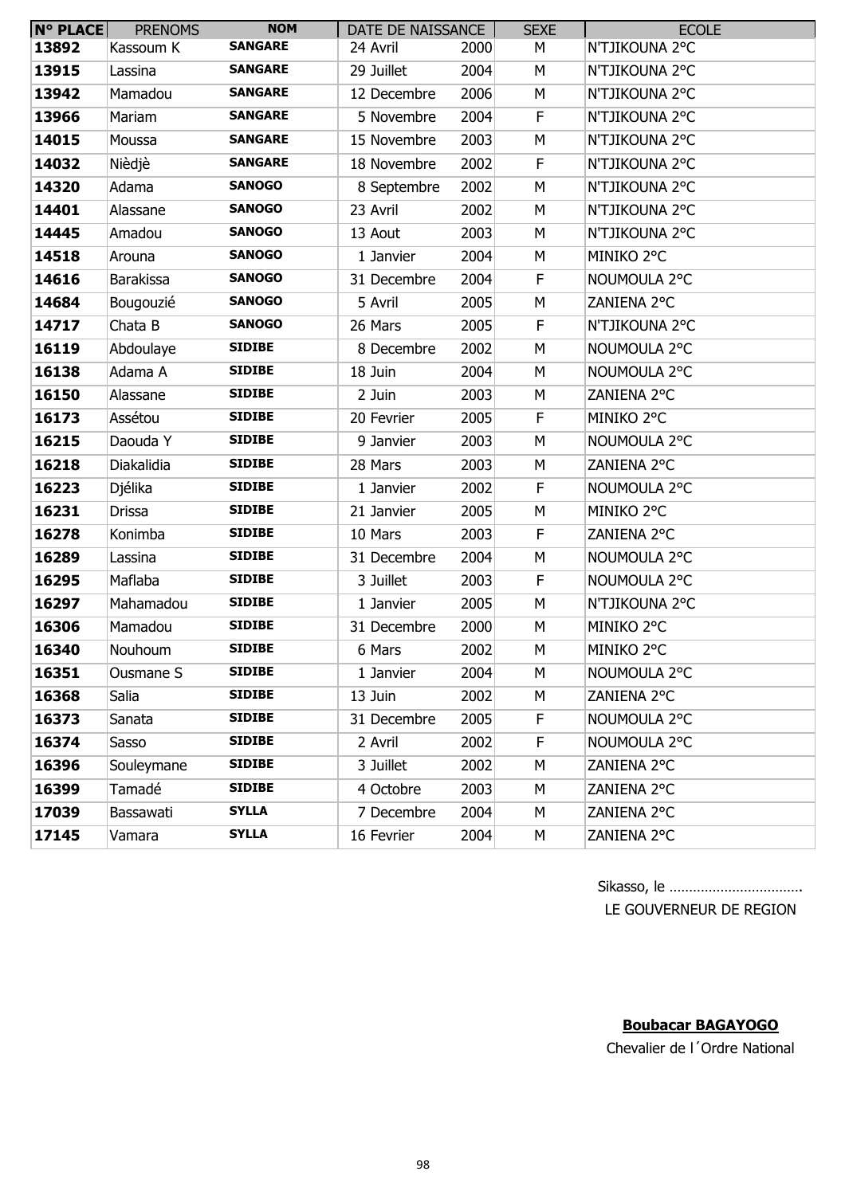| N° PLACE | PRENOMS | NOM | DATE DE NAISSANCE | | SEXE | ECOLE |
|---|---|---|---|---|---|---|
| 13892 | Kassoum K | SANGARE | 24 Avril | 2000 | M | N'TJIKOUNA 2°C |
| 13915 | Lassina | SANGARE | 29 Juillet | 2004 | M | N'TJIKOUNA 2°C |
| 13942 | Mamadou | SANGARE | 12 Decembre | 2006 | M | N'TJIKOUNA 2°C |
| 13966 | Mariam | SANGARE | 5 Novembre | 2004 | F | N'TJIKOUNA 2°C |
| 14015 | Moussa | SANGARE | 15 Novembre | 2003 | M | N'TJIKOUNA 2°C |
| 14032 | Nièdjè | SANGARE | 18 Novembre | 2002 | F | N'TJIKOUNA 2°C |
| 14320 | Adama | SANOGO | 8 Septembre | 2002 | M | N'TJIKOUNA 2°C |
| 14401 | Alassane | SANOGO | 23 Avril | 2002 | M | N'TJIKOUNA 2°C |
| 14445 | Amadou | SANOGO | 13 Aout | 2003 | M | N'TJIKOUNA 2°C |
| 14518 | Arouna | SANOGO | 1 Janvier | 2004 | M | MINIKO 2°C |
| 14616 | Barakissa | SANOGO | 31 Decembre | 2004 | F | NOUMOULA 2°C |
| 14684 | Bougouzié | SANOGO | 5 Avril | 2005 | M | ZANIENA 2°C |
| 14717 | Chata B | SANOGO | 26 Mars | 2005 | F | N'TJIKOUNA 2°C |
| 16119 | Abdoulaye | SIDIBE | 8 Decembre | 2002 | M | NOUMOULA 2°C |
| 16138 | Adama A | SIDIBE | 18 Juin | 2004 | M | NOUMOULA 2°C |
| 16150 | Alassane | SIDIBE | 2 Juin | 2003 | M | ZANIENA 2°C |
| 16173 | Assétou | SIDIBE | 20 Fevrier | 2005 | F | MINIKO 2°C |
| 16215 | Daouda Y | SIDIBE | 9 Janvier | 2003 | M | NOUMOULA 2°C |
| 16218 | Diakalidia | SIDIBE | 28 Mars | 2003 | M | ZANIENA 2°C |
| 16223 | Djélika | SIDIBE | 1 Janvier | 2002 | F | NOUMOULA 2°C |
| 16231 | Drissa | SIDIBE | 21 Janvier | 2005 | M | MINIKO 2°C |
| 16278 | Konimba | SIDIBE | 10 Mars | 2003 | F | ZANIENA 2°C |
| 16289 | Lassina | SIDIBE | 31 Decembre | 2004 | M | NOUMOULA 2°C |
| 16295 | Maflaba | SIDIBE | 3 Juillet | 2003 | F | NOUMOULA 2°C |
| 16297 | Mahamadou | SIDIBE | 1 Janvier | 2005 | M | N'TJIKOUNA 2°C |
| 16306 | Mamadou | SIDIBE | 31 Decembre | 2000 | M | MINIKO 2°C |
| 16340 | Nouhoum | SIDIBE | 6 Mars | 2002 | M | MINIKO 2°C |
| 16351 | Ousmane S | SIDIBE | 1 Janvier | 2004 | M | NOUMOULA 2°C |
| 16368 | Salia | SIDIBE | 13 Juin | 2002 | M | ZANIENA 2°C |
| 16373 | Sanata | SIDIBE | 31 Decembre | 2005 | F | NOUMOULA 2°C |
| 16374 | Sasso | SIDIBE | 2 Avril | 2002 | F | NOUMOULA 2°C |
| 16396 | Souleymane | SIDIBE | 3 Juillet | 2002 | M | ZANIENA 2°C |
| 16399 | Tamadé | SIDIBE | 4 Octobre | 2003 | M | ZANIENA 2°C |
| 17039 | Bassawati | SYLLA | 7 Decembre | 2004 | M | ZANIENA 2°C |
| 17145 | Vamara | SYLLA | 16 Fevrier | 2004 | M | ZANIENA 2°C |

Sikasso, le ……………………………

LE GOUVERNEUR DE REGION

**Boubacar BAGAYOGO**

Chevalier de l´Ordre National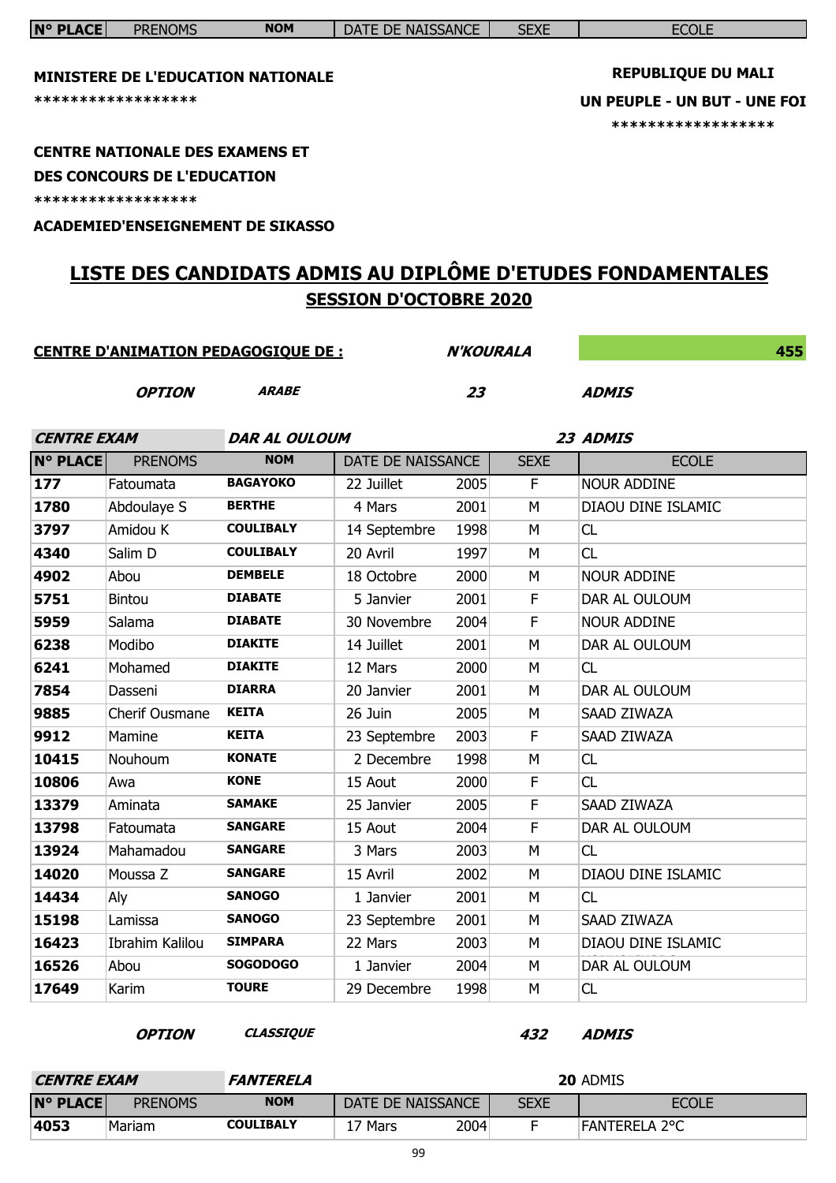**MINISTERE DE L'EDUCATION NATIONALE**

******************

**CENTRE NATIONALE DES EXAMENS ET DES CONCOURS DE L'EDUCATION**

******************

**ACADEMIED'ENSEIGNEMENT DE SIKASSO**

**REPUBLIQUE DU MALI**

**UN PEUPLE - UN BUT - UNE FOI**

******************

# LISTE DES CANDIDATS ADMIS AU DIPLÔME D'ETUDES FONDAMENTALES

## SESSION D'OCTOBRE 2020

**CENTRE D'ANIMATION PEDAGOGIQUE DE :** ***N'KOURALA*** **455**

***OPTION*** ***ARABE*** ***23*** ***ADMIS***

***CENTRE EXAM*** ***DAR AL OULOUM*** ***23 ADMIS***

| N° PLACE | PRENOMS | NOM | DATE DE NAISSANCE | | SEXE | ECOLE |
|---|---|---|---|---|---|---|
| 177 | Fatoumata | BAGAYOKO | 22 Juillet | 2005 | F | NOUR ADDINE |
| 1780 | Abdoulaye S | BERTHE | 4 Mars | 2001 | M | DIAOU DINE ISLAMIC |
| 3797 | Amidou K | COULIBALY | 14 Septembre | 1998 | M | CL |
| 4340 | Salim D | COULIBALY | 20 Avril | 1997 | M | CL |
| 4902 | Abou | DEMBELE | 18 Octobre | 2000 | M | NOUR ADDINE |
| 5751 | Bintou | DIABATE | 5 Janvier | 2001 | F | DAR AL OULOUM |
| 5959 | Salama | DIABATE | 30 Novembre | 2004 | F | NOUR ADDINE |
| 6238 | Modibo | DIAKITE | 14 Juillet | 2001 | M | DAR AL OULOUM |
| 6241 | Mohamed | DIAKITE | 12 Mars | 2000 | M | CL |
| 7854 | Dasseni | DIARRA | 20 Janvier | 2001 | M | DAR AL OULOUM |
| 9885 | Cherif Ousmane | KEITA | 26 Juin | 2005 | M | SAAD ZIWAZA |
| 9912 | Mamine | KEITA | 23 Septembre | 2003 | F | SAAD ZIWAZA |
| 10415 | Nouhoum | KONATE | 2 Decembre | 1998 | M | CL |
| 10806 | Awa | KONE | 15 Aout | 2000 | F | CL |
| 13379 | Aminata | SAMAKE | 25 Janvier | 2005 | F | SAAD ZIWAZA |
| 13798 | Fatoumata | SANGARE | 15 Aout | 2004 | F | DAR AL OULOUM |
| 13924 | Mahamadou | SANGARE | 3 Mars | 2003 | M | CL |
| 14020 | Moussa Z | SANGARE | 15 Avril | 2002 | M | DIAOU DINE ISLAMIC |
| 14434 | Aly | SANOGO | 1 Janvier | 2001 | M | CL |
| 15198 | Lamissa | SANOGO | 23 Septembre | 2001 | M | SAAD ZIWAZA |
| 16423 | Ibrahim Kalilou | SIMPARA | 22 Mars | 2003 | M | DIAOU DINE ISLAMIC |
| 16526 | Abou | SOGODOGO | 1 Janvier | 2004 | M | DAR AL OULOUM |
| 17649 | Karim | TOURE | 29 Decembre | 1998 | M | CL |

***OPTION*** ***CLASSIQUE*** ***432*** ***ADMIS***

***CENTRE EXAM*** ***FANTERELA*** **20** ADMIS

| N° PLACE | PRENOMS | NOM | DATE DE NAISSANCE | | SEXE | ECOLE |
|---|---|---|---|---|---|---|
| 4053 | Mariam | COULIBALY | 17 Mars | 2004 | F | FANTERELA 2°C |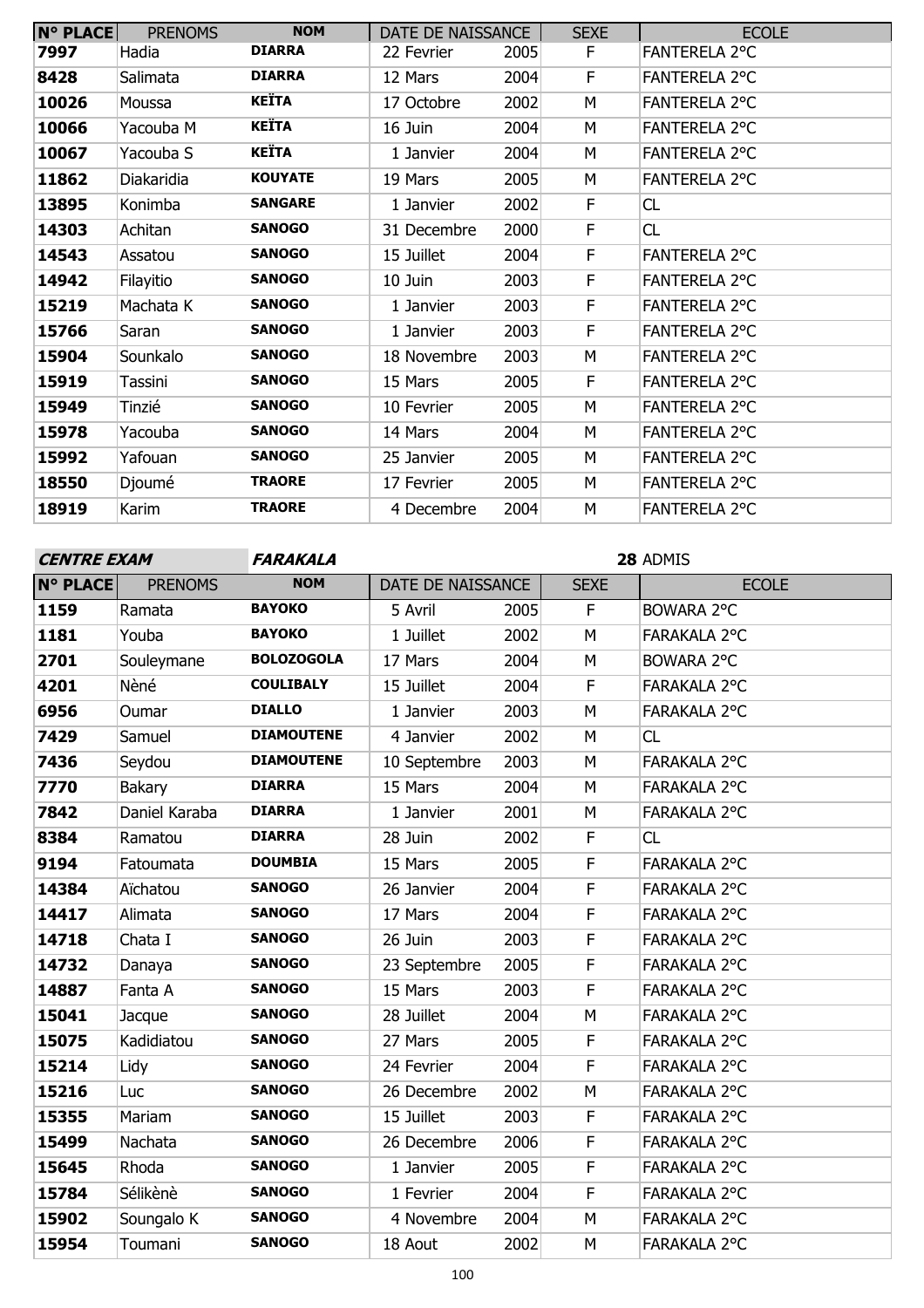| N° PLACE | PRENOMS | NOM | DATE DE NAISSANCE | | SEXE | ECOLE |
|---|---|---|---|---|---|---|
| 7997 | Hadia | DIARRA | 22 Fevrier | 2005 | F | FANTERELA 2°C |
| 8428 | Salimata | DIARRA | 12 Mars | 2004 | F | FANTERELA 2°C |
| 10026 | Moussa | KEÏTA | 17 Octobre | 2002 | M | FANTERELA 2°C |
| 10066 | Yacouba M | KEÏTA | 16 Juin | 2004 | M | FANTERELA 2°C |
| 10067 | Yacouba S | KEÏTA | 1 Janvier | 2004 | M | FANTERELA 2°C |
| 11862 | Diakaridia | KOUYATE | 19 Mars | 2005 | M | FANTERELA 2°C |
| 13895 | Konimba | SANGARE | 1 Janvier | 2002 | F | CL |
| 14303 | Achitan | SANOGO | 31 Decembre | 2000 | F | CL |
| 14543 | Assatou | SANOGO | 15 Juillet | 2004 | F | FANTERELA 2°C |
| 14942 | Filayitio | SANOGO | 10 Juin | 2003 | F | FANTERELA 2°C |
| 15219 | Machata K | SANOGO | 1 Janvier | 2003 | F | FANTERELA 2°C |
| 15766 | Saran | SANOGO | 1 Janvier | 2003 | F | FANTERELA 2°C |
| 15904 | Sounkalo | SANOGO | 18 Novembre | 2003 | M | FANTERELA 2°C |
| 15919 | Tassini | SANOGO | 15 Mars | 2005 | F | FANTERELA 2°C |
| 15949 | Tinzié | SANOGO | 10 Fevrier | 2005 | M | FANTERELA 2°C |
| 15978 | Yacouba | SANOGO | 14 Mars | 2004 | M | FANTERELA 2°C |
| 15992 | Yafouan | SANOGO | 25 Janvier | 2005 | M | FANTERELA 2°C |
| 18550 | Djoumé | TRAORE | 17 Fevrier | 2005 | M | FANTERELA 2°C |
| 18919 | Karim | TRAORE | 4 Decembre | 2004 | M | FANTERELA 2°C |

**CENTRE EXAM** ***FARAKALA*** **28** ADMIS

| N° PLACE | PRENOMS | NOM | DATE DE NAISSANCE | | SEXE | ECOLE |
|---|---|---|---|---|---|---|
| 1159 | Ramata | BAYOKO | 5 Avril | 2005 | F | BOWARA 2°C |
| 1181 | Youba | BAYOKO | 1 Juillet | 2002 | M | FARAKALA 2°C |
| 2701 | Souleymane | BOLOZOGOLA | 17 Mars | 2004 | M | BOWARA 2°C |
| 4201 | Nènè | COULIBALY | 15 Juillet | 2004 | F | FARAKALA 2°C |
| 6956 | Oumar | DIALLO | 1 Janvier | 2003 | M | FARAKALA 2°C |
| 7429 | Samuel | DIAMOUTENE | 4 Janvier | 2002 | M | CL |
| 7436 | Seydou | DIAMOUTENE | 10 Septembre | 2003 | M | FARAKALA 2°C |
| 7770 | Bakary | DIARRA | 15 Mars | 2004 | M | FARAKALA 2°C |
| 7842 | Daniel Karaba | DIARRA | 1 Janvier | 2001 | M | FARAKALA 2°C |
| 8384 | Ramatou | DIARRA | 28 Juin | 2002 | F | CL |
| 9194 | Fatoumata | DOUMBIA | 15 Mars | 2005 | F | FARAKALA 2°C |
| 14384 | Aïchatou | SANOGO | 26 Janvier | 2004 | F | FARAKALA 2°C |
| 14417 | Alimata | SANOGO | 17 Mars | 2004 | F | FARAKALA 2°C |
| 14718 | Chata I | SANOGO | 26 Juin | 2003 | F | FARAKALA 2°C |
| 14732 | Danaya | SANOGO | 23 Septembre | 2005 | F | FARAKALA 2°C |
| 14887 | Fanta A | SANOGO | 15 Mars | 2003 | F | FARAKALA 2°C |
| 15041 | Jacque | SANOGO | 28 Juillet | 2004 | M | FARAKALA 2°C |
| 15075 | Kadidiatou | SANOGO | 27 Mars | 2005 | F | FARAKALA 2°C |
| 15214 | Lidy | SANOGO | 24 Fevrier | 2004 | F | FARAKALA 2°C |
| 15216 | Luc | SANOGO | 26 Decembre | 2002 | M | FARAKALA 2°C |
| 15355 | Mariam | SANOGO | 15 Juillet | 2003 | F | FARAKALA 2°C |
| 15499 | Nachata | SANOGO | 26 Decembre | 2006 | F | FARAKALA 2°C |
| 15645 | Rhoda | SANOGO | 1 Janvier | 2005 | F | FARAKALA 2°C |
| 15784 | Sélikènè | SANOGO | 1 Fevrier | 2004 | F | FARAKALA 2°C |
| 15902 | Soungalo K | SANOGO | 4 Novembre | 2004 | M | FARAKALA 2°C |
| 15954 | Toumani | SANOGO | 18 Aout | 2002 | M | FARAKALA 2°C |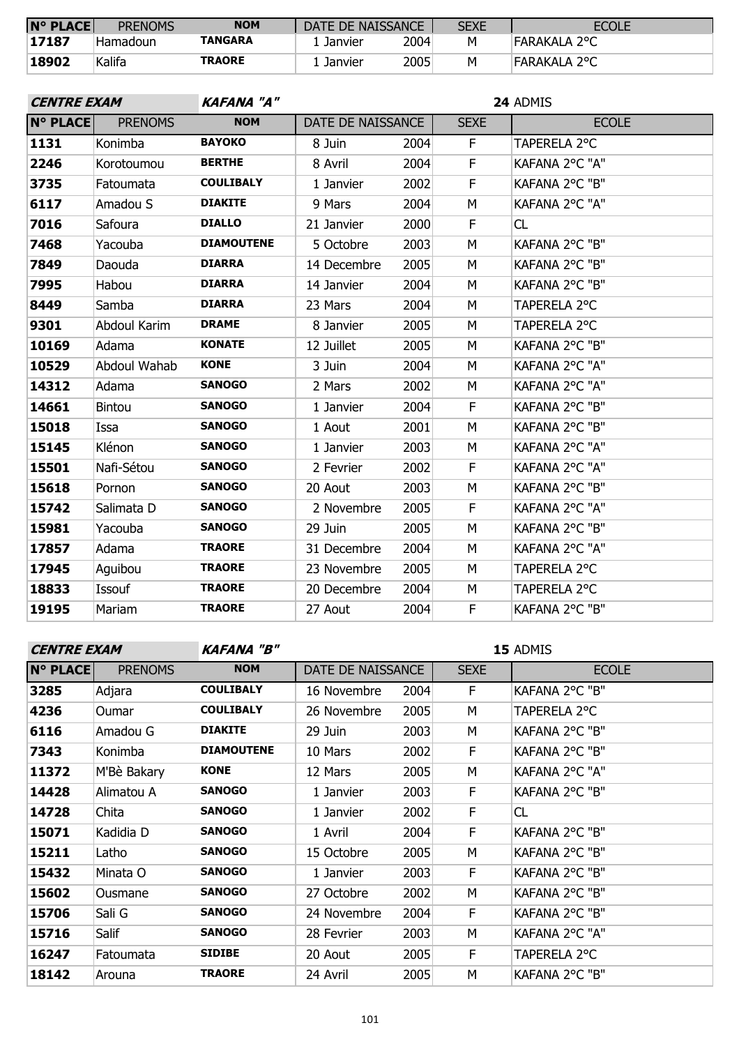| N° PLACE | PRENOMS | NOM | DATE DE NAISSANCE | | SEXE | ECOLE |
|---|---|---|---|---|---|---|
| 17187 | Hamadoun | TANGARA | 1 Janvier | 2004 | M | FARAKALA 2°C |
| 18902 | Kalifa | TRAORE | 1 Janvier | 2005 | M | FARAKALA 2°C |

| CENTRE EXAM | KAFANA "A" | | | | 24 ADMIS | |
|---|---|---|---|---|---|---|
| N° PLACE | PRENOMS | NOM | DATE DE NAISSANCE | | SEXE | ECOLE |
| 1131 | Konimba | BAYOKO | 8 Juin | 2004 | F | TAPERELA 2°C |
| 2246 | Korotoumou | BERTHE | 8 Avril | 2004 | F | KAFANA 2°C "A" |
| 3735 | Fatoumata | COULIBALY | 1 Janvier | 2002 | F | KAFANA 2°C "B" |
| 6117 | Amadou S | DIAKITE | 9 Mars | 2004 | M | KAFANA 2°C "A" |
| 7016 | Safoura | DIALLO | 21 Janvier | 2000 | F | CL |
| 7468 | Yacouba | DIAMOUTENE | 5 Octobre | 2003 | M | KAFANA 2°C "B" |
| 7849 | Daouda | DIARRA | 14 Decembre | 2005 | M | KAFANA 2°C "B" |
| 7995 | Habou | DIARRA | 14 Janvier | 2004 | M | KAFANA 2°C "B" |
| 8449 | Samba | DIARRA | 23 Mars | 2004 | M | TAPERELA 2°C |
| 9301 | Abdoul Karim | DRAME | 8 Janvier | 2005 | M | TAPERELA 2°C |
| 10169 | Adama | KONATE | 12 Juillet | 2005 | M | KAFANA 2°C "B" |
| 10529 | Abdoul Wahab | KONE | 3 Juin | 2004 | M | KAFANA 2°C "A" |
| 14312 | Adama | SANOGO | 2 Mars | 2002 | M | KAFANA 2°C "A" |
| 14661 | Bintou | SANOGO | 1 Janvier | 2004 | F | KAFANA 2°C "B" |
| 15018 | Issa | SANOGO | 1 Aout | 2001 | M | KAFANA 2°C "B" |
| 15145 | Klénon | SANOGO | 1 Janvier | 2003 | M | KAFANA 2°C "A" |
| 15501 | Nafi-Sétou | SANOGO | 2 Fevrier | 2002 | F | KAFANA 2°C "A" |
| 15618 | Pornon | SANOGO | 20 Aout | 2003 | M | KAFANA 2°C "B" |
| 15742 | Salimata D | SANOGO | 2 Novembre | 2005 | F | KAFANA 2°C "A" |
| 15981 | Yacouba | SANOGO | 29 Juin | 2005 | M | KAFANA 2°C "B" |
| 17857 | Adama | TRAORE | 31 Decembre | 2004 | M | KAFANA 2°C "A" |
| 17945 | Aguibou | TRAORE | 23 Novembre | 2005 | M | TAPERELA 2°C |
| 18833 | Issouf | TRAORE | 20 Decembre | 2004 | M | TAPERELA 2°C |
| 19195 | Mariam | TRAORE | 27 Aout | 2004 | F | KAFANA 2°C "B" |

| CENTRE EXAM | KAFANA "B" | | | | 15 ADMIS | |
|---|---|---|---|---|---|---|
| N° PLACE | PRENOMS | NOM | DATE DE NAISSANCE | | SEXE | ECOLE |
| 3285 | Adjara | COULIBALY | 16 Novembre | 2004 | F | KAFANA 2°C "B" |
| 4236 | Oumar | COULIBALY | 26 Novembre | 2005 | M | TAPERELA 2°C |
| 6116 | Amadou G | DIAKITE | 29 Juin | 2003 | M | KAFANA 2°C "B" |
| 7343 | Konimba | DIAMOUTENE | 10 Mars | 2002 | F | KAFANA 2°C "B" |
| 11372 | M'Bè Bakary | KONE | 12 Mars | 2005 | M | KAFANA 2°C "A" |
| 14428 | Alimatou A | SANOGO | 1 Janvier | 2003 | F | KAFANA 2°C "B" |
| 14728 | Chita | SANOGO | 1 Janvier | 2002 | F | CL |
| 15071 | Kadidia D | SANOGO | 1 Avril | 2004 | F | KAFANA 2°C "B" |
| 15211 | Latho | SANOGO | 15 Octobre | 2005 | M | KAFANA 2°C "B" |
| 15432 | Minata O | SANOGO | 1 Janvier | 2003 | F | KAFANA 2°C "B" |
| 15602 | Ousmane | SANOGO | 27 Octobre | 2002 | M | KAFANA 2°C "B" |
| 15706 | Sali G | SANOGO | 24 Novembre | 2004 | F | KAFANA 2°C "B" |
| 15716 | Salif | SANOGO | 28 Fevrier | 2003 | M | KAFANA 2°C "A" |
| 16247 | Fatoumata | SIDIBE | 20 Aout | 2005 | F | TAPERELA 2°C |
| 18142 | Arouna | TRAORE | 24 Avril | 2005 | M | KAFANA 2°C "B" |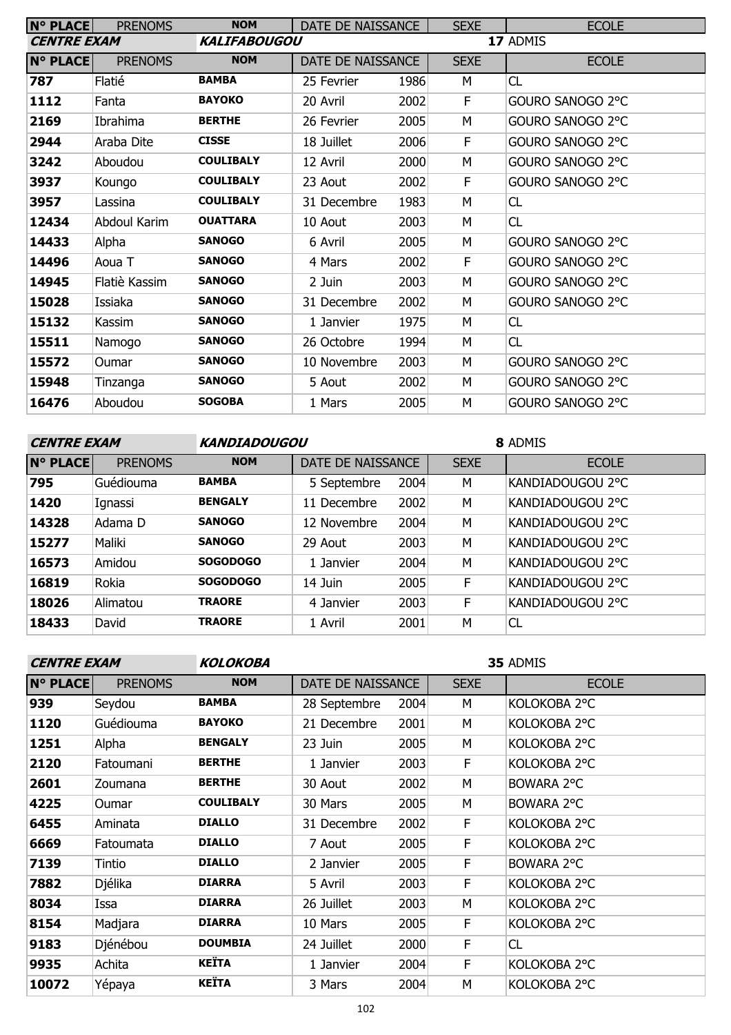| N° PLACE | PRENOMS | NOM | DATE DE NAISSANCE | | SEXE | ECOLE |
|---|---|---|---|---|---|---|

**CENTRE EXAM** ***KALIFABOUGOU*** **17** ADMIS

| N° PLACE | PRENOMS | NOM | DATE DE NAISSANCE | | SEXE | ECOLE |
|---|---|---|---|---|---|---|
| **787** | Flatié | **BAMBA** | 25 Fevrier | 1986 | M | CL |
| **1112** | Fanta | **BAYOKO** | 20 Avril | 2002 | F | GOURO SANOGO 2°C |
| **2169** | Ibrahima | **BERTHE** | 26 Fevrier | 2005 | M | GOURO SANOGO 2°C |
| **2944** | Araba Dite | **CISSE** | 18 Juillet | 2006 | F | GOURO SANOGO 2°C |
| **3242** | Aboudou | **COULIBALY** | 12 Avril | 2000 | M | GOURO SANOGO 2°C |
| **3937** | Koungo | **COULIBALY** | 23 Aout | 2002 | F | GOURO SANOGO 2°C |
| **3957** | Lassina | **COULIBALY** | 31 Decembre | 1983 | M | CL |
| **12434** | Abdoul Karim | **OUATTARA** | 10 Aout | 2003 | M | CL |
| **14433** | Alpha | **SANOGO** | 6 Avril | 2005 | M | GOURO SANOGO 2°C |
| **14496** | Aoua T | **SANOGO** | 4 Mars | 2002 | F | GOURO SANOGO 2°C |
| **14945** | Flatiè Kassim | **SANOGO** | 2 Juin | 2003 | M | GOURO SANOGO 2°C |
| **15028** | Issiaka | **SANOGO** | 31 Decembre | 2002 | M | GOURO SANOGO 2°C |
| **15132** | Kassim | **SANOGO** | 1 Janvier | 1975 | M | CL |
| **15511** | Namogo | **SANOGO** | 26 Octobre | 1994 | M | CL |
| **15572** | Oumar | **SANOGO** | 10 Novembre | 2003 | M | GOURO SANOGO 2°C |
| **15948** | Tinzanga | **SANOGO** | 5 Aout | 2002 | M | GOURO SANOGO 2°C |
| **16476** | Aboudou | **SOGOBA** | 1 Mars | 2005 | M | GOURO SANOGO 2°C |

**CENTRE EXAM** ***KANDIADOUGOU*** **8** ADMIS

| N° PLACE | PRENOMS | NOM | DATE DE NAISSANCE | | SEXE | ECOLE |
|---|---|---|---|---|---|---|
| **795** | Guédiouma | **BAMBA** | 5 Septembre | 2004 | M | KANDIADOUGOU 2°C |
| **1420** | Ignassi | **BENGALY** | 11 Decembre | 2002 | M | KANDIADOUGOU 2°C |
| **14328** | Adama D | **SANOGO** | 12 Novembre | 2004 | M | KANDIADOUGOU 2°C |
| **15277** | Maliki | **SANOGO** | 29 Aout | 2003 | M | KANDIADOUGOU 2°C |
| **16573** | Amidou | **SOGODOGO** | 1 Janvier | 2004 | M | KANDIADOUGOU 2°C |
| **16819** | Rokia | **SOGODOGO** | 14 Juin | 2005 | F | KANDIADOUGOU 2°C |
| **18026** | Alimatou | **TRAORE** | 4 Janvier | 2003 | F | KANDIADOUGOU 2°C |
| **18433** | David | **TRAORE** | 1 Avril | 2001 | M | CL |

**CENTRE EXAM** ***KOLOKOBA*** **35** ADMIS

| N° PLACE | PRENOMS | NOM | DATE DE NAISSANCE | | SEXE | ECOLE |
|---|---|---|---|---|---|---|
| **939** | Seydou | **BAMBA** | 28 Septembre | 2004 | M | KOLOKOBA 2°C |
| **1120** | Guédiouma | **BAYOKO** | 21 Decembre | 2001 | M | KOLOKOBA 2°C |
| **1251** | Alpha | **BENGALY** | 23 Juin | 2005 | M | KOLOKOBA 2°C |
| **2120** | Fatoumani | **BERTHE** | 1 Janvier | 2003 | F | KOLOKOBA 2°C |
| **2601** | Zoumana | **BERTHE** | 30 Aout | 2002 | M | BOWARA 2°C |
| **4225** | Oumar | **COULIBALY** | 30 Mars | 2005 | M | BOWARA 2°C |
| **6455** | Aminata | **DIALLO** | 31 Decembre | 2002 | F | KOLOKOBA 2°C |
| **6669** | Fatoumata | **DIALLO** | 7 Aout | 2005 | F | KOLOKOBA 2°C |
| **7139** | Tintio | **DIALLO** | 2 Janvier | 2005 | F | BOWARA 2°C |
| **7882** | Djélika | **DIARRA** | 5 Avril | 2003 | F | KOLOKOBA 2°C |
| **8034** | Issa | **DIARRA** | 26 Juillet | 2003 | M | KOLOKOBA 2°C |
| **8154** | Madjara | **DIARRA** | 10 Mars | 2005 | F | KOLOKOBA 2°C |
| **9183** | Djénébou | **DOUMBIA** | 24 Juillet | 2000 | F | CL |
| **9935** | Achita | **KEÏTA** | 1 Janvier | 2004 | F | KOLOKOBA 2°C |
| **10072** | Yépaya | **KEÏTA** | 3 Mars | 2004 | M | KOLOKOBA 2°C |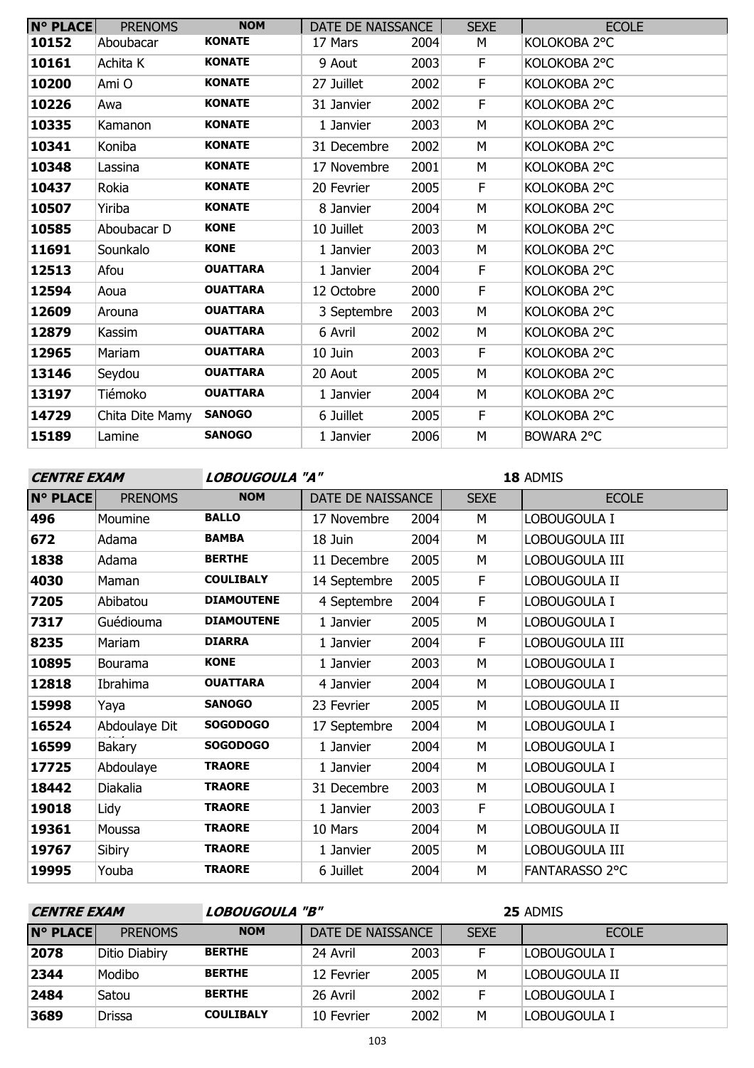| N° PLACE | PRENOMS | NOM | DATE DE NAISSANCE | | SEXE | ECOLE |
|---|---|---|---|---|---|---|
| 10152 | Aboubacar | KONATE | 17 Mars | 2004 | M | KOLOKOBA 2°C |
| 10161 | Achita K | KONATE | 9 Aout | 2003 | F | KOLOKOBA 2°C |
| 10200 | Ami O | KONATE | 27 Juillet | 2002 | F | KOLOKOBA 2°C |
| 10226 | Awa | KONATE | 31 Janvier | 2002 | F | KOLOKOBA 2°C |
| 10335 | Kamanon | KONATE | 1 Janvier | 2003 | M | KOLOKOBA 2°C |
| 10341 | Koniba | KONATE | 31 Decembre | 2002 | M | KOLOKOBA 2°C |
| 10348 | Lassina | KONATE | 17 Novembre | 2001 | M | KOLOKOBA 2°C |
| 10437 | Rokia | KONATE | 20 Fevrier | 2005 | F | KOLOKOBA 2°C |
| 10507 | Yiriba | KONATE | 8 Janvier | 2004 | M | KOLOKOBA 2°C |
| 10585 | Aboubacar D | KONE | 10 Juillet | 2003 | M | KOLOKOBA 2°C |
| 11691 | Sounkalo | KONE | 1 Janvier | 2003 | M | KOLOKOBA 2°C |
| 12513 | Afou | OUATTARA | 1 Janvier | 2004 | F | KOLOKOBA 2°C |
| 12594 | Aoua | OUATTARA | 12 Octobre | 2000 | F | KOLOKOBA 2°C |
| 12609 | Arouna | OUATTARA | 3 Septembre | 2003 | M | KOLOKOBA 2°C |
| 12879 | Kassim | OUATTARA | 6 Avril | 2002 | M | KOLOKOBA 2°C |
| 12965 | Mariam | OUATTARA | 10 Juin | 2003 | F | KOLOKOBA 2°C |
| 13146 | Seydou | OUATTARA | 20 Aout | 2005 | M | KOLOKOBA 2°C |
| 13197 | Tiémoko | OUATTARA | 1 Janvier | 2004 | M | KOLOKOBA 2°C |
| 14729 | Chita Dite Mamy | SANOGO | 6 Juillet | 2005 | F | KOLOKOBA 2°C |
| 15189 | Lamine | SANOGO | 1 Janvier | 2006 | M | BOWARA 2°C |

**CENTRE EXAM** ***LOBOUGOULA "A"*** **18** ADMIS

| N° PLACE | PRENOMS | NOM | DATE DE NAISSANCE | | SEXE | ECOLE |
|---|---|---|---|---|---|---|
| 496 | Moumine | BALLO | 17 Novembre | 2004 | M | LOBOUGOULA I |
| 672 | Adama | BAMBA | 18 Juin | 2004 | M | LOBOUGOULA III |
| 1838 | Adama | BERTHE | 11 Decembre | 2005 | M | LOBOUGOULA III |
| 4030 | Maman | COULIBALY | 14 Septembre | 2005 | F | LOBOUGOULA II |
| 7205 | Abibatou | DIAMOUTENE | 4 Septembre | 2004 | F | LOBOUGOULA I |
| 7317 | Guédiouma | DIAMOUTENE | 1 Janvier | 2005 | M | LOBOUGOULA I |
| 8235 | Mariam | DIARRA | 1 Janvier | 2004 | F | LOBOUGOULA III |
| 10895 | Bourama | KONE | 1 Janvier | 2003 | M | LOBOUGOULA I |
| 12818 | Ibrahima | OUATTARA | 4 Janvier | 2004 | M | LOBOUGOULA I |
| 15998 | Yaya | SANOGO | 23 Fevrier | 2005 | M | LOBOUGOULA II |
| 16524 | Abdoulaye Dit | SOGODOGO | 17 Septembre | 2004 | M | LOBOUGOULA I |
| 16599 | Bakary | SOGODOGO | 1 Janvier | 2004 | M | LOBOUGOULA I |
| 17725 | Abdoulaye | TRAORE | 1 Janvier | 2004 | M | LOBOUGOULA I |
| 18442 | Diakalia | TRAORE | 31 Decembre | 2003 | M | LOBOUGOULA I |
| 19018 | Lidy | TRAORE | 1 Janvier | 2003 | F | LOBOUGOULA I |
| 19361 | Moussa | TRAORE | 10 Mars | 2004 | M | LOBOUGOULA II |
| 19767 | Sibiry | TRAORE | 1 Janvier | 2005 | M | LOBOUGOULA III |
| 19995 | Youba | TRAORE | 6 Juillet | 2004 | M | FANTARASSO 2°C |

**CENTRE EXAM** ***LOBOUGOULA "B"*** **25** ADMIS

| N° PLACE | PRENOMS | NOM | DATE DE NAISSANCE | | SEXE | ECOLE |
|---|---|---|---|---|---|---|
| 2078 | Ditio Diabiry | BERTHE | 24 Avril | 2003 | F | LOBOUGOULA I |
| 2344 | Modibo | BERTHE | 12 Fevrier | 2005 | M | LOBOUGOULA II |
| 2484 | Satou | BERTHE | 26 Avril | 2002 | F | LOBOUGOULA I |
| 3689 | Drissa | COULIBALY | 10 Fevrier | 2002 | M | LOBOUGOULA I |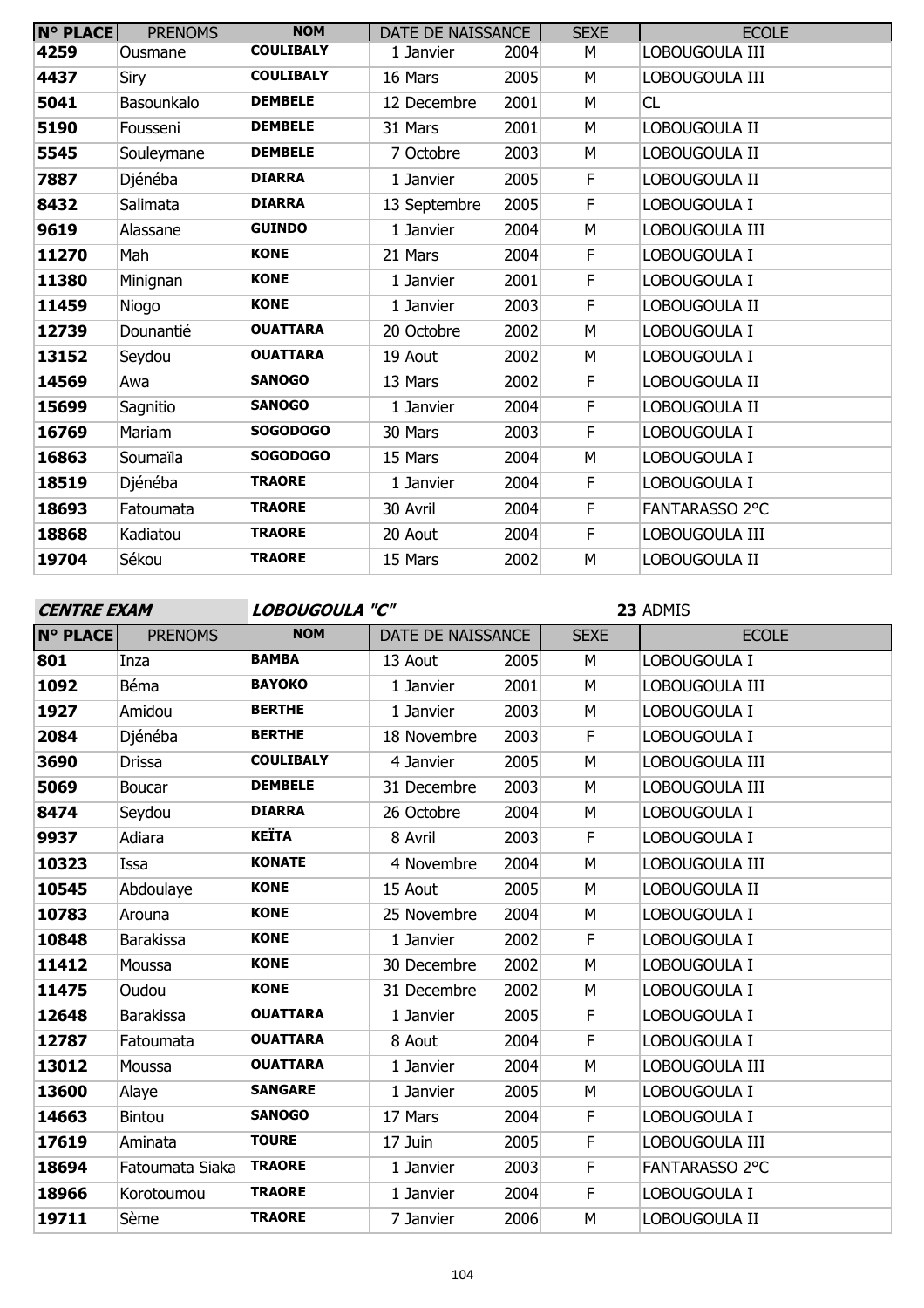| N° PLACE | PRENOMS | NOM | DATE DE NAISSANCE | | SEXE | ECOLE |
|---|---|---|---|---|---|---|
| 4259 | Ousmane | COULIBALY | 1 Janvier | 2004 | M | LOBOUGOULA III |
| 4437 | Siry | COULIBALY | 16 Mars | 2005 | M | LOBOUGOULA III |
| 5041 | Basounkalo | DEMBELE | 12 Decembre | 2001 | M | CL |
| 5190 | Fousseni | DEMBELE | 31 Mars | 2001 | M | LOBOUGOULA II |
| 5545 | Souleymane | DEMBELE | 7 Octobre | 2003 | M | LOBOUGOULA II |
| 7887 | Djénéba | DIARRA | 1 Janvier | 2005 | F | LOBOUGOULA II |
| 8432 | Salimata | DIARRA | 13 Septembre | 2005 | F | LOBOUGOULA I |
| 9619 | Alassane | GUINDO | 1 Janvier | 2004 | M | LOBOUGOULA III |
| 11270 | Mah | KONE | 21 Mars | 2004 | F | LOBOUGOULA I |
| 11380 | Minignan | KONE | 1 Janvier | 2001 | F | LOBOUGOULA I |
| 11459 | Niogo | KONE | 1 Janvier | 2003 | F | LOBOUGOULA II |
| 12739 | Dounantié | OUATTARA | 20 Octobre | 2002 | M | LOBOUGOULA I |
| 13152 | Seydou | OUATTARA | 19 Aout | 2002 | M | LOBOUGOULA I |
| 14569 | Awa | SANOGO | 13 Mars | 2002 | F | LOBOUGOULA II |
| 15699 | Sagnitio | SANOGO | 1 Janvier | 2004 | F | LOBOUGOULA II |
| 16769 | Mariam | SOGODOGO | 30 Mars | 2003 | F | LOBOUGOULA I |
| 16863 | Soumaïla | SOGODOGO | 15 Mars | 2004 | M | LOBOUGOULA I |
| 18519 | Djénéba | TRAORE | 1 Janvier | 2004 | F | LOBOUGOULA I |
| 18693 | Fatoumata | TRAORE | 30 Avril | 2004 | F | FANTARASSO 2°C |
| 18868 | Kadiatou | TRAORE | 20 Aout | 2004 | F | LOBOUGOULA III |
| 19704 | Sékou | TRAORE | 15 Mars | 2002 | M | LOBOUGOULA II |

**CENTRE EXAM** **LOBOUGOULA "C"** **23** ADMIS

| N° PLACE | PRENOMS | NOM | DATE DE NAISSANCE | | SEXE | ECOLE |
|---|---|---|---|---|---|---|
| 801 | Inza | BAMBA | 13 Aout | 2005 | M | LOBOUGOULA I |
| 1092 | Béma | BAYOKO | 1 Janvier | 2001 | M | LOBOUGOULA III |
| 1927 | Amidou | BERTHE | 1 Janvier | 2003 | M | LOBOUGOULA I |
| 2084 | Djénéba | BERTHE | 18 Novembre | 2003 | F | LOBOUGOULA I |
| 3690 | Drissa | COULIBALY | 4 Janvier | 2005 | M | LOBOUGOULA III |
| 5069 | Boucar | DEMBELE | 31 Decembre | 2003 | M | LOBOUGOULA III |
| 8474 | Seydou | DIARRA | 26 Octobre | 2004 | M | LOBOUGOULA I |
| 9937 | Adiara | KEÏTA | 8 Avril | 2003 | F | LOBOUGOULA I |
| 10323 | Issa | KONATE | 4 Novembre | 2004 | M | LOBOUGOULA III |
| 10545 | Abdoulaye | KONE | 15 Aout | 2005 | M | LOBOUGOULA II |
| 10783 | Arouna | KONE | 25 Novembre | 2004 | M | LOBOUGOULA I |
| 10848 | Barakissa | KONE | 1 Janvier | 2002 | F | LOBOUGOULA I |
| 11412 | Moussa | KONE | 30 Decembre | 2002 | M | LOBOUGOULA I |
| 11475 | Oudou | KONE | 31 Decembre | 2002 | M | LOBOUGOULA I |
| 12648 | Barakissa | OUATTARA | 1 Janvier | 2005 | F | LOBOUGOULA I |
| 12787 | Fatoumata | OUATTARA | 8 Aout | 2004 | F | LOBOUGOULA I |
| 13012 | Moussa | OUATTARA | 1 Janvier | 2004 | M | LOBOUGOULA III |
| 13600 | Alaye | SANGARE | 1 Janvier | 2005 | M | LOBOUGOULA I |
| 14663 | Bintou | SANOGO | 17 Mars | 2004 | F | LOBOUGOULA I |
| 17619 | Aminata | TOURE | 17 Juin | 2005 | F | LOBOUGOULA III |
| 18694 | Fatoumata Siaka | TRAORE | 1 Janvier | 2003 | F | FANTARASSO 2°C |
| 18966 | Korotoumou | TRAORE | 1 Janvier | 2004 | F | LOBOUGOULA I |
| 19711 | Sème | TRAORE | 7 Janvier | 2006 | M | LOBOUGOULA II |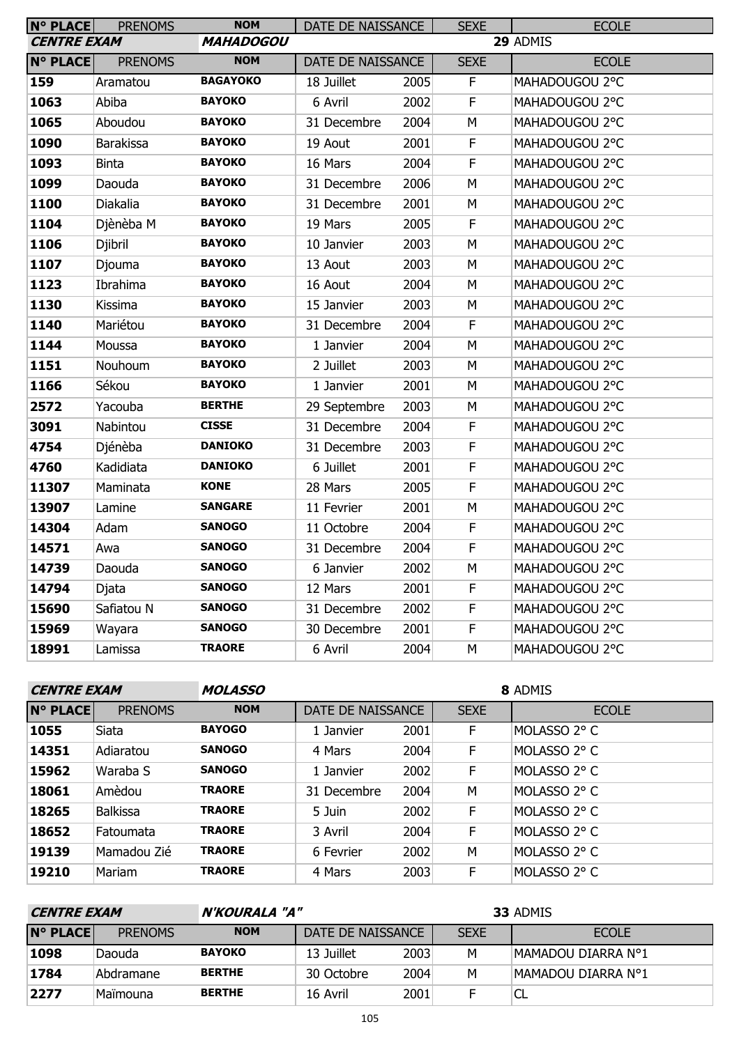| N° PLACE | PRENOMS | NOM | DATE DE NAISSANCE | | SEXE | ECOLE |
|---|---|---|---|---|---|---|

**CENTRE EXAM** ***MAHADOGOU*** **29** ADMIS

| N° PLACE | PRENOMS | NOM | DATE DE NAISSANCE | | SEXE | ECOLE |
|---|---|---|---|---|---|---|
| 159 | Aramatou | BAGAYOKO | 18 Juillet | 2005 | F | MAHADOUGOU 2°C |
| 1063 | Abiba | BAYOKO | 6 Avril | 2002 | F | MAHADOUGOU 2°C |
| 1065 | Aboudou | BAYOKO | 31 Decembre | 2004 | M | MAHADOUGOU 2°C |
| 1090 | Barakissa | BAYOKO | 19 Aout | 2001 | F | MAHADOUGOU 2°C |
| 1093 | Binta | BAYOKO | 16 Mars | 2004 | F | MAHADOUGOU 2°C |
| 1099 | Daouda | BAYOKO | 31 Decembre | 2006 | M | MAHADOUGOU 2°C |
| 1100 | Diakalia | BAYOKO | 31 Decembre | 2001 | M | MAHADOUGOU 2°C |
| 1104 | Djènèba M | BAYOKO | 19 Mars | 2005 | F | MAHADOUGOU 2°C |
| 1106 | Djibril | BAYOKO | 10 Janvier | 2003 | M | MAHADOUGOU 2°C |
| 1107 | Djouma | BAYOKO | 13 Aout | 2003 | M | MAHADOUGOU 2°C |
| 1123 | Ibrahima | BAYOKO | 16 Aout | 2004 | M | MAHADOUGOU 2°C |
| 1130 | Kissima | BAYOKO | 15 Janvier | 2003 | M | MAHADOUGOU 2°C |
| 1140 | Mariétou | BAYOKO | 31 Decembre | 2004 | F | MAHADOUGOU 2°C |
| 1144 | Moussa | BAYOKO | 1 Janvier | 2004 | M | MAHADOUGOU 2°C |
| 1151 | Nouhoum | BAYOKO | 2 Juillet | 2003 | M | MAHADOUGOU 2°C |
| 1166 | Sékou | BAYOKO | 1 Janvier | 2001 | M | MAHADOUGOU 2°C |
| 2572 | Yacouba | BERTHE | 29 Septembre | 2003 | M | MAHADOUGOU 2°C |
| 3091 | Nabintou | CISSE | 31 Decembre | 2004 | F | MAHADOUGOU 2°C |
| 4754 | Djénèba | DANIOKO | 31 Decembre | 2003 | F | MAHADOUGOU 2°C |
| 4760 | Kadidiata | DANIOKO | 6 Juillet | 2001 | F | MAHADOUGOU 2°C |
| 11307 | Maminata | KONE | 28 Mars | 2005 | F | MAHADOUGOU 2°C |
| 13907 | Lamine | SANGARE | 11 Fevrier | 2001 | M | MAHADOUGOU 2°C |
| 14304 | Adam | SANOGO | 11 Octobre | 2004 | F | MAHADOUGOU 2°C |
| 14571 | Awa | SANOGO | 31 Decembre | 2004 | F | MAHADOUGOU 2°C |
| 14739 | Daouda | SANOGO | 6 Janvier | 2002 | M | MAHADOUGOU 2°C |
| 14794 | Djata | SANOGO | 12 Mars | 2001 | F | MAHADOUGOU 2°C |
| 15690 | Safiatou N | SANOGO | 31 Decembre | 2002 | F | MAHADOUGOU 2°C |
| 15969 | Wayara | SANOGO | 30 Decembre | 2001 | F | MAHADOUGOU 2°C |
| 18991 | Lamissa | TRAORE | 6 Avril | 2004 | M | MAHADOUGOU 2°C |

**CENTRE EXAM** ***MOLASSO*** **8** ADMIS

| N° PLACE | PRENOMS | NOM | DATE DE NAISSANCE | | SEXE | ECOLE |
|---|---|---|---|---|---|---|
| 1055 | Siata | BAYOGO | 1 Janvier | 2001 | F | MOLASSO 2° C |
| 14351 | Adiaratou | SANOGO | 4 Mars | 2004 | F | MOLASSO 2° C |
| 15962 | Waraba S | SANOGO | 1 Janvier | 2002 | F | MOLASSO 2° C |
| 18061 | Amèdou | TRAORE | 31 Decembre | 2004 | M | MOLASSO 2° C |
| 18265 | Balkissa | TRAORE | 5 Juin | 2002 | F | MOLASSO 2° C |
| 18652 | Fatoumata | TRAORE | 3 Avril | 2004 | F | MOLASSO 2° C |
| 19139 | Mamadou Zié | TRAORE | 6 Fevrier | 2002 | M | MOLASSO 2° C |
| 19210 | Mariam | TRAORE | 4 Mars | 2003 | F | MOLASSO 2° C |

**CENTRE EXAM** ***N'KOURALA "A"*** **33** ADMIS

| N° PLACE | PRENOMS | NOM | DATE DE NAISSANCE | | SEXE | ECOLE |
|---|---|---|---|---|---|---|
| 1098 | Daouda | BAYOKO | 13 Juillet | 2003 | M | MAMADOU DIARRA N°1 |
| 1784 | Abdramane | BERTHE | 30 Octobre | 2004 | M | MAMADOU DIARRA N°1 |
| 2277 | Maïmouna | BERTHE | 16 Avril | 2001 | F | CL |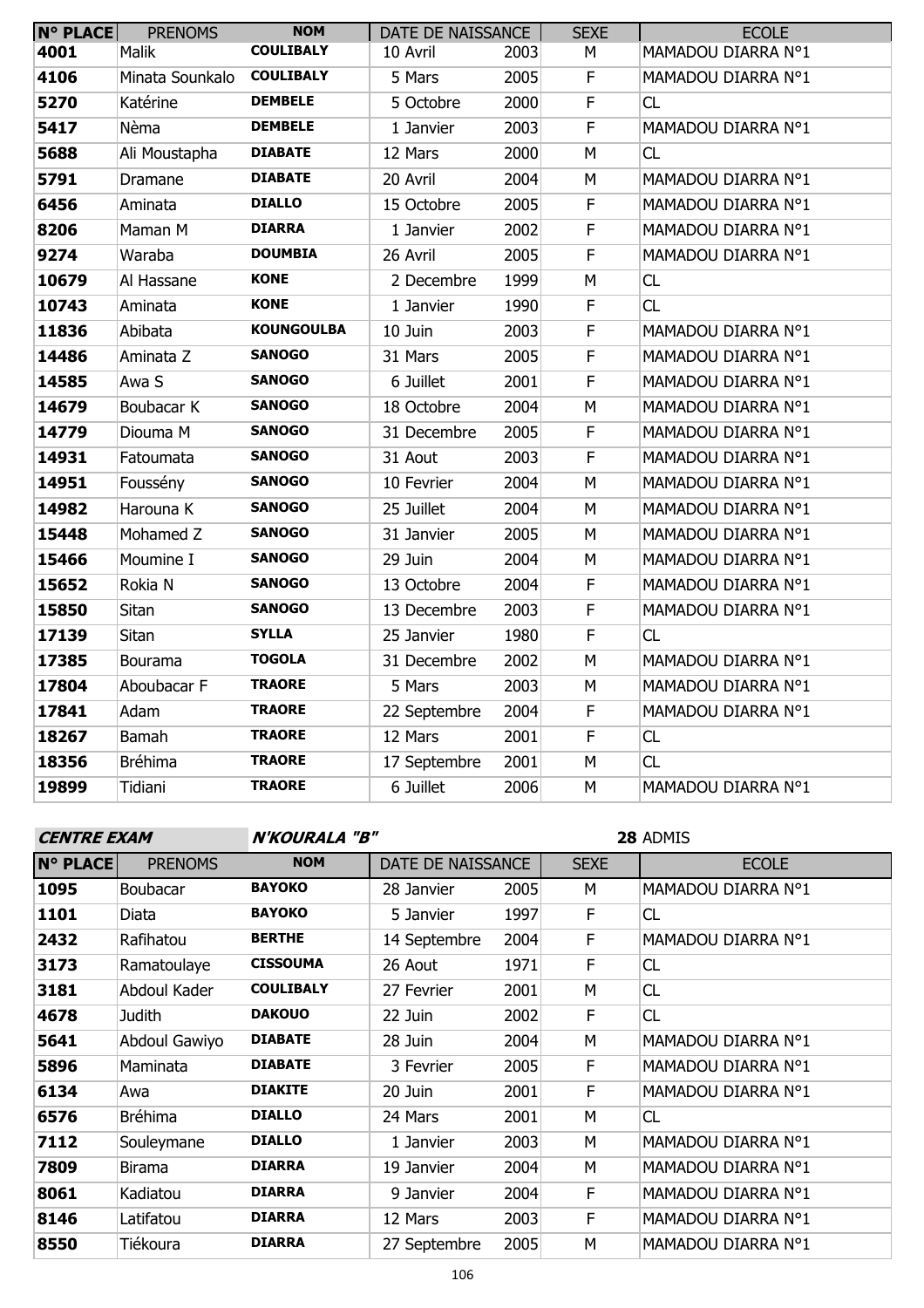| N° PLACE | PRENOMS | NOM | DATE DE NAISSANCE | | SEXE | ECOLE |
|---|---|---|---|---|---|---|
| 4001 | Malik | COULIBALY | 10 Avril | 2003 | M | MAMADOU DIARRA N°1 |
| 4106 | Minata Sounkalo | COULIBALY | 5 Mars | 2005 | F | MAMADOU DIARRA N°1 |
| 5270 | Katérine | DEMBELE | 5 Octobre | 2000 | F | CL |
| 5417 | Nèma | DEMBELE | 1 Janvier | 2003 | F | MAMADOU DIARRA N°1 |
| 5688 | Ali Moustapha | DIABATE | 12 Mars | 2000 | M | CL |
| 5791 | Dramane | DIABATE | 20 Avril | 2004 | M | MAMADOU DIARRA N°1 |
| 6456 | Aminata | DIALLO | 15 Octobre | 2005 | F | MAMADOU DIARRA N°1 |
| 8206 | Maman M | DIARRA | 1 Janvier | 2002 | F | MAMADOU DIARRA N°1 |
| 9274 | Waraba | DOUMBIA | 26 Avril | 2005 | F | MAMADOU DIARRA N°1 |
| 10679 | Al Hassane | KONE | 2 Decembre | 1999 | M | CL |
| 10743 | Aminata | KONE | 1 Janvier | 1990 | F | CL |
| 11836 | Abibata | KOUNGOULBA | 10 Juin | 2003 | F | MAMADOU DIARRA N°1 |
| 14486 | Aminata Z | SANOGO | 31 Mars | 2005 | F | MAMADOU DIARRA N°1 |
| 14585 | Awa S | SANOGO | 6 Juillet | 2001 | F | MAMADOU DIARRA N°1 |
| 14679 | Boubacar K | SANOGO | 18 Octobre | 2004 | M | MAMADOU DIARRA N°1 |
| 14779 | Diouma M | SANOGO | 31 Decembre | 2005 | F | MAMADOU DIARRA N°1 |
| 14931 | Fatoumata | SANOGO | 31 Aout | 2003 | F | MAMADOU DIARRA N°1 |
| 14951 | Foussény | SANOGO | 10 Fevrier | 2004 | M | MAMADOU DIARRA N°1 |
| 14982 | Harouna K | SANOGO | 25 Juillet | 2004 | M | MAMADOU DIARRA N°1 |
| 15448 | Mohamed Z | SANOGO | 31 Janvier | 2005 | M | MAMADOU DIARRA N°1 |
| 15466 | Moumine I | SANOGO | 29 Juin | 2004 | M | MAMADOU DIARRA N°1 |
| 15652 | Rokia N | SANOGO | 13 Octobre | 2004 | F | MAMADOU DIARRA N°1 |
| 15850 | Sitan | SANOGO | 13 Decembre | 2003 | F | MAMADOU DIARRA N°1 |
| 17139 | Sitan | SYLLA | 25 Janvier | 1980 | F | CL |
| 17385 | Bourama | TOGOLA | 31 Decembre | 2002 | M | MAMADOU DIARRA N°1 |
| 17804 | Aboubacar F | TRAORE | 5 Mars | 2003 | M | MAMADOU DIARRA N°1 |
| 17841 | Adam | TRAORE | 22 Septembre | 2004 | F | MAMADOU DIARRA N°1 |
| 18267 | Bamah | TRAORE | 12 Mars | 2001 | F | CL |
| 18356 | Bréhima | TRAORE | 17 Septembre | 2001 | M | CL |
| 19899 | Tidiani | TRAORE | 6 Juillet | 2006 | M | MAMADOU DIARRA N°1 |

***CENTRE EXAM*** ***N'KOURALA "B"*** **28** ADMIS

| N° PLACE | PRENOMS | NOM | DATE DE NAISSANCE | | SEXE | ECOLE |
|---|---|---|---|---|---|---|
| 1095 | Boubacar | BAYOKO | 28 Janvier | 2005 | M | MAMADOU DIARRA N°1 |
| 1101 | Diata | BAYOKO | 5 Janvier | 1997 | F | CL |
| 2432 | Rafihatou | BERTHE | 14 Septembre | 2004 | F | MAMADOU DIARRA N°1 |
| 3173 | Ramatoulaye | CISSOUMA | 26 Aout | 1971 | F | CL |
| 3181 | Abdoul Kader | COULIBALY | 27 Fevrier | 2001 | M | CL |
| 4678 | Judith | DAKOUO | 22 Juin | 2002 | F | CL |
| 5641 | Abdoul Gawiyo | DIABATE | 28 Juin | 2004 | M | MAMADOU DIARRA N°1 |
| 5896 | Maminata | DIABATE | 3 Fevrier | 2005 | F | MAMADOU DIARRA N°1 |
| 6134 | Awa | DIAKITE | 20 Juin | 2001 | F | MAMADOU DIARRA N°1 |
| 6576 | Bréhima | DIALLO | 24 Mars | 2001 | M | CL |
| 7112 | Souleymane | DIALLO | 1 Janvier | 2003 | M | MAMADOU DIARRA N°1 |
| 7809 | Birama | DIARRA | 19 Janvier | 2004 | M | MAMADOU DIARRA N°1 |
| 8061 | Kadiatou | DIARRA | 9 Janvier | 2004 | F | MAMADOU DIARRA N°1 |
| 8146 | Latifatou | DIARRA | 12 Mars | 2003 | F | MAMADOU DIARRA N°1 |
| 8550 | Tiékoura | DIARRA | 27 Septembre | 2005 | M | MAMADOU DIARRA N°1 |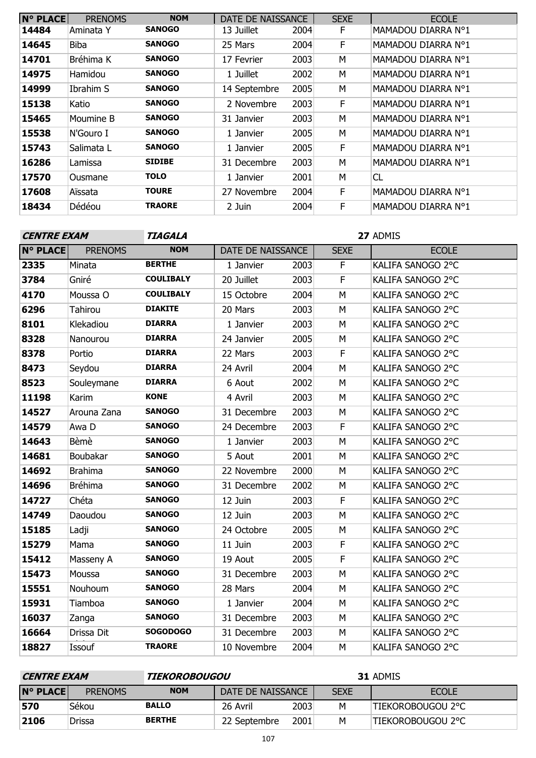| N° PLACE | PRENOMS | NOM | DATE DE NAISSANCE | | SEXE | ECOLE |
|---|---|---|---|---|---|---|
| 14484 | Aminata Y | SANOGO | 13 Juillet | 2004 | F | MAMADOU DIARRA N°1 |
| 14645 | Biba | SANOGO | 25 Mars | 2004 | F | MAMADOU DIARRA N°1 |
| 14701 | Bréhima K | SANOGO | 17 Fevrier | 2003 | M | MAMADOU DIARRA N°1 |
| 14975 | Hamidou | SANOGO | 1 Juillet | 2002 | M | MAMADOU DIARRA N°1 |
| 14999 | Ibrahim S | SANOGO | 14 Septembre | 2005 | M | MAMADOU DIARRA N°1 |
| 15138 | Katio | SANOGO | 2 Novembre | 2003 | F | MAMADOU DIARRA N°1 |
| 15465 | Moumine B | SANOGO | 31 Janvier | 2003 | M | MAMADOU DIARRA N°1 |
| 15538 | N'Gouro I | SANOGO | 1 Janvier | 2005 | M | MAMADOU DIARRA N°1 |
| 15743 | Salimata L | SANOGO | 1 Janvier | 2005 | F | MAMADOU DIARRA N°1 |
| 16286 | Lamissa | SIDIBE | 31 Decembre | 2003 | M | MAMADOU DIARRA N°1 |
| 17570 | Ousmane | TOLO | 1 Janvier | 2001 | M | CL |
| 17608 | Aïssata | TOURE | 27 Novembre | 2004 | F | MAMADOU DIARRA N°1 |
| 18434 | Dédéou | TRAORE | 2 Juin | 2004 | F | MAMADOU DIARRA N°1 |

**CENTRE EXAM** ***TIAGALA*** **27** ADMIS

| N° PLACE | PRENOMS | NOM | DATE DE NAISSANCE | | SEXE | ECOLE |
|---|---|---|---|---|---|---|
| 2335 | Minata | BERTHE | 1 Janvier | 2003 | F | KALIFA SANOGO 2°C |
| 3784 | Gniré | COULIBALY | 20 Juillet | 2003 | F | KALIFA SANOGO 2°C |
| 4170 | Moussa O | COULIBALY | 15 Octobre | 2004 | M | KALIFA SANOGO 2°C |
| 6296 | Tahirou | DIAKITE | 20 Mars | 2003 | M | KALIFA SANOGO 2°C |
| 8101 | Klekadiou | DIARRA | 1 Janvier | 2003 | M | KALIFA SANOGO 2°C |
| 8328 | Nanourou | DIARRA | 24 Janvier | 2005 | M | KALIFA SANOGO 2°C |
| 8378 | Portio | DIARRA | 22 Mars | 2003 | F | KALIFA SANOGO 2°C |
| 8473 | Seydou | DIARRA | 24 Avril | 2004 | M | KALIFA SANOGO 2°C |
| 8523 | Souleymane | DIARRA | 6 Aout | 2002 | M | KALIFA SANOGO 2°C |
| 11198 | Karim | KONE | 4 Avril | 2003 | M | KALIFA SANOGO 2°C |
| 14527 | Arouna Zana | SANOGO | 31 Decembre | 2003 | M | KALIFA SANOGO 2°C |
| 14579 | Awa D | SANOGO | 24 Decembre | 2003 | F | KALIFA SANOGO 2°C |
| 14643 | Bèmè | SANOGO | 1 Janvier | 2003 | M | KALIFA SANOGO 2°C |
| 14681 | Boubakar | SANOGO | 5 Aout | 2001 | M | KALIFA SANOGO 2°C |
| 14692 | Brahima | SANOGO | 22 Novembre | 2000 | M | KALIFA SANOGO 2°C |
| 14696 | Bréhima | SANOGO | 31 Decembre | 2002 | M | KALIFA SANOGO 2°C |
| 14727 | Chéta | SANOGO | 12 Juin | 2003 | F | KALIFA SANOGO 2°C |
| 14749 | Daoudou | SANOGO | 12 Juin | 2003 | M | KALIFA SANOGO 2°C |
| 15185 | Ladji | SANOGO | 24 Octobre | 2005 | M | KALIFA SANOGO 2°C |
| 15279 | Mama | SANOGO | 11 Juin | 2003 | F | KALIFA SANOGO 2°C |
| 15412 | Masseny A | SANOGO | 19 Aout | 2005 | F | KALIFA SANOGO 2°C |
| 15473 | Moussa | SANOGO | 31 Decembre | 2003 | M | KALIFA SANOGO 2°C |
| 15551 | Nouhoum | SANOGO | 28 Mars | 2004 | M | KALIFA SANOGO 2°C |
| 15931 | Tiamboa | SANOGO | 1 Janvier | 2004 | M | KALIFA SANOGO 2°C |
| 16037 | Zanga | SANOGO | 31 Decembre | 2003 | M | KALIFA SANOGO 2°C |
| 16664 | Drissa Dit | SOGODOGO | 31 Decembre | 2003 | M | KALIFA SANOGO 2°C |
| 18827 | Issouf | TRAORE | 10 Novembre | 2004 | M | KALIFA SANOGO 2°C |

**CENTRE EXAM** ***TIEKOROBOUGOU*** **31** ADMIS

| N° PLACE | PRENOMS | NOM | DATE DE NAISSANCE | | SEXE | ECOLE |
|---|---|---|---|---|---|---|
| 570 | Sékou | BALLO | 26 Avril | 2003 | M | TIEKOROBOUGOU 2°C |
| 2106 | Drissa | BERTHE | 22 Septembre | 2001 | M | TIEKOROBOUGOU 2°C |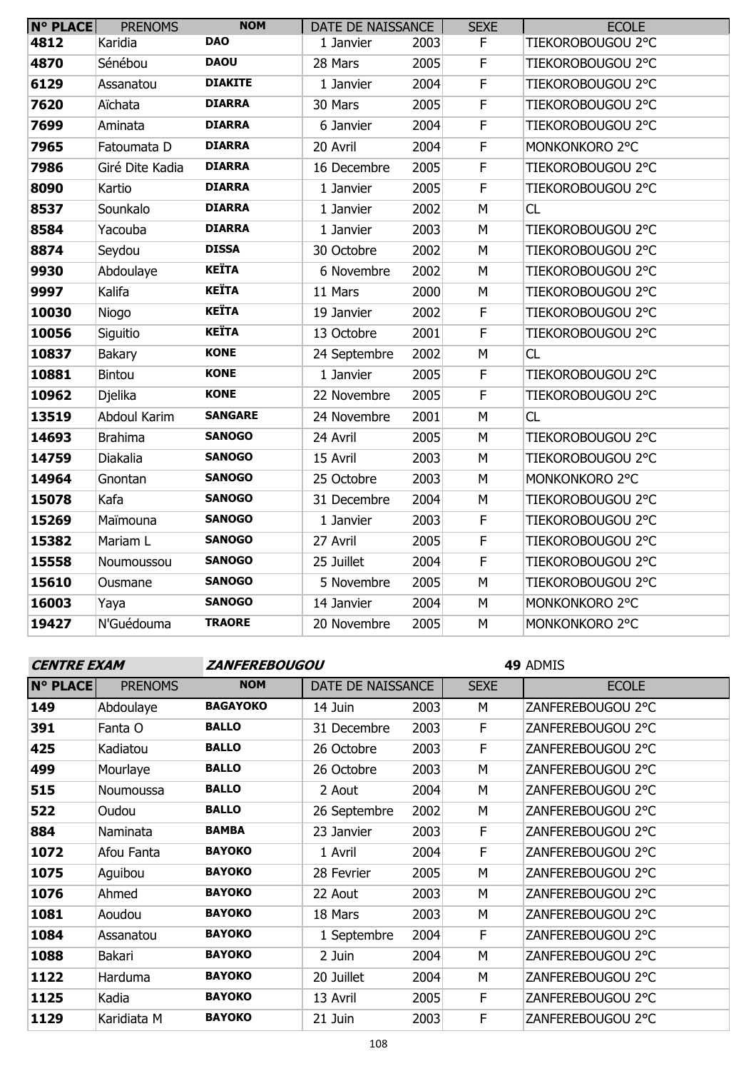| N° PLACE | PRENOMS | NOM | DATE DE NAISSANCE | | SEXE | ECOLE |
|---|---|---|---|---|---|---|
| 4812 | Karidia | DAO | 1 Janvier | 2003 | F | TIEKOROBOUGOU 2°C |
| 4870 | Sénébou | DAOU | 28 Mars | 2005 | F | TIEKOROBOUGOU 2°C |
| 6129 | Assanatou | DIAKITE | 1 Janvier | 2004 | F | TIEKOROBOUGOU 2°C |
| 7620 | Aïchata | DIARRA | 30 Mars | 2005 | F | TIEKOROBOUGOU 2°C |
| 7699 | Aminata | DIARRA | 6 Janvier | 2004 | F | TIEKOROBOUGOU 2°C |
| 7965 | Fatoumata D | DIARRA | 20 Avril | 2004 | F | MONKONKORO 2°C |
| 7986 | Giré Dite Kadia | DIARRA | 16 Decembre | 2005 | F | TIEKOROBOUGOU 2°C |
| 8090 | Kartio | DIARRA | 1 Janvier | 2005 | F | TIEKOROBOUGOU 2°C |
| 8537 | Sounkalo | DIARRA | 1 Janvier | 2002 | M | CL |
| 8584 | Yacouba | DIARRA | 1 Janvier | 2003 | M | TIEKOROBOUGOU 2°C |
| 8874 | Seydou | DISSA | 30 Octobre | 2002 | M | TIEKOROBOUGOU 2°C |
| 9930 | Abdoulaye | KEÏTA | 6 Novembre | 2002 | M | TIEKOROBOUGOU 2°C |
| 9997 | Kalifa | KEÏTA | 11 Mars | 2000 | M | TIEKOROBOUGOU 2°C |
| 10030 | Niogo | KEÏTA | 19 Janvier | 2002 | F | TIEKOROBOUGOU 2°C |
| 10056 | Siguitio | KEÏTA | 13 Octobre | 2001 | F | TIEKOROBOUGOU 2°C |
| 10837 | Bakary | KONE | 24 Septembre | 2002 | M | CL |
| 10881 | Bintou | KONE | 1 Janvier | 2005 | F | TIEKOROBOUGOU 2°C |
| 10962 | Djelika | KONE | 22 Novembre | 2005 | F | TIEKOROBOUGOU 2°C |
| 13519 | Abdoul Karim | SANGARE | 24 Novembre | 2001 | M | CL |
| 14693 | Brahima | SANOGO | 24 Avril | 2005 | M | TIEKOROBOUGOU 2°C |
| 14759 | Diakalia | SANOGO | 15 Avril | 2003 | M | TIEKOROBOUGOU 2°C |
| 14964 | Gnontan | SANOGO | 25 Octobre | 2003 | M | MONKONKORO 2°C |
| 15078 | Kafa | SANOGO | 31 Decembre | 2004 | M | TIEKOROBOUGOU 2°C |
| 15269 | Maïmouna | SANOGO | 1 Janvier | 2003 | F | TIEKOROBOUGOU 2°C |
| 15382 | Mariam L | SANOGO | 27 Avril | 2005 | F | TIEKOROBOUGOU 2°C |
| 15558 | Noumoussou | SANOGO | 25 Juillet | 2004 | F | TIEKOROBOUGOU 2°C |
| 15610 | Ousmane | SANOGO | 5 Novembre | 2005 | M | TIEKOROBOUGOU 2°C |
| 16003 | Yaya | SANOGO | 14 Janvier | 2004 | M | MONKONKORO 2°C |
| 19427 | N'Guédouma | TRAORE | 20 Novembre | 2005 | M | MONKONKORO 2°C |

**CENTRE EXAM** **ZANFEREBOUGOU** **49** ADMIS

| N° PLACE | PRENOMS | NOM | DATE DE NAISSANCE | | SEXE | ECOLE |
|---|---|---|---|---|---|---|
| 149 | Abdoulaye | BAGAYOKO | 14 Juin | 2003 | M | ZANFEREBOUGOU 2°C |
| 391 | Fanta O | BALLO | 31 Decembre | 2003 | F | ZANFEREBOUGOU 2°C |
| 425 | Kadiatou | BALLO | 26 Octobre | 2003 | F | ZANFEREBOUGOU 2°C |
| 499 | Mourlaye | BALLO | 26 Octobre | 2003 | M | ZANFEREBOUGOU 2°C |
| 515 | Noumoussa | BALLO | 2 Aout | 2004 | M | ZANFEREBOUGOU 2°C |
| 522 | Oudou | BALLO | 26 Septembre | 2002 | M | ZANFEREBOUGOU 2°C |
| 884 | Naminata | BAMBA | 23 Janvier | 2003 | F | ZANFEREBOUGOU 2°C |
| 1072 | Afou Fanta | BAYOKO | 1 Avril | 2004 | F | ZANFEREBOUGOU 2°C |
| 1075 | Aguibou | BAYOKO | 28 Fevrier | 2005 | M | ZANFEREBOUGOU 2°C |
| 1076 | Ahmed | BAYOKO | 22 Aout | 2003 | M | ZANFEREBOUGOU 2°C |
| 1081 | Aoudou | BAYOKO | 18 Mars | 2003 | M | ZANFEREBOUGOU 2°C |
| 1084 | Assanatou | BAYOKO | 1 Septembre | 2004 | F | ZANFEREBOUGOU 2°C |
| 1088 | Bakari | BAYOKO | 2 Juin | 2004 | M | ZANFEREBOUGOU 2°C |
| 1122 | Harduma | BAYOKO | 20 Juillet | 2004 | M | ZANFEREBOUGOU 2°C |
| 1125 | Kadia | BAYOKO | 13 Avril | 2005 | F | ZANFEREBOUGOU 2°C |
| 1129 | Karidiata M | BAYOKO | 21 Juin | 2003 | F | ZANFEREBOUGOU 2°C |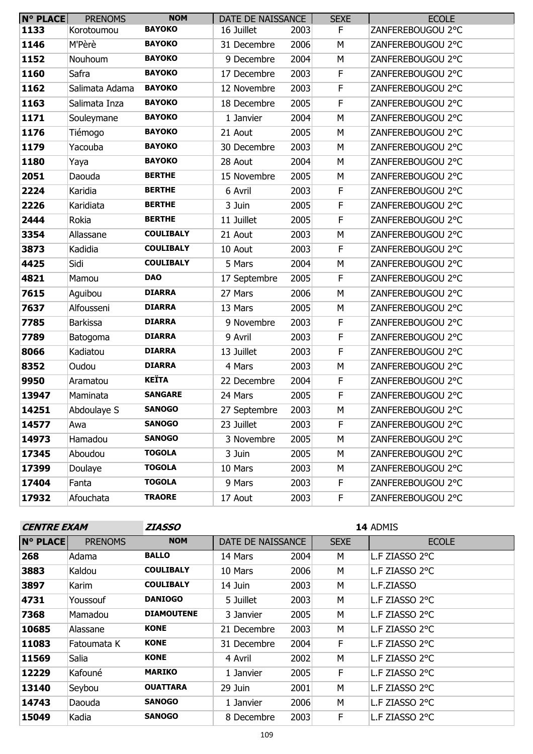| N° PLACE | PRENOMS | NOM | DATE DE NAISSANCE | | SEXE | ECOLE |
|---|---|---|---|---|---|---|
| 1133 | Korotoumou | BAYOKO | 16 Juillet | 2003 | F | ZANFEREBOUGOU 2°C |
| 1146 | M'Pèrè | BAYOKO | 31 Decembre | 2006 | M | ZANFEREBOUGOU 2°C |
| 1152 | Nouhoum | BAYOKO | 9 Decembre | 2004 | M | ZANFEREBOUGOU 2°C |
| 1160 | Safra | BAYOKO | 17 Decembre | 2003 | F | ZANFEREBOUGOU 2°C |
| 1162 | Salimata Adama | BAYOKO | 12 Novembre | 2003 | F | ZANFEREBOUGOU 2°C |
| 1163 | Salimata Inza | BAYOKO | 18 Decembre | 2005 | F | ZANFEREBOUGOU 2°C |
| 1171 | Souleymane | BAYOKO | 1 Janvier | 2004 | M | ZANFEREBOUGOU 2°C |
| 1176 | Tiémogo | BAYOKO | 21 Aout | 2005 | M | ZANFEREBOUGOU 2°C |
| 1179 | Yacouba | BAYOKO | 30 Decembre | 2003 | M | ZANFEREBOUGOU 2°C |
| 1180 | Yaya | BAYOKO | 28 Aout | 2004 | M | ZANFEREBOUGOU 2°C |
| 2051 | Daouda | BERTHE | 15 Novembre | 2005 | M | ZANFEREBOUGOU 2°C |
| 2224 | Karidia | BERTHE | 6 Avril | 2003 | F | ZANFEREBOUGOU 2°C |
| 2226 | Karidiata | BERTHE | 3 Juin | 2005 | F | ZANFEREBOUGOU 2°C |
| 2444 | Rokia | BERTHE | 11 Juillet | 2005 | F | ZANFEREBOUGOU 2°C |
| 3354 | Allassane | COULIBALY | 21 Aout | 2003 | M | ZANFEREBOUGOU 2°C |
| 3873 | Kadidia | COULIBALY | 10 Aout | 2003 | F | ZANFEREBOUGOU 2°C |
| 4425 | Sidi | COULIBALY | 5 Mars | 2004 | M | ZANFEREBOUGOU 2°C |
| 4821 | Mamou | DAO | 17 Septembre | 2005 | F | ZANFEREBOUGOU 2°C |
| 7615 | Aguibou | DIARRA | 27 Mars | 2006 | M | ZANFEREBOUGOU 2°C |
| 7637 | Alfousseni | DIARRA | 13 Mars | 2005 | M | ZANFEREBOUGOU 2°C |
| 7785 | Barkissa | DIARRA | 9 Novembre | 2003 | F | ZANFEREBOUGOU 2°C |
| 7789 | Batogoma | DIARRA | 9 Avril | 2003 | F | ZANFEREBOUGOU 2°C |
| 8066 | Kadiatou | DIARRA | 13 Juillet | 2003 | F | ZANFEREBOUGOU 2°C |
| 8352 | Oudou | DIARRA | 4 Mars | 2003 | M | ZANFEREBOUGOU 2°C |
| 9950 | Aramatou | KEÏTA | 22 Decembre | 2004 | F | ZANFEREBOUGOU 2°C |
| 13947 | Maminata | SANGARE | 24 Mars | 2005 | F | ZANFEREBOUGOU 2°C |
| 14251 | Abdoulaye S | SANOGO | 27 Septembre | 2003 | M | ZANFEREBOUGOU 2°C |
| 14577 | Awa | SANOGO | 23 Juillet | 2003 | F | ZANFEREBOUGOU 2°C |
| 14973 | Hamadou | SANOGO | 3 Novembre | 2005 | M | ZANFEREBOUGOU 2°C |
| 17345 | Aboudou | TOGOLA | 3 Juin | 2005 | M | ZANFEREBOUGOU 2°C |
| 17399 | Doulaye | TOGOLA | 10 Mars | 2003 | M | ZANFEREBOUGOU 2°C |
| 17404 | Fanta | TOGOLA | 9 Mars | 2003 | F | ZANFEREBOUGOU 2°C |
| 17932 | Afouchata | TRAORE | 17 Aout | 2003 | F | ZANFEREBOUGOU 2°C |

***CENTRE EXAM*** ***ZIASSO*** **14** ADMIS

| N° PLACE | PRENOMS | NOM | DATE DE NAISSANCE | | SEXE | ECOLE |
|---|---|---|---|---|---|---|
| 268 | Adama | BALLO | 14 Mars | 2004 | M | L.F ZIASSO 2°C |
| 3883 | Kaldou | COULIBALY | 10 Mars | 2006 | M | L.F ZIASSO 2°C |
| 3897 | Karim | COULIBALY | 14 Juin | 2003 | M | L.F.ZIASSO |
| 4731 | Youssouf | DANIOGO | 5 Juillet | 2003 | M | L.F ZIASSO 2°C |
| 7368 | Mamadou | DIAMOUTENE | 3 Janvier | 2005 | M | L.F ZIASSO 2°C |
| 10685 | Alassane | KONE | 21 Decembre | 2003 | M | L.F ZIASSO 2°C |
| 11083 | Fatoumata K | KONE | 31 Decembre | 2004 | F | L.F ZIASSO 2°C |
| 11569 | Salia | KONE | 4 Avril | 2002 | M | L.F ZIASSO 2°C |
| 12229 | Kafouné | MARIKO | 1 Janvier | 2005 | F | L.F ZIASSO 2°C |
| 13140 | Seybou | OUATTARA | 29 Juin | 2001 | M | L.F ZIASSO 2°C |
| 14743 | Daouda | SANOGO | 1 Janvier | 2006 | M | L.F ZIASSO 2°C |
| 15049 | Kadia | SANOGO | 8 Decembre | 2003 | F | L.F ZIASSO 2°C |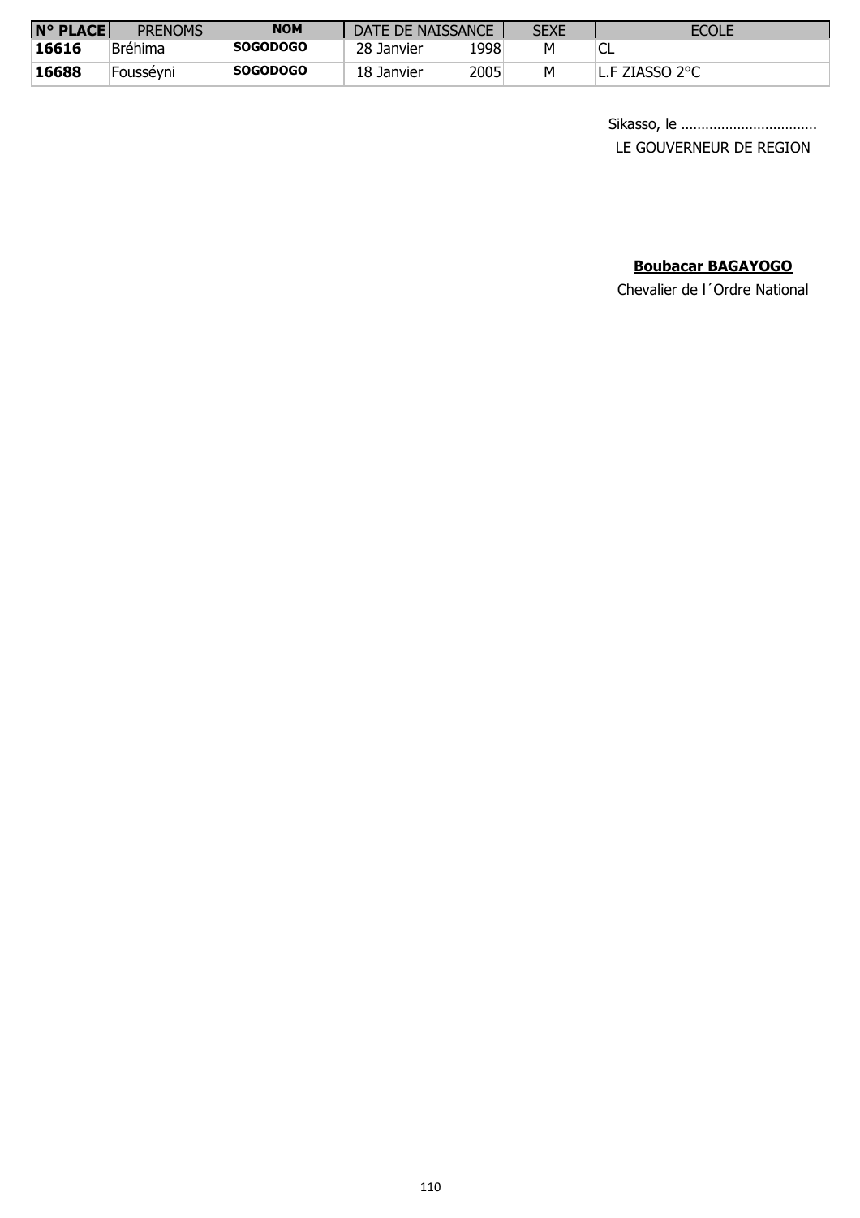| N° PLACE | PRENOMS | NOM | DATE DE NAISSANCE | | SEXE | ECOLE |
|---|---|---|---|---|---|---|
| **16616** | Bréhima | **SOGODOGO** | 28 Janvier | 1998 | M | CL |
| **16688** | Fousséyni | **SOGODOGO** | 18 Janvier | 2005 | M | L.F ZIASSO 2°C |

Sikasso, le ……………………………

LE GOUVERNEUR DE REGION

**Boubacar BAGAYOGO**

Chevalier de l´Ordre National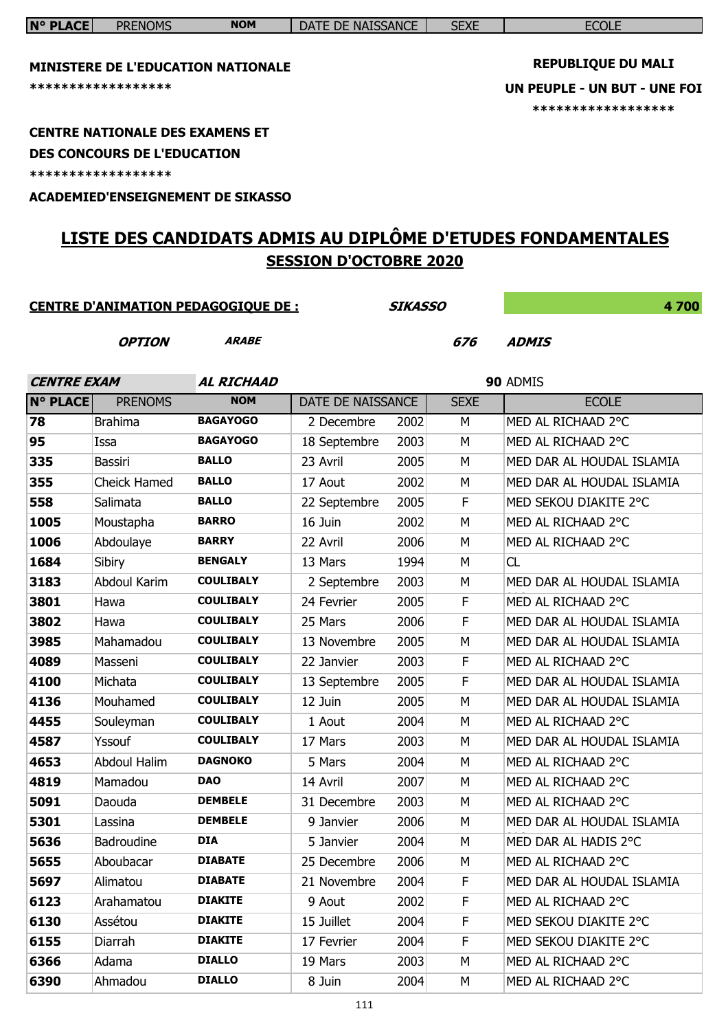**MINISTERE DE L'EDUCATION NATIONALE**

******************

**REPUBLIQUE DU MALI**

**UN PEUPLE - UN BUT - UNE FOI**

******************

**CENTRE NATIONALE DES EXAMENS ET DES CONCOURS DE L'EDUCATION**

******************

**ACADEMIED'ENSEIGNEMENT DE SIKASSO**

# LISTE DES CANDIDATS ADMIS AU DIPLÔME D'ETUDES FONDAMENTALES

## SESSION D'OCTOBRE 2020

**CENTRE D'ANIMATION PEDAGOGIQUE DE :** ***SIKASSO*** **4 700**

***OPTION*** ***ARABE*** ***676*** ***ADMIS***

***CENTRE EXAM*** ***AL RICHAAD*** **90** ADMIS

| N° PLACE | PRENOMS | NOM | DATE DE NAISSANCE | | SEXE | ECOLE |
|---|---|---|---|---|---|---|
| 78 | Brahima | BAGAYOGO | 2 Decembre | 2002 | M | MED AL RICHAAD 2°C |
| 95 | Issa | BAGAYOGO | 18 Septembre | 2003 | M | MED AL RICHAAD 2°C |
| 335 | Bassiri | BALLO | 23 Avril | 2005 | M | MED DAR AL HOUDAL ISLAMIA |
| 355 | Cheick Hamed | BALLO | 17 Aout | 2002 | M | MED DAR AL HOUDAL ISLAMIA |
| 558 | Salimata | BALLO | 22 Septembre | 2005 | F | MED SEKOU DIAKITE 2°C |
| 1005 | Moustapha | BARRO | 16 Juin | 2002 | M | MED AL RICHAAD 2°C |
| 1006 | Abdoulaye | BARRY | 22 Avril | 2006 | M | MED AL RICHAAD 2°C |
| 1684 | Sibiry | BENGALY | 13 Mars | 1994 | M | CL |
| 3183 | Abdoul Karim | COULIBALY | 2 Septembre | 2003 | M | MED DAR AL HOUDAL ISLAMIA |
| 3801 | Hawa | COULIBALY | 24 Fevrier | 2005 | F | MED AL RICHAAD 2°C |
| 3802 | Hawa | COULIBALY | 25 Mars | 2006 | F | MED DAR AL HOUDAL ISLAMIA |
| 3985 | Mahamadou | COULIBALY | 13 Novembre | 2005 | M | MED DAR AL HOUDAL ISLAMIA |
| 4089 | Masseni | COULIBALY | 22 Janvier | 2003 | F | MED AL RICHAAD 2°C |
| 4100 | Michata | COULIBALY | 13 Septembre | 2005 | F | MED DAR AL HOUDAL ISLAMIA |
| 4136 | Mouhamed | COULIBALY | 12 Juin | 2005 | M | MED DAR AL HOUDAL ISLAMIA |
| 4455 | Souleyman | COULIBALY | 1 Aout | 2004 | M | MED AL RICHAAD 2°C |
| 4587 | Yssouf | COULIBALY | 17 Mars | 2003 | M | MED DAR AL HOUDAL ISLAMIA |
| 4653 | Abdoul Halim | DAGNOKO | 5 Mars | 2004 | M | MED AL RICHAAD 2°C |
| 4819 | Mamadou | DAO | 14 Avril | 2007 | M | MED AL RICHAAD 2°C |
| 5091 | Daouda | DEMBELE | 31 Decembre | 2003 | M | MED AL RICHAAD 2°C |
| 5301 | Lassina | DEMBELE | 9 Janvier | 2006 | M | MED DAR AL HOUDAL ISLAMIA |
| 5636 | Badroudine | DIA | 5 Janvier | 2004 | M | MED DAR AL HADIS 2°C |
| 5655 | Aboubacar | DIABATE | 25 Decembre | 2006 | M | MED AL RICHAAD 2°C |
| 5697 | Alimatou | DIABATE | 21 Novembre | 2004 | F | MED DAR AL HOUDAL ISLAMIA |
| 6123 | Arahamatou | DIAKITE | 9 Aout | 2002 | F | MED AL RICHAAD 2°C |
| 6130 | Assétou | DIAKITE | 15 Juillet | 2004 | F | MED SEKOU DIAKITE 2°C |
| 6155 | Diarrah | DIAKITE | 17 Fevrier | 2004 | F | MED SEKOU DIAKITE 2°C |
| 6366 | Adama | DIALLO | 19 Mars | 2003 | M | MED AL RICHAAD 2°C |
| 6390 | Ahmadou | DIALLO | 8 Juin | 2004 | M | MED AL RICHAAD 2°C |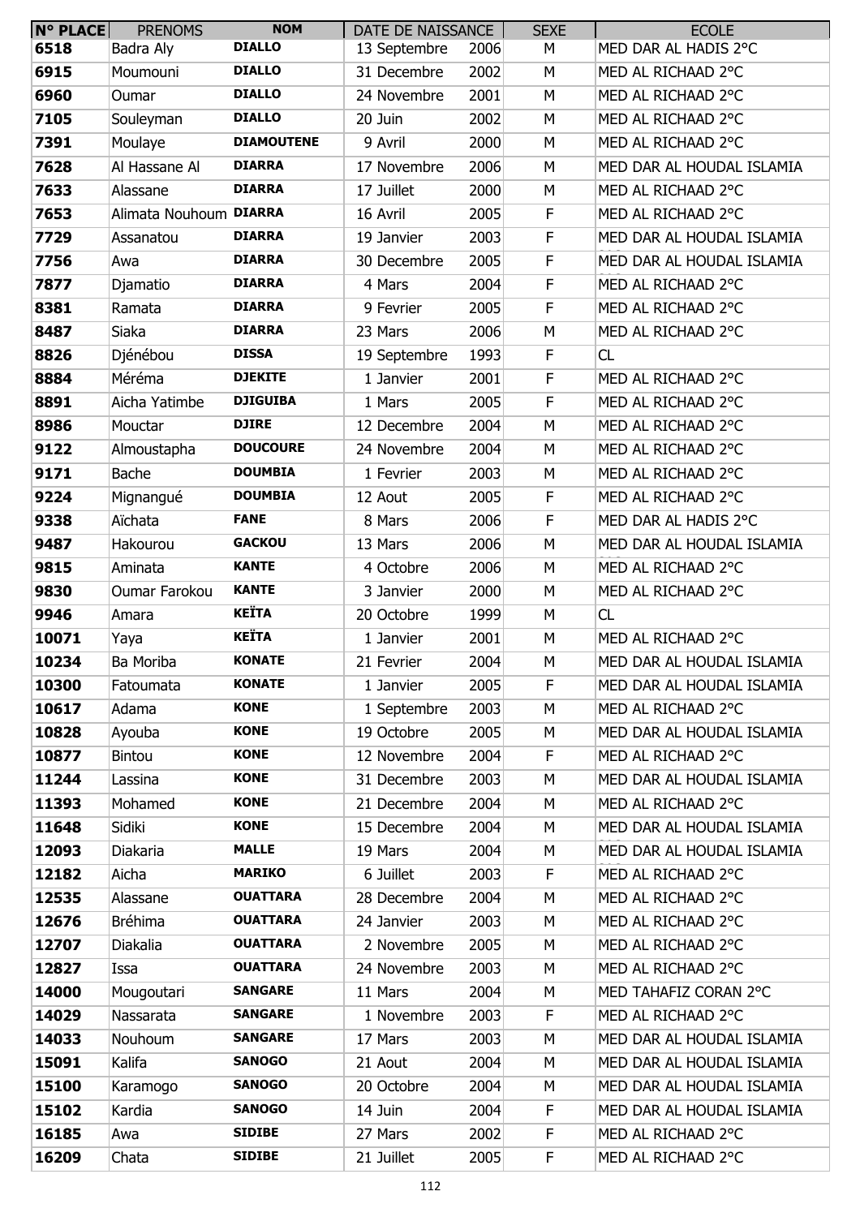| N° PLACE | PRENOMS | NOM | DATE DE NAISSANCE | | SEXE | ECOLE |
|---|---|---|---|---|---|---|
| 6518 | Badra Aly | **DIALLO** | 13 Septembre | 2006 | M | MED DAR AL HADIS 2°C |
| 6915 | Moumouni | **DIALLO** | 31 Decembre | 2002 | M | MED AL RICHAAD 2°C |
| 6960 | Oumar | **DIALLO** | 24 Novembre | 2001 | M | MED AL RICHAAD 2°C |
| 7105 | Souleyman | **DIALLO** | 20 Juin | 2002 | M | MED AL RICHAAD 2°C |
| 7391 | Moulaye | **DIAMOUTENE** | 9 Avril | 2000 | M | MED AL RICHAAD 2°C |
| 7628 | Al Hassane Al | **DIARRA** | 17 Novembre | 2006 | M | MED DAR AL HOUDAL ISLAMIA |
| 7633 | Alassane | **DIARRA** | 17 Juillet | 2000 | M | MED AL RICHAAD 2°C |
| 7653 | Alimata Nouhoum | **DIARRA** | 16 Avril | 2005 | F | MED AL RICHAAD 2°C |
| 7729 | Assanatou | **DIARRA** | 19 Janvier | 2003 | F | MED DAR AL HOUDAL ISLAMIA |
| 7756 | Awa | **DIARRA** | 30 Decembre | 2005 | F | MED DAR AL HOUDAL ISLAMIA |
| 7877 | Djamatio | **DIARRA** | 4 Mars | 2004 | F | MED AL RICHAAD 2°C |
| 8381 | Ramata | **DIARRA** | 9 Fevrier | 2005 | F | MED AL RICHAAD 2°C |
| 8487 | Siaka | **DIARRA** | 23 Mars | 2006 | M | MED AL RICHAAD 2°C |
| 8826 | Djénébou | **DISSA** | 19 Septembre | 1993 | F | CL |
| 8884 | Méréma | **DJEKITE** | 1 Janvier | 2001 | F | MED AL RICHAAD 2°C |
| 8891 | Aicha Yatimbe | **DJIGUIBA** | 1 Mars | 2005 | F | MED AL RICHAAD 2°C |
| 8986 | Mouctar | **DJIRE** | 12 Decembre | 2004 | M | MED AL RICHAAD 2°C |
| 9122 | Almoustapha | **DOUCOURE** | 24 Novembre | 2004 | M | MED AL RICHAAD 2°C |
| 9171 | Bache | **DOUMBIA** | 1 Fevrier | 2003 | M | MED AL RICHAAD 2°C |
| 9224 | Mignangué | **DOUMBIA** | 12 Aout | 2005 | F | MED AL RICHAAD 2°C |
| 9338 | Aïchata | **FANE** | 8 Mars | 2006 | F | MED DAR AL HADIS 2°C |
| 9487 | Hakourou | **GACKOU** | 13 Mars | 2006 | M | MED DAR AL HOUDAL ISLAMIA |
| 9815 | Aminata | **KANTE** | 4 Octobre | 2006 | M | MED AL RICHAAD 2°C |
| 9830 | Oumar Farokou | **KANTE** | 3 Janvier | 2000 | M | MED AL RICHAAD 2°C |
| 9946 | Amara | **KEÏTA** | 20 Octobre | 1999 | M | CL |
| 10071 | Yaya | **KEÏTA** | 1 Janvier | 2001 | M | MED AL RICHAAD 2°C |
| 10234 | Ba Moriba | **KONATE** | 21 Fevrier | 2004 | M | MED DAR AL HOUDAL ISLAMIA |
| 10300 | Fatoumata | **KONATE** | 1 Janvier | 2005 | F | MED DAR AL HOUDAL ISLAMIA |
| 10617 | Adama | **KONE** | 1 Septembre | 2003 | M | MED AL RICHAAD 2°C |
| 10828 | Ayouba | **KONE** | 19 Octobre | 2005 | M | MED DAR AL HOUDAL ISLAMIA |
| 10877 | Bintou | **KONE** | 12 Novembre | 2004 | F | MED AL RICHAAD 2°C |
| 11244 | Lassina | **KONE** | 31 Decembre | 2003 | M | MED DAR AL HOUDAL ISLAMIA |
| 11393 | Mohamed | **KONE** | 21 Decembre | 2004 | M | MED AL RICHAAD 2°C |
| 11648 | Sidiki | **KONE** | 15 Decembre | 2004 | M | MED DAR AL HOUDAL ISLAMIA |
| 12093 | Diakaria | **MALLE** | 19 Mars | 2004 | M | MED DAR AL HOUDAL ISLAMIA |
| 12182 | Aicha | **MARIKO** | 6 Juillet | 2003 | F | MED AL RICHAAD 2°C |
| 12535 | Alassane | **OUATTARA** | 28 Decembre | 2004 | M | MED AL RICHAAD 2°C |
| 12676 | Bréhima | **OUATTARA** | 24 Janvier | 2003 | M | MED AL RICHAAD 2°C |
| 12707 | Diakalia | **OUATTARA** | 2 Novembre | 2005 | M | MED AL RICHAAD 2°C |
| 12827 | Issa | **OUATTARA** | 24 Novembre | 2003 | M | MED AL RICHAAD 2°C |
| 14000 | Mougoutari | **SANGARE** | 11 Mars | 2004 | M | MED TAHAFIZ CORAN 2°C |
| 14029 | Nassarata | **SANGARE** | 1 Novembre | 2003 | F | MED AL RICHAAD 2°C |
| 14033 | Nouhoum | **SANGARE** | 17 Mars | 2003 | M | MED DAR AL HOUDAL ISLAMIA |
| 15091 | Kalifa | **SANOGO** | 21 Aout | 2004 | M | MED DAR AL HOUDAL ISLAMIA |
| 15100 | Karamogo | **SANOGO** | 20 Octobre | 2004 | M | MED DAR AL HOUDAL ISLAMIA |
| 15102 | Kardia | **SANOGO** | 14 Juin | 2004 | F | MED DAR AL HOUDAL ISLAMIA |
| 16185 | Awa | **SIDIBE** | 27 Mars | 2002 | F | MED AL RICHAAD 2°C |
| 16209 | Chata | **SIDIBE** | 21 Juillet | 2005 | F | MED AL RICHAAD 2°C |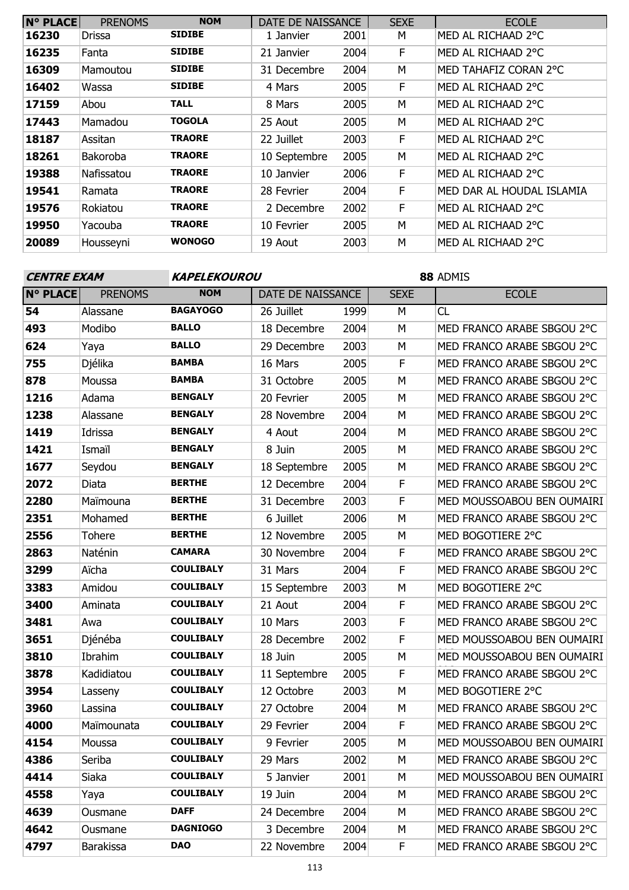| N° PLACE | PRENOMS | NOM | DATE DE NAISSANCE | | SEXE | ECOLE |
|---|---|---|---|---|---|---|
| 16230 | Drissa | SIDIBE | 1 Janvier | 2001 | M | MED AL RICHAAD 2°C |
| 16235 | Fanta | SIDIBE | 21 Janvier | 2004 | F | MED AL RICHAAD 2°C |
| 16309 | Mamoutou | SIDIBE | 31 Decembre | 2004 | M | MED TAHAFIZ CORAN 2°C |
| 16402 | Wassa | SIDIBE | 4 Mars | 2005 | F | MED AL RICHAAD 2°C |
| 17159 | Abou | TALL | 8 Mars | 2005 | M | MED AL RICHAAD 2°C |
| 17443 | Mamadou | TOGOLA | 25 Aout | 2005 | M | MED AL RICHAAD 2°C |
| 18187 | Assitan | TRAORE | 22 Juillet | 2003 | F | MED AL RICHAAD 2°C |
| 18261 | Bakoroba | TRAORE | 10 Septembre | 2005 | M | MED AL RICHAAD 2°C |
| 19388 | Nafissatou | TRAORE | 10 Janvier | 2006 | F | MED AL RICHAAD 2°C |
| 19541 | Ramata | TRAORE | 28 Fevrier | 2004 | F | MED DAR AL HOUDAL ISLAMIA |
| 19576 | Rokiatou | TRAORE | 2 Decembre | 2002 | F | MED AL RICHAAD 2°C |
| 19950 | Yacouba | TRAORE | 10 Fevrier | 2005 | M | MED AL RICHAAD 2°C |
| 20089 | Housseyni | WONOGO | 19 Aout | 2003 | M | MED AL RICHAAD 2°C |

***CENTRE EXAM*** ***KAPELEKOUROU*** **88** ADMIS

| N° PLACE | PRENOMS | NOM | DATE DE NAISSANCE | | SEXE | ECOLE |
|---|---|---|---|---|---|---|
| 54 | Alassane | BAGAYOGO | 26 Juillet | 1999 | M | CL |
| 493 | Modibo | BALLO | 18 Decembre | 2004 | M | MED FRANCO ARABE SBGOU 2°C |
| 624 | Yaya | BALLO | 29 Decembre | 2003 | M | MED FRANCO ARABE SBGOU 2°C |
| 755 | Djélika | BAMBA | 16 Mars | 2005 | F | MED FRANCO ARABE SBGOU 2°C |
| 878 | Moussa | BAMBA | 31 Octobre | 2005 | M | MED FRANCO ARABE SBGOU 2°C |
| 1216 | Adama | BENGALY | 20 Fevrier | 2005 | M | MED FRANCO ARABE SBGOU 2°C |
| 1238 | Alassane | BENGALY | 28 Novembre | 2004 | M | MED FRANCO ARABE SBGOU 2°C |
| 1419 | Idrissa | BENGALY | 4 Aout | 2004 | M | MED FRANCO ARABE SBGOU 2°C |
| 1421 | Ismaïl | BENGALY | 8 Juin | 2005 | M | MED FRANCO ARABE SBGOU 2°C |
| 1677 | Seydou | BENGALY | 18 Septembre | 2005 | M | MED FRANCO ARABE SBGOU 2°C |
| 2072 | Diata | BERTHE | 12 Decembre | 2004 | F | MED FRANCO ARABE SBGOU 2°C |
| 2280 | Maïmouna | BERTHE | 31 Decembre | 2003 | F | MED MOUSSOABOU BEN OUMAIRI |
| 2351 | Mohamed | BERTHE | 6 Juillet | 2006 | M | MED FRANCO ARABE SBGOU 2°C |
| 2556 | Tohere | BERTHE | 12 Novembre | 2005 | M | MED BOGOTIERE 2°C |
| 2863 | Naténin | CAMARA | 30 Novembre | 2004 | F | MED FRANCO ARABE SBGOU 2°C |
| 3299 | Aïcha | COULIBALY | 31 Mars | 2004 | F | MED FRANCO ARABE SBGOU 2°C |
| 3383 | Amidou | COULIBALY | 15 Septembre | 2003 | M | MED BOGOTIERE 2°C |
| 3400 | Aminata | COULIBALY | 21 Aout | 2004 | F | MED FRANCO ARABE SBGOU 2°C |
| 3481 | Awa | COULIBALY | 10 Mars | 2003 | F | MED FRANCO ARABE SBGOU 2°C |
| 3651 | Djénéba | COULIBALY | 28 Decembre | 2002 | F | MED MOUSSOABOU BEN OUMAIRI |
| 3810 | Ibrahim | COULIBALY | 18 Juin | 2005 | M | MED MOUSSOABOU BEN OUMAIRI |
| 3878 | Kadidiatou | COULIBALY | 11 Septembre | 2005 | F | MED FRANCO ARABE SBGOU 2°C |
| 3954 | Lasseny | COULIBALY | 12 Octobre | 2003 | M | MED BOGOTIERE 2°C |
| 3960 | Lassina | COULIBALY | 27 Octobre | 2004 | M | MED FRANCO ARABE SBGOU 2°C |
| 4000 | Maïmounata | COULIBALY | 29 Fevrier | 2004 | F | MED FRANCO ARABE SBGOU 2°C |
| 4154 | Moussa | COULIBALY | 9 Fevrier | 2005 | M | MED MOUSSOABOU BEN OUMAIRI |
| 4386 | Seriba | COULIBALY | 29 Mars | 2002 | M | MED FRANCO ARABE SBGOU 2°C |
| 4414 | Siaka | COULIBALY | 5 Janvier | 2001 | M | MED MOUSSOABOU BEN OUMAIRI |
| 4558 | Yaya | COULIBALY | 19 Juin | 2004 | M | MED FRANCO ARABE SBGOU 2°C |
| 4639 | Ousmane | DAFF | 24 Decembre | 2004 | M | MED FRANCO ARABE SBGOU 2°C |
| 4642 | Ousmane | DAGNIOGO | 3 Decembre | 2004 | M | MED FRANCO ARABE SBGOU 2°C |
| 4797 | Barakissa | DAO | 22 Novembre | 2004 | F | MED FRANCO ARABE SBGOU 2°C |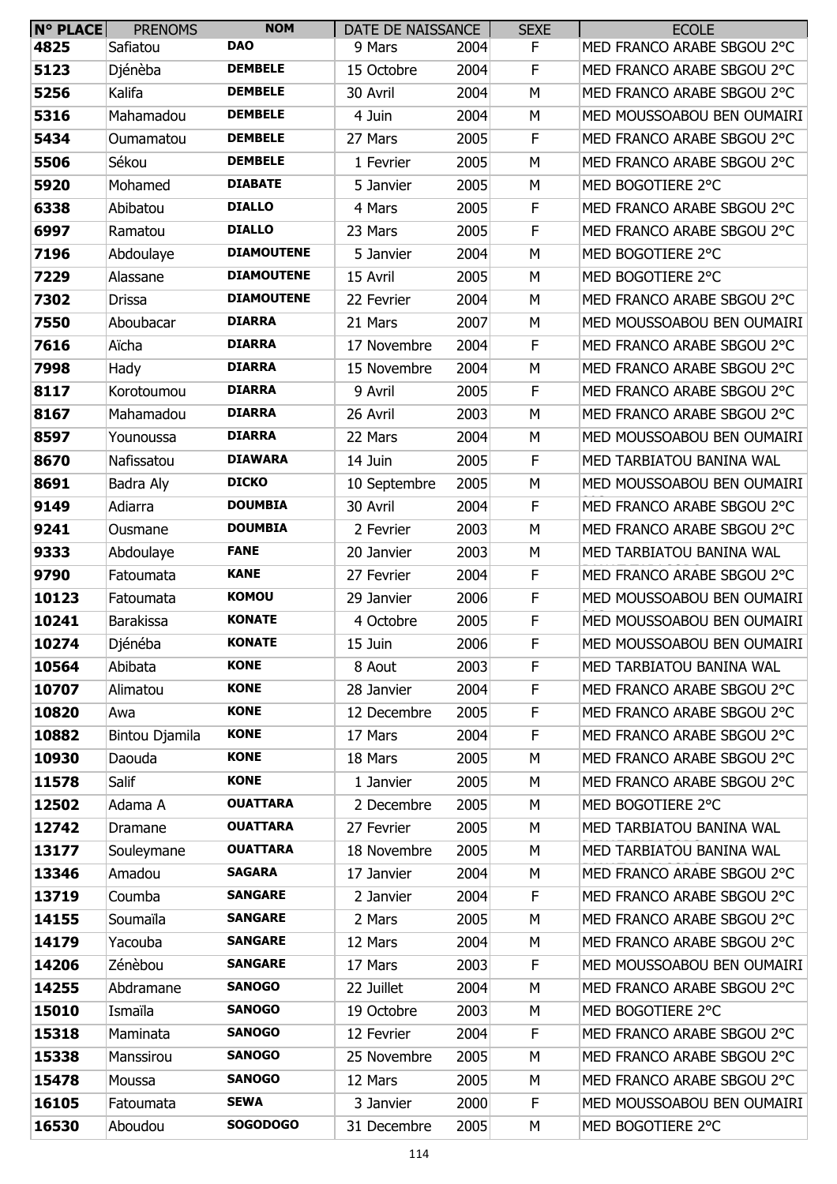| N° PLACE | PRENOMS | NOM | DATE DE NAISSANCE | | SEXE | ECOLE |
|---|---|---|---|---|---|---|
| **4825** | Safiatou | **DAO** | 9 Mars | 2004 | F | MED FRANCO ARABE SBGOU 2°C |
| **5123** | Djénèba | **DEMBELE** | 15 Octobre | 2004 | F | MED FRANCO ARABE SBGOU 2°C |
| **5256** | Kalifa | **DEMBELE** | 30 Avril | 2004 | M | MED FRANCO ARABE SBGOU 2°C |
| **5316** | Mahamadou | **DEMBELE** | 4 Juin | 2004 | M | MED MOUSSOABOU BEN OUMAIRI |
| **5434** | Oumamatou | **DEMBELE** | 27 Mars | 2005 | F | MED FRANCO ARABE SBGOU 2°C |
| **5506** | Sékou | **DEMBELE** | 1 Fevrier | 2005 | M | MED FRANCO ARABE SBGOU 2°C |
| **5920** | Mohamed | **DIABATE** | 5 Janvier | 2005 | M | MED BOGOTIERE 2°C |
| **6338** | Abibatou | **DIALLO** | 4 Mars | 2005 | F | MED FRANCO ARABE SBGOU 2°C |
| **6997** | Ramatou | **DIALLO** | 23 Mars | 2005 | F | MED FRANCO ARABE SBGOU 2°C |
| **7196** | Abdoulaye | **DIAMOUTENE** | 5 Janvier | 2004 | M | MED BOGOTIERE 2°C |
| **7229** | Alassane | **DIAMOUTENE** | 15 Avril | 2005 | M | MED BOGOTIERE 2°C |
| **7302** | Drissa | **DIAMOUTENE** | 22 Fevrier | 2004 | M | MED FRANCO ARABE SBGOU 2°C |
| **7550** | Aboubacar | **DIARRA** | 21 Mars | 2007 | M | MED MOUSSOABOU BEN OUMAIRI |
| **7616** | Aïcha | **DIARRA** | 17 Novembre | 2004 | F | MED FRANCO ARABE SBGOU 2°C |
| **7998** | Hady | **DIARRA** | 15 Novembre | 2004 | M | MED FRANCO ARABE SBGOU 2°C |
| **8117** | Korotoumou | **DIARRA** | 9 Avril | 2005 | F | MED FRANCO ARABE SBGOU 2°C |
| **8167** | Mahamadou | **DIARRA** | 26 Avril | 2003 | M | MED FRANCO ARABE SBGOU 2°C |
| **8597** | Younoussa | **DIARRA** | 22 Mars | 2004 | M | MED MOUSSOABOU BEN OUMAIRI |
| **8670** | Nafissatou | **DIAWARA** | 14 Juin | 2005 | F | MED TARBIATOU BANINA WAL |
| **8691** | Badra Aly | **DICKO** | 10 Septembre | 2005 | M | MED MOUSSOABOU BEN OUMAIRI |
| **9149** | Adiarra | **DOUMBIA** | 30 Avril | 2004 | F | MED FRANCO ARABE SBGOU 2°C |
| **9241** | Ousmane | **DOUMBIA** | 2 Fevrier | 2003 | M | MED FRANCO ARABE SBGOU 2°C |
| **9333** | Abdoulaye | **FANE** | 20 Janvier | 2003 | M | MED TARBIATOU BANINA WAL |
| **9790** | Fatoumata | **KANE** | 27 Fevrier | 2004 | F | MED FRANCO ARABE SBGOU 2°C |
| **10123** | Fatoumata | **KOMOU** | 29 Janvier | 2006 | F | MED MOUSSOABOU BEN OUMAIRI |
| **10241** | Barakissa | **KONATE** | 4 Octobre | 2005 | F | MED MOUSSOABOU BEN OUMAIRI |
| **10274** | Djénéba | **KONATE** | 15 Juin | 2006 | F | MED MOUSSOABOU BEN OUMAIRI |
| **10564** | Abibata | **KONE** | 8 Aout | 2003 | F | MED TARBIATOU BANINA WAL |
| **10707** | Alimatou | **KONE** | 28 Janvier | 2004 | F | MED FRANCO ARABE SBGOU 2°C |
| **10820** | Awa | **KONE** | 12 Decembre | 2005 | F | MED FRANCO ARABE SBGOU 2°C |
| **10882** | Bintou Djamila | **KONE** | 17 Mars | 2004 | F | MED FRANCO ARABE SBGOU 2°C |
| **10930** | Daouda | **KONE** | 18 Mars | 2005 | M | MED FRANCO ARABE SBGOU 2°C |
| **11578** | Salif | **KONE** | 1 Janvier | 2005 | M | MED FRANCO ARABE SBGOU 2°C |
| **12502** | Adama A | **OUATTARA** | 2 Decembre | 2005 | M | MED BOGOTIERE 2°C |
| **12742** | Dramane | **OUATTARA** | 27 Fevrier | 2005 | M | MED TARBIATOU BANINA WAL |
| **13177** | Souleymane | **OUATTARA** | 18 Novembre | 2005 | M | MED TARBIATOU BANINA WAL |
| **13346** | Amadou | **SAGARA** | 17 Janvier | 2004 | M | MED FRANCO ARABE SBGOU 2°C |
| **13719** | Coumba | **SANGARE** | 2 Janvier | 2004 | F | MED FRANCO ARABE SBGOU 2°C |
| **14155** | Soumaïla | **SANGARE** | 2 Mars | 2005 | M | MED FRANCO ARABE SBGOU 2°C |
| **14179** | Yacouba | **SANGARE** | 12 Mars | 2004 | M | MED FRANCO ARABE SBGOU 2°C |
| **14206** | Zénèbou | **SANGARE** | 17 Mars | 2003 | F | MED MOUSSOABOU BEN OUMAIRI |
| **14255** | Abdramane | **SANOGO** | 22 Juillet | 2004 | M | MED FRANCO ARABE SBGOU 2°C |
| **15010** | Ismaïla | **SANOGO** | 19 Octobre | 2003 | M | MED BOGOTIERE 2°C |
| **15318** | Maminata | **SANOGO** | 12 Fevrier | 2004 | F | MED FRANCO ARABE SBGOU 2°C |
| **15338** | Manssirou | **SANOGO** | 25 Novembre | 2005 | M | MED FRANCO ARABE SBGOU 2°C |
| **15478** | Moussa | **SANOGO** | 12 Mars | 2005 | M | MED FRANCO ARABE SBGOU 2°C |
| **16105** | Fatoumata | **SEWA** | 3 Janvier | 2000 | F | MED MOUSSOABOU BEN OUMAIRI |
| **16530** | Aboudou | **SOGODOGO** | 31 Decembre | 2005 | M | MED BOGOTIERE 2°C |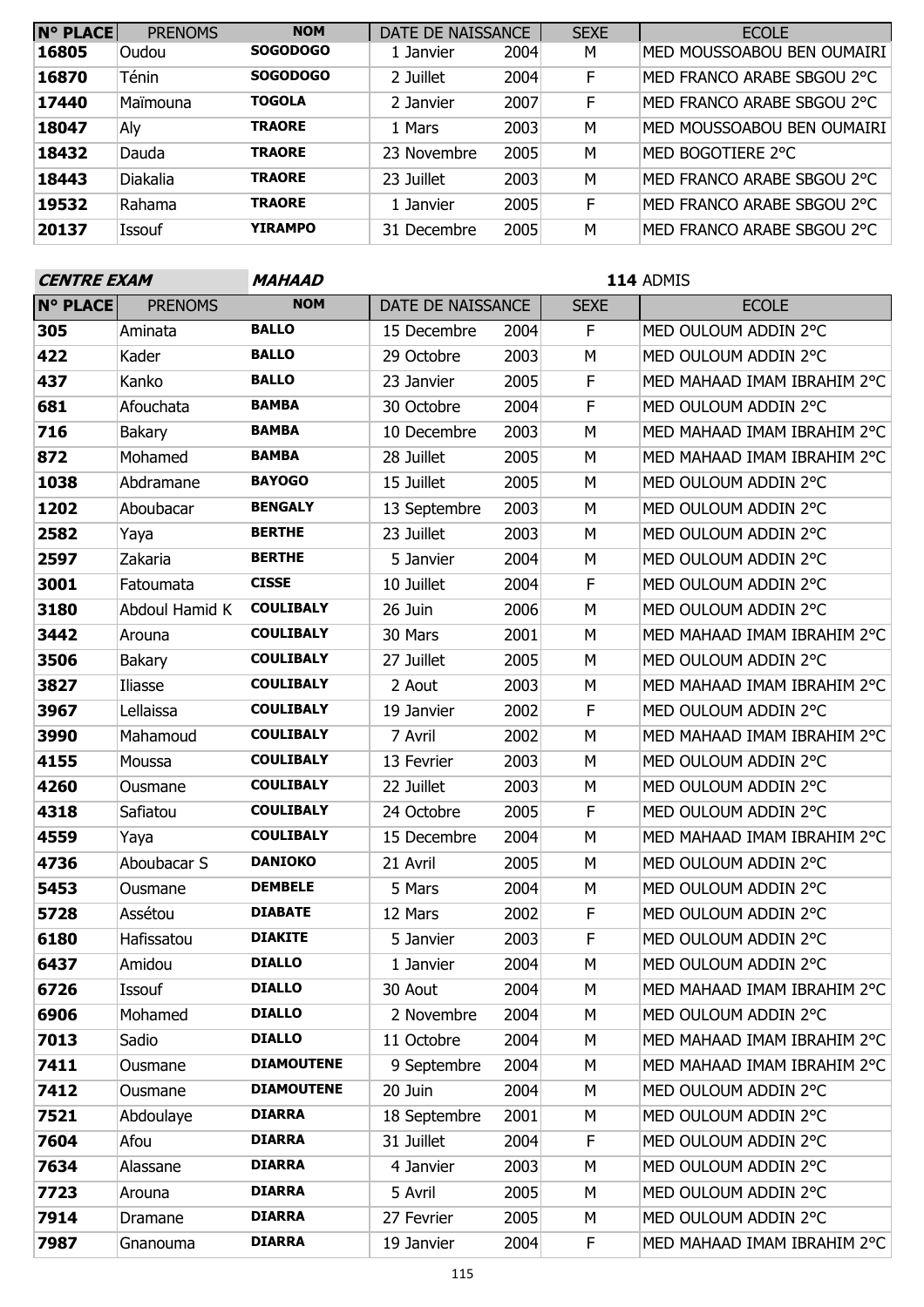| N° PLACE | PRENOMS | NOM | DATE DE NAISSANCE | | SEXE | ECOLE |
|---|---|---|---|---|---|---|
| **16805** | Oudou | **SOGODOGO** | 1 Janvier | 2004 | M | MED MOUSSOABOU BEN OUMAIRI |
| **16870** | Ténin | **SOGODOGO** | 2 Juillet | 2004 | F | MED FRANCO ARABE SBGOU 2°C |
| **17440** | Maïmouna | **TOGOLA** | 2 Janvier | 2007 | F | MED FRANCO ARABE SBGOU 2°C |
| **18047** | Aly | **TRAORE** | 1 Mars | 2003 | M | MED MOUSSOABOU BEN OUMAIRI |
| **18432** | Dauda | **TRAORE** | 23 Novembre | 2005 | M | MED BOGOTIERE 2°C |
| **18443** | Diakalia | **TRAORE** | 23 Juillet | 2003 | M | MED FRANCO ARABE SBGOU 2°C |
| **19532** | Rahama | **TRAORE** | 1 Janvier | 2005 | F | MED FRANCO ARABE SBGOU 2°C |
| **20137** | Issouf | **YIRAMPO** | 31 Decembre | 2005 | M | MED FRANCO ARABE SBGOU 2°C |

***CENTRE EXAM*** ***MAHAAD*** **114** ADMIS

| N° PLACE | PRENOMS | NOM | DATE DE NAISSANCE | | SEXE | ECOLE |
|---|---|---|---|---|---|---|
| **305** | Aminata | **BALLO** | 15 Decembre | 2004 | F | MED OULOUM ADDIN 2°C |
| **422** | Kader | **BALLO** | 29 Octobre | 2003 | M | MED OULOUM ADDIN 2°C |
| **437** | Kanko | **BALLO** | 23 Janvier | 2005 | F | MED MAHAAD IMAM IBRAHIM 2°C |
| **681** | Afouchata | **BAMBA** | 30 Octobre | 2004 | F | MED OULOUM ADDIN 2°C |
| **716** | Bakary | **BAMBA** | 10 Decembre | 2003 | M | MED MAHAAD IMAM IBRAHIM 2°C |
| **872** | Mohamed | **BAMBA** | 28 Juillet | 2005 | M | MED MAHAAD IMAM IBRAHIM 2°C |
| **1038** | Abdramane | **BAYOGO** | 15 Juillet | 2005 | M | MED OULOUM ADDIN 2°C |
| **1202** | Aboubacar | **BENGALY** | 13 Septembre | 2003 | M | MED OULOUM ADDIN 2°C |
| **2582** | Yaya | **BERTHE** | 23 Juillet | 2003 | M | MED OULOUM ADDIN 2°C |
| **2597** | Zakaria | **BERTHE** | 5 Janvier | 2004 | M | MED OULOUM ADDIN 2°C |
| **3001** | Fatoumata | **CISSE** | 10 Juillet | 2004 | F | MED OULOUM ADDIN 2°C |
| **3180** | Abdoul Hamid K | **COULIBALY** | 26 Juin | 2006 | M | MED OULOUM ADDIN 2°C |
| **3442** | Arouna | **COULIBALY** | 30 Mars | 2001 | M | MED MAHAAD IMAM IBRAHIM 2°C |
| **3506** | Bakary | **COULIBALY** | 27 Juillet | 2005 | M | MED OULOUM ADDIN 2°C |
| **3827** | Iliasse | **COULIBALY** | 2 Aout | 2003 | M | MED MAHAAD IMAM IBRAHIM 2°C |
| **3967** | Lellaissa | **COULIBALY** | 19 Janvier | 2002 | F | MED OULOUM ADDIN 2°C |
| **3990** | Mahamoud | **COULIBALY** | 7 Avril | 2002 | M | MED MAHAAD IMAM IBRAHIM 2°C |
| **4155** | Moussa | **COULIBALY** | 13 Fevrier | 2003 | M | MED OULOUM ADDIN 2°C |
| **4260** | Ousmane | **COULIBALY** | 22 Juillet | 2003 | M | MED OULOUM ADDIN 2°C |
| **4318** | Safiatou | **COULIBALY** | 24 Octobre | 2005 | F | MED OULOUM ADDIN 2°C |
| **4559** | Yaya | **COULIBALY** | 15 Decembre | 2004 | M | MED MAHAAD IMAM IBRAHIM 2°C |
| **4736** | Aboubacar S | **DANIOKO** | 21 Avril | 2005 | M | MED OULOUM ADDIN 2°C |
| **5453** | Ousmane | **DEMBELE** | 5 Mars | 2004 | M | MED OULOUM ADDIN 2°C |
| **5728** | Assétou | **DIABATE** | 12 Mars | 2002 | F | MED OULOUM ADDIN 2°C |
| **6180** | Hafissatou | **DIAKITE** | 5 Janvier | 2003 | F | MED OULOUM ADDIN 2°C |
| **6437** | Amidou | **DIALLO** | 1 Janvier | 2004 | M | MED OULOUM ADDIN 2°C |
| **6726** | Issouf | **DIALLO** | 30 Aout | 2004 | M | MED MAHAAD IMAM IBRAHIM 2°C |
| **6906** | Mohamed | **DIALLO** | 2 Novembre | 2004 | M | MED OULOUM ADDIN 2°C |
| **7013** | Sadio | **DIALLO** | 11 Octobre | 2004 | M | MED MAHAAD IMAM IBRAHIM 2°C |
| **7411** | Ousmane | **DIAMOUTENE** | 9 Septembre | 2004 | M | MED MAHAAD IMAM IBRAHIM 2°C |
| **7412** | Ousmane | **DIAMOUTENE** | 20 Juin | 2004 | M | MED OULOUM ADDIN 2°C |
| **7521** | Abdoulaye | **DIARRA** | 18 Septembre | 2001 | M | MED OULOUM ADDIN 2°C |
| **7604** | Afou | **DIARRA** | 31 Juillet | 2004 | F | MED OULOUM ADDIN 2°C |
| **7634** | Alassane | **DIARRA** | 4 Janvier | 2003 | M | MED OULOUM ADDIN 2°C |
| **7723** | Arouna | **DIARRA** | 5 Avril | 2005 | M | MED OULOUM ADDIN 2°C |
| **7914** | Dramane | **DIARRA** | 27 Fevrier | 2005 | M | MED OULOUM ADDIN 2°C |
| **7987** | Gnanouma | **DIARRA** | 19 Janvier | 2004 | F | MED MAHAAD IMAM IBRAHIM 2°C |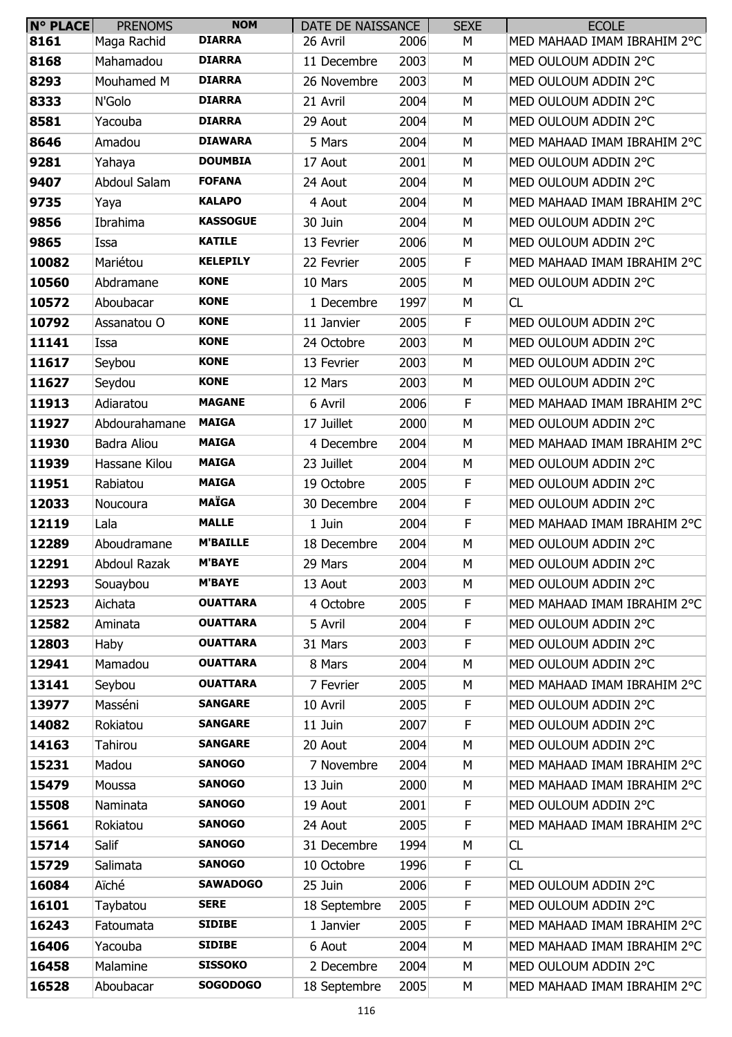| N° PLACE | PRENOMS | NOM | DATE DE NAISSANCE | | SEXE | ECOLE |
|---|---|---|---|---|---|---|
| 8161 | Maga Rachid | DIARRA | 26 Avril | 2006 | M | MED MAHAAD IMAM IBRAHIM 2°C |
| 8168 | Mahamadou | DIARRA | 11 Decembre | 2003 | M | MED OULOUM ADDIN 2°C |
| 8293 | Mouhamed M | DIARRA | 26 Novembre | 2003 | M | MED OULOUM ADDIN 2°C |
| 8333 | N'Golo | DIARRA | 21 Avril | 2004 | M | MED OULOUM ADDIN 2°C |
| 8581 | Yacouba | DIARRA | 29 Aout | 2004 | M | MED OULOUM ADDIN 2°C |
| 8646 | Amadou | DIAWARA | 5 Mars | 2004 | M | MED MAHAAD IMAM IBRAHIM 2°C |
| 9281 | Yahaya | DOUMBIA | 17 Aout | 2001 | M | MED OULOUM ADDIN 2°C |
| 9407 | Abdoul Salam | FOFANA | 24 Aout | 2004 | M | MED OULOUM ADDIN 2°C |
| 9735 | Yaya | KALAPO | 4 Aout | 2004 | M | MED MAHAAD IMAM IBRAHIM 2°C |
| 9856 | Ibrahima | KASSOGUE | 30 Juin | 2004 | M | MED OULOUM ADDIN 2°C |
| 9865 | Issa | KATILE | 13 Fevrier | 2006 | M | MED OULOUM ADDIN 2°C |
| 10082 | Mariétou | KELEPILY | 22 Fevrier | 2005 | F | MED MAHAAD IMAM IBRAHIM 2°C |
| 10560 | Abdramane | KONE | 10 Mars | 2005 | M | MED OULOUM ADDIN 2°C |
| 10572 | Aboubacar | KONE | 1 Decembre | 1997 | M | CL |
| 10792 | Assanatou O | KONE | 11 Janvier | 2005 | F | MED OULOUM ADDIN 2°C |
| 11141 | Issa | KONE | 24 Octobre | 2003 | M | MED OULOUM ADDIN 2°C |
| 11617 | Seybou | KONE | 13 Fevrier | 2003 | M | MED OULOUM ADDIN 2°C |
| 11627 | Seydou | KONE | 12 Mars | 2003 | M | MED OULOUM ADDIN 2°C |
| 11913 | Adiaratou | MAGANE | 6 Avril | 2006 | F | MED MAHAAD IMAM IBRAHIM 2°C |
| 11927 | Abdourahamane | MAIGA | 17 Juillet | 2000 | M | MED OULOUM ADDIN 2°C |
| 11930 | Badra Aliou | MAIGA | 4 Decembre | 2004 | M | MED MAHAAD IMAM IBRAHIM 2°C |
| 11939 | Hassane Kilou | MAIGA | 23 Juillet | 2004 | M | MED OULOUM ADDIN 2°C |
| 11951 | Rabiatou | MAIGA | 19 Octobre | 2005 | F | MED OULOUM ADDIN 2°C |
| 12033 | Noucoura | MAÏGA | 30 Decembre | 2004 | F | MED OULOUM ADDIN 2°C |
| 12119 | Lala | MALLE | 1 Juin | 2004 | F | MED MAHAAD IMAM IBRAHIM 2°C |
| 12289 | Aboudramane | M'BAILLE | 18 Decembre | 2004 | M | MED OULOUM ADDIN 2°C |
| 12291 | Abdoul Razak | M'BAYE | 29 Mars | 2004 | M | MED OULOUM ADDIN 2°C |
| 12293 | Souaybou | M'BAYE | 13 Aout | 2003 | M | MED OULOUM ADDIN 2°C |
| 12523 | Aichata | OUATTARA | 4 Octobre | 2005 | F | MED MAHAAD IMAM IBRAHIM 2°C |
| 12582 | Aminata | OUATTARA | 5 Avril | 2004 | F | MED OULOUM ADDIN 2°C |
| 12803 | Haby | OUATTARA | 31 Mars | 2003 | F | MED OULOUM ADDIN 2°C |
| 12941 | Mamadou | OUATTARA | 8 Mars | 2004 | M | MED OULOUM ADDIN 2°C |
| 13141 | Seybou | OUATTARA | 7 Fevrier | 2005 | M | MED MAHAAD IMAM IBRAHIM 2°C |
| 13977 | Masséni | SANGARE | 10 Avril | 2005 | F | MED OULOUM ADDIN 2°C |
| 14082 | Rokiatou | SANGARE | 11 Juin | 2007 | F | MED OULOUM ADDIN 2°C |
| 14163 | Tahirou | SANGARE | 20 Aout | 2004 | M | MED OULOUM ADDIN 2°C |
| 15231 | Madou | SANOGO | 7 Novembre | 2004 | M | MED MAHAAD IMAM IBRAHIM 2°C |
| 15479 | Moussa | SANOGO | 13 Juin | 2000 | M | MED MAHAAD IMAM IBRAHIM 2°C |
| 15508 | Naminata | SANOGO | 19 Aout | 2001 | F | MED OULOUM ADDIN 2°C |
| 15661 | Rokiatou | SANOGO | 24 Aout | 2005 | F | MED MAHAAD IMAM IBRAHIM 2°C |
| 15714 | Salif | SANOGO | 31 Decembre | 1994 | M | CL |
| 15729 | Salimata | SANOGO | 10 Octobre | 1996 | F | CL |
| 16084 | Aïché | SAWADOGO | 25 Juin | 2006 | F | MED OULOUM ADDIN 2°C |
| 16101 | Taybatou | SERE | 18 Septembre | 2005 | F | MED OULOUM ADDIN 2°C |
| 16243 | Fatoumata | SIDIBE | 1 Janvier | 2005 | F | MED MAHAAD IMAM IBRAHIM 2°C |
| 16406 | Yacouba | SIDIBE | 6 Aout | 2004 | M | MED MAHAAD IMAM IBRAHIM 2°C |
| 16458 | Malamine | SISSOKO | 2 Decembre | 2004 | M | MED OULOUM ADDIN 2°C |
| 16528 | Aboubacar | SOGODOGO | 18 Septembre | 2005 | M | MED MAHAAD IMAM IBRAHIM 2°C |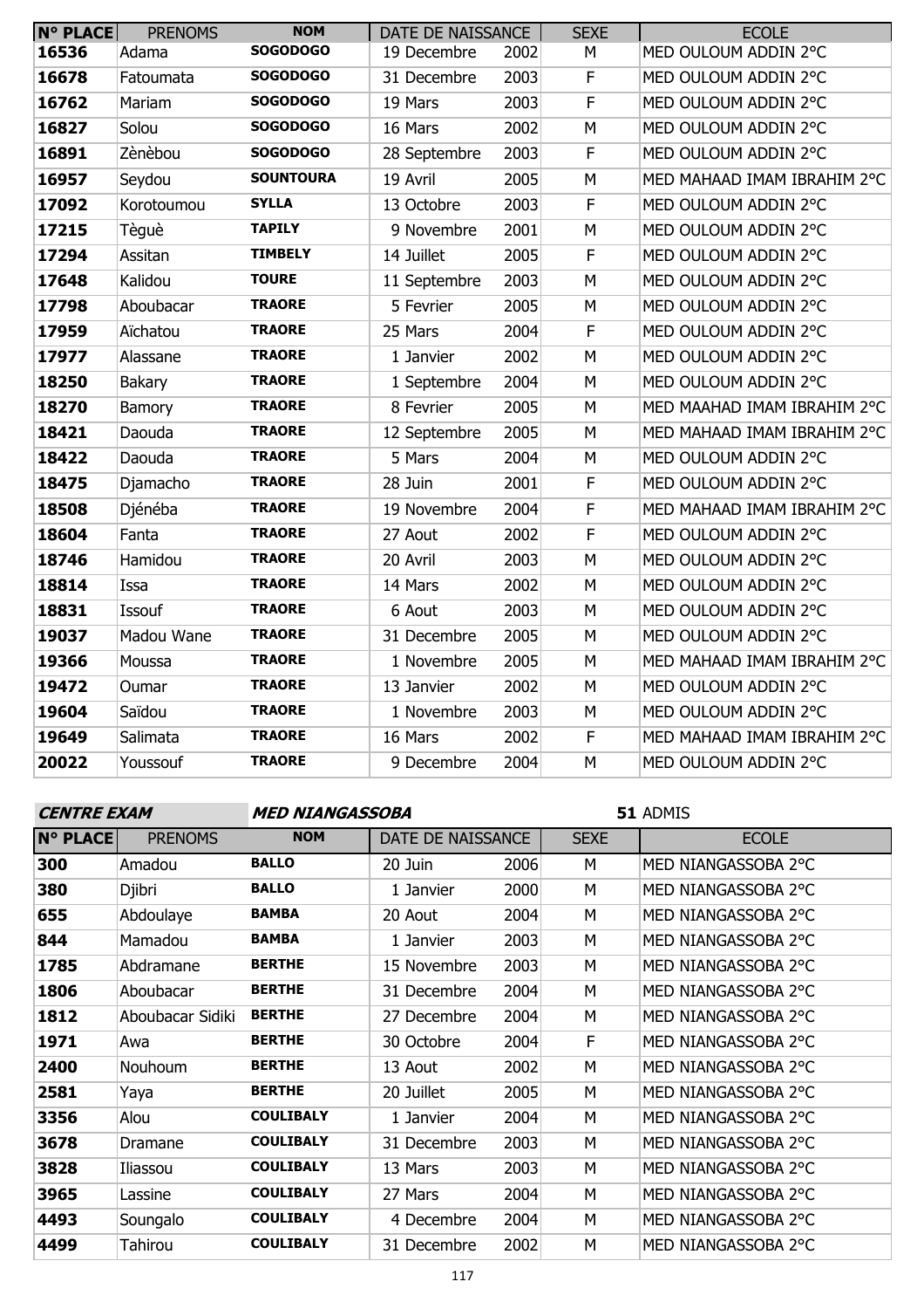| N° PLACE | PRENOMS | NOM | DATE DE NAISSANCE | | SEXE | ECOLE |
|---|---|---|---|---|---|---|
| 16536 | Adama | SOGODOGO | 19 Decembre | 2002 | M | MED OULOUM ADDIN 2°C |
| 16678 | Fatoumata | SOGODOGO | 31 Decembre | 2003 | F | MED OULOUM ADDIN 2°C |
| 16762 | Mariam | SOGODOGO | 19 Mars | 2003 | F | MED OULOUM ADDIN 2°C |
| 16827 | Solou | SOGODOGO | 16 Mars | 2002 | M | MED OULOUM ADDIN 2°C |
| 16891 | Zènèbou | SOGODOGO | 28 Septembre | 2003 | F | MED OULOUM ADDIN 2°C |
| 16957 | Seydou | SOUNTOURA | 19 Avril | 2005 | M | MED MAHAAD IMAM IBRAHIM 2°C |
| 17092 | Korotoumou | SYLLA | 13 Octobre | 2003 | F | MED OULOUM ADDIN 2°C |
| 17215 | Tèguè | TAPILY | 9 Novembre | 2001 | M | MED OULOUM ADDIN 2°C |
| 17294 | Assitan | TIMBELY | 14 Juillet | 2005 | F | MED OULOUM ADDIN 2°C |
| 17648 | Kalidou | TOURE | 11 Septembre | 2003 | M | MED OULOUM ADDIN 2°C |
| 17798 | Aboubacar | TRAORE | 5 Fevrier | 2005 | M | MED OULOUM ADDIN 2°C |
| 17959 | Aïchatou | TRAORE | 25 Mars | 2004 | F | MED OULOUM ADDIN 2°C |
| 17977 | Alassane | TRAORE | 1 Janvier | 2002 | M | MED OULOUM ADDIN 2°C |
| 18250 | Bakary | TRAORE | 1 Septembre | 2004 | M | MED OULOUM ADDIN 2°C |
| 18270 | Bamory | TRAORE | 8 Fevrier | 2005 | M | MED MAAHAD IMAM IBRAHIM 2°C |
| 18421 | Daouda | TRAORE | 12 Septembre | 2005 | M | MED MAHAAD IMAM IBRAHIM 2°C |
| 18422 | Daouda | TRAORE | 5 Mars | 2004 | M | MED OULOUM ADDIN 2°C |
| 18475 | Djamacho | TRAORE | 28 Juin | 2001 | F | MED OULOUM ADDIN 2°C |
| 18508 | Djénéba | TRAORE | 19 Novembre | 2004 | F | MED MAHAAD IMAM IBRAHIM 2°C |
| 18604 | Fanta | TRAORE | 27 Aout | 2002 | F | MED OULOUM ADDIN 2°C |
| 18746 | Hamidou | TRAORE | 20 Avril | 2003 | M | MED OULOUM ADDIN 2°C |
| 18814 | Issa | TRAORE | 14 Mars | 2002 | M | MED OULOUM ADDIN 2°C |
| 18831 | Issouf | TRAORE | 6 Aout | 2003 | M | MED OULOUM ADDIN 2°C |
| 19037 | Madou Wane | TRAORE | 31 Decembre | 2005 | M | MED OULOUM ADDIN 2°C |
| 19366 | Moussa | TRAORE | 1 Novembre | 2005 | M | MED MAHAAD IMAM IBRAHIM 2°C |
| 19472 | Oumar | TRAORE | 13 Janvier | 2002 | M | MED OULOUM ADDIN 2°C |
| 19604 | Saïdou | TRAORE | 1 Novembre | 2003 | M | MED OULOUM ADDIN 2°C |
| 19649 | Salimata | TRAORE | 16 Mars | 2002 | F | MED MAHAAD IMAM IBRAHIM 2°C |
| 20022 | Youssouf | TRAORE | 9 Decembre | 2004 | M | MED OULOUM ADDIN 2°C |

**CENTRE EXAM** **MED NIANGASSOBA** **51** ADMIS

| N° PLACE | PRENOMS | NOM | DATE DE NAISSANCE | | SEXE | ECOLE |
|---|---|---|---|---|---|---|
| 300 | Amadou | BALLO | 20 Juin | 2006 | M | MED NIANGASSOBA 2°C |
| 380 | Djibri | BALLO | 1 Janvier | 2000 | M | MED NIANGASSOBA 2°C |
| 655 | Abdoulaye | BAMBA | 20 Aout | 2004 | M | MED NIANGASSOBA 2°C |
| 844 | Mamadou | BAMBA | 1 Janvier | 2003 | M | MED NIANGASSOBA 2°C |
| 1785 | Abdramane | BERTHE | 15 Novembre | 2003 | M | MED NIANGASSOBA 2°C |
| 1806 | Aboubacar | BERTHE | 31 Decembre | 2004 | M | MED NIANGASSOBA 2°C |
| 1812 | Aboubacar Sidiki | BERTHE | 27 Decembre | 2004 | M | MED NIANGASSOBA 2°C |
| 1971 | Awa | BERTHE | 30 Octobre | 2004 | F | MED NIANGASSOBA 2°C |
| 2400 | Nouhoum | BERTHE | 13 Aout | 2002 | M | MED NIANGASSOBA 2°C |
| 2581 | Yaya | BERTHE | 20 Juillet | 2005 | M | MED NIANGASSOBA 2°C |
| 3356 | Alou | COULIBALY | 1 Janvier | 2004 | M | MED NIANGASSOBA 2°C |
| 3678 | Dramane | COULIBALY | 31 Decembre | 2003 | M | MED NIANGASSOBA 2°C |
| 3828 | Iliassou | COULIBALY | 13 Mars | 2003 | M | MED NIANGASSOBA 2°C |
| 3965 | Lassine | COULIBALY | 27 Mars | 2004 | M | MED NIANGASSOBA 2°C |
| 4493 | Soungalo | COULIBALY | 4 Decembre | 2004 | M | MED NIANGASSOBA 2°C |
| 4499 | Tahirou | COULIBALY | 31 Decembre | 2002 | M | MED NIANGASSOBA 2°C |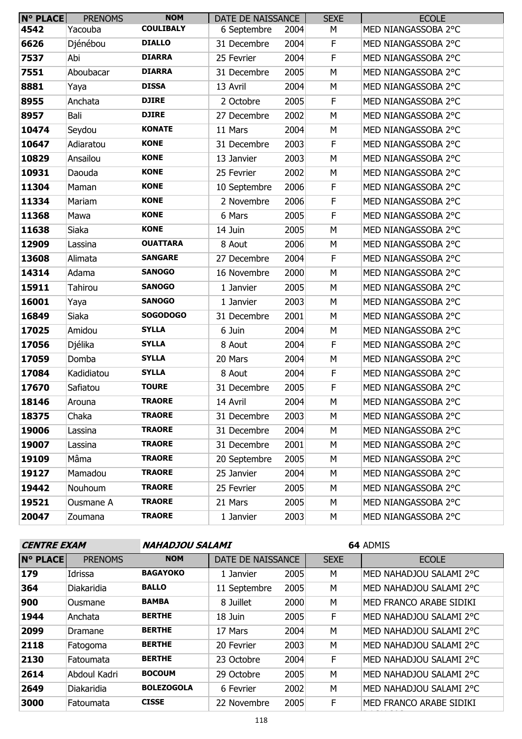| N° PLACE | PRENOMS | NOM | DATE DE NAISSANCE | SEXE | ECOLE |
| --- | --- | --- | --- | --- | --- |
| 4542 | Yacouba | COULIBALY | 6 Septembre 2004 | M | MED NIANGASSOBA 2°C |
| 6626 | Djénébou | DIALLO | 31 Decembre 2004 | F | MED NIANGASSOBA 2°C |
| 7537 | Abi | DIARRA | 25 Fevrier 2004 | F | MED NIANGASSOBA 2°C |
| 7551 | Aboubacar | DIARRA | 31 Decembre 2005 | M | MED NIANGASSOBA 2°C |
| 8881 | Yaya | DISSA | 13 Avril 2004 | M | MED NIANGASSOBA 2°C |
| 8955 | Anchata | DJIRE | 2 Octobre 2005 | F | MED NIANGASSOBA 2°C |
| 8957 | Bali | DJIRE | 27 Decembre 2002 | M | MED NIANGASSOBA 2°C |
| 10474 | Seydou | KONATE | 11 Mars 2004 | M | MED NIANGASSOBA 2°C |
| 10647 | Adiaratou | KONE | 31 Decembre 2003 | F | MED NIANGASSOBA 2°C |
| 10829 | Ansailou | KONE | 13 Janvier 2003 | M | MED NIANGASSOBA 2°C |
| 10931 | Daouda | KONE | 25 Fevrier 2002 | M | MED NIANGASSOBA 2°C |
| 11304 | Maman | KONE | 10 Septembre 2006 | F | MED NIANGASSOBA 2°C |
| 11334 | Mariam | KONE | 2 Novembre 2006 | F | MED NIANGASSOBA 2°C |
| 11368 | Mawa | KONE | 6 Mars 2005 | F | MED NIANGASSOBA 2°C |
| 11638 | Siaka | KONE | 14 Juin 2005 | M | MED NIANGASSOBA 2°C |
| 12909 | Lassina | OUATTARA | 8 Aout 2006 | M | MED NIANGASSOBA 2°C |
| 13608 | Alimata | SANGARE | 27 Decembre 2004 | F | MED NIANGASSOBA 2°C |
| 14314 | Adama | SANOGO | 16 Novembre 2000 | M | MED NIANGASSOBA 2°C |
| 15911 | Tahirou | SANOGO | 1 Janvier 2005 | M | MED NIANGASSOBA 2°C |
| 16001 | Yaya | SANOGO | 1 Janvier 2003 | M | MED NIANGASSOBA 2°C |
| 16849 | Siaka | SOGODOGO | 31 Decembre 2001 | M | MED NIANGASSOBA 2°C |
| 17025 | Amidou | SYLLA | 6 Juin 2004 | M | MED NIANGASSOBA 2°C |
| 17056 | Djélika | SYLLA | 8 Aout 2004 | F | MED NIANGASSOBA 2°C |
| 17059 | Domba | SYLLA | 20 Mars 2004 | M | MED NIANGASSOBA 2°C |
| 17084 | Kadidiatou | SYLLA | 8 Aout 2004 | F | MED NIANGASSOBA 2°C |
| 17670 | Safiatou | TOURE | 31 Decembre 2005 | F | MED NIANGASSOBA 2°C |
| 18146 | Arouna | TRAORE | 14 Avril 2004 | M | MED NIANGASSOBA 2°C |
| 18375 | Chaka | TRAORE | 31 Decembre 2003 | M | MED NIANGASSOBA 2°C |
| 19006 | Lassina | TRAORE | 31 Decembre 2004 | M | MED NIANGASSOBA 2°C |
| 19007 | Lassina | TRAORE | 31 Decembre 2001 | M | MED NIANGASSOBA 2°C |
| 19109 | Mâma | TRAORE | 20 Septembre 2005 | M | MED NIANGASSOBA 2°C |
| 19127 | Mamadou | TRAORE | 25 Janvier 2004 | M | MED NIANGASSOBA 2°C |
| 19442 | Nouhoum | TRAORE | 25 Fevrier 2005 | M | MED NIANGASSOBA 2°C |
| 19521 | Ousmane A | TRAORE | 21 Mars 2005 | M | MED NIANGASSOBA 2°C |
| 20047 | Zoumana | TRAORE | 1 Janvier 2003 | M | MED NIANGASSOBA 2°C |

***CENTRE EXAM*** ***NAHADJOU SALAMI*** **64** ADMIS

| N° PLACE | PRENOMS | NOM | DATE DE NAISSANCE | SEXE | ECOLE |
| --- | --- | --- | --- | --- | --- |
| 179 | Idrissa | BAGAYOKO | 1 Janvier 2005 | M | MED NAHADJOU SALAMI 2°C |
| 364 | Diakaridia | BALLO | 11 Septembre 2005 | M | MED NAHADJOU SALAMI 2°C |
| 900 | Ousmane | BAMBA | 8 Juillet 2000 | M | MED FRANCO ARABE SIDIKI |
| 1944 | Anchata | BERTHE | 18 Juin 2005 | F | MED NAHADJOU SALAMI 2°C |
| 2099 | Dramane | BERTHE | 17 Mars 2004 | M | MED NAHADJOU SALAMI 2°C |
| 2118 | Fatogoma | BERTHE | 20 Fevrier 2003 | M | MED NAHADJOU SALAMI 2°C |
| 2130 | Fatoumata | BERTHE | 23 Octobre 2004 | F | MED NAHADJOU SALAMI 2°C |
| 2614 | Abdoul Kadri | BOCOUM | 29 Octobre 2005 | M | MED NAHADJOU SALAMI 2°C |
| 2649 | Diakaridia | BOLEZOGOLA | 6 Fevrier 2002 | M | MED NAHADJOU SALAMI 2°C |
| 3000 | Fatoumata | CISSE | 22 Novembre 2005 | F | MED FRANCO ARABE SIDIKI |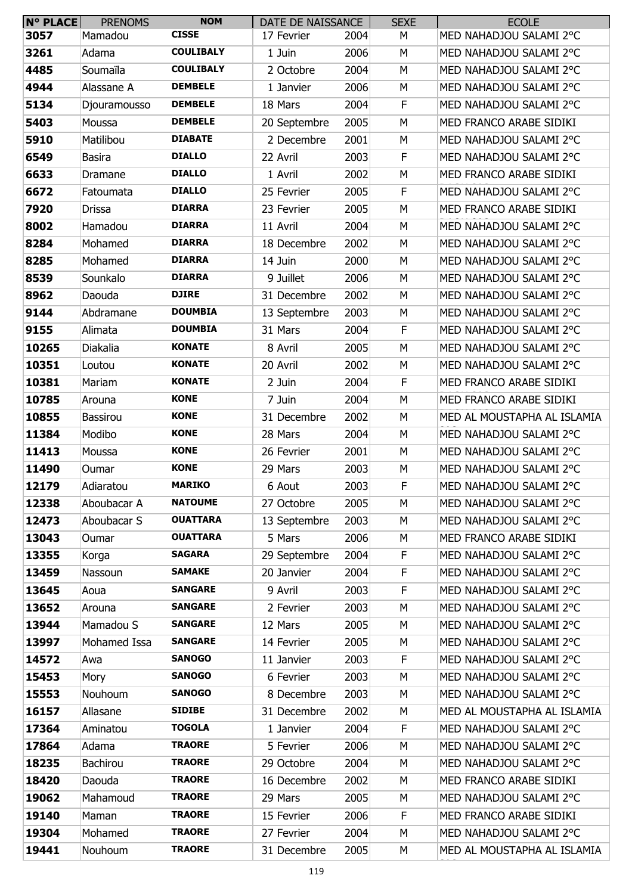| N° PLACE | PRENOMS | NOM | DATE DE NAISSANCE | | SEXE | ECOLE |
|---|---|---|---|---|---|---|
| 3057 | Mamadou | CISSE | 17 Fevrier | 2004 | M | MED NAHADJOU SALAMI 2°C |
| 3261 | Adama | COULIBALY | 1 Juin | 2006 | M | MED NAHADJOU SALAMI 2°C |
| 4485 | Soumaïla | COULIBALY | 2 Octobre | 2004 | M | MED NAHADJOU SALAMI 2°C |
| 4944 | Alassane A | DEMBELE | 1 Janvier | 2006 | M | MED NAHADJOU SALAMI 2°C |
| 5134 | Djouramousso | DEMBELE | 18 Mars | 2004 | F | MED NAHADJOU SALAMI 2°C |
| 5403 | Moussa | DEMBELE | 20 Septembre | 2005 | M | MED FRANCO ARABE SIDIKI |
| 5910 | Matilibou | DIABATE | 2 Decembre | 2001 | M | MED NAHADJOU SALAMI 2°C |
| 6549 | Basira | DIALLO | 22 Avril | 2003 | F | MED NAHADJOU SALAMI 2°C |
| 6633 | Dramane | DIALLO | 1 Avril | 2002 | M | MED FRANCO ARABE SIDIKI |
| 6672 | Fatoumata | DIALLO | 25 Fevrier | 2005 | F | MED NAHADJOU SALAMI 2°C |
| 7920 | Drissa | DIARRA | 23 Fevrier | 2005 | M | MED FRANCO ARABE SIDIKI |
| 8002 | Hamadou | DIARRA | 11 Avril | 2004 | M | MED NAHADJOU SALAMI 2°C |
| 8284 | Mohamed | DIARRA | 18 Decembre | 2002 | M | MED NAHADJOU SALAMI 2°C |
| 8285 | Mohamed | DIARRA | 14 Juin | 2000 | M | MED NAHADJOU SALAMI 2°C |
| 8539 | Sounkalo | DIARRA | 9 Juillet | 2006 | M | MED NAHADJOU SALAMI 2°C |
| 8962 | Daouda | DJIRE | 31 Decembre | 2002 | M | MED NAHADJOU SALAMI 2°C |
| 9144 | Abdramane | DOUMBIA | 13 Septembre | 2003 | M | MED NAHADJOU SALAMI 2°C |
| 9155 | Alimata | DOUMBIA | 31 Mars | 2004 | F | MED NAHADJOU SALAMI 2°C |
| 10265 | Diakalia | KONATE | 8 Avril | 2005 | M | MED NAHADJOU SALAMI 2°C |
| 10351 | Loutou | KONATE | 20 Avril | 2002 | M | MED NAHADJOU SALAMI 2°C |
| 10381 | Mariam | KONATE | 2 Juin | 2004 | F | MED FRANCO ARABE SIDIKI |
| 10785 | Arouna | KONE | 7 Juin | 2004 | M | MED FRANCO ARABE SIDIKI |
| 10855 | Bassirou | KONE | 31 Decembre | 2002 | M | MED AL MOUSTAPHA AL ISLAMIA |
| 11384 | Modibo | KONE | 28 Mars | 2004 | M | MED NAHADJOU SALAMI 2°C |
| 11413 | Moussa | KONE | 26 Fevrier | 2001 | M | MED NAHADJOU SALAMI 2°C |
| 11490 | Oumar | KONE | 29 Mars | 2003 | M | MED NAHADJOU SALAMI 2°C |
| 12179 | Adiaratou | MARIKO | 6 Aout | 2003 | F | MED NAHADJOU SALAMI 2°C |
| 12338 | Aboubacar A | NATOUME | 27 Octobre | 2005 | M | MED NAHADJOU SALAMI 2°C |
| 12473 | Aboubacar S | OUATTARA | 13 Septembre | 2003 | M | MED NAHADJOU SALAMI 2°C |
| 13043 | Oumar | OUATTARA | 5 Mars | 2006 | M | MED FRANCO ARABE SIDIKI |
| 13355 | Korga | SAGARA | 29 Septembre | 2004 | F | MED NAHADJOU SALAMI 2°C |
| 13459 | Nassoun | SAMAKE | 20 Janvier | 2004 | F | MED NAHADJOU SALAMI 2°C |
| 13645 | Aoua | SANGARE | 9 Avril | 2003 | F | MED NAHADJOU SALAMI 2°C |
| 13652 | Arouna | SANGARE | 2 Fevrier | 2003 | M | MED NAHADJOU SALAMI 2°C |
| 13944 | Mamadou S | SANGARE | 12 Mars | 2005 | M | MED NAHADJOU SALAMI 2°C |
| 13997 | Mohamed Issa | SANGARE | 14 Fevrier | 2005 | M | MED NAHADJOU SALAMI 2°C |
| 14572 | Awa | SANOGO | 11 Janvier | 2003 | F | MED NAHADJOU SALAMI 2°C |
| 15453 | Mory | SANOGO | 6 Fevrier | 2003 | M | MED NAHADJOU SALAMI 2°C |
| 15553 | Nouhoum | SANOGO | 8 Decembre | 2003 | M | MED NAHADJOU SALAMI 2°C |
| 16157 | Allasane | SIDIBE | 31 Decembre | 2002 | M | MED AL MOUSTAPHA AL ISLAMIA |
| 17364 | Aminatou | TOGOLA | 1 Janvier | 2004 | F | MED NAHADJOU SALAMI 2°C |
| 17864 | Adama | TRAORE | 5 Fevrier | 2006 | M | MED NAHADJOU SALAMI 2°C |
| 18235 | Bachirou | TRAORE | 29 Octobre | 2004 | M | MED NAHADJOU SALAMI 2°C |
| 18420 | Daouda | TRAORE | 16 Decembre | 2002 | M | MED FRANCO ARABE SIDIKI |
| 19062 | Mahamoud | TRAORE | 29 Mars | 2005 | M | MED NAHADJOU SALAMI 2°C |
| 19140 | Maman | TRAORE | 15 Fevrier | 2006 | F | MED FRANCO ARABE SIDIKI |
| 19304 | Mohamed | TRAORE | 27 Fevrier | 2004 | M | MED NAHADJOU SALAMI 2°C |
| 19441 | Nouhoum | TRAORE | 31 Decembre | 2005 | M | MED AL MOUSTAPHA AL ISLAMIA |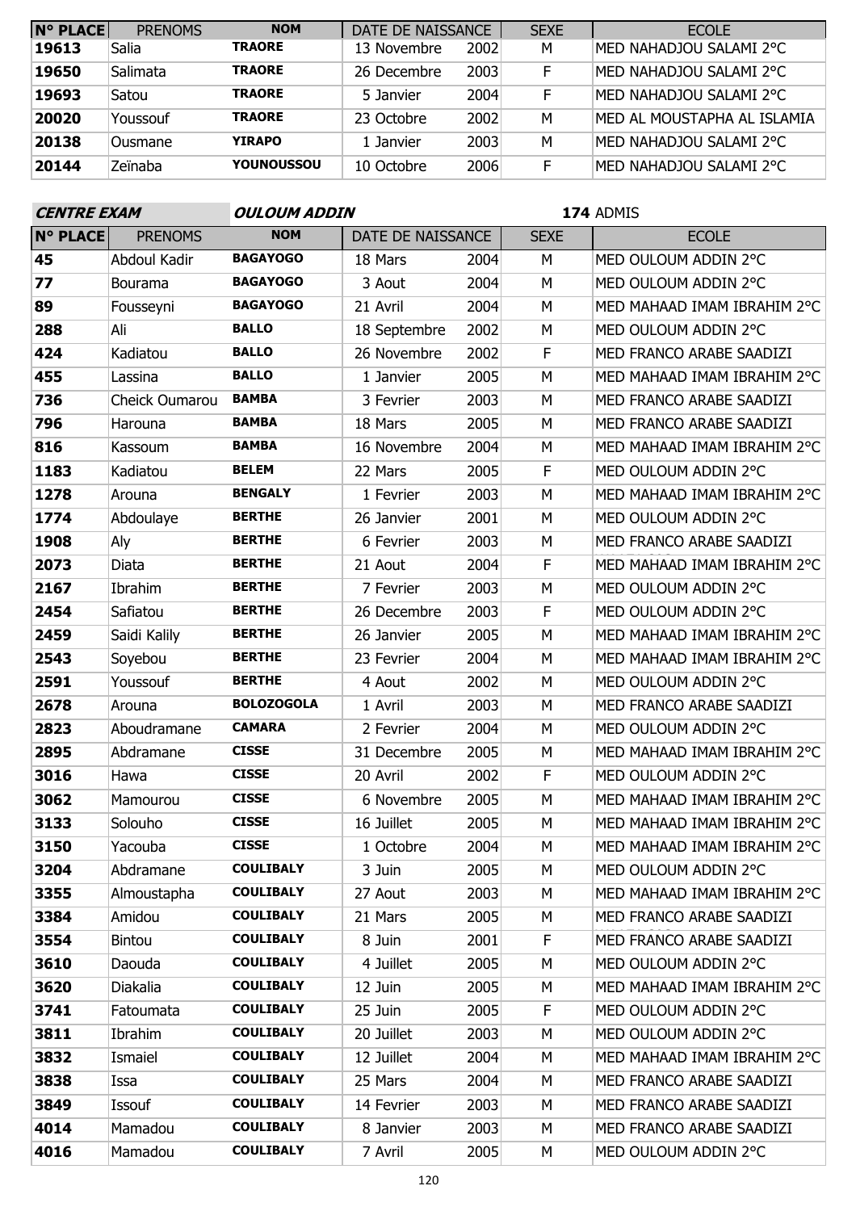| N° PLACE | PRENOMS | NOM | DATE DE NAISSANCE | | SEXE | ECOLE |
|---|---|---|---|---|---|---|
| 19613 | Salia | TRAORE | 13 Novembre | 2002 | M | MED NAHADJOU SALAMI 2°C |
| 19650 | Salimata | TRAORE | 26 Decembre | 2003 | F | MED NAHADJOU SALAMI 2°C |
| 19693 | Satou | TRAORE | 5 Janvier | 2004 | F | MED NAHADJOU SALAMI 2°C |
| 20020 | Youssouf | TRAORE | 23 Octobre | 2002 | M | MED AL MOUSTAPHA AL ISLAMIA |
| 20138 | Ousmane | YIRAPO | 1 Janvier | 2003 | M | MED NAHADJOU SALAMI 2°C |
| 20144 | Zeïnaba | YOUNOUSSOU | 10 Octobre | 2006 | F | MED NAHADJOU SALAMI 2°C |

**CENTRE EXAM** ***OULOUM ADDIN*** **174** ADMIS

| N° PLACE | PRENOMS | NOM | DATE DE NAISSANCE | | SEXE | ECOLE |
|---|---|---|---|---|---|---|
| 45 | Abdoul Kadir | BAGAYOGO | 18 Mars | 2004 | M | MED OULOUM ADDIN 2°C |
| 77 | Bourama | BAGAYOGO | 3 Aout | 2004 | M | MED OULOUM ADDIN 2°C |
| 89 | Fousseyni | BAGAYOGO | 21 Avril | 2004 | M | MED MAHAAD IMAM IBRAHIM 2°C |
| 288 | Ali | BALLO | 18 Septembre | 2002 | M | MED OULOUM ADDIN 2°C |
| 424 | Kadiatou | BALLO | 26 Novembre | 2002 | F | MED FRANCO ARABE SAADIZI |
| 455 | Lassina | BALLO | 1 Janvier | 2005 | M | MED MAHAAD IMAM IBRAHIM 2°C |
| 736 | Cheick Oumarou | BAMBA | 3 Fevrier | 2003 | M | MED FRANCO ARABE SAADIZI |
| 796 | Harouna | BAMBA | 18 Mars | 2005 | M | MED FRANCO ARABE SAADIZI |
| 816 | Kassoum | BAMBA | 16 Novembre | 2004 | M | MED MAHAAD IMAM IBRAHIM 2°C |
| 1183 | Kadiatou | BELEM | 22 Mars | 2005 | F | MED OULOUM ADDIN 2°C |
| 1278 | Arouna | BENGALY | 1 Fevrier | 2003 | M | MED MAHAAD IMAM IBRAHIM 2°C |
| 1774 | Abdoulaye | BERTHE | 26 Janvier | 2001 | M | MED OULOUM ADDIN 2°C |
| 1908 | Aly | BERTHE | 6 Fevrier | 2003 | M | MED FRANCO ARABE SAADIZI |
| 2073 | Diata | BERTHE | 21 Aout | 2004 | F | MED MAHAAD IMAM IBRAHIM 2°C |
| 2167 | Ibrahim | BERTHE | 7 Fevrier | 2003 | M | MED OULOUM ADDIN 2°C |
| 2454 | Safiatou | BERTHE | 26 Decembre | 2003 | F | MED OULOUM ADDIN 2°C |
| 2459 | Saidi Kalily | BERTHE | 26 Janvier | 2005 | M | MED MAHAAD IMAM IBRAHIM 2°C |
| 2543 | Soyebou | BERTHE | 23 Fevrier | 2004 | M | MED MAHAAD IMAM IBRAHIM 2°C |
| 2591 | Youssouf | BERTHE | 4 Aout | 2002 | M | MED OULOUM ADDIN 2°C |
| 2678 | Arouna | BOLOZOGOLA | 1 Avril | 2003 | M | MED FRANCO ARABE SAADIZI |
| 2823 | Aboudramane | CAMARA | 2 Fevrier | 2004 | M | MED OULOUM ADDIN 2°C |
| 2895 | Abdramane | CISSE | 31 Decembre | 2005 | M | MED MAHAAD IMAM IBRAHIM 2°C |
| 3016 | Hawa | CISSE | 20 Avril | 2002 | F | MED OULOUM ADDIN 2°C |
| 3062 | Mamourou | CISSE | 6 Novembre | 2005 | M | MED MAHAAD IMAM IBRAHIM 2°C |
| 3133 | Solouho | CISSE | 16 Juillet | 2005 | M | MED MAHAAD IMAM IBRAHIM 2°C |
| 3150 | Yacouba | CISSE | 1 Octobre | 2004 | M | MED MAHAAD IMAM IBRAHIM 2°C |
| 3204 | Abdramane | COULIBALY | 3 Juin | 2005 | M | MED OULOUM ADDIN 2°C |
| 3355 | Almoustapha | COULIBALY | 27 Aout | 2003 | M | MED MAHAAD IMAM IBRAHIM 2°C |
| 3384 | Amidou | COULIBALY | 21 Mars | 2005 | M | MED FRANCO ARABE SAADIZI |
| 3554 | Bintou | COULIBALY | 8 Juin | 2001 | F | MED FRANCO ARABE SAADIZI |
| 3610 | Daouda | COULIBALY | 4 Juillet | 2005 | M | MED OULOUM ADDIN 2°C |
| 3620 | Diakalia | COULIBALY | 12 Juin | 2005 | M | MED MAHAAD IMAM IBRAHIM 2°C |
| 3741 | Fatoumata | COULIBALY | 25 Juin | 2005 | F | MED OULOUM ADDIN 2°C |
| 3811 | Ibrahim | COULIBALY | 20 Juillet | 2003 | M | MED OULOUM ADDIN 2°C |
| 3832 | Ismaiel | COULIBALY | 12 Juillet | 2004 | M | MED MAHAAD IMAM IBRAHIM 2°C |
| 3838 | Issa | COULIBALY | 25 Mars | 2004 | M | MED FRANCO ARABE SAADIZI |
| 3849 | Issouf | COULIBALY | 14 Fevrier | 2003 | M | MED FRANCO ARABE SAADIZI |
| 4014 | Mamadou | COULIBALY | 8 Janvier | 2003 | M | MED FRANCO ARABE SAADIZI |
| 4016 | Mamadou | COULIBALY | 7 Avril | 2005 | M | MED OULOUM ADDIN 2°C |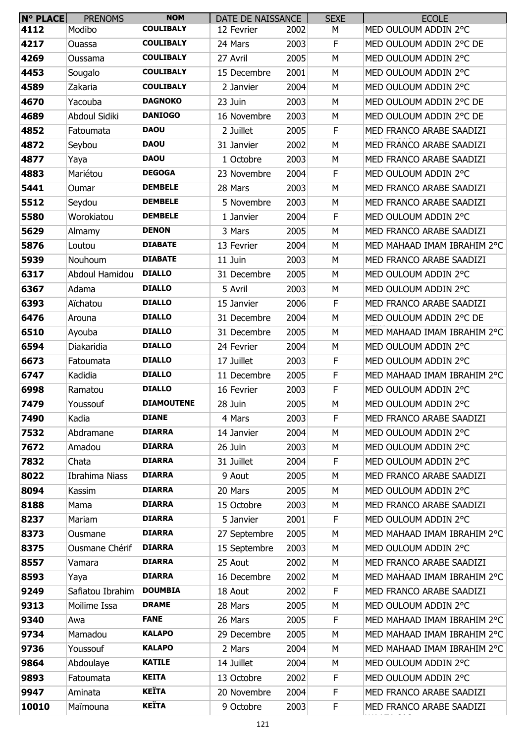| N° PLACE | PRENOMS | NOM | DATE DE NAISSANCE | SEXE | ECOLE |
|---|---|---|---|---|---|
| 4112 | Modibo | COULIBALY | 12 Fevrier 2002 | M | MED OULOUM ADDIN 2°C |
| 4217 | Ouassa | COULIBALY | 24 Mars 2003 | F | MED OULOUM ADDIN 2°C DE |
| 4269 | Oussama | COULIBALY | 27 Avril 2005 | M | MED OULOUM ADDIN 2°C |
| 4453 | Sougalo | COULIBALY | 15 Decembre 2001 | M | MED OULOUM ADDIN 2°C |
| 4589 | Zakaria | COULIBALY | 2 Janvier 2004 | M | MED OULOUM ADDIN 2°C |
| 4670 | Yacouba | DAGNOKO | 23 Juin 2003 | M | MED OULOUM ADDIN 2°C DE |
| 4689 | Abdoul Sidiki | DANIOGO | 16 Novembre 2003 | M | MED OULOUM ADDIN 2°C DE |
| 4852 | Fatoumata | DAOU | 2 Juillet 2005 | F | MED FRANCO ARABE SAADIZI |
| 4872 | Seybou | DAOU | 31 Janvier 2002 | M | MED FRANCO ARABE SAADIZI |
| 4877 | Yaya | DAOU | 1 Octobre 2003 | M | MED FRANCO ARABE SAADIZI |
| 4883 | Mariétou | DEGOGA | 23 Novembre 2004 | F | MED OULOUM ADDIN 2°C |
| 5441 | Oumar | DEMBELE | 28 Mars 2003 | M | MED FRANCO ARABE SAADIZI |
| 5512 | Seydou | DEMBELE | 5 Novembre 2003 | M | MED FRANCO ARABE SAADIZI |
| 5580 | Worokiatou | DEMBELE | 1 Janvier 2004 | F | MED OULOUM ADDIN 2°C |
| 5629 | Almamy | DENON | 3 Mars 2005 | M | MED FRANCO ARABE SAADIZI |
| 5876 | Loutou | DIABATE | 13 Fevrier 2004 | M | MED MAHAAD IMAM IBRAHIM 2°C |
| 5939 | Nouhoum | DIABATE | 11 Juin 2003 | M | MED FRANCO ARABE SAADIZI |
| 6317 | Abdoul Hamidou | DIALLO | 31 Decembre 2005 | M | MED OULOUM ADDIN 2°C |
| 6367 | Adama | DIALLO | 5 Avril 2003 | M | MED OULOUM ADDIN 2°C |
| 6393 | Aïchatou | DIALLO | 15 Janvier 2006 | F | MED FRANCO ARABE SAADIZI |
| 6476 | Arouna | DIALLO | 31 Decembre 2004 | M | MED OULOUM ADDIN 2°C DE |
| 6510 | Ayouba | DIALLO | 31 Decembre 2005 | M | MED MAHAAD IMAM IBRAHIM 2°C |
| 6594 | Diakaridia | DIALLO | 24 Fevrier 2004 | M | MED OULOUM ADDIN 2°C |
| 6673 | Fatoumata | DIALLO | 17 Juillet 2003 | F | MED OULOUM ADDIN 2°C |
| 6747 | Kadidia | DIALLO | 11 Decembre 2005 | F | MED MAHAAD IMAM IBRAHIM 2°C |
| 6998 | Ramatou | DIALLO | 16 Fevrier 2003 | F | MED OULOUM ADDIN 2°C |
| 7479 | Youssouf | DIAMOUTENE | 28 Juin 2005 | M | MED OULOUM ADDIN 2°C |
| 7490 | Kadia | DIANE | 4 Mars 2003 | F | MED FRANCO ARABE SAADIZI |
| 7532 | Abdramane | DIARRA | 14 Janvier 2004 | M | MED OULOUM ADDIN 2°C |
| 7672 | Amadou | DIARRA | 26 Juin 2003 | M | MED OULOUM ADDIN 2°C |
| 7832 | Chata | DIARRA | 31 Juillet 2004 | F | MED OULOUM ADDIN 2°C |
| 8022 | Ibrahima Niass | DIARRA | 9 Aout 2005 | M | MED FRANCO ARABE SAADIZI |
| 8094 | Kassim | DIARRA | 20 Mars 2005 | M | MED OULOUM ADDIN 2°C |
| 8188 | Mama | DIARRA | 15 Octobre 2003 | M | MED FRANCO ARABE SAADIZI |
| 8237 | Mariam | DIARRA | 5 Janvier 2001 | F | MED OULOUM ADDIN 2°C |
| 8373 | Ousmane | DIARRA | 27 Septembre 2005 | M | MED MAHAAD IMAM IBRAHIM 2°C |
| 8375 | Ousmane Chérif | DIARRA | 15 Septembre 2003 | M | MED OULOUM ADDIN 2°C |
| 8557 | Vamara | DIARRA | 25 Aout 2002 | M | MED FRANCO ARABE SAADIZI |
| 8593 | Yaya | DIARRA | 16 Decembre 2002 | M | MED MAHAAD IMAM IBRAHIM 2°C |
| 9249 | Safiatou Ibrahim | DOUMBIA | 18 Aout 2002 | F | MED FRANCO ARABE SAADIZI |
| 9313 | Moilime Issa | DRAME | 28 Mars 2005 | M | MED OULOUM ADDIN 2°C |
| 9340 | Awa | FANE | 26 Mars 2005 | F | MED MAHAAD IMAM IBRAHIM 2°C |
| 9734 | Mamadou | KALAPO | 29 Decembre 2005 | M | MED MAHAAD IMAM IBRAHIM 2°C |
| 9736 | Youssouf | KALAPO | 2 Mars 2004 | M | MED MAHAAD IMAM IBRAHIM 2°C |
| 9864 | Abdoulaye | KATILE | 14 Juillet 2004 | M | MED OULOUM ADDIN 2°C |
| 9893 | Fatoumata | KEITA | 13 Octobre 2002 | F | MED OULOUM ADDIN 2°C |
| 9947 | Aminata | KEÏTA | 20 Novembre 2004 | F | MED FRANCO ARABE SAADIZI |
| 10010 | Maïmouna | KEÏTA | 9 Octobre 2003 | F | MED FRANCO ARABE SAADIZI |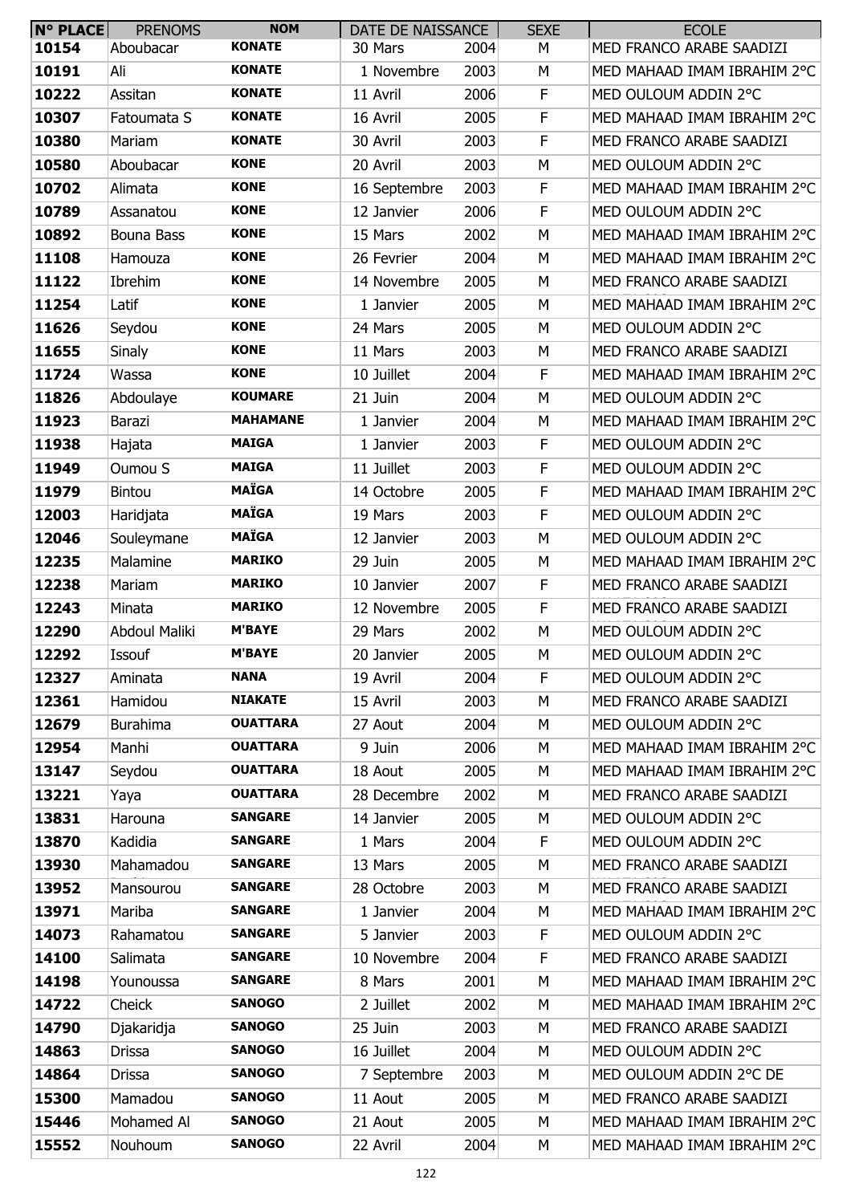| N° PLACE | PRENOMS | NOM | DATE DE NAISSANCE | | SEXE | ECOLE |
|---|---|---|---|---|---|---|
| 10154 | Aboubacar | KONATE | 30 Mars | 2004 | M | MED FRANCO ARABE SAADIZI |
| 10191 | Ali | KONATE | 1 Novembre | 2003 | M | MED MAHAAD IMAM IBRAHIM 2°C |
| 10222 | Assitan | KONATE | 11 Avril | 2006 | F | MED OULOUM ADDIN 2°C |
| 10307 | Fatoumata S | KONATE | 16 Avril | 2005 | F | MED MAHAAD IMAM IBRAHIM 2°C |
| 10380 | Mariam | KONATE | 30 Avril | 2003 | F | MED FRANCO ARABE SAADIZI |
| 10580 | Aboubacar | KONE | 20 Avril | 2003 | M | MED OULOUM ADDIN 2°C |
| 10702 | Alimata | KONE | 16 Septembre | 2003 | F | MED MAHAAD IMAM IBRAHIM 2°C |
| 10789 | Assanatou | KONE | 12 Janvier | 2006 | F | MED OULOUM ADDIN 2°C |
| 10892 | Bouna Bass | KONE | 15 Mars | 2002 | M | MED MAHAAD IMAM IBRAHIM 2°C |
| 11108 | Hamouza | KONE | 26 Fevrier | 2004 | M | MED MAHAAD IMAM IBRAHIM 2°C |
| 11122 | Ibrehim | KONE | 14 Novembre | 2005 | M | MED FRANCO ARABE SAADIZI |
| 11254 | Latif | KONE | 1 Janvier | 2005 | M | MED MAHAAD IMAM IBRAHIM 2°C |
| 11626 | Seydou | KONE | 24 Mars | 2005 | M | MED OULOUM ADDIN 2°C |
| 11655 | Sinaly | KONE | 11 Mars | 2003 | M | MED FRANCO ARABE SAADIZI |
| 11724 | Wassa | KONE | 10 Juillet | 2004 | F | MED MAHAAD IMAM IBRAHIM 2°C |
| 11826 | Abdoulaye | KOUMARE | 21 Juin | 2004 | M | MED OULOUM ADDIN 2°C |
| 11923 | Barazi | MAHAMANE | 1 Janvier | 2004 | M | MED MAHAAD IMAM IBRAHIM 2°C |
| 11938 | Hajata | MAIGA | 1 Janvier | 2003 | F | MED OULOUM ADDIN 2°C |
| 11949 | Oumou S | MAIGA | 11 Juillet | 2003 | F | MED OULOUM ADDIN 2°C |
| 11979 | Bintou | MAÏGA | 14 Octobre | 2005 | F | MED MAHAAD IMAM IBRAHIM 2°C |
| 12003 | Haridjata | MAÏGA | 19 Mars | 2003 | F | MED OULOUM ADDIN 2°C |
| 12046 | Souleymane | MAÏGA | 12 Janvier | 2003 | M | MED OULOUM ADDIN 2°C |
| 12235 | Malamine | MARIKO | 29 Juin | 2005 | M | MED MAHAAD IMAM IBRAHIM 2°C |
| 12238 | Mariam | MARIKO | 10 Janvier | 2007 | F | MED FRANCO ARABE SAADIZI |
| 12243 | Minata | MARIKO | 12 Novembre | 2005 | F | MED FRANCO ARABE SAADIZI |
| 12290 | Abdoul Maliki | M'BAYE | 29 Mars | 2002 | M | MED OULOUM ADDIN 2°C |
| 12292 | Issouf | M'BAYE | 20 Janvier | 2005 | M | MED OULOUM ADDIN 2°C |
| 12327 | Aminata | NANA | 19 Avril | 2004 | F | MED OULOUM ADDIN 2°C |
| 12361 | Hamidou | NIAKATE | 15 Avril | 2003 | M | MED FRANCO ARABE SAADIZI |
| 12679 | Burahima | OUATTARA | 27 Aout | 2004 | M | MED OULOUM ADDIN 2°C |
| 12954 | Manhi | OUATTARA | 9 Juin | 2006 | M | MED MAHAAD IMAM IBRAHIM 2°C |
| 13147 | Seydou | OUATTARA | 18 Aout | 2005 | M | MED MAHAAD IMAM IBRAHIM 2°C |
| 13221 | Yaya | OUATTARA | 28 Decembre | 2002 | M | MED FRANCO ARABE SAADIZI |
| 13831 | Harouna | SANGARE | 14 Janvier | 2005 | M | MED OULOUM ADDIN 2°C |
| 13870 | Kadidia | SANGARE | 1 Mars | 2004 | F | MED OULOUM ADDIN 2°C |
| 13930 | Mahamadou | SANGARE | 13 Mars | 2005 | M | MED FRANCO ARABE SAADIZI |
| 13952 | Mansourou | SANGARE | 28 Octobre | 2003 | M | MED FRANCO ARABE SAADIZI |
| 13971 | Mariba | SANGARE | 1 Janvier | 2004 | M | MED MAHAAD IMAM IBRAHIM 2°C |
| 14073 | Rahamatou | SANGARE | 5 Janvier | 2003 | F | MED OULOUM ADDIN 2°C |
| 14100 | Salimata | SANGARE | 10 Novembre | 2004 | F | MED FRANCO ARABE SAADIZI |
| 14198 | Younoussa | SANGARE | 8 Mars | 2001 | M | MED MAHAAD IMAM IBRAHIM 2°C |
| 14722 | Cheick | SANOGO | 2 Juillet | 2002 | M | MED MAHAAD IMAM IBRAHIM 2°C |
| 14790 | Djakaridja | SANOGO | 25 Juin | 2003 | M | MED FRANCO ARABE SAADIZI |
| 14863 | Drissa | SANOGO | 16 Juillet | 2004 | M | MED OULOUM ADDIN 2°C |
| 14864 | Drissa | SANOGO | 7 Septembre | 2003 | M | MED OULOUM ADDIN 2°C DE |
| 15300 | Mamadou | SANOGO | 11 Aout | 2005 | M | MED FRANCO ARABE SAADIZI |
| 15446 | Mohamed Al | SANOGO | 21 Aout | 2005 | M | MED MAHAAD IMAM IBRAHIM 2°C |
| 15552 | Nouhoum | SANOGO | 22 Avril | 2004 | M | MED MAHAAD IMAM IBRAHIM 2°C |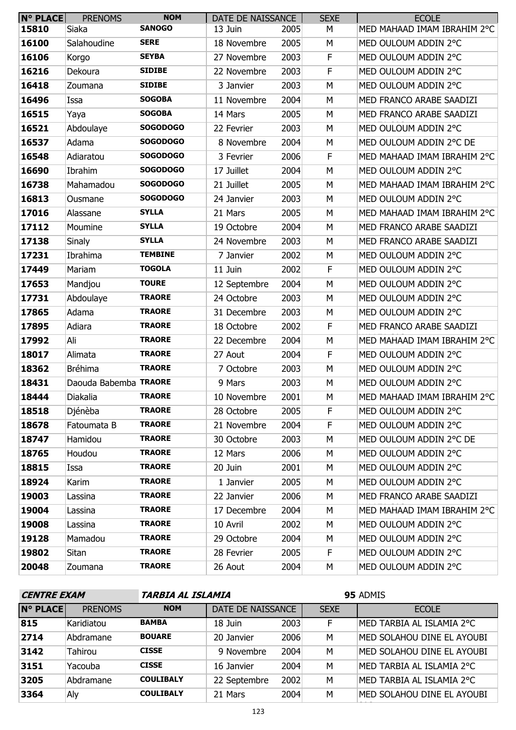| N° PLACE | PRENOMS | NOM | DATE DE NAISSANCE | | SEXE | ECOLE |
|---|---|---|---|---|---|---|
| 15810 | Siaka | SANOGO | 13 Juin | 2005 | M | MED MAHAAD IMAM IBRAHIM 2°C |
| 16100 | Salahoudine | SERE | 18 Novembre | 2005 | M | MED OULOUM ADDIN 2°C |
| 16106 | Korgo | SEYBA | 27 Novembre | 2003 | F | MED OULOUM ADDIN 2°C |
| 16216 | Dekoura | SIDIBE | 22 Novembre | 2003 | F | MED OULOUM ADDIN 2°C |
| 16418 | Zoumana | SIDIBE | 3 Janvier | 2003 | M | MED OULOUM ADDIN 2°C |
| 16496 | Issa | SOGOBA | 11 Novembre | 2004 | M | MED FRANCO ARABE SAADIZI |
| 16515 | Yaya | SOGOBA | 14 Mars | 2005 | M | MED FRANCO ARABE SAADIZI |
| 16521 | Abdoulaye | SOGODOGO | 22 Fevrier | 2003 | M | MED OULOUM ADDIN 2°C |
| 16537 | Adama | SOGODOGO | 8 Novembre | 2004 | M | MED OULOUM ADDIN 2°C DE |
| 16548 | Adiaratou | SOGODOGO | 3 Fevrier | 2006 | F | MED MAHAAD IMAM IBRAHIM 2°C |
| 16690 | Ibrahim | SOGODOGO | 17 Juillet | 2004 | M | MED OULOUM ADDIN 2°C |
| 16738 | Mahamadou | SOGODOGO | 21 Juillet | 2005 | M | MED MAHAAD IMAM IBRAHIM 2°C |
| 16813 | Ousmane | SOGODOGO | 24 Janvier | 2003 | M | MED OULOUM ADDIN 2°C |
| 17016 | Alassane | SYLLA | 21 Mars | 2005 | M | MED MAHAAD IMAM IBRAHIM 2°C |
| 17112 | Moumine | SYLLA | 19 Octobre | 2004 | M | MED FRANCO ARABE SAADIZI |
| 17138 | Sinaly | SYLLA | 24 Novembre | 2003 | M | MED FRANCO ARABE SAADIZI |
| 17231 | Ibrahima | TEMBINE | 7 Janvier | 2002 | M | MED OULOUM ADDIN 2°C |
| 17449 | Mariam | TOGOLA | 11 Juin | 2002 | F | MED OULOUM ADDIN 2°C |
| 17653 | Mandjou | TOURE | 12 Septembre | 2004 | M | MED OULOUM ADDIN 2°C |
| 17731 | Abdoulaye | TRAORE | 24 Octobre | 2003 | M | MED OULOUM ADDIN 2°C |
| 17865 | Adama | TRAORE | 31 Decembre | 2003 | M | MED OULOUM ADDIN 2°C |
| 17895 | Adiara | TRAORE | 18 Octobre | 2002 | F | MED FRANCO ARABE SAADIZI |
| 17992 | Ali | TRAORE | 22 Decembre | 2004 | M | MED MAHAAD IMAM IBRAHIM 2°C |
| 18017 | Alimata | TRAORE | 27 Aout | 2004 | F | MED OULOUM ADDIN 2°C |
| 18362 | Bréhima | TRAORE | 7 Octobre | 2003 | M | MED OULOUM ADDIN 2°C |
| 18431 | Daouda Babemba | TRAORE | 9 Mars | 2003 | M | MED OULOUM ADDIN 2°C |
| 18444 | Diakalia | TRAORE | 10 Novembre | 2001 | M | MED MAHAAD IMAM IBRAHIM 2°C |
| 18518 | Djénèba | TRAORE | 28 Octobre | 2005 | F | MED OULOUM ADDIN 2°C |
| 18678 | Fatoumata B | TRAORE | 21 Novembre | 2004 | F | MED OULOUM ADDIN 2°C |
| 18747 | Hamidou | TRAORE | 30 Octobre | 2003 | M | MED OULOUM ADDIN 2°C DE |
| 18765 | Houdou | TRAORE | 12 Mars | 2006 | M | MED OULOUM ADDIN 2°C |
| 18815 | Issa | TRAORE | 20 Juin | 2001 | M | MED OULOUM ADDIN 2°C |
| 18924 | Karim | TRAORE | 1 Janvier | 2005 | M | MED OULOUM ADDIN 2°C |
| 19003 | Lassina | TRAORE | 22 Janvier | 2006 | M | MED FRANCO ARABE SAADIZI |
| 19004 | Lassina | TRAORE | 17 Decembre | 2004 | M | MED MAHAAD IMAM IBRAHIM 2°C |
| 19008 | Lassina | TRAORE | 10 Avril | 2002 | M | MED OULOUM ADDIN 2°C |
| 19128 | Mamadou | TRAORE | 29 Octobre | 2004 | M | MED OULOUM ADDIN 2°C |
| 19802 | Sitan | TRAORE | 28 Fevrier | 2005 | F | MED OULOUM ADDIN 2°C |
| 20048 | Zoumana | TRAORE | 26 Aout | 2004 | M | MED OULOUM ADDIN 2°C |

***CENTRE EXAM*** ***TARBIA AL ISLAMIA*** **95** ADMIS

| N° PLACE | PRENOMS | NOM | DATE DE NAISSANCE | | SEXE | ECOLE |
|---|---|---|---|---|---|---|
| 815 | Karidiatou | BAMBA | 18 Juin | 2003 | F | MED TARBIA AL ISLAMIA 2°C |
| 2714 | Abdramane | BOUARE | 20 Janvier | 2006 | M | MED SOLAHOU DINE EL AYOUBI |
| 3142 | Tahirou | CISSE | 9 Novembre | 2004 | M | MED SOLAHOU DINE EL AYOUBI |
| 3151 | Yacouba | CISSE | 16 Janvier | 2004 | M | MED TARBIA AL ISLAMIA 2°C |
| 3205 | Abdramane | COULIBALY | 22 Septembre | 2002 | M | MED TARBIA AL ISLAMIA 2°C |
| 3364 | Aly | COULIBALY | 21 Mars | 2004 | M | MED SOLAHOU DINE EL AYOUBI |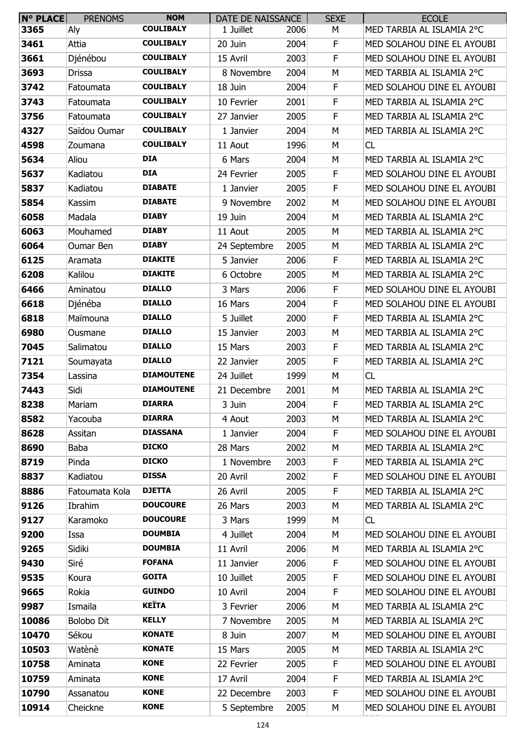| N° PLACE | PRENOMS | NOM | DATE DE NAISSANCE | | SEXE | ECOLE |
|---|---|---|---|---|---|---|
| 3365 | Aly | COULIBALY | 1 Juillet | 2006 | M | MED TARBIA AL ISLAMIA 2°C |
| 3461 | Attia | COULIBALY | 20 Juin | 2004 | F | MED SOLAHOU DINE EL AYOUBI |
| 3661 | Djénébou | COULIBALY | 15 Avril | 2003 | F | MED SOLAHOU DINE EL AYOUBI |
| 3693 | Drissa | COULIBALY | 8 Novembre | 2004 | M | MED TARBIA AL ISLAMIA 2°C |
| 3742 | Fatoumata | COULIBALY | 18 Juin | 2004 | F | MED SOLAHOU DINE EL AYOUBI |
| 3743 | Fatoumata | COULIBALY | 10 Fevrier | 2001 | F | MED TARBIA AL ISLAMIA 2°C |
| 3756 | Fatoumata | COULIBALY | 27 Janvier | 2005 | F | MED TARBIA AL ISLAMIA 2°C |
| 4327 | Saïdou Oumar | COULIBALY | 1 Janvier | 2004 | M | MED TARBIA AL ISLAMIA 2°C |
| 4598 | Zoumana | COULIBALY | 11 Aout | 1996 | M | CL |
| 5634 | Aliou | DIA | 6 Mars | 2004 | M | MED TARBIA AL ISLAMIA 2°C |
| 5637 | Kadiatou | DIA | 24 Fevrier | 2005 | F | MED SOLAHOU DINE EL AYOUBI |
| 5837 | Kadiatou | DIABATE | 1 Janvier | 2005 | F | MED SOLAHOU DINE EL AYOUBI |
| 5854 | Kassim | DIABATE | 9 Novembre | 2002 | M | MED SOLAHOU DINE EL AYOUBI |
| 6058 | Madala | DIABY | 19 Juin | 2004 | M | MED TARBIA AL ISLAMIA 2°C |
| 6063 | Mouhamed | DIABY | 11 Aout | 2005 | M | MED TARBIA AL ISLAMIA 2°C |
| 6064 | Oumar Ben | DIABY | 24 Septembre | 2005 | M | MED TARBIA AL ISLAMIA 2°C |
| 6125 | Aramata | DIAKITE | 5 Janvier | 2006 | F | MED TARBIA AL ISLAMIA 2°C |
| 6208 | Kalilou | DIAKITE | 6 Octobre | 2005 | M | MED TARBIA AL ISLAMIA 2°C |
| 6466 | Aminatou | DIALLO | 3 Mars | 2006 | F | MED SOLAHOU DINE EL AYOUBI |
| 6618 | Djénéba | DIALLO | 16 Mars | 2004 | F | MED SOLAHOU DINE EL AYOUBI |
| 6818 | Maïmouna | DIALLO | 5 Juillet | 2000 | F | MED TARBIA AL ISLAMIA 2°C |
| 6980 | Ousmane | DIALLO | 15 Janvier | 2003 | M | MED TARBIA AL ISLAMIA 2°C |
| 7045 | Salimatou | DIALLO | 15 Mars | 2003 | F | MED TARBIA AL ISLAMIA 2°C |
| 7121 | Soumayata | DIALLO | 22 Janvier | 2005 | F | MED TARBIA AL ISLAMIA 2°C |
| 7354 | Lassina | DIAMOUTENE | 24 Juillet | 1999 | M | CL |
| 7443 | Sidi | DIAMOUTENE | 21 Decembre | 2001 | M | MED TARBIA AL ISLAMIA 2°C |
| 8238 | Mariam | DIARRA | 3 Juin | 2004 | F | MED TARBIA AL ISLAMIA 2°C |
| 8582 | Yacouba | DIARRA | 4 Aout | 2003 | M | MED TARBIA AL ISLAMIA 2°C |
| 8628 | Assitan | DIASSANA | 1 Janvier | 2004 | F | MED SOLAHOU DINE EL AYOUBI |
| 8690 | Baba | DICKO | 28 Mars | 2002 | M | MED TARBIA AL ISLAMIA 2°C |
| 8719 | Pinda | DICKO | 1 Novembre | 2003 | F | MED TARBIA AL ISLAMIA 2°C |
| 8837 | Kadiatou | DISSA | 20 Avril | 2002 | F | MED SOLAHOU DINE EL AYOUBI |
| 8886 | Fatoumata Kola | DJETTA | 26 Avril | 2005 | F | MED TARBIA AL ISLAMIA 2°C |
| 9126 | Ibrahim | DOUCOURE | 26 Mars | 2003 | M | MED TARBIA AL ISLAMIA 2°C |
| 9127 | Karamoko | DOUCOURE | 3 Mars | 1999 | M | CL |
| 9200 | Issa | DOUMBIA | 4 Juillet | 2004 | M | MED SOLAHOU DINE EL AYOUBI |
| 9265 | Sidiki | DOUMBIA | 11 Avril | 2006 | M | MED TARBIA AL ISLAMIA 2°C |
| 9430 | Siré | FOFANA | 11 Janvier | 2006 | F | MED SOLAHOU DINE EL AYOUBI |
| 9535 | Koura | GOITA | 10 Juillet | 2005 | F | MED SOLAHOU DINE EL AYOUBI |
| 9665 | Rokia | GUINDO | 10 Avril | 2004 | F | MED SOLAHOU DINE EL AYOUBI |
| 9987 | Ismaila | KEÏTA | 3 Fevrier | 2006 | M | MED TARBIA AL ISLAMIA 2°C |
| 10086 | Bolobo Dit | KELLY | 7 Novembre | 2005 | M | MED TARBIA AL ISLAMIA 2°C |
| 10470 | Sékou | KONATE | 8 Juin | 2007 | M | MED SOLAHOU DINE EL AYOUBI |
| 10503 | Watènè | KONATE | 15 Mars | 2005 | M | MED TARBIA AL ISLAMIA 2°C |
| 10758 | Aminata | KONE | 22 Fevrier | 2005 | F | MED SOLAHOU DINE EL AYOUBI |
| 10759 | Aminata | KONE | 17 Avril | 2004 | F | MED TARBIA AL ISLAMIA 2°C |
| 10790 | Assanatou | KONE | 22 Decembre | 2003 | F | MED SOLAHOU DINE EL AYOUBI |
| 10914 | Cheickne | KONE | 5 Septembre | 2005 | M | MED SOLAHOU DINE EL AYOUBI |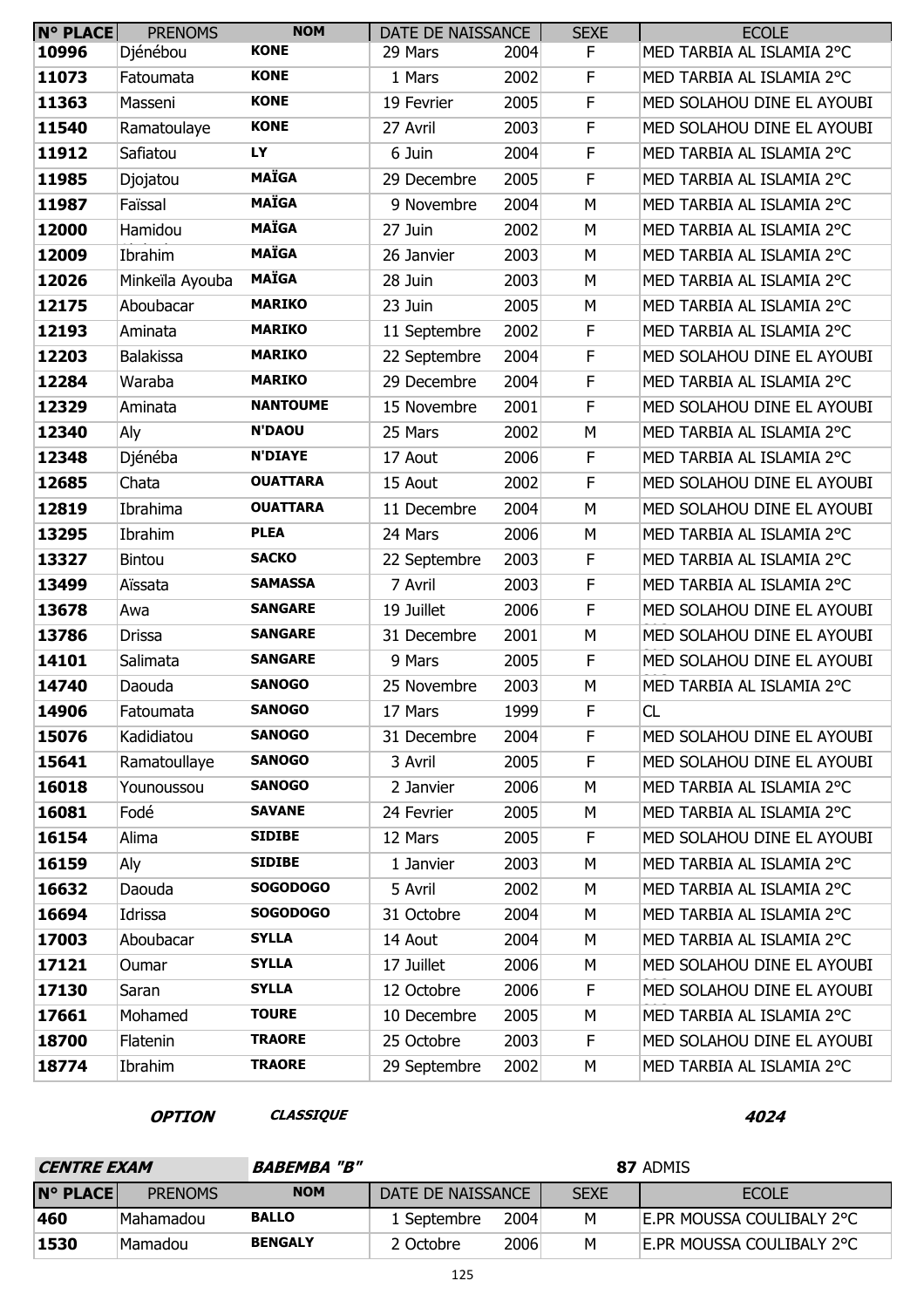| N° PLACE | PRENOMS | NOM | DATE DE NAISSANCE | | SEXE | ECOLE |
|---|---|---|---|---|---|---|
| 10996 | Djénébou | KONE | 29 Mars | 2004 | F | MED TARBIA AL ISLAMIA 2°C |
| 11073 | Fatoumata | KONE | 1 Mars | 2002 | F | MED TARBIA AL ISLAMIA 2°C |
| 11363 | Masseni | KONE | 19 Fevrier | 2005 | F | MED SOLAHOU DINE EL AYOUBI |
| 11540 | Ramatoulaye | KONE | 27 Avril | 2003 | F | MED SOLAHOU DINE EL AYOUBI |
| 11912 | Safiatou | LY | 6 Juin | 2004 | F | MED TARBIA AL ISLAMIA 2°C |
| 11985 | Djojatou | MAÏGA | 29 Decembre | 2005 | F | MED TARBIA AL ISLAMIA 2°C |
| 11987 | Faïssal | MAÏGA | 9 Novembre | 2004 | M | MED TARBIA AL ISLAMIA 2°C |
| 12000 | Hamidou | MAÏGA | 27 Juin | 2002 | M | MED TARBIA AL ISLAMIA 2°C |
| 12009 | Ibrahim | MAÏGA | 26 Janvier | 2003 | M | MED TARBIA AL ISLAMIA 2°C |
| 12026 | Minkeïla Ayouba | MAÏGA | 28 Juin | 2003 | M | MED TARBIA AL ISLAMIA 2°C |
| 12175 | Aboubacar | MARIKO | 23 Juin | 2005 | M | MED TARBIA AL ISLAMIA 2°C |
| 12193 | Aminata | MARIKO | 11 Septembre | 2002 | F | MED TARBIA AL ISLAMIA 2°C |
| 12203 | Balakissa | MARIKO | 22 Septembre | 2004 | F | MED SOLAHOU DINE EL AYOUBI |
| 12284 | Waraba | MARIKO | 29 Decembre | 2004 | F | MED TARBIA AL ISLAMIA 2°C |
| 12329 | Aminata | NANTOUME | 15 Novembre | 2001 | F | MED SOLAHOU DINE EL AYOUBI |
| 12340 | Aly | N'DAOU | 25 Mars | 2002 | M | MED TARBIA AL ISLAMIA 2°C |
| 12348 | Djénéba | N'DIAYE | 17 Aout | 2006 | F | MED TARBIA AL ISLAMIA 2°C |
| 12685 | Chata | OUATTARA | 15 Aout | 2002 | F | MED SOLAHOU DINE EL AYOUBI |
| 12819 | Ibrahima | OUATTARA | 11 Decembre | 2004 | M | MED SOLAHOU DINE EL AYOUBI |
| 13295 | Ibrahim | PLEA | 24 Mars | 2006 | M | MED TARBIA AL ISLAMIA 2°C |
| 13327 | Bintou | SACKO | 22 Septembre | 2003 | F | MED TARBIA AL ISLAMIA 2°C |
| 13499 | Aïssata | SAMASSA | 7 Avril | 2003 | F | MED TARBIA AL ISLAMIA 2°C |
| 13678 | Awa | SANGARE | 19 Juillet | 2006 | F | MED SOLAHOU DINE EL AYOUBI |
| 13786 | Drissa | SANGARE | 31 Decembre | 2001 | M | MED SOLAHOU DINE EL AYOUBI |
| 14101 | Salimata | SANGARE | 9 Mars | 2005 | F | MED SOLAHOU DINE EL AYOUBI |
| 14740 | Daouda | SANOGO | 25 Novembre | 2003 | M | MED TARBIA AL ISLAMIA 2°C |
| 14906 | Fatoumata | SANOGO | 17 Mars | 1999 | F | CL |
| 15076 | Kadidiatou | SANOGO | 31 Decembre | 2004 | F | MED SOLAHOU DINE EL AYOUBI |
| 15641 | Ramatoullaye | SANOGO | 3 Avril | 2005 | F | MED SOLAHOU DINE EL AYOUBI |
| 16018 | Younoussou | SANOGO | 2 Janvier | 2006 | M | MED TARBIA AL ISLAMIA 2°C |
| 16081 | Fodé | SAVANE | 24 Fevrier | 2005 | M | MED TARBIA AL ISLAMIA 2°C |
| 16154 | Alima | SIDIBE | 12 Mars | 2005 | F | MED SOLAHOU DINE EL AYOUBI |
| 16159 | Aly | SIDIBE | 1 Janvier | 2003 | M | MED TARBIA AL ISLAMIA 2°C |
| 16632 | Daouda | SOGODOGO | 5 Avril | 2002 | M | MED TARBIA AL ISLAMIA 2°C |
| 16694 | Idrissa | SOGODOGO | 31 Octobre | 2004 | M | MED TARBIA AL ISLAMIA 2°C |
| 17003 | Aboubacar | SYLLA | 14 Aout | 2004 | M | MED TARBIA AL ISLAMIA 2°C |
| 17121 | Oumar | SYLLA | 17 Juillet | 2006 | M | MED SOLAHOU DINE EL AYOUBI |
| 17130 | Saran | SYLLA | 12 Octobre | 2006 | F | MED SOLAHOU DINE EL AYOUBI |
| 17661 | Mohamed | TOURE | 10 Decembre | 2005 | M | MED TARBIA AL ISLAMIA 2°C |
| 18700 | Flatenin | TRAORE | 25 Octobre | 2003 | F | MED SOLAHOU DINE EL AYOUBI |
| 18774 | Ibrahim | TRAORE | 29 Septembre | 2002 | M | MED TARBIA AL ISLAMIA 2°C |

***OPTION*** ***CLASSIQUE*** ***4024***

***CENTRE EXAM*** ***BABEMBA "B"*** **87** ADMIS

| N° PLACE | PRENOMS | NOM | DATE DE NAISSANCE | | SEXE | ECOLE |
|---|---|---|---|---|---|---|
| 460 | Mahamadou | BALLO | 1 Septembre | 2004 | M | E.PR MOUSSA COULIBALY 2°C |
| 1530 | Mamadou | BENGALY | 2 Octobre | 2006 | M | E.PR MOUSSA COULIBALY 2°C |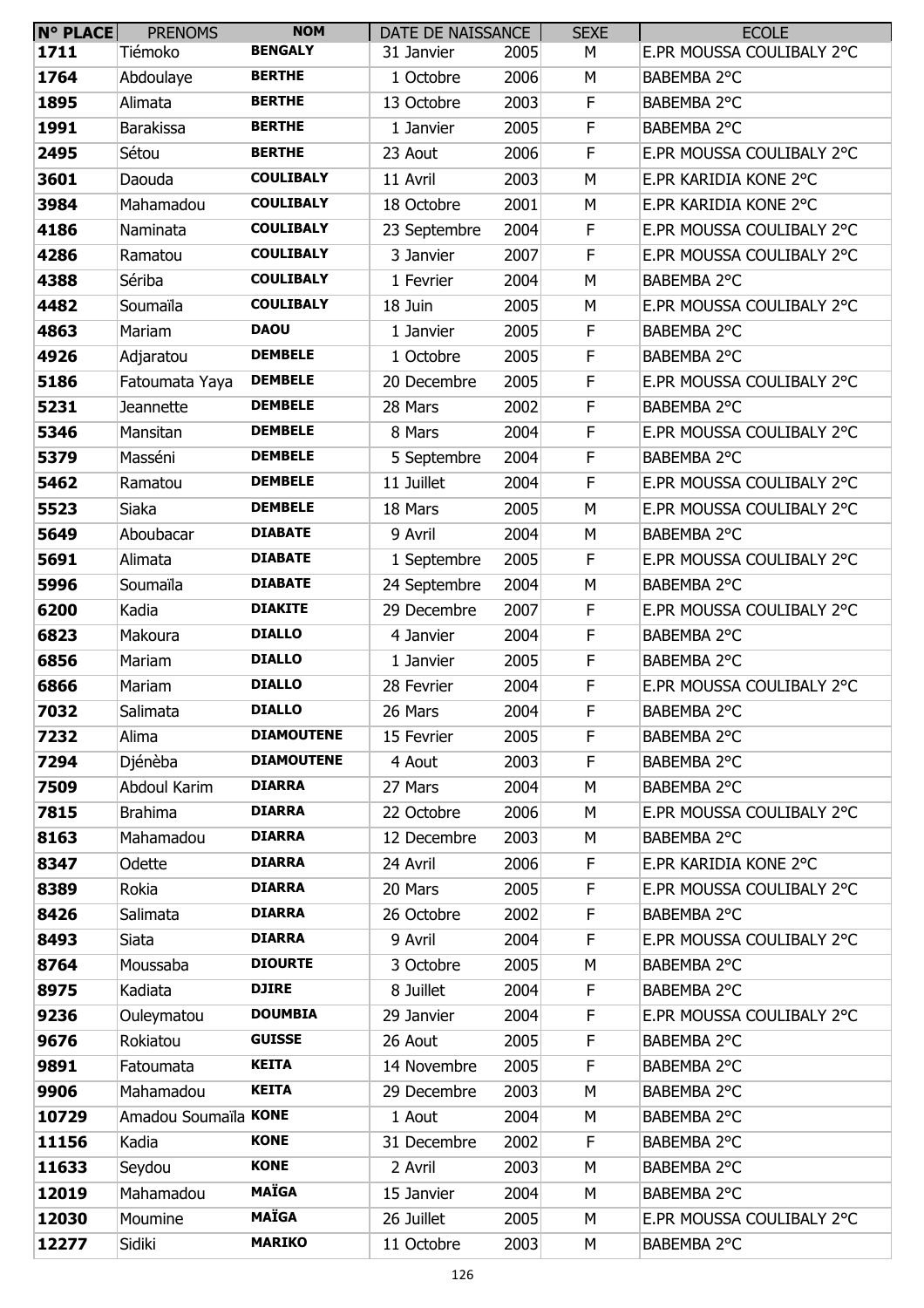| N° PLACE | PRENOMS | NOM | DATE DE NAISSANCE | | SEXE | ECOLE |
|---|---|---|---|---|---|---|
| 1711 | Tiémoko | BENGALY | 31 Janvier | 2005 | M | E.PR MOUSSA COULIBALY 2°C |
| 1764 | Abdoulaye | BERTHE | 1 Octobre | 2006 | M | BABEMBA 2°C |
| 1895 | Alimata | BERTHE | 13 Octobre | 2003 | F | BABEMBA 2°C |
| 1991 | Barakissa | BERTHE | 1 Janvier | 2005 | F | BABEMBA 2°C |
| 2495 | Sétou | BERTHE | 23 Aout | 2006 | F | E.PR MOUSSA COULIBALY 2°C |
| 3601 | Daouda | COULIBALY | 11 Avril | 2003 | M | E.PR KARIDIA KONE 2°C |
| 3984 | Mahamadou | COULIBALY | 18 Octobre | 2001 | M | E.PR KARIDIA KONE 2°C |
| 4186 | Naminata | COULIBALY | 23 Septembre | 2004 | F | E.PR MOUSSA COULIBALY 2°C |
| 4286 | Ramatou | COULIBALY | 3 Janvier | 2007 | F | E.PR MOUSSA COULIBALY 2°C |
| 4388 | Sériba | COULIBALY | 1 Fevrier | 2004 | M | BABEMBA 2°C |
| 4482 | Soumaïla | COULIBALY | 18 Juin | 2005 | M | E.PR MOUSSA COULIBALY 2°C |
| 4863 | Mariam | DAOU | 1 Janvier | 2005 | F | BABEMBA 2°C |
| 4926 | Adjaratou | DEMBELE | 1 Octobre | 2005 | F | BABEMBA 2°C |
| 5186 | Fatoumata Yaya | DEMBELE | 20 Decembre | 2005 | F | E.PR MOUSSA COULIBALY 2°C |
| 5231 | Jeannette | DEMBELE | 28 Mars | 2002 | F | BABEMBA 2°C |
| 5346 | Mansitan | DEMBELE | 8 Mars | 2004 | F | E.PR MOUSSA COULIBALY 2°C |
| 5379 | Masséni | DEMBELE | 5 Septembre | 2004 | F | BABEMBA 2°C |
| 5462 | Ramatou | DEMBELE | 11 Juillet | 2004 | F | E.PR MOUSSA COULIBALY 2°C |
| 5523 | Siaka | DEMBELE | 18 Mars | 2005 | M | E.PR MOUSSA COULIBALY 2°C |
| 5649 | Aboubacar | DIABATE | 9 Avril | 2004 | M | BABEMBA 2°C |
| 5691 | Alimata | DIABATE | 1 Septembre | 2005 | F | E.PR MOUSSA COULIBALY 2°C |
| 5996 | Soumaïla | DIABATE | 24 Septembre | 2004 | M | BABEMBA 2°C |
| 6200 | Kadia | DIAKITE | 29 Decembre | 2007 | F | E.PR MOUSSA COULIBALY 2°C |
| 6823 | Makoura | DIALLO | 4 Janvier | 2004 | F | BABEMBA 2°C |
| 6856 | Mariam | DIALLO | 1 Janvier | 2005 | F | BABEMBA 2°C |
| 6866 | Mariam | DIALLO | 28 Fevrier | 2004 | F | E.PR MOUSSA COULIBALY 2°C |
| 7032 | Salimata | DIALLO | 26 Mars | 2004 | F | BABEMBA 2°C |
| 7232 | Alima | DIAMOUTENE | 15 Fevrier | 2005 | F | BABEMBA 2°C |
| 7294 | Djénèba | DIAMOUTENE | 4 Aout | 2003 | F | BABEMBA 2°C |
| 7509 | Abdoul Karim | DIARRA | 27 Mars | 2004 | M | BABEMBA 2°C |
| 7815 | Brahima | DIARRA | 22 Octobre | 2006 | M | E.PR MOUSSA COULIBALY 2°C |
| 8163 | Mahamadou | DIARRA | 12 Decembre | 2003 | M | BABEMBA 2°C |
| 8347 | Odette | DIARRA | 24 Avril | 2006 | F | E.PR KARIDIA KONE 2°C |
| 8389 | Rokia | DIARRA | 20 Mars | 2005 | F | E.PR MOUSSA COULIBALY 2°C |
| 8426 | Salimata | DIARRA | 26 Octobre | 2002 | F | BABEMBA 2°C |
| 8493 | Siata | DIARRA | 9 Avril | 2004 | F | E.PR MOUSSA COULIBALY 2°C |
| 8764 | Moussaba | DIOURTE | 3 Octobre | 2005 | M | BABEMBA 2°C |
| 8975 | Kadiata | DJIRE | 8 Juillet | 2004 | F | BABEMBA 2°C |
| 9236 | Ouleymatou | DOUMBIA | 29 Janvier | 2004 | F | E.PR MOUSSA COULIBALY 2°C |
| 9676 | Rokiatou | GUISSE | 26 Aout | 2005 | F | BABEMBA 2°C |
| 9891 | Fatoumata | KEITA | 14 Novembre | 2005 | F | BABEMBA 2°C |
| 9906 | Mahamadou | KEITA | 29 Decembre | 2003 | M | BABEMBA 2°C |
| 10729 | Amadou Soumaïla | KONE | 1 Aout | 2004 | M | BABEMBA 2°C |
| 11156 | Kadia | KONE | 31 Decembre | 2002 | F | BABEMBA 2°C |
| 11633 | Seydou | KONE | 2 Avril | 2003 | M | BABEMBA 2°C |
| 12019 | Mahamadou | MAÏGA | 15 Janvier | 2004 | M | BABEMBA 2°C |
| 12030 | Moumine | MAÏGA | 26 Juillet | 2005 | M | E.PR MOUSSA COULIBALY 2°C |
| 12277 | Sidiki | MARIKO | 11 Octobre | 2003 | M | BABEMBA 2°C |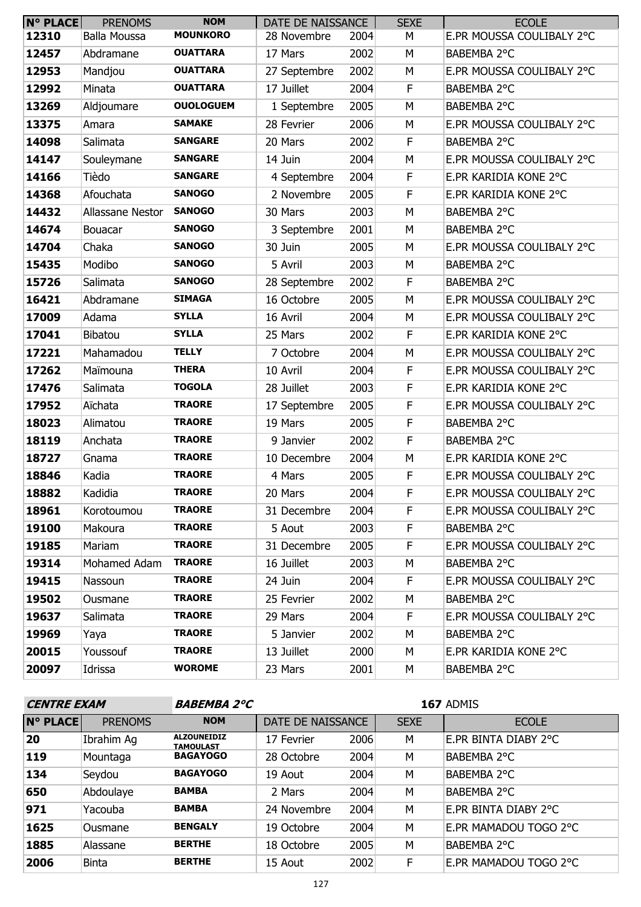| N° PLACE | PRENOMS | NOM | DATE DE NAISSANCE | | SEXE | ECOLE |
|---|---|---|---|---|---|---|
| 12310 | Balla Moussa | MOUNKORO | 28 Novembre | 2004 | M | E.PR MOUSSA COULIBALY 2°C |
| 12457 | Abdramane | OUATTARA | 17 Mars | 2002 | M | BABEMBA 2°C |
| 12953 | Mandjou | OUATTARA | 27 Septembre | 2002 | M | E.PR MOUSSA COULIBALY 2°C |
| 12992 | Minata | OUATTARA | 17 Juillet | 2004 | F | BABEMBA 2°C |
| 13269 | Aldjoumare | OUOLOGUEM | 1 Septembre | 2005 | M | BABEMBA 2°C |
| 13375 | Amara | SAMAKE | 28 Fevrier | 2006 | M | E.PR MOUSSA COULIBALY 2°C |
| 14098 | Salimata | SANGARE | 20 Mars | 2002 | F | BABEMBA 2°C |
| 14147 | Souleymane | SANGARE | 14 Juin | 2004 | M | E.PR MOUSSA COULIBALY 2°C |
| 14166 | Tièdo | SANGARE | 4 Septembre | 2004 | F | E.PR KARIDIA KONE 2°C |
| 14368 | Afouchata | SANOGO | 2 Novembre | 2005 | F | E.PR KARIDIA KONE 2°C |
| 14432 | Allassane Nestor | SANOGO | 30 Mars | 2003 | M | BABEMBA 2°C |
| 14674 | Bouacar | SANOGO | 3 Septembre | 2001 | M | BABEMBA 2°C |
| 14704 | Chaka | SANOGO | 30 Juin | 2005 | M | E.PR MOUSSA COULIBALY 2°C |
| 15435 | Modibo | SANOGO | 5 Avril | 2003 | M | BABEMBA 2°C |
| 15726 | Salimata | SANOGO | 28 Septembre | 2002 | F | BABEMBA 2°C |
| 16421 | Abdramane | SIMAGA | 16 Octobre | 2005 | M | E.PR MOUSSA COULIBALY 2°C |
| 17009 | Adama | SYLLA | 16 Avril | 2004 | M | E.PR MOUSSA COULIBALY 2°C |
| 17041 | Bibatou | SYLLA | 25 Mars | 2002 | F | E.PR KARIDIA KONE 2°C |
| 17221 | Mahamadou | TELLY | 7 Octobre | 2004 | M | E.PR MOUSSA COULIBALY 2°C |
| 17262 | Maïmouna | THERA | 10 Avril | 2004 | F | E.PR MOUSSA COULIBALY 2°C |
| 17476 | Salimata | TOGOLA | 28 Juillet | 2003 | F | E.PR KARIDIA KONE 2°C |
| 17952 | Aïchata | TRAORE | 17 Septembre | 2005 | F | E.PR MOUSSA COULIBALY 2°C |
| 18023 | Alimatou | TRAORE | 19 Mars | 2005 | F | BABEMBA 2°C |
| 18119 | Anchata | TRAORE | 9 Janvier | 2002 | F | BABEMBA 2°C |
| 18727 | Gnama | TRAORE | 10 Decembre | 2004 | M | E.PR KARIDIA KONE 2°C |
| 18846 | Kadia | TRAORE | 4 Mars | 2005 | F | E.PR MOUSSA COULIBALY 2°C |
| 18882 | Kadidia | TRAORE | 20 Mars | 2004 | F | E.PR MOUSSA COULIBALY 2°C |
| 18961 | Korotoumou | TRAORE | 31 Decembre | 2004 | F | E.PR MOUSSA COULIBALY 2°C |
| 19100 | Makoura | TRAORE | 5 Aout | 2003 | F | BABEMBA 2°C |
| 19185 | Mariam | TRAORE | 31 Decembre | 2005 | F | E.PR MOUSSA COULIBALY 2°C |
| 19314 | Mohamed Adam | TRAORE | 16 Juillet | 2003 | M | BABEMBA 2°C |
| 19415 | Nassoun | TRAORE | 24 Juin | 2004 | F | E.PR MOUSSA COULIBALY 2°C |
| 19502 | Ousmane | TRAORE | 25 Fevrier | 2002 | M | BABEMBA 2°C |
| 19637 | Salimata | TRAORE | 29 Mars | 2004 | F | E.PR MOUSSA COULIBALY 2°C |
| 19969 | Yaya | TRAORE | 5 Janvier | 2002 | M | BABEMBA 2°C |
| 20015 | Youssouf | TRAORE | 13 Juillet | 2000 | M | E.PR KARIDIA KONE 2°C |
| 20097 | Idrissa | WOROME | 23 Mars | 2001 | M | BABEMBA 2°C |

***CENTRE EXAM*** ***BABEMBA 2°C*** **167** ADMIS

| N° PLACE | PRENOMS | NOM | DATE DE NAISSANCE | | SEXE | ECOLE |
|---|---|---|---|---|---|---|
| 20 | Ibrahim Ag | ALZOUNEIDIZ TAMOULAST | 17 Fevrier | 2006 | M | E.PR BINTA DIABY 2°C |
| 119 | Mountaga | BAGAYOGO | 28 Octobre | 2004 | M | BABEMBA 2°C |
| 134 | Seydou | BAGAYOGO | 19 Aout | 2004 | M | BABEMBA 2°C |
| 650 | Abdoulaye | BAMBA | 2 Mars | 2004 | M | BABEMBA 2°C |
| 971 | Yacouba | BAMBA | 24 Novembre | 2004 | M | E.PR BINTA DIABY 2°C |
| 1625 | Ousmane | BENGALY | 19 Octobre | 2004 | M | E.PR MAMADOU TOGO 2°C |
| 1885 | Alassane | BERTHE | 18 Octobre | 2005 | M | BABEMBA 2°C |
| 2006 | Binta | BERTHE | 15 Aout | 2002 | F | E.PR MAMADOU TOGO 2°C |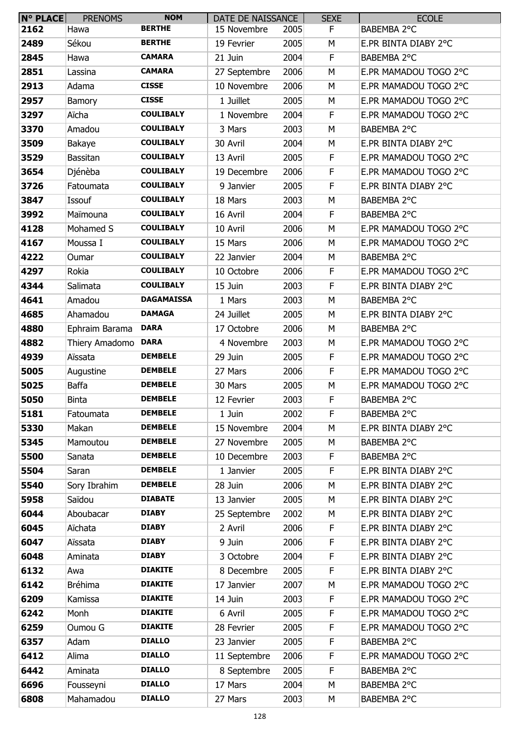| N° PLACE | PRENOMS | NOM | DATE DE NAISSANCE | | SEXE | ECOLE |
|---|---|---|---|---|---|---|
| 2162 | Hawa | BERTHE | 15 Novembre | 2005 | F | BABEMBA 2°C |
| 2489 | Sékou | BERTHE | 19 Fevrier | 2005 | M | E.PR BINTA DIABY 2°C |
| 2845 | Hawa | CAMARA | 21 Juin | 2004 | F | BABEMBA 2°C |
| 2851 | Lassina | CAMARA | 27 Septembre | 2006 | M | E.PR MAMADOU TOGO 2°C |
| 2913 | Adama | CISSE | 10 Novembre | 2006 | M | E.PR MAMADOU TOGO 2°C |
| 2957 | Bamory | CISSE | 1 Juillet | 2005 | M | E.PR MAMADOU TOGO 2°C |
| 3297 | Aïcha | COULIBALY | 1 Novembre | 2004 | F | E.PR MAMADOU TOGO 2°C |
| 3370 | Amadou | COULIBALY | 3 Mars | 2003 | M | BABEMBA 2°C |
| 3509 | Bakaye | COULIBALY | 30 Avril | 2004 | M | E.PR BINTA DIABY 2°C |
| 3529 | Bassitan | COULIBALY | 13 Avril | 2005 | F | E.PR MAMADOU TOGO 2°C |
| 3654 | Djénèba | COULIBALY | 19 Decembre | 2006 | F | E.PR MAMADOU TOGO 2°C |
| 3726 | Fatoumata | COULIBALY | 9 Janvier | 2005 | F | E.PR BINTA DIABY 2°C |
| 3847 | Issouf | COULIBALY | 18 Mars | 2003 | M | BABEMBA 2°C |
| 3992 | Maïmouna | COULIBALY | 16 Avril | 2004 | F | BABEMBA 2°C |
| 4128 | Mohamed S | COULIBALY | 10 Avril | 2006 | M | E.PR MAMADOU TOGO 2°C |
| 4167 | Moussa I | COULIBALY | 15 Mars | 2006 | M | E.PR MAMADOU TOGO 2°C |
| 4222 | Oumar | COULIBALY | 22 Janvier | 2004 | M | BABEMBA 2°C |
| 4297 | Rokia | COULIBALY | 10 Octobre | 2006 | F | E.PR MAMADOU TOGO 2°C |
| 4344 | Salimata | COULIBALY | 15 Juin | 2003 | F | E.PR BINTA DIABY 2°C |
| 4641 | Amadou | DAGAMAISSA | 1 Mars | 2003 | M | BABEMBA 2°C |
| 4685 | Ahamadou | DAMAGA | 24 Juillet | 2005 | M | E.PR BINTA DIABY 2°C |
| 4880 | Ephraim Barama | DARA | 17 Octobre | 2006 | M | BABEMBA 2°C |
| 4882 | Thiery Amadomo | DARA | 4 Novembre | 2003 | M | E.PR MAMADOU TOGO 2°C |
| 4939 | Aïssata | DEMBELE | 29 Juin | 2005 | F | E.PR MAMADOU TOGO 2°C |
| 5005 | Augustine | DEMBELE | 27 Mars | 2006 | F | E.PR MAMADOU TOGO 2°C |
| 5025 | Baffa | DEMBELE | 30 Mars | 2005 | M | E.PR MAMADOU TOGO 2°C |
| 5050 | Binta | DEMBELE | 12 Fevrier | 2003 | F | BABEMBA 2°C |
| 5181 | Fatoumata | DEMBELE | 1 Juin | 2002 | F | BABEMBA 2°C |
| 5330 | Makan | DEMBELE | 15 Novembre | 2004 | M | E.PR BINTA DIABY 2°C |
| 5345 | Mamoutou | DEMBELE | 27 Novembre | 2005 | M | BABEMBA 2°C |
| 5500 | Sanata | DEMBELE | 10 Decembre | 2003 | F | BABEMBA 2°C |
| 5504 | Saran | DEMBELE | 1 Janvier | 2005 | F | E.PR BINTA DIABY 2°C |
| 5540 | Sory Ibrahim | DEMBELE | 28 Juin | 2006 | M | E.PR BINTA DIABY 2°C |
| 5958 | Saïdou | DIABATE | 13 Janvier | 2005 | M | E.PR BINTA DIABY 2°C |
| 6044 | Aboubacar | DIABY | 25 Septembre | 2002 | M | E.PR BINTA DIABY 2°C |
| 6045 | Aïchata | DIABY | 2 Avril | 2006 | F | E.PR BINTA DIABY 2°C |
| 6047 | Aïssata | DIABY | 9 Juin | 2006 | F | E.PR BINTA DIABY 2°C |
| 6048 | Aminata | DIABY | 3 Octobre | 2004 | F | E.PR BINTA DIABY 2°C |
| 6132 | Awa | DIAKITE | 8 Decembre | 2005 | F | E.PR BINTA DIABY 2°C |
| 6142 | Bréhima | DIAKITE | 17 Janvier | 2007 | M | E.PR MAMADOU TOGO 2°C |
| 6209 | Kamissa | DIAKITE | 14 Juin | 2003 | F | E.PR MAMADOU TOGO 2°C |
| 6242 | Monh | DIAKITE | 6 Avril | 2005 | F | E.PR MAMADOU TOGO 2°C |
| 6259 | Oumou G | DIAKITE | 28 Fevrier | 2005 | F | E.PR MAMADOU TOGO 2°C |
| 6357 | Adam | DIALLO | 23 Janvier | 2005 | F | BABEMBA 2°C |
| 6412 | Alima | DIALLO | 11 Septembre | 2006 | F | E.PR MAMADOU TOGO 2°C |
| 6442 | Aminata | DIALLO | 8 Septembre | 2005 | F | BABEMBA 2°C |
| 6696 | Fousseyni | DIALLO | 17 Mars | 2004 | M | BABEMBA 2°C |
| 6808 | Mahamadou | DIALLO | 27 Mars | 2003 | M | BABEMBA 2°C |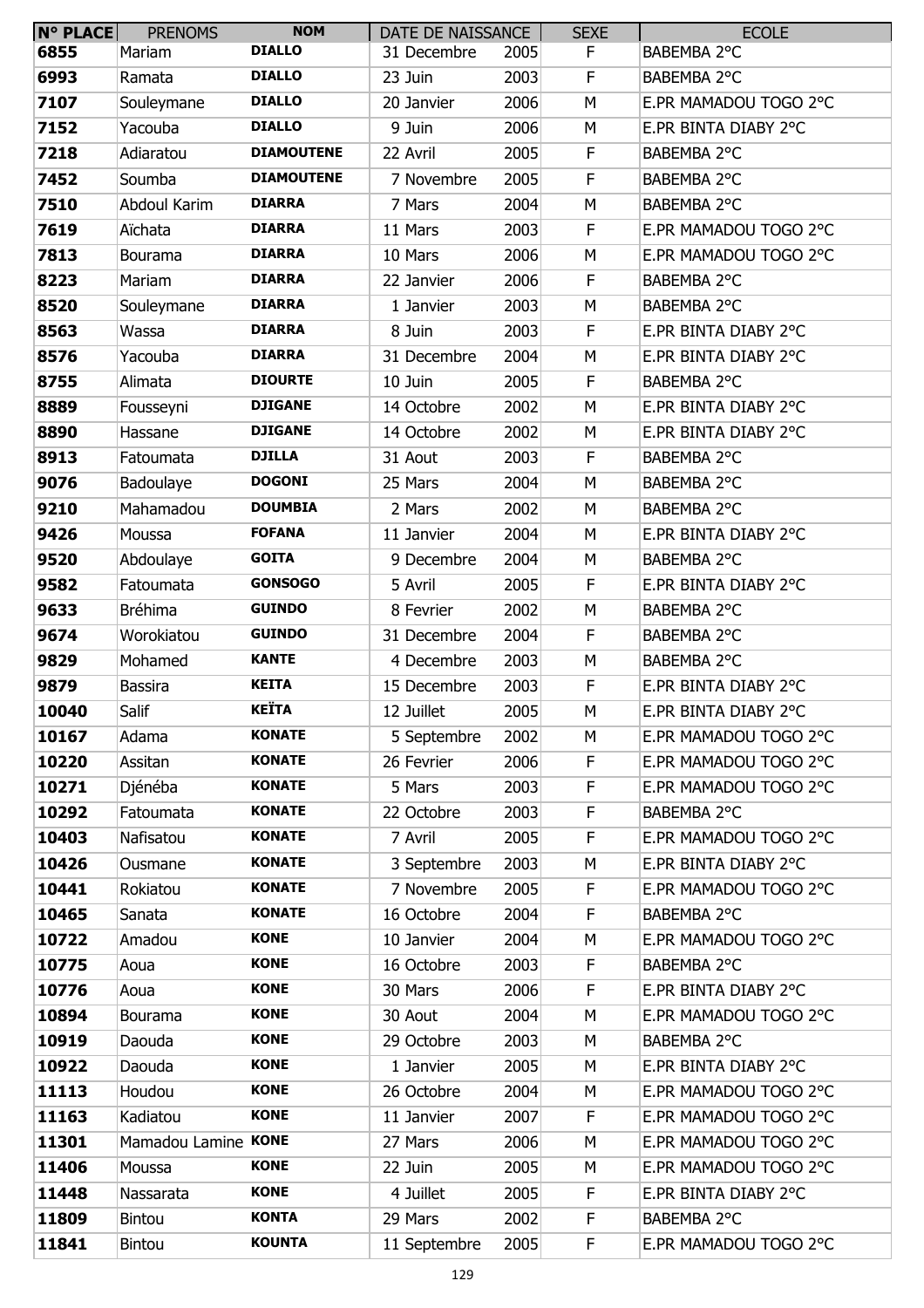| N° PLACE | PRENOMS | NOM | DATE DE NAISSANCE | | SEXE | ECOLE |
| --- | --- | --- | --- | --- | --- | --- |
| 6855 | Mariam | DIALLO | 31 Decembre | 2005 | F | BABEMBA 2°C |
| 6993 | Ramata | DIALLO | 23 Juin | 2003 | F | BABEMBA 2°C |
| 7107 | Souleymane | DIALLO | 20 Janvier | 2006 | M | E.PR MAMADOU TOGO 2°C |
| 7152 | Yacouba | DIALLO | 9 Juin | 2006 | M | E.PR BINTA DIABY 2°C |
| 7218 | Adiaratou | DIAMOUTENE | 22 Avril | 2005 | F | BABEMBA 2°C |
| 7452 | Soumba | DIAMOUTENE | 7 Novembre | 2005 | F | BABEMBA 2°C |
| 7510 | Abdoul Karim | DIARRA | 7 Mars | 2004 | M | BABEMBA 2°C |
| 7619 | Aïchata | DIARRA | 11 Mars | 2003 | F | E.PR MAMADOU TOGO 2°C |
| 7813 | Bourama | DIARRA | 10 Mars | 2006 | M | E.PR MAMADOU TOGO 2°C |
| 8223 | Mariam | DIARRA | 22 Janvier | 2006 | F | BABEMBA 2°C |
| 8520 | Souleymane | DIARRA | 1 Janvier | 2003 | M | BABEMBA 2°C |
| 8563 | Wassa | DIARRA | 8 Juin | 2003 | F | E.PR BINTA DIABY 2°C |
| 8576 | Yacouba | DIARRA | 31 Decembre | 2004 | M | E.PR BINTA DIABY 2°C |
| 8755 | Alimata | DIOURTE | 10 Juin | 2005 | F | BABEMBA 2°C |
| 8889 | Fousseyni | DJIGANE | 14 Octobre | 2002 | M | E.PR BINTA DIABY 2°C |
| 8890 | Hassane | DJIGANE | 14 Octobre | 2002 | M | E.PR BINTA DIABY 2°C |
| 8913 | Fatoumata | DJILLA | 31 Aout | 2003 | F | BABEMBA 2°C |
| 9076 | Badoulaye | DOGONI | 25 Mars | 2004 | M | BABEMBA 2°C |
| 9210 | Mahamadou | DOUMBIA | 2 Mars | 2002 | M | BABEMBA 2°C |
| 9426 | Moussa | FOFANA | 11 Janvier | 2004 | M | E.PR BINTA DIABY 2°C |
| 9520 | Abdoulaye | GOITA | 9 Decembre | 2004 | M | BABEMBA 2°C |
| 9582 | Fatoumata | GONSOGO | 5 Avril | 2005 | F | E.PR BINTA DIABY 2°C |
| 9633 | Bréhima | GUINDO | 8 Fevrier | 2002 | M | BABEMBA 2°C |
| 9674 | Worokiatou | GUINDO | 31 Decembre | 2004 | F | BABEMBA 2°C |
| 9829 | Mohamed | KANTE | 4 Decembre | 2003 | M | BABEMBA 2°C |
| 9879 | Bassira | KEITA | 15 Decembre | 2003 | F | E.PR BINTA DIABY 2°C |
| 10040 | Salif | KEÏTA | 12 Juillet | 2005 | M | E.PR BINTA DIABY 2°C |
| 10167 | Adama | KONATE | 5 Septembre | 2002 | M | E.PR MAMADOU TOGO 2°C |
| 10220 | Assitan | KONATE | 26 Fevrier | 2006 | F | E.PR MAMADOU TOGO 2°C |
| 10271 | Djénéba | KONATE | 5 Mars | 2003 | F | E.PR MAMADOU TOGO 2°C |
| 10292 | Fatoumata | KONATE | 22 Octobre | 2003 | F | BABEMBA 2°C |
| 10403 | Nafisatou | KONATE | 7 Avril | 2005 | F | E.PR MAMADOU TOGO 2°C |
| 10426 | Ousmane | KONATE | 3 Septembre | 2003 | M | E.PR BINTA DIABY 2°C |
| 10441 | Rokiatou | KONATE | 7 Novembre | 2005 | F | E.PR MAMADOU TOGO 2°C |
| 10465 | Sanata | KONATE | 16 Octobre | 2004 | F | BABEMBA 2°C |
| 10722 | Amadou | KONE | 10 Janvier | 2004 | M | E.PR MAMADOU TOGO 2°C |
| 10775 | Aoua | KONE | 16 Octobre | 2003 | F | BABEMBA 2°C |
| 10776 | Aoua | KONE | 30 Mars | 2006 | F | E.PR BINTA DIABY 2°C |
| 10894 | Bourama | KONE | 30 Aout | 2004 | M | E.PR MAMADOU TOGO 2°C |
| 10919 | Daouda | KONE | 29 Octobre | 2003 | M | BABEMBA 2°C |
| 10922 | Daouda | KONE | 1 Janvier | 2005 | M | E.PR BINTA DIABY 2°C |
| 11113 | Houdou | KONE | 26 Octobre | 2004 | M | E.PR MAMADOU TOGO 2°C |
| 11163 | Kadiatou | KONE | 11 Janvier | 2007 | F | E.PR MAMADOU TOGO 2°C |
| 11301 | Mamadou Lamine | KONE | 27 Mars | 2006 | M | E.PR MAMADOU TOGO 2°C |
| 11406 | Moussa | KONE | 22 Juin | 2005 | M | E.PR MAMADOU TOGO 2°C |
| 11448 | Nassarata | KONE | 4 Juillet | 2005 | F | E.PR BINTA DIABY 2°C |
| 11809 | Bintou | KONTA | 29 Mars | 2002 | F | BABEMBA 2°C |
| 11841 | Bintou | KOUNTA | 11 Septembre | 2005 | F | E.PR MAMADOU TOGO 2°C |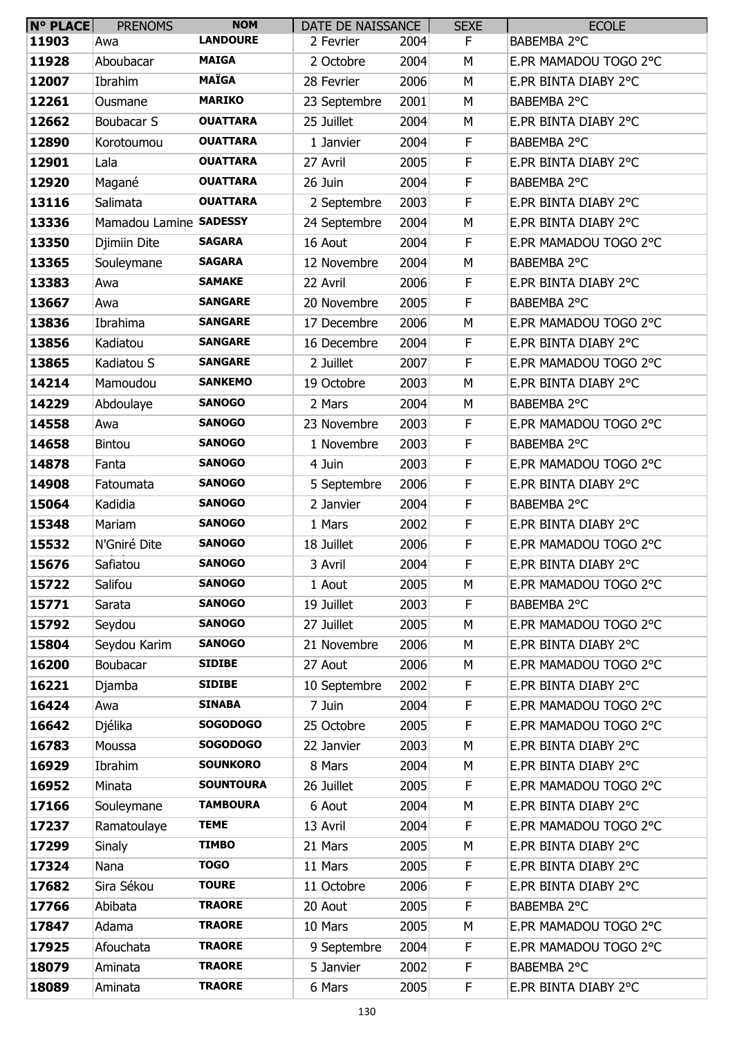| N° PLACE | PRENOMS | NOM | DATE DE NAISSANCE | | SEXE | ECOLE |
|---|---|---|---|---|---|---|
| 11903 | Awa | LANDOURE | 2 Fevrier | 2004 | F | BABEMBA 2°C |
| 11928 | Aboubacar | MAIGA | 2 Octobre | 2004 | M | E.PR MAMADOU TOGO 2°C |
| 12007 | Ibrahim | MAÏGA | 28 Fevrier | 2006 | M | E.PR BINTA DIABY 2°C |
| 12261 | Ousmane | MARIKO | 23 Septembre | 2001 | M | BABEMBA 2°C |
| 12662 | Boubacar S | OUATTARA | 25 Juillet | 2004 | M | E.PR BINTA DIABY 2°C |
| 12890 | Korotoumou | OUATTARA | 1 Janvier | 2004 | F | BABEMBA 2°C |
| 12901 | Lala | OUATTARA | 27 Avril | 2005 | F | E.PR BINTA DIABY 2°C |
| 12920 | Magané | OUATTARA | 26 Juin | 2004 | F | BABEMBA 2°C |
| 13116 | Salimata | OUATTARA | 2 Septembre | 2003 | F | E.PR BINTA DIABY 2°C |
| 13336 | Mamadou Lamine | SADESSY | 24 Septembre | 2004 | M | E.PR BINTA DIABY 2°C |
| 13350 | Djimiin Dite | SAGARA | 16 Aout | 2004 | F | E.PR MAMADOU TOGO 2°C |
| 13365 | Souleymane | SAGARA | 12 Novembre | 2004 | M | BABEMBA 2°C |
| 13383 | Awa | SAMAKE | 22 Avril | 2006 | F | E.PR BINTA DIABY 2°C |
| 13667 | Awa | SANGARE | 20 Novembre | 2005 | F | BABEMBA 2°C |
| 13836 | Ibrahima | SANGARE | 17 Decembre | 2006 | M | E.PR MAMADOU TOGO 2°C |
| 13856 | Kadiatou | SANGARE | 16 Decembre | 2004 | F | E.PR BINTA DIABY 2°C |
| 13865 | Kadiatou S | SANGARE | 2 Juillet | 2007 | F | E.PR MAMADOU TOGO 2°C |
| 14214 | Mamoudou | SANKEMO | 19 Octobre | 2003 | M | E.PR BINTA DIABY 2°C |
| 14229 | Abdoulaye | SANOGO | 2 Mars | 2004 | M | BABEMBA 2°C |
| 14558 | Awa | SANOGO | 23 Novembre | 2003 | F | E.PR MAMADOU TOGO 2°C |
| 14658 | Bintou | SANOGO | 1 Novembre | 2003 | F | BABEMBA 2°C |
| 14878 | Fanta | SANOGO | 4 Juin | 2003 | F | E.PR MAMADOU TOGO 2°C |
| 14908 | Fatoumata | SANOGO | 5 Septembre | 2006 | F | E.PR BINTA DIABY 2°C |
| 15064 | Kadidia | SANOGO | 2 Janvier | 2004 | F | BABEMBA 2°C |
| 15348 | Mariam | SANOGO | 1 Mars | 2002 | F | E.PR BINTA DIABY 2°C |
| 15532 | N'Gniré Dite | SANOGO | 18 Juillet | 2006 | F | E.PR MAMADOU TOGO 2°C |
| 15676 | Safiatou | SANOGO | 3 Avril | 2004 | F | E.PR BINTA DIABY 2°C |
| 15722 | Salifou | SANOGO | 1 Aout | 2005 | M | E.PR MAMADOU TOGO 2°C |
| 15771 | Sarata | SANOGO | 19 Juillet | 2003 | F | BABEMBA 2°C |
| 15792 | Seydou | SANOGO | 27 Juillet | 2005 | M | E.PR MAMADOU TOGO 2°C |
| 15804 | Seydou Karim | SANOGO | 21 Novembre | 2006 | M | E.PR BINTA DIABY 2°C |
| 16200 | Boubacar | SIDIBE | 27 Aout | 2006 | M | E.PR MAMADOU TOGO 2°C |
| 16221 | Djamba | SIDIBE | 10 Septembre | 2002 | F | E.PR BINTA DIABY 2°C |
| 16424 | Awa | SINABA | 7 Juin | 2004 | F | E.PR MAMADOU TOGO 2°C |
| 16642 | Djélika | SOGODOGO | 25 Octobre | 2005 | F | E.PR MAMADOU TOGO 2°C |
| 16783 | Moussa | SOGODOGO | 22 Janvier | 2003 | M | E.PR BINTA DIABY 2°C |
| 16929 | Ibrahim | SOUNKORO | 8 Mars | 2004 | M | E.PR BINTA DIABY 2°C |
| 16952 | Minata | SOUNTOURA | 26 Juillet | 2005 | F | E.PR MAMADOU TOGO 2°C |
| 17166 | Souleymane | TAMBOURA | 6 Aout | 2004 | M | E.PR BINTA DIABY 2°C |
| 17237 | Ramatoulaye | TEME | 13 Avril | 2004 | F | E.PR MAMADOU TOGO 2°C |
| 17299 | Sinaly | TIMBO | 21 Mars | 2005 | M | E.PR BINTA DIABY 2°C |
| 17324 | Nana | TOGO | 11 Mars | 2005 | F | E.PR BINTA DIABY 2°C |
| 17682 | Sira Sékou | TOURE | 11 Octobre | 2006 | F | E.PR BINTA DIABY 2°C |
| 17766 | Abibata | TRAORE | 20 Aout | 2005 | F | BABEMBA 2°C |
| 17847 | Adama | TRAORE | 10 Mars | 2005 | M | E.PR MAMADOU TOGO 2°C |
| 17925 | Afouchata | TRAORE | 9 Septembre | 2004 | F | E.PR MAMADOU TOGO 2°C |
| 18079 | Aminata | TRAORE | 5 Janvier | 2002 | F | BABEMBA 2°C |
| 18089 | Aminata | TRAORE | 6 Mars | 2005 | F | E.PR BINTA DIABY 2°C |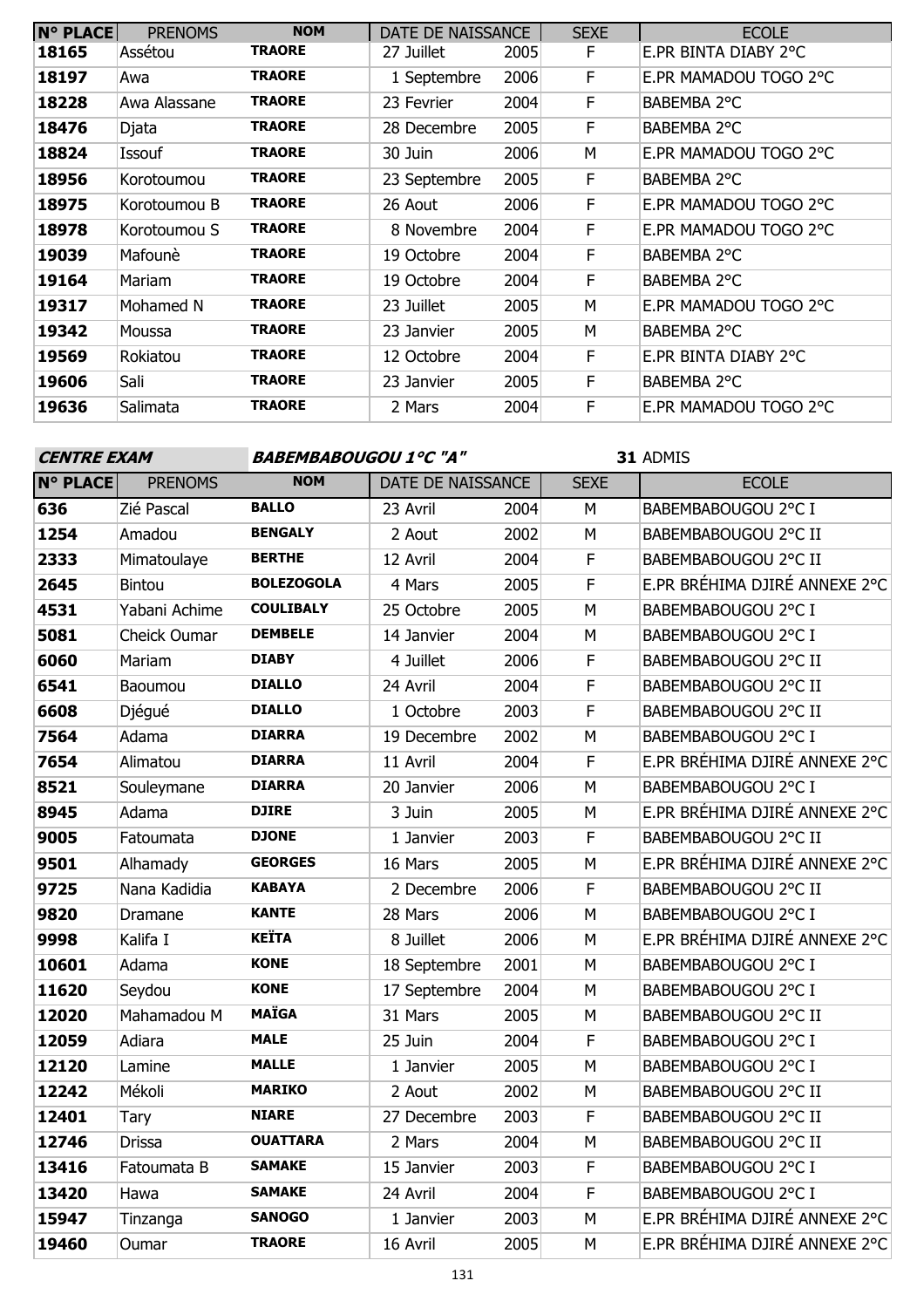| N° PLACE | PRENOMS | NOM | DATE DE NAISSANCE | | SEXE | ECOLE |
|---|---|---|---|---|---|---|
| 18165 | Assétou | TRAORE | 27 Juillet | 2005 | F | E.PR BINTA DIABY 2°C |
| 18197 | Awa | TRAORE | 1 Septembre | 2006 | F | E.PR MAMADOU TOGO 2°C |
| 18228 | Awa Alassane | TRAORE | 23 Fevrier | 2004 | F | BABEMBA 2°C |
| 18476 | Djata | TRAORE | 28 Decembre | 2005 | F | BABEMBA 2°C |
| 18824 | Issouf | TRAORE | 30 Juin | 2006 | M | E.PR MAMADOU TOGO 2°C |
| 18956 | Korotoumou | TRAORE | 23 Septembre | 2005 | F | BABEMBA 2°C |
| 18975 | Korotoumou B | TRAORE | 26 Aout | 2006 | F | E.PR MAMADOU TOGO 2°C |
| 18978 | Korotoumou S | TRAORE | 8 Novembre | 2004 | F | E.PR MAMADOU TOGO 2°C |
| 19039 | Mafounè | TRAORE | 19 Octobre | 2004 | F | BABEMBA 2°C |
| 19164 | Mariam | TRAORE | 19 Octobre | 2004 | F | BABEMBA 2°C |
| 19317 | Mohamed N | TRAORE | 23 Juillet | 2005 | M | E.PR MAMADOU TOGO 2°C |
| 19342 | Moussa | TRAORE | 23 Janvier | 2005 | M | BABEMBA 2°C |
| 19569 | Rokiatou | TRAORE | 12 Octobre | 2004 | F | E.PR BINTA DIABY 2°C |
| 19606 | Sali | TRAORE | 23 Janvier | 2005 | F | BABEMBA 2°C |
| 19636 | Salimata | TRAORE | 2 Mars | 2004 | F | E.PR MAMADOU TOGO 2°C |

***CENTRE EXAM*** ***BABEMBABOUGOU 1°C "A"*** **31** ADMIS

| N° PLACE | PRENOMS | NOM | DATE DE NAISSANCE | | SEXE | ECOLE |
|---|---|---|---|---|---|---|
| 636 | Zié Pascal | BALLO | 23 Avril | 2004 | M | BABEMBABOUGOU 2°C I |
| 1254 | Amadou | BENGALY | 2 Aout | 2002 | M | BABEMBABOUGOU 2°C II |
| 2333 | Mimatoulaye | BERTHE | 12 Avril | 2004 | F | BABEMBABOUGOU 2°C II |
| 2645 | Bintou | BOLEZOGOLA | 4 Mars | 2005 | F | E.PR BRÉHIMA DJIRÉ ANNEXE 2°C |
| 4531 | Yabani Achime | COULIBALY | 25 Octobre | 2005 | M | BABEMBABOUGOU 2°C I |
| 5081 | Cheick Oumar | DEMBELE | 14 Janvier | 2004 | M | BABEMBABOUGOU 2°C I |
| 6060 | Mariam | DIABY | 4 Juillet | 2006 | F | BABEMBABOUGOU 2°C II |
| 6541 | Baoumou | DIALLO | 24 Avril | 2004 | F | BABEMBABOUGOU 2°C II |
| 6608 | Djégué | DIALLO | 1 Octobre | 2003 | F | BABEMBABOUGOU 2°C II |
| 7564 | Adama | DIARRA | 19 Decembre | 2002 | M | BABEMBABOUGOU 2°C I |
| 7654 | Alimatou | DIARRA | 11 Avril | 2004 | F | E.PR BRÉHIMA DJIRÉ ANNEXE 2°C |
| 8521 | Souleymane | DIARRA | 20 Janvier | 2006 | M | BABEMBABOUGOU 2°C I |
| 8945 | Adama | DJIRE | 3 Juin | 2005 | M | E.PR BRÉHIMA DJIRÉ ANNEXE 2°C |
| 9005 | Fatoumata | DJONE | 1 Janvier | 2003 | F | BABEMBABOUGOU 2°C II |
| 9501 | Alhamady | GEORGES | 16 Mars | 2005 | M | E.PR BRÉHIMA DJIRÉ ANNEXE 2°C |
| 9725 | Nana Kadidia | KABAYA | 2 Decembre | 2006 | F | BABEMBABOUGOU 2°C II |
| 9820 | Dramane | KANTE | 28 Mars | 2006 | M | BABEMBABOUGOU 2°C I |
| 9998 | Kalifa I | KEÏTA | 8 Juillet | 2006 | M | E.PR BRÉHIMA DJIRÉ ANNEXE 2°C |
| 10601 | Adama | KONE | 18 Septembre | 2001 | M | BABEMBABOUGOU 2°C I |
| 11620 | Seydou | KONE | 17 Septembre | 2004 | M | BABEMBABOUGOU 2°C I |
| 12020 | Mahamadou M | MAÏGA | 31 Mars | 2005 | M | BABEMBABOUGOU 2°C II |
| 12059 | Adiara | MALE | 25 Juin | 2004 | F | BABEMBABOUGOU 2°C I |
| 12120 | Lamine | MALLE | 1 Janvier | 2005 | M | BABEMBABOUGOU 2°C I |
| 12242 | Mékoli | MARIKO | 2 Aout | 2002 | M | BABEMBABOUGOU 2°C II |
| 12401 | Tary | NIARE | 27 Decembre | 2003 | F | BABEMBABOUGOU 2°C II |
| 12746 | Drissa | OUATTARA | 2 Mars | 2004 | M | BABEMBABOUGOU 2°C II |
| 13416 | Fatoumata B | SAMAKE | 15 Janvier | 2003 | F | BABEMBABOUGOU 2°C I |
| 13420 | Hawa | SAMAKE | 24 Avril | 2004 | F | BABEMBABOUGOU 2°C I |
| 15947 | Tinzanga | SANOGO | 1 Janvier | 2003 | M | E.PR BRÉHIMA DJIRÉ ANNEXE 2°C |
| 19460 | Oumar | TRAORE | 16 Avril | 2005 | M | E.PR BRÉHIMA DJIRÉ ANNEXE 2°C |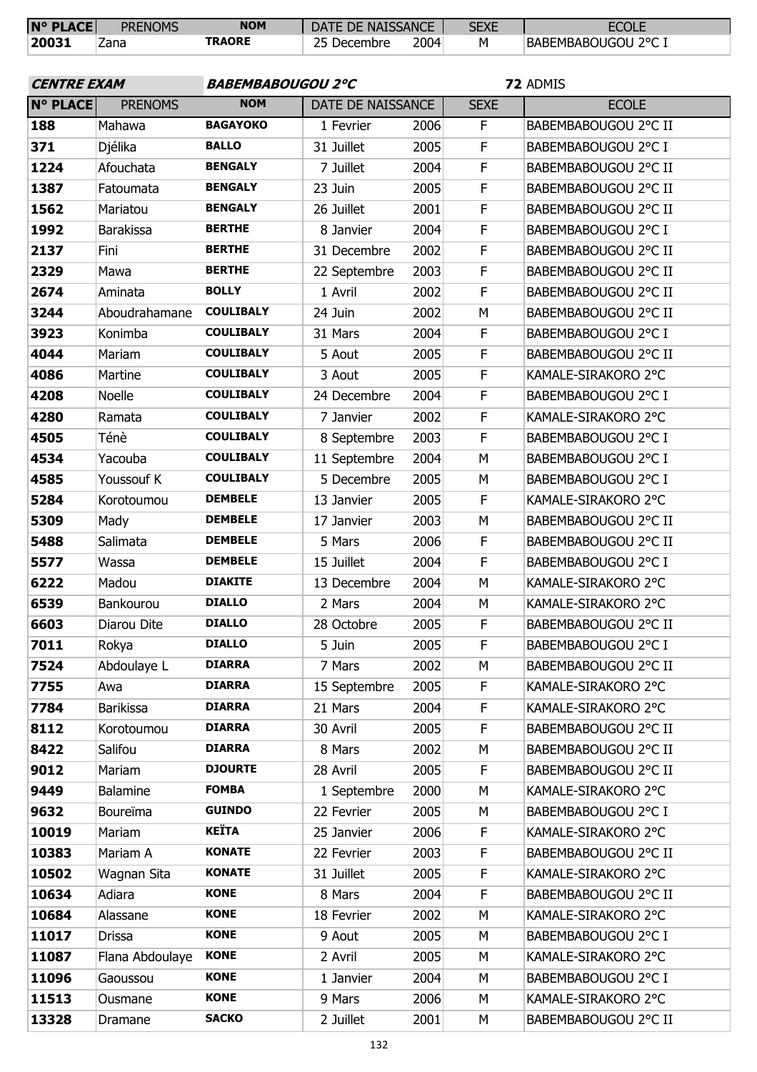| N° PLACE | PRENOMS | NOM | DATE DE NAISSANCE | | SEXE | ECOLE |
|---|---|---|---|---|---|---|
| 20031 | Zana | TRAORE | 25 Decembre | 2004 | M | BABEMBABOUGOU 2°C I |

**CENTRE EXAM** **BABEMBABOUGOU 2°C** **72** ADMIS

| N° PLACE | PRENOMS | NOM | DATE DE NAISSANCE | | SEXE | ECOLE |
|---|---|---|---|---|---|---|
| 188 | Mahawa | BAGAYOKO | 1 Fevrier | 2006 | F | BABEMBABOUGOU 2°C II |
| 371 | Djélika | BALLO | 31 Juillet | 2005 | F | BABEMBABOUGOU 2°C I |
| 1224 | Afouchata | BENGALY | 7 Juillet | 2004 | F | BABEMBABOUGOU 2°C II |
| 1387 | Fatoumata | BENGALY | 23 Juin | 2005 | F | BABEMBABOUGOU 2°C II |
| 1562 | Mariatou | BENGALY | 26 Juillet | 2001 | F | BABEMBABOUGOU 2°C II |
| 1992 | Barakissa | BERTHE | 8 Janvier | 2004 | F | BABEMBABOUGOU 2°C I |
| 2137 | Fini | BERTHE | 31 Decembre | 2002 | F | BABEMBABOUGOU 2°C II |
| 2329 | Mawa | BERTHE | 22 Septembre | 2003 | F | BABEMBABOUGOU 2°C II |
| 2674 | Aminata | BOLLY | 1 Avril | 2002 | F | BABEMBABOUGOU 2°C II |
| 3244 | Aboudrahamane | COULIBALY | 24 Juin | 2002 | M | BABEMBABOUGOU 2°C II |
| 3923 | Konimba | COULIBALY | 31 Mars | 2004 | F | BABEMBABOUGOU 2°C I |
| 4044 | Mariam | COULIBALY | 5 Aout | 2005 | F | BABEMBABOUGOU 2°C II |
| 4086 | Martine | COULIBALY | 3 Aout | 2005 | F | KAMALE-SIRAKORO 2°C |
| 4208 | Noelle | COULIBALY | 24 Decembre | 2004 | F | BABEMBABOUGOU 2°C I |
| 4280 | Ramata | COULIBALY | 7 Janvier | 2002 | F | KAMALE-SIRAKORO 2°C |
| 4505 | Ténè | COULIBALY | 8 Septembre | 2003 | F | BABEMBABOUGOU 2°C I |
| 4534 | Yacouba | COULIBALY | 11 Septembre | 2004 | M | BABEMBABOUGOU 2°C I |
| 4585 | Youssouf K | COULIBALY | 5 Decembre | 2005 | M | BABEMBABOUGOU 2°C I |
| 5284 | Korotoumou | DEMBELE | 13 Janvier | 2005 | F | KAMALE-SIRAKORO 2°C |
| 5309 | Mady | DEMBELE | 17 Janvier | 2003 | M | BABEMBABOUGOU 2°C II |
| 5488 | Salimata | DEMBELE | 5 Mars | 2006 | F | BABEMBABOUGOU 2°C II |
| 5577 | Wassa | DEMBELE | 15 Juillet | 2004 | F | BABEMBABOUGOU 2°C I |
| 6222 | Madou | DIAKITE | 13 Decembre | 2004 | M | KAMALE-SIRAKORO 2°C |
| 6539 | Bankourou | DIALLO | 2 Mars | 2004 | M | KAMALE-SIRAKORO 2°C |
| 6603 | Diarou Dite | DIALLO | 28 Octobre | 2005 | F | BABEMBABOUGOU 2°C II |
| 7011 | Rokya | DIALLO | 5 Juin | 2005 | F | BABEMBABOUGOU 2°C I |
| 7524 | Abdoulaye L | DIARRA | 7 Mars | 2002 | M | BABEMBABOUGOU 2°C II |
| 7755 | Awa | DIARRA | 15 Septembre | 2005 | F | KAMALE-SIRAKORO 2°C |
| 7784 | Barikissa | DIARRA | 21 Mars | 2004 | F | KAMALE-SIRAKORO 2°C |
| 8112 | Korotoumou | DIARRA | 30 Avril | 2005 | F | BABEMBABOUGOU 2°C II |
| 8422 | Salifou | DIARRA | 8 Mars | 2002 | M | BABEMBABOUGOU 2°C II |
| 9012 | Mariam | DJOURTE | 28 Avril | 2005 | F | BABEMBABOUGOU 2°C II |
| 9449 | Balamine | FOMBA | 1 Septembre | 2000 | M | KAMALE-SIRAKORO 2°C |
| 9632 | Boureïma | GUINDO | 22 Fevrier | 2005 | M | BABEMBABOUGOU 2°C I |
| 10019 | Mariam | KEÏTA | 25 Janvier | 2006 | F | KAMALE-SIRAKORO 2°C |
| 10383 | Mariam A | KONATE | 22 Fevrier | 2003 | F | BABEMBABOUGOU 2°C II |
| 10502 | Wagnan Sita | KONATE | 31 Juillet | 2005 | F | KAMALE-SIRAKORO 2°C |
| 10634 | Adiara | KONE | 8 Mars | 2004 | F | BABEMBABOUGOU 2°C II |
| 10684 | Alassane | KONE | 18 Fevrier | 2002 | M | KAMALE-SIRAKORO 2°C |
| 11017 | Drissa | KONE | 9 Aout | 2005 | M | BABEMBABOUGOU 2°C I |
| 11087 | Flana Abdoulaye | KONE | 2 Avril | 2005 | M | KAMALE-SIRAKORO 2°C |
| 11096 | Gaoussou | KONE | 1 Janvier | 2004 | M | BABEMBABOUGOU 2°C I |
| 11513 | Ousmane | KONE | 9 Mars | 2006 | M | KAMALE-SIRAKORO 2°C |
| 13328 | Dramane | SACKO | 2 Juillet | 2001 | M | BABEMBABOUGOU 2°C II |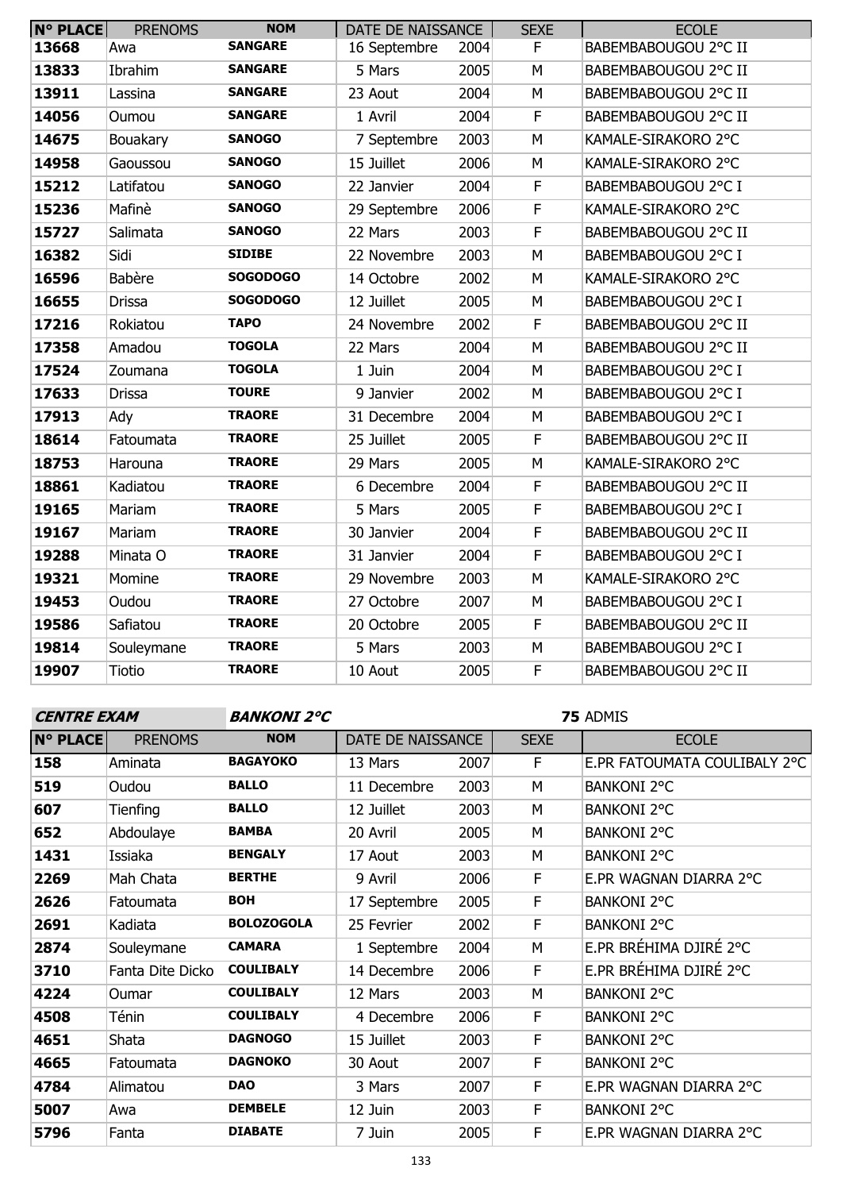| N° PLACE | PRENOMS | NOM | DATE DE NAISSANCE | | SEXE | ECOLE |
|---|---|---|---|---|---|---|
| 13668 | Awa | SANGARE | 16 Septembre | 2004 | F | BABEMBABOUGOU 2°C II |
| 13833 | Ibrahim | SANGARE | 5 Mars | 2005 | M | BABEMBABOUGOU 2°C II |
| 13911 | Lassina | SANGARE | 23 Aout | 2004 | M | BABEMBABOUGOU 2°C II |
| 14056 | Oumou | SANGARE | 1 Avril | 2004 | F | BABEMBABOUGOU 2°C II |
| 14675 | Bouakary | SANOGO | 7 Septembre | 2003 | M | KAMALE-SIRAKORO 2°C |
| 14958 | Gaoussou | SANOGO | 15 Juillet | 2006 | M | KAMALE-SIRAKORO 2°C |
| 15212 | Latifatou | SANOGO | 22 Janvier | 2004 | F | BABEMBABOUGOU 2°C I |
| 15236 | Mafinè | SANOGO | 29 Septembre | 2006 | F | KAMALE-SIRAKORO 2°C |
| 15727 | Salimata | SANOGO | 22 Mars | 2003 | F | BABEMBABOUGOU 2°C II |
| 16382 | Sidi | SIDIBE | 22 Novembre | 2003 | M | BABEMBABOUGOU 2°C I |
| 16596 | Babère | SOGODOGO | 14 Octobre | 2002 | M | KAMALE-SIRAKORO 2°C |
| 16655 | Drissa | SOGODOGO | 12 Juillet | 2005 | M | BABEMBABOUGOU 2°C I |
| 17216 | Rokiatou | TAPO | 24 Novembre | 2002 | F | BABEMBABOUGOU 2°C II |
| 17358 | Amadou | TOGOLA | 22 Mars | 2004 | M | BABEMBABOUGOU 2°C II |
| 17524 | Zoumana | TOGOLA | 1 Juin | 2004 | M | BABEMBABOUGOU 2°C I |
| 17633 | Drissa | TOURE | 9 Janvier | 2002 | M | BABEMBABOUGOU 2°C I |
| 17913 | Ady | TRAORE | 31 Decembre | 2004 | M | BABEMBABOUGOU 2°C I |
| 18614 | Fatoumata | TRAORE | 25 Juillet | 2005 | F | BABEMBABOUGOU 2°C II |
| 18753 | Harouna | TRAORE | 29 Mars | 2005 | M | KAMALE-SIRAKORO 2°C |
| 18861 | Kadiatou | TRAORE | 6 Decembre | 2004 | F | BABEMBABOUGOU 2°C II |
| 19165 | Mariam | TRAORE | 5 Mars | 2005 | F | BABEMBABOUGOU 2°C I |
| 19167 | Mariam | TRAORE | 30 Janvier | 2004 | F | BABEMBABOUGOU 2°C II |
| 19288 | Minata O | TRAORE | 31 Janvier | 2004 | F | BABEMBABOUGOU 2°C I |
| 19321 | Momine | TRAORE | 29 Novembre | 2003 | M | KAMALE-SIRAKORO 2°C |
| 19453 | Oudou | TRAORE | 27 Octobre | 2007 | M | BABEMBABOUGOU 2°C I |
| 19586 | Safiatou | TRAORE | 20 Octobre | 2005 | F | BABEMBABOUGOU 2°C II |
| 19814 | Souleymane | TRAORE | 5 Mars | 2003 | M | BABEMBABOUGOU 2°C I |
| 19907 | Tiotio | TRAORE | 10 Aout | 2005 | F | BABEMBABOUGOU 2°C II |

***CENTRE EXAM*** ***BANKONI 2°C*** **75** ADMIS

| N° PLACE | PRENOMS | NOM | DATE DE NAISSANCE | | SEXE | ECOLE |
|---|---|---|---|---|---|---|
| 158 | Aminata | BAGAYOKO | 13 Mars | 2007 | F | E.PR FATOUMATA COULIBALY 2°C |
| 519 | Oudou | BALLO | 11 Decembre | 2003 | M | BANKONI 2°C |
| 607 | Tienfing | BALLO | 12 Juillet | 2003 | M | BANKONI 2°C |
| 652 | Abdoulaye | BAMBA | 20 Avril | 2005 | M | BANKONI 2°C |
| 1431 | Issiaka | BENGALY | 17 Aout | 2003 | M | BANKONI 2°C |
| 2269 | Mah Chata | BERTHE | 9 Avril | 2006 | F | E.PR WAGNAN DIARRA 2°C |
| 2626 | Fatoumata | BOH | 17 Septembre | 2005 | F | BANKONI 2°C |
| 2691 | Kadiata | BOLOZOGOLA | 25 Fevrier | 2002 | F | BANKONI 2°C |
| 2874 | Souleymane | CAMARA | 1 Septembre | 2004 | M | E.PR BRÉHIMA DJIRÉ 2°C |
| 3710 | Fanta Dite Dicko | COULIBALY | 14 Decembre | 2006 | F | E.PR BRÉHIMA DJIRÉ 2°C |
| 4224 | Oumar | COULIBALY | 12 Mars | 2003 | M | BANKONI 2°C |
| 4508 | Ténin | COULIBALY | 4 Decembre | 2006 | F | BANKONI 2°C |
| 4651 | Shata | DAGNOGO | 15 Juillet | 2003 | F | BANKONI 2°C |
| 4665 | Fatoumata | DAGNOKO | 30 Aout | 2007 | F | BANKONI 2°C |
| 4784 | Alimatou | DAO | 3 Mars | 2007 | F | E.PR WAGNAN DIARRA 2°C |
| 5007 | Awa | DEMBELE | 12 Juin | 2003 | F | BANKONI 2°C |
| 5796 | Fanta | DIABATE | 7 Juin | 2005 | F | E.PR WAGNAN DIARRA 2°C |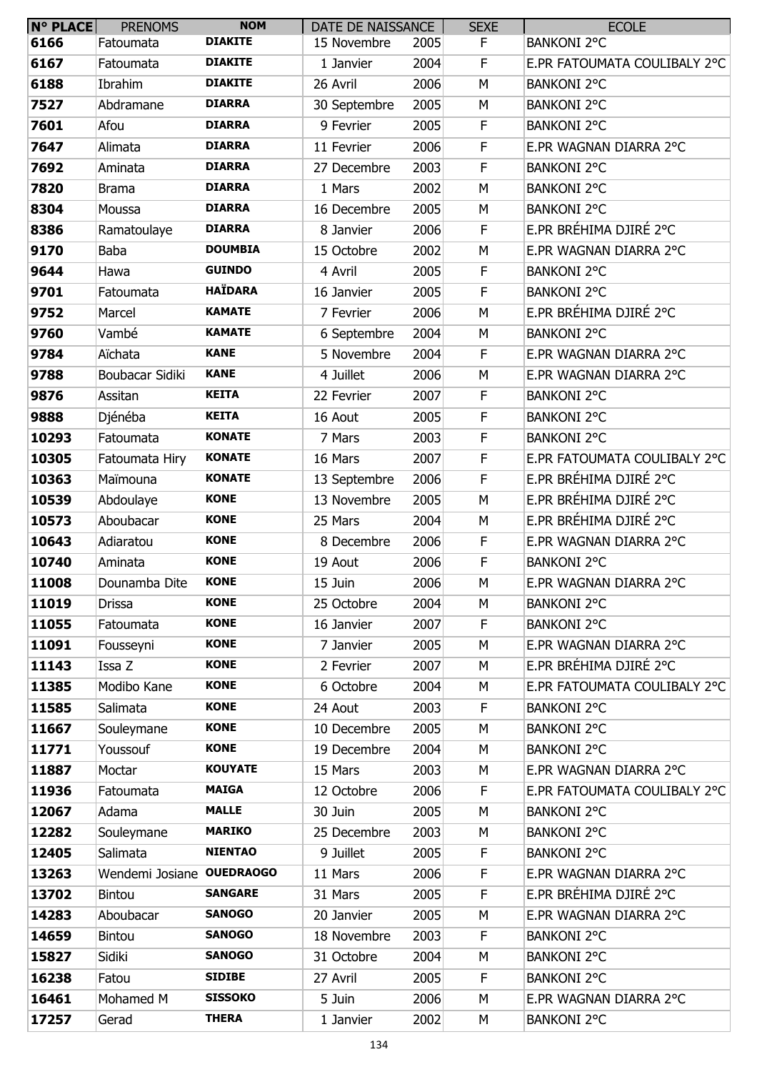| N° PLACE | PRENOMS | NOM | DATE DE NAISSANCE | | SEXE | ECOLE |
|---|---|---|---|---|---|---|
| 6166 | Fatoumata | DIAKITE | 15 Novembre | 2005 | F | BANKONI 2°C |
| 6167 | Fatoumata | DIAKITE | 1 Janvier | 2004 | F | E.PR FATOUMATA COULIBALY 2°C |
| 6188 | Ibrahim | DIAKITE | 26 Avril | 2006 | M | BANKONI 2°C |
| 7527 | Abdramane | DIARRA | 30 Septembre | 2005 | M | BANKONI 2°C |
| 7601 | Afou | DIARRA | 9 Fevrier | 2005 | F | BANKONI 2°C |
| 7647 | Alimata | DIARRA | 11 Fevrier | 2006 | F | E.PR WAGNAN DIARRA 2°C |
| 7692 | Aminata | DIARRA | 27 Decembre | 2003 | F | BANKONI 2°C |
| 7820 | Brama | DIARRA | 1 Mars | 2002 | M | BANKONI 2°C |
| 8304 | Moussa | DIARRA | 16 Decembre | 2005 | M | BANKONI 2°C |
| 8386 | Ramatoulaye | DIARRA | 8 Janvier | 2006 | F | E.PR BRÉHIMA DJIRÉ 2°C |
| 9170 | Baba | DOUMBIA | 15 Octobre | 2002 | M | E.PR WAGNAN DIARRA 2°C |
| 9644 | Hawa | GUINDO | 4 Avril | 2005 | F | BANKONI 2°C |
| 9701 | Fatoumata | HAÏDARA | 16 Janvier | 2005 | F | BANKONI 2°C |
| 9752 | Marcel | KAMATE | 7 Fevrier | 2006 | M | E.PR BRÉHIMA DJIRÉ 2°C |
| 9760 | Vambé | KAMATE | 6 Septembre | 2004 | M | BANKONI 2°C |
| 9784 | Aïchata | KANE | 5 Novembre | 2004 | F | E.PR WAGNAN DIARRA 2°C |
| 9788 | Boubacar Sidiki | KANE | 4 Juillet | 2006 | M | E.PR WAGNAN DIARRA 2°C |
| 9876 | Assitan | KEITA | 22 Fevrier | 2007 | F | BANKONI 2°C |
| 9888 | Djénéba | KEITA | 16 Aout | 2005 | F | BANKONI 2°C |
| 10293 | Fatoumata | KONATE | 7 Mars | 2003 | F | BANKONI 2°C |
| 10305 | Fatoumata Hiry | KONATE | 16 Mars | 2007 | F | E.PR FATOUMATA COULIBALY 2°C |
| 10363 | Maïmouna | KONATE | 13 Septembre | 2006 | F | E.PR BRÉHIMA DJIRÉ 2°C |
| 10539 | Abdoulaye | KONE | 13 Novembre | 2005 | M | E.PR BRÉHIMA DJIRÉ 2°C |
| 10573 | Aboubacar | KONE | 25 Mars | 2004 | M | E.PR BRÉHIMA DJIRÉ 2°C |
| 10643 | Adiaratou | KONE | 8 Decembre | 2006 | F | E.PR WAGNAN DIARRA 2°C |
| 10740 | Aminata | KONE | 19 Aout | 2006 | F | BANKONI 2°C |
| 11008 | Dounamba Dite | KONE | 15 Juin | 2006 | M | E.PR WAGNAN DIARRA 2°C |
| 11019 | Drissa | KONE | 25 Octobre | 2004 | M | BANKONI 2°C |
| 11055 | Fatoumata | KONE | 16 Janvier | 2007 | F | BANKONI 2°C |
| 11091 | Fousseyni | KONE | 7 Janvier | 2005 | M | E.PR WAGNAN DIARRA 2°C |
| 11143 | Issa Z | KONE | 2 Fevrier | 2007 | M | E.PR BRÉHIMA DJIRÉ 2°C |
| 11385 | Modibo Kane | KONE | 6 Octobre | 2004 | M | E.PR FATOUMATA COULIBALY 2°C |
| 11585 | Salimata | KONE | 24 Aout | 2003 | F | BANKONI 2°C |
| 11667 | Souleymane | KONE | 10 Decembre | 2005 | M | BANKONI 2°C |
| 11771 | Youssouf | KONE | 19 Decembre | 2004 | M | BANKONI 2°C |
| 11887 | Moctar | KOUYATE | 15 Mars | 2003 | M | E.PR WAGNAN DIARRA 2°C |
| 11936 | Fatoumata | MAIGA | 12 Octobre | 2006 | F | E.PR FATOUMATA COULIBALY 2°C |
| 12067 | Adama | MALLE | 30 Juin | 2005 | M | BANKONI 2°C |
| 12282 | Souleymane | MARIKO | 25 Decembre | 2003 | M | BANKONI 2°C |
| 12405 | Salimata | NIENTAO | 9 Juillet | 2005 | F | BANKONI 2°C |
| 13263 | Wendemi Josiane | OUEDRAOGO | 11 Mars | 2006 | F | E.PR WAGNAN DIARRA 2°C |
| 13702 | Bintou | SANGARE | 31 Mars | 2005 | F | E.PR BRÉHIMA DJIRÉ 2°C |
| 14283 | Aboubacar | SANOGO | 20 Janvier | 2005 | M | E.PR WAGNAN DIARRA 2°C |
| 14659 | Bintou | SANOGO | 18 Novembre | 2003 | F | BANKONI 2°C |
| 15827 | Sidiki | SANOGO | 31 Octobre | 2004 | M | BANKONI 2°C |
| 16238 | Fatou | SIDIBE | 27 Avril | 2005 | F | BANKONI 2°C |
| 16461 | Mohamed M | SISSOKO | 5 Juin | 2006 | M | E.PR WAGNAN DIARRA 2°C |
| 17257 | Gerad | THERA | 1 Janvier | 2002 | M | BANKONI 2°C |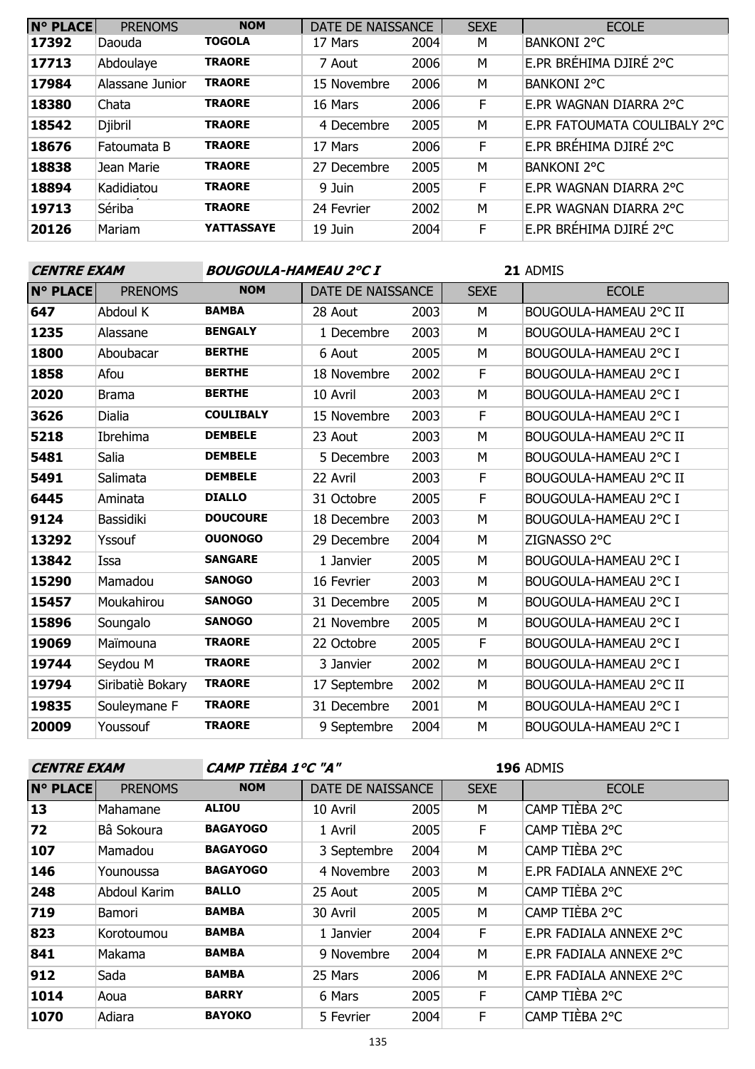| N° PLACE | PRENOMS | NOM | DATE DE NAISSANCE | | SEXE | ECOLE |
|---|---|---|---|---|---|---|
| 17392 | Daouda | TOGOLA | 17 Mars | 2004 | M | BANKONI 2°C |
| 17713 | Abdoulaye | TRAORE | 7 Aout | 2006 | M | E.PR BRÉHIMA DJIRÉ 2°C |
| 17984 | Alassane Junior | TRAORE | 15 Novembre | 2006 | M | BANKONI 2°C |
| 18380 | Chata | TRAORE | 16 Mars | 2006 | F | E.PR WAGNAN DIARRA 2°C |
| 18542 | Djibril | TRAORE | 4 Decembre | 2005 | M | E.PR FATOUMATA COULIBALY 2°C |
| 18676 | Fatoumata B | TRAORE | 17 Mars | 2006 | F | E.PR BRÉHIMA DJIRÉ 2°C |
| 18838 | Jean Marie | TRAORE | 27 Decembre | 2005 | M | BANKONI 2°C |
| 18894 | Kadidiatou | TRAORE | 9 Juin | 2005 | F | E.PR WAGNAN DIARRA 2°C |
| 19713 | Sériba | TRAORE | 24 Fevrier | 2002 | M | E.PR WAGNAN DIARRA 2°C |
| 20126 | Mariam | YATTASSAYE | 19 Juin | 2004 | F | E.PR BRÉHIMA DJIRÉ 2°C |

***CENTRE EXAM*** ***BOUGOULA-HAMEAU 2°C I*** **21** ADMIS

| N° PLACE | PRENOMS | NOM | DATE DE NAISSANCE | | SEXE | ECOLE |
|---|---|---|---|---|---|---|
| 647 | Abdoul K | BAMBA | 28 Aout | 2003 | M | BOUGOULA-HAMEAU 2°C II |
| 1235 | Alassane | BENGALY | 1 Decembre | 2003 | M | BOUGOULA-HAMEAU 2°C I |
| 1800 | Aboubacar | BERTHE | 6 Aout | 2005 | M | BOUGOULA-HAMEAU 2°C I |
| 1858 | Afou | BERTHE | 18 Novembre | 2002 | F | BOUGOULA-HAMEAU 2°C I |
| 2020 | Brama | BERTHE | 10 Avril | 2003 | M | BOUGOULA-HAMEAU 2°C I |
| 3626 | Dialia | COULIBALY | 15 Novembre | 2003 | F | BOUGOULA-HAMEAU 2°C I |
| 5218 | Ibrehima | DEMBELE | 23 Aout | 2003 | M | BOUGOULA-HAMEAU 2°C II |
| 5481 | Salia | DEMBELE | 5 Decembre | 2003 | M | BOUGOULA-HAMEAU 2°C I |
| 5491 | Salimata | DEMBELE | 22 Avril | 2003 | F | BOUGOULA-HAMEAU 2°C II |
| 6445 | Aminata | DIALLO | 31 Octobre | 2005 | F | BOUGOULA-HAMEAU 2°C I |
| 9124 | Bassidiki | DOUCOURE | 18 Decembre | 2003 | M | BOUGOULA-HAMEAU 2°C I |
| 13292 | Yssouf | OUONOGO | 29 Decembre | 2004 | M | ZIGNASSO 2°C |
| 13842 | Issa | SANGARE | 1 Janvier | 2005 | M | BOUGOULA-HAMEAU 2°C I |
| 15290 | Mamadou | SANOGO | 16 Fevrier | 2003 | M | BOUGOULA-HAMEAU 2°C I |
| 15457 | Moukahirou | SANOGO | 31 Decembre | 2005 | M | BOUGOULA-HAMEAU 2°C I |
| 15896 | Soungalo | SANOGO | 21 Novembre | 2005 | M | BOUGOULA-HAMEAU 2°C I |
| 19069 | Maïmouna | TRAORE | 22 Octobre | 2005 | F | BOUGOULA-HAMEAU 2°C I |
| 19744 | Seydou M | TRAORE | 3 Janvier | 2002 | M | BOUGOULA-HAMEAU 2°C I |
| 19794 | Siribatiè Bokary | TRAORE | 17 Septembre | 2002 | M | BOUGOULA-HAMEAU 2°C II |
| 19835 | Souleymane F | TRAORE | 31 Decembre | 2001 | M | BOUGOULA-HAMEAU 2°C I |
| 20009 | Youssouf | TRAORE | 9 Septembre | 2004 | M | BOUGOULA-HAMEAU 2°C I |

***CENTRE EXAM*** ***CAMP TIÈBA 1°C "A"*** **196** ADMIS

| N° PLACE | PRENOMS | NOM | DATE DE NAISSANCE | | SEXE | ECOLE |
|---|---|---|---|---|---|---|
| 13 | Mahamane | ALIOU | 10 Avril | 2005 | M | CAMP TIÈBA 2°C |
| 72 | Bâ Sokoura | BAGAYOGO | 1 Avril | 2005 | F | CAMP TIÈBA 2°C |
| 107 | Mamadou | BAGAYOGO | 3 Septembre | 2004 | M | CAMP TIÈBA 2°C |
| 146 | Younoussa | BAGAYOGO | 4 Novembre | 2003 | M | E.PR FADIALA ANNEXE 2°C |
| 248 | Abdoul Karim | BALLO | 25 Aout | 2005 | M | CAMP TIÈBA 2°C |
| 719 | Bamori | BAMBA | 30 Avril | 2005 | M | CAMP TIÈBA 2°C |
| 823 | Korotoumou | BAMBA | 1 Janvier | 2004 | F | E.PR FADIALA ANNEXE 2°C |
| 841 | Makama | BAMBA | 9 Novembre | 2004 | M | E.PR FADIALA ANNEXE 2°C |
| 912 | Sada | BAMBA | 25 Mars | 2006 | M | E.PR FADIALA ANNEXE 2°C |
| 1014 | Aoua | BARRY | 6 Mars | 2005 | F | CAMP TIÈBA 2°C |
| 1070 | Adiara | BAYOKO | 5 Fevrier | 2004 | F | CAMP TIÈBA 2°C |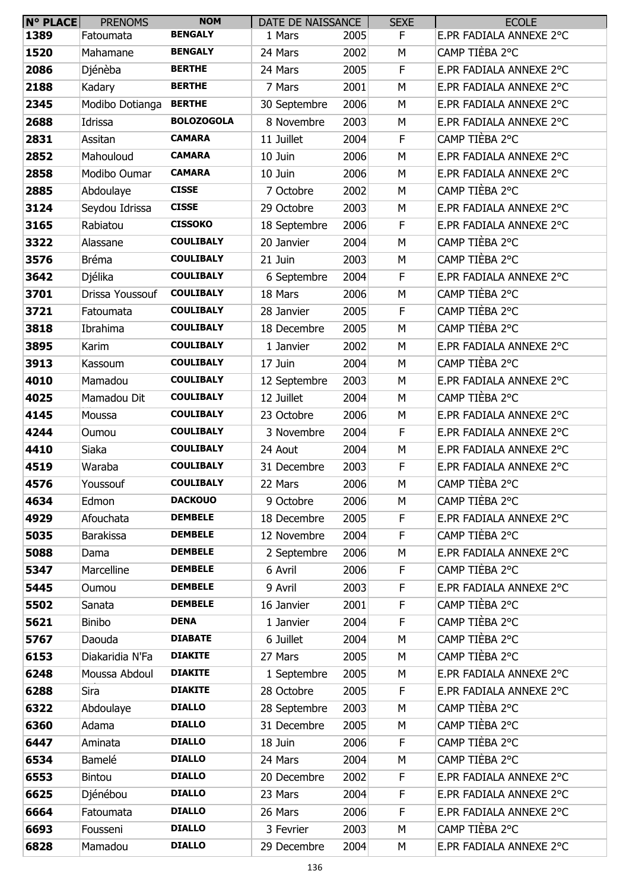| N° PLACE | PRENOMS | NOM | DATE DE NAISSANCE | | SEXE | ECOLE |
|---|---|---|---|---|---|---|
| 1389 | Fatoumata | BENGALY | 1 Mars | 2005 | F | E.PR FADIALA ANNEXE 2°C |
| 1520 | Mahamane | BENGALY | 24 Mars | 2002 | M | CAMP TIÈBA 2°C |
| 2086 | Djénèba | BERTHE | 24 Mars | 2005 | F | E.PR FADIALA ANNEXE 2°C |
| 2188 | Kadary | BERTHE | 7 Mars | 2001 | M | E.PR FADIALA ANNEXE 2°C |
| 2345 | Modibo Dotianga | BERTHE | 30 Septembre | 2006 | M | E.PR FADIALA ANNEXE 2°C |
| 2688 | Idrissa | BOLOZOGOLA | 8 Novembre | 2003 | M | E.PR FADIALA ANNEXE 2°C |
| 2831 | Assitan | CAMARA | 11 Juillet | 2004 | F | CAMP TIÈBA 2°C |
| 2852 | Mahouloud | CAMARA | 10 Juin | 2006 | M | E.PR FADIALA ANNEXE 2°C |
| 2858 | Modibo Oumar | CAMARA | 10 Juin | 2006 | M | E.PR FADIALA ANNEXE 2°C |
| 2885 | Abdoulaye | CISSE | 7 Octobre | 2002 | M | CAMP TIÈBA 2°C |
| 3124 | Seydou Idrissa | CISSE | 29 Octobre | 2003 | M | E.PR FADIALA ANNEXE 2°C |
| 3165 | Rabiatou | CISSOKO | 18 Septembre | 2006 | F | E.PR FADIALA ANNEXE 2°C |
| 3322 | Alassane | COULIBALY | 20 Janvier | 2004 | M | CAMP TIÈBA 2°C |
| 3576 | Bréma | COULIBALY | 21 Juin | 2003 | M | CAMP TIÈBA 2°C |
| 3642 | Djélika | COULIBALY | 6 Septembre | 2004 | F | E.PR FADIALA ANNEXE 2°C |
| 3701 | Drissa Youssouf | COULIBALY | 18 Mars | 2006 | M | CAMP TIÈBA 2°C |
| 3721 | Fatoumata | COULIBALY | 28 Janvier | 2005 | F | CAMP TIÈBA 2°C |
| 3818 | Ibrahima | COULIBALY | 18 Decembre | 2005 | M | CAMP TIÈBA 2°C |
| 3895 | Karim | COULIBALY | 1 Janvier | 2002 | M | E.PR FADIALA ANNEXE 2°C |
| 3913 | Kassoum | COULIBALY | 17 Juin | 2004 | M | CAMP TIÈBA 2°C |
| 4010 | Mamadou | COULIBALY | 12 Septembre | 2003 | M | E.PR FADIALA ANNEXE 2°C |
| 4025 | Mamadou Dit | COULIBALY | 12 Juillet | 2004 | M | CAMP TIÈBA 2°C |
| 4145 | Moussa | COULIBALY | 23 Octobre | 2006 | M | E.PR FADIALA ANNEXE 2°C |
| 4244 | Oumou | COULIBALY | 3 Novembre | 2004 | F | E.PR FADIALA ANNEXE 2°C |
| 4410 | Siaka | COULIBALY | 24 Aout | 2004 | M | E.PR FADIALA ANNEXE 2°C |
| 4519 | Waraba | COULIBALY | 31 Decembre | 2003 | F | E.PR FADIALA ANNEXE 2°C |
| 4576 | Youssouf | COULIBALY | 22 Mars | 2006 | M | CAMP TIÈBA 2°C |
| 4634 | Edmon | DACKOUO | 9 Octobre | 2006 | M | CAMP TIÈBA 2°C |
| 4929 | Afouchata | DEMBELE | 18 Decembre | 2005 | F | E.PR FADIALA ANNEXE 2°C |
| 5035 | Barakissa | DEMBELE | 12 Novembre | 2004 | F | CAMP TIÈBA 2°C |
| 5088 | Dama | DEMBELE | 2 Septembre | 2006 | M | E.PR FADIALA ANNEXE 2°C |
| 5347 | Marcelline | DEMBELE | 6 Avril | 2006 | F | CAMP TIÈBA 2°C |
| 5445 | Oumou | DEMBELE | 9 Avril | 2003 | F | E.PR FADIALA ANNEXE 2°C |
| 5502 | Sanata | DEMBELE | 16 Janvier | 2001 | F | CAMP TIÈBA 2°C |
| 5621 | Binibo | DENA | 1 Janvier | 2004 | F | CAMP TIÈBA 2°C |
| 5767 | Daouda | DIABATE | 6 Juillet | 2004 | M | CAMP TIÈBA 2°C |
| 6153 | Diakaridia N'Fa | DIAKITE | 27 Mars | 2005 | M | CAMP TIÈBA 2°C |
| 6248 | Moussa Abdoul | DIAKITE | 1 Septembre | 2005 | M | E.PR FADIALA ANNEXE 2°C |
| 6288 | Sira | DIAKITE | 28 Octobre | 2005 | F | E.PR FADIALA ANNEXE 2°C |
| 6322 | Abdoulaye | DIALLO | 28 Septembre | 2003 | M | CAMP TIÈBA 2°C |
| 6360 | Adama | DIALLO | 31 Decembre | 2005 | M | CAMP TIÈBA 2°C |
| 6447 | Aminata | DIALLO | 18 Juin | 2006 | F | CAMP TIÈBA 2°C |
| 6534 | Bamelé | DIALLO | 24 Mars | 2004 | M | CAMP TIÈBA 2°C |
| 6553 | Bintou | DIALLO | 20 Decembre | 2002 | F | E.PR FADIALA ANNEXE 2°C |
| 6625 | Djénébou | DIALLO | 23 Mars | 2004 | F | E.PR FADIALA ANNEXE 2°C |
| 6664 | Fatoumata | DIALLO | 26 Mars | 2006 | F | E.PR FADIALA ANNEXE 2°C |
| 6693 | Fousseni | DIALLO | 3 Fevrier | 2003 | M | CAMP TIÈBA 2°C |
| 6828 | Mamadou | DIALLO | 29 Decembre | 2004 | M | E.PR FADIALA ANNEXE 2°C |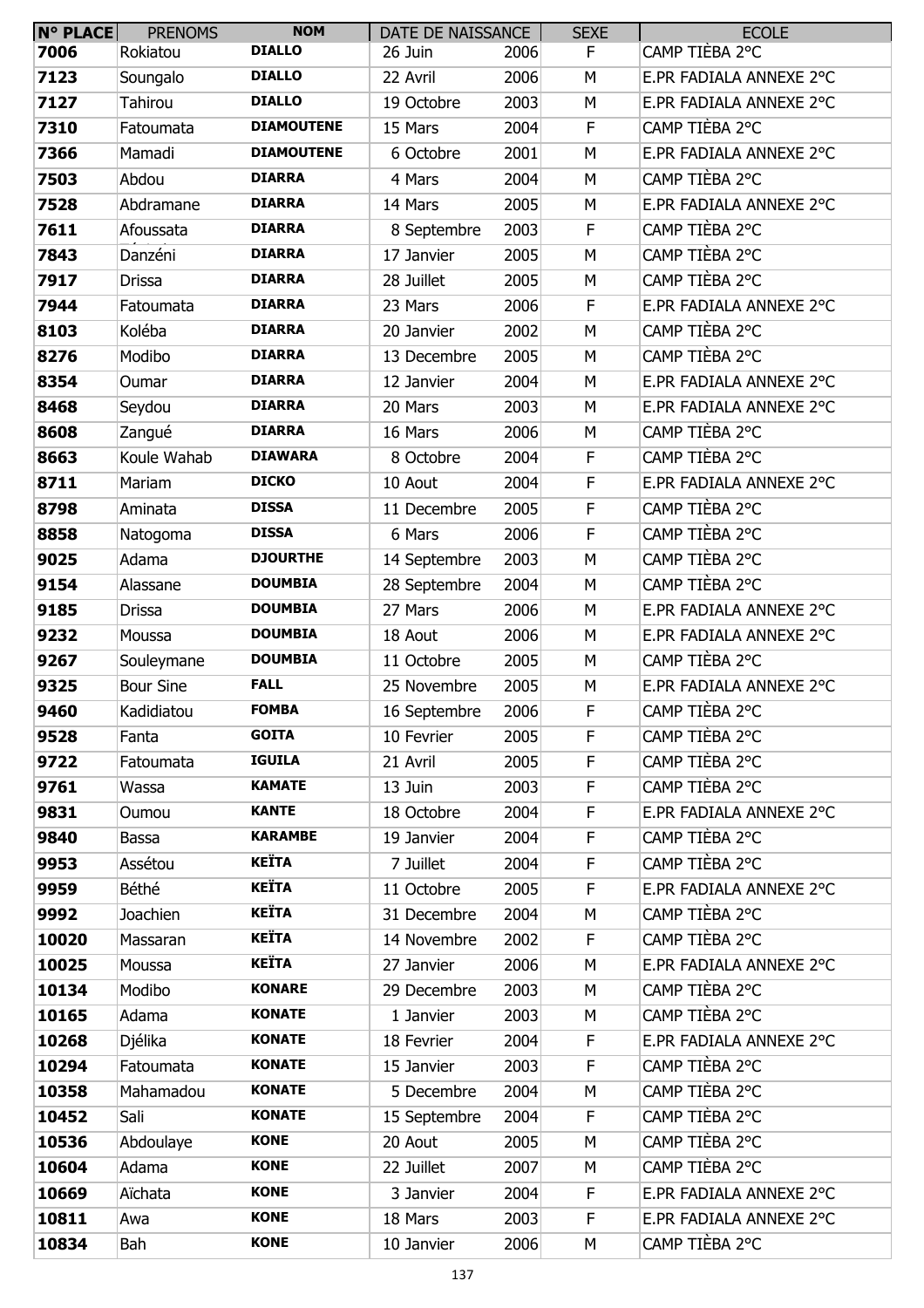| N° PLACE | PRENOMS | NOM | DATE DE NAISSANCE | | SEXE | ECOLE |
|---|---|---|---|---|---|---|
| 7006 | Rokiatou | DIALLO | 26 Juin | 2006 | F | CAMP TIÈBA 2°C |
| 7123 | Soungalo | DIALLO | 22 Avril | 2006 | M | E.PR FADIALA ANNEXE 2°C |
| 7127 | Tahirou | DIALLO | 19 Octobre | 2003 | M | E.PR FADIALA ANNEXE 2°C |
| 7310 | Fatoumata | DIAMOUTENE | 15 Mars | 2004 | F | CAMP TIÈBA 2°C |
| 7366 | Mamadi | DIAMOUTENE | 6 Octobre | 2001 | M | E.PR FADIALA ANNEXE 2°C |
| 7503 | Abdou | DIARRA | 4 Mars | 2004 | M | CAMP TIÈBA 2°C |
| 7528 | Abdramane | DIARRA | 14 Mars | 2005 | M | E.PR FADIALA ANNEXE 2°C |
| 7611 | Afoussata | DIARRA | 8 Septembre | 2003 | F | CAMP TIÈBA 2°C |
| 7843 | Danzéni | DIARRA | 17 Janvier | 2005 | M | CAMP TIÈBA 2°C |
| 7917 | Drissa | DIARRA | 28 Juillet | 2005 | M | CAMP TIÈBA 2°C |
| 7944 | Fatoumata | DIARRA | 23 Mars | 2006 | F | E.PR FADIALA ANNEXE 2°C |
| 8103 | Koléba | DIARRA | 20 Janvier | 2002 | M | CAMP TIÈBA 2°C |
| 8276 | Modibo | DIARRA | 13 Decembre | 2005 | M | CAMP TIÈBA 2°C |
| 8354 | Oumar | DIARRA | 12 Janvier | 2004 | M | E.PR FADIALA ANNEXE 2°C |
| 8468 | Seydou | DIARRA | 20 Mars | 2003 | M | E.PR FADIALA ANNEXE 2°C |
| 8608 | Zangué | DIARRA | 16 Mars | 2006 | M | CAMP TIÈBA 2°C |
| 8663 | Koule Wahab | DIAWARA | 8 Octobre | 2004 | F | CAMP TIÈBA 2°C |
| 8711 | Mariam | DICKO | 10 Aout | 2004 | F | E.PR FADIALA ANNEXE 2°C |
| 8798 | Aminata | DISSA | 11 Decembre | 2005 | F | CAMP TIÈBA 2°C |
| 8858 | Natogoma | DISSA | 6 Mars | 2006 | F | CAMP TIÈBA 2°C |
| 9025 | Adama | DJOURTHE | 14 Septembre | 2003 | M | CAMP TIÈBA 2°C |
| 9154 | Alassane | DOUMBIA | 28 Septembre | 2004 | M | CAMP TIÈBA 2°C |
| 9185 | Drissa | DOUMBIA | 27 Mars | 2006 | M | E.PR FADIALA ANNEXE 2°C |
| 9232 | Moussa | DOUMBIA | 18 Aout | 2006 | M | E.PR FADIALA ANNEXE 2°C |
| 9267 | Souleymane | DOUMBIA | 11 Octobre | 2005 | M | CAMP TIÈBA 2°C |
| 9325 | Bour Sine | FALL | 25 Novembre | 2005 | M | E.PR FADIALA ANNEXE 2°C |
| 9460 | Kadidiatou | FOMBA | 16 Septembre | 2006 | F | CAMP TIÈBA 2°C |
| 9528 | Fanta | GOITA | 10 Fevrier | 2005 | F | CAMP TIÈBA 2°C |
| 9722 | Fatoumata | IGUILA | 21 Avril | 2005 | F | CAMP TIÈBA 2°C |
| 9761 | Wassa | KAMATE | 13 Juin | 2003 | F | CAMP TIÈBA 2°C |
| 9831 | Oumou | KANTE | 18 Octobre | 2004 | F | E.PR FADIALA ANNEXE 2°C |
| 9840 | Bassa | KARAMBE | 19 Janvier | 2004 | F | CAMP TIÈBA 2°C |
| 9953 | Assétou | KEÏTA | 7 Juillet | 2004 | F | CAMP TIÈBA 2°C |
| 9959 | Béthé | KEÏTA | 11 Octobre | 2005 | F | E.PR FADIALA ANNEXE 2°C |
| 9992 | Joachien | KEÏTA | 31 Decembre | 2004 | M | CAMP TIÈBA 2°C |
| 10020 | Massaran | KEÏTA | 14 Novembre | 2002 | F | CAMP TIÈBA 2°C |
| 10025 | Moussa | KEÏTA | 27 Janvier | 2006 | M | E.PR FADIALA ANNEXE 2°C |
| 10134 | Modibo | KONARE | 29 Decembre | 2003 | M | CAMP TIÈBA 2°C |
| 10165 | Adama | KONATE | 1 Janvier | 2003 | M | CAMP TIÈBA 2°C |
| 10268 | Djélika | KONATE | 18 Fevrier | 2004 | F | E.PR FADIALA ANNEXE 2°C |
| 10294 | Fatoumata | KONATE | 15 Janvier | 2003 | F | CAMP TIÈBA 2°C |
| 10358 | Mahamadou | KONATE | 5 Decembre | 2004 | M | CAMP TIÈBA 2°C |
| 10452 | Sali | KONATE | 15 Septembre | 2004 | F | CAMP TIÈBA 2°C |
| 10536 | Abdoulaye | KONE | 20 Aout | 2005 | M | CAMP TIÈBA 2°C |
| 10604 | Adama | KONE | 22 Juillet | 2007 | M | CAMP TIÈBA 2°C |
| 10669 | Aïchata | KONE | 3 Janvier | 2004 | F | E.PR FADIALA ANNEXE 2°C |
| 10811 | Awa | KONE | 18 Mars | 2003 | F | E.PR FADIALA ANNEXE 2°C |
| 10834 | Bah | KONE | 10 Janvier | 2006 | M | CAMP TIÈBA 2°C |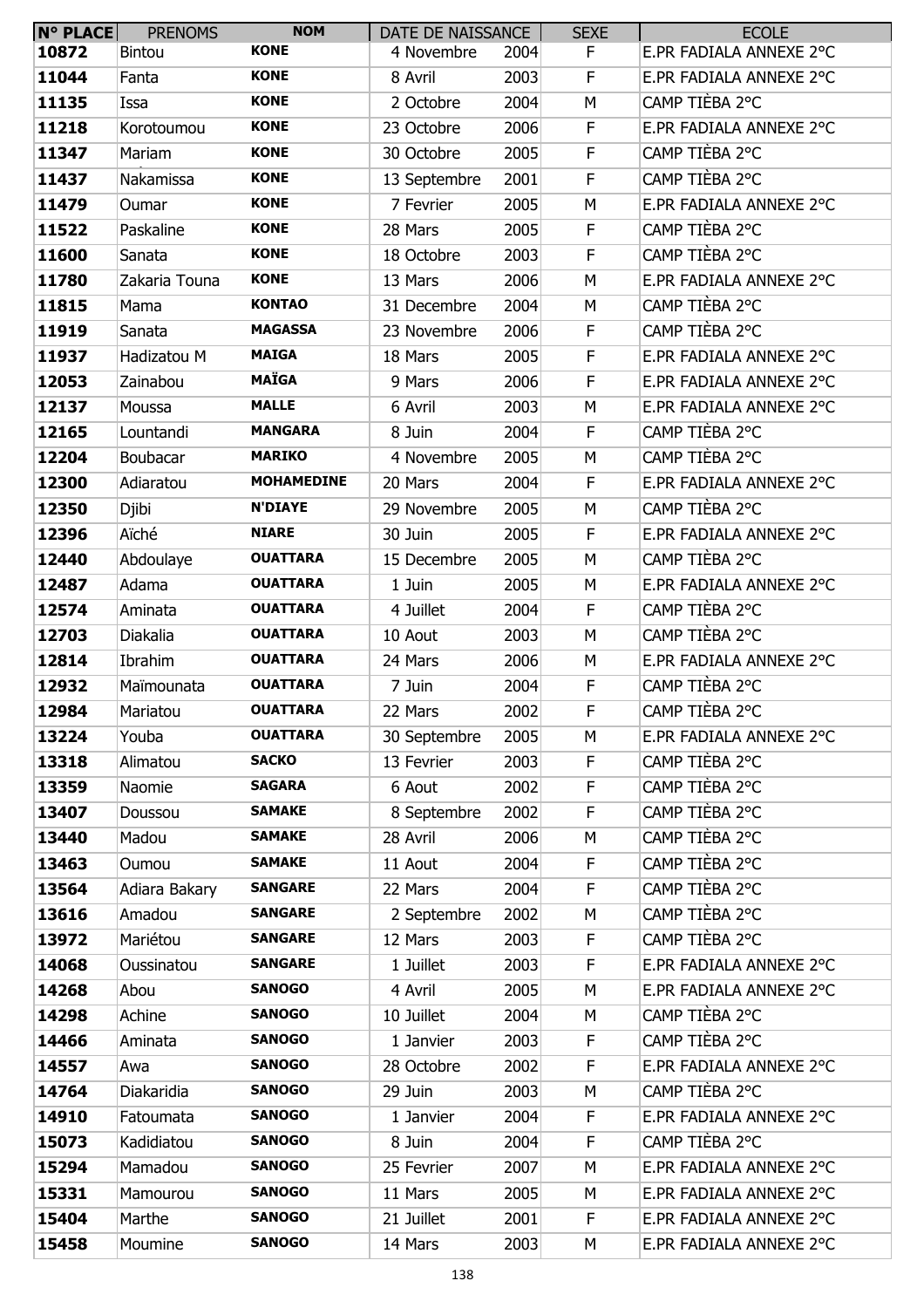| N° PLACE | PRENOMS | NOM | DATE DE NAISSANCE | | SEXE | ECOLE |
|---|---|---|---|---|---|---|
| 10872 | Bintou | KONE | 4 Novembre | 2004 | F | E.PR FADIALA ANNEXE 2°C |
| 11044 | Fanta | KONE | 8 Avril | 2003 | F | E.PR FADIALA ANNEXE 2°C |
| 11135 | Issa | KONE | 2 Octobre | 2004 | M | CAMP TIÈBA 2°C |
| 11218 | Korotoumou | KONE | 23 Octobre | 2006 | F | E.PR FADIALA ANNEXE 2°C |
| 11347 | Mariam | KONE | 30 Octobre | 2005 | F | CAMP TIÈBA 2°C |
| 11437 | Nakamissa | KONE | 13 Septembre | 2001 | F | CAMP TIÈBA 2°C |
| 11479 | Oumar | KONE | 7 Fevrier | 2005 | M | E.PR FADIALA ANNEXE 2°C |
| 11522 | Paskaline | KONE | 28 Mars | 2005 | F | CAMP TIÈBA 2°C |
| 11600 | Sanata | KONE | 18 Octobre | 2003 | F | CAMP TIÈBA 2°C |
| 11780 | Zakaria Touna | KONE | 13 Mars | 2006 | M | E.PR FADIALA ANNEXE 2°C |
| 11815 | Mama | KONTAO | 31 Decembre | 2004 | M | CAMP TIÈBA 2°C |
| 11919 | Sanata | MAGASSA | 23 Novembre | 2006 | F | CAMP TIÈBA 2°C |
| 11937 | Hadizatou M | MAIGA | 18 Mars | 2005 | F | E.PR FADIALA ANNEXE 2°C |
| 12053 | Zainabou | MAÏGA | 9 Mars | 2006 | F | E.PR FADIALA ANNEXE 2°C |
| 12137 | Moussa | MALLE | 6 Avril | 2003 | M | E.PR FADIALA ANNEXE 2°C |
| 12165 | Lountandi | MANGARA | 8 Juin | 2004 | F | CAMP TIÈBA 2°C |
| 12204 | Boubacar | MARIKO | 4 Novembre | 2005 | M | CAMP TIÈBA 2°C |
| 12300 | Adiaratou | MOHAMEDINE | 20 Mars | 2004 | F | E.PR FADIALA ANNEXE 2°C |
| 12350 | Djibi | N'DIAYE | 29 Novembre | 2005 | M | CAMP TIÈBA 2°C |
| 12396 | Aïché | NIARE | 30 Juin | 2005 | F | E.PR FADIALA ANNEXE 2°C |
| 12440 | Abdoulaye | OUATTARA | 15 Decembre | 2005 | M | CAMP TIÈBA 2°C |
| 12487 | Adama | OUATTARA | 1 Juin | 2005 | M | E.PR FADIALA ANNEXE 2°C |
| 12574 | Aminata | OUATTARA | 4 Juillet | 2004 | F | CAMP TIÈBA 2°C |
| 12703 | Diakalia | OUATTARA | 10 Aout | 2003 | M | CAMP TIÈBA 2°C |
| 12814 | Ibrahim | OUATTARA | 24 Mars | 2006 | M | E.PR FADIALA ANNEXE 2°C |
| 12932 | Maïmounata | OUATTARA | 7 Juin | 2004 | F | CAMP TIÈBA 2°C |
| 12984 | Mariatou | OUATTARA | 22 Mars | 2002 | F | CAMP TIÈBA 2°C |
| 13224 | Youba | OUATTARA | 30 Septembre | 2005 | M | E.PR FADIALA ANNEXE 2°C |
| 13318 | Alimatou | SACKO | 13 Fevrier | 2003 | F | CAMP TIÈBA 2°C |
| 13359 | Naomie | SAGARA | 6 Aout | 2002 | F | CAMP TIÈBA 2°C |
| 13407 | Doussou | SAMAKE | 8 Septembre | 2002 | F | CAMP TIÈBA 2°C |
| 13440 | Madou | SAMAKE | 28 Avril | 2006 | M | CAMP TIÈBA 2°C |
| 13463 | Oumou | SAMAKE | 11 Aout | 2004 | F | CAMP TIÈBA 2°C |
| 13564 | Adiara Bakary | SANGARE | 22 Mars | 2004 | F | CAMP TIÈBA 2°C |
| 13616 | Amadou | SANGARE | 2 Septembre | 2002 | M | CAMP TIÈBA 2°C |
| 13972 | Mariétou | SANGARE | 12 Mars | 2003 | F | CAMP TIÈBA 2°C |
| 14068 | Oussinatou | SANGARE | 1 Juillet | 2003 | F | E.PR FADIALA ANNEXE 2°C |
| 14268 | Abou | SANOGO | 4 Avril | 2005 | M | E.PR FADIALA ANNEXE 2°C |
| 14298 | Achine | SANOGO | 10 Juillet | 2004 | M | CAMP TIÈBA 2°C |
| 14466 | Aminata | SANOGO | 1 Janvier | 2003 | F | CAMP TIÈBA 2°C |
| 14557 | Awa | SANOGO | 28 Octobre | 2002 | F | E.PR FADIALA ANNEXE 2°C |
| 14764 | Diakaridia | SANOGO | 29 Juin | 2003 | M | CAMP TIÈBA 2°C |
| 14910 | Fatoumata | SANOGO | 1 Janvier | 2004 | F | E.PR FADIALA ANNEXE 2°C |
| 15073 | Kadidiatou | SANOGO | 8 Juin | 2004 | F | CAMP TIÈBA 2°C |
| 15294 | Mamadou | SANOGO | 25 Fevrier | 2007 | M | E.PR FADIALA ANNEXE 2°C |
| 15331 | Mamourou | SANOGO | 11 Mars | 2005 | M | E.PR FADIALA ANNEXE 2°C |
| 15404 | Marthe | SANOGO | 21 Juillet | 2001 | F | E.PR FADIALA ANNEXE 2°C |
| 15458 | Moumine | SANOGO | 14 Mars | 2003 | M | E.PR FADIALA ANNEXE 2°C |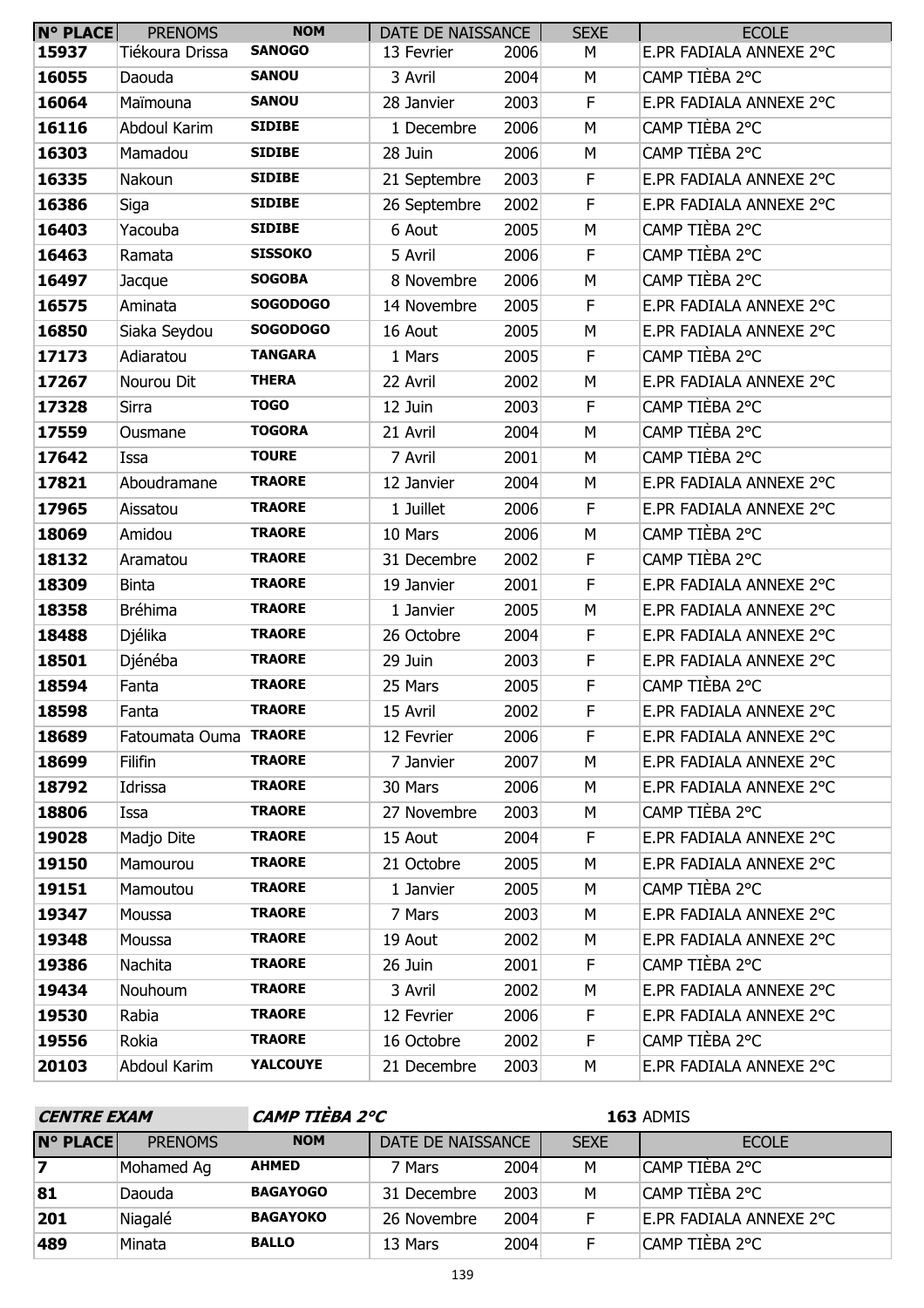| N° PLACE | PRENOMS | NOM | DATE DE NAISSANCE | | SEXE | ECOLE |
|---|---|---|---|---|---|---|
| 15937 | Tiékoura Drissa | SANOGO | 13 Fevrier | 2006 | M | E.PR FADIALA ANNEXE 2°C |
| 16055 | Daouda | SANOU | 3 Avril | 2004 | M | CAMP TIÈBA 2°C |
| 16064 | Maïmouna | SANOU | 28 Janvier | 2003 | F | E.PR FADIALA ANNEXE 2°C |
| 16116 | Abdoul Karim | SIDIBE | 1 Decembre | 2006 | M | CAMP TIÈBA 2°C |
| 16303 | Mamadou | SIDIBE | 28 Juin | 2006 | M | CAMP TIÈBA 2°C |
| 16335 | Nakoun | SIDIBE | 21 Septembre | 2003 | F | E.PR FADIALA ANNEXE 2°C |
| 16386 | Siga | SIDIBE | 26 Septembre | 2002 | F | E.PR FADIALA ANNEXE 2°C |
| 16403 | Yacouba | SIDIBE | 6 Aout | 2005 | M | CAMP TIÈBA 2°C |
| 16463 | Ramata | SISSOKO | 5 Avril | 2006 | F | CAMP TIÈBA 2°C |
| 16497 | Jacque | SOGOBA | 8 Novembre | 2006 | M | CAMP TIÈBA 2°C |
| 16575 | Aminata | SOGODOGO | 14 Novembre | 2005 | F | E.PR FADIALA ANNEXE 2°C |
| 16850 | Siaka Seydou | SOGODOGO | 16 Aout | 2005 | M | E.PR FADIALA ANNEXE 2°C |
| 17173 | Adiaratou | TANGARA | 1 Mars | 2005 | F | CAMP TIÈBA 2°C |
| 17267 | Nourou Dit | THERA | 22 Avril | 2002 | M | E.PR FADIALA ANNEXE 2°C |
| 17328 | Sirra | TOGO | 12 Juin | 2003 | F | CAMP TIÈBA 2°C |
| 17559 | Ousmane | TOGORA | 21 Avril | 2004 | M | CAMP TIÈBA 2°C |
| 17642 | Issa | TOURE | 7 Avril | 2001 | M | CAMP TIÈBA 2°C |
| 17821 | Aboudramane | TRAORE | 12 Janvier | 2004 | M | E.PR FADIALA ANNEXE 2°C |
| 17965 | Aissatou | TRAORE | 1 Juillet | 2006 | F | E.PR FADIALA ANNEXE 2°C |
| 18069 | Amidou | TRAORE | 10 Mars | 2006 | M | CAMP TIÈBA 2°C |
| 18132 | Aramatou | TRAORE | 31 Decembre | 2002 | F | CAMP TIÈBA 2°C |
| 18309 | Binta | TRAORE | 19 Janvier | 2001 | F | E.PR FADIALA ANNEXE 2°C |
| 18358 | Bréhima | TRAORE | 1 Janvier | 2005 | M | E.PR FADIALA ANNEXE 2°C |
| 18488 | Djélika | TRAORE | 26 Octobre | 2004 | F | E.PR FADIALA ANNEXE 2°C |
| 18501 | Djénéba | TRAORE | 29 Juin | 2003 | F | E.PR FADIALA ANNEXE 2°C |
| 18594 | Fanta | TRAORE | 25 Mars | 2005 | F | CAMP TIÈBA 2°C |
| 18598 | Fanta | TRAORE | 15 Avril | 2002 | F | E.PR FADIALA ANNEXE 2°C |
| 18689 | Fatoumata Ouma | TRAORE | 12 Fevrier | 2006 | F | E.PR FADIALA ANNEXE 2°C |
| 18699 | Filifin | TRAORE | 7 Janvier | 2007 | M | E.PR FADIALA ANNEXE 2°C |
| 18792 | Idrissa | TRAORE | 30 Mars | 2006 | M | E.PR FADIALA ANNEXE 2°C |
| 18806 | Issa | TRAORE | 27 Novembre | 2003 | M | CAMP TIÈBA 2°C |
| 19028 | Madjo Dite | TRAORE | 15 Aout | 2004 | F | E.PR FADIALA ANNEXE 2°C |
| 19150 | Mamourou | TRAORE | 21 Octobre | 2005 | M | E.PR FADIALA ANNEXE 2°C |
| 19151 | Mamoutou | TRAORE | 1 Janvier | 2005 | M | CAMP TIÈBA 2°C |
| 19347 | Moussa | TRAORE | 7 Mars | 2003 | M | E.PR FADIALA ANNEXE 2°C |
| 19348 | Moussa | TRAORE | 19 Aout | 2002 | M | E.PR FADIALA ANNEXE 2°C |
| 19386 | Nachita | TRAORE | 26 Juin | 2001 | F | CAMP TIÈBA 2°C |
| 19434 | Nouhoum | TRAORE | 3 Avril | 2002 | M | E.PR FADIALA ANNEXE 2°C |
| 19530 | Rabia | TRAORE | 12 Fevrier | 2006 | F | E.PR FADIALA ANNEXE 2°C |
| 19556 | Rokia | TRAORE | 16 Octobre | 2002 | F | CAMP TIÈBA 2°C |
| 20103 | Abdoul Karim | YALCOUYE | 21 Decembre | 2003 | M | E.PR FADIALA ANNEXE 2°C |

***CENTRE EXAM*** ***CAMP TIÈBA 2°C*** **163** ADMIS

| N° PLACE | PRENOMS | NOM | DATE DE NAISSANCE | | SEXE | ECOLE |
|---|---|---|---|---|---|---|
| 7 | Mohamed Ag | AHMED | 7 Mars | 2004 | M | CAMP TIÈBA 2°C |
| 81 | Daouda | BAGAYOGO | 31 Decembre | 2003 | M | CAMP TIÈBA 2°C |
| 201 | Niagalé | BAGAYOKO | 26 Novembre | 2004 | F | E.PR FADIALA ANNEXE 2°C |
| 489 | Minata | BALLO | 13 Mars | 2004 | F | CAMP TIÈBA 2°C |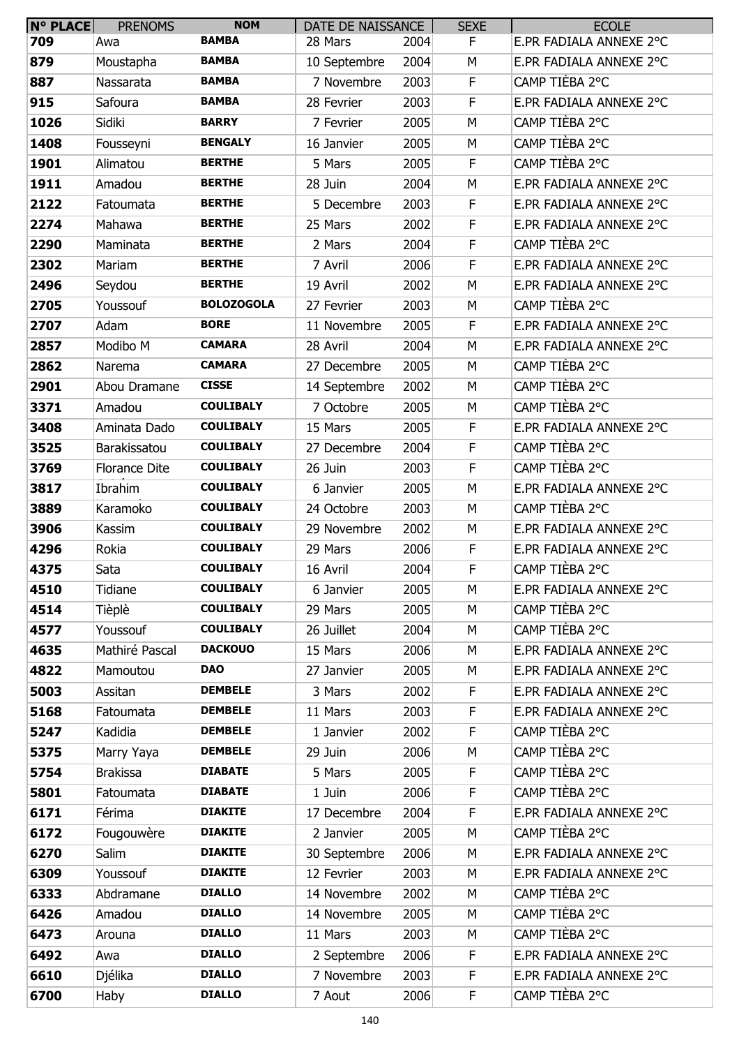| N° PLACE | PRENOMS | NOM | DATE DE NAISSANCE | | SEXE | ECOLE |
|---|---|---|---|---|---|---|
| 709 | Awa | BAMBA | 28 Mars | 2004 | F | E.PR FADIALA ANNEXE 2°C |
| 879 | Moustapha | BAMBA | 10 Septembre | 2004 | M | E.PR FADIALA ANNEXE 2°C |
| 887 | Nassarata | BAMBA | 7 Novembre | 2003 | F | CAMP TIÈBA 2°C |
| 915 | Safoura | BAMBA | 28 Fevrier | 2003 | F | E.PR FADIALA ANNEXE 2°C |
| 1026 | Sidiki | BARRY | 7 Fevrier | 2005 | M | CAMP TIÈBA 2°C |
| 1408 | Fousseyni | BENGALY | 16 Janvier | 2005 | M | CAMP TIÈBA 2°C |
| 1901 | Alimatou | BERTHE | 5 Mars | 2005 | F | CAMP TIÈBA 2°C |
| 1911 | Amadou | BERTHE | 28 Juin | 2004 | M | E.PR FADIALA ANNEXE 2°C |
| 2122 | Fatoumata | BERTHE | 5 Decembre | 2003 | F | E.PR FADIALA ANNEXE 2°C |
| 2274 | Mahawa | BERTHE | 25 Mars | 2002 | F | E.PR FADIALA ANNEXE 2°C |
| 2290 | Maminata | BERTHE | 2 Mars | 2004 | F | CAMP TIÈBA 2°C |
| 2302 | Mariam | BERTHE | 7 Avril | 2006 | F | E.PR FADIALA ANNEXE 2°C |
| 2496 | Seydou | BERTHE | 19 Avril | 2002 | M | E.PR FADIALA ANNEXE 2°C |
| 2705 | Youssouf | BOLOZOGOLA | 27 Fevrier | 2003 | M | CAMP TIÈBA 2°C |
| 2707 | Adam | BORE | 11 Novembre | 2005 | F | E.PR FADIALA ANNEXE 2°C |
| 2857 | Modibo M | CAMARA | 28 Avril | 2004 | M | E.PR FADIALA ANNEXE 2°C |
| 2862 | Narema | CAMARA | 27 Decembre | 2005 | M | CAMP TIÈBA 2°C |
| 2901 | Abou Dramane | CISSE | 14 Septembre | 2002 | M | CAMP TIÈBA 2°C |
| 3371 | Amadou | COULIBALY | 7 Octobre | 2005 | M | CAMP TIÈBA 2°C |
| 3408 | Aminata Dado | COULIBALY | 15 Mars | 2005 | F | E.PR FADIALA ANNEXE 2°C |
| 3525 | Barakissatou | COULIBALY | 27 Decembre | 2004 | F | CAMP TIÈBA 2°C |
| 3769 | Florance Dite | COULIBALY | 26 Juin | 2003 | F | CAMP TIÈBA 2°C |
| 3817 | Ibrahim | COULIBALY | 6 Janvier | 2005 | M | E.PR FADIALA ANNEXE 2°C |
| 3889 | Karamoko | COULIBALY | 24 Octobre | 2003 | M | CAMP TIÈBA 2°C |
| 3906 | Kassim | COULIBALY | 29 Novembre | 2002 | M | E.PR FADIALA ANNEXE 2°C |
| 4296 | Rokia | COULIBALY | 29 Mars | 2006 | F | E.PR FADIALA ANNEXE 2°C |
| 4375 | Sata | COULIBALY | 16 Avril | 2004 | F | CAMP TIÈBA 2°C |
| 4510 | Tidiane | COULIBALY | 6 Janvier | 2005 | M | E.PR FADIALA ANNEXE 2°C |
| 4514 | Tièplè | COULIBALY | 29 Mars | 2005 | M | CAMP TIÈBA 2°C |
| 4577 | Youssouf | COULIBALY | 26 Juillet | 2004 | M | CAMP TIÈBA 2°C |
| 4635 | Mathiré Pascal | DACKOUO | 15 Mars | 2006 | M | E.PR FADIALA ANNEXE 2°C |
| 4822 | Mamoutou | DAO | 27 Janvier | 2005 | M | E.PR FADIALA ANNEXE 2°C |
| 5003 | Assitan | DEMBELE | 3 Mars | 2002 | F | E.PR FADIALA ANNEXE 2°C |
| 5168 | Fatoumata | DEMBELE | 11 Mars | 2003 | F | E.PR FADIALA ANNEXE 2°C |
| 5247 | Kadidia | DEMBELE | 1 Janvier | 2002 | F | CAMP TIÈBA 2°C |
| 5375 | Marry Yaya | DEMBELE | 29 Juin | 2006 | M | CAMP TIÈBA 2°C |
| 5754 | Brakissa | DIABATE | 5 Mars | 2005 | F | CAMP TIÈBA 2°C |
| 5801 | Fatoumata | DIABATE | 1 Juin | 2006 | F | CAMP TIÈBA 2°C |
| 6171 | Férima | DIAKITE | 17 Decembre | 2004 | F | E.PR FADIALA ANNEXE 2°C |
| 6172 | Fougouwère | DIAKITE | 2 Janvier | 2005 | M | CAMP TIÈBA 2°C |
| 6270 | Salim | DIAKITE | 30 Septembre | 2006 | M | E.PR FADIALA ANNEXE 2°C |
| 6309 | Youssouf | DIAKITE | 12 Fevrier | 2003 | M | E.PR FADIALA ANNEXE 2°C |
| 6333 | Abdramane | DIALLO | 14 Novembre | 2002 | M | CAMP TIÈBA 2°C |
| 6426 | Amadou | DIALLO | 14 Novembre | 2005 | M | CAMP TIÈBA 2°C |
| 6473 | Arouna | DIALLO | 11 Mars | 2003 | M | CAMP TIÈBA 2°C |
| 6492 | Awa | DIALLO | 2 Septembre | 2006 | F | E.PR FADIALA ANNEXE 2°C |
| 6610 | Djélika | DIALLO | 7 Novembre | 2003 | F | E.PR FADIALA ANNEXE 2°C |
| 6700 | Haby | DIALLO | 7 Aout | 2006 | F | CAMP TIÈBA 2°C |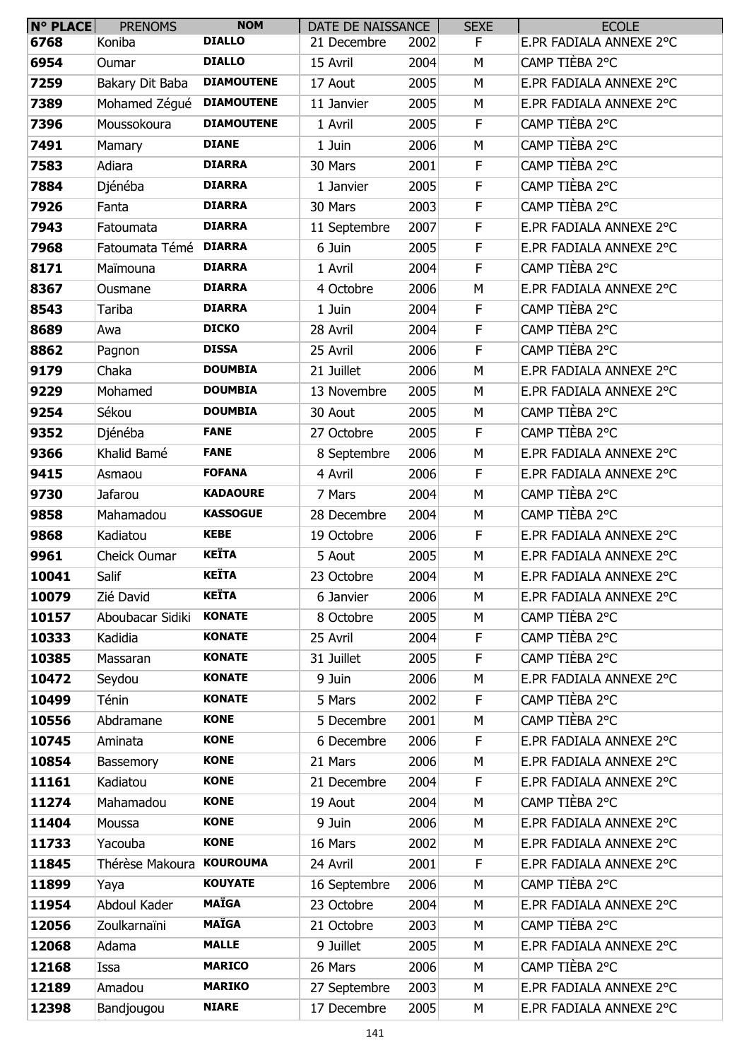| N° PLACE | PRENOMS | NOM | DATE DE NAISSANCE | | SEXE | ECOLE |
|---|---|---|---|---|---|---|
| 6768 | Koniba | DIALLO | 21 Decembre | 2002 | F | E.PR FADIALA ANNEXE 2°C |
| 6954 | Oumar | DIALLO | 15 Avril | 2004 | M | CAMP TIÈBA 2°C |
| 7259 | Bakary Dit Baba | DIAMOUTENE | 17 Aout | 2005 | M | E.PR FADIALA ANNEXE 2°C |
| 7389 | Mohamed Zégué | DIAMOUTENE | 11 Janvier | 2005 | M | E.PR FADIALA ANNEXE 2°C |
| 7396 | Moussokoura | DIAMOUTENE | 1 Avril | 2005 | F | CAMP TIÈBA 2°C |
| 7491 | Mamary | DIANE | 1 Juin | 2006 | M | CAMP TIÈBA 2°C |
| 7583 | Adiara | DIARRA | 30 Mars | 2001 | F | CAMP TIÈBA 2°C |
| 7884 | Djénéba | DIARRA | 1 Janvier | 2005 | F | CAMP TIÈBA 2°C |
| 7926 | Fanta | DIARRA | 30 Mars | 2003 | F | CAMP TIÈBA 2°C |
| 7943 | Fatoumata | DIARRA | 11 Septembre | 2007 | F | E.PR FADIALA ANNEXE 2°C |
| 7968 | Fatoumata Témé | DIARRA | 6 Juin | 2005 | F | E.PR FADIALA ANNEXE 2°C |
| 8171 | Maïmouna | DIARRA | 1 Avril | 2004 | F | CAMP TIÈBA 2°C |
| 8367 | Ousmane | DIARRA | 4 Octobre | 2006 | M | E.PR FADIALA ANNEXE 2°C |
| 8543 | Tariba | DIARRA | 1 Juin | 2004 | F | CAMP TIÈBA 2°C |
| 8689 | Awa | DICKO | 28 Avril | 2004 | F | CAMP TIÈBA 2°C |
| 8862 | Pagnon | DISSA | 25 Avril | 2006 | F | CAMP TIÈBA 2°C |
| 9179 | Chaka | DOUMBIA | 21 Juillet | 2006 | M | E.PR FADIALA ANNEXE 2°C |
| 9229 | Mohamed | DOUMBIA | 13 Novembre | 2005 | M | E.PR FADIALA ANNEXE 2°C |
| 9254 | Sékou | DOUMBIA | 30 Aout | 2005 | M | CAMP TIÈBA 2°C |
| 9352 | Djénéba | FANE | 27 Octobre | 2005 | F | CAMP TIÈBA 2°C |
| 9366 | Khalid Bamé | FANE | 8 Septembre | 2006 | M | E.PR FADIALA ANNEXE 2°C |
| 9415 | Asmaou | FOFANA | 4 Avril | 2006 | F | E.PR FADIALA ANNEXE 2°C |
| 9730 | Jafarou | KADAOURE | 7 Mars | 2004 | M | CAMP TIÈBA 2°C |
| 9858 | Mahamadou | KASSOGUE | 28 Decembre | 2004 | M | CAMP TIÈBA 2°C |
| 9868 | Kadiatou | KEBE | 19 Octobre | 2006 | F | E.PR FADIALA ANNEXE 2°C |
| 9961 | Cheick Oumar | KEÏTA | 5 Aout | 2005 | M | E.PR FADIALA ANNEXE 2°C |
| 10041 | Salif | KEÏTA | 23 Octobre | 2004 | M | E.PR FADIALA ANNEXE 2°C |
| 10079 | Zié David | KEÏTA | 6 Janvier | 2006 | M | E.PR FADIALA ANNEXE 2°C |
| 10157 | Aboubacar Sidiki | KONATE | 8 Octobre | 2005 | M | CAMP TIÈBA 2°C |
| 10333 | Kadidia | KONATE | 25 Avril | 2004 | F | CAMP TIÈBA 2°C |
| 10385 | Massaran | KONATE | 31 Juillet | 2005 | F | CAMP TIÈBA 2°C |
| 10472 | Seydou | KONATE | 9 Juin | 2006 | M | E.PR FADIALA ANNEXE 2°C |
| 10499 | Ténin | KONATE | 5 Mars | 2002 | F | CAMP TIÈBA 2°C |
| 10556 | Abdramane | KONE | 5 Decembre | 2001 | M | CAMP TIÈBA 2°C |
| 10745 | Aminata | KONE | 6 Decembre | 2006 | F | E.PR FADIALA ANNEXE 2°C |
| 10854 | Bassemory | KONE | 21 Mars | 2006 | M | E.PR FADIALA ANNEXE 2°C |
| 11161 | Kadiatou | KONE | 21 Decembre | 2004 | F | E.PR FADIALA ANNEXE 2°C |
| 11274 | Mahamadou | KONE | 19 Aout | 2004 | M | CAMP TIÈBA 2°C |
| 11404 | Moussa | KONE | 9 Juin | 2006 | M | E.PR FADIALA ANNEXE 2°C |
| 11733 | Yacouba | KONE | 16 Mars | 2002 | M | E.PR FADIALA ANNEXE 2°C |
| 11845 | Thérèse Makoura | KOUROUMA | 24 Avril | 2001 | F | E.PR FADIALA ANNEXE 2°C |
| 11899 | Yaya | KOUYATE | 16 Septembre | 2006 | M | CAMP TIÈBA 2°C |
| 11954 | Abdoul Kader | MAÏGA | 23 Octobre | 2004 | M | E.PR FADIALA ANNEXE 2°C |
| 12056 | Zoulkarnaïni | MAÏGA | 21 Octobre | 2003 | M | CAMP TIÈBA 2°C |
| 12068 | Adama | MALLE | 9 Juillet | 2005 | M | E.PR FADIALA ANNEXE 2°C |
| 12168 | Issa | MARICO | 26 Mars | 2006 | M | CAMP TIÈBA 2°C |
| 12189 | Amadou | MARIKO | 27 Septembre | 2003 | M | E.PR FADIALA ANNEXE 2°C |
| 12398 | Bandjougou | NIARE | 17 Decembre | 2005 | M | E.PR FADIALA ANNEXE 2°C |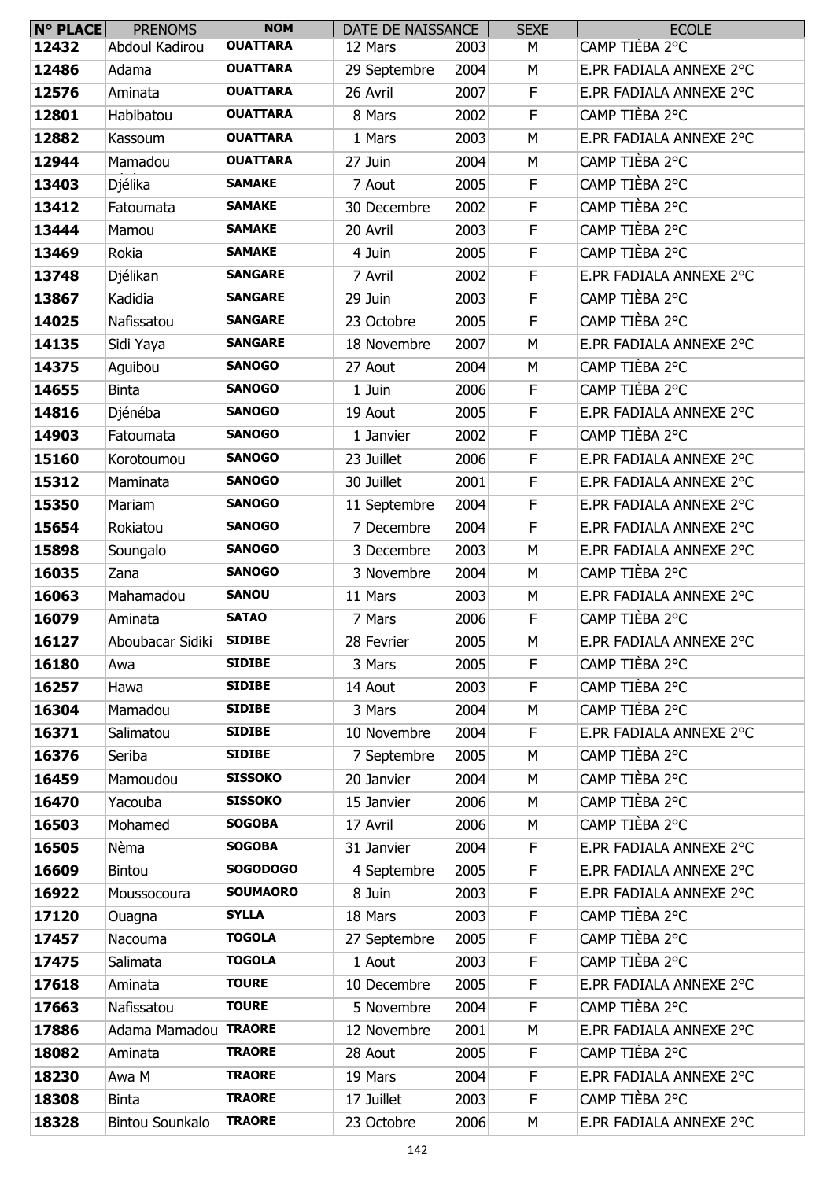| N° PLACE | PRENOMS | NOM | DATE DE NAISSANCE | | SEXE | ECOLE |
|---|---|---|---|---|---|---|
| 12432 | Abdoul Kadirou | OUATTARA | 12 Mars | 2003 | M | CAMP TIÈBA 2°C |
| 12486 | Adama | OUATTARA | 29 Septembre | 2004 | M | E.PR FADIALA ANNEXE 2°C |
| 12576 | Aminata | OUATTARA | 26 Avril | 2007 | F | E.PR FADIALA ANNEXE 2°C |
| 12801 | Habibatou | OUATTARA | 8 Mars | 2002 | F | CAMP TIÈBA 2°C |
| 12882 | Kassoum | OUATTARA | 1 Mars | 2003 | M | E.PR FADIALA ANNEXE 2°C |
| 12944 | Mamadou | OUATTARA | 27 Juin | 2004 | M | CAMP TIÈBA 2°C |
| 13403 | Djélika | SAMAKE | 7 Aout | 2005 | F | CAMP TIÈBA 2°C |
| 13412 | Fatoumata | SAMAKE | 30 Decembre | 2002 | F | CAMP TIÈBA 2°C |
| 13444 | Mamou | SAMAKE | 20 Avril | 2003 | F | CAMP TIÈBA 2°C |
| 13469 | Rokia | SAMAKE | 4 Juin | 2005 | F | CAMP TIÈBA 2°C |
| 13748 | Djélikan | SANGARE | 7 Avril | 2002 | F | E.PR FADIALA ANNEXE 2°C |
| 13867 | Kadidia | SANGARE | 29 Juin | 2003 | F | CAMP TIÈBA 2°C |
| 14025 | Nafissatou | SANGARE | 23 Octobre | 2005 | F | CAMP TIÈBA 2°C |
| 14135 | Sidi Yaya | SANGARE | 18 Novembre | 2007 | M | E.PR FADIALA ANNEXE 2°C |
| 14375 | Aguibou | SANOGO | 27 Aout | 2004 | M | CAMP TIÈBA 2°C |
| 14655 | Binta | SANOGO | 1 Juin | 2006 | F | CAMP TIÈBA 2°C |
| 14816 | Djénéba | SANOGO | 19 Aout | 2005 | F | E.PR FADIALA ANNEXE 2°C |
| 14903 | Fatoumata | SANOGO | 1 Janvier | 2002 | F | CAMP TIÈBA 2°C |
| 15160 | Korotoumou | SANOGO | 23 Juillet | 2006 | F | E.PR FADIALA ANNEXE 2°C |
| 15312 | Maminata | SANOGO | 30 Juillet | 2001 | F | E.PR FADIALA ANNEXE 2°C |
| 15350 | Mariam | SANOGO | 11 Septembre | 2004 | F | E.PR FADIALA ANNEXE 2°C |
| 15654 | Rokiatou | SANOGO | 7 Decembre | 2004 | F | E.PR FADIALA ANNEXE 2°C |
| 15898 | Soungalo | SANOGO | 3 Decembre | 2003 | M | E.PR FADIALA ANNEXE 2°C |
| 16035 | Zana | SANOGO | 3 Novembre | 2004 | M | CAMP TIÈBA 2°C |
| 16063 | Mahamadou | SANOU | 11 Mars | 2003 | M | E.PR FADIALA ANNEXE 2°C |
| 16079 | Aminata | SATAO | 7 Mars | 2006 | F | CAMP TIÈBA 2°C |
| 16127 | Aboubacar Sidiki | SIDIBE | 28 Fevrier | 2005 | M | E.PR FADIALA ANNEXE 2°C |
| 16180 | Awa | SIDIBE | 3 Mars | 2005 | F | CAMP TIÈBA 2°C |
| 16257 | Hawa | SIDIBE | 14 Aout | 2003 | F | CAMP TIÈBA 2°C |
| 16304 | Mamadou | SIDIBE | 3 Mars | 2004 | M | CAMP TIÈBA 2°C |
| 16371 | Salimatou | SIDIBE | 10 Novembre | 2004 | F | E.PR FADIALA ANNEXE 2°C |
| 16376 | Seriba | SIDIBE | 7 Septembre | 2005 | M | CAMP TIÈBA 2°C |
| 16459 | Mamoudou | SISSOKO | 20 Janvier | 2004 | M | CAMP TIÈBA 2°C |
| 16470 | Yacouba | SISSOKO | 15 Janvier | 2006 | M | CAMP TIÈBA 2°C |
| 16503 | Mohamed | SOGOBA | 17 Avril | 2006 | M | CAMP TIÈBA 2°C |
| 16505 | Nèma | SOGOBA | 31 Janvier | 2004 | F | E.PR FADIALA ANNEXE 2°C |
| 16609 | Bintou | SOGODOGO | 4 Septembre | 2005 | F | E.PR FADIALA ANNEXE 2°C |
| 16922 | Moussocoura | SOUMAORO | 8 Juin | 2003 | F | E.PR FADIALA ANNEXE 2°C |
| 17120 | Ouagna | SYLLA | 18 Mars | 2003 | F | CAMP TIÈBA 2°C |
| 17457 | Nacouma | TOGOLA | 27 Septembre | 2005 | F | CAMP TIÈBA 2°C |
| 17475 | Salimata | TOGOLA | 1 Aout | 2003 | F | CAMP TIÈBA 2°C |
| 17618 | Aminata | TOURE | 10 Decembre | 2005 | F | E.PR FADIALA ANNEXE 2°C |
| 17663 | Nafissatou | TOURE | 5 Novembre | 2004 | F | CAMP TIÈBA 2°C |
| 17886 | Adama Mamadou | TRAORE | 12 Novembre | 2001 | M | E.PR FADIALA ANNEXE 2°C |
| 18082 | Aminata | TRAORE | 28 Aout | 2005 | F | CAMP TIÈBA 2°C |
| 18230 | Awa M | TRAORE | 19 Mars | 2004 | F | E.PR FADIALA ANNEXE 2°C |
| 18308 | Binta | TRAORE | 17 Juillet | 2003 | F | CAMP TIÈBA 2°C |
| 18328 | Bintou Sounkalo | TRAORE | 23 Octobre | 2006 | M | E.PR FADIALA ANNEXE 2°C |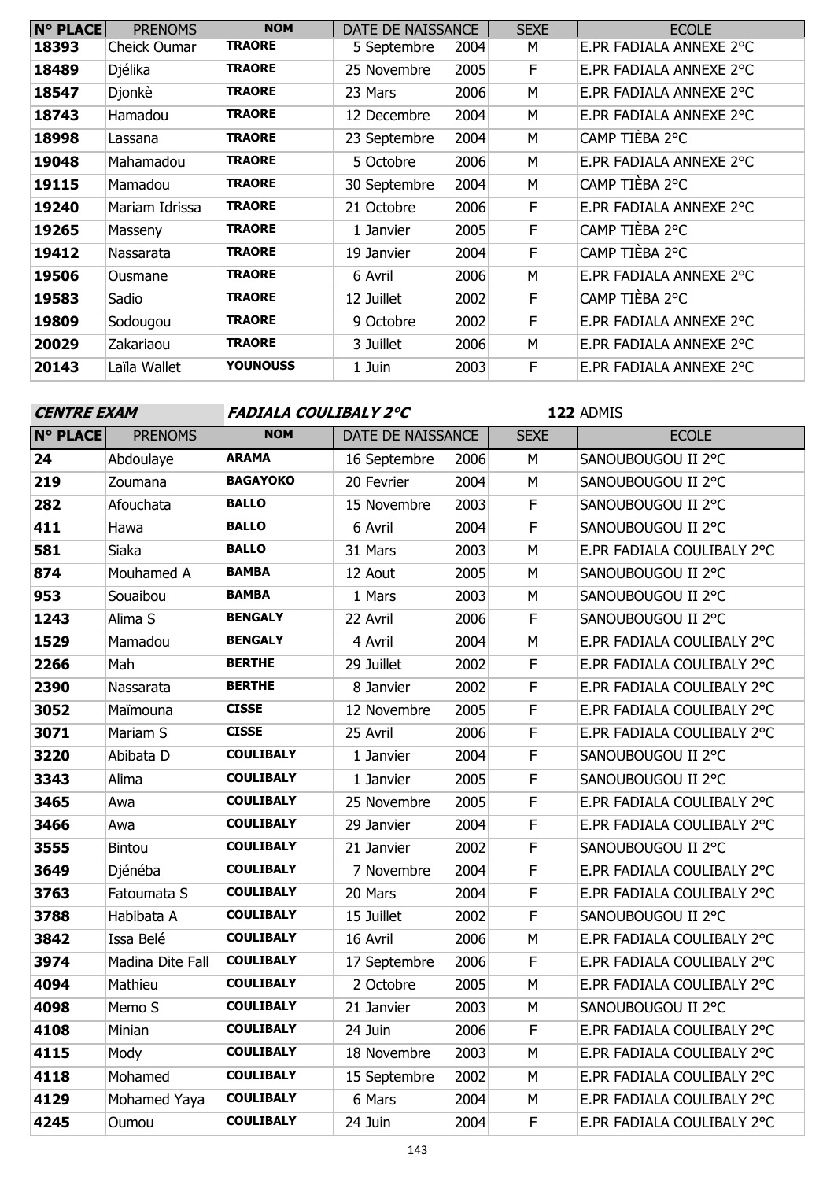| N° PLACE | PRENOMS | NOM | DATE DE NAISSANCE | | SEXE | ECOLE |
|---|---|---|---|---|---|---|
| 18393 | Cheick Oumar | **TRAORE** | 5 Septembre | 2004 | M | E.PR FADIALA ANNEXE 2°C |
| 18489 | Djélika | **TRAORE** | 25 Novembre | 2005 | F | E.PR FADIALA ANNEXE 2°C |
| 18547 | Djonkè | **TRAORE** | 23 Mars | 2006 | M | E.PR FADIALA ANNEXE 2°C |
| 18743 | Hamadou | **TRAORE** | 12 Decembre | 2004 | M | E.PR FADIALA ANNEXE 2°C |
| 18998 | Lassana | **TRAORE** | 23 Septembre | 2004 | M | CAMP TIÈBA 2°C |
| 19048 | Mahamadou | **TRAORE** | 5 Octobre | 2006 | M | E.PR FADIALA ANNEXE 2°C |
| 19115 | Mamadou | **TRAORE** | 30 Septembre | 2004 | M | CAMP TIÈBA 2°C |
| 19240 | Mariam Idrissa | **TRAORE** | 21 Octobre | 2006 | F | E.PR FADIALA ANNEXE 2°C |
| 19265 | Masseny | **TRAORE** | 1 Janvier | 2005 | F | CAMP TIÈBA 2°C |
| 19412 | Nassarata | **TRAORE** | 19 Janvier | 2004 | F | CAMP TIÈBA 2°C |
| 19506 | Ousmane | **TRAORE** | 6 Avril | 2006 | M | E.PR FADIALA ANNEXE 2°C |
| 19583 | Sadio | **TRAORE** | 12 Juillet | 2002 | F | CAMP TIÈBA 2°C |
| 19809 | Sodougou | **TRAORE** | 9 Octobre | 2002 | F | E.PR FADIALA ANNEXE 2°C |
| 20029 | Zakariaou | **TRAORE** | 3 Juillet | 2006 | M | E.PR FADIALA ANNEXE 2°C |
| 20143 | Laïla Wallet | **YOUNOUSS** | 1 Juin | 2003 | F | E.PR FADIALA ANNEXE 2°C |

***CENTRE EXAM*** ***FADIALA COULIBALY 2°C*** **122** ADMIS

| N° PLACE | PRENOMS | NOM | DATE DE NAISSANCE | | SEXE | ECOLE |
|---|---|---|---|---|---|---|
| 24 | Abdoulaye | **ARAMA** | 16 Septembre | 2006 | M | SANOUBOUGOU II 2°C |
| 219 | Zoumana | **BAGAYOKO** | 20 Fevrier | 2004 | M | SANOUBOUGOU II 2°C |
| 282 | Afouchata | **BALLO** | 15 Novembre | 2003 | F | SANOUBOUGOU II 2°C |
| 411 | Hawa | **BALLO** | 6 Avril | 2004 | F | SANOUBOUGOU II 2°C |
| 581 | Siaka | **BALLO** | 31 Mars | 2003 | M | E.PR FADIALA COULIBALY 2°C |
| 874 | Mouhamed A | **BAMBA** | 12 Aout | 2005 | M | SANOUBOUGOU II 2°C |
| 953 | Souaibou | **BAMBA** | 1 Mars | 2003 | M | SANOUBOUGOU II 2°C |
| 1243 | Alima S | **BENGALY** | 22 Avril | 2006 | F | SANOUBOUGOU II 2°C |
| 1529 | Mamadou | **BENGALY** | 4 Avril | 2004 | M | E.PR FADIALA COULIBALY 2°C |
| 2266 | Mah | **BERTHE** | 29 Juillet | 2002 | F | E.PR FADIALA COULIBALY 2°C |
| 2390 | Nassarata | **BERTHE** | 8 Janvier | 2002 | F | E.PR FADIALA COULIBALY 2°C |
| 3052 | Maïmouna | **CISSE** | 12 Novembre | 2005 | F | E.PR FADIALA COULIBALY 2°C |
| 3071 | Mariam S | **CISSE** | 25 Avril | 2006 | F | E.PR FADIALA COULIBALY 2°C |
| 3220 | Abibata D | **COULIBALY** | 1 Janvier | 2004 | F | SANOUBOUGOU II 2°C |
| 3343 | Alima | **COULIBALY** | 1 Janvier | 2005 | F | SANOUBOUGOU II 2°C |
| 3465 | Awa | **COULIBALY** | 25 Novembre | 2005 | F | E.PR FADIALA COULIBALY 2°C |
| 3466 | Awa | **COULIBALY** | 29 Janvier | 2004 | F | E.PR FADIALA COULIBALY 2°C |
| 3555 | Bintou | **COULIBALY** | 21 Janvier | 2002 | F | SANOUBOUGOU II 2°C |
| 3649 | Djénéba | **COULIBALY** | 7 Novembre | 2004 | F | E.PR FADIALA COULIBALY 2°C |
| 3763 | Fatoumata S | **COULIBALY** | 20 Mars | 2004 | F | E.PR FADIALA COULIBALY 2°C |
| 3788 | Habibata A | **COULIBALY** | 15 Juillet | 2002 | F | SANOUBOUGOU II 2°C |
| 3842 | Issa Belé | **COULIBALY** | 16 Avril | 2006 | M | E.PR FADIALA COULIBALY 2°C |
| 3974 | Madina Dite Fall | **COULIBALY** | 17 Septembre | 2006 | F | E.PR FADIALA COULIBALY 2°C |
| 4094 | Mathieu | **COULIBALY** | 2 Octobre | 2005 | M | E.PR FADIALA COULIBALY 2°C |
| 4098 | Memo S | **COULIBALY** | 21 Janvier | 2003 | M | SANOUBOUGOU II 2°C |
| 4108 | Minian | **COULIBALY** | 24 Juin | 2006 | F | E.PR FADIALA COULIBALY 2°C |
| 4115 | Mody | **COULIBALY** | 18 Novembre | 2003 | M | E.PR FADIALA COULIBALY 2°C |
| 4118 | Mohamed | **COULIBALY** | 15 Septembre | 2002 | M | E.PR FADIALA COULIBALY 2°C |
| 4129 | Mohamed Yaya | **COULIBALY** | 6 Mars | 2004 | M | E.PR FADIALA COULIBALY 2°C |
| 4245 | Oumou | **COULIBALY** | 24 Juin | 2004 | F | E.PR FADIALA COULIBALY 2°C |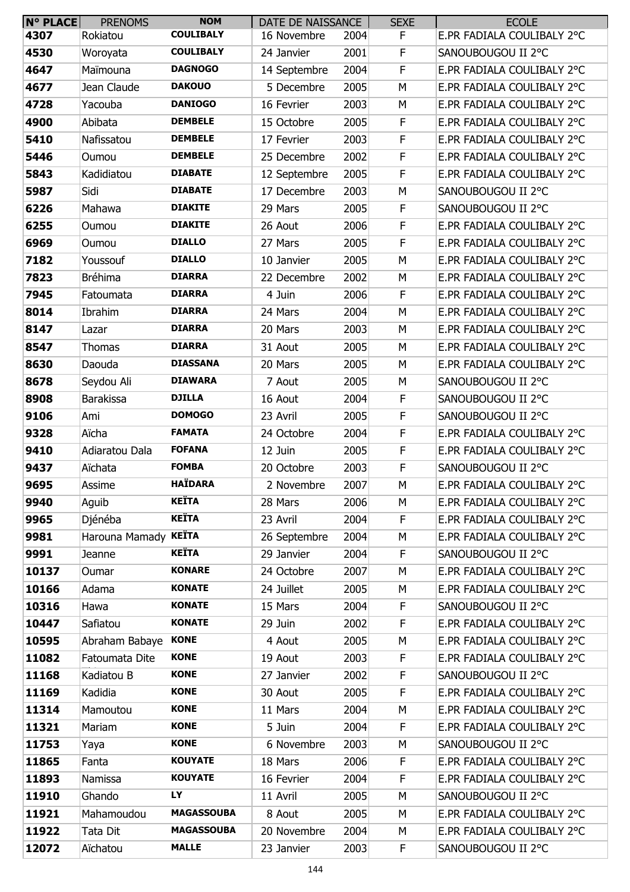| N° PLACE | PRENOMS | NOM | DATE DE NAISSANCE | | SEXE | ECOLE |
|---|---|---|---|---|---|---|
| 4307 | Rokiatou | COULIBALY | 16 Novembre | 2004 | F | E.PR FADIALA COULIBALY 2°C |
| 4530 | Woroyata | COULIBALY | 24 Janvier | 2001 | F | SANOUBOUGOU II 2°C |
| 4647 | Maïmouna | DAGNOGO | 14 Septembre | 2004 | F | E.PR FADIALA COULIBALY 2°C |
| 4677 | Jean Claude | DAKOUO | 5 Decembre | 2005 | M | E.PR FADIALA COULIBALY 2°C |
| 4728 | Yacouba | DANIOGO | 16 Fevrier | 2003 | M | E.PR FADIALA COULIBALY 2°C |
| 4900 | Abibata | DEMBELE | 15 Octobre | 2005 | F | E.PR FADIALA COULIBALY 2°C |
| 5410 | Nafissatou | DEMBELE | 17 Fevrier | 2003 | F | E.PR FADIALA COULIBALY 2°C |
| 5446 | Oumou | DEMBELE | 25 Decembre | 2002 | F | E.PR FADIALA COULIBALY 2°C |
| 5843 | Kadidiatou | DIABATE | 12 Septembre | 2005 | F | E.PR FADIALA COULIBALY 2°C |
| 5987 | Sidi | DIABATE | 17 Decembre | 2003 | M | SANOUBOUGOU II 2°C |
| 6226 | Mahawa | DIAKITE | 29 Mars | 2005 | F | SANOUBOUGOU II 2°C |
| 6255 | Oumou | DIAKITE | 26 Aout | 2006 | F | E.PR FADIALA COULIBALY 2°C |
| 6969 | Oumou | DIALLO | 27 Mars | 2005 | F | E.PR FADIALA COULIBALY 2°C |
| 7182 | Youssouf | DIALLO | 10 Janvier | 2005 | M | E.PR FADIALA COULIBALY 2°C |
| 7823 | Bréhima | DIARRA | 22 Decembre | 2002 | M | E.PR FADIALA COULIBALY 2°C |
| 7945 | Fatoumata | DIARRA | 4 Juin | 2006 | F | E.PR FADIALA COULIBALY 2°C |
| 8014 | Ibrahim | DIARRA | 24 Mars | 2004 | M | E.PR FADIALA COULIBALY 2°C |
| 8147 | Lazar | DIARRA | 20 Mars | 2003 | M | E.PR FADIALA COULIBALY 2°C |
| 8547 | Thomas | DIARRA | 31 Aout | 2005 | M | E.PR FADIALA COULIBALY 2°C |
| 8630 | Daouda | DIASSANA | 20 Mars | 2005 | M | E.PR FADIALA COULIBALY 2°C |
| 8678 | Seydou Ali | DIAWARA | 7 Aout | 2005 | M | SANOUBOUGOU II 2°C |
| 8908 | Barakissa | DJILLA | 16 Aout | 2004 | F | SANOUBOUGOU II 2°C |
| 9106 | Ami | DOMOGO | 23 Avril | 2005 | F | SANOUBOUGOU II 2°C |
| 9328 | Aïcha | FAMATA | 24 Octobre | 2004 | F | E.PR FADIALA COULIBALY 2°C |
| 9410 | Adiaratou Dala | FOFANA | 12 Juin | 2005 | F | E.PR FADIALA COULIBALY 2°C |
| 9437 | Aïchata | FOMBA | 20 Octobre | 2003 | F | SANOUBOUGOU II 2°C |
| 9695 | Assime | HAÏDARA | 2 Novembre | 2007 | M | E.PR FADIALA COULIBALY 2°C |
| 9940 | Aguib | KEÏTA | 28 Mars | 2006 | M | E.PR FADIALA COULIBALY 2°C |
| 9965 | Djénéba | KEÏTA | 23 Avril | 2004 | F | E.PR FADIALA COULIBALY 2°C |
| 9981 | Harouna Mamady | KEÏTA | 26 Septembre | 2004 | M | E.PR FADIALA COULIBALY 2°C |
| 9991 | Jeanne | KEÏTA | 29 Janvier | 2004 | F | SANOUBOUGOU II 2°C |
| 10137 | Oumar | KONARE | 24 Octobre | 2007 | M | E.PR FADIALA COULIBALY 2°C |
| 10166 | Adama | KONATE | 24 Juillet | 2005 | M | E.PR FADIALA COULIBALY 2°C |
| 10316 | Hawa | KONATE | 15 Mars | 2004 | F | SANOUBOUGOU II 2°C |
| 10447 | Safiatou | KONATE | 29 Juin | 2002 | F | E.PR FADIALA COULIBALY 2°C |
| 10595 | Abraham Babaye | KONE | 4 Aout | 2005 | M | E.PR FADIALA COULIBALY 2°C |
| 11082 | Fatoumata Dite | KONE | 19 Aout | 2003 | F | E.PR FADIALA COULIBALY 2°C |
| 11168 | Kadiatou B | KONE | 27 Janvier | 2002 | F | SANOUBOUGOU II 2°C |
| 11169 | Kadidia | KONE | 30 Aout | 2005 | F | E.PR FADIALA COULIBALY 2°C |
| 11314 | Mamoutou | KONE | 11 Mars | 2004 | M | E.PR FADIALA COULIBALY 2°C |
| 11321 | Mariam | KONE | 5 Juin | 2004 | F | E.PR FADIALA COULIBALY 2°C |
| 11753 | Yaya | KONE | 6 Novembre | 2003 | M | SANOUBOUGOU II 2°C |
| 11865 | Fanta | KOUYATE | 18 Mars | 2006 | F | E.PR FADIALA COULIBALY 2°C |
| 11893 | Namissa | KOUYATE | 16 Fevrier | 2004 | F | E.PR FADIALA COULIBALY 2°C |
| 11910 | Ghando | LY | 11 Avril | 2005 | M | SANOUBOUGOU II 2°C |
| 11921 | Mahamoudou | MAGASSOUBA | 8 Aout | 2005 | M | E.PR FADIALA COULIBALY 2°C |
| 11922 | Tata Dit | MAGASSOUBA | 20 Novembre | 2004 | M | E.PR FADIALA COULIBALY 2°C |
| 12072 | Aïchatou | MALLE | 23 Janvier | 2003 | F | SANOUBOUGOU II 2°C |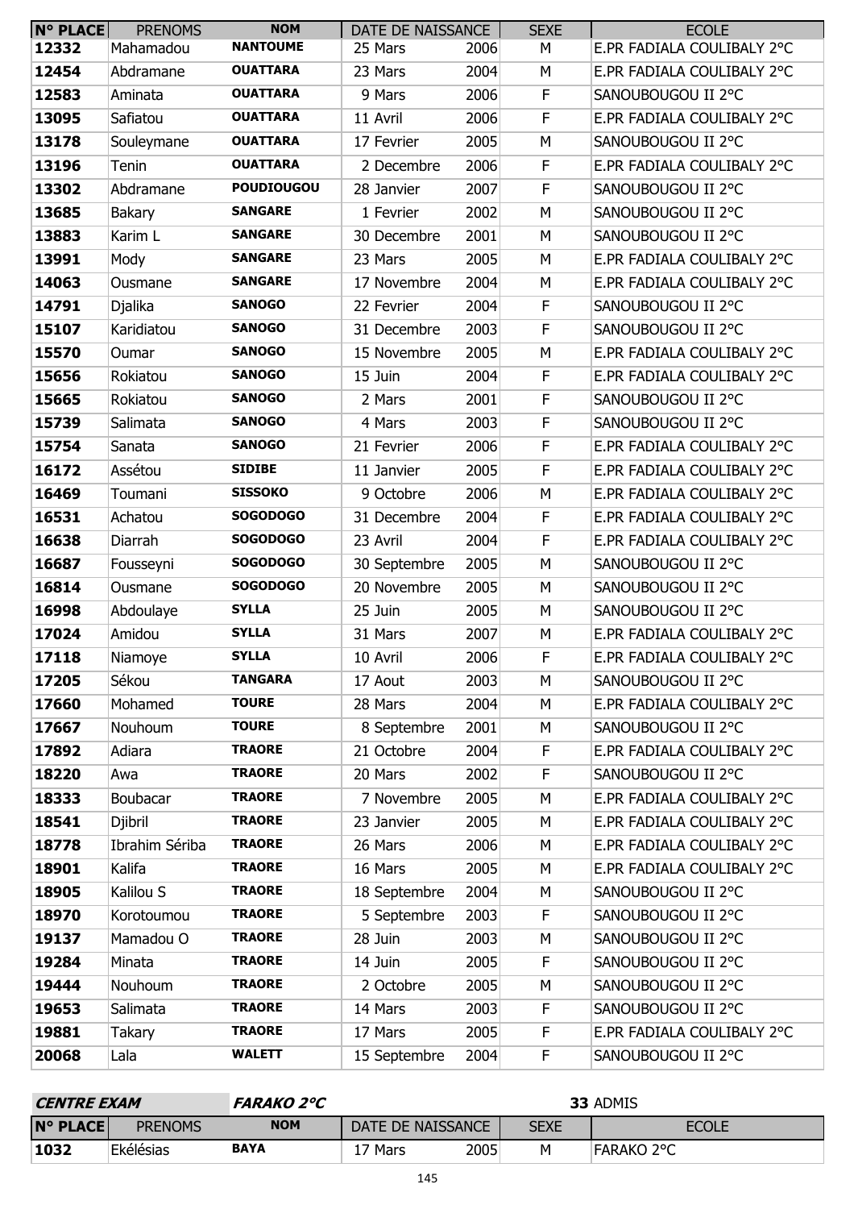| N° PLACE | PRENOMS | NOM | DATE DE NAISSANCE | | SEXE | ECOLE |
|---|---|---|---|---|---|---|
| 12332 | Mahamadou | NANTOUME | 25 Mars | 2006 | M | E.PR FADIALA COULIBALY 2°C |
| 12454 | Abdramane | OUATTARA | 23 Mars | 2004 | M | E.PR FADIALA COULIBALY 2°C |
| 12583 | Aminata | OUATTARA | 9 Mars | 2006 | F | SANOUBOUGOU II 2°C |
| 13095 | Safiatou | OUATTARA | 11 Avril | 2006 | F | E.PR FADIALA COULIBALY 2°C |
| 13178 | Souleymane | OUATTARA | 17 Fevrier | 2005 | M | SANOUBOUGOU II 2°C |
| 13196 | Tenin | OUATTARA | 2 Decembre | 2006 | F | E.PR FADIALA COULIBALY 2°C |
| 13302 | Abdramane | POUDIOUGOU | 28 Janvier | 2007 | F | SANOUBOUGOU II 2°C |
| 13685 | Bakary | SANGARE | 1 Fevrier | 2002 | M | SANOUBOUGOU II 2°C |
| 13883 | Karim L | SANGARE | 30 Decembre | 2001 | M | SANOUBOUGOU II 2°C |
| 13991 | Mody | SANGARE | 23 Mars | 2005 | M | E.PR FADIALA COULIBALY 2°C |
| 14063 | Ousmane | SANGARE | 17 Novembre | 2004 | M | E.PR FADIALA COULIBALY 2°C |
| 14791 | Djalika | SANOGO | 22 Fevrier | 2004 | F | SANOUBOUGOU II 2°C |
| 15107 | Karidiatou | SANOGO | 31 Decembre | 2003 | F | SANOUBOUGOU II 2°C |
| 15570 | Oumar | SANOGO | 15 Novembre | 2005 | M | E.PR FADIALA COULIBALY 2°C |
| 15656 | Rokiatou | SANOGO | 15 Juin | 2004 | F | E.PR FADIALA COULIBALY 2°C |
| 15665 | Rokiatou | SANOGO | 2 Mars | 2001 | F | SANOUBOUGOU II 2°C |
| 15739 | Salimata | SANOGO | 4 Mars | 2003 | F | SANOUBOUGOU II 2°C |
| 15754 | Sanata | SANOGO | 21 Fevrier | 2006 | F | E.PR FADIALA COULIBALY 2°C |
| 16172 | Assétou | SIDIBE | 11 Janvier | 2005 | F | E.PR FADIALA COULIBALY 2°C |
| 16469 | Toumani | SISSOKO | 9 Octobre | 2006 | M | E.PR FADIALA COULIBALY 2°C |
| 16531 | Achatou | SOGODOGO | 31 Decembre | 2004 | F | E.PR FADIALA COULIBALY 2°C |
| 16638 | Diarrah | SOGODOGO | 23 Avril | 2004 | F | E.PR FADIALA COULIBALY 2°C |
| 16687 | Fousseyni | SOGODOGO | 30 Septembre | 2005 | M | SANOUBOUGOU II 2°C |
| 16814 | Ousmane | SOGODOGO | 20 Novembre | 2005 | M | SANOUBOUGOU II 2°C |
| 16998 | Abdoulaye | SYLLA | 25 Juin | 2005 | M | SANOUBOUGOU II 2°C |
| 17024 | Amidou | SYLLA | 31 Mars | 2007 | M | E.PR FADIALA COULIBALY 2°C |
| 17118 | Niamoye | SYLLA | 10 Avril | 2006 | F | E.PR FADIALA COULIBALY 2°C |
| 17205 | Sékou | TANGARA | 17 Aout | 2003 | M | SANOUBOUGOU II 2°C |
| 17660 | Mohamed | TOURE | 28 Mars | 2004 | M | E.PR FADIALA COULIBALY 2°C |
| 17667 | Nouhoum | TOURE | 8 Septembre | 2001 | M | SANOUBOUGOU II 2°C |
| 17892 | Adiara | TRAORE | 21 Octobre | 2004 | F | E.PR FADIALA COULIBALY 2°C |
| 18220 | Awa | TRAORE | 20 Mars | 2002 | F | SANOUBOUGOU II 2°C |
| 18333 | Boubacar | TRAORE | 7 Novembre | 2005 | M | E.PR FADIALA COULIBALY 2°C |
| 18541 | Djibril | TRAORE | 23 Janvier | 2005 | M | E.PR FADIALA COULIBALY 2°C |
| 18778 | Ibrahim Sériba | TRAORE | 26 Mars | 2006 | M | E.PR FADIALA COULIBALY 2°C |
| 18901 | Kalifa | TRAORE | 16 Mars | 2005 | M | E.PR FADIALA COULIBALY 2°C |
| 18905 | Kalilou S | TRAORE | 18 Septembre | 2004 | M | SANOUBOUGOU II 2°C |
| 18970 | Korotoumou | TRAORE | 5 Septembre | 2003 | F | SANOUBOUGOU II 2°C |
| 19137 | Mamadou O | TRAORE | 28 Juin | 2003 | M | SANOUBOUGOU II 2°C |
| 19284 | Minata | TRAORE | 14 Juin | 2005 | F | SANOUBOUGOU II 2°C |
| 19444 | Nouhoum | TRAORE | 2 Octobre | 2005 | M | SANOUBOUGOU II 2°C |
| 19653 | Salimata | TRAORE | 14 Mars | 2003 | F | SANOUBOUGOU II 2°C |
| 19881 | Takary | TRAORE | 17 Mars | 2005 | F | E.PR FADIALA COULIBALY 2°C |
| 20068 | Lala | WALETT | 15 Septembre | 2004 | F | SANOUBOUGOU II 2°C |

***CENTRE EXAM*** ***FARAKO 2°C*** **33** ADMIS

| N° PLACE | PRENOMS | NOM | DATE DE NAISSANCE | | SEXE | ECOLE |
|---|---|---|---|---|---|---|
| 1032 | Ekélésias | BAYA | 17 Mars | 2005 | M | FARAKO 2°C |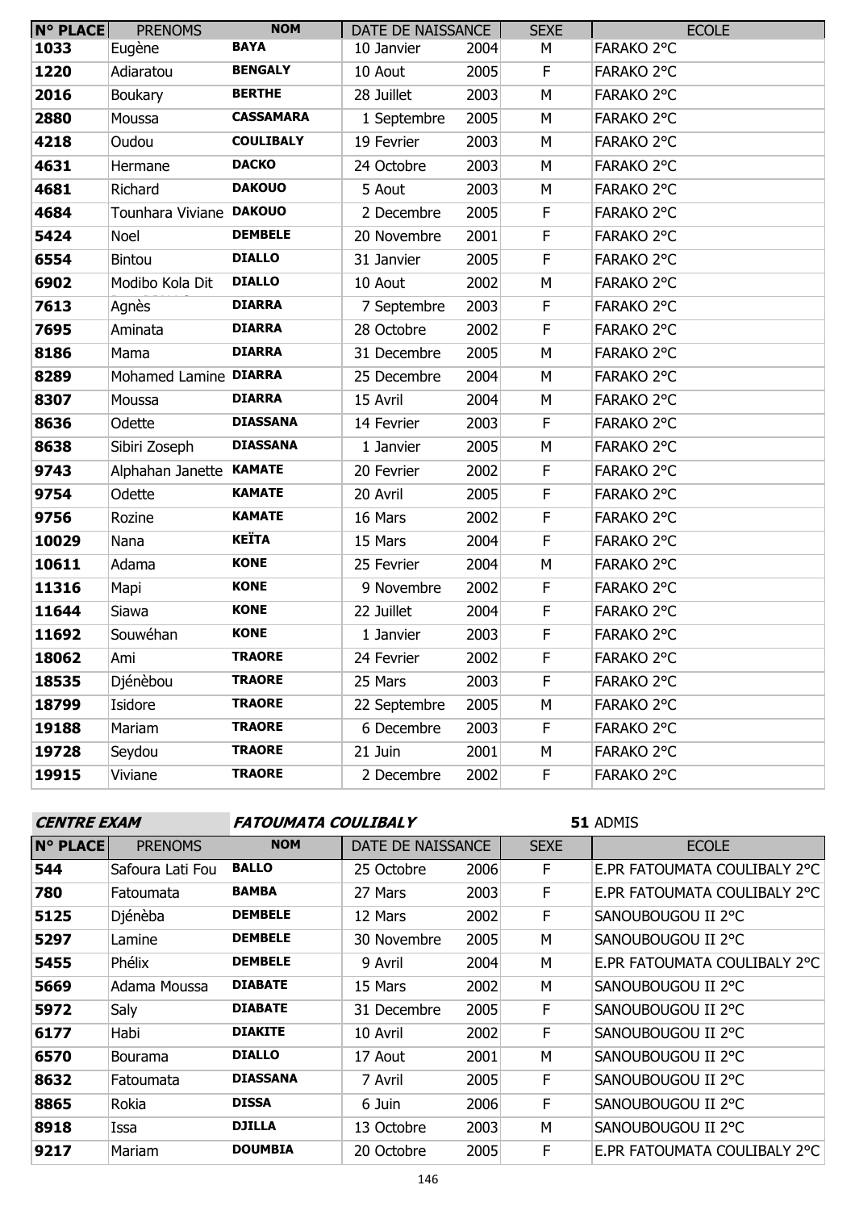| N° PLACE | PRENOMS | NOM | DATE DE NAISSANCE | | SEXE | ECOLE |
|---|---|---|---|---|---|---|
| 1033 | Eugène | BAYA | 10 Janvier | 2004 | M | FARAKO 2°C |
| 1220 | Adiaratou | BENGALY | 10 Aout | 2005 | F | FARAKO 2°C |
| 2016 | Boukary | BERTHE | 28 Juillet | 2003 | M | FARAKO 2°C |
| 2880 | Moussa | CASSAMARA | 1 Septembre | 2005 | M | FARAKO 2°C |
| 4218 | Oudou | COULIBALY | 19 Fevrier | 2003 | M | FARAKO 2°C |
| 4631 | Hermane | DACKO | 24 Octobre | 2003 | M | FARAKO 2°C |
| 4681 | Richard | DAKOUO | 5 Aout | 2003 | M | FARAKO 2°C |
| 4684 | Tounhara Viviane | DAKOUO | 2 Decembre | 2005 | F | FARAKO 2°C |
| 5424 | Noel | DEMBELE | 20 Novembre | 2001 | F | FARAKO 2°C |
| 6554 | Bintou | DIALLO | 31 Janvier | 2005 | F | FARAKO 2°C |
| 6902 | Modibo Kola Dit | DIALLO | 10 Aout | 2002 | M | FARAKO 2°C |
| 7613 | Agnès | DIARRA | 7 Septembre | 2003 | F | FARAKO 2°C |
| 7695 | Aminata | DIARRA | 28 Octobre | 2002 | F | FARAKO 2°C |
| 8186 | Mama | DIARRA | 31 Decembre | 2005 | M | FARAKO 2°C |
| 8289 | Mohamed Lamine | DIARRA | 25 Decembre | 2004 | M | FARAKO 2°C |
| 8307 | Moussa | DIARRA | 15 Avril | 2004 | M | FARAKO 2°C |
| 8636 | Odette | DIASSANA | 14 Fevrier | 2003 | F | FARAKO 2°C |
| 8638 | Sibiri Zoseph | DIASSANA | 1 Janvier | 2005 | M | FARAKO 2°C |
| 9743 | Alphahan Janette | KAMATE | 20 Fevrier | 2002 | F | FARAKO 2°C |
| 9754 | Odette | KAMATE | 20 Avril | 2005 | F | FARAKO 2°C |
| 9756 | Rozine | KAMATE | 16 Mars | 2002 | F | FARAKO 2°C |
| 10029 | Nana | KEÏTA | 15 Mars | 2004 | F | FARAKO 2°C |
| 10611 | Adama | KONE | 25 Fevrier | 2004 | M | FARAKO 2°C |
| 11316 | Mapi | KONE | 9 Novembre | 2002 | F | FARAKO 2°C |
| 11644 | Siawa | KONE | 22 Juillet | 2004 | F | FARAKO 2°C |
| 11692 | Souwéhan | KONE | 1 Janvier | 2003 | F | FARAKO 2°C |
| 18062 | Ami | TRAORE | 24 Fevrier | 2002 | F | FARAKO 2°C |
| 18535 | Djénèbou | TRAORE | 25 Mars | 2003 | F | FARAKO 2°C |
| 18799 | Isidore | TRAORE | 22 Septembre | 2005 | M | FARAKO 2°C |
| 19188 | Mariam | TRAORE | 6 Decembre | 2003 | F | FARAKO 2°C |
| 19728 | Seydou | TRAORE | 21 Juin | 2001 | M | FARAKO 2°C |
| 19915 | Viviane | TRAORE | 2 Decembre | 2002 | F | FARAKO 2°C |

***CENTRE EXAM*** ***FATOUMATA COULIBALY*** **51** ADMIS

| N° PLACE | PRENOMS | NOM | DATE DE NAISSANCE | | SEXE | ECOLE |
|---|---|---|---|---|---|---|
| 544 | Safoura Lati Fou | BALLO | 25 Octobre | 2006 | F | E.PR FATOUMATA COULIBALY 2°C |
| 780 | Fatoumata | BAMBA | 27 Mars | 2003 | F | E.PR FATOUMATA COULIBALY 2°C |
| 5125 | Djénèba | DEMBELE | 12 Mars | 2002 | F | SANOUBOUGOU II 2°C |
| 5297 | Lamine | DEMBELE | 30 Novembre | 2005 | M | SANOUBOUGOU II 2°C |
| 5455 | Phélix | DEMBELE | 9 Avril | 2004 | M | E.PR FATOUMATA COULIBALY 2°C |
| 5669 | Adama Moussa | DIABATE | 15 Mars | 2002 | M | SANOUBOUGOU II 2°C |
| 5972 | Saly | DIABATE | 31 Decembre | 2005 | F | SANOUBOUGOU II 2°C |
| 6177 | Habi | DIAKITE | 10 Avril | 2002 | F | SANOUBOUGOU II 2°C |
| 6570 | Bourama | DIALLO | 17 Aout | 2001 | M | SANOUBOUGOU II 2°C |
| 8632 | Fatoumata | DIASSANA | 7 Avril | 2005 | F | SANOUBOUGOU II 2°C |
| 8865 | Rokia | DISSA | 6 Juin | 2006 | F | SANOUBOUGOU II 2°C |
| 8918 | Issa | DJILLA | 13 Octobre | 2003 | M | SANOUBOUGOU II 2°C |
| 9217 | Mariam | DOUMBIA | 20 Octobre | 2005 | F | E.PR FATOUMATA COULIBALY 2°C |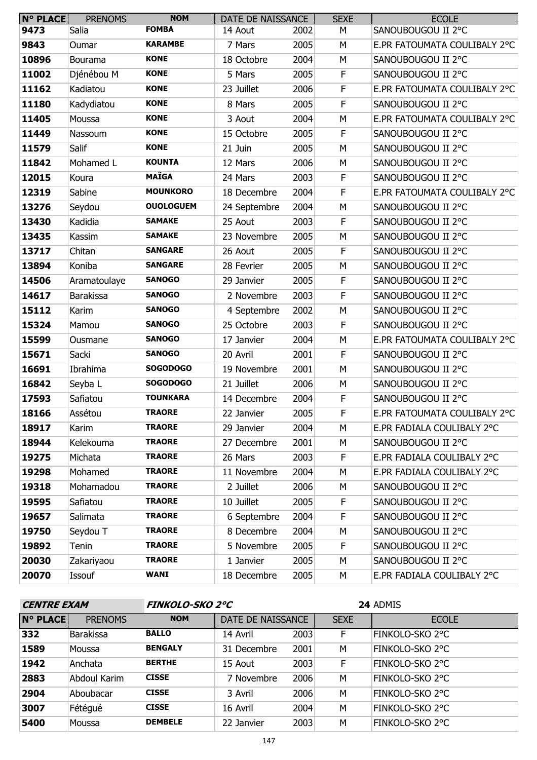| N° PLACE | PRENOMS | NOM | DATE DE NAISSANCE | | SEXE | ECOLE |
|---|---|---|---|---|---|---|
| 9473 | Salia | FOMBA | 14 Aout | 2002 | M | SANOUBOUGOU II 2°C |
| 9843 | Oumar | KARAMBE | 7 Mars | 2005 | M | E.PR FATOUMATA COULIBALY 2°C |
| 10896 | Bourama | KONE | 18 Octobre | 2004 | M | SANOUBOUGOU II 2°C |
| 11002 | Djénébou M | KONE | 5 Mars | 2005 | F | SANOUBOUGOU II 2°C |
| 11162 | Kadiatou | KONE | 23 Juillet | 2006 | F | E.PR FATOUMATA COULIBALY 2°C |
| 11180 | Kadydiatou | KONE | 8 Mars | 2005 | F | SANOUBOUGOU II 2°C |
| 11405 | Moussa | KONE | 3 Aout | 2004 | M | E.PR FATOUMATA COULIBALY 2°C |
| 11449 | Nassoum | KONE | 15 Octobre | 2005 | F | SANOUBOUGOU II 2°C |
| 11579 | Salif | KONE | 21 Juin | 2005 | M | SANOUBOUGOU II 2°C |
| 11842 | Mohamed L | KOUNTA | 12 Mars | 2006 | M | SANOUBOUGOU II 2°C |
| 12015 | Koura | MAÏGA | 24 Mars | 2003 | F | SANOUBOUGOU II 2°C |
| 12319 | Sabine | MOUNKORO | 18 Decembre | 2004 | F | E.PR FATOUMATA COULIBALY 2°C |
| 13276 | Seydou | OUOLOGUEM | 24 Septembre | 2004 | M | SANOUBOUGOU II 2°C |
| 13430 | Kadidia | SAMAKE | 25 Aout | 2003 | F | SANOUBOUGOU II 2°C |
| 13435 | Kassim | SAMAKE | 23 Novembre | 2005 | M | SANOUBOUGOU II 2°C |
| 13717 | Chitan | SANGARE | 26 Aout | 2005 | F | SANOUBOUGOU II 2°C |
| 13894 | Koniba | SANGARE | 28 Fevrier | 2005 | M | SANOUBOUGOU II 2°C |
| 14506 | Aramatoulaye | SANOGO | 29 Janvier | 2005 | F | SANOUBOUGOU II 2°C |
| 14617 | Barakissa | SANOGO | 2 Novembre | 2003 | F | SANOUBOUGOU II 2°C |
| 15112 | Karim | SANOGO | 4 Septembre | 2002 | M | SANOUBOUGOU II 2°C |
| 15324 | Mamou | SANOGO | 25 Octobre | 2003 | F | SANOUBOUGOU II 2°C |
| 15599 | Ousmane | SANOGO | 17 Janvier | 2004 | M | E.PR FATOUMATA COULIBALY 2°C |
| 15671 | Sacki | SANOGO | 20 Avril | 2001 | F | SANOUBOUGOU II 2°C |
| 16691 | Ibrahima | SOGODOGO | 19 Novembre | 2001 | M | SANOUBOUGOU II 2°C |
| 16842 | Seyba L | SOGODOGO | 21 Juillet | 2006 | M | SANOUBOUGOU II 2°C |
| 17593 | Safiatou | TOUNKARA | 14 Decembre | 2004 | F | SANOUBOUGOU II 2°C |
| 18166 | Assétou | TRAORE | 22 Janvier | 2005 | F | E.PR FATOUMATA COULIBALY 2°C |
| 18917 | Karim | TRAORE | 29 Janvier | 2004 | M | E.PR FADIALA COULIBALY 2°C |
| 18944 | Kelekouma | TRAORE | 27 Decembre | 2001 | M | SANOUBOUGOU II 2°C |
| 19275 | Michata | TRAORE | 26 Mars | 2003 | F | E.PR FADIALA COULIBALY 2°C |
| 19298 | Mohamed | TRAORE | 11 Novembre | 2004 | M | E.PR FADIALA COULIBALY 2°C |
| 19318 | Mohamadou | TRAORE | 2 Juillet | 2006 | M | SANOUBOUGOU II 2°C |
| 19595 | Safiatou | TRAORE | 10 Juillet | 2005 | F | SANOUBOUGOU II 2°C |
| 19657 | Salimata | TRAORE | 6 Septembre | 2004 | F | SANOUBOUGOU II 2°C |
| 19750 | Seydou T | TRAORE | 8 Decembre | 2004 | M | SANOUBOUGOU II 2°C |
| 19892 | Tenin | TRAORE | 5 Novembre | 2005 | F | SANOUBOUGOU II 2°C |
| 20030 | Zakariyaou | TRAORE | 1 Janvier | 2005 | M | SANOUBOUGOU II 2°C |
| 20070 | Issouf | WANI | 18 Decembre | 2005 | M | E.PR FADIALA COULIBALY 2°C |

***CENTRE EXAM*** ***FINKOLO-SKO 2°C*** **24** ADMIS

| N° PLACE | PRENOMS | NOM | DATE DE NAISSANCE | | SEXE | ECOLE |
|---|---|---|---|---|---|---|
| 332 | Barakissa | BALLO | 14 Avril | 2003 | F | FINKOLO-SKO 2°C |
| 1589 | Moussa | BENGALY | 31 Decembre | 2001 | M | FINKOLO-SKO 2°C |
| 1942 | Anchata | BERTHE | 15 Aout | 2003 | F | FINKOLO-SKO 2°C |
| 2883 | Abdoul Karim | CISSE | 7 Novembre | 2006 | M | FINKOLO-SKO 2°C |
| 2904 | Aboubacar | CISSE | 3 Avril | 2006 | M | FINKOLO-SKO 2°C |
| 3007 | Fétégué | CISSE | 16 Avril | 2004 | M | FINKOLO-SKO 2°C |
| 5400 | Moussa | DEMBELE | 22 Janvier | 2003 | M | FINKOLO-SKO 2°C |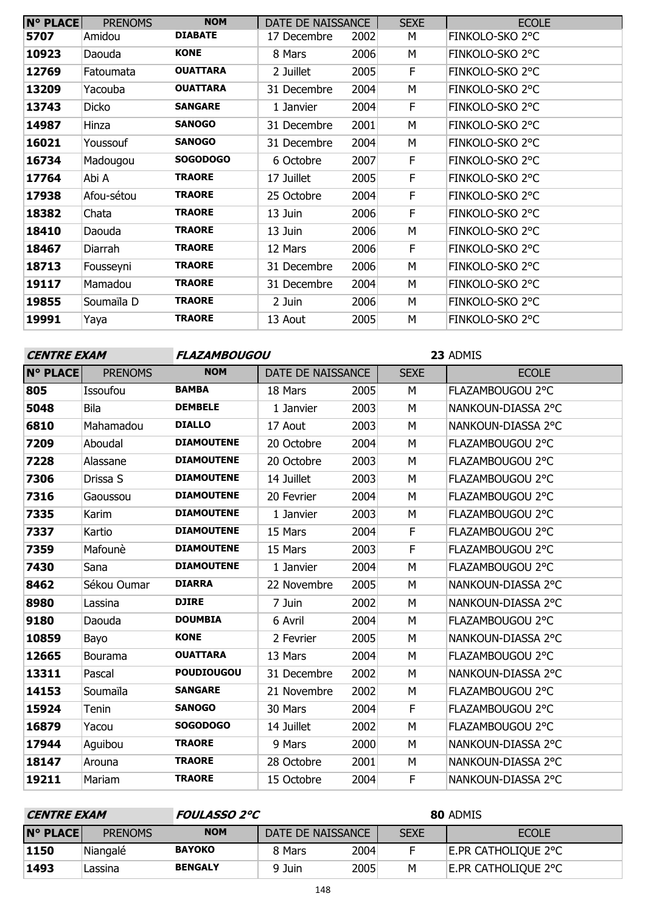| N° PLACE | PRENOMS | NOM | DATE DE NAISSANCE | | SEXE | ECOLE |
|---|---|---|---|---|---|---|
| 5707 | Amidou | **DIABATE** | 17 Decembre | 2002 | M | FINKOLO-SKO 2°C |
| 10923 | Daouda | **KONE** | 8 Mars | 2006 | M | FINKOLO-SKO 2°C |
| 12769 | Fatoumata | **OUATTARA** | 2 Juillet | 2005 | F | FINKOLO-SKO 2°C |
| 13209 | Yacouba | **OUATTARA** | 31 Decembre | 2004 | M | FINKOLO-SKO 2°C |
| 13743 | Dicko | **SANGARE** | 1 Janvier | 2004 | F | FINKOLO-SKO 2°C |
| 14987 | Hinza | **SANOGO** | 31 Decembre | 2001 | M | FINKOLO-SKO 2°C |
| 16021 | Youssouf | **SANOGO** | 31 Decembre | 2004 | M | FINKOLO-SKO 2°C |
| 16734 | Madougou | **SOGODOGO** | 6 Octobre | 2007 | F | FINKOLO-SKO 2°C |
| 17764 | Abi A | **TRAORE** | 17 Juillet | 2005 | F | FINKOLO-SKO 2°C |
| 17938 | Afou-sétou | **TRAORE** | 25 Octobre | 2004 | F | FINKOLO-SKO 2°C |
| 18382 | Chata | **TRAORE** | 13 Juin | 2006 | F | FINKOLO-SKO 2°C |
| 18410 | Daouda | **TRAORE** | 13 Juin | 2006 | M | FINKOLO-SKO 2°C |
| 18467 | Diarrah | **TRAORE** | 12 Mars | 2006 | F | FINKOLO-SKO 2°C |
| 18713 | Fousseyni | **TRAORE** | 31 Decembre | 2006 | M | FINKOLO-SKO 2°C |
| 19117 | Mamadou | **TRAORE** | 31 Decembre | 2004 | M | FINKOLO-SKO 2°C |
| 19855 | Soumaïla D | **TRAORE** | 2 Juin | 2006 | M | FINKOLO-SKO 2°C |
| 19991 | Yaya | **TRAORE** | 13 Aout | 2005 | M | FINKOLO-SKO 2°C |

***CENTRE EXAM*** ***FLAZAMBOUGOU*** **23** ADMIS

| N° PLACE | PRENOMS | NOM | DATE DE NAISSANCE | | SEXE | ECOLE |
|---|---|---|---|---|---|---|
| 805 | Issoufou | **BAMBA** | 18 Mars | 2005 | M | FLAZAMBOUGOU 2°C |
| 5048 | Bila | **DEMBELE** | 1 Janvier | 2003 | M | NANKOUN-DIASSA 2°C |
| 6810 | Mahamadou | **DIALLO** | 17 Aout | 2003 | M | NANKOUN-DIASSA 2°C |
| 7209 | Aboudal | **DIAMOUTENE** | 20 Octobre | 2004 | M | FLAZAMBOUGOU 2°C |
| 7228 | Alassane | **DIAMOUTENE** | 20 Octobre | 2003 | M | FLAZAMBOUGOU 2°C |
| 7306 | Drissa S | **DIAMOUTENE** | 14 Juillet | 2003 | M | FLAZAMBOUGOU 2°C |
| 7316 | Gaoussou | **DIAMOUTENE** | 20 Fevrier | 2004 | M | FLAZAMBOUGOU 2°C |
| 7335 | Karim | **DIAMOUTENE** | 1 Janvier | 2003 | M | FLAZAMBOUGOU 2°C |
| 7337 | Kartio | **DIAMOUTENE** | 15 Mars | 2004 | F | FLAZAMBOUGOU 2°C |
| 7359 | Mafounè | **DIAMOUTENE** | 15 Mars | 2003 | F | FLAZAMBOUGOU 2°C |
| 7430 | Sana | **DIAMOUTENE** | 1 Janvier | 2004 | M | FLAZAMBOUGOU 2°C |
| 8462 | Sékou Oumar | **DIARRA** | 22 Novembre | 2005 | M | NANKOUN-DIASSA 2°C |
| 8980 | Lassina | **DJIRE** | 7 Juin | 2002 | M | NANKOUN-DIASSA 2°C |
| 9180 | Daouda | **DOUMBIA** | 6 Avril | 2004 | M | FLAZAMBOUGOU 2°C |
| 10859 | Bayo | **KONE** | 2 Fevrier | 2005 | M | NANKOUN-DIASSA 2°C |
| 12665 | Bourama | **OUATTARA** | 13 Mars | 2004 | M | FLAZAMBOUGOU 2°C |
| 13311 | Pascal | **POUDIOUGOU** | 31 Decembre | 2002 | M | NANKOUN-DIASSA 2°C |
| 14153 | Soumaïla | **SANGARE** | 21 Novembre | 2002 | M | FLAZAMBOUGOU 2°C |
| 15924 | Tenin | **SANOGO** | 30 Mars | 2004 | F | FLAZAMBOUGOU 2°C |
| 16879 | Yacou | **SOGODOGO** | 14 Juillet | 2002 | M | FLAZAMBOUGOU 2°C |
| 17944 | Aguibou | **TRAORE** | 9 Mars | 2000 | M | NANKOUN-DIASSA 2°C |
| 18147 | Arouna | **TRAORE** | 28 Octobre | 2001 | M | NANKOUN-DIASSA 2°C |
| 19211 | Mariam | **TRAORE** | 15 Octobre | 2004 | F | NANKOUN-DIASSA 2°C |

***CENTRE EXAM*** ***FOULASSO 2°C*** **80** ADMIS

| N° PLACE | PRENOMS | NOM | DATE DE NAISSANCE | | SEXE | ECOLE |
|---|---|---|---|---|---|---|
| 1150 | Niangalé | **BAYOKO** | 8 Mars | 2004 | F | E.PR CATHOLIQUE 2°C |
| 1493 | Lassina | **BENGALY** | 9 Juin | 2005 | M | E.PR CATHOLIQUE 2°C |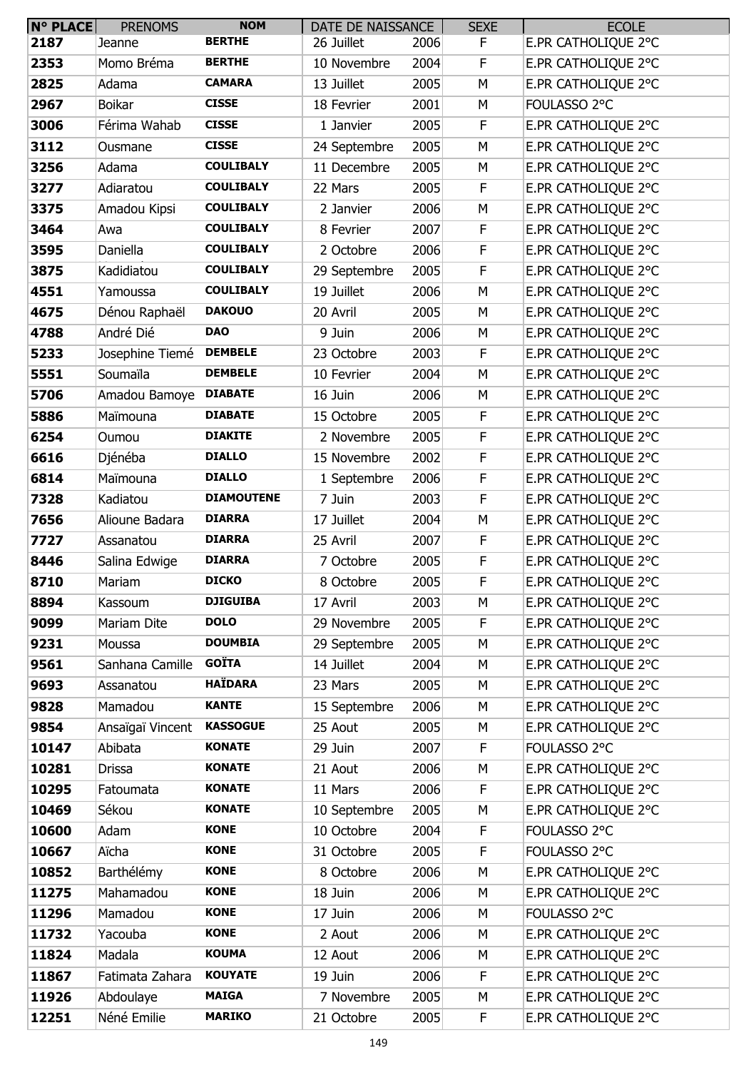| N° PLACE | PRENOMS | NOM | DATE DE NAISSANCE | | SEXE | ECOLE |
|---|---|---|---|---|---|---|
| 2187 | Jeanne | BERTHE | 26 Juillet | 2006 | F | E.PR CATHOLIQUE 2°C |
| 2353 | Momo Bréma | BERTHE | 10 Novembre | 2004 | F | E.PR CATHOLIQUE 2°C |
| 2825 | Adama | CAMARA | 13 Juillet | 2005 | M | E.PR CATHOLIQUE 2°C |
| 2967 | Boikar | CISSE | 18 Fevrier | 2001 | M | FOULASSO 2°C |
| 3006 | Férima Wahab | CISSE | 1 Janvier | 2005 | F | E.PR CATHOLIQUE 2°C |
| 3112 | Ousmane | CISSE | 24 Septembre | 2005 | M | E.PR CATHOLIQUE 2°C |
| 3256 | Adama | COULIBALY | 11 Decembre | 2005 | M | E.PR CATHOLIQUE 2°C |
| 3277 | Adiaratou | COULIBALY | 22 Mars | 2005 | F | E.PR CATHOLIQUE 2°C |
| 3375 | Amadou Kipsi | COULIBALY | 2 Janvier | 2006 | M | E.PR CATHOLIQUE 2°C |
| 3464 | Awa | COULIBALY | 8 Fevrier | 2007 | F | E.PR CATHOLIQUE 2°C |
| 3595 | Daniella | COULIBALY | 2 Octobre | 2006 | F | E.PR CATHOLIQUE 2°C |
| 3875 | Kadidiatou | COULIBALY | 29 Septembre | 2005 | F | E.PR CATHOLIQUE 2°C |
| 4551 | Yamoussa | COULIBALY | 19 Juillet | 2006 | M | E.PR CATHOLIQUE 2°C |
| 4675 | Dénou Raphaël | DAKOUO | 20 Avril | 2005 | M | E.PR CATHOLIQUE 2°C |
| 4788 | André Dié | DAO | 9 Juin | 2006 | M | E.PR CATHOLIQUE 2°C |
| 5233 | Josephine Tiemé | DEMBELE | 23 Octobre | 2003 | F | E.PR CATHOLIQUE 2°C |
| 5551 | Soumaïla | DEMBELE | 10 Fevrier | 2004 | M | E.PR CATHOLIQUE 2°C |
| 5706 | Amadou Bamoye | DIABATE | 16 Juin | 2006 | M | E.PR CATHOLIQUE 2°C |
| 5886 | Maïmouna | DIABATE | 15 Octobre | 2005 | F | E.PR CATHOLIQUE 2°C |
| 6254 | Oumou | DIAKITE | 2 Novembre | 2005 | F | E.PR CATHOLIQUE 2°C |
| 6616 | Djénéba | DIALLO | 15 Novembre | 2002 | F | E.PR CATHOLIQUE 2°C |
| 6814 | Maïmouna | DIALLO | 1 Septembre | 2006 | F | E.PR CATHOLIQUE 2°C |
| 7328 | Kadiatou | DIAMOUTENE | 7 Juin | 2003 | F | E.PR CATHOLIQUE 2°C |
| 7656 | Alioune Badara | DIARRA | 17 Juillet | 2004 | M | E.PR CATHOLIQUE 2°C |
| 7727 | Assanatou | DIARRA | 25 Avril | 2007 | F | E.PR CATHOLIQUE 2°C |
| 8446 | Salina Edwige | DIARRA | 7 Octobre | 2005 | F | E.PR CATHOLIQUE 2°C |
| 8710 | Mariam | DICKO | 8 Octobre | 2005 | F | E.PR CATHOLIQUE 2°C |
| 8894 | Kassoum | DJIGUIBA | 17 Avril | 2003 | M | E.PR CATHOLIQUE 2°C |
| 9099 | Mariam Dite | DOLO | 29 Novembre | 2005 | F | E.PR CATHOLIQUE 2°C |
| 9231 | Moussa | DOUMBIA | 29 Septembre | 2005 | M | E.PR CATHOLIQUE 2°C |
| 9561 | Sanhana Camille | GOÏTA | 14 Juillet | 2004 | M | E.PR CATHOLIQUE 2°C |
| 9693 | Assanatou | HAÏDARA | 23 Mars | 2005 | M | E.PR CATHOLIQUE 2°C |
| 9828 | Mamadou | KANTE | 15 Septembre | 2006 | M | E.PR CATHOLIQUE 2°C |
| 9854 | Ansaïgaï Vincent | KASSOGUE | 25 Aout | 2005 | M | E.PR CATHOLIQUE 2°C |
| 10147 | Abibata | KONATE | 29 Juin | 2007 | F | FOULASSO 2°C |
| 10281 | Drissa | KONATE | 21 Aout | 2006 | M | E.PR CATHOLIQUE 2°C |
| 10295 | Fatoumata | KONATE | 11 Mars | 2006 | F | E.PR CATHOLIQUE 2°C |
| 10469 | Sékou | KONATE | 10 Septembre | 2005 | M | E.PR CATHOLIQUE 2°C |
| 10600 | Adam | KONE | 10 Octobre | 2004 | F | FOULASSO 2°C |
| 10667 | Aïcha | KONE | 31 Octobre | 2005 | F | FOULASSO 2°C |
| 10852 | Barthélémy | KONE | 8 Octobre | 2006 | M | E.PR CATHOLIQUE 2°C |
| 11275 | Mahamadou | KONE | 18 Juin | 2006 | M | E.PR CATHOLIQUE 2°C |
| 11296 | Mamadou | KONE | 17 Juin | 2006 | M | FOULASSO 2°C |
| 11732 | Yacouba | KONE | 2 Aout | 2006 | M | E.PR CATHOLIQUE 2°C |
| 11824 | Madala | KOUMA | 12 Aout | 2006 | M | E.PR CATHOLIQUE 2°C |
| 11867 | Fatimata Zahara | KOUYATE | 19 Juin | 2006 | F | E.PR CATHOLIQUE 2°C |
| 11926 | Abdoulaye | MAIGA | 7 Novembre | 2005 | M | E.PR CATHOLIQUE 2°C |
| 12251 | Néné Emilie | MARIKO | 21 Octobre | 2005 | F | E.PR CATHOLIQUE 2°C |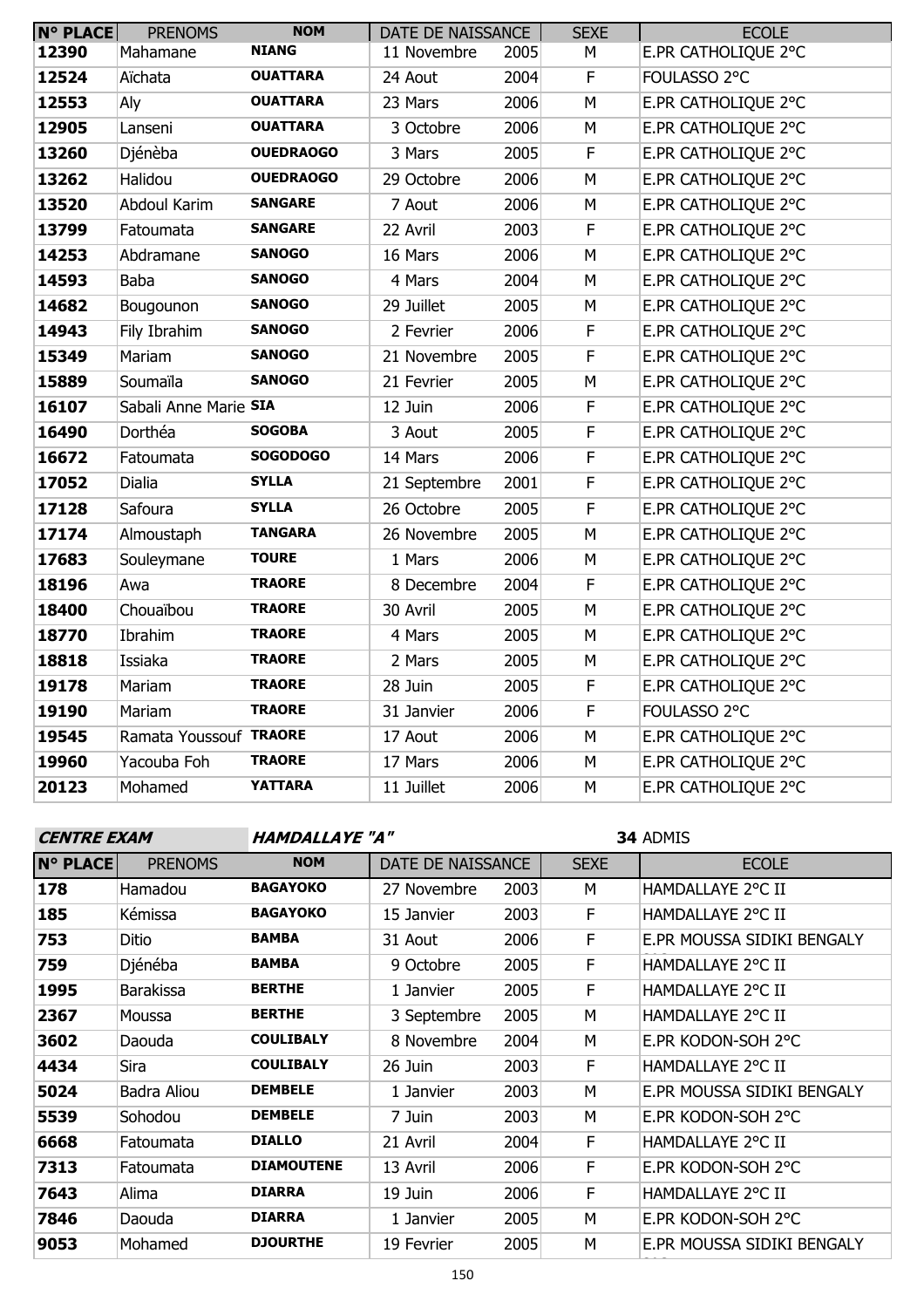| N° PLACE | PRENOMS | NOM | DATE DE NAISSANCE | | SEXE | ECOLE |
|---|---|---|---|---|---|---|
| 12390 | Mahamane | **NIANG** | 11 Novembre | 2005 | M | E.PR CATHOLIQUE 2°C |
| 12524 | Aïchata | **OUATTARA** | 24 Aout | 2004 | F | FOULASSO 2°C |
| 12553 | Aly | **OUATTARA** | 23 Mars | 2006 | M | E.PR CATHOLIQUE 2°C |
| 12905 | Lanseni | **OUATTARA** | 3 Octobre | 2006 | M | E.PR CATHOLIQUE 2°C |
| 13260 | Djénèba | **OUEDRAOGO** | 3 Mars | 2005 | F | E.PR CATHOLIQUE 2°C |
| 13262 | Halidou | **OUEDRAOGO** | 29 Octobre | 2006 | M | E.PR CATHOLIQUE 2°C |
| 13520 | Abdoul Karim | **SANGARE** | 7 Aout | 2006 | M | E.PR CATHOLIQUE 2°C |
| 13799 | Fatoumata | **SANGARE** | 22 Avril | 2003 | F | E.PR CATHOLIQUE 2°C |
| 14253 | Abdramane | **SANOGO** | 16 Mars | 2006 | M | E.PR CATHOLIQUE 2°C |
| 14593 | Baba | **SANOGO** | 4 Mars | 2004 | M | E.PR CATHOLIQUE 2°C |
| 14682 | Bougounon | **SANOGO** | 29 Juillet | 2005 | M | E.PR CATHOLIQUE 2°C |
| 14943 | Fily Ibrahim | **SANOGO** | 2 Fevrier | 2006 | F | E.PR CATHOLIQUE 2°C |
| 15349 | Mariam | **SANOGO** | 21 Novembre | 2005 | F | E.PR CATHOLIQUE 2°C |
| 15889 | Soumaïla | **SANOGO** | 21 Fevrier | 2005 | M | E.PR CATHOLIQUE 2°C |
| 16107 | Sabali Anne Marie | **SIA** | 12 Juin | 2006 | F | E.PR CATHOLIQUE 2°C |
| 16490 | Dorthéa | **SOGOBA** | 3 Aout | 2005 | F | E.PR CATHOLIQUE 2°C |
| 16672 | Fatoumata | **SOGODOGO** | 14 Mars | 2006 | F | E.PR CATHOLIQUE 2°C |
| 17052 | Dialia | **SYLLA** | 21 Septembre | 2001 | F | E.PR CATHOLIQUE 2°C |
| 17128 | Safoura | **SYLLA** | 26 Octobre | 2005 | F | E.PR CATHOLIQUE 2°C |
| 17174 | Almoustaph | **TANGARA** | 26 Novembre | 2005 | M | E.PR CATHOLIQUE 2°C |
| 17683 | Souleymane | **TOURE** | 1 Mars | 2006 | M | E.PR CATHOLIQUE 2°C |
| 18196 | Awa | **TRAORE** | 8 Decembre | 2004 | F | E.PR CATHOLIQUE 2°C |
| 18400 | Chouaïbou | **TRAORE** | 30 Avril | 2005 | M | E.PR CATHOLIQUE 2°C |
| 18770 | Ibrahim | **TRAORE** | 4 Mars | 2005 | M | E.PR CATHOLIQUE 2°C |
| 18818 | Issiaka | **TRAORE** | 2 Mars | 2005 | M | E.PR CATHOLIQUE 2°C |
| 19178 | Mariam | **TRAORE** | 28 Juin | 2005 | F | E.PR CATHOLIQUE 2°C |
| 19190 | Mariam | **TRAORE** | 31 Janvier | 2006 | F | FOULASSO 2°C |
| 19545 | Ramata Youssouf | **TRAORE** | 17 Aout | 2006 | M | E.PR CATHOLIQUE 2°C |
| 19960 | Yacouba Foh | **TRAORE** | 17 Mars | 2006 | M | E.PR CATHOLIQUE 2°C |
| 20123 | Mohamed | **YATTARA** | 11 Juillet | 2006 | M | E.PR CATHOLIQUE 2°C |

***CENTRE EXAM*** ***HAMDALLAYE "A"*** **34** ADMIS

| N° PLACE | PRENOMS | NOM | DATE DE NAISSANCE | | SEXE | ECOLE |
|---|---|---|---|---|---|---|
| 178 | Hamadou | **BAGAYOKO** | 27 Novembre | 2003 | M | HAMDALLAYE 2°C II |
| 185 | Kémissa | **BAGAYOKO** | 15 Janvier | 2003 | F | HAMDALLAYE 2°C II |
| 753 | Ditio | **BAMBA** | 31 Aout | 2006 | F | E.PR MOUSSA SIDIKI BENGALY |
| 759 | Djénéba | **BAMBA** | 9 Octobre | 2005 | F | HAMDALLAYE 2°C II |
| 1995 | Barakissa | **BERTHE** | 1 Janvier | 2005 | F | HAMDALLAYE 2°C II |
| 2367 | Moussa | **BERTHE** | 3 Septembre | 2005 | M | HAMDALLAYE 2°C II |
| 3602 | Daouda | **COULIBALY** | 8 Novembre | 2004 | M | E.PR KODON-SOH 2°C |
| 4434 | Sira | **COULIBALY** | 26 Juin | 2003 | F | HAMDALLAYE 2°C II |
| 5024 | Badra Aliou | **DEMBELE** | 1 Janvier | 2003 | M | E.PR MOUSSA SIDIKI BENGALY |
| 5539 | Sohodou | **DEMBELE** | 7 Juin | 2003 | M | E.PR KODON-SOH 2°C |
| 6668 | Fatoumata | **DIALLO** | 21 Avril | 2004 | F | HAMDALLAYE 2°C II |
| 7313 | Fatoumata | **DIAMOUTENE** | 13 Avril | 2006 | F | E.PR KODON-SOH 2°C |
| 7643 | Alima | **DIARRA** | 19 Juin | 2006 | F | HAMDALLAYE 2°C II |
| 7846 | Daouda | **DIARRA** | 1 Janvier | 2005 | M | E.PR KODON-SOH 2°C |
| 9053 | Mohamed | **DJOURTHE** | 19 Fevrier | 2005 | M | E.PR MOUSSA SIDIKI BENGALY |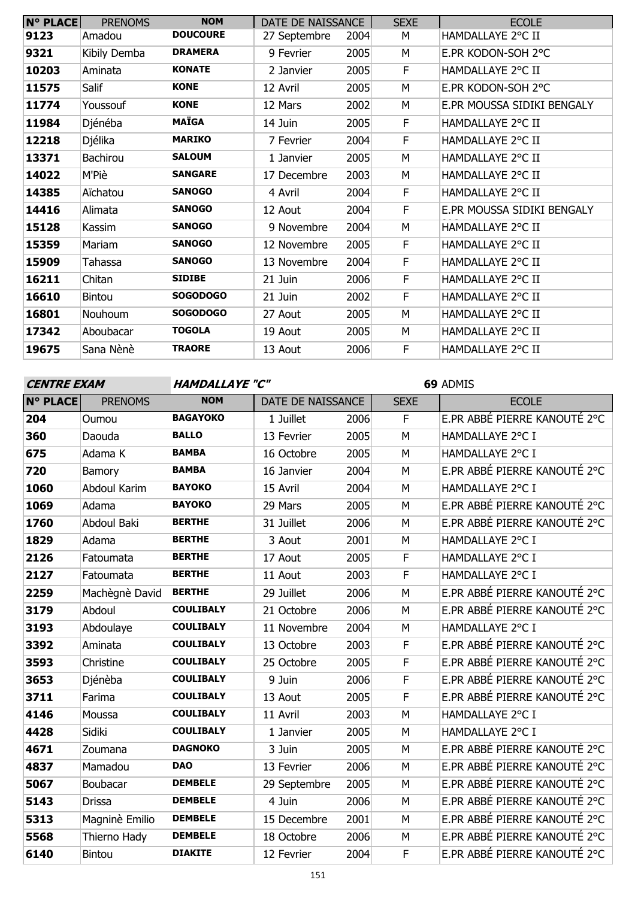| N° PLACE | PRENOMS | NOM | DATE DE NAISSANCE | | SEXE | ECOLE |
|---|---|---|---|---|---|---|
| 9123 | Amadou | DOUCOURE | 27 Septembre | 2004 | M | HAMDALLAYE 2°C II |
| 9321 | Kibily Demba | DRAMERA | 9 Fevrier | 2005 | M | E.PR KODON-SOH 2°C |
| 10203 | Aminata | KONATE | 2 Janvier | 2005 | F | HAMDALLAYE 2°C II |
| 11575 | Salif | KONE | 12 Avril | 2005 | M | E.PR KODON-SOH 2°C |
| 11774 | Youssouf | KONE | 12 Mars | 2002 | M | E.PR MOUSSA SIDIKI BENGALY |
| 11984 | Djénéba | MAÏGA | 14 Juin | 2005 | F | HAMDALLAYE 2°C II |
| 12218 | Djélika | MARIKO | 7 Fevrier | 2004 | F | HAMDALLAYE 2°C II |
| 13371 | Bachirou | SALOUM | 1 Janvier | 2005 | M | HAMDALLAYE 2°C II |
| 14022 | M'Piè | SANGARE | 17 Decembre | 2003 | M | HAMDALLAYE 2°C II |
| 14385 | Aïchatou | SANOGO | 4 Avril | 2004 | F | HAMDALLAYE 2°C II |
| 14416 | Alimata | SANOGO | 12 Aout | 2004 | F | E.PR MOUSSA SIDIKI BENGALY |
| 15128 | Kassim | SANOGO | 9 Novembre | 2004 | M | HAMDALLAYE 2°C II |
| 15359 | Mariam | SANOGO | 12 Novembre | 2005 | F | HAMDALLAYE 2°C II |
| 15909 | Tahassa | SANOGO | 13 Novembre | 2004 | F | HAMDALLAYE 2°C II |
| 16211 | Chitan | SIDIBE | 21 Juin | 2006 | F | HAMDALLAYE 2°C II |
| 16610 | Bintou | SOGODOGO | 21 Juin | 2002 | F | HAMDALLAYE 2°C II |
| 16801 | Nouhoum | SOGODOGO | 27 Aout | 2005 | M | HAMDALLAYE 2°C II |
| 17342 | Aboubacar | TOGOLA | 19 Aout | 2005 | M | HAMDALLAYE 2°C II |
| 19675 | Sana Nènè | TRAORE | 13 Aout | 2006 | F | HAMDALLAYE 2°C II |

***CENTRE EXAM*** ***HAMDALLAYE "C"*** **69** ADMIS

| N° PLACE | PRENOMS | NOM | DATE DE NAISSANCE | | SEXE | ECOLE |
|---|---|---|---|---|---|---|
| 204 | Oumou | BAGAYOKO | 1 Juillet | 2006 | F | E.PR ABBÉ PIERRE KANOUTÉ 2°C |
| 360 | Daouda | BALLO | 13 Fevrier | 2005 | M | HAMDALLAYE 2°C I |
| 675 | Adama K | BAMBA | 16 Octobre | 2005 | M | HAMDALLAYE 2°C I |
| 720 | Bamory | BAMBA | 16 Janvier | 2004 | M | E.PR ABBÉ PIERRE KANOUTÉ 2°C |
| 1060 | Abdoul Karim | BAYOKO | 15 Avril | 2004 | M | HAMDALLAYE 2°C I |
| 1069 | Adama | BAYOKO | 29 Mars | 2005 | M | E.PR ABBÉ PIERRE KANOUTÉ 2°C |
| 1760 | Abdoul Baki | BERTHE | 31 Juillet | 2006 | M | E.PR ABBÉ PIERRE KANOUTÉ 2°C |
| 1829 | Adama | BERTHE | 3 Aout | 2001 | M | HAMDALLAYE 2°C I |
| 2126 | Fatoumata | BERTHE | 17 Aout | 2005 | F | HAMDALLAYE 2°C I |
| 2127 | Fatoumata | BERTHE | 11 Aout | 2003 | F | HAMDALLAYE 2°C I |
| 2259 | Machègnè David | BERTHE | 29 Juillet | 2006 | M | E.PR ABBÉ PIERRE KANOUTÉ 2°C |
| 3179 | Abdoul | COULIBALY | 21 Octobre | 2006 | M | E.PR ABBÉ PIERRE KANOUTÉ 2°C |
| 3193 | Abdoulaye | COULIBALY | 11 Novembre | 2004 | M | HAMDALLAYE 2°C I |
| 3392 | Aminata | COULIBALY | 13 Octobre | 2003 | F | E.PR ABBÉ PIERRE KANOUTÉ 2°C |
| 3593 | Christine | COULIBALY | 25 Octobre | 2005 | F | E.PR ABBÉ PIERRE KANOUTÉ 2°C |
| 3653 | Djénèba | COULIBALY | 9 Juin | 2006 | F | E.PR ABBÉ PIERRE KANOUTÉ 2°C |
| 3711 | Farima | COULIBALY | 13 Aout | 2005 | F | E.PR ABBÉ PIERRE KANOUTÉ 2°C |
| 4146 | Moussa | COULIBALY | 11 Avril | 2003 | M | HAMDALLAYE 2°C I |
| 4428 | Sidiki | COULIBALY | 1 Janvier | 2005 | M | HAMDALLAYE 2°C I |
| 4671 | Zoumana | DAGNOKO | 3 Juin | 2005 | M | E.PR ABBÉ PIERRE KANOUTÉ 2°C |
| 4837 | Mamadou | DAO | 13 Fevrier | 2006 | M | E.PR ABBÉ PIERRE KANOUTÉ 2°C |
| 5067 | Boubacar | DEMBELE | 29 Septembre | 2005 | M | E.PR ABBÉ PIERRE KANOUTÉ 2°C |
| 5143 | Drissa | DEMBELE | 4 Juin | 2006 | M | E.PR ABBÉ PIERRE KANOUTÉ 2°C |
| 5313 | Magninè Emilio | DEMBELE | 15 Decembre | 2001 | M | E.PR ABBÉ PIERRE KANOUTÉ 2°C |
| 5568 | Thierno Hady | DEMBELE | 18 Octobre | 2006 | M | E.PR ABBÉ PIERRE KANOUTÉ 2°C |
| 6140 | Bintou | DIAKITE | 12 Fevrier | 2004 | F | E.PR ABBÉ PIERRE KANOUTÉ 2°C |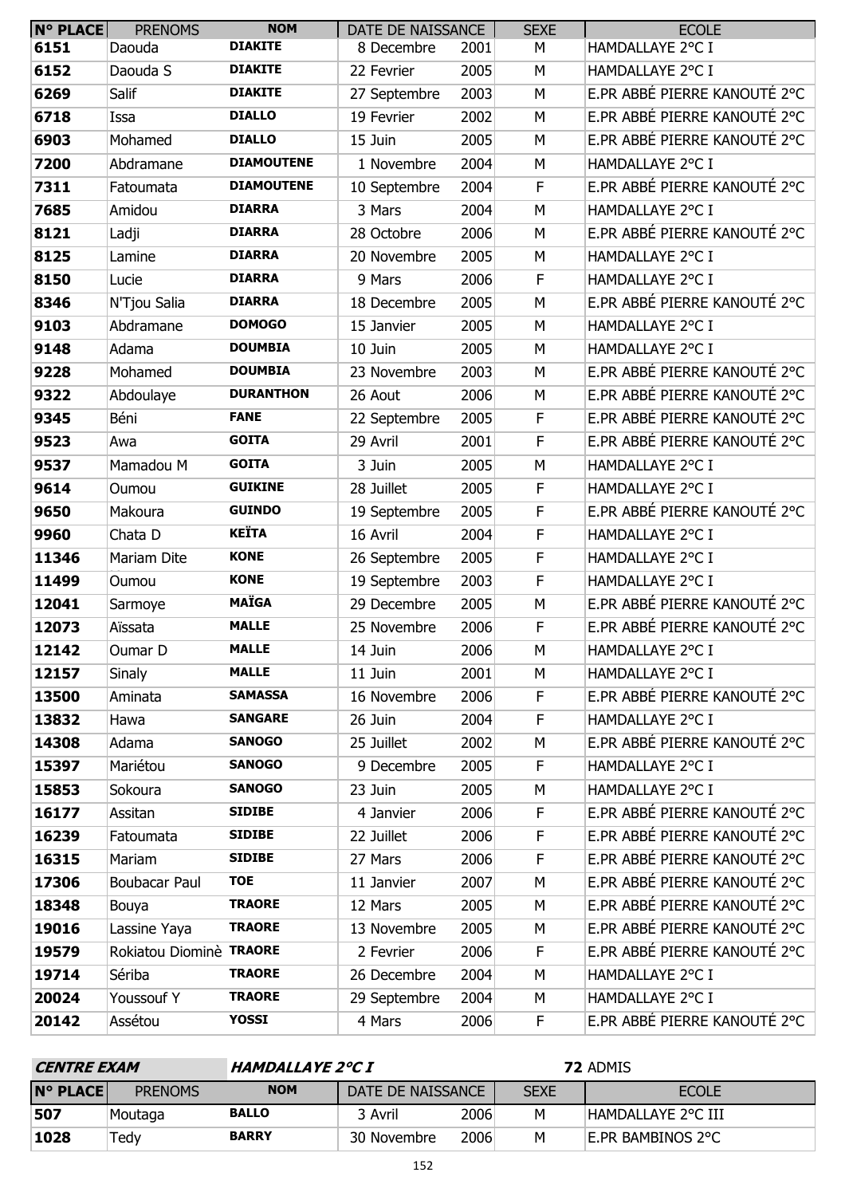| N° PLACE | PRENOMS | NOM | DATE DE NAISSANCE | | SEXE | ECOLE |
|---|---|---|---|---|---|---|
| 6151 | Daouda | DIAKITE | 8 Decembre | 2001 | M | HAMDALLAYE 2°C I |
| 6152 | Daouda S | DIAKITE | 22 Fevrier | 2005 | M | HAMDALLAYE 2°C I |
| 6269 | Salif | DIAKITE | 27 Septembre | 2003 | M | E.PR ABBÉ PIERRE KANOUTÉ 2°C |
| 6718 | Issa | DIALLO | 19 Fevrier | 2002 | M | E.PR ABBÉ PIERRE KANOUTÉ 2°C |
| 6903 | Mohamed | DIALLO | 15 Juin | 2005 | M | E.PR ABBÉ PIERRE KANOUTÉ 2°C |
| 7200 | Abdramane | DIAMOUTENE | 1 Novembre | 2004 | M | HAMDALLAYE 2°C I |
| 7311 | Fatoumata | DIAMOUTENE | 10 Septembre | 2004 | F | E.PR ABBÉ PIERRE KANOUTÉ 2°C |
| 7685 | Amidou | DIARRA | 3 Mars | 2004 | M | HAMDALLAYE 2°C I |
| 8121 | Ladji | DIARRA | 28 Octobre | 2006 | M | E.PR ABBÉ PIERRE KANOUTÉ 2°C |
| 8125 | Lamine | DIARRA | 20 Novembre | 2005 | M | HAMDALLAYE 2°C I |
| 8150 | Lucie | DIARRA | 9 Mars | 2006 | F | HAMDALLAYE 2°C I |
| 8346 | N'Tjou Salia | DIARRA | 18 Decembre | 2005 | M | E.PR ABBÉ PIERRE KANOUTÉ 2°C |
| 9103 | Abdramane | DOMOGO | 15 Janvier | 2005 | M | HAMDALLAYE 2°C I |
| 9148 | Adama | DOUMBIA | 10 Juin | 2005 | M | HAMDALLAYE 2°C I |
| 9228 | Mohamed | DOUMBIA | 23 Novembre | 2003 | M | E.PR ABBÉ PIERRE KANOUTÉ 2°C |
| 9322 | Abdoulaye | DURANTHON | 26 Aout | 2006 | M | E.PR ABBÉ PIERRE KANOUTÉ 2°C |
| 9345 | Béni | FANE | 22 Septembre | 2005 | F | E.PR ABBÉ PIERRE KANOUTÉ 2°C |
| 9523 | Awa | GOITA | 29 Avril | 2001 | F | E.PR ABBÉ PIERRE KANOUTÉ 2°C |
| 9537 | Mamadou M | GOITA | 3 Juin | 2005 | M | HAMDALLAYE 2°C I |
| 9614 | Oumou | GUIKINE | 28 Juillet | 2005 | F | HAMDALLAYE 2°C I |
| 9650 | Makoura | GUINDO | 19 Septembre | 2005 | F | E.PR ABBÉ PIERRE KANOUTÉ 2°C |
| 9960 | Chata D | KEÏTA | 16 Avril | 2004 | F | HAMDALLAYE 2°C I |
| 11346 | Mariam Dite | KONE | 26 Septembre | 2005 | F | HAMDALLAYE 2°C I |
| 11499 | Oumou | KONE | 19 Septembre | 2003 | F | HAMDALLAYE 2°C I |
| 12041 | Sarmoye | MAÏGA | 29 Decembre | 2005 | M | E.PR ABBÉ PIERRE KANOUTÉ 2°C |
| 12073 | Aïssata | MALLE | 25 Novembre | 2006 | F | E.PR ABBÉ PIERRE KANOUTÉ 2°C |
| 12142 | Oumar D | MALLE | 14 Juin | 2006 | M | HAMDALLAYE 2°C I |
| 12157 | Sinaly | MALLE | 11 Juin | 2001 | M | HAMDALLAYE 2°C I |
| 13500 | Aminata | SAMASSA | 16 Novembre | 2006 | F | E.PR ABBÉ PIERRE KANOUTÉ 2°C |
| 13832 | Hawa | SANGARE | 26 Juin | 2004 | F | HAMDALLAYE 2°C I |
| 14308 | Adama | SANOGO | 25 Juillet | 2002 | M | E.PR ABBÉ PIERRE KANOUTÉ 2°C |
| 15397 | Mariétou | SANOGO | 9 Decembre | 2005 | F | HAMDALLAYE 2°C I |
| 15853 | Sokoura | SANOGO | 23 Juin | 2005 | M | HAMDALLAYE 2°C I |
| 16177 | Assitan | SIDIBE | 4 Janvier | 2006 | F | E.PR ABBÉ PIERRE KANOUTÉ 2°C |
| 16239 | Fatoumata | SIDIBE | 22 Juillet | 2006 | F | E.PR ABBÉ PIERRE KANOUTÉ 2°C |
| 16315 | Mariam | SIDIBE | 27 Mars | 2006 | F | E.PR ABBÉ PIERRE KANOUTÉ 2°C |
| 17306 | Boubacar Paul | TOE | 11 Janvier | 2007 | M | E.PR ABBÉ PIERRE KANOUTÉ 2°C |
| 18348 | Bouya | TRAORE | 12 Mars | 2005 | M | E.PR ABBÉ PIERRE KANOUTÉ 2°C |
| 19016 | Lassine Yaya | TRAORE | 13 Novembre | 2005 | M | E.PR ABBÉ PIERRE KANOUTÉ 2°C |
| 19579 | Rokiatou Diominè | TRAORE | 2 Fevrier | 2006 | F | E.PR ABBÉ PIERRE KANOUTÉ 2°C |
| 19714 | Sériba | TRAORE | 26 Decembre | 2004 | M | HAMDALLAYE 2°C I |
| 20024 | Youssouf Y | TRAORE | 29 Septembre | 2004 | M | HAMDALLAYE 2°C I |
| 20142 | Assétou | YOSSI | 4 Mars | 2006 | F | E.PR ABBÉ PIERRE KANOUTÉ 2°C |

***CENTRE EXAM*** ***HAMDALLAYE 2°C I*** **72** ADMIS

| N° PLACE | PRENOMS | NOM | DATE DE NAISSANCE | | SEXE | ECOLE |
|---|---|---|---|---|---|---|
| 507 | Moutaga | BALLO | 3 Avril | 2006 | M | HAMDALLAYE 2°C III |
| 1028 | Tedy | BARRY | 30 Novembre | 2006 | M | E.PR BAMBINOS 2°C |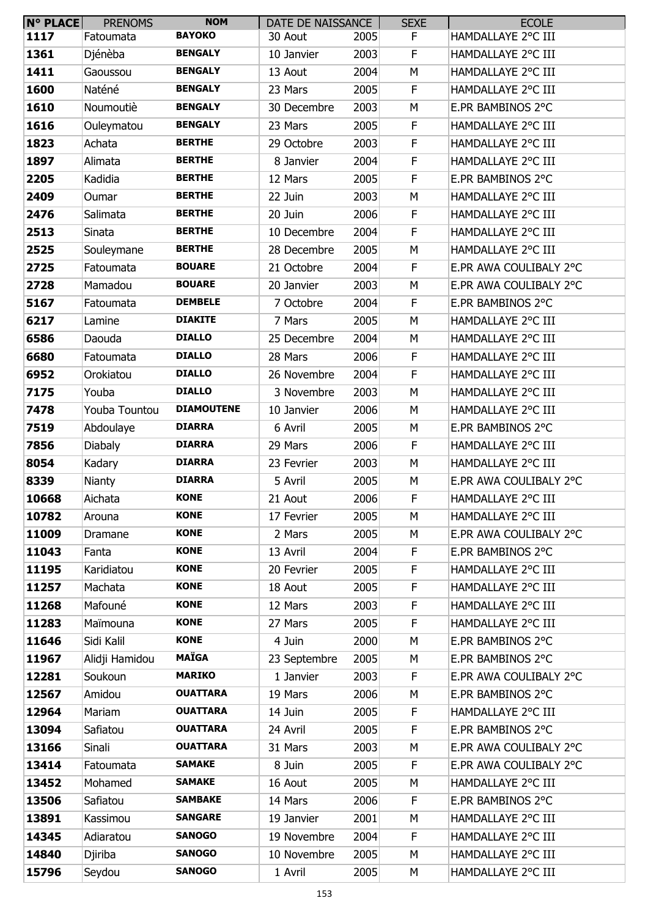| N° PLACE | PRENOMS | NOM | DATE DE NAISSANCE | | SEXE | ECOLE |
|---|---|---|---|---|---|---|
| 1117 | Fatoumata | BAYOKO | 30 Aout | 2005 | F | HAMDALLAYE 2°C III |
| 1361 | Djénèba | BENGALY | 10 Janvier | 2003 | F | HAMDALLAYE 2°C III |
| 1411 | Gaoussou | BENGALY | 13 Aout | 2004 | M | HAMDALLAYE 2°C III |
| 1600 | Naténé | BENGALY | 23 Mars | 2005 | F | HAMDALLAYE 2°C III |
| 1610 | Noumoutiè | BENGALY | 30 Decembre | 2003 | M | E.PR BAMBINOS 2°C |
| 1616 | Ouleymatou | BENGALY | 23 Mars | 2005 | F | HAMDALLAYE 2°C III |
| 1823 | Achata | BERTHE | 29 Octobre | 2003 | F | HAMDALLAYE 2°C III |
| 1897 | Alimata | BERTHE | 8 Janvier | 2004 | F | HAMDALLAYE 2°C III |
| 2205 | Kadidia | BERTHE | 12 Mars | 2005 | F | E.PR BAMBINOS 2°C |
| 2409 | Oumar | BERTHE | 22 Juin | 2003 | M | HAMDALLAYE 2°C III |
| 2476 | Salimata | BERTHE | 20 Juin | 2006 | F | HAMDALLAYE 2°C III |
| 2513 | Sinata | BERTHE | 10 Decembre | 2004 | F | HAMDALLAYE 2°C III |
| 2525 | Souleymane | BERTHE | 28 Decembre | 2005 | M | HAMDALLAYE 2°C III |
| 2725 | Fatoumata | BOUARE | 21 Octobre | 2004 | F | E.PR AWA COULIBALY 2°C |
| 2728 | Mamadou | BOUARE | 20 Janvier | 2003 | M | E.PR AWA COULIBALY 2°C |
| 5167 | Fatoumata | DEMBELE | 7 Octobre | 2004 | F | E.PR BAMBINOS 2°C |
| 6217 | Lamine | DIAKITE | 7 Mars | 2005 | M | HAMDALLAYE 2°C III |
| 6586 | Daouda | DIALLO | 25 Decembre | 2004 | M | HAMDALLAYE 2°C III |
| 6680 | Fatoumata | DIALLO | 28 Mars | 2006 | F | HAMDALLAYE 2°C III |
| 6952 | Orokiatou | DIALLO | 26 Novembre | 2004 | F | HAMDALLAYE 2°C III |
| 7175 | Youba | DIALLO | 3 Novembre | 2003 | M | HAMDALLAYE 2°C III |
| 7478 | Youba Tountou | DIAMOUTENE | 10 Janvier | 2006 | M | HAMDALLAYE 2°C III |
| 7519 | Abdoulaye | DIARRA | 6 Avril | 2005 | M | E.PR BAMBINOS 2°C |
| 7856 | Diabaly | DIARRA | 29 Mars | 2006 | F | HAMDALLAYE 2°C III |
| 8054 | Kadary | DIARRA | 23 Fevrier | 2003 | M | HAMDALLAYE 2°C III |
| 8339 | Nianty | DIARRA | 5 Avril | 2005 | M | E.PR AWA COULIBALY 2°C |
| 10668 | Aichata | KONE | 21 Aout | 2006 | F | HAMDALLAYE 2°C III |
| 10782 | Arouna | KONE | 17 Fevrier | 2005 | M | HAMDALLAYE 2°C III |
| 11009 | Dramane | KONE | 2 Mars | 2005 | M | E.PR AWA COULIBALY 2°C |
| 11043 | Fanta | KONE | 13 Avril | 2004 | F | E.PR BAMBINOS 2°C |
| 11195 | Karidiatou | KONE | 20 Fevrier | 2005 | F | HAMDALLAYE 2°C III |
| 11257 | Machata | KONE | 18 Aout | 2005 | F | HAMDALLAYE 2°C III |
| 11268 | Mafouné | KONE | 12 Mars | 2003 | F | HAMDALLAYE 2°C III |
| 11283 | Maïmouna | KONE | 27 Mars | 2005 | F | HAMDALLAYE 2°C III |
| 11646 | Sidi Kalil | KONE | 4 Juin | 2000 | M | E.PR BAMBINOS 2°C |
| 11967 | Alidji Hamidou | MAÏGA | 23 Septembre | 2005 | M | E.PR BAMBINOS 2°C |
| 12281 | Soukoun | MARIKO | 1 Janvier | 2003 | F | E.PR AWA COULIBALY 2°C |
| 12567 | Amidou | OUATTARA | 19 Mars | 2006 | M | E.PR BAMBINOS 2°C |
| 12964 | Mariam | OUATTARA | 14 Juin | 2005 | F | HAMDALLAYE 2°C III |
| 13094 | Safiatou | OUATTARA | 24 Avril | 2005 | F | E.PR BAMBINOS 2°C |
| 13166 | Sinali | OUATTARA | 31 Mars | 2003 | M | E.PR AWA COULIBALY 2°C |
| 13414 | Fatoumata | SAMAKE | 8 Juin | 2005 | F | E.PR AWA COULIBALY 2°C |
| 13452 | Mohamed | SAMAKE | 16 Aout | 2005 | M | HAMDALLAYE 2°C III |
| 13506 | Safiatou | SAMBAKE | 14 Mars | 2006 | F | E.PR BAMBINOS 2°C |
| 13891 | Kassimou | SANGARE | 19 Janvier | 2001 | M | HAMDALLAYE 2°C III |
| 14345 | Adiaratou | SANOGO | 19 Novembre | 2004 | F | HAMDALLAYE 2°C III |
| 14840 | Djiriba | SANOGO | 10 Novembre | 2005 | M | HAMDALLAYE 2°C III |
| 15796 | Seydou | SANOGO | 1 Avril | 2005 | M | HAMDALLAYE 2°C III |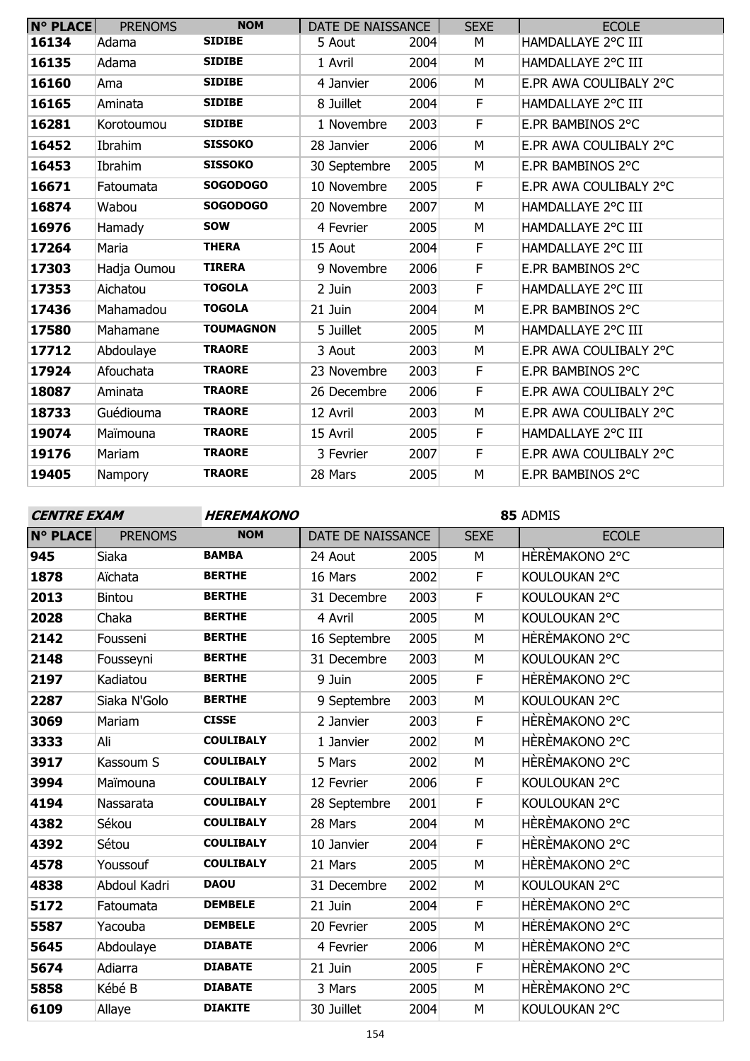| N° PLACE | PRENOMS | NOM | DATE DE NAISSANCE | | SEXE | ECOLE |
|---|---|---|---|---|---|---|
| 16134 | Adama | **SIDIBE** | 5 Aout | 2004 | M | HAMDALLAYE 2°C III |
| 16135 | Adama | **SIDIBE** | 1 Avril | 2004 | M | HAMDALLAYE 2°C III |
| 16160 | Ama | **SIDIBE** | 4 Janvier | 2006 | M | E.PR AWA COULIBALY 2°C |
| 16165 | Aminata | **SIDIBE** | 8 Juillet | 2004 | F | HAMDALLAYE 2°C III |
| 16281 | Korotoumou | **SIDIBE** | 1 Novembre | 2003 | F | E.PR BAMBINOS 2°C |
| 16452 | Ibrahim | **SISSOKO** | 28 Janvier | 2006 | M | E.PR AWA COULIBALY 2°C |
| 16453 | Ibrahim | **SISSOKO** | 30 Septembre | 2005 | M | E.PR BAMBINOS 2°C |
| 16671 | Fatoumata | **SOGODOGO** | 10 Novembre | 2005 | F | E.PR AWA COULIBALY 2°C |
| 16874 | Wabou | **SOGODOGO** | 20 Novembre | 2007 | M | HAMDALLAYE 2°C III |
| 16976 | Hamady | **SOW** | 4 Fevrier | 2005 | M | HAMDALLAYE 2°C III |
| 17264 | Maria | **THERA** | 15 Aout | 2004 | F | HAMDALLAYE 2°C III |
| 17303 | Hadja Oumou | **TIRERA** | 9 Novembre | 2006 | F | E.PR BAMBINOS 2°C |
| 17353 | Aichatou | **TOGOLA** | 2 Juin | 2003 | F | HAMDALLAYE 2°C III |
| 17436 | Mahamadou | **TOGOLA** | 21 Juin | 2004 | M | E.PR BAMBINOS 2°C |
| 17580 | Mahamane | **TOUMAGNON** | 5 Juillet | 2005 | M | HAMDALLAYE 2°C III |
| 17712 | Abdoulaye | **TRAORE** | 3 Aout | 2003 | M | E.PR AWA COULIBALY 2°C |
| 17924 | Afouchata | **TRAORE** | 23 Novembre | 2003 | F | E.PR BAMBINOS 2°C |
| 18087 | Aminata | **TRAORE** | 26 Decembre | 2006 | F | E.PR AWA COULIBALY 2°C |
| 18733 | Guédiouma | **TRAORE** | 12 Avril | 2003 | M | E.PR AWA COULIBALY 2°C |
| 19074 | Maïmouna | **TRAORE** | 15 Avril | 2005 | F | HAMDALLAYE 2°C III |
| 19176 | Mariam | **TRAORE** | 3 Fevrier | 2007 | F | E.PR AWA COULIBALY 2°C |
| 19405 | Nampory | **TRAORE** | 28 Mars | 2005 | M | E.PR BAMBINOS 2°C |

***CENTRE EXAM*** ***HEREMAKONO*** **85** ADMIS

| N° PLACE | PRENOMS | NOM | DATE DE NAISSANCE | | SEXE | ECOLE |
|---|---|---|---|---|---|---|
| 945 | Siaka | **BAMBA** | 24 Aout | 2005 | M | HÈRÈMAKONO 2°C |
| 1878 | Aïchata | **BERTHE** | 16 Mars | 2002 | F | KOULOUKAN 2°C |
| 2013 | Bintou | **BERTHE** | 31 Decembre | 2003 | F | KOULOUKAN 2°C |
| 2028 | Chaka | **BERTHE** | 4 Avril | 2005 | M | KOULOUKAN 2°C |
| 2142 | Fousseni | **BERTHE** | 16 Septembre | 2005 | M | HÈRÈMAKONO 2°C |
| 2148 | Fousseyni | **BERTHE** | 31 Decembre | 2003 | M | KOULOUKAN 2°C |
| 2197 | Kadiatou | **BERTHE** | 9 Juin | 2005 | F | HÈRÈMAKONO 2°C |
| 2287 | Siaka N'Golo | **BERTHE** | 9 Septembre | 2003 | M | KOULOUKAN 2°C |
| 3069 | Mariam | **CISSE** | 2 Janvier | 2003 | F | HÈRÈMAKONO 2°C |
| 3333 | Ali | **COULIBALY** | 1 Janvier | 2002 | M | HÈRÈMAKONO 2°C |
| 3917 | Kassoum S | **COULIBALY** | 5 Mars | 2002 | M | HÈRÈMAKONO 2°C |
| 3994 | Maïmouna | **COULIBALY** | 12 Fevrier | 2006 | F | KOULOUKAN 2°C |
| 4194 | Nassarata | **COULIBALY** | 28 Septembre | 2001 | F | KOULOUKAN 2°C |
| 4382 | Sékou | **COULIBALY** | 28 Mars | 2004 | M | HÈRÈMAKONO 2°C |
| 4392 | Sétou | **COULIBALY** | 10 Janvier | 2004 | F | HÈRÈMAKONO 2°C |
| 4578 | Youssouf | **COULIBALY** | 21 Mars | 2005 | M | HÈRÈMAKONO 2°C |
| 4838 | Abdoul Kadri | **DAOU** | 31 Decembre | 2002 | M | KOULOUKAN 2°C |
| 5172 | Fatoumata | **DEMBELE** | 21 Juin | 2004 | F | HÈRÈMAKONO 2°C |
| 5587 | Yacouba | **DEMBELE** | 20 Fevrier | 2005 | M | HÈRÈMAKONO 2°C |
| 5645 | Abdoulaye | **DIABATE** | 4 Fevrier | 2006 | M | HÈRÈMAKONO 2°C |
| 5674 | Adiarra | **DIABATE** | 21 Juin | 2005 | F | HÈRÈMAKONO 2°C |
| 5858 | Kébé B | **DIABATE** | 3 Mars | 2005 | M | HÈRÈMAKONO 2°C |
| 6109 | Allaye | **DIAKITE** | 30 Juillet | 2004 | M | KOULOUKAN 2°C |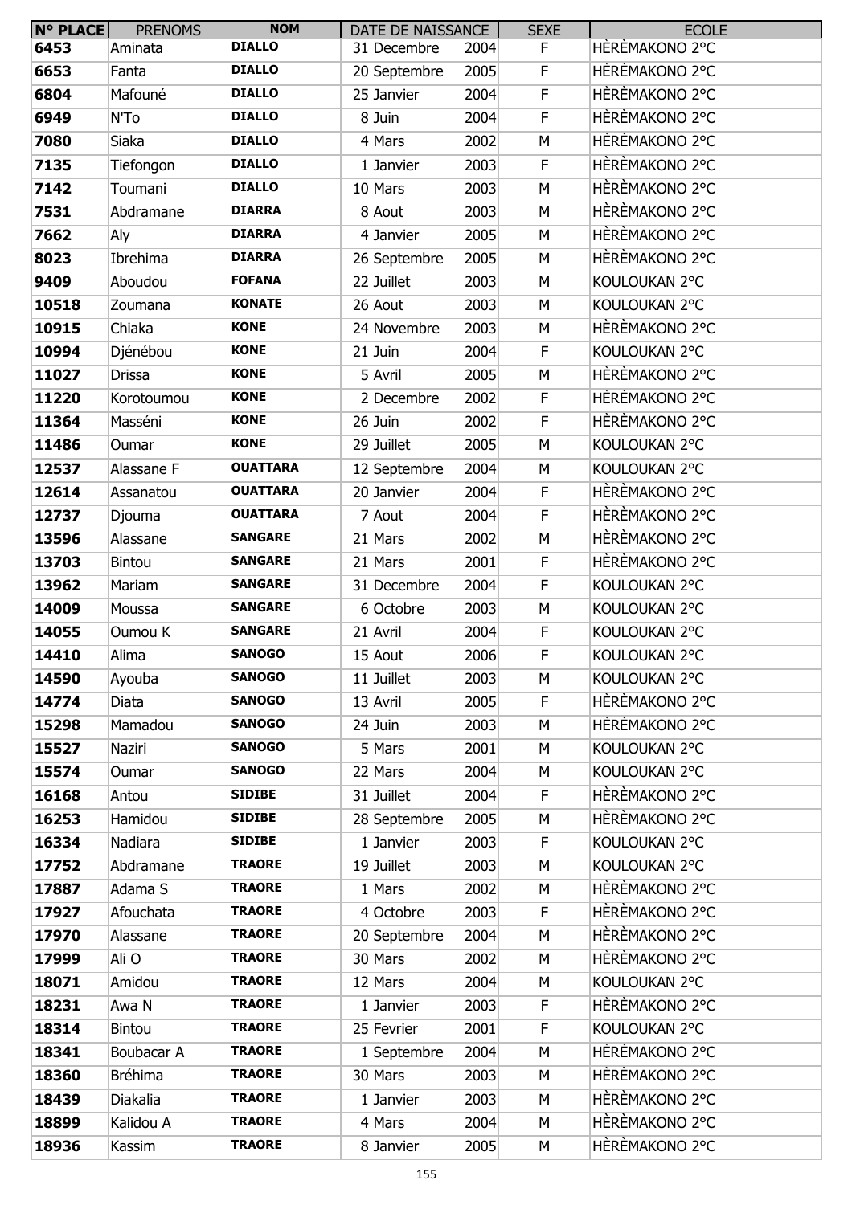| N° PLACE | PRENOMS | NOM | DATE DE NAISSANCE | | SEXE | ECOLE |
|---|---|---|---|---|---|---|
| **6453** | Aminata | **DIALLO** | 31 Decembre | 2004 | F | HÈRÈMAKONO 2°C |
| **6653** | Fanta | **DIALLO** | 20 Septembre | 2005 | F | HÈRÈMAKONO 2°C |
| **6804** | Mafouné | **DIALLO** | 25 Janvier | 2004 | F | HÈRÈMAKONO 2°C |
| **6949** | N'To | **DIALLO** | 8 Juin | 2004 | F | HÈRÈMAKONO 2°C |
| **7080** | Siaka | **DIALLO** | 4 Mars | 2002 | M | HÈRÈMAKONO 2°C |
| **7135** | Tiefongon | **DIALLO** | 1 Janvier | 2003 | F | HÈRÈMAKONO 2°C |
| **7142** | Toumani | **DIALLO** | 10 Mars | 2003 | M | HÈRÈMAKONO 2°C |
| **7531** | Abdramane | **DIARRA** | 8 Aout | 2003 | M | HÈRÈMAKONO 2°C |
| **7662** | Aly | **DIARRA** | 4 Janvier | 2005 | M | HÈRÈMAKONO 2°C |
| **8023** | Ibrehima | **DIARRA** | 26 Septembre | 2005 | M | HÈRÈMAKONO 2°C |
| **9409** | Aboudou | **FOFANA** | 22 Juillet | 2003 | M | KOULOUKAN 2°C |
| **10518** | Zoumana | **KONATE** | 26 Aout | 2003 | M | KOULOUKAN 2°C |
| **10915** | Chiaka | **KONE** | 24 Novembre | 2003 | M | HÈRÈMAKONO 2°C |
| **10994** | Djénébou | **KONE** | 21 Juin | 2004 | F | KOULOUKAN 2°C |
| **11027** | Drissa | **KONE** | 5 Avril | 2005 | M | HÈRÈMAKONO 2°C |
| **11220** | Korotoumou | **KONE** | 2 Decembre | 2002 | F | HÈRÈMAKONO 2°C |
| **11364** | Masséni | **KONE** | 26 Juin | 2002 | F | HÈRÈMAKONO 2°C |
| **11486** | Oumar | **KONE** | 29 Juillet | 2005 | M | KOULOUKAN 2°C |
| **12537** | Alassane F | **OUATTARA** | 12 Septembre | 2004 | M | KOULOUKAN 2°C |
| **12614** | Assanatou | **OUATTARA** | 20 Janvier | 2004 | F | HÈRÈMAKONO 2°C |
| **12737** | Djouma | **OUATTARA** | 7 Aout | 2004 | F | HÈRÈMAKONO 2°C |
| **13596** | Alassane | **SANGARE** | 21 Mars | 2002 | M | HÈRÈMAKONO 2°C |
| **13703** | Bintou | **SANGARE** | 21 Mars | 2001 | F | HÈRÈMAKONO 2°C |
| **13962** | Mariam | **SANGARE** | 31 Decembre | 2004 | F | KOULOUKAN 2°C |
| **14009** | Moussa | **SANGARE** | 6 Octobre | 2003 | M | KOULOUKAN 2°C |
| **14055** | Oumou K | **SANGARE** | 21 Avril | 2004 | F | KOULOUKAN 2°C |
| **14410** | Alima | **SANOGO** | 15 Aout | 2006 | F | KOULOUKAN 2°C |
| **14590** | Ayouba | **SANOGO** | 11 Juillet | 2003 | M | KOULOUKAN 2°C |
| **14774** | Diata | **SANOGO** | 13 Avril | 2005 | F | HÈRÈMAKONO 2°C |
| **15298** | Mamadou | **SANOGO** | 24 Juin | 2003 | M | HÈRÈMAKONO 2°C |
| **15527** | Naziri | **SANOGO** | 5 Mars | 2001 | M | KOULOUKAN 2°C |
| **15574** | Oumar | **SANOGO** | 22 Mars | 2004 | M | KOULOUKAN 2°C |
| **16168** | Antou | **SIDIBE** | 31 Juillet | 2004 | F | HÈRÈMAKONO 2°C |
| **16253** | Hamidou | **SIDIBE** | 28 Septembre | 2005 | M | HÈRÈMAKONO 2°C |
| **16334** | Nadiara | **SIDIBE** | 1 Janvier | 2003 | F | KOULOUKAN 2°C |
| **17752** | Abdramane | **TRAORE** | 19 Juillet | 2003 | M | KOULOUKAN 2°C |
| **17887** | Adama S | **TRAORE** | 1 Mars | 2002 | M | HÈRÈMAKONO 2°C |
| **17927** | Afouchata | **TRAORE** | 4 Octobre | 2003 | F | HÈRÈMAKONO 2°C |
| **17970** | Alassane | **TRAORE** | 20 Septembre | 2004 | M | HÈRÈMAKONO 2°C |
| **17999** | Ali O | **TRAORE** | 30 Mars | 2002 | M | HÈRÈMAKONO 2°C |
| **18071** | Amidou | **TRAORE** | 12 Mars | 2004 | M | KOULOUKAN 2°C |
| **18231** | Awa N | **TRAORE** | 1 Janvier | 2003 | F | HÈRÈMAKONO 2°C |
| **18314** | Bintou | **TRAORE** | 25 Fevrier | 2001 | F | KOULOUKAN 2°C |
| **18341** | Boubacar A | **TRAORE** | 1 Septembre | 2004 | M | HÈRÈMAKONO 2°C |
| **18360** | Bréhima | **TRAORE** | 30 Mars | 2003 | M | HÈRÈMAKONO 2°C |
| **18439** | Diakalia | **TRAORE** | 1 Janvier | 2003 | M | HÈRÈMAKONO 2°C |
| **18899** | Kalidou A | **TRAORE** | 4 Mars | 2004 | M | HÈRÈMAKONO 2°C |
| **18936** | Kassim | **TRAORE** | 8 Janvier | 2005 | M | HÈRÈMAKONO 2°C |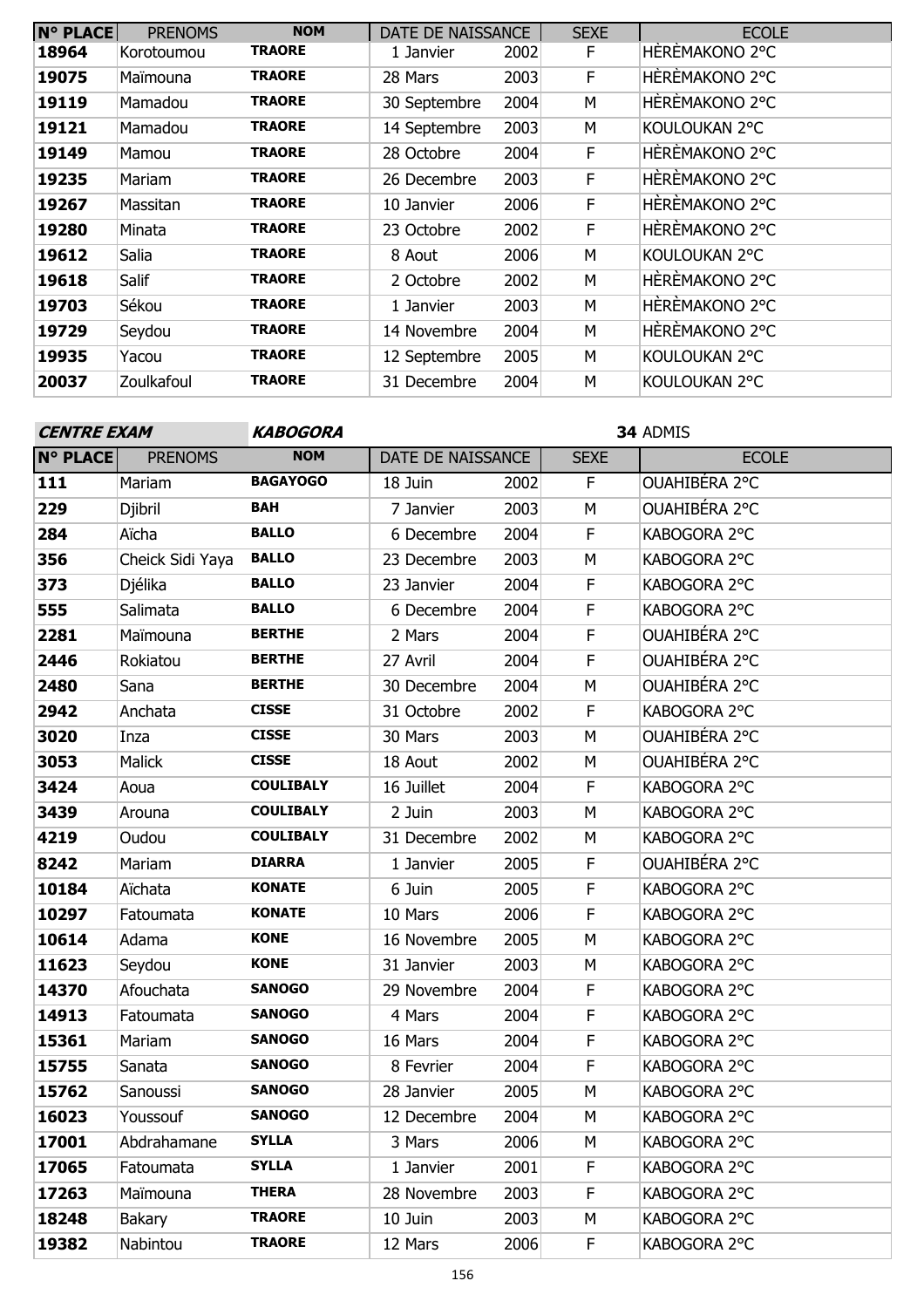| N° PLACE | PRENOMS | NOM | DATE DE NAISSANCE | | SEXE | ECOLE |
|---|---|---|---|---|---|---|
| 18964 | Korotoumou | TRAORE | 1 Janvier | 2002 | F | HÈRÈMAKONO 2°C |
| 19075 | Maïmouna | TRAORE | 28 Mars | 2003 | F | HÈRÈMAKONO 2°C |
| 19119 | Mamadou | TRAORE | 30 Septembre | 2004 | M | HÈRÈMAKONO 2°C |
| 19121 | Mamadou | TRAORE | 14 Septembre | 2003 | M | KOULOUKAN 2°C |
| 19149 | Mamou | TRAORE | 28 Octobre | 2004 | F | HÈRÈMAKONO 2°C |
| 19235 | Mariam | TRAORE | 26 Decembre | 2003 | F | HÈRÈMAKONO 2°C |
| 19267 | Massitan | TRAORE | 10 Janvier | 2006 | F | HÈRÈMAKONO 2°C |
| 19280 | Minata | TRAORE | 23 Octobre | 2002 | F | HÈRÈMAKONO 2°C |
| 19612 | Salia | TRAORE | 8 Aout | 2006 | M | KOULOUKAN 2°C |
| 19618 | Salif | TRAORE | 2 Octobre | 2002 | M | HÈRÈMAKONO 2°C |
| 19703 | Sékou | TRAORE | 1 Janvier | 2003 | M | HÈRÈMAKONO 2°C |
| 19729 | Seydou | TRAORE | 14 Novembre | 2004 | M | HÈRÈMAKONO 2°C |
| 19935 | Yacou | TRAORE | 12 Septembre | 2005 | M | KOULOUKAN 2°C |
| 20037 | Zoulkafoul | TRAORE | 31 Decembre | 2004 | M | KOULOUKAN 2°C |

***CENTRE EXAM*** ***KABOGORA*** **34** ADMIS

| N° PLACE | PRENOMS | NOM | DATE DE NAISSANCE | | SEXE | ECOLE |
|---|---|---|---|---|---|---|
| 111 | Mariam | BAGAYOGO | 18 Juin | 2002 | F | OUAHIBÉRA 2°C |
| 229 | Djibril | BAH | 7 Janvier | 2003 | M | OUAHIBÉRA 2°C |
| 284 | Aïcha | BALLO | 6 Decembre | 2004 | F | KABOGORA 2°C |
| 356 | Cheick Sidi Yaya | BALLO | 23 Decembre | 2003 | M | KABOGORA 2°C |
| 373 | Djélika | BALLO | 23 Janvier | 2004 | F | KABOGORA 2°C |
| 555 | Salimata | BALLO | 6 Decembre | 2004 | F | KABOGORA 2°C |
| 2281 | Maïmouna | BERTHE | 2 Mars | 2004 | F | OUAHIBÉRA 2°C |
| 2446 | Rokiatou | BERTHE | 27 Avril | 2004 | F | OUAHIBÉRA 2°C |
| 2480 | Sana | BERTHE | 30 Decembre | 2004 | M | OUAHIBÉRA 2°C |
| 2942 | Anchata | CISSE | 31 Octobre | 2002 | F | KABOGORA 2°C |
| 3020 | Inza | CISSE | 30 Mars | 2003 | M | OUAHIBÉRA 2°C |
| 3053 | Malick | CISSE | 18 Aout | 2002 | M | OUAHIBÉRA 2°C |
| 3424 | Aoua | COULIBALY | 16 Juillet | 2004 | F | KABOGORA 2°C |
| 3439 | Arouna | COULIBALY | 2 Juin | 2003 | M | KABOGORA 2°C |
| 4219 | Oudou | COULIBALY | 31 Decembre | 2002 | M | KABOGORA 2°C |
| 8242 | Mariam | DIARRA | 1 Janvier | 2005 | F | OUAHIBÉRA 2°C |
| 10184 | Aïchata | KONATE | 6 Juin | 2005 | F | KABOGORA 2°C |
| 10297 | Fatoumata | KONATE | 10 Mars | 2006 | F | KABOGORA 2°C |
| 10614 | Adama | KONE | 16 Novembre | 2005 | M | KABOGORA 2°C |
| 11623 | Seydou | KONE | 31 Janvier | 2003 | M | KABOGORA 2°C |
| 14370 | Afouchata | SANOGO | 29 Novembre | 2004 | F | KABOGORA 2°C |
| 14913 | Fatoumata | SANOGO | 4 Mars | 2004 | F | KABOGORA 2°C |
| 15361 | Mariam | SANOGO | 16 Mars | 2004 | F | KABOGORA 2°C |
| 15755 | Sanata | SANOGO | 8 Fevrier | 2004 | F | KABOGORA 2°C |
| 15762 | Sanoussi | SANOGO | 28 Janvier | 2005 | M | KABOGORA 2°C |
| 16023 | Youssouf | SANOGO | 12 Decembre | 2004 | M | KABOGORA 2°C |
| 17001 | Abdrahamane | SYLLA | 3 Mars | 2006 | M | KABOGORA 2°C |
| 17065 | Fatoumata | SYLLA | 1 Janvier | 2001 | F | KABOGORA 2°C |
| 17263 | Maïmouna | THERA | 28 Novembre | 2003 | F | KABOGORA 2°C |
| 18248 | Bakary | TRAORE | 10 Juin | 2003 | M | KABOGORA 2°C |
| 19382 | Nabintou | TRAORE | 12 Mars | 2006 | F | KABOGORA 2°C |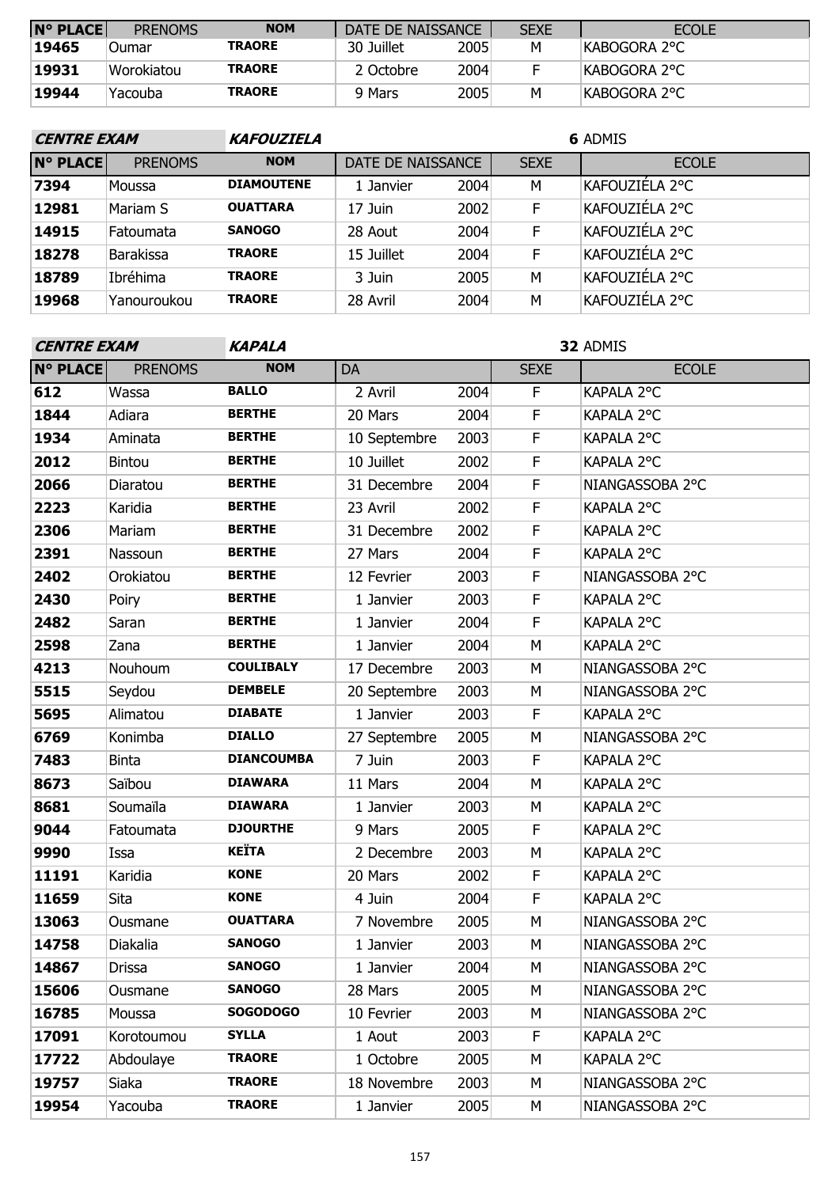| N° PLACE | PRENOMS | NOM | DATE DE NAISSANCE | | SEXE | ECOLE |
|---|---|---|---|---|---|---|
| 19465 | Oumar | **TRAORE** | 30 Juillet | 2005 | M | KABOGORA 2°C |
| 19931 | Worokiatou | **TRAORE** | 2 Octobre | 2004 | F | KABOGORA 2°C |
| 19944 | Yacouba | **TRAORE** | 9 Mars | 2005 | M | KABOGORA 2°C |

***CENTRE EXAM*** ***KAFOUZIELA*** **6** ADMIS

| N° PLACE | PRENOMS | NOM | DATE DE NAISSANCE | | SEXE | ECOLE |
|---|---|---|---|---|---|---|
| 7394 | Moussa | **DIAMOUTENE** | 1 Janvier | 2004 | M | KAFOUZIÉLA 2°C |
| 12981 | Mariam S | **OUATTARA** | 17 Juin | 2002 | F | KAFOUZIÉLA 2°C |
| 14915 | Fatoumata | **SANOGO** | 28 Aout | 2004 | F | KAFOUZIÉLA 2°C |
| 18278 | Barakissa | **TRAORE** | 15 Juillet | 2004 | F | KAFOUZIÉLA 2°C |
| 18789 | Ibréhima | **TRAORE** | 3 Juin | 2005 | M | KAFOUZIÉLA 2°C |
| 19968 | Yanouroukou | **TRAORE** | 28 Avril | 2004 | M | KAFOUZIÉLA 2°C |

***CENTRE EXAM*** ***KAPALA*** **32** ADMIS

| N° PLACE | PRENOMS | NOM | DA | | SEXE | ECOLE |
|---|---|---|---|---|---|---|
| 612 | Wassa | **BALLO** | 2 Avril | 2004 | F | KAPALA 2°C |
| 1844 | Adiara | **BERTHE** | 20 Mars | 2004 | F | KAPALA 2°C |
| 1934 | Aminata | **BERTHE** | 10 Septembre | 2003 | F | KAPALA 2°C |
| 2012 | Bintou | **BERTHE** | 10 Juillet | 2002 | F | KAPALA 2°C |
| 2066 | Diaratou | **BERTHE** | 31 Decembre | 2004 | F | NIANGASSOBA 2°C |
| 2223 | Karidia | **BERTHE** | 23 Avril | 2002 | F | KAPALA 2°C |
| 2306 | Mariam | **BERTHE** | 31 Decembre | 2002 | F | KAPALA 2°C |
| 2391 | Nassoun | **BERTHE** | 27 Mars | 2004 | F | KAPALA 2°C |
| 2402 | Orokiatou | **BERTHE** | 12 Fevrier | 2003 | F | NIANGASSOBA 2°C |
| 2430 | Poiry | **BERTHE** | 1 Janvier | 2003 | F | KAPALA 2°C |
| 2482 | Saran | **BERTHE** | 1 Janvier | 2004 | F | KAPALA 2°C |
| 2598 | Zana | **BERTHE** | 1 Janvier | 2004 | M | KAPALA 2°C |
| 4213 | Nouhoum | **COULIBALY** | 17 Decembre | 2003 | M | NIANGASSOBA 2°C |
| 5515 | Seydou | **DEMBELE** | 20 Septembre | 2003 | M | NIANGASSOBA 2°C |
| 5695 | Alimatou | **DIABATE** | 1 Janvier | 2003 | F | KAPALA 2°C |
| 6769 | Konimba | **DIALLO** | 27 Septembre | 2005 | M | NIANGASSOBA 2°C |
| 7483 | Binta | **DIANCOUMBA** | 7 Juin | 2003 | F | KAPALA 2°C |
| 8673 | Saïbou | **DIAWARA** | 11 Mars | 2004 | M | KAPALA 2°C |
| 8681 | Soumaïla | **DIAWARA** | 1 Janvier | 2003 | M | KAPALA 2°C |
| 9044 | Fatoumata | **DJOURTHE** | 9 Mars | 2005 | F | KAPALA 2°C |
| 9990 | Issa | **KEÏTA** | 2 Decembre | 2003 | M | KAPALA 2°C |
| 11191 | Karidia | **KONE** | 20 Mars | 2002 | F | KAPALA 2°C |
| 11659 | Sita | **KONE** | 4 Juin | 2004 | F | KAPALA 2°C |
| 13063 | Ousmane | **OUATTARA** | 7 Novembre | 2005 | M | NIANGASSOBA 2°C |
| 14758 | Diakalia | **SANOGO** | 1 Janvier | 2003 | M | NIANGASSOBA 2°C |
| 14867 | Drissa | **SANOGO** | 1 Janvier | 2004 | M | NIANGASSOBA 2°C |
| 15606 | Ousmane | **SANOGO** | 28 Mars | 2005 | M | NIANGASSOBA 2°C |
| 16785 | Moussa | **SOGODOGO** | 10 Fevrier | 2003 | M | NIANGASSOBA 2°C |
| 17091 | Korotoumou | **SYLLA** | 1 Aout | 2003 | F | KAPALA 2°C |
| 17722 | Abdoulaye | **TRAORE** | 1 Octobre | 2005 | M | KAPALA 2°C |
| 19757 | Siaka | **TRAORE** | 18 Novembre | 2003 | M | NIANGASSOBA 2°C |
| 19954 | Yacouba | **TRAORE** | 1 Janvier | 2005 | M | NIANGASSOBA 2°C |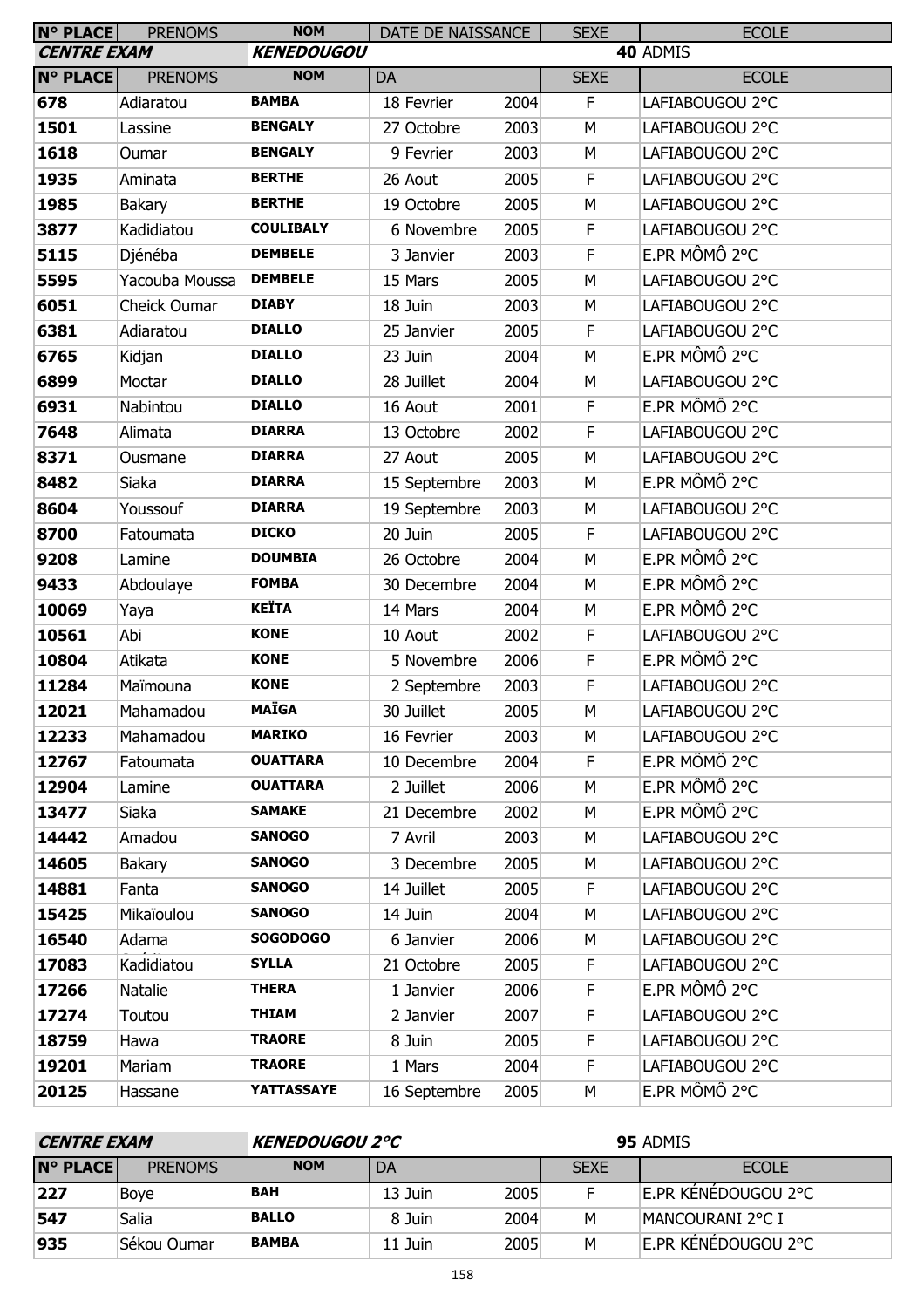| N° PLACE | PRENOMS | NOM | DATE DE NAISSANCE | | SEXE | ECOLE |
|---|---|---|---|---|---|---|

**CENTRE EXAM** **KENEDOUGOU** **40** ADMIS

| N° PLACE | PRENOMS | NOM | DA | | SEXE | ECOLE |
|---|---|---|---|---|---|---|
| 678 | Adiaratou | BAMBA | 18 Fevrier | 2004 | F | LAFIABOUGOU 2°C |
| 1501 | Lassine | BENGALY | 27 Octobre | 2003 | M | LAFIABOUGOU 2°C |
| 1618 | Oumar | BENGALY | 9 Fevrier | 2003 | M | LAFIABOUGOU 2°C |
| 1935 | Aminata | BERTHE | 26 Aout | 2005 | F | LAFIABOUGOU 2°C |
| 1985 | Bakary | BERTHE | 19 Octobre | 2005 | M | LAFIABOUGOU 2°C |
| 3877 | Kadidiatou | COULIBALY | 6 Novembre | 2005 | F | LAFIABOUGOU 2°C |
| 5115 | Djénéba | DEMBELE | 3 Janvier | 2003 | F | E.PR MÔMÔ 2°C |
| 5595 | Yacouba Moussa | DEMBELE | 15 Mars | 2005 | M | LAFIABOUGOU 2°C |
| 6051 | Cheick Oumar | DIABY | 18 Juin | 2003 | M | LAFIABOUGOU 2°C |
| 6381 | Adiaratou | DIALLO | 25 Janvier | 2005 | F | LAFIABOUGOU 2°C |
| 6765 | Kidjan | DIALLO | 23 Juin | 2004 | M | E.PR MÔMÔ 2°C |
| 6899 | Moctar | DIALLO | 28 Juillet | 2004 | M | LAFIABOUGOU 2°C |
| 6931 | Nabintou | DIALLO | 16 Aout | 2001 | F | E.PR MÔMÔ 2°C |
| 7648 | Alimata | DIARRA | 13 Octobre | 2002 | F | LAFIABOUGOU 2°C |
| 8371 | Ousmane | DIARRA | 27 Aout | 2005 | M | LAFIABOUGOU 2°C |
| 8482 | Siaka | DIARRA | 15 Septembre | 2003 | M | E.PR MÔMÔ 2°C |
| 8604 | Youssouf | DIARRA | 19 Septembre | 2003 | M | LAFIABOUGOU 2°C |
| 8700 | Fatoumata | DICKO | 20 Juin | 2005 | F | LAFIABOUGOU 2°C |
| 9208 | Lamine | DOUMBIA | 26 Octobre | 2004 | M | E.PR MÔMÔ 2°C |
| 9433 | Abdoulaye | FOMBA | 30 Decembre | 2004 | M | E.PR MÔMÔ 2°C |
| 10069 | Yaya | KEÏTA | 14 Mars | 2004 | M | E.PR MÔMÔ 2°C |
| 10561 | Abi | KONE | 10 Aout | 2002 | F | LAFIABOUGOU 2°C |
| 10804 | Atikata | KONE | 5 Novembre | 2006 | F | E.PR MÔMÔ 2°C |
| 11284 | Maïmouna | KONE | 2 Septembre | 2003 | F | LAFIABOUGOU 2°C |
| 12021 | Mahamadou | MAÏGA | 30 Juillet | 2005 | M | LAFIABOUGOU 2°C |
| 12233 | Mahamadou | MARIKO | 16 Fevrier | 2003 | M | LAFIABOUGOU 2°C |
| 12767 | Fatoumata | OUATTARA | 10 Decembre | 2004 | F | E.PR MÔMÔ 2°C |
| 12904 | Lamine | OUATTARA | 2 Juillet | 2006 | M | E.PR MÔMÔ 2°C |
| 13477 | Siaka | SAMAKE | 21 Decembre | 2002 | M | E.PR MÔMÔ 2°C |
| 14442 | Amadou | SANOGO | 7 Avril | 2003 | M | LAFIABOUGOU 2°C |
| 14605 | Bakary | SANOGO | 3 Decembre | 2005 | M | LAFIABOUGOU 2°C |
| 14881 | Fanta | SANOGO | 14 Juillet | 2005 | F | LAFIABOUGOU 2°C |
| 15425 | Mikaïoulou | SANOGO | 14 Juin | 2004 | M | LAFIABOUGOU 2°C |
| 16540 | Adama | SOGODOGO | 6 Janvier | 2006 | M | LAFIABOUGOU 2°C |
| 17083 | Kadidiatou | SYLLA | 21 Octobre | 2005 | F | LAFIABOUGOU 2°C |
| 17266 | Natalie | THERA | 1 Janvier | 2006 | F | E.PR MÔMÔ 2°C |
| 17274 | Toutou | THIAM | 2 Janvier | 2007 | F | LAFIABOUGOU 2°C |
| 18759 | Hawa | TRAORE | 8 Juin | 2005 | F | LAFIABOUGOU 2°C |
| 19201 | Mariam | TRAORE | 1 Mars | 2004 | F | LAFIABOUGOU 2°C |
| 20125 | Hassane | YATTASSAYE | 16 Septembre | 2005 | M | E.PR MÔMÔ 2°C |

**CENTRE EXAM** **KENEDOUGOU 2°C** **95** ADMIS

| N° PLACE | PRENOMS | NOM | DA | | SEXE | ECOLE |
|---|---|---|---|---|---|---|
| 227 | Boye | BAH | 13 Juin | 2005 | F | E.PR KÉNÉDOUGOU 2°C |
| 547 | Salia | BALLO | 8 Juin | 2004 | M | MANCOURANI 2°C I |
| 935 | Sékou Oumar | BAMBA | 11 Juin | 2005 | M | E.PR KÉNÉDOUGOU 2°C |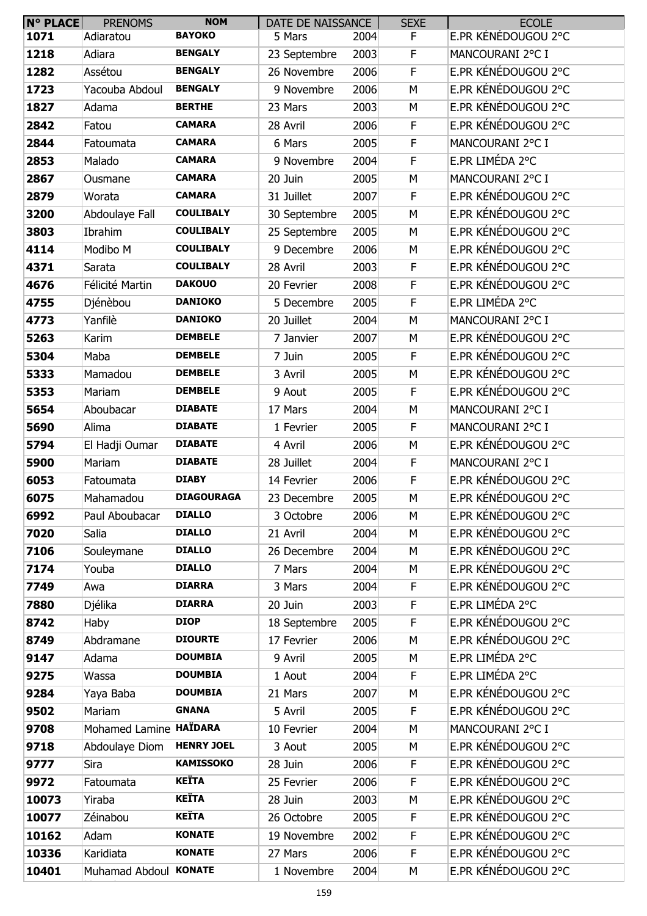| N° PLACE | PRENOMS | NOM | DATE DE NAISSANCE | | SEXE | ECOLE |
|---|---|---|---|---|---|---|
| 1071 | Adiaratou | BAYOKO | 5 Mars | 2004 | F | E.PR KÉNÉDOUGOU 2°C |
| 1218 | Adiara | BENGALY | 23 Septembre | 2003 | F | MANCOURANI 2°C I |
| 1282 | Assétou | BENGALY | 26 Novembre | 2006 | F | E.PR KÉNÉDOUGOU 2°C |
| 1723 | Yacouba Abdoul | BENGALY | 9 Novembre | 2006 | M | E.PR KÉNÉDOUGOU 2°C |
| 1827 | Adama | BERTHE | 23 Mars | 2003 | M | E.PR KÉNÉDOUGOU 2°C |
| 2842 | Fatou | CAMARA | 28 Avril | 2006 | F | E.PR KÉNÉDOUGOU 2°C |
| 2844 | Fatoumata | CAMARA | 6 Mars | 2005 | F | MANCOURANI 2°C I |
| 2853 | Malado | CAMARA | 9 Novembre | 2004 | F | E.PR LIMÉDA 2°C |
| 2867 | Ousmane | CAMARA | 20 Juin | 2005 | M | MANCOURANI 2°C I |
| 2879 | Worata | CAMARA | 31 Juillet | 2007 | F | E.PR KÉNÉDOUGOU 2°C |
| 3200 | Abdoulaye Fall | COULIBALY | 30 Septembre | 2005 | M | E.PR KÉNÉDOUGOU 2°C |
| 3803 | Ibrahim | COULIBALY | 25 Septembre | 2005 | M | E.PR KÉNÉDOUGOU 2°C |
| 4114 | Modibo M | COULIBALY | 9 Decembre | 2006 | M | E.PR KÉNÉDOUGOU 2°C |
| 4371 | Sarata | COULIBALY | 28 Avril | 2003 | F | E.PR KÉNÉDOUGOU 2°C |
| 4676 | Félicité Martin | DAKOUO | 20 Fevrier | 2008 | F | E.PR KÉNÉDOUGOU 2°C |
| 4755 | Djénèbou | DANIOKO | 5 Decembre | 2005 | F | E.PR LIMÉDA 2°C |
| 4773 | Yanfilè | DANIOKO | 20 Juillet | 2004 | M | MANCOURANI 2°C I |
| 5263 | Karim | DEMBELE | 7 Janvier | 2007 | M | E.PR KÉNÉDOUGOU 2°C |
| 5304 | Maba | DEMBELE | 7 Juin | 2005 | F | E.PR KÉNÉDOUGOU 2°C |
| 5333 | Mamadou | DEMBELE | 3 Avril | 2005 | M | E.PR KÉNÉDOUGOU 2°C |
| 5353 | Mariam | DEMBELE | 9 Aout | 2005 | F | E.PR KÉNÉDOUGOU 2°C |
| 5654 | Aboubacar | DIABATE | 17 Mars | 2004 | M | MANCOURANI 2°C I |
| 5690 | Alima | DIABATE | 1 Fevrier | 2005 | F | MANCOURANI 2°C I |
| 5794 | El Hadji Oumar | DIABATE | 4 Avril | 2006 | M | E.PR KÉNÉDOUGOU 2°C |
| 5900 | Mariam | DIABATE | 28 Juillet | 2004 | F | MANCOURANI 2°C I |
| 6053 | Fatoumata | DIABY | 14 Fevrier | 2006 | F | E.PR KÉNÉDOUGOU 2°C |
| 6075 | Mahamadou | DIAGOURAGA | 23 Decembre | 2005 | M | E.PR KÉNÉDOUGOU 2°C |
| 6992 | Paul Aboubacar | DIALLO | 3 Octobre | 2006 | M | E.PR KÉNÉDOUGOU 2°C |
| 7020 | Salia | DIALLO | 21 Avril | 2004 | M | E.PR KÉNÉDOUGOU 2°C |
| 7106 | Souleymane | DIALLO | 26 Decembre | 2004 | M | E.PR KÉNÉDOUGOU 2°C |
| 7174 | Youba | DIALLO | 7 Mars | 2004 | M | E.PR KÉNÉDOUGOU 2°C |
| 7749 | Awa | DIARRA | 3 Mars | 2004 | F | E.PR KÉNÉDOUGOU 2°C |
| 7880 | Djélika | DIARRA | 20 Juin | 2003 | F | E.PR LIMÉDA 2°C |
| 8742 | Haby | DIOP | 18 Septembre | 2005 | F | E.PR KÉNÉDOUGOU 2°C |
| 8749 | Abdramane | DIOURTE | 17 Fevrier | 2006 | M | E.PR KÉNÉDOUGOU 2°C |
| 9147 | Adama | DOUMBIA | 9 Avril | 2005 | M | E.PR LIMÉDA 2°C |
| 9275 | Wassa | DOUMBIA | 1 Aout | 2004 | F | E.PR LIMÉDA 2°C |
| 9284 | Yaya Baba | DOUMBIA | 21 Mars | 2007 | M | E.PR KÉNÉDOUGOU 2°C |
| 9502 | Mariam | GNANA | 5 Avril | 2005 | F | E.PR KÉNÉDOUGOU 2°C |
| 9708 | Mohamed Lamine | HAÏDARA | 10 Fevrier | 2004 | M | MANCOURANI 2°C I |
| 9718 | Abdoulaye Diom | HENRY JOEL | 3 Aout | 2005 | M | E.PR KÉNÉDOUGOU 2°C |
| 9777 | Sira | KAMISSOKO | 28 Juin | 2006 | F | E.PR KÉNÉDOUGOU 2°C |
| 9972 | Fatoumata | KEÏTA | 25 Fevrier | 2006 | F | E.PR KÉNÉDOUGOU 2°C |
| 10073 | Yiraba | KEÏTA | 28 Juin | 2003 | M | E.PR KÉNÉDOUGOU 2°C |
| 10077 | Zéinabou | KEÏTA | 26 Octobre | 2005 | F | E.PR KÉNÉDOUGOU 2°C |
| 10162 | Adam | KONATE | 19 Novembre | 2002 | F | E.PR KÉNÉDOUGOU 2°C |
| 10336 | Karidiata | KONATE | 27 Mars | 2006 | F | E.PR KÉNÉDOUGOU 2°C |
| 10401 | Muhamad Abdoul | KONATE | 1 Novembre | 2004 | M | E.PR KÉNÉDOUGOU 2°C |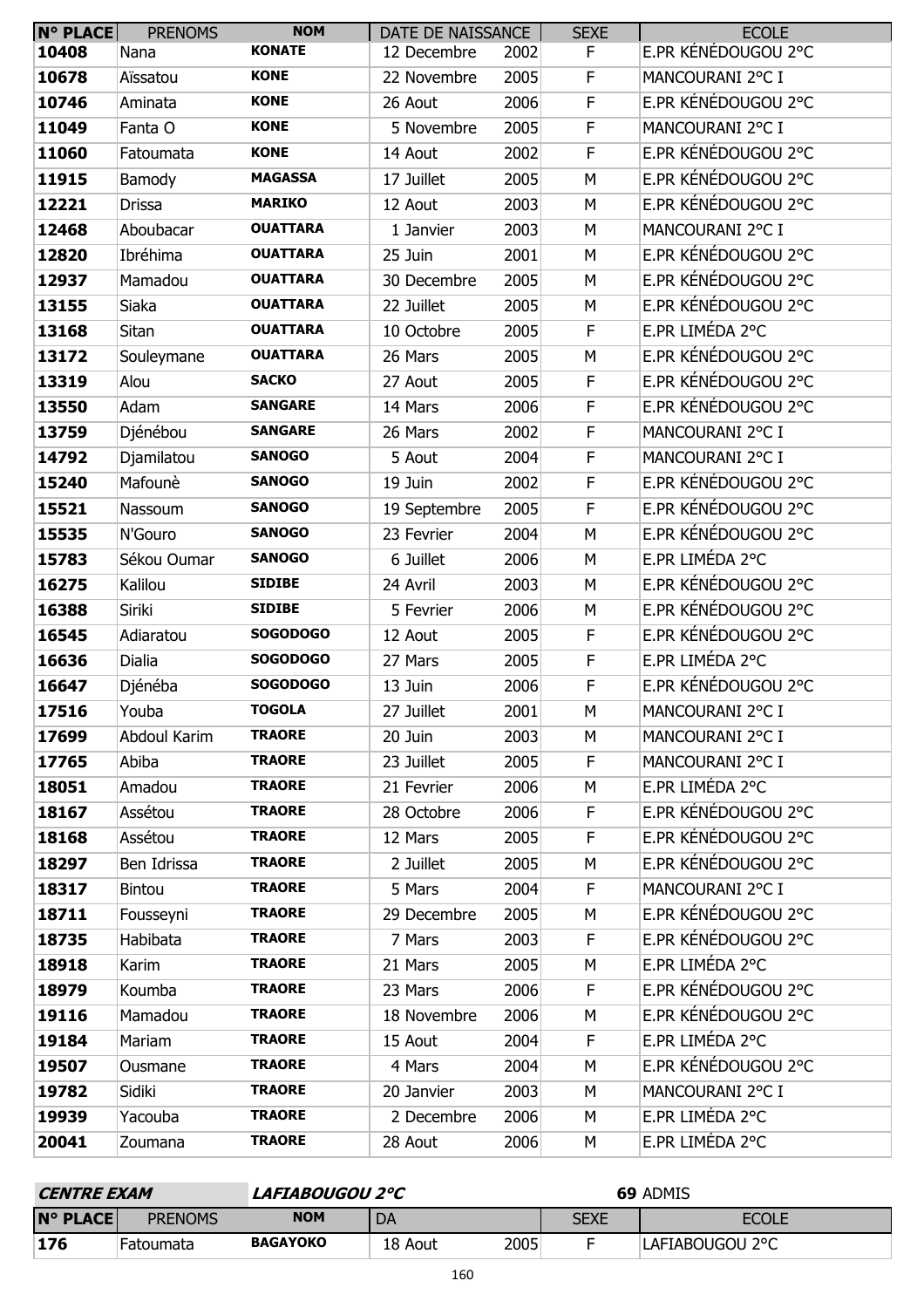| N° PLACE | PRENOMS | NOM | DATE DE NAISSANCE | | SEXE | ECOLE |
|---|---|---|---|---|---|---|
| 10408 | Nana | KONATE | 12 Decembre | 2002 | F | E.PR KÉNÉDOUGOU 2°C |
| 10678 | Aïssatou | KONE | 22 Novembre | 2005 | F | MANCOURANI 2°C I |
| 10746 | Aminata | KONE | 26 Aout | 2006 | F | E.PR KÉNÉDOUGOU 2°C |
| 11049 | Fanta O | KONE | 5 Novembre | 2005 | F | MANCOURANI 2°C I |
| 11060 | Fatoumata | KONE | 14 Aout | 2002 | F | E.PR KÉNÉDOUGOU 2°C |
| 11915 | Bamody | MAGASSA | 17 Juillet | 2005 | M | E.PR KÉNÉDOUGOU 2°C |
| 12221 | Drissa | MARIKO | 12 Aout | 2003 | M | E.PR KÉNÉDOUGOU 2°C |
| 12468 | Aboubacar | OUATTARA | 1 Janvier | 2003 | M | MANCOURANI 2°C I |
| 12820 | Ibréhima | OUATTARA | 25 Juin | 2001 | M | E.PR KÉNÉDOUGOU 2°C |
| 12937 | Mamadou | OUATTARA | 30 Decembre | 2005 | M | E.PR KÉNÉDOUGOU 2°C |
| 13155 | Siaka | OUATTARA | 22 Juillet | 2005 | M | E.PR KÉNÉDOUGOU 2°C |
| 13168 | Sitan | OUATTARA | 10 Octobre | 2005 | F | E.PR LIMÉDA 2°C |
| 13172 | Souleymane | OUATTARA | 26 Mars | 2005 | M | E.PR KÉNÉDOUGOU 2°C |
| 13319 | Alou | SACKO | 27 Aout | 2005 | F | E.PR KÉNÉDOUGOU 2°C |
| 13550 | Adam | SANGARE | 14 Mars | 2006 | F | E.PR KÉNÉDOUGOU 2°C |
| 13759 | Djénébou | SANGARE | 26 Mars | 2002 | F | MANCOURANI 2°C I |
| 14792 | Djamilatou | SANOGO | 5 Aout | 2004 | F | MANCOURANI 2°C I |
| 15240 | Mafounè | SANOGO | 19 Juin | 2002 | F | E.PR KÉNÉDOUGOU 2°C |
| 15521 | Nassoum | SANOGO | 19 Septembre | 2005 | F | E.PR KÉNÉDOUGOU 2°C |
| 15535 | N'Gouro | SANOGO | 23 Fevrier | 2004 | M | E.PR KÉNÉDOUGOU 2°C |
| 15783 | Sékou Oumar | SANOGO | 6 Juillet | 2006 | M | E.PR LIMÉDA 2°C |
| 16275 | Kalilou | SIDIBE | 24 Avril | 2003 | M | E.PR KÉNÉDOUGOU 2°C |
| 16388 | Siriki | SIDIBE | 5 Fevrier | 2006 | M | E.PR KÉNÉDOUGOU 2°C |
| 16545 | Adiaratou | SOGODOGO | 12 Aout | 2005 | F | E.PR KÉNÉDOUGOU 2°C |
| 16636 | Dialia | SOGODOGO | 27 Mars | 2005 | F | E.PR LIMÉDA 2°C |
| 16647 | Djénéba | SOGODOGO | 13 Juin | 2006 | F | E.PR KÉNÉDOUGOU 2°C |
| 17516 | Youba | TOGOLA | 27 Juillet | 2001 | M | MANCOURANI 2°C I |
| 17699 | Abdoul Karim | TRAORE | 20 Juin | 2003 | M | MANCOURANI 2°C I |
| 17765 | Abiba | TRAORE | 23 Juillet | 2005 | F | MANCOURANI 2°C I |
| 18051 | Amadou | TRAORE | 21 Fevrier | 2006 | M | E.PR LIMÉDA 2°C |
| 18167 | Assétou | TRAORE | 28 Octobre | 2006 | F | E.PR KÉNÉDOUGOU 2°C |
| 18168 | Assétou | TRAORE | 12 Mars | 2005 | F | E.PR KÉNÉDOUGOU 2°C |
| 18297 | Ben Idrissa | TRAORE | 2 Juillet | 2005 | M | E.PR KÉNÉDOUGOU 2°C |
| 18317 | Bintou | TRAORE | 5 Mars | 2004 | F | MANCOURANI 2°C I |
| 18711 | Fousseyni | TRAORE | 29 Decembre | 2005 | M | E.PR KÉNÉDOUGOU 2°C |
| 18735 | Habibata | TRAORE | 7 Mars | 2003 | F | E.PR KÉNÉDOUGOU 2°C |
| 18918 | Karim | TRAORE | 21 Mars | 2005 | M | E.PR LIMÉDA 2°C |
| 18979 | Koumba | TRAORE | 23 Mars | 2006 | F | E.PR KÉNÉDOUGOU 2°C |
| 19116 | Mamadou | TRAORE | 18 Novembre | 2006 | M | E.PR KÉNÉDOUGOU 2°C |
| 19184 | Mariam | TRAORE | 15 Aout | 2004 | F | E.PR LIMÉDA 2°C |
| 19507 | Ousmane | TRAORE | 4 Mars | 2004 | M | E.PR KÉNÉDOUGOU 2°C |
| 19782 | Sidiki | TRAORE | 20 Janvier | 2003 | M | MANCOURANI 2°C I |
| 19939 | Yacouba | TRAORE | 2 Decembre | 2006 | M | E.PR LIMÉDA 2°C |
| 20041 | Zoumana | TRAORE | 28 Aout | 2006 | M | E.PR LIMÉDA 2°C |

| CENTRE EXAM | | LAFIABOUGOU 2°C | | | | 69 ADMIS |
|---|---|---|---|---|---|---|
| N° PLACE | PRENOMS | NOM | DA | | SEXE | ECOLE |
| 176 | Fatoumata | BAGAYOKO | 18 Aout | 2005 | F | LAFIABOUGOU 2°C |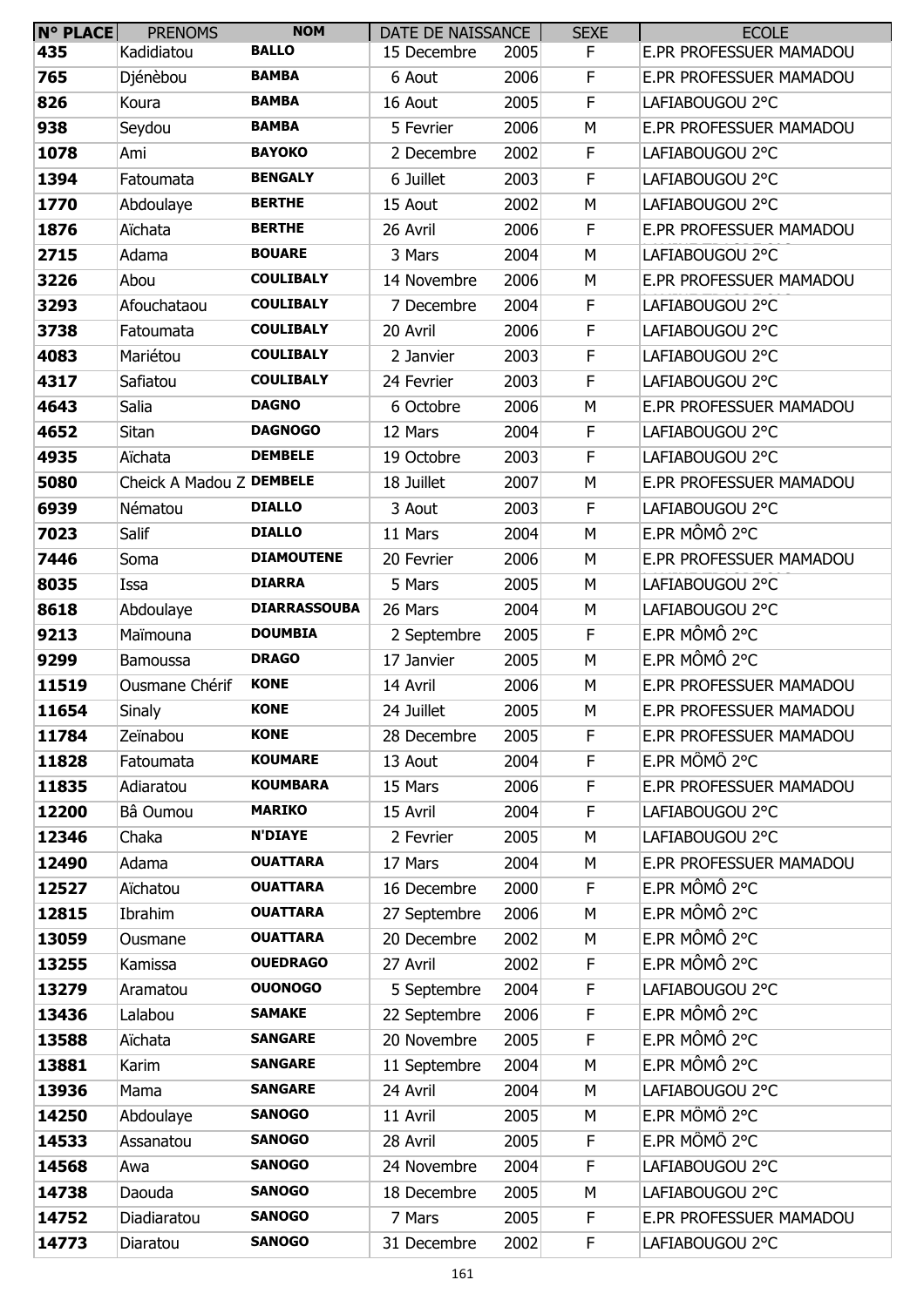| N° PLACE | PRENOMS | NOM | DATE DE NAISSANCE | | SEXE | ECOLE |
|---|---|---|---|---|---|---|
| 435 | Kadidiatou | BALLO | 15 Decembre | 2005 | F | E.PR PROFESSUER MAMADOU |
| 765 | Djénèbou | BAMBA | 6 Aout | 2006 | F | E.PR PROFESSUER MAMADOU |
| 826 | Koura | BAMBA | 16 Aout | 2005 | F | LAFIABOUGOU 2°C |
| 938 | Seydou | BAMBA | 5 Fevrier | 2006 | M | E.PR PROFESSUER MAMADOU |
| 1078 | Ami | BAYOKO | 2 Decembre | 2002 | F | LAFIABOUGOU 2°C |
| 1394 | Fatoumata | BENGALY | 6 Juillet | 2003 | F | LAFIABOUGOU 2°C |
| 1770 | Abdoulaye | BERTHE | 15 Aout | 2002 | M | LAFIABOUGOU 2°C |
| 1876 | Aïchata | BERTHE | 26 Avril | 2006 | F | E.PR PROFESSUER MAMADOU |
| 2715 | Adama | BOUARE | 3 Mars | 2004 | M | LAFIABOUGOU 2°C |
| 3226 | Abou | COULIBALY | 14 Novembre | 2006 | M | E.PR PROFESSUER MAMADOU |
| 3293 | Afouchataou | COULIBALY | 7 Decembre | 2004 | F | LAFIABOUGOU 2°C |
| 3738 | Fatoumata | COULIBALY | 20 Avril | 2006 | F | LAFIABOUGOU 2°C |
| 4083 | Mariétou | COULIBALY | 2 Janvier | 2003 | F | LAFIABOUGOU 2°C |
| 4317 | Safiatou | COULIBALY | 24 Fevrier | 2003 | F | LAFIABOUGOU 2°C |
| 4643 | Salia | DAGNO | 6 Octobre | 2006 | M | E.PR PROFESSUER MAMADOU |
| 4652 | Sitan | DAGNOGO | 12 Mars | 2004 | F | LAFIABOUGOU 2°C |
| 4935 | Aïchata | DEMBELE | 19 Octobre | 2003 | F | LAFIABOUGOU 2°C |
| 5080 | Cheick A Madou Z | DEMBELE | 18 Juillet | 2007 | M | E.PR PROFESSUER MAMADOU |
| 6939 | Nématou | DIALLO | 3 Aout | 2003 | F | LAFIABOUGOU 2°C |
| 7023 | Salif | DIALLO | 11 Mars | 2004 | M | E.PR MÔMÔ 2°C |
| 7446 | Soma | DIAMOUTENE | 20 Fevrier | 2006 | M | E.PR PROFESSUER MAMADOU |
| 8035 | Issa | DIARRA | 5 Mars | 2005 | M | LAFIABOUGOU 2°C |
| 8618 | Abdoulaye | DIARRASSOUBA | 26 Mars | 2004 | M | LAFIABOUGOU 2°C |
| 9213 | Maïmouna | DOUMBIA | 2 Septembre | 2005 | F | E.PR MÔMÔ 2°C |
| 9299 | Bamoussa | DRAGO | 17 Janvier | 2005 | M | E.PR MÔMÔ 2°C |
| 11519 | Ousmane Chérif | KONE | 14 Avril | 2006 | M | E.PR PROFESSUER MAMADOU |
| 11654 | Sinaly | KONE | 24 Juillet | 2005 | M | E.PR PROFESSUER MAMADOU |
| 11784 | Zeïnabou | KONE | 28 Decembre | 2005 | F | E.PR PROFESSUER MAMADOU |
| 11828 | Fatoumata | KOUMARE | 13 Aout | 2004 | F | E.PR MÔMÔ 2°C |
| 11835 | Adiaratou | KOUMBARA | 15 Mars | 2006 | F | E.PR PROFESSUER MAMADOU |
| 12200 | Bâ Oumou | MARIKO | 15 Avril | 2004 | F | LAFIABOUGOU 2°C |
| 12346 | Chaka | N'DIAYE | 2 Fevrier | 2005 | M | LAFIABOUGOU 2°C |
| 12490 | Adama | OUATTARA | 17 Mars | 2004 | M | E.PR PROFESSUER MAMADOU |
| 12527 | Aïchatou | OUATTARA | 16 Decembre | 2000 | F | E.PR MÔMÔ 2°C |
| 12815 | Ibrahim | OUATTARA | 27 Septembre | 2006 | M | E.PR MÔMÔ 2°C |
| 13059 | Ousmane | OUATTARA | 20 Decembre | 2002 | M | E.PR MÔMÔ 2°C |
| 13255 | Kamissa | OUEDRAGO | 27 Avril | 2002 | F | E.PR MÔMÔ 2°C |
| 13279 | Aramatou | OUONOGO | 5 Septembre | 2004 | F | LAFIABOUGOU 2°C |
| 13436 | Lalabou | SAMAKE | 22 Septembre | 2006 | F | E.PR MÔMÔ 2°C |
| 13588 | Aïchata | SANGARE | 20 Novembre | 2005 | F | E.PR MÔMÔ 2°C |
| 13881 | Karim | SANGARE | 11 Septembre | 2004 | M | E.PR MÔMÔ 2°C |
| 13936 | Mama | SANGARE | 24 Avril | 2004 | M | LAFIABOUGOU 2°C |
| 14250 | Abdoulaye | SANOGO | 11 Avril | 2005 | M | E.PR MÔMÔ 2°C |
| 14533 | Assanatou | SANOGO | 28 Avril | 2005 | F | E.PR MÔMÔ 2°C |
| 14568 | Awa | SANOGO | 24 Novembre | 2004 | F | LAFIABOUGOU 2°C |
| 14738 | Daouda | SANOGO | 18 Decembre | 2005 | M | LAFIABOUGOU 2°C |
| 14752 | Diadiaratou | SANOGO | 7 Mars | 2005 | F | E.PR PROFESSUER MAMADOU |
| 14773 | Diaratou | SANOGO | 31 Decembre | 2002 | F | LAFIABOUGOU 2°C |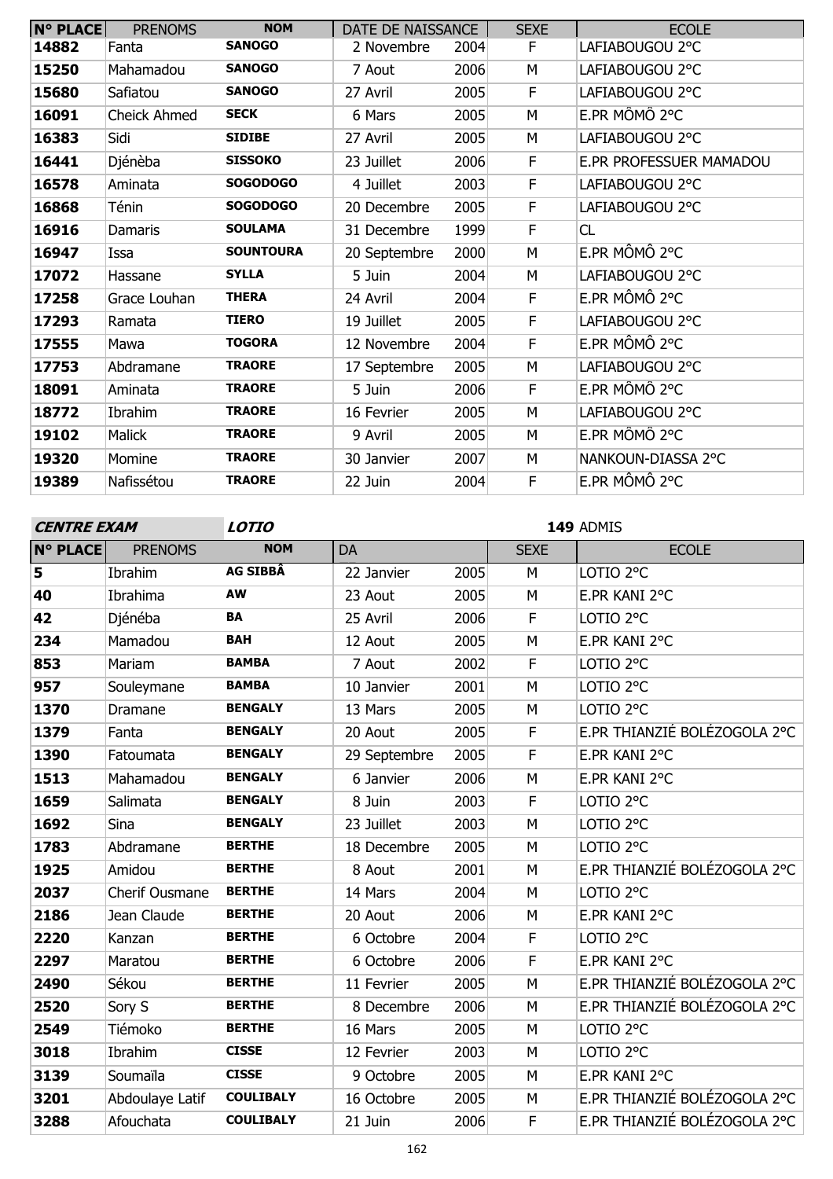| N° PLACE | PRENOMS | NOM | DATE DE NAISSANCE | | SEXE | ECOLE |
|---|---|---|---|---|---|---|
| 14882 | Fanta | SANOGO | 2 Novembre | 2004 | F | LAFIABOUGOU 2°C |
| 15250 | Mahamadou | SANOGO | 7 Aout | 2006 | M | LAFIABOUGOU 2°C |
| 15680 | Safiatou | SANOGO | 27 Avril | 2005 | F | LAFIABOUGOU 2°C |
| 16091 | Cheick Ahmed | SECK | 6 Mars | 2005 | M | E.PR MÔMÔ 2°C |
| 16383 | Sidi | SIDIBE | 27 Avril | 2005 | M | LAFIABOUGOU 2°C |
| 16441 | Djénèba | SISSOKO | 23 Juillet | 2006 | F | E.PR PROFESSUER MAMADOU |
| 16578 | Aminata | SOGODOGO | 4 Juillet | 2003 | F | LAFIABOUGOU 2°C |
| 16868 | Ténin | SOGODOGO | 20 Decembre | 2005 | F | LAFIABOUGOU 2°C |
| 16916 | Damaris | SOULAMA | 31 Decembre | 1999 | F | CL |
| 16947 | Issa | SOUNTOURA | 20 Septembre | 2000 | M | E.PR MÔMÔ 2°C |
| 17072 | Hassane | SYLLA | 5 Juin | 2004 | M | LAFIABOUGOU 2°C |
| 17258 | Grace Louhan | THERA | 24 Avril | 2004 | F | E.PR MÔMÔ 2°C |
| 17293 | Ramata | TIERO | 19 Juillet | 2005 | F | LAFIABOUGOU 2°C |
| 17555 | Mawa | TOGORA | 12 Novembre | 2004 | F | E.PR MÔMÔ 2°C |
| 17753 | Abdramane | TRAORE | 17 Septembre | 2005 | M | LAFIABOUGOU 2°C |
| 18091 | Aminata | TRAORE | 5 Juin | 2006 | F | E.PR MÔMÔ 2°C |
| 18772 | Ibrahim | TRAORE | 16 Fevrier | 2005 | M | LAFIABOUGOU 2°C |
| 19102 | Malick | TRAORE | 9 Avril | 2005 | M | E.PR MÔMÔ 2°C |
| 19320 | Momine | TRAORE | 30 Janvier | 2007 | M | NANKOUN-DIASSA 2°C |
| 19389 | Nafissétou | TRAORE | 22 Juin | 2004 | F | E.PR MÔMÔ 2°C |

***CENTRE EXAM*** ***LOTIO*** **149** ADMIS

| N° PLACE | PRENOMS | NOM | DA | | SEXE | ECOLE |
|---|---|---|---|---|---|---|
| 5 | Ibrahim | AG SIBBÂ | 22 Janvier | 2005 | M | LOTIO 2°C |
| 40 | Ibrahima | AW | 23 Aout | 2005 | M | E.PR KANI 2°C |
| 42 | Djénéba | BA | 25 Avril | 2006 | F | LOTIO 2°C |
| 234 | Mamadou | BAH | 12 Aout | 2005 | M | E.PR KANI 2°C |
| 853 | Mariam | BAMBA | 7 Aout | 2002 | F | LOTIO 2°C |
| 957 | Souleymane | BAMBA | 10 Janvier | 2001 | M | LOTIO 2°C |
| 1370 | Dramane | BENGALY | 13 Mars | 2005 | M | LOTIO 2°C |
| 1379 | Fanta | BENGALY | 20 Aout | 2005 | F | E.PR THIANZIÉ BOLÉZOGOLA 2°C |
| 1390 | Fatoumata | BENGALY | 29 Septembre | 2005 | F | E.PR KANI 2°C |
| 1513 | Mahamadou | BENGALY | 6 Janvier | 2006 | M | E.PR KANI 2°C |
| 1659 | Salimata | BENGALY | 8 Juin | 2003 | F | LOTIO 2°C |
| 1692 | Sina | BENGALY | 23 Juillet | 2003 | M | LOTIO 2°C |
| 1783 | Abdramane | BERTHE | 18 Decembre | 2005 | M | LOTIO 2°C |
| 1925 | Amidou | BERTHE | 8 Aout | 2001 | M | E.PR THIANZIÉ BOLÉZOGOLA 2°C |
| 2037 | Cherif Ousmane | BERTHE | 14 Mars | 2004 | M | LOTIO 2°C |
| 2186 | Jean Claude | BERTHE | 20 Aout | 2006 | M | E.PR KANI 2°C |
| 2220 | Kanzan | BERTHE | 6 Octobre | 2004 | F | LOTIO 2°C |
| 2297 | Maratou | BERTHE | 6 Octobre | 2006 | F | E.PR KANI 2°C |
| 2490 | Sékou | BERTHE | 11 Fevrier | 2005 | M | E.PR THIANZIÉ BOLÉZOGOLA 2°C |
| 2520 | Sory S | BERTHE | 8 Decembre | 2006 | M | E.PR THIANZIÉ BOLÉZOGOLA 2°C |
| 2549 | Tiémoko | BERTHE | 16 Mars | 2005 | M | LOTIO 2°C |
| 3018 | Ibrahim | CISSE | 12 Fevrier | 2003 | M | LOTIO 2°C |
| 3139 | Soumaïla | CISSE | 9 Octobre | 2005 | M | E.PR KANI 2°C |
| 3201 | Abdoulaye Latif | COULIBALY | 16 Octobre | 2005 | M | E.PR THIANZIÉ BOLÉZOGOLA 2°C |
| 3288 | Afouchata | COULIBALY | 21 Juin | 2006 | F | E.PR THIANZIÉ BOLÉZOGOLA 2°C |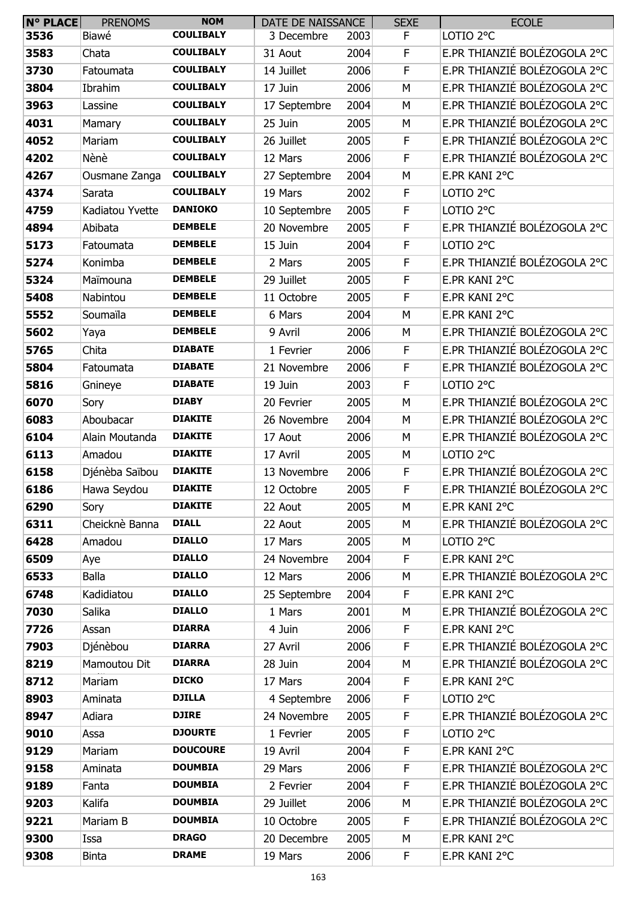| N° PLACE | PRENOMS | NOM | DATE DE NAISSANCE | | SEXE | ECOLE |
|---|---|---|---|---|---|---|
| 3536 | Biawé | COULIBALY | 3 Decembre | 2003 | F | LOTIO 2°C |
| 3583 | Chata | COULIBALY | 31 Aout | 2004 | F | E.PR THIANZIÉ BOLÉZOGOLA 2°C |
| 3730 | Fatoumata | COULIBALY | 14 Juillet | 2006 | F | E.PR THIANZIÉ BOLÉZOGOLA 2°C |
| 3804 | Ibrahim | COULIBALY | 17 Juin | 2006 | M | E.PR THIANZIÉ BOLÉZOGOLA 2°C |
| 3963 | Lassine | COULIBALY | 17 Septembre | 2004 | M | E.PR THIANZIÉ BOLÉZOGOLA 2°C |
| 4031 | Mamary | COULIBALY | 25 Juin | 2005 | M | E.PR THIANZIÉ BOLÉZOGOLA 2°C |
| 4052 | Mariam | COULIBALY | 26 Juillet | 2005 | F | E.PR THIANZIÉ BOLÉZOGOLA 2°C |
| 4202 | Nènè | COULIBALY | 12 Mars | 2006 | F | E.PR THIANZIÉ BOLÉZOGOLA 2°C |
| 4267 | Ousmane Zanga | COULIBALY | 27 Septembre | 2004 | M | E.PR KANI 2°C |
| 4374 | Sarata | COULIBALY | 19 Mars | 2002 | F | LOTIO 2°C |
| 4759 | Kadiatou Yvette | DANIOKO | 10 Septembre | 2005 | F | LOTIO 2°C |
| 4894 | Abibata | DEMBELE | 20 Novembre | 2005 | F | E.PR THIANZIÉ BOLÉZOGOLA 2°C |
| 5173 | Fatoumata | DEMBELE | 15 Juin | 2004 | F | LOTIO 2°C |
| 5274 | Konimba | DEMBELE | 2 Mars | 2005 | F | E.PR THIANZIÉ BOLÉZOGOLA 2°C |
| 5324 | Maïmouna | DEMBELE | 29 Juillet | 2005 | F | E.PR KANI 2°C |
| 5408 | Nabintou | DEMBELE | 11 Octobre | 2005 | F | E.PR KANI 2°C |
| 5552 | Soumaïla | DEMBELE | 6 Mars | 2004 | M | E.PR KANI 2°C |
| 5602 | Yaya | DEMBELE | 9 Avril | 2006 | M | E.PR THIANZIÉ BOLÉZOGOLA 2°C |
| 5765 | Chita | DIABATE | 1 Fevrier | 2006 | F | E.PR THIANZIÉ BOLÉZOGOLA 2°C |
| 5804 | Fatoumata | DIABATE | 21 Novembre | 2006 | F | E.PR THIANZIÉ BOLÉZOGOLA 2°C |
| 5816 | Gnineye | DIABATE | 19 Juin | 2003 | F | LOTIO 2°C |
| 6070 | Sory | DIABY | 20 Fevrier | 2005 | M | E.PR THIANZIÉ BOLÉZOGOLA 2°C |
| 6083 | Aboubacar | DIAKITE | 26 Novembre | 2004 | M | E.PR THIANZIÉ BOLÉZOGOLA 2°C |
| 6104 | Alain Moutanda | DIAKITE | 17 Aout | 2006 | M | E.PR THIANZIÉ BOLÉZOGOLA 2°C |
| 6113 | Amadou | DIAKITE | 17 Avril | 2005 | M | LOTIO 2°C |
| 6158 | Djénèba Saïbou | DIAKITE | 13 Novembre | 2006 | F | E.PR THIANZIÉ BOLÉZOGOLA 2°C |
| 6186 | Hawa Seydou | DIAKITE | 12 Octobre | 2005 | F | E.PR THIANZIÉ BOLÉZOGOLA 2°C |
| 6290 | Sory | DIAKITE | 22 Aout | 2005 | M | E.PR KANI 2°C |
| 6311 | Cheicknè Banna | DIALL | 22 Aout | 2005 | M | E.PR THIANZIÉ BOLÉZOGOLA 2°C |
| 6428 | Amadou | DIALLO | 17 Mars | 2005 | M | LOTIO 2°C |
| 6509 | Aye | DIALLO | 24 Novembre | 2004 | F | E.PR KANI 2°C |
| 6533 | Balla | DIALLO | 12 Mars | 2006 | M | E.PR THIANZIÉ BOLÉZOGOLA 2°C |
| 6748 | Kadidiatou | DIALLO | 25 Septembre | 2004 | F | E.PR KANI 2°C |
| 7030 | Salika | DIALLO | 1 Mars | 2001 | M | E.PR THIANZIÉ BOLÉZOGOLA 2°C |
| 7726 | Assan | DIARRA | 4 Juin | 2006 | F | E.PR KANI 2°C |
| 7903 | Djénèbou | DIARRA | 27 Avril | 2006 | F | E.PR THIANZIÉ BOLÉZOGOLA 2°C |
| 8219 | Mamoutou Dit | DIARRA | 28 Juin | 2004 | M | E.PR THIANZIÉ BOLÉZOGOLA 2°C |
| 8712 | Mariam | DICKO | 17 Mars | 2004 | F | E.PR KANI 2°C |
| 8903 | Aminata | DJILLA | 4 Septembre | 2006 | F | LOTIO 2°C |
| 8947 | Adiara | DJIRE | 24 Novembre | 2005 | F | E.PR THIANZIÉ BOLÉZOGOLA 2°C |
| 9010 | Assa | DJOURTE | 1 Fevrier | 2005 | F | LOTIO 2°C |
| 9129 | Mariam | DOUCOURE | 19 Avril | 2004 | F | E.PR KANI 2°C |
| 9158 | Aminata | DOUMBIA | 29 Mars | 2006 | F | E.PR THIANZIÉ BOLÉZOGOLA 2°C |
| 9189 | Fanta | DOUMBIA | 2 Fevrier | 2004 | F | E.PR THIANZIÉ BOLÉZOGOLA 2°C |
| 9203 | Kalifa | DOUMBIA | 29 Juillet | 2006 | M | E.PR THIANZIÉ BOLÉZOGOLA 2°C |
| 9221 | Mariam B | DOUMBIA | 10 Octobre | 2005 | F | E.PR THIANZIÉ BOLÉZOGOLA 2°C |
| 9300 | Issa | DRAGO | 20 Decembre | 2005 | M | E.PR KANI 2°C |
| 9308 | Binta | DRAME | 19 Mars | 2006 | F | E.PR KANI 2°C |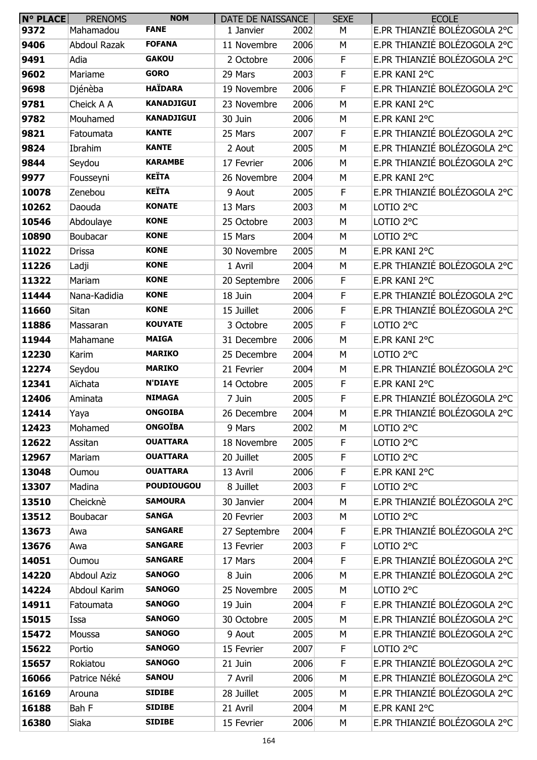| N° PLACE | PRENOMS | NOM | DATE DE NAISSANCE | | SEXE | ECOLE |
|---|---|---|---|---|---|---|
| 9372 | Mahamadou | FANE | 1 Janvier | 2002 | M | E.PR THIANZIÉ BOLÉZOGOLA 2°C |
| 9406 | Abdoul Razak | FOFANA | 11 Novembre | 2006 | M | E.PR THIANZIÉ BOLÉZOGOLA 2°C |
| 9491 | Adia | GAKOU | 2 Octobre | 2006 | F | E.PR THIANZIÉ BOLÉZOGOLA 2°C |
| 9602 | Mariame | GORO | 29 Mars | 2003 | F | E.PR KANI 2°C |
| 9698 | Djénèba | HAÏDARA | 19 Novembre | 2006 | F | E.PR THIANZIÉ BOLÉZOGOLA 2°C |
| 9781 | Cheick A A | KANADJIGUI | 23 Novembre | 2006 | M | E.PR KANI 2°C |
| 9782 | Mouhamed | KANADJIGUI | 30 Juin | 2006 | M | E.PR KANI 2°C |
| 9821 | Fatoumata | KANTE | 25 Mars | 2007 | F | E.PR THIANZIÉ BOLÉZOGOLA 2°C |
| 9824 | Ibrahim | KANTE | 2 Aout | 2005 | M | E.PR THIANZIÉ BOLÉZOGOLA 2°C |
| 9844 | Seydou | KARAMBE | 17 Fevrier | 2006 | M | E.PR THIANZIÉ BOLÉZOGOLA 2°C |
| 9977 | Fousseyni | KEÏTA | 26 Novembre | 2004 | M | E.PR KANI 2°C |
| 10078 | Zenebou | KEÏTA | 9 Aout | 2005 | F | E.PR THIANZIÉ BOLÉZOGOLA 2°C |
| 10262 | Daouda | KONATE | 13 Mars | 2003 | M | LOTIO 2°C |
| 10546 | Abdoulaye | KONE | 25 Octobre | 2003 | M | LOTIO 2°C |
| 10890 | Boubacar | KONE | 15 Mars | 2004 | M | LOTIO 2°C |
| 11022 | Drissa | KONE | 30 Novembre | 2005 | M | E.PR KANI 2°C |
| 11226 | Ladji | KONE | 1 Avril | 2004 | M | E.PR THIANZIÉ BOLÉZOGOLA 2°C |
| 11322 | Mariam | KONE | 20 Septembre | 2006 | F | E.PR KANI 2°C |
| 11444 | Nana-Kadidia | KONE | 18 Juin | 2004 | F | E.PR THIANZIÉ BOLÉZOGOLA 2°C |
| 11660 | Sitan | KONE | 15 Juillet | 2006 | F | E.PR THIANZIÉ BOLÉZOGOLA 2°C |
| 11886 | Massaran | KOUYATE | 3 Octobre | 2005 | F | LOTIO 2°C |
| 11944 | Mahamane | MAIGA | 31 Decembre | 2006 | M | E.PR KANI 2°C |
| 12230 | Karim | MARIKO | 25 Decembre | 2004 | M | LOTIO 2°C |
| 12274 | Seydou | MARIKO | 21 Fevrier | 2004 | M | E.PR THIANZIÉ BOLÉZOGOLA 2°C |
| 12341 | Aïchata | N'DIAYE | 14 Octobre | 2005 | F | E.PR KANI 2°C |
| 12406 | Aminata | NIMAGA | 7 Juin | 2005 | F | E.PR THIANZIÉ BOLÉZOGOLA 2°C |
| 12414 | Yaya | ONGOIBA | 26 Decembre | 2004 | M | E.PR THIANZIÉ BOLÉZOGOLA 2°C |
| 12423 | Mohamed | ONGOÏBA | 9 Mars | 2002 | M | LOTIO 2°C |
| 12622 | Assitan | OUATTARA | 18 Novembre | 2005 | F | LOTIO 2°C |
| 12967 | Mariam | OUATTARA | 20 Juillet | 2005 | F | LOTIO 2°C |
| 13048 | Oumou | OUATTARA | 13 Avril | 2006 | F | E.PR KANI 2°C |
| 13307 | Madina | POUDIOUGOU | 8 Juillet | 2003 | F | LOTIO 2°C |
| 13510 | Cheicknè | SAMOURA | 30 Janvier | 2004 | M | E.PR THIANZIÉ BOLÉZOGOLA 2°C |
| 13512 | Boubacar | SANGA | 20 Fevrier | 2003 | M | LOTIO 2°C |
| 13673 | Awa | SANGARE | 27 Septembre | 2004 | F | E.PR THIANZIÉ BOLÉZOGOLA 2°C |
| 13676 | Awa | SANGARE | 13 Fevrier | 2003 | F | LOTIO 2°C |
| 14051 | Oumou | SANGARE | 17 Mars | 2004 | F | E.PR THIANZIÉ BOLÉZOGOLA 2°C |
| 14220 | Abdoul Aziz | SANOGO | 8 Juin | 2006 | M | E.PR THIANZIÉ BOLÉZOGOLA 2°C |
| 14224 | Abdoul Karim | SANOGO | 25 Novembre | 2005 | M | LOTIO 2°C |
| 14911 | Fatoumata | SANOGO | 19 Juin | 2004 | F | E.PR THIANZIÉ BOLÉZOGOLA 2°C |
| 15015 | Issa | SANOGO | 30 Octobre | 2005 | M | E.PR THIANZIÉ BOLÉZOGOLA 2°C |
| 15472 | Moussa | SANOGO | 9 Aout | 2005 | M | E.PR THIANZIÉ BOLÉZOGOLA 2°C |
| 15622 | Portio | SANOGO | 15 Fevrier | 2007 | F | LOTIO 2°C |
| 15657 | Rokiatou | SANOGO | 21 Juin | 2006 | F | E.PR THIANZIÉ BOLÉZOGOLA 2°C |
| 16066 | Patrice Néké | SANOU | 7 Avril | 2006 | M | E.PR THIANZIÉ BOLÉZOGOLA 2°C |
| 16169 | Arouna | SIDIBE | 28 Juillet | 2005 | M | E.PR THIANZIÉ BOLÉZOGOLA 2°C |
| 16188 | Bah F | SIDIBE | 21 Avril | 2004 | M | E.PR KANI 2°C |
| 16380 | Siaka | SIDIBE | 15 Fevrier | 2006 | M | E.PR THIANZIÉ BOLÉZOGOLA 2°C |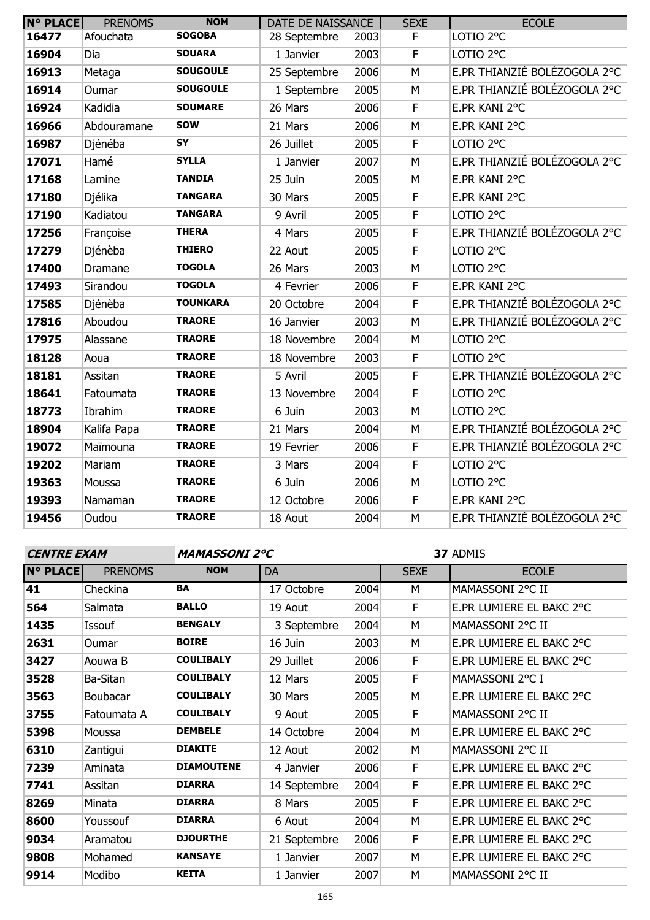| N° PLACE | PRENOMS | NOM | DATE DE NAISSANCE | | SEXE | ECOLE |
|---|---|---|---|---|---|---|
| 16477 | Afouchata | SOGOBA | 28 Septembre | 2003 | F | LOTIO 2°C |
| 16904 | Dia | SOUARA | 1 Janvier | 2003 | F | LOTIO 2°C |
| 16913 | Metaga | SOUGOULE | 25 Septembre | 2006 | M | E.PR THIANZIÉ BOLÉZOGOLA 2°C |
| 16914 | Oumar | SOUGOULE | 1 Septembre | 2005 | M | E.PR THIANZIÉ BOLÉZOGOLA 2°C |
| 16924 | Kadidia | SOUMARE | 26 Mars | 2006 | F | E.PR KANI 2°C |
| 16966 | Abdouramane | SOW | 21 Mars | 2006 | M | E.PR KANI 2°C |
| 16987 | Djénéba | SY | 26 Juillet | 2005 | F | LOTIO 2°C |
| 17071 | Hamé | SYLLA | 1 Janvier | 2007 | M | E.PR THIANZIÉ BOLÉZOGOLA 2°C |
| 17168 | Lamine | TANDIA | 25 Juin | 2005 | M | E.PR KANI 2°C |
| 17180 | Djélika | TANGARA | 30 Mars | 2005 | F | E.PR KANI 2°C |
| 17190 | Kadiatou | TANGARA | 9 Avril | 2005 | F | LOTIO 2°C |
| 17256 | Françoise | THERA | 4 Mars | 2005 | F | E.PR THIANZIÉ BOLÉZOGOLA 2°C |
| 17279 | Djénèba | THIERO | 22 Aout | 2005 | F | LOTIO 2°C |
| 17400 | Dramane | TOGOLA | 26 Mars | 2003 | M | LOTIO 2°C |
| 17493 | Sirandou | TOGOLA | 4 Fevrier | 2006 | F | E.PR KANI 2°C |
| 17585 | Djénèba | TOUNKARA | 20 Octobre | 2004 | F | E.PR THIANZIÉ BOLÉZOGOLA 2°C |
| 17816 | Aboudou | TRAORE | 16 Janvier | 2003 | M | E.PR THIANZIÉ BOLÉZOGOLA 2°C |
| 17975 | Alassane | TRAORE | 18 Novembre | 2004 | M | LOTIO 2°C |
| 18128 | Aoua | TRAORE | 18 Novembre | 2003 | F | LOTIO 2°C |
| 18181 | Assitan | TRAORE | 5 Avril | 2005 | F | E.PR THIANZIÉ BOLÉZOGOLA 2°C |
| 18641 | Fatoumata | TRAORE | 13 Novembre | 2004 | F | LOTIO 2°C |
| 18773 | Ibrahim | TRAORE | 6 Juin | 2003 | M | LOTIO 2°C |
| 18904 | Kalifa Papa | TRAORE | 21 Mars | 2004 | M | E.PR THIANZIÉ BOLÉZOGOLA 2°C |
| 19072 | Maïmouna | TRAORE | 19 Fevrier | 2006 | F | E.PR THIANZIÉ BOLÉZOGOLA 2°C |
| 19202 | Mariam | TRAORE | 3 Mars | 2004 | F | LOTIO 2°C |
| 19363 | Moussa | TRAORE | 6 Juin | 2006 | M | LOTIO 2°C |
| 19393 | Namaman | TRAORE | 12 Octobre | 2006 | F | E.PR KANI 2°C |
| 19456 | Oudou | TRAORE | 18 Aout | 2004 | M | E.PR THIANZIÉ BOLÉZOGOLA 2°C |

***CENTRE EXAM*** ***MAMASSONI 2°C*** **37** ADMIS

| N° PLACE | PRENOMS | NOM | DA | | SEXE | ECOLE |
|---|---|---|---|---|---|---|
| 41 | Checkina | BA | 17 Octobre | 2004 | M | MAMASSONI 2°C II |
| 564 | Salmata | BALLO | 19 Aout | 2004 | F | E.PR LUMIERE EL BAKC 2°C |
| 1435 | Issouf | BENGALY | 3 Septembre | 2004 | M | MAMASSONI 2°C II |
| 2631 | Oumar | BOIRE | 16 Juin | 2003 | M | E.PR LUMIERE EL BAKC 2°C |
| 3427 | Aouwa B | COULIBALY | 29 Juillet | 2006 | F | E.PR LUMIERE EL BAKC 2°C |
| 3528 | Ba-Sitan | COULIBALY | 12 Mars | 2005 | F | MAMASSONI 2°C I |
| 3563 | Boubacar | COULIBALY | 30 Mars | 2005 | M | E.PR LUMIERE EL BAKC 2°C |
| 3755 | Fatoumata A | COULIBALY | 9 Aout | 2005 | F | MAMASSONI 2°C II |
| 5398 | Moussa | DEMBELE | 14 Octobre | 2004 | M | E.PR LUMIERE EL BAKC 2°C |
| 6310 | Zantigui | DIAKITE | 12 Aout | 2002 | M | MAMASSONI 2°C II |
| 7239 | Aminata | DIAMOUTENE | 4 Janvier | 2006 | F | E.PR LUMIERE EL BAKC 2°C |
| 7741 | Assitan | DIARRA | 14 Septembre | 2004 | F | E.PR LUMIERE EL BAKC 2°C |
| 8269 | Minata | DIARRA | 8 Mars | 2005 | F | E.PR LUMIERE EL BAKC 2°C |
| 8600 | Youssouf | DIARRA | 6 Aout | 2004 | M | E.PR LUMIERE EL BAKC 2°C |
| 9034 | Aramatou | DJOURTHE | 21 Septembre | 2006 | F | E.PR LUMIERE EL BAKC 2°C |
| 9808 | Mohamed | KANSAYE | 1 Janvier | 2007 | M | E.PR LUMIERE EL BAKC 2°C |
| 9914 | Modibo | KEITA | 1 Janvier | 2007 | M | MAMASSONI 2°C II |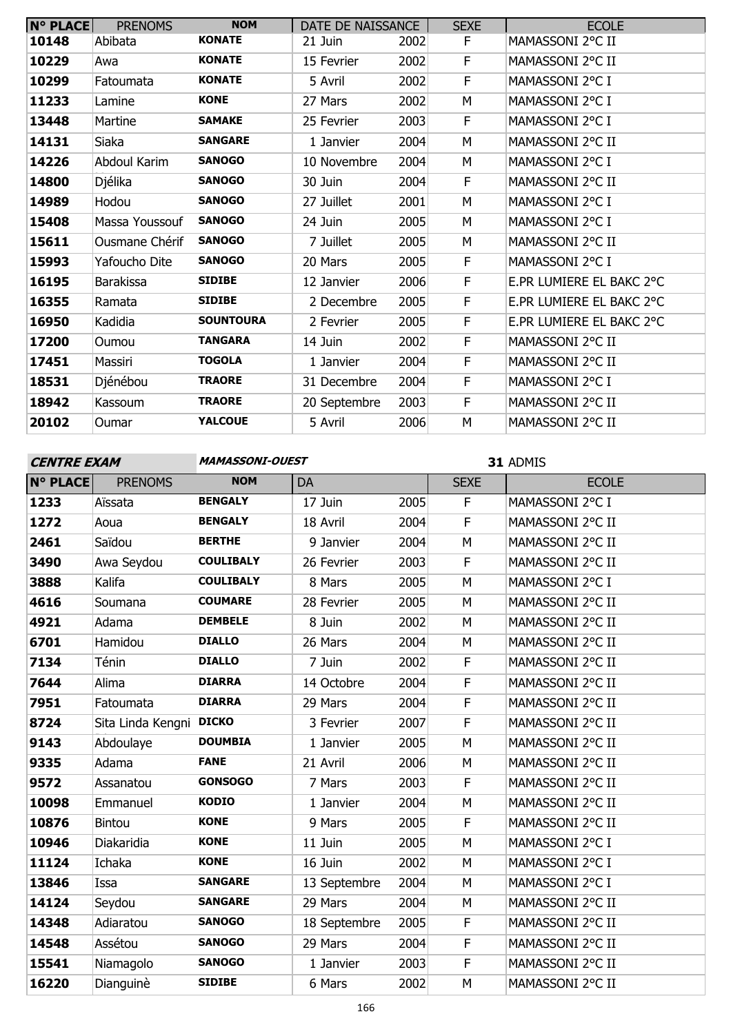| N° PLACE | PRENOMS | NOM | DATE DE NAISSANCE | | SEXE | ECOLE |
|---|---|---|---|---|---|---|
| 10148 | Abibata | KONATE | 21 Juin | 2002 | F | MAMASSONI 2°C II |
| 10229 | Awa | KONATE | 15 Fevrier | 2002 | F | MAMASSONI 2°C II |
| 10299 | Fatoumata | KONATE | 5 Avril | 2002 | F | MAMASSONI 2°C I |
| 11233 | Lamine | KONE | 27 Mars | 2002 | M | MAMASSONI 2°C I |
| 13448 | Martine | SAMAKE | 25 Fevrier | 2003 | F | MAMASSONI 2°C I |
| 14131 | Siaka | SANGARE | 1 Janvier | 2004 | M | MAMASSONI 2°C II |
| 14226 | Abdoul Karim | SANOGO | 10 Novembre | 2004 | M | MAMASSONI 2°C I |
| 14800 | Djélika | SANOGO | 30 Juin | 2004 | F | MAMASSONI 2°C II |
| 14989 | Hodou | SANOGO | 27 Juillet | 2001 | M | MAMASSONI 2°C I |
| 15408 | Massa Youssouf | SANOGO | 24 Juin | 2005 | M | MAMASSONI 2°C I |
| 15611 | Ousmane Chérif | SANOGO | 7 Juillet | 2005 | M | MAMASSONI 2°C II |
| 15993 | Yafoucho Dite | SANOGO | 20 Mars | 2005 | F | MAMASSONI 2°C I |
| 16195 | Barakissa | SIDIBE | 12 Janvier | 2006 | F | E.PR LUMIERE EL BAKC 2°C |
| 16355 | Ramata | SIDIBE | 2 Decembre | 2005 | F | E.PR LUMIERE EL BAKC 2°C |
| 16950 | Kadidia | SOUNTOURA | 2 Fevrier | 2005 | F | E.PR LUMIERE EL BAKC 2°C |
| 17200 | Oumou | TANGARA | 14 Juin | 2002 | F | MAMASSONI 2°C II |
| 17451 | Massiri | TOGOLA | 1 Janvier | 2004 | F | MAMASSONI 2°C II |
| 18531 | Djénébou | TRAORE | 31 Decembre | 2004 | F | MAMASSONI 2°C I |
| 18942 | Kassoum | TRAORE | 20 Septembre | 2003 | F | MAMASSONI 2°C II |
| 20102 | Oumar | YALCOUE | 5 Avril | 2006 | M | MAMASSONI 2°C II |

**CENTRE EXAM** ***MAMASSONI-OUEST*** **31** ADMIS

| N° PLACE | PRENOMS | NOM | DA | | SEXE | ECOLE |
|---|---|---|---|---|---|---|
| 1233 | Aïssata | BENGALY | 17 Juin | 2005 | F | MAMASSONI 2°C I |
| 1272 | Aoua | BENGALY | 18 Avril | 2004 | F | MAMASSONI 2°C II |
| 2461 | Saïdou | BERTHE | 9 Janvier | 2004 | M | MAMASSONI 2°C II |
| 3490 | Awa Seydou | COULIBALY | 26 Fevrier | 2003 | F | MAMASSONI 2°C II |
| 3888 | Kalifa | COULIBALY | 8 Mars | 2005 | M | MAMASSONI 2°C I |
| 4616 | Soumana | COUMARE | 28 Fevrier | 2005 | M | MAMASSONI 2°C II |
| 4921 | Adama | DEMBELE | 8 Juin | 2002 | M | MAMASSONI 2°C II |
| 6701 | Hamidou | DIALLO | 26 Mars | 2004 | M | MAMASSONI 2°C II |
| 7134 | Ténin | DIALLO | 7 Juin | 2002 | F | MAMASSONI 2°C II |
| 7644 | Alima | DIARRA | 14 Octobre | 2004 | F | MAMASSONI 2°C II |
| 7951 | Fatoumata | DIARRA | 29 Mars | 2004 | F | MAMASSONI 2°C II |
| 8724 | Sita Linda Kengni | DICKO | 3 Fevrier | 2007 | F | MAMASSONI 2°C II |
| 9143 | Abdoulaye | DOUMBIA | 1 Janvier | 2005 | M | MAMASSONI 2°C II |
| 9335 | Adama | FANE | 21 Avril | 2006 | M | MAMASSONI 2°C II |
| 9572 | Assanatou | GONSOGO | 7 Mars | 2003 | F | MAMASSONI 2°C II |
| 10098 | Emmanuel | KODIO | 1 Janvier | 2004 | M | MAMASSONI 2°C II |
| 10876 | Bintou | KONE | 9 Mars | 2005 | F | MAMASSONI 2°C II |
| 10946 | Diakaridia | KONE | 11 Juin | 2005 | M | MAMASSONI 2°C I |
| 11124 | Ichaka | KONE | 16 Juin | 2002 | M | MAMASSONI 2°C I |
| 13846 | Issa | SANGARE | 13 Septembre | 2004 | M | MAMASSONI 2°C I |
| 14124 | Seydou | SANGARE | 29 Mars | 2004 | M | MAMASSONI 2°C II |
| 14348 | Adiaratou | SANOGO | 18 Septembre | 2005 | F | MAMASSONI 2°C II |
| 14548 | Assétou | SANOGO | 29 Mars | 2004 | F | MAMASSONI 2°C II |
| 15541 | Niamagolo | SANOGO | 1 Janvier | 2003 | F | MAMASSONI 2°C II |
| 16220 | Dianguinè | SIDIBE | 6 Mars | 2002 | M | MAMASSONI 2°C II |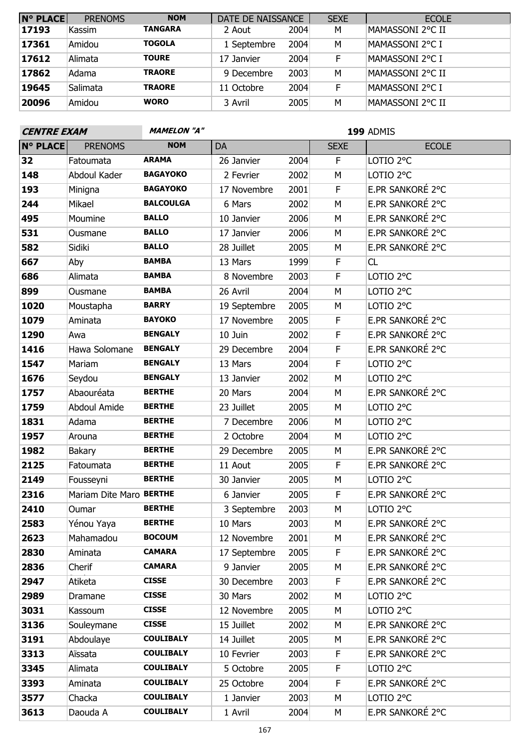| N° PLACE | PRENOMS | NOM | DATE DE NAISSANCE | | SEXE | ECOLE |
|---|---|---|---|---|---|---|
| 17193 | Kassim | TANGARA | 2 Aout | 2004 | M | MAMASSONI 2°C II |
| 17361 | Amidou | TOGOLA | 1 Septembre | 2004 | M | MAMASSONI 2°C I |
| 17612 | Alimata | TOURE | 17 Janvier | 2004 | F | MAMASSONI 2°C I |
| 17862 | Adama | TRAORE | 9 Decembre | 2003 | M | MAMASSONI 2°C II |
| 19645 | Salimata | TRAORE | 11 Octobre | 2004 | F | MAMASSONI 2°C I |
| 20096 | Amidou | WORO | 3 Avril | 2005 | M | MAMASSONI 2°C II |

**CENTRE EXAM** *MAMELON "A"* **199** ADMIS

| N° PLACE | PRENOMS | NOM | DA | | SEXE | ECOLE |
|---|---|---|---|---|---|---|
| 32 | Fatoumata | ARAMA | 26 Janvier | 2004 | F | LOTIO 2°C |
| 148 | Abdoul Kader | BAGAYOKO | 2 Fevrier | 2002 | M | LOTIO 2°C |
| 193 | Minigna | BAGAYOKO | 17 Novembre | 2001 | F | E.PR SANKORÉ 2°C |
| 244 | Mikael | BALCOULGA | 6 Mars | 2002 | M | E.PR SANKORÉ 2°C |
| 495 | Moumine | BALLO | 10 Janvier | 2006 | M | E.PR SANKORÉ 2°C |
| 531 | Ousmane | BALLO | 17 Janvier | 2006 | M | E.PR SANKORÉ 2°C |
| 582 | Sidiki | BALLO | 28 Juillet | 2005 | M | E.PR SANKORÉ 2°C |
| 667 | Aby | BAMBA | 13 Mars | 1999 | F | CL |
| 686 | Alimata | BAMBA | 8 Novembre | 2003 | F | LOTIO 2°C |
| 899 | Ousmane | BAMBA | 26 Avril | 2004 | M | LOTIO 2°C |
| 1020 | Moustapha | BARRY | 19 Septembre | 2005 | M | LOTIO 2°C |
| 1079 | Aminata | BAYOKO | 17 Novembre | 2005 | F | E.PR SANKORÉ 2°C |
| 1290 | Awa | BENGALY | 10 Juin | 2002 | F | E.PR SANKORÉ 2°C |
| 1416 | Hawa Solomane | BENGALY | 29 Decembre | 2004 | F | E.PR SANKORÉ 2°C |
| 1547 | Mariam | BENGALY | 13 Mars | 2004 | F | LOTIO 2°C |
| 1676 | Seydou | BENGALY | 13 Janvier | 2002 | M | LOTIO 2°C |
| 1757 | Abaouréata | BERTHE | 20 Mars | 2004 | M | E.PR SANKORÉ 2°C |
| 1759 | Abdoul Amide | BERTHE | 23 Juillet | 2005 | M | LOTIO 2°C |
| 1831 | Adama | BERTHE | 7 Decembre | 2006 | M | LOTIO 2°C |
| 1957 | Arouna | BERTHE | 2 Octobre | 2004 | M | LOTIO 2°C |
| 1982 | Bakary | BERTHE | 29 Decembre | 2005 | M | E.PR SANKORÉ 2°C |
| 2125 | Fatoumata | BERTHE | 11 Aout | 2005 | F | E.PR SANKORÉ 2°C |
| 2149 | Fousseyni | BERTHE | 30 Janvier | 2005 | M | LOTIO 2°C |
| 2316 | Mariam Dite Maro | BERTHE | 6 Janvier | 2005 | F | E.PR SANKORÉ 2°C |
| 2410 | Oumar | BERTHE | 3 Septembre | 2003 | M | LOTIO 2°C |
| 2583 | Yénou Yaya | BERTHE | 10 Mars | 2003 | M | E.PR SANKORÉ 2°C |
| 2623 | Mahamadou | BOCOUM | 12 Novembre | 2001 | M | E.PR SANKORÉ 2°C |
| 2830 | Aminata | CAMARA | 17 Septembre | 2005 | F | E.PR SANKORÉ 2°C |
| 2836 | Cherif | CAMARA | 9 Janvier | 2005 | M | E.PR SANKORÉ 2°C |
| 2947 | Atiketa | CISSE | 30 Decembre | 2003 | F | E.PR SANKORÉ 2°C |
| 2989 | Dramane | CISSE | 30 Mars | 2002 | M | LOTIO 2°C |
| 3031 | Kassoum | CISSE | 12 Novembre | 2005 | M | LOTIO 2°C |
| 3136 | Souleymane | CISSE | 15 Juillet | 2002 | M | E.PR SANKORÉ 2°C |
| 3191 | Abdoulaye | COULIBALY | 14 Juillet | 2005 | M | E.PR SANKORÉ 2°C |
| 3313 | Aïssata | COULIBALY | 10 Fevrier | 2003 | F | E.PR SANKORÉ 2°C |
| 3345 | Alimata | COULIBALY | 5 Octobre | 2005 | F | LOTIO 2°C |
| 3393 | Aminata | COULIBALY | 25 Octobre | 2004 | F | E.PR SANKORÉ 2°C |
| 3577 | Chacka | COULIBALY | 1 Janvier | 2003 | M | LOTIO 2°C |
| 3613 | Daouda A | COULIBALY | 1 Avril | 2004 | M | E.PR SANKORÉ 2°C |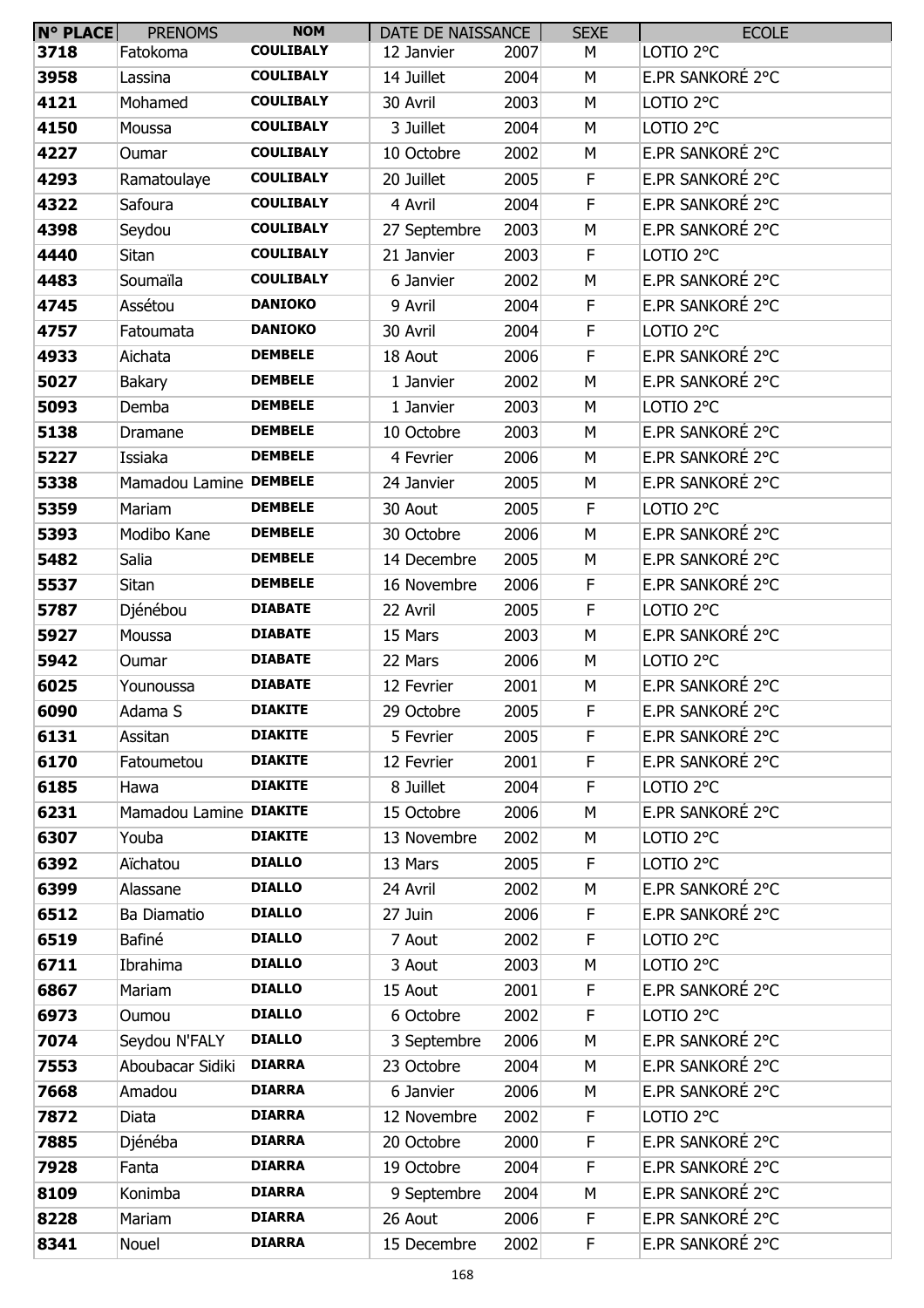| N° PLACE | PRENOMS | NOM | DATE DE NAISSANCE | | SEXE | ECOLE |
|---|---|---|---|---|---|---|
| 3718 | Fatokoma | COULIBALY | 12 Janvier | 2007 | M | LOTIO 2°C |
| 3958 | Lassina | COULIBALY | 14 Juillet | 2004 | M | E.PR SANKORÉ 2°C |
| 4121 | Mohamed | COULIBALY | 30 Avril | 2003 | M | LOTIO 2°C |
| 4150 | Moussa | COULIBALY | 3 Juillet | 2004 | M | LOTIO 2°C |
| 4227 | Oumar | COULIBALY | 10 Octobre | 2002 | M | E.PR SANKORÉ 2°C |
| 4293 | Ramatoulaye | COULIBALY | 20 Juillet | 2005 | F | E.PR SANKORÉ 2°C |
| 4322 | Safoura | COULIBALY | 4 Avril | 2004 | F | E.PR SANKORÉ 2°C |
| 4398 | Seydou | COULIBALY | 27 Septembre | 2003 | M | E.PR SANKORÉ 2°C |
| 4440 | Sitan | COULIBALY | 21 Janvier | 2003 | F | LOTIO 2°C |
| 4483 | Soumaïla | COULIBALY | 6 Janvier | 2002 | M | E.PR SANKORÉ 2°C |
| 4745 | Assétou | DANIOKO | 9 Avril | 2004 | F | E.PR SANKORÉ 2°C |
| 4757 | Fatoumata | DANIOKO | 30 Avril | 2004 | F | LOTIO 2°C |
| 4933 | Aichata | DEMBELE | 18 Aout | 2006 | F | E.PR SANKORÉ 2°C |
| 5027 | Bakary | DEMBELE | 1 Janvier | 2002 | M | E.PR SANKORÉ 2°C |
| 5093 | Demba | DEMBELE | 1 Janvier | 2003 | M | LOTIO 2°C |
| 5138 | Dramane | DEMBELE | 10 Octobre | 2003 | M | E.PR SANKORÉ 2°C |
| 5227 | Issiaka | DEMBELE | 4 Fevrier | 2006 | M | E.PR SANKORÉ 2°C |
| 5338 | Mamadou Lamine | DEMBELE | 24 Janvier | 2005 | M | E.PR SANKORÉ 2°C |
| 5359 | Mariam | DEMBELE | 30 Aout | 2005 | F | LOTIO 2°C |
| 5393 | Modibo Kane | DEMBELE | 30 Octobre | 2006 | M | E.PR SANKORÉ 2°C |
| 5482 | Salia | DEMBELE | 14 Decembre | 2005 | M | E.PR SANKORÉ 2°C |
| 5537 | Sitan | DEMBELE | 16 Novembre | 2006 | F | E.PR SANKORÉ 2°C |
| 5787 | Djénébou | DIABATE | 22 Avril | 2005 | F | LOTIO 2°C |
| 5927 | Moussa | DIABATE | 15 Mars | 2003 | M | E.PR SANKORÉ 2°C |
| 5942 | Oumar | DIABATE | 22 Mars | 2006 | M | LOTIO 2°C |
| 6025 | Younoussa | DIABATE | 12 Fevrier | 2001 | M | E.PR SANKORÉ 2°C |
| 6090 | Adama S | DIAKITE | 29 Octobre | 2005 | F | E.PR SANKORÉ 2°C |
| 6131 | Assitan | DIAKITE | 5 Fevrier | 2005 | F | E.PR SANKORÉ 2°C |
| 6170 | Fatoumetou | DIAKITE | 12 Fevrier | 2001 | F | E.PR SANKORÉ 2°C |
| 6185 | Hawa | DIAKITE | 8 Juillet | 2004 | F | LOTIO 2°C |
| 6231 | Mamadou Lamine | DIAKITE | 15 Octobre | 2006 | M | E.PR SANKORÉ 2°C |
| 6307 | Youba | DIAKITE | 13 Novembre | 2002 | M | LOTIO 2°C |
| 6392 | Aïchatou | DIALLO | 13 Mars | 2005 | F | LOTIO 2°C |
| 6399 | Alassane | DIALLO | 24 Avril | 2002 | M | E.PR SANKORÉ 2°C |
| 6512 | Ba Diamatio | DIALLO | 27 Juin | 2006 | F | E.PR SANKORÉ 2°C |
| 6519 | Bafiné | DIALLO | 7 Aout | 2002 | F | LOTIO 2°C |
| 6711 | Ibrahima | DIALLO | 3 Aout | 2003 | M | LOTIO 2°C |
| 6867 | Mariam | DIALLO | 15 Aout | 2001 | F | E.PR SANKORÉ 2°C |
| 6973 | Oumou | DIALLO | 6 Octobre | 2002 | F | LOTIO 2°C |
| 7074 | Seydou N'FALY | DIALLO | 3 Septembre | 2006 | M | E.PR SANKORÉ 2°C |
| 7553 | Aboubacar Sidiki | DIARRA | 23 Octobre | 2004 | M | E.PR SANKORÉ 2°C |
| 7668 | Amadou | DIARRA | 6 Janvier | 2006 | M | E.PR SANKORÉ 2°C |
| 7872 | Diata | DIARRA | 12 Novembre | 2002 | F | LOTIO 2°C |
| 7885 | Djénéba | DIARRA | 20 Octobre | 2000 | F | E.PR SANKORÉ 2°C |
| 7928 | Fanta | DIARRA | 19 Octobre | 2004 | F | E.PR SANKORÉ 2°C |
| 8109 | Konimba | DIARRA | 9 Septembre | 2004 | M | E.PR SANKORÉ 2°C |
| 8228 | Mariam | DIARRA | 26 Aout | 2006 | F | E.PR SANKORÉ 2°C |
| 8341 | Nouel | DIARRA | 15 Decembre | 2002 | F | E.PR SANKORÉ 2°C |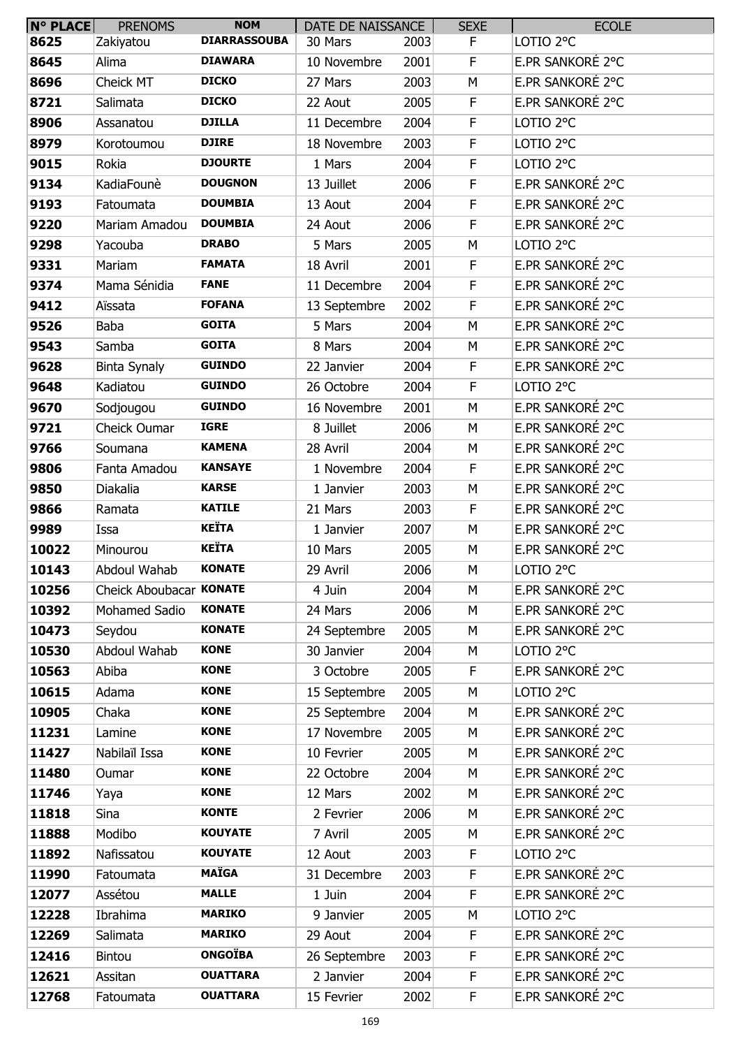| N° PLACE | PRENOMS | NOM | DATE DE NAISSANCE | | SEXE | ECOLE |
|---|---|---|---|---|---|---|
| 8625 | Zakiyatou | DIARRASSOUBA | 30 Mars | 2003 | F | LOTIO 2°C |
| 8645 | Alima | DIAWARA | 10 Novembre | 2001 | F | E.PR SANKORÉ 2°C |
| 8696 | Cheick MT | DICKO | 27 Mars | 2003 | M | E.PR SANKORÉ 2°C |
| 8721 | Salimata | DICKO | 22 Aout | 2005 | F | E.PR SANKORÉ 2°C |
| 8906 | Assanatou | DJILLA | 11 Decembre | 2004 | F | LOTIO 2°C |
| 8979 | Korotoumou | DJIRE | 18 Novembre | 2003 | F | LOTIO 2°C |
| 9015 | Rokia | DJOURTE | 1 Mars | 2004 | F | LOTIO 2°C |
| 9134 | KadiaFounè | DOUGNON | 13 Juillet | 2006 | F | E.PR SANKORÉ 2°C |
| 9193 | Fatoumata | DOUMBIA | 13 Aout | 2004 | F | E.PR SANKORÉ 2°C |
| 9220 | Mariam Amadou | DOUMBIA | 24 Aout | 2006 | F | E.PR SANKORÉ 2°C |
| 9298 | Yacouba | DRABO | 5 Mars | 2005 | M | LOTIO 2°C |
| 9331 | Mariam | FAMATA | 18 Avril | 2001 | F | E.PR SANKORÉ 2°C |
| 9374 | Mama Sénidia | FANE | 11 Decembre | 2004 | F | E.PR SANKORÉ 2°C |
| 9412 | Aïssata | FOFANA | 13 Septembre | 2002 | F | E.PR SANKORÉ 2°C |
| 9526 | Baba | GOITA | 5 Mars | 2004 | M | E.PR SANKORÉ 2°C |
| 9543 | Samba | GOITA | 8 Mars | 2004 | M | E.PR SANKORÉ 2°C |
| 9628 | Binta Synaly | GUINDO | 22 Janvier | 2004 | F | E.PR SANKORÉ 2°C |
| 9648 | Kadiatou | GUINDO | 26 Octobre | 2004 | F | LOTIO 2°C |
| 9670 | Sodjougou | GUINDO | 16 Novembre | 2001 | M | E.PR SANKORÉ 2°C |
| 9721 | Cheick Oumar | IGRE | 8 Juillet | 2006 | M | E.PR SANKORÉ 2°C |
| 9766 | Soumana | KAMENA | 28 Avril | 2004 | M | E.PR SANKORÉ 2°C |
| 9806 | Fanta Amadou | KANSAYE | 1 Novembre | 2004 | F | E.PR SANKORÉ 2°C |
| 9850 | Diakalia | KARSE | 1 Janvier | 2003 | M | E.PR SANKORÉ 2°C |
| 9866 | Ramata | KATILE | 21 Mars | 2003 | F | E.PR SANKORÉ 2°C |
| 9989 | Issa | KEÏTA | 1 Janvier | 2007 | M | E.PR SANKORÉ 2°C |
| 10022 | Minourou | KEÏTA | 10 Mars | 2005 | M | E.PR SANKORÉ 2°C |
| 10143 | Abdoul Wahab | KONATE | 29 Avril | 2006 | M | LOTIO 2°C |
| 10256 | Cheick Aboubacar | KONATE | 4 Juin | 2004 | M | E.PR SANKORÉ 2°C |
| 10392 | Mohamed Sadio | KONATE | 24 Mars | 2006 | M | E.PR SANKORÉ 2°C |
| 10473 | Seydou | KONATE | 24 Septembre | 2005 | M | E.PR SANKORÉ 2°C |
| 10530 | Abdoul Wahab | KONE | 30 Janvier | 2004 | M | LOTIO 2°C |
| 10563 | Abiba | KONE | 3 Octobre | 2005 | F | E.PR SANKORÉ 2°C |
| 10615 | Adama | KONE | 15 Septembre | 2005 | M | LOTIO 2°C |
| 10905 | Chaka | KONE | 25 Septembre | 2004 | M | E.PR SANKORÉ 2°C |
| 11231 | Lamine | KONE | 17 Novembre | 2005 | M | E.PR SANKORÉ 2°C |
| 11427 | Nabilaïl Issa | KONE | 10 Fevrier | 2005 | M | E.PR SANKORÉ 2°C |
| 11480 | Oumar | KONE | 22 Octobre | 2004 | M | E.PR SANKORÉ 2°C |
| 11746 | Yaya | KONE | 12 Mars | 2002 | M | E.PR SANKORÉ 2°C |
| 11818 | Sina | KONTE | 2 Fevrier | 2006 | M | E.PR SANKORÉ 2°C |
| 11888 | Modibo | KOUYATE | 7 Avril | 2005 | M | E.PR SANKORÉ 2°C |
| 11892 | Nafissatou | KOUYATE | 12 Aout | 2003 | F | LOTIO 2°C |
| 11990 | Fatoumata | MAÏGA | 31 Decembre | 2003 | F | E.PR SANKORÉ 2°C |
| 12077 | Assétou | MALLE | 1 Juin | 2004 | F | E.PR SANKORÉ 2°C |
| 12228 | Ibrahima | MARIKO | 9 Janvier | 2005 | M | LOTIO 2°C |
| 12269 | Salimata | MARIKO | 29 Aout | 2004 | F | E.PR SANKORÉ 2°C |
| 12416 | Bintou | ONGOÏBA | 26 Septembre | 2003 | F | E.PR SANKORÉ 2°C |
| 12621 | Assitan | OUATTARA | 2 Janvier | 2004 | F | E.PR SANKORÉ 2°C |
| 12768 | Fatoumata | OUATTARA | 15 Fevrier | 2002 | F | E.PR SANKORÉ 2°C |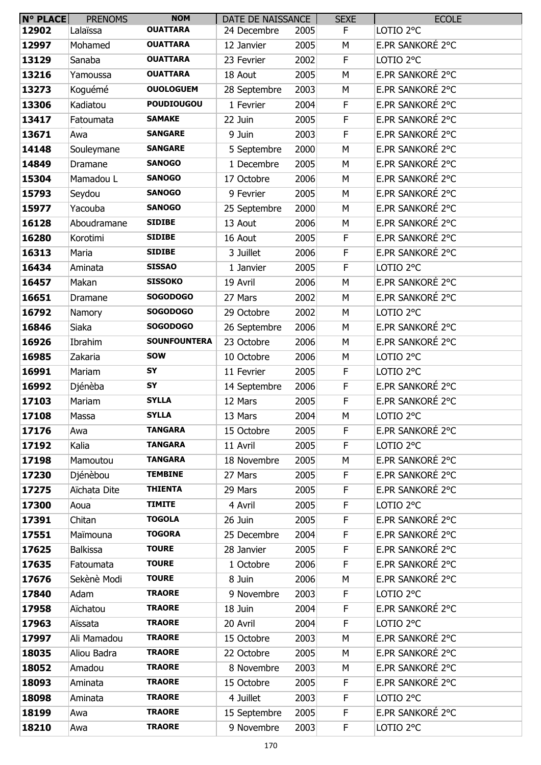| N° PLACE | PRENOMS | NOM | DATE DE NAISSANCE | | SEXE | ECOLE |
|---|---|---|---|---|---|---|
| 12902 | Lalaïssa | OUATTARA | 24 Decembre | 2005 | F | LOTIO 2°C |
| 12997 | Mohamed | OUATTARA | 12 Janvier | 2005 | M | E.PR SANKORÉ 2°C |
| 13129 | Sanaba | OUATTARA | 23 Fevrier | 2002 | F | LOTIO 2°C |
| 13216 | Yamoussa | OUATTARA | 18 Aout | 2005 | M | E.PR SANKORÉ 2°C |
| 13273 | Koguémé | OUOLOGUEM | 28 Septembre | 2003 | M | E.PR SANKORÉ 2°C |
| 13306 | Kadiatou | POUDIOUGOU | 1 Fevrier | 2004 | F | E.PR SANKORÉ 2°C |
| 13417 | Fatoumata | SAMAKE | 22 Juin | 2005 | F | E.PR SANKORÉ 2°C |
| 13671 | Awa | SANGARE | 9 Juin | 2003 | F | E.PR SANKORÉ 2°C |
| 14148 | Souleymane | SANGARE | 5 Septembre | 2000 | M | E.PR SANKORÉ 2°C |
| 14849 | Dramane | SANOGO | 1 Decembre | 2005 | M | E.PR SANKORÉ 2°C |
| 15304 | Mamadou L | SANOGO | 17 Octobre | 2006 | M | E.PR SANKORÉ 2°C |
| 15793 | Seydou | SANOGO | 9 Fevrier | 2005 | M | E.PR SANKORÉ 2°C |
| 15977 | Yacouba | SANOGO | 25 Septembre | 2000 | M | E.PR SANKORÉ 2°C |
| 16128 | Aboudramane | SIDIBE | 13 Aout | 2006 | M | E.PR SANKORÉ 2°C |
| 16280 | Korotimi | SIDIBE | 16 Aout | 2005 | F | E.PR SANKORÉ 2°C |
| 16313 | Maria | SIDIBE | 3 Juillet | 2006 | F | E.PR SANKORÉ 2°C |
| 16434 | Aminata | SISSAO | 1 Janvier | 2005 | F | LOTIO 2°C |
| 16457 | Makan | SISSOKO | 19 Avril | 2006 | M | E.PR SANKORÉ 2°C |
| 16651 | Dramane | SOGODOGO | 27 Mars | 2002 | M | E.PR SANKORÉ 2°C |
| 16792 | Namory | SOGODOGO | 29 Octobre | 2002 | M | LOTIO 2°C |
| 16846 | Siaka | SOGODOGO | 26 Septembre | 2006 | M | E.PR SANKORÉ 2°C |
| 16926 | Ibrahim | SOUNFOUNTERA | 23 Octobre | 2006 | M | E.PR SANKORÉ 2°C |
| 16985 | Zakaria | SOW | 10 Octobre | 2006 | M | LOTIO 2°C |
| 16991 | Mariam | SY | 11 Fevrier | 2005 | F | LOTIO 2°C |
| 16992 | Djénèba | SY | 14 Septembre | 2006 | F | E.PR SANKORÉ 2°C |
| 17103 | Mariam | SYLLA | 12 Mars | 2005 | F | E.PR SANKORÉ 2°C |
| 17108 | Massa | SYLLA | 13 Mars | 2004 | M | LOTIO 2°C |
| 17176 | Awa | TANGARA | 15 Octobre | 2005 | F | E.PR SANKORÉ 2°C |
| 17192 | Kalia | TANGARA | 11 Avril | 2005 | F | LOTIO 2°C |
| 17198 | Mamoutou | TANGARA | 18 Novembre | 2005 | M | E.PR SANKORÉ 2°C |
| 17230 | Djénèbou | TEMBINE | 27 Mars | 2005 | F | E.PR SANKORÉ 2°C |
| 17275 | Aïchata Dite | THIENTA | 29 Mars | 2005 | F | E.PR SANKORÉ 2°C |
| 17300 | Aoua | TIMITE | 4 Avril | 2005 | F | LOTIO 2°C |
| 17391 | Chitan | TOGOLA | 26 Juin | 2005 | F | E.PR SANKORÉ 2°C |
| 17551 | Maïmouna | TOGORA | 25 Decembre | 2004 | F | E.PR SANKORÉ 2°C |
| 17625 | Balkissa | TOURE | 28 Janvier | 2005 | F | E.PR SANKORÉ 2°C |
| 17635 | Fatoumata | TOURE | 1 Octobre | 2006 | F | E.PR SANKORÉ 2°C |
| 17676 | Sekènè Modi | TOURE | 8 Juin | 2006 | M | E.PR SANKORÉ 2°C |
| 17840 | Adam | TRAORE | 9 Novembre | 2003 | F | LOTIO 2°C |
| 17958 | Aïchatou | TRAORE | 18 Juin | 2004 | F | E.PR SANKORÉ 2°C |
| 17963 | Aïssata | TRAORE | 20 Avril | 2004 | F | LOTIO 2°C |
| 17997 | Ali Mamadou | TRAORE | 15 Octobre | 2003 | M | E.PR SANKORÉ 2°C |
| 18035 | Aliou Badra | TRAORE | 22 Octobre | 2005 | M | E.PR SANKORÉ 2°C |
| 18052 | Amadou | TRAORE | 8 Novembre | 2003 | M | E.PR SANKORÉ 2°C |
| 18093 | Aminata | TRAORE | 15 Octobre | 2005 | F | E.PR SANKORÉ 2°C |
| 18098 | Aminata | TRAORE | 4 Juillet | 2003 | F | LOTIO 2°C |
| 18199 | Awa | TRAORE | 15 Septembre | 2005 | F | E.PR SANKORÉ 2°C |
| 18210 | Awa | TRAORE | 9 Novembre | 2003 | F | LOTIO 2°C |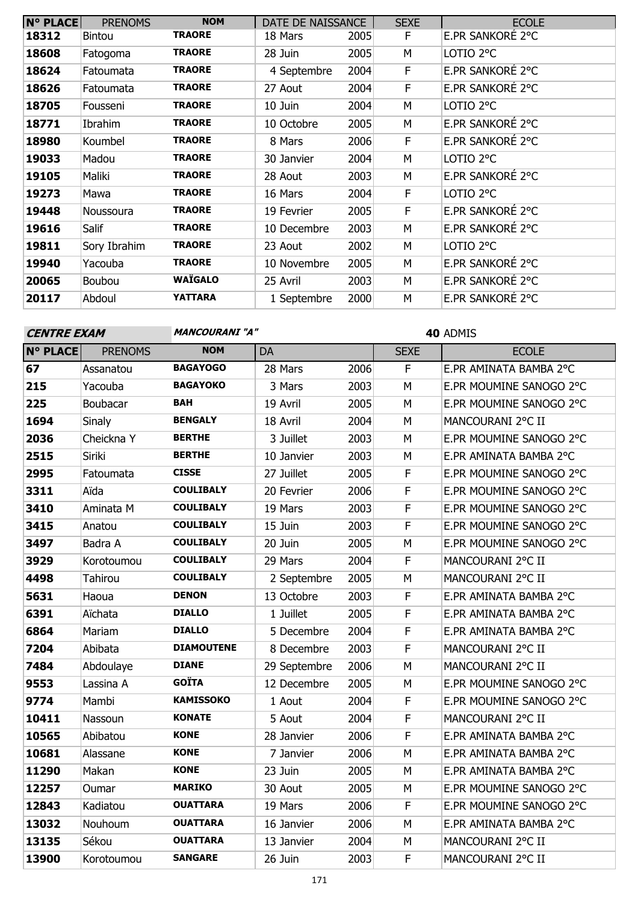| N° PLACE | PRENOMS | NOM | DATE DE NAISSANCE | | SEXE | ECOLE |
|---|---|---|---|---|---|---|
| 18312 | Bintou | TRAORE | 18 Mars | 2005 | F | E.PR SANKORÉ 2°C |
| 18608 | Fatogoma | TRAORE | 28 Juin | 2005 | M | LOTIO 2°C |
| 18624 | Fatoumata | TRAORE | 4 Septembre | 2004 | F | E.PR SANKORÉ 2°C |
| 18626 | Fatoumata | TRAORE | 27 Aout | 2004 | F | E.PR SANKORÉ 2°C |
| 18705 | Fousseni | TRAORE | 10 Juin | 2004 | M | LOTIO 2°C |
| 18771 | Ibrahim | TRAORE | 10 Octobre | 2005 | M | E.PR SANKORÉ 2°C |
| 18980 | Koumbel | TRAORE | 8 Mars | 2006 | F | E.PR SANKORÉ 2°C |
| 19033 | Madou | TRAORE | 30 Janvier | 2004 | M | LOTIO 2°C |
| 19105 | Maliki | TRAORE | 28 Aout | 2003 | M | E.PR SANKORÉ 2°C |
| 19273 | Mawa | TRAORE | 16 Mars | 2004 | F | LOTIO 2°C |
| 19448 | Noussoura | TRAORE | 19 Fevrier | 2005 | F | E.PR SANKORÉ 2°C |
| 19616 | Salif | TRAORE | 10 Decembre | 2003 | M | E.PR SANKORÉ 2°C |
| 19811 | Sory Ibrahim | TRAORE | 23 Aout | 2002 | M | LOTIO 2°C |
| 19940 | Yacouba | TRAORE | 10 Novembre | 2005 | M | E.PR SANKORÉ 2°C |
| 20065 | Boubou | WAÏGALO | 25 Avril | 2003 | M | E.PR SANKORÉ 2°C |
| 20117 | Abdoul | YATTARA | 1 Septembre | 2000 | M | E.PR SANKORÉ 2°C |

***CENTRE EXAM*** ***MANCOURANI "A"*** **40** ADMIS

| N° PLACE | PRENOMS | NOM | DA | | SEXE | ECOLE |
|---|---|---|---|---|---|---|
| 67 | Assanatou | BAGAYOGO | 28 Mars | 2006 | F | E.PR AMINATA BAMBA 2°C |
| 215 | Yacouba | BAGAYOKO | 3 Mars | 2003 | M | E.PR MOUMINE SANOGO 2°C |
| 225 | Boubacar | BAH | 19 Avril | 2005 | M | E.PR MOUMINE SANOGO 2°C |
| 1694 | Sinaly | BENGALY | 18 Avril | 2004 | M | MANCOURANI 2°C II |
| 2036 | Cheickna Y | BERTHE | 3 Juillet | 2003 | M | E.PR MOUMINE SANOGO 2°C |
| 2515 | Siriki | BERTHE | 10 Janvier | 2003 | M | E.PR AMINATA BAMBA 2°C |
| 2995 | Fatoumata | CISSE | 27 Juillet | 2005 | F | E.PR MOUMINE SANOGO 2°C |
| 3311 | Aïda | COULIBALY | 20 Fevrier | 2006 | F | E.PR MOUMINE SANOGO 2°C |
| 3410 | Aminata M | COULIBALY | 19 Mars | 2003 | F | E.PR MOUMINE SANOGO 2°C |
| 3415 | Anatou | COULIBALY | 15 Juin | 2003 | F | E.PR MOUMINE SANOGO 2°C |
| 3497 | Badra A | COULIBALY | 20 Juin | 2005 | M | E.PR MOUMINE SANOGO 2°C |
| 3929 | Korotoumou | COULIBALY | 29 Mars | 2004 | F | MANCOURANI 2°C II |
| 4498 | Tahirou | COULIBALY | 2 Septembre | 2005 | M | MANCOURANI 2°C II |
| 5631 | Haoua | DENON | 13 Octobre | 2003 | F | E.PR AMINATA BAMBA 2°C |
| 6391 | Aïchata | DIALLO | 1 Juillet | 2005 | F | E.PR AMINATA BAMBA 2°C |
| 6864 | Mariam | DIALLO | 5 Decembre | 2004 | F | E.PR AMINATA BAMBA 2°C |
| 7204 | Abibata | DIAMOUTENE | 8 Decembre | 2003 | F | MANCOURANI 2°C II |
| 7484 | Abdoulaye | DIANE | 29 Septembre | 2006 | M | MANCOURANI 2°C II |
| 9553 | Lassina A | GOÏTA | 12 Decembre | 2005 | M | E.PR MOUMINE SANOGO 2°C |
| 9774 | Mambi | KAMISSOKO | 1 Aout | 2004 | F | E.PR MOUMINE SANOGO 2°C |
| 10411 | Nassoun | KONATE | 5 Aout | 2004 | F | MANCOURANI 2°C II |
| 10565 | Abibatou | KONE | 28 Janvier | 2006 | F | E.PR AMINATA BAMBA 2°C |
| 10681 | Alassane | KONE | 7 Janvier | 2006 | M | E.PR AMINATA BAMBA 2°C |
| 11290 | Makan | KONE | 23 Juin | 2005 | M | E.PR AMINATA BAMBA 2°C |
| 12257 | Oumar | MARIKO | 30 Aout | 2005 | M | E.PR MOUMINE SANOGO 2°C |
| 12843 | Kadiatou | OUATTARA | 19 Mars | 2006 | F | E.PR MOUMINE SANOGO 2°C |
| 13032 | Nouhoum | OUATTARA | 16 Janvier | 2006 | M | E.PR AMINATA BAMBA 2°C |
| 13135 | Sékou | OUATTARA | 13 Janvier | 2004 | M | MANCOURANI 2°C II |
| 13900 | Korotoumou | SANGARE | 26 Juin | 2003 | F | MANCOURANI 2°C II |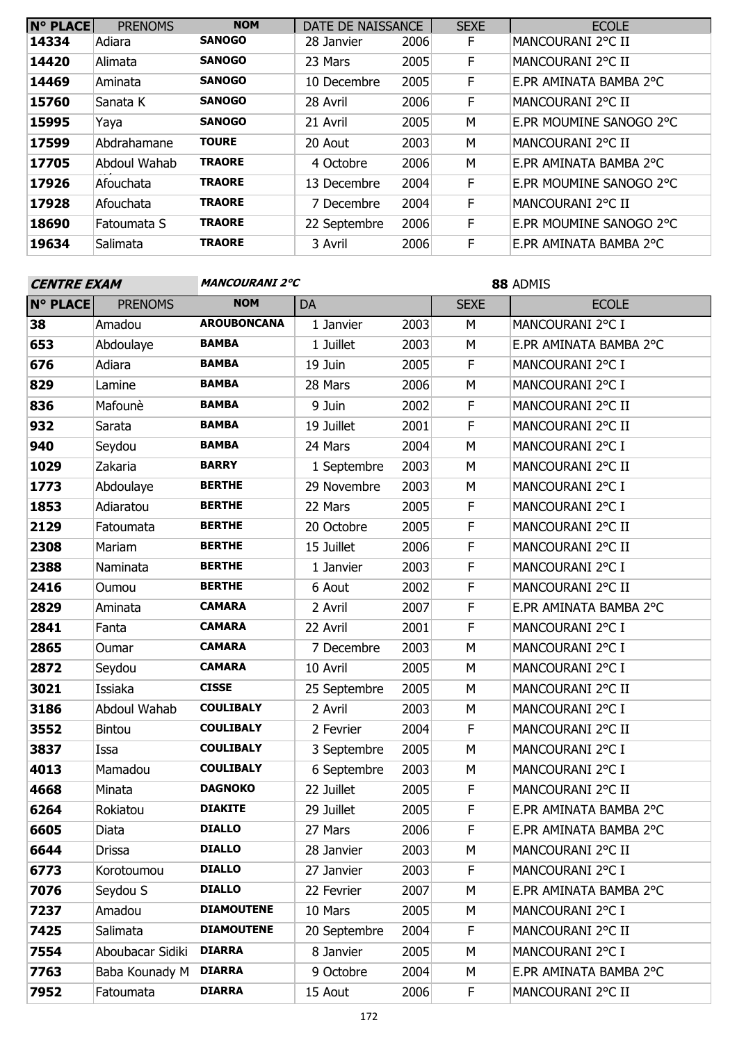| N° PLACE | PRENOMS | NOM | DATE DE NAISSANCE | | SEXE | ECOLE |
|---|---|---|---|---|---|---|
| 14334 | Adiara | SANOGO | 28 Janvier | 2006 | F | MANCOURANI 2°C II |
| 14420 | Alimata | SANOGO | 23 Mars | 2005 | F | MANCOURANI 2°C II |
| 14469 | Aminata | SANOGO | 10 Decembre | 2005 | F | E.PR AMINATA BAMBA 2°C |
| 15760 | Sanata K | SANOGO | 28 Avril | 2006 | F | MANCOURANI 2°C II |
| 15995 | Yaya | SANOGO | 21 Avril | 2005 | M | E.PR MOUMINE SANOGO 2°C |
| 17599 | Abdrahamane | TOURE | 20 Aout | 2003 | M | MANCOURANI 2°C II |
| 17705 | Abdoul Wahab | TRAORE | 4 Octobre | 2006 | M | E.PR AMINATA BAMBA 2°C |
| 17926 | Afouchata | TRAORE | 13 Decembre | 2004 | F | E.PR MOUMINE SANOGO 2°C |
| 17928 | Afouchata | TRAORE | 7 Decembre | 2004 | F | MANCOURANI 2°C II |
| 18690 | Fatoumata S | TRAORE | 22 Septembre | 2006 | F | E.PR MOUMINE SANOGO 2°C |
| 19634 | Salimata | TRAORE | 3 Avril | 2006 | F | E.PR AMINATA BAMBA 2°C |

***CENTRE EXAM*** ***MANCOURANI 2°C*** **88** ADMIS

| N° PLACE | PRENOMS | NOM | DA | | SEXE | ECOLE |
|---|---|---|---|---|---|---|
| 38 | Amadou | AROUBONCANA | 1 Janvier | 2003 | M | MANCOURANI 2°C I |
| 653 | Abdoulaye | BAMBA | 1 Juillet | 2003 | M | E.PR AMINATA BAMBA 2°C |
| 676 | Adiara | BAMBA | 19 Juin | 2005 | F | MANCOURANI 2°C I |
| 829 | Lamine | BAMBA | 28 Mars | 2006 | M | MANCOURANI 2°C I |
| 836 | Mafounè | BAMBA | 9 Juin | 2002 | F | MANCOURANI 2°C II |
| 932 | Sarata | BAMBA | 19 Juillet | 2001 | F | MANCOURANI 2°C II |
| 940 | Seydou | BAMBA | 24 Mars | 2004 | M | MANCOURANI 2°C I |
| 1029 | Zakaria | BARRY | 1 Septembre | 2003 | M | MANCOURANI 2°C II |
| 1773 | Abdoulaye | BERTHE | 29 Novembre | 2003 | M | MANCOURANI 2°C I |
| 1853 | Adiaratou | BERTHE | 22 Mars | 2005 | F | MANCOURANI 2°C I |
| 2129 | Fatoumata | BERTHE | 20 Octobre | 2005 | F | MANCOURANI 2°C II |
| 2308 | Mariam | BERTHE | 15 Juillet | 2006 | F | MANCOURANI 2°C II |
| 2388 | Naminata | BERTHE | 1 Janvier | 2003 | F | MANCOURANI 2°C I |
| 2416 | Oumou | BERTHE | 6 Aout | 2002 | F | MANCOURANI 2°C II |
| 2829 | Aminata | CAMARA | 2 Avril | 2007 | F | E.PR AMINATA BAMBA 2°C |
| 2841 | Fanta | CAMARA | 22 Avril | 2001 | F | MANCOURANI 2°C I |
| 2865 | Oumar | CAMARA | 7 Decembre | 2003 | M | MANCOURANI 2°C I |
| 2872 | Seydou | CAMARA | 10 Avril | 2005 | M | MANCOURANI 2°C I |
| 3021 | Issiaka | CISSE | 25 Septembre | 2005 | M | MANCOURANI 2°C II |
| 3186 | Abdoul Wahab | COULIBALY | 2 Avril | 2003 | M | MANCOURANI 2°C I |
| 3552 | Bintou | COULIBALY | 2 Fevrier | 2004 | F | MANCOURANI 2°C II |
| 3837 | Issa | COULIBALY | 3 Septembre | 2005 | M | MANCOURANI 2°C I |
| 4013 | Mamadou | COULIBALY | 6 Septembre | 2003 | M | MANCOURANI 2°C I |
| 4668 | Minata | DAGNOKO | 22 Juillet | 2005 | F | MANCOURANI 2°C II |
| 6264 | Rokiatou | DIAKITE | 29 Juillet | 2005 | F | E.PR AMINATA BAMBA 2°C |
| 6605 | Diata | DIALLO | 27 Mars | 2006 | F | E.PR AMINATA BAMBA 2°C |
| 6644 | Drissa | DIALLO | 28 Janvier | 2003 | M | MANCOURANI 2°C II |
| 6773 | Korotoumou | DIALLO | 27 Janvier | 2003 | F | MANCOURANI 2°C I |
| 7076 | Seydou S | DIALLO | 22 Fevrier | 2007 | M | E.PR AMINATA BAMBA 2°C |
| 7237 | Amadou | DIAMOUTENE | 10 Mars | 2005 | M | MANCOURANI 2°C I |
| 7425 | Salimata | DIAMOUTENE | 20 Septembre | 2004 | F | MANCOURANI 2°C II |
| 7554 | Aboubacar Sidiki | DIARRA | 8 Janvier | 2005 | M | MANCOURANI 2°C I |
| 7763 | Baba Kounady M | DIARRA | 9 Octobre | 2004 | M | E.PR AMINATA BAMBA 2°C |
| 7952 | Fatoumata | DIARRA | 15 Aout | 2006 | F | MANCOURANI 2°C II |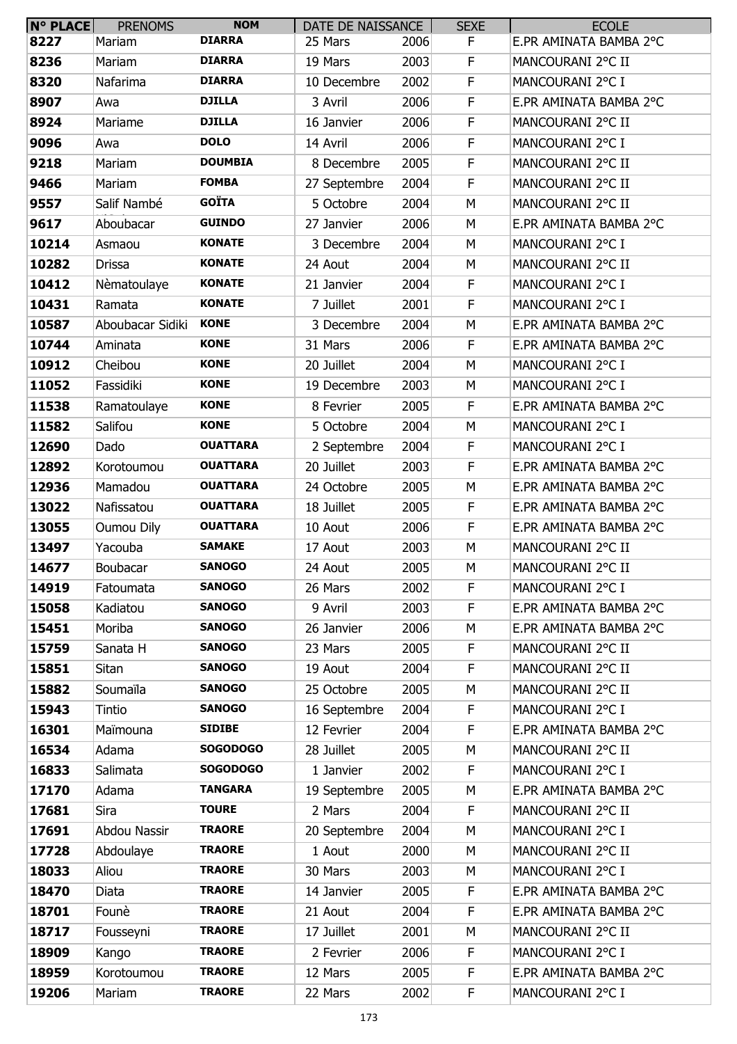| N° PLACE | PRENOMS | NOM | DATE DE NAISSANCE | | SEXE | ECOLE |
|---|---|---|---|---|---|---|
| 8227 | Mariam | DIARRA | 25 Mars | 2006 | F | E.PR AMINATA BAMBA 2°C |
| 8236 | Mariam | DIARRA | 19 Mars | 2003 | F | MANCOURANI 2°C II |
| 8320 | Nafarima | DIARRA | 10 Decembre | 2002 | F | MANCOURANI 2°C I |
| 8907 | Awa | DJILLA | 3 Avril | 2006 | F | E.PR AMINATA BAMBA 2°C |
| 8924 | Mariame | DJILLA | 16 Janvier | 2006 | F | MANCOURANI 2°C II |
| 9096 | Awa | DOLO | 14 Avril | 2006 | F | MANCOURANI 2°C I |
| 9218 | Mariam | DOUMBIA | 8 Decembre | 2005 | F | MANCOURANI 2°C II |
| 9466 | Mariam | FOMBA | 27 Septembre | 2004 | F | MANCOURANI 2°C II |
| 9557 | Salif Nambé | GOÏTA | 5 Octobre | 2004 | M | MANCOURANI 2°C II |
| 9617 | Aboubacar | GUINDO | 27 Janvier | 2006 | M | E.PR AMINATA BAMBA 2°C |
| 10214 | Asmaou | KONATE | 3 Decembre | 2004 | M | MANCOURANI 2°C I |
| 10282 | Drissa | KONATE | 24 Aout | 2004 | M | MANCOURANI 2°C II |
| 10412 | Nèmatoulaye | KONATE | 21 Janvier | 2004 | F | MANCOURANI 2°C I |
| 10431 | Ramata | KONATE | 7 Juillet | 2001 | F | MANCOURANI 2°C I |
| 10587 | Aboubacar Sidiki | KONE | 3 Decembre | 2004 | M | E.PR AMINATA BAMBA 2°C |
| 10744 | Aminata | KONE | 31 Mars | 2006 | F | E.PR AMINATA BAMBA 2°C |
| 10912 | Cheibou | KONE | 20 Juillet | 2004 | M | MANCOURANI 2°C I |
| 11052 | Fassidiki | KONE | 19 Decembre | 2003 | M | MANCOURANI 2°C I |
| 11538 | Ramatoulaye | KONE | 8 Fevrier | 2005 | F | E.PR AMINATA BAMBA 2°C |
| 11582 | Salifou | KONE | 5 Octobre | 2004 | M | MANCOURANI 2°C I |
| 12690 | Dado | OUATTARA | 2 Septembre | 2004 | F | MANCOURANI 2°C I |
| 12892 | Korotoumou | OUATTARA | 20 Juillet | 2003 | F | E.PR AMINATA BAMBA 2°C |
| 12936 | Mamadou | OUATTARA | 24 Octobre | 2005 | M | E.PR AMINATA BAMBA 2°C |
| 13022 | Nafissatou | OUATTARA | 18 Juillet | 2005 | F | E.PR AMINATA BAMBA 2°C |
| 13055 | Oumou Dily | OUATTARA | 10 Aout | 2006 | F | E.PR AMINATA BAMBA 2°C |
| 13497 | Yacouba | SAMAKE | 17 Aout | 2003 | M | MANCOURANI 2°C II |
| 14677 | Boubacar | SANOGO | 24 Aout | 2005 | M | MANCOURANI 2°C II |
| 14919 | Fatoumata | SANOGO | 26 Mars | 2002 | F | MANCOURANI 2°C I |
| 15058 | Kadiatou | SANOGO | 9 Avril | 2003 | F | E.PR AMINATA BAMBA 2°C |
| 15451 | Moriba | SANOGO | 26 Janvier | 2006 | M | E.PR AMINATA BAMBA 2°C |
| 15759 | Sanata H | SANOGO | 23 Mars | 2005 | F | MANCOURANI 2°C II |
| 15851 | Sitan | SANOGO | 19 Aout | 2004 | F | MANCOURANI 2°C II |
| 15882 | Soumaïla | SANOGO | 25 Octobre | 2005 | M | MANCOURANI 2°C II |
| 15943 | Tintio | SANOGO | 16 Septembre | 2004 | F | MANCOURANI 2°C I |
| 16301 | Maïmouna | SIDIBE | 12 Fevrier | 2004 | F | E.PR AMINATA BAMBA 2°C |
| 16534 | Adama | SOGODOGO | 28 Juillet | 2005 | M | MANCOURANI 2°C II |
| 16833 | Salimata | SOGODOGO | 1 Janvier | 2002 | F | MANCOURANI 2°C I |
| 17170 | Adama | TANGARA | 19 Septembre | 2005 | M | E.PR AMINATA BAMBA 2°C |
| 17681 | Sira | TOURE | 2 Mars | 2004 | F | MANCOURANI 2°C II |
| 17691 | Abdou Nassir | TRAORE | 20 Septembre | 2004 | M | MANCOURANI 2°C I |
| 17728 | Abdoulaye | TRAORE | 1 Aout | 2000 | M | MANCOURANI 2°C II |
| 18033 | Aliou | TRAORE | 30 Mars | 2003 | M | MANCOURANI 2°C I |
| 18470 | Diata | TRAORE | 14 Janvier | 2005 | F | E.PR AMINATA BAMBA 2°C |
| 18701 | Founè | TRAORE | 21 Aout | 2004 | F | E.PR AMINATA BAMBA 2°C |
| 18717 | Fousseyni | TRAORE | 17 Juillet | 2001 | M | MANCOURANI 2°C II |
| 18909 | Kango | TRAORE | 2 Fevrier | 2006 | F | MANCOURANI 2°C I |
| 18959 | Korotoumou | TRAORE | 12 Mars | 2005 | F | E.PR AMINATA BAMBA 2°C |
| 19206 | Mariam | TRAORE | 22 Mars | 2002 | F | MANCOURANI 2°C I |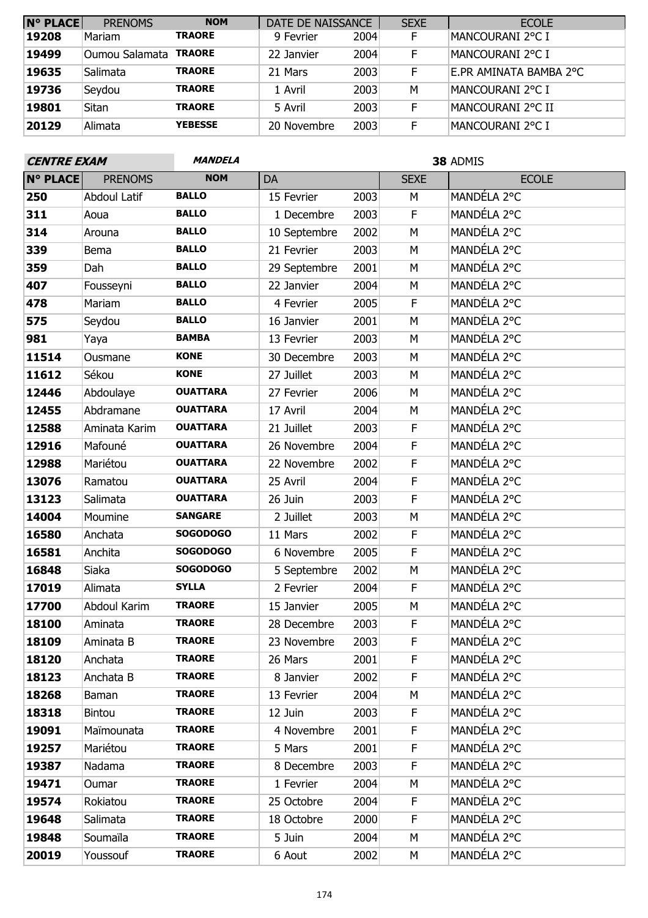| N° PLACE | PRENOMS | NOM | DATE DE NAISSANCE | | SEXE | ECOLE |
|---|---|---|---|---|---|---|
| 19208 | Mariam | TRAORE | 9 Fevrier | 2004 | F | MANCOURANI 2°C I |
| 19499 | Oumou Salamata | TRAORE | 22 Janvier | 2004 | F | MANCOURANI 2°C I |
| 19635 | Salimata | TRAORE | 21 Mars | 2003 | F | E.PR AMINATA BAMBA 2°C |
| 19736 | Seydou | TRAORE | 1 Avril | 2003 | M | MANCOURANI 2°C I |
| 19801 | Sitan | TRAORE | 5 Avril | 2003 | F | MANCOURANI 2°C II |
| 20129 | Alimata | YEBESSE | 20 Novembre | 2003 | F | MANCOURANI 2°C I |

**CENTRE EXAM** ***MANDELA*** **38** ADMIS

| N° PLACE | PRENOMS | NOM | DA | | SEXE | ECOLE |
|---|---|---|---|---|---|---|
| 250 | Abdoul Latif | BALLO | 15 Fevrier | 2003 | M | MANDÉLA 2°C |
| 311 | Aoua | BALLO | 1 Decembre | 2003 | F | MANDÉLA 2°C |
| 314 | Arouna | BALLO | 10 Septembre | 2002 | M | MANDÉLA 2°C |
| 339 | Bema | BALLO | 21 Fevrier | 2003 | M | MANDÉLA 2°C |
| 359 | Dah | BALLO | 29 Septembre | 2001 | M | MANDÉLA 2°C |
| 407 | Fousseyni | BALLO | 22 Janvier | 2004 | M | MANDÉLA 2°C |
| 478 | Mariam | BALLO | 4 Fevrier | 2005 | F | MANDÉLA 2°C |
| 575 | Seydou | BALLO | 16 Janvier | 2001 | M | MANDÉLA 2°C |
| 981 | Yaya | BAMBA | 13 Fevrier | 2003 | M | MANDÉLA 2°C |
| 11514 | Ousmane | KONE | 30 Decembre | 2003 | M | MANDÉLA 2°C |
| 11612 | Sékou | KONE | 27 Juillet | 2003 | M | MANDÉLA 2°C |
| 12446 | Abdoulaye | OUATTARA | 27 Fevrier | 2006 | M | MANDÉLA 2°C |
| 12455 | Abdramane | OUATTARA | 17 Avril | 2004 | M | MANDÉLA 2°C |
| 12588 | Aminata Karim | OUATTARA | 21 Juillet | 2003 | F | MANDÉLA 2°C |
| 12916 | Mafouné | OUATTARA | 26 Novembre | 2004 | F | MANDÉLA 2°C |
| 12988 | Mariétou | OUATTARA | 22 Novembre | 2002 | F | MANDÉLA 2°C |
| 13076 | Ramatou | OUATTARA | 25 Avril | 2004 | F | MANDÉLA 2°C |
| 13123 | Salimata | OUATTARA | 26 Juin | 2003 | F | MANDÉLA 2°C |
| 14004 | Moumine | SANGARE | 2 Juillet | 2003 | M | MANDÉLA 2°C |
| 16580 | Anchata | SOGODOGO | 11 Mars | 2002 | F | MANDÉLA 2°C |
| 16581 | Anchita | SOGODOGO | 6 Novembre | 2005 | F | MANDÉLA 2°C |
| 16848 | Siaka | SOGODOGO | 5 Septembre | 2002 | M | MANDÉLA 2°C |
| 17019 | Alimata | SYLLA | 2 Fevrier | 2004 | F | MANDÉLA 2°C |
| 17700 | Abdoul Karim | TRAORE | 15 Janvier | 2005 | M | MANDÉLA 2°C |
| 18100 | Aminata | TRAORE | 28 Decembre | 2003 | F | MANDÉLA 2°C |
| 18109 | Aminata B | TRAORE | 23 Novembre | 2003 | F | MANDÉLA 2°C |
| 18120 | Anchata | TRAORE | 26 Mars | 2001 | F | MANDÉLA 2°C |
| 18123 | Anchata B | TRAORE | 8 Janvier | 2002 | F | MANDÉLA 2°C |
| 18268 | Baman | TRAORE | 13 Fevrier | 2004 | M | MANDÉLA 2°C |
| 18318 | Bintou | TRAORE | 12 Juin | 2003 | F | MANDÉLA 2°C |
| 19091 | Maïmounata | TRAORE | 4 Novembre | 2001 | F | MANDÉLA 2°C |
| 19257 | Mariétou | TRAORE | 5 Mars | 2001 | F | MANDÉLA 2°C |
| 19387 | Nadama | TRAORE | 8 Decembre | 2003 | F | MANDÉLA 2°C |
| 19471 | Oumar | TRAORE | 1 Fevrier | 2004 | M | MANDÉLA 2°C |
| 19574 | Rokiatou | TRAORE | 25 Octobre | 2004 | F | MANDÉLA 2°C |
| 19648 | Salimata | TRAORE | 18 Octobre | 2000 | F | MANDÉLA 2°C |
| 19848 | Soumaïla | TRAORE | 5 Juin | 2004 | M | MANDÉLA 2°C |
| 20019 | Youssouf | TRAORE | 6 Aout | 2002 | M | MANDÉLA 2°C |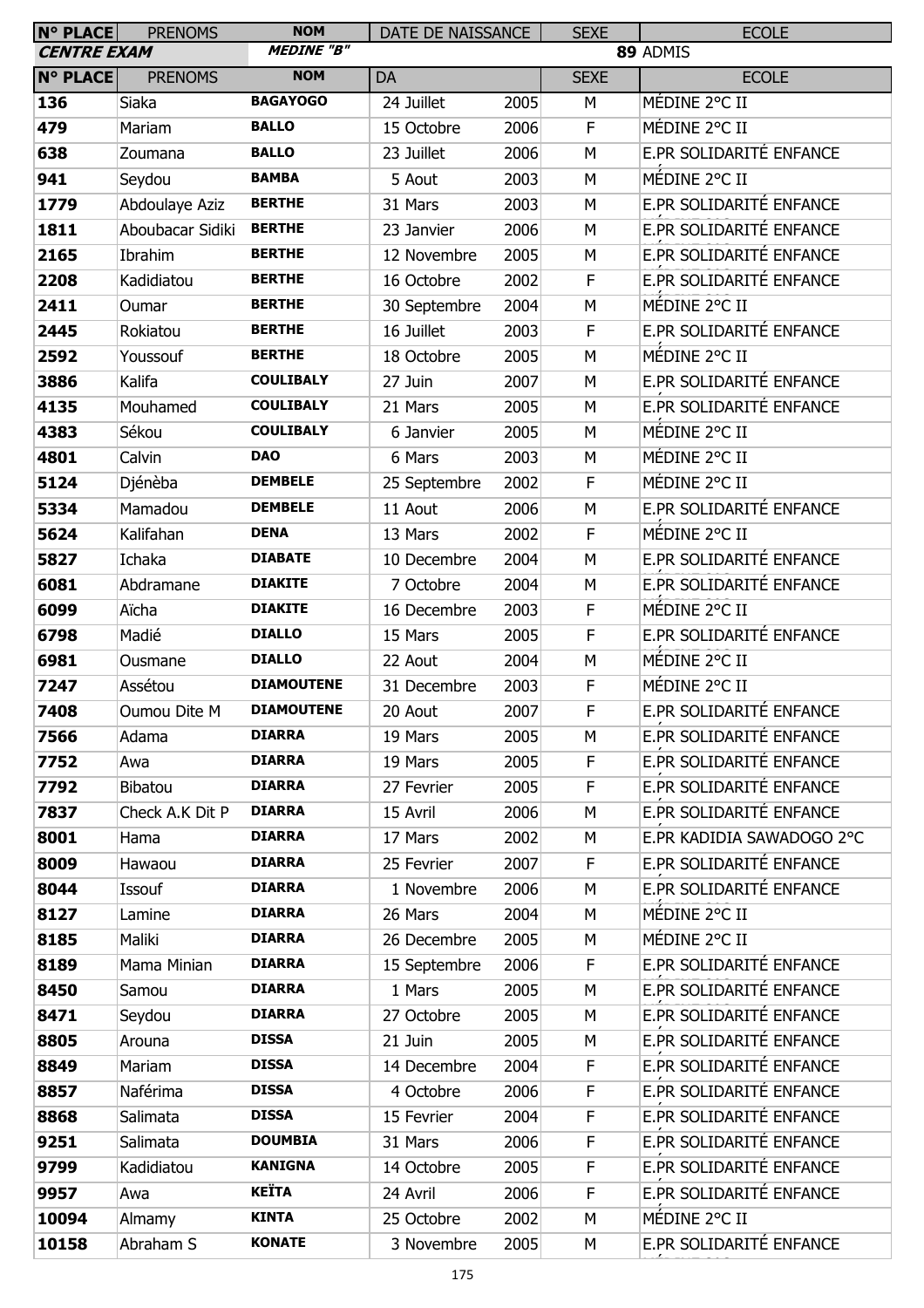| N° PLACE | PRENOMS | NOM | DATE DE NAISSANCE | | SEXE | ECOLE |
|---|---|---|---|---|---|---|
| **CENTRE EXAM** | | ***MEDINE "B"*** | | | **89** ADMIS | |
| **N° PLACE** | PRENOMS | **NOM** | DA | | SEXE | ECOLE |
| **136** | Siaka | **BAGAYOGO** | 24 Juillet | 2005 | M | MÉDINE 2°C II |
| **479** | Mariam | **BALLO** | 15 Octobre | 2006 | F | MÉDINE 2°C II |
| **638** | Zoumana | **BALLO** | 23 Juillet | 2006 | M | E.PR SOLIDARITÉ ENFANCE |
| **941** | Seydou | **BAMBA** | 5 Aout | 2003 | M | MÉDINE 2°C II |
| **1779** | Abdoulaye Aziz | **BERTHE** | 31 Mars | 2003 | M | E.PR SOLIDARITÉ ENFANCE |
| **1811** | Aboubacar Sidiki | **BERTHE** | 23 Janvier | 2006 | M | E.PR SOLIDARITÉ ENFANCE |
| **2165** | Ibrahim | **BERTHE** | 12 Novembre | 2005 | M | E.PR SOLIDARITÉ ENFANCE |
| **2208** | Kadidiatou | **BERTHE** | 16 Octobre | 2002 | F | E.PR SOLIDARITÉ ENFANCE |
| **2411** | Oumar | **BERTHE** | 30 Septembre | 2004 | M | MÉDINE 2°C II |
| **2445** | Rokiatou | **BERTHE** | 16 Juillet | 2003 | F | E.PR SOLIDARITÉ ENFANCE |
| **2592** | Youssouf | **BERTHE** | 18 Octobre | 2005 | M | MÉDINE 2°C II |
| **3886** | Kalifa | **COULIBALY** | 27 Juin | 2007 | M | E.PR SOLIDARITÉ ENFANCE |
| **4135** | Mouhamed | **COULIBALY** | 21 Mars | 2005 | M | E.PR SOLIDARITÉ ENFANCE |
| **4383** | Sékou | **COULIBALY** | 6 Janvier | 2005 | M | MÉDINE 2°C II |
| **4801** | Calvin | **DAO** | 6 Mars | 2003 | M | MÉDINE 2°C II |
| **5124** | Djénèba | **DEMBELE** | 25 Septembre | 2002 | F | MÉDINE 2°C II |
| **5334** | Mamadou | **DEMBELE** | 11 Aout | 2006 | M | E.PR SOLIDARITÉ ENFANCE |
| **5624** | Kalifahan | **DENA** | 13 Mars | 2002 | F | MÉDINE 2°C II |
| **5827** | Ichaka | **DIABATE** | 10 Decembre | 2004 | M | E.PR SOLIDARITÉ ENFANCE |
| **6081** | Abdramane | **DIAKITE** | 7 Octobre | 2004 | M | E.PR SOLIDARITÉ ENFANCE |
| **6099** | Aïcha | **DIAKITE** | 16 Decembre | 2003 | F | MÉDINE 2°C II |
| **6798** | Madié | **DIALLO** | 15 Mars | 2005 | F | E.PR SOLIDARITÉ ENFANCE |
| **6981** | Ousmane | **DIALLO** | 22 Aout | 2004 | M | MÉDINE 2°C II |
| **7247** | Assétou | **DIAMOUTENE** | 31 Decembre | 2003 | F | MÉDINE 2°C II |
| **7408** | Oumou Dite M | **DIAMOUTENE** | 20 Aout | 2007 | F | E.PR SOLIDARITÉ ENFANCE |
| **7566** | Adama | **DIARRA** | 19 Mars | 2005 | M | E.PR SOLIDARITÉ ENFANCE |
| **7752** | Awa | **DIARRA** | 19 Mars | 2005 | F | E.PR SOLIDARITÉ ENFANCE |
| **7792** | Bibatou | **DIARRA** | 27 Fevrier | 2005 | F | E.PR SOLIDARITÉ ENFANCE |
| **7837** | Check A.K Dit P | **DIARRA** | 15 Avril | 2006 | M | E.PR SOLIDARITÉ ENFANCE |
| **8001** | Hama | **DIARRA** | 17 Mars | 2002 | M | E.PR KADIDIA SAWADOGO 2°C |
| **8009** | Hawaou | **DIARRA** | 25 Fevrier | 2007 | F | E.PR SOLIDARITÉ ENFANCE |
| **8044** | Issouf | **DIARRA** | 1 Novembre | 2006 | M | E.PR SOLIDARITÉ ENFANCE |
| **8127** | Lamine | **DIARRA** | 26 Mars | 2004 | M | MÉDINE 2°C II |
| **8185** | Maliki | **DIARRA** | 26 Decembre | 2005 | M | MÉDINE 2°C II |
| **8189** | Mama Minian | **DIARRA** | 15 Septembre | 2006 | F | E.PR SOLIDARITÉ ENFANCE |
| **8450** | Samou | **DIARRA** | 1 Mars | 2005 | M | E.PR SOLIDARITÉ ENFANCE |
| **8471** | Seydou | **DIARRA** | 27 Octobre | 2005 | M | E.PR SOLIDARITÉ ENFANCE |
| **8805** | Arouna | **DISSA** | 21 Juin | 2005 | M | E.PR SOLIDARITÉ ENFANCE |
| **8849** | Mariam | **DISSA** | 14 Decembre | 2004 | F | E.PR SOLIDARITÉ ENFANCE |
| **8857** | Nafέrima | **DISSA** | 4 Octobre | 2006 | F | E.PR SOLIDARITÉ ENFANCE |
| **8868** | Salimata | **DISSA** | 15 Fevrier | 2004 | F | E.PR SOLIDARITÉ ENFANCE |
| **9251** | Salimata | **DOUMBIA** | 31 Mars | 2006 | F | E.PR SOLIDARITÉ ENFANCE |
| **9799** | Kadidiatou | **KANIGNA** | 14 Octobre | 2005 | F | E.PR SOLIDARITÉ ENFANCE |
| **9957** | Awa | **KEÏTA** | 24 Avril | 2006 | F | E.PR SOLIDARITÉ ENFANCE |
| **10094** | Almamy | **KINTA** | 25 Octobre | 2002 | M | MÉDINE 2°C II |
| **10158** | Abraham S | **KONATE** | 3 Novembre | 2005 | M | E.PR SOLIDARITÉ ENFANCE |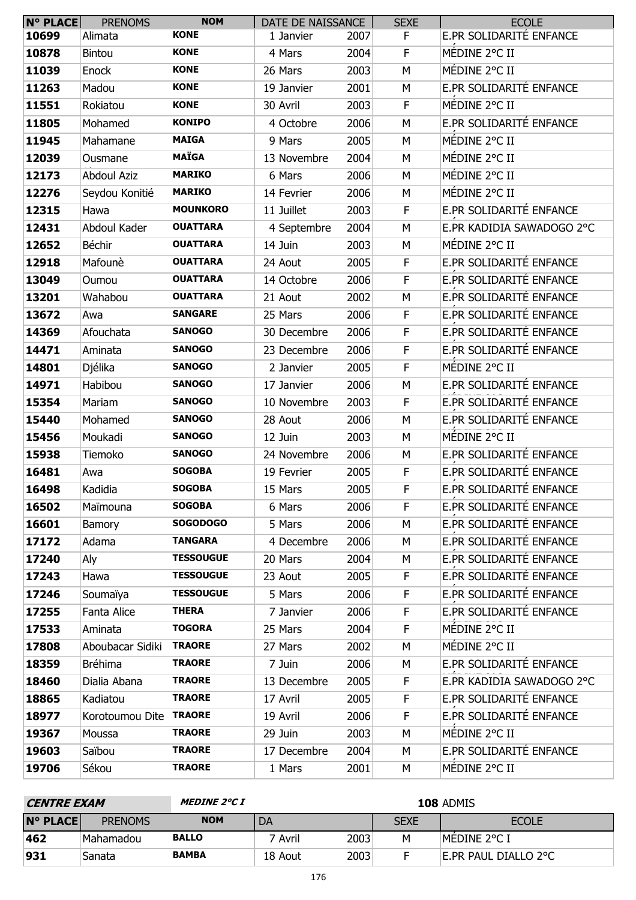| N° PLACE | PRENOMS | NOM | DATE DE NAISSANCE | | SEXE | ECOLE |
|---|---|---|---|---|---|---|
| 10699 | Alimata | KONE | 1 Janvier | 2007 | F | E.PR SOLIDARITÉ ENFANCE |
| 10878 | Bintou | KONE | 4 Mars | 2004 | F | MÉDINE 2°C II |
| 11039 | Enock | KONE | 26 Mars | 2003 | M | MÉDINE 2°C II |
| 11263 | Madou | KONE | 19 Janvier | 2001 | M | E.PR SOLIDARITÉ ENFANCE |
| 11551 | Rokiatou | KONE | 30 Avril | 2003 | F | MÉDINE 2°C II |
| 11805 | Mohamed | KONIPO | 4 Octobre | 2006 | M | E.PR SOLIDARITÉ ENFANCE |
| 11945 | Mahamane | MAIGA | 9 Mars | 2005 | M | MÉDINE 2°C II |
| 12039 | Ousmane | MAÏGA | 13 Novembre | 2004 | M | MÉDINE 2°C II |
| 12173 | Abdoul Aziz | MARIKO | 6 Mars | 2006 | M | MÉDINE 2°C II |
| 12276 | Seydou Konitié | MARIKO | 14 Fevrier | 2006 | M | MÉDINE 2°C II |
| 12315 | Hawa | MOUNKORO | 11 Juillet | 2003 | F | E.PR SOLIDARITÉ ENFANCE |
| 12431 | Abdoul Kader | OUATTARA | 4 Septembre | 2004 | M | E.PR KADIDIA SAWADOGO 2°C |
| 12652 | Béchir | OUATTARA | 14 Juin | 2003 | M | MÉDINE 2°C II |
| 12918 | Mafounè | OUATTARA | 24 Aout | 2005 | F | E.PR SOLIDARITÉ ENFANCE |
| 13049 | Oumou | OUATTARA | 14 Octobre | 2006 | F | E.PR SOLIDARITÉ ENFANCE |
| 13201 | Wahabou | OUATTARA | 21 Aout | 2002 | M | E.PR SOLIDARITÉ ENFANCE |
| 13672 | Awa | SANGARE | 25 Mars | 2006 | F | E.PR SOLIDARITÉ ENFANCE |
| 14369 | Afouchata | SANOGO | 30 Decembre | 2006 | F | E.PR SOLIDARITÉ ENFANCE |
| 14471 | Aminata | SANOGO | 23 Decembre | 2006 | F | E.PR SOLIDARITÉ ENFANCE |
| 14801 | Djélika | SANOGO | 2 Janvier | 2005 | F | MÉDINE 2°C II |
| 14971 | Habibou | SANOGO | 17 Janvier | 2006 | M | E.PR SOLIDARITÉ ENFANCE |
| 15354 | Mariam | SANOGO | 10 Novembre | 2003 | F | E.PR SOLIDARITÉ ENFANCE |
| 15440 | Mohamed | SANOGO | 28 Aout | 2006 | M | E.PR SOLIDARITÉ ENFANCE |
| 15456 | Moukadi | SANOGO | 12 Juin | 2003 | M | MÉDINE 2°C II |
| 15938 | Tiemoko | SANOGO | 24 Novembre | 2006 | M | E.PR SOLIDARITÉ ENFANCE |
| 16481 | Awa | SOGOBA | 19 Fevrier | 2005 | F | E.PR SOLIDARITÉ ENFANCE |
| 16498 | Kadidia | SOGOBA | 15 Mars | 2005 | F | E.PR SOLIDARITÉ ENFANCE |
| 16502 | Maïmouna | SOGOBA | 6 Mars | 2006 | F | E.PR SOLIDARITÉ ENFANCE |
| 16601 | Bamory | SOGODOGO | 5 Mars | 2006 | M | E.PR SOLIDARITÉ ENFANCE |
| 17172 | Adama | TANGARA | 4 Decembre | 2006 | M | E.PR SOLIDARITÉ ENFANCE |
| 17240 | Aly | TESSOUGUE | 20 Mars | 2004 | M | E.PR SOLIDARITÉ ENFANCE |
| 17243 | Hawa | TESSOUGUE | 23 Aout | 2005 | F | E.PR SOLIDARITÉ ENFANCE |
| 17246 | Soumaïya | TESSOUGUE | 5 Mars | 2006 | F | E.PR SOLIDARITÉ ENFANCE |
| 17255 | Fanta Alice | THERA | 7 Janvier | 2006 | F | E.PR SOLIDARITÉ ENFANCE |
| 17533 | Aminata | TOGORA | 25 Mars | 2004 | F | MÉDINE 2°C II |
| 17808 | Aboubacar Sidiki | TRAORE | 27 Mars | 2002 | M | MÉDINE 2°C II |
| 18359 | Bréhima | TRAORE | 7 Juin | 2006 | M | E.PR SOLIDARITÉ ENFANCE |
| 18460 | Dialia Abana | TRAORE | 13 Decembre | 2005 | F | E.PR KADIDIA SAWADOGO 2°C |
| 18865 | Kadiatou | TRAORE | 17 Avril | 2005 | F | E.PR SOLIDARITÉ ENFANCE |
| 18977 | Korotoumou Dite | TRAORE | 19 Avril | 2006 | F | E.PR SOLIDARITÉ ENFANCE |
| 19367 | Moussa | TRAORE | 29 Juin | 2003 | M | MÉDINE 2°C II |
| 19603 | Saïbou | TRAORE | 17 Decembre | 2004 | M | E.PR SOLIDARITÉ ENFANCE |
| 19706 | Sékou | TRAORE | 1 Mars | 2001 | M | MÉDINE 2°C II |

***CENTRE EXAM*** ***MEDINE 2°C I*** **108** ADMIS

| N° PLACE | PRENOMS | NOM | DA | | SEXE | ECOLE |
|---|---|---|---|---|---|---|
| 462 | Mahamadou | BALLO | 7 Avril | 2003 | M | MÉDINE 2°C I |
| 931 | Sanata | BAMBA | 18 Aout | 2003 | F | E.PR PAUL DIALLO 2°C |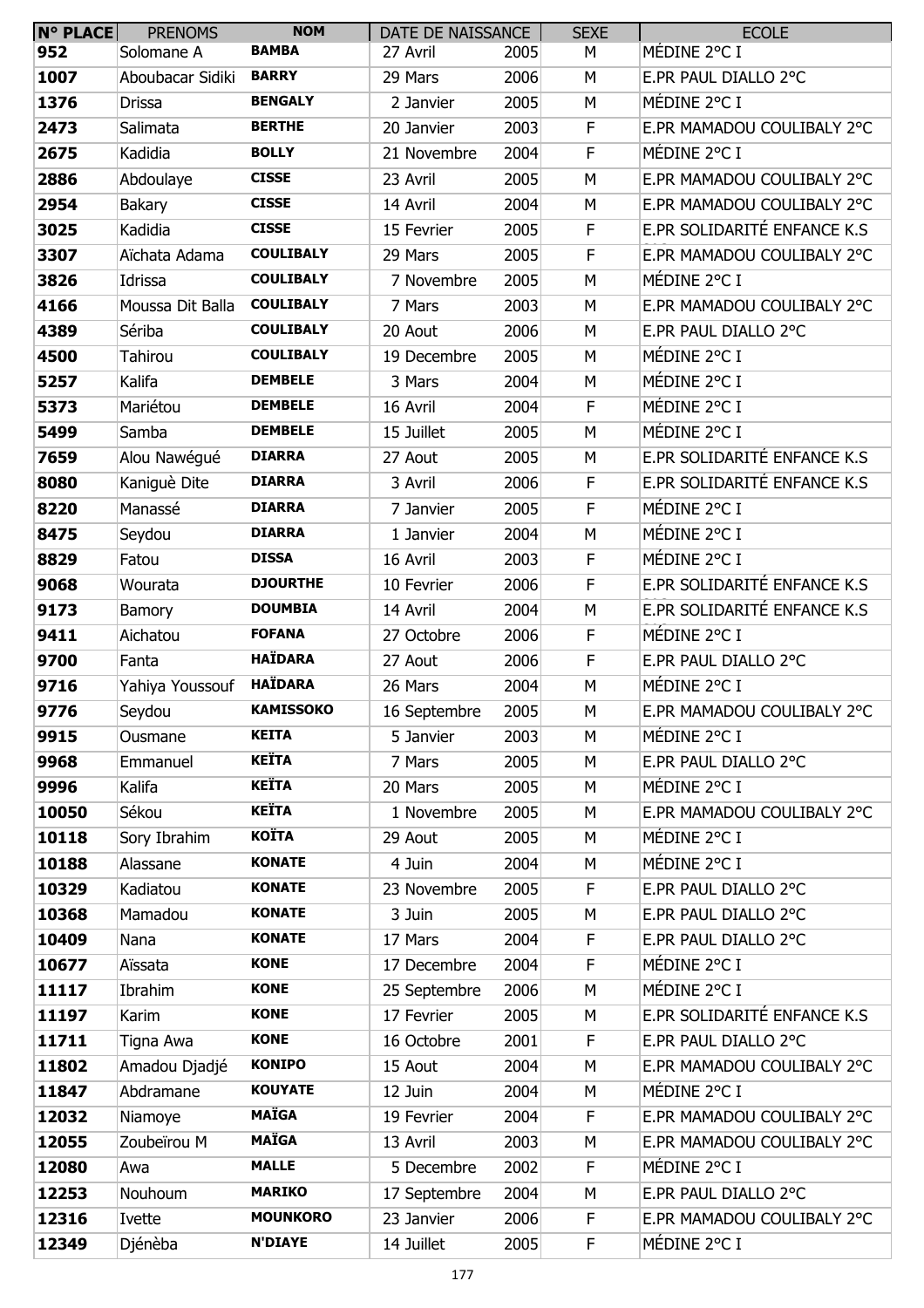| N° PLACE | PRENOMS | NOM | DATE DE NAISSANCE | | SEXE | ECOLE |
|---|---|---|---|---|---|---|
| 952 | Solomane A | BAMBA | 27 Avril | 2005 | M | MÉDINE 2°C I |
| 1007 | Aboubacar Sidiki | BARRY | 29 Mars | 2006 | M | E.PR PAUL DIALLO 2°C |
| 1376 | Drissa | BENGALY | 2 Janvier | 2005 | M | MÉDINE 2°C I |
| 2473 | Salimata | BERTHE | 20 Janvier | 2003 | F | E.PR MAMADOU COULIBALY 2°C |
| 2675 | Kadidia | BOLLY | 21 Novembre | 2004 | F | MÉDINE 2°C I |
| 2886 | Abdoulaye | CISSE | 23 Avril | 2005 | M | E.PR MAMADOU COULIBALY 2°C |
| 2954 | Bakary | CISSE | 14 Avril | 2004 | M | E.PR MAMADOU COULIBALY 2°C |
| 3025 | Kadidia | CISSE | 15 Fevrier | 2005 | F | E.PR SOLIDARITÉ ENFANCE K.S |
| 3307 | Aïchata Adama | COULIBALY | 29 Mars | 2005 | F | E.PR MAMADOU COULIBALY 2°C |
| 3826 | Idrissa | COULIBALY | 7 Novembre | 2005 | M | MÉDINE 2°C I |
| 4166 | Moussa Dit Balla | COULIBALY | 7 Mars | 2003 | M | E.PR MAMADOU COULIBALY 2°C |
| 4389 | Sériba | COULIBALY | 20 Aout | 2006 | M | E.PR PAUL DIALLO 2°C |
| 4500 | Tahirou | COULIBALY | 19 Decembre | 2005 | M | MÉDINE 2°C I |
| 5257 | Kalifa | DEMBELE | 3 Mars | 2004 | M | MÉDINE 2°C I |
| 5373 | Mariétou | DEMBELE | 16 Avril | 2004 | F | MÉDINE 2°C I |
| 5499 | Samba | DEMBELE | 15 Juillet | 2005 | M | MÉDINE 2°C I |
| 7659 | Alou Nawégué | DIARRA | 27 Aout | 2005 | M | E.PR SOLIDARITÉ ENFANCE K.S |
| 8080 | Kaniguè Dite | DIARRA | 3 Avril | 2006 | F | E.PR SOLIDARITÉ ENFANCE K.S |
| 8220 | Manassé | DIARRA | 7 Janvier | 2005 | F | MÉDINE 2°C I |
| 8475 | Seydou | DIARRA | 1 Janvier | 2004 | M | MÉDINE 2°C I |
| 8829 | Fatou | DISSA | 16 Avril | 2003 | F | MÉDINE 2°C I |
| 9068 | Wourata | DJOURTHE | 10 Fevrier | 2006 | F | E.PR SOLIDARITÉ ENFANCE K.S |
| 9173 | Bamory | DOUMBIA | 14 Avril | 2004 | M | E.PR SOLIDARITÉ ENFANCE K.S |
| 9411 | Aichatou | FOFANA | 27 Octobre | 2006 | F | MÉDINE 2°C I |
| 9700 | Fanta | HAÏDARA | 27 Aout | 2006 | F | E.PR PAUL DIALLO 2°C |
| 9716 | Yahiya Youssouf | HAÏDARA | 26 Mars | 2004 | M | MÉDINE 2°C I |
| 9776 | Seydou | KAMISSOKO | 16 Septembre | 2005 | M | E.PR MAMADOU COULIBALY 2°C |
| 9915 | Ousmane | KEITA | 5 Janvier | 2003 | M | MÉDINE 2°C I |
| 9968 | Emmanuel | KEÏTA | 7 Mars | 2005 | M | E.PR PAUL DIALLO 2°C |
| 9996 | Kalifa | KEÏTA | 20 Mars | 2005 | M | MÉDINE 2°C I |
| 10050 | Sékou | KEÏTA | 1 Novembre | 2005 | M | E.PR MAMADOU COULIBALY 2°C |
| 10118 | Sory Ibrahim | KOÏTA | 29 Aout | 2005 | M | MÉDINE 2°C I |
| 10188 | Alassane | KONATE | 4 Juin | 2004 | M | MÉDINE 2°C I |
| 10329 | Kadiatou | KONATE | 23 Novembre | 2005 | F | E.PR PAUL DIALLO 2°C |
| 10368 | Mamadou | KONATE | 3 Juin | 2005 | M | E.PR PAUL DIALLO 2°C |
| 10409 | Nana | KONATE | 17 Mars | 2004 | F | E.PR PAUL DIALLO 2°C |
| 10677 | Aïssata | KONE | 17 Decembre | 2004 | F | MÉDINE 2°C I |
| 11117 | Ibrahim | KONE | 25 Septembre | 2006 | M | MÉDINE 2°C I |
| 11197 | Karim | KONE | 17 Fevrier | 2005 | M | E.PR SOLIDARITÉ ENFANCE K.S |
| 11711 | Tigna Awa | KONE | 16 Octobre | 2001 | F | E.PR PAUL DIALLO 2°C |
| 11802 | Amadou Djadjé | KONIPO | 15 Aout | 2004 | M | E.PR MAMADOU COULIBALY 2°C |
| 11847 | Abdramane | KOUYATE | 12 Juin | 2004 | M | MÉDINE 2°C I |
| 12032 | Niamoye | MAÏGA | 19 Fevrier | 2004 | F | E.PR MAMADOU COULIBALY 2°C |
| 12055 | Zoubeïrou M | MAÏGA | 13 Avril | 2003 | M | E.PR MAMADOU COULIBALY 2°C |
| 12080 | Awa | MALLE | 5 Decembre | 2002 | F | MÉDINE 2°C I |
| 12253 | Nouhoum | MARIKO | 17 Septembre | 2004 | M | E.PR PAUL DIALLO 2°C |
| 12316 | Ivette | MOUNKORO | 23 Janvier | 2006 | F | E.PR MAMADOU COULIBALY 2°C |
| 12349 | Djénèba | N'DIAYE | 14 Juillet | 2005 | F | MÉDINE 2°C I |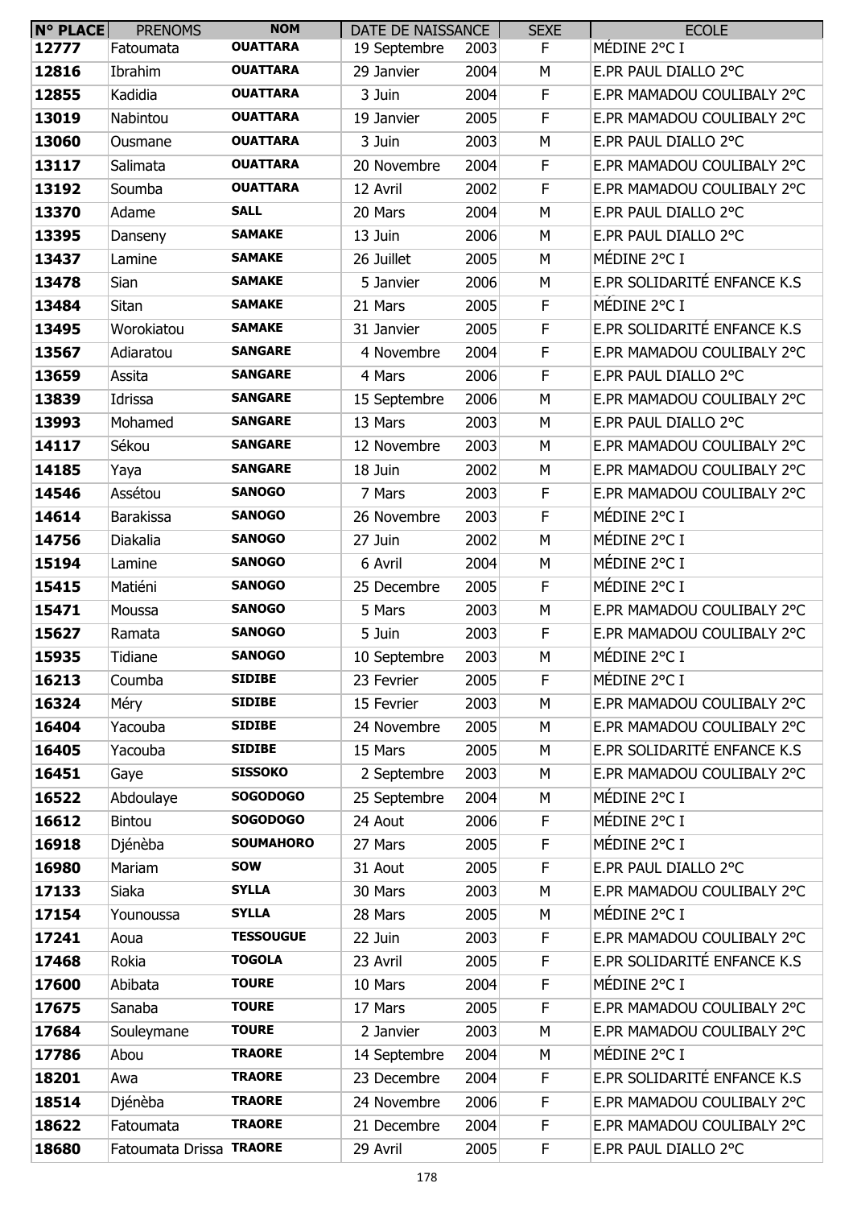| N° PLACE | PRENOMS | NOM | DATE DE NAISSANCE | | SEXE | ECOLE |
|---|---|---|---|---|---|---|
| 12777 | Fatoumata | OUATTARA | 19 Septembre | 2003 | F | MÉDINE 2°C I |
| 12816 | Ibrahim | OUATTARA | 29 Janvier | 2004 | M | E.PR PAUL DIALLO 2°C |
| 12855 | Kadidia | OUATTARA | 3 Juin | 2004 | F | E.PR MAMADOU COULIBALY 2°C |
| 13019 | Nabintou | OUATTARA | 19 Janvier | 2005 | F | E.PR MAMADOU COULIBALY 2°C |
| 13060 | Ousmane | OUATTARA | 3 Juin | 2003 | M | E.PR PAUL DIALLO 2°C |
| 13117 | Salimata | OUATTARA | 20 Novembre | 2004 | F | E.PR MAMADOU COULIBALY 2°C |
| 13192 | Soumba | OUATTARA | 12 Avril | 2002 | F | E.PR MAMADOU COULIBALY 2°C |
| 13370 | Adame | SALL | 20 Mars | 2004 | M | E.PR PAUL DIALLO 2°C |
| 13395 | Danseny | SAMAKE | 13 Juin | 2006 | M | E.PR PAUL DIALLO 2°C |
| 13437 | Lamine | SAMAKE | 26 Juillet | 2005 | M | MÉDINE 2°C I |
| 13478 | Sian | SAMAKE | 5 Janvier | 2006 | M | E.PR SOLIDARITÉ ENFANCE K.S |
| 13484 | Sitan | SAMAKE | 21 Mars | 2005 | F | MÉDINE 2°C I |
| 13495 | Worokiatou | SAMAKE | 31 Janvier | 2005 | F | E.PR SOLIDARITÉ ENFANCE K.S |
| 13567 | Adiaratou | SANGARE | 4 Novembre | 2004 | F | E.PR MAMADOU COULIBALY 2°C |
| 13659 | Assita | SANGARE | 4 Mars | 2006 | F | E.PR PAUL DIALLO 2°C |
| 13839 | Idrissa | SANGARE | 15 Septembre | 2006 | M | E.PR MAMADOU COULIBALY 2°C |
| 13993 | Mohamed | SANGARE | 13 Mars | 2003 | M | E.PR PAUL DIALLO 2°C |
| 14117 | Sékou | SANGARE | 12 Novembre | 2003 | M | E.PR MAMADOU COULIBALY 2°C |
| 14185 | Yaya | SANGARE | 18 Juin | 2002 | M | E.PR MAMADOU COULIBALY 2°C |
| 14546 | Assétou | SANOGO | 7 Mars | 2003 | F | E.PR MAMADOU COULIBALY 2°C |
| 14614 | Barakissa | SANOGO | 26 Novembre | 2003 | F | MÉDINE 2°C I |
| 14756 | Diakalia | SANOGO | 27 Juin | 2002 | M | MÉDINE 2°C I |
| 15194 | Lamine | SANOGO | 6 Avril | 2004 | M | MÉDINE 2°C I |
| 15415 | Matiéni | SANOGO | 25 Decembre | 2005 | F | MÉDINE 2°C I |
| 15471 | Moussa | SANOGO | 5 Mars | 2003 | M | E.PR MAMADOU COULIBALY 2°C |
| 15627 | Ramata | SANOGO | 5 Juin | 2003 | F | E.PR MAMADOU COULIBALY 2°C |
| 15935 | Tidiane | SANOGO | 10 Septembre | 2003 | M | MÉDINE 2°C I |
| 16213 | Coumba | SIDIBE | 23 Fevrier | 2005 | F | MÉDINE 2°C I |
| 16324 | Méry | SIDIBE | 15 Fevrier | 2003 | M | E.PR MAMADOU COULIBALY 2°C |
| 16404 | Yacouba | SIDIBE | 24 Novembre | 2005 | M | E.PR MAMADOU COULIBALY 2°C |
| 16405 | Yacouba | SIDIBE | 15 Mars | 2005 | M | E.PR SOLIDARITÉ ENFANCE K.S |
| 16451 | Gaye | SISSOKO | 2 Septembre | 2003 | M | E.PR MAMADOU COULIBALY 2°C |
| 16522 | Abdoulaye | SOGODOGO | 25 Septembre | 2004 | M | MÉDINE 2°C I |
| 16612 | Bintou | SOGODOGO | 24 Aout | 2006 | F | MÉDINE 2°C I |
| 16918 | Djénèba | SOUMAHORO | 27 Mars | 2005 | F | MÉDINE 2°C I |
| 16980 | Mariam | SOW | 31 Aout | 2005 | F | E.PR PAUL DIALLO 2°C |
| 17133 | Siaka | SYLLA | 30 Mars | 2003 | M | E.PR MAMADOU COULIBALY 2°C |
| 17154 | Younoussa | SYLLA | 28 Mars | 2005 | M | MÉDINE 2°C I |
| 17241 | Aoua | TESSOUGUE | 22 Juin | 2003 | F | E.PR MAMADOU COULIBALY 2°C |
| 17468 | Rokia | TOGOLA | 23 Avril | 2005 | F | E.PR SOLIDARITÉ ENFANCE K.S |
| 17600 | Abibata | TOURE | 10 Mars | 2004 | F | MÉDINE 2°C I |
| 17675 | Sanaba | TOURE | 17 Mars | 2005 | F | E.PR MAMADOU COULIBALY 2°C |
| 17684 | Souleymane | TOURE | 2 Janvier | 2003 | M | E.PR MAMADOU COULIBALY 2°C |
| 17786 | Abou | TRAORE | 14 Septembre | 2004 | M | MÉDINE 2°C I |
| 18201 | Awa | TRAORE | 23 Decembre | 2004 | F | E.PR SOLIDARITÉ ENFANCE K.S |
| 18514 | Djénèba | TRAORE | 24 Novembre | 2006 | F | E.PR MAMADOU COULIBALY 2°C |
| 18622 | Fatoumata | TRAORE | 21 Decembre | 2004 | F | E.PR MAMADOU COULIBALY 2°C |
| 18680 | Fatoumata Drissa | TRAORE | 29 Avril | 2005 | F | E.PR PAUL DIALLO 2°C |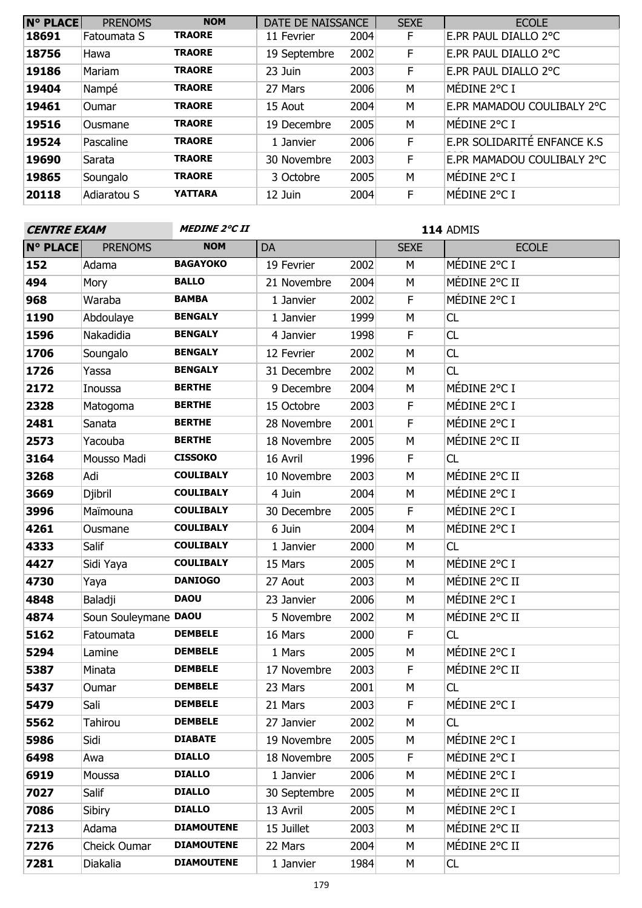| N° PLACE | PRENOMS | NOM | DATE DE NAISSANCE | | SEXE | ECOLE |
|---|---|---|---|---|---|---|
| 18691 | Fatoumata S | TRAORE | 11 Fevrier | 2004 | F | E.PR PAUL DIALLO 2°C |
| 18756 | Hawa | TRAORE | 19 Septembre | 2002 | F | E.PR PAUL DIALLO 2°C |
| 19186 | Mariam | TRAORE | 23 Juin | 2003 | F | E.PR PAUL DIALLO 2°C |
| 19404 | Nampé | TRAORE | 27 Mars | 2006 | M | MÉDINE 2°C I |
| 19461 | Oumar | TRAORE | 15 Aout | 2004 | M | E.PR MAMADOU COULIBALY 2°C |
| 19516 | Ousmane | TRAORE | 19 Decembre | 2005 | M | MÉDINE 2°C I |
| 19524 | Pascaline | TRAORE | 1 Janvier | 2006 | F | E.PR SOLIDARITÉ ENFANCE K.S |
| 19690 | Sarata | TRAORE | 30 Novembre | 2003 | F | E.PR MAMADOU COULIBALY 2°C |
| 19865 | Soungalo | TRAORE | 3 Octobre | 2005 | M | MÉDINE 2°C I |
| 20118 | Adiaratou S | YATTARA | 12 Juin | 2004 | F | MÉDINE 2°C I |

**CENTRE EXAM** ***MEDINE 2°C II*** **114** ADMIS

| N° PLACE | PRENOMS | NOM | DA | | SEXE | ECOLE |
|---|---|---|---|---|---|---|
| 152 | Adama | BAGAYOKO | 19 Fevrier | 2002 | M | MÉDINE 2°C I |
| 494 | Mory | BALLO | 21 Novembre | 2004 | M | MÉDINE 2°C II |
| 968 | Waraba | BAMBA | 1 Janvier | 2002 | F | MÉDINE 2°C I |
| 1190 | Abdoulaye | BENGALY | 1 Janvier | 1999 | M | CL |
| 1596 | Nakadidia | BENGALY | 4 Janvier | 1998 | F | CL |
| 1706 | Soungalo | BENGALY | 12 Fevrier | 2002 | M | CL |
| 1726 | Yassa | BENGALY | 31 Decembre | 2002 | M | CL |
| 2172 | Inoussa | BERTHE | 9 Decembre | 2004 | M | MÉDINE 2°C I |
| 2328 | Matogoma | BERTHE | 15 Octobre | 2003 | F | MÉDINE 2°C I |
| 2481 | Sanata | BERTHE | 28 Novembre | 2001 | F | MÉDINE 2°C I |
| 2573 | Yacouba | BERTHE | 18 Novembre | 2005 | M | MÉDINE 2°C II |
| 3164 | Mousso Madi | CISSOKO | 16 Avril | 1996 | F | CL |
| 3268 | Adi | COULIBALY | 10 Novembre | 2003 | M | MÉDINE 2°C II |
| 3669 | Djibril | COULIBALY | 4 Juin | 2004 | M | MÉDINE 2°C I |
| 3996 | Maïmouna | COULIBALY | 30 Decembre | 2005 | F | MÉDINE 2°C I |
| 4261 | Ousmane | COULIBALY | 6 Juin | 2004 | M | MÉDINE 2°C I |
| 4333 | Salif | COULIBALY | 1 Janvier | 2000 | M | CL |
| 4427 | Sidi Yaya | COULIBALY | 15 Mars | 2005 | M | MÉDINE 2°C I |
| 4730 | Yaya | DANIOGO | 27 Aout | 2003 | M | MÉDINE 2°C II |
| 4848 | Baladji | DAOU | 23 Janvier | 2006 | M | MÉDINE 2°C I |
| 4874 | Soun Souleymane | DAOU | 5 Novembre | 2002 | M | MÉDINE 2°C II |
| 5162 | Fatoumata | DEMBELE | 16 Mars | 2000 | F | CL |
| 5294 | Lamine | DEMBELE | 1 Mars | 2005 | M | MÉDINE 2°C I |
| 5387 | Minata | DEMBELE | 17 Novembre | 2003 | F | MÉDINE 2°C II |
| 5437 | Oumar | DEMBELE | 23 Mars | 2001 | M | CL |
| 5479 | Sali | DEMBELE | 21 Mars | 2003 | F | MÉDINE 2°C I |
| 5562 | Tahirou | DEMBELE | 27 Janvier | 2002 | M | CL |
| 5986 | Sidi | DIABATE | 19 Novembre | 2005 | M | MÉDINE 2°C I |
| 6498 | Awa | DIALLO | 18 Novembre | 2005 | F | MÉDINE 2°C I |
| 6919 | Moussa | DIALLO | 1 Janvier | 2006 | M | MÉDINE 2°C I |
| 7027 | Salif | DIALLO | 30 Septembre | 2005 | M | MÉDINE 2°C II |
| 7086 | Sibiry | DIALLO | 13 Avril | 2005 | M | MÉDINE 2°C I |
| 7213 | Adama | DIAMOUTENE | 15 Juillet | 2003 | M | MÉDINE 2°C II |
| 7276 | Cheick Oumar | DIAMOUTENE | 22 Mars | 2004 | M | MÉDINE 2°C II |
| 7281 | Diakalia | DIAMOUTENE | 1 Janvier | 1984 | M | CL |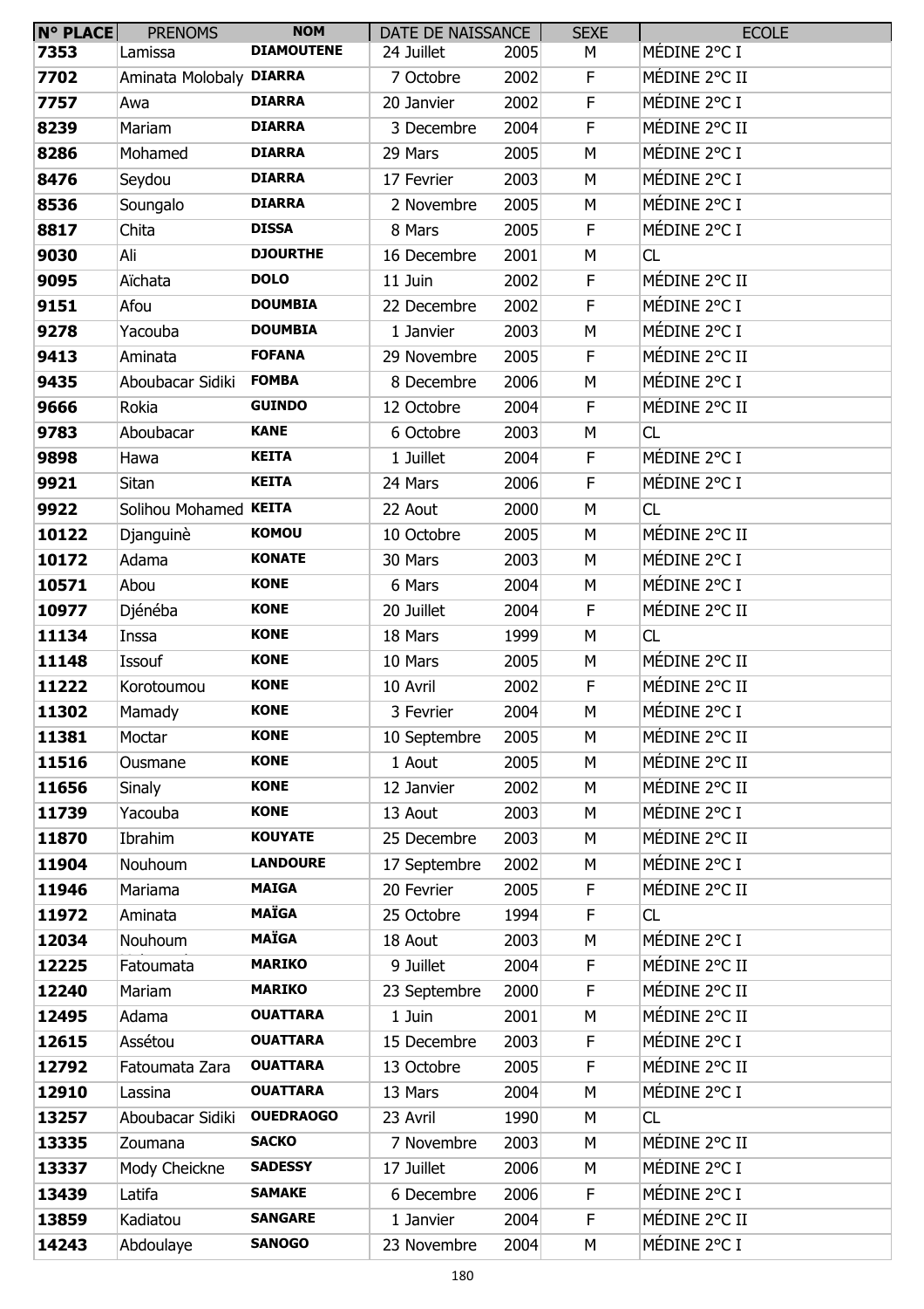| N° PLACE | PRENOMS | NOM | DATE DE NAISSANCE | | SEXE | ECOLE |
|---|---|---|---|---|---|---|
| 7353 | Lamissa | DIAMOUTENE | 24 Juillet | 2005 | M | MÉDINE 2°C I |
| 7702 | Aminata Molobaly | DIARRA | 7 Octobre | 2002 | F | MÉDINE 2°C II |
| 7757 | Awa | DIARRA | 20 Janvier | 2002 | F | MÉDINE 2°C I |
| 8239 | Mariam | DIARRA | 3 Decembre | 2004 | F | MÉDINE 2°C II |
| 8286 | Mohamed | DIARRA | 29 Mars | 2005 | M | MÉDINE 2°C I |
| 8476 | Seydou | DIARRA | 17 Fevrier | 2003 | M | MÉDINE 2°C I |
| 8536 | Soungalo | DIARRA | 2 Novembre | 2005 | M | MÉDINE 2°C I |
| 8817 | Chita | DISSA | 8 Mars | 2005 | F | MÉDINE 2°C I |
| 9030 | Ali | DJOURTHE | 16 Decembre | 2001 | M | CL |
| 9095 | Aïchata | DOLO | 11 Juin | 2002 | F | MÉDINE 2°C II |
| 9151 | Afou | DOUMBIA | 22 Decembre | 2002 | F | MÉDINE 2°C I |
| 9278 | Yacouba | DOUMBIA | 1 Janvier | 2003 | M | MÉDINE 2°C I |
| 9413 | Aminata | FOFANA | 29 Novembre | 2005 | F | MÉDINE 2°C II |
| 9435 | Aboubacar Sidiki | FOMBA | 8 Decembre | 2006 | M | MÉDINE 2°C I |
| 9666 | Rokia | GUINDO | 12 Octobre | 2004 | F | MÉDINE 2°C II |
| 9783 | Aboubacar | KANE | 6 Octobre | 2003 | M | CL |
| 9898 | Hawa | KEITA | 1 Juillet | 2004 | F | MÉDINE 2°C I |
| 9921 | Sitan | KEITA | 24 Mars | 2006 | F | MÉDINE 2°C I |
| 9922 | Solihou Mohamed | KEITA | 22 Aout | 2000 | M | CL |
| 10122 | Djanguinè | KOMOU | 10 Octobre | 2005 | M | MÉDINE 2°C II |
| 10172 | Adama | KONATE | 30 Mars | 2003 | M | MÉDINE 2°C I |
| 10571 | Abou | KONE | 6 Mars | 2004 | M | MÉDINE 2°C I |
| 10977 | Djénéba | KONE | 20 Juillet | 2004 | F | MÉDINE 2°C II |
| 11134 | Inssa | KONE | 18 Mars | 1999 | M | CL |
| 11148 | Issouf | KONE | 10 Mars | 2005 | M | MÉDINE 2°C II |
| 11222 | Korotoumou | KONE | 10 Avril | 2002 | F | MÉDINE 2°C II |
| 11302 | Mamady | KONE | 3 Fevrier | 2004 | M | MÉDINE 2°C I |
| 11381 | Moctar | KONE | 10 Septembre | 2005 | M | MÉDINE 2°C II |
| 11516 | Ousmane | KONE | 1 Aout | 2005 | M | MÉDINE 2°C II |
| 11656 | Sinaly | KONE | 12 Janvier | 2002 | M | MÉDINE 2°C II |
| 11739 | Yacouba | KONE | 13 Aout | 2003 | M | MÉDINE 2°C I |
| 11870 | Ibrahim | KOUYATE | 25 Decembre | 2003 | M | MÉDINE 2°C II |
| 11904 | Nouhoum | LANDOURE | 17 Septembre | 2002 | M | MÉDINE 2°C I |
| 11946 | Mariama | MAIGA | 20 Fevrier | 2005 | F | MÉDINE 2°C II |
| 11972 | Aminata | MAÏGA | 25 Octobre | 1994 | F | CL |
| 12034 | Nouhoum | MAÏGA | 18 Aout | 2003 | M | MÉDINE 2°C I |
| 12225 | Fatoumata | MARIKO | 9 Juillet | 2004 | F | MÉDINE 2°C II |
| 12240 | Mariam | MARIKO | 23 Septembre | 2000 | F | MÉDINE 2°C II |
| 12495 | Adama | OUATTARA | 1 Juin | 2001 | M | MÉDINE 2°C II |
| 12615 | Assétou | OUATTARA | 15 Decembre | 2003 | F | MÉDINE 2°C I |
| 12792 | Fatoumata Zara | OUATTARA | 13 Octobre | 2005 | F | MÉDINE 2°C II |
| 12910 | Lassina | OUATTARA | 13 Mars | 2004 | M | MÉDINE 2°C I |
| 13257 | Aboubacar Sidiki | OUEDRAOGO | 23 Avril | 1990 | M | CL |
| 13335 | Zoumana | SACKO | 7 Novembre | 2003 | M | MÉDINE 2°C II |
| 13337 | Mody Cheickne | SADESSY | 17 Juillet | 2006 | M | MÉDINE 2°C I |
| 13439 | Latifa | SAMAKE | 6 Decembre | 2006 | F | MÉDINE 2°C I |
| 13859 | Kadiatou | SANGARE | 1 Janvier | 2004 | F | MÉDINE 2°C II |
| 14243 | Abdoulaye | SANOGO | 23 Novembre | 2004 | M | MÉDINE 2°C I |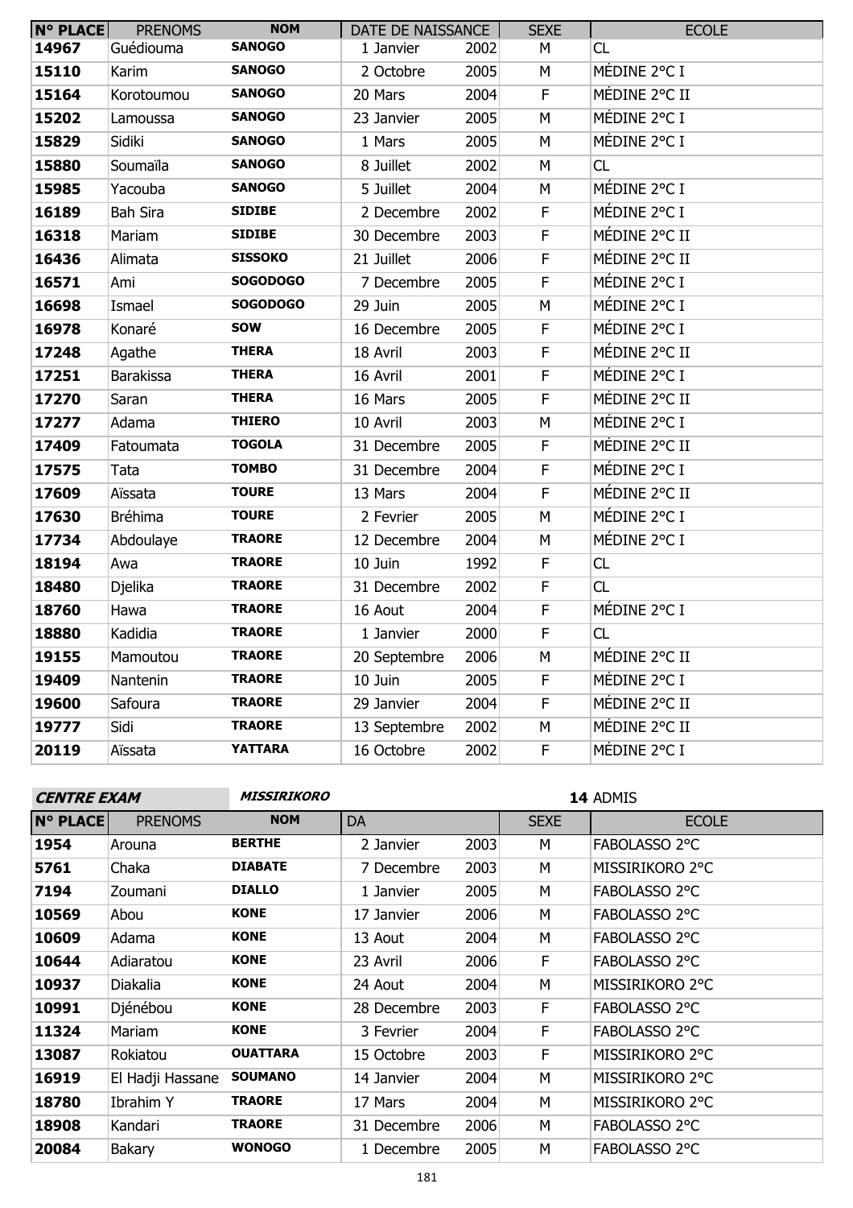| N° PLACE | PRENOMS | NOM | DATE DE NAISSANCE | | SEXE | ECOLE |
|---|---|---|---|---|---|---|
| 14967 | Guédiouma | SANOGO | 1 Janvier | 2002 | M | CL |
| 15110 | Karim | SANOGO | 2 Octobre | 2005 | M | MÉDINE 2°C I |
| 15164 | Korotoumou | SANOGO | 20 Mars | 2004 | F | MÉDINE 2°C II |
| 15202 | Lamoussa | SANOGO | 23 Janvier | 2005 | M | MÉDINE 2°C I |
| 15829 | Sidiki | SANOGO | 1 Mars | 2005 | M | MÉDINE 2°C I |
| 15880 | Soumaïla | SANOGO | 8 Juillet | 2002 | M | CL |
| 15985 | Yacouba | SANOGO | 5 Juillet | 2004 | M | MÉDINE 2°C I |
| 16189 | Bah Sira | SIDIBE | 2 Decembre | 2002 | F | MÉDINE 2°C I |
| 16318 | Mariam | SIDIBE | 30 Decembre | 2003 | F | MÉDINE 2°C II |
| 16436 | Alimata | SISSOKO | 21 Juillet | 2006 | F | MÉDINE 2°C II |
| 16571 | Ami | SOGODOGO | 7 Decembre | 2005 | F | MÉDINE 2°C I |
| 16698 | Ismael | SOGODOGO | 29 Juin | 2005 | M | MÉDINE 2°C I |
| 16978 | Konaré | SOW | 16 Decembre | 2005 | F | MÉDINE 2°C I |
| 17248 | Agathe | THERA | 18 Avril | 2003 | F | MÉDINE 2°C II |
| 17251 | Barakissa | THERA | 16 Avril | 2001 | F | MÉDINE 2°C I |
| 17270 | Saran | THERA | 16 Mars | 2005 | F | MÉDINE 2°C II |
| 17277 | Adama | THIERO | 10 Avril | 2003 | M | MÉDINE 2°C I |
| 17409 | Fatoumata | TOGOLA | 31 Decembre | 2005 | F | MÉDINE 2°C II |
| 17575 | Tata | TOMBO | 31 Decembre | 2004 | F | MÉDINE 2°C I |
| 17609 | Aïssata | TOURE | 13 Mars | 2004 | F | MÉDINE 2°C II |
| 17630 | Bréhima | TOURE | 2 Fevrier | 2005 | M | MÉDINE 2°C I |
| 17734 | Abdoulaye | TRAORE | 12 Decembre | 2004 | M | MÉDINE 2°C I |
| 18194 | Awa | TRAORE | 10 Juin | 1992 | F | CL |
| 18480 | Djelika | TRAORE | 31 Decembre | 2002 | F | CL |
| 18760 | Hawa | TRAORE | 16 Aout | 2004 | F | MÉDINE 2°C I |
| 18880 | Kadidia | TRAORE | 1 Janvier | 2000 | F | CL |
| 19155 | Mamoutou | TRAORE | 20 Septembre | 2006 | M | MÉDINE 2°C II |
| 19409 | Nantenin | TRAORE | 10 Juin | 2005 | F | MÉDINE 2°C I |
| 19600 | Safoura | TRAORE | 29 Janvier | 2004 | F | MÉDINE 2°C II |
| 19777 | Sidi | TRAORE | 13 Septembre | 2002 | M | MÉDINE 2°C II |
| 20119 | Aïssata | YATTARA | 16 Octobre | 2002 | F | MÉDINE 2°C I |

***CENTRE EXAM*** ***MISSIRIKORO*** **14** ADMIS

| N° PLACE | PRENOMS | NOM | DA | | SEXE | ECOLE |
|---|---|---|---|---|---|---|
| 1954 | Arouna | BERTHE | 2 Janvier | 2003 | M | FABOLASSO 2°C |
| 5761 | Chaka | DIABATE | 7 Decembre | 2003 | M | MISSIRIKORO 2°C |
| 7194 | Zoumani | DIALLO | 1 Janvier | 2005 | M | FABOLASSO 2°C |
| 10569 | Abou | KONE | 17 Janvier | 2006 | M | FABOLASSO 2°C |
| 10609 | Adama | KONE | 13 Aout | 2004 | M | FABOLASSO 2°C |
| 10644 | Adiaratou | KONE | 23 Avril | 2006 | F | FABOLASSO 2°C |
| 10937 | Diakalia | KONE | 24 Aout | 2004 | M | MISSIRIKORO 2°C |
| 10991 | Djénébou | KONE | 28 Decembre | 2003 | F | FABOLASSO 2°C |
| 11324 | Mariam | KONE | 3 Fevrier | 2004 | F | FABOLASSO 2°C |
| 13087 | Rokiatou | OUATTARA | 15 Octobre | 2003 | F | MISSIRIKORO 2°C |
| 16919 | El Hadji Hassane | SOUMANO | 14 Janvier | 2004 | M | MISSIRIKORO 2°C |
| 18780 | Ibrahim Y | TRAORE | 17 Mars | 2004 | M | MISSIRIKORO 2°C |
| 18908 | Kandari | TRAORE | 31 Decembre | 2006 | M | FABOLASSO 2°C |
| 20084 | Bakary | WONOGO | 1 Decembre | 2005 | M | FABOLASSO 2°C |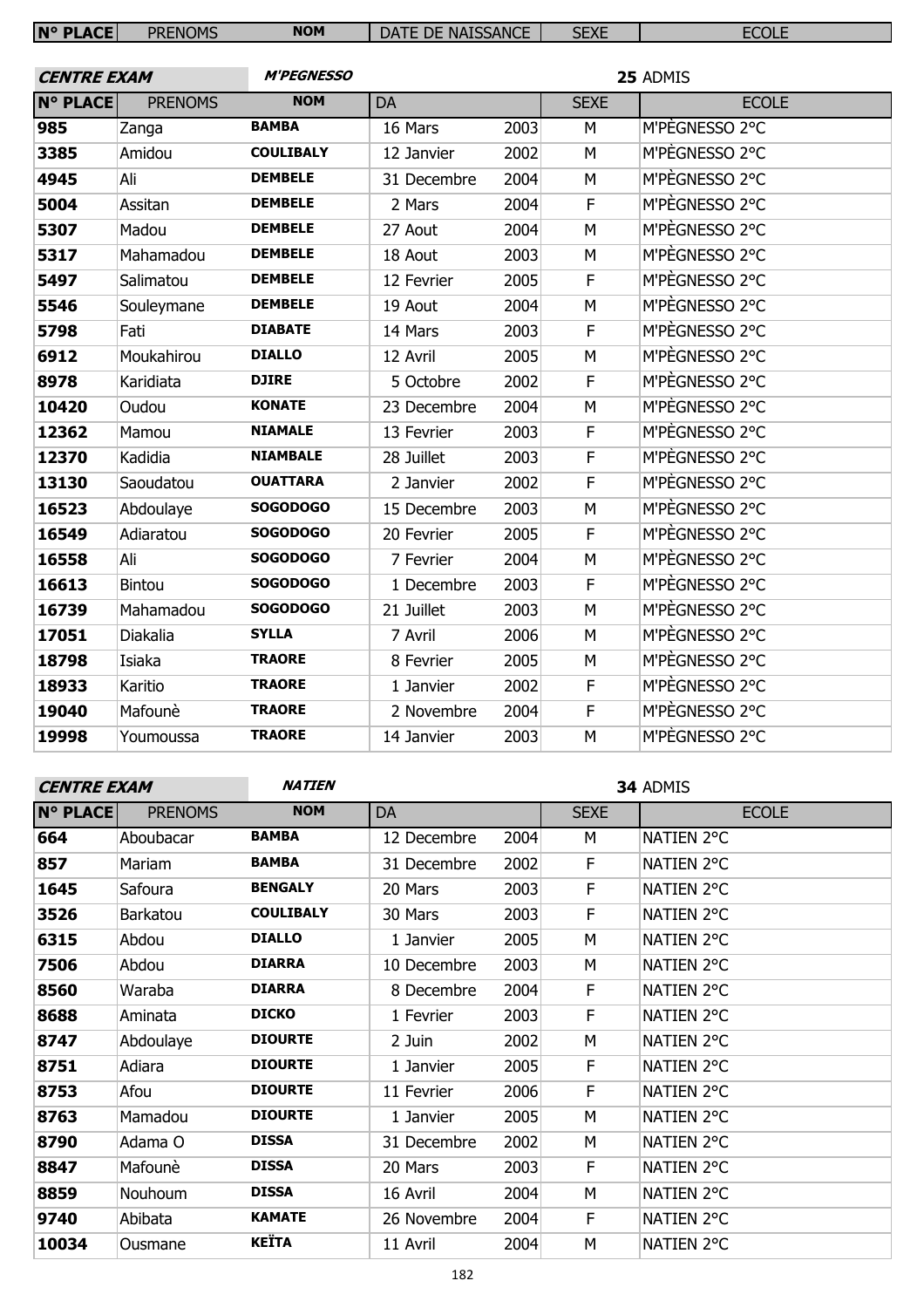| N° PLACE | PRENOMS | NOM | DATE DE NAISSANCE | SEXE | ECOLE |
|---|---|---|---|---|---|

**CENTRE EXAM** ***M'PEGNESSO*** **25** ADMIS

| N° PLACE | PRENOMS | NOM | DA | | SEXE | ECOLE |
|---|---|---|---|---|---|---|
| 985 | Zanga | BAMBA | 16 Mars | 2003 | M | M'PÈGNESSO 2°C |
| 3385 | Amidou | COULIBALY | 12 Janvier | 2002 | M | M'PÈGNESSO 2°C |
| 4945 | Ali | DEMBELE | 31 Decembre | 2004 | M | M'PÈGNESSO 2°C |
| 5004 | Assitan | DEMBELE | 2 Mars | 2004 | F | M'PÈGNESSO 2°C |
| 5307 | Madou | DEMBELE | 27 Aout | 2004 | M | M'PÈGNESSO 2°C |
| 5317 | Mahamadou | DEMBELE | 18 Aout | 2003 | M | M'PÈGNESSO 2°C |
| 5497 | Salimatou | DEMBELE | 12 Fevrier | 2005 | F | M'PÈGNESSO 2°C |
| 5546 | Souleymane | DEMBELE | 19 Aout | 2004 | M | M'PÈGNESSO 2°C |
| 5798 | Fati | DIABATE | 14 Mars | 2003 | F | M'PÈGNESSO 2°C |
| 6912 | Moukahirou | DIALLO | 12 Avril | 2005 | M | M'PÈGNESSO 2°C |
| 8978 | Karidiata | DJIRE | 5 Octobre | 2002 | F | M'PÈGNESSO 2°C |
| 10420 | Oudou | KONATE | 23 Decembre | 2004 | M | M'PÈGNESSO 2°C |
| 12362 | Mamou | NIAMALE | 13 Fevrier | 2003 | F | M'PÈGNESSO 2°C |
| 12370 | Kadidia | NIAMBALE | 28 Juillet | 2003 | F | M'PÈGNESSO 2°C |
| 13130 | Saoudatou | OUATTARA | 2 Janvier | 2002 | F | M'PÈGNESSO 2°C |
| 16523 | Abdoulaye | SOGODOGO | 15 Decembre | 2003 | M | M'PÈGNESSO 2°C |
| 16549 | Adiaratou | SOGODOGO | 20 Fevrier | 2005 | F | M'PÈGNESSO 2°C |
| 16558 | Ali | SOGODOGO | 7 Fevrier | 2004 | M | M'PÈGNESSO 2°C |
| 16613 | Bintou | SOGODOGO | 1 Decembre | 2003 | F | M'PÈGNESSO 2°C |
| 16739 | Mahamadou | SOGODOGO | 21 Juillet | 2003 | M | M'PÈGNESSO 2°C |
| 17051 | Diakalia | SYLLA | 7 Avril | 2006 | M | M'PÈGNESSO 2°C |
| 18798 | Isiaka | TRAORE | 8 Fevrier | 2005 | M | M'PÈGNESSO 2°C |
| 18933 | Karitio | TRAORE | 1 Janvier | 2002 | F | M'PÈGNESSO 2°C |
| 19040 | Mafounè | TRAORE | 2 Novembre | 2004 | F | M'PÈGNESSO 2°C |
| 19998 | Youmoussa | TRAORE | 14 Janvier | 2003 | M | M'PÈGNESSO 2°C |

**CENTRE EXAM** ***NATIEN*** **34** ADMIS

| N° PLACE | PRENOMS | NOM | DA | | SEXE | ECOLE |
|---|---|---|---|---|---|---|
| 664 | Aboubacar | BAMBA | 12 Decembre | 2004 | M | NATIEN 2°C |
| 857 | Mariam | BAMBA | 31 Decembre | 2002 | F | NATIEN 2°C |
| 1645 | Safoura | BENGALY | 20 Mars | 2003 | F | NATIEN 2°C |
| 3526 | Barkatou | COULIBALY | 30 Mars | 2003 | F | NATIEN 2°C |
| 6315 | Abdou | DIALLO | 1 Janvier | 2005 | M | NATIEN 2°C |
| 7506 | Abdou | DIARRA | 10 Decembre | 2003 | M | NATIEN 2°C |
| 8560 | Waraba | DIARRA | 8 Decembre | 2004 | F | NATIEN 2°C |
| 8688 | Aminata | DICKO | 1 Fevrier | 2003 | F | NATIEN 2°C |
| 8747 | Abdoulaye | DIOURTE | 2 Juin | 2002 | M | NATIEN 2°C |
| 8751 | Adiara | DIOURTE | 1 Janvier | 2005 | F | NATIEN 2°C |
| 8753 | Afou | DIOURTE | 11 Fevrier | 2006 | F | NATIEN 2°C |
| 8763 | Mamadou | DIOURTE | 1 Janvier | 2005 | M | NATIEN 2°C |
| 8790 | Adama O | DISSA | 31 Decembre | 2002 | M | NATIEN 2°C |
| 8847 | Mafounè | DISSA | 20 Mars | 2003 | F | NATIEN 2°C |
| 8859 | Nouhoum | DISSA | 16 Avril | 2004 | M | NATIEN 2°C |
| 9740 | Abibata | KAMATE | 26 Novembre | 2004 | F | NATIEN 2°C |
| 10034 | Ousmane | KEÏTA | 11 Avril | 2004 | M | NATIEN 2°C |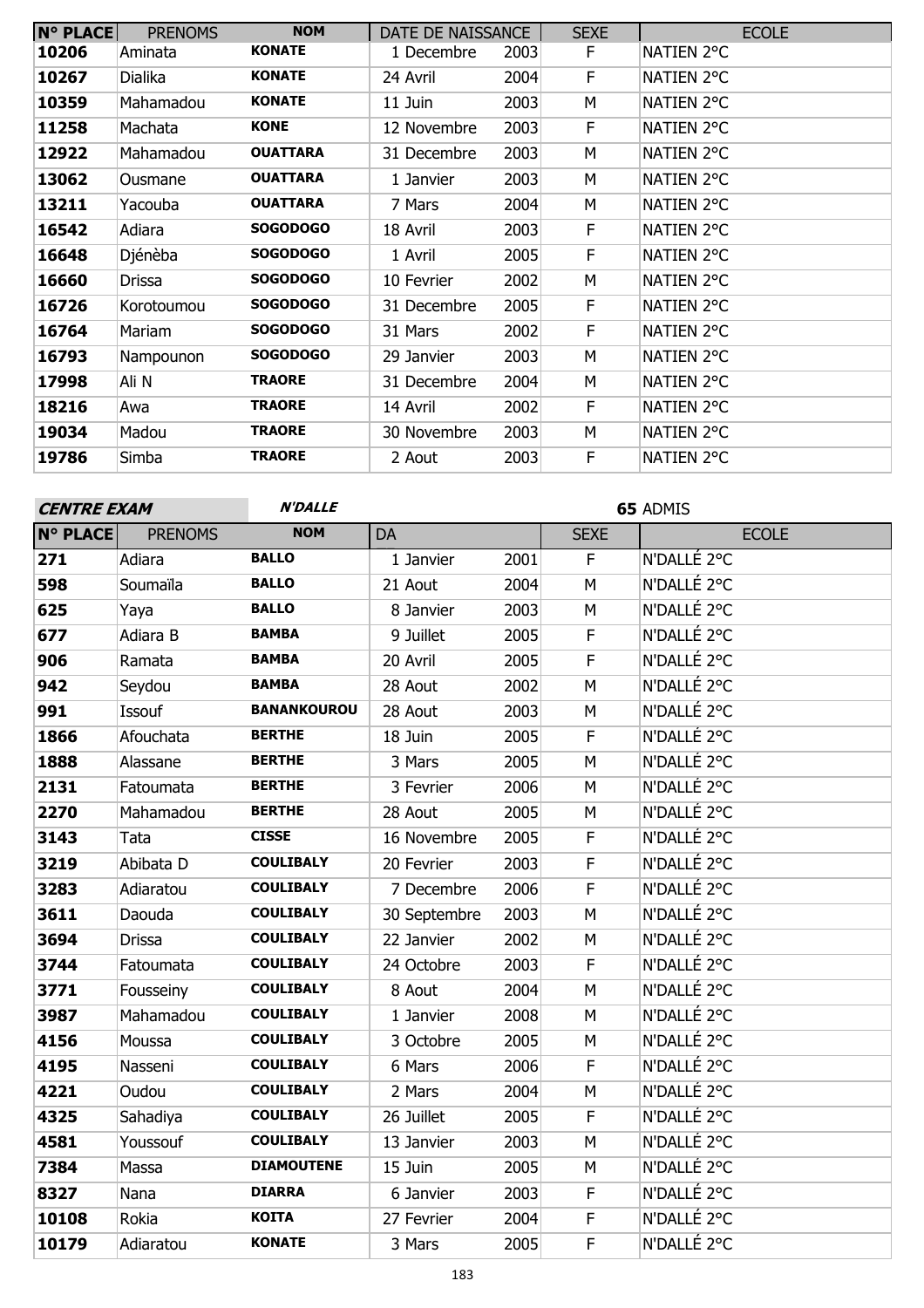| N° PLACE | PRENOMS | NOM | DATE DE NAISSANCE | | SEXE | ECOLE |
|---|---|---|---|---|---|---|
| 10206 | Aminata | **KONATE** | 1 Decembre | 2003 | F | NATIEN 2°C |
| 10267 | Dialika | **KONATE** | 24 Avril | 2004 | F | NATIEN 2°C |
| 10359 | Mahamadou | **KONATE** | 11 Juin | 2003 | M | NATIEN 2°C |
| 11258 | Machata | **KONE** | 12 Novembre | 2003 | F | NATIEN 2°C |
| 12922 | Mahamadou | **OUATTARA** | 31 Decembre | 2003 | M | NATIEN 2°C |
| 13062 | Ousmane | **OUATTARA** | 1 Janvier | 2003 | M | NATIEN 2°C |
| 13211 | Yacouba | **OUATTARA** | 7 Mars | 2004 | M | NATIEN 2°C |
| 16542 | Adiara | **SOGODOGO** | 18 Avril | 2003 | F | NATIEN 2°C |
| 16648 | Djénèba | **SOGODOGO** | 1 Avril | 2005 | F | NATIEN 2°C |
| 16660 | Drissa | **SOGODOGO** | 10 Fevrier | 2002 | M | NATIEN 2°C |
| 16726 | Korotoumou | **SOGODOGO** | 31 Decembre | 2005 | F | NATIEN 2°C |
| 16764 | Mariam | **SOGODOGO** | 31 Mars | 2002 | F | NATIEN 2°C |
| 16793 | Nampounon | **SOGODOGO** | 29 Janvier | 2003 | M | NATIEN 2°C |
| 17998 | Ali N | **TRAORE** | 31 Decembre | 2004 | M | NATIEN 2°C |
| 18216 | Awa | **TRAORE** | 14 Avril | 2002 | F | NATIEN 2°C |
| 19034 | Madou | **TRAORE** | 30 Novembre | 2003 | M | NATIEN 2°C |
| 19786 | Simba | **TRAORE** | 2 Aout | 2003 | F | NATIEN 2°C |

***CENTRE EXAM*** ***N'DALLE*** **65** ADMIS

| N° PLACE | PRENOMS | NOM | DA | | SEXE | ECOLE |
|---|---|---|---|---|---|---|
| 271 | Adiara | **BALLO** | 1 Janvier | 2001 | F | N'DALLÉ 2°C |
| 598 | Soumaïla | **BALLO** | 21 Aout | 2004 | M | N'DALLÉ 2°C |
| 625 | Yaya | **BALLO** | 8 Janvier | 2003 | M | N'DALLÉ 2°C |
| 677 | Adiara B | **BAMBA** | 9 Juillet | 2005 | F | N'DALLÉ 2°C |
| 906 | Ramata | **BAMBA** | 20 Avril | 2005 | F | N'DALLÉ 2°C |
| 942 | Seydou | **BAMBA** | 28 Aout | 2002 | M | N'DALLÉ 2°C |
| 991 | Issouf | **BANANKOUROU** | 28 Aout | 2003 | M | N'DALLÉ 2°C |
| 1866 | Afouchata | **BERTHE** | 18 Juin | 2005 | F | N'DALLÉ 2°C |
| 1888 | Alassane | **BERTHE** | 3 Mars | 2005 | M | N'DALLÉ 2°C |
| 2131 | Fatoumata | **BERTHE** | 3 Fevrier | 2006 | M | N'DALLÉ 2°C |
| 2270 | Mahamadou | **BERTHE** | 28 Aout | 2005 | M | N'DALLÉ 2°C |
| 3143 | Tata | **CISSE** | 16 Novembre | 2005 | F | N'DALLÉ 2°C |
| 3219 | Abibata D | **COULIBALY** | 20 Fevrier | 2003 | F | N'DALLÉ 2°C |
| 3283 | Adiaratou | **COULIBALY** | 7 Decembre | 2006 | F | N'DALLÉ 2°C |
| 3611 | Daouda | **COULIBALY** | 30 Septembre | 2003 | M | N'DALLÉ 2°C |
| 3694 | Drissa | **COULIBALY** | 22 Janvier | 2002 | M | N'DALLÉ 2°C |
| 3744 | Fatoumata | **COULIBALY** | 24 Octobre | 2003 | F | N'DALLÉ 2°C |
| 3771 | Fousseiny | **COULIBALY** | 8 Aout | 2004 | M | N'DALLÉ 2°C |
| 3987 | Mahamadou | **COULIBALY** | 1 Janvier | 2008 | M | N'DALLÉ 2°C |
| 4156 | Moussa | **COULIBALY** | 3 Octobre | 2005 | M | N'DALLÉ 2°C |
| 4195 | Nasseni | **COULIBALY** | 6 Mars | 2006 | F | N'DALLÉ 2°C |
| 4221 | Oudou | **COULIBALY** | 2 Mars | 2004 | M | N'DALLÉ 2°C |
| 4325 | Sahadiya | **COULIBALY** | 26 Juillet | 2005 | F | N'DALLÉ 2°C |
| 4581 | Youssouf | **COULIBALY** | 13 Janvier | 2003 | M | N'DALLÉ 2°C |
| 7384 | Massa | **DIAMOUTENE** | 15 Juin | 2005 | M | N'DALLÉ 2°C |
| 8327 | Nana | **DIARRA** | 6 Janvier | 2003 | F | N'DALLÉ 2°C |
| 10108 | Rokia | **KOITA** | 27 Fevrier | 2004 | F | N'DALLÉ 2°C |
| 10179 | Adiaratou | **KONATE** | 3 Mars | 2005 | F | N'DALLÉ 2°C |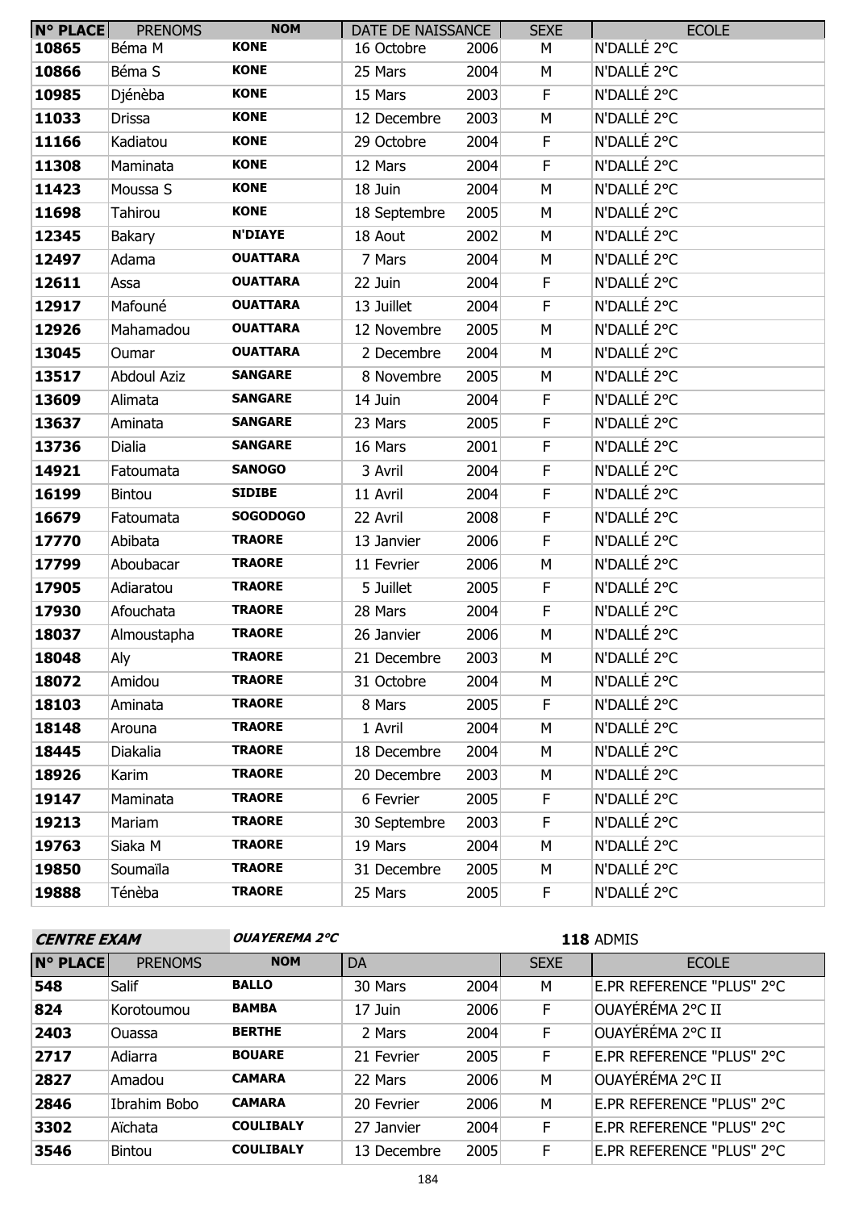| N° PLACE | PRENOMS | NOM | DATE DE NAISSANCE | | SEXE | ECOLE |
|---|---|---|---|---|---|---|
| 10865 | Béma M | KONE | 16 Octobre | 2006 | M | N'DALLÉ 2°C |
| 10866 | Béma S | KONE | 25 Mars | 2004 | M | N'DALLÉ 2°C |
| 10985 | Djénèba | KONE | 15 Mars | 2003 | F | N'DALLÉ 2°C |
| 11033 | Drissa | KONE | 12 Decembre | 2003 | M | N'DALLÉ 2°C |
| 11166 | Kadiatou | KONE | 29 Octobre | 2004 | F | N'DALLÉ 2°C |
| 11308 | Maminata | KONE | 12 Mars | 2004 | F | N'DALLÉ 2°C |
| 11423 | Moussa S | KONE | 18 Juin | 2004 | M | N'DALLÉ 2°C |
| 11698 | Tahirou | KONE | 18 Septembre | 2005 | M | N'DALLÉ 2°C |
| 12345 | Bakary | N'DIAYE | 18 Aout | 2002 | M | N'DALLÉ 2°C |
| 12497 | Adama | OUATTARA | 7 Mars | 2004 | M | N'DALLÉ 2°C |
| 12611 | Assa | OUATTARA | 22 Juin | 2004 | F | N'DALLÉ 2°C |
| 12917 | Mafouné | OUATTARA | 13 Juillet | 2004 | F | N'DALLÉ 2°C |
| 12926 | Mahamadou | OUATTARA | 12 Novembre | 2005 | M | N'DALLÉ 2°C |
| 13045 | Oumar | OUATTARA | 2 Decembre | 2004 | M | N'DALLÉ 2°C |
| 13517 | Abdoul Aziz | SANGARE | 8 Novembre | 2005 | M | N'DALLÉ 2°C |
| 13609 | Alimata | SANGARE | 14 Juin | 2004 | F | N'DALLÉ 2°C |
| 13637 | Aminata | SANGARE | 23 Mars | 2005 | F | N'DALLÉ 2°C |
| 13736 | Dialia | SANGARE | 16 Mars | 2001 | F | N'DALLÉ 2°C |
| 14921 | Fatoumata | SANOGO | 3 Avril | 2004 | F | N'DALLÉ 2°C |
| 16199 | Bintou | SIDIBE | 11 Avril | 2004 | F | N'DALLÉ 2°C |
| 16679 | Fatoumata | SOGODOGO | 22 Avril | 2008 | F | N'DALLÉ 2°C |
| 17770 | Abibata | TRAORE | 13 Janvier | 2006 | F | N'DALLÉ 2°C |
| 17799 | Aboubacar | TRAORE | 11 Fevrier | 2006 | M | N'DALLÉ 2°C |
| 17905 | Adiaratou | TRAORE | 5 Juillet | 2005 | F | N'DALLÉ 2°C |
| 17930 | Afouchata | TRAORE | 28 Mars | 2004 | F | N'DALLÉ 2°C |
| 18037 | Almoustapha | TRAORE | 26 Janvier | 2006 | M | N'DALLÉ 2°C |
| 18048 | Aly | TRAORE | 21 Decembre | 2003 | M | N'DALLÉ 2°C |
| 18072 | Amidou | TRAORE | 31 Octobre | 2004 | M | N'DALLÉ 2°C |
| 18103 | Aminata | TRAORE | 8 Mars | 2005 | F | N'DALLÉ 2°C |
| 18148 | Arouna | TRAORE | 1 Avril | 2004 | M | N'DALLÉ 2°C |
| 18445 | Diakalia | TRAORE | 18 Decembre | 2004 | M | N'DALLÉ 2°C |
| 18926 | Karim | TRAORE | 20 Decembre | 2003 | M | N'DALLÉ 2°C |
| 19147 | Maminata | TRAORE | 6 Fevrier | 2005 | F | N'DALLÉ 2°C |
| 19213 | Mariam | TRAORE | 30 Septembre | 2003 | F | N'DALLÉ 2°C |
| 19763 | Siaka M | TRAORE | 19 Mars | 2004 | M | N'DALLÉ 2°C |
| 19850 | Soumaïla | TRAORE | 31 Decembre | 2005 | M | N'DALLÉ 2°C |
| 19888 | Ténèba | TRAORE | 25 Mars | 2005 | F | N'DALLÉ 2°C |

**CENTRE EXAM** **OUAYEREMA 2°C** **118** ADMIS

| N° PLACE | PRENOMS | NOM | DA | | SEXE | ECOLE |
|---|---|---|---|---|---|---|
| 548 | Salif | BALLO | 30 Mars | 2004 | M | E.PR REFERENCE "PLUS" 2°C |
| 824 | Korotoumou | BAMBA | 17 Juin | 2006 | F | OUAYÉRÉMA 2°C II |
| 2403 | Ouassa | BERTHE | 2 Mars | 2004 | F | OUAYÉRÉMA 2°C II |
| 2717 | Adiarra | BOUARE | 21 Fevrier | 2005 | F | E.PR REFERENCE "PLUS" 2°C |
| 2827 | Amadou | CAMARA | 22 Mars | 2006 | M | OUAYÉRÉMA 2°C II |
| 2846 | Ibrahim Bobo | CAMARA | 20 Fevrier | 2006 | M | E.PR REFERENCE "PLUS" 2°C |
| 3302 | Aïchata | COULIBALY | 27 Janvier | 2004 | F | E.PR REFERENCE "PLUS" 2°C |
| 3546 | Bintou | COULIBALY | 13 Decembre | 2005 | F | E.PR REFERENCE "PLUS" 2°C |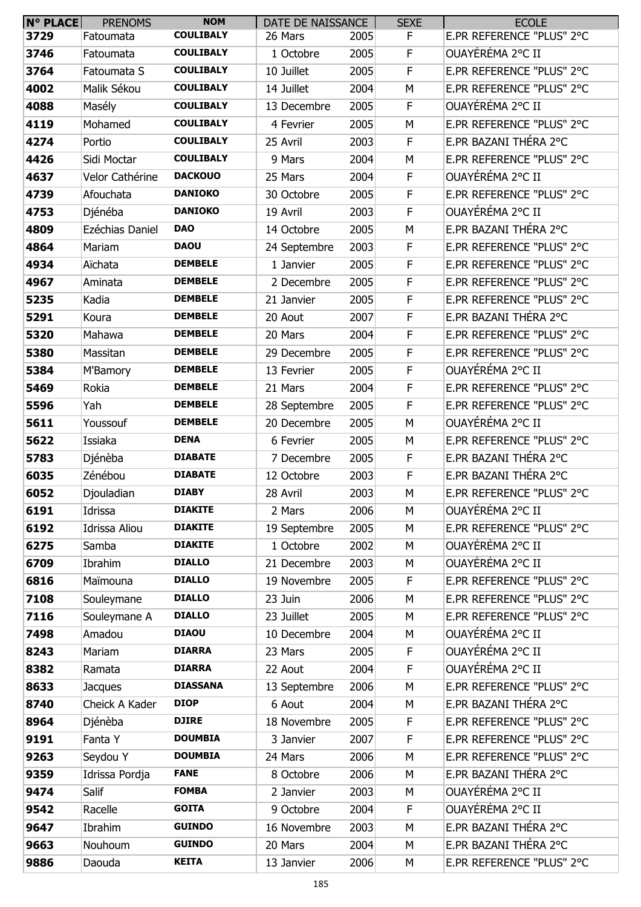| N° PLACE | PRENOMS | NOM | DATE DE NAISSANCE | | SEXE | ECOLE |
|---|---|---|---|---|---|---|
| 3729 | Fatoumata | COULIBALY | 26 Mars | 2005 | F | E.PR REFERENCE "PLUS" 2°C |
| 3746 | Fatoumata | COULIBALY | 1 Octobre | 2005 | F | OUAYÉRÉMA 2°C II |
| 3764 | Fatoumata S | COULIBALY | 10 Juillet | 2005 | F | E.PR REFERENCE "PLUS" 2°C |
| 4002 | Malik Sékou | COULIBALY | 14 Juillet | 2004 | M | E.PR REFERENCE "PLUS" 2°C |
| 4088 | Masély | COULIBALY | 13 Decembre | 2005 | F | OUAYÉRÉMA 2°C II |
| 4119 | Mohamed | COULIBALY | 4 Fevrier | 2005 | M | E.PR REFERENCE "PLUS" 2°C |
| 4274 | Portio | COULIBALY | 25 Avril | 2003 | F | E.PR BAZANI THÉRA 2°C |
| 4426 | Sidi Moctar | COULIBALY | 9 Mars | 2004 | M | E.PR REFERENCE "PLUS" 2°C |
| 4637 | Velor Cathérine | DACKOUO | 25 Mars | 2004 | F | OUAYÉRÉMA 2°C II |
| 4739 | Afouchata | DANIOKO | 30 Octobre | 2005 | F | E.PR REFERENCE "PLUS" 2°C |
| 4753 | Djénéba | DANIOKO | 19 Avril | 2003 | F | OUAYÉRÉMA 2°C II |
| 4809 | Ezéchias Daniel | DAO | 14 Octobre | 2005 | M | E.PR BAZANI THÉRA 2°C |
| 4864 | Mariam | DAOU | 24 Septembre | 2003 | F | E.PR REFERENCE "PLUS" 2°C |
| 4934 | Aïchata | DEMBELE | 1 Janvier | 2005 | F | E.PR REFERENCE "PLUS" 2°C |
| 4967 | Aminata | DEMBELE | 2 Decembre | 2005 | F | E.PR REFERENCE "PLUS" 2°C |
| 5235 | Kadia | DEMBELE | 21 Janvier | 2005 | F | E.PR REFERENCE "PLUS" 2°C |
| 5291 | Koura | DEMBELE | 20 Aout | 2007 | F | E.PR BAZANI THÉRA 2°C |
| 5320 | Mahawa | DEMBELE | 20 Mars | 2004 | F | E.PR REFERENCE "PLUS" 2°C |
| 5380 | Massitan | DEMBELE | 29 Decembre | 2005 | F | E.PR REFERENCE "PLUS" 2°C |
| 5384 | M'Bamory | DEMBELE | 13 Fevrier | 2005 | F | OUAYÉRÉMA 2°C II |
| 5469 | Rokia | DEMBELE | 21 Mars | 2004 | F | E.PR REFERENCE "PLUS" 2°C |
| 5596 | Yah | DEMBELE | 28 Septembre | 2005 | F | E.PR REFERENCE "PLUS" 2°C |
| 5611 | Youssouf | DEMBELE | 20 Decembre | 2005 | M | OUAYÉRÉMA 2°C II |
| 5622 | Issiaka | DENA | 6 Fevrier | 2005 | M | E.PR REFERENCE "PLUS" 2°C |
| 5783 | Djénèba | DIABATE | 7 Decembre | 2005 | F | E.PR BAZANI THÉRA 2°C |
| 6035 | Zénébou | DIABATE | 12 Octobre | 2003 | F | E.PR BAZANI THÉRA 2°C |
| 6052 | Djouladian | DIABY | 28 Avril | 2003 | M | E.PR REFERENCE "PLUS" 2°C |
| 6191 | Idrissa | DIAKITE | 2 Mars | 2006 | M | OUAYÉRÉMA 2°C II |
| 6192 | Idrissa Aliou | DIAKITE | 19 Septembre | 2005 | M | E.PR REFERENCE "PLUS" 2°C |
| 6275 | Samba | DIAKITE | 1 Octobre | 2002 | M | OUAYÉRÉMA 2°C II |
| 6709 | Ibrahim | DIALLO | 21 Decembre | 2003 | M | OUAYÉRÉMA 2°C II |
| 6816 | Maïmouna | DIALLO | 19 Novembre | 2005 | F | E.PR REFERENCE "PLUS" 2°C |
| 7108 | Souleymane | DIALLO | 23 Juin | 2006 | M | E.PR REFERENCE "PLUS" 2°C |
| 7116 | Souleymane A | DIALLO | 23 Juillet | 2005 | M | E.PR REFERENCE "PLUS" 2°C |
| 7498 | Amadou | DIAOU | 10 Decembre | 2004 | M | OUAYÉRÉMA 2°C II |
| 8243 | Mariam | DIARRA | 23 Mars | 2005 | F | OUAYÉRÉMA 2°C II |
| 8382 | Ramata | DIARRA | 22 Aout | 2004 | F | OUAYÉRÉMA 2°C II |
| 8633 | Jacques | DIASSANA | 13 Septembre | 2006 | M | E.PR REFERENCE "PLUS" 2°C |
| 8740 | Cheick A Kader | DIOP | 6 Aout | 2004 | M | E.PR BAZANI THÉRA 2°C |
| 8964 | Djénèba | DJIRE | 18 Novembre | 2005 | F | E.PR REFERENCE "PLUS" 2°C |
| 9191 | Fanta Y | DOUMBIA | 3 Janvier | 2007 | F | E.PR REFERENCE "PLUS" 2°C |
| 9263 | Seydou Y | DOUMBIA | 24 Mars | 2006 | M | E.PR REFERENCE "PLUS" 2°C |
| 9359 | Idrissa Pordja | FANE | 8 Octobre | 2006 | M | E.PR BAZANI THÉRA 2°C |
| 9474 | Salif | FOMBA | 2 Janvier | 2003 | M | OUAYÉRÉMA 2°C II |
| 9542 | Racelle | GOITA | 9 Octobre | 2004 | F | OUAYÉRÉMA 2°C II |
| 9647 | Ibrahim | GUINDO | 16 Novembre | 2003 | M | E.PR BAZANI THÉRA 2°C |
| 9663 | Nouhoum | GUINDO | 20 Mars | 2004 | M | E.PR BAZANI THÉRA 2°C |
| 9886 | Daouda | KEITA | 13 Janvier | 2006 | M | E.PR REFERENCE "PLUS" 2°C |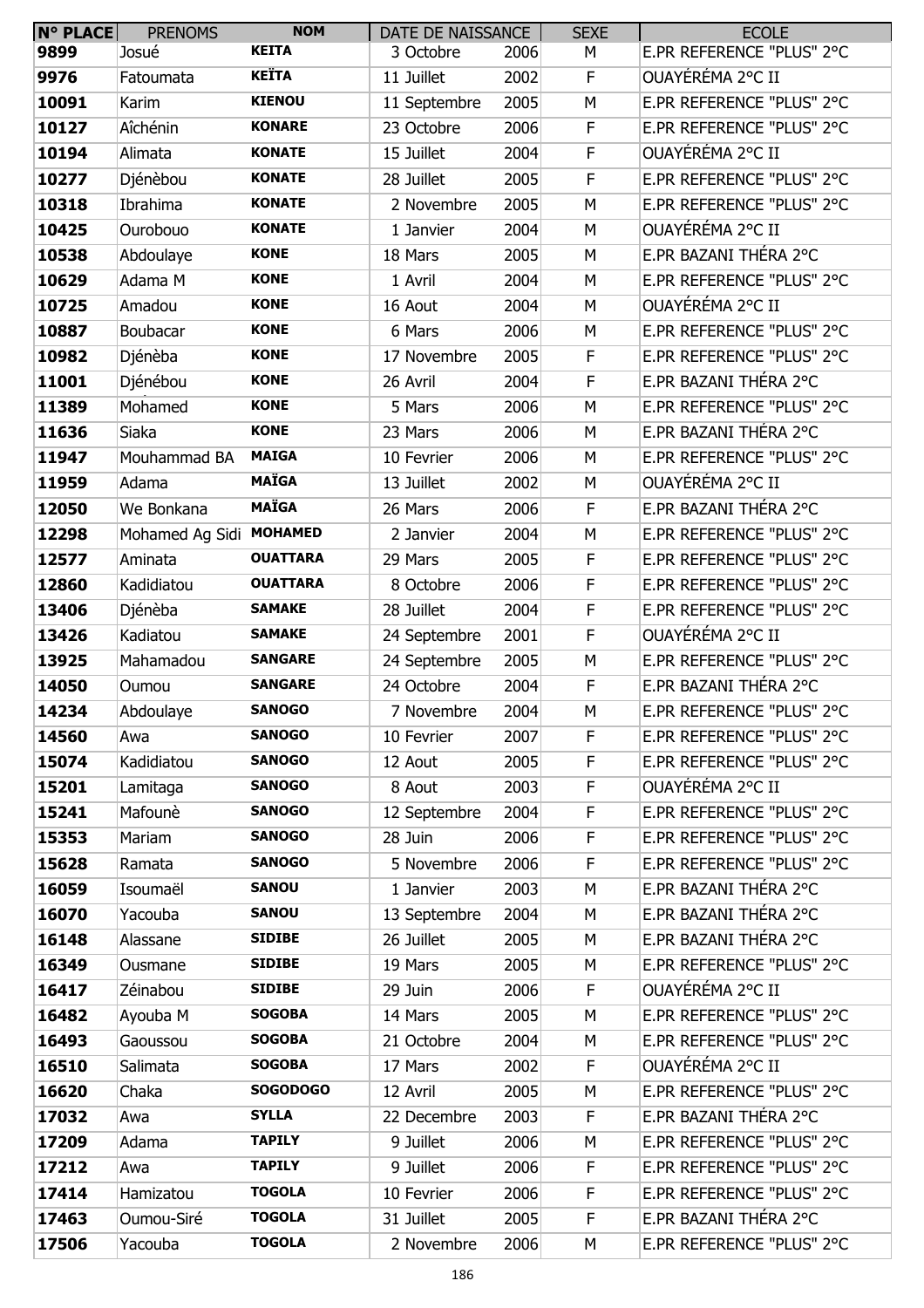| N° PLACE | PRENOMS | NOM | DATE DE NAISSANCE | | SEXE | ECOLE |
|---|---|---|---|---|---|---|
| 9899 | Josué | KEITA | 3 Octobre | 2006 | M | E.PR REFERENCE "PLUS" 2°C |
| 9976 | Fatoumata | KEÏTA | 11 Juillet | 2002 | F | OUAYÉRÉMA 2°C II |
| 10091 | Karim | KIENOU | 11 Septembre | 2005 | M | E.PR REFERENCE "PLUS" 2°C |
| 10127 | Aîchénin | KONARE | 23 Octobre | 2006 | F | E.PR REFERENCE "PLUS" 2°C |
| 10194 | Alimata | KONATE | 15 Juillet | 2004 | F | OUAYÉRÉMA 2°C II |
| 10277 | Djénèbou | KONATE | 28 Juillet | 2005 | F | E.PR REFERENCE "PLUS" 2°C |
| 10318 | Ibrahima | KONATE | 2 Novembre | 2005 | M | E.PR REFERENCE "PLUS" 2°C |
| 10425 | Ourobouo | KONATE | 1 Janvier | 2004 | M | OUAYÉRÉMA 2°C II |
| 10538 | Abdoulaye | KONE | 18 Mars | 2005 | M | E.PR BAZANI THÉRA 2°C |
| 10629 | Adama M | KONE | 1 Avril | 2004 | M | E.PR REFERENCE "PLUS" 2°C |
| 10725 | Amadou | KONE | 16 Aout | 2004 | M | OUAYÉRÉMA 2°C II |
| 10887 | Boubacar | KONE | 6 Mars | 2006 | M | E.PR REFERENCE "PLUS" 2°C |
| 10982 | Djénèba | KONE | 17 Novembre | 2005 | F | E.PR REFERENCE "PLUS" 2°C |
| 11001 | Djénébou | KONE | 26 Avril | 2004 | F | E.PR BAZANI THÉRA 2°C |
| 11389 | Mohamed | KONE | 5 Mars | 2006 | M | E.PR REFERENCE "PLUS" 2°C |
| 11636 | Siaka | KONE | 23 Mars | 2006 | M | E.PR BAZANI THÉRA 2°C |
| 11947 | Mouhammad BA | MAIGA | 10 Fevrier | 2006 | M | E.PR REFERENCE "PLUS" 2°C |
| 11959 | Adama | MAÏGA | 13 Juillet | 2002 | M | OUAYÉRÉMA 2°C II |
| 12050 | We Bonkana | MAÏGA | 26 Mars | 2006 | F | E.PR BAZANI THÉRA 2°C |
| 12298 | Mohamed Ag Sidi | MOHAMED | 2 Janvier | 2004 | M | E.PR REFERENCE "PLUS" 2°C |
| 12577 | Aminata | OUATTARA | 29 Mars | 2005 | F | E.PR REFERENCE "PLUS" 2°C |
| 12860 | Kadidiatou | OUATTARA | 8 Octobre | 2006 | F | E.PR REFERENCE "PLUS" 2°C |
| 13406 | Djénèba | SAMAKE | 28 Juillet | 2004 | F | E.PR REFERENCE "PLUS" 2°C |
| 13426 | Kadiatou | SAMAKE | 24 Septembre | 2001 | F | OUAYÉRÉMA 2°C II |
| 13925 | Mahamadou | SANGARE | 24 Septembre | 2005 | M | E.PR REFERENCE "PLUS" 2°C |
| 14050 | Oumou | SANGARE | 24 Octobre | 2004 | F | E.PR BAZANI THÉRA 2°C |
| 14234 | Abdoulaye | SANOGO | 7 Novembre | 2004 | M | E.PR REFERENCE "PLUS" 2°C |
| 14560 | Awa | SANOGO | 10 Fevrier | 2007 | F | E.PR REFERENCE "PLUS" 2°C |
| 15074 | Kadidiatou | SANOGO | 12 Aout | 2005 | F | E.PR REFERENCE "PLUS" 2°C |
| 15201 | Lamitaga | SANOGO | 8 Aout | 2003 | F | OUAYÉRÉMA 2°C II |
| 15241 | Mafounè | SANOGO | 12 Septembre | 2004 | F | E.PR REFERENCE "PLUS" 2°C |
| 15353 | Mariam | SANOGO | 28 Juin | 2006 | F | E.PR REFERENCE "PLUS" 2°C |
| 15628 | Ramata | SANOGO | 5 Novembre | 2006 | F | E.PR REFERENCE "PLUS" 2°C |
| 16059 | Isoumaël | SANOU | 1 Janvier | 2003 | M | E.PR BAZANI THÉRA 2°C |
| 16070 | Yacouba | SANOU | 13 Septembre | 2004 | M | E.PR BAZANI THÉRA 2°C |
| 16148 | Alassane | SIDIBE | 26 Juillet | 2005 | M | E.PR BAZANI THÉRA 2°C |
| 16349 | Ousmane | SIDIBE | 19 Mars | 2005 | M | E.PR REFERENCE "PLUS" 2°C |
| 16417 | Zéinabou | SIDIBE | 29 Juin | 2006 | F | OUAYÉRÉMA 2°C II |
| 16482 | Ayouba M | SOGOBA | 14 Mars | 2005 | M | E.PR REFERENCE "PLUS" 2°C |
| 16493 | Gaoussou | SOGOBA | 21 Octobre | 2004 | M | E.PR REFERENCE "PLUS" 2°C |
| 16510 | Salimata | SOGOBA | 17 Mars | 2002 | F | OUAYÉRÉMA 2°C II |
| 16620 | Chaka | SOGODOGO | 12 Avril | 2005 | M | E.PR REFERENCE "PLUS" 2°C |
| 17032 | Awa | SYLLA | 22 Decembre | 2003 | F | E.PR BAZANI THÉRA 2°C |
| 17209 | Adama | TAPILY | 9 Juillet | 2006 | M | E.PR REFERENCE "PLUS" 2°C |
| 17212 | Awa | TAPILY | 9 Juillet | 2006 | F | E.PR REFERENCE "PLUS" 2°C |
| 17414 | Hamizatou | TOGOLA | 10 Fevrier | 2006 | F | E.PR REFERENCE "PLUS" 2°C |
| 17463 | Oumou-Siré | TOGOLA | 31 Juillet | 2005 | F | E.PR BAZANI THÉRA 2°C |
| 17506 | Yacouba | TOGOLA | 2 Novembre | 2006 | M | E.PR REFERENCE "PLUS" 2°C |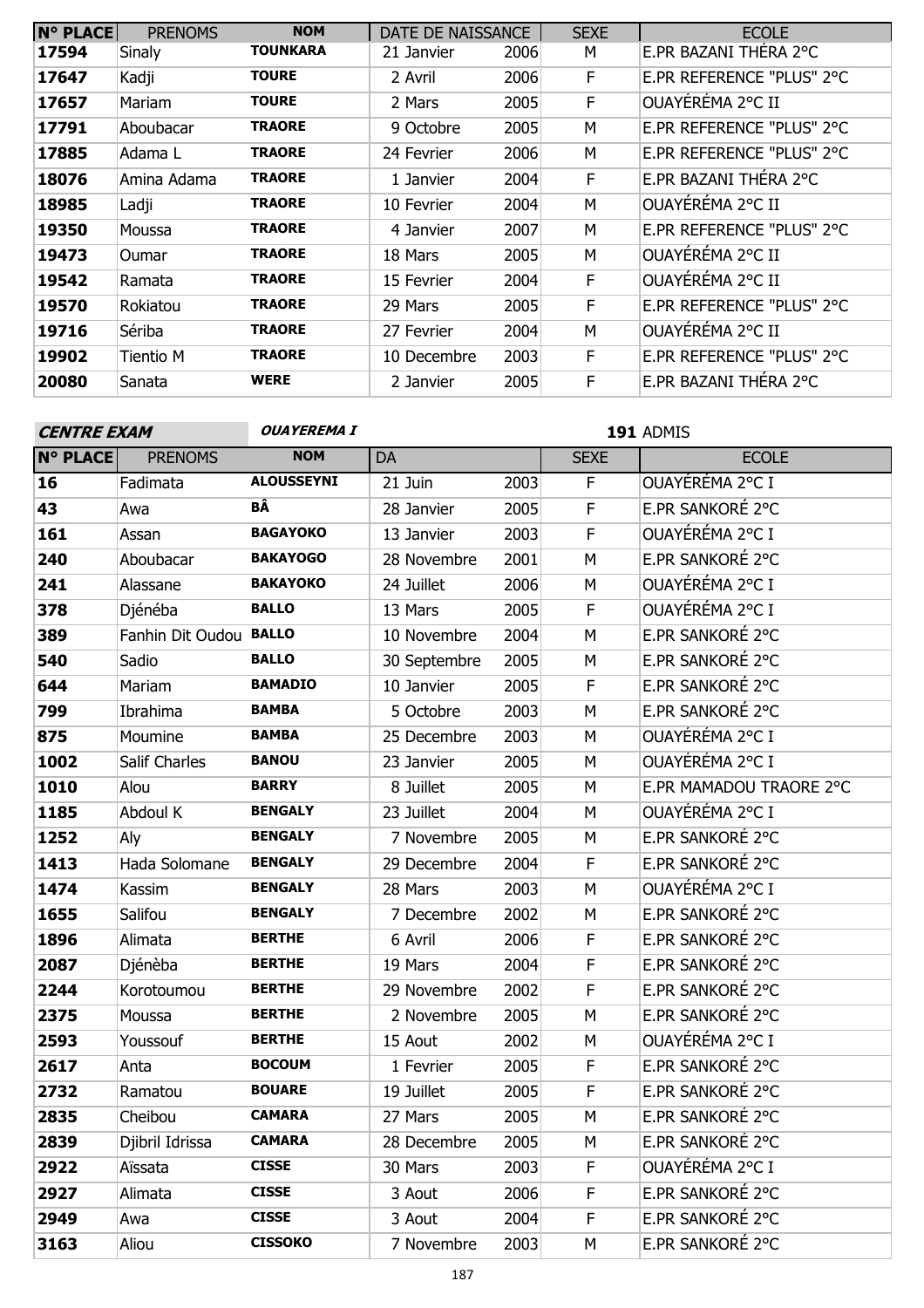| N° PLACE | PRENOMS | NOM | DATE DE NAISSANCE | | SEXE | ECOLE |
|---|---|---|---|---|---|---|
| 17594 | Sinaly | TOUNKARA | 21 Janvier | 2006 | M | E.PR BAZANI THÉRA 2°C |
| 17647 | Kadji | TOURE | 2 Avril | 2006 | F | E.PR REFERENCE "PLUS" 2°C |
| 17657 | Mariam | TOURE | 2 Mars | 2005 | F | OUAYÉRÉMA 2°C II |
| 17791 | Aboubacar | TRAORE | 9 Octobre | 2005 | M | E.PR REFERENCE "PLUS" 2°C |
| 17885 | Adama L | TRAORE | 24 Fevrier | 2006 | M | E.PR REFERENCE "PLUS" 2°C |
| 18076 | Amina Adama | TRAORE | 1 Janvier | 2004 | F | E.PR BAZANI THÉRA 2°C |
| 18985 | Ladji | TRAORE | 10 Fevrier | 2004 | M | OUAYÉRÉMA 2°C II |
| 19350 | Moussa | TRAORE | 4 Janvier | 2007 | M | E.PR REFERENCE "PLUS" 2°C |
| 19473 | Oumar | TRAORE | 18 Mars | 2005 | M | OUAYÉRÉMA 2°C II |
| 19542 | Ramata | TRAORE | 15 Fevrier | 2004 | F | OUAYÉRÉMA 2°C II |
| 19570 | Rokiatou | TRAORE | 29 Mars | 2005 | F | E.PR REFERENCE "PLUS" 2°C |
| 19716 | Sériba | TRAORE | 27 Fevrier | 2004 | M | OUAYÉRÉMA 2°C II |
| 19902 | Tientio M | TRAORE | 10 Decembre | 2003 | F | E.PR REFERENCE "PLUS" 2°C |
| 20080 | Sanata | WERE | 2 Janvier | 2005 | F | E.PR BAZANI THÉRA 2°C |

**CENTRE EXAM** ***OUAYEREMA I*** **191** ADMIS

| N° PLACE | PRENOMS | NOM | DA | | SEXE | ECOLE |
|---|---|---|---|---|---|---|
| 16 | Fadimata | ALOUSSEYNI | 21 Juin | 2003 | F | OUAYÉRÉMA 2°C I |
| 43 | Awa | BÂ | 28 Janvier | 2005 | F | E.PR SANKORÉ 2°C |
| 161 | Assan | BAGAYOKO | 13 Janvier | 2003 | F | OUAYÉRÉMA 2°C I |
| 240 | Aboubacar | BAKAYOGO | 28 Novembre | 2001 | M | E.PR SANKORÉ 2°C |
| 241 | Alassane | BAKAYOKO | 24 Juillet | 2006 | M | OUAYÉRÉMA 2°C I |
| 378 | Djénéba | BALLO | 13 Mars | 2005 | F | OUAYÉRÉMA 2°C I |
| 389 | Fanhin Dit Oudou | BALLO | 10 Novembre | 2004 | M | E.PR SANKORÉ 2°C |
| 540 | Sadio | BALLO | 30 Septembre | 2005 | M | E.PR SANKORÉ 2°C |
| 644 | Mariam | BAMADIO | 10 Janvier | 2005 | F | E.PR SANKORÉ 2°C |
| 799 | Ibrahima | BAMBA | 5 Octobre | 2003 | M | E.PR SANKORÉ 2°C |
| 875 | Moumine | BAMBA | 25 Decembre | 2003 | M | OUAYÉRÉMA 2°C I |
| 1002 | Salif Charles | BANOU | 23 Janvier | 2005 | M | OUAYÉRÉMA 2°C I |
| 1010 | Alou | BARRY | 8 Juillet | 2005 | M | E.PR MAMADOU TRAORE 2°C |
| 1185 | Abdoul K | BENGALY | 23 Juillet | 2004 | M | OUAYÉRÉMA 2°C I |
| 1252 | Aly | BENGALY | 7 Novembre | 2005 | M | E.PR SANKORÉ 2°C |
| 1413 | Hada Solomane | BENGALY | 29 Decembre | 2004 | F | E.PR SANKORÉ 2°C |
| 1474 | Kassim | BENGALY | 28 Mars | 2003 | M | OUAYÉRÉMA 2°C I |
| 1655 | Salifou | BENGALY | 7 Decembre | 2002 | M | E.PR SANKORÉ 2°C |
| 1896 | Alimata | BERTHE | 6 Avril | 2006 | F | E.PR SANKORÉ 2°C |
| 2087 | Djénèba | BERTHE | 19 Mars | 2004 | F | E.PR SANKORÉ 2°C |
| 2244 | Korotoumou | BERTHE | 29 Novembre | 2002 | F | E.PR SANKORÉ 2°C |
| 2375 | Moussa | BERTHE | 2 Novembre | 2005 | M | E.PR SANKORÉ 2°C |
| 2593 | Youssouf | BERTHE | 15 Aout | 2002 | M | OUAYÉRÉMA 2°C I |
| 2617 | Anta | BOCOUM | 1 Fevrier | 2005 | F | E.PR SANKORÉ 2°C |
| 2732 | Ramatou | BOUARE | 19 Juillet | 2005 | F | E.PR SANKORÉ 2°C |
| 2835 | Cheibou | CAMARA | 27 Mars | 2005 | M | E.PR SANKORÉ 2°C |
| 2839 | Djibril Idrissa | CAMARA | 28 Decembre | 2005 | M | E.PR SANKORÉ 2°C |
| 2922 | Aïssata | CISSE | 30 Mars | 2003 | F | OUAYÉRÉMA 2°C I |
| 2927 | Alimata | CISSE | 3 Aout | 2006 | F | E.PR SANKORÉ 2°C |
| 2949 | Awa | CISSE | 3 Aout | 2004 | F | E.PR SANKORÉ 2°C |
| 3163 | Aliou | CISSOKO | 7 Novembre | 2003 | M | E.PR SANKORÉ 2°C |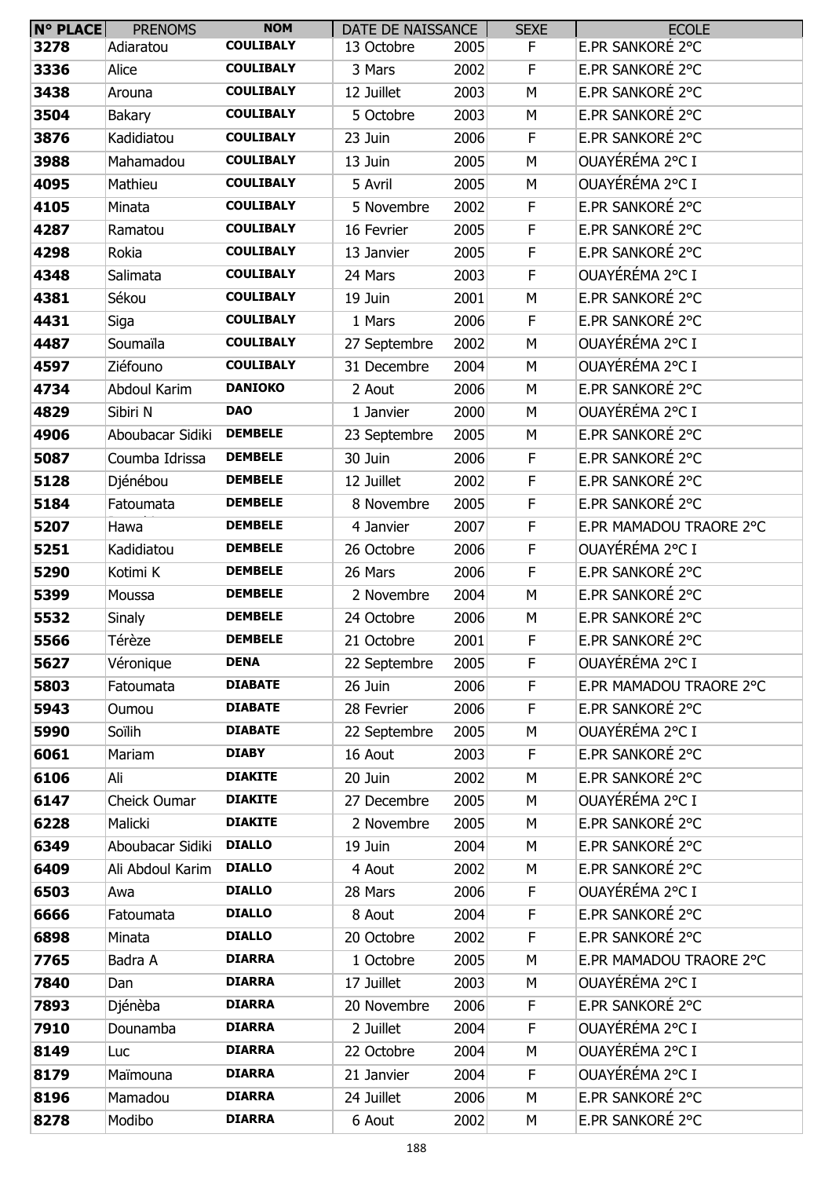| N° PLACE | PRENOMS | NOM | DATE DE NAISSANCE | | SEXE | ECOLE |
|---|---|---|---|---|---|---|
| 3278 | Adiaratou | COULIBALY | 13 Octobre | 2005 | F | E.PR SANKORÉ 2°C |
| 3336 | Alice | COULIBALY | 3 Mars | 2002 | F | E.PR SANKORÉ 2°C |
| 3438 | Arouna | COULIBALY | 12 Juillet | 2003 | M | E.PR SANKORÉ 2°C |
| 3504 | Bakary | COULIBALY | 5 Octobre | 2003 | M | E.PR SANKORÉ 2°C |
| 3876 | Kadidiatou | COULIBALY | 23 Juin | 2006 | F | E.PR SANKORÉ 2°C |
| 3988 | Mahamadou | COULIBALY | 13 Juin | 2005 | M | OUAYÉRÉMA 2°C I |
| 4095 | Mathieu | COULIBALY | 5 Avril | 2005 | M | OUAYÉRÉMA 2°C I |
| 4105 | Minata | COULIBALY | 5 Novembre | 2002 | F | E.PR SANKORÉ 2°C |
| 4287 | Ramatou | COULIBALY | 16 Fevrier | 2005 | F | E.PR SANKORÉ 2°C |
| 4298 | Rokia | COULIBALY | 13 Janvier | 2005 | F | E.PR SANKORÉ 2°C |
| 4348 | Salimata | COULIBALY | 24 Mars | 2003 | F | OUAYÉRÉMA 2°C I |
| 4381 | Sékou | COULIBALY | 19 Juin | 2001 | M | E.PR SANKORÉ 2°C |
| 4431 | Siga | COULIBALY | 1 Mars | 2006 | F | E.PR SANKORÉ 2°C |
| 4487 | Soumaïla | COULIBALY | 27 Septembre | 2002 | M | OUAYÉRÉMA 2°C I |
| 4597 | Ziéfouno | COULIBALY | 31 Decembre | 2004 | M | OUAYÉRÉMA 2°C I |
| 4734 | Abdoul Karim | DANIOKO | 2 Aout | 2006 | M | E.PR SANKORÉ 2°C |
| 4829 | Sibiri N | DAO | 1 Janvier | 2000 | M | OUAYÉRÉMA 2°C I |
| 4906 | Aboubacar Sidiki | DEMBELE | 23 Septembre | 2005 | M | E.PR SANKORÉ 2°C |
| 5087 | Coumba Idrissa | DEMBELE | 30 Juin | 2006 | F | E.PR SANKORÉ 2°C |
| 5128 | Djénébou | DEMBELE | 12 Juillet | 2002 | F | E.PR SANKORÉ 2°C |
| 5184 | Fatoumata | DEMBELE | 8 Novembre | 2005 | F | E.PR SANKORÉ 2°C |
| 5207 | Hawa | DEMBELE | 4 Janvier | 2007 | F | E.PR MAMADOU TRAORE 2°C |
| 5251 | Kadidiatou | DEMBELE | 26 Octobre | 2006 | F | OUAYÉRÉMA 2°C I |
| 5290 | Kotimi K | DEMBELE | 26 Mars | 2006 | F | E.PR SANKORÉ 2°C |
| 5399 | Moussa | DEMBELE | 2 Novembre | 2004 | M | E.PR SANKORÉ 2°C |
| 5532 | Sinaly | DEMBELE | 24 Octobre | 2006 | M | E.PR SANKORÉ 2°C |
| 5566 | Térèze | DEMBELE | 21 Octobre | 2001 | F | E.PR SANKORÉ 2°C |
| 5627 | Véronique | DENA | 22 Septembre | 2005 | F | OUAYÉRÉMA 2°C I |
| 5803 | Fatoumata | DIABATE | 26 Juin | 2006 | F | E.PR MAMADOU TRAORE 2°C |
| 5943 | Oumou | DIABATE | 28 Fevrier | 2006 | F | E.PR SANKORÉ 2°C |
| 5990 | Soïlih | DIABATE | 22 Septembre | 2005 | M | OUAYÉRÉMA 2°C I |
| 6061 | Mariam | DIABY | 16 Aout | 2003 | F | E.PR SANKORÉ 2°C |
| 6106 | Ali | DIAKITE | 20 Juin | 2002 | M | E.PR SANKORÉ 2°C |
| 6147 | Cheick Oumar | DIAKITE | 27 Decembre | 2005 | M | OUAYÉRÉMA 2°C I |
| 6228 | Malicki | DIAKITE | 2 Novembre | 2005 | M | E.PR SANKORÉ 2°C |
| 6349 | Aboubacar Sidiki | DIALLO | 19 Juin | 2004 | M | E.PR SANKORÉ 2°C |
| 6409 | Ali Abdoul Karim | DIALLO | 4 Aout | 2002 | M | E.PR SANKORÉ 2°C |
| 6503 | Awa | DIALLO | 28 Mars | 2006 | F | OUAYÉRÉMA 2°C I |
| 6666 | Fatoumata | DIALLO | 8 Aout | 2004 | F | E.PR SANKORÉ 2°C |
| 6898 | Minata | DIALLO | 20 Octobre | 2002 | F | E.PR SANKORÉ 2°C |
| 7765 | Badra A | DIARRA | 1 Octobre | 2005 | M | E.PR MAMADOU TRAORE 2°C |
| 7840 | Dan | DIARRA | 17 Juillet | 2003 | M | OUAYÉRÉMA 2°C I |
| 7893 | Djénèba | DIARRA | 20 Novembre | 2006 | F | E.PR SANKORÉ 2°C |
| 7910 | Dounamba | DIARRA | 2 Juillet | 2004 | F | OUAYÉRÉMA 2°C I |
| 8149 | Luc | DIARRA | 22 Octobre | 2004 | M | OUAYÉRÉMA 2°C I |
| 8179 | Maïmouna | DIARRA | 21 Janvier | 2004 | F | OUAYÉRÉMA 2°C I |
| 8196 | Mamadou | DIARRA | 24 Juillet | 2006 | M | E.PR SANKORÉ 2°C |
| 8278 | Modibo | DIARRA | 6 Aout | 2002 | M | E.PR SANKORÉ 2°C |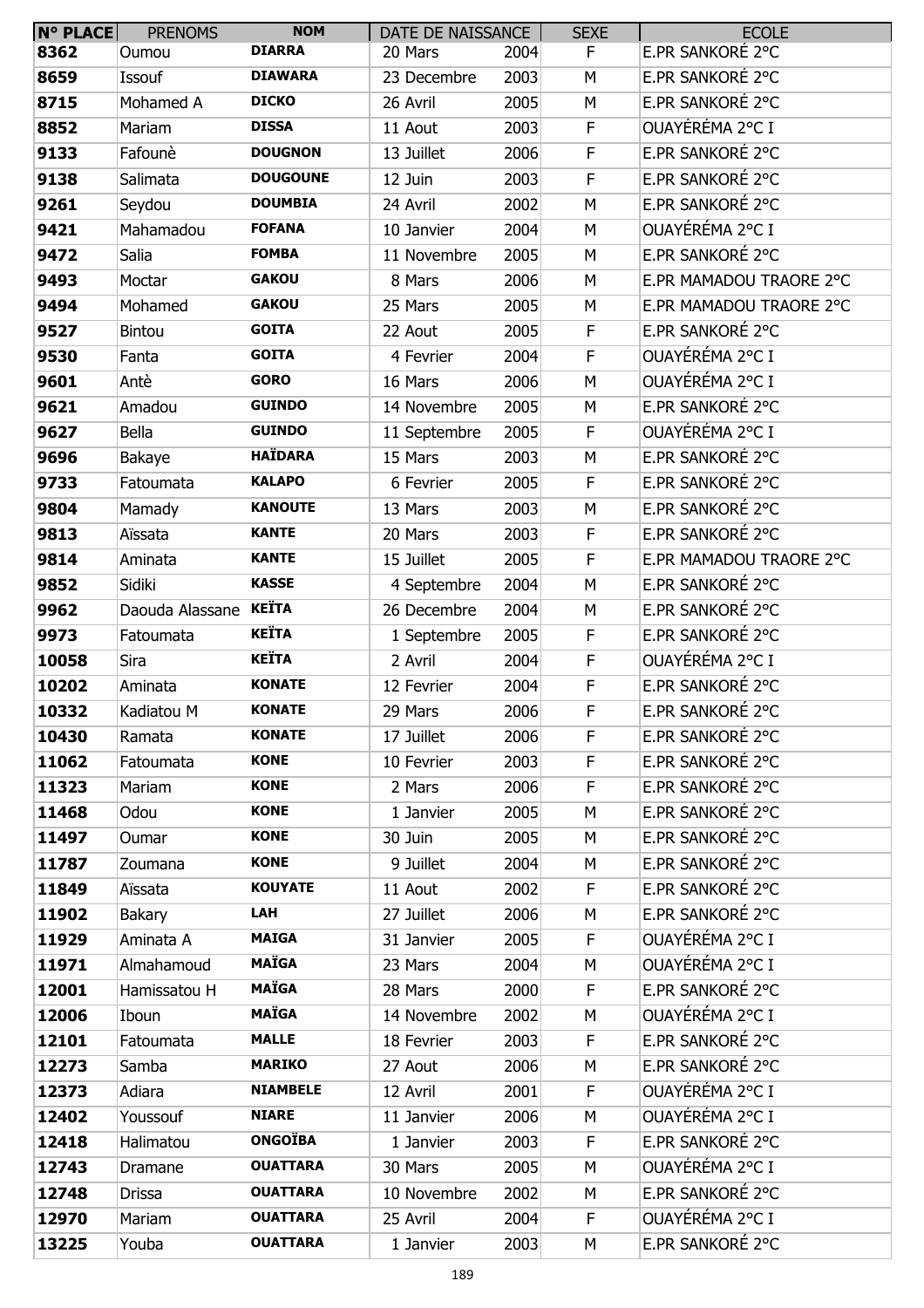| N° PLACE | PRENOMS | NOM | DATE DE NAISSANCE | | SEXE | ECOLE |
|---|---|---|---|---|---|---|
| 8362 | Oumou | DIARRA | 20 Mars | 2004 | F | E.PR SANKORÉ 2°C |
| 8659 | Issouf | DIAWARA | 23 Decembre | 2003 | M | E.PR SANKORÉ 2°C |
| 8715 | Mohamed A | DICKO | 26 Avril | 2005 | M | E.PR SANKORÉ 2°C |
| 8852 | Mariam | DISSA | 11 Aout | 2003 | F | OUAYÉRÉMA 2°C I |
| 9133 | Fafounè | DOUGNON | 13 Juillet | 2006 | F | E.PR SANKORÉ 2°C |
| 9138 | Salimata | DOUGOUNE | 12 Juin | 2003 | F | E.PR SANKORÉ 2°C |
| 9261 | Seydou | DOUMBIA | 24 Avril | 2002 | M | E.PR SANKORÉ 2°C |
| 9421 | Mahamadou | FOFANA | 10 Janvier | 2004 | M | OUAYÉRÉMA 2°C I |
| 9472 | Salia | FOMBA | 11 Novembre | 2005 | M | E.PR SANKORÉ 2°C |
| 9493 | Moctar | GAKOU | 8 Mars | 2006 | M | E.PR MAMADOU TRAORE 2°C |
| 9494 | Mohamed | GAKOU | 25 Mars | 2005 | M | E.PR MAMADOU TRAORE 2°C |
| 9527 | Bintou | GOITA | 22 Aout | 2005 | F | E.PR SANKORÉ 2°C |
| 9530 | Fanta | GOITA | 4 Fevrier | 2004 | F | OUAYÉRÉMA 2°C I |
| 9601 | Antè | GORO | 16 Mars | 2006 | M | OUAYÉRÉMA 2°C I |
| 9621 | Amadou | GUINDO | 14 Novembre | 2005 | M | E.PR SANKORÉ 2°C |
| 9627 | Bella | GUINDO | 11 Septembre | 2005 | F | OUAYÉRÉMA 2°C I |
| 9696 | Bakaye | HAÏDARA | 15 Mars | 2003 | M | E.PR SANKORÉ 2°C |
| 9733 | Fatoumata | KALAPO | 6 Fevrier | 2005 | F | E.PR SANKORÉ 2°C |
| 9804 | Mamady | KANOUTE | 13 Mars | 2003 | M | E.PR SANKORÉ 2°C |
| 9813 | Aïssata | KANTE | 20 Mars | 2003 | F | E.PR SANKORÉ 2°C |
| 9814 | Aminata | KANTE | 15 Juillet | 2005 | F | E.PR MAMADOU TRAORE 2°C |
| 9852 | Sidiki | KASSE | 4 Septembre | 2004 | M | E.PR SANKORÉ 2°C |
| 9962 | Daouda Alassane | KEÏTA | 26 Decembre | 2004 | M | E.PR SANKORÉ 2°C |
| 9973 | Fatoumata | KEÏTA | 1 Septembre | 2005 | F | E.PR SANKORÉ 2°C |
| 10058 | Sira | KEÏTA | 2 Avril | 2004 | F | OUAYÉRÉMA 2°C I |
| 10202 | Aminata | KONATE | 12 Fevrier | 2004 | F | E.PR SANKORÉ 2°C |
| 10332 | Kadiatou M | KONATE | 29 Mars | 2006 | F | E.PR SANKORÉ 2°C |
| 10430 | Ramata | KONATE | 17 Juillet | 2006 | F | E.PR SANKORÉ 2°C |
| 11062 | Fatoumata | KONE | 10 Fevrier | 2003 | F | E.PR SANKORÉ 2°C |
| 11323 | Mariam | KONE | 2 Mars | 2006 | F | E.PR SANKORÉ 2°C |
| 11468 | Odou | KONE | 1 Janvier | 2005 | M | E.PR SANKORÉ 2°C |
| 11497 | Oumar | KONE | 30 Juin | 2005 | M | E.PR SANKORÉ 2°C |
| 11787 | Zoumana | KONE | 9 Juillet | 2004 | M | E.PR SANKORÉ 2°C |
| 11849 | Aïssata | KOUYATE | 11 Aout | 2002 | F | E.PR SANKORÉ 2°C |
| 11902 | Bakary | LAH | 27 Juillet | 2006 | M | E.PR SANKORÉ 2°C |
| 11929 | Aminata A | MAIGA | 31 Janvier | 2005 | F | OUAYÉRÉMA 2°C I |
| 11971 | Almahamoud | MAÏGA | 23 Mars | 2004 | M | OUAYÉRÉMA 2°C I |
| 12001 | Hamissatou H | MAÏGA | 28 Mars | 2000 | F | E.PR SANKORÉ 2°C |
| 12006 | Iboun | MAÏGA | 14 Novembre | 2002 | M | OUAYÉRÉMA 2°C I |
| 12101 | Fatoumata | MALLE | 18 Fevrier | 2003 | F | E.PR SANKORÉ 2°C |
| 12273 | Samba | MARIKO | 27 Aout | 2006 | M | E.PR SANKORÉ 2°C |
| 12373 | Adiara | NIAMBELE | 12 Avril | 2001 | F | OUAYÉRÉMA 2°C I |
| 12402 | Youssouf | NIARE | 11 Janvier | 2006 | M | OUAYÉRÉMA 2°C I |
| 12418 | Halimatou | ONGOÏBA | 1 Janvier | 2003 | F | E.PR SANKORÉ 2°C |
| 12743 | Dramane | OUATTARA | 30 Mars | 2005 | M | OUAYÉRÉMA 2°C I |
| 12748 | Drissa | OUATTARA | 10 Novembre | 2002 | M | E.PR SANKORÉ 2°C |
| 12970 | Mariam | OUATTARA | 25 Avril | 2004 | F | OUAYÉRÉMA 2°C I |
| 13225 | Youba | OUATTARA | 1 Janvier | 2003 | M | E.PR SANKORÉ 2°C |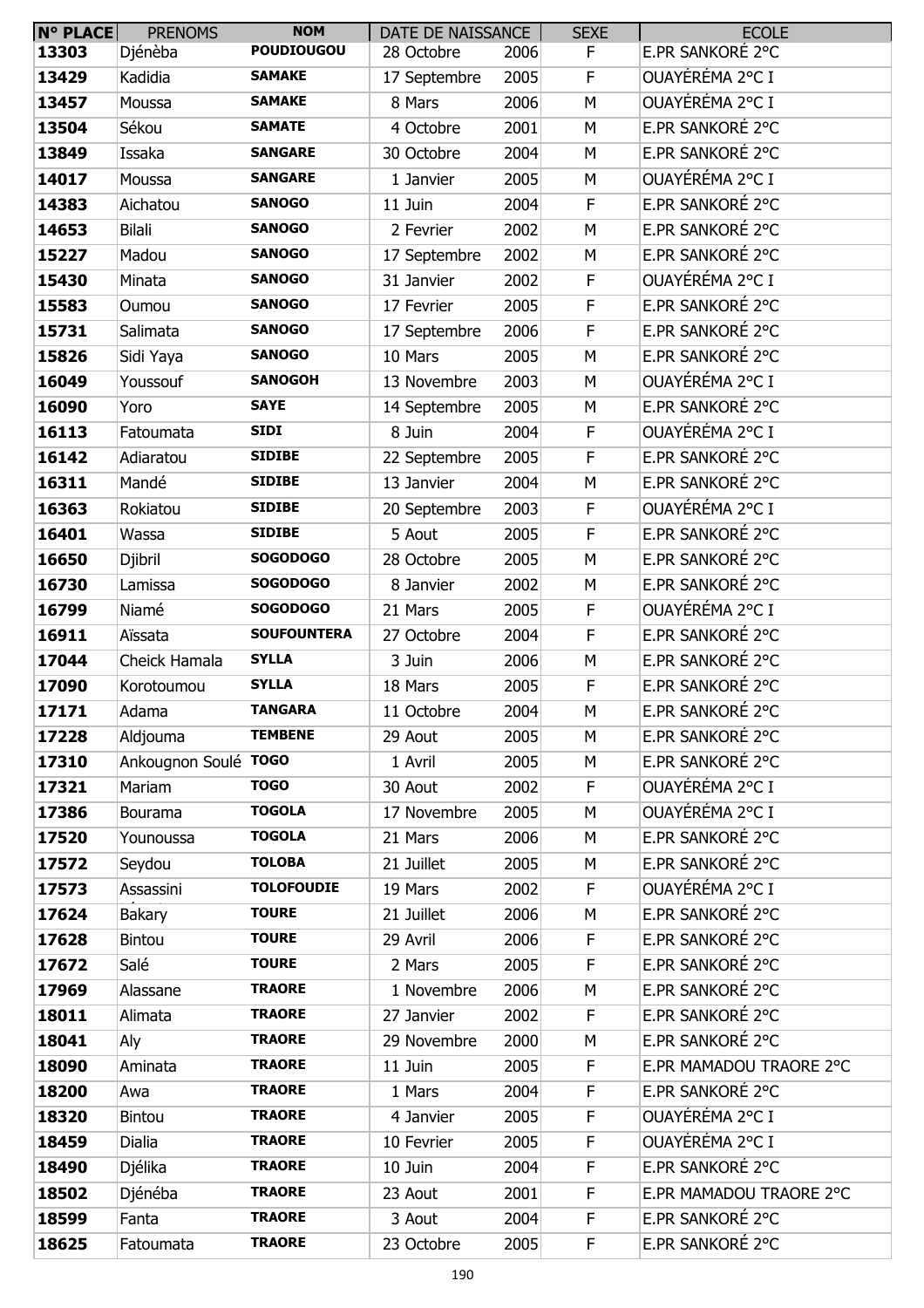| N° PLACE | PRENOMS | NOM | DATE DE NAISSANCE | | SEXE | ECOLE |
|---|---|---|---|---|---|---|
| 13303 | Djénèba | POUDIOUGOU | 28 Octobre | 2006 | F | E.PR SANKORÉ 2°C |
| 13429 | Kadidia | SAMAKE | 17 Septembre | 2005 | F | OUAYÉRÉMA 2°C I |
| 13457 | Moussa | SAMAKE | 8 Mars | 2006 | M | OUAYÉRÉMA 2°C I |
| 13504 | Sékou | SAMATE | 4 Octobre | 2001 | M | E.PR SANKORÉ 2°C |
| 13849 | Issaka | SANGARE | 30 Octobre | 2004 | M | E.PR SANKORÉ 2°C |
| 14017 | Moussa | SANGARE | 1 Janvier | 2005 | M | OUAYÉRÉMA 2°C I |
| 14383 | Aichatou | SANOGO | 11 Juin | 2004 | F | E.PR SANKORÉ 2°C |
| 14653 | Bilali | SANOGO | 2 Fevrier | 2002 | M | E.PR SANKORÉ 2°C |
| 15227 | Madou | SANOGO | 17 Septembre | 2002 | M | E.PR SANKORÉ 2°C |
| 15430 | Minata | SANOGO | 31 Janvier | 2002 | F | OUAYÉRÉMA 2°C I |
| 15583 | Oumou | SANOGO | 17 Fevrier | 2005 | F | E.PR SANKORÉ 2°C |
| 15731 | Salimata | SANOGO | 17 Septembre | 2006 | F | E.PR SANKORÉ 2°C |
| 15826 | Sidi Yaya | SANOGO | 10 Mars | 2005 | M | E.PR SANKORÉ 2°C |
| 16049 | Youssouf | SANOGOH | 13 Novembre | 2003 | M | OUAYÉRÉMA 2°C I |
| 16090 | Yoro | SAYE | 14 Septembre | 2005 | M | E.PR SANKORÉ 2°C |
| 16113 | Fatoumata | SIDI | 8 Juin | 2004 | F | OUAYÉRÉMA 2°C I |
| 16142 | Adiaratou | SIDIBE | 22 Septembre | 2005 | F | E.PR SANKORÉ 2°C |
| 16311 | Mandé | SIDIBE | 13 Janvier | 2004 | M | E.PR SANKORÉ 2°C |
| 16363 | Rokiatou | SIDIBE | 20 Septembre | 2003 | F | OUAYÉRÉMA 2°C I |
| 16401 | Wassa | SIDIBE | 5 Aout | 2005 | F | E.PR SANKORÉ 2°C |
| 16650 | Djibril | SOGODOGO | 28 Octobre | 2005 | M | E.PR SANKORÉ 2°C |
| 16730 | Lamissa | SOGODOGO | 8 Janvier | 2002 | M | E.PR SANKORÉ 2°C |
| 16799 | Niamé | SOGODOGO | 21 Mars | 2005 | F | OUAYÉRÉMA 2°C I |
| 16911 | Aïssata | SOUFOUNTERA | 27 Octobre | 2004 | F | E.PR SANKORÉ 2°C |
| 17044 | Cheick Hamala | SYLLA | 3 Juin | 2006 | M | E.PR SANKORÉ 2°C |
| 17090 | Korotoumou | SYLLA | 18 Mars | 2005 | F | E.PR SANKORÉ 2°C |
| 17171 | Adama | TANGARA | 11 Octobre | 2004 | M | E.PR SANKORÉ 2°C |
| 17228 | Aldjouma | TEMBENE | 29 Aout | 2005 | M | E.PR SANKORÉ 2°C |
| 17310 | Ankougnon Soulé | TOGO | 1 Avril | 2005 | M | E.PR SANKORÉ 2°C |
| 17321 | Mariam | TOGO | 30 Aout | 2002 | F | OUAYÉRÉMA 2°C I |
| 17386 | Bourama | TOGOLA | 17 Novembre | 2005 | M | OUAYÉRÉMA 2°C I |
| 17520 | Younoussa | TOGOLA | 21 Mars | 2006 | M | E.PR SANKORÉ 2°C |
| 17572 | Seydou | TOLOBA | 21 Juillet | 2005 | M | E.PR SANKORÉ 2°C |
| 17573 | Assassini | TOLOFOUDIE | 19 Mars | 2002 | F | OUAYÉRÉMA 2°C I |
| 17624 | Bakary | TOURE | 21 Juillet | 2006 | M | E.PR SANKORÉ 2°C |
| 17628 | Bintou | TOURE | 29 Avril | 2006 | F | E.PR SANKORÉ 2°C |
| 17672 | Salé | TOURE | 2 Mars | 2005 | F | E.PR SANKORÉ 2°C |
| 17969 | Alassane | TRAORE | 1 Novembre | 2006 | M | E.PR SANKORÉ 2°C |
| 18011 | Alimata | TRAORE | 27 Janvier | 2002 | F | E.PR SANKORÉ 2°C |
| 18041 | Aly | TRAORE | 29 Novembre | 2000 | M | E.PR SANKORÉ 2°C |
| 18090 | Aminata | TRAORE | 11 Juin | 2005 | F | E.PR MAMADOU TRAORE 2°C |
| 18200 | Awa | TRAORE | 1 Mars | 2004 | F | E.PR SANKORÉ 2°C |
| 18320 | Bintou | TRAORE | 4 Janvier | 2005 | F | OUAYÉRÉMA 2°C I |
| 18459 | Dialia | TRAORE | 10 Fevrier | 2005 | F | OUAYÉRÉMA 2°C I |
| 18490 | Djélika | TRAORE | 10 Juin | 2004 | F | E.PR SANKORÉ 2°C |
| 18502 | Djénéba | TRAORE | 23 Aout | 2001 | F | E.PR MAMADOU TRAORE 2°C |
| 18599 | Fanta | TRAORE | 3 Aout | 2004 | F | E.PR SANKORÉ 2°C |
| 18625 | Fatoumata | TRAORE | 23 Octobre | 2005 | F | E.PR SANKORÉ 2°C |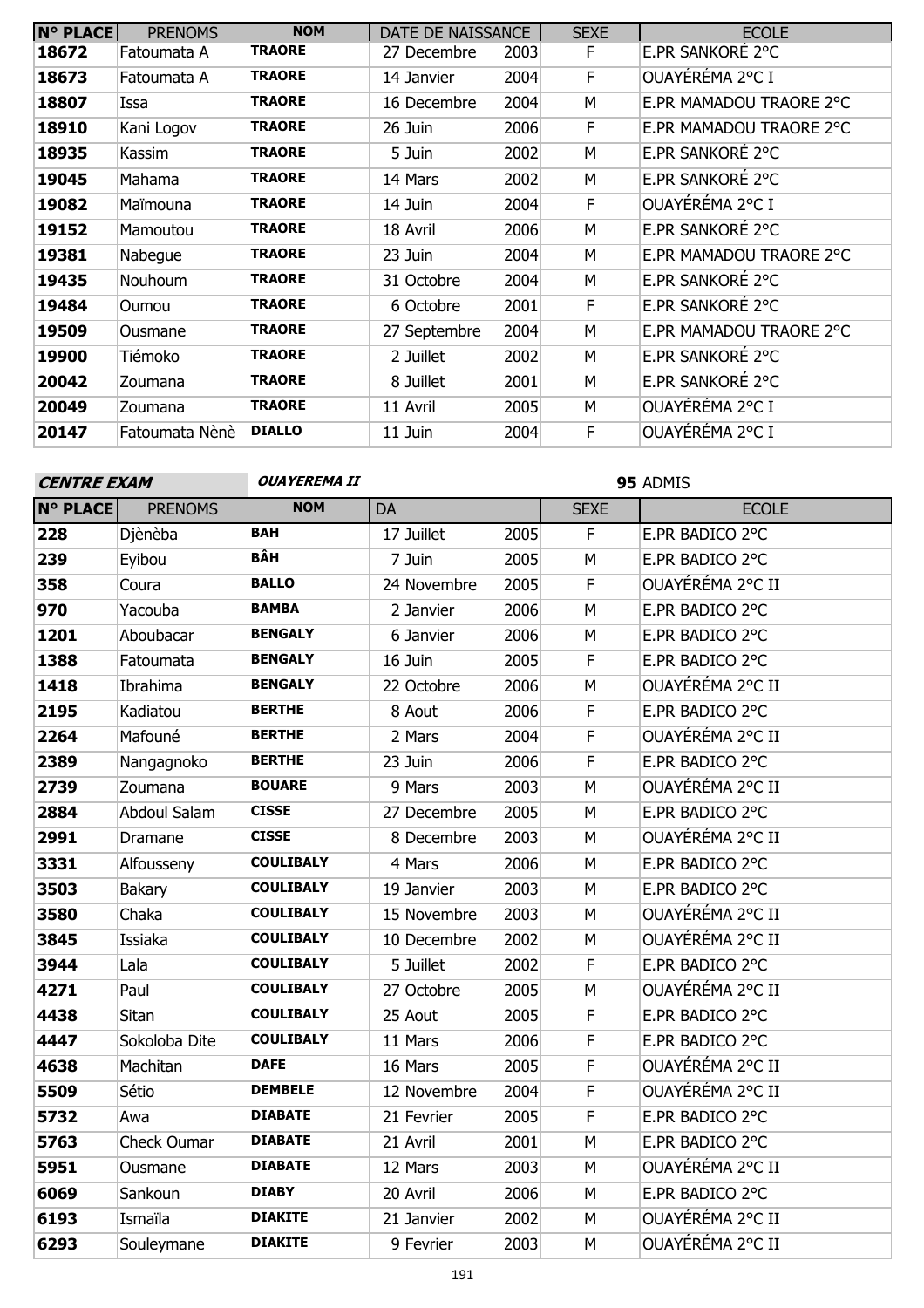| N° PLACE | PRENOMS | NOM | DATE DE NAISSANCE | | SEXE | ECOLE |
|---|---|---|---|---|---|---|
| 18672 | Fatoumata A | TRAORE | 27 Decembre | 2003 | F | E.PR SANKORÉ 2°C |
| 18673 | Fatoumata A | TRAORE | 14 Janvier | 2004 | F | OUAYÉRÉMA 2°C I |
| 18807 | Issa | TRAORE | 16 Decembre | 2004 | M | E.PR MAMADOU TRAORE 2°C |
| 18910 | Kani Logov | TRAORE | 26 Juin | 2006 | F | E.PR MAMADOU TRAORE 2°C |
| 18935 | Kassim | TRAORE | 5 Juin | 2002 | M | E.PR SANKORÉ 2°C |
| 19045 | Mahama | TRAORE | 14 Mars | 2002 | M | E.PR SANKORÉ 2°C |
| 19082 | Maïmouna | TRAORE | 14 Juin | 2004 | F | OUAYÉRÉMA 2°C I |
| 19152 | Mamoutou | TRAORE | 18 Avril | 2006 | M | E.PR SANKORÉ 2°C |
| 19381 | Nabegue | TRAORE | 23 Juin | 2004 | M | E.PR MAMADOU TRAORE 2°C |
| 19435 | Nouhoum | TRAORE | 31 Octobre | 2004 | M | E.PR SANKORÉ 2°C |
| 19484 | Oumou | TRAORE | 6 Octobre | 2001 | F | E.PR SANKORÉ 2°C |
| 19509 | Ousmane | TRAORE | 27 Septembre | 2004 | M | E.PR MAMADOU TRAORE 2°C |
| 19900 | Tiémoko | TRAORE | 2 Juillet | 2002 | M | E.PR SANKORÉ 2°C |
| 20042 | Zoumana | TRAORE | 8 Juillet | 2001 | M | E.PR SANKORÉ 2°C |
| 20049 | Zoumana | TRAORE | 11 Avril | 2005 | M | OUAYÉRÉMA 2°C I |
| 20147 | Fatoumata Nènè | DIALLO | 11 Juin | 2004 | F | OUAYÉRÉMA 2°C I |

***CENTRE EXAM*** ***OUAYEREMA II*** **95** ADMIS

| N° PLACE | PRENOMS | NOM | DA | | SEXE | ECOLE |
|---|---|---|---|---|---|---|
| 228 | Djènèba | BAH | 17 Juillet | 2005 | F | E.PR BADICO 2°C |
| 239 | Eyibou | BÂH | 7 Juin | 2005 | M | E.PR BADICO 2°C |
| 358 | Coura | BALLO | 24 Novembre | 2005 | F | OUAYÉRÉMA 2°C II |
| 970 | Yacouba | BAMBA | 2 Janvier | 2006 | M | E.PR BADICO 2°C |
| 1201 | Aboubacar | BENGALY | 6 Janvier | 2006 | M | E.PR BADICO 2°C |
| 1388 | Fatoumata | BENGALY | 16 Juin | 2005 | F | E.PR BADICO 2°C |
| 1418 | Ibrahima | BENGALY | 22 Octobre | 2006 | M | OUAYÉRÉMA 2°C II |
| 2195 | Kadiatou | BERTHE | 8 Aout | 2006 | F | E.PR BADICO 2°C |
| 2264 | Mafouné | BERTHE | 2 Mars | 2004 | F | OUAYÉRÉMA 2°C II |
| 2389 | Nangagnoko | BERTHE | 23 Juin | 2006 | F | E.PR BADICO 2°C |
| 2739 | Zoumana | BOUARE | 9 Mars | 2003 | M | OUAYÉRÉMA 2°C II |
| 2884 | Abdoul Salam | CISSE | 27 Decembre | 2005 | M | E.PR BADICO 2°C |
| 2991 | Dramane | CISSE | 8 Decembre | 2003 | M | OUAYÉRÉMA 2°C II |
| 3331 | Alfousseny | COULIBALY | 4 Mars | 2006 | M | E.PR BADICO 2°C |
| 3503 | Bakary | COULIBALY | 19 Janvier | 2003 | M | E.PR BADICO 2°C |
| 3580 | Chaka | COULIBALY | 15 Novembre | 2003 | M | OUAYÉRÉMA 2°C II |
| 3845 | Issiaka | COULIBALY | 10 Decembre | 2002 | M | OUAYÉRÉMA 2°C II |
| 3944 | Lala | COULIBALY | 5 Juillet | 2002 | F | E.PR BADICO 2°C |
| 4271 | Paul | COULIBALY | 27 Octobre | 2005 | M | OUAYÉRÉMA 2°C II |
| 4438 | Sitan | COULIBALY | 25 Aout | 2005 | F | E.PR BADICO 2°C |
| 4447 | Sokoloba Dite | COULIBALY | 11 Mars | 2006 | F | E.PR BADICO 2°C |
| 4638 | Machitan | DAFE | 16 Mars | 2005 | F | OUAYÉRÉMA 2°C II |
| 5509 | Sétio | DEMBELE | 12 Novembre | 2004 | F | OUAYÉRÉMA 2°C II |
| 5732 | Awa | DIABATE | 21 Fevrier | 2005 | F | E.PR BADICO 2°C |
| 5763 | Check Oumar | DIABATE | 21 Avril | 2001 | M | E.PR BADICO 2°C |
| 5951 | Ousmane | DIABATE | 12 Mars | 2003 | M | OUAYÉRÉMA 2°C II |
| 6069 | Sankoun | DIABY | 20 Avril | 2006 | M | E.PR BADICO 2°C |
| 6193 | Ismaïla | DIAKITE | 21 Janvier | 2002 | M | OUAYÉRÉMA 2°C II |
| 6293 | Souleymane | DIAKITE | 9 Fevrier | 2003 | M | OUAYÉRÉMA 2°C II |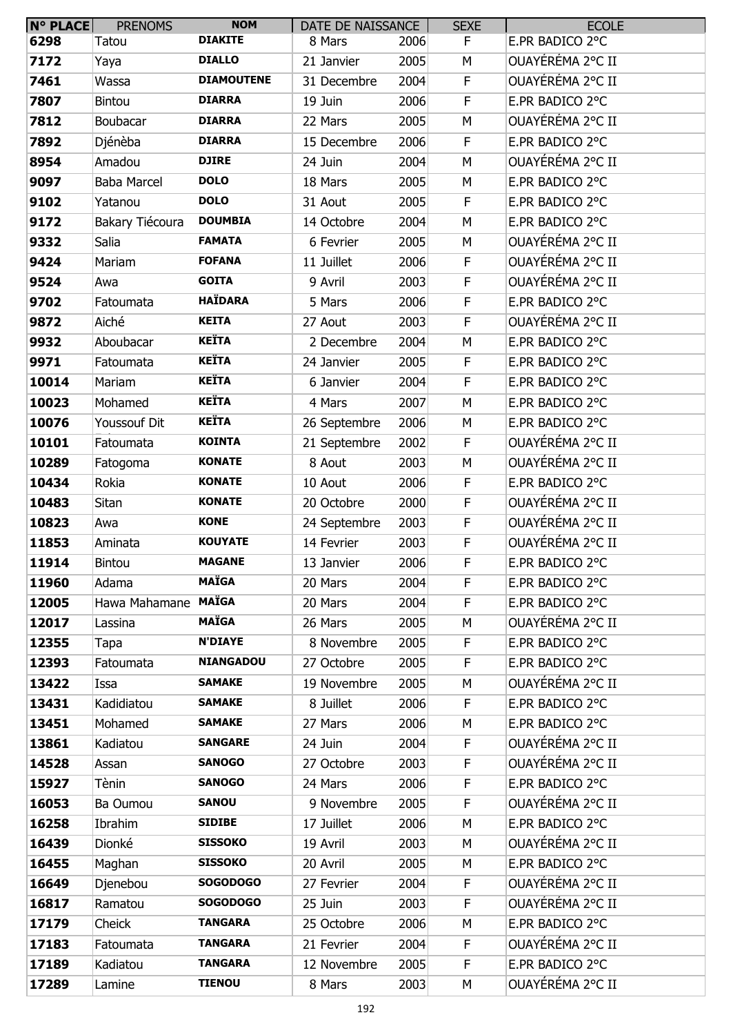| N° PLACE | PRENOMS | NOM | DATE DE NAISSANCE | | SEXE | ECOLE |
|---|---|---|---|---|---|---|
| 6298 | Tatou | DIAKITE | 8 Mars | 2006 | F | E.PR BADICO 2°C |
| 7172 | Yaya | DIALLO | 21 Janvier | 2005 | M | OUAYÉRÉMA 2°C II |
| 7461 | Wassa | DIAMOUTENE | 31 Decembre | 2004 | F | OUAYÉRÉMA 2°C II |
| 7807 | Bintou | DIARRA | 19 Juin | 2006 | F | E.PR BADICO 2°C |
| 7812 | Boubacar | DIARRA | 22 Mars | 2005 | M | OUAYÉRÉMA 2°C II |
| 7892 | Djénèba | DIARRA | 15 Decembre | 2006 | F | E.PR BADICO 2°C |
| 8954 | Amadou | DJIRE | 24 Juin | 2004 | M | OUAYÉRÉMA 2°C II |
| 9097 | Baba Marcel | DOLO | 18 Mars | 2005 | M | E.PR BADICO 2°C |
| 9102 | Yatanou | DOLO | 31 Aout | 2005 | F | E.PR BADICO 2°C |
| 9172 | Bakary Tiécoura | DOUMBIA | 14 Octobre | 2004 | M | E.PR BADICO 2°C |
| 9332 | Salia | FAMATA | 6 Fevrier | 2005 | M | OUAYÉRÉMA 2°C II |
| 9424 | Mariam | FOFANA | 11 Juillet | 2006 | F | OUAYÉRÉMA 2°C II |
| 9524 | Awa | GOITA | 9 Avril | 2003 | F | OUAYÉRÉMA 2°C II |
| 9702 | Fatoumata | HAÏDARA | 5 Mars | 2006 | F | E.PR BADICO 2°C |
| 9872 | Aiché | KEITA | 27 Aout | 2003 | F | OUAYÉRÉMA 2°C II |
| 9932 | Aboubacar | KEÏTA | 2 Decembre | 2004 | M | E.PR BADICO 2°C |
| 9971 | Fatoumata | KEÏTA | 24 Janvier | 2005 | F | E.PR BADICO 2°C |
| 10014 | Mariam | KEÏTA | 6 Janvier | 2004 | F | E.PR BADICO 2°C |
| 10023 | Mohamed | KEÏTA | 4 Mars | 2007 | M | E.PR BADICO 2°C |
| 10076 | Youssouf Dit | KEÏTA | 26 Septembre | 2006 | M | E.PR BADICO 2°C |
| 10101 | Fatoumata | KOINTA | 21 Septembre | 2002 | F | OUAYÉRÉMA 2°C II |
| 10289 | Fatogoma | KONATE | 8 Aout | 2003 | M | OUAYÉRÉMA 2°C II |
| 10434 | Rokia | KONATE | 10 Aout | 2006 | F | E.PR BADICO 2°C |
| 10483 | Sitan | KONATE | 20 Octobre | 2000 | F | OUAYÉRÉMA 2°C II |
| 10823 | Awa | KONE | 24 Septembre | 2003 | F | OUAYÉRÉMA 2°C II |
| 11853 | Aminata | KOUYATE | 14 Fevrier | 2003 | F | OUAYÉRÉMA 2°C II |
| 11914 | Bintou | MAGANE | 13 Janvier | 2006 | F | E.PR BADICO 2°C |
| 11960 | Adama | MAÏGA | 20 Mars | 2004 | F | E.PR BADICO 2°C |
| 12005 | Hawa Mahamane | MAÏGA | 20 Mars | 2004 | F | E.PR BADICO 2°C |
| 12017 | Lassina | MAÏGA | 26 Mars | 2005 | M | OUAYÉRÉMA 2°C II |
| 12355 | Tapa | N'DIAYE | 8 Novembre | 2005 | F | E.PR BADICO 2°C |
| 12393 | Fatoumata | NIANGADOU | 27 Octobre | 2005 | F | E.PR BADICO 2°C |
| 13422 | Issa | SAMAKE | 19 Novembre | 2005 | M | OUAYÉRÉMA 2°C II |
| 13431 | Kadidiatou | SAMAKE | 8 Juillet | 2006 | F | E.PR BADICO 2°C |
| 13451 | Mohamed | SAMAKE | 27 Mars | 2006 | M | E.PR BADICO 2°C |
| 13861 | Kadiatou | SANGARE | 24 Juin | 2004 | F | OUAYÉRÉMA 2°C II |
| 14528 | Assan | SANOGO | 27 Octobre | 2003 | F | OUAYÉRÉMA 2°C II |
| 15927 | Tènin | SANOGO | 24 Mars | 2006 | F | E.PR BADICO 2°C |
| 16053 | Ba Oumou | SANOU | 9 Novembre | 2005 | F | OUAYÉRÉMA 2°C II |
| 16258 | Ibrahim | SIDIBE | 17 Juillet | 2006 | M | E.PR BADICO 2°C |
| 16439 | Dionké | SISSOKO | 19 Avril | 2003 | M | OUAYÉRÉMA 2°C II |
| 16455 | Maghan | SISSOKO | 20 Avril | 2005 | M | E.PR BADICO 2°C |
| 16649 | Djenebou | SOGODOGO | 27 Fevrier | 2004 | F | OUAYÉRÉMA 2°C II |
| 16817 | Ramatou | SOGODOGO | 25 Juin | 2003 | F | OUAYÉRÉMA 2°C II |
| 17179 | Cheick | TANGARA | 25 Octobre | 2006 | M | E.PR BADICO 2°C |
| 17183 | Fatoumata | TANGARA | 21 Fevrier | 2004 | F | OUAYÉRÉMA 2°C II |
| 17189 | Kadiatou | TANGARA | 12 Novembre | 2005 | F | E.PR BADICO 2°C |
| 17289 | Lamine | TIENOU | 8 Mars | 2003 | M | OUAYÉRÉMA 2°C II |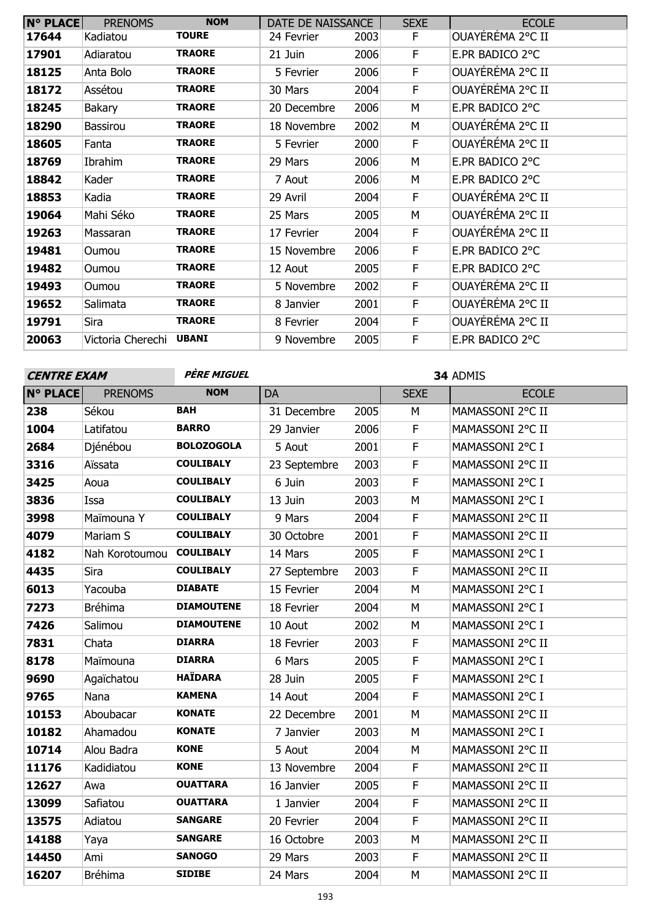| N° PLACE | PRENOMS | NOM | DATE DE NAISSANCE | | SEXE | ECOLE |
|---|---|---|---|---|---|---|
| 17644 | Kadiatou | TOURE | 24 Fevrier | 2003 | F | OUAYÉRÉMA 2°C II |
| 17901 | Adiaratou | TRAORE | 21 Juin | 2006 | F | E.PR BADICO 2°C |
| 18125 | Anta Bolo | TRAORE | 5 Fevrier | 2006 | F | OUAYÉRÉMA 2°C II |
| 18172 | Assétou | TRAORE | 30 Mars | 2004 | F | OUAYÉRÉMA 2°C II |
| 18245 | Bakary | TRAORE | 20 Decembre | 2006 | M | E.PR BADICO 2°C |
| 18290 | Bassirou | TRAORE | 18 Novembre | 2002 | M | OUAYÉRÉMA 2°C II |
| 18605 | Fanta | TRAORE | 5 Fevrier | 2000 | F | OUAYÉRÉMA 2°C II |
| 18769 | Ibrahim | TRAORE | 29 Mars | 2006 | M | E.PR BADICO 2°C |
| 18842 | Kader | TRAORE | 7 Aout | 2006 | M | E.PR BADICO 2°C |
| 18853 | Kadia | TRAORE | 29 Avril | 2004 | F | OUAYÉRÉMA 2°C II |
| 19064 | Mahi Séko | TRAORE | 25 Mars | 2005 | M | OUAYÉRÉMA 2°C II |
| 19263 | Massaran | TRAORE | 17 Fevrier | 2004 | F | OUAYÉRÉMA 2°C II |
| 19481 | Oumou | TRAORE | 15 Novembre | 2006 | F | E.PR BADICO 2°C |
| 19482 | Oumou | TRAORE | 12 Aout | 2005 | F | E.PR BADICO 2°C |
| 19493 | Oumou | TRAORE | 5 Novembre | 2002 | F | OUAYÉRÉMA 2°C II |
| 19652 | Salimata | TRAORE | 8 Janvier | 2001 | F | OUAYÉRÉMA 2°C II |
| 19791 | Sira | TRAORE | 8 Fevrier | 2004 | F | OUAYÉRÉMA 2°C II |
| 20063 | Victoria Cherechi | UBANI | 9 Novembre | 2005 | F | E.PR BADICO 2°C |

***CENTRE EXAM*** ***PÈRE MIGUEL*** **34** ADMIS

| N° PLACE | PRENOMS | NOM | DA | | SEXE | ECOLE |
|---|---|---|---|---|---|---|
| 238 | Sékou | BAH | 31 Decembre | 2005 | M | MAMASSONI 2°C II |
| 1004 | Latifatou | BARRO | 29 Janvier | 2006 | F | MAMASSONI 2°C II |
| 2684 | Djénébou | BOLOZOGOLA | 5 Aout | 2001 | F | MAMASSONI 2°C I |
| 3316 | Aïssata | COULIBALY | 23 Septembre | 2003 | F | MAMASSONI 2°C II |
| 3425 | Aoua | COULIBALY | 6 Juin | 2003 | F | MAMASSONI 2°C I |
| 3836 | Issa | COULIBALY | 13 Juin | 2003 | M | MAMASSONI 2°C I |
| 3998 | Maïmouna Y | COULIBALY | 9 Mars | 2004 | F | MAMASSONI 2°C II |
| 4079 | Mariam S | COULIBALY | 30 Octobre | 2001 | F | MAMASSONI 2°C II |
| 4182 | Nah Korotoumou | COULIBALY | 14 Mars | 2005 | F | MAMASSONI 2°C I |
| 4435 | Sira | COULIBALY | 27 Septembre | 2003 | F | MAMASSONI 2°C II |
| 6013 | Yacouba | DIABATE | 15 Fevrier | 2004 | M | MAMASSONI 2°C I |
| 7273 | Bréhima | DIAMOUTENE | 18 Fevrier | 2004 | M | MAMASSONI 2°C I |
| 7426 | Salimou | DIAMOUTENE | 10 Aout | 2002 | M | MAMASSONI 2°C I |
| 7831 | Chata | DIARRA | 18 Fevrier | 2003 | F | MAMASSONI 2°C II |
| 8178 | Maïmouna | DIARRA | 6 Mars | 2005 | F | MAMASSONI 2°C I |
| 9690 | Agaïchatou | HAÏDARA | 28 Juin | 2005 | F | MAMASSONI 2°C I |
| 9765 | Nana | KAMENA | 14 Aout | 2004 | F | MAMASSONI 2°C I |
| 10153 | Aboubacar | KONATE | 22 Decembre | 2001 | M | MAMASSONI 2°C II |
| 10182 | Ahamadou | KONATE | 7 Janvier | 2003 | M | MAMASSONI 2°C I |
| 10714 | Alou Badra | KONE | 5 Aout | 2004 | M | MAMASSONI 2°C II |
| 11176 | Kadidiatou | KONE | 13 Novembre | 2004 | F | MAMASSONI 2°C II |
| 12627 | Awa | OUATTARA | 16 Janvier | 2005 | F | MAMASSONI 2°C II |
| 13099 | Safiatou | OUATTARA | 1 Janvier | 2004 | F | MAMASSONI 2°C II |
| 13575 | Adiatou | SANGARE | 20 Fevrier | 2004 | F | MAMASSONI 2°C II |
| 14188 | Yaya | SANGARE | 16 Octobre | 2003 | M | MAMASSONI 2°C II |
| 14450 | Ami | SANOGO | 29 Mars | 2003 | F | MAMASSONI 2°C II |
| 16207 | Bréhima | SIDIBE | 24 Mars | 2004 | M | MAMASSONI 2°C II |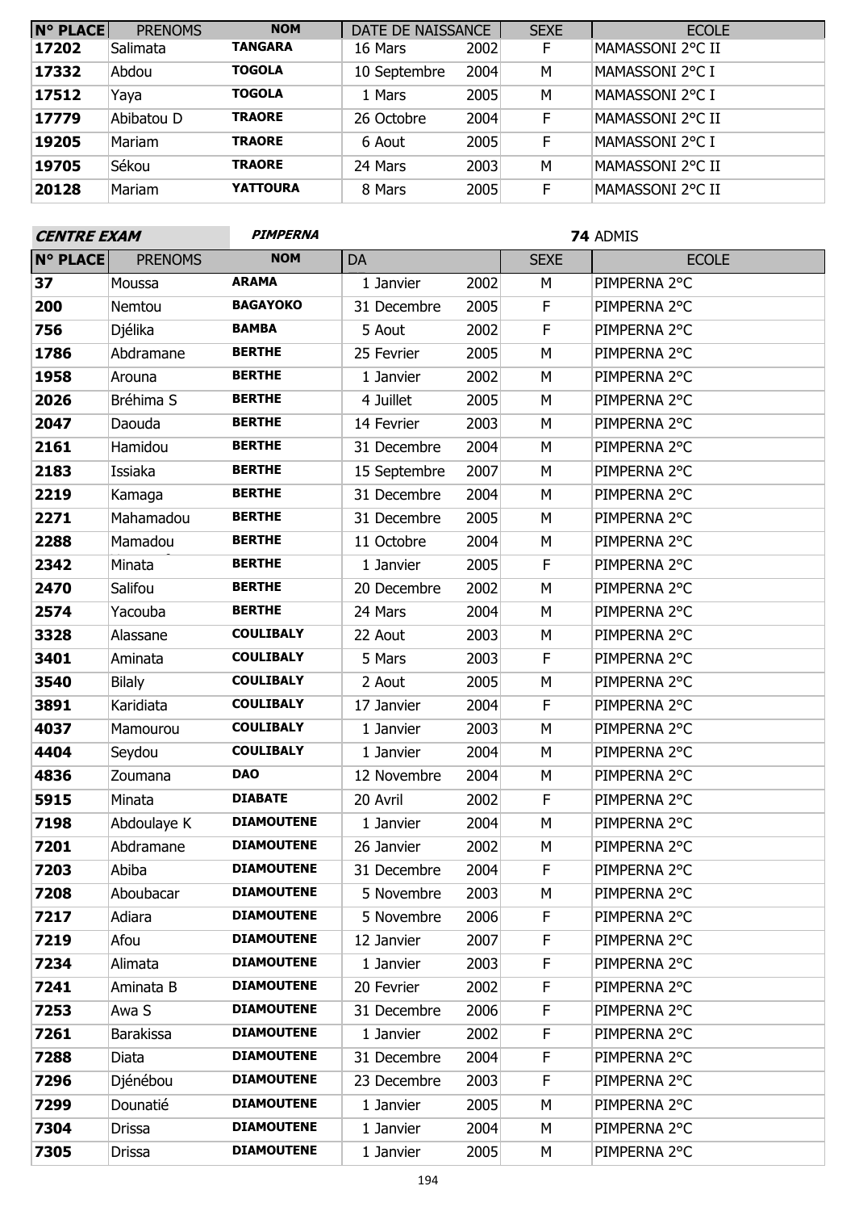| N° PLACE | PRENOMS | NOM | DATE DE NAISSANCE | | SEXE | ECOLE |
|---|---|---|---|---|---|---|
| 17202 | Salimata | TANGARA | 16 Mars | 2002 | F | MAMASSONI 2°C II |
| 17332 | Abdou | TOGOLA | 10 Septembre | 2004 | M | MAMASSONI 2°C I |
| 17512 | Yaya | TOGOLA | 1 Mars | 2005 | M | MAMASSONI 2°C I |
| 17779 | Abibatou D | TRAORE | 26 Octobre | 2004 | F | MAMASSONI 2°C II |
| 19205 | Mariam | TRAORE | 6 Aout | 2005 | F | MAMASSONI 2°C I |
| 19705 | Sékou | TRAORE | 24 Mars | 2003 | M | MAMASSONI 2°C II |
| 20128 | Mariam | YATTOURA | 8 Mars | 2005 | F | MAMASSONI 2°C II |

***CENTRE EXAM*** ***PIMPERNA*** **74** ADMIS

| N° PLACE | PRENOMS | NOM | DA | | SEXE | ECOLE |
|---|---|---|---|---|---|---|
| 37 | Moussa | ARAMA | 1 Janvier | 2002 | M | PIMPERNA 2°C |
| 200 | Nemtou | BAGAYOKO | 31 Decembre | 2005 | F | PIMPERNA 2°C |
| 756 | Djélika | BAMBA | 5 Aout | 2002 | F | PIMPERNA 2°C |
| 1786 | Abdramane | BERTHE | 25 Fevrier | 2005 | M | PIMPERNA 2°C |
| 1958 | Arouna | BERTHE | 1 Janvier | 2002 | M | PIMPERNA 2°C |
| 2026 | Bréhima S | BERTHE | 4 Juillet | 2005 | M | PIMPERNA 2°C |
| 2047 | Daouda | BERTHE | 14 Fevrier | 2003 | M | PIMPERNA 2°C |
| 2161 | Hamidou | BERTHE | 31 Decembre | 2004 | M | PIMPERNA 2°C |
| 2183 | Issiaka | BERTHE | 15 Septembre | 2007 | M | PIMPERNA 2°C |
| 2219 | Kamaga | BERTHE | 31 Decembre | 2004 | M | PIMPERNA 2°C |
| 2271 | Mahamadou | BERTHE | 31 Decembre | 2005 | M | PIMPERNA 2°C |
| 2288 | Mamadou | BERTHE | 11 Octobre | 2004 | M | PIMPERNA 2°C |
| 2342 | Minata | BERTHE | 1 Janvier | 2005 | F | PIMPERNA 2°C |
| 2470 | Salifou | BERTHE | 20 Decembre | 2002 | M | PIMPERNA 2°C |
| 2574 | Yacouba | BERTHE | 24 Mars | 2004 | M | PIMPERNA 2°C |
| 3328 | Alassane | COULIBALY | 22 Aout | 2003 | M | PIMPERNA 2°C |
| 3401 | Aminata | COULIBALY | 5 Mars | 2003 | F | PIMPERNA 2°C |
| 3540 | Bilaly | COULIBALY | 2 Aout | 2005 | M | PIMPERNA 2°C |
| 3891 | Karidiata | COULIBALY | 17 Janvier | 2004 | F | PIMPERNA 2°C |
| 4037 | Mamourou | COULIBALY | 1 Janvier | 2003 | M | PIMPERNA 2°C |
| 4404 | Seydou | COULIBALY | 1 Janvier | 2004 | M | PIMPERNA 2°C |
| 4836 | Zoumana | DAO | 12 Novembre | 2004 | M | PIMPERNA 2°C |
| 5915 | Minata | DIABATE | 20 Avril | 2002 | F | PIMPERNA 2°C |
| 7198 | Abdoulaye K | DIAMOUTENE | 1 Janvier | 2004 | M | PIMPERNA 2°C |
| 7201 | Abdramane | DIAMOUTENE | 26 Janvier | 2002 | M | PIMPERNA 2°C |
| 7203 | Abiba | DIAMOUTENE | 31 Decembre | 2004 | F | PIMPERNA 2°C |
| 7208 | Aboubacar | DIAMOUTENE | 5 Novembre | 2003 | M | PIMPERNA 2°C |
| 7217 | Adiara | DIAMOUTENE | 5 Novembre | 2006 | F | PIMPERNA 2°C |
| 7219 | Afou | DIAMOUTENE | 12 Janvier | 2007 | F | PIMPERNA 2°C |
| 7234 | Alimata | DIAMOUTENE | 1 Janvier | 2003 | F | PIMPERNA 2°C |
| 7241 | Aminata B | DIAMOUTENE | 20 Fevrier | 2002 | F | PIMPERNA 2°C |
| 7253 | Awa S | DIAMOUTENE | 31 Decembre | 2006 | F | PIMPERNA 2°C |
| 7261 | Barakissa | DIAMOUTENE | 1 Janvier | 2002 | F | PIMPERNA 2°C |
| 7288 | Diata | DIAMOUTENE | 31 Decembre | 2004 | F | PIMPERNA 2°C |
| 7296 | Djénébou | DIAMOUTENE | 23 Decembre | 2003 | F | PIMPERNA 2°C |
| 7299 | Dounatié | DIAMOUTENE | 1 Janvier | 2005 | M | PIMPERNA 2°C |
| 7304 | Drissa | DIAMOUTENE | 1 Janvier | 2004 | M | PIMPERNA 2°C |
| 7305 | Drissa | DIAMOUTENE | 1 Janvier | 2005 | M | PIMPERNA 2°C |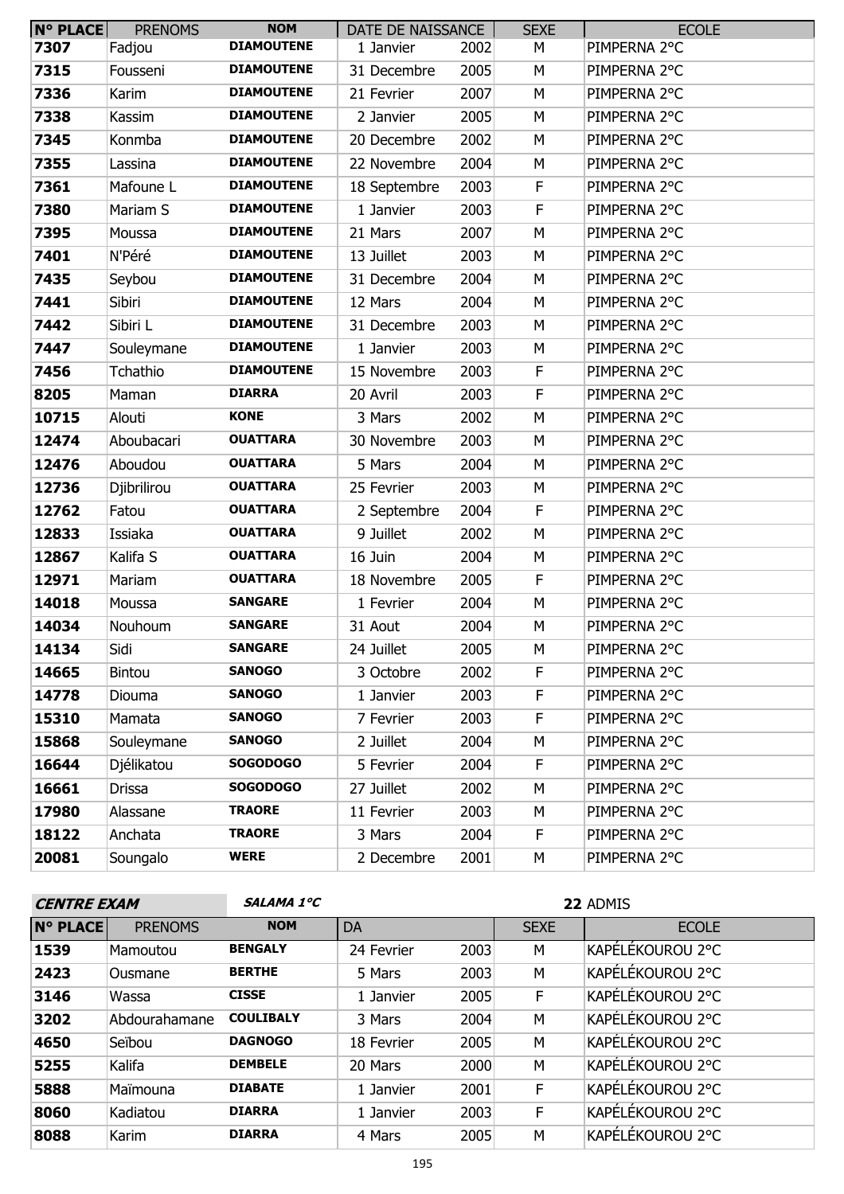| N° PLACE | PRENOMS | NOM | DATE DE NAISSANCE | | SEXE | ECOLE |
|---|---|---|---|---|---|---|
| 7307 | Fadjou | DIAMOUTENE | 1 Janvier | 2002 | M | PIMPERNA 2°C |
| 7315 | Fousseni | DIAMOUTENE | 31 Decembre | 2005 | M | PIMPERNA 2°C |
| 7336 | Karim | DIAMOUTENE | 21 Fevrier | 2007 | M | PIMPERNA 2°C |
| 7338 | Kassim | DIAMOUTENE | 2 Janvier | 2005 | M | PIMPERNA 2°C |
| 7345 | Konmba | DIAMOUTENE | 20 Decembre | 2002 | M | PIMPERNA 2°C |
| 7355 | Lassina | DIAMOUTENE | 22 Novembre | 2004 | M | PIMPERNA 2°C |
| 7361 | Mafoune L | DIAMOUTENE | 18 Septembre | 2003 | F | PIMPERNA 2°C |
| 7380 | Mariam S | DIAMOUTENE | 1 Janvier | 2003 | F | PIMPERNA 2°C |
| 7395 | Moussa | DIAMOUTENE | 21 Mars | 2007 | M | PIMPERNA 2°C |
| 7401 | N'Péré | DIAMOUTENE | 13 Juillet | 2003 | M | PIMPERNA 2°C |
| 7435 | Seybou | DIAMOUTENE | 31 Decembre | 2004 | M | PIMPERNA 2°C |
| 7441 | Sibiri | DIAMOUTENE | 12 Mars | 2004 | M | PIMPERNA 2°C |
| 7442 | Sibiri L | DIAMOUTENE | 31 Decembre | 2003 | M | PIMPERNA 2°C |
| 7447 | Souleymane | DIAMOUTENE | 1 Janvier | 2003 | M | PIMPERNA 2°C |
| 7456 | Tchathio | DIAMOUTENE | 15 Novembre | 2003 | F | PIMPERNA 2°C |
| 8205 | Maman | DIARRA | 20 Avril | 2003 | F | PIMPERNA 2°C |
| 10715 | Alouti | KONE | 3 Mars | 2002 | M | PIMPERNA 2°C |
| 12474 | Aboubacari | OUATTARA | 30 Novembre | 2003 | M | PIMPERNA 2°C |
| 12476 | Aboudou | OUATTARA | 5 Mars | 2004 | M | PIMPERNA 2°C |
| 12736 | Djibrilirou | OUATTARA | 25 Fevrier | 2003 | M | PIMPERNA 2°C |
| 12762 | Fatou | OUATTARA | 2 Septembre | 2004 | F | PIMPERNA 2°C |
| 12833 | Issiaka | OUATTARA | 9 Juillet | 2002 | M | PIMPERNA 2°C |
| 12867 | Kalifa S | OUATTARA | 16 Juin | 2004 | M | PIMPERNA 2°C |
| 12971 | Mariam | OUATTARA | 18 Novembre | 2005 | F | PIMPERNA 2°C |
| 14018 | Moussa | SANGARE | 1 Fevrier | 2004 | M | PIMPERNA 2°C |
| 14034 | Nouhoum | SANGARE | 31 Aout | 2004 | M | PIMPERNA 2°C |
| 14134 | Sidi | SANGARE | 24 Juillet | 2005 | M | PIMPERNA 2°C |
| 14665 | Bintou | SANOGO | 3 Octobre | 2002 | F | PIMPERNA 2°C |
| 14778 | Diouma | SANOGO | 1 Janvier | 2003 | F | PIMPERNA 2°C |
| 15310 | Mamata | SANOGO | 7 Fevrier | 2003 | F | PIMPERNA 2°C |
| 15868 | Souleymane | SANOGO | 2 Juillet | 2004 | M | PIMPERNA 2°C |
| 16644 | Djélikatou | SOGODOGO | 5 Fevrier | 2004 | F | PIMPERNA 2°C |
| 16661 | Drissa | SOGODOGO | 27 Juillet | 2002 | M | PIMPERNA 2°C |
| 17980 | Alassane | TRAORE | 11 Fevrier | 2003 | M | PIMPERNA 2°C |
| 18122 | Anchata | TRAORE | 3 Mars | 2004 | F | PIMPERNA 2°C |
| 20081 | Soungalo | WERE | 2 Decembre | 2001 | M | PIMPERNA 2°C |

***CENTRE EXAM*** ***SALAMA 1°C*** **22** ADMIS

| N° PLACE | PRENOMS | NOM | DA | | SEXE | ECOLE |
|---|---|---|---|---|---|---|
| 1539 | Mamoutou | BENGALY | 24 Fevrier | 2003 | M | KAPÉLÉKOUROU 2°C |
| 2423 | Ousmane | BERTHE | 5 Mars | 2003 | M | KAPÉLÉKOUROU 2°C |
| 3146 | Wassa | CISSE | 1 Janvier | 2005 | F | KAPÉLÉKOUROU 2°C |
| 3202 | Abdourahamane | COULIBALY | 3 Mars | 2004 | M | KAPÉLÉKOUROU 2°C |
| 4650 | Seïbou | DAGNOGO | 18 Fevrier | 2005 | M | KAPÉLÉKOUROU 2°C |
| 5255 | Kalifa | DEMBELE | 20 Mars | 2000 | M | KAPÉLÉKOUROU 2°C |
| 5888 | Maïmouna | DIABATE | 1 Janvier | 2001 | F | KAPÉLÉKOUROU 2°C |
| 8060 | Kadiatou | DIARRA | 1 Janvier | 2003 | F | KAPÉLÉKOUROU 2°C |
| 8088 | Karim | DIARRA | 4 Mars | 2005 | M | KAPÉLÉKOUROU 2°C |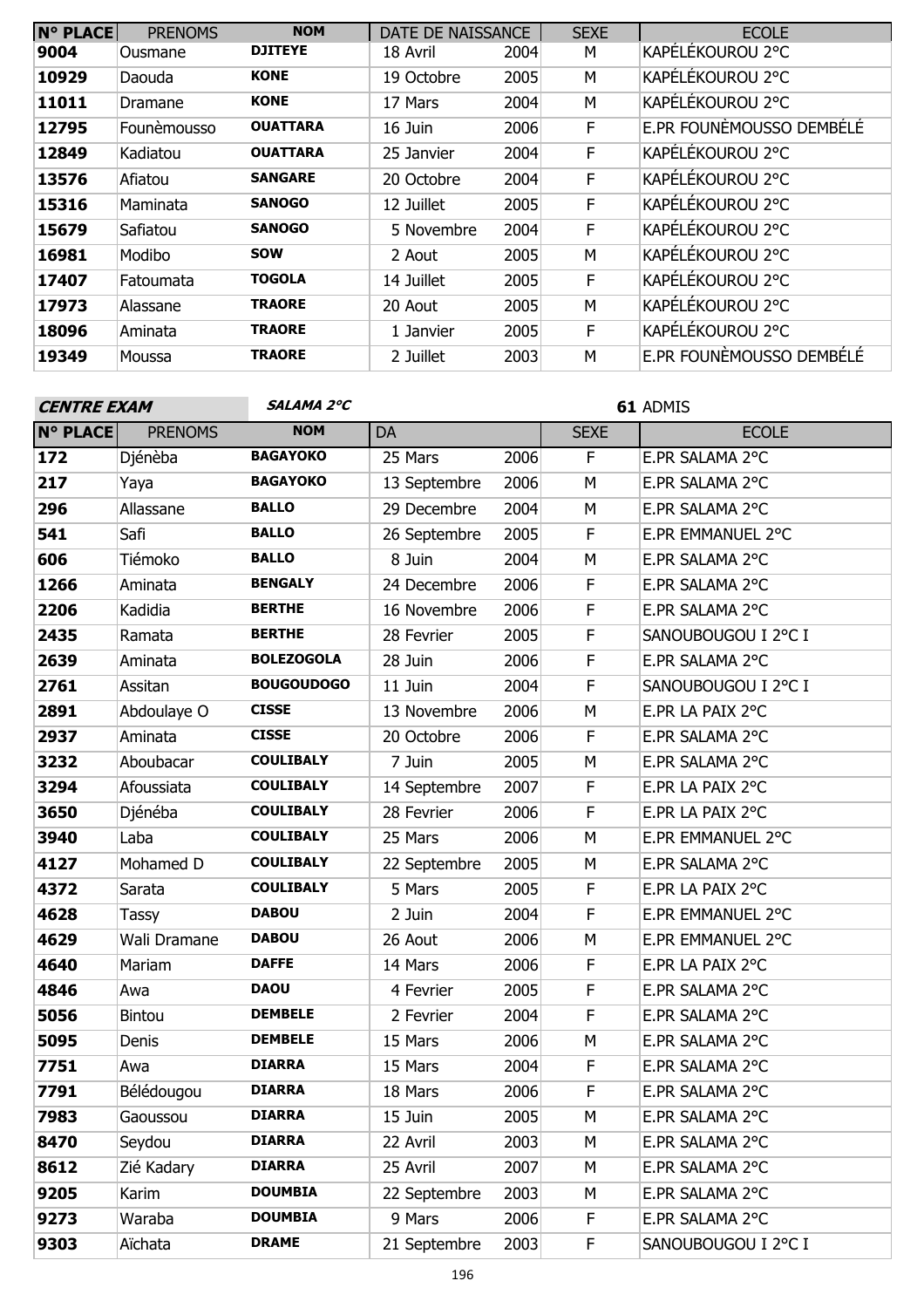| N° PLACE | PRENOMS | NOM | DATE DE NAISSANCE | | SEXE | ECOLE |
|---|---|---|---|---|---|---|
| 9004 | Ousmane | DJITEYE | 18 Avril | 2004 | M | KAPÉLÉKOUROU 2°C |
| 10929 | Daouda | KONE | 19 Octobre | 2005 | M | KAPÉLÉKOUROU 2°C |
| 11011 | Dramane | KONE | 17 Mars | 2004 | M | KAPÉLÉKOUROU 2°C |
| 12795 | Founèmousso | OUATTARA | 16 Juin | 2006 | F | E.PR FOUNÈMOUSSO DEMBÉLÉ |
| 12849 | Kadiatou | OUATTARA | 25 Janvier | 2004 | F | KAPÉLÉKOUROU 2°C |
| 13576 | Afiatou | SANGARE | 20 Octobre | 2004 | F | KAPÉLÉKOUROU 2°C |
| 15316 | Maminata | SANOGO | 12 Juillet | 2005 | F | KAPÉLÉKOUROU 2°C |
| 15679 | Safiatou | SANOGO | 5 Novembre | 2004 | F | KAPÉLÉKOUROU 2°C |
| 16981 | Modibo | SOW | 2 Aout | 2005 | M | KAPÉLÉKOUROU 2°C |
| 17407 | Fatoumata | TOGOLA | 14 Juillet | 2005 | F | KAPÉLÉKOUROU 2°C |
| 17973 | Alassane | TRAORE | 20 Aout | 2005 | M | KAPÉLÉKOUROU 2°C |
| 18096 | Aminata | TRAORE | 1 Janvier | 2005 | F | KAPÉLÉKOUROU 2°C |
| 19349 | Moussa | TRAORE | 2 Juillet | 2003 | M | E.PR FOUNÈMOUSSO DEMBÉLÉ |

***CENTRE EXAM*** ***SALAMA 2°C*** **61** ADMIS

| N° PLACE | PRENOMS | NOM | DA | | SEXE | ECOLE |
|---|---|---|---|---|---|---|
| 172 | Djénèba | BAGAYOKO | 25 Mars | 2006 | F | E.PR SALAMA 2°C |
| 217 | Yaya | BAGAYOKO | 13 Septembre | 2006 | M | E.PR SALAMA 2°C |
| 296 | Allassane | BALLO | 29 Decembre | 2004 | M | E.PR SALAMA 2°C |
| 541 | Safi | BALLO | 26 Septembre | 2005 | F | E.PR EMMANUEL 2°C |
| 606 | Tiémoko | BALLO | 8 Juin | 2004 | M | E.PR SALAMA 2°C |
| 1266 | Aminata | BENGALY | 24 Decembre | 2006 | F | E.PR SALAMA 2°C |
| 2206 | Kadidia | BERTHE | 16 Novembre | 2006 | F | E.PR SALAMA 2°C |
| 2435 | Ramata | BERTHE | 28 Fevrier | 2005 | F | SANOUBOUGOU I 2°C I |
| 2639 | Aminata | BOLEZOGOLA | 28 Juin | 2006 | F | E.PR SALAMA 2°C |
| 2761 | Assitan | BOUGOUDOGO | 11 Juin | 2004 | F | SANOUBOUGOU I 2°C I |
| 2891 | Abdoulaye O | CISSE | 13 Novembre | 2006 | M | E.PR LA PAIX 2°C |
| 2937 | Aminata | CISSE | 20 Octobre | 2006 | F | E.PR SALAMA 2°C |
| 3232 | Aboubacar | COULIBALY | 7 Juin | 2005 | M | E.PR SALAMA 2°C |
| 3294 | Afoussiata | COULIBALY | 14 Septembre | 2007 | F | E.PR LA PAIX 2°C |
| 3650 | Djénéba | COULIBALY | 28 Fevrier | 2006 | F | E.PR LA PAIX 2°C |
| 3940 | Laba | COULIBALY | 25 Mars | 2006 | M | E.PR EMMANUEL 2°C |
| 4127 | Mohamed D | COULIBALY | 22 Septembre | 2005 | M | E.PR SALAMA 2°C |
| 4372 | Sarata | COULIBALY | 5 Mars | 2005 | F | E.PR LA PAIX 2°C |
| 4628 | Tassy | DABOU | 2 Juin | 2004 | F | E.PR EMMANUEL 2°C |
| 4629 | Wali Dramane | DABOU | 26 Aout | 2006 | M | E.PR EMMANUEL 2°C |
| 4640 | Mariam | DAFFE | 14 Mars | 2006 | F | E.PR LA PAIX 2°C |
| 4846 | Awa | DAOU | 4 Fevrier | 2005 | F | E.PR SALAMA 2°C |
| 5056 | Bintou | DEMBELE | 2 Fevrier | 2004 | F | E.PR SALAMA 2°C |
| 5095 | Denis | DEMBELE | 15 Mars | 2006 | M | E.PR SALAMA 2°C |
| 7751 | Awa | DIARRA | 15 Mars | 2004 | F | E.PR SALAMA 2°C |
| 7791 | Bélédougou | DIARRA | 18 Mars | 2006 | F | E.PR SALAMA 2°C |
| 7983 | Gaoussou | DIARRA | 15 Juin | 2005 | M | E.PR SALAMA 2°C |
| 8470 | Seydou | DIARRA | 22 Avril | 2003 | M | E.PR SALAMA 2°C |
| 8612 | Zié Kadary | DIARRA | 25 Avril | 2007 | M | E.PR SALAMA 2°C |
| 9205 | Karim | DOUMBIA | 22 Septembre | 2003 | M | E.PR SALAMA 2°C |
| 9273 | Waraba | DOUMBIA | 9 Mars | 2006 | F | E.PR SALAMA 2°C |
| 9303 | Aïchata | DRAME | 21 Septembre | 2003 | F | SANOUBOUGOU I 2°C I |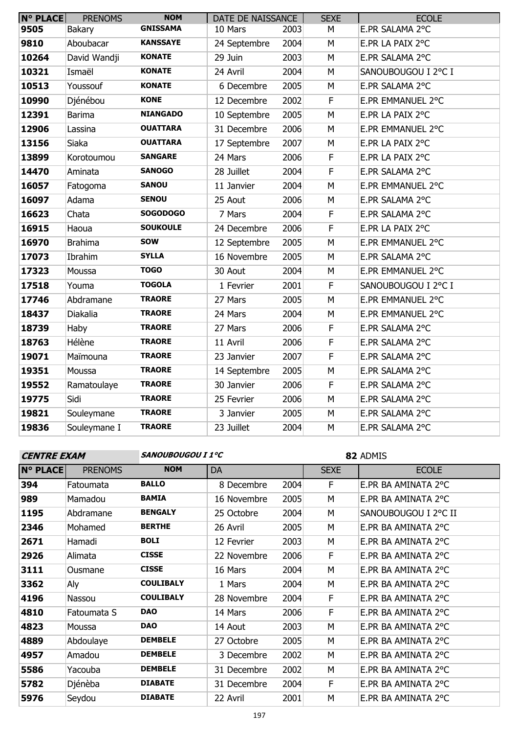| N° PLACE | PRENOMS | NOM | DATE DE NAISSANCE | | SEXE | ECOLE |
|---|---|---|---|---|---|---|
| 9505 | Bakary | **GNISSAMA** | 10 Mars | 2003 | M | E.PR SALAMA 2°C |
| 9810 | Aboubacar | **KANSSAYE** | 24 Septembre | 2004 | M | E.PR LA PAIX 2°C |
| 10264 | David Wandji | **KONATE** | 29 Juin | 2003 | M | E.PR SALAMA 2°C |
| 10321 | Ismaël | **KONATE** | 24 Avril | 2004 | M | SANOUBOUGOU I 2°C I |
| 10513 | Youssouf | **KONATE** | 6 Decembre | 2005 | M | E.PR SALAMA 2°C |
| 10990 | Djénébou | **KONE** | 12 Decembre | 2002 | F | E.PR EMMANUEL 2°C |
| 12391 | Barima | **NIANGADO** | 10 Septembre | 2005 | M | E.PR LA PAIX 2°C |
| 12906 | Lassina | **OUATTARA** | 31 Decembre | 2006 | M | E.PR EMMANUEL 2°C |
| 13156 | Siaka | **OUATTARA** | 17 Septembre | 2007 | M | E.PR LA PAIX 2°C |
| 13899 | Korotoumou | **SANGARE** | 24 Mars | 2006 | F | E.PR LA PAIX 2°C |
| 14470 | Aminata | **SANOGO** | 28 Juillet | 2004 | F | E.PR SALAMA 2°C |
| 16057 | Fatogoma | **SANOU** | 11 Janvier | 2004 | M | E.PR EMMANUEL 2°C |
| 16097 | Adama | **SENOU** | 25 Aout | 2006 | M | E.PR SALAMA 2°C |
| 16623 | Chata | **SOGODOGO** | 7 Mars | 2004 | F | E.PR SALAMA 2°C |
| 16915 | Haoua | **SOUKOULE** | 24 Decembre | 2006 | F | E.PR LA PAIX 2°C |
| 16970 | Brahima | **SOW** | 12 Septembre | 2005 | M | E.PR EMMANUEL 2°C |
| 17073 | Ibrahim | **SYLLA** | 16 Novembre | 2005 | M | E.PR SALAMA 2°C |
| 17323 | Moussa | **TOGO** | 30 Aout | 2004 | M | E.PR EMMANUEL 2°C |
| 17518 | Youma | **TOGOLA** | 1 Fevrier | 2001 | F | SANOUBOUGOU I 2°C I |
| 17746 | Abdramane | **TRAORE** | 27 Mars | 2005 | M | E.PR EMMANUEL 2°C |
| 18437 | Diakalia | **TRAORE** | 24 Mars | 2004 | M | E.PR EMMANUEL 2°C |
| 18739 | Haby | **TRAORE** | 27 Mars | 2006 | F | E.PR SALAMA 2°C |
| 18763 | Hélène | **TRAORE** | 11 Avril | 2006 | F | E.PR SALAMA 2°C |
| 19071 | Maïmouna | **TRAORE** | 23 Janvier | 2007 | F | E.PR SALAMA 2°C |
| 19351 | Moussa | **TRAORE** | 14 Septembre | 2005 | M | E.PR SALAMA 2°C |
| 19552 | Ramatoulaye | **TRAORE** | 30 Janvier | 2006 | F | E.PR SALAMA 2°C |
| 19775 | Sidi | **TRAORE** | 25 Fevrier | 2006 | M | E.PR SALAMA 2°C |
| 19821 | Souleymane | **TRAORE** | 3 Janvier | 2005 | M | E.PR SALAMA 2°C |
| 19836 | Souleymane I | **TRAORE** | 23 Juillet | 2004 | M | E.PR SALAMA 2°C |

***CENTRE EXAM*** ***SANOUBOUGOU I 1°C*** **82** ADMIS

| N° PLACE | PRENOMS | NOM | DA | | SEXE | ECOLE |
|---|---|---|---|---|---|---|
| 394 | Fatoumata | **BALLO** | 8 Decembre | 2004 | F | E.PR BA AMINATA 2°C |
| 989 | Mamadou | **BAMIA** | 16 Novembre | 2005 | M | E.PR BA AMINATA 2°C |
| 1195 | Abdramane | **BENGALY** | 25 Octobre | 2004 | M | SANOUBOUGOU I 2°C II |
| 2346 | Mohamed | **BERTHE** | 26 Avril | 2005 | M | E.PR BA AMINATA 2°C |
| 2671 | Hamadi | **BOLI** | 12 Fevrier | 2003 | M | E.PR BA AMINATA 2°C |
| 2926 | Alimata | **CISSE** | 22 Novembre | 2006 | F | E.PR BA AMINATA 2°C |
| 3111 | Ousmane | **CISSE** | 16 Mars | 2004 | M | E.PR BA AMINATA 2°C |
| 3362 | Aly | **COULIBALY** | 1 Mars | 2004 | M | E.PR BA AMINATA 2°C |
| 4196 | Nassou | **COULIBALY** | 28 Novembre | 2004 | F | E.PR BA AMINATA 2°C |
| 4810 | Fatoumata S | **DAO** | 14 Mars | 2006 | F | E.PR BA AMINATA 2°C |
| 4823 | Moussa | **DAO** | 14 Aout | 2003 | M | E.PR BA AMINATA 2°C |
| 4889 | Abdoulaye | **DEMBELE** | 27 Octobre | 2005 | M | E.PR BA AMINATA 2°C |
| 4957 | Amadou | **DEMBELE** | 3 Decembre | 2002 | M | E.PR BA AMINATA 2°C |
| 5586 | Yacouba | **DEMBELE** | 31 Decembre | 2002 | M | E.PR BA AMINATA 2°C |
| 5782 | Djénèba | **DIABATE** | 31 Decembre | 2004 | F | E.PR BA AMINATA 2°C |
| 5976 | Seydou | **DIABATE** | 22 Avril | 2001 | M | E.PR BA AMINATA 2°C |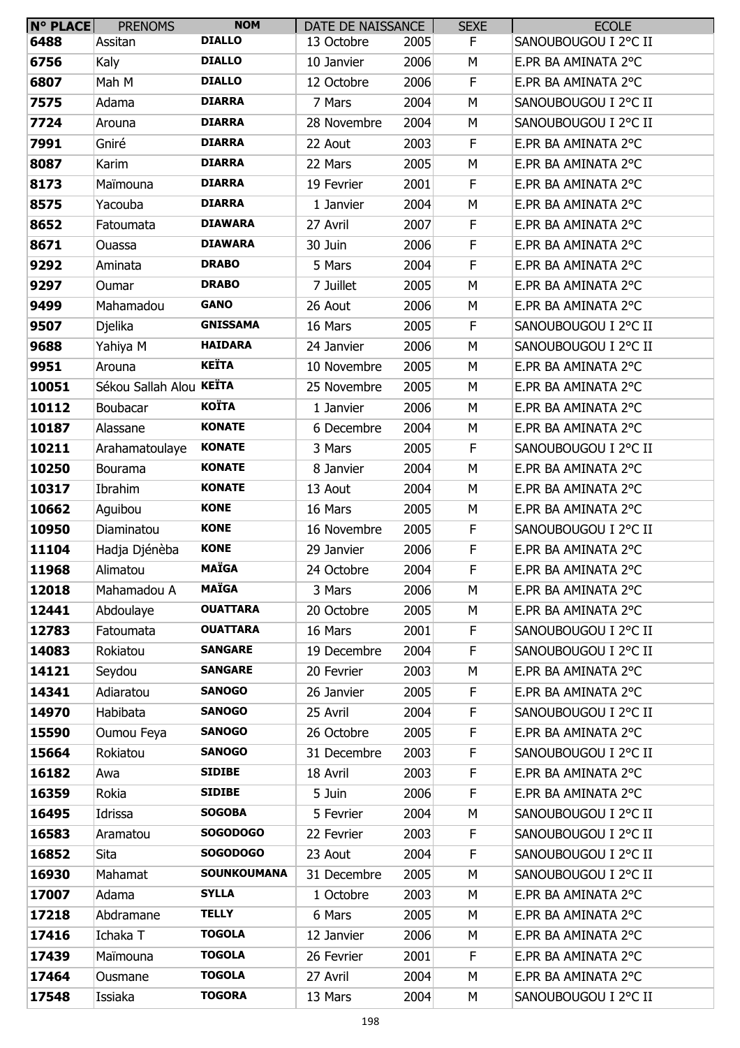| N° PLACE | PRENOMS | NOM | DATE DE NAISSANCE | | SEXE | ECOLE |
|---|---|---|---|---|---|---|
| 6488 | Assitan | DIALLO | 13 Octobre | 2005 | F | SANOUBOUGOU I 2°C II |
| 6756 | Kaly | DIALLO | 10 Janvier | 2006 | M | E.PR BA AMINATA 2°C |
| 6807 | Mah M | DIALLO | 12 Octobre | 2006 | F | E.PR BA AMINATA 2°C |
| 7575 | Adama | DIARRA | 7 Mars | 2004 | M | SANOUBOUGOU I 2°C II |
| 7724 | Arouna | DIARRA | 28 Novembre | 2004 | M | SANOUBOUGOU I 2°C II |
| 7991 | Gniré | DIARRA | 22 Aout | 2003 | F | E.PR BA AMINATA 2°C |
| 8087 | Karim | DIARRA | 22 Mars | 2005 | M | E.PR BA AMINATA 2°C |
| 8173 | Maïmouna | DIARRA | 19 Fevrier | 2001 | F | E.PR BA AMINATA 2°C |
| 8575 | Yacouba | DIARRA | 1 Janvier | 2004 | M | E.PR BA AMINATA 2°C |
| 8652 | Fatoumata | DIAWARA | 27 Avril | 2007 | F | E.PR BA AMINATA 2°C |
| 8671 | Ouassa | DIAWARA | 30 Juin | 2006 | F | E.PR BA AMINATA 2°C |
| 9292 | Aminata | DRABO | 5 Mars | 2004 | F | E.PR BA AMINATA 2°C |
| 9297 | Oumar | DRABO | 7 Juillet | 2005 | M | E.PR BA AMINATA 2°C |
| 9499 | Mahamadou | GANO | 26 Aout | 2006 | M | E.PR BA AMINATA 2°C |
| 9507 | Djelika | GNISSAMA | 16 Mars | 2005 | F | SANOUBOUGOU I 2°C II |
| 9688 | Yahiya M | HAIDARA | 24 Janvier | 2006 | M | SANOUBOUGOU I 2°C II |
| 9951 | Arouna | KEÏTA | 10 Novembre | 2005 | M | E.PR BA AMINATA 2°C |
| 10051 | Sékou Sallah Alou | KEÏTA | 25 Novembre | 2005 | M | E.PR BA AMINATA 2°C |
| 10112 | Boubacar | KOÏTA | 1 Janvier | 2006 | M | E.PR BA AMINATA 2°C |
| 10187 | Alassane | KONATE | 6 Decembre | 2004 | M | E.PR BA AMINATA 2°C |
| 10211 | Arahamatoulaye | KONATE | 3 Mars | 2005 | F | SANOUBOUGOU I 2°C II |
| 10250 | Bourama | KONATE | 8 Janvier | 2004 | M | E.PR BA AMINATA 2°C |
| 10317 | Ibrahim | KONATE | 13 Aout | 2004 | M | E.PR BA AMINATA 2°C |
| 10662 | Aguibou | KONE | 16 Mars | 2005 | M | E.PR BA AMINATA 2°C |
| 10950 | Diaminatou | KONE | 16 Novembre | 2005 | F | SANOUBOUGOU I 2°C II |
| 11104 | Hadja Djénèba | KONE | 29 Janvier | 2006 | F | E.PR BA AMINATA 2°C |
| 11968 | Alimatou | MAÏGA | 24 Octobre | 2004 | F | E.PR BA AMINATA 2°C |
| 12018 | Mahamadou A | MAÏGA | 3 Mars | 2006 | M | E.PR BA AMINATA 2°C |
| 12441 | Abdoulaye | OUATTARA | 20 Octobre | 2005 | M | E.PR BA AMINATA 2°C |
| 12783 | Fatoumata | OUATTARA | 16 Mars | 2001 | F | SANOUBOUGOU I 2°C II |
| 14083 | Rokiatou | SANGARE | 19 Decembre | 2004 | F | SANOUBOUGOU I 2°C II |
| 14121 | Seydou | SANGARE | 20 Fevrier | 2003 | M | E.PR BA AMINATA 2°C |
| 14341 | Adiaratou | SANOGO | 26 Janvier | 2005 | F | E.PR BA AMINATA 2°C |
| 14970 | Habibata | SANOGO | 25 Avril | 2004 | F | SANOUBOUGOU I 2°C II |
| 15590 | Oumou Feya | SANOGO | 26 Octobre | 2005 | F | E.PR BA AMINATA 2°C |
| 15664 | Rokiatou | SANOGO | 31 Decembre | 2003 | F | SANOUBOUGOU I 2°C II |
| 16182 | Awa | SIDIBE | 18 Avril | 2003 | F | E.PR BA AMINATA 2°C |
| 16359 | Rokia | SIDIBE | 5 Juin | 2006 | F | E.PR BA AMINATA 2°C |
| 16495 | Idrissa | SOGOBA | 5 Fevrier | 2004 | M | SANOUBOUGOU I 2°C II |
| 16583 | Aramatou | SOGODOGO | 22 Fevrier | 2003 | F | SANOUBOUGOU I 2°C II |
| 16852 | Sita | SOGODOGO | 23 Aout | 2004 | F | SANOUBOUGOU I 2°C II |
| 16930 | Mahamat | SOUNKOUMANA | 31 Decembre | 2005 | M | SANOUBOUGOU I 2°C II |
| 17007 | Adama | SYLLA | 1 Octobre | 2003 | M | E.PR BA AMINATA 2°C |
| 17218 | Abdramane | TELLY | 6 Mars | 2005 | M | E.PR BA AMINATA 2°C |
| 17416 | Ichaka T | TOGOLA | 12 Janvier | 2006 | M | E.PR BA AMINATA 2°C |
| 17439 | Maïmouna | TOGOLA | 26 Fevrier | 2001 | F | E.PR BA AMINATA 2°C |
| 17464 | Ousmane | TOGOLA | 27 Avril | 2004 | M | E.PR BA AMINATA 2°C |
| 17548 | Issiaka | TOGORA | 13 Mars | 2004 | M | SANOUBOUGOU I 2°C II |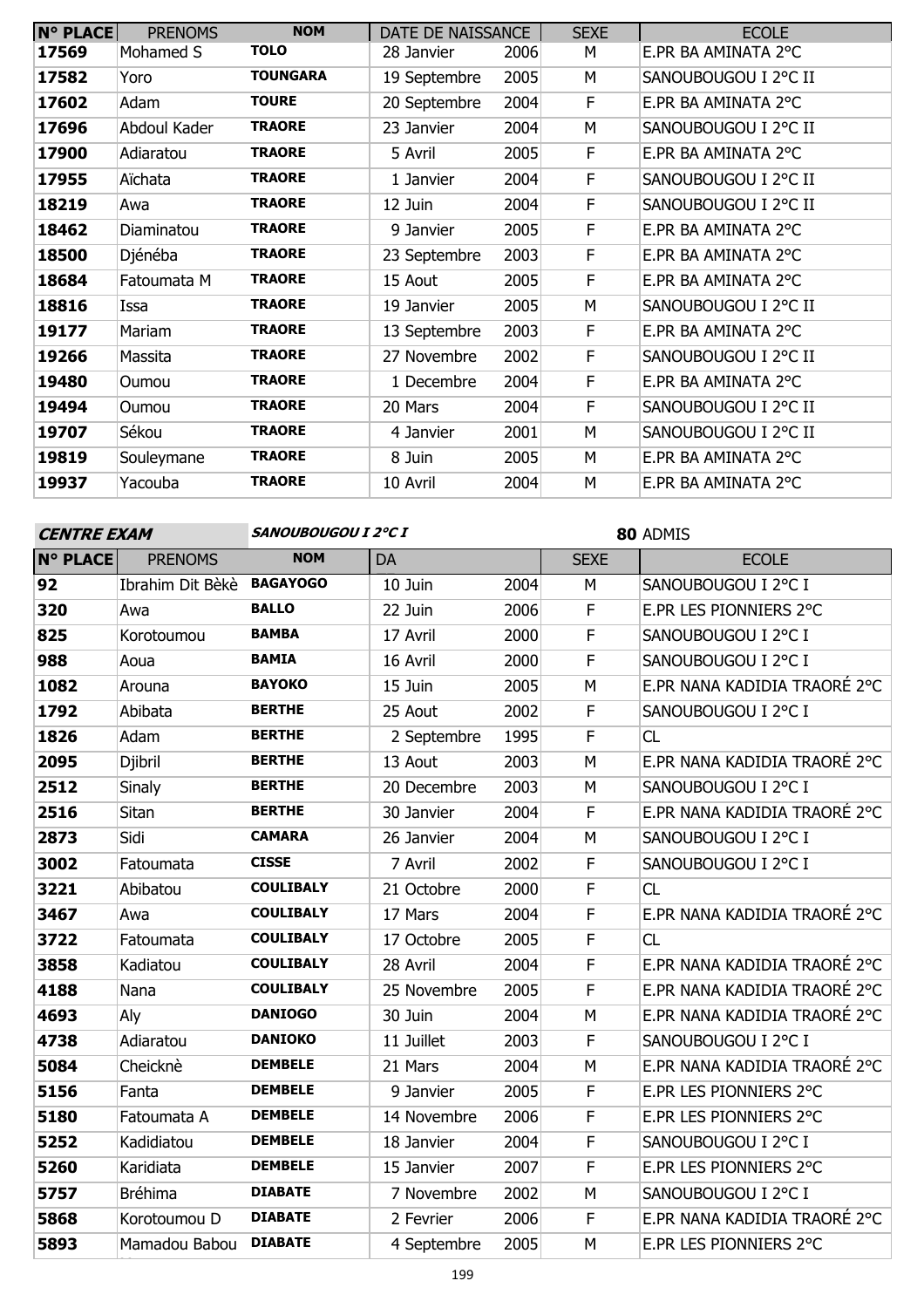| N° PLACE | PRENOMS | NOM | DATE DE NAISSANCE | | SEXE | ECOLE |
|---|---|---|---|---|---|---|
| 17569 | Mohamed S | TOLO | 28 Janvier | 2006 | M | E.PR BA AMINATA 2°C |
| 17582 | Yoro | TOUNGARA | 19 Septembre | 2005 | M | SANOUBOUGOU I 2°C II |
| 17602 | Adam | TOURE | 20 Septembre | 2004 | F | E.PR BA AMINATA 2°C |
| 17696 | Abdoul Kader | TRAORE | 23 Janvier | 2004 | M | SANOUBOUGOU I 2°C II |
| 17900 | Adiaratou | TRAORE | 5 Avril | 2005 | F | E.PR BA AMINATA 2°C |
| 17955 | Aïchata | TRAORE | 1 Janvier | 2004 | F | SANOUBOUGOU I 2°C II |
| 18219 | Awa | TRAORE | 12 Juin | 2004 | F | SANOUBOUGOU I 2°C II |
| 18462 | Diaminatou | TRAORE | 9 Janvier | 2005 | F | E.PR BA AMINATA 2°C |
| 18500 | Djénéba | TRAORE | 23 Septembre | 2003 | F | E.PR BA AMINATA 2°C |
| 18684 | Fatoumata M | TRAORE | 15 Aout | 2005 | F | E.PR BA AMINATA 2°C |
| 18816 | Issa | TRAORE | 19 Janvier | 2005 | M | SANOUBOUGOU I 2°C II |
| 19177 | Mariam | TRAORE | 13 Septembre | 2003 | F | E.PR BA AMINATA 2°C |
| 19266 | Massita | TRAORE | 27 Novembre | 2002 | F | SANOUBOUGOU I 2°C II |
| 19480 | Oumou | TRAORE | 1 Decembre | 2004 | F | E.PR BA AMINATA 2°C |
| 19494 | Oumou | TRAORE | 20 Mars | 2004 | F | SANOUBOUGOU I 2°C II |
| 19707 | Sékou | TRAORE | 4 Janvier | 2001 | M | SANOUBOUGOU I 2°C II |
| 19819 | Souleymane | TRAORE | 8 Juin | 2005 | M | E.PR BA AMINATA 2°C |
| 19937 | Yacouba | TRAORE | 10 Avril | 2004 | M | E.PR BA AMINATA 2°C |

**CENTRE EXAM** ***SANOUBOUGOU I 2°C I*** **80** ADMIS

| N° PLACE | PRENOMS | NOM | DA | | SEXE | ECOLE |
|---|---|---|---|---|---|---|
| 92 | Ibrahim Dit Bèkè | BAGAYOGO | 10 Juin | 2004 | M | SANOUBOUGOU I 2°C I |
| 320 | Awa | BALLO | 22 Juin | 2006 | F | E.PR LES PIONNIERS 2°C |
| 825 | Korotoumou | BAMBA | 17 Avril | 2000 | F | SANOUBOUGOU I 2°C I |
| 988 | Aoua | BAMIA | 16 Avril | 2000 | F | SANOUBOUGOU I 2°C I |
| 1082 | Arouna | BAYOKO | 15 Juin | 2005 | M | E.PR NANA KADIDIA TRAORÉ 2°C |
| 1792 | Abibata | BERTHE | 25 Aout | 2002 | F | SANOUBOUGOU I 2°C I |
| 1826 | Adam | BERTHE | 2 Septembre | 1995 | F | CL |
| 2095 | Djibril | BERTHE | 13 Aout | 2003 | M | E.PR NANA KADIDIA TRAORÉ 2°C |
| 2512 | Sinaly | BERTHE | 20 Decembre | 2003 | M | SANOUBOUGOU I 2°C I |
| 2516 | Sitan | BERTHE | 30 Janvier | 2004 | F | E.PR NANA KADIDIA TRAORÉ 2°C |
| 2873 | Sidi | CAMARA | 26 Janvier | 2004 | M | SANOUBOUGOU I 2°C I |
| 3002 | Fatoumata | CISSE | 7 Avril | 2002 | F | SANOUBOUGOU I 2°C I |
| 3221 | Abibatou | COULIBALY | 21 Octobre | 2000 | F | CL |
| 3467 | Awa | COULIBALY | 17 Mars | 2004 | F | E.PR NANA KADIDIA TRAORÉ 2°C |
| 3722 | Fatoumata | COULIBALY | 17 Octobre | 2005 | F | CL |
| 3858 | Kadiatou | COULIBALY | 28 Avril | 2004 | F | E.PR NANA KADIDIA TRAORÉ 2°C |
| 4188 | Nana | COULIBALY | 25 Novembre | 2005 | F | E.PR NANA KADIDIA TRAORÉ 2°C |
| 4693 | Aly | DANIOGO | 30 Juin | 2004 | M | E.PR NANA KADIDIA TRAORÉ 2°C |
| 4738 | Adiaratou | DANIOKO | 11 Juillet | 2003 | F | SANOUBOUGOU I 2°C I |
| 5084 | Cheicknè | DEMBELE | 21 Mars | 2004 | M | E.PR NANA KADIDIA TRAORÉ 2°C |
| 5156 | Fanta | DEMBELE | 9 Janvier | 2005 | F | E.PR LES PIONNIERS 2°C |
| 5180 | Fatoumata A | DEMBELE | 14 Novembre | 2006 | F | E.PR LES PIONNIERS 2°C |
| 5252 | Kadidiatou | DEMBELE | 18 Janvier | 2004 | F | SANOUBOUGOU I 2°C I |
| 5260 | Karidiata | DEMBELE | 15 Janvier | 2007 | F | E.PR LES PIONNIERS 2°C |
| 5757 | Bréhima | DIABATE | 7 Novembre | 2002 | M | SANOUBOUGOU I 2°C I |
| 5868 | Korotoumou D | DIABATE | 2 Fevrier | 2006 | F | E.PR NANA KADIDIA TRAORÉ 2°C |
| 5893 | Mamadou Babou | DIABATE | 4 Septembre | 2005 | M | E.PR LES PIONNIERS 2°C |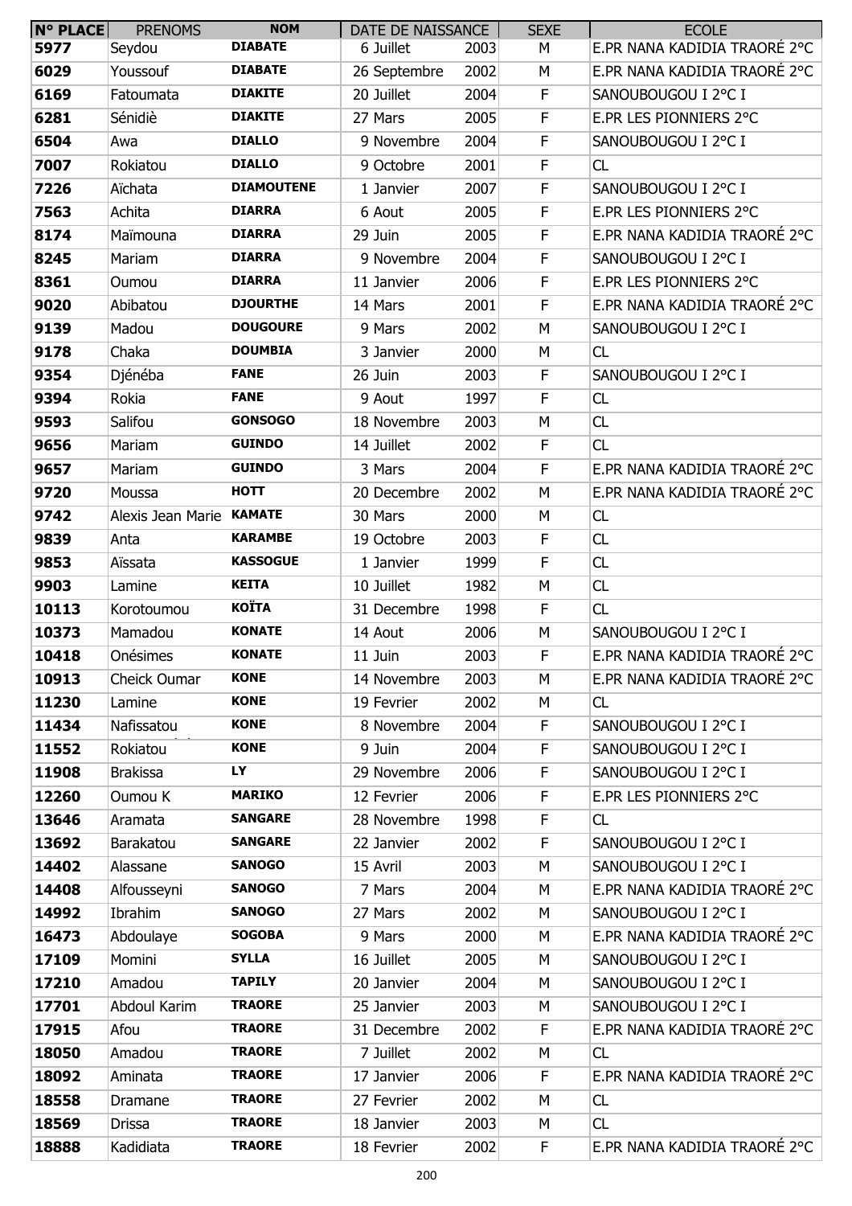| N° PLACE | PRENOMS | NOM | DATE DE NAISSANCE | | SEXE | ECOLE |
|---|---|---|---|---|---|---|
| 5977 | Seydou | DIABATE | 6 Juillet | 2003 | M | E.PR NANA KADIDIA TRAORÉ 2°C |
| 6029 | Youssouf | DIABATE | 26 Septembre | 2002 | M | E.PR NANA KADIDIA TRAORÉ 2°C |
| 6169 | Fatoumata | DIAKITE | 20 Juillet | 2004 | F | SANOUBOUGOU I 2°C I |
| 6281 | Sénidiè | DIAKITE | 27 Mars | 2005 | F | E.PR LES PIONNIERS 2°C |
| 6504 | Awa | DIALLO | 9 Novembre | 2004 | F | SANOUBOUGOU I 2°C I |
| 7007 | Rokiatou | DIALLO | 9 Octobre | 2001 | F | CL |
| 7226 | Aïchata | DIAMOUTENE | 1 Janvier | 2007 | F | SANOUBOUGOU I 2°C I |
| 7563 | Achita | DIARRA | 6 Aout | 2005 | F | E.PR LES PIONNIERS 2°C |
| 8174 | Maïmouna | DIARRA | 29 Juin | 2005 | F | E.PR NANA KADIDIA TRAORÉ 2°C |
| 8245 | Mariam | DIARRA | 9 Novembre | 2004 | F | SANOUBOUGOU I 2°C I |
| 8361 | Oumou | DIARRA | 11 Janvier | 2006 | F | E.PR LES PIONNIERS 2°C |
| 9020 | Abibatou | DJOURTHE | 14 Mars | 2001 | F | E.PR NANA KADIDIA TRAORÉ 2°C |
| 9139 | Madou | DOUGOURE | 9 Mars | 2002 | M | SANOUBOUGOU I 2°C I |
| 9178 | Chaka | DOUMBIA | 3 Janvier | 2000 | M | CL |
| 9354 | Djénéba | FANE | 26 Juin | 2003 | F | SANOUBOUGOU I 2°C I |
| 9394 | Rokia | FANE | 9 Aout | 1997 | F | CL |
| 9593 | Salifou | GONSOGO | 18 Novembre | 2003 | M | CL |
| 9656 | Mariam | GUINDO | 14 Juillet | 2002 | F | CL |
| 9657 | Mariam | GUINDO | 3 Mars | 2004 | F | E.PR NANA KADIDIA TRAORÉ 2°C |
| 9720 | Moussa | HOTT | 20 Decembre | 2002 | M | E.PR NANA KADIDIA TRAORÉ 2°C |
| 9742 | Alexis Jean Marie | KAMATE | 30 Mars | 2000 | M | CL |
| 9839 | Anta | KARAMBE | 19 Octobre | 2003 | F | CL |
| 9853 | Aïssata | KASSOGUE | 1 Janvier | 1999 | F | CL |
| 9903 | Lamine | KEITA | 10 Juillet | 1982 | M | CL |
| 10113 | Korotoumou | KOÏTA | 31 Decembre | 1998 | F | CL |
| 10373 | Mamadou | KONATE | 14 Aout | 2006 | M | SANOUBOUGOU I 2°C I |
| 10418 | Onésimes | KONATE | 11 Juin | 2003 | F | E.PR NANA KADIDIA TRAORÉ 2°C |
| 10913 | Cheick Oumar | KONE | 14 Novembre | 2003 | M | E.PR NANA KADIDIA TRAORÉ 2°C |
| 11230 | Lamine | KONE | 19 Fevrier | 2002 | M | CL |
| 11434 | Nafissatou | KONE | 8 Novembre | 2004 | F | SANOUBOUGOU I 2°C I |
| 11552 | Rokiatou | KONE | 9 Juin | 2004 | F | SANOUBOUGOU I 2°C I |
| 11908 | Brakissa | LY | 29 Novembre | 2006 | F | SANOUBOUGOU I 2°C I |
| 12260 | Oumou K | MARIKO | 12 Fevrier | 2006 | F | E.PR LES PIONNIERS 2°C |
| 13646 | Aramata | SANGARE | 28 Novembre | 1998 | F | CL |
| 13692 | Barakatou | SANGARE | 22 Janvier | 2002 | F | SANOUBOUGOU I 2°C I |
| 14402 | Alassane | SANOGO | 15 Avril | 2003 | M | SANOUBOUGOU I 2°C I |
| 14408 | Alfousseyni | SANOGO | 7 Mars | 2004 | M | E.PR NANA KADIDIA TRAORÉ 2°C |
| 14992 | Ibrahim | SANOGO | 27 Mars | 2002 | M | SANOUBOUGOU I 2°C I |
| 16473 | Abdoulaye | SOGOBA | 9 Mars | 2000 | M | E.PR NANA KADIDIA TRAORÉ 2°C |
| 17109 | Momini | SYLLA | 16 Juillet | 2005 | M | SANOUBOUGOU I 2°C I |
| 17210 | Amadou | TAPILY | 20 Janvier | 2004 | M | SANOUBOUGOU I 2°C I |
| 17701 | Abdoul Karim | TRAORE | 25 Janvier | 2003 | M | SANOUBOUGOU I 2°C I |
| 17915 | Afou | TRAORE | 31 Decembre | 2002 | F | E.PR NANA KADIDIA TRAORÉ 2°C |
| 18050 | Amadou | TRAORE | 7 Juillet | 2002 | M | CL |
| 18092 | Aminata | TRAORE | 17 Janvier | 2006 | F | E.PR NANA KADIDIA TRAORÉ 2°C |
| 18558 | Dramane | TRAORE | 27 Fevrier | 2002 | M | CL |
| 18569 | Drissa | TRAORE | 18 Janvier | 2003 | M | CL |
| 18888 | Kadidiata | TRAORE | 18 Fevrier | 2002 | F | E.PR NANA KADIDIA TRAORÉ 2°C |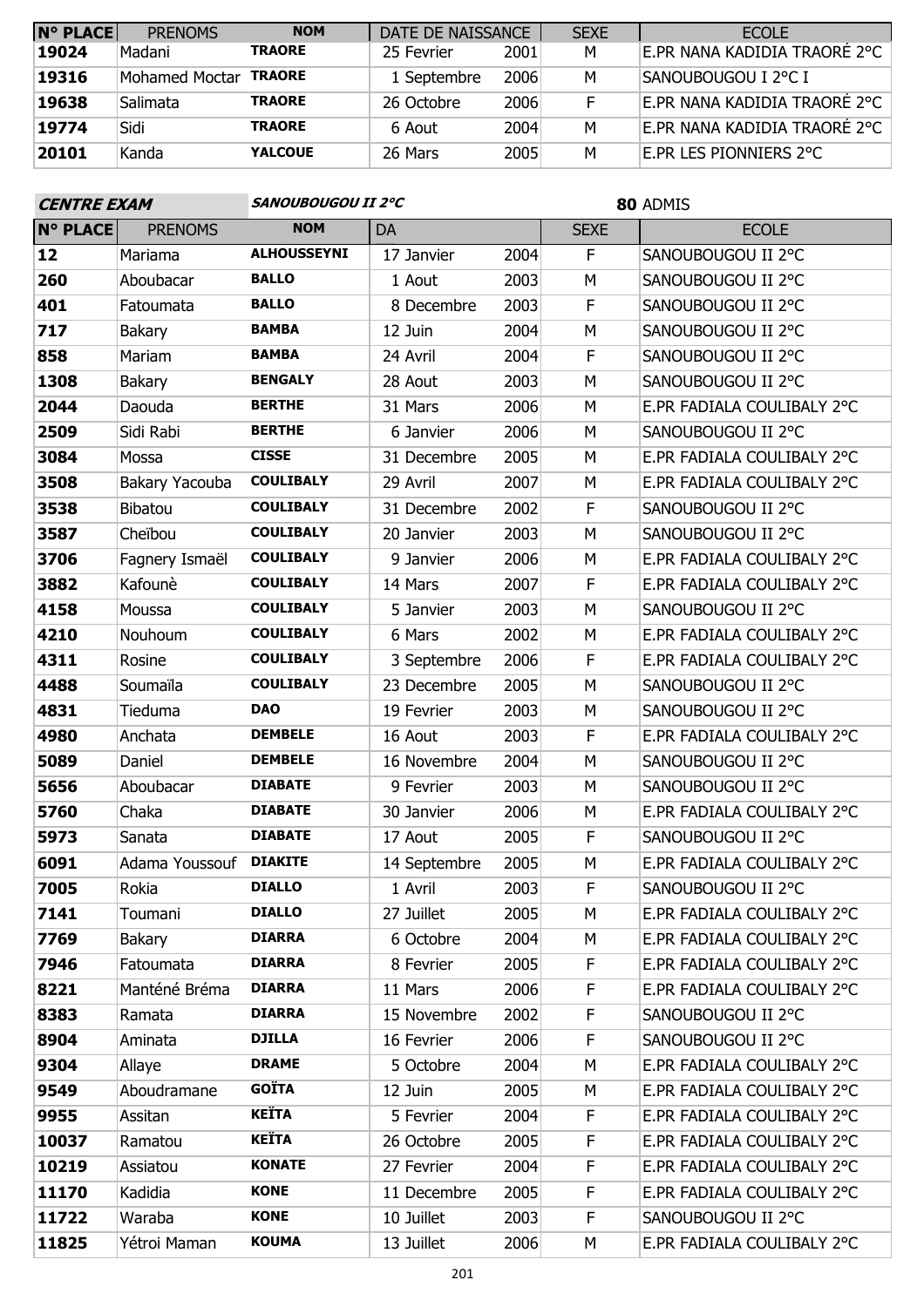| N° PLACE | PRENOMS | NOM | DATE DE NAISSANCE | | SEXE | ECOLE |
|---|---|---|---|---|---|---|
| 19024 | Madani | TRAORE | 25 Fevrier | 2001 | M | E.PR NANA KADIDIA TRAORÉ 2°C |
| 19316 | Mohamed Moctar | TRAORE | 1 Septembre | 2006 | M | SANOUBOUGOU I 2°C I |
| 19638 | Salimata | TRAORE | 26 Octobre | 2006 | F | E.PR NANA KADIDIA TRAORÉ 2°C |
| 19774 | Sidi | TRAORE | 6 Aout | 2004 | M | E.PR NANA KADIDIA TRAORÉ 2°C |
| 20101 | Kanda | YALCOUE | 26 Mars | 2005 | M | E.PR LES PIONNIERS 2°C |

**CENTRE EXAM** ***SANOUBOUGOU II 2°C*** **80** ADMIS

| N° PLACE | PRENOMS | NOM | DA | | SEXE | ECOLE |
|---|---|---|---|---|---|---|
| 12 | Mariama | ALHOUSSEYNI | 17 Janvier | 2004 | F | SANOUBOUGOU II 2°C |
| 260 | Aboubacar | BALLO | 1 Aout | 2003 | M | SANOUBOUGOU II 2°C |
| 401 | Fatoumata | BALLO | 8 Decembre | 2003 | F | SANOUBOUGOU II 2°C |
| 717 | Bakary | BAMBA | 12 Juin | 2004 | M | SANOUBOUGOU II 2°C |
| 858 | Mariam | BAMBA | 24 Avril | 2004 | F | SANOUBOUGOU II 2°C |
| 1308 | Bakary | BENGALY | 28 Aout | 2003 | M | SANOUBOUGOU II 2°C |
| 2044 | Daouda | BERTHE | 31 Mars | 2006 | M | E.PR FADIALA COULIBALY 2°C |
| 2509 | Sidi Rabi | BERTHE | 6 Janvier | 2006 | M | SANOUBOUGOU II 2°C |
| 3084 | Mossa | CISSE | 31 Decembre | 2005 | M | E.PR FADIALA COULIBALY 2°C |
| 3508 | Bakary Yacouba | COULIBALY | 29 Avril | 2007 | M | E.PR FADIALA COULIBALY 2°C |
| 3538 | Bibatou | COULIBALY | 31 Decembre | 2002 | F | SANOUBOUGOU II 2°C |
| 3587 | Cheïbou | COULIBALY | 20 Janvier | 2003 | M | SANOUBOUGOU II 2°C |
| 3706 | Fagnery Ismaël | COULIBALY | 9 Janvier | 2006 | M | E.PR FADIALA COULIBALY 2°C |
| 3882 | Kafounè | COULIBALY | 14 Mars | 2007 | F | E.PR FADIALA COULIBALY 2°C |
| 4158 | Moussa | COULIBALY | 5 Janvier | 2003 | M | SANOUBOUGOU II 2°C |
| 4210 | Nouhoum | COULIBALY | 6 Mars | 2002 | M | E.PR FADIALA COULIBALY 2°C |
| 4311 | Rosine | COULIBALY | 3 Septembre | 2006 | F | E.PR FADIALA COULIBALY 2°C |
| 4488 | Soumaïla | COULIBALY | 23 Decembre | 2005 | M | SANOUBOUGOU II 2°C |
| 4831 | Tieduma | DAO | 19 Fevrier | 2003 | M | SANOUBOUGOU II 2°C |
| 4980 | Anchata | DEMBELE | 16 Aout | 2003 | F | E.PR FADIALA COULIBALY 2°C |
| 5089 | Daniel | DEMBELE | 16 Novembre | 2004 | M | SANOUBOUGOU II 2°C |
| 5656 | Aboubacar | DIABATE | 9 Fevrier | 2003 | M | SANOUBOUGOU II 2°C |
| 5760 | Chaka | DIABATE | 30 Janvier | 2006 | M | E.PR FADIALA COULIBALY 2°C |
| 5973 | Sanata | DIABATE | 17 Aout | 2005 | F | SANOUBOUGOU II 2°C |
| 6091 | Adama Youssouf | DIAKITE | 14 Septembre | 2005 | M | E.PR FADIALA COULIBALY 2°C |
| 7005 | Rokia | DIALLO | 1 Avril | 2003 | F | SANOUBOUGOU II 2°C |
| 7141 | Toumani | DIALLO | 27 Juillet | 2005 | M | E.PR FADIALA COULIBALY 2°C |
| 7769 | Bakary | DIARRA | 6 Octobre | 2004 | M | E.PR FADIALA COULIBALY 2°C |
| 7946 | Fatoumata | DIARRA | 8 Fevrier | 2005 | F | E.PR FADIALA COULIBALY 2°C |
| 8221 | Manténé Bréma | DIARRA | 11 Mars | 2006 | F | E.PR FADIALA COULIBALY 2°C |
| 8383 | Ramata | DIARRA | 15 Novembre | 2002 | F | SANOUBOUGOU II 2°C |
| 8904 | Aminata | DJILLA | 16 Fevrier | 2006 | F | SANOUBOUGOU II 2°C |
| 9304 | Allaye | DRAME | 5 Octobre | 2004 | M | E.PR FADIALA COULIBALY 2°C |
| 9549 | Aboudramane | GOÏTA | 12 Juin | 2005 | M | E.PR FADIALA COULIBALY 2°C |
| 9955 | Assitan | KEÏTA | 5 Fevrier | 2004 | F | E.PR FADIALA COULIBALY 2°C |
| 10037 | Ramatou | KEÏTA | 26 Octobre | 2005 | F | E.PR FADIALA COULIBALY 2°C |
| 10219 | Assiatou | KONATE | 27 Fevrier | 2004 | F | E.PR FADIALA COULIBALY 2°C |
| 11170 | Kadidia | KONE | 11 Decembre | 2005 | F | E.PR FADIALA COULIBALY 2°C |
| 11722 | Waraba | KONE | 10 Juillet | 2003 | F | SANOUBOUGOU II 2°C |
| 11825 | Yétroi Maman | KOUMA | 13 Juillet | 2006 | M | E.PR FADIALA COULIBALY 2°C |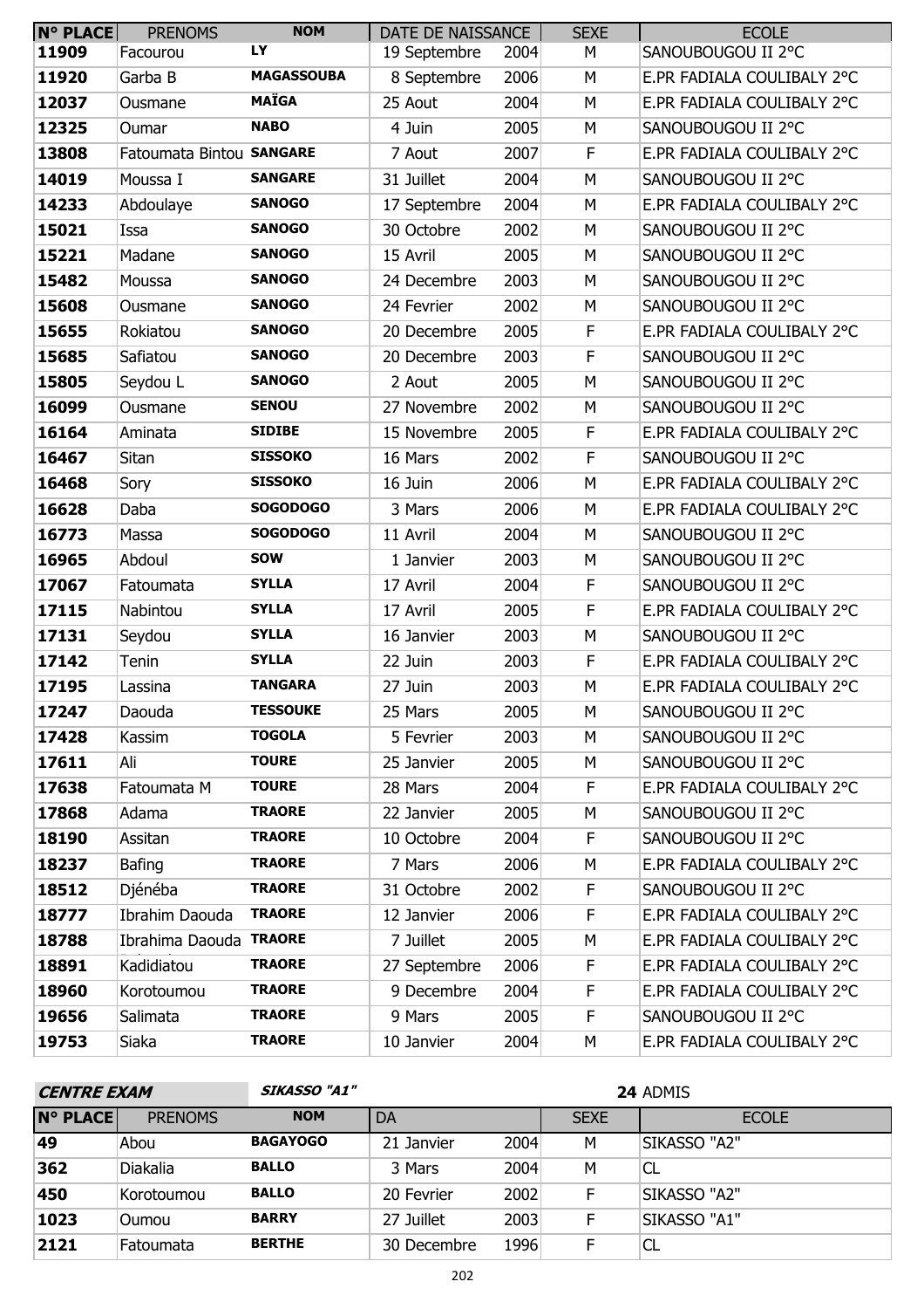| N° PLACE | PRENOMS | NOM | DATE DE NAISSANCE | | SEXE | ECOLE |
|---|---|---|---|---|---|---|
| 11909 | Facourou | LY | 19 Septembre | 2004 | M | SANOUBOUGOU II 2°C |
| 11920 | Garba B | MAGASSOUBA | 8 Septembre | 2006 | M | E.PR FADIALA COULIBALY 2°C |
| 12037 | Ousmane | MAÏGA | 25 Aout | 2004 | M | E.PR FADIALA COULIBALY 2°C |
| 12325 | Oumar | NABO | 4 Juin | 2005 | M | SANOUBOUGOU II 2°C |
| 13808 | Fatoumata Bintou | SANGARE | 7 Aout | 2007 | F | E.PR FADIALA COULIBALY 2°C |
| 14019 | Moussa I | SANGARE | 31 Juillet | 2004 | M | SANOUBOUGOU II 2°C |
| 14233 | Abdoulaye | SANOGO | 17 Septembre | 2004 | M | E.PR FADIALA COULIBALY 2°C |
| 15021 | Issa | SANOGO | 30 Octobre | 2002 | M | SANOUBOUGOU II 2°C |
| 15221 | Madane | SANOGO | 15 Avril | 2005 | M | SANOUBOUGOU II 2°C |
| 15482 | Moussa | SANOGO | 24 Decembre | 2003 | M | SANOUBOUGOU II 2°C |
| 15608 | Ousmane | SANOGO | 24 Fevrier | 2002 | M | SANOUBOUGOU II 2°C |
| 15655 | Rokiatou | SANOGO | 20 Decembre | 2005 | F | E.PR FADIALA COULIBALY 2°C |
| 15685 | Safiatou | SANOGO | 20 Decembre | 2003 | F | SANOUBOUGOU II 2°C |
| 15805 | Seydou L | SANOGO | 2 Aout | 2005 | M | SANOUBOUGOU II 2°C |
| 16099 | Ousmane | SENOU | 27 Novembre | 2002 | M | SANOUBOUGOU II 2°C |
| 16164 | Aminata | SIDIBE | 15 Novembre | 2005 | F | E.PR FADIALA COULIBALY 2°C |
| 16467 | Sitan | SISSOKO | 16 Mars | 2002 | F | SANOUBOUGOU II 2°C |
| 16468 | Sory | SISSOKO | 16 Juin | 2006 | M | E.PR FADIALA COULIBALY 2°C |
| 16628 | Daba | SOGODOGO | 3 Mars | 2006 | M | E.PR FADIALA COULIBALY 2°C |
| 16773 | Massa | SOGODOGO | 11 Avril | 2004 | M | SANOUBOUGOU II 2°C |
| 16965 | Abdoul | SOW | 1 Janvier | 2003 | M | SANOUBOUGOU II 2°C |
| 17067 | Fatoumata | SYLLA | 17 Avril | 2004 | F | SANOUBOUGOU II 2°C |
| 17115 | Nabintou | SYLLA | 17 Avril | 2005 | F | E.PR FADIALA COULIBALY 2°C |
| 17131 | Seydou | SYLLA | 16 Janvier | 2003 | M | SANOUBOUGOU II 2°C |
| 17142 | Tenin | SYLLA | 22 Juin | 2003 | F | E.PR FADIALA COULIBALY 2°C |
| 17195 | Lassina | TANGARA | 27 Juin | 2003 | M | E.PR FADIALA COULIBALY 2°C |
| 17247 | Daouda | TESSOUKE | 25 Mars | 2005 | M | SANOUBOUGOU II 2°C |
| 17428 | Kassim | TOGOLA | 5 Fevrier | 2003 | M | SANOUBOUGOU II 2°C |
| 17611 | Ali | TOURE | 25 Janvier | 2005 | M | SANOUBOUGOU II 2°C |
| 17638 | Fatoumata M | TOURE | 28 Mars | 2004 | F | E.PR FADIALA COULIBALY 2°C |
| 17868 | Adama | TRAORE | 22 Janvier | 2005 | M | SANOUBOUGOU II 2°C |
| 18190 | Assitan | TRAORE | 10 Octobre | 2004 | F | SANOUBOUGOU II 2°C |
| 18237 | Bafing | TRAORE | 7 Mars | 2006 | M | E.PR FADIALA COULIBALY 2°C |
| 18512 | Djénéba | TRAORE | 31 Octobre | 2002 | F | SANOUBOUGOU II 2°C |
| 18777 | Ibrahim Daouda | TRAORE | 12 Janvier | 2006 | F | E.PR FADIALA COULIBALY 2°C |
| 18788 | Ibrahima Daouda | TRAORE | 7 Juillet | 2005 | M | E.PR FADIALA COULIBALY 2°C |
| 18891 | Kadidiatou | TRAORE | 27 Septembre | 2006 | F | E.PR FADIALA COULIBALY 2°C |
| 18960 | Korotoumou | TRAORE | 9 Decembre | 2004 | F | E.PR FADIALA COULIBALY 2°C |
| 19656 | Salimata | TRAORE | 9 Mars | 2005 | F | SANOUBOUGOU II 2°C |
| 19753 | Siaka | TRAORE | 10 Janvier | 2004 | M | E.PR FADIALA COULIBALY 2°C |

***CENTRE EXAM*** ***SIKASSO "A1"*** **24** ADMIS

| N° PLACE | PRENOMS | NOM | DA | | SEXE | ECOLE |
|---|---|---|---|---|---|---|
| 49 | Abou | BAGAYOGO | 21 Janvier | 2004 | M | SIKASSO "A2" |
| 362 | Diakalia | BALLO | 3 Mars | 2004 | M | CL |
| 450 | Korotoumou | BALLO | 20 Fevrier | 2002 | F | SIKASSO "A2" |
| 1023 | Oumou | BARRY | 27 Juillet | 2003 | F | SIKASSO "A1" |
| 2121 | Fatoumata | BERTHE | 30 Decembre | 1996 | F | CL |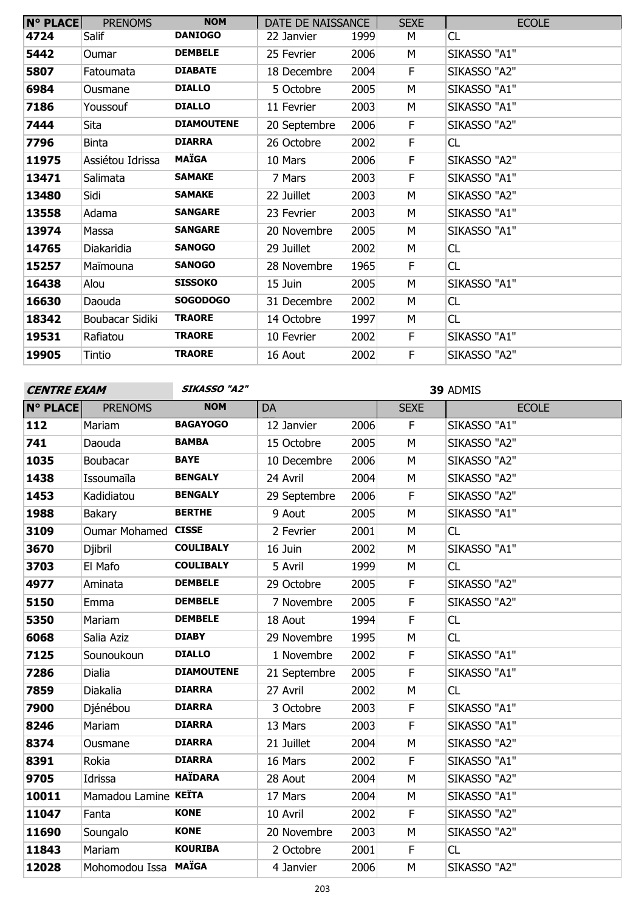| N° PLACE | PRENOMS | NOM | DATE DE NAISSANCE | | SEXE | ECOLE |
|---|---|---|---|---|---|---|
| 4724 | Salif | **DANIOGO** | 22 Janvier | 1999 | M | CL |
| 5442 | Oumar | **DEMBELE** | 25 Fevrier | 2006 | M | SIKASSO "A1" |
| 5807 | Fatoumata | **DIABATE** | 18 Decembre | 2004 | F | SIKASSO "A2" |
| 6984 | Ousmane | **DIALLO** | 5 Octobre | 2005 | M | SIKASSO "A1" |
| 7186 | Youssouf | **DIALLO** | 11 Fevrier | 2003 | M | SIKASSO "A1" |
| 7444 | Sita | **DIAMOUTENE** | 20 Septembre | 2006 | F | SIKASSO "A2" |
| 7796 | Binta | **DIARRA** | 26 Octobre | 2002 | F | CL |
| 11975 | Assiétou Idrissa | **MAÏGA** | 10 Mars | 2006 | F | SIKASSO "A2" |
| 13471 | Salimata | **SAMAKE** | 7 Mars | 2003 | F | SIKASSO "A1" |
| 13480 | Sidi | **SAMAKE** | 22 Juillet | 2003 | M | SIKASSO "A2" |
| 13558 | Adama | **SANGARE** | 23 Fevrier | 2003 | M | SIKASSO "A1" |
| 13974 | Massa | **SANGARE** | 20 Novembre | 2005 | M | SIKASSO "A1" |
| 14765 | Diakaridia | **SANOGO** | 29 Juillet | 2002 | M | CL |
| 15257 | Maïmouna | **SANOGO** | 28 Novembre | 1965 | F | CL |
| 16438 | Alou | **SISSOKO** | 15 Juin | 2005 | M | SIKASSO "A1" |
| 16630 | Daouda | **SOGODOGO** | 31 Decembre | 2002 | M | CL |
| 18342 | Boubacar Sidiki | **TRAORE** | 14 Octobre | 1997 | M | CL |
| 19531 | Rafiatou | **TRAORE** | 10 Fevrier | 2002 | F | SIKASSO "A1" |
| 19905 | Tintio | **TRAORE** | 16 Aout | 2002 | F | SIKASSO "A2" |

***CENTRE EXAM*** ***SIKASSO "A2"*** **39** ADMIS

| N° PLACE | PRENOMS | NOM | DA | | SEXE | ECOLE |
|---|---|---|---|---|---|---|
| 112 | Mariam | **BAGAYOGO** | 12 Janvier | 2006 | F | SIKASSO "A1" |
| 741 | Daouda | **BAMBA** | 15 Octobre | 2005 | M | SIKASSO "A2" |
| 1035 | Boubacar | **BAYE** | 10 Decembre | 2006 | M | SIKASSO "A2" |
| 1438 | Issoumaïla | **BENGALY** | 24 Avril | 2004 | M | SIKASSO "A2" |
| 1453 | Kadidiatou | **BENGALY** | 29 Septembre | 2006 | F | SIKASSO "A2" |
| 1988 | Bakary | **BERTHE** | 9 Aout | 2005 | M | SIKASSO "A1" |
| 3109 | Oumar Mohamed | **CISSE** | 2 Fevrier | 2001 | M | CL |
| 3670 | Djibril | **COULIBALY** | 16 Juin | 2002 | M | SIKASSO "A1" |
| 3703 | El Mafo | **COULIBALY** | 5 Avril | 1999 | M | CL |
| 4977 | Aminata | **DEMBELE** | 29 Octobre | 2005 | F | SIKASSO "A2" |
| 5150 | Emma | **DEMBELE** | 7 Novembre | 2005 | F | SIKASSO "A2" |
| 5350 | Mariam | **DEMBELE** | 18 Aout | 1994 | F | CL |
| 6068 | Salia Aziz | **DIABY** | 29 Novembre | 1995 | M | CL |
| 7125 | Sounoukoun | **DIALLO** | 1 Novembre | 2002 | F | SIKASSO "A1" |
| 7286 | Dialia | **DIAMOUTENE** | 21 Septembre | 2005 | F | SIKASSO "A1" |
| 7859 | Diakalia | **DIARRA** | 27 Avril | 2002 | M | CL |
| 7900 | Djénébou | **DIARRA** | 3 Octobre | 2003 | F | SIKASSO "A1" |
| 8246 | Mariam | **DIARRA** | 13 Mars | 2003 | F | SIKASSO "A1" |
| 8374 | Ousmane | **DIARRA** | 21 Juillet | 2004 | M | SIKASSO "A2" |
| 8391 | Rokia | **DIARRA** | 16 Mars | 2002 | F | SIKASSO "A1" |
| 9705 | Idrissa | **HAÏDARA** | 28 Aout | 2004 | M | SIKASSO "A2" |
| 10011 | Mamadou Lamine | **KEÏTA** | 17 Mars | 2004 | M | SIKASSO "A1" |
| 11047 | Fanta | **KONE** | 10 Avril | 2002 | F | SIKASSO "A2" |
| 11690 | Soungalo | **KONE** | 20 Novembre | 2003 | M | SIKASSO "A2" |
| 11843 | Mariam | **KOURIBA** | 2 Octobre | 2001 | F | CL |
| 12028 | Mohomodou Issa | **MAÏGA** | 4 Janvier | 2006 | M | SIKASSO "A2" |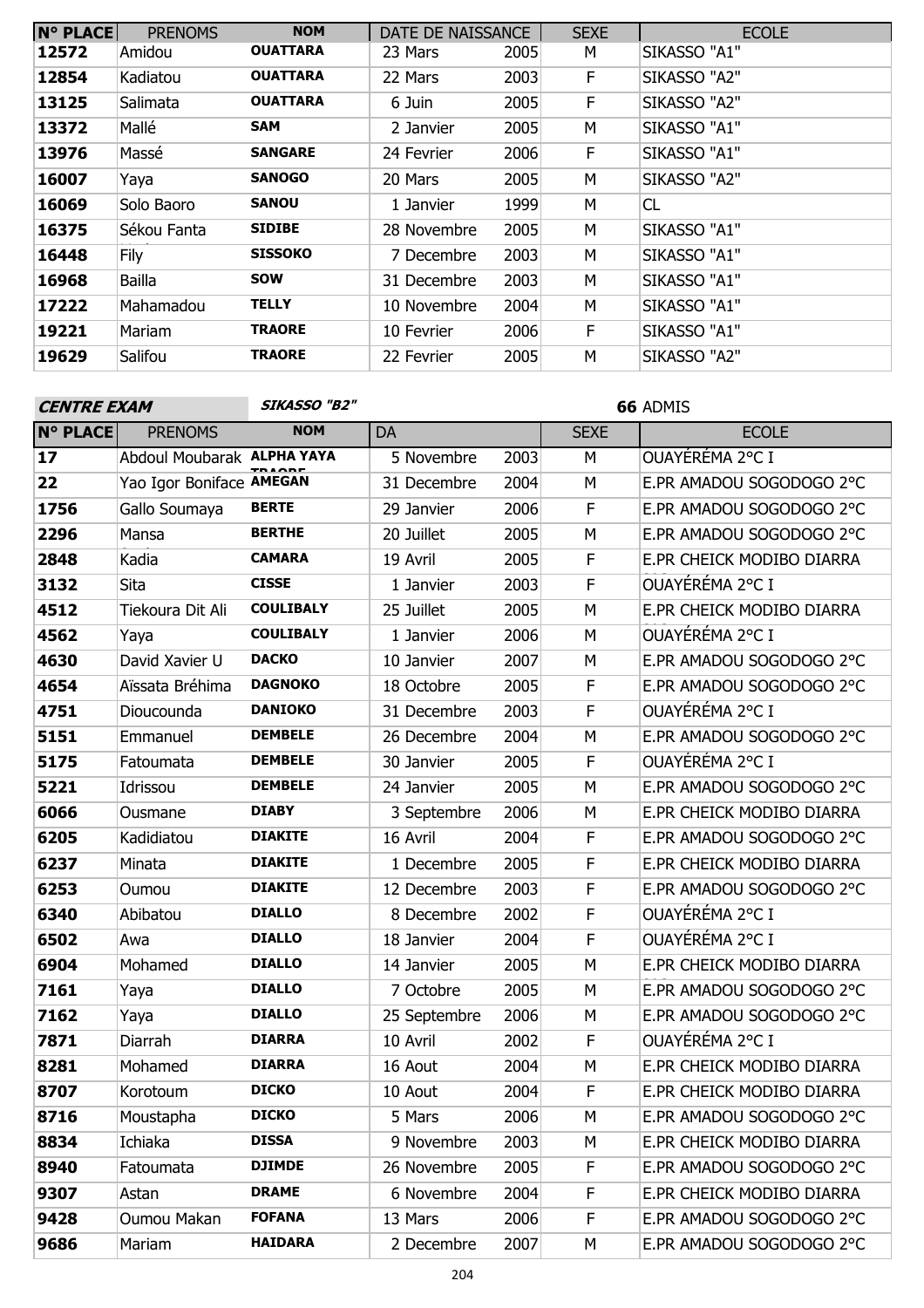| N° PLACE | PRENOMS | NOM | DATE DE NAISSANCE | | SEXE | ECOLE |
|---|---|---|---|---|---|---|
| 12572 | Amidou | OUATTARA | 23 Mars | 2005 | M | SIKASSO "A1" |
| 12854 | Kadiatou | OUATTARA | 22 Mars | 2003 | F | SIKASSO "A2" |
| 13125 | Salimata | OUATTARA | 6 Juin | 2005 | F | SIKASSO "A2" |
| 13372 | Mallé | SAM | 2 Janvier | 2005 | M | SIKASSO "A1" |
| 13976 | Massé | SANGARE | 24 Fevrier | 2006 | F | SIKASSO "A1" |
| 16007 | Yaya | SANOGO | 20 Mars | 2005 | M | SIKASSO "A2" |
| 16069 | Solo Baoro | SANOU | 1 Janvier | 1999 | M | CL |
| 16375 | Sékou Fanta | SIDIBE | 28 Novembre | 2005 | M | SIKASSO "A1" |
| 16448 | Fily | SISSOKO | 7 Decembre | 2003 | M | SIKASSO "A1" |
| 16968 | Bailla | SOW | 31 Decembre | 2003 | M | SIKASSO "A1" |
| 17222 | Mahamadou | TELLY | 10 Novembre | 2004 | M | SIKASSO "A1" |
| 19221 | Mariam | TRAORE | 10 Fevrier | 2006 | F | SIKASSO "A1" |
| 19629 | Salifou | TRAORE | 22 Fevrier | 2005 | M | SIKASSO "A2" |

**CENTRE EXAM** ***SIKASSO "B2"*** **66** ADMIS

| N° PLACE | PRENOMS | NOM | DA | | SEXE | ECOLE |
|---|---|---|---|---|---|---|
| 17 | Abdoul Moubarak | ALPHA YAYA TRAORE | 5 Novembre | 2003 | M | OUAYÉRÉMA 2°C I |
| 22 | Yao Igor Boniface | AMEGAN | 31 Decembre | 2004 | M | E.PR AMADOU SOGODOGO 2°C |
| 1756 | Gallo Soumaya | BERTE | 29 Janvier | 2006 | F | E.PR AMADOU SOGODOGO 2°C |
| 2296 | Mansa | BERTHE | 20 Juillet | 2005 | M | E.PR AMADOU SOGODOGO 2°C |
| 2848 | Kadia | CAMARA | 19 Avril | 2005 | F | E.PR CHEICK MODIBO DIARRA |
| 3132 | Sita | CISSE | 1 Janvier | 2003 | F | OUAYÉRÉMA 2°C I |
| 4512 | Tiekoura Dit Ali | COULIBALY | 25 Juillet | 2005 | M | E.PR CHEICK MODIBO DIARRA |
| 4562 | Yaya | COULIBALY | 1 Janvier | 2006 | M | OUAYÉRÉMA 2°C I |
| 4630 | David Xavier U | DACKO | 10 Janvier | 2007 | M | E.PR AMADOU SOGODOGO 2°C |
| 4654 | Aïssata Bréhima | DAGNOKO | 18 Octobre | 2005 | F | E.PR AMADOU SOGODOGO 2°C |
| 4751 | Dioucounda | DANIOKO | 31 Decembre | 2003 | F | OUAYÉRÉMA 2°C I |
| 5151 | Emmanuel | DEMBELE | 26 Decembre | 2004 | M | E.PR AMADOU SOGODOGO 2°C |
| 5175 | Fatoumata | DEMBELE | 30 Janvier | 2005 | F | OUAYÉRÉMA 2°C I |
| 5221 | Idrissou | DEMBELE | 24 Janvier | 2005 | M | E.PR AMADOU SOGODOGO 2°C |
| 6066 | Ousmane | DIABY | 3 Septembre | 2006 | M | E.PR CHEICK MODIBO DIARRA |
| 6205 | Kadidiatou | DIAKITE | 16 Avril | 2004 | F | E.PR AMADOU SOGODOGO 2°C |
| 6237 | Minata | DIAKITE | 1 Decembre | 2005 | F | E.PR CHEICK MODIBO DIARRA |
| 6253 | Oumou | DIAKITE | 12 Decembre | 2003 | F | E.PR AMADOU SOGODOGO 2°C |
| 6340 | Abibatou | DIALLO | 8 Decembre | 2002 | F | OUAYÉRÉMA 2°C I |
| 6502 | Awa | DIALLO | 18 Janvier | 2004 | F | OUAYÉRÉMA 2°C I |
| 6904 | Mohamed | DIALLO | 14 Janvier | 2005 | M | E.PR CHEICK MODIBO DIARRA |
| 7161 | Yaya | DIALLO | 7 Octobre | 2005 | M | E.PR AMADOU SOGODOGO 2°C |
| 7162 | Yaya | DIALLO | 25 Septembre | 2006 | M | E.PR AMADOU SOGODOGO 2°C |
| 7871 | Diarrah | DIARRA | 10 Avril | 2002 | F | OUAYÉRÉMA 2°C I |
| 8281 | Mohamed | DIARRA | 16 Aout | 2004 | M | E.PR CHEICK MODIBO DIARRA |
| 8707 | Korotoum | DICKO | 10 Aout | 2004 | F | E.PR CHEICK MODIBO DIARRA |
| 8716 | Moustapha | DICKO | 5 Mars | 2006 | M | E.PR AMADOU SOGODOGO 2°C |
| 8834 | Ichiaka | DISSA | 9 Novembre | 2003 | M | E.PR CHEICK MODIBO DIARRA |
| 8940 | Fatoumata | DJIMDE | 26 Novembre | 2005 | F | E.PR AMADOU SOGODOGO 2°C |
| 9307 | Astan | DRAME | 6 Novembre | 2004 | F | E.PR CHEICK MODIBO DIARRA |
| 9428 | Oumou Makan | FOFANA | 13 Mars | 2006 | F | E.PR AMADOU SOGODOGO 2°C |
| 9686 | Mariam | HAIDARA | 2 Decembre | 2007 | M | E.PR AMADOU SOGODOGO 2°C |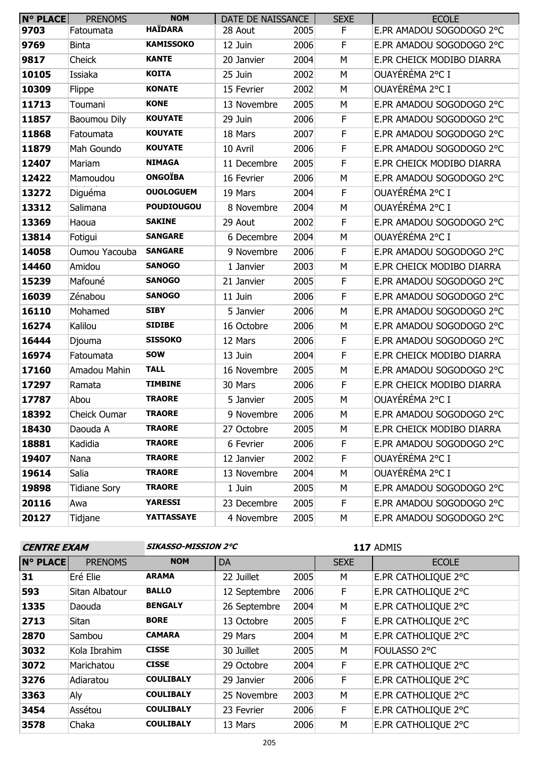| N° PLACE | PRENOMS | NOM | DATE DE NAISSANCE | | SEXE | ECOLE |
|---|---|---|---|---|---|---|
| 9703 | Fatoumata | HAÏDARA | 28 Aout | 2005 | F | E.PR AMADOU SOGODOGO 2°C |
| 9769 | Binta | KAMISSOKO | 12 Juin | 2006 | F | E.PR AMADOU SOGODOGO 2°C |
| 9817 | Cheick | KANTE | 20 Janvier | 2004 | M | E.PR CHEICK MODIBO DIARRA |
| 10105 | Issiaka | KOITA | 25 Juin | 2002 | M | OUAYÉRÉMA 2°C I |
| 10309 | Flippe | KONATE | 15 Fevrier | 2002 | M | OUAYÉRÉMA 2°C I |
| 11713 | Toumani | KONE | 13 Novembre | 2005 | M | E.PR AMADOU SOGODOGO 2°C |
| 11857 | Baoumou Dily | KOUYATE | 29 Juin | 2006 | F | E.PR AMADOU SOGODOGO 2°C |
| 11868 | Fatoumata | KOUYATE | 18 Mars | 2007 | F | E.PR AMADOU SOGODOGO 2°C |
| 11879 | Mah Goundo | KOUYATE | 10 Avril | 2006 | F | E.PR AMADOU SOGODOGO 2°C |
| 12407 | Mariam | NIMAGA | 11 Decembre | 2005 | F | E.PR CHEICK MODIBO DIARRA |
| 12422 | Mamoudou | ONGOÏBA | 16 Fevrier | 2006 | M | E.PR AMADOU SOGODOGO 2°C |
| 13272 | Diguéma | OUOLOGUEM | 19 Mars | 2004 | F | OUAYÉRÉMA 2°C I |
| 13312 | Salimana | POUDIOUGOU | 8 Novembre | 2004 | M | OUAYÉRÉMA 2°C I |
| 13369 | Haoua | SAKINE | 29 Aout | 2002 | F | E.PR AMADOU SOGODOGO 2°C |
| 13814 | Fotigui | SANGARE | 6 Decembre | 2004 | M | OUAYÉRÉMA 2°C I |
| 14058 | Oumou Yacouba | SANGARE | 9 Novembre | 2006 | F | E.PR AMADOU SOGODOGO 2°C |
| 14460 | Amidou | SANOGO | 1 Janvier | 2003 | M | E.PR CHEICK MODIBO DIARRA |
| 15239 | Mafouné | SANOGO | 21 Janvier | 2005 | F | E.PR AMADOU SOGODOGO 2°C |
| 16039 | Zénabou | SANOGO | 11 Juin | 2006 | F | E.PR AMADOU SOGODOGO 2°C |
| 16110 | Mohamed | SIBY | 5 Janvier | 2006 | M | E.PR AMADOU SOGODOGO 2°C |
| 16274 | Kalilou | SIDIBE | 16 Octobre | 2006 | M | E.PR AMADOU SOGODOGO 2°C |
| 16444 | Djouma | SISSOKO | 12 Mars | 2006 | F | E.PR AMADOU SOGODOGO 2°C |
| 16974 | Fatoumata | SOW | 13 Juin | 2004 | F | E.PR CHEICK MODIBO DIARRA |
| 17160 | Amadou Mahin | TALL | 16 Novembre | 2005 | M | E.PR AMADOU SOGODOGO 2°C |
| 17297 | Ramata | TIMBINE | 30 Mars | 2006 | F | E.PR CHEICK MODIBO DIARRA |
| 17787 | Abou | TRAORE | 5 Janvier | 2005 | M | OUAYÉRÉMA 2°C I |
| 18392 | Cheick Oumar | TRAORE | 9 Novembre | 2006 | M | E.PR AMADOU SOGODOGO 2°C |
| 18430 | Daouda A | TRAORE | 27 Octobre | 2005 | M | E.PR CHEICK MODIBO DIARRA |
| 18881 | Kadidia | TRAORE | 6 Fevrier | 2006 | F | E.PR AMADOU SOGODOGO 2°C |
| 19407 | Nana | TRAORE | 12 Janvier | 2002 | F | OUAYÉRÉMA 2°C I |
| 19614 | Salia | TRAORE | 13 Novembre | 2004 | M | OUAYÉRÉMA 2°C I |
| 19898 | Tidiane Sory | TRAORE | 1 Juin | 2005 | M | E.PR AMADOU SOGODOGO 2°C |
| 20116 | Awa | YARESSI | 23 Decembre | 2005 | F | E.PR AMADOU SOGODOGO 2°C |
| 20127 | Tidjane | YATTASSAYE | 4 Novembre | 2005 | M | E.PR AMADOU SOGODOGO 2°C |

***CENTRE EXAM*** ***SIKASSO-MISSION 2°C*** **117** ADMIS

| N° PLACE | PRENOMS | NOM | DA | | SEXE | ECOLE |
|---|---|---|---|---|---|---|
| 31 | Eré Elie | ARAMA | 22 Juillet | 2005 | M | E.PR CATHOLIQUE 2°C |
| 593 | Sitan Albatour | BALLO | 12 Septembre | 2006 | F | E.PR CATHOLIQUE 2°C |
| 1335 | Daouda | BENGALY | 26 Septembre | 2004 | M | E.PR CATHOLIQUE 2°C |
| 2713 | Sitan | BORE | 13 Octobre | 2005 | F | E.PR CATHOLIQUE 2°C |
| 2870 | Sambou | CAMARA | 29 Mars | 2004 | M | E.PR CATHOLIQUE 2°C |
| 3032 | Kola Ibrahim | CISSE | 30 Juillet | 2005 | M | FOULASSO 2°C |
| 3072 | Marichatou | CISSE | 29 Octobre | 2004 | F | E.PR CATHOLIQUE 2°C |
| 3276 | Adiaratou | COULIBALY | 29 Janvier | 2006 | F | E.PR CATHOLIQUE 2°C |
| 3363 | Aly | COULIBALY | 25 Novembre | 2003 | M | E.PR CATHOLIQUE 2°C |
| 3454 | Assétou | COULIBALY | 23 Fevrier | 2006 | F | E.PR CATHOLIQUE 2°C |
| 3578 | Chaka | COULIBALY | 13 Mars | 2006 | M | E.PR CATHOLIQUE 2°C |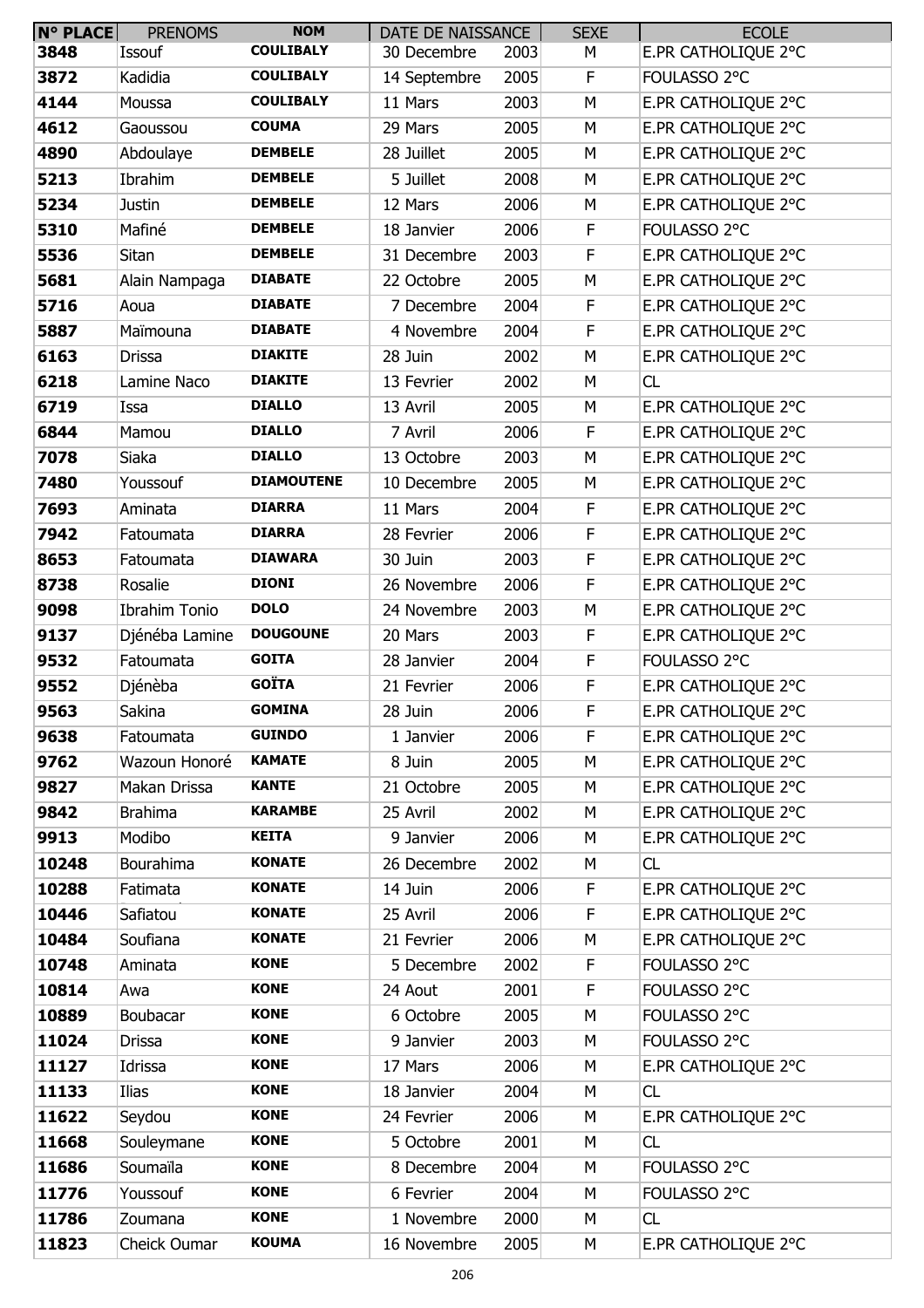| N° PLACE | PRENOMS | NOM | DATE DE NAISSANCE | | SEXE | ECOLE |
|---|---|---|---|---|---|---|
| 3848 | Issouf | COULIBALY | 30 Decembre | 2003 | M | E.PR CATHOLIQUE 2°C |
| 3872 | Kadidia | COULIBALY | 14 Septembre | 2005 | F | FOULASSO 2°C |
| 4144 | Moussa | COULIBALY | 11 Mars | 2003 | M | E.PR CATHOLIQUE 2°C |
| 4612 | Gaoussou | COUMA | 29 Mars | 2005 | M | E.PR CATHOLIQUE 2°C |
| 4890 | Abdoulaye | DEMBELE | 28 Juillet | 2005 | M | E.PR CATHOLIQUE 2°C |
| 5213 | Ibrahim | DEMBELE | 5 Juillet | 2008 | M | E.PR CATHOLIQUE 2°C |
| 5234 | Justin | DEMBELE | 12 Mars | 2006 | M | E.PR CATHOLIQUE 2°C |
| 5310 | Mafiné | DEMBELE | 18 Janvier | 2006 | F | FOULASSO 2°C |
| 5536 | Sitan | DEMBELE | 31 Decembre | 2003 | F | E.PR CATHOLIQUE 2°C |
| 5681 | Alain Nampaga | DIABATE | 22 Octobre | 2005 | M | E.PR CATHOLIQUE 2°C |
| 5716 | Aoua | DIABATE | 7 Decembre | 2004 | F | E.PR CATHOLIQUE 2°C |
| 5887 | Maïmouna | DIABATE | 4 Novembre | 2004 | F | E.PR CATHOLIQUE 2°C |
| 6163 | Drissa | DIAKITE | 28 Juin | 2002 | M | E.PR CATHOLIQUE 2°C |
| 6218 | Lamine Naco | DIAKITE | 13 Fevrier | 2002 | M | CL |
| 6719 | Issa | DIALLO | 13 Avril | 2005 | M | E.PR CATHOLIQUE 2°C |
| 6844 | Mamou | DIALLO | 7 Avril | 2006 | F | E.PR CATHOLIQUE 2°C |
| 7078 | Siaka | DIALLO | 13 Octobre | 2003 | M | E.PR CATHOLIQUE 2°C |
| 7480 | Youssouf | DIAMOUTENE | 10 Decembre | 2005 | M | E.PR CATHOLIQUE 2°C |
| 7693 | Aminata | DIARRA | 11 Mars | 2004 | F | E.PR CATHOLIQUE 2°C |
| 7942 | Fatoumata | DIARRA | 28 Fevrier | 2006 | F | E.PR CATHOLIQUE 2°C |
| 8653 | Fatoumata | DIAWARA | 30 Juin | 2003 | F | E.PR CATHOLIQUE 2°C |
| 8738 | Rosalie | DIONI | 26 Novembre | 2006 | F | E.PR CATHOLIQUE 2°C |
| 9098 | Ibrahim Tonio | DOLO | 24 Novembre | 2003 | M | E.PR CATHOLIQUE 2°C |
| 9137 | Djénéba Lamine | DOUGOUNE | 20 Mars | 2003 | F | E.PR CATHOLIQUE 2°C |
| 9532 | Fatoumata | GOITA | 28 Janvier | 2004 | F | FOULASSO 2°C |
| 9552 | Djénèba | GOÏTA | 21 Fevrier | 2006 | F | E.PR CATHOLIQUE 2°C |
| 9563 | Sakina | GOMINA | 28 Juin | 2006 | F | E.PR CATHOLIQUE 2°C |
| 9638 | Fatoumata | GUINDO | 1 Janvier | 2006 | F | E.PR CATHOLIQUE 2°C |
| 9762 | Wazoun Honoré | KAMATE | 8 Juin | 2005 | M | E.PR CATHOLIQUE 2°C |
| 9827 | Makan Drissa | KANTE | 21 Octobre | 2005 | M | E.PR CATHOLIQUE 2°C |
| 9842 | Brahima | KARAMBE | 25 Avril | 2002 | M | E.PR CATHOLIQUE 2°C |
| 9913 | Modibo | KEITA | 9 Janvier | 2006 | M | E.PR CATHOLIQUE 2°C |
| 10248 | Bourahima | KONATE | 26 Decembre | 2002 | M | CL |
| 10288 | Fatimata | KONATE | 14 Juin | 2006 | F | E.PR CATHOLIQUE 2°C |
| 10446 | Safiatou | KONATE | 25 Avril | 2006 | F | E.PR CATHOLIQUE 2°C |
| 10484 | Soufiana | KONATE | 21 Fevrier | 2006 | M | E.PR CATHOLIQUE 2°C |
| 10748 | Aminata | KONE | 5 Decembre | 2002 | F | FOULASSO 2°C |
| 10814 | Awa | KONE | 24 Aout | 2001 | F | FOULASSO 2°C |
| 10889 | Boubacar | KONE | 6 Octobre | 2005 | M | FOULASSO 2°C |
| 11024 | Drissa | KONE | 9 Janvier | 2003 | M | FOULASSO 2°C |
| 11127 | Idrissa | KONE | 17 Mars | 2006 | M | E.PR CATHOLIQUE 2°C |
| 11133 | Ilias | KONE | 18 Janvier | 2004 | M | CL |
| 11622 | Seydou | KONE | 24 Fevrier | 2006 | M | E.PR CATHOLIQUE 2°C |
| 11668 | Souleymane | KONE | 5 Octobre | 2001 | M | CL |
| 11686 | Soumaïla | KONE | 8 Decembre | 2004 | M | FOULASSO 2°C |
| 11776 | Youssouf | KONE | 6 Fevrier | 2004 | M | FOULASSO 2°C |
| 11786 | Zoumana | KONE | 1 Novembre | 2000 | M | CL |
| 11823 | Cheick Oumar | KOUMA | 16 Novembre | 2005 | M | E.PR CATHOLIQUE 2°C |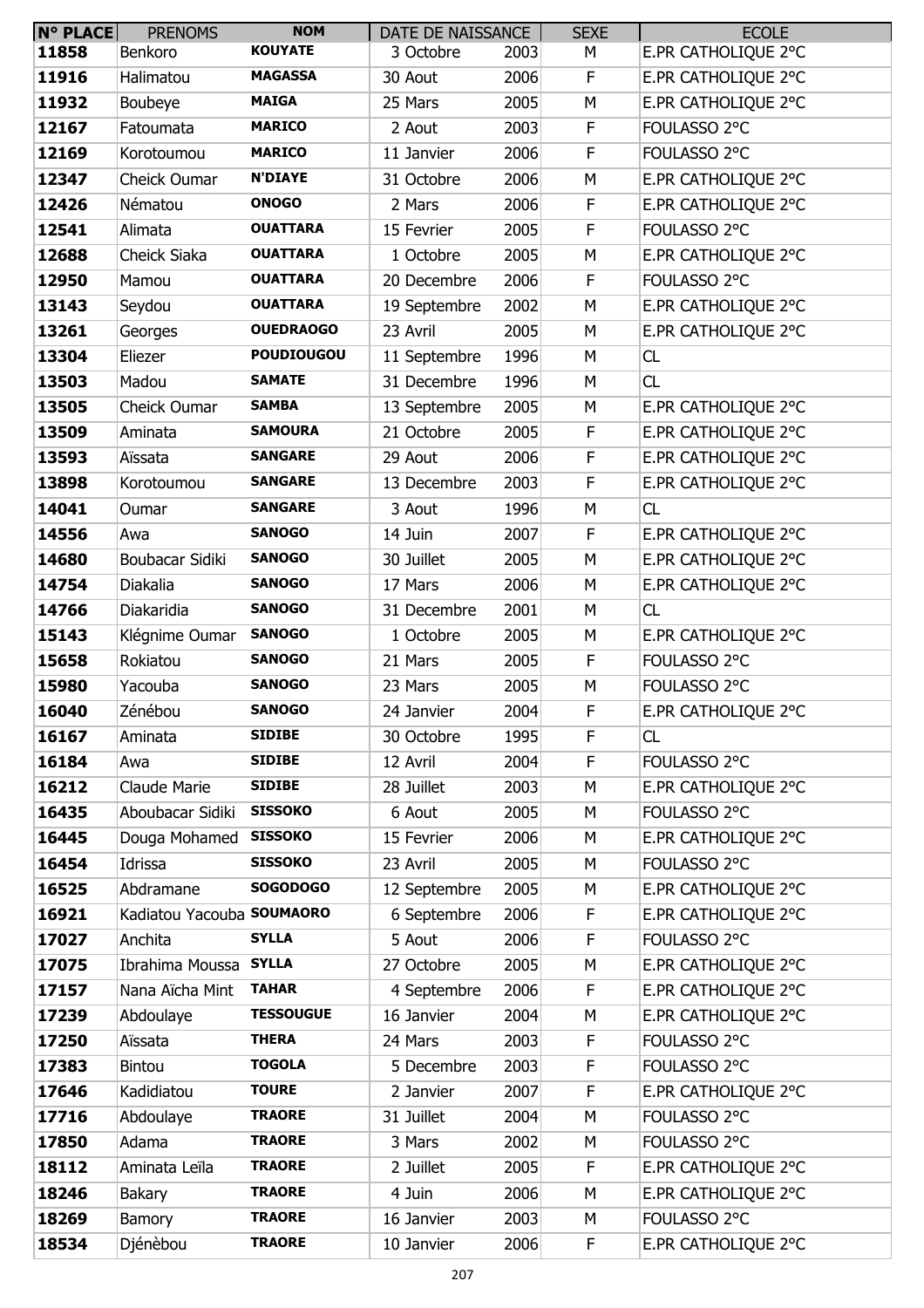| N° PLACE | PRENOMS | NOM | DATE DE NAISSANCE | | SEXE | ECOLE |
|---|---|---|---|---|---|---|
| 11858 | Benkoro | KOUYATE | 3 Octobre | 2003 | M | E.PR CATHOLIQUE 2°C |
| 11916 | Halimatou | MAGASSA | 30 Aout | 2006 | F | E.PR CATHOLIQUE 2°C |
| 11932 | Boubeye | MAIGA | 25 Mars | 2005 | M | E.PR CATHOLIQUE 2°C |
| 12167 | Fatoumata | MARICO | 2 Aout | 2003 | F | FOULASSO 2°C |
| 12169 | Korotoumou | MARICO | 11 Janvier | 2006 | F | FOULASSO 2°C |
| 12347 | Cheick Oumar | N'DIAYE | 31 Octobre | 2006 | M | E.PR CATHOLIQUE 2°C |
| 12426 | Nématou | ONOGO | 2 Mars | 2006 | F | E.PR CATHOLIQUE 2°C |
| 12541 | Alimata | OUATTARA | 15 Fevrier | 2005 | F | FOULASSO 2°C |
| 12688 | Cheick Siaka | OUATTARA | 1 Octobre | 2005 | M | E.PR CATHOLIQUE 2°C |
| 12950 | Mamou | OUATTARA | 20 Decembre | 2006 | F | FOULASSO 2°C |
| 13143 | Seydou | OUATTARA | 19 Septembre | 2002 | M | E.PR CATHOLIQUE 2°C |
| 13261 | Georges | OUEDRAOGO | 23 Avril | 2005 | M | E.PR CATHOLIQUE 2°C |
| 13304 | Eliezer | POUDIOUGOU | 11 Septembre | 1996 | M | CL |
| 13503 | Madou | SAMATE | 31 Decembre | 1996 | M | CL |
| 13505 | Cheick Oumar | SAMBA | 13 Septembre | 2005 | M | E.PR CATHOLIQUE 2°C |
| 13509 | Aminata | SAMOURA | 21 Octobre | 2005 | F | E.PR CATHOLIQUE 2°C |
| 13593 | Aïssata | SANGARE | 29 Aout | 2006 | F | E.PR CATHOLIQUE 2°C |
| 13898 | Korotoumou | SANGARE | 13 Decembre | 2003 | F | E.PR CATHOLIQUE 2°C |
| 14041 | Oumar | SANGARE | 3 Aout | 1996 | M | CL |
| 14556 | Awa | SANOGO | 14 Juin | 2007 | F | E.PR CATHOLIQUE 2°C |
| 14680 | Boubacar Sidiki | SANOGO | 30 Juillet | 2005 | M | E.PR CATHOLIQUE 2°C |
| 14754 | Diakalia | SANOGO | 17 Mars | 2006 | M | E.PR CATHOLIQUE 2°C |
| 14766 | Diakaridia | SANOGO | 31 Decembre | 2001 | M | CL |
| 15143 | Klégnime Oumar | SANOGO | 1 Octobre | 2005 | M | E.PR CATHOLIQUE 2°C |
| 15658 | Rokiatou | SANOGO | 21 Mars | 2005 | F | FOULASSO 2°C |
| 15980 | Yacouba | SANOGO | 23 Mars | 2005 | M | FOULASSO 2°C |
| 16040 | Zénébou | SANOGO | 24 Janvier | 2004 | F | E.PR CATHOLIQUE 2°C |
| 16167 | Aminata | SIDIBE | 30 Octobre | 1995 | F | CL |
| 16184 | Awa | SIDIBE | 12 Avril | 2004 | F | FOULASSO 2°C |
| 16212 | Claude Marie | SIDIBE | 28 Juillet | 2003 | M | E.PR CATHOLIQUE 2°C |
| 16435 | Aboubacar Sidiki | SISSOKO | 6 Aout | 2005 | M | FOULASSO 2°C |
| 16445 | Douga Mohamed | SISSOKO | 15 Fevrier | 2006 | M | E.PR CATHOLIQUE 2°C |
| 16454 | Idrissa | SISSOKO | 23 Avril | 2005 | M | FOULASSO 2°C |
| 16525 | Abdramane | SOGODOGO | 12 Septembre | 2005 | M | E.PR CATHOLIQUE 2°C |
| 16921 | Kadiatou Yacouba | SOUMAORO | 6 Septembre | 2006 | F | E.PR CATHOLIQUE 2°C |
| 17027 | Anchita | SYLLA | 5 Aout | 2006 | F | FOULASSO 2°C |
| 17075 | Ibrahima Moussa | SYLLA | 27 Octobre | 2005 | M | E.PR CATHOLIQUE 2°C |
| 17157 | Nana Aïcha Mint | TAHAR | 4 Septembre | 2006 | F | E.PR CATHOLIQUE 2°C |
| 17239 | Abdoulaye | TESSOUGUE | 16 Janvier | 2004 | M | E.PR CATHOLIQUE 2°C |
| 17250 | Aïssata | THERA | 24 Mars | 2003 | F | FOULASSO 2°C |
| 17383 | Bintou | TOGOLA | 5 Decembre | 2003 | F | FOULASSO 2°C |
| 17646 | Kadidiatou | TOURE | 2 Janvier | 2007 | F | E.PR CATHOLIQUE 2°C |
| 17716 | Abdoulaye | TRAORE | 31 Juillet | 2004 | M | FOULASSO 2°C |
| 17850 | Adama | TRAORE | 3 Mars | 2002 | M | FOULASSO 2°C |
| 18112 | Aminata Leïla | TRAORE | 2 Juillet | 2005 | F | E.PR CATHOLIQUE 2°C |
| 18246 | Bakary | TRAORE | 4 Juin | 2006 | M | E.PR CATHOLIQUE 2°C |
| 18269 | Bamory | TRAORE | 16 Janvier | 2003 | M | FOULASSO 2°C |
| 18534 | Djénèbou | TRAORE | 10 Janvier | 2006 | F | E.PR CATHOLIQUE 2°C |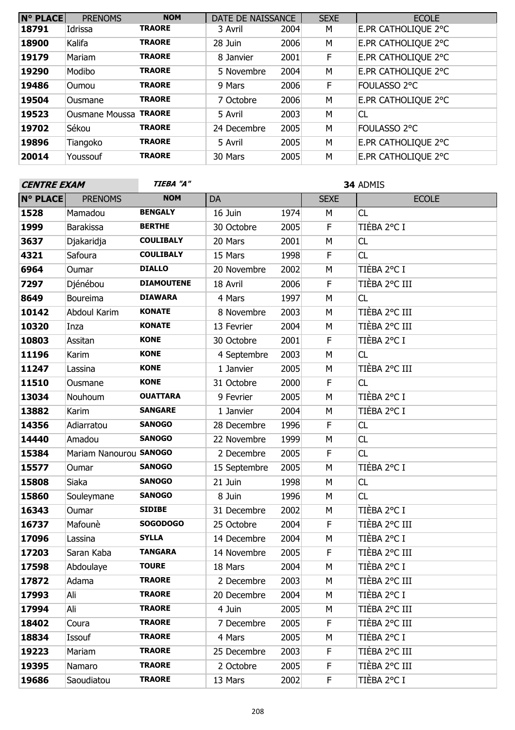| N° PLACE | PRENOMS | NOM | DATE DE NAISSANCE | | SEXE | ECOLE |
|---|---|---|---|---|---|---|
| 18791 | Idrissa | TRAORE | 3 Avril | 2004 | M | E.PR CATHOLIQUE 2°C |
| 18900 | Kalifa | TRAORE | 28 Juin | 2006 | M | E.PR CATHOLIQUE 2°C |
| 19179 | Mariam | TRAORE | 8 Janvier | 2001 | F | E.PR CATHOLIQUE 2°C |
| 19290 | Modibo | TRAORE | 5 Novembre | 2004 | M | E.PR CATHOLIQUE 2°C |
| 19486 | Oumou | TRAORE | 9 Mars | 2006 | F | FOULASSO 2°C |
| 19504 | Ousmane | TRAORE | 7 Octobre | 2006 | M | E.PR CATHOLIQUE 2°C |
| 19523 | Ousmane Moussa | TRAORE | 5 Avril | 2003 | M | CL |
| 19702 | Sékou | TRAORE | 24 Decembre | 2005 | M | FOULASSO 2°C |
| 19896 | Tiangoko | TRAORE | 5 Avril | 2005 | M | E.PR CATHOLIQUE 2°C |
| 20014 | Youssouf | TRAORE | 30 Mars | 2005 | M | E.PR CATHOLIQUE 2°C |

**CENTRE EXAM** *TIEBA "A"* **34** ADMIS

| N° PLACE | PRENOMS | NOM | DA | | SEXE | ECOLE |
|---|---|---|---|---|---|---|
| 1528 | Mamadou | BENGALY | 16 Juin | 1974 | M | CL |
| 1999 | Barakissa | BERTHE | 30 Octobre | 2005 | F | TIÈBA 2°C I |
| 3637 | Djakaridja | COULIBALY | 20 Mars | 2001 | M | CL |
| 4321 | Safoura | COULIBALY | 15 Mars | 1998 | F | CL |
| 6964 | Oumar | DIALLO | 20 Novembre | 2002 | M | TIÈBA 2°C I |
| 7297 | Djénébou | DIAMOUTENE | 18 Avril | 2006 | F | TIÈBA 2°C III |
| 8649 | Boureima | DIAWARA | 4 Mars | 1997 | M | CL |
| 10142 | Abdoul Karim | KONATE | 8 Novembre | 2003 | M | TIÈBA 2°C III |
| 10320 | Inza | KONATE | 13 Fevrier | 2004 | M | TIÈBA 2°C III |
| 10803 | Assitan | KONE | 30 Octobre | 2001 | F | TIÈBA 2°C I |
| 11196 | Karim | KONE | 4 Septembre | 2003 | M | CL |
| 11247 | Lassina | KONE | 1 Janvier | 2005 | M | TIÈBA 2°C III |
| 11510 | Ousmane | KONE | 31 Octobre | 2000 | F | CL |
| 13034 | Nouhoum | OUATTARA | 9 Fevrier | 2005 | M | TIÈBA 2°C I |
| 13882 | Karim | SANGARE | 1 Janvier | 2004 | M | TIÈBA 2°C I |
| 14356 | Adiarratou | SANOGO | 28 Decembre | 1996 | F | CL |
| 14440 | Amadou | SANOGO | 22 Novembre | 1999 | M | CL |
| 15384 | Mariam Nanourou | SANOGO | 2 Decembre | 2005 | F | CL |
| 15577 | Oumar | SANOGO | 15 Septembre | 2005 | M | TIÈBA 2°C I |
| 15808 | Siaka | SANOGO | 21 Juin | 1998 | M | CL |
| 15860 | Souleymane | SANOGO | 8 Juin | 1996 | M | CL |
| 16343 | Oumar | SIDIBE | 31 Decembre | 2002 | M | TIÈBA 2°C I |
| 16737 | Mafounè | SOGODOGO | 25 Octobre | 2004 | F | TIÈBA 2°C III |
| 17096 | Lassina | SYLLA | 14 Decembre | 2004 | M | TIÈBA 2°C I |
| 17203 | Saran Kaba | TANGARA | 14 Novembre | 2005 | F | TIÈBA 2°C III |
| 17598 | Abdoulaye | TOURE | 18 Mars | 2004 | M | TIÈBA 2°C I |
| 17872 | Adama | TRAORE | 2 Decembre | 2003 | M | TIÈBA 2°C III |
| 17993 | Ali | TRAORE | 20 Decembre | 2004 | M | TIÈBA 2°C I |
| 17994 | Ali | TRAORE | 4 Juin | 2005 | M | TIÈBA 2°C III |
| 18402 | Coura | TRAORE | 7 Decembre | 2005 | F | TIÈBA 2°C III |
| 18834 | Issouf | TRAORE | 4 Mars | 2005 | M | TIÈBA 2°C I |
| 19223 | Mariam | TRAORE | 25 Decembre | 2003 | F | TIÈBA 2°C III |
| 19395 | Namaro | TRAORE | 2 Octobre | 2005 | F | TIÈBA 2°C III |
| 19686 | Saoudiatou | TRAORE | 13 Mars | 2002 | F | TIÈBA 2°C I |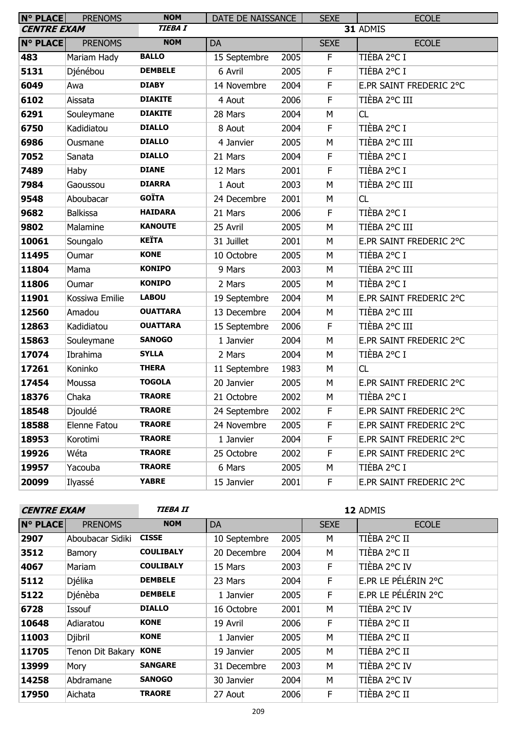| N° PLACE | PRENOMS | NOM | DATE DE NAISSANCE | | SEXE | ECOLE |
|---|---|---|---|---|---|---|

**CENTRE EXAM** — ***TIEBA I*** — **31** ADMIS

| N° PLACE | PRENOMS | NOM | DA | | SEXE | ECOLE |
|---|---|---|---|---|---|---|
| **483** | Mariam Hady | **BALLO** | 15 Septembre | 2005 | F | TIÈBA 2°C I |
| **5131** | Djénébou | **DEMBELE** | 6 Avril | 2005 | F | TIÈBA 2°C I |
| **6049** | Awa | **DIABY** | 14 Novembre | 2004 | F | E.PR SAINT FREDERIC 2°C |
| **6102** | Aissata | **DIAKITE** | 4 Aout | 2006 | F | TIÈBA 2°C III |
| **6291** | Souleymane | **DIAKITE** | 28 Mars | 2004 | M | CL |
| **6750** | Kadidiatou | **DIALLO** | 8 Aout | 2004 | F | TIÈBA 2°C I |
| **6986** | Ousmane | **DIALLO** | 4 Janvier | 2005 | M | TIÈBA 2°C III |
| **7052** | Sanata | **DIALLO** | 21 Mars | 2004 | F | TIÈBA 2°C I |
| **7489** | Haby | **DIANE** | 12 Mars | 2001 | F | TIÈBA 2°C I |
| **7984** | Gaoussou | **DIARRA** | 1 Aout | 2003 | M | TIÈBA 2°C III |
| **9548** | Aboubacar | **GOÏTA** | 24 Decembre | 2001 | M | CL |
| **9682** | Balkissa | **HAIDARA** | 21 Mars | 2006 | F | TIÈBA 2°C I |
| **9802** | Malamine | **KANOUTE** | 25 Avril | 2005 | M | TIÈBA 2°C III |
| **10061** | Soungalo | **KEÏTA** | 31 Juillet | 2001 | M | E.PR SAINT FREDERIC 2°C |
| **11495** | Oumar | **KONE** | 10 Octobre | 2005 | M | TIÈBA 2°C I |
| **11804** | Mama | **KONIPO** | 9 Mars | 2003 | M | TIÈBA 2°C III |
| **11806** | Oumar | **KONIPO** | 2 Mars | 2005 | M | TIÈBA 2°C I |
| **11901** | Kossiwa Emilie | **LABOU** | 19 Septembre | 2004 | M | E.PR SAINT FREDERIC 2°C |
| **12560** | Amadou | **OUATTARA** | 13 Decembre | 2004 | M | TIÈBA 2°C III |
| **12863** | Kadidiatou | **OUATTARA** | 15 Septembre | 2006 | F | TIÈBA 2°C III |
| **15863** | Souleymane | **SANOGO** | 1 Janvier | 2004 | M | E.PR SAINT FREDERIC 2°C |
| **17074** | Ibrahima | **SYLLA** | 2 Mars | 2004 | M | TIÈBA 2°C I |
| **17261** | Koninko | **THERA** | 11 Septembre | 1983 | M | CL |
| **17454** | Moussa | **TOGOLA** | 20 Janvier | 2005 | M | E.PR SAINT FREDERIC 2°C |
| **18376** | Chaka | **TRAORE** | 21 Octobre | 2002 | M | TIÈBA 2°C I |
| **18548** | Djouldé | **TRAORE** | 24 Septembre | 2002 | F | E.PR SAINT FREDERIC 2°C |
| **18588** | Elenne Fatou | **TRAORE** | 24 Novembre | 2005 | F | E.PR SAINT FREDERIC 2°C |
| **18953** | Korotimi | **TRAORE** | 1 Janvier | 2004 | F | E.PR SAINT FREDERIC 2°C |
| **19926** | Wéta | **TRAORE** | 25 Octobre | 2002 | F | E.PR SAINT FREDERIC 2°C |
| **19957** | Yacouba | **TRAORE** | 6 Mars | 2005 | M | TIÈBA 2°C I |
| **20099** | Ilyassé | **YABRE** | 15 Janvier | 2001 | F | E.PR SAINT FREDERIC 2°C |

**CENTRE EXAM** — ***TIEBA II*** — **12** ADMIS

| N° PLACE | PRENOMS | NOM | DA | | SEXE | ECOLE |
|---|---|---|---|---|---|---|
| **2907** | Aboubacar Sidiki | **CISSE** | 10 Septembre | 2005 | M | TIÈBA 2°C II |
| **3512** | Bamory | **COULIBALY** | 20 Decembre | 2004 | M | TIÈBA 2°C II |
| **4067** | Mariam | **COULIBALY** | 15 Mars | 2003 | F | TIÈBA 2°C IV |
| **5112** | Djélika | **DEMBELE** | 23 Mars | 2004 | F | E.PR LE PÉLÉRIN 2°C |
| **5122** | Djénèba | **DEMBELE** | 1 Janvier | 2005 | F | E.PR LE PÉLÉRIN 2°C |
| **6728** | Issouf | **DIALLO** | 16 Octobre | 2001 | M | TIÈBA 2°C IV |
| **10648** | Adiaratou | **KONE** | 19 Avril | 2006 | F | TIÈBA 2°C II |
| **11003** | Djibril | **KONE** | 1 Janvier | 2005 | M | TIÈBA 2°C II |
| **11705** | Tenon Dit Bakary | **KONE** | 19 Janvier | 2005 | M | TIÈBA 2°C II |
| **13999** | Mory | **SANGARE** | 31 Decembre | 2003 | M | TIÈBA 2°C IV |
| **14258** | Abdramane | **SANOGO** | 30 Janvier | 2004 | M | TIÈBA 2°C IV |
| **17950** | Aichata | **TRAORE** | 27 Aout | 2006 | F | TIÈBA 2°C II |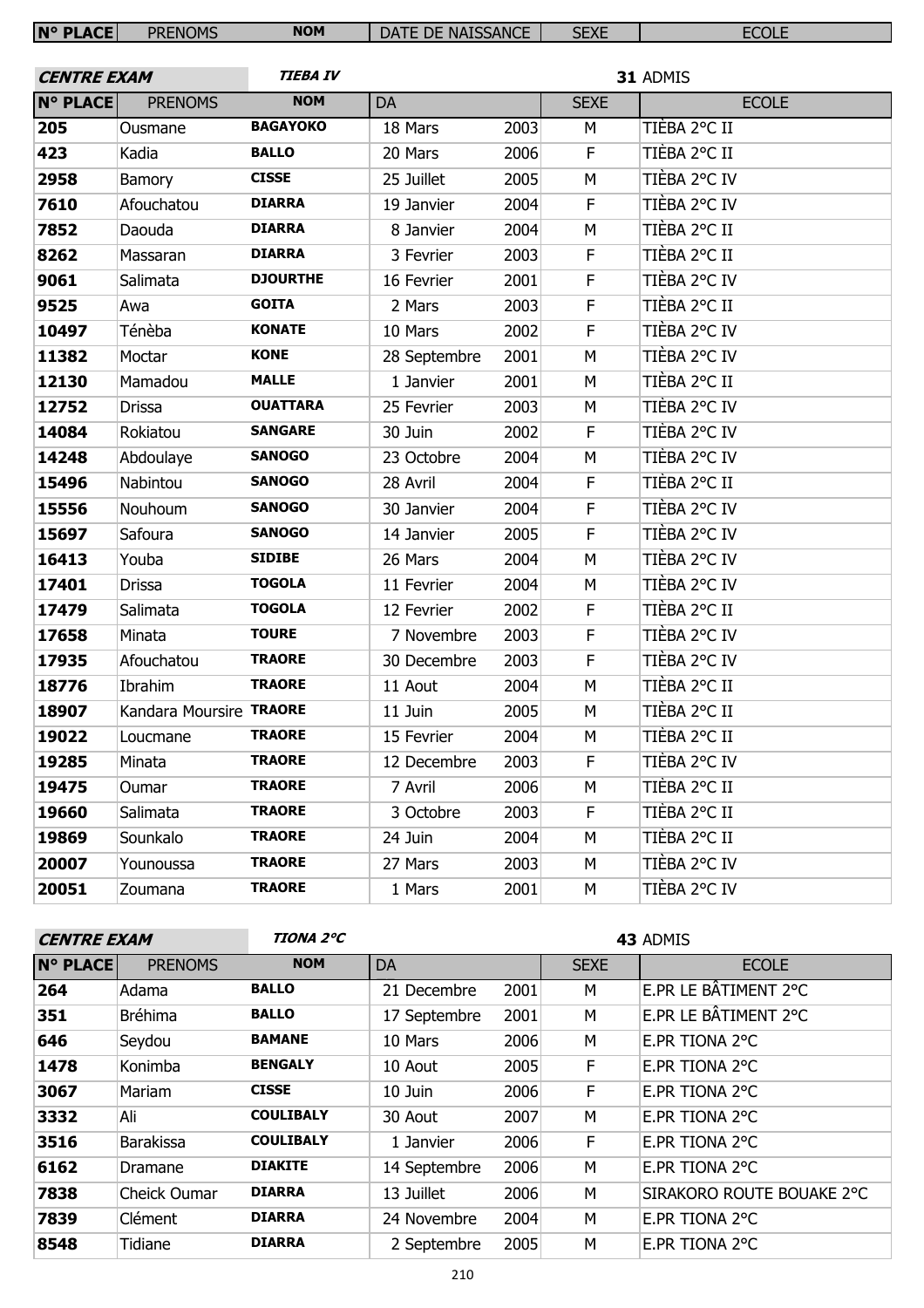| N° PLACE | PRENOMS | NOM | DATE DE NAISSANCE | SEXE | ECOLE |
|---|---|---|---|---|---|

**CENTRE EXAM** ***TIEBA IV*** **31** ADMIS

| N° PLACE | PRENOMS | NOM | DA | | SEXE | ECOLE |
|---|---|---|---|---|---|---|
| **205** | Ousmane | **BAGAYOKO** | 18 Mars | 2003 | M | TIÈBA 2°C II |
| **423** | Kadia | **BALLO** | 20 Mars | 2006 | F | TIÈBA 2°C II |
| **2958** | Bamory | **CISSE** | 25 Juillet | 2005 | M | TIÈBA 2°C IV |
| **7610** | Afouchatou | **DIARRA** | 19 Janvier | 2004 | F | TIÈBA 2°C IV |
| **7852** | Daouda | **DIARRA** | 8 Janvier | 2004 | M | TIÈBA 2°C II |
| **8262** | Massaran | **DIARRA** | 3 Fevrier | 2003 | F | TIÈBA 2°C II |
| **9061** | Salimata | **DJOURTHE** | 16 Fevrier | 2001 | F | TIÈBA 2°C IV |
| **9525** | Awa | **GOITA** | 2 Mars | 2003 | F | TIÈBA 2°C II |
| **10497** | Ténèba | **KONATE** | 10 Mars | 2002 | F | TIÈBA 2°C IV |
| **11382** | Moctar | **KONE** | 28 Septembre | 2001 | M | TIÈBA 2°C IV |
| **12130** | Mamadou | **MALLE** | 1 Janvier | 2001 | M | TIÈBA 2°C II |
| **12752** | Drissa | **OUATTARA** | 25 Fevrier | 2003 | M | TIÈBA 2°C IV |
| **14084** | Rokiatou | **SANGARE** | 30 Juin | 2002 | F | TIÈBA 2°C IV |
| **14248** | Abdoulaye | **SANOGO** | 23 Octobre | 2004 | M | TIÈBA 2°C IV |
| **15496** | Nabintou | **SANOGO** | 28 Avril | 2004 | F | TIÈBA 2°C II |
| **15556** | Nouhoum | **SANOGO** | 30 Janvier | 2004 | F | TIÈBA 2°C IV |
| **15697** | Safoura | **SANOGO** | 14 Janvier | 2005 | F | TIÈBA 2°C IV |
| **16413** | Youba | **SIDIBE** | 26 Mars | 2004 | M | TIÈBA 2°C IV |
| **17401** | Drissa | **TOGOLA** | 11 Fevrier | 2004 | M | TIÈBA 2°C IV |
| **17479** | Salimata | **TOGOLA** | 12 Fevrier | 2002 | F | TIÈBA 2°C II |
| **17658** | Minata | **TOURE** | 7 Novembre | 2003 | F | TIÈBA 2°C IV |
| **17935** | Afouchatou | **TRAORE** | 30 Decembre | 2003 | F | TIÈBA 2°C IV |
| **18776** | Ibrahim | **TRAORE** | 11 Aout | 2004 | M | TIÈBA 2°C II |
| **18907** | Kandara Moursire | **TRAORE** | 11 Juin | 2005 | M | TIÈBA 2°C II |
| **19022** | Loucmane | **TRAORE** | 15 Fevrier | 2004 | M | TIÈBA 2°C II |
| **19285** | Minata | **TRAORE** | 12 Decembre | 2003 | F | TIÈBA 2°C IV |
| **19475** | Oumar | **TRAORE** | 7 Avril | 2006 | M | TIÈBA 2°C II |
| **19660** | Salimata | **TRAORE** | 3 Octobre | 2003 | F | TIÈBA 2°C II |
| **19869** | Sounkalo | **TRAORE** | 24 Juin | 2004 | M | TIÈBA 2°C II |
| **20007** | Younoussa | **TRAORE** | 27 Mars | 2003 | M | TIÈBA 2°C IV |
| **20051** | Zoumana | **TRAORE** | 1 Mars | 2001 | M | TIÈBA 2°C IV |

**CENTRE EXAM** ***TIONA 2°C*** **43** ADMIS

| N° PLACE | PRENOMS | NOM | DA | | SEXE | ECOLE |
|---|---|---|---|---|---|---|
| **264** | Adama | **BALLO** | 21 Decembre | 2001 | M | E.PR LE BÂTIMENT 2°C |
| **351** | Bréhima | **BALLO** | 17 Septembre | 2001 | M | E.PR LE BÂTIMENT 2°C |
| **646** | Seydou | **BAMANE** | 10 Mars | 2006 | M | E.PR TIONA 2°C |
| **1478** | Konimba | **BENGALY** | 10 Aout | 2005 | F | E.PR TIONA 2°C |
| **3067** | Mariam | **CISSE** | 10 Juin | 2006 | F | E.PR TIONA 2°C |
| **3332** | Ali | **COULIBALY** | 30 Aout | 2007 | M | E.PR TIONA 2°C |
| **3516** | Barakissa | **COULIBALY** | 1 Janvier | 2006 | F | E.PR TIONA 2°C |
| **6162** | Dramane | **DIAKITE** | 14 Septembre | 2006 | M | E.PR TIONA 2°C |
| **7838** | Cheick Oumar | **DIARRA** | 13 Juillet | 2006 | M | SIRAKORO ROUTE BOUAKE 2°C |
| **7839** | Clément | **DIARRA** | 24 Novembre | 2004 | M | E.PR TIONA 2°C |
| **8548** | Tidiane | **DIARRA** | 2 Septembre | 2005 | M | E.PR TIONA 2°C |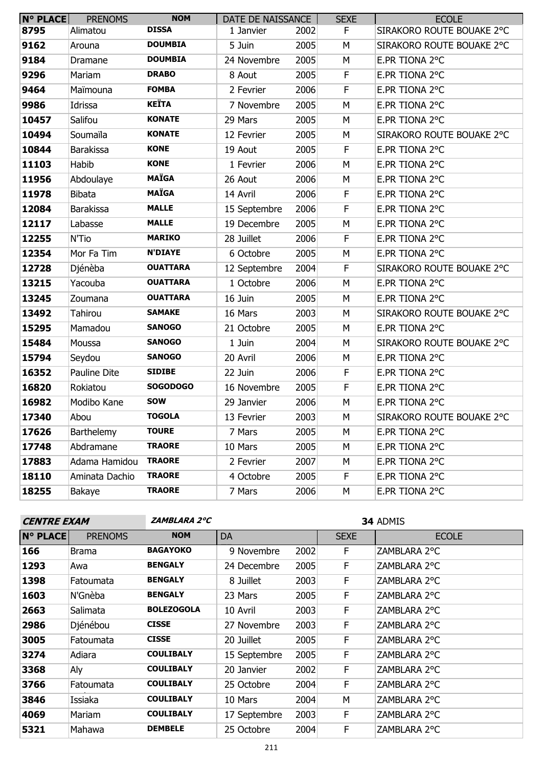| N° PLACE | PRENOMS | NOM | DATE DE NAISSANCE | | SEXE | ECOLE |
|---|---|---|---|---|---|---|
| 8795 | Alimatou | DISSA | 1 Janvier | 2002 | F | SIRAKORO ROUTE BOUAKE 2°C |
| 9162 | Arouna | DOUMBIA | 5 Juin | 2005 | M | SIRAKORO ROUTE BOUAKE 2°C |
| 9184 | Dramane | DOUMBIA | 24 Novembre | 2005 | M | E.PR TIONA 2°C |
| 9296 | Mariam | DRABO | 8 Aout | 2005 | F | E.PR TIONA 2°C |
| 9464 | Maïmouna | FOMBA | 2 Fevrier | 2006 | F | E.PR TIONA 2°C |
| 9986 | Idrissa | KEÏTA | 7 Novembre | 2005 | M | E.PR TIONA 2°C |
| 10457 | Salifou | KONATE | 29 Mars | 2005 | M | E.PR TIONA 2°C |
| 10494 | Soumaïla | KONATE | 12 Fevrier | 2005 | M | SIRAKORO ROUTE BOUAKE 2°C |
| 10844 | Barakissa | KONE | 19 Aout | 2005 | F | E.PR TIONA 2°C |
| 11103 | Habib | KONE | 1 Fevrier | 2006 | M | E.PR TIONA 2°C |
| 11956 | Abdoulaye | MAÏGA | 26 Aout | 2006 | M | E.PR TIONA 2°C |
| 11978 | Bibata | MAÏGA | 14 Avril | 2006 | F | E.PR TIONA 2°C |
| 12084 | Barakissa | MALLE | 15 Septembre | 2006 | F | E.PR TIONA 2°C |
| 12117 | Labasse | MALLE | 19 Decembre | 2005 | M | E.PR TIONA 2°C |
| 12255 | N'Tio | MARIKO | 28 Juillet | 2006 | F | E.PR TIONA 2°C |
| 12354 | Mor Fa Tim | N'DIAYE | 6 Octobre | 2005 | M | E.PR TIONA 2°C |
| 12728 | Djénèba | OUATTARA | 12 Septembre | 2004 | F | SIRAKORO ROUTE BOUAKE 2°C |
| 13215 | Yacouba | OUATTARA | 1 Octobre | 2006 | M | E.PR TIONA 2°C |
| 13245 | Zoumana | OUATTARA | 16 Juin | 2005 | M | E.PR TIONA 2°C |
| 13492 | Tahirou | SAMAKE | 16 Mars | 2003 | M | SIRAKORO ROUTE BOUAKE 2°C |
| 15295 | Mamadou | SANOGO | 21 Octobre | 2005 | M | E.PR TIONA 2°C |
| 15484 | Moussa | SANOGO | 1 Juin | 2004 | M | SIRAKORO ROUTE BOUAKE 2°C |
| 15794 | Seydou | SANOGO | 20 Avril | 2006 | M | E.PR TIONA 2°C |
| 16352 | Pauline Dite | SIDIBE | 22 Juin | 2006 | F | E.PR TIONA 2°C |
| 16820 | Rokiatou | SOGODOGO | 16 Novembre | 2005 | F | E.PR TIONA 2°C |
| 16982 | Modibo Kane | SOW | 29 Janvier | 2006 | M | E.PR TIONA 2°C |
| 17340 | Abou | TOGOLA | 13 Fevrier | 2003 | M | SIRAKORO ROUTE BOUAKE 2°C |
| 17626 | Barthelemy | TOURE | 7 Mars | 2005 | M | E.PR TIONA 2°C |
| 17748 | Abdramane | TRAORE | 10 Mars | 2005 | M | E.PR TIONA 2°C |
| 17883 | Adama Hamidou | TRAORE | 2 Fevrier | 2007 | M | E.PR TIONA 2°C |
| 18110 | Aminata Dachio | TRAORE | 4 Octobre | 2005 | F | E.PR TIONA 2°C |
| 18255 | Bakaye | TRAORE | 7 Mars | 2006 | M | E.PR TIONA 2°C |

***CENTRE EXAM*** ***ZAMBLARA 2°C*** **34** ADMIS

| N° PLACE | PRENOMS | NOM | DA | | SEXE | ECOLE |
|---|---|---|---|---|---|---|
| 166 | Brama | BAGAYOKO | 9 Novembre | 2002 | F | ZAMBLARA 2°C |
| 1293 | Awa | BENGALY | 24 Decembre | 2005 | F | ZAMBLARA 2°C |
| 1398 | Fatoumata | BENGALY | 8 Juillet | 2003 | F | ZAMBLARA 2°C |
| 1603 | N'Gnèba | BENGALY | 23 Mars | 2005 | F | ZAMBLARA 2°C |
| 2663 | Salimata | BOLEZOGOLA | 10 Avril | 2003 | F | ZAMBLARA 2°C |
| 2986 | Djénébou | CISSE | 27 Novembre | 2003 | F | ZAMBLARA 2°C |
| 3005 | Fatoumata | CISSE | 20 Juillet | 2005 | F | ZAMBLARA 2°C |
| 3274 | Adiara | COULIBALY | 15 Septembre | 2005 | F | ZAMBLARA 2°C |
| 3368 | Aly | COULIBALY | 20 Janvier | 2002 | F | ZAMBLARA 2°C |
| 3766 | Fatoumata | COULIBALY | 25 Octobre | 2004 | F | ZAMBLARA 2°C |
| 3846 | Issiaka | COULIBALY | 10 Mars | 2004 | M | ZAMBLARA 2°C |
| 4069 | Mariam | COULIBALY | 17 Septembre | 2003 | F | ZAMBLARA 2°C |
| 5321 | Mahawa | DEMBELE | 25 Octobre | 2004 | F | ZAMBLARA 2°C |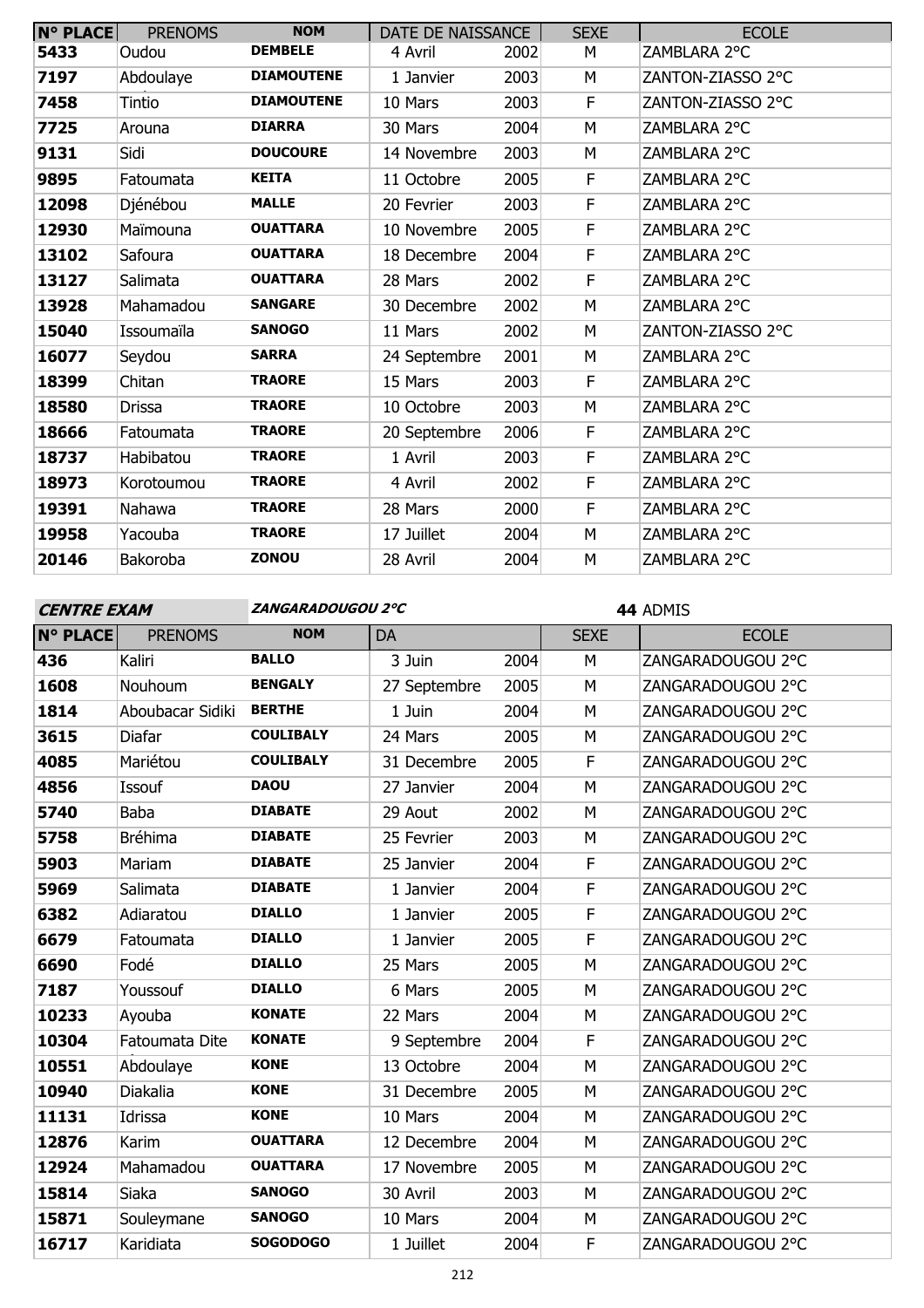| N° PLACE | PRENOMS | NOM | DATE DE NAISSANCE | | SEXE | ECOLE |
|---|---|---|---|---|---|---|
| 5433 | Oudou | DEMBELE | 4 Avril | 2002 | M | ZAMBLARA 2°C |
| 7197 | Abdoulaye | DIAMOUTENE | 1 Janvier | 2003 | M | ZANTON-ZIASSO 2°C |
| 7458 | Tintio | DIAMOUTENE | 10 Mars | 2003 | F | ZANTON-ZIASSO 2°C |
| 7725 | Arouna | DIARRA | 30 Mars | 2004 | M | ZAMBLARA 2°C |
| 9131 | Sidi | DOUCOURE | 14 Novembre | 2003 | M | ZAMBLARA 2°C |
| 9895 | Fatoumata | KEITA | 11 Octobre | 2005 | F | ZAMBLARA 2°C |
| 12098 | Djénébou | MALLE | 20 Fevrier | 2003 | F | ZAMBLARA 2°C |
| 12930 | Maïmouna | OUATTARA | 10 Novembre | 2005 | F | ZAMBLARA 2°C |
| 13102 | Safoura | OUATTARA | 18 Decembre | 2004 | F | ZAMBLARA 2°C |
| 13127 | Salimata | OUATTARA | 28 Mars | 2002 | F | ZAMBLARA 2°C |
| 13928 | Mahamadou | SANGARE | 30 Decembre | 2002 | M | ZAMBLARA 2°C |
| 15040 | Issoumaïla | SANOGO | 11 Mars | 2002 | M | ZANTON-ZIASSO 2°C |
| 16077 | Seydou | SARRA | 24 Septembre | 2001 | M | ZAMBLARA 2°C |
| 18399 | Chitan | TRAORE | 15 Mars | 2003 | F | ZAMBLARA 2°C |
| 18580 | Drissa | TRAORE | 10 Octobre | 2003 | M | ZAMBLARA 2°C |
| 18666 | Fatoumata | TRAORE | 20 Septembre | 2006 | F | ZAMBLARA 2°C |
| 18737 | Habibatou | TRAORE | 1 Avril | 2003 | F | ZAMBLARA 2°C |
| 18973 | Korotoumou | TRAORE | 4 Avril | 2002 | F | ZAMBLARA 2°C |
| 19391 | Nahawa | TRAORE | 28 Mars | 2000 | F | ZAMBLARA 2°C |
| 19958 | Yacouba | TRAORE | 17 Juillet | 2004 | M | ZAMBLARA 2°C |
| 20146 | Bakoroba | ZONOU | 28 Avril | 2004 | M | ZAMBLARA 2°C |

**CENTRE EXAM** ***ZANGARADOUGOU 2°C*** **44** ADMIS

| N° PLACE | PRENOMS | NOM | DA | | SEXE | ECOLE |
|---|---|---|---|---|---|---|
| 436 | Kaliri | BALLO | 3 Juin | 2004 | M | ZANGARADOUGOU 2°C |
| 1608 | Nouhoum | BENGALY | 27 Septembre | 2005 | M | ZANGARADOUGOU 2°C |
| 1814 | Aboubacar Sidiki | BERTHE | 1 Juin | 2004 | M | ZANGARADOUGOU 2°C |
| 3615 | Diafar | COULIBALY | 24 Mars | 2005 | M | ZANGARADOUGOU 2°C |
| 4085 | Mariétou | COULIBALY | 31 Decembre | 2005 | F | ZANGARADOUGOU 2°C |
| 4856 | Issouf | DAOU | 27 Janvier | 2004 | M | ZANGARADOUGOU 2°C |
| 5740 | Baba | DIABATE | 29 Aout | 2002 | M | ZANGARADOUGOU 2°C |
| 5758 | Bréhima | DIABATE | 25 Fevrier | 2003 | M | ZANGARADOUGOU 2°C |
| 5903 | Mariam | DIABATE | 25 Janvier | 2004 | F | ZANGARADOUGOU 2°C |
| 5969 | Salimata | DIABATE | 1 Janvier | 2004 | F | ZANGARADOUGOU 2°C |
| 6382 | Adiaratou | DIALLO | 1 Janvier | 2005 | F | ZANGARADOUGOU 2°C |
| 6679 | Fatoumata | DIALLO | 1 Janvier | 2005 | F | ZANGARADOUGOU 2°C |
| 6690 | Fodé | DIALLO | 25 Mars | 2005 | M | ZANGARADOUGOU 2°C |
| 7187 | Youssouf | DIALLO | 6 Mars | 2005 | M | ZANGARADOUGOU 2°C |
| 10233 | Ayouba | KONATE | 22 Mars | 2004 | M | ZANGARADOUGOU 2°C |
| 10304 | Fatoumata Dite | KONATE | 9 Septembre | 2004 | F | ZANGARADOUGOU 2°C |
| 10551 | Abdoulaye | KONE | 13 Octobre | 2004 | M | ZANGARADOUGOU 2°C |
| 10940 | Diakalia | KONE | 31 Decembre | 2005 | M | ZANGARADOUGOU 2°C |
| 11131 | Idrissa | KONE | 10 Mars | 2004 | M | ZANGARADOUGOU 2°C |
| 12876 | Karim | OUATTARA | 12 Decembre | 2004 | M | ZANGARADOUGOU 2°C |
| 12924 | Mahamadou | OUATTARA | 17 Novembre | 2005 | M | ZANGARADOUGOU 2°C |
| 15814 | Siaka | SANOGO | 30 Avril | 2003 | M | ZANGARADOUGOU 2°C |
| 15871 | Souleymane | SANOGO | 10 Mars | 2004 | M | ZANGARADOUGOU 2°C |
| 16717 | Karidiata | SOGODOGO | 1 Juillet | 2004 | F | ZANGARADOUGOU 2°C |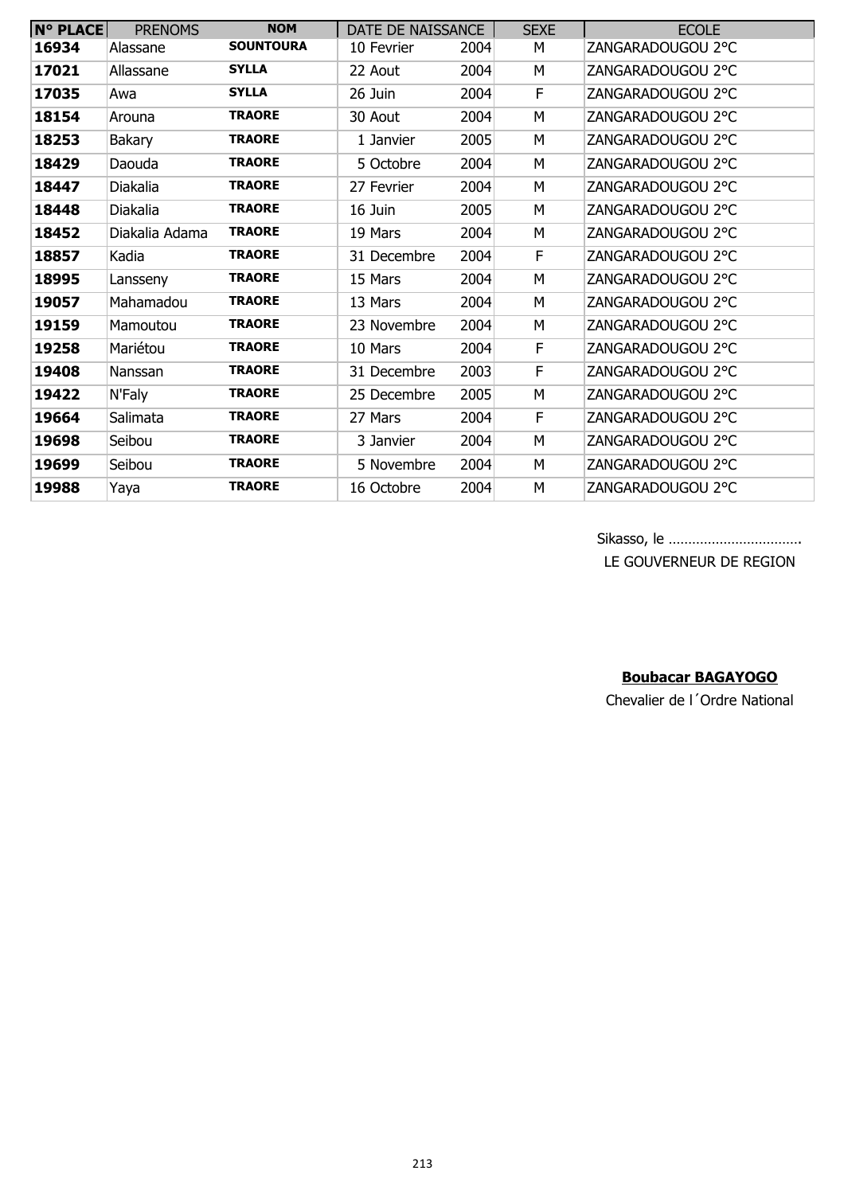| N° PLACE | PRENOMS | NOM | DATE DE NAISSANCE | | SEXE | ECOLE |
|---|---|---|---|---|---|---|
| **16934** | Alassane | **SOUNTOURA** | 10 Fevrier | 2004 | M | ZANGARADOUGOU 2°C |
| **17021** | Allassane | **SYLLA** | 22 Aout | 2004 | M | ZANGARADOUGOU 2°C |
| **17035** | Awa | **SYLLA** | 26 Juin | 2004 | F | ZANGARADOUGOU 2°C |
| **18154** | Arouna | **TRAORE** | 30 Aout | 2004 | M | ZANGARADOUGOU 2°C |
| **18253** | Bakary | **TRAORE** | 1 Janvier | 2005 | M | ZANGARADOUGOU 2°C |
| **18429** | Daouda | **TRAORE** | 5 Octobre | 2004 | M | ZANGARADOUGOU 2°C |
| **18447** | Diakalia | **TRAORE** | 27 Fevrier | 2004 | M | ZANGARADOUGOU 2°C |
| **18448** | Diakalia | **TRAORE** | 16 Juin | 2005 | M | ZANGARADOUGOU 2°C |
| **18452** | Diakalia Adama | **TRAORE** | 19 Mars | 2004 | M | ZANGARADOUGOU 2°C |
| **18857** | Kadia | **TRAORE** | 31 Decembre | 2004 | F | ZANGARADOUGOU 2°C |
| **18995** | Lansseny | **TRAORE** | 15 Mars | 2004 | M | ZANGARADOUGOU 2°C |
| **19057** | Mahamadou | **TRAORE** | 13 Mars | 2004 | M | ZANGARADOUGOU 2°C |
| **19159** | Mamoutou | **TRAORE** | 23 Novembre | 2004 | M | ZANGARADOUGOU 2°C |
| **19258** | Mariétou | **TRAORE** | 10 Mars | 2004 | F | ZANGARADOUGOU 2°C |
| **19408** | Nanssan | **TRAORE** | 31 Decembre | 2003 | F | ZANGARADOUGOU 2°C |
| **19422** | N'Faly | **TRAORE** | 25 Decembre | 2005 | M | ZANGARADOUGOU 2°C |
| **19664** | Salimata | **TRAORE** | 27 Mars | 2004 | F | ZANGARADOUGOU 2°C |
| **19698** | Seibou | **TRAORE** | 3 Janvier | 2004 | M | ZANGARADOUGOU 2°C |
| **19699** | Seibou | **TRAORE** | 5 Novembre | 2004 | M | ZANGARADOUGOU 2°C |
| **19988** | Yaya | **TRAORE** | 16 Octobre | 2004 | M | ZANGARADOUGOU 2°C |

Sikasso, le ……………………………..

LE GOUVERNEUR DE REGION

**Boubacar BAGAYOGO**

Chevalier de l´Ordre National